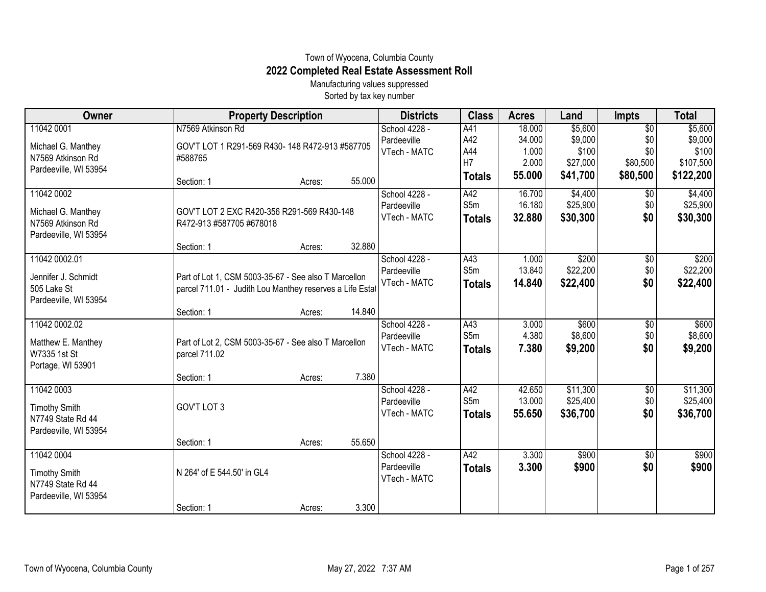Town of Wyocena, Columbia County

# 2022 Completed Real Estate Assessment Roll

Manufacturing values suppressed

Sorted by tax key number

| Owner | Property Description | Districts | Class | Acres | Land | Impts | Total |
|---|---|---|---|---|---|---|---|
| 11042 0001<br><br>Michael G. Manthey<br>N7569 Atkinson Rd<br>Pardeeville, WI 53954 | N7569 Atkinson Rd<br><br>GOV'T LOT 1 R291-569 R430- 148 R472-913 #587705 #588765<br><br>Section: 1 Acres: 55.000 | School 4228 - Pardeeville<br>VTech - MATC | A41<br>A42<br>A44<br>H7<br>**Totals** | 18.000<br>34.000<br>1.000<br>2.000<br>**55.000** | $5,600<br>$9,000<br>$100<br>$27,000<br>**$41,700** | $0<br>$0<br>$0<br>$80,500<br>**$80,500** | $5,600<br>$9,000<br>$100<br>$107,500<br>**$122,200** |
| 11042 0002<br><br>Michael G. Manthey<br>N7569 Atkinson Rd<br>Pardeeville, WI 53954 | GOV'T LOT 2 EXC R420-356 R291-569 R430-148 R472-913 #587705 #678018<br><br>Section: 1 Acres: 32.880 | School 4228 - Pardeeville<br>VTech - MATC | A42<br>S5m<br>**Totals** | 16.700<br>16.180<br>**32.880** | $4,400<br>$25,900<br>**$30,300** | $0<br>$0<br>**$0** | $4,400<br>$25,900<br>**$30,300** |
| 11042 0002.01<br><br>Jennifer J. Schmidt<br>505 Lake St<br>Pardeeville, WI 53954 | Part of Lot 1, CSM 5003-35-67 - See also T Marcellon parcel 711.01 - Judith Lou Manthey reserves a Life Estat<br><br>Section: 1 Acres: 14.840 | School 4228 - Pardeeville<br>VTech - MATC | A43<br>S5m<br>**Totals** | 1.000<br>13.840<br>**14.840** | $200<br>$22,200<br>**$22,400** | $0<br>$0<br>**$0** | $200<br>$22,200<br>**$22,400** |
| 11042 0002.02<br><br>Matthew E. Manthey<br>W7335 1st St<br>Portage, WI 53901 | Part of Lot 2, CSM 5003-35-67 - See also T Marcellon parcel 711.02<br><br>Section: 1 Acres: 7.380 | School 4228 - Pardeeville<br>VTech - MATC | A43<br>S5m<br>**Totals** | 3.000<br>4.380<br>**7.380** | $600<br>$8,600<br>**$9,200** | $0<br>$0<br>**$0** | $600<br>$8,600<br>**$9,200** |
| 11042 0003<br><br>Timothy Smith<br>N7749 State Rd 44<br>Pardeeville, WI 53954 | GOV'T LOT 3<br><br>Section: 1 Acres: 55.650 | School 4228 - Pardeeville<br>VTech - MATC | A42<br>S5m<br>**Totals** | 42.650<br>13.000<br>**55.650** | $11,300<br>$25,400<br>**$36,700** | $0<br>$0<br>**$0** | $11,300<br>$25,400<br>**$36,700** |
| 11042 0004<br><br>Timothy Smith<br>N7749 State Rd 44<br>Pardeeville, WI 53954 | N 264' of E 544.50' in GL4<br><br>Section: 1 Acres: 3.300 | School 4228 - Pardeeville<br>VTech - MATC | A42<br>**Totals** | 3.300<br>**3.300** | $900<br>**$900** | $0<br>**$0** | $900<br>**$900** |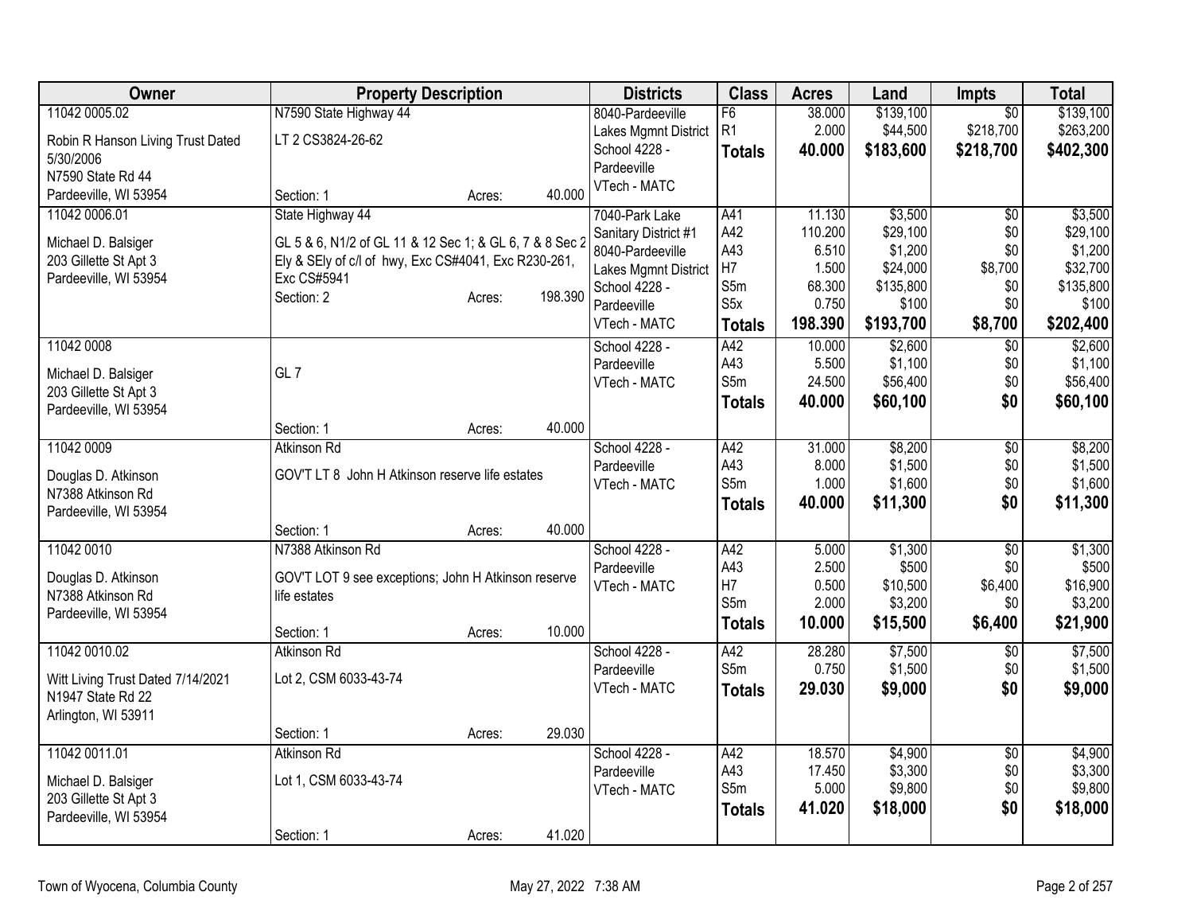| Owner | Property Description | Districts | Class | Acres | Land | Impts | Total |
|---|---|---|---|---|---|---|---|
| 11042 0005.02<br>Robin R Hanson Living Trust Dated 5/30/2006<br>N7590 State Rd 44<br>Pardeeville, WI 53954 | N7590 State Highway 44<br>LT 2 CS3824-26-62<br>Section: 1 Acres: 40.000 | 8040-Pardeeville Lakes Mgmnt District<br>School 4228 - Pardeeville<br>VTech - MATC | F6<br>R1<br>**Totals** | 38.000<br>2.000<br>**40.000** | $139,100<br>$44,500<br>**$183,600** | $0<br>$218,700<br>**$218,700** | $139,100<br>$263,200<br>**$402,300** |
| 11042 0006.01<br>Michael D. Balsiger<br>203 Gillette St Apt 3<br>Pardeeville, WI 53954 | State Highway 44<br>GL 5 & 6, N1/2 of GL 11 & 12 Sec 1; & GL 6, 7 & 8 Sec 2 Ely & SEly of c/l of hwy, Exc CS#4041, Exc R230-261, Exc CS#5941<br>Section: 2 Acres: 198.390 | 7040-Park Lake Sanitary District #1<br>8040-Pardeeville Lakes Mgmnt District<br>School 4228 - Pardeeville<br>VTech - MATC | A41<br>A42<br>A43<br>H7<br>S5m<br>S5x<br>**Totals** | 11.130<br>110.200<br>6.510<br>1.500<br>68.300<br>0.750<br>**198.390** | $3,500<br>$29,100<br>$1,200<br>$24,000<br>$135,800<br>$100<br>**$193,700** | $0<br>$0<br>$0<br>$8,700<br>$0<br>$0<br>**$8,700** | $3,500<br>$29,100<br>$1,200<br>$32,700<br>$135,800<br>$100<br>**$202,400** |
| 11042 0008<br>Michael D. Balsiger<br>203 Gillette St Apt 3<br>Pardeeville, WI 53954 | GL 7<br>Section: 1 Acres: 40.000 | School 4228 - Pardeeville<br>VTech - MATC | A42<br>A43<br>S5m<br>**Totals** | 10.000<br>5.500<br>24.500<br>**40.000** | $2,600<br>$1,100<br>$56,400<br>**$60,100** | $0<br>$0<br>$0<br>**$0** | $2,600<br>$1,100<br>$56,400<br>**$60,100** |
| 11042 0009<br>Douglas D. Atkinson<br>N7388 Atkinson Rd<br>Pardeeville, WI 53954 | Atkinson Rd<br>GOV'T LT 8 John H Atkinson reserve life estates<br>Section: 1 Acres: 40.000 | School 4228 - Pardeeville<br>VTech - MATC | A42<br>A43<br>S5m<br>**Totals** | 31.000<br>8.000<br>1.000<br>**40.000** | $8,200<br>$1,500<br>$1,600<br>**$11,300** | $0<br>$0<br>$0<br>**$0** | $8,200<br>$1,500<br>$1,600<br>**$11,300** |
| 11042 0010<br>Douglas D. Atkinson<br>N7388 Atkinson Rd<br>Pardeeville, WI 53954 | N7388 Atkinson Rd<br>GOV'T LOT 9 see exceptions; John H Atkinson reserve life estates<br>Section: 1 Acres: 10.000 | School 4228 - Pardeeville<br>VTech - MATC | A42<br>A43<br>H7<br>S5m<br>**Totals** | 5.000<br>2.500<br>0.500<br>2.000<br>**10.000** | $1,300<br>$500<br>$10,500<br>$3,200<br>**$15,500** | $0<br>$0<br>$6,400<br>$0<br>**$6,400** | $1,300<br>$500<br>$16,900<br>$3,200<br>**$21,900** |
| 11042 0010.02<br>Witt Living Trust Dated 7/14/2021<br>N1947 State Rd 22<br>Arlington, WI 53911 | Atkinson Rd<br>Lot 2, CSM 6033-43-74<br>Section: 1 Acres: 29.030 | School 4228 - Pardeeville<br>VTech - MATC | A42<br>S5m<br>**Totals** | 28.280<br>0.750<br>**29.030** | $7,500<br>$1,500<br>**$9,000** | $0<br>$0<br>**$0** | $7,500<br>$1,500<br>**$9,000** |
| 11042 0011.01<br>Michael D. Balsiger<br>203 Gillette St Apt 3<br>Pardeeville, WI 53954 | Atkinson Rd<br>Lot 1, CSM 6033-43-74<br>Section: 1 Acres: 41.020 | School 4228 - Pardeeville<br>VTech - MATC | A42<br>A43<br>S5m<br>**Totals** | 18.570<br>17.450<br>5.000<br>**41.020** | $4,900<br>$3,300<br>$9,800<br>**$18,000** | $0<br>$0<br>$0<br>**$0** | $4,900<br>$3,300<br>$9,800<br>**$18,000** |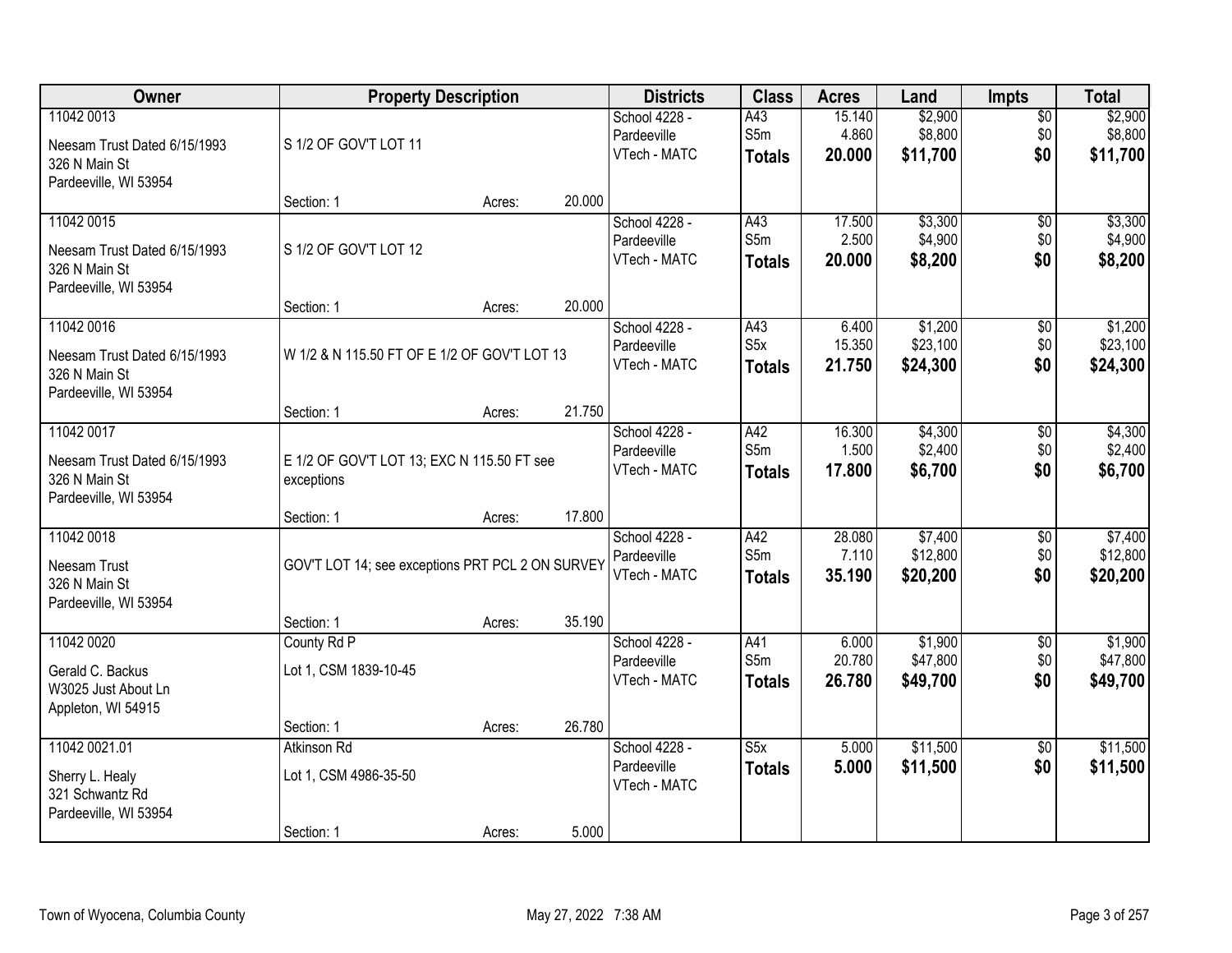| Owner | Property Description | | | Districts | Class | Acres | Land | Impts | Total |
|---|---|---|---|---|---|---|---|---|---|
| 11042 0013<br>Neesam Trust Dated 6/15/1993<br>326 N Main St<br>Pardeeville, WI 53954 | S 1/2 OF GOV'T LOT 11 | | | School 4228 - Pardeeville<br>VTech - MATC | A43<br>S5m<br>**Totals** | 15.140<br>4.860<br>**20.000** | $2,900<br>$8,800<br>**$11,700** | $0<br>$0<br>**$0** | $2,900<br>$8,800<br>**$11,700** |
| | Section: 1 | Acres: | 20.000 | | | | | | |
| 11042 0015<br>Neesam Trust Dated 6/15/1993<br>326 N Main St<br>Pardeeville, WI 53954 | S 1/2 OF GOV'T LOT 12 | | | School 4228 - Pardeeville<br>VTech - MATC | A43<br>S5m<br>**Totals** | 17.500<br>2.500<br>**20.000** | $3,300<br>$4,900<br>**$8,200** | $0<br>$0<br>**$0** | $3,300<br>$4,900<br>**$8,200** |
| | Section: 1 | Acres: | 20.000 | | | | | | |
| 11042 0016<br>Neesam Trust Dated 6/15/1993<br>326 N Main St<br>Pardeeville, WI 53954 | W 1/2 & N 115.50 FT OF E 1/2 OF GOV'T LOT 13 | | | School 4228 - Pardeeville<br>VTech - MATC | A43<br>S5x<br>**Totals** | 6.400<br>15.350<br>**21.750** | $1,200<br>$23,100<br>**$24,300** | $0<br>$0<br>**$0** | $1,200<br>$23,100<br>**$24,300** |
| | Section: 1 | Acres: | 21.750 | | | | | | |
| 11042 0017<br>Neesam Trust Dated 6/15/1993<br>326 N Main St<br>Pardeeville, WI 53954 | E 1/2 OF GOV'T LOT 13; EXC N 115.50 FT see exceptions | | | School 4228 - Pardeeville<br>VTech - MATC | A42<br>S5m<br>**Totals** | 16.300<br>1.500<br>**17.800** | $4,300<br>$2,400<br>**$6,700** | $0<br>$0<br>**$0** | $4,300<br>$2,400<br>**$6,700** |
| | Section: 1 | Acres: | 17.800 | | | | | | |
| 11042 0018<br>Neesam Trust<br>326 N Main St<br>Pardeeville, WI 53954 | GOV'T LOT 14; see exceptions PRT PCL 2 ON SURVEY | | | School 4228 - Pardeeville<br>VTech - MATC | A42<br>S5m<br>**Totals** | 28.080<br>7.110<br>**35.190** | $7,400<br>$12,800<br>**$20,200** | $0<br>$0<br>**$0** | $7,400<br>$12,800<br>**$20,200** |
| | Section: 1 | Acres: | 35.190 | | | | | | |
| 11042 0020<br>Gerald C. Backus<br>W3025 Just About Ln<br>Appleton, WI 54915 | County Rd P<br>Lot 1, CSM 1839-10-45 | | | School 4228 - Pardeeville<br>VTech - MATC | A41<br>S5m<br>**Totals** | 6.000<br>20.780<br>**26.780** | $1,900<br>$47,800<br>**$49,700** | $0<br>$0<br>**$0** | $1,900<br>$47,800<br>**$49,700** |
| | Section: 1 | Acres: | 26.780 | | | | | | |
| 11042 0021.01<br>Sherry L. Healy<br>321 Schwantz Rd<br>Pardeeville, WI 53954 | Atkinson Rd<br>Lot 1, CSM 4986-35-50 | | | School 4228 - Pardeeville<br>VTech - MATC | S5x<br>**Totals** | 5.000<br>**5.000** | $11,500<br>**$11,500** | $0<br>**$0** | $11,500<br>**$11,500** |
| | Section: 1 | Acres: | 5.000 | | | | | | |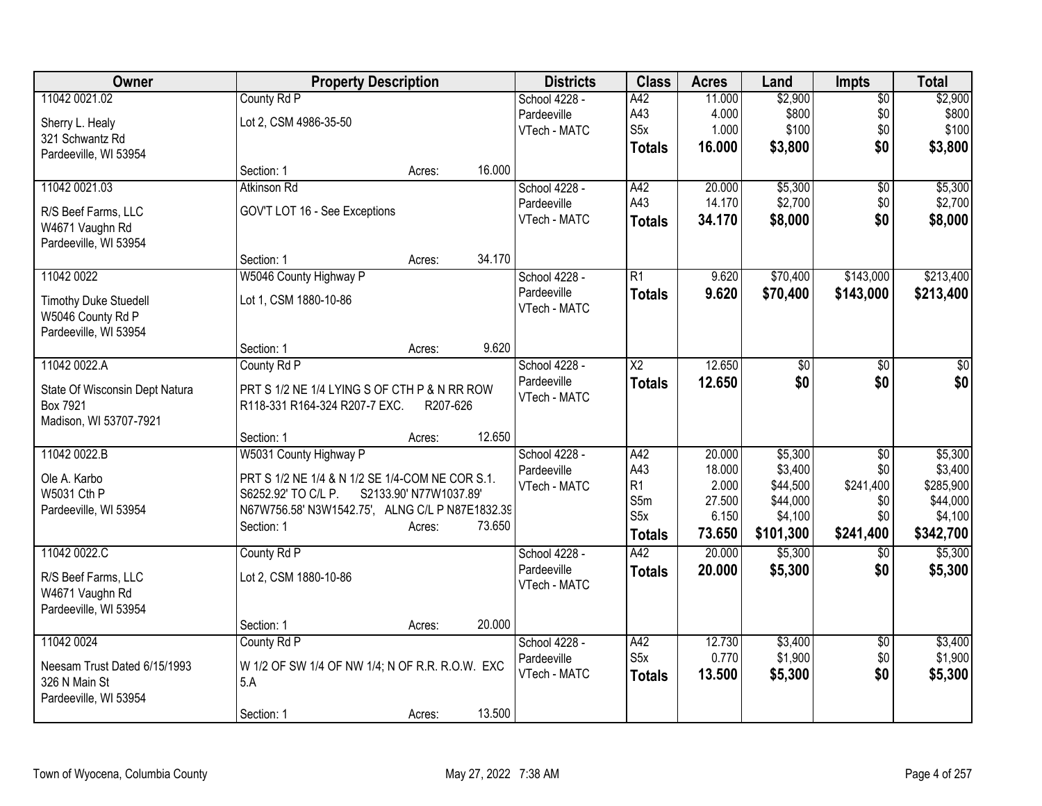| Owner | Property Description | | Districts | Class | Acres | Land | Impts | Total |
|---|---|---|---|---|---|---|---|---|
| 11042 0021.02<br>Sherry L. Healy<br>321 Schwantz Rd<br>Pardeeville, WI 53954 | County Rd P<br>Lot 2, CSM 4986-35-50<br>Section: 1 | Acres: 16.000 | School 4228 - Pardeeville<br>VTech - MATC | A42<br>A43<br>S5x<br>**Totals** | 11.000<br>4.000<br>1.000<br>**16.000** | $2,900<br>$800<br>$100<br>**$3,800** | $0<br>$0<br>$0<br>**$0** | $2,900<br>$800<br>$100<br>**$3,800** |
| 11042 0021.03<br>R/S Beef Farms, LLC<br>W4671 Vaughn Rd<br>Pardeeville, WI 53954 | Atkinson Rd<br>GOV'T LOT 16 - See Exceptions<br>Section: 1 | Acres: 34.170 | School 4228 - Pardeeville<br>VTech - MATC | A42<br>A43<br>**Totals** | 20.000<br>14.170<br>**34.170** | $5,300<br>$2,700<br>**$8,000** | $0<br>$0<br>**$0** | $5,300<br>$2,700<br>**$8,000** |
| 11042 0022<br>Timothy Duke Stuedell<br>W5046 County Rd P<br>Pardeeville, WI 53954 | W5046 County Highway P<br>Lot 1, CSM 1880-10-86<br>Section: 1 | Acres: 9.620 | School 4228 - Pardeeville<br>VTech - MATC | R1<br>**Totals** | 9.620<br>**9.620** | $70,400<br>**$70,400** | $143,000<br>**$143,000** | $213,400<br>**$213,400** |
| 11042 0022.A<br>State Of Wisconsin Dept Natura<br>Box 7921<br>Madison, WI 53707-7921 | County Rd P<br>PRT S 1/2 NE 1/4 LYING S OF CTH P & N RR ROW R118-331 R164-324 R207-7 EXC. R207-626<br>Section: 1 | Acres: 12.650 | School 4228 - Pardeeville<br>VTech - MATC | X2<br>**Totals** | 12.650<br>**12.650** | $0<br>**$0** | $0<br>**$0** | $0<br>**$0** |
| 11042 0022.B<br>Ole A. Karbo<br>W5031 Cth P<br>Pardeeville, WI 53954 | W5031 County Highway P<br>PRT S 1/2 NE 1/4 & N 1/2 SE 1/4-COM NE COR S.1. S6252.92' TO C/L P. S2133.90' N77W1037.89' N67W756.58' N3W1542.75', ALNG C/L P N87E1832.39<br>Section: 1 | Acres: 73.650 | School 4228 - Pardeeville<br>VTech - MATC | A42<br>A43<br>R1<br>S5m<br>S5x<br>**Totals** | 20.000<br>18.000<br>2.000<br>27.500<br>6.150<br>**73.650** | $5,300<br>$3,400<br>$44,500<br>$44,000<br>$4,100<br>**$101,300** | $0<br>$0<br>$241,400<br>$0<br>$0<br>**$241,400** | $5,300<br>$3,400<br>$285,900<br>$44,000<br>$4,100<br>**$342,700** |
| 11042 0022.C<br>R/S Beef Farms, LLC<br>W4671 Vaughn Rd<br>Pardeeville, WI 53954 | County Rd P<br>Lot 2, CSM 1880-10-86<br>Section: 1 | Acres: 20.000 | School 4228 - Pardeeville<br>VTech - MATC | A42<br>**Totals** | 20.000<br>**20.000** | $5,300<br>**$5,300** | $0<br>**$0** | $5,300<br>**$5,300** |
| 11042 0024<br>Neesam Trust Dated 6/15/1993<br>326 N Main St<br>Pardeeville, WI 53954 | County Rd P<br>W 1/2 OF SW 1/4 OF NW 1/4; N OF R.R. R.O.W. EXC 5.A<br>Section: 1 | Acres: 13.500 | School 4228 - Pardeeville<br>VTech - MATC | A42<br>S5x<br>**Totals** | 12.730<br>0.770<br>**13.500** | $3,400<br>$1,900<br>**$5,300** | $0<br>$0<br>**$0** | $3,400<br>$1,900<br>**$5,300** |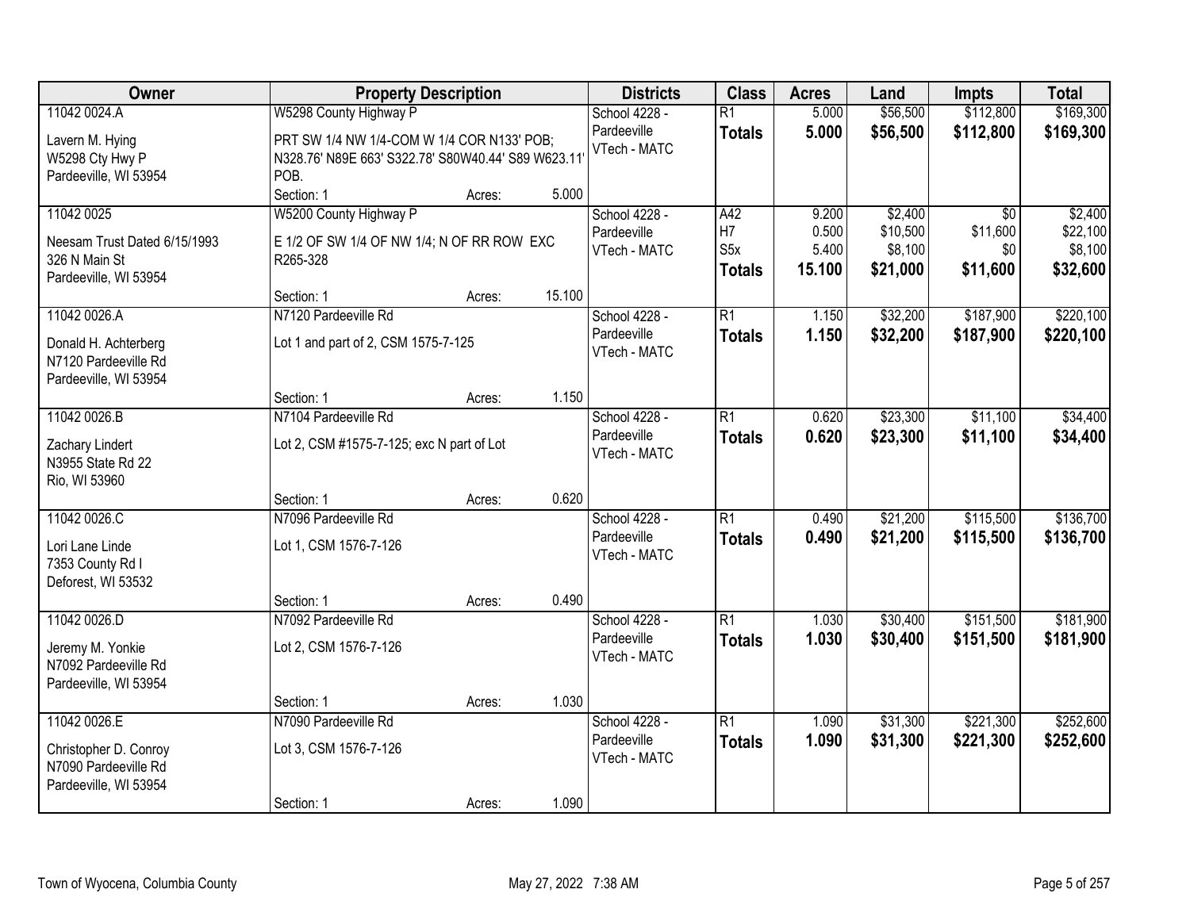| Owner | Property Description | | | Districts | Class | Acres | Land | Impts | Total |
|---|---|---|---|---|---|---|---|---|---|
| 11042 0024.A<br>Lavern M. Hying<br>W5298 Cty Hwy P<br>Pardeeville, WI 53954 | W5298 County Highway P<br>PRT SW 1/4 NW 1/4-COM W 1/4 COR N133' POB; N328.76' N89E 663' S322.78' S80W40.44' S89 W623.11' POB.<br>Section: 1 | Acres: | 5.000 | School 4228 - Pardeeville<br>VTech - MATC | R1<br>**Totals** | 5.000<br>**5.000** | $56,500<br>**$56,500** | $112,800<br>**$112,800** | $169,300<br>**$169,300** |
| 11042 0025<br>Neesam Trust Dated 6/15/1993<br>326 N Main St<br>Pardeeville, WI 53954 | W5200 County Highway P<br>E 1/2 OF SW 1/4 OF NW 1/4; N OF RR ROW EXC R265-328<br>Section: 1 | Acres: | 15.100 | School 4228 - Pardeeville<br>VTech - MATC | A42<br>H7<br>S5x<br>**Totals** | 9.200<br>0.500<br>5.400<br>**15.100** | $2,400<br>$10,500<br>$8,100<br>**$21,000** | $0<br>$11,600<br>$0<br>**$11,600** | $2,400<br>$22,100<br>$8,100<br>**$32,600** |
| 11042 0026.A<br>Donald H. Achterberg<br>N7120 Pardeeville Rd<br>Pardeeville, WI 53954 | N7120 Pardeeville Rd<br>Lot 1 and part of 2, CSM 1575-7-125<br>Section: 1 | Acres: | 1.150 | School 4228 - Pardeeville<br>VTech - MATC | R1<br>**Totals** | 1.150<br>**1.150** | $32,200<br>**$32,200** | $187,900<br>**$187,900** | $220,100<br>**$220,100** |
| 11042 0026.B<br>Zachary Lindert<br>N3955 State Rd 22<br>Rio, WI 53960 | N7104 Pardeeville Rd<br>Lot 2, CSM #1575-7-125; exc N part of Lot<br>Section: 1 | Acres: | 0.620 | School 4228 - Pardeeville<br>VTech - MATC | R1<br>**Totals** | 0.620<br>**0.620** | $23,300<br>**$23,300** | $11,100<br>**$11,100** | $34,400<br>**$34,400** |
| 11042 0026.C<br>Lori Lane Linde<br>7353 County Rd I<br>Deforest, WI 53532 | N7096 Pardeeville Rd<br>Lot 1, CSM 1576-7-126<br>Section: 1 | Acres: | 0.490 | School 4228 - Pardeeville<br>VTech - MATC | R1<br>**Totals** | 0.490<br>**0.490** | $21,200<br>**$21,200** | $115,500<br>**$115,500** | $136,700<br>**$136,700** |
| 11042 0026.D<br>Jeremy M. Yonkie<br>N7092 Pardeeville Rd<br>Pardeeville, WI 53954 | N7092 Pardeeville Rd<br>Lot 2, CSM 1576-7-126<br>Section: 1 | Acres: | 1.030 | School 4228 - Pardeeville<br>VTech - MATC | R1<br>**Totals** | 1.030<br>**1.030** | $30,400<br>**$30,400** | $151,500<br>**$151,500** | $181,900<br>**$181,900** |
| 11042 0026.E<br>Christopher D. Conroy<br>N7090 Pardeeville Rd<br>Pardeeville, WI 53954 | N7090 Pardeeville Rd<br>Lot 3, CSM 1576-7-126<br>Section: 1 | Acres: | 1.090 | School 4228 - Pardeeville<br>VTech - MATC | R1<br>**Totals** | 1.090<br>**1.090** | $31,300<br>**$31,300** | $221,300<br>**$221,300** | $252,600<br>**$252,600** |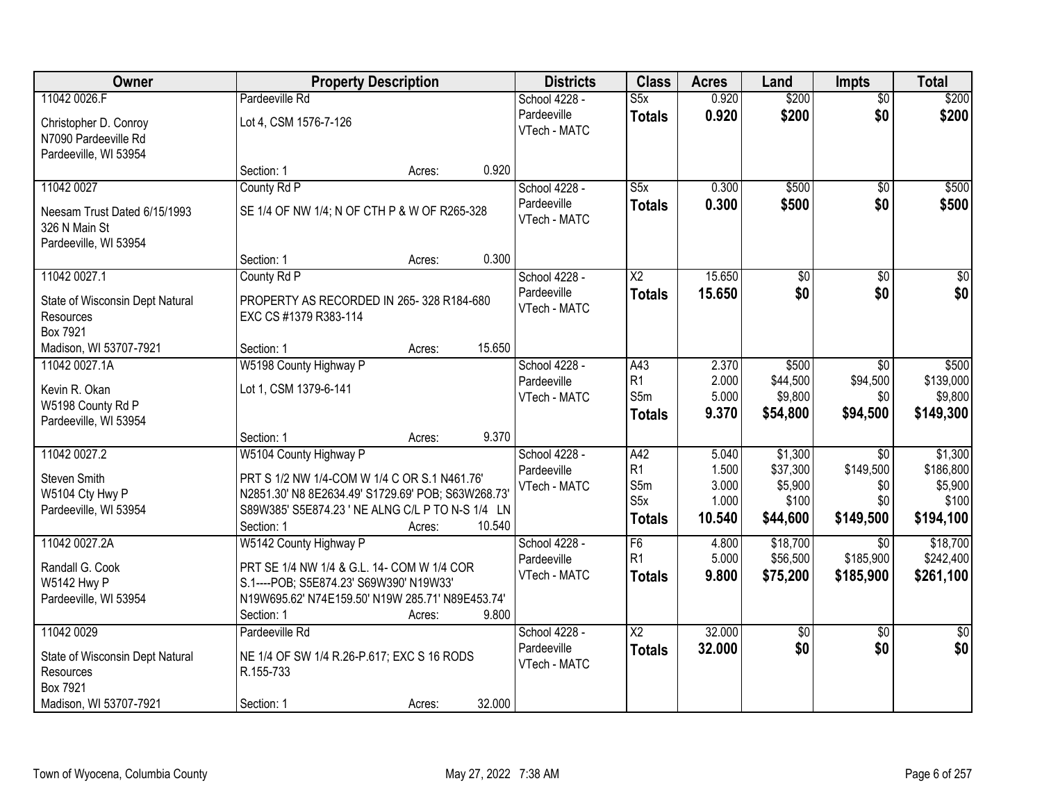| Owner | Property Description | Districts | Class | Acres | Land | Impts | Total |
|---|---|---|---|---|---|---|---|
| 11042 0026.F<br>Christopher D. Conroy<br>N7090 Pardeeville Rd<br>Pardeeville, WI 53954 | Pardeeville Rd<br>Lot 4, CSM 1576-7-126<br>Section: 1 Acres: 0.920 | School 4228 - Pardeeville<br>VTech - MATC | S5x<br>**Totals** | 0.920<br>**0.920** | $200<br>**$200** | $0<br>**$0** | $200<br>**$200** |
| 11042 0027<br>Neesam Trust Dated 6/15/1993<br>326 N Main St<br>Pardeeville, WI 53954 | County Rd P<br>SE 1/4 OF NW 1/4; N OF CTH P & W OF R265-328<br>Section: 1 Acres: 0.300 | School 4228 - Pardeeville<br>VTech - MATC | S5x<br>**Totals** | 0.300<br>**0.300** | $500<br>**$500** | $0<br>**$0** | $500<br>**$500** |
| 11042 0027.1<br>State of Wisconsin Dept Natural Resources<br>Box 7921<br>Madison, WI 53707-7921 | County Rd P<br>PROPERTY AS RECORDED IN 265- 328 R184-680 EXC CS #1379 R383-114<br>Section: 1 Acres: 15.650 | School 4228 - Pardeeville<br>VTech - MATC | X2<br>**Totals** | 15.650<br>**15.650** | $0<br>**$0** | $0<br>**$0** | $0<br>**$0** |
| 11042 0027.1A<br>Kevin R. Okan<br>W5198 County Rd P<br>Pardeeville, WI 53954 | W5198 County Highway P<br>Lot 1, CSM 1379-6-141<br>Section: 1 Acres: 9.370 | School 4228 - Pardeeville<br>VTech - MATC | A43<br>R1<br>S5m<br>**Totals** | 2.370<br>2.000<br>5.000<br>**9.370** | $500<br>$44,500<br>$9,800<br>**$54,800** | $0<br>$94,500<br>$0<br>**$94,500** | $500<br>$139,000<br>$9,800<br>**$149,300** |
| 11042 0027.2<br>Steven Smith<br>W5104 Cty Hwy P<br>Pardeeville, WI 53954 | W5104 County Highway P<br>PRT S 1/2 NW 1/4-COM W 1/4 C OR S.1 N461.76' N2851.30' N8 8E2634.49' S1729.69' POB; S63W268.73' S89W385' S5E874.23 ' NE ALNG C/L P TO N-S 1/4 LN<br>Section: 1 Acres: 10.540 | School 4228 - Pardeeville<br>VTech - MATC | A42<br>R1<br>S5m<br>S5x<br>**Totals** | 5.040<br>1.500<br>3.000<br>1.000<br>**10.540** | $1,300<br>$37,300<br>$5,900<br>$100<br>**$44,600** | $0<br>$149,500<br>$0<br>$0<br>**$149,500** | $1,300<br>$186,800<br>$5,900<br>$100<br>**$194,100** |
| 11042 0027.2A<br>Randall G. Cook<br>W5142 Hwy P<br>Pardeeville, WI 53954 | W5142 County Highway P<br>PRT SE 1/4 NW 1/4 & G.L. 14- COM W 1/4 COR S.1----POB; S5E874.23' S69W390' N19W33' N19W695.62' N74E159.50' N19W 285.71' N89E453.74'<br>Section: 1 Acres: 9.800 | School 4228 - Pardeeville<br>VTech - MATC | F6<br>R1<br>**Totals** | 4.800<br>5.000<br>**9.800** | $18,700<br>$56,500<br>**$75,200** | $0<br>$185,900<br>**$185,900** | $18,700<br>$242,400<br>**$261,100** |
| 11042 0029<br>State of Wisconsin Dept Natural Resources<br>Box 7921<br>Madison, WI 53707-7921 | Pardeeville Rd<br>NE 1/4 OF SW 1/4 R.26-P.617; EXC S 16 RODS R.155-733<br>Section: 1 Acres: 32.000 | School 4228 - Pardeeville<br>VTech - MATC | X2<br>**Totals** | 32.000<br>**32.000** | $0<br>**$0** | $0<br>**$0** | $0<br>**$0** |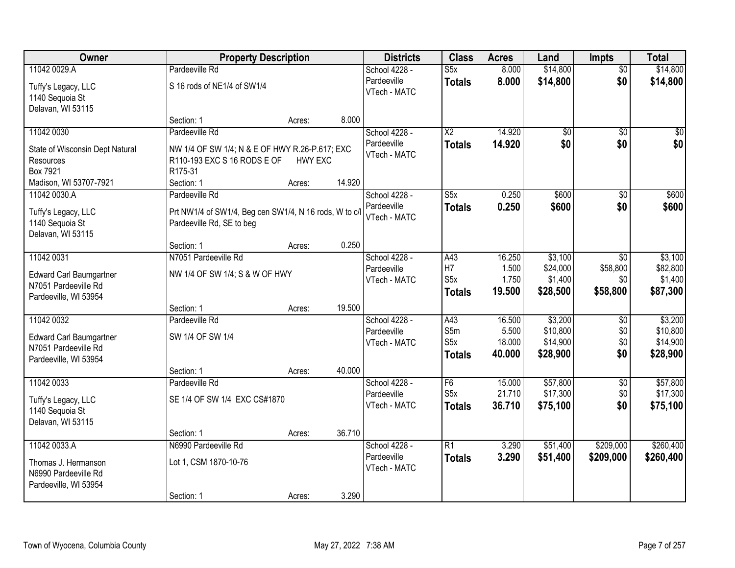| Owner | Property Description | | | Districts | Class | Acres | Land | Impts | Total |
|---|---|---|---|---|---|---|---|---|---|
| 11042 0029.A | Pardeeville Rd | | | School 4228 - Pardeeville | S5x | 8.000 | $14,800 | $0 | $14,800 |
| Tuffy's Legacy, LLC<br>1140 Sequoia St<br>Delavan, WI 53115 | S 16 rods of NE1/4 of SW1/4 | | | VTech - MATC | **Totals** | **8.000** | **$14,800** | **$0** | **$14,800** |
| | Section: 1 | Acres: | 8.000 | | | | | | |
| 11042 0030 | Pardeeville Rd | | | School 4228 - Pardeeville | X2 | 14.920 | $0 | $0 | $0 |
| State of Wisconsin Dept Natural Resources<br>Box 7921<br>Madison, WI 53707-7921 | NW 1/4 OF SW 1/4; N & E OF HWY R.26-P.617; EXC R110-193 EXC S 16 RODS E OF HWY EXC R175-31 | | | VTech - MATC | **Totals** | **14.920** | **$0** | **$0** | **$0** |
| | Section: 1 | Acres: | 14.920 | | | | | | |
| 11042 0030.A | Pardeeville Rd | | | School 4228 - Pardeeville | S5x | 0.250 | $600 | $0 | $600 |
| Tuffy's Legacy, LLC<br>1140 Sequoia St<br>Delavan, WI 53115 | Prt NW1/4 of SW1/4, Beg cen SW1/4, N 16 rods, W to c/l Pardeeville Rd, SE to beg | | | VTech - MATC | **Totals** | **0.250** | **$600** | **$0** | **$600** |
| | Section: 1 | Acres: | 0.250 | | | | | | |
| 11042 0031 | N7051 Pardeeville Rd | | | School 4228 - Pardeeville | A43 | 16.250 | $3,100 | $0 | $3,100 |
| Edward Carl Baumgartner<br>N7051 Pardeeville Rd<br>Pardeeville, WI 53954 | NW 1/4 OF SW 1/4; S & W OF HWY | | | VTech - MATC | H7 | 1.500 | $24,000 | $58,800 | $82,800 |
| | | | | | S5x | 1.750 | $1,400 | $0 | $1,400 |
| | | | | | **Totals** | **19.500** | **$28,500** | **$58,800** | **$87,300** |
| | Section: 1 | Acres: | 19.500 | | | | | | |
| 11042 0032 | Pardeeville Rd | | | School 4228 - Pardeeville | A43 | 16.500 | $3,200 | $0 | $3,200 |
| Edward Carl Baumgartner<br>N7051 Pardeeville Rd<br>Pardeeville, WI 53954 | SW 1/4 OF SW 1/4 | | | VTech - MATC | S5m | 5.500 | $10,800 | $0 | $10,800 |
| | | | | | S5x | 18.000 | $14,900 | $0 | $14,900 |
| | | | | | **Totals** | **40.000** | **$28,900** | **$0** | **$28,900** |
| | Section: 1 | Acres: | 40.000 | | | | | | |
| 11042 0033 | Pardeeville Rd | | | School 4228 - Pardeeville | F6 | 15.000 | $57,800 | $0 | $57,800 |
| Tuffy's Legacy, LLC<br>1140 Sequoia St<br>Delavan, WI 53115 | SE 1/4 OF SW 1/4 EXC CS#1870 | | | VTech - MATC | S5x | 21.710 | $17,300 | $0 | $17,300 |
| | | | | | **Totals** | **36.710** | **$75,100** | **$0** | **$75,100** |
| | Section: 1 | Acres: | 36.710 | | | | | | |
| 11042 0033.A | N6990 Pardeeville Rd | | | School 4228 - Pardeeville | R1 | 3.290 | $51,400 | $209,000 | $260,400 |
| Thomas J. Hermanson<br>N6990 Pardeeville Rd<br>Pardeeville, WI 53954 | Lot 1, CSM 1870-10-76 | | | VTech - MATC | **Totals** | **3.290** | **$51,400** | **$209,000** | **$260,400** |
| | Section: 1 | Acres: | 3.290 | | | | | | |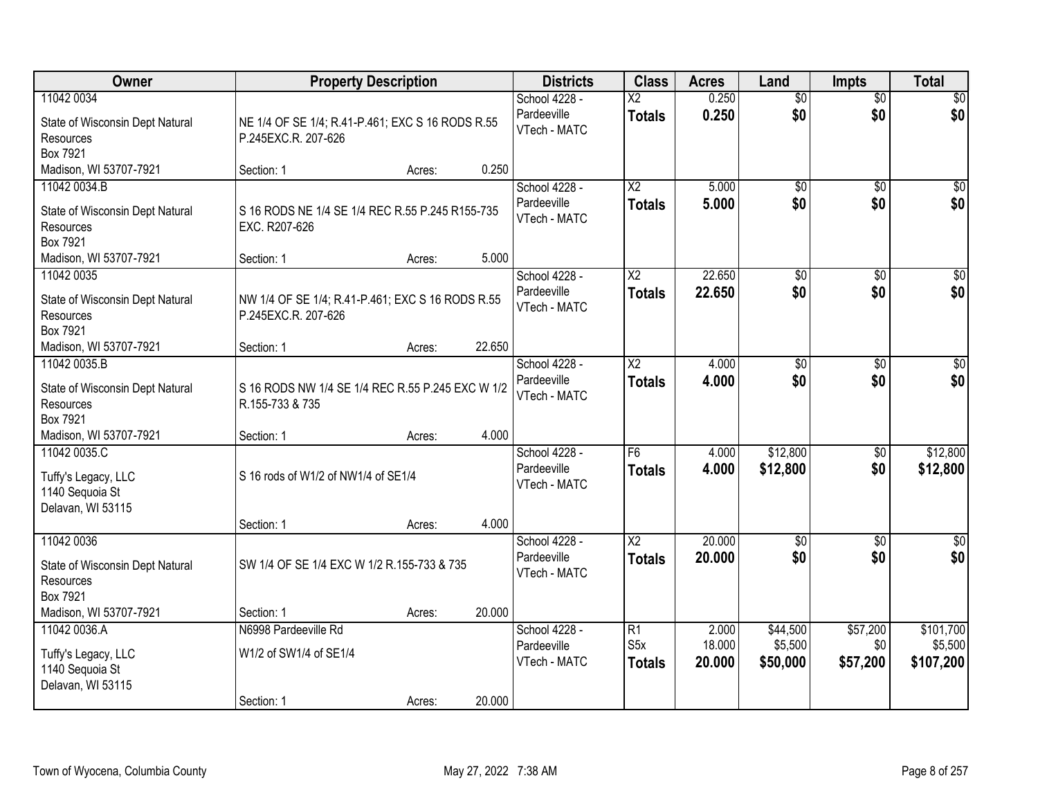| Owner | Property Description | Districts | Class | Acres | Land | Impts | Total |
|---|---|---|---|---|---|---|---|
| 11042 0034<br>State of Wisconsin Dept Natural Resources<br>Box 7921<br>Madison, WI 53707-7921 | NE 1/4 OF SE 1/4; R.41-P.461; EXC S 16 RODS R.55 P.245EXC.R. 207-626<br>Section: 1 Acres: 0.250 | School 4228 - Pardeeville<br>VTech - MATC | X2<br>**Totals** | 0.250<br>**0.250** | $0<br>**$0** | $0<br>**$0** | $0<br>**$0** |
| 11042 0034.B<br>State of Wisconsin Dept Natural Resources<br>Box 7921<br>Madison, WI 53707-7921 | S 16 RODS NE 1/4 SE 1/4 REC R.55 P.245 R155-735 EXC. R207-626<br>Section: 1 Acres: 5.000 | School 4228 - Pardeeville<br>VTech - MATC | X2<br>**Totals** | 5.000<br>**5.000** | $0<br>**$0** | $0<br>**$0** | $0<br>**$0** |
| 11042 0035<br>State of Wisconsin Dept Natural Resources<br>Box 7921<br>Madison, WI 53707-7921 | NW 1/4 OF SE 1/4; R.41-P.461; EXC S 16 RODS R.55 P.245EXC.R. 207-626<br>Section: 1 Acres: 22.650 | School 4228 - Pardeeville<br>VTech - MATC | X2<br>**Totals** | 22.650<br>**22.650** | $0<br>**$0** | $0<br>**$0** | $0<br>**$0** |
| 11042 0035.B<br>State of Wisconsin Dept Natural Resources<br>Box 7921<br>Madison, WI 53707-7921 | S 16 RODS NW 1/4 SE 1/4 REC R.55 P.245 EXC W 1/2 R.155-733 & 735<br>Section: 1 Acres: 4.000 | School 4228 - Pardeeville<br>VTech - MATC | X2<br>**Totals** | 4.000<br>**4.000** | $0<br>**$0** | $0<br>**$0** | $0<br>**$0** |
| 11042 0035.C<br>Tuffy's Legacy, LLC<br>1140 Sequoia St<br>Delavan, WI 53115 | S 16 rods of W1/2 of NW1/4 of SE1/4<br>Section: 1 Acres: 4.000 | School 4228 - Pardeeville<br>VTech - MATC | F6<br>**Totals** | 4.000<br>**4.000** | $12,800<br>**$12,800** | $0<br>**$0** | $12,800<br>**$12,800** |
| 11042 0036<br>State of Wisconsin Dept Natural Resources<br>Box 7921<br>Madison, WI 53707-7921 | SW 1/4 OF SE 1/4 EXC W 1/2 R.155-733 & 735<br>Section: 1 Acres: 20.000 | School 4228 - Pardeeville<br>VTech - MATC | X2<br>**Totals** | 20.000<br>**20.000** | $0<br>**$0** | $0<br>**$0** | $0<br>**$0** |
| 11042 0036.A<br>Tuffy's Legacy, LLC<br>1140 Sequoia St<br>Delavan, WI 53115 | N6998 Pardeeville Rd<br>W1/2 of SW1/4 of SE1/4<br>Section: 1 Acres: 20.000 | School 4228 - Pardeeville<br>VTech - MATC | R1<br>S5x<br>**Totals** | 2.000<br>18.000<br>**20.000** | $44,500<br>$5,500<br>**$50,000** | $57,200<br>$0<br>**$57,200** | $101,700<br>$5,500<br>**$107,200** |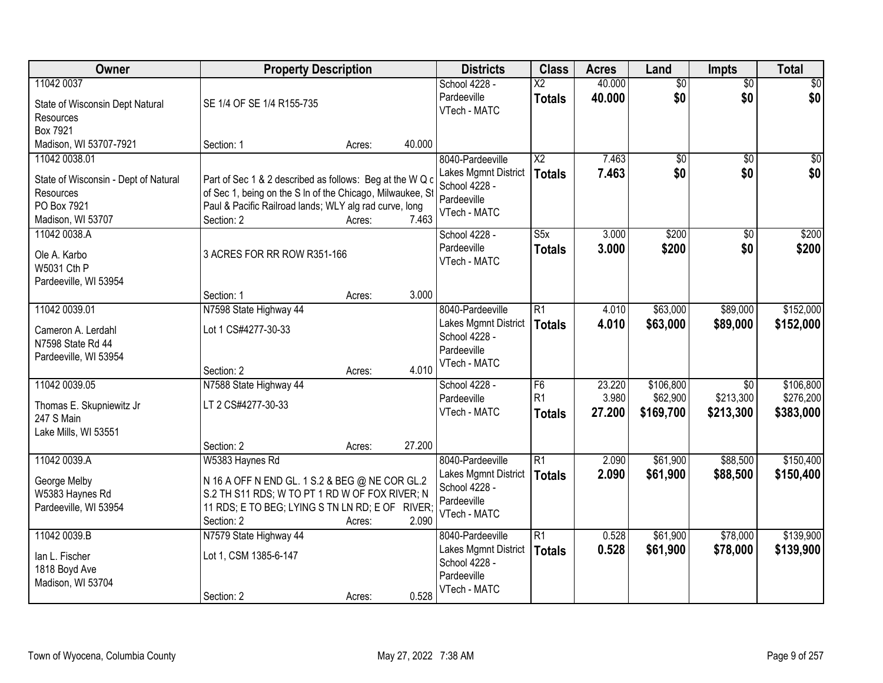| Owner | Property Description | Districts | Class | Acres | Land | Impts | Total |
|---|---|---|---|---|---|---|---|
| 11042 0037<br>State of Wisconsin Dept Natural Resources<br>Box 7921<br>Madison, WI 53707-7921 | SE 1/4 OF SE 1/4 R155-735<br>Section: 1 Acres: 40.000 | School 4228 - Pardeeville<br>VTech - MATC | X2<br>**Totals** | 40.000<br>**40.000** | $0<br>**$0** | $0<br>**$0** | $0<br>**$0** |
| 11042 0038.01<br>State of Wisconsin - Dept of Natural Resources<br>PO Box 7921<br>Madison, WI 53707 | Part of Sec 1 & 2 described as follows: Beg at the W Q c of Sec 1, being on the S ln of the Chicago, Milwaukee, St Paul & Pacific Railroad lands; WLY alg rad curve, long<br>Section: 2 Acres: 7.463 | 8040-Pardeeville Lakes Mgmnt District<br>School 4228 - Pardeeville<br>VTech - MATC | X2<br>**Totals** | 7.463<br>**7.463** | $0<br>**$0** | $0<br>**$0** | $0<br>**$0** |
| 11042 0038.A<br>Ole A. Karbo<br>W5031 Cth P<br>Pardeeville, WI 53954 | 3 ACRES FOR RR ROW R351-166<br>Section: 1 Acres: 3.000 | School 4228 - Pardeeville<br>VTech - MATC | S5x<br>**Totals** | 3.000<br>**3.000** | $200<br>**$200** | $0<br>**$0** | $200<br>**$200** |
| 11042 0039.01<br>Cameron A. Lerdahl<br>N7598 State Rd 44<br>Pardeeville, WI 53954 | N7598 State Highway 44<br>Lot 1 CS#4277-30-33<br>Section: 2 Acres: 4.010 | 8040-Pardeeville Lakes Mgmnt District<br>School 4228 - Pardeeville<br>VTech - MATC | R1<br>**Totals** | 4.010<br>**4.010** | $63,000<br>**$63,000** | $89,000<br>**$89,000** | $152,000<br>**$152,000** |
| 11042 0039.05<br>Thomas E. Skupniewitz Jr<br>247 S Main<br>Lake Mills, WI 53551 | N7588 State Highway 44<br>LT 2 CS#4277-30-33<br>Section: 2 Acres: 27.200 | School 4228 - Pardeeville<br>VTech - MATC | F6<br>R1<br>**Totals** | 23.220<br>3.980<br>**27.200** | $106,800<br>$62,900<br>**$169,700** | $0<br>$213,300<br>**$213,300** | $106,800<br>$276,200<br>**$383,000** |
| 11042 0039.A<br>George Melby<br>W5383 Haynes Rd<br>Pardeeville, WI 53954 | W5383 Haynes Rd<br>N 16 A OFF N END GL. 1 S.2 & BEG @ NE COR GL.2 S.2 TH S11 RDS; W TO PT 1 RD W OF FOX RIVER; N 11 RDS; E TO BEG; LYING S TN LN RD; E OF RIVER;<br>Section: 2 Acres: 2.090 | 8040-Pardeeville Lakes Mgmnt District<br>School 4228 - Pardeeville<br>VTech - MATC | R1<br>**Totals** | 2.090<br>**2.090** | $61,900<br>**$61,900** | $88,500<br>**$88,500** | $150,400<br>**$150,400** |
| 11042 0039.B<br>Ian L. Fischer<br>1818 Boyd Ave<br>Madison, WI 53704 | N7579 State Highway 44<br>Lot 1, CSM 1385-6-147<br>Section: 2 Acres: 0.528 | 8040-Pardeeville Lakes Mgmnt District<br>School 4228 - Pardeeville<br>VTech - MATC | R1<br>**Totals** | 0.528<br>**0.528** | $61,900<br>**$61,900** | $78,000<br>**$78,000** | $139,900<br>**$139,900** |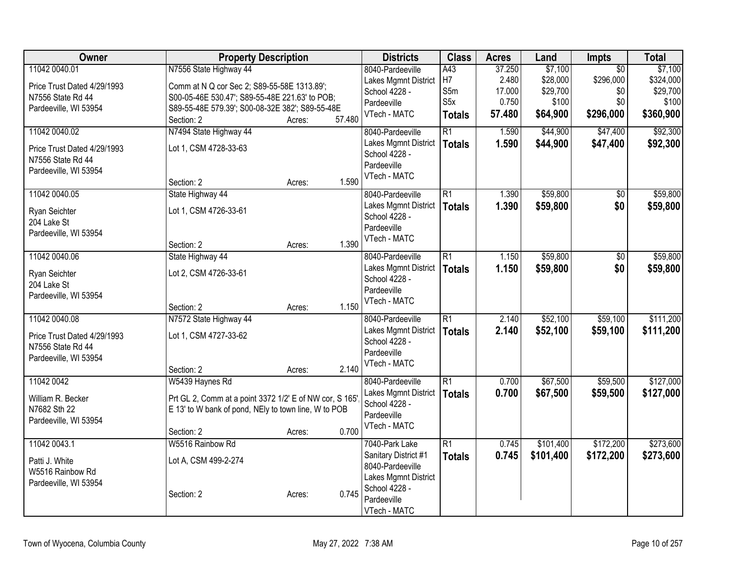| Owner | Property Description | | | Districts | Class | Acres | Land | Impts | Total |
|---|---|---|---|---|---|---|---|---|---|
| 11042 0040.01 | N7556 State Highway 44 | | | 8040-Pardeeville | A43 | 37.250 | $7,100 | $0 | $7,100 |
| Price Trust Dated 4/29/1993 | Comm at N Q cor Sec 2; S89-55-58E 1313.89'; | | | Lakes Mgmnt District | H7 | 2.480 | $28,000 | $296,000 | $324,000 |
| N7556 State Rd 44 | S00-05-46E 530.47'; S89-55-48E 221.63' to POB; | | | School 4228 - | S5m | 17.000 | $29,700 | $0 | $29,700 |
| Pardeeville, WI 53954 | S89-55-48E 579.39'; S00-08-32E 382'; S89-55-48E | | | Pardeeville | S5x | 0.750 | $100 | $0 | $100 |
| | Section: 2 | Acres: | 57.480 | VTech - MATC | **Totals** | **57.480** | **$64,900** | **$296,000** | **$360,900** |
| 11042 0040.02 | N7494 State Highway 44 | | | 8040-Pardeeville | R1 | 1.590 | $44,900 | $47,400 | $92,300 |
| Price Trust Dated 4/29/1993 | Lot 1, CSM 4728-33-63 | | | Lakes Mgmnt District | **Totals** | **1.590** | **$44,900** | **$47,400** | **$92,300** |
| N7556 State Rd 44 | | | | School 4228 - | | | | | |
| Pardeeville, WI 53954 | | | | Pardeeville | | | | | |
| | Section: 2 | Acres: | 1.590 | VTech - MATC | | | | | |
| 11042 0040.05 | State Highway 44 | | | 8040-Pardeeville | R1 | 1.390 | $59,800 | $0 | $59,800 |
| Ryan Seichter | Lot 1, CSM 4726-33-61 | | | Lakes Mgmnt District | **Totals** | **1.390** | **$59,800** | **$0** | **$59,800** |
| 204 Lake St | | | | School 4228 - | | | | | |
| Pardeeville, WI 53954 | | | | Pardeeville | | | | | |
| | Section: 2 | Acres: | 1.390 | VTech - MATC | | | | | |
| 11042 0040.06 | State Highway 44 | | | 8040-Pardeeville | R1 | 1.150 | $59,800 | $0 | $59,800 |
| Ryan Seichter | Lot 2, CSM 4726-33-61 | | | Lakes Mgmnt District | **Totals** | **1.150** | **$59,800** | **$0** | **$59,800** |
| 204 Lake St | | | | School 4228 - | | | | | |
| Pardeeville, WI 53954 | | | | Pardeeville | | | | | |
| | Section: 2 | Acres: | 1.150 | VTech - MATC | | | | | |
| 11042 0040.08 | N7572 State Highway 44 | | | 8040-Pardeeville | R1 | 2.140 | $52,100 | $59,100 | $111,200 |
| Price Trust Dated 4/29/1993 | Lot 1, CSM 4727-33-62 | | | Lakes Mgmnt District | **Totals** | **2.140** | **$52,100** | **$59,100** | **$111,200** |
| N7556 State Rd 44 | | | | School 4228 - | | | | | |
| Pardeeville, WI 53954 | | | | Pardeeville | | | | | |
| | Section: 2 | Acres: | 2.140 | VTech - MATC | | | | | |
| 11042 0042 | W5439 Haynes Rd | | | 8040-Pardeeville | R1 | 0.700 | $67,500 | $59,500 | $127,000 |
| William R. Becker | Prt GL 2, Comm at a point 3372 1/2' E of NW cor, S 165', | | | Lakes Mgmnt District | **Totals** | **0.700** | **$67,500** | **$59,500** | **$127,000** |
| N7682 Sth 22 | E 13' to W bank of pond, NEly to town line, W to POB | | | School 4228 - | | | | | |
| Pardeeville, WI 53954 | | | | Pardeeville | | | | | |
| | Section: 2 | Acres: | 0.700 | VTech - MATC | | | | | |
| 11042 0043.1 | W5516 Rainbow Rd | | | 7040-Park Lake | R1 | 0.745 | $101,400 | $172,200 | $273,600 |
| Patti J. White | Lot A, CSM 499-2-274 | | | Sanitary District #1 | **Totals** | **0.745** | **$101,400** | **$172,200** | **$273,600** |
| W5516 Rainbow Rd | | | | 8040-Pardeeville | | | | | |
| Pardeeville, WI 53954 | | | | Lakes Mgmnt District | | | | | |
| | Section: 2 | Acres: | 0.745 | School 4228 - | | | | | |
| | | | | Pardeeville | | | | | |
| | | | | VTech - MATC | | | | | |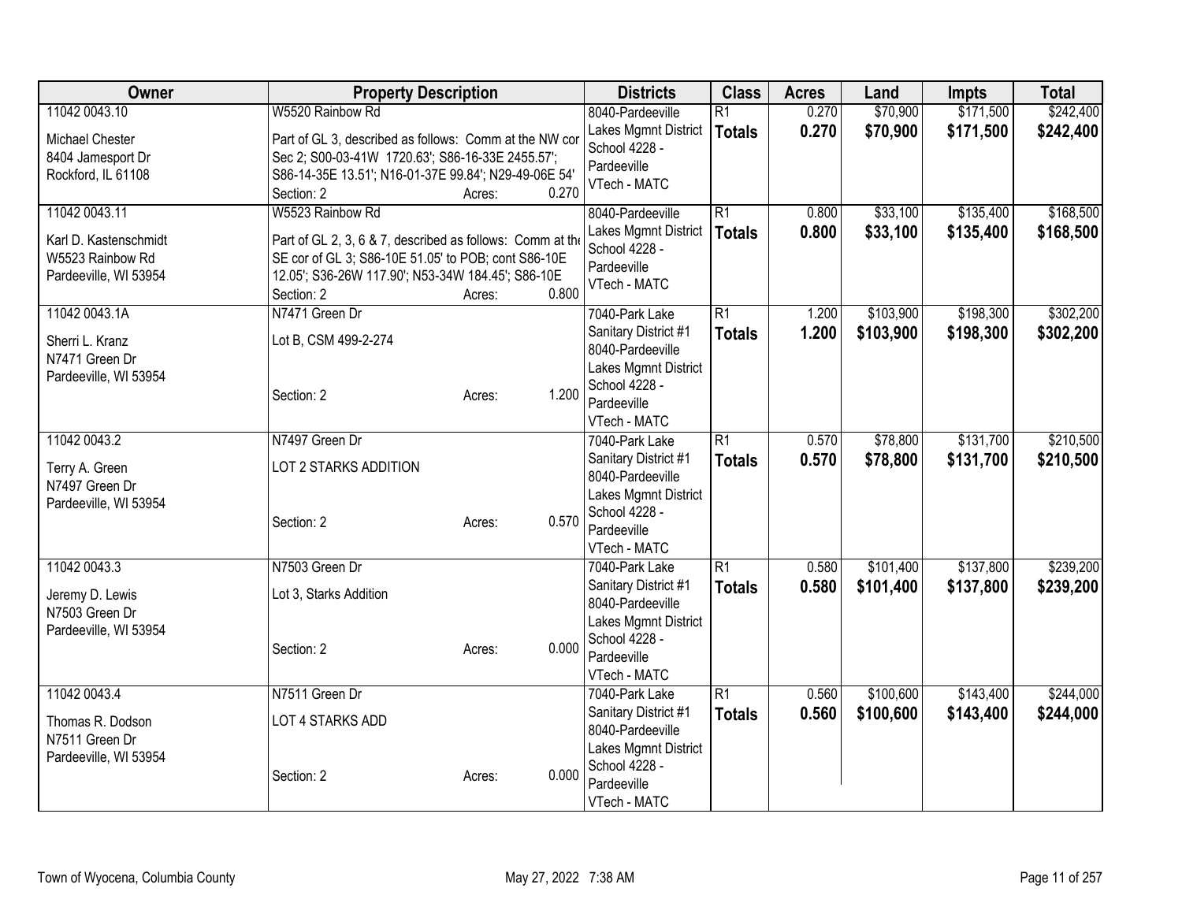| Owner | Property Description | Districts | Class | Acres | Land | Impts | Total |
|---|---|---|---|---|---|---|---|
| 11042 0043.10<br>Michael Chester<br>8404 Jamesport Dr<br>Rockford, IL 61108 | W5520 Rainbow Rd<br>Part of GL 3, described as follows: Comm at the NW cor Sec 2; S00-03-41W 1720.63'; S86-16-33E 2455.57'; S86-14-35E 13.51'; N16-01-37E 99.84'; N29-49-06E 54'<br>Section: 2 Acres: 0.270 | 8040-Pardeeville Lakes Mgmnt District<br>School 4228 - Pardeeville<br>VTech - MATC | R1<br>**Totals** | 0.270<br>**0.270** | $70,900<br>**$70,900** | $171,500<br>**$171,500** | $242,400<br>**$242,400** |
| 11042 0043.11<br>Karl D. Kastenschmidt<br>W5523 Rainbow Rd<br>Pardeeville, WI 53954 | W5523 Rainbow Rd<br>Part of GL 2, 3, 6 & 7, described as follows: Comm at the SE cor of GL 3; S86-10E 51.05' to POB; cont S86-10E 12.05'; S36-26W 117.90'; N53-34W 184.45'; S86-10E<br>Section: 2 Acres: 0.800 | 8040-Pardeeville Lakes Mgmnt District<br>School 4228 - Pardeeville<br>VTech - MATC | R1<br>**Totals** | 0.800<br>**0.800** | $33,100<br>**$33,100** | $135,400<br>**$135,400** | $168,500<br>**$168,500** |
| 11042 0043.1A<br>Sherri L. Kranz<br>N7471 Green Dr<br>Pardeeville, WI 53954 | N7471 Green Dr<br>Lot B, CSM 499-2-274<br>Section: 2 Acres: 1.200 | 7040-Park Lake Sanitary District #1<br>8040-Pardeeville Lakes Mgmnt District<br>School 4228 - Pardeeville<br>VTech - MATC | R1<br>**Totals** | 1.200<br>**1.200** | $103,900<br>**$103,900** | $198,300<br>**$198,300** | $302,200<br>**$302,200** |
| 11042 0043.2<br>Terry A. Green<br>N7497 Green Dr<br>Pardeeville, WI 53954 | N7497 Green Dr<br>LOT 2 STARKS ADDITION<br>Section: 2 Acres: 0.570 | 7040-Park Lake Sanitary District #1<br>8040-Pardeeville Lakes Mgmnt District<br>School 4228 - Pardeeville<br>VTech - MATC | R1<br>**Totals** | 0.570<br>**0.570** | $78,800<br>**$78,800** | $131,700<br>**$131,700** | $210,500<br>**$210,500** |
| 11042 0043.3<br>Jeremy D. Lewis<br>N7503 Green Dr<br>Pardeeville, WI 53954 | N7503 Green Dr<br>Lot 3, Starks Addition<br>Section: 2 Acres: 0.000 | 7040-Park Lake Sanitary District #1<br>8040-Pardeeville Lakes Mgmnt District<br>School 4228 - Pardeeville<br>VTech - MATC | R1<br>**Totals** | 0.580<br>**0.580** | $101,400<br>**$101,400** | $137,800<br>**$137,800** | $239,200<br>**$239,200** |
| 11042 0043.4<br>Thomas R. Dodson<br>N7511 Green Dr<br>Pardeeville, WI 53954 | N7511 Green Dr<br>LOT 4 STARKS ADD<br>Section: 2 Acres: 0.000 | 7040-Park Lake Sanitary District #1<br>8040-Pardeeville Lakes Mgmnt District<br>School 4228 - Pardeeville<br>VTech - MATC | R1<br>**Totals** | 0.560<br>**0.560** | $100,600<br>**$100,600** | $143,400<br>**$143,400** | $244,000<br>**$244,000** |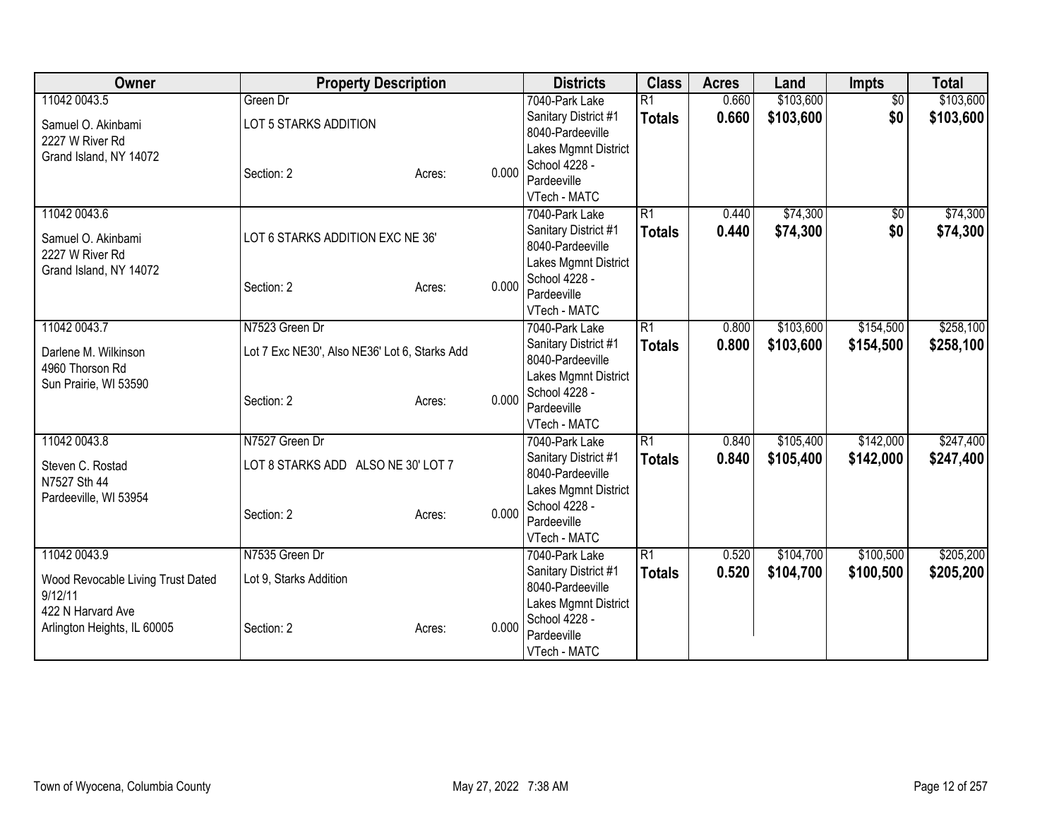| Owner | Property Description | | | Districts | Class | Acres | Land | Impts | Total |
|---|---|---|---|---|---|---|---|---|---|
| 11042 0043.5<br>Samuel O. Akinbami<br>2227 W River Rd<br>Grand Island, NY 14072 | Green Dr<br>LOT 5 STARKS ADDITION<br>Section: 2 | Acres: | 0.000 | 7040-Park Lake Sanitary District #1<br>8040-Pardeeville Lakes Mgmnt District<br>School 4228 - Pardeeville<br>VTech - MATC | R1<br>**Totals** | 0.660<br>**0.660** | $103,600<br>**$103,600** | $0<br>**$0** | $103,600<br>**$103,600** |
| 11042 0043.6<br>Samuel O. Akinbami<br>2227 W River Rd<br>Grand Island, NY 14072 | LOT 6 STARKS ADDITION EXC NE 36'<br>Section: 2 | Acres: | 0.000 | 7040-Park Lake Sanitary District #1<br>8040-Pardeeville Lakes Mgmnt District<br>School 4228 - Pardeeville<br>VTech - MATC | R1<br>**Totals** | 0.440<br>**0.440** | $74,300<br>**$74,300** | $0<br>**$0** | $74,300<br>**$74,300** |
| 11042 0043.7<br>Darlene M. Wilkinson<br>4960 Thorson Rd<br>Sun Prairie, WI 53590 | N7523 Green Dr<br>Lot 7 Exc NE30', Also NE36' Lot 6, Starks Add<br>Section: 2 | Acres: | 0.000 | 7040-Park Lake Sanitary District #1<br>8040-Pardeeville Lakes Mgmnt District<br>School 4228 - Pardeeville<br>VTech - MATC | R1<br>**Totals** | 0.800<br>**0.800** | $103,600<br>**$103,600** | $154,500<br>**$154,500** | $258,100<br>**$258,100** |
| 11042 0043.8<br>Steven C. Rostad<br>N7527 Sth 44<br>Pardeeville, WI 53954 | N7527 Green Dr<br>LOT 8 STARKS ADD ALSO NE 30' LOT 7<br>Section: 2 | Acres: | 0.000 | 7040-Park Lake Sanitary District #1<br>8040-Pardeeville Lakes Mgmnt District<br>School 4228 - Pardeeville<br>VTech - MATC | R1<br>**Totals** | 0.840<br>**0.840** | $105,400<br>**$105,400** | $142,000<br>**$142,000** | $247,400<br>**$247,400** |
| 11042 0043.9<br>Wood Revocable Living Trust Dated 9/12/11<br>422 N Harvard Ave<br>Arlington Heights, IL 60005 | N7535 Green Dr<br>Lot 9, Starks Addition<br>Section: 2 | Acres: | 0.000 | 7040-Park Lake Sanitary District #1<br>8040-Pardeeville Lakes Mgmnt District<br>School 4228 - Pardeeville<br>VTech - MATC | R1<br>**Totals** | 0.520<br>**0.520** | $104,700<br>**$104,700** | $100,500<br>**$100,500** | $205,200<br>**$205,200** |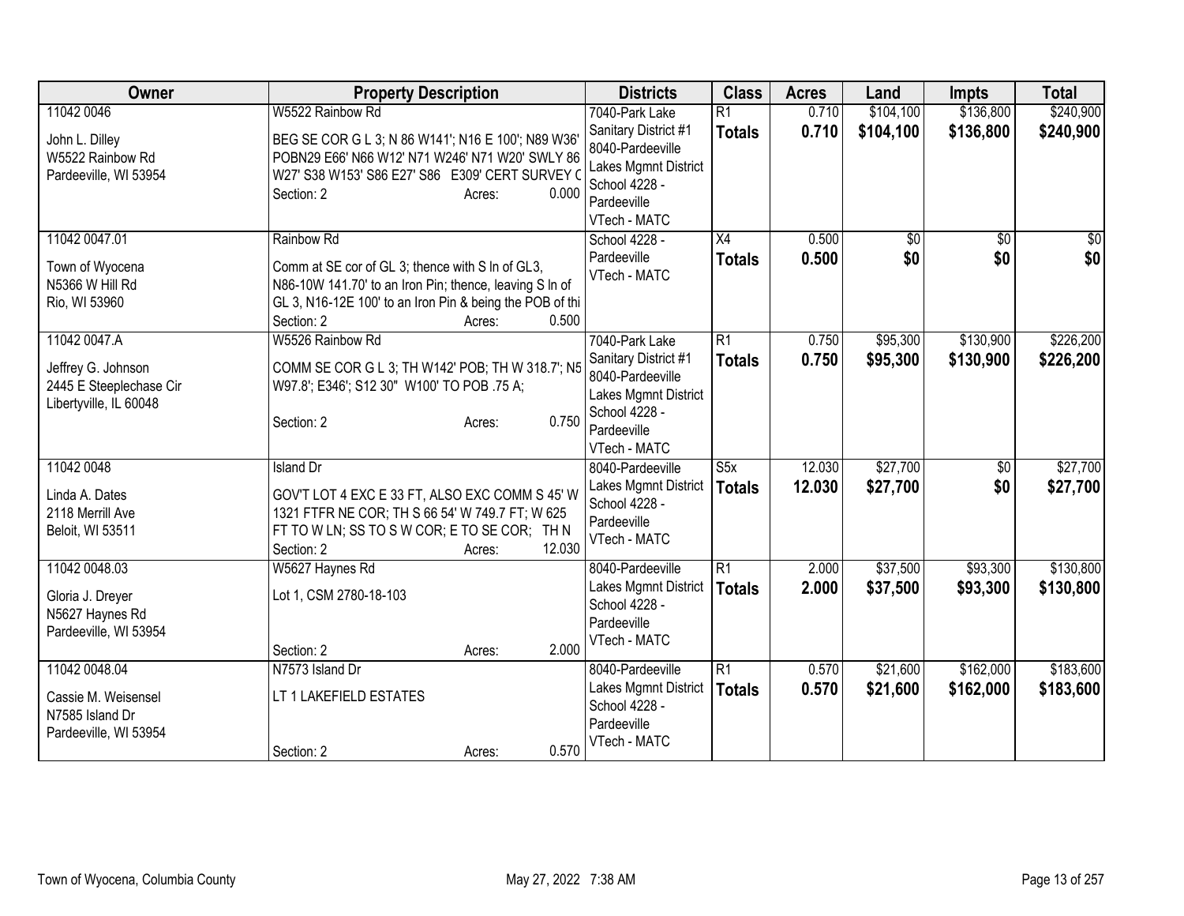| Owner | Property Description | Districts | Class | Acres | Land | Impts | Total |
|---|---|---|---|---|---|---|---|
| 11042 0046<br>John L. Dilley<br>W5522 Rainbow Rd<br>Pardeeville, WI 53954 | W5522 Rainbow Rd<br>BEG SE COR G L 3; N 86 W141'; N16 E 100'; N89 W36' POBN29 E66' N66 W12' N71 W246' N71 W20' SWLY 86 W27' S38 W153' S86 E27' S86 E309' CERT SURVEY C<br>Section: 2 Acres: 0.000 | 7040-Park Lake Sanitary District #1<br>8040-Pardeeville Lakes Mgmnt District<br>School 4228 - Pardeeville<br>VTech - MATC | R1<br>**Totals** | 0.710<br>**0.710** | $104,100<br>**$104,100** | $136,800<br>**$136,800** | $240,900<br>**$240,900** |
| 11042 0047.01<br>Town of Wyocena<br>N5366 W Hill Rd<br>Rio, WI 53960 | Rainbow Rd<br>Comm at SE cor of GL 3; thence with S ln of GL3, N86-10W 141.70' to an Iron Pin; thence, leaving S ln of GL 3, N16-12E 100' to an Iron Pin & being the POB of thi<br>Section: 2 Acres: 0.500 | School 4228 - Pardeeville<br>VTech - MATC | X4<br>**Totals** | 0.500<br>**0.500** | $0<br>**$0** | $0<br>**$0** | $0<br>**$0** |
| 11042 0047.A<br>Jeffrey G. Johnson<br>2445 E Steeplechase Cir<br>Libertyville, IL 60048 | W5526 Rainbow Rd<br>COMM SE COR G L 3; TH W142' POB; TH W 318.7'; N5 W97.8'; E346'; S12 30" W100' TO POB .75 A;<br>Section: 2 Acres: 0.750 | 7040-Park Lake Sanitary District #1<br>8040-Pardeeville Lakes Mgmnt District<br>School 4228 - Pardeeville<br>VTech - MATC | R1<br>**Totals** | 0.750<br>**0.750** | $95,300<br>**$95,300** | $130,900<br>**$130,900** | $226,200<br>**$226,200** |
| 11042 0048<br>Linda A. Dates<br>2118 Merrill Ave<br>Beloit, WI 53511 | Island Dr<br>GOV'T LOT 4 EXC E 33 FT, ALSO EXC COMM S 45' W 1321 FTFR NE COR; TH S 66 54' W 749.7 FT; W 625 FT TO W LN; SS TO S W COR; E TO SE COR; TH N<br>Section: 2 Acres: 12.030 | 8040-Pardeeville Lakes Mgmnt District<br>School 4228 - Pardeeville<br>VTech - MATC | S5x<br>**Totals** | 12.030<br>**12.030** | $27,700<br>**$27,700** | $0<br>**$0** | $27,700<br>**$27,700** |
| 11042 0048.03<br>Gloria J. Dreyer<br>N5627 Haynes Rd<br>Pardeeville, WI 53954 | W5627 Haynes Rd<br>Lot 1, CSM 2780-18-103<br>Section: 2 Acres: 2.000 | 8040-Pardeeville Lakes Mgmnt District<br>School 4228 - Pardeeville<br>VTech - MATC | R1<br>**Totals** | 2.000<br>**2.000** | $37,500<br>**$37,500** | $93,300<br>**$93,300** | $130,800<br>**$130,800** |
| 11042 0048.04<br>Cassie M. Weisensel<br>N7585 Island Dr<br>Pardeeville, WI 53954 | N7573 Island Dr<br>LT 1 LAKEFIELD ESTATES<br>Section: 2 Acres: 0.570 | 8040-Pardeeville Lakes Mgmnt District<br>School 4228 - Pardeeville<br>VTech - MATC | R1<br>**Totals** | 0.570<br>**0.570** | $21,600<br>**$21,600** | $162,000<br>**$162,000** | $183,600<br>**$183,600** |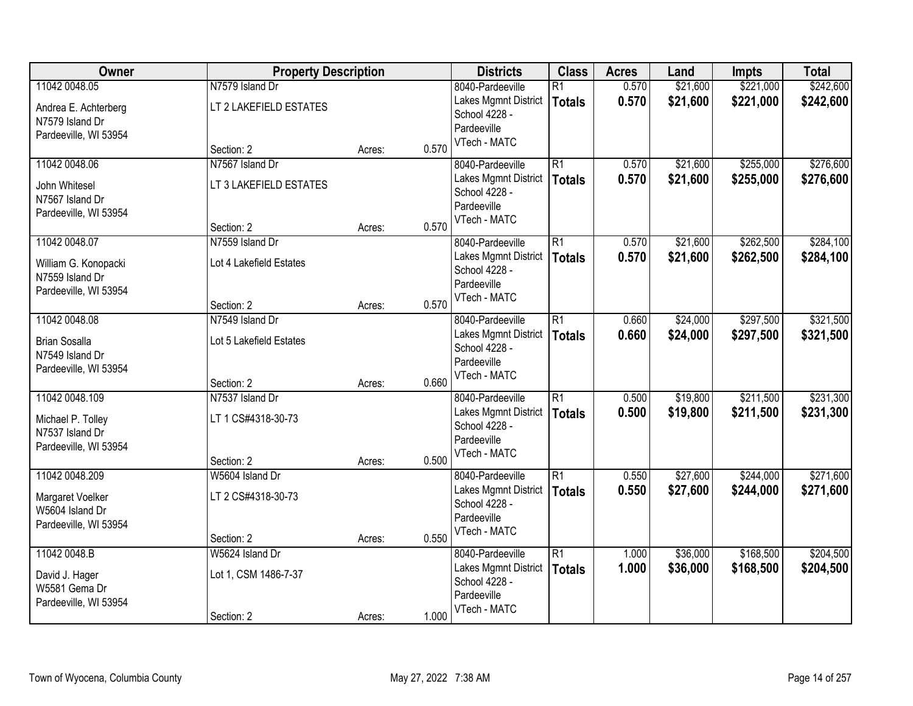| Owner | Property Description | | | Districts | Class | Acres | Land | Impts | Total |
|---|---|---|---|---|---|---|---|---|---|
| 11042 0048.05<br>Andrea E. Achterberg<br>N7579 Island Dr<br>Pardeeville, WI 53954 | N7579 Island Dr<br>LT 2 LAKEFIELD ESTATES<br>Section: 2 | Acres: | 0.570 | 8040-Pardeeville<br>Lakes Mgmnt District<br>School 4228 - Pardeeville<br>VTech - MATC | R1<br>**Totals** | 0.570<br>**0.570** | $21,600<br>**$21,600** | $221,000<br>**$221,000** | $242,600<br>**$242,600** |
| 11042 0048.06<br>John Whitesel<br>N7567 Island Dr<br>Pardeeville, WI 53954 | N7567 Island Dr<br>LT 3 LAKEFIELD ESTATES<br>Section: 2 | Acres: | 0.570 | 8040-Pardeeville<br>Lakes Mgmnt District<br>School 4228 - Pardeeville<br>VTech - MATC | R1<br>**Totals** | 0.570<br>**0.570** | $21,600<br>**$21,600** | $255,000<br>**$255,000** | $276,600<br>**$276,600** |
| 11042 0048.07<br>William G. Konopacki<br>N7559 Island Dr<br>Pardeeville, WI 53954 | N7559 Island Dr<br>Lot 4 Lakefield Estates<br>Section: 2 | Acres: | 0.570 | 8040-Pardeeville<br>Lakes Mgmnt District<br>School 4228 - Pardeeville<br>VTech - MATC | R1<br>**Totals** | 0.570<br>**0.570** | $21,600<br>**$21,600** | $262,500<br>**$262,500** | $284,100<br>**$284,100** |
| 11042 0048.08<br>Brian Sosalla<br>N7549 Island Dr<br>Pardeeville, WI 53954 | N7549 Island Dr<br>Lot 5 Lakefield Estates<br>Section: 2 | Acres: | 0.660 | 8040-Pardeeville<br>Lakes Mgmnt District<br>School 4228 - Pardeeville<br>VTech - MATC | R1<br>**Totals** | 0.660<br>**0.660** | $24,000<br>**$24,000** | $297,500<br>**$297,500** | $321,500<br>**$321,500** |
| 11042 0048.109<br>Michael P. Tolley<br>N7537 Island Dr<br>Pardeeville, WI 53954 | N7537 Island Dr<br>LT 1 CS#4318-30-73<br>Section: 2 | Acres: | 0.500 | 8040-Pardeeville<br>Lakes Mgmnt District<br>School 4228 - Pardeeville<br>VTech - MATC | R1<br>**Totals** | 0.500<br>**0.500** | $19,800<br>**$19,800** | $211,500<br>**$211,500** | $231,300<br>**$231,300** |
| 11042 0048.209<br>Margaret Voelker<br>W5604 Island Dr<br>Pardeeville, WI 53954 | W5604 Island Dr<br>LT 2 CS#4318-30-73<br>Section: 2 | Acres: | 0.550 | 8040-Pardeeville<br>Lakes Mgmnt District<br>School 4228 - Pardeeville<br>VTech - MATC | R1<br>**Totals** | 0.550<br>**0.550** | $27,600<br>**$27,600** | $244,000<br>**$244,000** | $271,600<br>**$271,600** |
| 11042 0048.B<br>David J. Hager<br>W5581 Gema Dr<br>Pardeeville, WI 53954 | W5624 Island Dr<br>Lot 1, CSM 1486-7-37<br>Section: 2 | Acres: | 1.000 | 8040-Pardeeville<br>Lakes Mgmnt District<br>School 4228 - Pardeeville<br>VTech - MATC | R1<br>**Totals** | 1.000<br>**1.000** | $36,000<br>**$36,000** | $168,500<br>**$168,500** | $204,500<br>**$204,500** |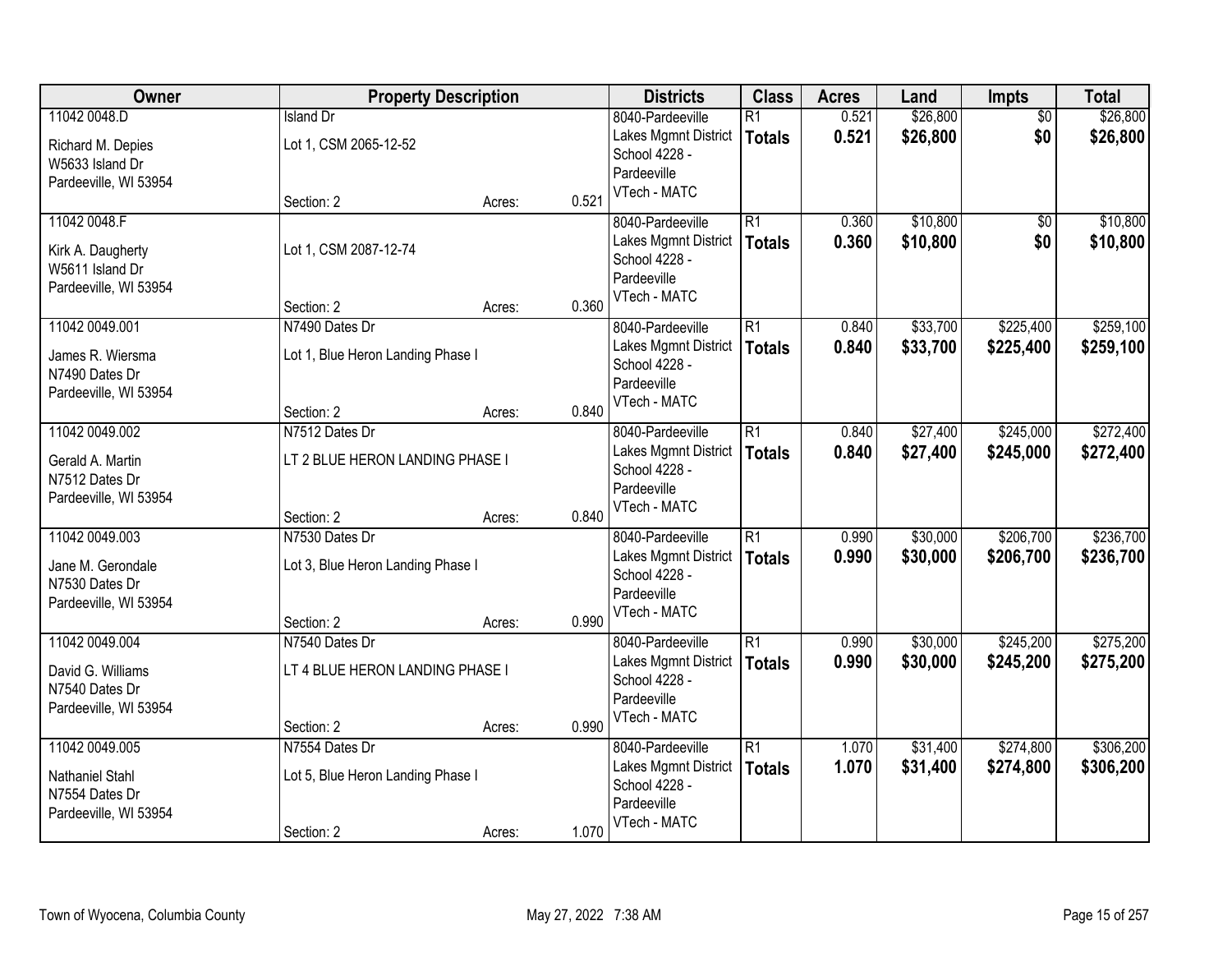| Owner | Property Description | | | Districts | Class | Acres | Land | Impts | Total |
|---|---|---|---|---|---|---|---|---|---|
| 11042 0048.D<br>Richard M. Depies<br>W5633 Island Dr<br>Pardeeville, WI 53954 | Island Dr<br>Lot 1, CSM 2065-12-52<br>Section: 2 | Acres: | 0.521 | 8040-Pardeeville<br>Lakes Mgmnt District<br>School 4228 - Pardeeville<br>VTech - MATC | R1<br>**Totals** | 0.521<br>**0.521** | $26,800<br>**$26,800** | $0<br>**$0** | $26,800<br>**$26,800** |
| 11042 0048.F<br>Kirk A. Daugherty<br>W5611 Island Dr<br>Pardeeville, WI 53954 | Lot 1, CSM 2087-12-74<br>Section: 2 | Acres: | 0.360 | 8040-Pardeeville<br>Lakes Mgmnt District<br>School 4228 - Pardeeville<br>VTech - MATC | R1<br>**Totals** | 0.360<br>**0.360** | $10,800<br>**$10,800** | $0<br>**$0** | $10,800<br>**$10,800** |
| 11042 0049.001<br>James R. Wiersma<br>N7490 Dates Dr<br>Pardeeville, WI 53954 | N7490 Dates Dr<br>Lot 1, Blue Heron Landing Phase I<br>Section: 2 | Acres: | 0.840 | 8040-Pardeeville<br>Lakes Mgmnt District<br>School 4228 - Pardeeville<br>VTech - MATC | R1<br>**Totals** | 0.840<br>**0.840** | $33,700<br>**$33,700** | $225,400<br>**$225,400** | $259,100<br>**$259,100** |
| 11042 0049.002<br>Gerald A. Martin<br>N7512 Dates Dr<br>Pardeeville, WI 53954 | N7512 Dates Dr<br>LT 2 BLUE HERON LANDING PHASE I<br>Section: 2 | Acres: | 0.840 | 8040-Pardeeville<br>Lakes Mgmnt District<br>School 4228 - Pardeeville<br>VTech - MATC | R1<br>**Totals** | 0.840<br>**0.840** | $27,400<br>**$27,400** | $245,000<br>**$245,000** | $272,400<br>**$272,400** |
| 11042 0049.003<br>Jane M. Gerondale<br>N7530 Dates Dr<br>Pardeeville, WI 53954 | N7530 Dates Dr<br>Lot 3, Blue Heron Landing Phase I<br>Section: 2 | Acres: | 0.990 | 8040-Pardeeville<br>Lakes Mgmnt District<br>School 4228 - Pardeeville<br>VTech - MATC | R1<br>**Totals** | 0.990<br>**0.990** | $30,000<br>**$30,000** | $206,700<br>**$206,700** | $236,700<br>**$236,700** |
| 11042 0049.004<br>David G. Williams<br>N7540 Dates Dr<br>Pardeeville, WI 53954 | N7540 Dates Dr<br>LT 4 BLUE HERON LANDING PHASE I<br>Section: 2 | Acres: | 0.990 | 8040-Pardeeville<br>Lakes Mgmnt District<br>School 4228 - Pardeeville<br>VTech - MATC | R1<br>**Totals** | 0.990<br>**0.990** | $30,000<br>**$30,000** | $245,200<br>**$245,200** | $275,200<br>**$275,200** |
| 11042 0049.005<br>Nathaniel Stahl<br>N7554 Dates Dr<br>Pardeeville, WI 53954 | N7554 Dates Dr<br>Lot 5, Blue Heron Landing Phase I<br>Section: 2 | Acres: | 1.070 | 8040-Pardeeville<br>Lakes Mgmnt District<br>School 4228 - Pardeeville<br>VTech - MATC | R1<br>**Totals** | 1.070<br>**1.070** | $31,400<br>**$31,400** | $274,800<br>**$274,800** | $306,200<br>**$306,200** |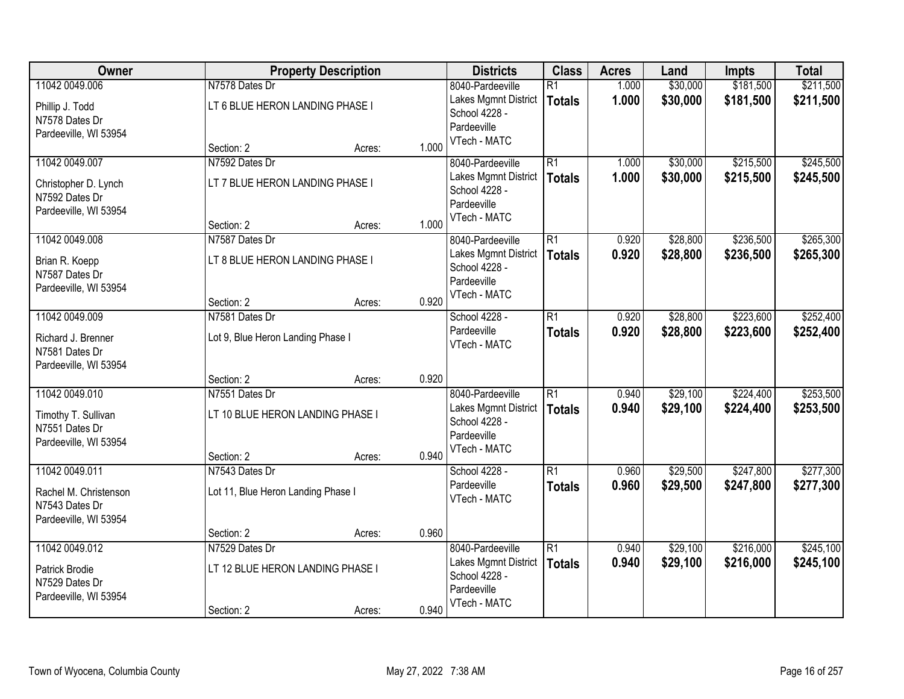| Owner | Property Description | Districts | Class | Acres | Land | Impts | Total |
|---|---|---|---|---|---|---|---|
| 11042 0049.006<br>Phillip J. Todd<br>N7578 Dates Dr<br>Pardeeville, WI 53954 | N7578 Dates Dr<br>LT 6 BLUE HERON LANDING PHASE I<br>Section: 2 Acres: 1.000 | 8040-Pardeeville<br>Lakes Mgmnt District<br>School 4228 - Pardeeville<br>VTech - MATC | R1<br>**Totals** | 1.000<br>**1.000** | $30,000<br>**$30,000** | $181,500<br>**$181,500** | $211,500<br>**$211,500** |
| 11042 0049.007<br>Christopher D. Lynch<br>N7592 Dates Dr<br>Pardeeville, WI 53954 | N7592 Dates Dr<br>LT 7 BLUE HERON LANDING PHASE I<br>Section: 2 Acres: 1.000 | 8040-Pardeeville<br>Lakes Mgmnt District<br>School 4228 - Pardeeville<br>VTech - MATC | R1<br>**Totals** | 1.000<br>**1.000** | $30,000<br>**$30,000** | $215,500<br>**$215,500** | $245,500<br>**$245,500** |
| 11042 0049.008<br>Brian R. Koepp<br>N7587 Dates Dr<br>Pardeeville, WI 53954 | N7587 Dates Dr<br>LT 8 BLUE HERON LANDING PHASE I<br>Section: 2 Acres: 0.920 | 8040-Pardeeville<br>Lakes Mgmnt District<br>School 4228 - Pardeeville<br>VTech - MATC | R1<br>**Totals** | 0.920<br>**0.920** | $28,800<br>**$28,800** | $236,500<br>**$236,500** | $265,300<br>**$265,300** |
| 11042 0049.009<br>Richard J. Brenner<br>N7581 Dates Dr<br>Pardeeville, WI 53954 | N7581 Dates Dr<br>Lot 9, Blue Heron Landing Phase I<br>Section: 2 Acres: 0.920 | School 4228 - Pardeeville<br>VTech - MATC | R1<br>**Totals** | 0.920<br>**0.920** | $28,800<br>**$28,800** | $223,600<br>**$223,600** | $252,400<br>**$252,400** |
| 11042 0049.010<br>Timothy T. Sullivan<br>N7551 Dates Dr<br>Pardeeville, WI 53954 | N7551 Dates Dr<br>LT 10 BLUE HERON LANDING PHASE I<br>Section: 2 Acres: 0.940 | 8040-Pardeeville<br>Lakes Mgmnt District<br>School 4228 - Pardeeville<br>VTech - MATC | R1<br>**Totals** | 0.940<br>**0.940** | $29,100<br>**$29,100** | $224,400<br>**$224,400** | $253,500<br>**$253,500** |
| 11042 0049.011<br>Rachel M. Christenson<br>N7543 Dates Dr<br>Pardeeville, WI 53954 | N7543 Dates Dr<br>Lot 11, Blue Heron Landing Phase I<br>Section: 2 Acres: 0.960 | School 4228 - Pardeeville<br>VTech - MATC | R1<br>**Totals** | 0.960<br>**0.960** | $29,500<br>**$29,500** | $247,800<br>**$247,800** | $277,300<br>**$277,300** |
| 11042 0049.012<br>Patrick Brodie<br>N7529 Dates Dr<br>Pardeeville, WI 53954 | N7529 Dates Dr<br>LT 12 BLUE HERON LANDING PHASE I<br>Section: 2 Acres: 0.940 | 8040-Pardeeville<br>Lakes Mgmnt District<br>School 4228 - Pardeeville<br>VTech - MATC | R1<br>**Totals** | 0.940<br>**0.940** | $29,100<br>**$29,100** | $216,000<br>**$216,000** | $245,100<br>**$245,100** |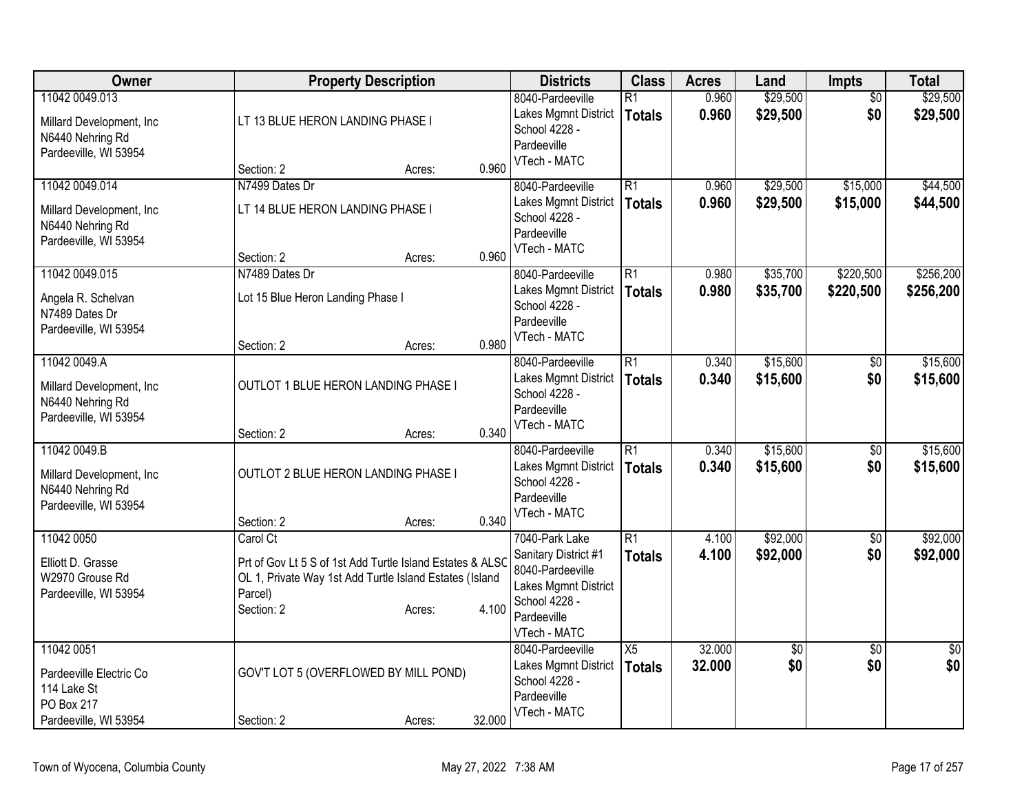| Owner | Property Description | Districts | Class | Acres | Land | Impts | Total |
|---|---|---|---|---|---|---|---|
| 11042 0049.013<br>Millard Development, Inc<br>N6440 Nehring Rd<br>Pardeeville, WI 53954 | LT 13 BLUE HERON LANDING PHASE I<br>Section: 2 Acres: 0.960 | 8040-Pardeeville Lakes Mgmnt District<br>School 4228 - Pardeeville<br>VTech - MATC | R1<br>**Totals** | 0.960<br>**0.960** | $29,500<br>**$29,500** | $0<br>**$0** | $29,500<br>**$29,500** |
| 11042 0049.014<br>Millard Development, Inc<br>N6440 Nehring Rd<br>Pardeeville, WI 53954 | N7499 Dates Dr<br>LT 14 BLUE HERON LANDING PHASE I<br>Section: 2 Acres: 0.960 | 8040-Pardeeville Lakes Mgmnt District<br>School 4228 - Pardeeville<br>VTech - MATC | R1<br>**Totals** | 0.960<br>**0.960** | $29,500<br>**$29,500** | $15,000<br>**$15,000** | $44,500<br>**$44,500** |
| 11042 0049.015<br>Angela R. Schelvan<br>N7489 Dates Dr<br>Pardeeville, WI 53954 | N7489 Dates Dr<br>Lot 15 Blue Heron Landing Phase I<br>Section: 2 Acres: 0.980 | 8040-Pardeeville Lakes Mgmnt District<br>School 4228 - Pardeeville<br>VTech - MATC | R1<br>**Totals** | 0.980<br>**0.980** | $35,700<br>**$35,700** | $220,500<br>**$220,500** | $256,200<br>**$256,200** |
| 11042 0049.A<br>Millard Development, Inc<br>N6440 Nehring Rd<br>Pardeeville, WI 53954 | OUTLOT 1 BLUE HERON LANDING PHASE I<br>Section: 2 Acres: 0.340 | 8040-Pardeeville Lakes Mgmnt District<br>School 4228 - Pardeeville<br>VTech - MATC | R1<br>**Totals** | 0.340<br>**0.340** | $15,600<br>**$15,600** | $0<br>**$0** | $15,600<br>**$15,600** |
| 11042 0049.B<br>Millard Development, Inc<br>N6440 Nehring Rd<br>Pardeeville, WI 53954 | OUTLOT 2 BLUE HERON LANDING PHASE I<br>Section: 2 Acres: 0.340 | 8040-Pardeeville Lakes Mgmnt District<br>School 4228 - Pardeeville<br>VTech - MATC | R1<br>**Totals** | 0.340<br>**0.340** | $15,600<br>**$15,600** | $0<br>**$0** | $15,600<br>**$15,600** |
| 11042 0050<br>Elliott D. Grasse<br>W2970 Grouse Rd<br>Pardeeville, WI 53954 | Carol Ct<br>Prt of Gov Lt 5 S of 1st Add Turtle Island Estates & ALSC OL 1, Private Way 1st Add Turtle Island Estates (Island Parcel)<br>Section: 2 Acres: 4.100 | 7040-Park Lake Sanitary District #1<br>8040-Pardeeville Lakes Mgmnt District<br>School 4228 - Pardeeville<br>VTech - MATC | R1<br>**Totals** | 4.100<br>**4.100** | $92,000<br>**$92,000** | $0<br>**$0** | $92,000<br>**$92,000** |
| 11042 0051<br>Pardeeville Electric Co<br>114 Lake St<br>PO Box 217<br>Pardeeville, WI 53954 | GOV'T LOT 5 (OVERFLOWED BY MILL POND)<br>Section: 2 Acres: 32.000 | 8040-Pardeeville Lakes Mgmnt District<br>School 4228 - Pardeeville<br>VTech - MATC | X5<br>**Totals** | 32.000<br>**32.000** | $0<br>**$0** | $0<br>**$0** | $0<br>**$0** |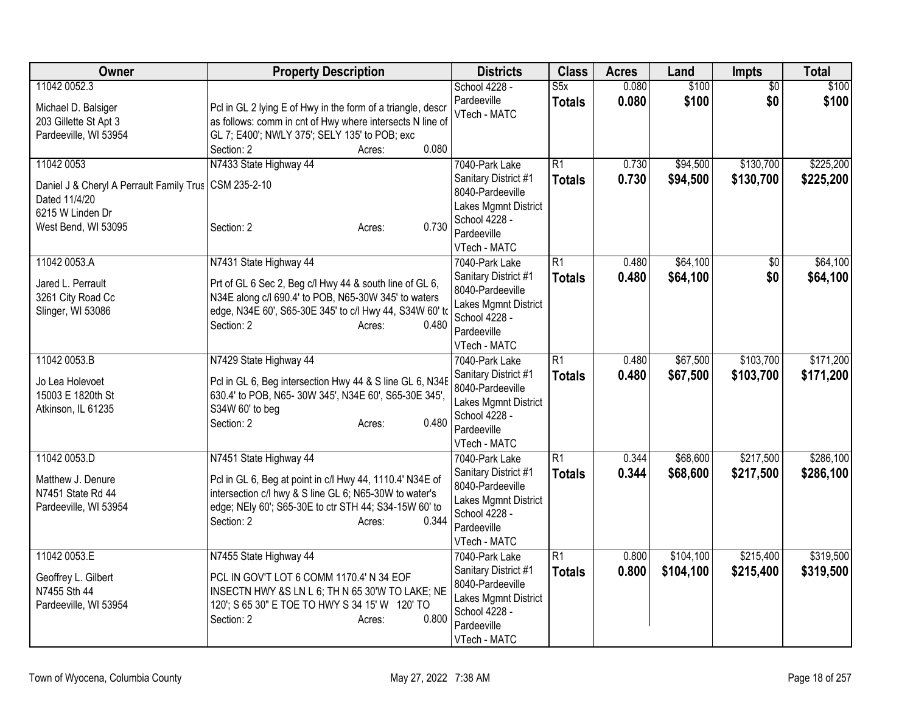| Owner | Property Description | Districts | Class | Acres | Land | Impts | Total |
|---|---|---|---|---|---|---|---|
| 11042 0052.3<br><br>Michael D. Balsiger<br>203 Gillette St Apt 3<br>Pardeeville, WI 53954 | Pcl in GL 2 lying E of Hwy in the form of a triangle, descr as follows: comm in cnt of Hwy where intersects N line of GL 7; E400'; NWLY 375'; SELY 135' to POB; exc<br>Section: 2 Acres: 0.080 | School 4228 - Pardeeville<br>VTech - MATC | S5x<br>**Totals** | 0.080<br>**0.080** | $100<br>**$100** | $0<br>**$0** | $100<br>**$100** |
| 11042 0053<br><br>Daniel J & Cheryl A Perrault Family Trus Dated 11/4/20<br>6215 W Linden Dr<br>West Bend, WI 53095 | N7433 State Highway 44<br>CSM 235-2-10<br><br>Section: 2 Acres: 0.730 | 7040-Park Lake Sanitary District #1<br>8040-Pardeeville Lakes Mgmnt District<br>School 4228 - Pardeeville<br>VTech - MATC | R1<br>**Totals** | 0.730<br>**0.730** | $94,500<br>**$94,500** | $130,700<br>**$130,700** | $225,200<br>**$225,200** |
| 11042 0053.A<br><br>Jared L. Perrault<br>3261 City Road Cc<br>Slinger, WI 53086 | N7431 State Highway 44<br>Prt of GL 6 Sec 2, Beg c/l Hwy 44 & south line of GL 6, N34E along c/l 690.4' to POB, N65-30W 345' to waters edge, N34E 60', S65-30E 345' to c/l Hwy 44, S34W 60' to<br>Section: 2 Acres: 0.480 | 7040-Park Lake Sanitary District #1<br>8040-Pardeeville Lakes Mgmnt District<br>School 4228 - Pardeeville<br>VTech - MATC | R1<br>**Totals** | 0.480<br>**0.480** | $64,100<br>**$64,100** | $0<br>**$0** | $64,100<br>**$64,100** |
| 11042 0053.B<br><br>Jo Lea Holevoet<br>15003 E 1820th St<br>Atkinson, IL 61235 | N7429 State Highway 44<br>Pcl in GL 6, Beg intersection Hwy 44 & S line GL 6, N34E 630.4' to POB, N65- 30W 345', N34E 60', S65-30E 345', S34W 60' to beg<br>Section: 2 Acres: 0.480 | 7040-Park Lake Sanitary District #1<br>8040-Pardeeville Lakes Mgmnt District<br>School 4228 - Pardeeville<br>VTech - MATC | R1<br>**Totals** | 0.480<br>**0.480** | $67,500<br>**$67,500** | $103,700<br>**$103,700** | $171,200<br>**$171,200** |
| 11042 0053.D<br><br>Matthew J. Denure<br>N7451 State Rd 44<br>Pardeeville, WI 53954 | N7451 State Highway 44<br>Pcl in GL 6, Beg at point in c/l Hwy 44, 1110.4' N34E of intersection c/l hwy & S line GL 6; N65-30W to water's edge; NEly 60'; S65-30E to ctr STH 44; S34-15W 60' to<br>Section: 2 Acres: 0.344 | 7040-Park Lake Sanitary District #1<br>8040-Pardeeville Lakes Mgmnt District<br>School 4228 - Pardeeville<br>VTech - MATC | R1<br>**Totals** | 0.344<br>**0.344** | $68,600<br>**$68,600** | $217,500<br>**$217,500** | $286,100<br>**$286,100** |
| 11042 0053.E<br><br>Geoffrey L. Gilbert<br>N7455 Sth 44<br>Pardeeville, WI 53954 | N7455 State Highway 44<br>PCL IN GOV'T LOT 6 COMM 1170.4' N 34 EOF INSECTN HWY &S LN L 6; TH N 65 30'W TO LAKE; NE 120'; S 65 30" E TOE TO HWY S 34 15' W 120' TO<br>Section: 2 Acres: 0.800 | 7040-Park Lake Sanitary District #1<br>8040-Pardeeville Lakes Mgmnt District<br>School 4228 - Pardeeville<br>VTech - MATC | R1<br>**Totals** | 0.800<br>**0.800** | $104,100<br>**$104,100** | $215,400<br>**$215,400** | $319,500<br>**$319,500** |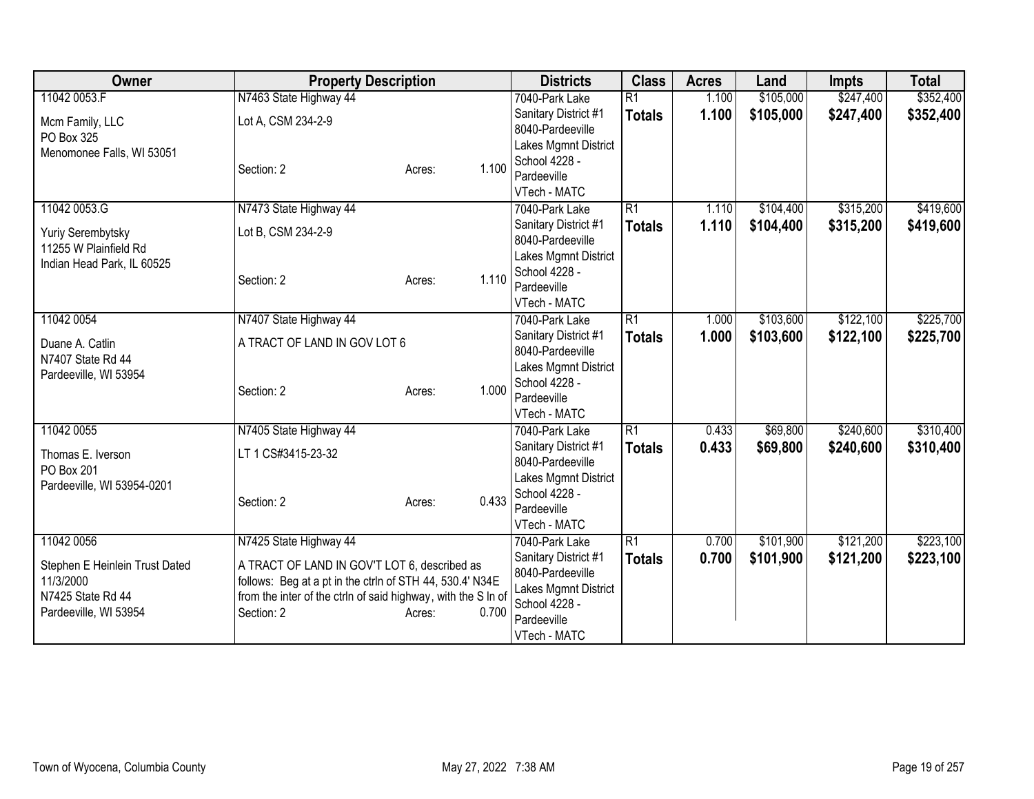| Owner | Property Description | Districts | Class | Acres | Land | Impts | Total |
|---|---|---|---|---|---|---|---|
| 11042 0053.F<br>Mcm Family, LLC<br>PO Box 325<br>Menomonee Falls, WI 53051 | N7463 State Highway 44<br>Lot A, CSM 234-2-9<br>Section: 2 Acres: 1.100 | 7040-Park Lake Sanitary District #1<br>8040-Pardeeville Lakes Mgmnt District<br>School 4228 - Pardeeville<br>VTech - MATC | R1<br>**Totals** | 1.100<br>**1.100** | $105,000<br>**$105,000** | $247,400<br>**$247,400** | $352,400<br>**$352,400** |
| 11042 0053.G<br>Yuriy Serembytsky<br>11255 W Plainfield Rd<br>Indian Head Park, IL 60525 | N7473 State Highway 44<br>Lot B, CSM 234-2-9<br>Section: 2 Acres: 1.110 | 7040-Park Lake Sanitary District #1<br>8040-Pardeeville Lakes Mgmnt District<br>School 4228 - Pardeeville<br>VTech - MATC | R1<br>**Totals** | 1.110<br>**1.110** | $104,400<br>**$104,400** | $315,200<br>**$315,200** | $419,600<br>**$419,600** |
| 11042 0054<br>Duane A. Catlin<br>N7407 State Rd 44<br>Pardeeville, WI 53954 | N7407 State Highway 44<br>A TRACT OF LAND IN GOV LOT 6<br>Section: 2 Acres: 1.000 | 7040-Park Lake Sanitary District #1<br>8040-Pardeeville Lakes Mgmnt District<br>School 4228 - Pardeeville<br>VTech - MATC | R1<br>**Totals** | 1.000<br>**1.000** | $103,600<br>**$103,600** | $122,100<br>**$122,100** | $225,700<br>**$225,700** |
| 11042 0055<br>Thomas E. Iverson<br>PO Box 201<br>Pardeeville, WI 53954-0201 | N7405 State Highway 44<br>LT 1 CS#3415-23-32<br>Section: 2 Acres: 0.433 | 7040-Park Lake Sanitary District #1<br>8040-Pardeeville Lakes Mgmnt District<br>School 4228 - Pardeeville<br>VTech - MATC | R1<br>**Totals** | 0.433<br>**0.433** | $69,800<br>**$69,800** | $240,600<br>**$240,600** | $310,400<br>**$310,400** |
| 11042 0056<br>Stephen E Heinlein Trust Dated 11/3/2000<br>N7425 State Rd 44<br>Pardeeville, WI 53954 | N7425 State Highway 44<br>A TRACT OF LAND IN GOV'T LOT 6, described as follows: Beg at a pt in the ctrln of STH 44, 530.4' N34E from the inter of the ctrln of said highway, with the S ln of<br>Section: 2 Acres: 0.700 | 7040-Park Lake Sanitary District #1<br>8040-Pardeeville Lakes Mgmnt District<br>School 4228 - Pardeeville<br>VTech - MATC | R1<br>**Totals** | 0.700<br>**0.700** | $101,900<br>**$101,900** | $121,200<br>**$121,200** | $223,100<br>**$223,100** |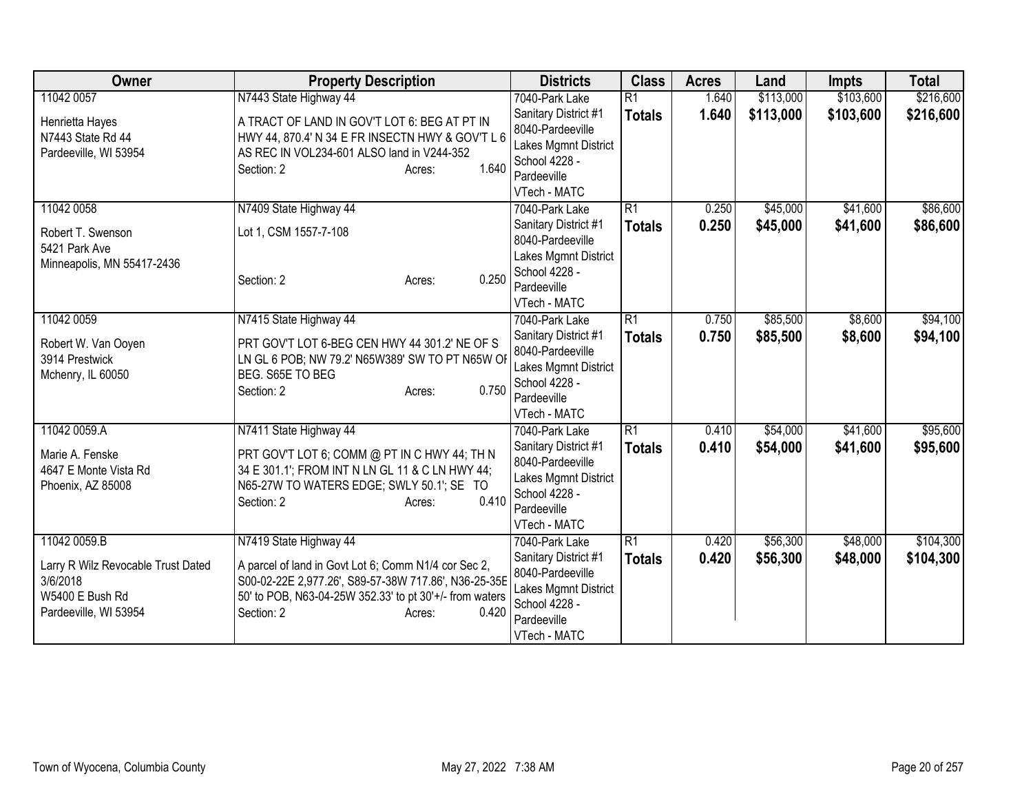| Owner | Property Description | Districts | Class | Acres | Land | Impts | Total |
|---|---|---|---|---|---|---|---|
| 11042 0057<br>Henrietta Hayes<br>N7443 State Rd 44<br>Pardeeville, WI 53954 | N7443 State Highway 44<br>A TRACT OF LAND IN GOV'T LOT 6: BEG AT PT IN HWY 44, 870.4' N 34 E FR INSECTN HWY & GOV'T L 6 AS REC IN VOL234-601 ALSO land in V244-352<br>Section: 2 Acres: 1.640 | 7040-Park Lake Sanitary District #1<br>8040-Pardeeville Lakes Mgmnt District<br>School 4228 - Pardeeville<br>VTech - MATC | R1<br>**Totals** | 1.640<br>**1.640** | \$113,000<br>**\$113,000** | \$103,600<br>**\$103,600** | \$216,600<br>**\$216,600** |
| 11042 0058<br>Robert T. Swenson<br>5421 Park Ave<br>Minneapolis, MN 55417-2436 | N7409 State Highway 44<br>Lot 1, CSM 1557-7-108<br>Section: 2 Acres: 0.250 | 7040-Park Lake Sanitary District #1<br>8040-Pardeeville Lakes Mgmnt District<br>School 4228 - Pardeeville<br>VTech - MATC | R1<br>**Totals** | 0.250<br>**0.250** | \$45,000<br>**\$45,000** | \$41,600<br>**\$41,600** | \$86,600<br>**\$86,600** |
| 11042 0059<br>Robert W. Van Ooyen<br>3914 Prestwick<br>Mchenry, IL 60050 | N7415 State Highway 44<br>PRT GOV'T LOT 6-BEG CEN HWY 44 301.2' NE OF S LN GL 6 POB; NW 79.2' N65W389' SW TO PT N65W OF BEG. S65E TO BEG<br>Section: 2 Acres: 0.750 | 7040-Park Lake Sanitary District #1<br>8040-Pardeeville Lakes Mgmnt District<br>School 4228 - Pardeeville<br>VTech - MATC | R1<br>**Totals** | 0.750<br>**0.750** | \$85,500<br>**\$85,500** | \$8,600<br>**\$8,600** | \$94,100<br>**\$94,100** |
| 11042 0059.A<br>Marie A. Fenske<br>4647 E Monte Vista Rd<br>Phoenix, AZ 85008 | N7411 State Highway 44<br>PRT GOV'T LOT 6; COMM @ PT IN C HWY 44; TH N 34 E 301.1'; FROM INT N LN GL 11 & C LN HWY 44; N65-27W TO WATERS EDGE; SWLY 50.1'; SE TO<br>Section: 2 Acres: 0.410 | 7040-Park Lake Sanitary District #1<br>8040-Pardeeville Lakes Mgmnt District<br>School 4228 - Pardeeville<br>VTech - MATC | R1<br>**Totals** | 0.410<br>**0.410** | \$54,000<br>**\$54,000** | \$41,600<br>**\$41,600** | \$95,600<br>**\$95,600** |
| 11042 0059.B<br>Larry R Wilz Revocable Trust Dated 3/6/2018<br>W5400 E Bush Rd<br>Pardeeville, WI 53954 | N7419 State Highway 44<br>A parcel of land in Govt Lot 6; Comm N1/4 cor Sec 2, S00-02-22E 2,977.26', S89-57-38W 717.86', N36-25-35E 50' to POB, N63-04-25W 352.33' to pt 30'+/- from waters<br>Section: 2 Acres: 0.420 | 7040-Park Lake Sanitary District #1<br>8040-Pardeeville Lakes Mgmnt District<br>School 4228 - Pardeeville<br>VTech - MATC | R1<br>**Totals** | 0.420<br>**0.420** | \$56,300<br>**\$56,300** | \$48,000<br>**\$48,000** | \$104,300<br>**\$104,300** |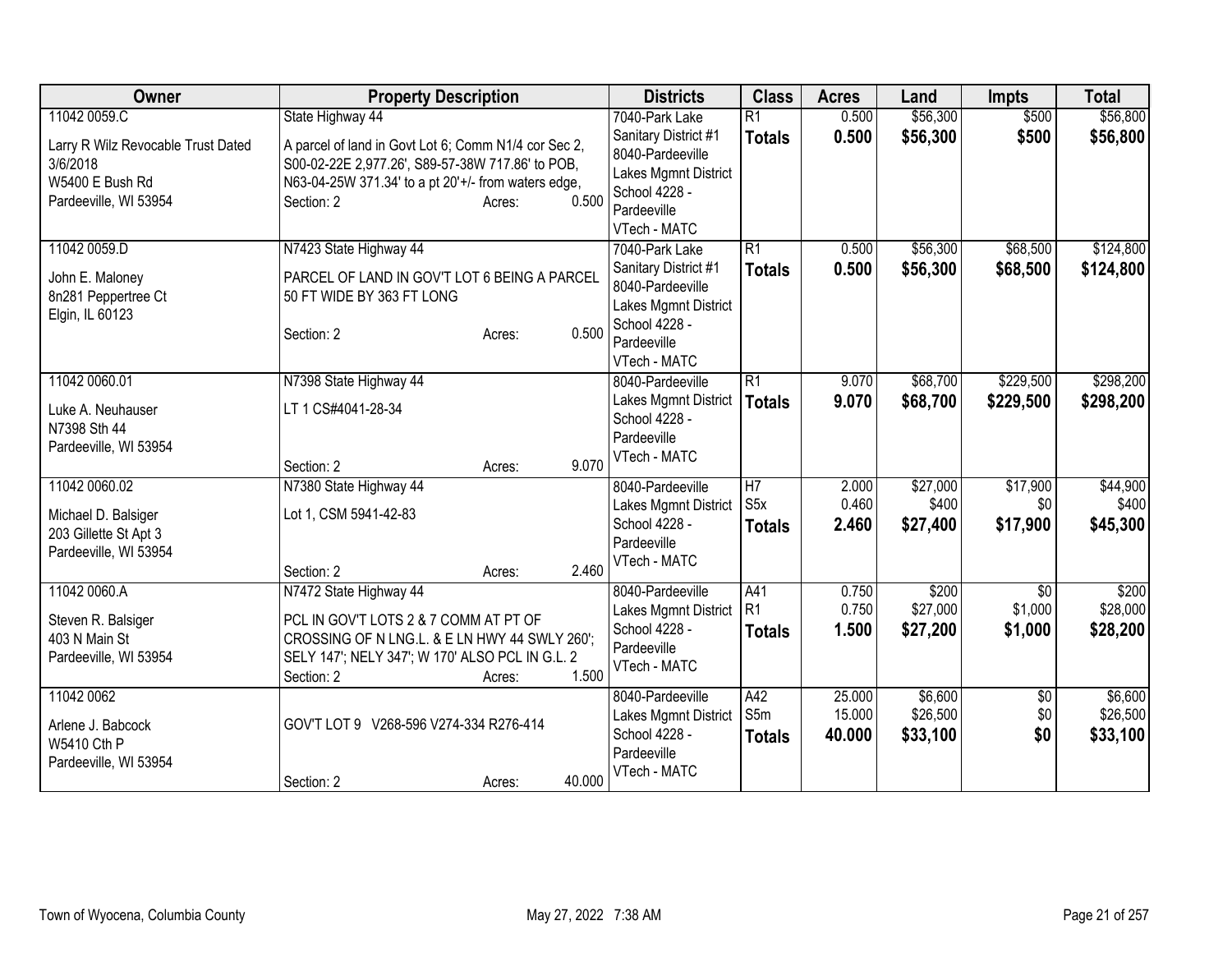| Owner | Property Description | Districts | Class | Acres | Land | Impts | Total |
|---|---|---|---|---|---|---|---|
| 11042 0059.C<br>Larry R Wilz Revocable Trust Dated 3/6/2018<br>W5400 E Bush Rd<br>Pardeeville, WI 53954 | State Highway 44<br>A parcel of land in Govt Lot 6; Comm N1/4 cor Sec 2, S00-02-22E 2,977.26', S89-57-38W 717.86' to POB, N63-04-25W 371.34' to a pt 20'+/- from waters edge,<br>Section: 2 Acres: 0.500 | 7040-Park Lake Sanitary District #1<br>8040-Pardeeville Lakes Mgmnt District<br>School 4228 - Pardeeville<br>VTech - MATC | R1<br>**Totals** | 0.500<br>**0.500** | $56,300<br>**$56,300** | $500<br>**$500** | $56,800<br>**$56,800** |
| 11042 0059.D<br>John E. Maloney<br>8n281 Peppertree Ct<br>Elgin, IL 60123 | N7423 State Highway 44<br>PARCEL OF LAND IN GOV'T LOT 6 BEING A PARCEL 50 FT WIDE BY 363 FT LONG<br>Section: 2 Acres: 0.500 | 7040-Park Lake Sanitary District #1<br>8040-Pardeeville Lakes Mgmnt District<br>School 4228 - Pardeeville<br>VTech - MATC | R1<br>**Totals** | 0.500<br>**0.500** | $56,300<br>**$56,300** | $68,500<br>**$68,500** | $124,800<br>**$124,800** |
| 11042 0060.01<br>Luke A. Neuhauser<br>N7398 Sth 44<br>Pardeeville, WI 53954 | N7398 State Highway 44<br>LT 1 CS#4041-28-34<br>Section: 2 Acres: 9.070 | 8040-Pardeeville Lakes Mgmnt District<br>School 4228 - Pardeeville<br>VTech - MATC | R1<br>**Totals** | 9.070<br>**9.070** | $68,700<br>**$68,700** | $229,500<br>**$229,500** | $298,200<br>**$298,200** |
| 11042 0060.02<br>Michael D. Balsiger<br>203 Gillette St Apt 3<br>Pardeeville, WI 53954 | N7380 State Highway 44<br>Lot 1, CSM 5941-42-83<br>Section: 2 Acres: 2.460 | 8040-Pardeeville Lakes Mgmnt District<br>School 4228 - Pardeeville<br>VTech - MATC | H7<br>S5x<br>**Totals** | 2.000<br>0.460<br>**2.460** | $27,000<br>$400<br>**$27,400** | $17,900<br>$0<br>**$17,900** | $44,900<br>$400<br>**$45,300** |
| 11042 0060.A<br>Steven R. Balsiger<br>403 N Main St<br>Pardeeville, WI 53954 | N7472 State Highway 44<br>PCL IN GOV'T LOTS 2 & 7 COMM AT PT OF CROSSING OF N LNG.L. & E LN HWY 44 SWLY 260'; SELY 147'; NELY 347'; W 170' ALSO PCL IN G.L. 2<br>Section: 2 Acres: 1.500 | 8040-Pardeeville Lakes Mgmnt District<br>School 4228 - Pardeeville<br>VTech - MATC | A41<br>R1<br>**Totals** | 0.750<br>0.750<br>**1.500** | $200<br>$27,000<br>**$27,200** | $0<br>$1,000<br>**$1,000** | $200<br>$28,000<br>**$28,200** |
| 11042 0062<br>Arlene J. Babcock<br>W5410 Cth P<br>Pardeeville, WI 53954 | GOV'T LOT 9 V268-596 V274-334 R276-414<br>Section: 2 Acres: 40.000 | 8040-Pardeeville Lakes Mgmnt District<br>School 4228 - Pardeeville<br>VTech - MATC | A42<br>S5m<br>**Totals** | 25.000<br>15.000<br>**40.000** | $6,600<br>$26,500<br>**$33,100** | $0<br>$0<br>**$0** | $6,600<br>$26,500<br>**$33,100** |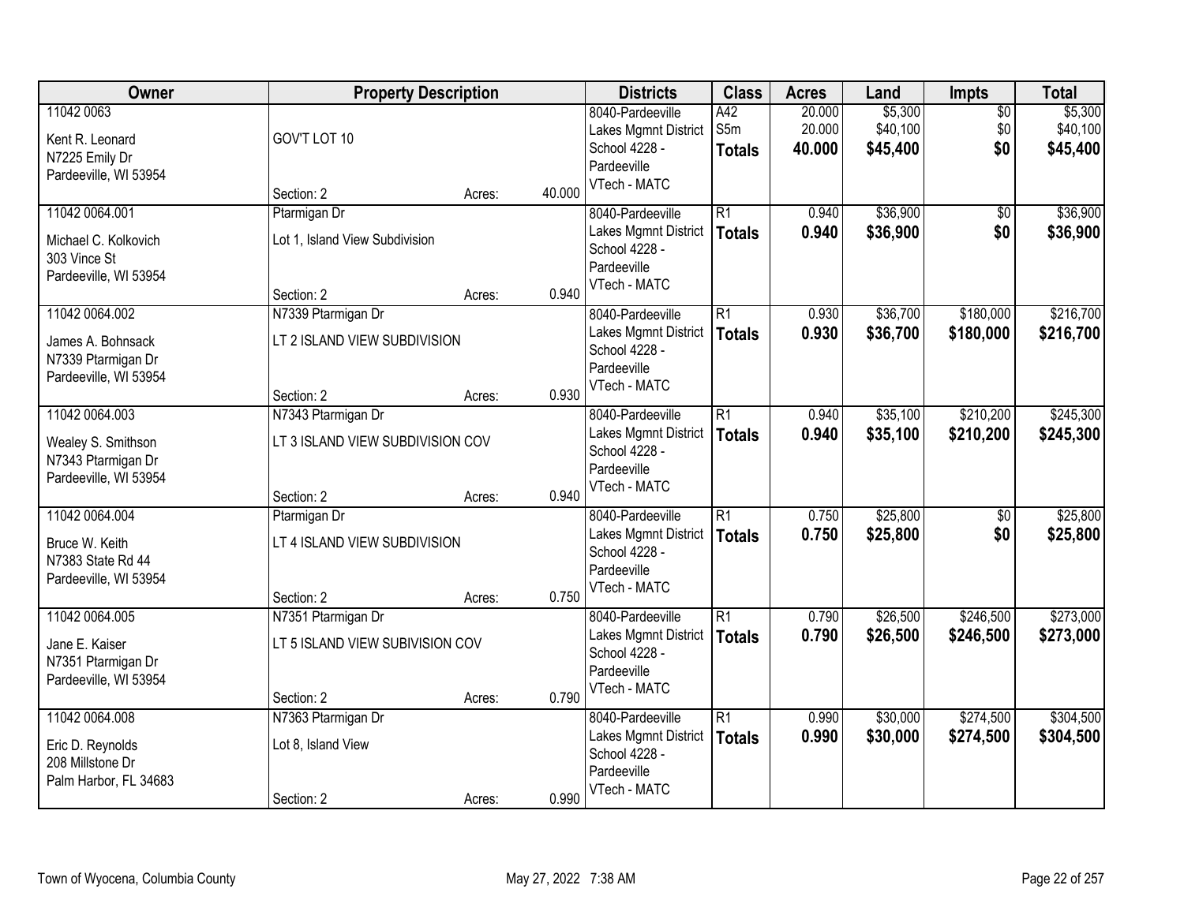| Owner | Property Description | | | Districts | Class | Acres | Land | Impts | Total |
|---|---|---|---|---|---|---|---|---|---|
| 11042 0063<br>Kent R. Leonard<br>N7225 Emily Dr<br>Pardeeville, WI 53954 | GOV'T LOT 10<br><br>Section: 2 | Acres: | 40.000 | 8040-Pardeeville<br>Lakes Mgmnt District<br>School 4228 - Pardeeville<br>VTech - MATC | A42<br>S5m<br>**Totals** | 20.000<br>20.000<br>**40.000** | $5,300<br>$40,100<br>**$45,400** | $0<br>$0<br>**$0** | $5,300<br>$40,100<br>**$45,400** |
| 11042 0064.001<br>Michael C. Kolkovich<br>303 Vince St<br>Pardeeville, WI 53954 | Ptarmigan Dr<br>Lot 1, Island View Subdivision<br><br>Section: 2 | Acres: | 0.940 | 8040-Pardeeville<br>Lakes Mgmnt District<br>School 4228 - Pardeeville<br>VTech - MATC | R1<br>**Totals** | 0.940<br>**0.940** | $36,900<br>**$36,900** | $0<br>**$0** | $36,900<br>**$36,900** |
| 11042 0064.002<br>James A. Bohnsack<br>N7339 Ptarmigan Dr<br>Pardeeville, WI 53954 | N7339 Ptarmigan Dr<br>LT 2 ISLAND VIEW SUBDIVISION<br><br>Section: 2 | Acres: | 0.930 | 8040-Pardeeville<br>Lakes Mgmnt District<br>School 4228 - Pardeeville<br>VTech - MATC | R1<br>**Totals** | 0.930<br>**0.930** | $36,700<br>**$36,700** | $180,000<br>**$180,000** | $216,700<br>**$216,700** |
| 11042 0064.003<br>Wealey S. Smithson<br>N7343 Ptarmigan Dr<br>Pardeeville, WI 53954 | N7343 Ptarmigan Dr<br>LT 3 ISLAND VIEW SUBDIVISION COV<br><br>Section: 2 | Acres: | 0.940 | 8040-Pardeeville<br>Lakes Mgmnt District<br>School 4228 - Pardeeville<br>VTech - MATC | R1<br>**Totals** | 0.940<br>**0.940** | $35,100<br>**$35,100** | $210,200<br>**$210,200** | $245,300<br>**$245,300** |
| 11042 0064.004<br>Bruce W. Keith<br>N7383 State Rd 44<br>Pardeeville, WI 53954 | Ptarmigan Dr<br>LT 4 ISLAND VIEW SUBDIVISION<br><br>Section: 2 | Acres: | 0.750 | 8040-Pardeeville<br>Lakes Mgmnt District<br>School 4228 - Pardeeville<br>VTech - MATC | R1<br>**Totals** | 0.750<br>**0.750** | $25,800<br>**$25,800** | $0<br>**$0** | $25,800<br>**$25,800** |
| 11042 0064.005<br>Jane E. Kaiser<br>N7351 Ptarmigan Dr<br>Pardeeville, WI 53954 | N7351 Ptarmigan Dr<br>LT 5 ISLAND VIEW SUBIVISION COV<br><br>Section: 2 | Acres: | 0.790 | 8040-Pardeeville<br>Lakes Mgmnt District<br>School 4228 - Pardeeville<br>VTech - MATC | R1<br>**Totals** | 0.790<br>**0.790** | $26,500<br>**$26,500** | $246,500<br>**$246,500** | $273,000<br>**$273,000** |
| 11042 0064.008<br>Eric D. Reynolds<br>208 Millstone Dr<br>Palm Harbor, FL 34683 | N7363 Ptarmigan Dr<br>Lot 8, Island View<br><br>Section: 2 | Acres: | 0.990 | 8040-Pardeeville<br>Lakes Mgmnt District<br>School 4228 - Pardeeville<br>VTech - MATC | R1<br>**Totals** | 0.990<br>**0.990** | $30,000<br>**$30,000** | $274,500<br>**$274,500** | $304,500<br>**$304,500** |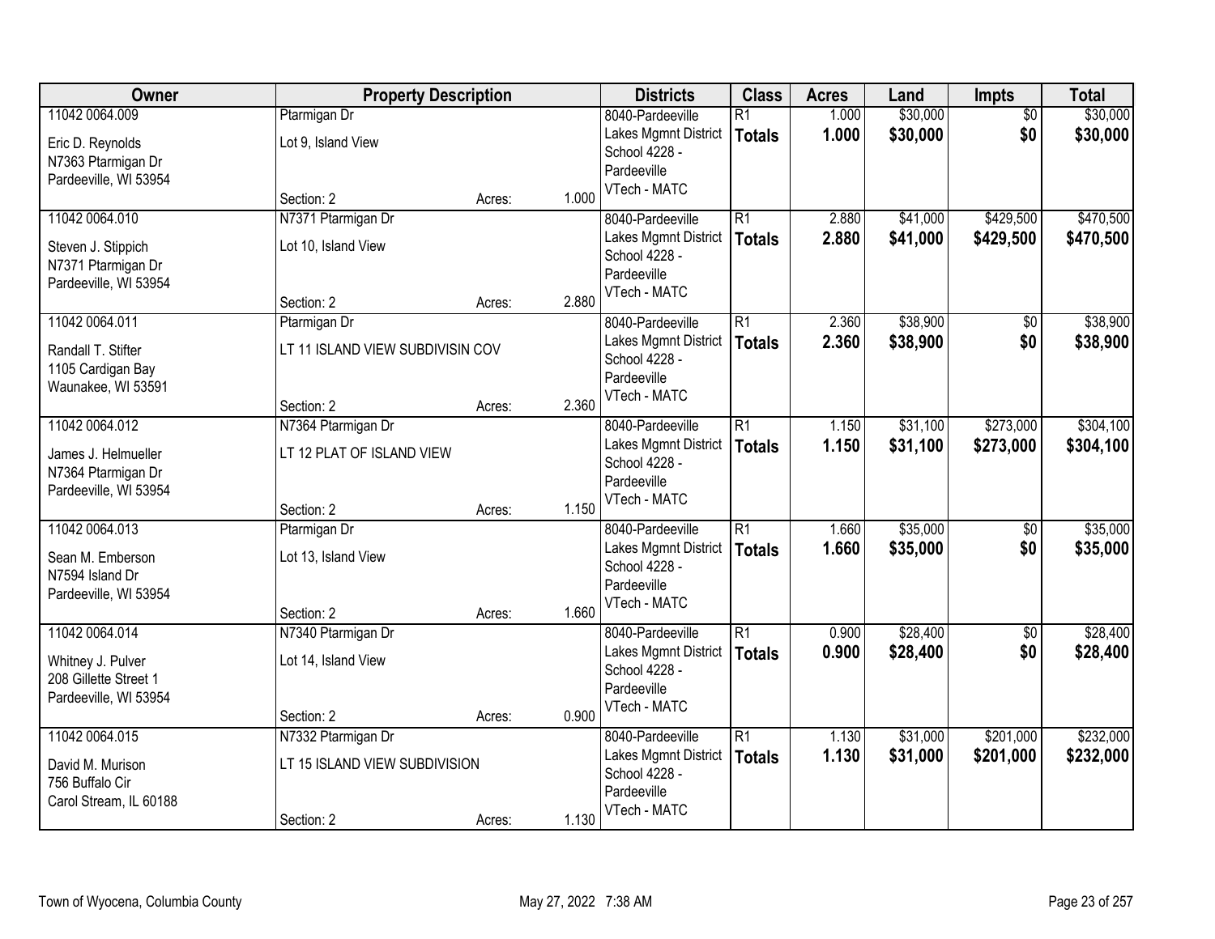| Owner | Property Description | | | Districts | Class | Acres | Land | Impts | Total |
|---|---|---|---|---|---|---|---|---|---|
| 11042 0064.009<br>Eric D. Reynolds<br>N7363 Ptarmigan Dr<br>Pardeeville, WI 53954 | Ptarmigan Dr<br>Lot 9, Island View<br>Section: 2 | Acres: | 1.000 | 8040-Pardeeville<br>Lakes Mgmnt District<br>School 4228 - Pardeeville<br>VTech - MATC | R1<br>**Totals** | 1.000<br>**1.000** | $30,000<br>**$30,000** | $0<br>**$0** | $30,000<br>**$30,000** |
| 11042 0064.010<br>Steven J. Stippich<br>N7371 Ptarmigan Dr<br>Pardeeville, WI 53954 | N7371 Ptarmigan Dr<br>Lot 10, Island View<br>Section: 2 | Acres: | 2.880 | 8040-Pardeeville<br>Lakes Mgmnt District<br>School 4228 - Pardeeville<br>VTech - MATC | R1<br>**Totals** | 2.880<br>**2.880** | $41,000<br>**$41,000** | $429,500<br>**$429,500** | $470,500<br>**$470,500** |
| 11042 0064.011<br>Randall T. Stifter<br>1105 Cardigan Bay<br>Waunakee, WI 53591 | Ptarmigan Dr<br>LT 11 ISLAND VIEW SUBDIVISIN COV<br>Section: 2 | Acres: | 2.360 | 8040-Pardeeville<br>Lakes Mgmnt District<br>School 4228 - Pardeeville<br>VTech - MATC | R1<br>**Totals** | 2.360<br>**2.360** | $38,900<br>**$38,900** | $0<br>**$0** | $38,900<br>**$38,900** |
| 11042 0064.012<br>James J. Helmueller<br>N7364 Ptarmigan Dr<br>Pardeeville, WI 53954 | N7364 Ptarmigan Dr<br>LT 12 PLAT OF ISLAND VIEW<br>Section: 2 | Acres: | 1.150 | 8040-Pardeeville<br>Lakes Mgmnt District<br>School 4228 - Pardeeville<br>VTech - MATC | R1<br>**Totals** | 1.150<br>**1.150** | $31,100<br>**$31,100** | $273,000<br>**$273,000** | $304,100<br>**$304,100** |
| 11042 0064.013<br>Sean M. Emberson<br>N7594 Island Dr<br>Pardeeville, WI 53954 | Ptarmigan Dr<br>Lot 13, Island View<br>Section: 2 | Acres: | 1.660 | 8040-Pardeeville<br>Lakes Mgmnt District<br>School 4228 - Pardeeville<br>VTech - MATC | R1<br>**Totals** | 1.660<br>**1.660** | $35,000<br>**$35,000** | $0<br>**$0** | $35,000<br>**$35,000** |
| 11042 0064.014<br>Whitney J. Pulver<br>208 Gillette Street 1<br>Pardeeville, WI 53954 | N7340 Ptarmigan Dr<br>Lot 14, Island View<br>Section: 2 | Acres: | 0.900 | 8040-Pardeeville<br>Lakes Mgmnt District<br>School 4228 - Pardeeville<br>VTech - MATC | R1<br>**Totals** | 0.900<br>**0.900** | $28,400<br>**$28,400** | $0<br>**$0** | $28,400<br>**$28,400** |
| 11042 0064.015<br>David M. Murison<br>756 Buffalo Cir<br>Carol Stream, IL 60188 | N7332 Ptarmigan Dr<br>LT 15 ISLAND VIEW SUBDIVISION<br>Section: 2 | Acres: | 1.130 | 8040-Pardeeville<br>Lakes Mgmnt District<br>School 4228 - Pardeeville<br>VTech - MATC | R1<br>**Totals** | 1.130<br>**1.130** | $31,000<br>**$31,000** | $201,000<br>**$201,000** | $232,000<br>**$232,000** |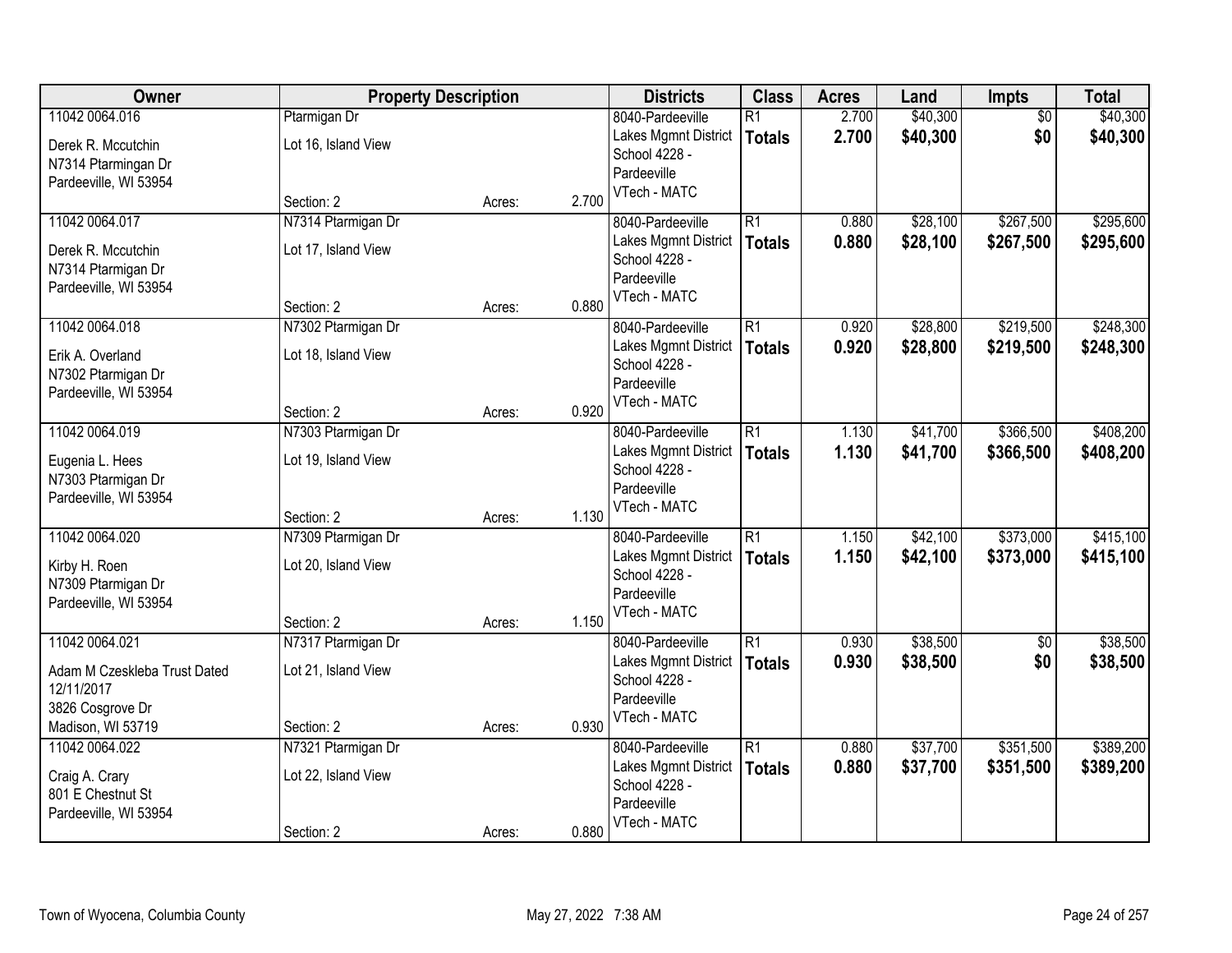| Owner | Property Description | | | Districts | Class | Acres | Land | Impts | Total |
|---|---|---|---|---|---|---|---|---|---|
| 11042 0064.016<br>Derek R. Mccutchin<br>N7314 Ptarmingan Dr<br>Pardeeville, WI 53954 | Ptarmigan Dr<br>Lot 16, Island View<br>Section: 2 | Acres: | 2.700 | 8040-Pardeeville<br>Lakes Mgmnt District<br>School 4228 - Pardeeville<br>VTech - MATC | R1<br>**Totals** | 2.700<br>**2.700** | $40,300<br>**$40,300** | $0<br>**$0** | $40,300<br>**$40,300** |
| 11042 0064.017<br>Derek R. Mccutchin<br>N7314 Ptarmigan Dr<br>Pardeeville, WI 53954 | N7314 Ptarmigan Dr<br>Lot 17, Island View<br>Section: 2 | Acres: | 0.880 | 8040-Pardeeville<br>Lakes Mgmnt District<br>School 4228 - Pardeeville<br>VTech - MATC | R1<br>**Totals** | 0.880<br>**0.880** | $28,100<br>**$28,100** | $267,500<br>**$267,500** | $295,600<br>**$295,600** |
| 11042 0064.018<br>Erik A. Overland<br>N7302 Ptarmigan Dr<br>Pardeeville, WI 53954 | N7302 Ptarmigan Dr<br>Lot 18, Island View<br>Section: 2 | Acres: | 0.920 | 8040-Pardeeville<br>Lakes Mgmnt District<br>School 4228 - Pardeeville<br>VTech - MATC | R1<br>**Totals** | 0.920<br>**0.920** | $28,800<br>**$28,800** | $219,500<br>**$219,500** | $248,300<br>**$248,300** |
| 11042 0064.019<br>Eugenia L. Hees<br>N7303 Ptarmigan Dr<br>Pardeeville, WI 53954 | N7303 Ptarmigan Dr<br>Lot 19, Island View<br>Section: 2 | Acres: | 1.130 | 8040-Pardeeville<br>Lakes Mgmnt District<br>School 4228 - Pardeeville<br>VTech - MATC | R1<br>**Totals** | 1.130<br>**1.130** | $41,700<br>**$41,700** | $366,500<br>**$366,500** | $408,200<br>**$408,200** |
| 11042 0064.020<br>Kirby H. Roen<br>N7309 Ptarmigan Dr<br>Pardeeville, WI 53954 | N7309 Ptarmigan Dr<br>Lot 20, Island View<br>Section: 2 | Acres: | 1.150 | 8040-Pardeeville<br>Lakes Mgmnt District<br>School 4228 - Pardeeville<br>VTech - MATC | R1<br>**Totals** | 1.150<br>**1.150** | $42,100<br>**$42,100** | $373,000<br>**$373,000** | $415,100<br>**$415,100** |
| 11042 0064.021<br>Adam M Czeskleba Trust Dated 12/11/2017<br>3826 Cosgrove Dr<br>Madison, WI 53719 | N7317 Ptarmigan Dr<br>Lot 21, Island View<br>Section: 2 | Acres: | 0.930 | 8040-Pardeeville<br>Lakes Mgmnt District<br>School 4228 - Pardeeville<br>VTech - MATC | R1<br>**Totals** | 0.930<br>**0.930** | $38,500<br>**$38,500** | $0<br>**$0** | $38,500<br>**$38,500** |
| 11042 0064.022<br>Craig A. Crary<br>801 E Chestnut St<br>Pardeeville, WI 53954 | N7321 Ptarmigan Dr<br>Lot 22, Island View<br>Section: 2 | Acres: | 0.880 | 8040-Pardeeville<br>Lakes Mgmnt District<br>School 4228 - Pardeeville<br>VTech - MATC | R1<br>**Totals** | 0.880<br>**0.880** | $37,700<br>**$37,700** | $351,500<br>**$351,500** | $389,200<br>**$389,200** |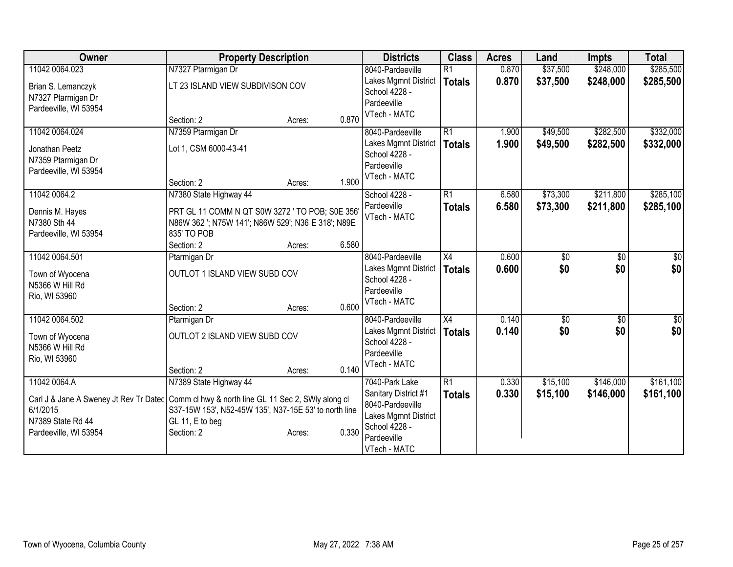| Owner | Property Description | | | Districts | Class | Acres | Land | Impts | Total |
|---|---|---|---|---|---|---|---|---|---|
| 11042 0064.023 | N7327 Ptarmigan Dr | | | 8040-Pardeeville | R1 | 0.870 | $37,500 | $248,000 | $285,500 |
| Brian S. Lemanczyk<br>N7327 Ptarmigan Dr<br>Pardeeville, WI 53954 | LT 23 ISLAND VIEW SUBDIVISON COV | | | Lakes Mgmt District<br>School 4228 - Pardeeville<br>VTech - MATC | **Totals** | **0.870** | **$37,500** | **$248,000** | **$285,500** |
| | Section: 2 | Acres: | 0.870 | | | | | | |
| 11042 0064.024 | N7359 Ptarmigan Dr | | | 8040-Pardeeville | R1 | 1.900 | $49,500 | $282,500 | $332,000 |
| Jonathan Peetz<br>N7359 Ptarmigan Dr<br>Pardeeville, WI 53954 | Lot 1, CSM 6000-43-41 | | | Lakes Mgmt District<br>School 4228 - Pardeeville<br>VTech - MATC | **Totals** | **1.900** | **$49,500** | **$282,500** | **$332,000** |
| | Section: 2 | Acres: | 1.900 | | | | | | |
| 11042 0064.2 | N7380 State Highway 44 | | | School 4228 - | R1 | 6.580 | $73,300 | $211,800 | $285,100 |
| Dennis M. Hayes<br>N7380 Sth 44<br>Pardeeville, WI 53954 | PRT GL 11 COMM N QT S0W 3272 ' TO POB; S0E 356' N86W 362 '; N75W 141'; N86W 529'; N36 E 318'; N89E 835' TO POB | | | Pardeeville<br>VTech - MATC | **Totals** | **6.580** | **$73,300** | **$211,800** | **$285,100** |
| | Section: 2 | Acres: | 6.580 | | | | | | |
| 11042 0064.501 | Ptarmigan Dr | | | 8040-Pardeeville | X4 | 0.600 | $0 | $0 | $0 |
| Town of Wyocena<br>N5366 W Hill Rd<br>Rio, WI 53960 | OUTLOT 1 ISLAND VIEW SUBD COV | | | Lakes Mgmt District<br>School 4228 - Pardeeville<br>VTech - MATC | **Totals** | **0.600** | **$0** | **$0** | **$0** |
| | Section: 2 | Acres: | 0.600 | | | | | | |
| 11042 0064.502 | Ptarmigan Dr | | | 8040-Pardeeville | X4 | 0.140 | $0 | $0 | $0 |
| Town of Wyocena<br>N5366 W Hill Rd<br>Rio, WI 53960 | OUTLOT 2 ISLAND VIEW SUBD COV | | | Lakes Mgmt District<br>School 4228 - Pardeeville<br>VTech - MATC | **Totals** | **0.140** | **$0** | **$0** | **$0** |
| | Section: 2 | Acres: | 0.140 | | | | | | |
| 11042 0064.A | N7389 State Highway 44 | | | 7040-Park Lake | R1 | 0.330 | $15,100 | $146,000 | $161,100 |
| Carl J & Jane A Sweney Jt Rev Tr Datec 6/1/2015<br>N7389 State Rd 44<br>Pardeeville, WI 53954 | Comm cl hwy & north line GL 11 Sec 2, SWly along cl S37-15W 153', N52-45W 135', N37-15E 53' to north line GL 11, E to beg | | | Sanitary District #1<br>8040-Pardeeville<br>Lakes Mgmt District<br>School 4228 - Pardeeville<br>VTech - MATC | **Totals** | **0.330** | **$15,100** | **$146,000** | **$161,100** |
| | Section: 2 | Acres: | 0.330 | | | | | | |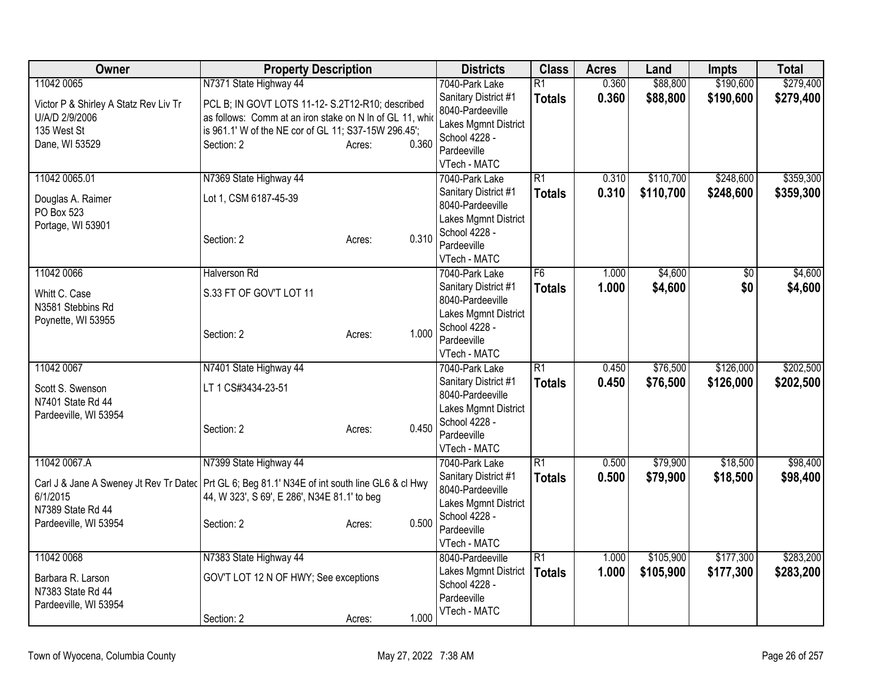| Owner | Property Description | | | Districts | Class | Acres | Land | Impts | Total |
|---|---|---|---|---|---|---|---|---|---|
| 11042 0065<br>Victor P & Shirley A Statz Rev Liv Tr U/A/D 2/9/2006<br>135 West St<br>Dane, WI 53529 | N7371 State Highway 44<br>PCL B; IN GOVT LOTS 11-12- S.2T12-R10; described as follows: Comm at an iron stake on N ln of GL 11, whic is 961.1' W of the NE cor of GL 11; S37-15W 296.45';<br>Section: 2 | Acres: | 0.360 | 7040-Park Lake Sanitary District #1<br>8040-Pardeeville Lakes Mgmnt District<br>School 4228 - Pardeeville<br>VTech - MATC | R1<br>**Totals** | 0.360<br>**0.360** | $88,800<br>**$88,800** | $190,600<br>**$190,600** | $279,400<br>**$279,400** |
| 11042 0065.01<br>Douglas A. Raimer<br>PO Box 523<br>Portage, WI 53901 | N7369 State Highway 44<br>Lot 1, CSM 6187-45-39<br>Section: 2 | Acres: | 0.310 | 7040-Park Lake Sanitary District #1<br>8040-Pardeeville Lakes Mgmnt District<br>School 4228 - Pardeeville<br>VTech - MATC | R1<br>**Totals** | 0.310<br>**0.310** | $110,700<br>**$110,700** | $248,600<br>**$248,600** | $359,300<br>**$359,300** |
| 11042 0066<br>Whitt C. Case<br>N3581 Stebbins Rd<br>Poynette, WI 53955 | Halverson Rd<br>S.33 FT OF GOV'T LOT 11<br>Section: 2 | Acres: | 1.000 | 7040-Park Lake Sanitary District #1<br>8040-Pardeeville Lakes Mgmnt District<br>School 4228 - Pardeeville<br>VTech - MATC | F6<br>**Totals** | 1.000<br>**1.000** | $4,600<br>**$4,600** | $0<br>**$0** | $4,600<br>**$4,600** |
| 11042 0067<br>Scott S. Swenson<br>N7401 State Rd 44<br>Pardeeville, WI 53954 | N7401 State Highway 44<br>LT 1 CS#3434-23-51<br>Section: 2 | Acres: | 0.450 | 7040-Park Lake Sanitary District #1<br>8040-Pardeeville Lakes Mgmnt District<br>School 4228 - Pardeeville<br>VTech - MATC | R1<br>**Totals** | 0.450<br>**0.450** | $76,500<br>**$76,500** | $126,000<br>**$126,000** | $202,500<br>**$202,500** |
| 11042 0067.A<br>Carl J & Jane A Sweney Jt Rev Tr Datec 6/1/2015<br>N7389 State Rd 44<br>Pardeeville, WI 53954 | N7399 State Highway 44<br>Prt GL 6; Beg 81.1' N34E of int south line GL6 & cl Hwy 44, W 323', S 69', E 286', N34E 81.1' to beg<br>Section: 2 | Acres: | 0.500 | 7040-Park Lake Sanitary District #1<br>8040-Pardeeville Lakes Mgmnt District<br>School 4228 - Pardeeville<br>VTech - MATC | R1<br>**Totals** | 0.500<br>**0.500** | $79,900<br>**$79,900** | $18,500<br>**$18,500** | $98,400<br>**$98,400** |
| 11042 0068<br>Barbara R. Larson<br>N7383 State Rd 44<br>Pardeeville, WI 53954 | N7383 State Highway 44<br>GOV'T LOT 12 N OF HWY; See exceptions<br>Section: 2 | Acres: | 1.000 | 8040-Pardeeville Lakes Mgmnt District<br>School 4228 - Pardeeville<br>VTech - MATC | R1<br>**Totals** | 1.000<br>**1.000** | $105,900<br>**$105,900** | $177,300<br>**$177,300** | $283,200<br>**$283,200** |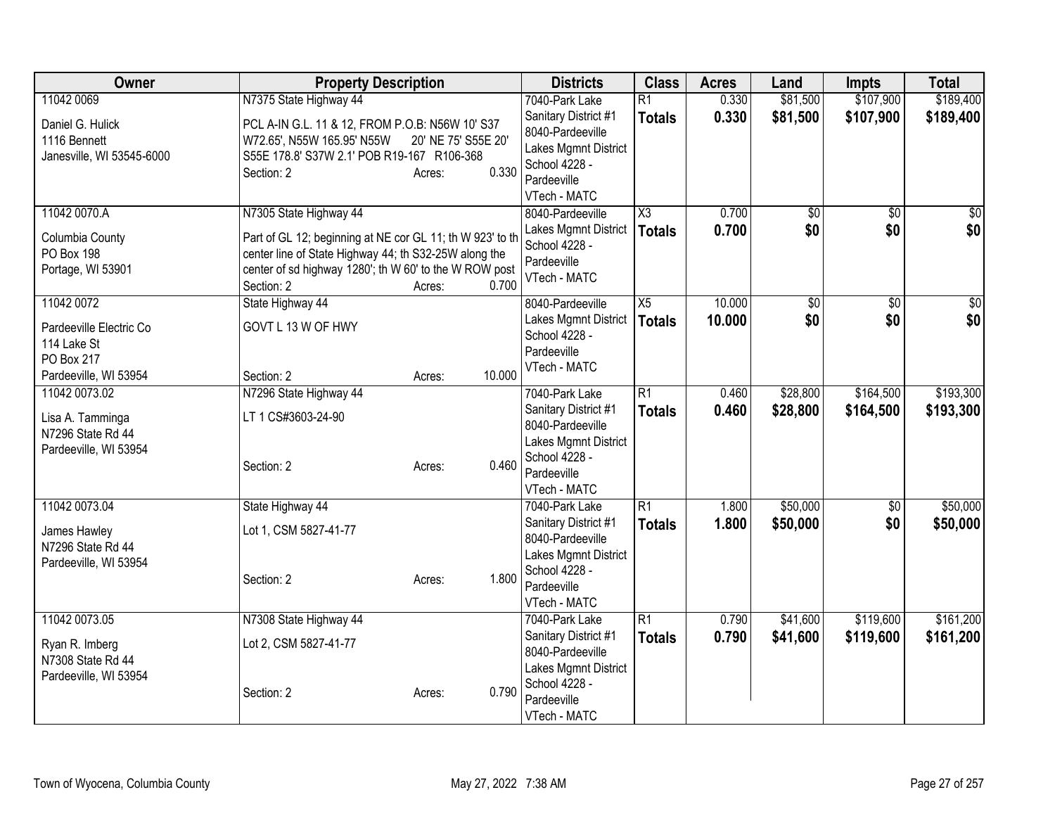| Owner | Property Description | Districts | Class | Acres | Land | Impts | Total |
|---|---|---|---|---|---|---|---|
| 11042 0069<br>Daniel G. Hulick<br>1116 Bennett<br>Janesville, WI 53545-6000 | N7375 State Highway 44<br>PCL A-IN G.L. 11 & 12, FROM P.O.B: N56W 10' S37 W72.65', N55W 165.95' N55W 20' NE 75' S55E 20' S55E 178.8' S37W 2.1' POB R19-167 R106-368<br>Section: 2 Acres: 0.330 | 7040-Park Lake Sanitary District #1<br>8040-Pardeeville Lakes Mgmnt District<br>School 4228 - Pardeeville<br>VTech - MATC | R1<br>**Totals** | 0.330<br>**0.330** | $81,500<br>**$81,500** | $107,900<br>**$107,900** | $189,400<br>**$189,400** |
| 11042 0070.A<br>Columbia County<br>PO Box 198<br>Portage, WI 53901 | N7305 State Highway 44<br>Part of GL 12; beginning at NE cor GL 11; th W 923' to th center line of State Highway 44; th S32-25W along the center of sd highway 1280'; th W 60' to the W ROW post<br>Section: 2 Acres: 0.700 | 8040-Pardeeville Lakes Mgmnt District<br>School 4228 - Pardeeville<br>VTech - MATC | X3<br>**Totals** | 0.700<br>**0.700** | $0<br>**$0** | $0<br>**$0** | $0<br>**$0** |
| 11042 0072<br>Pardeeville Electric Co<br>114 Lake St<br>PO Box 217<br>Pardeeville, WI 53954 | State Highway 44<br>GOVT L 13 W OF HWY<br>Section: 2 Acres: 10.000 | 8040-Pardeeville Lakes Mgmnt District<br>School 4228 - Pardeeville<br>VTech - MATC | X5<br>**Totals** | 10.000<br>**10.000** | $0<br>**$0** | $0<br>**$0** | $0<br>**$0** |
| 11042 0073.02<br>Lisa A. Tamminga<br>N7296 State Rd 44<br>Pardeeville, WI 53954 | N7296 State Highway 44<br>LT 1 CS#3603-24-90<br>Section: 2 Acres: 0.460 | 7040-Park Lake Sanitary District #1<br>8040-Pardeeville Lakes Mgmnt District<br>School 4228 - Pardeeville<br>VTech - MATC | R1<br>**Totals** | 0.460<br>**0.460** | $28,800<br>**$28,800** | $164,500<br>**$164,500** | $193,300<br>**$193,300** |
| 11042 0073.04<br>James Hawley<br>N7296 State Rd 44<br>Pardeeville, WI 53954 | State Highway 44<br>Lot 1, CSM 5827-41-77<br>Section: 2 Acres: 1.800 | 7040-Park Lake Sanitary District #1<br>8040-Pardeeville Lakes Mgmnt District<br>School 4228 - Pardeeville<br>VTech - MATC | R1<br>**Totals** | 1.800<br>**1.800** | $50,000<br>**$50,000** | $0<br>**$0** | $50,000<br>**$50,000** |
| 11042 0073.05<br>Ryan R. Imberg<br>N7308 State Rd 44<br>Pardeeville, WI 53954 | N7308 State Highway 44<br>Lot 2, CSM 5827-41-77<br>Section: 2 Acres: 0.790 | 7040-Park Lake Sanitary District #1<br>8040-Pardeeville Lakes Mgmnt District<br>School 4228 - Pardeeville<br>VTech - MATC | R1<br>**Totals** | 0.790<br>**0.790** | $41,600<br>**$41,600** | $119,600<br>**$119,600** | $161,200<br>**$161,200** |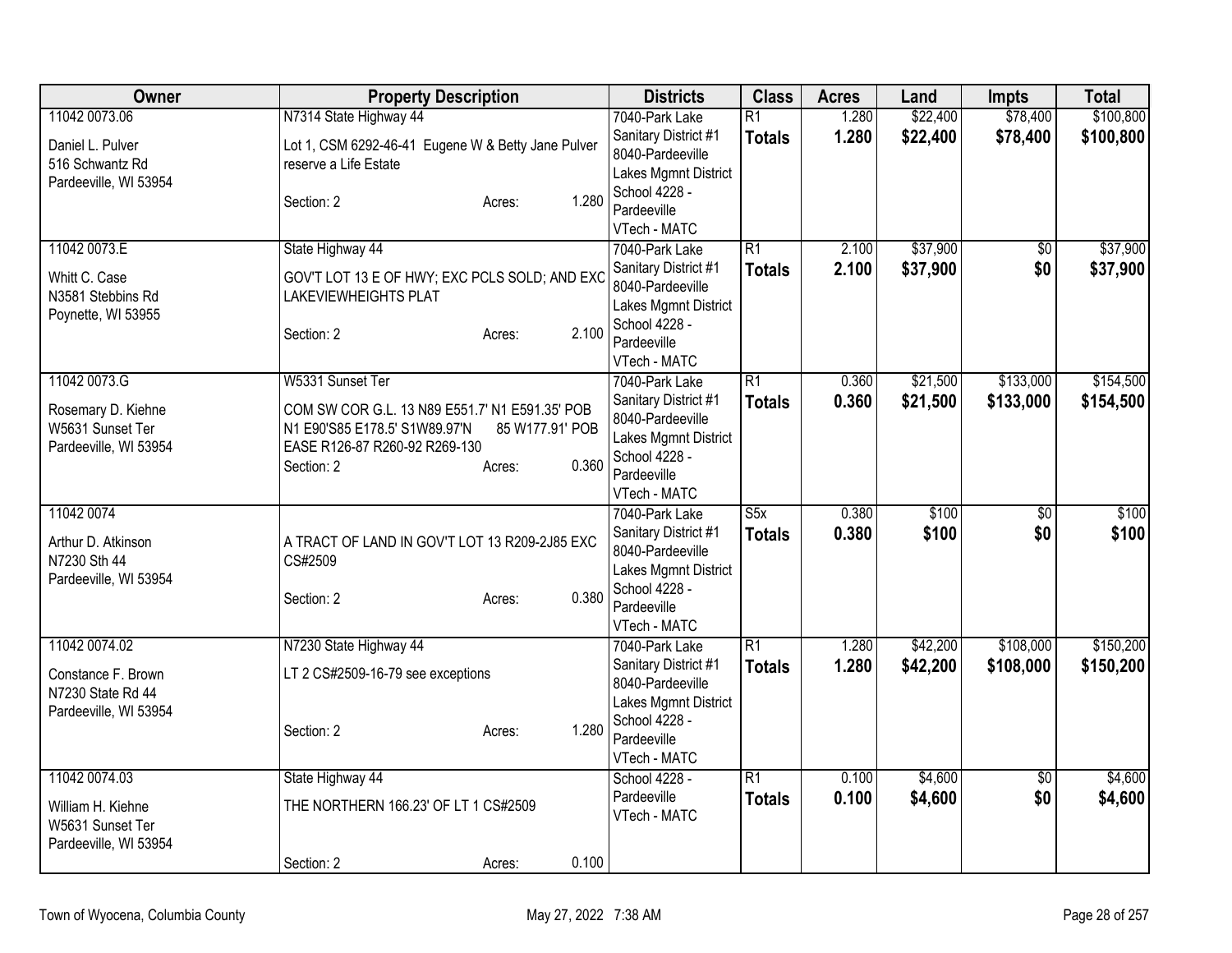| Owner | Property Description | Districts | Class | Acres | Land | Impts | Total |
|---|---|---|---|---|---|---|---|
| 11042 0073.06<br>Daniel L. Pulver<br>516 Schwantz Rd<br>Pardeeville, WI 53954 | N7314 State Highway 44<br>Lot 1, CSM 6292-46-41 Eugene W & Betty Jane Pulver reserve a Life Estate<br>Section: 2 Acres: 1.280 | 7040-Park Lake Sanitary District #1<br>8040-Pardeeville Lakes Mgmnt District<br>School 4228 - Pardeeville<br>VTech - MATC | R1<br>**Totals** | 1.280<br>**1.280** | $22,400<br>**$22,400** | $78,400<br>**$78,400** | $100,800<br>**$100,800** |
| 11042 0073.E<br>Whitt C. Case<br>N3581 Stebbins Rd<br>Poynette, WI 53955 | State Highway 44<br>GOV'T LOT 13 E OF HWY; EXC PCLS SOLD; AND EXC LAKEVIEWHEIGHTS PLAT<br>Section: 2 Acres: 2.100 | 7040-Park Lake Sanitary District #1<br>8040-Pardeeville Lakes Mgmnt District<br>School 4228 - Pardeeville<br>VTech - MATC | R1<br>**Totals** | 2.100<br>**2.100** | $37,900<br>**$37,900** | $0<br>**$0** | $37,900<br>**$37,900** |
| 11042 0073.G<br>Rosemary D. Kiehne<br>W5631 Sunset Ter<br>Pardeeville, WI 53954 | W5331 Sunset Ter<br>COM SW COR G.L. 13 N89 E551.7' N1 E591.35' POB N1 E90'S85 E178.5' S1W89.97'N 85 W177.91' POB EASE R126-87 R260-92 R269-130<br>Section: 2 Acres: 0.360 | 7040-Park Lake Sanitary District #1<br>8040-Pardeeville Lakes Mgmnt District<br>School 4228 - Pardeeville<br>VTech - MATC | R1<br>**Totals** | 0.360<br>**0.360** | $21,500<br>**$21,500** | $133,000<br>**$133,000** | $154,500<br>**$154,500** |
| 11042 0074<br>Arthur D. Atkinson<br>N7230 Sth 44<br>Pardeeville, WI 53954 | A TRACT OF LAND IN GOV'T LOT 13 R209-2J85 EXC CS#2509<br>Section: 2 Acres: 0.380 | 7040-Park Lake Sanitary District #1<br>8040-Pardeeville Lakes Mgmnt District<br>School 4228 - Pardeeville<br>VTech - MATC | S5x<br>**Totals** | 0.380<br>**0.380** | $100<br>**$100** | $0<br>**$0** | $100<br>**$100** |
| 11042 0074.02<br>Constance F. Brown<br>N7230 State Rd 44<br>Pardeeville, WI 53954 | N7230 State Highway 44<br>LT 2 CS#2509-16-79 see exceptions<br>Section: 2 Acres: 1.280 | 7040-Park Lake Sanitary District #1<br>8040-Pardeeville Lakes Mgmnt District<br>School 4228 - Pardeeville<br>VTech - MATC | R1<br>**Totals** | 1.280<br>**1.280** | $42,200<br>**$42,200** | $108,000<br>**$108,000** | $150,200<br>**$150,200** |
| 11042 0074.03<br>William H. Kiehne<br>W5631 Sunset Ter<br>Pardeeville, WI 53954 | State Highway 44<br>THE NORTHERN 166.23' OF LT 1 CS#2509<br>Section: 2 Acres: 0.100 | School 4228 - Pardeeville<br>VTech - MATC | R1<br>**Totals** | 0.100<br>**0.100** | $4,600<br>**$4,600** | $0<br>**$0** | $4,600<br>**$4,600** |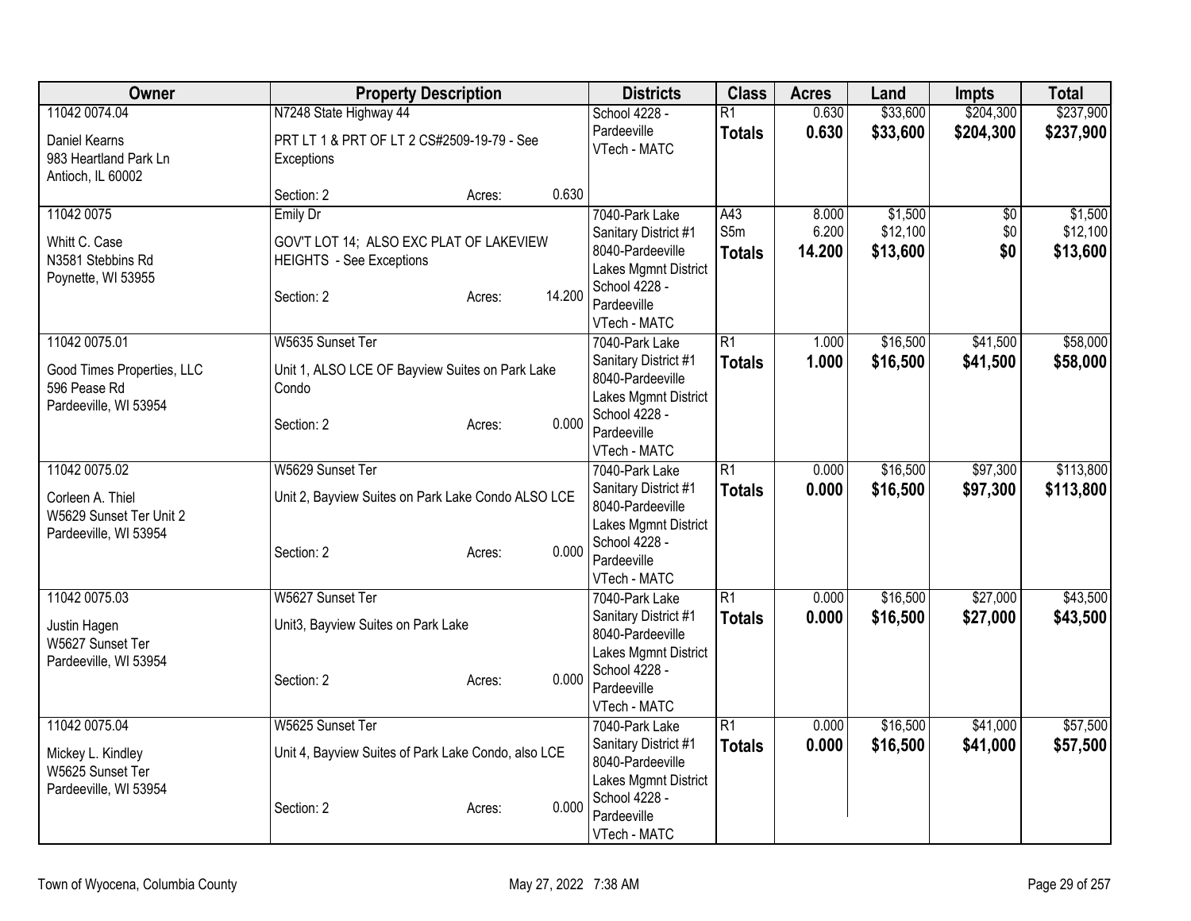| Owner | Property Description | Districts | Class | Acres | Land | Impts | Total |
|---|---|---|---|---|---|---|---|
| 11042 0074.04<br>Daniel Kearns<br>983 Heartland Park Ln<br>Antioch, IL 60002 | N7248 State Highway 44<br>PRT LT 1 & PRT OF LT 2 CS#2509-19-79 - See Exceptions<br>Section: 2 Acres: 0.630 | School 4228 - Pardeeville<br>VTech - MATC | R1<br>**Totals** | 0.630<br>**0.630** | $33,600<br>**$33,600** | $204,300<br>**$204,300** | $237,900<br>**$237,900** |
| 11042 0075<br>Whitt C. Case<br>N3581 Stebbins Rd<br>Poynette, WI 53955 | Emily Dr<br>GOV'T LOT 14; ALSO EXC PLAT OF LAKEVIEW HEIGHTS - See Exceptions<br>Section: 2 Acres: 14.200 | 7040-Park Lake Sanitary District #1<br>8040-Pardeeville Lakes Mgmnt District<br>School 4228 - Pardeeville<br>VTech - MATC | A43<br>S5m<br>**Totals** | 8.000<br>6.200<br>**14.200** | $1,500<br>$12,100<br>**$13,600** | $0<br>$0<br>**$0** | $1,500<br>$12,100<br>**$13,600** |
| 11042 0075.01<br>Good Times Properties, LLC<br>596 Pease Rd<br>Pardeeville, WI 53954 | W5635 Sunset Ter<br>Unit 1, ALSO LCE OF Bayview Suites on Park Lake Condo<br>Section: 2 Acres: 0.000 | 7040-Park Lake Sanitary District #1<br>8040-Pardeeville Lakes Mgmnt District<br>School 4228 - Pardeeville<br>VTech - MATC | R1<br>**Totals** | 1.000<br>**1.000** | $16,500<br>**$16,500** | $41,500<br>**$41,500** | $58,000<br>**$58,000** |
| 11042 0075.02<br>Corleen A. Thiel<br>W5629 Sunset Ter Unit 2<br>Pardeeville, WI 53954 | W5629 Sunset Ter<br>Unit 2, Bayview Suites on Park Lake Condo ALSO LCE<br>Section: 2 Acres: 0.000 | 7040-Park Lake Sanitary District #1<br>8040-Pardeeville Lakes Mgmnt District<br>School 4228 - Pardeeville<br>VTech - MATC | R1<br>**Totals** | 0.000<br>**0.000** | $16,500<br>**$16,500** | $97,300<br>**$97,300** | $113,800<br>**$113,800** |
| 11042 0075.03<br>Justin Hagen<br>W5627 Sunset Ter<br>Pardeeville, WI 53954 | W5627 Sunset Ter<br>Unit3, Bayview Suites on Park Lake<br>Section: 2 Acres: 0.000 | 7040-Park Lake Sanitary District #1<br>8040-Pardeeville Lakes Mgmnt District<br>School 4228 - Pardeeville<br>VTech - MATC | R1<br>**Totals** | 0.000<br>**0.000** | $16,500<br>**$16,500** | $27,000<br>**$27,000** | $43,500<br>**$43,500** |
| 11042 0075.04<br>Mickey L. Kindley<br>W5625 Sunset Ter<br>Pardeeville, WI 53954 | W5625 Sunset Ter<br>Unit 4, Bayview Suites of Park Lake Condo, also LCE<br>Section: 2 Acres: 0.000 | 7040-Park Lake Sanitary District #1<br>8040-Pardeeville Lakes Mgmnt District<br>School 4228 - Pardeeville<br>VTech - MATC | R1<br>**Totals** | 0.000<br>**0.000** | $16,500<br>**$16,500** | $41,000<br>**$41,000** | $57,500<br>**$57,500** |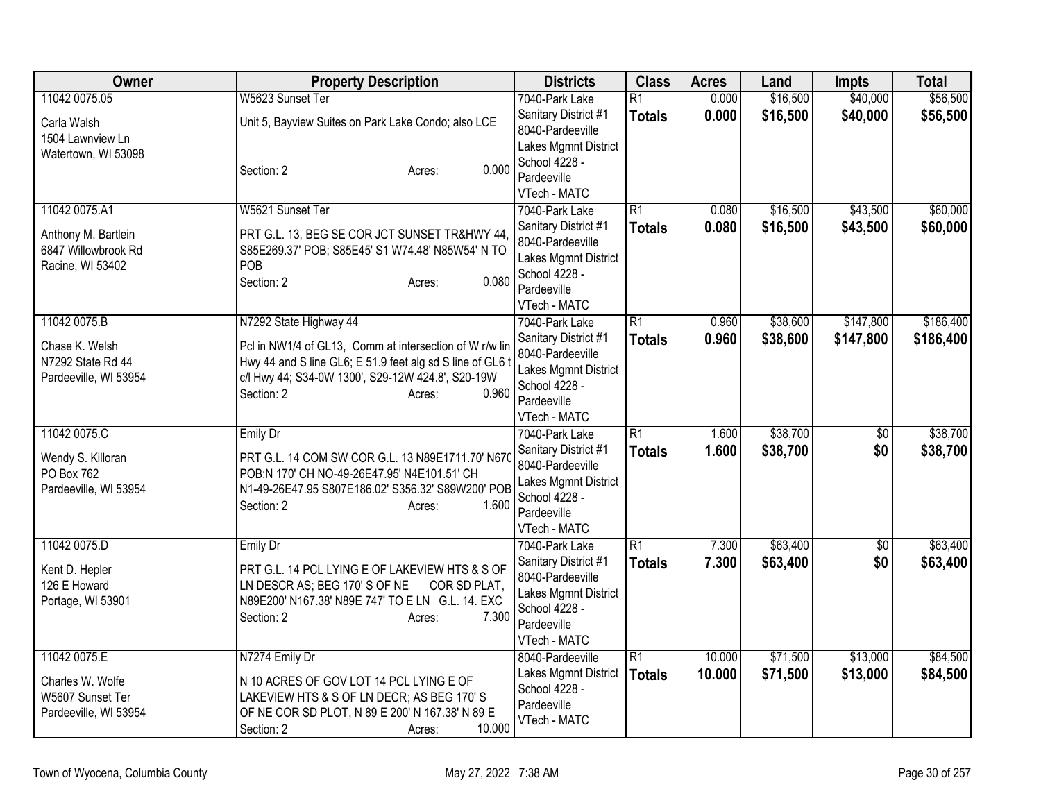| Owner | Property Description | Districts | Class | Acres | Land | Impts | Total |
|---|---|---|---|---|---|---|---|
| 11042 0075.05<br><br>Carla Walsh<br>1504 Lawnview Ln<br>Watertown, WI 53098 | W5623 Sunset Ter<br><br>Unit 5, Bayview Suites on Park Lake Condo; also LCE<br><br>Section: 2 Acres: 0.000 | 7040-Park Lake Sanitary District #1<br>8040-Pardeeville Lakes Mgmnt District<br>School 4228 - Pardeeville<br>VTech - MATC | R1<br>**Totals** | 0.000<br>**0.000** | $16,500<br>**$16,500** | $40,000<br>**$40,000** | $56,500<br>**$56,500** |
| 11042 0075.A1<br><br>Anthony M. Bartlein<br>6847 Willowbrook Rd<br>Racine, WI 53402 | W5621 Sunset Ter<br><br>PRT G.L. 13, BEG SE COR JCT SUNSET TR&HWY 44, S85E269.37' POB; S85E45' S1 W74.48' N85W54' N TO POB<br>Section: 2 Acres: 0.080 | 7040-Park Lake Sanitary District #1<br>8040-Pardeeville Lakes Mgmnt District<br>School 4228 - Pardeeville<br>VTech - MATC | R1<br>**Totals** | 0.080<br>**0.080** | $16,500<br>**$16,500** | $43,500<br>**$43,500** | $60,000<br>**$60,000** |
| 11042 0075.B<br><br>Chase K. Welsh<br>N7292 State Rd 44<br>Pardeeville, WI 53954 | N7292 State Highway 44<br><br>Pcl in NW1/4 of GL13, Comm at intersection of W r/w lin Hwy 44 and S line GL6; E 51.9 feet alg sd S line of GL6 t c/l Hwy 44; S34-0W 1300', S29-12W 424.8', S20-19W<br>Section: 2 Acres: 0.960 | 7040-Park Lake Sanitary District #1<br>8040-Pardeeville Lakes Mgmnt District<br>School 4228 - Pardeeville<br>VTech - MATC | R1<br>**Totals** | 0.960<br>**0.960** | $38,600<br>**$38,600** | $147,800<br>**$147,800** | $186,400<br>**$186,400** |
| 11042 0075.C<br><br>Wendy S. Killoran<br>PO Box 762<br>Pardeeville, WI 53954 | Emily Dr<br><br>PRT G.L. 14 COM SW COR G.L. 13 N89E1711.70' N670 POB:N 170' CH NO-49-26E47.95' N4E101.51' CH N1-49-26E47.95 S807E186.02' S356.32' S89W200' POB<br>Section: 2 Acres: 1.600 | 7040-Park Lake Sanitary District #1<br>8040-Pardeeville Lakes Mgmnt District<br>School 4228 - Pardeeville<br>VTech - MATC | R1<br>**Totals** | 1.600<br>**1.600** | $38,700<br>**$38,700** | $0<br>**$0** | $38,700<br>**$38,700** |
| 11042 0075.D<br><br>Kent D. Hepler<br>126 E Howard<br>Portage, WI 53901 | Emily Dr<br><br>PRT G.L. 14 PCL LYING E OF LAKEVIEW HTS & S OF LN DESCR AS; BEG 170' S OF NE COR SD PLAT, N89E200' N167.38' N89E 747' TO E LN G.L. 14. EXC<br>Section: 2 Acres: 7.300 | 7040-Park Lake Sanitary District #1<br>8040-Pardeeville Lakes Mgmnt District<br>School 4228 - Pardeeville<br>VTech - MATC | R1<br>**Totals** | 7.300<br>**7.300** | $63,400<br>**$63,400** | $0<br>**$0** | $63,400<br>**$63,400** |
| 11042 0075.E<br><br>Charles W. Wolfe<br>W5607 Sunset Ter<br>Pardeeville, WI 53954 | N7274 Emily Dr<br><br>N 10 ACRES OF GOV LOT 14 PCL LYING E OF LAKEVIEW HTS & S OF LN DECR; AS BEG 170' S OF NE COR SD PLOT, N 89 E 200' N 167.38' N 89 E<br>Section: 2 Acres: 10.000 | 8040-Pardeeville Lakes Mgmnt District<br>School 4228 - Pardeeville<br>VTech - MATC | R1<br>**Totals** | 10.000<br>**10.000** | $71,500<br>**$71,500** | $13,000<br>**$13,000** | $84,500<br>**$84,500** |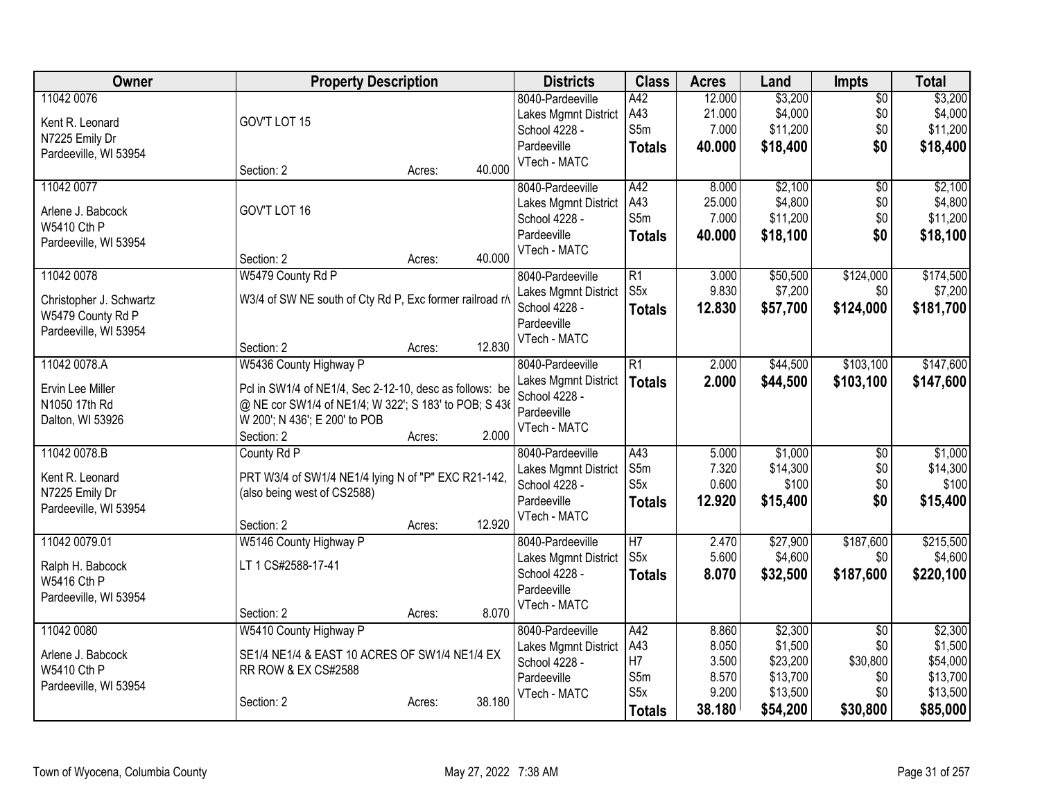| Owner | Property Description | Districts | Class | Acres | Land | Impts | Total |
|---|---|---|---|---|---|---|---|
| 11042 0076<br><br>Kent R. Leonard<br>N7225 Emily Dr<br>Pardeeville, WI 53954 | GOV'T LOT 15<br><br>Section: 2 Acres: 40.000 | 8040-Pardeeville<br>Lakes Mgmnt District<br>School 4228 - Pardeeville<br>VTech - MATC | A42<br>A43<br>S5m<br>**Totals** | 12.000<br>21.000<br>7.000<br>**40.000** | $3,200<br>$4,000<br>$11,200<br>**$18,400** | $0<br>$0<br>$0<br>**$0** | $3,200<br>$4,000<br>$11,200<br>**$18,400** |
| 11042 0077<br><br>Arlene J. Babcock<br>W5410 Cth P<br>Pardeeville, WI 53954 | GOV'T LOT 16<br><br>Section: 2 Acres: 40.000 | 8040-Pardeeville<br>Lakes Mgmnt District<br>School 4228 - Pardeeville<br>VTech - MATC | A42<br>A43<br>S5m<br>**Totals** | 8.000<br>25.000<br>7.000<br>**40.000** | $2,100<br>$4,800<br>$11,200<br>**$18,100** | $0<br>$0<br>$0<br>**$0** | $2,100<br>$4,800<br>$11,200<br>**$18,100** |
| 11042 0078<br><br>Christopher J. Schwartz<br>W5479 County Rd P<br>Pardeeville, WI 53954 | W5479 County Rd P<br>W3/4 of SW NE south of Cty Rd P, Exc former railroad r/\<br><br>Section: 2 Acres: 12.830 | 8040-Pardeeville<br>Lakes Mgmnt District<br>School 4228 - Pardeeville<br>VTech - MATC | R1<br>S5x<br>**Totals** | 3.000<br>9.830<br>**12.830** | $50,500<br>$7,200<br>**$57,700** | $124,000<br>$0<br>**$124,000** | $174,500<br>$7,200<br>**$181,700** |
| 11042 0078.A<br><br>Ervin Lee Miller<br>N1050 17th Rd<br>Dalton, WI 53926 | W5436 County Highway P<br>Pcl in SW1/4 of NE1/4, Sec 2-12-10, desc as follows: be @ NE cor SW1/4 of NE1/4; W 322'; S 183' to POB; S 436 W 200'; N 436'; E 200' to POB<br>Section: 2 Acres: 2.000 | 8040-Pardeeville<br>Lakes Mgmnt District<br>School 4228 - Pardeeville<br>VTech - MATC | R1<br>**Totals** | 2.000<br>**2.000** | $44,500<br>**$44,500** | $103,100<br>**$103,100** | $147,600<br>**$147,600** |
| 11042 0078.B<br><br>Kent R. Leonard<br>N7225 Emily Dr<br>Pardeeville, WI 53954 | County Rd P<br>PRT W3/4 of SW1/4 NE1/4 lying N of "P" EXC R21-142, (also being west of CS2588)<br><br>Section: 2 Acres: 12.920 | 8040-Pardeeville<br>Lakes Mgmnt District<br>School 4228 - Pardeeville<br>VTech - MATC | A43<br>S5m<br>S5x<br>**Totals** | 5.000<br>7.320<br>0.600<br>**12.920** | $1,000<br>$14,300<br>$100<br>**$15,400** | $0<br>$0<br>$0<br>**$0** | $1,000<br>$14,300<br>$100<br>**$15,400** |
| 11042 0079.01<br><br>Ralph H. Babcock<br>W5416 Cth P<br>Pardeeville, WI 53954 | W5146 County Highway P<br>LT 1 CS#2588-17-41<br><br>Section: 2 Acres: 8.070 | 8040-Pardeeville<br>Lakes Mgmnt District<br>School 4228 - Pardeeville<br>VTech - MATC | H7<br>S5x<br>**Totals** | 2.470<br>5.600<br>**8.070** | $27,900<br>$4,600<br>**$32,500** | $187,600<br>$0<br>**$187,600** | $215,500<br>$4,600<br>**$220,100** |
| 11042 0080<br><br>Arlene J. Babcock<br>W5410 Cth P<br>Pardeeville, WI 53954 | W5410 County Highway P<br>SE1/4 NE1/4 & EAST 10 ACRES OF SW1/4 NE1/4 EX RR ROW & EX CS#2588<br><br>Section: 2 Acres: 38.180 | 8040-Pardeeville<br>Lakes Mgmnt District<br>School 4228 - Pardeeville<br>VTech - MATC | A42<br>A43<br>H7<br>S5m<br>S5x<br>**Totals** | 8.860<br>8.050<br>3.500<br>8.570<br>9.200<br>**38.180** | $2,300<br>$1,500<br>$23,200<br>$13,700<br>$13,500<br>**$54,200** | $0<br>$0<br>$30,800<br>$0<br>$0<br>**$30,800** | $2,300<br>$1,500<br>$54,000<br>$13,700<br>$13,500<br>**$85,000** |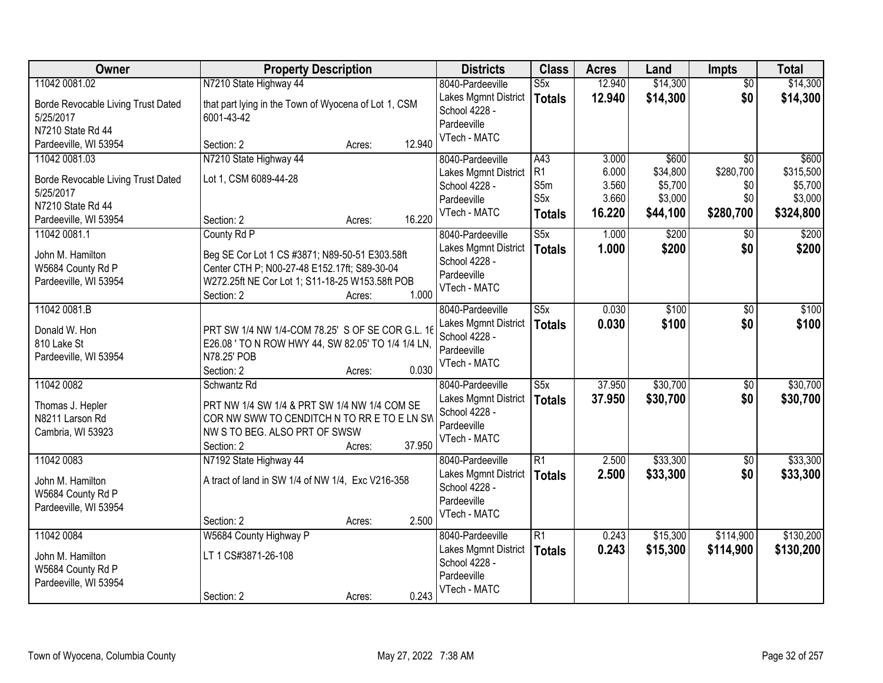| Owner | Property Description | Districts | Class | Acres | Land | Impts | Total |
|---|---|---|---|---|---|---|---|
| 11042 0081.02<br>Borde Revocable Living Trust Dated 5/25/2017<br>N7210 State Rd 44<br>Pardeeville, WI 53954 | N7210 State Highway 44<br>that part lying in the Town of Wyocena of Lot 1, CSM 6001-43-42<br>Section: 2 Acres: 12.940 | 8040-Pardeeville<br>Lakes Mgmnt District<br>School 4228 - Pardeeville<br>VTech - MATC | S5x<br>**Totals** | 12.940<br>**12.940** | $14,300<br>**$14,300** | $0<br>**$0** | $14,300<br>**$14,300** |
| 11042 0081.03<br>Borde Revocable Living Trust Dated 5/25/2017<br>N7210 State Rd 44<br>Pardeeville, WI 53954 | N7210 State Highway 44<br>Lot 1, CSM 6089-44-28<br>Section: 2 Acres: 16.220 | 8040-Pardeeville<br>Lakes Mgmnt District<br>School 4228 - Pardeeville<br>VTech - MATC | A43<br>R1<br>S5m<br>S5x<br>**Totals** | 3.000<br>6.000<br>3.560<br>3.660<br>**16.220** | $600<br>$34,800<br>$5,700<br>$3,000<br>**$44,100** | $0<br>$280,700<br>$0<br>$0<br>**$280,700** | $600<br>$315,500<br>$5,700<br>$3,000<br>**$324,800** |
| 11042 0081.1<br>John M. Hamilton<br>W5684 County Rd P<br>Pardeeville, WI 53954 | County Rd P<br>Beg SE Cor Lot 1 CS #3871; N89-50-51 E303.58ft Center CTH P; N00-27-48 E152.17ft; S89-30-04 W272.25ft NE Cor Lot 1; S11-18-25 W153.58ft POB<br>Section: 2 Acres: 1.000 | 8040-Pardeeville<br>Lakes Mgmnt District<br>School 4228 - Pardeeville<br>VTech - MATC | S5x<br>**Totals** | 1.000<br>**1.000** | $200<br>**$200** | $0<br>**$0** | $200<br>**$200** |
| 11042 0081.B<br>Donald W. Hon<br>810 Lake St<br>Pardeeville, WI 53954 | PRT SW 1/4 NW 1/4-COM 78.25' S OF SE COR G.L. 16 E26.08 ' TO N ROW HWY 44, SW 82.05' TO 1/4 1/4 LN, N78.25' POB<br>Section: 2 Acres: 0.030 | 8040-Pardeeville<br>Lakes Mgmnt District<br>School 4228 - Pardeeville<br>VTech - MATC | S5x<br>**Totals** | 0.030<br>**0.030** | $100<br>**$100** | $0<br>**$0** | $100<br>**$100** |
| 11042 0082<br>Thomas J. Hepler<br>N8211 Larson Rd<br>Cambria, WI 53923 | Schwantz Rd<br>PRT NW 1/4 SW 1/4 & PRT SW 1/4 NW 1/4 COM SE COR NW SWW TO CENDITCH N TO RR E TO E LN SW NW S TO BEG. ALSO PRT OF SWSW<br>Section: 2 Acres: 37.950 | 8040-Pardeeville<br>Lakes Mgmnt District<br>School 4228 - Pardeeville<br>VTech - MATC | S5x<br>**Totals** | 37.950<br>**37.950** | $30,700<br>**$30,700** | $0<br>**$0** | $30,700<br>**$30,700** |
| 11042 0083<br>John M. Hamilton<br>W5684 County Rd P<br>Pardeeville, WI 53954 | N7192 State Highway 44<br>A tract of land in SW 1/4 of NW 1/4, Exc V216-358<br>Section: 2 Acres: 2.500 | 8040-Pardeeville<br>Lakes Mgmnt District<br>School 4228 - Pardeeville<br>VTech - MATC | R1<br>**Totals** | 2.500<br>**2.500** | $33,300<br>**$33,300** | $0<br>**$0** | $33,300<br>**$33,300** |
| 11042 0084<br>John M. Hamilton<br>W5684 County Rd P<br>Pardeeville, WI 53954 | W5684 County Highway P<br>LT 1 CS#3871-26-108<br>Section: 2 Acres: 0.243 | 8040-Pardeeville<br>Lakes Mgmnt District<br>School 4228 - Pardeeville<br>VTech - MATC | R1<br>**Totals** | 0.243<br>**0.243** | $15,300<br>**$15,300** | $114,900<br>**$114,900** | $130,200<br>**$130,200** |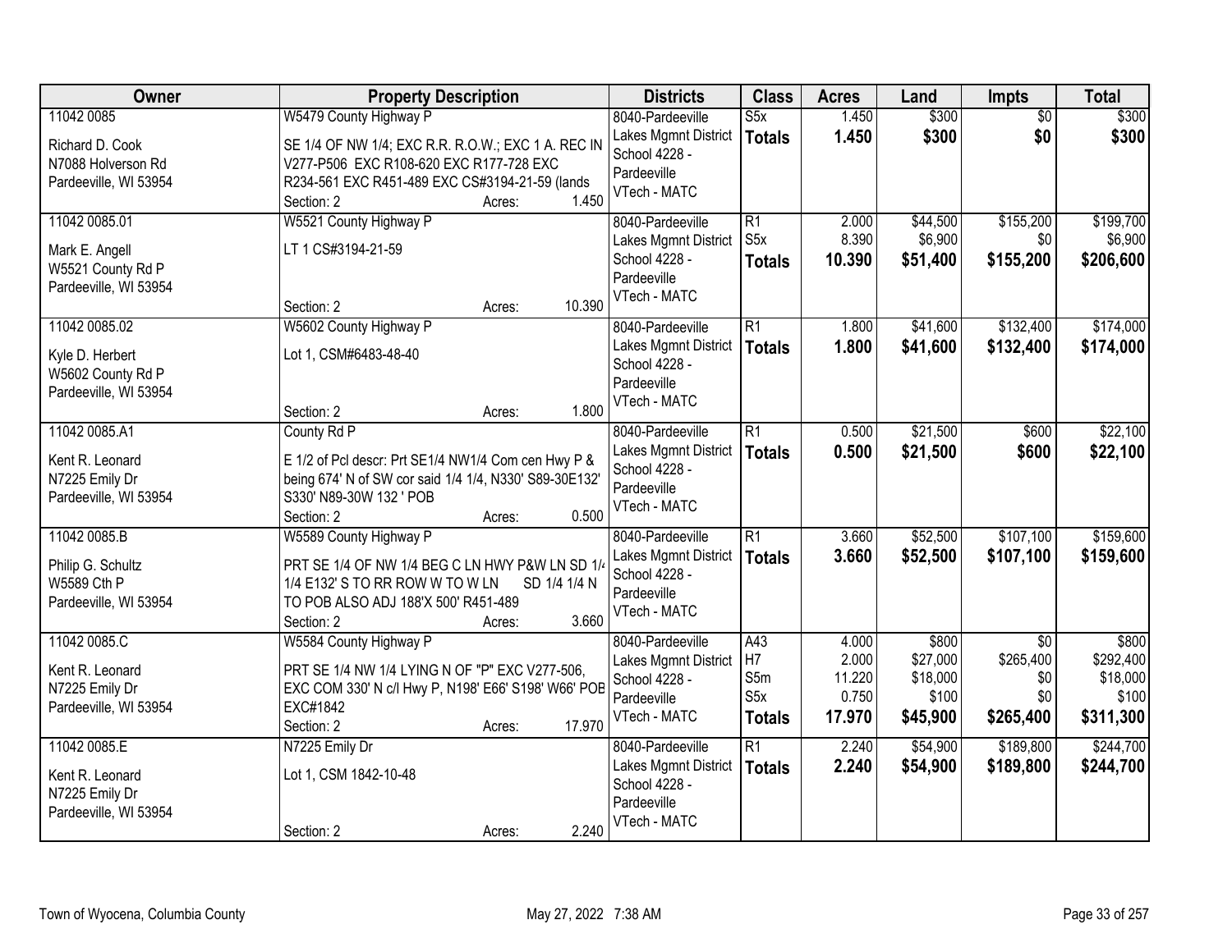| Owner | Property Description | Districts | Class | Acres | Land | Impts | Total |
|---|---|---|---|---|---|---|---|
| 11042 0085<br>Richard D. Cook<br>N7088 Holverson Rd<br>Pardeeville, WI 53954 | W5479 County Highway P<br>SE 1/4 OF NW 1/4; EXC R.R. R.O.W.; EXC 1 A. REC IN V277-P506 EXC R108-620 EXC R177-728 EXC R234-561 EXC R451-489 EXC CS#3194-21-59 (lands<br>Section: 2 Acres: 1.450 | 8040-Pardeeville<br>Lakes Mgmt District<br>School 4228 - Pardeeville<br>VTech - MATC | S5x<br>**Totals** | 1.450<br>**1.450** | $300<br>**$300** | $0<br>**$0** | $300<br>**$300** |
| 11042 0085.01<br>Mark E. Angell<br>W5521 County Rd P<br>Pardeeville, WI 53954 | W5521 County Highway P<br>LT 1 CS#3194-21-59<br>Section: 2 Acres: 10.390 | 8040-Pardeeville<br>Lakes Mgmt District<br>School 4228 - Pardeeville<br>VTech - MATC | R1<br>S5x<br>**Totals** | 2.000<br>8.390<br>**10.390** | $44,500<br>$6,900<br>**$51,400** | $155,200<br>$0<br>**$155,200** | $199,700<br>$6,900<br>**$206,600** |
| 11042 0085.02<br>Kyle D. Herbert<br>W5602 County Rd P<br>Pardeeville, WI 53954 | W5602 County Highway P<br>Lot 1, CSM#6483-48-40<br>Section: 2 Acres: 1.800 | 8040-Pardeeville<br>Lakes Mgmt District<br>School 4228 - Pardeeville<br>VTech - MATC | R1<br>**Totals** | 1.800<br>**1.800** | $41,600<br>**$41,600** | $132,400<br>**$132,400** | $174,000<br>**$174,000** |
| 11042 0085.A1<br>Kent R. Leonard<br>N7225 Emily Dr<br>Pardeeville, WI 53954 | County Rd P<br>E 1/2 of Pcl descr: Prt SE1/4 NW1/4 Com cen Hwy P & being 674' N of SW cor said 1/4 1/4, N330' S89-30E132' S330' N89-30W 132 ' POB<br>Section: 2 Acres: 0.500 | 8040-Pardeeville<br>Lakes Mgmt District<br>School 4228 - Pardeeville<br>VTech - MATC | R1<br>**Totals** | 0.500<br>**0.500** | $21,500<br>**$21,500** | $600<br>**$600** | $22,100<br>**$22,100** |
| 11042 0085.B<br>Philip G. Schultz<br>W5589 Cth P<br>Pardeeville, WI 53954 | W5589 County Highway P<br>PRT SE 1/4 OF NW 1/4 BEG C LN HWY P&W LN SD 1/4 1/4 E132' S TO RR ROW W TO W LN SD 1/4 1/4 N TO POB ALSO ADJ 188'X 500' R451-489<br>Section: 2 Acres: 3.660 | 8040-Pardeeville<br>Lakes Mgmt District<br>School 4228 - Pardeeville<br>VTech - MATC | R1<br>**Totals** | 3.660<br>**3.660** | $52,500<br>**$52,500** | $107,100<br>**$107,100** | $159,600<br>**$159,600** |
| 11042 0085.C<br>Kent R. Leonard<br>N7225 Emily Dr<br>Pardeeville, WI 53954 | W5584 County Highway P<br>PRT SE 1/4 NW 1/4 LYING N OF "P" EXC V277-506, EXC COM 330' N c/l Hwy P, N198' E66' S198' W66' POB EXC#1842<br>Section: 2 Acres: 17.970 | 8040-Pardeeville<br>Lakes Mgmt District<br>School 4228 - Pardeeville<br>VTech - MATC | A43<br>H7<br>S5m<br>S5x<br>**Totals** | 4.000<br>2.000<br>11.220<br>0.750<br>**17.970** | $800<br>$27,000<br>$18,000<br>$100<br>**$45,900** | $0<br>$265,400<br>$0<br>$0<br>**$265,400** | $800<br>$292,400<br>$18,000<br>$100<br>**$311,300** |
| 11042 0085.E<br>Kent R. Leonard<br>N7225 Emily Dr<br>Pardeeville, WI 53954 | N7225 Emily Dr<br>Lot 1, CSM 1842-10-48<br>Section: 2 Acres: 2.240 | 8040-Pardeeville<br>Lakes Mgmt District<br>School 4228 - Pardeeville<br>VTech - MATC | R1<br>**Totals** | 2.240<br>**2.240** | $54,900<br>**$54,900** | $189,800<br>**$189,800** | $244,700<br>**$244,700** |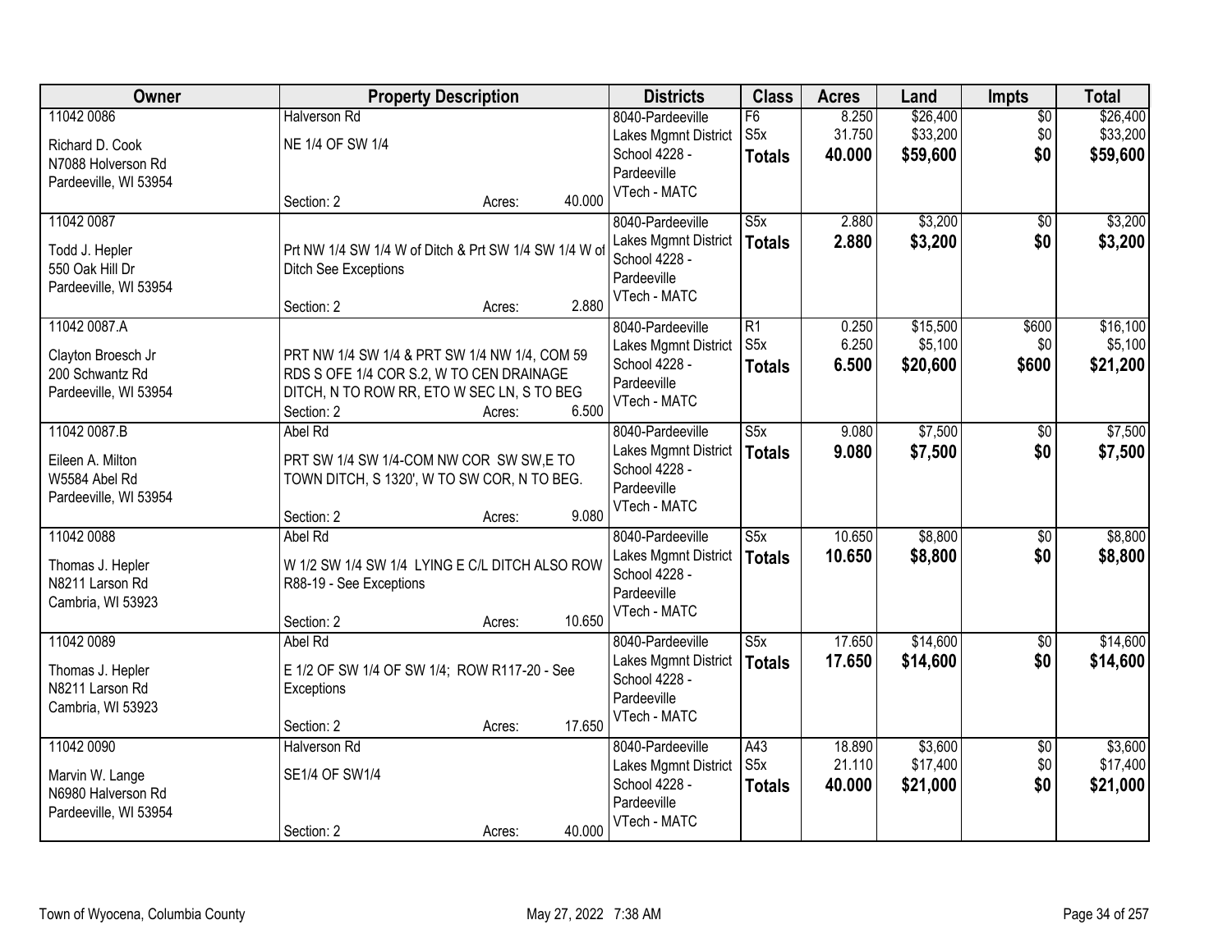| Owner | Property Description | Districts | Class | Acres | Land | Impts | Total |
|---|---|---|---|---|---|---|---|
| 11042 0086<br>Richard D. Cook<br>N7088 Holverson Rd<br>Pardeeville, WI 53954 | Halverson Rd<br>NE 1/4 OF SW 1/4<br>Section: 2 Acres: 40.000 | 8040-Pardeeville<br>Lakes Mgmnt District<br>School 4228 - Pardeeville<br>VTech - MATC | F6<br>S5x<br>**Totals** | 8.250<br>31.750<br>**40.000** | $26,400<br>$33,200<br>**$59,600** | $0<br>$0<br>**$0** | $26,400<br>$33,200<br>**$59,600** |
| 11042 0087<br>Todd J. Hepler<br>550 Oak Hill Dr<br>Pardeeville, WI 53954 | Prt NW 1/4 SW 1/4 W of Ditch & Prt SW 1/4 SW 1/4 W of Ditch See Exceptions<br>Section: 2 Acres: 2.880 | 8040-Pardeeville<br>Lakes Mgmnt District<br>School 4228 - Pardeeville<br>VTech - MATC | S5x<br>**Totals** | 2.880<br>**2.880** | $3,200<br>**$3,200** | $0<br>**$0** | $3,200<br>**$3,200** |
| 11042 0087.A<br>Clayton Broesch Jr<br>200 Schwantz Rd<br>Pardeeville, WI 53954 | PRT NW 1/4 SW 1/4 & PRT SW 1/4 NW 1/4, COM 59 RDS S OFE 1/4 COR S.2, W TO CEN DRAINAGE DITCH, N TO ROW RR, ETO W SEC LN, S TO BEG<br>Section: 2 Acres: 6.500 | 8040-Pardeeville<br>Lakes Mgmnt District<br>School 4228 - Pardeeville<br>VTech - MATC | R1<br>S5x<br>**Totals** | 0.250<br>6.250<br>**6.500** | $15,500<br>$5,100<br>**$20,600** | $600<br>$0<br>**$600** | $16,100<br>$5,100<br>**$21,200** |
| 11042 0087.B<br>Eileen A. Milton<br>W5584 Abel Rd<br>Pardeeville, WI 53954 | Abel Rd<br>PRT SW 1/4 SW 1/4-COM NW COR SW SW,E TO TOWN DITCH, S 1320', W TO SW COR, N TO BEG.<br>Section: 2 Acres: 9.080 | 8040-Pardeeville<br>Lakes Mgmnt District<br>School 4228 - Pardeeville<br>VTech - MATC | S5x<br>**Totals** | 9.080<br>**9.080** | $7,500<br>**$7,500** | $0<br>**$0** | $7,500<br>**$7,500** |
| 11042 0088<br>Thomas J. Hepler<br>N8211 Larson Rd<br>Cambria, WI 53923 | Abel Rd<br>W 1/2 SW 1/4 SW 1/4 LYING E C/L DITCH ALSO ROW R88-19 - See Exceptions<br>Section: 2 Acres: 10.650 | 8040-Pardeeville<br>Lakes Mgmnt District<br>School 4228 - Pardeeville<br>VTech - MATC | S5x<br>**Totals** | 10.650<br>**10.650** | $8,800<br>**$8,800** | $0<br>**$0** | $8,800<br>**$8,800** |
| 11042 0089<br>Thomas J. Hepler<br>N8211 Larson Rd<br>Cambria, WI 53923 | Abel Rd<br>E 1/2 OF SW 1/4 OF SW 1/4; ROW R117-20 - See Exceptions<br>Section: 2 Acres: 17.650 | 8040-Pardeeville<br>Lakes Mgmnt District<br>School 4228 - Pardeeville<br>VTech - MATC | S5x<br>**Totals** | 17.650<br>**17.650** | $14,600<br>**$14,600** | $0<br>**$0** | $14,600<br>**$14,600** |
| 11042 0090<br>Marvin W. Lange<br>N6980 Halverson Rd<br>Pardeeville, WI 53954 | Halverson Rd<br>SE1/4 OF SW1/4<br>Section: 2 Acres: 40.000 | 8040-Pardeeville<br>Lakes Mgmnt District<br>School 4228 - Pardeeville<br>VTech - MATC | A43<br>S5x<br>**Totals** | 18.890<br>21.110<br>**40.000** | $3,600<br>$17,400<br>**$21,000** | $0<br>$0<br>**$0** | $3,600<br>$17,400<br>**$21,000** |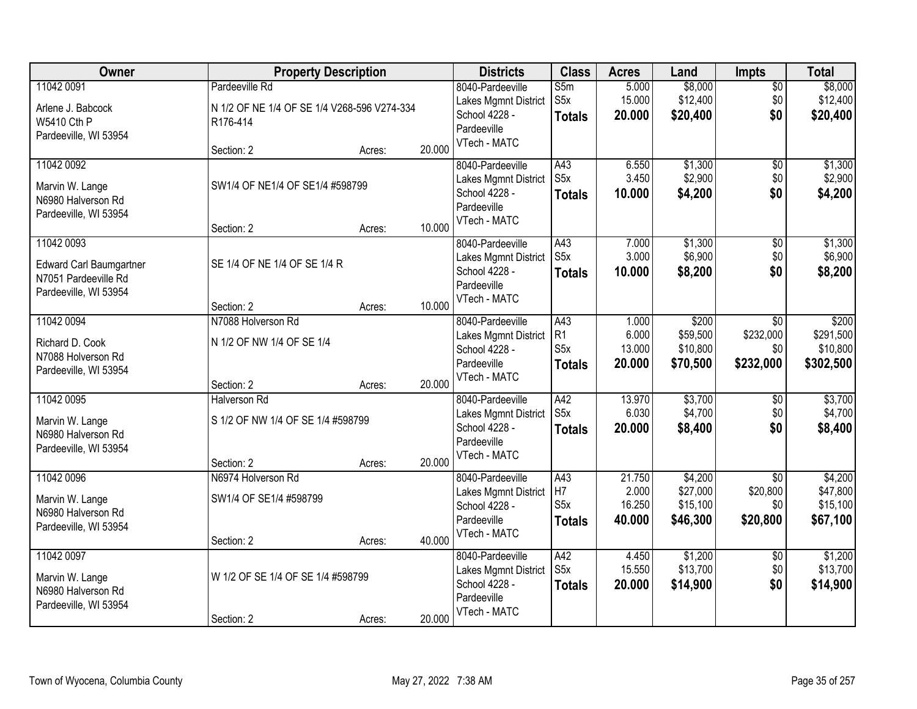| Owner | Property Description | | | Districts | Class | Acres | Land | Impts | Total |
|---|---|---|---|---|---|---|---|---|---|
| 11042 0091<br>Arlene J. Babcock<br>W5410 Cth P<br>Pardeeville, WI 53954 | Pardeeville Rd<br>N 1/2 OF NE 1/4 OF SE 1/4 V268-596 V274-334 R176-414<br>Section: 2 | Acres: | 20.000 | 8040-Pardeeville<br>Lakes Mgmnt District<br>School 4228 - Pardeeville<br>VTech - MATC | S5m<br>S5x<br>**Totals** | 5.000<br>15.000<br>**20.000** | $8,000<br>$12,400<br>**$20,400** | $0<br>$0<br>**$0** | $8,000<br>$12,400<br>**$20,400** |
| 11042 0092<br>Marvin W. Lange<br>N6980 Halverson Rd<br>Pardeeville, WI 53954 | SW1/4 OF NE1/4 OF SE1/4 #598799<br>Section: 2 | Acres: | 10.000 | 8040-Pardeeville<br>Lakes Mgmnt District<br>School 4228 - Pardeeville<br>VTech - MATC | A43<br>S5x<br>**Totals** | 6.550<br>3.450<br>**10.000** | $1,300<br>$2,900<br>**$4,200** | $0<br>$0<br>**$0** | $1,300<br>$2,900<br>**$4,200** |
| 11042 0093<br>Edward Carl Baumgartner<br>N7051 Pardeeville Rd<br>Pardeeville, WI 53954 | SE 1/4 OF NE 1/4 OF SE 1/4 R<br>Section: 2 | Acres: | 10.000 | 8040-Pardeeville<br>Lakes Mgmnt District<br>School 4228 - Pardeeville<br>VTech - MATC | A43<br>S5x<br>**Totals** | 7.000<br>3.000<br>**10.000** | $1,300<br>$6,900<br>**$8,200** | $0<br>$0<br>**$0** | $1,300<br>$6,900<br>**$8,200** |
| 11042 0094<br>Richard D. Cook<br>N7088 Holverson Rd<br>Pardeeville, WI 53954 | N7088 Holverson Rd<br>N 1/2 OF NW 1/4 OF SE 1/4<br>Section: 2 | Acres: | 20.000 | 8040-Pardeeville<br>Lakes Mgmnt District<br>School 4228 - Pardeeville<br>VTech - MATC | A43<br>R1<br>S5x<br>**Totals** | 1.000<br>6.000<br>13.000<br>**20.000** | $200<br>$59,500<br>$10,800<br>**$70,500** | $0<br>$232,000<br>$0<br>**$232,000** | $200<br>$291,500<br>$10,800<br>**$302,500** |
| 11042 0095<br>Marvin W. Lange<br>N6980 Halverson Rd<br>Pardeeville, WI 53954 | Halverson Rd<br>S 1/2 OF NW 1/4 OF SE 1/4 #598799<br>Section: 2 | Acres: | 20.000 | 8040-Pardeeville<br>Lakes Mgmnt District<br>School 4228 - Pardeeville<br>VTech - MATC | A42<br>S5x<br>**Totals** | 13.970<br>6.030<br>**20.000** | $3,700<br>$4,700<br>**$8,400** | $0<br>$0<br>**$0** | $3,700<br>$4,700<br>**$8,400** |
| 11042 0096<br>Marvin W. Lange<br>N6980 Halverson Rd<br>Pardeeville, WI 53954 | N6974 Holverson Rd<br>SW1/4 OF SE1/4 #598799<br>Section: 2 | Acres: | 40.000 | 8040-Pardeeville<br>Lakes Mgmnt District<br>School 4228 - Pardeeville<br>VTech - MATC | A43<br>H7<br>S5x<br>**Totals** | 21.750<br>2.000<br>16.250<br>**40.000** | $4,200<br>$27,000<br>$15,100<br>**$46,300** | $0<br>$20,800<br>$0<br>**$20,800** | $4,200<br>$47,800<br>$15,100<br>**$67,100** |
| 11042 0097<br>Marvin W. Lange<br>N6980 Halverson Rd<br>Pardeeville, WI 53954 | W 1/2 OF SE 1/4 OF SE 1/4 #598799<br>Section: 2 | Acres: | 20.000 | 8040-Pardeeville<br>Lakes Mgmnt District<br>School 4228 - Pardeeville<br>VTech - MATC | A42<br>S5x<br>**Totals** | 4.450<br>15.550<br>**20.000** | $1,200<br>$13,700<br>**$14,900** | $0<br>$0<br>**$0** | $1,200<br>$13,700<br>**$14,900** |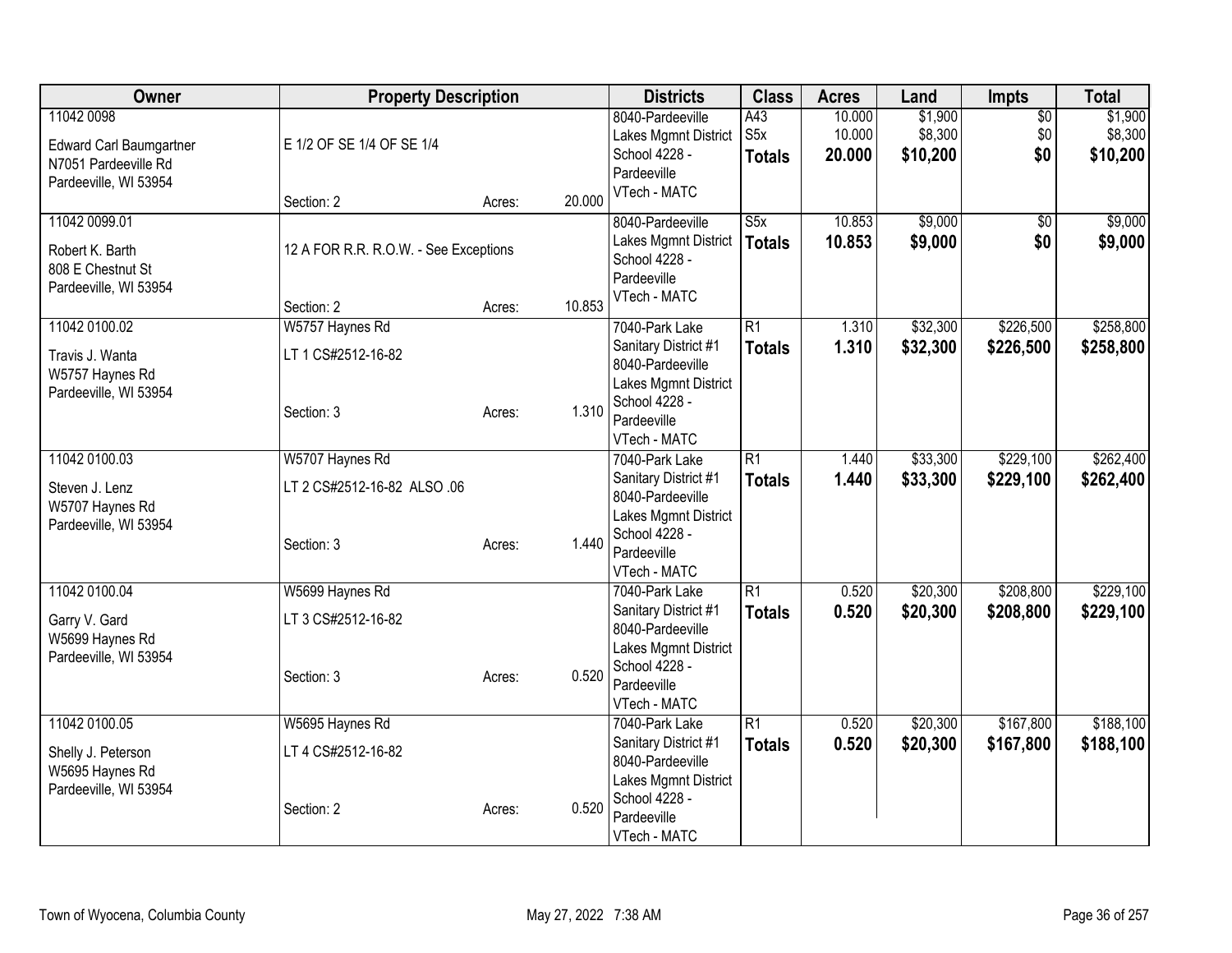| Owner | Property Description | | | Districts | Class | Acres | Land | Impts | Total |
|---|---|---|---|---|---|---|---|---|---|
| 11042 0098<br>Edward Carl Baumgartner<br>N7051 Pardeeville Rd<br>Pardeeville, WI 53954 | E 1/2 OF SE 1/4 OF SE 1/4<br>Section: 2 | Acres: | 20.000 | 8040-Pardeeville Lakes Mgmnt District<br>School 4228 - Pardeeville<br>VTech - MATC | A43<br>S5x<br>**Totals** | 10.000<br>10.000<br>**20.000** | $1,900<br>$8,300<br>**$10,200** | $0<br>$0<br>**$0** | $1,900<br>$8,300<br>**$10,200** |
| 11042 0099.01<br>Robert K. Barth<br>808 E Chestnut St<br>Pardeeville, WI 53954 | 12 A FOR R.R. R.O.W. - See Exceptions<br>Section: 2 | Acres: | 10.853 | 8040-Pardeeville Lakes Mgmnt District<br>School 4228 - Pardeeville<br>VTech - MATC | S5x<br>**Totals** | 10.853<br>**10.853** | $9,000<br>**$9,000** | $0<br>**$0** | $9,000<br>**$9,000** |
| 11042 0100.02<br>Travis J. Wanta<br>W5757 Haynes Rd<br>Pardeeville, WI 53954 | W5757 Haynes Rd<br>LT 1 CS#2512-16-82<br>Section: 3 | Acres: | 1.310 | 7040-Park Lake Sanitary District #1<br>8040-Pardeeville Lakes Mgmnt District<br>School 4228 - Pardeeville<br>VTech - MATC | R1<br>**Totals** | 1.310<br>**1.310** | $32,300<br>**$32,300** | $226,500<br>**$226,500** | $258,800<br>**$258,800** |
| 11042 0100.03<br>Steven J. Lenz<br>W5707 Haynes Rd<br>Pardeeville, WI 53954 | W5707 Haynes Rd<br>LT 2 CS#2512-16-82 ALSO .06<br>Section: 3 | Acres: | 1.440 | 7040-Park Lake Sanitary District #1<br>8040-Pardeeville Lakes Mgmnt District<br>School 4228 - Pardeeville<br>VTech - MATC | R1<br>**Totals** | 1.440<br>**1.440** | $33,300<br>**$33,300** | $229,100<br>**$229,100** | $262,400<br>**$262,400** |
| 11042 0100.04<br>Garry V. Gard<br>W5699 Haynes Rd<br>Pardeeville, WI 53954 | W5699 Haynes Rd<br>LT 3 CS#2512-16-82<br>Section: 3 | Acres: | 0.520 | 7040-Park Lake Sanitary District #1<br>8040-Pardeeville Lakes Mgmnt District<br>School 4228 - Pardeeville<br>VTech - MATC | R1<br>**Totals** | 0.520<br>**0.520** | $20,300<br>**$20,300** | $208,800<br>**$208,800** | $229,100<br>**$229,100** |
| 11042 0100.05<br>Shelly J. Peterson<br>W5695 Haynes Rd<br>Pardeeville, WI 53954 | W5695 Haynes Rd<br>LT 4 CS#2512-16-82<br>Section: 2 | Acres: | 0.520 | 7040-Park Lake Sanitary District #1<br>8040-Pardeeville Lakes Mgmnt District<br>School 4228 - Pardeeville<br>VTech - MATC | R1<br>**Totals** | 0.520<br>**0.520** | $20,300<br>**$20,300** | $167,800<br>**$167,800** | $188,100<br>**$188,100** |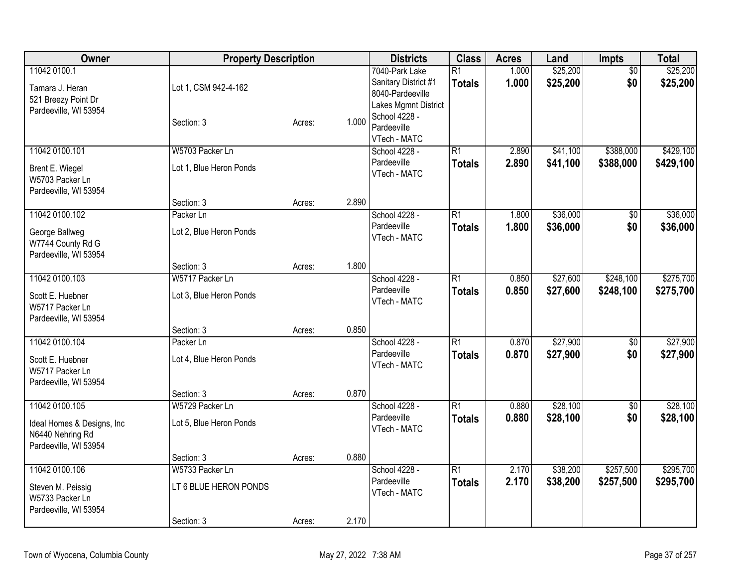| Owner | Property Description | | | Districts | Class | Acres | Land | Impts | Total |
|---|---|---|---|---|---|---|---|---|---|
| 11042 0100.1<br>Tamara J. Heran<br>521 Breezy Point Dr<br>Pardeeville, WI 53954 | Lot 1, CSM 942-4-162<br>Section: 3 | Acres: | 1.000 | 7040-Park Lake Sanitary District #1<br>8040-Pardeeville Lakes Mgmnt District<br>School 4228 - Pardeeville<br>VTech - MATC | R1<br>**Totals** | 1.000<br>**1.000** | $25,200<br>**$25,200** | $0<br>**$0** | $25,200<br>**$25,200** |
| 11042 0100.101<br>Brent E. Wiegel<br>W5703 Packer Ln<br>Pardeeville, WI 53954 | W5703 Packer Ln<br>Lot 1, Blue Heron Ponds<br>Section: 3 | Acres: | 2.890 | School 4228 - Pardeeville<br>VTech - MATC | R1<br>**Totals** | 2.890<br>**2.890** | $41,100<br>**$41,100** | $388,000<br>**$388,000** | $429,100<br>**$429,100** |
| 11042 0100.102<br>George Ballweg<br>W7744 County Rd G<br>Pardeeville, WI 53954 | Packer Ln<br>Lot 2, Blue Heron Ponds<br>Section: 3 | Acres: | 1.800 | School 4228 - Pardeeville<br>VTech - MATC | R1<br>**Totals** | 1.800<br>**1.800** | $36,000<br>**$36,000** | $0<br>**$0** | $36,000<br>**$36,000** |
| 11042 0100.103<br>Scott E. Huebner<br>W5717 Packer Ln<br>Pardeeville, WI 53954 | W5717 Packer Ln<br>Lot 3, Blue Heron Ponds<br>Section: 3 | Acres: | 0.850 | School 4228 - Pardeeville<br>VTech - MATC | R1<br>**Totals** | 0.850<br>**0.850** | $27,600<br>**$27,600** | $248,100<br>**$248,100** | $275,700<br>**$275,700** |
| 11042 0100.104<br>Scott E. Huebner<br>W5717 Packer Ln<br>Pardeeville, WI 53954 | Packer Ln<br>Lot 4, Blue Heron Ponds<br>Section: 3 | Acres: | 0.870 | School 4228 - Pardeeville<br>VTech - MATC | R1<br>**Totals** | 0.870<br>**0.870** | $27,900<br>**$27,900** | $0<br>**$0** | $27,900<br>**$27,900** |
| 11042 0100.105<br>Ideal Homes & Designs, Inc<br>N6440 Nehring Rd<br>Pardeeville, WI 53954 | W5729 Packer Ln<br>Lot 5, Blue Heron Ponds<br>Section: 3 | Acres: | 0.880 | School 4228 - Pardeeville<br>VTech - MATC | R1<br>**Totals** | 0.880<br>**0.880** | $28,100<br>**$28,100** | $0<br>**$0** | $28,100<br>**$28,100** |
| 11042 0100.106<br>Steven M. Peissig<br>W5733 Packer Ln<br>Pardeeville, WI 53954 | W5733 Packer Ln<br>LT 6 BLUE HERON PONDS<br>Section: 3 | Acres: | 2.170 | School 4228 - Pardeeville<br>VTech - MATC | R1<br>**Totals** | 2.170<br>**2.170** | $38,200<br>**$38,200** | $257,500<br>**$257,500** | $295,700<br>**$295,700** |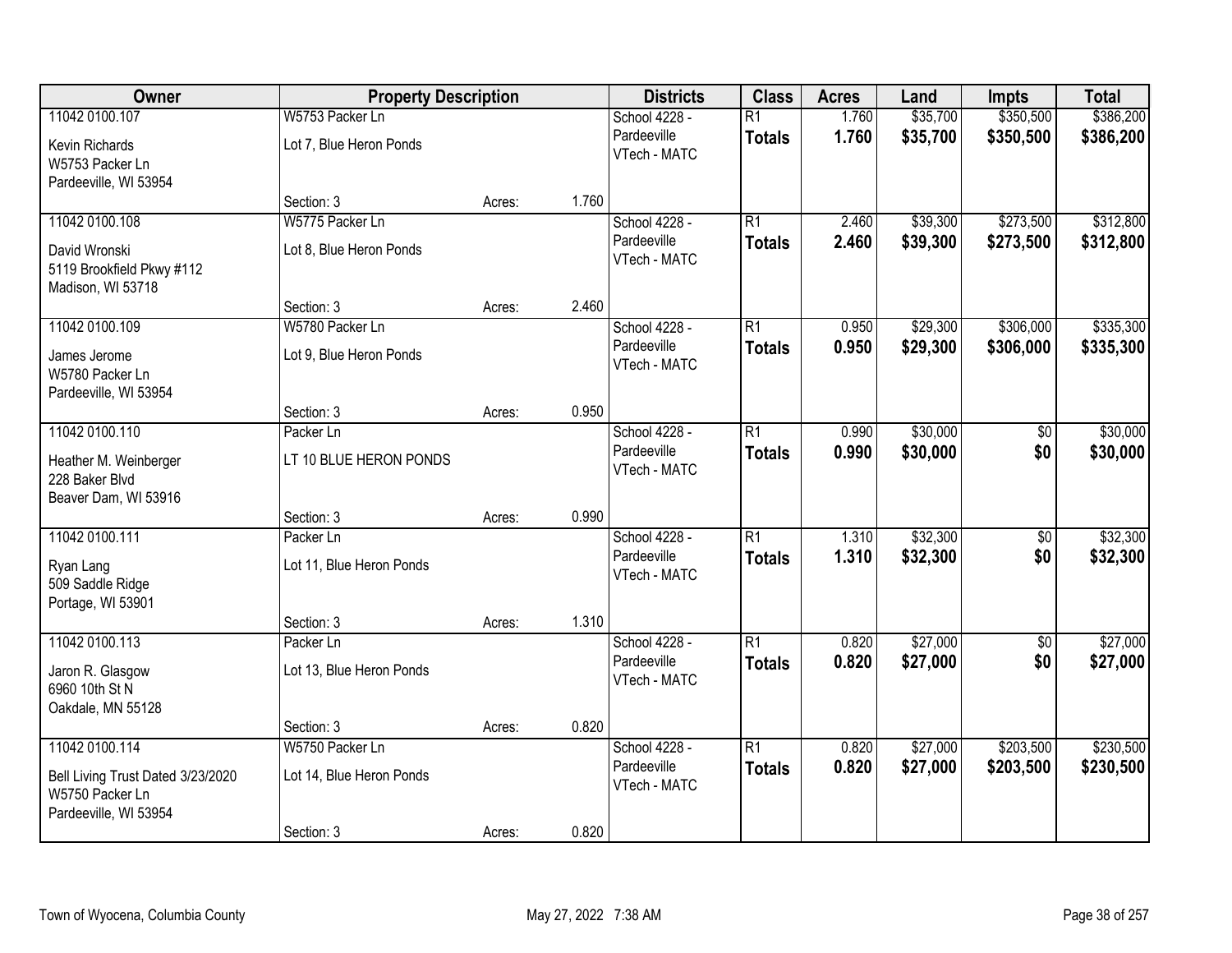| Owner | Property Description | | | Districts | Class | Acres | Land | Impts | Total |
|---|---|---|---|---|---|---|---|---|---|
| 11042 0100.107<br>Kevin Richards<br>W5753 Packer Ln<br>Pardeeville, WI 53954 | W5753 Packer Ln<br>Lot 7, Blue Heron Ponds<br>Section: 3 | Acres: | 1.760 | School 4228 - Pardeeville<br>VTech - MATC | R1<br>**Totals** | 1.760<br>**1.760** | $35,700<br>**$35,700** | $350,500<br>**$350,500** | $386,200<br>**$386,200** |
| 11042 0100.108<br>David Wronski<br>5119 Brookfield Pkwy #112<br>Madison, WI 53718 | W5775 Packer Ln<br>Lot 8, Blue Heron Ponds<br>Section: 3 | Acres: | 2.460 | School 4228 - Pardeeville<br>VTech - MATC | R1<br>**Totals** | 2.460<br>**2.460** | $39,300<br>**$39,300** | $273,500<br>**$273,500** | $312,800<br>**$312,800** |
| 11042 0100.109<br>James Jerome<br>W5780 Packer Ln<br>Pardeeville, WI 53954 | W5780 Packer Ln<br>Lot 9, Blue Heron Ponds<br>Section: 3 | Acres: | 0.950 | School 4228 - Pardeeville<br>VTech - MATC | R1<br>**Totals** | 0.950<br>**0.950** | $29,300<br>**$29,300** | $306,000<br>**$306,000** | $335,300<br>**$335,300** |
| 11042 0100.110<br>Heather M. Weinberger<br>228 Baker Blvd<br>Beaver Dam, WI 53916 | Packer Ln<br>LT 10 BLUE HERON PONDS<br>Section: 3 | Acres: | 0.990 | School 4228 - Pardeeville<br>VTech - MATC | R1<br>**Totals** | 0.990<br>**0.990** | $30,000<br>**$30,000** | $0<br>**$0** | $30,000<br>**$30,000** |
| 11042 0100.111<br>Ryan Lang<br>509 Saddle Ridge<br>Portage, WI 53901 | Packer Ln<br>Lot 11, Blue Heron Ponds<br>Section: 3 | Acres: | 1.310 | School 4228 - Pardeeville<br>VTech - MATC | R1<br>**Totals** | 1.310<br>**1.310** | $32,300<br>**$32,300** | $0<br>**$0** | $32,300<br>**$32,300** |
| 11042 0100.113<br>Jaron R. Glasgow<br>6960 10th St N<br>Oakdale, MN 55128 | Packer Ln<br>Lot 13, Blue Heron Ponds<br>Section: 3 | Acres: | 0.820 | School 4228 - Pardeeville<br>VTech - MATC | R1<br>**Totals** | 0.820<br>**0.820** | $27,000<br>**$27,000** | $0<br>**$0** | $27,000<br>**$27,000** |
| 11042 0100.114<br>Bell Living Trust Dated 3/23/2020<br>W5750 Packer Ln<br>Pardeeville, WI 53954 | W5750 Packer Ln<br>Lot 14, Blue Heron Ponds<br>Section: 3 | Acres: | 0.820 | School 4228 - Pardeeville<br>VTech - MATC | R1<br>**Totals** | 0.820<br>**0.820** | $27,000<br>**$27,000** | $203,500<br>**$203,500** | $230,500<br>**$230,500** |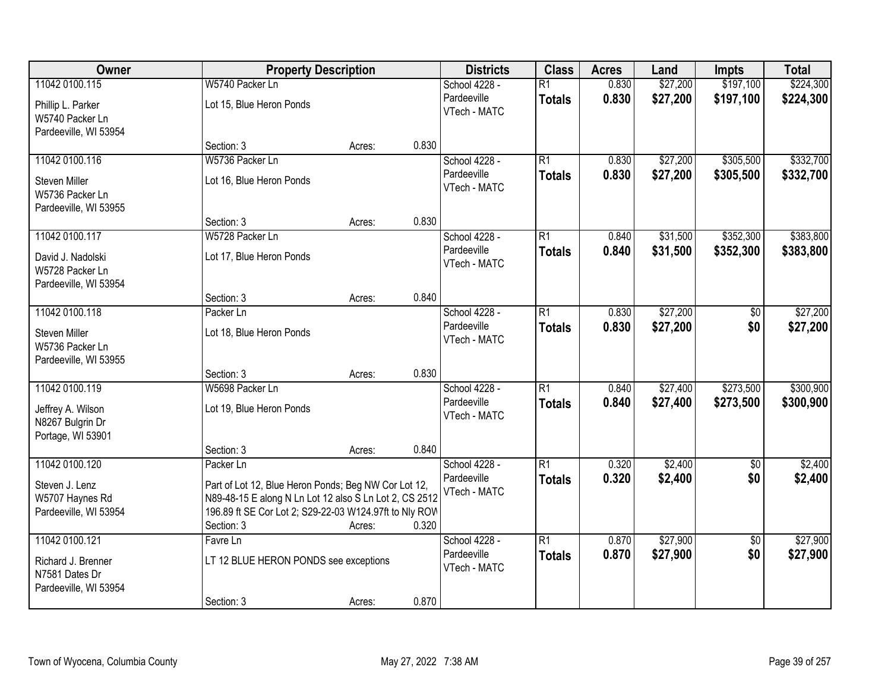| Owner | Property Description | | | Districts | Class | Acres | Land | Impts | Total |
|---|---|---|---|---|---|---|---|---|---|
| 11042 0100.115<br><br>Phillip L. Parker<br>W5740 Packer Ln<br>Pardeeville, WI 53954 | W5740 Packer Ln<br><br>Lot 15, Blue Heron Ponds<br><br>Section: 3 | Acres: | 0.830 | School 4228 - Pardeeville<br>VTech - MATC | R1<br>**Totals** | 0.830<br>**0.830** | $27,200<br>**$27,200** | $197,100<br>**$197,100** | $224,300<br>**$224,300** |
| 11042 0100.116<br><br>Steven Miller<br>W5736 Packer Ln<br>Pardeeville, WI 53955 | W5736 Packer Ln<br><br>Lot 16, Blue Heron Ponds<br><br>Section: 3 | Acres: | 0.830 | School 4228 - Pardeeville<br>VTech - MATC | R1<br>**Totals** | 0.830<br>**0.830** | $27,200<br>**$27,200** | $305,500<br>**$305,500** | $332,700<br>**$332,700** |
| 11042 0100.117<br><br>David J. Nadolski<br>W5728 Packer Ln<br>Pardeeville, WI 53954 | W5728 Packer Ln<br><br>Lot 17, Blue Heron Ponds<br><br>Section: 3 | Acres: | 0.840 | School 4228 - Pardeeville<br>VTech - MATC | R1<br>**Totals** | 0.840<br>**0.840** | $31,500<br>**$31,500** | $352,300<br>**$352,300** | $383,800<br>**$383,800** |
| 11042 0100.118<br><br>Steven Miller<br>W5736 Packer Ln<br>Pardeeville, WI 53955 | Packer Ln<br><br>Lot 18, Blue Heron Ponds<br><br>Section: 3 | Acres: | 0.830 | School 4228 - Pardeeville<br>VTech - MATC | R1<br>**Totals** | 0.830<br>**0.830** | $27,200<br>**$27,200** | $0<br>**$0** | $27,200<br>**$27,200** |
| 11042 0100.119<br><br>Jeffrey A. Wilson<br>N8267 Bulgrin Dr<br>Portage, WI 53901 | W5698 Packer Ln<br><br>Lot 19, Blue Heron Ponds<br><br>Section: 3 | Acres: | 0.840 | School 4228 - Pardeeville<br>VTech - MATC | R1<br>**Totals** | 0.840<br>**0.840** | $27,400<br>**$27,400** | $273,500<br>**$273,500** | $300,900<br>**$300,900** |
| 11042 0100.120<br><br>Steven J. Lenz<br>W5707 Haynes Rd<br>Pardeeville, WI 53954 | Packer Ln<br><br>Part of Lot 12, Blue Heron Ponds; Beg NW Cor Lot 12, N89-48-15 E along N Ln Lot 12 also S Ln Lot 2, CS 2512 196.89 ft SE Cor Lot 2; S29-22-03 W124.97ft to Nly ROW<br>Section: 3 | Acres: | 0.320 | School 4228 - Pardeeville<br>VTech - MATC | R1<br>**Totals** | 0.320<br>**0.320** | $2,400<br>**$2,400** | $0<br>**$0** | $2,400<br>**$2,400** |
| 11042 0100.121<br><br>Richard J. Brenner<br>N7581 Dates Dr<br>Pardeeville, WI 53954 | Favre Ln<br><br>LT 12 BLUE HERON PONDS see exceptions<br><br>Section: 3 | Acres: | 0.870 | School 4228 - Pardeeville<br>VTech - MATC | R1<br>**Totals** | 0.870<br>**0.870** | $27,900<br>**$27,900** | $0<br>**$0** | $27,900<br>**$27,900** |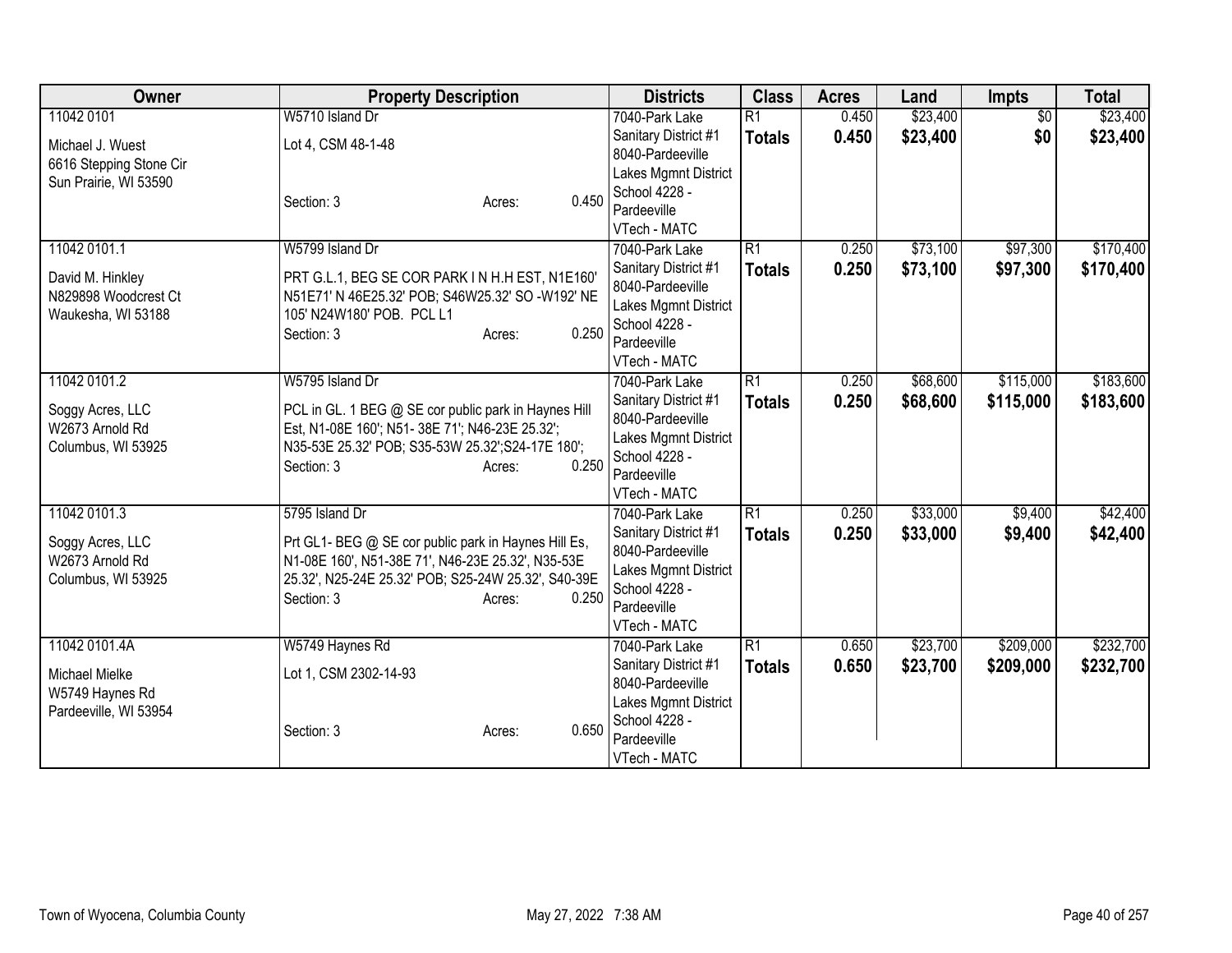| Owner | Property Description | Districts | Class | Acres | Land | Impts | Total |
|---|---|---|---|---|---|---|---|
| 11042 0101<br>Michael J. Wuest<br>6616 Stepping Stone Cir<br>Sun Prairie, WI 53590 | W5710 Island Dr<br>Lot 4, CSM 48-1-48<br>Section: 3 Acres: 0.450 | 7040-Park Lake Sanitary District #1<br>8040-Pardeeville Lakes Mgmnt District<br>School 4228 - Pardeeville<br>VTech - MATC | R1<br>**Totals** | 0.450<br>**0.450** | $23,400<br>**$23,400** | $0<br>**$0** | $23,400<br>**$23,400** |
| 11042 0101.1<br>David M. Hinkley<br>N829898 Woodcrest Ct<br>Waukesha, WI 53188 | W5799 Island Dr<br>PRT G.L.1, BEG SE COR PARK I N H.H EST, N1E160' N51E71' N 46E25.32' POB; S46W25.32' SO -W192' NE 105' N24W180' POB. PCL L1<br>Section: 3 Acres: 0.250 | 7040-Park Lake Sanitary District #1<br>8040-Pardeeville Lakes Mgmnt District<br>School 4228 - Pardeeville<br>VTech - MATC | R1<br>**Totals** | 0.250<br>**0.250** | $73,100<br>**$73,100** | $97,300<br>**$97,300** | $170,400<br>**$170,400** |
| 11042 0101.2<br>Soggy Acres, LLC<br>W2673 Arnold Rd<br>Columbus, WI 53925 | W5795 Island Dr<br>PCL in GL. 1 BEG @ SE cor public park in Haynes Hill Est, N1-08E 160'; N51- 38E 71'; N46-23E 25.32'; N35-53E 25.32' POB; S35-53W 25.32';S24-17E 180';<br>Section: 3 Acres: 0.250 | 7040-Park Lake Sanitary District #1<br>8040-Pardeeville Lakes Mgmnt District<br>School 4228 - Pardeeville<br>VTech - MATC | R1<br>**Totals** | 0.250<br>**0.250** | $68,600<br>**$68,600** | $115,000<br>**$115,000** | $183,600<br>**$183,600** |
| 11042 0101.3<br>Soggy Acres, LLC<br>W2673 Arnold Rd<br>Columbus, WI 53925 | 5795 Island Dr<br>Prt GL1- BEG @ SE cor public park in Haynes Hill Es, N1-08E 160', N51-38E 71', N46-23E 25.32', N35-53E 25.32', N25-24E 25.32' POB; S25-24W 25.32', S40-39E<br>Section: 3 Acres: 0.250 | 7040-Park Lake Sanitary District #1<br>8040-Pardeeville Lakes Mgmnt District<br>School 4228 - Pardeeville<br>VTech - MATC | R1<br>**Totals** | 0.250<br>**0.250** | $33,000<br>**$33,000** | $9,400<br>**$9,400** | $42,400<br>**$42,400** |
| 11042 0101.4A<br>Michael Mielke<br>W5749 Haynes Rd<br>Pardeeville, WI 53954 | W5749 Haynes Rd<br>Lot 1, CSM 2302-14-93<br>Section: 3 Acres: 0.650 | 7040-Park Lake Sanitary District #1<br>8040-Pardeeville Lakes Mgmnt District<br>School 4228 - Pardeeville<br>VTech - MATC | R1<br>**Totals** | 0.650<br>**0.650** | $23,700<br>**$23,700** | $209,000<br>**$209,000** | $232,700<br>**$232,700** |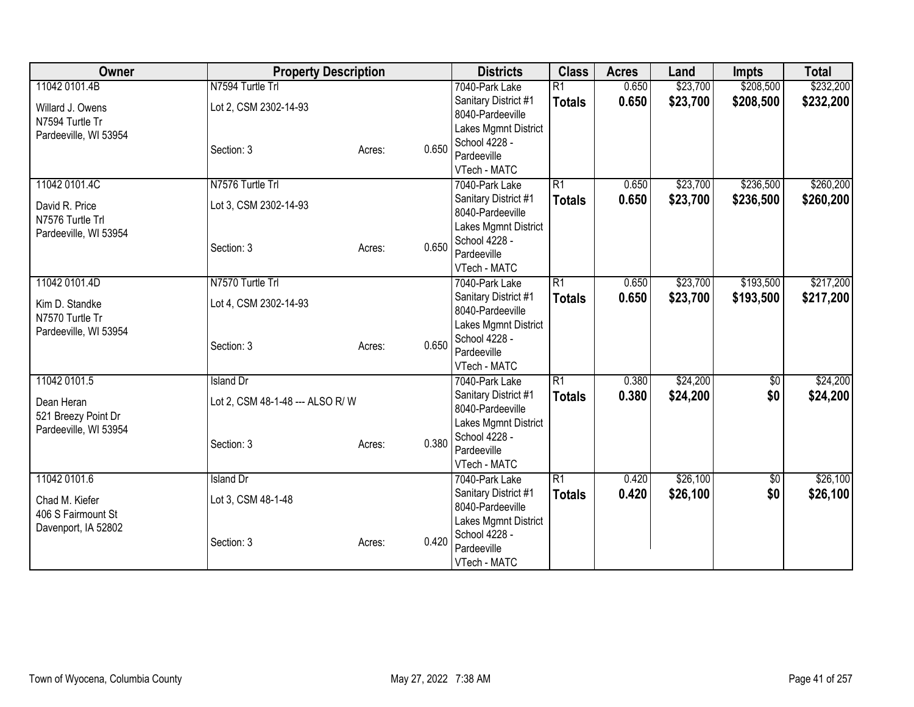| Owner | Property Description | | | Districts | Class | Acres | Land | Impts | Total |
|---|---|---|---|---|---|---|---|---|---|
| 11042 0101.4B | N7594 Turtle Trl | | | 7040-Park Lake | R1 | 0.650 | $23,700 | $208,500 | $232,200 |
| Willard J. Owens | Lot 2, CSM 2302-14-93 | | | Sanitary District #1 | **Totals** | **0.650** | **$23,700** | **$208,500** | **$232,200** |
| N7594 Turtle Tr | | | | 8040-Pardeeville | | | | | |
| Pardeeville, WI 53954 | | | | Lakes Mgmnt District | | | | | |
| | Section: 3 | Acres: | 0.650 | School 4228 - Pardeeville | | | | | |
| | | | | VTech - MATC | | | | | |
| 11042 0101.4C | N7576 Turtle Trl | | | 7040-Park Lake | R1 | 0.650 | $23,700 | $236,500 | $260,200 |
| David R. Price | Lot 3, CSM 2302-14-93 | | | Sanitary District #1 | **Totals** | **0.650** | **$23,700** | **$236,500** | **$260,200** |
| N7576 Turtle Trl | | | | 8040-Pardeeville | | | | | |
| Pardeeville, WI 53954 | | | | Lakes Mgmnt District | | | | | |
| | Section: 3 | Acres: | 0.650 | School 4228 - Pardeeville | | | | | |
| | | | | VTech - MATC | | | | | |
| 11042 0101.4D | N7570 Turtle Trl | | | 7040-Park Lake | R1 | 0.650 | $23,700 | $193,500 | $217,200 |
| Kim D. Standke | Lot 4, CSM 2302-14-93 | | | Sanitary District #1 | **Totals** | **0.650** | **$23,700** | **$193,500** | **$217,200** |
| N7570 Turtle Tr | | | | 8040-Pardeeville | | | | | |
| Pardeeville, WI 53954 | | | | Lakes Mgmnt District | | | | | |
| | Section: 3 | Acres: | 0.650 | School 4228 - Pardeeville | | | | | |
| | | | | VTech - MATC | | | | | |
| 11042 0101.5 | Island Dr | | | 7040-Park Lake | R1 | 0.380 | $24,200 | $0 | $24,200 |
| Dean Heran | Lot 2, CSM 48-1-48 --- ALSO R/ W | | | Sanitary District #1 | **Totals** | **0.380** | **$24,200** | **$0** | **$24,200** |
| 521 Breezy Point Dr | | | | 8040-Pardeeville | | | | | |
| Pardeeville, WI 53954 | | | | Lakes Mgmnt District | | | | | |
| | Section: 3 | Acres: | 0.380 | School 4228 - Pardeeville | | | | | |
| | | | | VTech - MATC | | | | | |
| 11042 0101.6 | Island Dr | | | 7040-Park Lake | R1 | 0.420 | $26,100 | $0 | $26,100 |
| Chad M. Kiefer | Lot 3, CSM 48-1-48 | | | Sanitary District #1 | **Totals** | **0.420** | **$26,100** | **$0** | **$26,100** |
| 406 S Fairmount St | | | | 8040-Pardeeville | | | | | |
| Davenport, IA 52802 | | | | Lakes Mgmnt District | | | | | |
| | Section: 3 | Acres: | 0.420 | School 4228 - Pardeeville | | | | | |
| | | | | VTech - MATC | | | | | |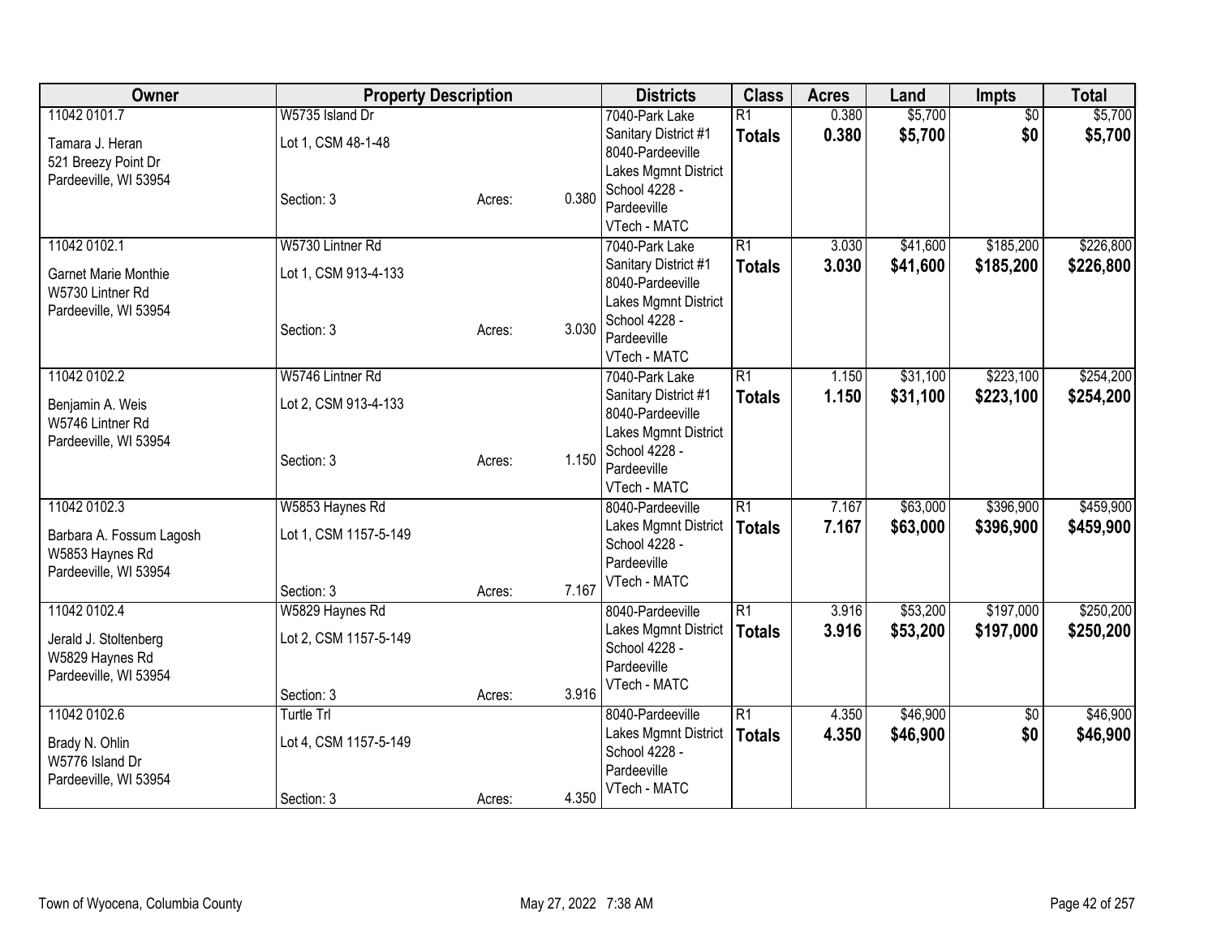| Owner | Property Description | | | Districts | Class | Acres | Land | Impts | Total |
|---|---|---|---|---|---|---|---|---|---|
| 11042 0101.7<br>Tamara J. Heran<br>521 Breezy Point Dr<br>Pardeeville, WI 53954 | W5735 Island Dr<br>Lot 1, CSM 48-1-48<br>Section: 3 | Acres: | 0.380 | 7040-Park Lake Sanitary District #1<br>8040-Pardeeville Lakes Mgmnt District<br>School 4228 - Pardeeville<br>VTech - MATC | R1<br>**Totals** | 0.380<br>**0.380** | $5,700<br>**$5,700** | $0<br>**$0** | $5,700<br>**$5,700** |
| 11042 0102.1<br>Garnet Marie Monthie<br>W5730 Lintner Rd<br>Pardeeville, WI 53954 | W5730 Lintner Rd<br>Lot 1, CSM 913-4-133<br>Section: 3 | Acres: | 3.030 | 7040-Park Lake Sanitary District #1<br>8040-Pardeeville Lakes Mgmnt District<br>School 4228 - Pardeeville<br>VTech - MATC | R1<br>**Totals** | 3.030<br>**3.030** | $41,600<br>**$41,600** | $185,200<br>**$185,200** | $226,800<br>**$226,800** |
| 11042 0102.2<br>Benjamin A. Weis<br>W5746 Lintner Rd<br>Pardeeville, WI 53954 | W5746 Lintner Rd<br>Lot 2, CSM 913-4-133<br>Section: 3 | Acres: | 1.150 | 7040-Park Lake Sanitary District #1<br>8040-Pardeeville Lakes Mgmnt District<br>School 4228 - Pardeeville<br>VTech - MATC | R1<br>**Totals** | 1.150<br>**1.150** | $31,100<br>**$31,100** | $223,100<br>**$223,100** | $254,200<br>**$254,200** |
| 11042 0102.3<br>Barbara A. Fossum Lagosh<br>W5853 Haynes Rd<br>Pardeeville, WI 53954 | W5853 Haynes Rd<br>Lot 1, CSM 1157-5-149<br>Section: 3 | Acres: | 7.167 | 8040-Pardeeville Lakes Mgmnt District<br>School 4228 - Pardeeville<br>VTech - MATC | R1<br>**Totals** | 7.167<br>**7.167** | $63,000<br>**$63,000** | $396,900<br>**$396,900** | $459,900<br>**$459,900** |
| 11042 0102.4<br>Jerald J. Stoltenberg<br>W5829 Haynes Rd<br>Pardeeville, WI 53954 | W5829 Haynes Rd<br>Lot 2, CSM 1157-5-149<br>Section: 3 | Acres: | 3.916 | 8040-Pardeeville Lakes Mgmnt District<br>School 4228 - Pardeeville<br>VTech - MATC | R1<br>**Totals** | 3.916<br>**3.916** | $53,200<br>**$53,200** | $197,000<br>**$197,000** | $250,200<br>**$250,200** |
| 11042 0102.6<br>Brady N. Ohlin<br>W5776 Island Dr<br>Pardeeville, WI 53954 | Turtle Trl<br>Lot 4, CSM 1157-5-149<br>Section: 3 | Acres: | 4.350 | 8040-Pardeeville Lakes Mgmnt District<br>School 4228 - Pardeeville<br>VTech - MATC | R1<br>**Totals** | 4.350<br>**4.350** | $46,900<br>**$46,900** | $0<br>**$0** | $46,900<br>**$46,900** |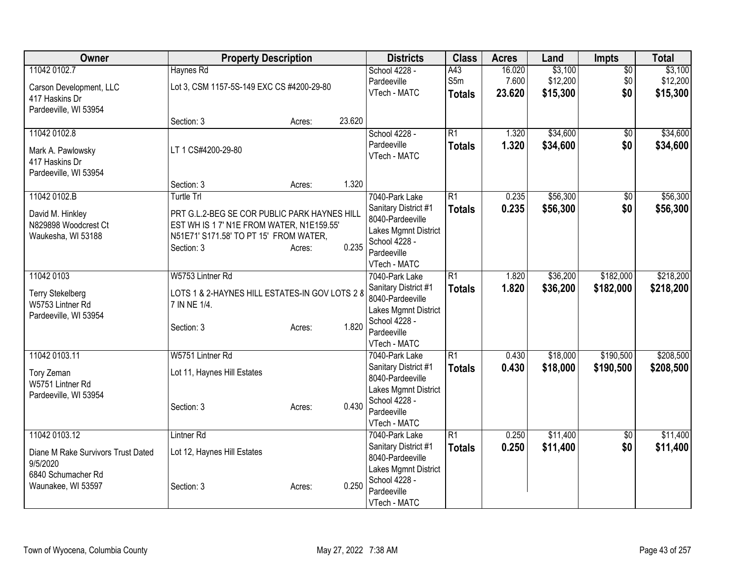| Owner | Property Description | Districts | Class | Acres | Land | Impts | Total |
|---|---|---|---|---|---|---|---|
| 11042 0102.7<br>Carson Development, LLC<br>417 Haskins Dr<br>Pardeeville, WI 53954 | Haynes Rd<br>Lot 3, CSM 1157-5S-149 EXC CS #4200-29-80<br>Section: 3 Acres: 23.620 | School 4228 - Pardeeville<br>VTech - MATC | A43<br>S5m<br>**Totals** | 16.020<br>7.600<br>**23.620** | $3,100<br>$12,200<br>**$15,300** | $0<br>$0<br>**$0** | $3,100<br>$12,200<br>**$15,300** |
| 11042 0102.8<br>Mark A. Pawlowsky<br>417 Haskins Dr<br>Pardeeville, WI 53954 | LT 1 CS#4200-29-80<br>Section: 3 Acres: 1.320 | School 4228 - Pardeeville<br>VTech - MATC | R1<br>**Totals** | 1.320<br>**1.320** | $34,600<br>**$34,600** | $0<br>**$0** | $34,600<br>**$34,600** |
| 11042 0102.B<br>David M. Hinkley<br>N829898 Woodcrest Ct<br>Waukesha, WI 53188 | Turtle Trl<br>PRT G.L.2-BEG SE COR PUBLIC PARK HAYNES HILL EST WH IS 1 7' N1E FROM WATER, N1E159.55' N51E71' S171.58' TO PT 15' FROM WATER,<br>Section: 3 Acres: 0.235 | 7040-Park Lake Sanitary District #1<br>8040-Pardeeville Lakes Mgmnt District<br>School 4228 - Pardeeville<br>VTech - MATC | R1<br>**Totals** | 0.235<br>**0.235** | $56,300<br>**$56,300** | $0<br>**$0** | $56,300<br>**$56,300** |
| 11042 0103<br>Terry Stekelberg<br>W5753 Lintner Rd<br>Pardeeville, WI 53954 | W5753 Lintner Rd<br>LOTS 1 & 2-HAYNES HILL ESTATES-IN GOV LOTS 2 & 7 IN NE 1/4.<br>Section: 3 Acres: 1.820 | 7040-Park Lake Sanitary District #1<br>8040-Pardeeville Lakes Mgmnt District<br>School 4228 - Pardeeville<br>VTech - MATC | R1<br>**Totals** | 1.820<br>**1.820** | $36,200<br>**$36,200** | $182,000<br>**$182,000** | $218,200<br>**$218,200** |
| 11042 0103.11<br>Tory Zeman<br>W5751 Lintner Rd<br>Pardeeville, WI 53954 | W5751 Lintner Rd<br>Lot 11, Haynes Hill Estates<br>Section: 3 Acres: 0.430 | 7040-Park Lake Sanitary District #1<br>8040-Pardeeville Lakes Mgmnt District<br>School 4228 - Pardeeville<br>VTech - MATC | R1<br>**Totals** | 0.430<br>**0.430** | $18,000<br>**$18,000** | $190,500<br>**$190,500** | $208,500<br>**$208,500** |
| 11042 0103.12<br>Diane M Rake Survivors Trust Dated 9/5/2020<br>6840 Schumacher Rd<br>Waunakee, WI 53597 | Lintner Rd<br>Lot 12, Haynes Hill Estates<br>Section: 3 Acres: 0.250 | 7040-Park Lake Sanitary District #1<br>8040-Pardeeville Lakes Mgmnt District<br>School 4228 - Pardeeville<br>VTech - MATC | R1<br>**Totals** | 0.250<br>**0.250** | $11,400<br>**$11,400** | $0<br>**$0** | $11,400<br>**$11,400** |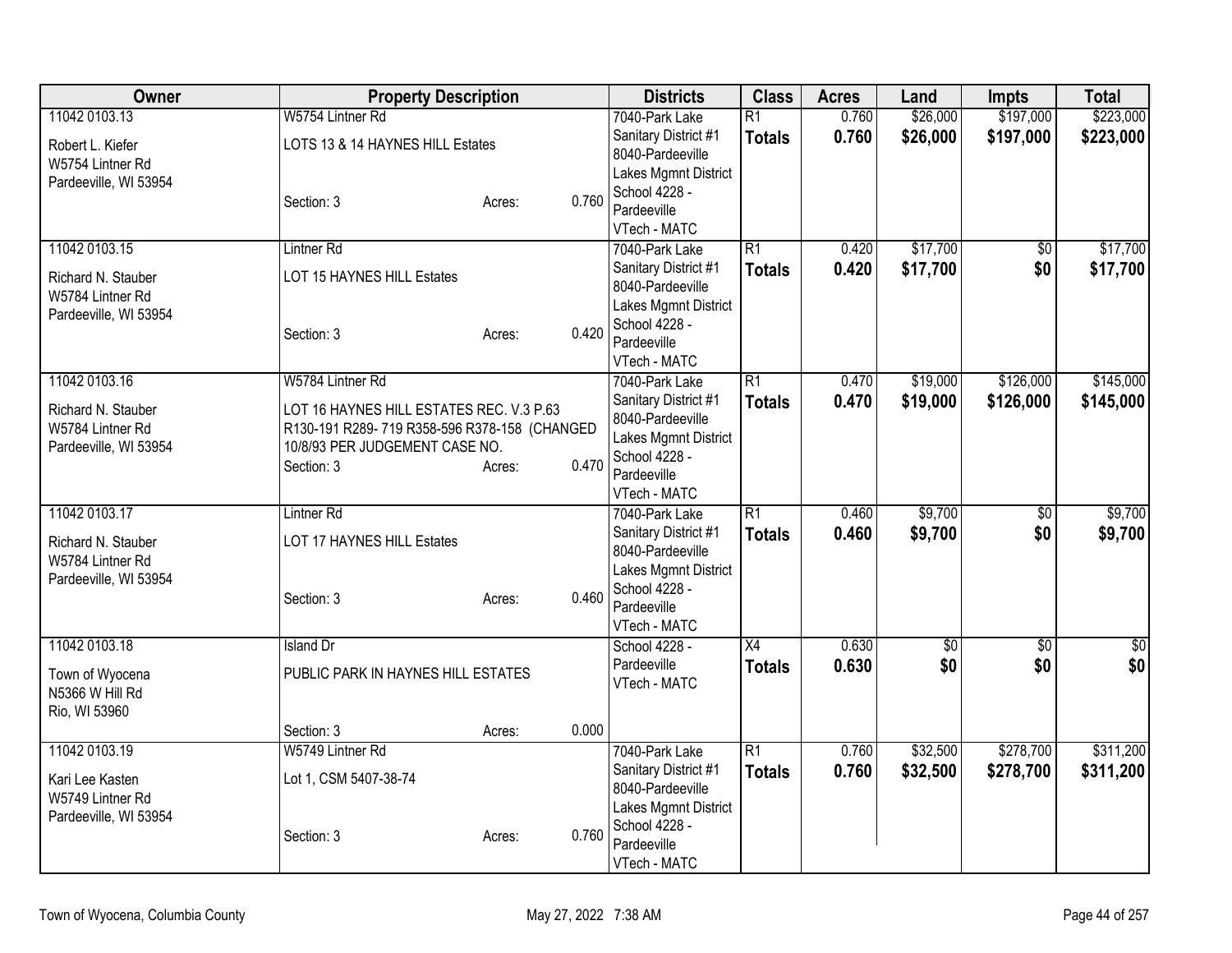| Owner | Property Description | | | Districts | Class | Acres | Land | Impts | Total |
|---|---|---|---|---|---|---|---|---|---|
| 11042 0103.13<br>Robert L. Kiefer<br>W5754 Lintner Rd<br>Pardeeville, WI 53954 | W5754 Lintner Rd<br>LOTS 13 & 14 HAYNES HILL Estates<br>Section: 3 | Acres: | 0.760 | 7040-Park Lake Sanitary District #1<br>8040-Pardeeville Lakes Mgmnt District<br>School 4228 - Pardeeville<br>VTech - MATC | R1<br>**Totals** | 0.760<br>**0.760** | $26,000<br>**$26,000** | $197,000<br>**$197,000** | $223,000<br>**$223,000** |
| 11042 0103.15<br>Richard N. Stauber<br>W5784 Lintner Rd<br>Pardeeville, WI 53954 | Lintner Rd<br>LOT 15 HAYNES HILL Estates<br>Section: 3 | Acres: | 0.420 | 7040-Park Lake Sanitary District #1<br>8040-Pardeeville Lakes Mgmnt District<br>School 4228 - Pardeeville<br>VTech - MATC | R1<br>**Totals** | 0.420<br>**0.420** | $17,700<br>**$17,700** | $0<br>**$0** | $17,700<br>**$17,700** |
| 11042 0103.16<br>Richard N. Stauber<br>W5784 Lintner Rd<br>Pardeeville, WI 53954 | W5784 Lintner Rd<br>LOT 16 HAYNES HILL ESTATES REC. V.3 P.63 R130-191 R289- 719 R358-596 R378-158 (CHANGED 10/8/93 PER JUDGEMENT CASE NO.<br>Section: 3 | Acres: | 0.470 | 7040-Park Lake Sanitary District #1<br>8040-Pardeeville Lakes Mgmnt District<br>School 4228 - Pardeeville<br>VTech - MATC | R1<br>**Totals** | 0.470<br>**0.470** | $19,000<br>**$19,000** | $126,000<br>**$126,000** | $145,000<br>**$145,000** |
| 11042 0103.17<br>Richard N. Stauber<br>W5784 Lintner Rd<br>Pardeeville, WI 53954 | Lintner Rd<br>LOT 17 HAYNES HILL Estates<br>Section: 3 | Acres: | 0.460 | 7040-Park Lake Sanitary District #1<br>8040-Pardeeville Lakes Mgmnt District<br>School 4228 - Pardeeville<br>VTech - MATC | R1<br>**Totals** | 0.460<br>**0.460** | $9,700<br>**$9,700** | $0<br>**$0** | $9,700<br>**$9,700** |
| 11042 0103.18<br>Town of Wyocena<br>N5366 W Hill Rd<br>Rio, WI 53960 | Island Dr<br>PUBLIC PARK IN HAYNES HILL ESTATES<br>Section: 3 | Acres: | 0.000 | School 4228 - Pardeeville<br>VTech - MATC | X4<br>**Totals** | 0.630<br>**0.630** | $0<br>**$0** | $0<br>**$0** | $0<br>**$0** |
| 11042 0103.19<br>Kari Lee Kasten<br>W5749 Lintner Rd<br>Pardeeville, WI 53954 | W5749 Lintner Rd<br>Lot 1, CSM 5407-38-74<br>Section: 3 | Acres: | 0.760 | 7040-Park Lake Sanitary District #1<br>8040-Pardeeville Lakes Mgmnt District<br>School 4228 - Pardeeville<br>VTech - MATC | R1<br>**Totals** | 0.760<br>**0.760** | $32,500<br>**$32,500** | $278,700<br>**$278,700** | $311,200<br>**$311,200** |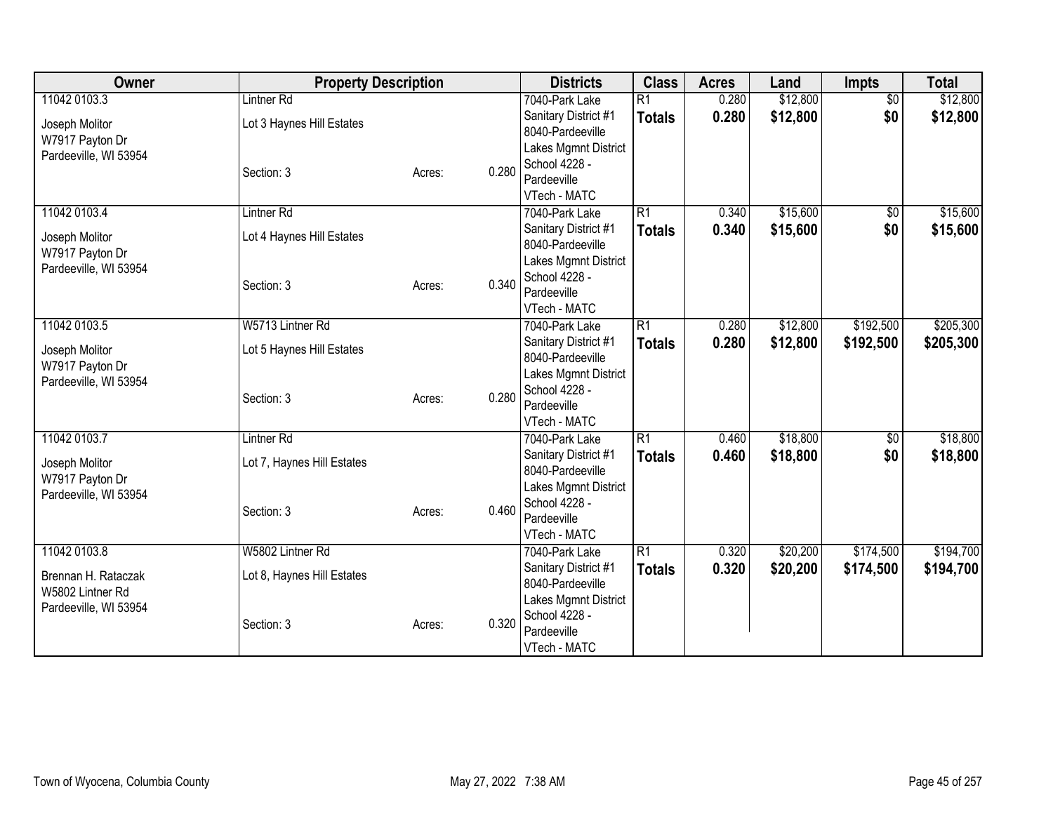| Owner | Property Description | | | Districts | Class | Acres | Land | Impts | Total |
|---|---|---|---|---|---|---|---|---|---|
| 11042 0103.3<br>Joseph Molitor<br>W7917 Payton Dr<br>Pardeeville, WI 53954 | Lintner Rd<br>Lot 3 Haynes Hill Estates<br><br>Section: 3 | Acres: | 0.280 | 7040-Park Lake Sanitary District #1<br>8040-Pardeeville Lakes Mgmnt District<br>School 4228 - Pardeeville<br>VTech - MATC | R1<br>**Totals** | 0.280<br>**0.280** | $12,800<br>**$12,800** | $0<br>**$0** | $12,800<br>**$12,800** |
| 11042 0103.4<br>Joseph Molitor<br>W7917 Payton Dr<br>Pardeeville, WI 53954 | Lintner Rd<br>Lot 4 Haynes Hill Estates<br><br>Section: 3 | Acres: | 0.340 | 7040-Park Lake Sanitary District #1<br>8040-Pardeeville Lakes Mgmnt District<br>School 4228 - Pardeeville<br>VTech - MATC | R1<br>**Totals** | 0.340<br>**0.340** | $15,600<br>**$15,600** | $0<br>**$0** | $15,600<br>**$15,600** |
| 11042 0103.5<br>Joseph Molitor<br>W7917 Payton Dr<br>Pardeeville, WI 53954 | W5713 Lintner Rd<br>Lot 5 Haynes Hill Estates<br><br>Section: 3 | Acres: | 0.280 | 7040-Park Lake Sanitary District #1<br>8040-Pardeeville Lakes Mgmnt District<br>School 4228 - Pardeeville<br>VTech - MATC | R1<br>**Totals** | 0.280<br>**0.280** | $12,800<br>**$12,800** | $192,500<br>**$192,500** | $205,300<br>**$205,300** |
| 11042 0103.7<br>Joseph Molitor<br>W7917 Payton Dr<br>Pardeeville, WI 53954 | Lintner Rd<br>Lot 7, Haynes Hill Estates<br><br>Section: 3 | Acres: | 0.460 | 7040-Park Lake Sanitary District #1<br>8040-Pardeeville Lakes Mgmnt District<br>School 4228 - Pardeeville<br>VTech - MATC | R1<br>**Totals** | 0.460<br>**0.460** | $18,800<br>**$18,800** | $0<br>**$0** | $18,800<br>**$18,800** |
| 11042 0103.8<br>Brennan H. Rataczak<br>W5802 Lintner Rd<br>Pardeeville, WI 53954 | W5802 Lintner Rd<br>Lot 8, Haynes Hill Estates<br><br>Section: 3 | Acres: | 0.320 | 7040-Park Lake Sanitary District #1<br>8040-Pardeeville Lakes Mgmnt District<br>School 4228 - Pardeeville<br>VTech - MATC | R1<br>**Totals** | 0.320<br>**0.320** | $20,200<br>**$20,200** | $174,500<br>**$174,500** | $194,700<br>**$194,700** |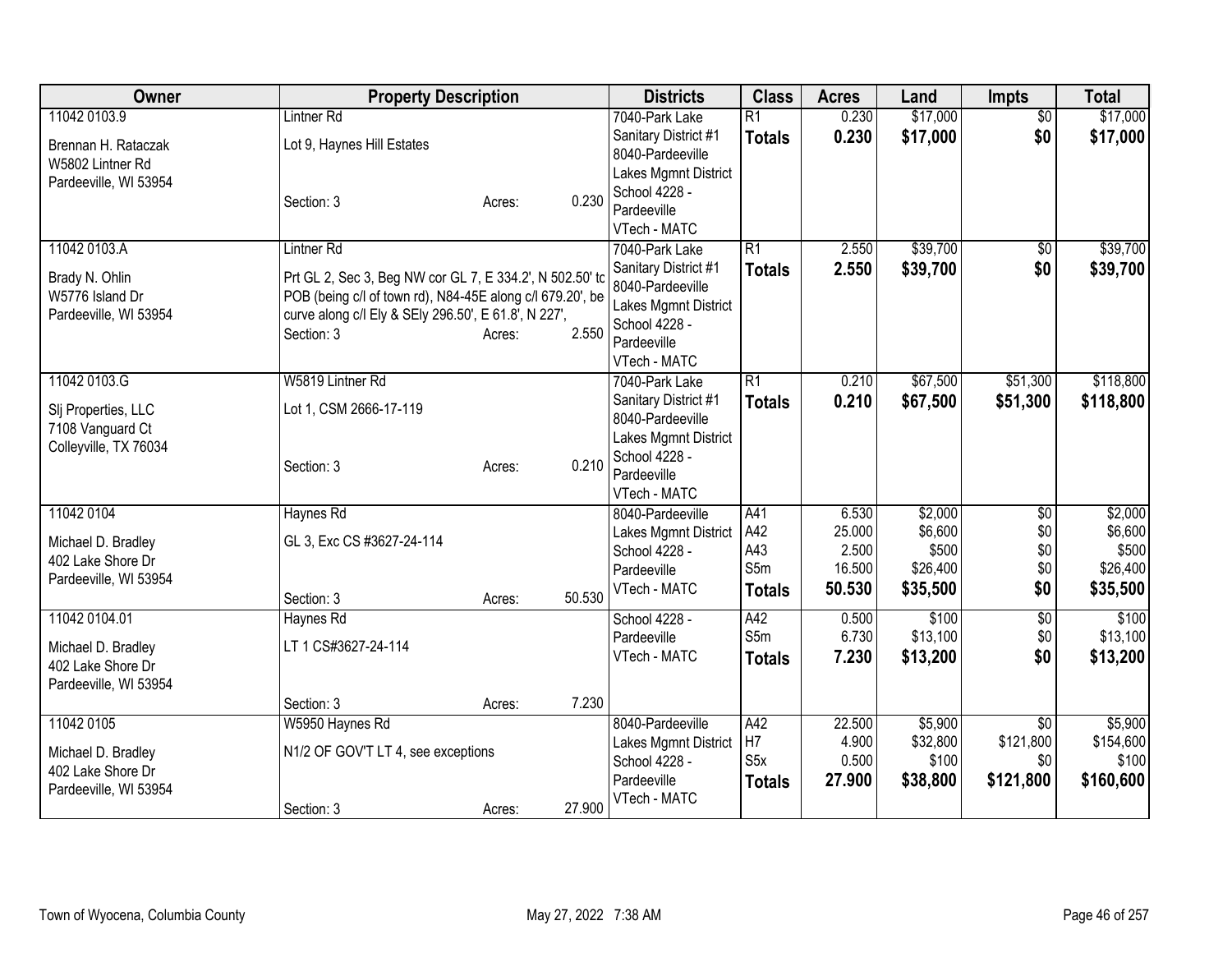| Owner | Property Description | | | Districts | Class | Acres | Land | Impts | Total |
|---|---|---|---|---|---|---|---|---|---|
| 11042 0103.9<br><br>Brennan H. Rataczak<br>W5802 Lintner Rd<br>Pardeeville, WI 53954 | Lintner Rd<br><br>Lot 9, Haynes Hill Estates<br><br>Section: 3 | Acres: | 0.230 | 7040-Park Lake Sanitary District #1<br>8040-Pardeeville Lakes Mgmnt District<br>School 4228 - Pardeeville<br>VTech - MATC | R1<br>**Totals** | 0.230<br>**0.230** | $17,000<br>**$17,000** | $0<br>**$0** | $17,000<br>**$17,000** |
| 11042 0103.A<br><br>Brady N. Ohlin<br>W5776 Island Dr<br>Pardeeville, WI 53954 | Lintner Rd<br><br>Prt GL 2, Sec 3, Beg NW cor GL 7, E 334.2', N 502.50' tc POB (being c/l of town rd), N84-45E along c/l 679.20', be curve along c/l Ely & SEly 296.50', E 61.8', N 227',<br>Section: 3 | Acres: | 2.550 | 7040-Park Lake Sanitary District #1<br>8040-Pardeeville Lakes Mgmnt District<br>School 4228 - Pardeeville<br>VTech - MATC | R1<br>**Totals** | 2.550<br>**2.550** | $39,700<br>**$39,700** | $0<br>**$0** | $39,700<br>**$39,700** |
| 11042 0103.G<br><br>Slj Properties, LLC<br>7108 Vanguard Ct<br>Colleyville, TX 76034 | W5819 Lintner Rd<br><br>Lot 1, CSM 2666-17-119<br><br>Section: 3 | Acres: | 0.210 | 7040-Park Lake Sanitary District #1<br>8040-Pardeeville Lakes Mgmnt District<br>School 4228 - Pardeeville<br>VTech - MATC | R1<br>**Totals** | 0.210<br>**0.210** | $67,500<br>**$67,500** | $51,300<br>**$51,300** | $118,800<br>**$118,800** |
| 11042 0104<br><br>Michael D. Bradley<br>402 Lake Shore Dr<br>Pardeeville, WI 53954 | Haynes Rd<br><br>GL 3, Exc CS #3627-24-114<br><br>Section: 3 | Acres: | 50.530 | 8040-Pardeeville Lakes Mgmnt District<br>School 4228 - Pardeeville<br>VTech - MATC | A41<br>A42<br>A43<br>S5m<br>**Totals** | 6.530<br>25.000<br>2.500<br>16.500<br>**50.530** | $2,000<br>$6,600<br>$500<br>$26,400<br>**$35,500** | $0<br>$0<br>$0<br>$0<br>**$0** | $2,000<br>$6,600<br>$500<br>$26,400<br>**$35,500** |
| 11042 0104.01<br><br>Michael D. Bradley<br>402 Lake Shore Dr<br>Pardeeville, WI 53954 | Haynes Rd<br><br>LT 1 CS#3627-24-114<br><br>Section: 3 | Acres: | 7.230 | School 4228 - Pardeeville<br>VTech - MATC | A42<br>S5m<br>**Totals** | 0.500<br>6.730<br>**7.230** | $100<br>$13,100<br>**$13,200** | $0<br>$0<br>**$0** | $100<br>$13,100<br>**$13,200** |
| 11042 0105<br><br>Michael D. Bradley<br>402 Lake Shore Dr<br>Pardeeville, WI 53954 | W5950 Haynes Rd<br><br>N1/2 OF GOV'T LT 4, see exceptions<br><br>Section: 3 | Acres: | 27.900 | 8040-Pardeeville Lakes Mgmnt District<br>School 4228 - Pardeeville<br>VTech - MATC | A42<br>H7<br>S5x<br>**Totals** | 22.500<br>4.900<br>0.500<br>**27.900** | $5,900<br>$32,800<br>$100<br>**$38,800** | $0<br>$121,800<br>$0<br>**$121,800** | $5,900<br>$154,600<br>$100<br>**$160,600** |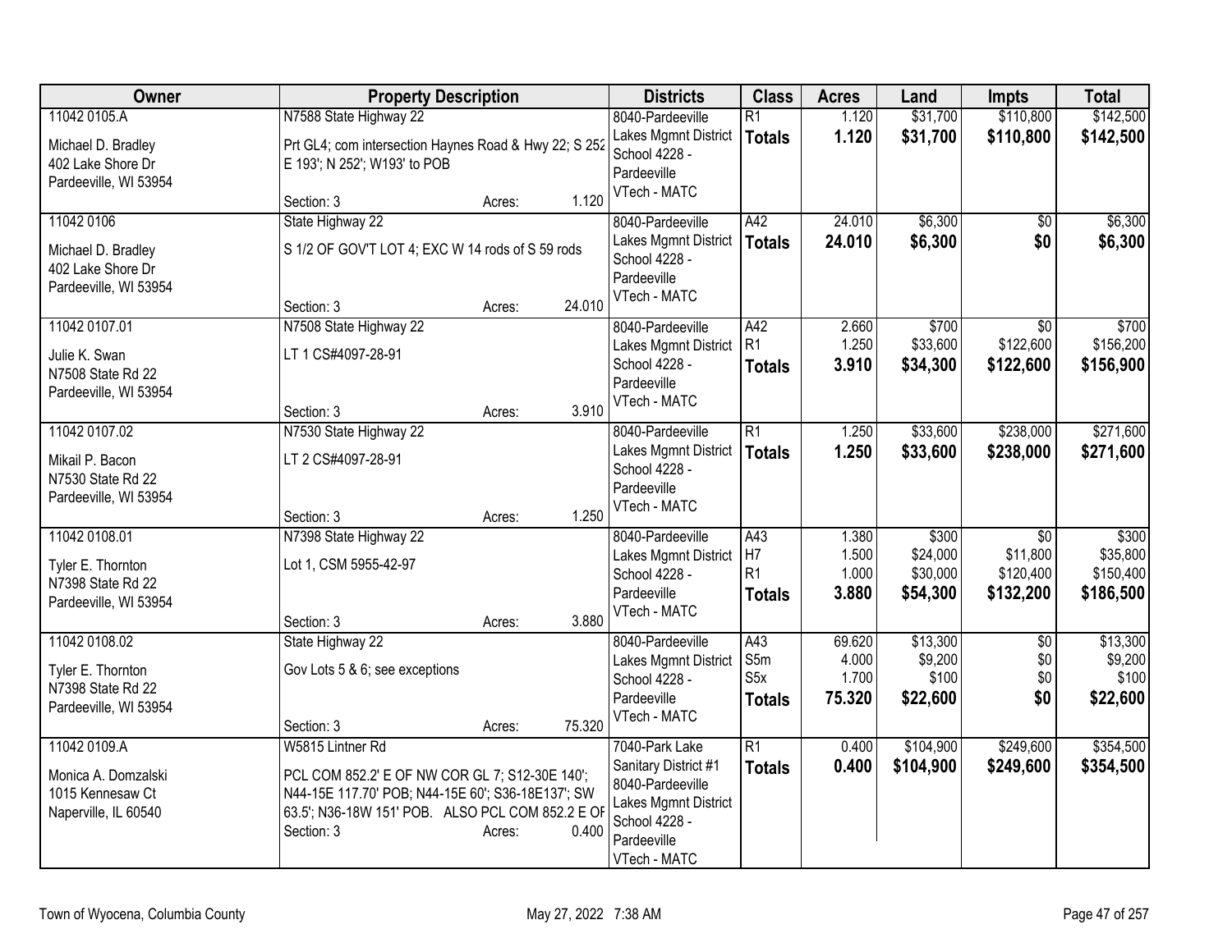| Owner | Property Description | Districts | Class | Acres | Land | Impts | Total |
|---|---|---|---|---|---|---|---|
| 11042 0105.A<br>Michael D. Bradley<br>402 Lake Shore Dr<br>Pardeeville, WI 53954 | N7588 State Highway 22<br>Prt GL4; com intersection Haynes Road & Hwy 22; S 252 E 193'; N 252'; W193' to POB<br>Section: 3 Acres: 1.120 | 8040-Pardeeville<br>Lakes Mgmnt District<br>School 4228 - Pardeeville<br>VTech - MATC | R1<br>**Totals** | 1.120<br>**1.120** | $31,700<br>**$31,700** | $110,800<br>**$110,800** | $142,500<br>**$142,500** |
| 11042 0106<br>Michael D. Bradley<br>402 Lake Shore Dr<br>Pardeeville, WI 53954 | State Highway 22<br>S 1/2 OF GOV'T LOT 4; EXC W 14 rods of S 59 rods<br>Section: 3 Acres: 24.010 | 8040-Pardeeville<br>Lakes Mgmnt District<br>School 4228 - Pardeeville<br>VTech - MATC | A42<br>**Totals** | 24.010<br>**24.010** | $6,300<br>**$6,300** | $0<br>**$0** | $6,300<br>**$6,300** |
| 11042 0107.01<br>Julie K. Swan<br>N7508 State Rd 22<br>Pardeeville, WI 53954 | N7508 State Highway 22<br>LT 1 CS#4097-28-91<br>Section: 3 Acres: 3.910 | 8040-Pardeeville<br>Lakes Mgmnt District<br>School 4228 - Pardeeville<br>VTech - MATC | A42<br>R1<br>**Totals** | 2.660<br>1.250<br>**3.910** | $700<br>$33,600<br>**$34,300** | $0<br>$122,600<br>**$122,600** | $700<br>$156,200<br>**$156,900** |
| 11042 0107.02<br>Mikail P. Bacon<br>N7530 State Rd 22<br>Pardeeville, WI 53954 | N7530 State Highway 22<br>LT 2 CS#4097-28-91<br>Section: 3 Acres: 1.250 | 8040-Pardeeville<br>Lakes Mgmnt District<br>School 4228 - Pardeeville<br>VTech - MATC | R1<br>**Totals** | 1.250<br>**1.250** | $33,600<br>**$33,600** | $238,000<br>**$238,000** | $271,600<br>**$271,600** |
| 11042 0108.01<br>Tyler E. Thornton<br>N7398 State Rd 22<br>Pardeeville, WI 53954 | N7398 State Highway 22<br>Lot 1, CSM 5955-42-97<br>Section: 3 Acres: 3.880 | 8040-Pardeeville<br>Lakes Mgmnt District<br>School 4228 - Pardeeville<br>VTech - MATC | A43<br>H7<br>R1<br>**Totals** | 1.380<br>1.500<br>1.000<br>**3.880** | $300<br>$24,000<br>$30,000<br>**$54,300** | $0<br>$11,800<br>$120,400<br>**$132,200** | $300<br>$35,800<br>$150,400<br>**$186,500** |
| 11042 0108.02<br>Tyler E. Thornton<br>N7398 State Rd 22<br>Pardeeville, WI 53954 | State Highway 22<br>Gov Lots 5 & 6; see exceptions<br>Section: 3 Acres: 75.320 | 8040-Pardeeville<br>Lakes Mgmnt District<br>School 4228 - Pardeeville<br>VTech - MATC | A43<br>S5m<br>S5x<br>**Totals** | 69.620<br>4.000<br>1.700<br>**75.320** | $13,300<br>$9,200<br>$100<br>**$22,600** | $0<br>$0<br>$0<br>**$0** | $13,300<br>$9,200<br>$100<br>**$22,600** |
| 11042 0109.A<br>Monica A. Domzalski<br>1015 Kennesaw Ct<br>Naperville, IL 60540 | W5815 Lintner Rd<br>PCL COM 852.2' E OF NW COR GL 7; S12-30E 140'; N44-15E 117.70' POB; N44-15E 60'; S36-18E137'; SW 63.5'; N36-18W 151' POB. ALSO PCL COM 852.2 E OF<br>Section: 3 Acres: 0.400 | 7040-Park Lake Sanitary District #1<br>8040-Pardeeville<br>Lakes Mgmnt District<br>School 4228 - Pardeeville<br>VTech - MATC | R1<br>**Totals** | 0.400<br>**0.400** | $104,900<br>**$104,900** | $249,600<br>**$249,600** | $354,500<br>**$354,500** |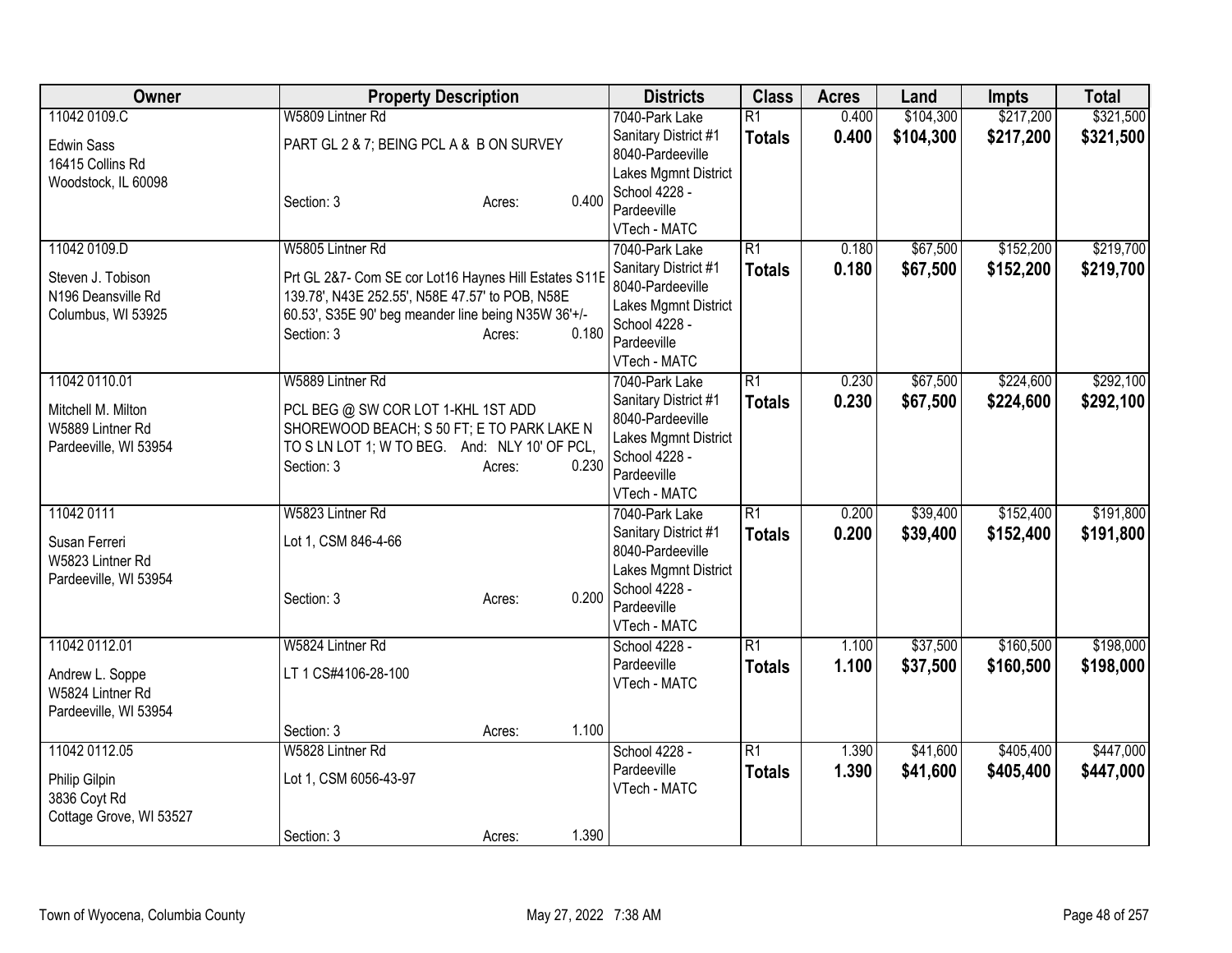| Owner | Property Description | Districts | Class | Acres | Land | Impts | Total |
|---|---|---|---|---|---|---|---|
| 11042 0109.C<br><br>Edwin Sass<br>16415 Collins Rd<br>Woodstock, IL 60098 | W5809 Lintner Rd<br><br>PART GL 2 & 7; BEING PCL A & B ON SURVEY<br><br>Section: 3 Acres: 0.400 | 7040-Park Lake Sanitary District #1<br>8040-Pardeeville Lakes Mgmnt District<br>School 4228 - Pardeeville<br>VTech - MATC | R1<br>**Totals** | 0.400<br>**0.400** | $104,300<br>**$104,300** | $217,200<br>**$217,200** | $321,500<br>**$321,500** |
| 11042 0109.D<br><br>Steven J. Tobison<br>N196 Deansville Rd<br>Columbus, WI 53925 | W5805 Lintner Rd<br><br>Prt GL 2&7- Com SE cor Lot16 Haynes Hill Estates S11E 139.78', N43E 252.55', N58E 47.57' to POB, N58E 60.53', S35E 90' beg meander line being N35W 36'+/-<br>Section: 3 Acres: 0.180 | 7040-Park Lake Sanitary District #1<br>8040-Pardeeville Lakes Mgmnt District<br>School 4228 - Pardeeville<br>VTech - MATC | R1<br>**Totals** | 0.180<br>**0.180** | $67,500<br>**$67,500** | $152,200<br>**$152,200** | $219,700<br>**$219,700** |
| 11042 0110.01<br><br>Mitchell M. Milton<br>W5889 Lintner Rd<br>Pardeeville, WI 53954 | W5889 Lintner Rd<br><br>PCL BEG @ SW COR LOT 1-KHL 1ST ADD SHOREWOOD BEACH; S 50 FT; E TO PARK LAKE N TO S LN LOT 1; W TO BEG. And: NLY 10' OF PCL,<br>Section: 3 Acres: 0.230 | 7040-Park Lake Sanitary District #1<br>8040-Pardeeville Lakes Mgmnt District<br>School 4228 - Pardeeville<br>VTech - MATC | R1<br>**Totals** | 0.230<br>**0.230** | $67,500<br>**$67,500** | $224,600<br>**$224,600** | $292,100<br>**$292,100** |
| 11042 0111<br><br>Susan Ferreri<br>W5823 Lintner Rd<br>Pardeeville, WI 53954 | W5823 Lintner Rd<br><br>Lot 1, CSM 846-4-66<br><br>Section: 3 Acres: 0.200 | 7040-Park Lake Sanitary District #1<br>8040-Pardeeville Lakes Mgmnt District<br>School 4228 - Pardeeville<br>VTech - MATC | R1<br>**Totals** | 0.200<br>**0.200** | $39,400<br>**$39,400** | $152,400<br>**$152,400** | $191,800<br>**$191,800** |
| 11042 0112.01<br><br>Andrew L. Soppe<br>W5824 Lintner Rd<br>Pardeeville, WI 53954 | W5824 Lintner Rd<br><br>LT 1 CS#4106-28-100<br><br>Section: 3 Acres: 1.100 | School 4228 - Pardeeville<br>VTech - MATC | R1<br>**Totals** | 1.100<br>**1.100** | $37,500<br>**$37,500** | $160,500<br>**$160,500** | $198,000<br>**$198,000** |
| 11042 0112.05<br><br>Philip Gilpin<br>3836 Coyt Rd<br>Cottage Grove, WI 53527 | W5828 Lintner Rd<br><br>Lot 1, CSM 6056-43-97<br><br>Section: 3 Acres: 1.390 | School 4228 - Pardeeville<br>VTech - MATC | R1<br>**Totals** | 1.390<br>**1.390** | $41,600<br>**$41,600** | $405,400<br>**$405,400** | $447,000<br>**$447,000** |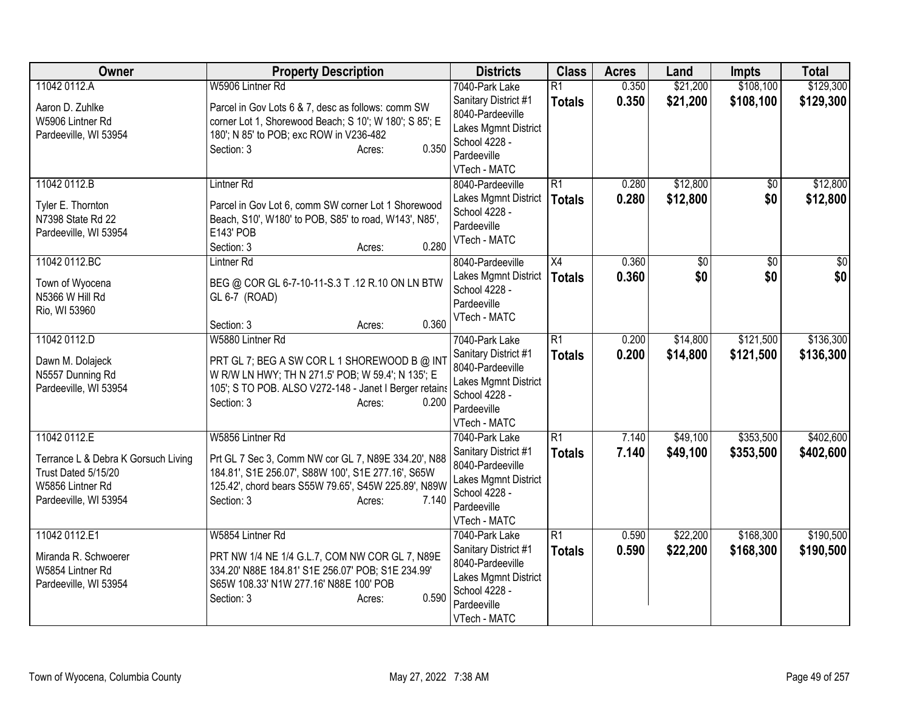| Owner | Property Description | Districts | Class | Acres | Land | Impts | Total |
|---|---|---|---|---|---|---|---|
| 11042 0112.A<br>Aaron D. Zuhlke<br>W5906 Lintner Rd<br>Pardeeville, WI 53954 | W5906 Lintner Rd<br>Parcel in Gov Lots 6 & 7, desc as follows: comm SW corner Lot 1, Shorewood Beach; S 10'; W 180'; S 85'; E 180'; N 85' to POB; exc ROW in V236-482<br>Section: 3 Acres: 0.350 | 7040-Park Lake Sanitary District #1<br>8040-Pardeeville Lakes Mgmnt District<br>School 4228 - Pardeeville<br>VTech - MATC | R1<br>**Totals** | 0.350<br>**0.350** | $21,200<br>**$21,200** | $108,100<br>**$108,100** | $129,300<br>**$129,300** |
| 11042 0112.B<br>Tyler E. Thornton<br>N7398 State Rd 22<br>Pardeeville, WI 53954 | Lintner Rd<br>Parcel in Gov Lot 6, comm SW corner Lot 1 Shorewood Beach, S10', W180' to POB, S85' to road, W143', N85', E143' POB<br>Section: 3 Acres: 0.280 | 8040-Pardeeville Lakes Mgmnt District<br>School 4228 - Pardeeville<br>VTech - MATC | R1<br>**Totals** | 0.280<br>**0.280** | $12,800<br>**$12,800** | $0<br>**$0** | $12,800<br>**$12,800** |
| 11042 0112.BC<br>Town of Wyocena<br>N5366 W Hill Rd<br>Rio, WI 53960 | Lintner Rd<br>BEG @ COR GL 6-7-10-11-S.3 T .12 R.10 ON LN BTW GL 6-7 (ROAD)<br>Section: 3 Acres: 0.360 | 8040-Pardeeville Lakes Mgmnt District<br>School 4228 - Pardeeville<br>VTech - MATC | X4<br>**Totals** | 0.360<br>**0.360** | $0<br>**$0** | $0<br>**$0** | $0<br>**$0** |
| 11042 0112.D<br>Dawn M. Dolajeck<br>N5557 Dunning Rd<br>Pardeeville, WI 53954 | W5880 Lintner Rd<br>PRT GL 7; BEG A SW COR L 1 SHOREWOOD B @ INT W R/W LN HWY; TH N 271.5' POB; W 59.4'; N 135'; E 105'; S TO POB. ALSO V272-148 - Janet I Berger retains<br>Section: 3 Acres: 0.200 | 7040-Park Lake Sanitary District #1<br>8040-Pardeeville Lakes Mgmnt District<br>School 4228 - Pardeeville<br>VTech - MATC | R1<br>**Totals** | 0.200<br>**0.200** | $14,800<br>**$14,800** | $121,500<br>**$121,500** | $136,300<br>**$136,300** |
| 11042 0112.E<br>Terrance L & Debra K Gorsuch Living Trust Dated 5/15/20<br>W5856 Lintner Rd<br>Pardeeville, WI 53954 | W5856 Lintner Rd<br>Prt GL 7 Sec 3, Comm NW cor GL 7, N89E 334.20', N88 184.81', S1E 256.07', S88W 100', S1E 277.16', S65W 125.42', chord bears S55W 79.65', S45W 225.89', N89W<br>Section: 3 Acres: 7.140 | 7040-Park Lake Sanitary District #1<br>8040-Pardeeville Lakes Mgmnt District<br>School 4228 - Pardeeville<br>VTech - MATC | R1<br>**Totals** | 7.140<br>**7.140** | $49,100<br>**$49,100** | $353,500<br>**$353,500** | $402,600<br>**$402,600** |
| 11042 0112.E1<br>Miranda R. Schwoerer<br>W5854 Lintner Rd<br>Pardeeville, WI 53954 | W5854 Lintner Rd<br>PRT NW 1/4 NE 1/4 G.L.7, COM NW COR GL 7, N89E 334.20' N88E 184.81' S1E 256.07' POB; S1E 234.99' S65W 108.33' N1W 277.16' N88E 100' POB<br>Section: 3 Acres: 0.590 | 7040-Park Lake Sanitary District #1<br>8040-Pardeeville Lakes Mgmnt District<br>School 4228 - Pardeeville<br>VTech - MATC | R1<br>**Totals** | 0.590<br>**0.590** | $22,200<br>**$22,200** | $168,300<br>**$168,300** | $190,500<br>**$190,500** |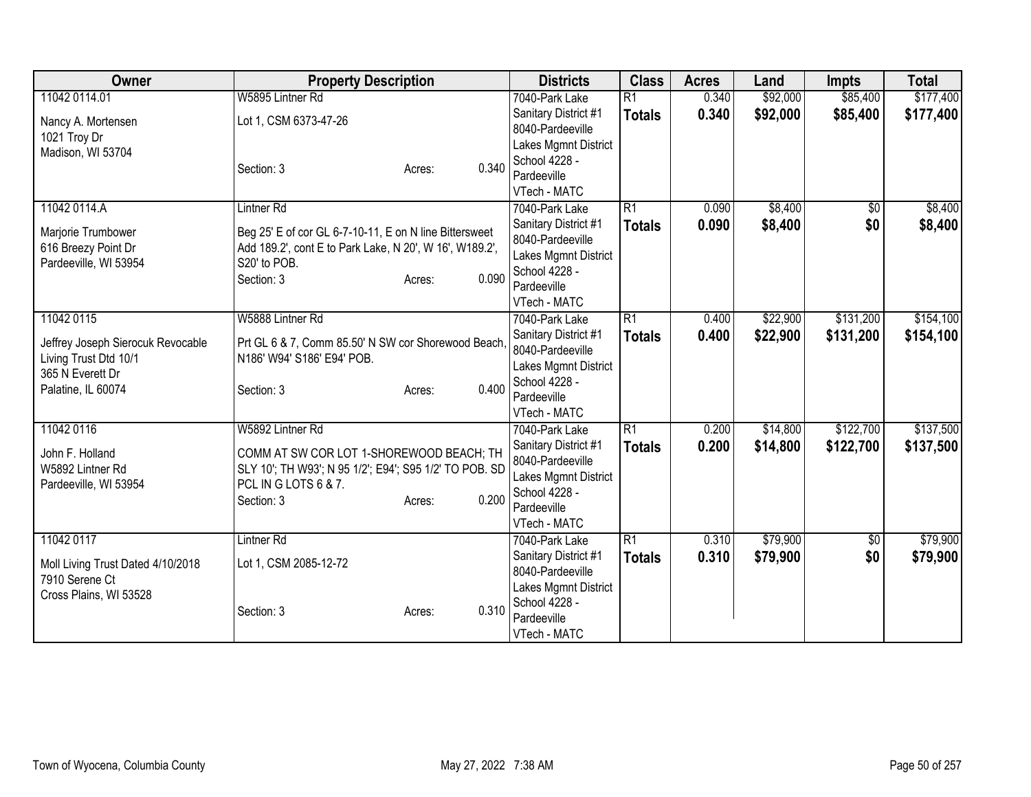| Owner | Property Description | Districts | Class | Acres | Land | Impts | Total |
|---|---|---|---|---|---|---|---|
| 11042 0114.01<br>Nancy A. Mortensen<br>1021 Troy Dr<br>Madison, WI 53704 | W5895 Lintner Rd<br>Lot 1, CSM 6373-47-26<br>Section: 3 Acres: 0.340 | 7040-Park Lake Sanitary District #1<br>8040-Pardeeville Lakes Mgmnt District<br>School 4228 - Pardeeville<br>VTech - MATC | R1<br>**Totals** | 0.340<br>**0.340** | $92,000<br>**$92,000** | $85,400<br>**$85,400** | $177,400<br>**$177,400** |
| 11042 0114.A<br>Marjorie Trumbower<br>616 Breezy Point Dr<br>Pardeeville, WI 53954 | Lintner Rd<br>Beg 25' E of cor GL 6-7-10-11, E on N line Bittersweet Add 189.2', cont E to Park Lake, N 20', W 16', W189.2', S20' to POB.<br>Section: 3 Acres: 0.090 | 7040-Park Lake Sanitary District #1<br>8040-Pardeeville Lakes Mgmnt District<br>School 4228 - Pardeeville<br>VTech - MATC | R1<br>**Totals** | 0.090<br>**0.090** | $8,400<br>**$8,400** | $0<br>**$0** | $8,400<br>**$8,400** |
| 11042 0115<br>Jeffrey Joseph Sierocuk Revocable Living Trust Dtd 10/1<br>365 N Everett Dr<br>Palatine, IL 60074 | W5888 Lintner Rd<br>Prt GL 6 & 7, Comm 85.50' N SW cor Shorewood Beach, N186' W94' S186' E94' POB.<br>Section: 3 Acres: 0.400 | 7040-Park Lake Sanitary District #1<br>8040-Pardeeville Lakes Mgmnt District<br>School 4228 - Pardeeville<br>VTech - MATC | R1<br>**Totals** | 0.400<br>**0.400** | $22,900<br>**$22,900** | $131,200<br>**$131,200** | $154,100<br>**$154,100** |
| 11042 0116<br>John F. Holland<br>W5892 Lintner Rd<br>Pardeeville, WI 53954 | W5892 Lintner Rd<br>COMM AT SW COR LOT 1-SHOREWOOD BEACH; TH SLY 10'; TH W93'; N 95 1/2'; E94'; S95 1/2' TO POB. SD PCL IN G LOTS 6 & 7.<br>Section: 3 Acres: 0.200 | 7040-Park Lake Sanitary District #1<br>8040-Pardeeville Lakes Mgmnt District<br>School 4228 - Pardeeville<br>VTech - MATC | R1<br>**Totals** | 0.200<br>**0.200** | $14,800<br>**$14,800** | $122,700<br>**$122,700** | $137,500<br>**$137,500** |
| 11042 0117<br>Moll Living Trust Dated 4/10/2018<br>7910 Serene Ct<br>Cross Plains, WI 53528 | Lintner Rd<br>Lot 1, CSM 2085-12-72<br>Section: 3 Acres: 0.310 | 7040-Park Lake Sanitary District #1<br>8040-Pardeeville Lakes Mgmnt District<br>School 4228 - Pardeeville<br>VTech - MATC | R1<br>**Totals** | 0.310<br>**0.310** | $79,900<br>**$79,900** | $0<br>**$0** | $79,900<br>**$79,900** |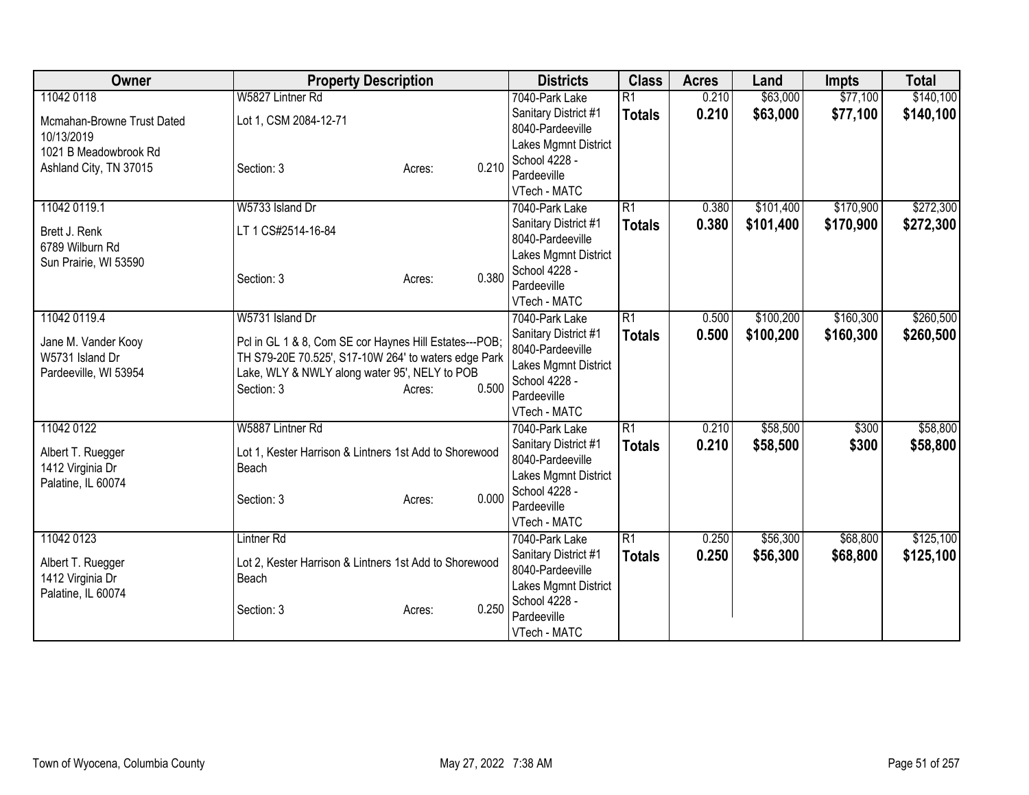| Owner | Property Description | Districts | Class | Acres | Land | Impts | Total |
|---|---|---|---|---|---|---|---|
| 11042 0118<br>Mcmahan-Browne Trust Dated 10/13/2019<br>1021 B Meadowbrook Rd<br>Ashland City, TN 37015 | W5827 Lintner Rd<br>Lot 1, CSM 2084-12-71<br>Section: 3 Acres: 0.210 | 7040-Park Lake Sanitary District #1<br>8040-Pardeeville Lakes Mgmnt District<br>School 4228 - Pardeeville<br>VTech - MATC | R1<br>**Totals** | 0.210<br>**0.210** | $63,000<br>**$63,000** | $77,100<br>**$77,100** | $140,100<br>**$140,100** |
| 11042 0119.1<br>Brett J. Renk<br>6789 Wilburn Rd<br>Sun Prairie, WI 53590 | W5733 Island Dr<br>LT 1 CS#2514-16-84<br>Section: 3 Acres: 0.380 | 7040-Park Lake Sanitary District #1<br>8040-Pardeeville Lakes Mgmnt District<br>School 4228 - Pardeeville<br>VTech - MATC | R1<br>**Totals** | 0.380<br>**0.380** | $101,400<br>**$101,400** | $170,900<br>**$170,900** | $272,300<br>**$272,300** |
| 11042 0119.4<br>Jane M. Vander Kooy<br>W5731 Island Dr<br>Pardeeville, WI 53954 | W5731 Island Dr<br>Pcl in GL 1 & 8, Com SE cor Haynes Hill Estates---POB; TH S79-20E 70.525', S17-10W 264' to waters edge Park Lake, WLY & NWLY along water 95', NELY to POB<br>Section: 3 Acres: 0.500 | 7040-Park Lake Sanitary District #1<br>8040-Pardeeville Lakes Mgmnt District<br>School 4228 - Pardeeville<br>VTech - MATC | R1<br>**Totals** | 0.500<br>**0.500** | $100,200<br>**$100,200** | $160,300<br>**$160,300** | $260,500<br>**$260,500** |
| 11042 0122<br>Albert T. Ruegger<br>1412 Virginia Dr<br>Palatine, IL 60074 | W5887 Lintner Rd<br>Lot 1, Kester Harrison & Lintners 1st Add to Shorewood Beach<br>Section: 3 Acres: 0.000 | 7040-Park Lake Sanitary District #1<br>8040-Pardeeville Lakes Mgmnt District<br>School 4228 - Pardeeville<br>VTech - MATC | R1<br>**Totals** | 0.210<br>**0.210** | $58,500<br>**$58,500** | $300<br>**$300** | $58,800<br>**$58,800** |
| 11042 0123<br>Albert T. Ruegger<br>1412 Virginia Dr<br>Palatine, IL 60074 | Lintner Rd<br>Lot 2, Kester Harrison & Lintners 1st Add to Shorewood Beach<br>Section: 3 Acres: 0.250 | 7040-Park Lake Sanitary District #1<br>8040-Pardeeville Lakes Mgmnt District<br>School 4228 - Pardeeville<br>VTech - MATC | R1<br>**Totals** | 0.250<br>**0.250** | $56,300<br>**$56,300** | $68,800<br>**$68,800** | $125,100<br>**$125,100** |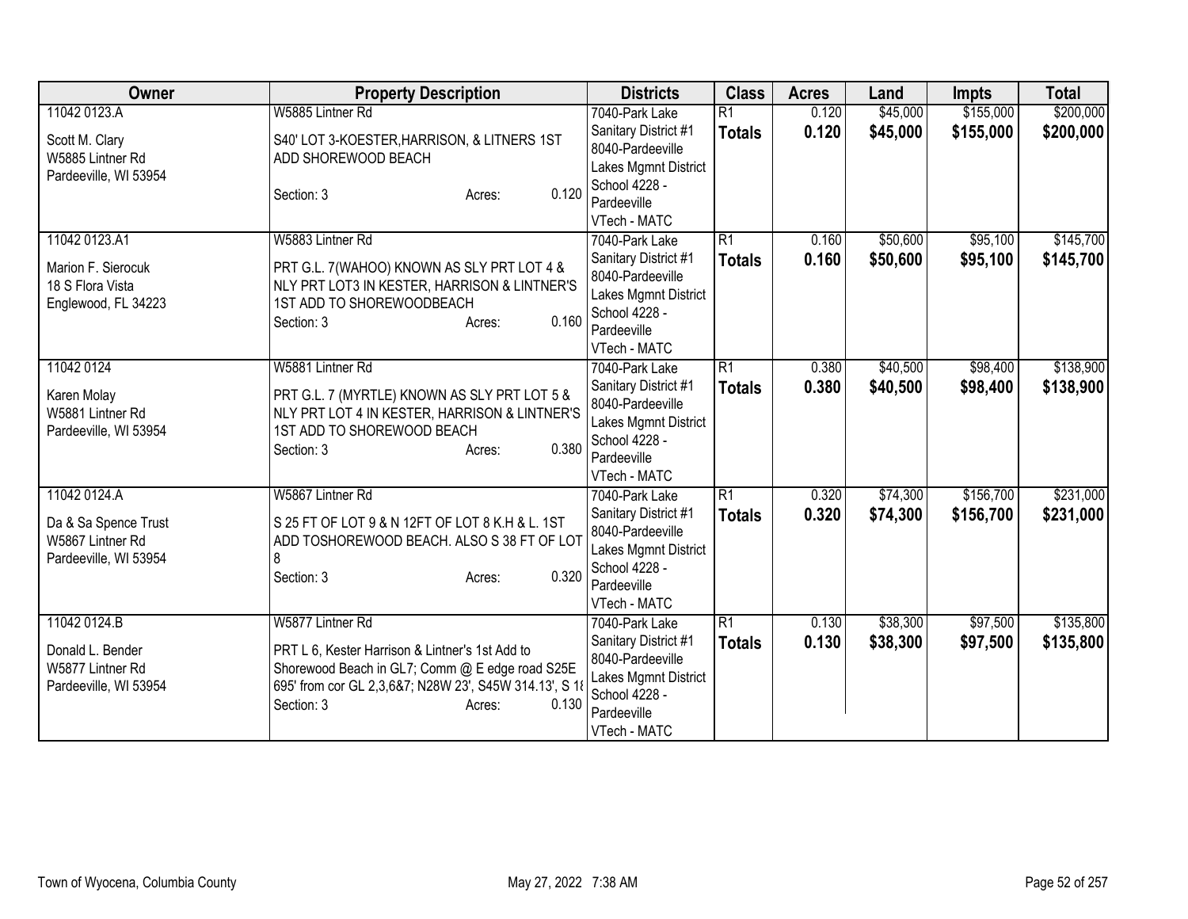| Owner | Property Description | Districts | Class | Acres | Land | Impts | Total |
|---|---|---|---|---|---|---|---|
| 11042 0123.A<br><br>Scott M. Clary<br>W5885 Lintner Rd<br>Pardeeville, WI 53954 | W5885 Lintner Rd<br><br>S40' LOT 3-KOESTER,HARRISON, & LITNERS 1ST ADD SHOREWOOD BEACH<br><br>Section: 3 Acres: 0.120 | 7040-Park Lake Sanitary District #1<br>8040-Pardeeville Lakes Mgmnt District<br>School 4228 - Pardeeville<br>VTech - MATC | R1<br>**Totals** | 0.120<br>**0.120** | $45,000<br>**$45,000** | $155,000<br>**$155,000** | $200,000<br>**$200,000** |
| 11042 0123.A1<br><br>Marion F. Sierocuk<br>18 S Flora Vista<br>Englewood, FL 34223 | W5883 Lintner Rd<br><br>PRT G.L. 7(WAHOO) KNOWN AS SLY PRT LOT 4 & NLY PRT LOT3 IN KESTER, HARRISON & LINTNER'S 1ST ADD TO SHOREWOODBEACH<br>Section: 3 Acres: 0.160 | 7040-Park Lake Sanitary District #1<br>8040-Pardeeville Lakes Mgmnt District<br>School 4228 - Pardeeville<br>VTech - MATC | R1<br>**Totals** | 0.160<br>**0.160** | $50,600<br>**$50,600** | $95,100<br>**$95,100** | $145,700<br>**$145,700** |
| 11042 0124<br><br>Karen Molay<br>W5881 Lintner Rd<br>Pardeeville, WI 53954 | W5881 Lintner Rd<br><br>PRT G.L. 7 (MYRTLE) KNOWN AS SLY PRT LOT 5 & NLY PRT LOT 4 IN KESTER, HARRISON & LINTNER'S 1ST ADD TO SHOREWOOD BEACH<br>Section: 3 Acres: 0.380 | 7040-Park Lake Sanitary District #1<br>8040-Pardeeville Lakes Mgmnt District<br>School 4228 - Pardeeville<br>VTech - MATC | R1<br>**Totals** | 0.380<br>**0.380** | $40,500<br>**$40,500** | $98,400<br>**$98,400** | $138,900<br>**$138,900** |
| 11042 0124.A<br><br>Da & Sa Spence Trust<br>W5867 Lintner Rd<br>Pardeeville, WI 53954 | W5867 Lintner Rd<br><br>S 25 FT OF LOT 9 & N 12FT OF LOT 8 K.H & L. 1ST ADD TOSHOREWOOD BEACH. ALSO S 38 FT OF LOT 8<br>Section: 3 Acres: 0.320 | 7040-Park Lake Sanitary District #1<br>8040-Pardeeville Lakes Mgmnt District<br>School 4228 - Pardeeville<br>VTech - MATC | R1<br>**Totals** | 0.320<br>**0.320** | $74,300<br>**$74,300** | $156,700<br>**$156,700** | $231,000<br>**$231,000** |
| 11042 0124.B<br><br>Donald L. Bender<br>W5877 Lintner Rd<br>Pardeeville, WI 53954 | W5877 Lintner Rd<br><br>PRT L 6, Kester Harrison & Lintner's 1st Add to Shorewood Beach in GL7; Comm @ E edge road S25E 695' from cor GL 2,3,6&7; N28W 23', S45W 314.13', S 18<br>Section: 3 Acres: 0.130 | 7040-Park Lake Sanitary District #1<br>8040-Pardeeville Lakes Mgmnt District<br>School 4228 - Pardeeville<br>VTech - MATC | R1<br>**Totals** | 0.130<br>**0.130** | $38,300<br>**$38,300** | $97,500<br>**$97,500** | $135,800<br>**$135,800** |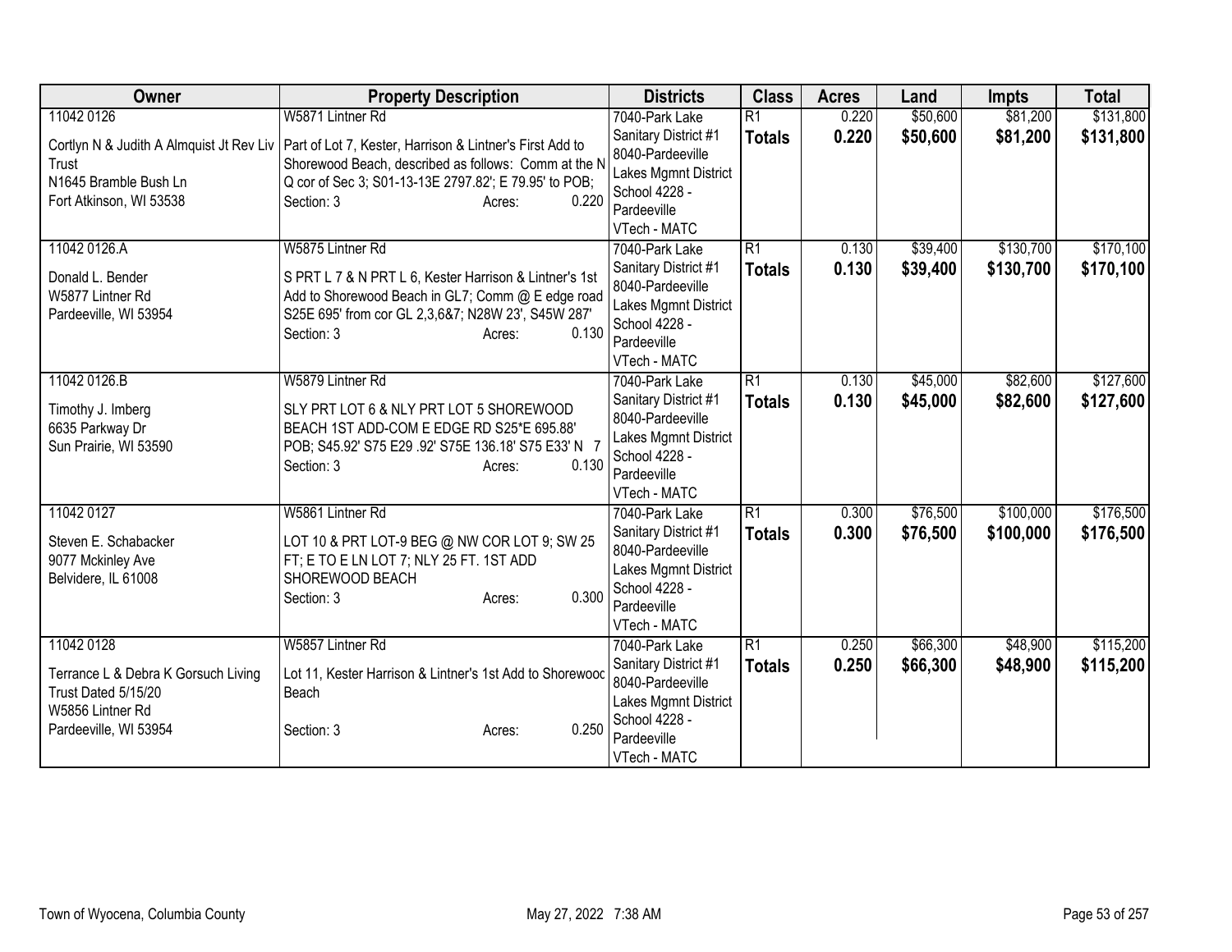| Owner | Property Description | Districts | Class | Acres | Land | Impts | Total |
|---|---|---|---|---|---|---|---|
| 11042 0126<br>Cortlyn N & Judith A Almquist Jt Rev Liv Trust<br>N1645 Bramble Bush Ln<br>Fort Atkinson, WI 53538 | W5871 Lintner Rd<br>Part of Lot 7, Kester, Harrison & Lintner's First Add to Shorewood Beach, described as follows: Comm at the N Q cor of Sec 3; S01-13-13E 2797.82'; E 79.95' to POB;<br>Section: 3 Acres: 0.220 | 7040-Park Lake Sanitary District #1<br>8040-Pardeeville Lakes Mgmnt District<br>School 4228 - Pardeeville<br>VTech - MATC | R1<br>**Totals** | 0.220<br>**0.220** | $50,600<br>**$50,600** | $81,200<br>**$81,200** | $131,800<br>**$131,800** |
| 11042 0126.A<br>Donald L. Bender<br>W5877 Lintner Rd<br>Pardeeville, WI 53954 | W5875 Lintner Rd<br>S PRT L 7 & N PRT L 6, Kester Harrison & Lintner's 1st Add to Shorewood Beach in GL7; Comm @ E edge road S25E 695' from cor GL 2,3,6&7; N28W 23', S45W 287'<br>Section: 3 Acres: 0.130 | 7040-Park Lake Sanitary District #1<br>8040-Pardeeville Lakes Mgmnt District<br>School 4228 - Pardeeville<br>VTech - MATC | R1<br>**Totals** | 0.130<br>**0.130** | $39,400<br>**$39,400** | $130,700<br>**$130,700** | $170,100<br>**$170,100** |
| 11042 0126.B<br>Timothy J. Imberg<br>6635 Parkway Dr<br>Sun Prairie, WI 53590 | W5879 Lintner Rd<br>SLY PRT LOT 6 & NLY PRT LOT 5 SHOREWOOD BEACH 1ST ADD-COM E EDGE RD S25*E 695.88' POB; S45.92' S75 E29 .92' S75E 136.18' S75 E33' N 7<br>Section: 3 Acres: 0.130 | 7040-Park Lake Sanitary District #1<br>8040-Pardeeville Lakes Mgmnt District<br>School 4228 - Pardeeville<br>VTech - MATC | R1<br>**Totals** | 0.130<br>**0.130** | $45,000<br>**$45,000** | $82,600<br>**$82,600** | $127,600<br>**$127,600** |
| 11042 0127<br>Steven E. Schabacker<br>9077 Mckinley Ave<br>Belvidere, IL 61008 | W5861 Lintner Rd<br>LOT 10 & PRT LOT-9 BEG @ NW COR LOT 9; SW 25 FT; E TO E LN LOT 7; NLY 25 FT. 1ST ADD SHOREWOOD BEACH<br>Section: 3 Acres: 0.300 | 7040-Park Lake Sanitary District #1<br>8040-Pardeeville Lakes Mgmnt District<br>School 4228 - Pardeeville<br>VTech - MATC | R1<br>**Totals** | 0.300<br>**0.300** | $76,500<br>**$76,500** | $100,000<br>**$100,000** | $176,500<br>**$176,500** |
| 11042 0128<br>Terrance L & Debra K Gorsuch Living Trust Dated 5/15/20<br>W5856 Lintner Rd<br>Pardeeville, WI 53954 | W5857 Lintner Rd<br>Lot 11, Kester Harrison & Lintner's 1st Add to Shorewood Beach<br>Section: 3 Acres: 0.250 | 7040-Park Lake Sanitary District #1<br>8040-Pardeeville Lakes Mgmnt District<br>School 4228 - Pardeeville<br>VTech - MATC | R1<br>**Totals** | 0.250<br>**0.250** | $66,300<br>**$66,300** | $48,900<br>**$48,900** | $115,200<br>**$115,200** |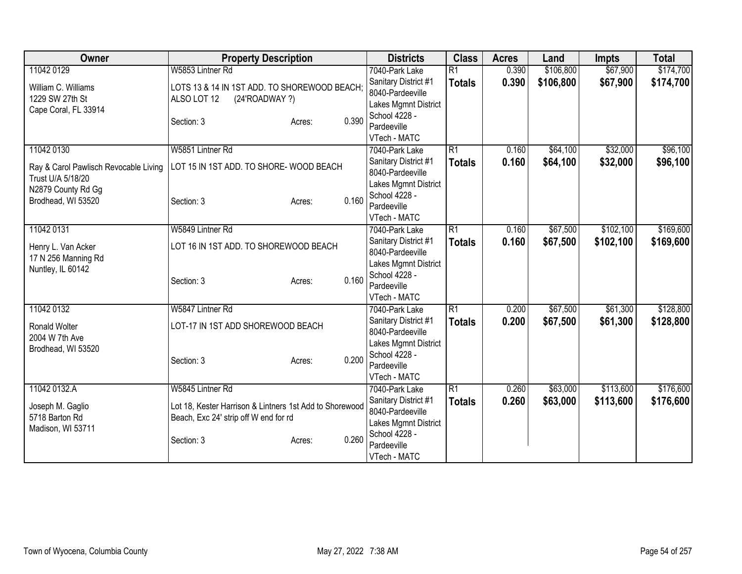| Owner | Property Description | Districts | Class | Acres | Land | Impts | Total |
|---|---|---|---|---|---|---|---|
| 11042 0129<br>William C. Williams<br>1229 SW 27th St<br>Cape Coral, FL 33914 | W5853 Lintner Rd<br>LOTS 13 & 14 IN 1ST ADD. TO SHOREWOOD BEACH; ALSO LOT 12 (24'ROADWAY ?)<br>Section: 3 Acres: 0.390 | 7040-Park Lake Sanitary District #1<br>8040-Pardeeville Lakes Mgmnt District<br>School 4228 - Pardeeville<br>VTech - MATC | R1<br>**Totals** | 0.390<br>**0.390** | $106,800<br>**$106,800** | $67,900<br>**$67,900** | $174,700<br>**$174,700** |
| 11042 0130<br>Ray & Carol Pawlisch Revocable Living Trust U/A 5/18/20<br>N2879 County Rd Gg<br>Brodhead, WI 53520 | W5851 Lintner Rd<br>LOT 15 IN 1ST ADD. TO SHORE- WOOD BEACH<br>Section: 3 Acres: 0.160 | 7040-Park Lake Sanitary District #1<br>8040-Pardeeville Lakes Mgmnt District<br>School 4228 - Pardeeville<br>VTech - MATC | R1<br>**Totals** | 0.160<br>**0.160** | $64,100<br>**$64,100** | $32,000<br>**$32,000** | $96,100<br>**$96,100** |
| 11042 0131<br>Henry L. Van Acker<br>17 N 256 Manning Rd<br>Nuntley, IL 60142 | W5849 Lintner Rd<br>LOT 16 IN 1ST ADD. TO SHOREWOOD BEACH<br>Section: 3 Acres: 0.160 | 7040-Park Lake Sanitary District #1<br>8040-Pardeeville Lakes Mgmnt District<br>School 4228 - Pardeeville<br>VTech - MATC | R1<br>**Totals** | 0.160<br>**0.160** | $67,500<br>**$67,500** | $102,100<br>**$102,100** | $169,600<br>**$169,600** |
| 11042 0132<br>Ronald Wolter<br>2004 W 7th Ave<br>Brodhead, WI 53520 | W5847 Lintner Rd<br>LOT-17 IN 1ST ADD SHOREWOOD BEACH<br>Section: 3 Acres: 0.200 | 7040-Park Lake Sanitary District #1<br>8040-Pardeeville Lakes Mgmnt District<br>School 4228 - Pardeeville<br>VTech - MATC | R1<br>**Totals** | 0.200<br>**0.200** | $67,500<br>**$67,500** | $61,300<br>**$61,300** | $128,800<br>**$128,800** |
| 11042 0132.A<br>Joseph M. Gaglio<br>5718 Barton Rd<br>Madison, WI 53711 | W5845 Lintner Rd<br>Lot 18, Kester Harrison & Lintners 1st Add to Shorewood Beach, Exc 24' strip off W end for rd<br>Section: 3 Acres: 0.260 | 7040-Park Lake Sanitary District #1<br>8040-Pardeeville Lakes Mgmnt District<br>School 4228 - Pardeeville<br>VTech - MATC | R1<br>**Totals** | 0.260<br>**0.260** | $63,000<br>**$63,000** | $113,600<br>**$113,600** | $176,600<br>**$176,600** |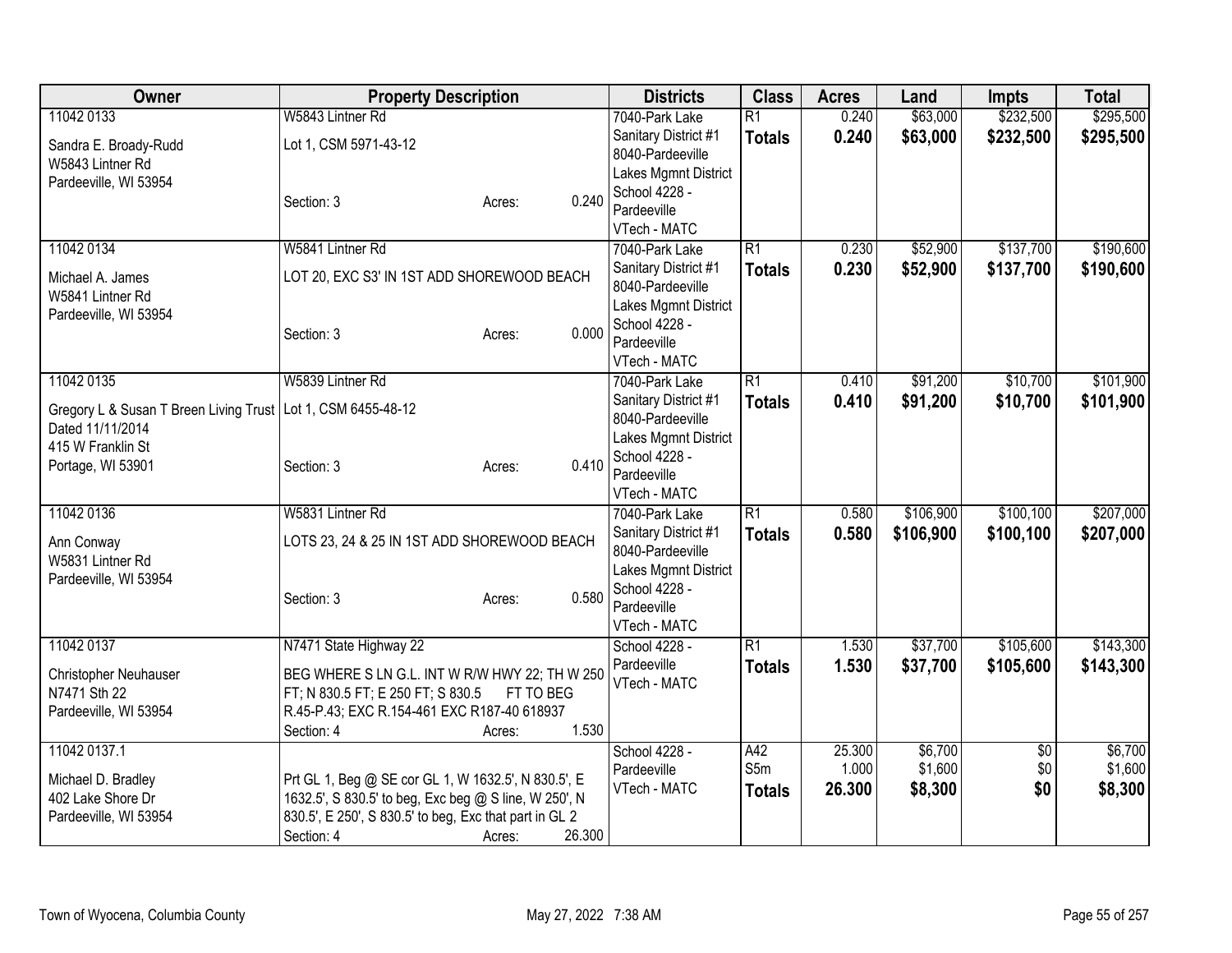| Owner | Property Description | Districts | Class | Acres | Land | Impts | Total |
|---|---|---|---|---|---|---|---|
| 11042 0133<br>Sandra E. Broady-Rudd<br>W5843 Lintner Rd<br>Pardeeville, WI 53954 | W5843 Lintner Rd<br>Lot 1, CSM 5971-43-12<br>Section: 3 Acres: 0.240 | 7040-Park Lake Sanitary District #1<br>8040-Pardeeville Lakes Mgmnt District<br>School 4228 - Pardeeville<br>VTech - MATC | R1<br>**Totals** | 0.240<br>**0.240** | $63,000<br>**$63,000** | $232,500<br>**$232,500** | $295,500<br>**$295,500** |
| 11042 0134<br>Michael A. James<br>W5841 Lintner Rd<br>Pardeeville, WI 53954 | W5841 Lintner Rd<br>LOT 20, EXC S3' IN 1ST ADD SHOREWOOD BEACH<br>Section: 3 Acres: 0.000 | 7040-Park Lake Sanitary District #1<br>8040-Pardeeville Lakes Mgmnt District<br>School 4228 - Pardeeville<br>VTech - MATC | R1<br>**Totals** | 0.230<br>**0.230** | $52,900<br>**$52,900** | $137,700<br>**$137,700** | $190,600<br>**$190,600** |
| 11042 0135<br>Gregory L & Susan T Breen Living Trust Dated 11/11/2014<br>415 W Franklin St<br>Portage, WI 53901 | W5839 Lintner Rd<br>Lot 1, CSM 6455-48-12<br>Section: 3 Acres: 0.410 | 7040-Park Lake Sanitary District #1<br>8040-Pardeeville Lakes Mgmnt District<br>School 4228 - Pardeeville<br>VTech - MATC | R1<br>**Totals** | 0.410<br>**0.410** | $91,200<br>**$91,200** | $10,700<br>**$10,700** | $101,900<br>**$101,900** |
| 11042 0136<br>Ann Conway<br>W5831 Lintner Rd<br>Pardeeville, WI 53954 | W5831 Lintner Rd<br>LOTS 23, 24 & 25 IN 1ST ADD SHOREWOOD BEACH<br>Section: 3 Acres: 0.580 | 7040-Park Lake Sanitary District #1<br>8040-Pardeeville Lakes Mgmnt District<br>School 4228 - Pardeeville<br>VTech - MATC | R1<br>**Totals** | 0.580<br>**0.580** | $106,900<br>**$106,900** | $100,100<br>**$100,100** | $207,000<br>**$207,000** |
| 11042 0137<br>Christopher Neuhauser<br>N7471 Sth 22<br>Pardeeville, WI 53954 | N7471 State Highway 22<br>BEG WHERE S LN G.L. INT W R/W HWY 22; TH W 250 FT; N 830.5 FT; E 250 FT; S 830.5 FT TO BEG R.45-P.43; EXC R.154-461 EXC R187-40 618937<br>Section: 4 Acres: 1.530 | School 4228 - Pardeeville<br>VTech - MATC | R1<br>**Totals** | 1.530<br>**1.530** | $37,700<br>**$37,700** | $105,600<br>**$105,600** | $143,300<br>**$143,300** |
| 11042 0137.1<br>Michael D. Bradley<br>402 Lake Shore Dr<br>Pardeeville, WI 53954 | Prt GL 1, Beg @ SE cor GL 1, W 1632.5', N 830.5', E 1632.5', S 830.5' to beg, Exc beg @ S line, W 250', N 830.5', E 250', S 830.5' to beg, Exc that part in GL 2<br>Section: 4 Acres: 26.300 | School 4228 - Pardeeville<br>VTech - MATC | A42<br>S5m<br>**Totals** | 25.300<br>1.000<br>**26.300** | $6,700<br>$1,600<br>**$8,300** | $0<br>$0<br>**$0** | $6,700<br>$1,600<br>**$8,300** |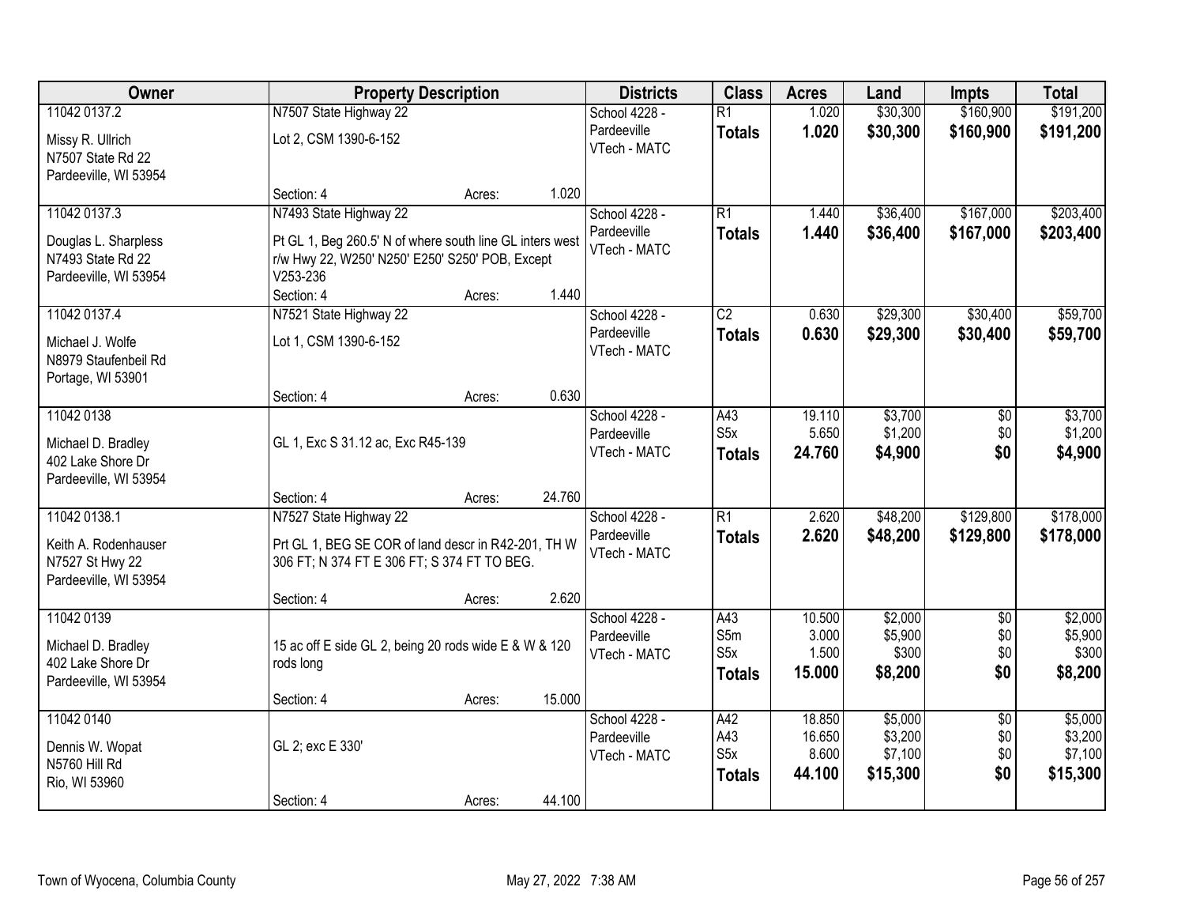| Owner | Property Description | | | Districts | Class | Acres | Land | Impts | Total |
|---|---|---|---|---|---|---|---|---|---|
| 11042 0137.2<br><br>Missy R. Ullrich<br>N7507 State Rd 22<br>Pardeeville, WI 53954 | N7507 State Highway 22<br><br>Lot 2, CSM 1390-6-152 | | | School 4228 - Pardeeville<br>VTech - MATC | R1<br>**Totals** | 1.020<br>**1.020** | $30,300<br>**$30,300** | $160,900<br>**$160,900** | $191,200<br>**$191,200** |
| | Section: 4 | Acres: | 1.020 | | | | | | |
| 11042 0137.3<br><br>Douglas L. Sharpless<br>N7493 State Rd 22<br>Pardeeville, WI 53954 | N7493 State Highway 22<br><br>Pt GL 1, Beg 260.5' N of where south line GL inters west r/w Hwy 22, W250' N250' E250' S250' POB, Except V253-236 | | | School 4228 - Pardeeville<br>VTech - MATC | R1<br>**Totals** | 1.440<br>**1.440** | $36,400<br>**$36,400** | $167,000<br>**$167,000** | $203,400<br>**$203,400** |
| | Section: 4 | Acres: | 1.440 | | | | | | |
| 11042 0137.4<br><br>Michael J. Wolfe<br>N8979 Staufenbeil Rd<br>Portage, WI 53901 | N7521 State Highway 22<br><br>Lot 1, CSM 1390-6-152 | | | School 4228 - Pardeeville<br>VTech - MATC | C2<br>**Totals** | 0.630<br>**0.630** | $29,300<br>**$29,300** | $30,400<br>**$30,400** | $59,700<br>**$59,700** |
| | Section: 4 | Acres: | 0.630 | | | | | | |
| 11042 0138<br><br>Michael D. Bradley<br>402 Lake Shore Dr<br>Pardeeville, WI 53954 | GL 1, Exc S 31.12 ac, Exc R45-139 | | | School 4228 - Pardeeville<br>VTech - MATC | A43<br>S5x<br>**Totals** | 19.110<br>5.650<br>**24.760** | $3,700<br>$1,200<br>**$4,900** | $0<br>$0<br>**$0** | $3,700<br>$1,200<br>**$4,900** |
| | Section: 4 | Acres: | 24.760 | | | | | | |
| 11042 0138.1<br><br>Keith A. Rodenhauser<br>N7527 St Hwy 22<br>Pardeeville, WI 53954 | N7527 State Highway 22<br><br>Prt GL 1, BEG SE COR of land descr in R42-201, TH W 306 FT; N 374 FT E 306 FT; S 374 FT TO BEG. | | | School 4228 - Pardeeville<br>VTech - MATC | R1<br>**Totals** | 2.620<br>**2.620** | $48,200<br>**$48,200** | $129,800<br>**$129,800** | $178,000<br>**$178,000** |
| | Section: 4 | Acres: | 2.620 | | | | | | |
| 11042 0139<br><br>Michael D. Bradley<br>402 Lake Shore Dr<br>Pardeeville, WI 53954 | 15 ac off E side GL 2, being 20 rods wide E & W & 120 rods long | | | School 4228 - Pardeeville<br>VTech - MATC | A43<br>S5m<br>S5x<br>**Totals** | 10.500<br>3.000<br>1.500<br>**15.000** | $2,000<br>$5,900<br>$300<br>**$8,200** | $0<br>$0<br>$0<br>**$0** | $2,000<br>$5,900<br>$300<br>**$8,200** |
| | Section: 4 | Acres: | 15.000 | | | | | | |
| 11042 0140<br><br>Dennis W. Wopat<br>N5760 Hill Rd<br>Rio, WI 53960 | GL 2; exc E 330' | | | School 4228 - Pardeeville<br>VTech - MATC | A42<br>A43<br>S5x<br>**Totals** | 18.850<br>16.650<br>8.600<br>**44.100** | $5,000<br>$3,200<br>$7,100<br>**$15,300** | $0<br>$0<br>$0<br>**$0** | $5,000<br>$3,200<br>$7,100<br>**$15,300** |
| | Section: 4 | Acres: | 44.100 | | | | | | |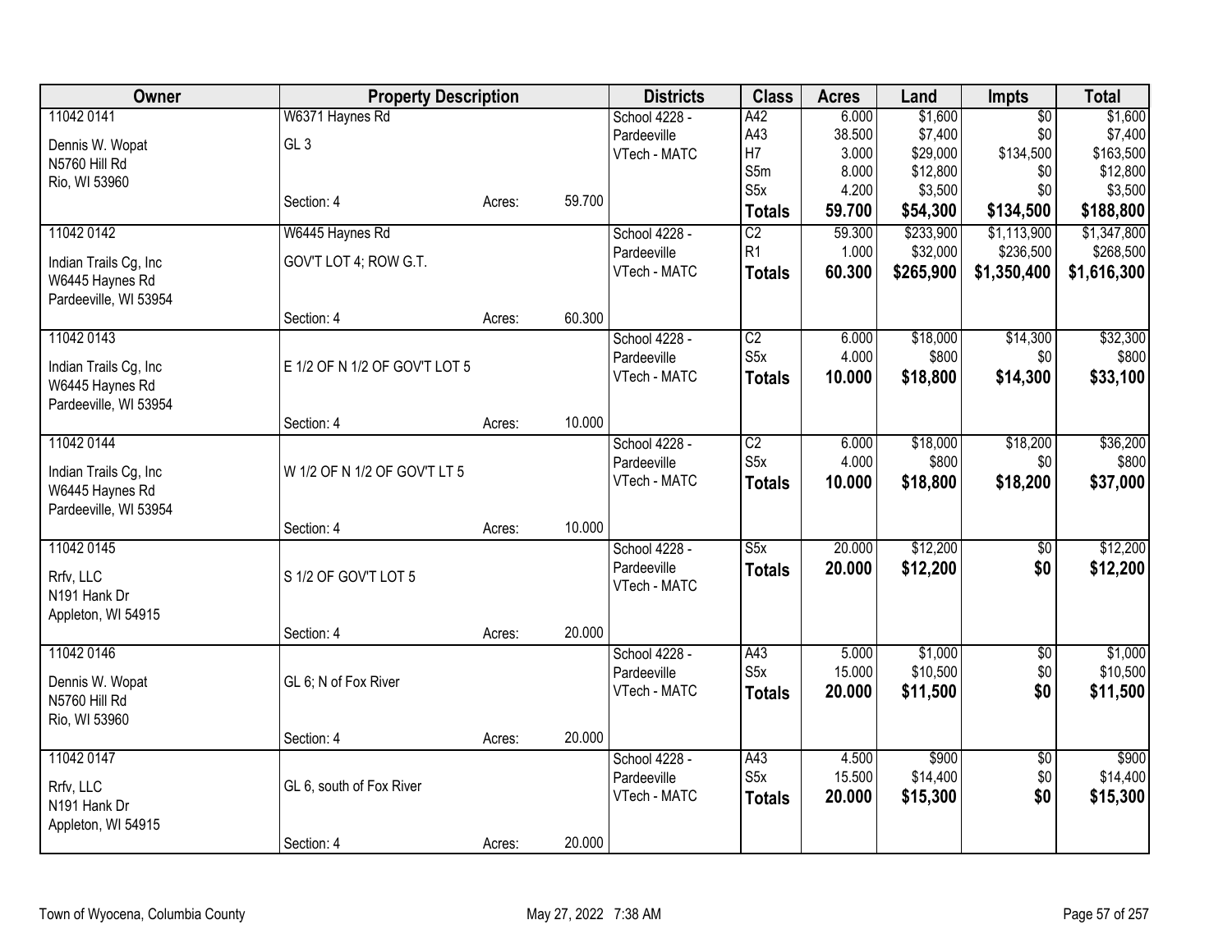| Owner | Property Description | | | Districts | Class | Acres | Land | Impts | Total |
|---|---|---|---|---|---|---|---|---|---|
| 11042 0141 | W6371 Haynes Rd | | | School 4228 - | A42 | 6.000 | $1,600 | $0 | $1,600 |
| Dennis W. Wopat | GL 3 | | | Pardeeville | A43 | 38.500 | $7,400 | $0 | $7,400 |
| N5760 Hill Rd | | | | VTech - MATC | H7 | 3.000 | $29,000 | $134,500 | $163,500 |
| Rio, WI 53960 | | | | | S5m | 8.000 | $12,800 | $0 | $12,800 |
| | Section: 4 | Acres: | 59.700 | | S5x | 4.200 | $3,500 | $0 | $3,500 |
| | | | | | **Totals** | **59.700** | **$54,300** | **$134,500** | **$188,800** |
| 11042 0142 | W6445 Haynes Rd | | | School 4228 - | C2 | 59.300 | $233,900 | $1,113,900 | $1,347,800 |
| Indian Trails Cg, Inc | GOV'T LOT 4; ROW G.T. | | | Pardeeville | R1 | 1.000 | $32,000 | $236,500 | $268,500 |
| W6445 Haynes Rd | | | | VTech - MATC | **Totals** | **60.300** | **$265,900** | **$1,350,400** | **$1,616,300** |
| Pardeeville, WI 53954 | | | | | | | | | |
| | Section: 4 | Acres: | 60.300 | | | | | | |
| 11042 0143 | | | | School 4228 - | C2 | 6.000 | $18,000 | $14,300 | $32,300 |
| Indian Trails Cg, Inc | E 1/2 OF N 1/2 OF GOV'T LOT 5 | | | Pardeeville | S5x | 4.000 | $800 | $0 | $800 |
| W6445 Haynes Rd | | | | VTech - MATC | **Totals** | **10.000** | **$18,800** | **$14,300** | **$33,100** |
| Pardeeville, WI 53954 | | | | | | | | | |
| | Section: 4 | Acres: | 10.000 | | | | | | |
| 11042 0144 | | | | School 4228 - | C2 | 6.000 | $18,000 | $18,200 | $36,200 |
| Indian Trails Cg, Inc | W 1/2 OF N 1/2 OF GOV'T LT 5 | | | Pardeeville | S5x | 4.000 | $800 | $0 | $800 |
| W6445 Haynes Rd | | | | VTech - MATC | **Totals** | **10.000** | **$18,800** | **$18,200** | **$37,000** |
| Pardeeville, WI 53954 | | | | | | | | | |
| | Section: 4 | Acres: | 10.000 | | | | | | |
| 11042 0145 | | | | School 4228 - | S5x | 20.000 | $12,200 | $0 | $12,200 |
| Rrfv, LLC | S 1/2 OF GOV'T LOT 5 | | | Pardeeville | **Totals** | **20.000** | **$12,200** | **$0** | **$12,200** |
| N191 Hank Dr | | | | VTech - MATC | | | | | |
| Appleton, WI 54915 | | | | | | | | | |
| | Section: 4 | Acres: | 20.000 | | | | | | |
| 11042 0146 | | | | School 4228 - | A43 | 5.000 | $1,000 | $0 | $1,000 |
| Dennis W. Wopat | GL 6; N of Fox River | | | Pardeeville | S5x | 15.000 | $10,500 | $0 | $10,500 |
| N5760 Hill Rd | | | | VTech - MATC | **Totals** | **20.000** | **$11,500** | **$0** | **$11,500** |
| Rio, WI 53960 | | | | | | | | | |
| | Section: 4 | Acres: | 20.000 | | | | | | |
| 11042 0147 | | | | School 4228 - | A43 | 4.500 | $900 | $0 | $900 |
| Rrfv, LLC | GL 6, south of Fox River | | | Pardeeville | S5x | 15.500 | $14,400 | $0 | $14,400 |
| N191 Hank Dr | | | | VTech - MATC | **Totals** | **20.000** | **$15,300** | **$0** | **$15,300** |
| Appleton, WI 54915 | | | | | | | | | |
| | Section: 4 | Acres: | 20.000 | | | | | | |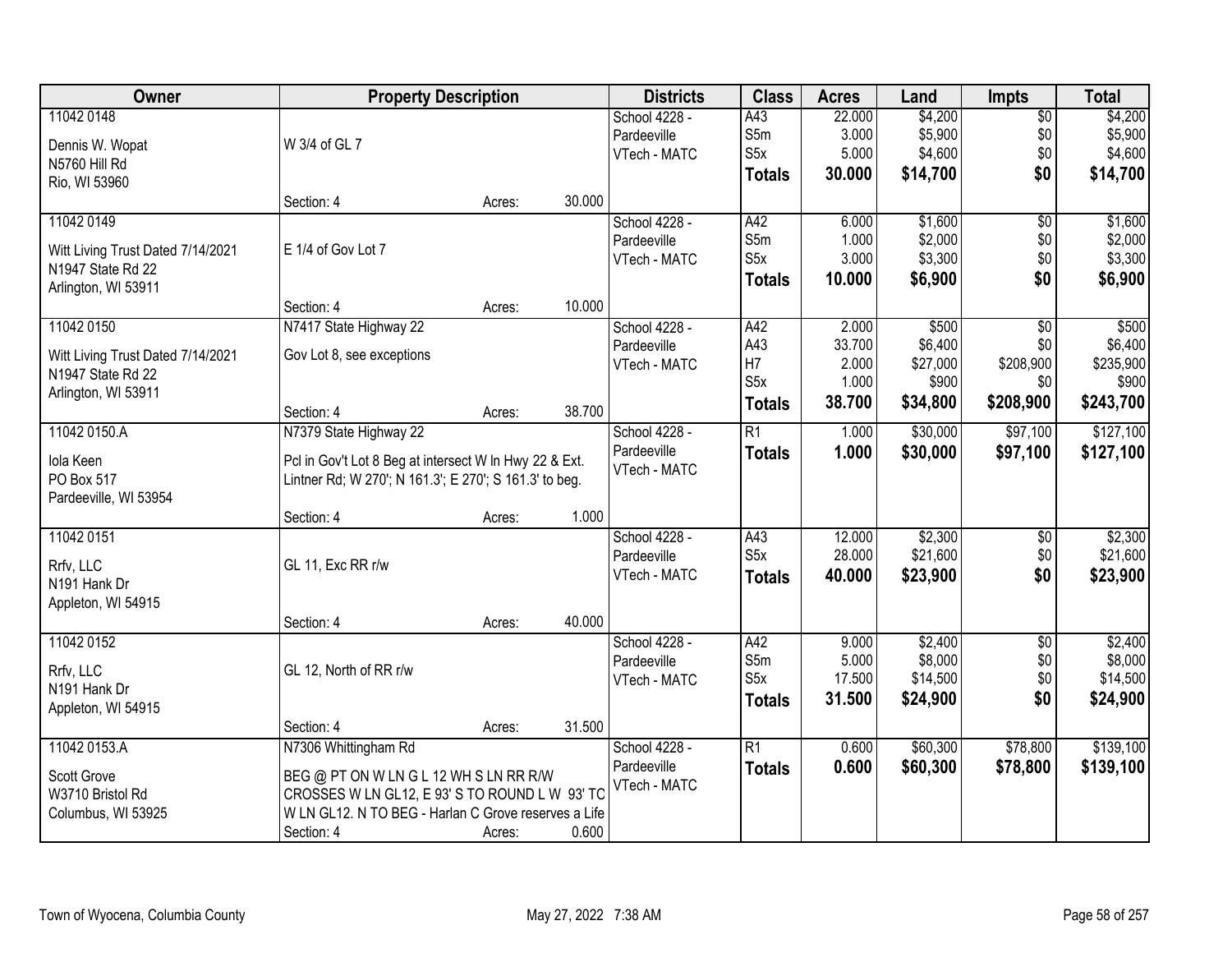| Owner | Property Description | | | Districts | Class | Acres | Land | Impts | Total |
|---|---|---|---|---|---|---|---|---|---|
| 11042 0148<br><br>Dennis W. Wopat<br>N5760 Hill Rd<br>Rio, WI 53960 | W 3/4 of GL 7<br><br>Section: 4 | Acres: | 30.000 | School 4228 - Pardeeville<br>VTech - MATC | A43<br>S5m<br>S5x<br>**Totals** | 22.000<br>3.000<br>5.000<br>**30.000** | $4,200<br>$5,900<br>$4,600<br>**$14,700** | $0<br>$0<br>$0<br>**$0** | $4,200<br>$5,900<br>$4,600<br>**$14,700** |
| 11042 0149<br><br>Witt Living Trust Dated 7/14/2021<br>N1947 State Rd 22<br>Arlington, WI 53911 | E 1/4 of Gov Lot 7<br><br>Section: 4 | Acres: | 10.000 | School 4228 - Pardeeville<br>VTech - MATC | A42<br>S5m<br>S5x<br>**Totals** | 6.000<br>1.000<br>3.000<br>**10.000** | $1,600<br>$2,000<br>$3,300<br>**$6,900** | $0<br>$0<br>$0<br>**$0** | $1,600<br>$2,000<br>$3,300<br>**$6,900** |
| 11042 0150<br><br>Witt Living Trust Dated 7/14/2021<br>N1947 State Rd 22<br>Arlington, WI 53911 | N7417 State Highway 22<br>Gov Lot 8, see exceptions<br><br>Section: 4 | Acres: | 38.700 | School 4228 - Pardeeville<br>VTech - MATC | A42<br>A43<br>H7<br>S5x<br>**Totals** | 2.000<br>33.700<br>2.000<br>1.000<br>**38.700** | $500<br>$6,400<br>$27,000<br>$900<br>**$34,800** | $0<br>$0<br>$208,900<br>$0<br>**$208,900** | $500<br>$6,400<br>$235,900<br>$900<br>**$243,700** |
| 11042 0150.A<br><br>Iola Keen<br>PO Box 517<br>Pardeeville, WI 53954 | N7379 State Highway 22<br>Pcl in Gov't Lot 8 Beg at intersect W ln Hwy 22 & Ext. Lintner Rd; W 270'; N 161.3'; E 270'; S 161.3' to beg.<br><br>Section: 4 | Acres: | 1.000 | School 4228 - Pardeeville<br>VTech - MATC | R1<br>**Totals** | 1.000<br>**1.000** | $30,000<br>**$30,000** | $97,100<br>**$97,100** | $127,100<br>**$127,100** |
| 11042 0151<br><br>Rrfv, LLC<br>N191 Hank Dr<br>Appleton, WI 54915 | GL 11, Exc RR r/w<br><br>Section: 4 | Acres: | 40.000 | School 4228 - Pardeeville<br>VTech - MATC | A43<br>S5x<br>**Totals** | 12.000<br>28.000<br>**40.000** | $2,300<br>$21,600<br>**$23,900** | $0<br>$0<br>**$0** | $2,300<br>$21,600<br>**$23,900** |
| 11042 0152<br><br>Rrfv, LLC<br>N191 Hank Dr<br>Appleton, WI 54915 | GL 12, North of RR r/w<br><br>Section: 4 | Acres: | 31.500 | School 4228 - Pardeeville<br>VTech - MATC | A42<br>S5m<br>S5x<br>**Totals** | 9.000<br>5.000<br>17.500<br>**31.500** | $2,400<br>$8,000<br>$14,500<br>**$24,900** | $0<br>$0<br>$0<br>**$0** | $2,400<br>$8,000<br>$14,500<br>**$24,900** |
| 11042 0153.A<br><br>Scott Grove<br>W3710 Bristol Rd<br>Columbus, WI 53925 | N7306 Whittingham Rd<br>BEG @ PT ON W LN G L 12 WH S LN RR R/W CROSSES W LN GL12, E 93' S TO ROUND L W 93' TC W LN GL12. N TO BEG - Harlan C Grove reserves a Life<br>Section: 4 | Acres: | 0.600 | School 4228 - Pardeeville<br>VTech - MATC | R1<br>**Totals** | 0.600<br>**0.600** | $60,300<br>**$60,300** | $78,800<br>**$78,800** | $139,100<br>**$139,100** |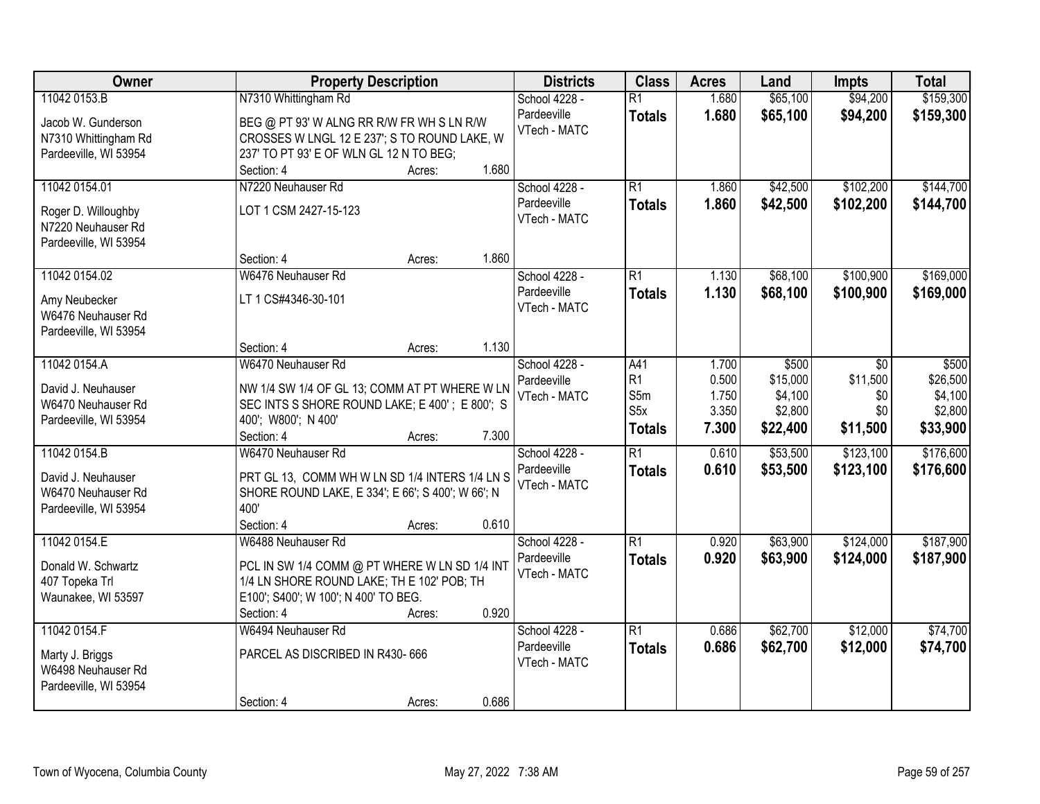| Owner | Property Description | Districts | Class | Acres | Land | Impts | Total |
|---|---|---|---|---|---|---|---|
| 11042 0153.B<br>Jacob W. Gunderson<br>N7310 Whittingham Rd<br>Pardeeville, WI 53954 | N7310 Whittingham Rd<br>BEG @ PT 93' W ALNG RR R/W FR WH S LN R/W CROSSES W LNGL 12 E 237'; S TO ROUND LAKE, W 237' TO PT 93' E OF WLN GL 12 N TO BEG;<br>Section: 4 Acres: 1.680 | School 4228 - Pardeeville<br>VTech - MATC | R1<br>**Totals** | 1.680<br>**1.680** | $65,100<br>**$65,100** | $94,200<br>**$94,200** | $159,300<br>**$159,300** |
| 11042 0154.01<br>Roger D. Willoughby<br>N7220 Neuhauser Rd<br>Pardeeville, WI 53954 | N7220 Neuhauser Rd<br>LOT 1 CSM 2427-15-123<br>Section: 4 Acres: 1.860 | School 4228 - Pardeeville<br>VTech - MATC | R1<br>**Totals** | 1.860<br>**1.860** | $42,500<br>**$42,500** | $102,200<br>**$102,200** | $144,700<br>**$144,700** |
| 11042 0154.02<br>Amy Neubecker<br>W6476 Neuhauser Rd<br>Pardeeville, WI 53954 | W6476 Neuhauser Rd<br>LT 1 CS#4346-30-101<br>Section: 4 Acres: 1.130 | School 4228 - Pardeeville<br>VTech - MATC | R1<br>**Totals** | 1.130<br>**1.130** | $68,100<br>**$68,100** | $100,900<br>**$100,900** | $169,000<br>**$169,000** |
| 11042 0154.A<br>David J. Neuhauser<br>W6470 Neuhauser Rd<br>Pardeeville, WI 53954 | W6470 Neuhauser Rd<br>NW 1/4 SW 1/4 OF GL 13; COMM AT PT WHERE W LN SEC INTS S SHORE ROUND LAKE; E 400' ; E 800'; S 400'; W800'; N 400'<br>Section: 4 Acres: 7.300 | School 4228 - Pardeeville<br>VTech - MATC | A41<br>R1<br>S5m<br>S5x<br>**Totals** | 1.700<br>0.500<br>1.750<br>3.350<br>**7.300** | $500<br>$15,000<br>$4,100<br>$2,800<br>**$22,400** | $0<br>$11,500<br>$0<br>$0<br>**$11,500** | $500<br>$26,500<br>$4,100<br>$2,800<br>**$33,900** |
| 11042 0154.B<br>David J. Neuhauser<br>W6470 Neuhauser Rd<br>Pardeeville, WI 53954 | W6470 Neuhauser Rd<br>PRT GL 13, COMM WH W LN SD 1/4 INTERS 1/4 LN S SHORE ROUND LAKE, E 334'; E 66'; S 400'; W 66'; N 400'<br>Section: 4 Acres: 0.610 | School 4228 - Pardeeville<br>VTech - MATC | R1<br>**Totals** | 0.610<br>**0.610** | $53,500<br>**$53,500** | $123,100<br>**$123,100** | $176,600<br>**$176,600** |
| 11042 0154.E<br>Donald W. Schwartz<br>407 Topeka Trl<br>Waunakee, WI 53597 | W6488 Neuhauser Rd<br>PCL IN SW 1/4 COMM @ PT WHERE W LN SD 1/4 INT 1/4 LN SHORE ROUND LAKE; TH E 102' POB; TH E100'; S400'; W 100'; N 400' TO BEG.<br>Section: 4 Acres: 0.920 | School 4228 - Pardeeville<br>VTech - MATC | R1<br>**Totals** | 0.920<br>**0.920** | $63,900<br>**$63,900** | $124,000<br>**$124,000** | $187,900<br>**$187,900** |
| 11042 0154.F<br>Marty J. Briggs<br>W6498 Neuhauser Rd<br>Pardeeville, WI 53954 | W6494 Neuhauser Rd<br>PARCEL AS DISCRIBED IN R430- 666<br>Section: 4 Acres: 0.686 | School 4228 - Pardeeville<br>VTech - MATC | R1<br>**Totals** | 0.686<br>**0.686** | $62,700<br>**$62,700** | $12,000<br>**$12,000** | $74,700<br>**$74,700** |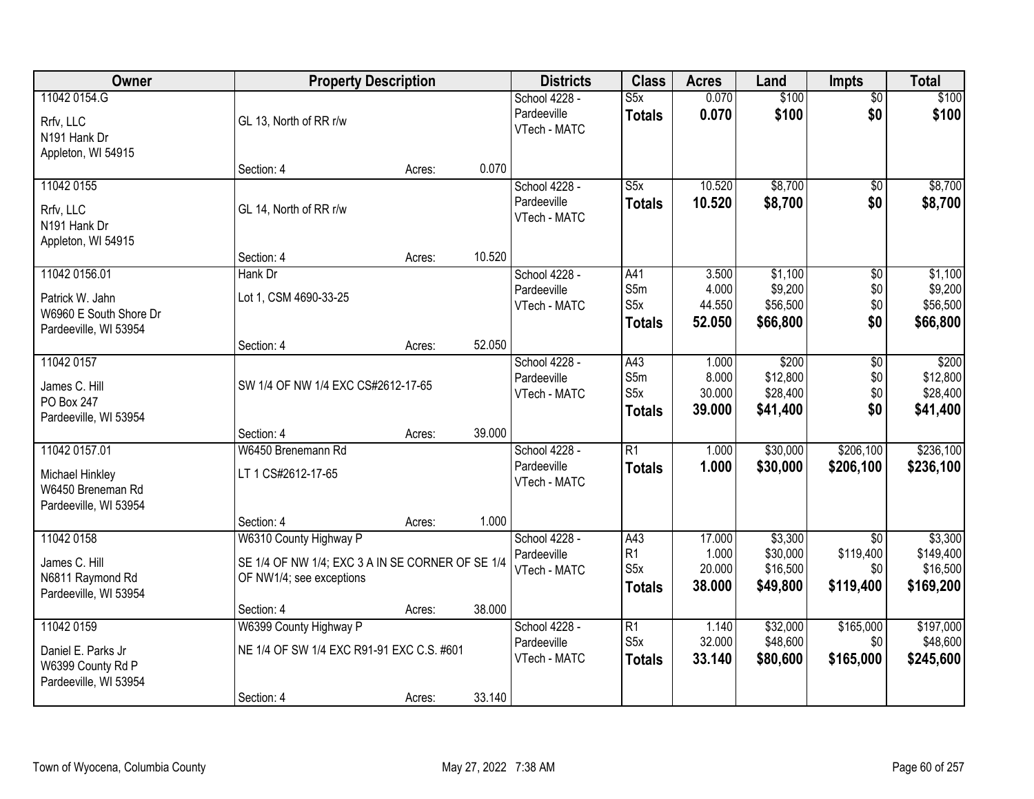| Owner | Property Description | | | Districts | Class | Acres | Land | Impts | Total |
|---|---|---|---|---|---|---|---|---|---|
| 11042 0154.G<br>Rrfv, LLC<br>N191 Hank Dr<br>Appleton, WI 54915 | GL 13, North of RR r/w<br><br>Section: 4 | Acres: | 0.070 | School 4228 - Pardeeville<br>VTech - MATC | S5x<br>**Totals** | 0.070<br>**0.070** | $100<br>**$100** | $0<br>**$0** | $100<br>**$100** |
| 11042 0155<br>Rrfv, LLC<br>N191 Hank Dr<br>Appleton, WI 54915 | GL 14, North of RR r/w<br><br>Section: 4 | Acres: | 10.520 | School 4228 - Pardeeville<br>VTech - MATC | S5x<br>**Totals** | 10.520<br>**10.520** | $8,700<br>**$8,700** | $0<br>**$0** | $8,700<br>**$8,700** |
| 11042 0156.01<br>Patrick W. Jahn<br>W6960 E South Shore Dr<br>Pardeeville, WI 53954 | Hank Dr<br>Lot 1, CSM 4690-33-25<br><br>Section: 4 | Acres: | 52.050 | School 4228 - Pardeeville<br>VTech - MATC | A41<br>S5m<br>S5x<br>**Totals** | 3.500<br>4.000<br>44.550<br>**52.050** | $1,100<br>$9,200<br>$56,500<br>**$66,800** | $0<br>$0<br>$0<br>**$0** | $1,100<br>$9,200<br>$56,500<br>**$66,800** |
| 11042 0157<br>James C. Hill<br>PO Box 247<br>Pardeeville, WI 53954 | SW 1/4 OF NW 1/4 EXC CS#2612-17-65<br><br>Section: 4 | Acres: | 39.000 | School 4228 - Pardeeville<br>VTech - MATC | A43<br>S5m<br>S5x<br>**Totals** | 1.000<br>8.000<br>30.000<br>**39.000** | $200<br>$12,800<br>$28,400<br>**$41,400** | $0<br>$0<br>$0<br>**$0** | $200<br>$12,800<br>$28,400<br>**$41,400** |
| 11042 0157.01<br>Michael Hinkley<br>W6450 Breneman Rd<br>Pardeeville, WI 53954 | W6450 Brenemann Rd<br>LT 1 CS#2612-17-65<br><br>Section: 4 | Acres: | 1.000 | School 4228 - Pardeeville<br>VTech - MATC | R1<br>**Totals** | 1.000<br>**1.000** | $30,000<br>**$30,000** | $206,100<br>**$206,100** | $236,100<br>**$236,100** |
| 11042 0158<br>James C. Hill<br>N6811 Raymond Rd<br>Pardeeville, WI 53954 | W6310 County Highway P<br>SE 1/4 OF NW 1/4; EXC 3 A IN SE CORNER OF SE 1/4 OF NW1/4; see exceptions<br><br>Section: 4 | Acres: | 38.000 | School 4228 - Pardeeville<br>VTech - MATC | A43<br>R1<br>S5x<br>**Totals** | 17.000<br>1.000<br>20.000<br>**38.000** | $3,300<br>$30,000<br>$16,500<br>**$49,800** | $0<br>$119,400<br>$0<br>**$119,400** | $3,300<br>$149,400<br>$16,500<br>**$169,200** |
| 11042 0159<br>Daniel E. Parks Jr<br>W6399 County Rd P<br>Pardeeville, WI 53954 | W6399 County Highway P<br>NE 1/4 OF SW 1/4 EXC R91-91 EXC C.S. #601<br><br>Section: 4 | Acres: | 33.140 | School 4228 - Pardeeville<br>VTech - MATC | R1<br>S5x<br>**Totals** | 1.140<br>32.000<br>**33.140** | $32,000<br>$48,600<br>**$80,600** | $165,000<br>$0<br>**$165,000** | $197,000<br>$48,600<br>**$245,600** |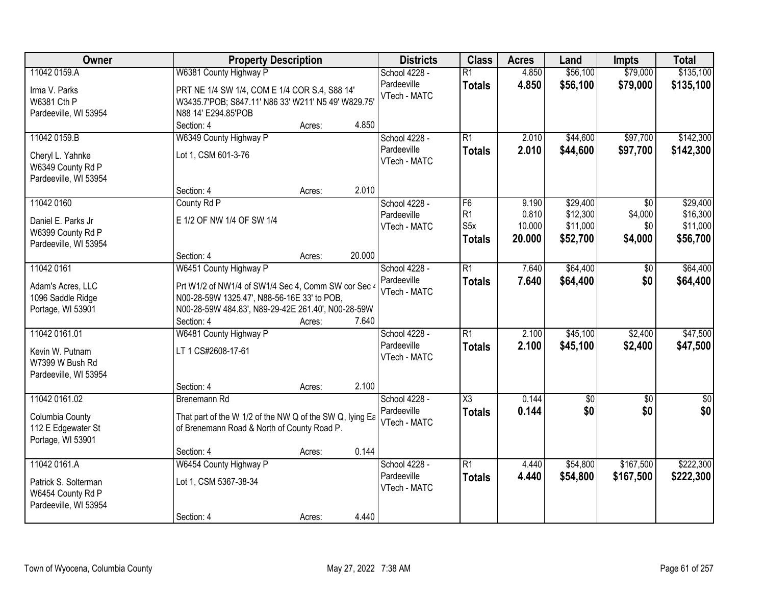| Owner | Property Description | Districts | Class | Acres | Land | Impts | Total |
|---|---|---|---|---|---|---|---|
| 11042 0159.A<br>Irma V. Parks<br>W6381 Cth P<br>Pardeeville, WI 53954 | W6381 County Highway P<br>PRT NE 1/4 SW 1/4, COM E 1/4 COR S.4, S88 14' W3435.7'POB; S847.11' N86 33' W211' N5 49' W829.75' N88 14' E294.85'POB<br>Section: 4 Acres: 4.850 | School 4228 - Pardeeville<br>VTech - MATC | R1<br>**Totals** | 4.850<br>**4.850** | $56,100<br>**$56,100** | $79,000<br>**$79,000** | $135,100<br>**$135,100** |
| 11042 0159.B<br>Cheryl L. Yahnke<br>W6349 County Rd P<br>Pardeeville, WI 53954 | W6349 County Highway P<br>Lot 1, CSM 601-3-76<br>Section: 4 Acres: 2.010 | School 4228 - Pardeeville<br>VTech - MATC | R1<br>**Totals** | 2.010<br>**2.010** | $44,600<br>**$44,600** | $97,700<br>**$97,700** | $142,300<br>**$142,300** |
| 11042 0160<br>Daniel E. Parks Jr<br>W6399 County Rd P<br>Pardeeville, WI 53954 | County Rd P<br>E 1/2 OF NW 1/4 OF SW 1/4<br>Section: 4 Acres: 20.000 | School 4228 - Pardeeville<br>VTech - MATC | F6<br>R1<br>S5x<br>**Totals** | 9.190<br>0.810<br>10.000<br>**20.000** | $29,400<br>$12,300<br>$11,000<br>**$52,700** | $0<br>$4,000<br>$0<br>**$4,000** | $29,400<br>$16,300<br>$11,000<br>**$56,700** |
| 11042 0161<br>Adam's Acres, LLC<br>1096 Saddle Ridge<br>Portage, WI 53901 | W6451 County Highway P<br>Prt W1/2 of NW1/4 of SW1/4 Sec 4, Comm SW cor Sec 4 N00-28-59W 1325.47', N88-56-16E 33' to POB, N00-28-59W 484.83', N89-29-42E 261.40', N00-28-59W<br>Section: 4 Acres: 7.640 | School 4228 - Pardeeville<br>VTech - MATC | R1<br>**Totals** | 7.640<br>**7.640** | $64,400<br>**$64,400** | $0<br>**$0** | $64,400<br>**$64,400** |
| 11042 0161.01<br>Kevin W. Putnam<br>W7399 W Bush Rd<br>Pardeeville, WI 53954 | W6481 County Highway P<br>LT 1 CS#2608-17-61<br>Section: 4 Acres: 2.100 | School 4228 - Pardeeville<br>VTech - MATC | R1<br>**Totals** | 2.100<br>**2.100** | $45,100<br>**$45,100** | $2,400<br>**$2,400** | $47,500<br>**$47,500** |
| 11042 0161.02<br>Columbia County<br>112 E Edgewater St<br>Portage, WI 53901 | Brenemann Rd<br>That part of the W 1/2 of the NW Q of the SW Q, lying Ea of Brenemann Road & North of County Road P.<br>Section: 4 Acres: 0.144 | School 4228 - Pardeeville<br>VTech - MATC | X3<br>**Totals** | 0.144<br>**0.144** | $0<br>**$0** | $0<br>**$0** | $0<br>**$0** |
| 11042 0161.A<br>Patrick S. Solterman<br>W6454 County Rd P<br>Pardeeville, WI 53954 | W6454 County Highway P<br>Lot 1, CSM 5367-38-34<br>Section: 4 Acres: 4.440 | School 4228 - Pardeeville<br>VTech - MATC | R1<br>**Totals** | 4.440<br>**4.440** | $54,800<br>**$54,800** | $167,500<br>**$167,500** | $222,300<br>**$222,300** |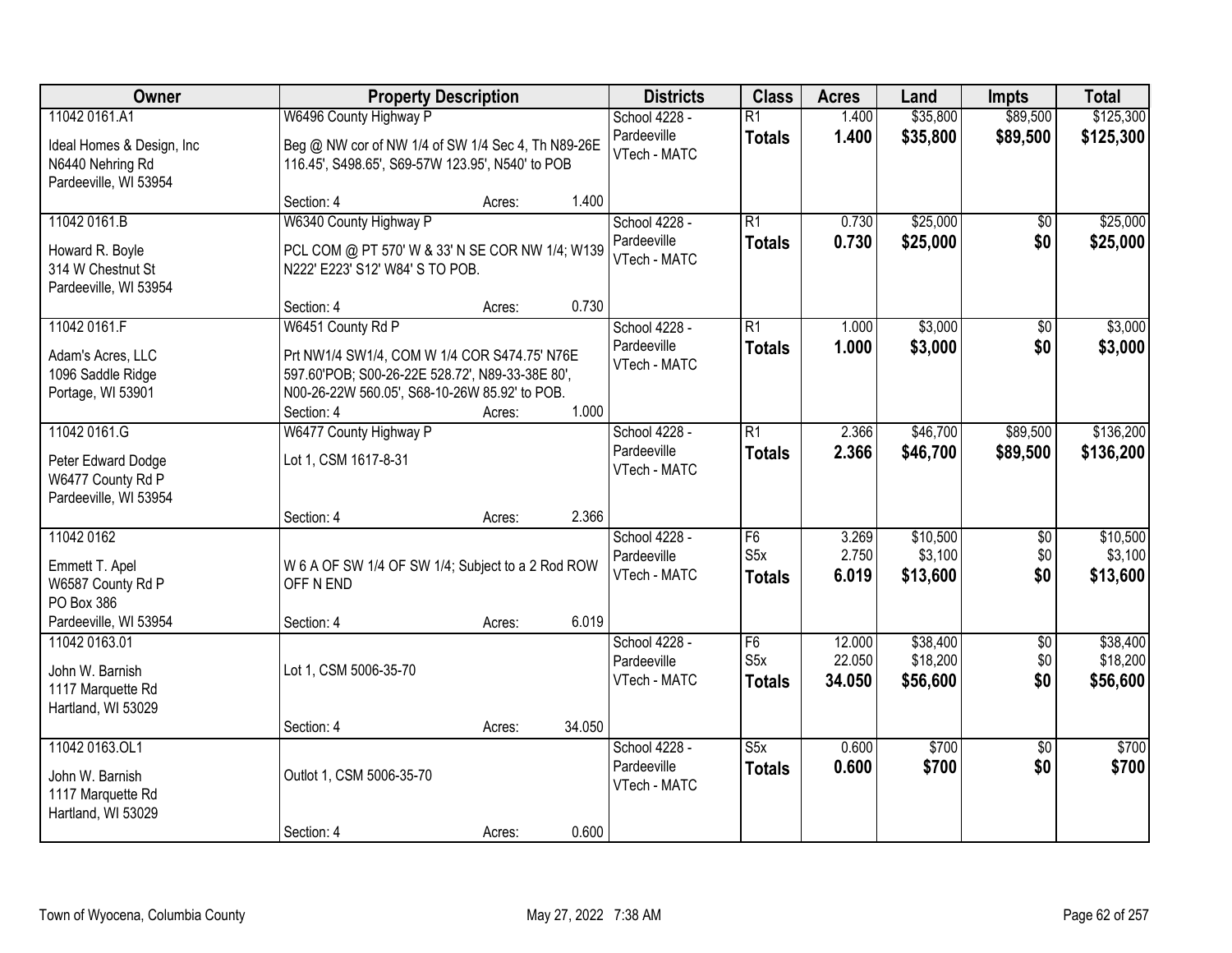| Owner | Property Description | Districts | Class | Acres | Land | Impts | Total |
|---|---|---|---|---|---|---|---|
| 11042 0161.A1<br>Ideal Homes & Design, Inc<br>N6440 Nehring Rd<br>Pardeeville, WI 53954 | W6496 County Highway P<br>Beg @ NW cor of NW 1/4 of SW 1/4 Sec 4, Th N89-26E 116.45', S498.65', S69-57W 123.95', N540' to POB<br>Section: 4 Acres: 1.400 | School 4228 - Pardeeville<br>VTech - MATC | R1<br>**Totals** | 1.400<br>**1.400** | $35,800<br>**$35,800** | $89,500<br>**$89,500** | $125,300<br>**$125,300** |
| 11042 0161.B<br>Howard R. Boyle<br>314 W Chestnut St<br>Pardeeville, WI 53954 | W6340 County Highway P<br>PCL COM @ PT 570' W & 33' N SE COR NW 1/4; W139 N222' E223' S12' W84' S TO POB.<br>Section: 4 Acres: 0.730 | School 4228 - Pardeeville<br>VTech - MATC | R1<br>**Totals** | 0.730<br>**0.730** | $25,000<br>**$25,000** | $0<br>**$0** | $25,000<br>**$25,000** |
| 11042 0161.F<br>Adam's Acres, LLC<br>1096 Saddle Ridge<br>Portage, WI 53901 | W6451 County Rd P<br>Prt NW1/4 SW1/4, COM W 1/4 COR S474.75' N76E 597.60'POB; S00-26-22E 528.72', N89-33-38E 80', N00-26-22W 560.05', S68-10-26W 85.92' to POB.<br>Section: 4 Acres: 1.000 | School 4228 - Pardeeville<br>VTech - MATC | R1<br>**Totals** | 1.000<br>**1.000** | $3,000<br>**$3,000** | $0<br>**$0** | $3,000<br>**$3,000** |
| 11042 0161.G<br>Peter Edward Dodge<br>W6477 County Rd P<br>Pardeeville, WI 53954 | W6477 County Highway P<br>Lot 1, CSM 1617-8-31<br>Section: 4 Acres: 2.366 | School 4228 - Pardeeville<br>VTech - MATC | R1<br>**Totals** | 2.366<br>**2.366** | $46,700<br>**$46,700** | $89,500<br>**$89,500** | $136,200<br>**$136,200** |
| 11042 0162<br>Emmett T. Apel<br>W6587 County Rd P<br>PO Box 386<br>Pardeeville, WI 53954 | W 6 A OF SW 1/4 OF SW 1/4; Subject to a 2 Rod ROW OFF N END<br>Section: 4 Acres: 6.019 | School 4228 - Pardeeville<br>VTech - MATC | F6<br>S5x<br>**Totals** | 3.269<br>2.750<br>**6.019** | $10,500<br>$3,100<br>**$13,600** | $0<br>$0<br>**$0** | $10,500<br>$3,100<br>**$13,600** |
| 11042 0163.01<br>John W. Barnish<br>1117 Marquette Rd<br>Hartland, WI 53029 | Lot 1, CSM 5006-35-70<br>Section: 4 Acres: 34.050 | School 4228 - Pardeeville<br>VTech - MATC | F6<br>S5x<br>**Totals** | 12.000<br>22.050<br>**34.050** | $38,400<br>$18,200<br>**$56,600** | $0<br>$0<br>**$0** | $38,400<br>$18,200<br>**$56,600** |
| 11042 0163.OL1<br>John W. Barnish<br>1117 Marquette Rd<br>Hartland, WI 53029 | Outlot 1, CSM 5006-35-70<br>Section: 4 Acres: 0.600 | School 4228 - Pardeeville<br>VTech - MATC | S5x<br>**Totals** | 0.600<br>**0.600** | $700<br>**$700** | $0<br>**$0** | $700<br>**$700** |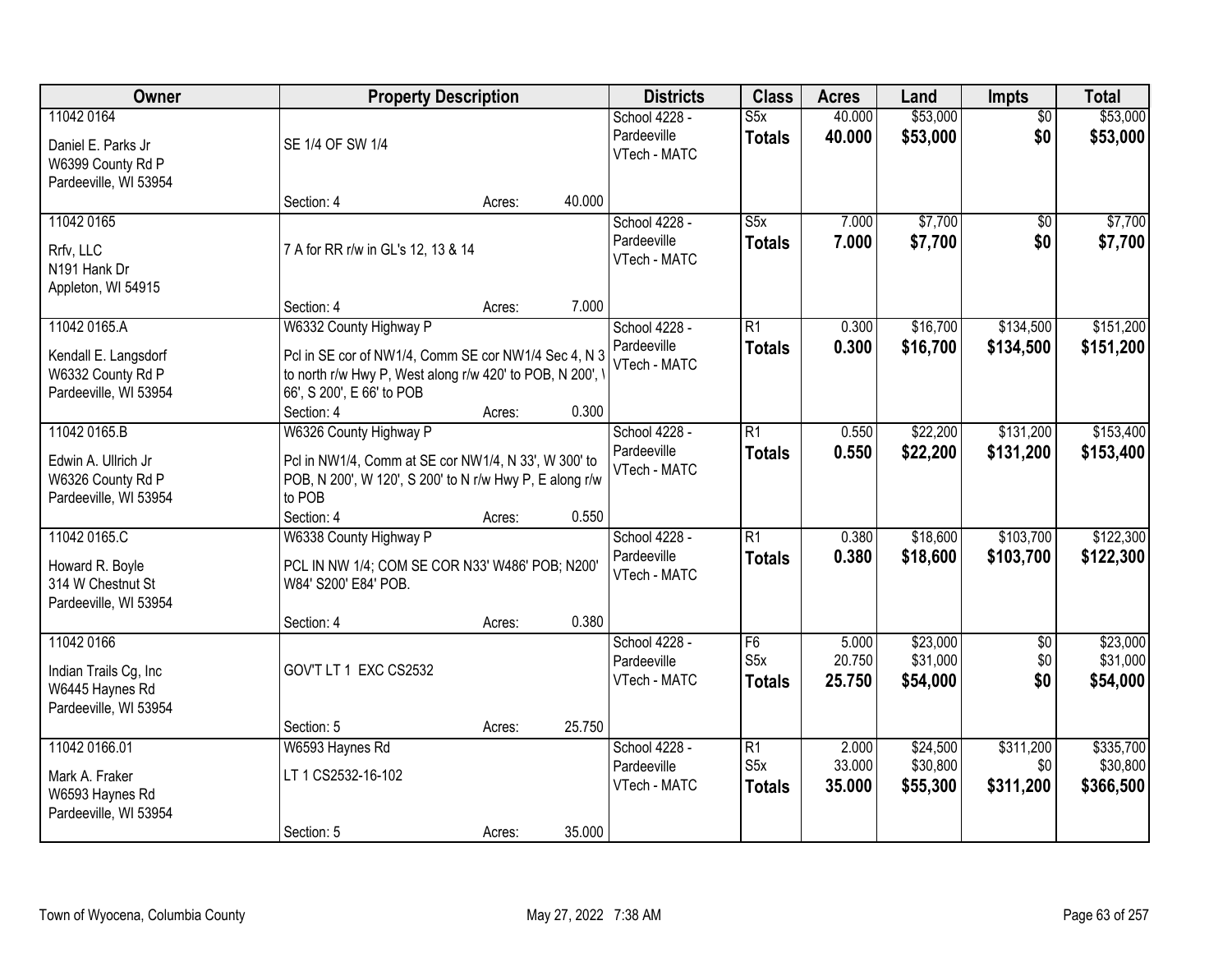| Owner | Property Description | Districts | Class | Acres | Land | Impts | Total |
|---|---|---|---|---|---|---|---|
| 11042 0164<br>Daniel E. Parks Jr<br>W6399 County Rd P<br>Pardeeville, WI 53954 | SE 1/4 OF SW 1/4<br>Section: 4 Acres: 40.000 | School 4228 - Pardeeville<br>VTech - MATC | S5x<br>**Totals** | 40.000<br>**40.000** | $53,000<br>**$53,000** | $0<br>**$0** | $53,000<br>**$53,000** |
| 11042 0165<br>Rrfv, LLC<br>N191 Hank Dr<br>Appleton, WI 54915 | 7 A for RR r/w in GL's 12, 13 & 14<br>Section: 4 Acres: 7.000 | School 4228 - Pardeeville<br>VTech - MATC | S5x<br>**Totals** | 7.000<br>**7.000** | $7,700<br>**$7,700** | $0<br>**$0** | $7,700<br>**$7,700** |
| 11042 0165.A<br>Kendall E. Langsdorf<br>W6332 County Rd P<br>Pardeeville, WI 53954 | W6332 County Highway P<br>Pcl in SE cor of NW1/4, Comm SE cor NW1/4 Sec 4, N 3 to north r/w Hwy P, West along r/w 420' to POB, N 200', W 66', S 200', E 66' to POB<br>Section: 4 Acres: 0.300 | School 4228 - Pardeeville<br>VTech - MATC | R1<br>**Totals** | 0.300<br>**0.300** | $16,700<br>**$16,700** | $134,500<br>**$134,500** | $151,200<br>**$151,200** |
| 11042 0165.B<br>Edwin A. Ullrich Jr<br>W6326 County Rd P<br>Pardeeville, WI 53954 | W6326 County Highway P<br>Pcl in NW1/4, Comm at SE cor NW1/4, N 33', W 300' to POB, N 200', W 120', S 200' to N r/w Hwy P, E along r/w to POB<br>Section: 4 Acres: 0.550 | School 4228 - Pardeeville<br>VTech - MATC | R1<br>**Totals** | 0.550<br>**0.550** | $22,200<br>**$22,200** | $131,200<br>**$131,200** | $153,400<br>**$153,400** |
| 11042 0165.C<br>Howard R. Boyle<br>314 W Chestnut St<br>Pardeeville, WI 53954 | W6338 County Highway P<br>PCL IN NW 1/4; COM SE COR N33' W486' POB; N200' W84' S200' E84' POB.<br>Section: 4 Acres: 0.380 | School 4228 - Pardeeville<br>VTech - MATC | R1<br>**Totals** | 0.380<br>**0.380** | $18,600<br>**$18,600** | $103,700<br>**$103,700** | $122,300<br>**$122,300** |
| 11042 0166<br>Indian Trails Cg, Inc<br>W6445 Haynes Rd<br>Pardeeville, WI 53954 | GOV'T LT 1 EXC CS2532<br>Section: 5 Acres: 25.750 | School 4228 - Pardeeville<br>VTech - MATC | F6<br>S5x<br>**Totals** | 5.000<br>20.750<br>**25.750** | $23,000<br>$31,000<br>**$54,000** | $0<br>$0<br>**$0** | $23,000<br>$31,000<br>**$54,000** |
| 11042 0166.01<br>Mark A. Fraker<br>W6593 Haynes Rd<br>Pardeeville, WI 53954 | W6593 Haynes Rd<br>LT 1 CS2532-16-102<br>Section: 5 Acres: 35.000 | School 4228 - Pardeeville<br>VTech - MATC | R1<br>S5x<br>**Totals** | 2.000<br>33.000<br>**35.000** | $24,500<br>$30,800<br>**$55,300** | $311,200<br>$0<br>**$311,200** | $335,700<br>$30,800<br>**$366,500** |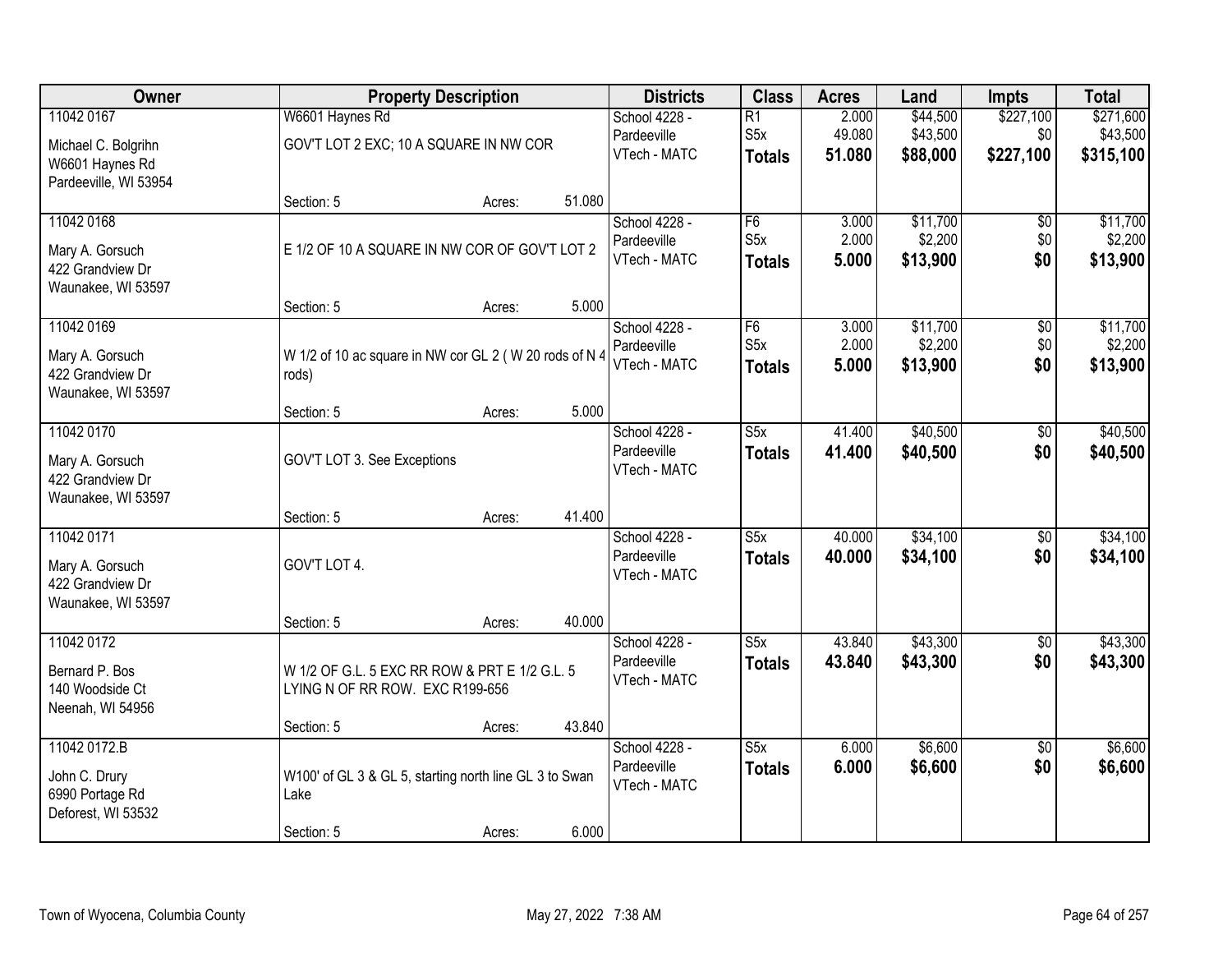| Owner | Property Description | Districts | Class | Acres | Land | Impts | Total |
|---|---|---|---|---|---|---|---|
| 11042 0167<br>Michael C. Bolgrihn<br>W6601 Haynes Rd<br>Pardeeville, WI 53954 | W6601 Haynes Rd<br>GOV'T LOT 2 EXC; 10 A SQUARE IN NW COR<br>Section: 5 Acres: 51.080 | School 4228 - Pardeeville<br>VTech - MATC | R1<br>S5x<br>**Totals** | 2.000<br>49.080<br>**51.080** | $44,500<br>$43,500<br>**$88,000** | $227,100<br>$0<br>**$227,100** | $271,600<br>$43,500<br>**$315,100** |
| 11042 0168<br>Mary A. Gorsuch<br>422 Grandview Dr<br>Waunakee, WI 53597 | E 1/2 OF 10 A SQUARE IN NW COR OF GOV'T LOT 2<br>Section: 5 Acres: 5.000 | School 4228 - Pardeeville<br>VTech - MATC | F6<br>S5x<br>**Totals** | 3.000<br>2.000<br>**5.000** | $11,700<br>$2,200<br>**$13,900** | $0<br>$0<br>**$0** | $11,700<br>$2,200<br>**$13,900** |
| 11042 0169<br>Mary A. Gorsuch<br>422 Grandview Dr<br>Waunakee, WI 53597 | W 1/2 of 10 ac square in NW cor GL 2 ( W 20 rods of N 4 rods)<br>Section: 5 Acres: 5.000 | School 4228 - Pardeeville<br>VTech - MATC | F6<br>S5x<br>**Totals** | 3.000<br>2.000<br>**5.000** | $11,700<br>$2,200<br>**$13,900** | $0<br>$0<br>**$0** | $11,700<br>$2,200<br>**$13,900** |
| 11042 0170<br>Mary A. Gorsuch<br>422 Grandview Dr<br>Waunakee, WI 53597 | GOV'T LOT 3. See Exceptions<br>Section: 5 Acres: 41.400 | School 4228 - Pardeeville<br>VTech - MATC | S5x<br>**Totals** | 41.400<br>**41.400** | $40,500<br>**$40,500** | $0<br>**$0** | $40,500<br>**$40,500** |
| 11042 0171<br>Mary A. Gorsuch<br>422 Grandview Dr<br>Waunakee, WI 53597 | GOV'T LOT 4.<br>Section: 5 Acres: 40.000 | School 4228 - Pardeeville<br>VTech - MATC | S5x<br>**Totals** | 40.000<br>**40.000** | $34,100<br>**$34,100** | $0<br>**$0** | $34,100<br>**$34,100** |
| 11042 0172<br>Bernard P. Bos<br>140 Woodside Ct<br>Neenah, WI 54956 | W 1/2 OF G.L. 5 EXC RR ROW & PRT E 1/2 G.L. 5 LYING N OF RR ROW. EXC R199-656<br>Section: 5 Acres: 43.840 | School 4228 - Pardeeville<br>VTech - MATC | S5x<br>**Totals** | 43.840<br>**43.840** | $43,300<br>**$43,300** | $0<br>**$0** | $43,300<br>**$43,300** |
| 11042 0172.B<br>John C. Drury<br>6990 Portage Rd<br>Deforest, WI 53532 | W100' of GL 3 & GL 5, starting north line GL 3 to Swan Lake<br>Section: 5 Acres: 6.000 | School 4228 - Pardeeville<br>VTech - MATC | S5x<br>**Totals** | 6.000<br>**6.000** | $6,600<br>**$6,600** | $0<br>**$0** | $6,600<br>**$6,600** |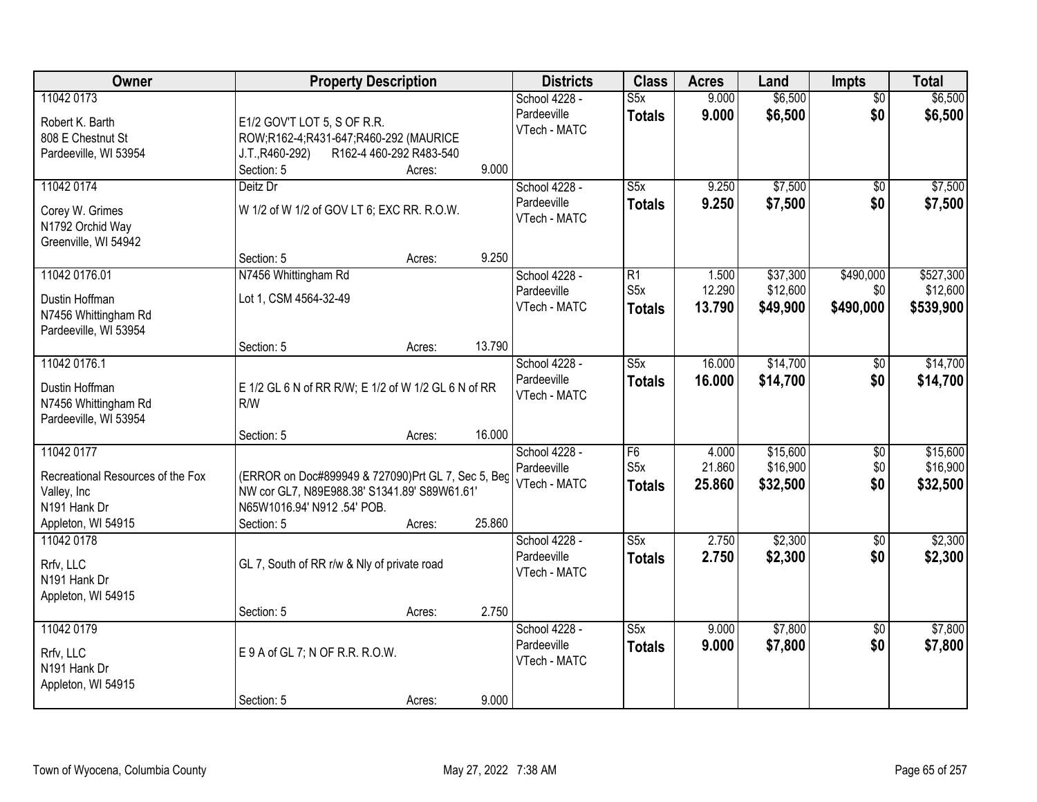| Owner | Property Description | Districts | Class | Acres | Land | Impts | Total |
|---|---|---|---|---|---|---|---|
| 11042 0173<br>Robert K. Barth<br>808 E Chestnut St<br>Pardeeville, WI 53954 | E1/2 GOV'T LOT 5, S OF R.R. ROW;R162-4;R431-647;R460-292 (MAURICE J.T.,R460-292) R162-4 460-292 R483-540<br>Section: 5 Acres: 9.000 | School 4228 - Pardeeville<br>VTech - MATC | S5x<br>**Totals** | 9.000<br>**9.000** | $6,500<br>**$6,500** | $0<br>**$0** | $6,500<br>**$6,500** |
| 11042 0174<br>Corey W. Grimes<br>N1792 Orchid Way<br>Greenville, WI 54942 | Deitz Dr<br>W 1/2 of W 1/2 of GOV LT 6; EXC RR. R.O.W.<br>Section: 5 Acres: 9.250 | School 4228 - Pardeeville<br>VTech - MATC | S5x<br>**Totals** | 9.250<br>**9.250** | $7,500<br>**$7,500** | $0<br>**$0** | $7,500<br>**$7,500** |
| 11042 0176.01<br>Dustin Hoffman<br>N7456 Whittingham Rd<br>Pardeeville, WI 53954 | N7456 Whittingham Rd<br>Lot 1, CSM 4564-32-49<br>Section: 5 Acres: 13.790 | School 4228 - Pardeeville<br>VTech - MATC | R1<br>S5x<br>**Totals** | 1.500<br>12.290<br>**13.790** | $37,300<br>$12,600<br>**$49,900** | $490,000<br>$0<br>**$490,000** | $527,300<br>$12,600<br>**$539,900** |
| 11042 0176.1<br>Dustin Hoffman<br>N7456 Whittingham Rd<br>Pardeeville, WI 53954 | E 1/2 GL 6 N of RR R/W; E 1/2 of W 1/2 GL 6 N of RR R/W<br>Section: 5 Acres: 16.000 | School 4228 - Pardeeville<br>VTech - MATC | S5x<br>**Totals** | 16.000<br>**16.000** | $14,700<br>**$14,700** | $0<br>**$0** | $14,700<br>**$14,700** |
| 11042 0177<br>Recreational Resources of the Fox Valley, Inc<br>N191 Hank Dr<br>Appleton, WI 54915 | (ERROR on Doc#899949 & 727090)Prt GL 7, Sec 5, Beg NW cor GL7, N89E988.38' S1341.89' S89W61.61' N65W1016.94' N912 .54' POB.<br>Section: 5 Acres: 25.860 | School 4228 - Pardeeville<br>VTech - MATC | F6<br>S5x<br>**Totals** | 4.000<br>21.860<br>**25.860** | $15,600<br>$16,900<br>**$32,500** | $0<br>$0<br>**$0** | $15,600<br>$16,900<br>**$32,500** |
| 11042 0178<br>Rrfv, LLC<br>N191 Hank Dr<br>Appleton, WI 54915 | GL 7, South of RR r/w & Nly of private road<br>Section: 5 Acres: 2.750 | School 4228 - Pardeeville<br>VTech - MATC | S5x<br>**Totals** | 2.750<br>**2.750** | $2,300<br>**$2,300** | $0<br>**$0** | $2,300<br>**$2,300** |
| 11042 0179<br>Rrfv, LLC<br>N191 Hank Dr<br>Appleton, WI 54915 | E 9 A of GL 7; N OF R.R. R.O.W.<br>Section: 5 Acres: 9.000 | School 4228 - Pardeeville<br>VTech - MATC | S5x<br>**Totals** | 9.000<br>**9.000** | $7,800<br>**$7,800** | $0<br>**$0** | $7,800<br>**$7,800** |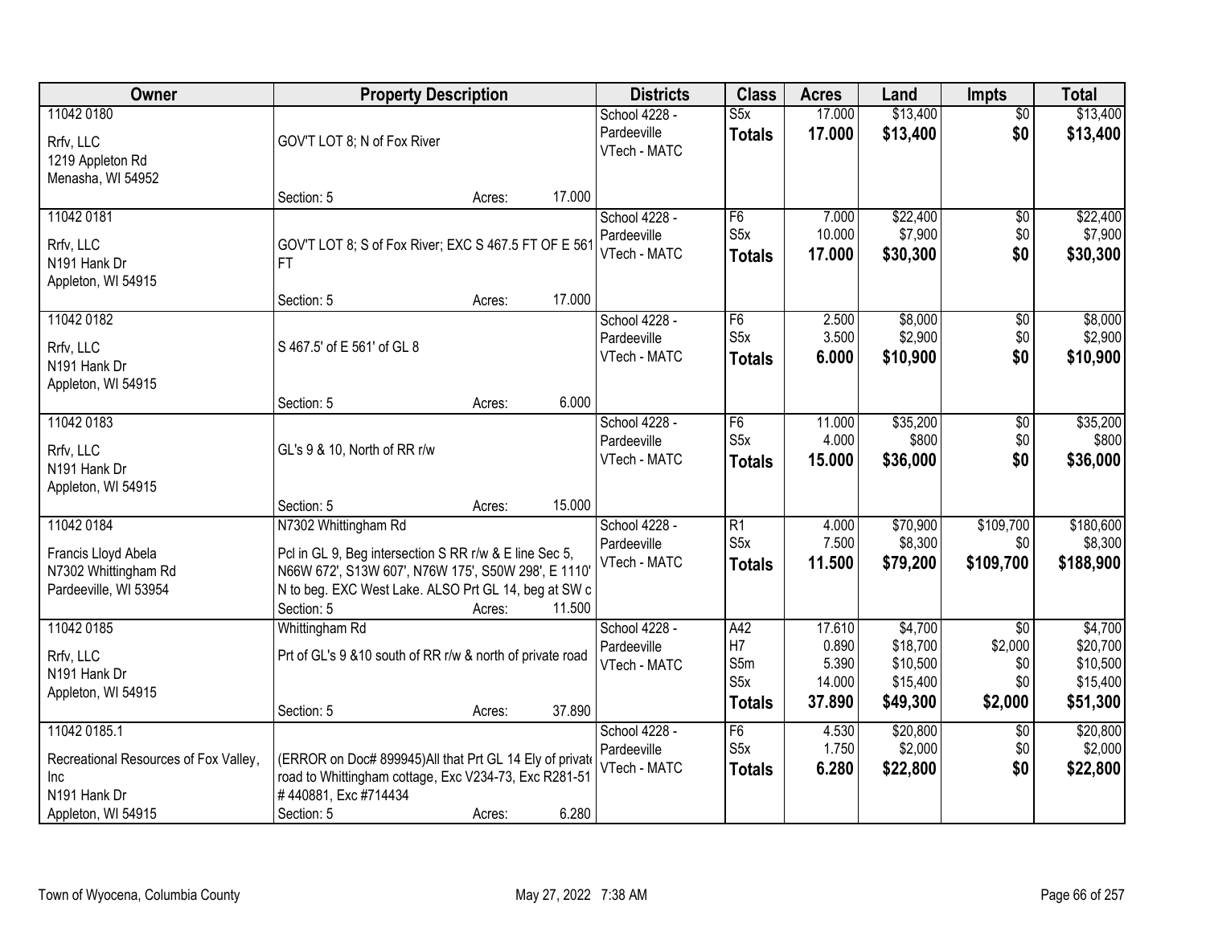| Owner | Property Description | Districts | Class | Acres | Land | Impts | Total |
|---|---|---|---|---|---|---|---|
| 11042 0180<br>Rrfv, LLC<br>1219 Appleton Rd<br>Menasha, WI 54952 | GOV'T LOT 8; N of Fox River<br>Section: 5 Acres: 17.000 | School 4228 - Pardeeville<br>VTech - MATC | S5x<br>**Totals** | 17.000<br>**17.000** | $13,400<br>**$13,400** | $0<br>**$0** | $13,400<br>**$13,400** |
| 11042 0181<br>Rrfv, LLC<br>N191 Hank Dr<br>Appleton, WI 54915 | GOV'T LOT 8; S of Fox River; EXC S 467.5 FT OF E 561 FT<br>Section: 5 Acres: 17.000 | School 4228 - Pardeeville<br>VTech - MATC | F6<br>S5x<br>**Totals** | 7.000<br>10.000<br>**17.000** | $22,400<br>$7,900<br>**$30,300** | $0<br>$0<br>**$0** | $22,400<br>$7,900<br>**$30,300** |
| 11042 0182<br>Rrfv, LLC<br>N191 Hank Dr<br>Appleton, WI 54915 | S 467.5' of E 561' of GL 8<br>Section: 5 Acres: 6.000 | School 4228 - Pardeeville<br>VTech - MATC | F6<br>S5x<br>**Totals** | 2.500<br>3.500<br>**6.000** | $8,000<br>$2,900<br>**$10,900** | $0<br>$0<br>**$0** | $8,000<br>$2,900<br>**$10,900** |
| 11042 0183<br>Rrfv, LLC<br>N191 Hank Dr<br>Appleton, WI 54915 | GL's 9 & 10, North of RR r/w<br>Section: 5 Acres: 15.000 | School 4228 - Pardeeville<br>VTech - MATC | F6<br>S5x<br>**Totals** | 11.000<br>4.000<br>**15.000** | $35,200<br>$800<br>**$36,000** | $0<br>$0<br>**$0** | $35,200<br>$800<br>**$36,000** |
| 11042 0184<br>Francis Lloyd Abela<br>N7302 Whittingham Rd<br>Pardeeville, WI 53954 | N7302 Whittingham Rd<br>Pcl in GL 9, Beg intersection S RR r/w & E line Sec 5, N66W 672', S13W 607', N76W 175', S50W 298', E 1110' N to beg. EXC West Lake. ALSO Prt GL 14, beg at SW c<br>Section: 5 Acres: 11.500 | School 4228 - Pardeeville<br>VTech - MATC | R1<br>S5x<br>**Totals** | 4.000<br>7.500<br>**11.500** | $70,900<br>$8,300<br>**$79,200** | $109,700<br>$0<br>**$109,700** | $180,600<br>$8,300<br>**$188,900** |
| 11042 0185<br>Rrfv, LLC<br>N191 Hank Dr<br>Appleton, WI 54915 | Whittingham Rd<br>Prt of GL's 9 &10 south of RR r/w & north of private road<br>Section: 5 Acres: 37.890 | School 4228 - Pardeeville<br>VTech - MATC | A42<br>H7<br>S5m<br>S5x<br>**Totals** | 17.610<br>0.890<br>5.390<br>14.000<br>**37.890** | $4,700<br>$18,700<br>$10,500<br>$15,400<br>**$49,300** | $0<br>$2,000<br>$0<br>$0<br>**$2,000** | $4,700<br>$20,700<br>$10,500<br>$15,400<br>**$51,300** |
| 11042 0185.1<br>Recreational Resources of Fox Valley, Inc<br>N191 Hank Dr<br>Appleton, WI 54915 | (ERROR on Doc# 899945)All that Prt GL 14 Ely of private road to Whittingham cottage, Exc V234-73, Exc R281-51 # 440881, Exc #714434<br>Section: 5 Acres: 6.280 | School 4228 - Pardeeville<br>VTech - MATC | F6<br>S5x<br>**Totals** | 4.530<br>1.750<br>**6.280** | $20,800<br>$2,000<br>**$22,800** | $0<br>$0<br>**$0** | $20,800<br>$2,000<br>**$22,800** |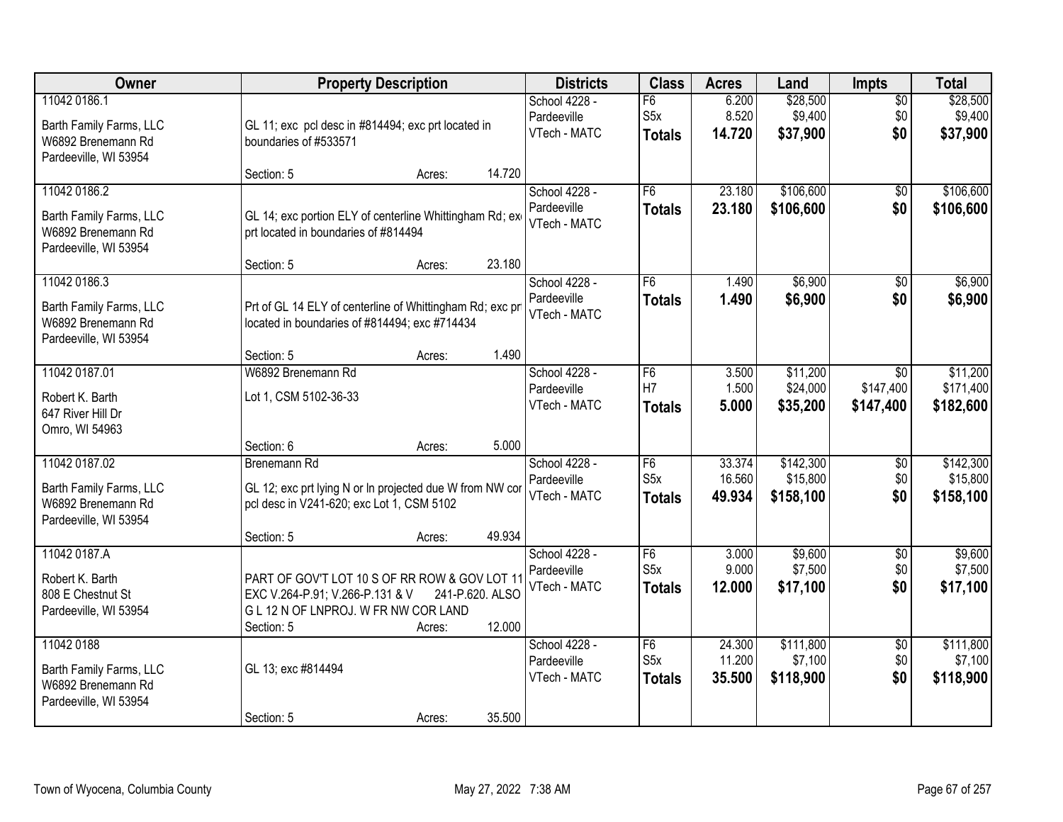| Owner | Property Description | Districts | Class | Acres | Land | Impts | Total |
|---|---|---|---|---|---|---|---|
| 11042 0186.1<br>Barth Family Farms, LLC<br>W6892 Brenemann Rd<br>Pardeeville, WI 53954 | GL 11; exc pcl desc in #814494; exc prt located in boundaries of #533571<br>Section: 5 Acres: 14.720 | School 4228 - Pardeeville<br>VTech - MATC | F6<br>S5x<br>**Totals** | 6.200<br>8.520<br>**14.720** | $28,500<br>$9,400<br>**$37,900** | $0<br>$0<br>**$0** | $28,500<br>$9,400<br>**$37,900** |
| 11042 0186.2<br>Barth Family Farms, LLC<br>W6892 Brenemann Rd<br>Pardeeville, WI 53954 | GL 14; exc portion ELY of centerline Whittingham Rd; exc prt located in boundaries of #814494<br>Section: 5 Acres: 23.180 | School 4228 - Pardeeville<br>VTech - MATC | F6<br>**Totals** | 23.180<br>**23.180** | $106,600<br>**$106,600** | $0<br>**$0** | $106,600<br>**$106,600** |
| 11042 0186.3<br>Barth Family Farms, LLC<br>W6892 Brenemann Rd<br>Pardeeville, WI 53954 | Prt of GL 14 ELY of centerline of Whittingham Rd; exc prt located in boundaries of #814494; exc #714434<br>Section: 5 Acres: 1.490 | School 4228 - Pardeeville<br>VTech - MATC | F6<br>**Totals** | 1.490<br>**1.490** | $6,900<br>**$6,900** | $0<br>**$0** | $6,900<br>**$6,900** |
| 11042 0187.01<br>Robert K. Barth<br>647 River Hill Dr<br>Omro, WI 54963 | W6892 Brenemann Rd<br>Lot 1, CSM 5102-36-33<br>Section: 6 Acres: 5.000 | School 4228 - Pardeeville<br>VTech - MATC | F6<br>H7<br>**Totals** | 3.500<br>1.500<br>**5.000** | $11,200<br>$24,000<br>**$35,200** | $0<br>$147,400<br>**$147,400** | $11,200<br>$171,400<br>**$182,600** |
| 11042 0187.02<br>Barth Family Farms, LLC<br>W6892 Brenemann Rd<br>Pardeeville, WI 53954 | Brenemann Rd<br>GL 12; exc prt lying N or ln projected due W from NW cor pcl desc in V241-620; exc Lot 1, CSM 5102<br>Section: 5 Acres: 49.934 | School 4228 - Pardeeville<br>VTech - MATC | F6<br>S5x<br>**Totals** | 33.374<br>16.560<br>**49.934** | $142,300<br>$15,800<br>**$158,100** | $0<br>$0<br>**$0** | $142,300<br>$15,800<br>**$158,100** |
| 11042 0187.A<br>Robert K. Barth<br>808 E Chestnut St<br>Pardeeville, WI 53954 | PART OF GOV'T LOT 10 S OF RR ROW & GOV LOT 11 EXC V.264-P.91; V.266-P.131 & V 241-P.620. ALSO G L 12 N OF LNPROJ. W FR NW COR LAND<br>Section: 5 Acres: 12.000 | School 4228 - Pardeeville<br>VTech - MATC | F6<br>S5x<br>**Totals** | 3.000<br>9.000<br>**12.000** | $9,600<br>$7,500<br>**$17,100** | $0<br>$0<br>**$0** | $9,600<br>$7,500<br>**$17,100** |
| 11042 0188<br>Barth Family Farms, LLC<br>W6892 Brenemann Rd<br>Pardeeville, WI 53954 | GL 13; exc #814494<br>Section: 5 Acres: 35.500 | School 4228 - Pardeeville<br>VTech - MATC | F6<br>S5x<br>**Totals** | 24.300<br>11.200<br>**35.500** | $111,800<br>$7,100<br>**$118,900** | $0<br>$0<br>**$0** | $111,800<br>$7,100<br>**$118,900** |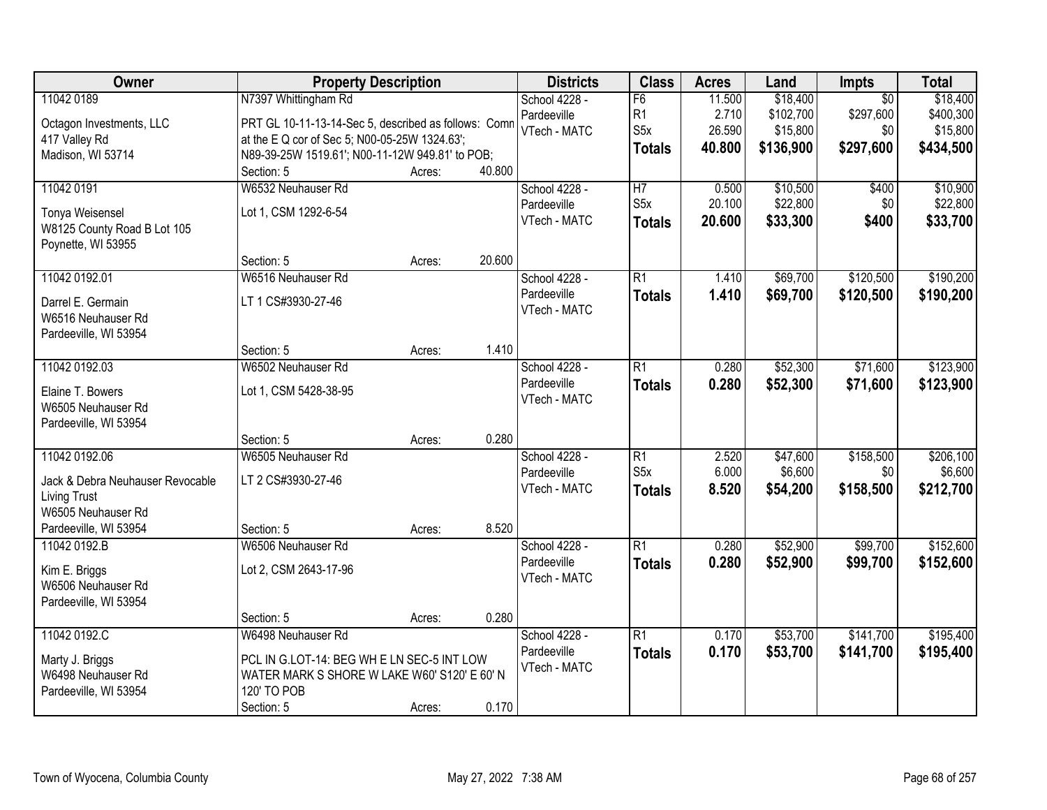| Owner | Property Description | Districts | Class | Acres | Land | Impts | Total |
|---|---|---|---|---|---|---|---|
| 11042 0189<br><br>Octagon Investments, LLC<br>417 Valley Rd<br>Madison, WI 53714 | N7397 Whittingham Rd<br><br>PRT GL 10-11-13-14-Sec 5, described as follows: Comn at the E Q cor of Sec 5; N00-05-25W 1324.63'; N89-39-25W 1519.61'; N00-11-12W 949.81' to POB;<br>Section: 5 Acres: 40.800 | School 4228 - Pardeeville<br>VTech - MATC | F6<br>R1<br>S5x<br>**Totals** | 11.500<br>2.710<br>26.590<br>**40.800** | $18,400<br>$102,700<br>$15,800<br>**$136,900** | $0<br>$297,600<br>$0<br>**$297,600** | $18,400<br>$400,300<br>$15,800<br>**$434,500** |
| 11042 0191<br><br>Tonya Weisensel<br>W8125 County Road B Lot 105<br>Poynette, WI 53955 | W6532 Neuhauser Rd<br><br>Lot 1, CSM 1292-6-54<br><br>Section: 5 Acres: 20.600 | School 4228 - Pardeeville<br>VTech - MATC | H7<br>S5x<br>**Totals** | 0.500<br>20.100<br>**20.600** | $10,500<br>$22,800<br>**$33,300** | $400<br>$0<br>**$400** | $10,900<br>$22,800<br>**$33,700** |
| 11042 0192.01<br><br>Darrel E. Germain<br>W6516 Neuhauser Rd<br>Pardeeville, WI 53954 | W6516 Neuhauser Rd<br><br>LT 1 CS#3930-27-46<br><br>Section: 5 Acres: 1.410 | School 4228 - Pardeeville<br>VTech - MATC | R1<br>**Totals** | 1.410<br>**1.410** | $69,700<br>**$69,700** | $120,500<br>**$120,500** | $190,200<br>**$190,200** |
| 11042 0192.03<br><br>Elaine T. Bowers<br>W6505 Neuhauser Rd<br>Pardeeville, WI 53954 | W6502 Neuhauser Rd<br><br>Lot 1, CSM 5428-38-95<br><br>Section: 5 Acres: 0.280 | School 4228 - Pardeeville<br>VTech - MATC | R1<br>**Totals** | 0.280<br>**0.280** | $52,300<br>**$52,300** | $71,600<br>**$71,600** | $123,900<br>**$123,900** |
| 11042 0192.06<br><br>Jack & Debra Neuhauser Revocable Living Trust<br>W6505 Neuhauser Rd<br>Pardeeville, WI 53954 | W6505 Neuhauser Rd<br><br>LT 2 CS#3930-27-46<br><br>Section: 5 Acres: 8.520 | School 4228 - Pardeeville<br>VTech - MATC | R1<br>S5x<br>**Totals** | 2.520<br>6.000<br>**8.520** | $47,600<br>$6,600<br>**$54,200** | $158,500<br>$0<br>**$158,500** | $206,100<br>$6,600<br>**$212,700** |
| 11042 0192.B<br><br>Kim E. Briggs<br>W6506 Neuhauser Rd<br>Pardeeville, WI 53954 | W6506 Neuhauser Rd<br><br>Lot 2, CSM 2643-17-96<br><br>Section: 5 Acres: 0.280 | School 4228 - Pardeeville<br>VTech - MATC | R1<br>**Totals** | 0.280<br>**0.280** | $52,900<br>**$52,900** | $99,700<br>**$99,700** | $152,600<br>**$152,600** |
| 11042 0192.C<br><br>Marty J. Briggs<br>W6498 Neuhauser Rd<br>Pardeeville, WI 53954 | W6498 Neuhauser Rd<br><br>PCL IN G.LOT-14: BEG WH E LN SEC-5 INT LOW WATER MARK S SHORE W LAKE W60' S120' E 60' N 120' TO POB<br>Section: 5 Acres: 0.170 | School 4228 - Pardeeville<br>VTech - MATC | R1<br>**Totals** | 0.170<br>**0.170** | $53,700<br>**$53,700** | $141,700<br>**$141,700** | $195,400<br>**$195,400** |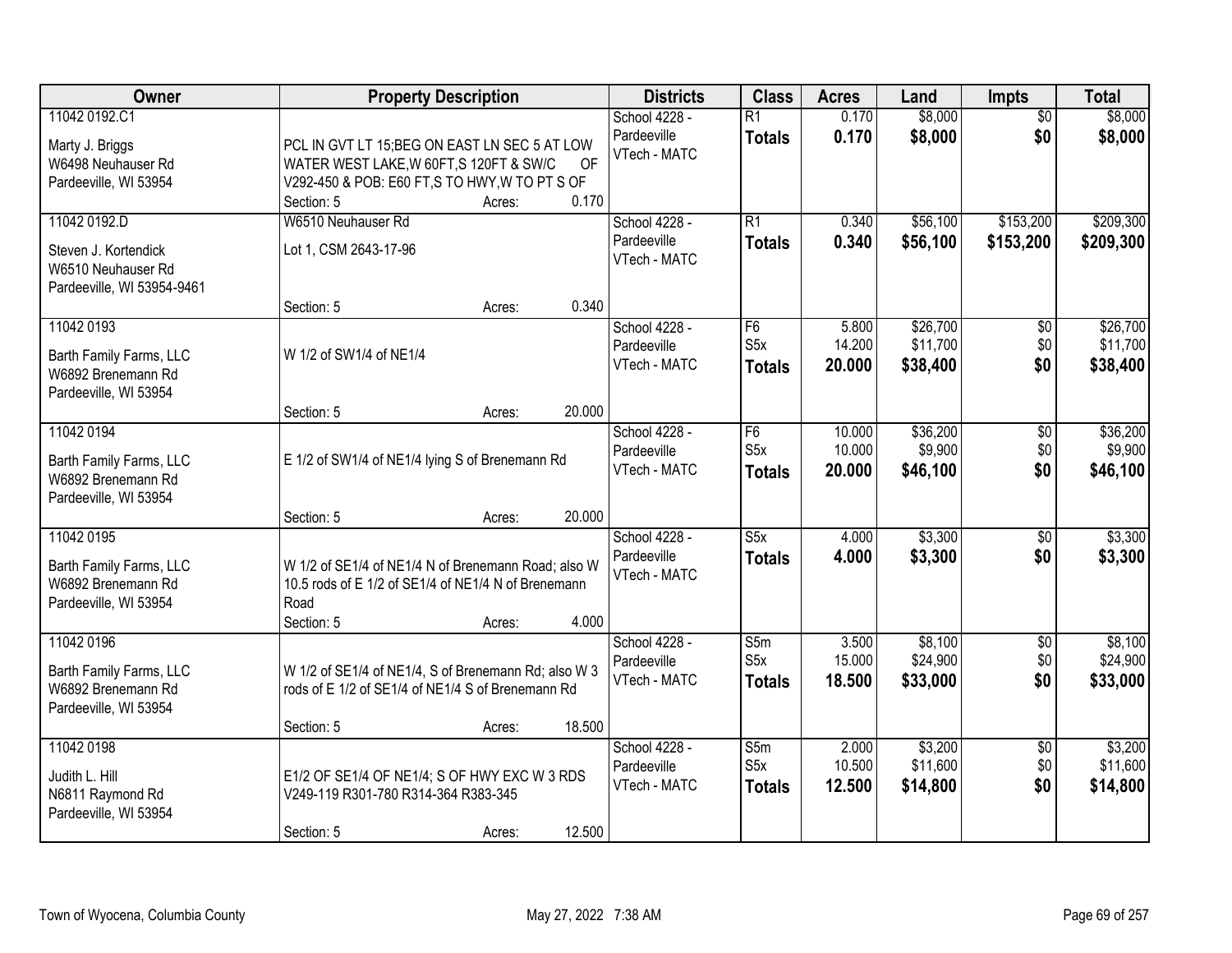| Owner | Property Description | Districts | Class | Acres | Land | Impts | Total |
|---|---|---|---|---|---|---|---|
| 11042 0192.C1<br>Marty J. Briggs<br>W6498 Neuhauser Rd<br>Pardeeville, WI 53954 | PCL IN GVT LT 15;BEG ON EAST LN SEC 5 AT LOW WATER WEST LAKE,W 60FT,S 120FT & SW/C OF V292-450 & POB: E60 FT,S TO HWY,W TO PT S OF<br>Section: 5 Acres: 0.170 | School 4228 - Pardeeville<br>VTech - MATC | R1<br>**Totals** | 0.170<br>**0.170** | $8,000<br>**$8,000** | $0<br>**$0** | $8,000<br>**$8,000** |
| 11042 0192.D<br>Steven J. Kortendick<br>W6510 Neuhauser Rd<br>Pardeeville, WI 53954-9461 | W6510 Neuhauser Rd<br>Lot 1, CSM 2643-17-96<br>Section: 5 Acres: 0.340 | School 4228 - Pardeeville<br>VTech - MATC | R1<br>**Totals** | 0.340<br>**0.340** | $56,100<br>**$56,100** | $153,200<br>**$153,200** | $209,300<br>**$209,300** |
| 11042 0193<br>Barth Family Farms, LLC<br>W6892 Brenemann Rd<br>Pardeeville, WI 53954 | W 1/2 of SW1/4 of NE1/4<br>Section: 5 Acres: 20.000 | School 4228 - Pardeeville<br>VTech - MATC | F6<br>S5x<br>**Totals** | 5.800<br>14.200<br>**20.000** | $26,700<br>$11,700<br>**$38,400** | $0<br>$0<br>**$0** | $26,700<br>$11,700<br>**$38,400** |
| 11042 0194<br>Barth Family Farms, LLC<br>W6892 Brenemann Rd<br>Pardeeville, WI 53954 | E 1/2 of SW1/4 of NE1/4 lying S of Brenemann Rd<br>Section: 5 Acres: 20.000 | School 4228 - Pardeeville<br>VTech - MATC | F6<br>S5x<br>**Totals** | 10.000<br>10.000<br>**20.000** | $36,200<br>$9,900<br>**$46,100** | $0<br>$0<br>**$0** | $36,200<br>$9,900<br>**$46,100** |
| 11042 0195<br>Barth Family Farms, LLC<br>W6892 Brenemann Rd<br>Pardeeville, WI 53954 | W 1/2 of SE1/4 of NE1/4 N of Brenemann Road; also W 10.5 rods of E 1/2 of SE1/4 of NE1/4 N of Brenemann Road<br>Section: 5 Acres: 4.000 | School 4228 - Pardeeville<br>VTech - MATC | S5x<br>**Totals** | 4.000<br>**4.000** | $3,300<br>**$3,300** | $0<br>**$0** | $3,300<br>**$3,300** |
| 11042 0196<br>Barth Family Farms, LLC<br>W6892 Brenemann Rd<br>Pardeeville, WI 53954 | W 1/2 of SE1/4 of NE1/4, S of Brenemann Rd; also W 3 rods of E 1/2 of SE1/4 of NE1/4 S of Brenemann Rd<br>Section: 5 Acres: 18.500 | School 4228 - Pardeeville<br>VTech - MATC | S5m<br>S5x<br>**Totals** | 3.500<br>15.000<br>**18.500** | $8,100<br>$24,900<br>**$33,000** | $0<br>$0<br>**$0** | $8,100<br>$24,900<br>**$33,000** |
| 11042 0198<br>Judith L. Hill<br>N6811 Raymond Rd<br>Pardeeville, WI 53954 | E1/2 OF SE1/4 OF NE1/4; S OF HWY EXC W 3 RDS V249-119 R301-780 R314-364 R383-345<br>Section: 5 Acres: 12.500 | School 4228 - Pardeeville<br>VTech - MATC | S5m<br>S5x<br>**Totals** | 2.000<br>10.500<br>**12.500** | $3,200<br>$11,600<br>**$14,800** | $0<br>$0<br>**$0** | $3,200<br>$11,600<br>**$14,800** |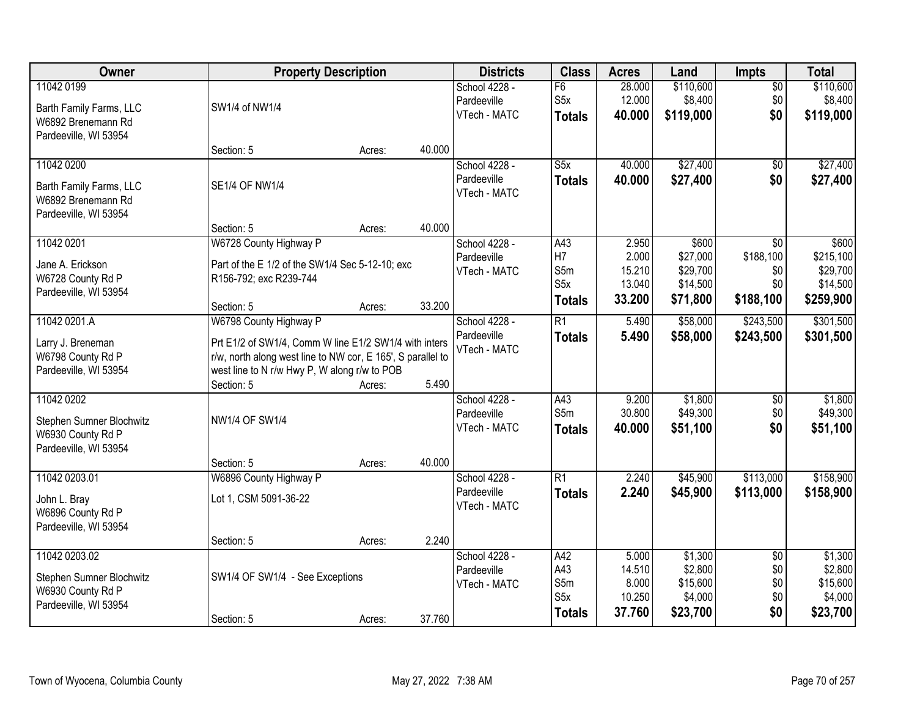| Owner | Property Description | Districts | Class | Acres | Land | Impts | Total |
|---|---|---|---|---|---|---|---|
| 11042 0199<br>Barth Family Farms, LLC<br>W6892 Brenemann Rd<br>Pardeeville, WI 53954 | SW1/4 of NW1/4<br>Section: 5 Acres: 40.000 | School 4228 - Pardeeville<br>VTech - MATC | F6<br>S5x<br>**Totals** | 28.000<br>12.000<br>**40.000** | $110,600<br>$8,400<br>**$119,000** | $0<br>$0<br>**$0** | $110,600<br>$8,400<br>**$119,000** |
| 11042 0200<br>Barth Family Farms, LLC<br>W6892 Brenemann Rd<br>Pardeeville, WI 53954 | SE1/4 OF NW1/4<br>Section: 5 Acres: 40.000 | School 4228 - Pardeeville<br>VTech - MATC | S5x<br>**Totals** | 40.000<br>**40.000** | $27,400<br>**$27,400** | $0<br>**$0** | $27,400<br>**$27,400** |
| 11042 0201<br>Jane A. Erickson<br>W6728 County Rd P<br>Pardeeville, WI 53954 | W6728 County Highway P<br>Part of the E 1/2 of the SW1/4 Sec 5-12-10; exc R156-792; exc R239-744<br>Section: 5 Acres: 33.200 | School 4228 - Pardeeville<br>VTech - MATC | A43<br>H7<br>S5m<br>S5x<br>**Totals** | 2.950<br>2.000<br>15.210<br>13.040<br>**33.200** | $600<br>$27,000<br>$29,700<br>$14,500<br>**$71,800** | $0<br>$188,100<br>$0<br>$0<br>**$188,100** | $600<br>$215,100<br>$29,700<br>$14,500<br>**$259,900** |
| 11042 0201.A<br>Larry J. Breneman<br>W6798 County Rd P<br>Pardeeville, WI 53954 | W6798 County Highway P<br>Prt E1/2 of SW1/4, Comm W line E1/2 SW1/4 with inters r/w, north along west line to NW cor, E 165', S parallel to west line to N r/w Hwy P, W along r/w to POB<br>Section: 5 Acres: 5.490 | School 4228 - Pardeeville<br>VTech - MATC | R1<br>**Totals** | 5.490<br>**5.490** | $58,000<br>**$58,000** | $243,500<br>**$243,500** | $301,500<br>**$301,500** |
| 11042 0202<br>Stephen Sumner Blochwitz<br>W6930 County Rd P<br>Pardeeville, WI 53954 | NW1/4 OF SW1/4<br>Section: 5 Acres: 40.000 | School 4228 - Pardeeville<br>VTech - MATC | A43<br>S5m<br>**Totals** | 9.200<br>30.800<br>**40.000** | $1,800<br>$49,300<br>**$51,100** | $0<br>$0<br>**$0** | $1,800<br>$49,300<br>**$51,100** |
| 11042 0203.01<br>John L. Bray<br>W6896 County Rd P<br>Pardeeville, WI 53954 | W6896 County Highway P<br>Lot 1, CSM 5091-36-22<br>Section: 5 Acres: 2.240 | School 4228 - Pardeeville<br>VTech - MATC | R1<br>**Totals** | 2.240<br>**2.240** | $45,900<br>**$45,900** | $113,000<br>**$113,000** | $158,900<br>**$158,900** |
| 11042 0203.02<br>Stephen Sumner Blochwitz<br>W6930 County Rd P<br>Pardeeville, WI 53954 | SW1/4 OF SW1/4 - See Exceptions<br>Section: 5 Acres: 37.760 | School 4228 - Pardeeville<br>VTech - MATC | A42<br>A43<br>S5m<br>S5x<br>**Totals** | 5.000<br>14.510<br>8.000<br>10.250<br>**37.760** | $1,300<br>$2,800<br>$15,600<br>$4,000<br>**$23,700** | $0<br>$0<br>$0<br>$0<br>**$0** | $1,300<br>$2,800<br>$15,600<br>$4,000<br>**$23,700** |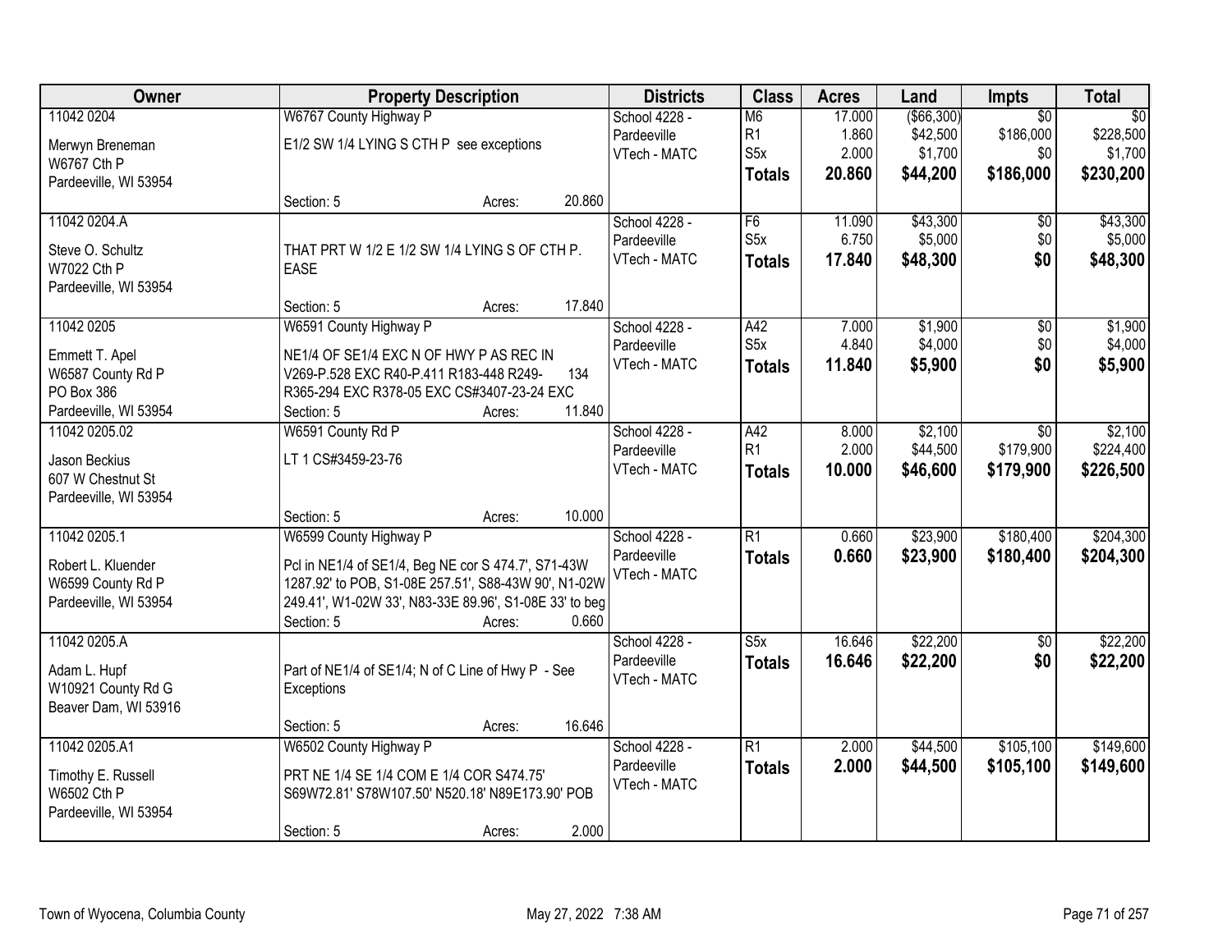| Owner | Property Description | Districts | Class | Acres | Land | Impts | Total |
|---|---|---|---|---|---|---|---|
| 11042 0204<br>Merwyn Breneman<br>W6767 Cth P<br>Pardeeville, WI 53954 | W6767 County Highway P<br>E1/2 SW 1/4 LYING S CTH P see exceptions<br>Section: 5 Acres: 20.860 | School 4228 - Pardeeville<br>VTech - MATC | M6<br>R1<br>S5x<br>**Totals** | 17.000<br>1.860<br>2.000<br>**20.860** | ($66,300)<br>$42,500<br>$1,700<br>**$44,200** | $0<br>$186,000<br>$0<br>**$186,000** | $0<br>$228,500<br>$1,700<br>**$230,200** |
| 11042 0204.A<br>Steve O. Schultz<br>W7022 Cth P<br>Pardeeville, WI 53954 | THAT PRT W 1/2 E 1/2 SW 1/4 LYING S OF CTH P. EASE<br>Section: 5 Acres: 17.840 | School 4228 - Pardeeville<br>VTech - MATC | F6<br>S5x<br>**Totals** | 11.090<br>6.750<br>**17.840** | $43,300<br>$5,000<br>**$48,300** | $0<br>$0<br>**$0** | $43,300<br>$5,000<br>**$48,300** |
| 11042 0205<br>Emmett T. Apel<br>W6587 County Rd P<br>PO Box 386<br>Pardeeville, WI 53954 | W6591 County Highway P<br>NE1/4 OF SE1/4 EXC N OF HWY P AS REC IN V269-P.528 EXC R40-P.411 R183-448 R249-134 R365-294 EXC R378-05 EXC CS#3407-23-24 EXC<br>Section: 5 Acres: 11.840 | School 4228 - Pardeeville<br>VTech - MATC | A42<br>S5x<br>**Totals** | 7.000<br>4.840<br>**11.840** | $1,900<br>$4,000<br>**$5,900** | $0<br>$0<br>**$0** | $1,900<br>$4,000<br>**$5,900** |
| 11042 0205.02<br>Jason Beckius<br>607 W Chestnut St<br>Pardeeville, WI 53954 | W6591 County Rd P<br>LT 1 CS#3459-23-76<br>Section: 5 Acres: 10.000 | School 4228 - Pardeeville<br>VTech - MATC | A42<br>R1<br>**Totals** | 8.000<br>2.000<br>**10.000** | $2,100<br>$44,500<br>**$46,600** | $0<br>$179,900<br>**$179,900** | $2,100<br>$224,400<br>**$226,500** |
| 11042 0205.1<br>Robert L. Kluender<br>W6599 County Rd P<br>Pardeeville, WI 53954 | W6599 County Highway P<br>Pcl in NE1/4 of SE1/4, Beg NE cor S 474.7', S71-43W 1287.92' to POB, S1-08E 257.51', S88-43W 90', N1-02W 249.41', W1-02W 33', N83-33E 89.96', S1-08E 33' to beg<br>Section: 5 Acres: 0.660 | School 4228 - Pardeeville<br>VTech - MATC | R1<br>**Totals** | 0.660<br>**0.660** | $23,900<br>**$23,900** | $180,400<br>**$180,400** | $204,300<br>**$204,300** |
| 11042 0205.A<br>Adam L. Hupf<br>W10921 County Rd G<br>Beaver Dam, WI 53916 | Part of NE1/4 of SE1/4; N of C Line of Hwy P - See Exceptions<br>Section: 5 Acres: 16.646 | School 4228 - Pardeeville<br>VTech - MATC | S5x<br>**Totals** | 16.646<br>**16.646** | $22,200<br>**$22,200** | $0<br>**$0** | $22,200<br>**$22,200** |
| 11042 0205.A1<br>Timothy E. Russell<br>W6502 Cth P<br>Pardeeville, WI 53954 | W6502 County Highway P<br>PRT NE 1/4 SE 1/4 COM E 1/4 COR S474.75' S69W72.81' S78W107.50' N520.18' N89E173.90' POB<br>Section: 5 Acres: 2.000 | School 4228 - Pardeeville<br>VTech - MATC | R1<br>**Totals** | 2.000<br>**2.000** | $44,500<br>**$44,500** | $105,100<br>**$105,100** | $149,600<br>**$149,600** |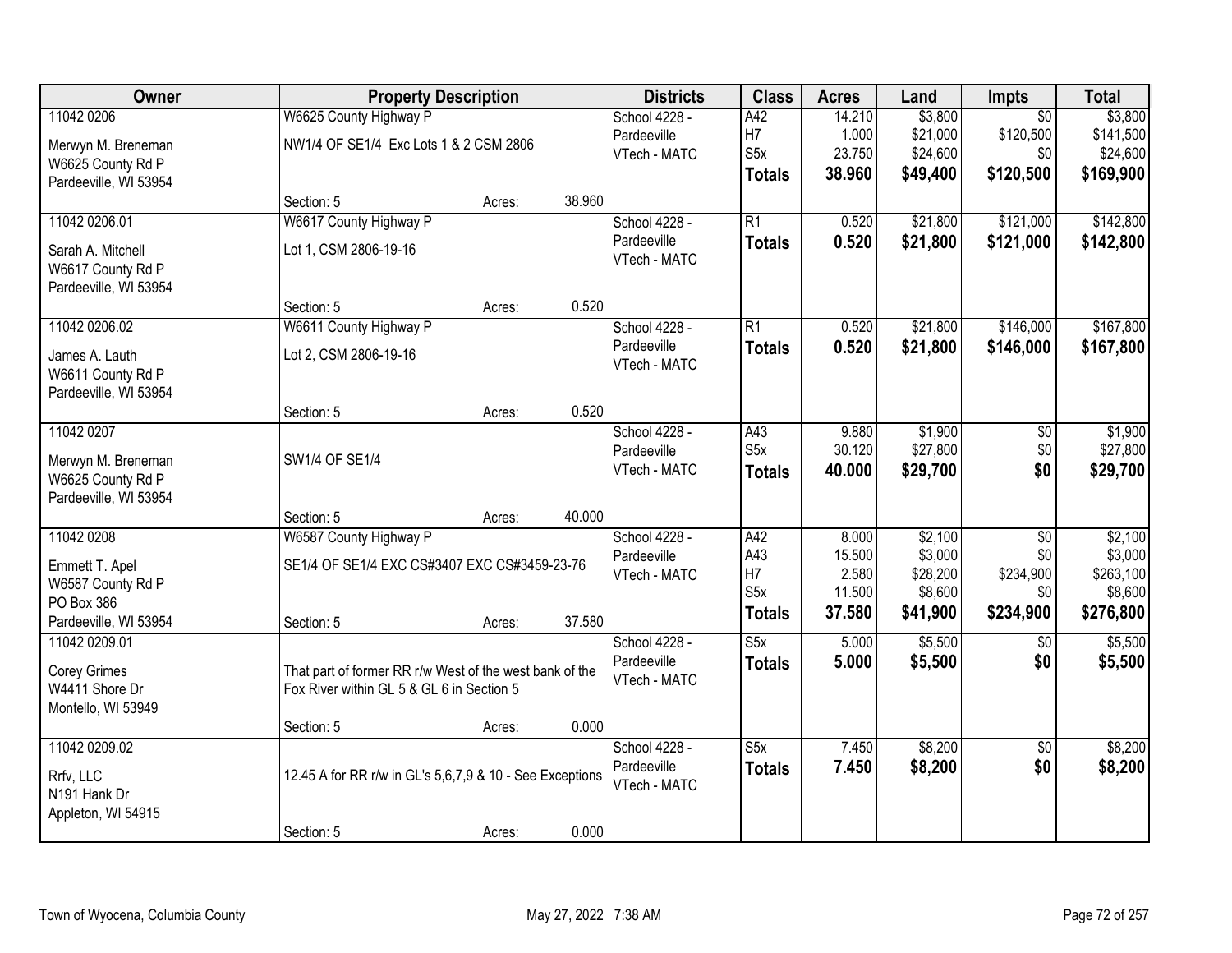| Owner | Property Description | | | Districts | Class | Acres | Land | Impts | Total |
|---|---|---|---|---|---|---|---|---|---|
| 11042 0206<br>Merwyn M. Breneman<br>W6625 County Rd P<br>Pardeeville, WI 53954 | W6625 County Highway P<br>NW1/4 OF SE1/4 Exc Lots 1 & 2 CSM 2806<br>Section: 5 | Acres: | 38.960 | School 4228 - Pardeeville<br>VTech - MATC | A42<br>H7<br>S5x<br>**Totals** | 14.210<br>1.000<br>23.750<br>**38.960** | $3,800<br>$21,000<br>$24,600<br>**$49,400** | $0<br>$120,500<br>$0<br>**$120,500** | $3,800<br>$141,500<br>$24,600<br>**$169,900** |
| 11042 0206.01<br>Sarah A. Mitchell<br>W6617 County Rd P<br>Pardeeville, WI 53954 | W6617 County Highway P<br>Lot 1, CSM 2806-19-16<br>Section: 5 | Acres: | 0.520 | School 4228 - Pardeeville<br>VTech - MATC | R1<br>**Totals** | 0.520<br>**0.520** | $21,800<br>**$21,800** | $121,000<br>**$121,000** | $142,800<br>**$142,800** |
| 11042 0206.02<br>James A. Lauth<br>W6611 County Rd P<br>Pardeeville, WI 53954 | W6611 County Highway P<br>Lot 2, CSM 2806-19-16<br>Section: 5 | Acres: | 0.520 | School 4228 - Pardeeville<br>VTech - MATC | R1<br>**Totals** | 0.520<br>**0.520** | $21,800<br>**$21,800** | $146,000<br>**$146,000** | $167,800<br>**$167,800** |
| 11042 0207<br>Merwyn M. Breneman<br>W6625 County Rd P<br>Pardeeville, WI 53954 | SW1/4 OF SE1/4<br>Section: 5 | Acres: | 40.000 | School 4228 - Pardeeville<br>VTech - MATC | A43<br>S5x<br>**Totals** | 9.880<br>30.120<br>**40.000** | $1,900<br>$27,800<br>**$29,700** | $0<br>$0<br>**$0** | $1,900<br>$27,800<br>**$29,700** |
| 11042 0208<br>Emmett T. Apel<br>W6587 County Rd P<br>PO Box 386<br>Pardeeville, WI 53954 | W6587 County Highway P<br>SE1/4 OF SE1/4 EXC CS#3407 EXC CS#3459-23-76<br>Section: 5 | Acres: | 37.580 | School 4228 - Pardeeville<br>VTech - MATC | A42<br>A43<br>H7<br>S5x<br>**Totals** | 8.000<br>15.500<br>2.580<br>11.500<br>**37.580** | $2,100<br>$3,000<br>$28,200<br>$8,600<br>**$41,900** | $0<br>$0<br>$234,900<br>$0<br>**$234,900** | $2,100<br>$3,000<br>$263,100<br>$8,600<br>**$276,800** |
| 11042 0209.01<br>Corey Grimes<br>W4411 Shore Dr<br>Montello, WI 53949 | That part of former RR r/w West of the west bank of the Fox River within GL 5 & GL 6 in Section 5<br>Section: 5 | Acres: | 0.000 | School 4228 - Pardeeville<br>VTech - MATC | S5x<br>**Totals** | 5.000<br>**5.000** | $5,500<br>**$5,500** | $0<br>**$0** | $5,500<br>**$5,500** |
| 11042 0209.02<br>Rrfv, LLC<br>N191 Hank Dr<br>Appleton, WI 54915 | 12.45 A for RR r/w in GL's 5,6,7,9 & 10 - See Exceptions<br>Section: 5 | Acres: | 0.000 | School 4228 - Pardeeville<br>VTech - MATC | S5x<br>**Totals** | 7.450<br>**7.450** | $8,200<br>**$8,200** | $0<br>**$0** | $8,200<br>**$8,200** |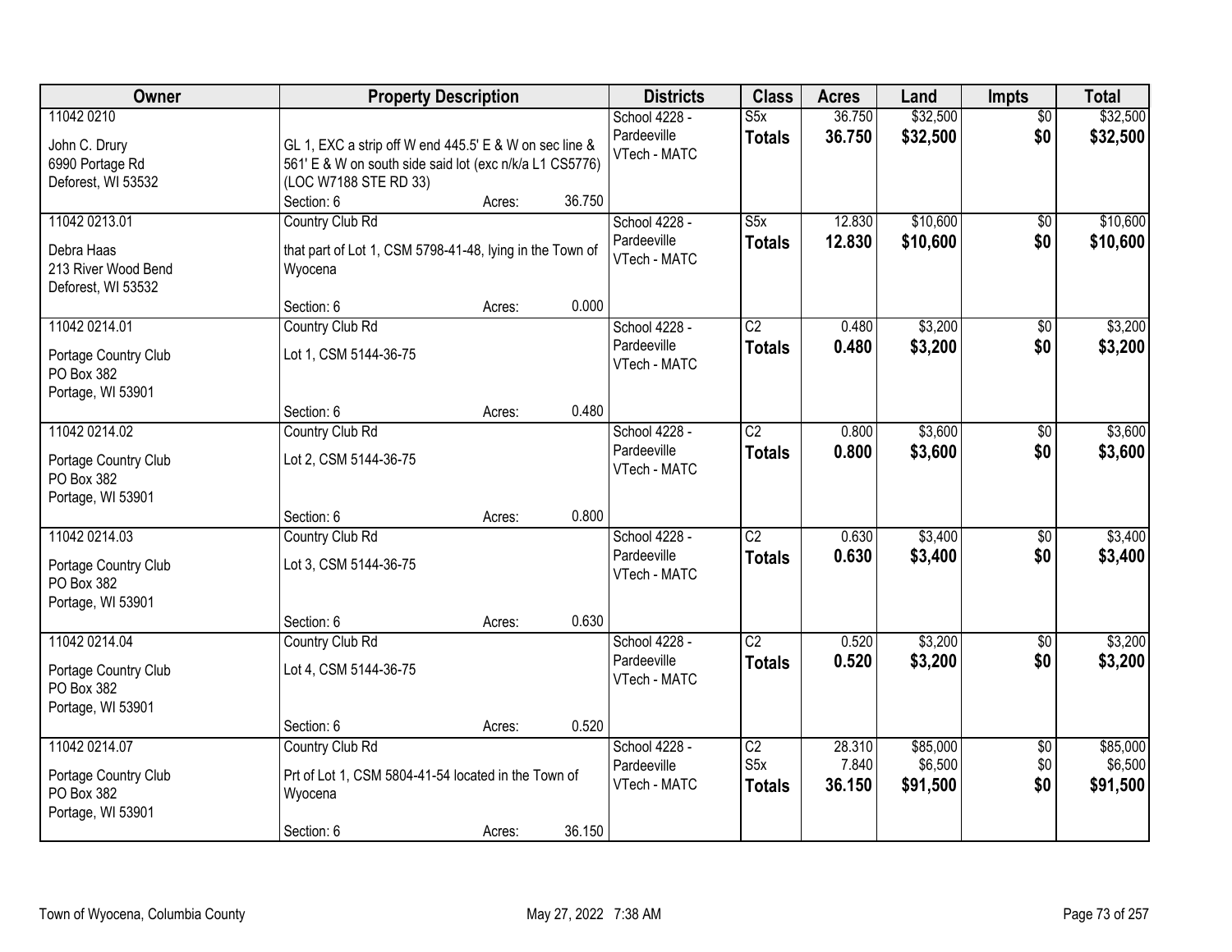| Owner | Property Description | Districts | Class | Acres | Land | Impts | Total |
|---|---|---|---|---|---|---|---|
| 11042 0210<br>John C. Drury<br>6990 Portage Rd<br>Deforest, WI 53532 | GL 1, EXC a strip off W end 445.5' E & W on sec line & 561' E & W on south side said lot (exc n/k/a L1 CS5776) (LOC W7188 STE RD 33)<br>Section: 6 Acres: 36.750 | School 4228 - Pardeeville<br>VTech - MATC | S5x<br>**Totals** | 36.750<br>**36.750** | $32,500<br>**$32,500** | $0<br>**$0** | $32,500<br>**$32,500** |
| 11042 0213.01<br>Debra Haas<br>213 River Wood Bend<br>Deforest, WI 53532 | Country Club Rd<br>that part of Lot 1, CSM 5798-41-48, lying in the Town of Wyocena<br>Section: 6 Acres: 0.000 | School 4228 - Pardeeville<br>VTech - MATC | S5x<br>**Totals** | 12.830<br>**12.830** | $10,600<br>**$10,600** | $0<br>**$0** | $10,600<br>**$10,600** |
| 11042 0214.01<br>Portage Country Club<br>PO Box 382<br>Portage, WI 53901 | Country Club Rd<br>Lot 1, CSM 5144-36-75<br>Section: 6 Acres: 0.480 | School 4228 - Pardeeville<br>VTech - MATC | C2<br>**Totals** | 0.480<br>**0.480** | $3,200<br>**$3,200** | $0<br>**$0** | $3,200<br>**$3,200** |
| 11042 0214.02<br>Portage Country Club<br>PO Box 382<br>Portage, WI 53901 | Country Club Rd<br>Lot 2, CSM 5144-36-75<br>Section: 6 Acres: 0.800 | School 4228 - Pardeeville<br>VTech - MATC | C2<br>**Totals** | 0.800<br>**0.800** | $3,600<br>**$3,600** | $0<br>**$0** | $3,600<br>**$3,600** |
| 11042 0214.03<br>Portage Country Club<br>PO Box 382<br>Portage, WI 53901 | Country Club Rd<br>Lot 3, CSM 5144-36-75<br>Section: 6 Acres: 0.630 | School 4228 - Pardeeville<br>VTech - MATC | C2<br>**Totals** | 0.630<br>**0.630** | $3,400<br>**$3,400** | $0<br>**$0** | $3,400<br>**$3,400** |
| 11042 0214.04<br>Portage Country Club<br>PO Box 382<br>Portage, WI 53901 | Country Club Rd<br>Lot 4, CSM 5144-36-75<br>Section: 6 Acres: 0.520 | School 4228 - Pardeeville<br>VTech - MATC | C2<br>**Totals** | 0.520<br>**0.520** | $3,200<br>**$3,200** | $0<br>**$0** | $3,200<br>**$3,200** |
| 11042 0214.07<br>Portage Country Club<br>PO Box 382<br>Portage, WI 53901 | Country Club Rd<br>Prt of Lot 1, CSM 5804-41-54 located in the Town of Wyocena<br>Section: 6 Acres: 36.150 | School 4228 - Pardeeville<br>VTech - MATC | C2<br>S5x<br>**Totals** | 28.310<br>7.840<br>**36.150** | $85,000<br>$6,500<br>**$91,500** | $0<br>$0<br>**$0** | $85,000<br>$6,500<br>**$91,500** |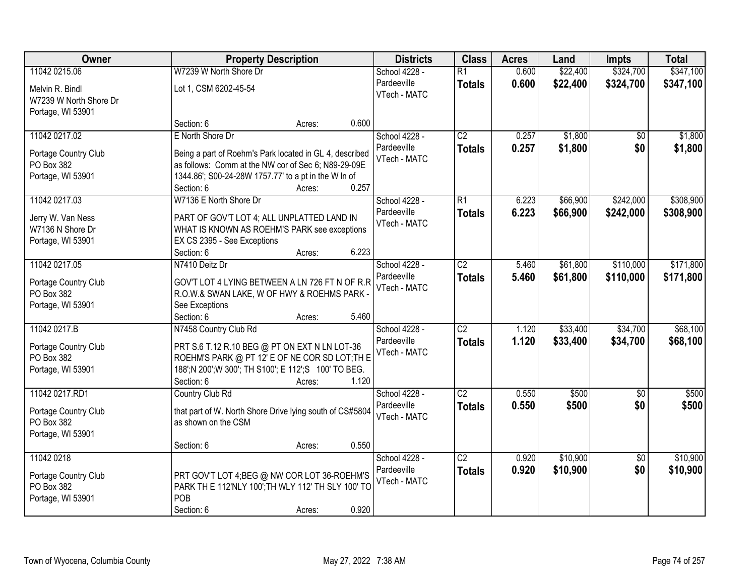| Owner | Property Description | Districts | Class | Acres | Land | Impts | Total |
|---|---|---|---|---|---|---|---|
| 11042 0215.06<br>Melvin R. Bindl<br>W7239 W North Shore Dr<br>Portage, WI 53901 | W7239 W North Shore Dr<br>Lot 1, CSM 6202-45-54<br>Section: 6 Acres: 0.600 | School 4228 - Pardeeville<br>VTech - MATC | R1<br>**Totals** | 0.600<br>**0.600** | $22,400<br>**$22,400** | $324,700<br>**$324,700** | $347,100<br>**$347,100** |
| 11042 0217.02<br>Portage Country Club<br>PO Box 382<br>Portage, WI 53901 | E North Shore Dr<br>Being a part of Roehm's Park located in GL 4, described as follows: Comm at the NW cor of Sec 6; N89-29-09E 1344.86'; S00-24-28W 1757.77' to a pt in the W ln of<br>Section: 6 Acres: 0.257 | School 4228 - Pardeeville<br>VTech - MATC | C2<br>**Totals** | 0.257<br>**0.257** | $1,800<br>**$1,800** | $0<br>**$0** | $1,800<br>**$1,800** |
| 11042 0217.03<br>Jerry W. Van Ness<br>W7136 N Shore Dr<br>Portage, WI 53901 | W7136 E North Shore Dr<br>PART OF GOV'T LOT 4; ALL UNPLATTED LAND IN WHAT IS KNOWN AS ROEHM'S PARK see exceptions EX CS 2395 - See Exceptions<br>Section: 6 Acres: 6.223 | School 4228 - Pardeeville<br>VTech - MATC | R1<br>**Totals** | 6.223<br>**6.223** | $66,900<br>**$66,900** | $242,000<br>**$242,000** | $308,900<br>**$308,900** |
| 11042 0217.05<br>Portage Country Club<br>PO Box 382<br>Portage, WI 53901 | N7410 Deitz Dr<br>GOV'T LOT 4 LYING BETWEEN A LN 726 FT N OF R.R R.O.W.& SWAN LAKE, W OF HWY & ROEHMS PARK - See Exceptions<br>Section: 6 Acres: 5.460 | School 4228 - Pardeeville<br>VTech - MATC | C2<br>**Totals** | 5.460<br>**5.460** | $61,800<br>**$61,800** | $110,000<br>**$110,000** | $171,800<br>**$171,800** |
| 11042 0217.B<br>Portage Country Club<br>PO Box 382<br>Portage, WI 53901 | N7458 Country Club Rd<br>PRT S.6 T.12 R.10 BEG @ PT ON EXT N LN LOT-36 ROEHM'S PARK @ PT 12' E OF NE COR SD LOT;TH E 188';N 200';W 300'; TH S100'; E 112';S 100' TO BEG.<br>Section: 6 Acres: 1.120 | School 4228 - Pardeeville<br>VTech - MATC | C2<br>**Totals** | 1.120<br>**1.120** | $33,400<br>**$33,400** | $34,700<br>**$34,700** | $68,100<br>**$68,100** |
| 11042 0217.RD1<br>Portage Country Club<br>PO Box 382<br>Portage, WI 53901 | Country Club Rd<br>that part of W. North Shore Drive lying south of CS#5804 as shown on the CSM<br>Section: 6 Acres: 0.550 | School 4228 - Pardeeville<br>VTech - MATC | C2<br>**Totals** | 0.550<br>**0.550** | $500<br>**$500** | $0<br>**$0** | $500<br>**$500** |
| 11042 0218<br>Portage Country Club<br>PO Box 382<br>Portage, WI 53901 | PRT GOV'T LOT 4;BEG @ NW COR LOT 36-ROEHM'S PARK TH E 112'NLY 100';TH WLY 112' TH SLY 100' TO POB<br>Section: 6 Acres: 0.920 | School 4228 - Pardeeville<br>VTech - MATC | C2<br>**Totals** | 0.920<br>**0.920** | $10,900<br>**$10,900** | $0<br>**$0** | $10,900<br>**$10,900** |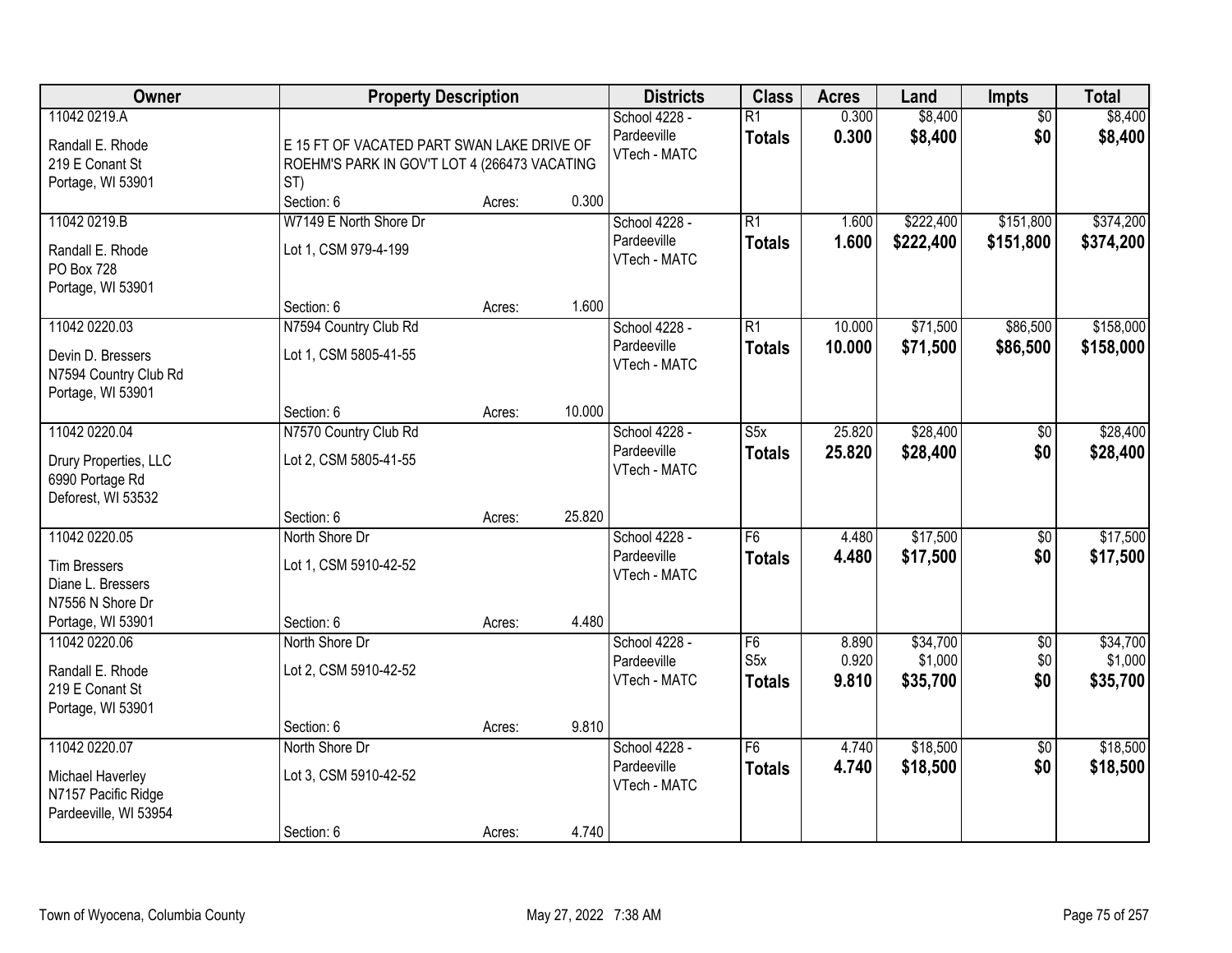| Owner | Property Description | | | Districts | Class | Acres | Land | Impts | Total |
|---|---|---|---|---|---|---|---|---|---|
| 11042 0219.A<br><br>Randall E. Rhode<br>219 E Conant St<br>Portage, WI 53901 | E 15 FT OF VACATED PART SWAN LAKE DRIVE OF ROEHM'S PARK IN GOV'T LOT 4 (266473 VACATING ST)<br>Section: 6 | Acres: | 0.300 | School 4228 - Pardeeville<br>VTech - MATC | R1<br>**Totals** | 0.300<br>**0.300** | $8,400<br>**$8,400** | $0<br>**$0** | $8,400<br>**$8,400** |
| 11042 0219.B<br><br>Randall E. Rhode<br>PO Box 728<br>Portage, WI 53901 | W7149 E North Shore Dr<br>Lot 1, CSM 979-4-199<br>Section: 6 | Acres: | 1.600 | School 4228 - Pardeeville<br>VTech - MATC | R1<br>**Totals** | 1.600<br>**1.600** | $222,400<br>**$222,400** | $151,800<br>**$151,800** | $374,200<br>**$374,200** |
| 11042 0220.03<br><br>Devin D. Bressers<br>N7594 Country Club Rd<br>Portage, WI 53901 | N7594 Country Club Rd<br>Lot 1, CSM 5805-41-55<br>Section: 6 | Acres: | 10.000 | School 4228 - Pardeeville<br>VTech - MATC | R1<br>**Totals** | 10.000<br>**10.000** | $71,500<br>**$71,500** | $86,500<br>**$86,500** | $158,000<br>**$158,000** |
| 11042 0220.04<br><br>Drury Properties, LLC<br>6990 Portage Rd<br>Deforest, WI 53532 | N7570 Country Club Rd<br>Lot 2, CSM 5805-41-55<br>Section: 6 | Acres: | 25.820 | School 4228 - Pardeeville<br>VTech - MATC | S5x<br>**Totals** | 25.820<br>**25.820** | $28,400<br>**$28,400** | $0<br>**$0** | $28,400<br>**$28,400** |
| 11042 0220.05<br><br>Tim Bressers<br>Diane L. Bressers<br>N7556 N Shore Dr<br>Portage, WI 53901 | North Shore Dr<br>Lot 1, CSM 5910-42-52<br>Section: 6 | Acres: | 4.480 | School 4228 - Pardeeville<br>VTech - MATC | F6<br>**Totals** | 4.480<br>**4.480** | $17,500<br>**$17,500** | $0<br>**$0** | $17,500<br>**$17,500** |
| 11042 0220.06<br><br>Randall E. Rhode<br>219 E Conant St<br>Portage, WI 53901 | North Shore Dr<br>Lot 2, CSM 5910-42-52<br>Section: 6 | Acres: | 9.810 | School 4228 - Pardeeville<br>VTech - MATC | F6<br>S5x<br>**Totals** | 8.890<br>0.920<br>**9.810** | $34,700<br>$1,000<br>**$35,700** | $0<br>$0<br>**$0** | $34,700<br>$1,000<br>**$35,700** |
| 11042 0220.07<br><br>Michael Haverley<br>N7157 Pacific Ridge<br>Pardeeville, WI 53954 | North Shore Dr<br>Lot 3, CSM 5910-42-52<br>Section: 6 | Acres: | 4.740 | School 4228 - Pardeeville<br>VTech - MATC | F6<br>**Totals** | 4.740<br>**4.740** | $18,500<br>**$18,500** | $0<br>**$0** | $18,500<br>**$18,500** |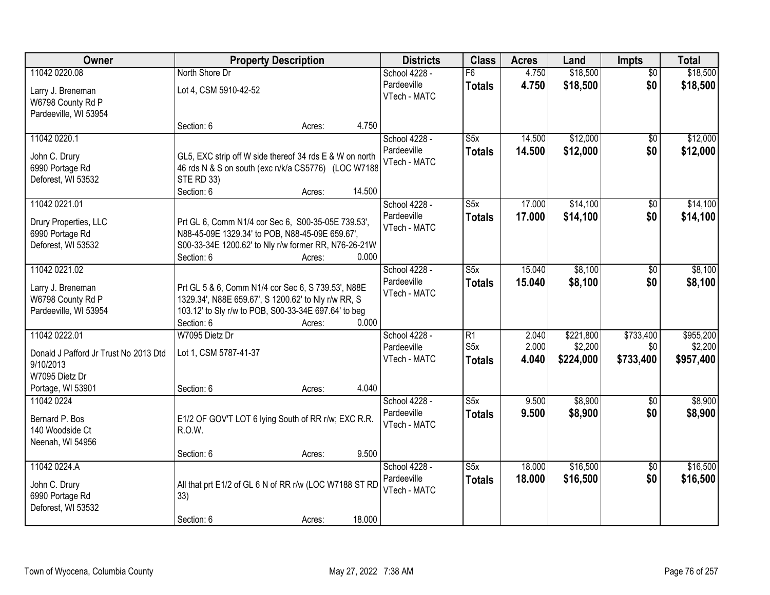| Owner | Property Description | Districts | Class | Acres | Land | Impts | Total |
|---|---|---|---|---|---|---|---|
| 11042 0220.08<br>Larry J. Breneman<br>W6798 County Rd P<br>Pardeeville, WI 53954 | North Shore Dr<br>Lot 4, CSM 5910-42-52<br>Section: 6 Acres: 4.750 | School 4228 - Pardeeville<br>VTech - MATC | F6<br>**Totals** | 4.750<br>**4.750** | $18,500<br>**$18,500** | $0<br>**$0** | $18,500<br>**$18,500** |
| 11042 0220.1<br>John C. Drury<br>6990 Portage Rd<br>Deforest, WI 53532 | GL5, EXC strip off W side thereof 34 rds E & W on north 46 rds N & S on south (exc n/k/a CS5776) (LOC W7188 STE RD 33)<br>Section: 6 Acres: 14.500 | School 4228 - Pardeeville<br>VTech - MATC | S5x<br>**Totals** | 14.500<br>**14.500** | $12,000<br>**$12,000** | $0<br>**$0** | $12,000<br>**$12,000** |
| 11042 0221.01<br>Drury Properties, LLC<br>6990 Portage Rd<br>Deforest, WI 53532 | Prt GL 6, Comm N1/4 cor Sec 6, S00-35-05E 739.53', N88-45-09E 1329.34' to POB, N88-45-09E 659.67', S00-33-34E 1200.62' to Nly r/w former RR, N76-26-21W<br>Section: 6 Acres: 0.000 | School 4228 - Pardeeville<br>VTech - MATC | S5x<br>**Totals** | 17.000<br>**17.000** | $14,100<br>**$14,100** | $0<br>**$0** | $14,100<br>**$14,100** |
| 11042 0221.02<br>Larry J. Breneman<br>W6798 County Rd P<br>Pardeeville, WI 53954 | Prt GL 5 & 6, Comm N1/4 cor Sec 6, S 739.53', N88E 1329.34', N88E 659.67', S 1200.62' to Nly r/w RR, S 103.12' to Sly r/w to POB, S00-33-34E 697.64' to beg<br>Section: 6 Acres: 0.000 | School 4228 - Pardeeville<br>VTech - MATC | S5x<br>**Totals** | 15.040<br>**15.040** | $8,100<br>**$8,100** | $0<br>**$0** | $8,100<br>**$8,100** |
| 11042 0222.01<br>Donald J Pafford Jr Trust No 2013 Dtd 9/10/2013<br>W7095 Dietz Dr<br>Portage, WI 53901 | W7095 Dietz Dr<br>Lot 1, CSM 5787-41-37<br>Section: 6 Acres: 4.040 | School 4228 - Pardeeville<br>VTech - MATC | R1<br>S5x<br>**Totals** | 2.040<br>2.000<br>**4.040** | $221,800<br>$2,200<br>**$224,000** | $733,400<br>$0<br>**$733,400** | $955,200<br>$2,200<br>**$957,400** |
| 11042 0224<br>Bernard P. Bos<br>140 Woodside Ct<br>Neenah, WI 54956 | E1/2 OF GOV'T LOT 6 lying South of RR r/w; EXC R.R. R.O.W.<br>Section: 6 Acres: 9.500 | School 4228 - Pardeeville<br>VTech - MATC | S5x<br>**Totals** | 9.500<br>**9.500** | $8,900<br>**$8,900** | $0<br>**$0** | $8,900<br>**$8,900** |
| 11042 0224.A<br>John C. Drury<br>6990 Portage Rd<br>Deforest, WI 53532 | All that prt E1/2 of GL 6 N of RR r/w (LOC W7188 ST RD 33)<br>Section: 6 Acres: 18.000 | School 4228 - Pardeeville<br>VTech - MATC | S5x<br>**Totals** | 18.000<br>**18.000** | $16,500<br>**$16,500** | $0<br>**$0** | $16,500<br>**$16,500** |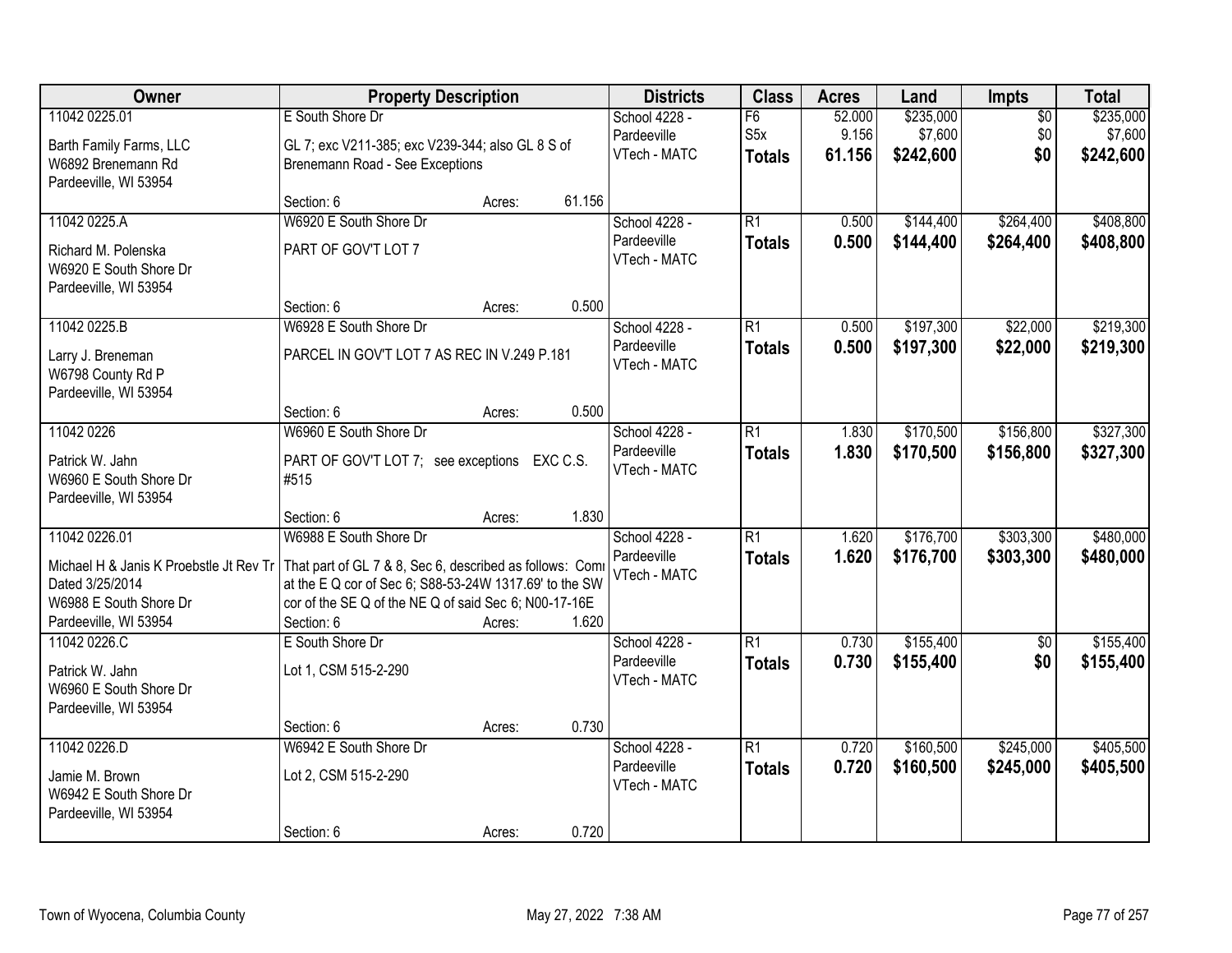| Owner | Property Description | | Districts | Class | Acres | Land | Impts | Total |
|---|---|---|---|---|---|---|---|---|
| 11042 0225.01<br><br>Barth Family Farms, LLC<br>W6892 Brenemann Rd<br>Pardeeville, WI 53954 | E South Shore Dr<br><br>GL 7; exc V211-385; exc V239-344; also GL 8 S of Brenemann Road - See Exceptions<br><br>Section: 6 | Acres: 61.156 | School 4228 - Pardeeville<br>VTech - MATC | F6<br>S5x<br>**Totals** | 52.000<br>9.156<br>**61.156** | $235,000<br>$7,600<br>**$242,600** | $0<br>$0<br>**$0** | $235,000<br>$7,600<br>**$242,600** |
| 11042 0225.A<br><br>Richard M. Polenska<br>W6920 E South Shore Dr<br>Pardeeville, WI 53954 | W6920 E South Shore Dr<br><br>PART OF GOV'T LOT 7<br><br>Section: 6 | Acres: 0.500 | School 4228 - Pardeeville<br>VTech - MATC | R1<br>**Totals** | 0.500<br>**0.500** | $144,400<br>**$144,400** | $264,400<br>**$264,400** | $408,800<br>**$408,800** |
| 11042 0225.B<br><br>Larry J. Breneman<br>W6798 County Rd P<br>Pardeeville, WI 53954 | W6928 E South Shore Dr<br><br>PARCEL IN GOV'T LOT 7 AS REC IN V.249 P.181<br><br>Section: 6 | Acres: 0.500 | School 4228 - Pardeeville<br>VTech - MATC | R1<br>**Totals** | 0.500<br>**0.500** | $197,300<br>**$197,300** | $22,000<br>**$22,000** | $219,300<br>**$219,300** |
| 11042 0226<br><br>Patrick W. Jahn<br>W6960 E South Shore Dr<br>Pardeeville, WI 53954 | W6960 E South Shore Dr<br><br>PART OF GOV'T LOT 7; see exceptions EXC C.S. #515<br><br>Section: 6 | Acres: 1.830 | School 4228 - Pardeeville<br>VTech - MATC | R1<br>**Totals** | 1.830<br>**1.830** | $170,500<br>**$170,500** | $156,800<br>**$156,800** | $327,300<br>**$327,300** |
| 11042 0226.01<br><br>Michael H & Janis K Proebstle Jt Rev Tr Dated 3/25/2014<br>W6988 E South Shore Dr<br>Pardeeville, WI 53954 | W6988 E South Shore Dr<br><br>That part of GL 7 & 8, Sec 6, described as follows: Comi at the E Q cor of Sec 6; S88-53-24W 1317.69' to the SW cor of the SE Q of the NE Q of said Sec 6; N00-17-16E<br>Section: 6 | Acres: 1.620 | School 4228 - Pardeeville<br>VTech - MATC | R1<br>**Totals** | 1.620<br>**1.620** | $176,700<br>**$176,700** | $303,300<br>**$303,300** | $480,000<br>**$480,000** |
| 11042 0226.C<br><br>Patrick W. Jahn<br>W6960 E South Shore Dr<br>Pardeeville, WI 53954 | E South Shore Dr<br><br>Lot 1, CSM 515-2-290<br><br>Section: 6 | Acres: 0.730 | School 4228 - Pardeeville<br>VTech - MATC | R1<br>**Totals** | 0.730<br>**0.730** | $155,400<br>**$155,400** | $0<br>**$0** | $155,400<br>**$155,400** |
| 11042 0226.D<br><br>Jamie M. Brown<br>W6942 E South Shore Dr<br>Pardeeville, WI 53954 | W6942 E South Shore Dr<br><br>Lot 2, CSM 515-2-290<br><br>Section: 6 | Acres: 0.720 | School 4228 - Pardeeville<br>VTech - MATC | R1<br>**Totals** | 0.720<br>**0.720** | $160,500<br>**$160,500** | $245,000<br>**$245,000** | $405,500<br>**$405,500** |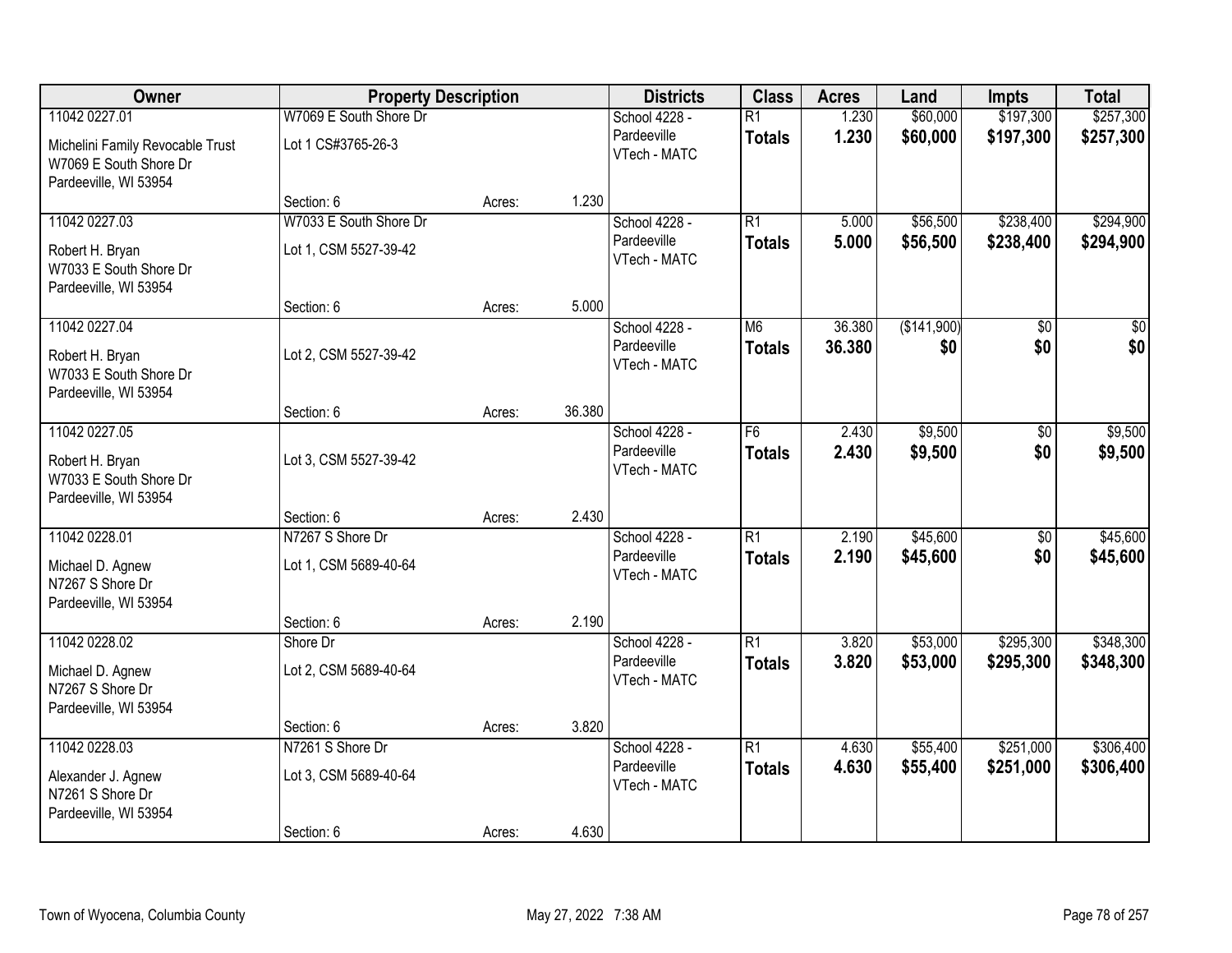| Owner | Property Description | | | Districts | Class | Acres | Land | Impts | Total |
|---|---|---|---|---|---|---|---|---|---|
| 11042 0227.01<br>Michelini Family Revocable Trust<br>W7069 E South Shore Dr<br>Pardeeville, WI 53954 | W7069 E South Shore Dr<br>Lot 1 CS#3765-26-3 | | | School 4228 - Pardeeville<br>VTech - MATC | R1<br>**Totals** | 1.230<br>**1.230** | $60,000<br>**$60,000** | $197,300<br>**$197,300** | $257,300<br>**$257,300** |
| | Section: 6 | Acres: | 1.230 | | | | | | |
| 11042 0227.03<br>Robert H. Bryan<br>W7033 E South Shore Dr<br>Pardeeville, WI 53954 | W7033 E South Shore Dr<br>Lot 1, CSM 5527-39-42 | | | School 4228 - Pardeeville<br>VTech - MATC | R1<br>**Totals** | 5.000<br>**5.000** | $56,500<br>**$56,500** | $238,400<br>**$238,400** | $294,900<br>**$294,900** |
| | Section: 6 | Acres: | 5.000 | | | | | | |
| 11042 0227.04<br>Robert H. Bryan<br>W7033 E South Shore Dr<br>Pardeeville, WI 53954 | Lot 2, CSM 5527-39-42 | | | School 4228 - Pardeeville<br>VTech - MATC | M6<br>**Totals** | 36.380<br>**36.380** | ($141,900)<br>**$0** | $0<br>**$0** | $0<br>**$0** |
| | Section: 6 | Acres: | 36.380 | | | | | | |
| 11042 0227.05<br>Robert H. Bryan<br>W7033 E South Shore Dr<br>Pardeeville, WI 53954 | Lot 3, CSM 5527-39-42 | | | School 4228 - Pardeeville<br>VTech - MATC | F6<br>**Totals** | 2.430<br>**2.430** | $9,500<br>**$9,500** | $0<br>**$0** | $9,500<br>**$9,500** |
| | Section: 6 | Acres: | 2.430 | | | | | | |
| 11042 0228.01<br>Michael D. Agnew<br>N7267 S Shore Dr<br>Pardeeville, WI 53954 | N7267 S Shore Dr<br>Lot 1, CSM 5689-40-64 | | | School 4228 - Pardeeville<br>VTech - MATC | R1<br>**Totals** | 2.190<br>**2.190** | $45,600<br>**$45,600** | $0<br>**$0** | $45,600<br>**$45,600** |
| | Section: 6 | Acres: | 2.190 | | | | | | |
| 11042 0228.02<br>Michael D. Agnew<br>N7267 S Shore Dr<br>Pardeeville, WI 53954 | Shore Dr<br>Lot 2, CSM 5689-40-64 | | | School 4228 - Pardeeville<br>VTech - MATC | R1<br>**Totals** | 3.820<br>**3.820** | $53,000<br>**$53,000** | $295,300<br>**$295,300** | $348,300<br>**$348,300** |
| | Section: 6 | Acres: | 3.820 | | | | | | |
| 11042 0228.03<br>Alexander J. Agnew<br>N7261 S Shore Dr<br>Pardeeville, WI 53954 | N7261 S Shore Dr<br>Lot 3, CSM 5689-40-64 | | | School 4228 - Pardeeville<br>VTech - MATC | R1<br>**Totals** | 4.630<br>**4.630** | $55,400<br>**$55,400** | $251,000<br>**$251,000** | $306,400<br>**$306,400** |
| | Section: 6 | Acres: | 4.630 | | | | | | |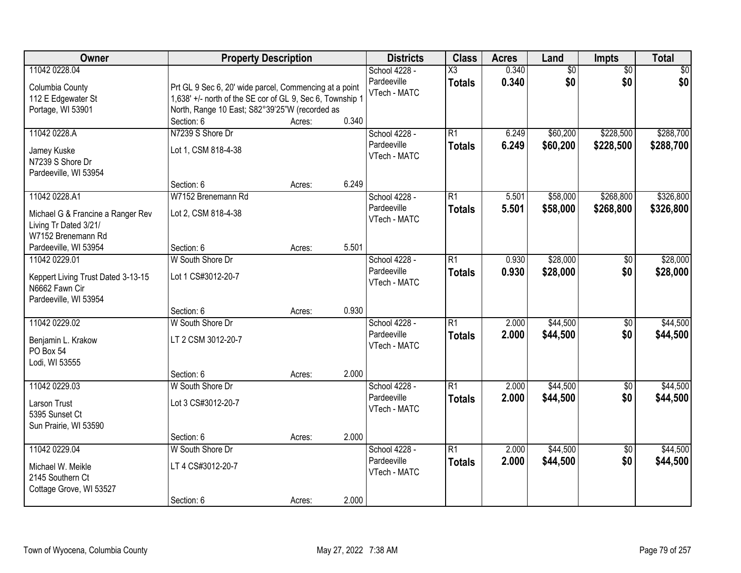| Owner | Property Description | Districts | Class | Acres | Land | Impts | Total |
|---|---|---|---|---|---|---|---|
| 11042 0228.04<br><br>Columbia County<br>112 E Edgewater St<br>Portage, WI 53901 | Prt GL 9 Sec 6, 20' wide parcel, Commencing at a point 1,638' +/- north of the SE cor of GL 9, Sec 6, Township 1 North, Range 10 East; S82°39'25"W (recorded as<br>Section: 6 Acres: 0.340 | School 4228 - Pardeeville<br>VTech - MATC | X3<br>**Totals** | 0.340<br>**0.340** | $0<br>**$0** | $0<br>**$0** | $0<br>**$0** |
| 11042 0228.A<br><br>Jamey Kuske<br>N7239 S Shore Dr<br>Pardeeville, WI 53954 | N7239 S Shore Dr<br>Lot 1, CSM 818-4-38<br><br>Section: 6 Acres: 6.249 | School 4228 - Pardeeville<br>VTech - MATC | R1<br>**Totals** | 6.249<br>**6.249** | $60,200<br>**$60,200** | $228,500<br>**$228,500** | $288,700<br>**$288,700** |
| 11042 0228.A1<br><br>Michael G & Francine a Ranger Rev Living Tr Dated 3/21/<br>W7152 Brenemann Rd<br>Pardeeville, WI 53954 | W7152 Brenemann Rd<br>Lot 2, CSM 818-4-38<br><br>Section: 6 Acres: 5.501 | School 4228 - Pardeeville<br>VTech - MATC | R1<br>**Totals** | 5.501<br>**5.501** | $58,000<br>**$58,000** | $268,800<br>**$268,800** | $326,800<br>**$326,800** |
| 11042 0229.01<br><br>Keppert Living Trust Dated 3-13-15<br>N6662 Fawn Cir<br>Pardeeville, WI 53954 | W South Shore Dr<br>Lot 1 CS#3012-20-7<br><br>Section: 6 Acres: 0.930 | School 4228 - Pardeeville<br>VTech - MATC | R1<br>**Totals** | 0.930<br>**0.930** | $28,000<br>**$28,000** | $0<br>**$0** | $28,000<br>**$28,000** |
| 11042 0229.02<br><br>Benjamin L. Krakow<br>PO Box 54<br>Lodi, WI 53555 | W South Shore Dr<br>LT 2 CSM 3012-20-7<br><br>Section: 6 Acres: 2.000 | School 4228 - Pardeeville<br>VTech - MATC | R1<br>**Totals** | 2.000<br>**2.000** | $44,500<br>**$44,500** | $0<br>**$0** | $44,500<br>**$44,500** |
| 11042 0229.03<br><br>Larson Trust<br>5395 Sunset Ct<br>Sun Prairie, WI 53590 | W South Shore Dr<br>Lot 3 CS#3012-20-7<br><br>Section: 6 Acres: 2.000 | School 4228 - Pardeeville<br>VTech - MATC | R1<br>**Totals** | 2.000<br>**2.000** | $44,500<br>**$44,500** | $0<br>**$0** | $44,500<br>**$44,500** |
| 11042 0229.04<br><br>Michael W. Meikle<br>2145 Southern Ct<br>Cottage Grove, WI 53527 | W South Shore Dr<br>LT 4 CS#3012-20-7<br><br>Section: 6 Acres: 2.000 | School 4228 - Pardeeville<br>VTech - MATC | R1<br>**Totals** | 2.000<br>**2.000** | $44,500<br>**$44,500** | $0<br>**$0** | $44,500<br>**$44,500** |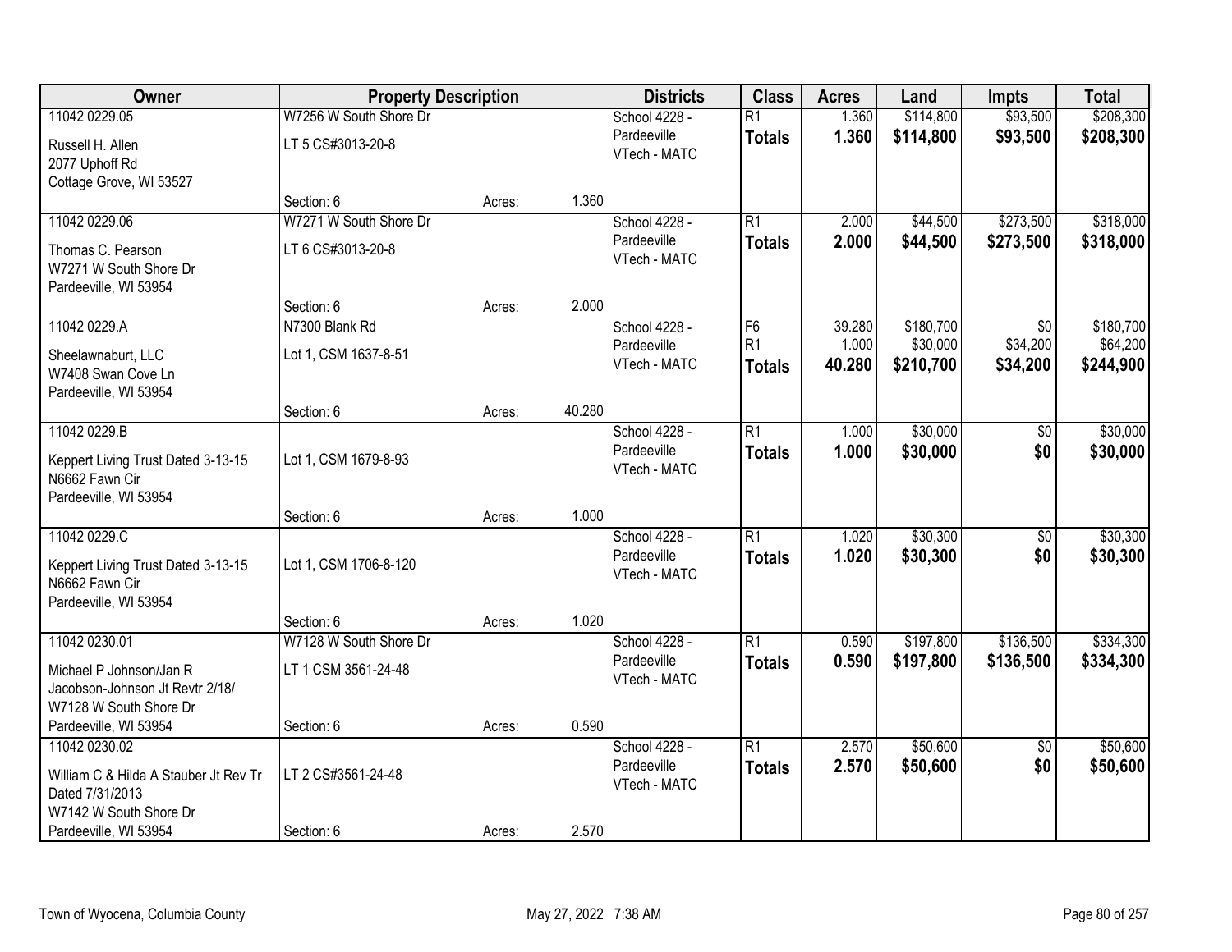| Owner | Property Description | | | Districts | Class | Acres | Land | Impts | Total |
|---|---|---|---|---|---|---|---|---|---|
| 11042 0229.05<br>Russell H. Allen<br>2077 Uphoff Rd<br>Cottage Grove, WI 53527 | W7256 W South Shore Dr<br>LT 5 CS#3013-20-8<br>Section: 6 | Acres: | 1.360 | School 4228 - Pardeeville<br>VTech - MATC | R1<br>**Totals** | 1.360<br>**1.360** | \$114,800<br>**\$114,800** | \$93,500<br>**\$93,500** | \$208,300<br>**\$208,300** |
| 11042 0229.06<br>Thomas C. Pearson<br>W7271 W South Shore Dr<br>Pardeeville, WI 53954 | W7271 W South Shore Dr<br>LT 6 CS#3013-20-8<br>Section: 6 | Acres: | 2.000 | School 4228 - Pardeeville<br>VTech - MATC | R1<br>**Totals** | 2.000<br>**2.000** | \$44,500<br>**\$44,500** | \$273,500<br>**\$273,500** | \$318,000<br>**\$318,000** |
| 11042 0229.A<br>Sheelawnaburt, LLC<br>W7408 Swan Cove Ln<br>Pardeeville, WI 53954 | N7300 Blank Rd<br>Lot 1, CSM 1637-8-51<br>Section: 6 | Acres: | 40.280 | School 4228 - Pardeeville<br>VTech - MATC | F6<br>R1<br>**Totals** | 39.280<br>1.000<br>**40.280** | \$180,700<br>\$30,000<br>**\$210,700** | \$0<br>\$34,200<br>**\$34,200** | \$180,700<br>\$64,200<br>**\$244,900** |
| 11042 0229.B<br>Keppert Living Trust Dated 3-13-15<br>N6662 Fawn Cir<br>Pardeeville, WI 53954 | Lot 1, CSM 1679-8-93<br>Section: 6 | Acres: | 1.000 | School 4228 - Pardeeville<br>VTech - MATC | R1<br>**Totals** | 1.000<br>**1.000** | \$30,000<br>**\$30,000** | \$0<br>**\$0** | \$30,000<br>**\$30,000** |
| 11042 0229.C<br>Keppert Living Trust Dated 3-13-15<br>N6662 Fawn Cir<br>Pardeeville, WI 53954 | Lot 1, CSM 1706-8-120<br>Section: 6 | Acres: | 1.020 | School 4228 - Pardeeville<br>VTech - MATC | R1<br>**Totals** | 1.020<br>**1.020** | \$30,300<br>**\$30,300** | \$0<br>**\$0** | \$30,300<br>**\$30,300** |
| 11042 0230.01<br>Michael P Johnson/Jan R Jacobson-Johnson Jt Revtr 2/18/<br>W7128 W South Shore Dr<br>Pardeeville, WI 53954 | W7128 W South Shore Dr<br>LT 1 CSM 3561-24-48<br>Section: 6 | Acres: | 0.590 | School 4228 - Pardeeville<br>VTech - MATC | R1<br>**Totals** | 0.590<br>**0.590** | \$197,800<br>**\$197,800** | \$136,500<br>**\$136,500** | \$334,300<br>**\$334,300** |
| 11042 0230.02<br>William C & Hilda A Stauber Jt Rev Tr Dated 7/31/2013<br>W7142 W South Shore Dr<br>Pardeeville, WI 53954 | LT 2 CS#3561-24-48<br>Section: 6 | Acres: | 2.570 | School 4228 - Pardeeville<br>VTech - MATC | R1<br>**Totals** | 2.570<br>**2.570** | \$50,600<br>**\$50,600** | \$0<br>**\$0** | \$50,600<br>**\$50,600** |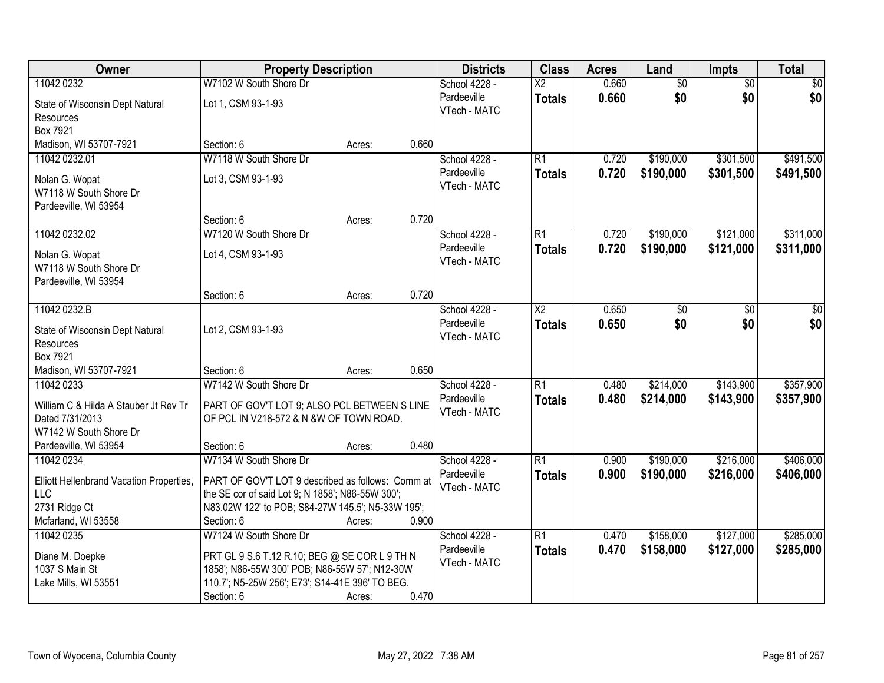| Owner | Property Description | | | Districts | Class | Acres | Land | Impts | Total |
|---|---|---|---|---|---|---|---|---|---|
| 11042 0232 | W7102 W South Shore Dr | | | School 4228 - | X2 | 0.660 | $0 | $0 | $0 |
| State of Wisconsin Dept Natural Resources<br>Box 7921<br>Madison, WI 53707-7921 | Lot 1, CSM 93-1-93 | | | Pardeeville<br>VTech - MATC | **Totals** | **0.660** | **$0** | **$0** | **$0** |
| | Section: 6 | Acres: | 0.660 | | | | | | |
| 11042 0232.01 | W7118 W South Shore Dr | | | School 4228 - | R1 | 0.720 | $190,000 | $301,500 | $491,500 |
| Nolan G. Wopat<br>W7118 W South Shore Dr<br>Pardeeville, WI 53954 | Lot 3, CSM 93-1-93 | | | Pardeeville<br>VTech - MATC | **Totals** | **0.720** | **$190,000** | **$301,500** | **$491,500** |
| | Section: 6 | Acres: | 0.720 | | | | | | |
| 11042 0232.02 | W7120 W South Shore Dr | | | School 4228 - | R1 | 0.720 | $190,000 | $121,000 | $311,000 |
| Nolan G. Wopat<br>W7118 W South Shore Dr<br>Pardeeville, WI 53954 | Lot 4, CSM 93-1-93 | | | Pardeeville<br>VTech - MATC | **Totals** | **0.720** | **$190,000** | **$121,000** | **$311,000** |
| | Section: 6 | Acres: | 0.720 | | | | | | |
| 11042 0232.B | | | | School 4228 - | X2 | 0.650 | $0 | $0 | $0 |
| State of Wisconsin Dept Natural Resources<br>Box 7921<br>Madison, WI 53707-7921 | Lot 2, CSM 93-1-93 | | | Pardeeville<br>VTech - MATC | **Totals** | **0.650** | **$0** | **$0** | **$0** |
| | Section: 6 | Acres: | 0.650 | | | | | | |
| 11042 0233 | W7142 W South Shore Dr | | | School 4228 - | R1 | 0.480 | $214,000 | $143,900 | $357,900 |
| William C & Hilda A Stauber Jt Rev Tr Dated 7/31/2013<br>W7142 W South Shore Dr<br>Pardeeville, WI 53954 | PART OF GOV'T LOT 9; ALSO PCL BETWEEN S LINE OF PCL IN V218-572 & N &W OF TOWN ROAD. | | | Pardeeville<br>VTech - MATC | **Totals** | **0.480** | **$214,000** | **$143,900** | **$357,900** |
| | Section: 6 | Acres: | 0.480 | | | | | | |
| 11042 0234 | W7134 W South Shore Dr | | | School 4228 - | R1 | 0.900 | $190,000 | $216,000 | $406,000 |
| Elliott Hellenbrand Vacation Properties, LLC<br>2731 Ridge Ct<br>Mcfarland, WI 53558 | PART OF GOV'T LOT 9 described as follows: Comm at the SE cor of said Lot 9; N 1858'; N86-55W 300'; N83.02W 122' to POB; S84-27W 145.5'; N5-33W 195'; | | | Pardeeville<br>VTech - MATC | **Totals** | **0.900** | **$190,000** | **$216,000** | **$406,000** |
| | Section: 6 | Acres: | 0.900 | | | | | | |
| 11042 0235 | W7124 W South Shore Dr | | | School 4228 - | R1 | 0.470 | $158,000 | $127,000 | $285,000 |
| Diane M. Doepke<br>1037 S Main St<br>Lake Mills, WI 53551 | PRT GL 9 S.6 T.12 R.10; BEG @ SE COR L 9 TH N 1858'; N86-55W 300' POB; N86-55W 57'; N12-30W 110.7'; N5-25W 256'; E73'; S14-41E 396' TO BEG. | | | Pardeeville<br>VTech - MATC | **Totals** | **0.470** | **$158,000** | **$127,000** | **$285,000** |
| | Section: 6 | Acres: | 0.470 | | | | | | |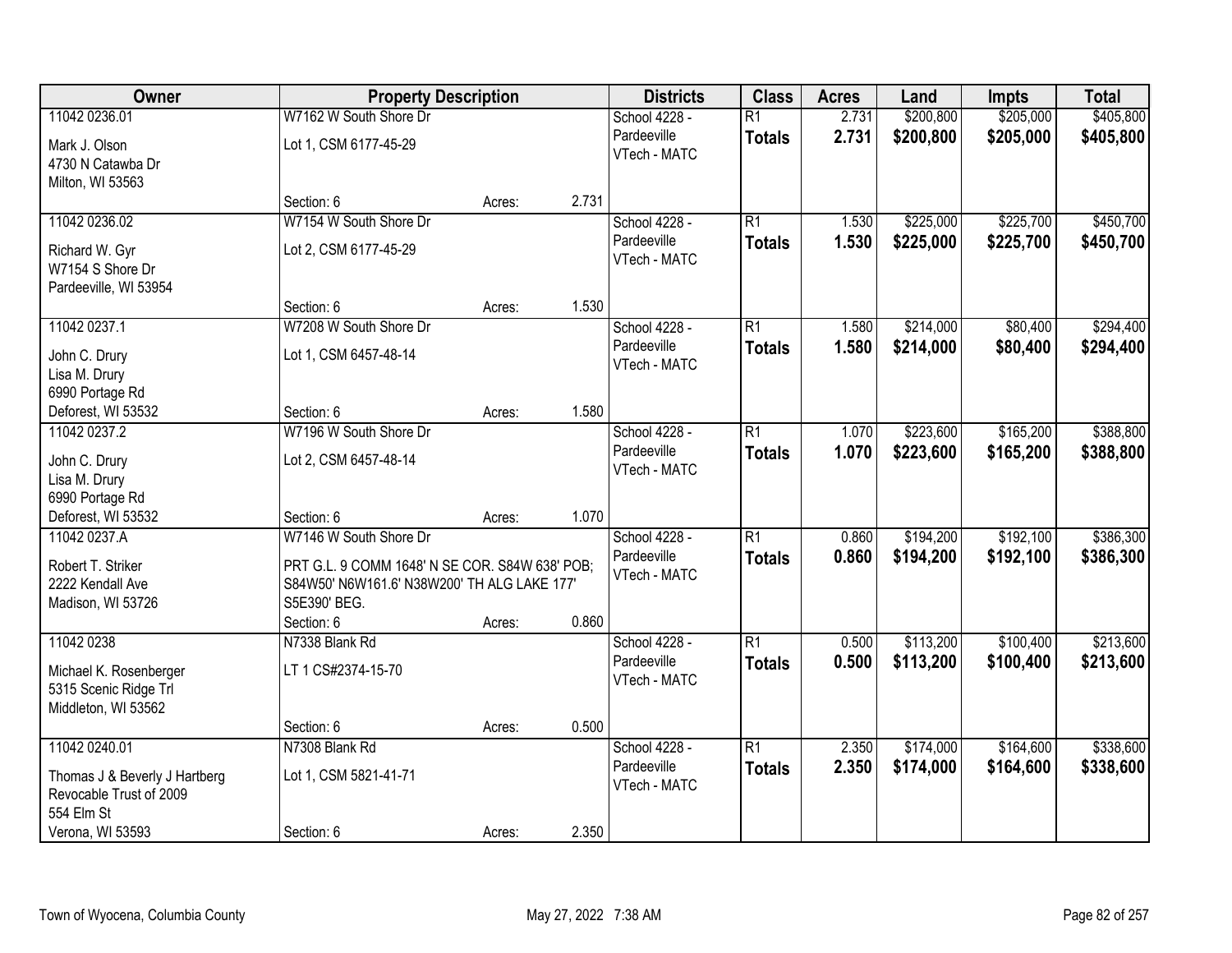| Owner | Property Description | | | Districts | Class | Acres | Land | Impts | Total |
|---|---|---|---|---|---|---|---|---|---|
| 11042 0236.01<br>Mark J. Olson<br>4730 N Catawba Dr<br>Milton, WI 53563 | W7162 W South Shore Dr<br>Lot 1, CSM 6177-45-29<br>Section: 6 | Acres: | 2.731 | School 4228 - Pardeeville<br>VTech - MATC | R1<br>**Totals** | 2.731<br>**2.731** | $200,800<br>**$200,800** | $205,000<br>**$205,000** | $405,800<br>**$405,800** |
| 11042 0236.02<br>Richard W. Gyr<br>W7154 S Shore Dr<br>Pardeeville, WI 53954 | W7154 W South Shore Dr<br>Lot 2, CSM 6177-45-29<br>Section: 6 | Acres: | 1.530 | School 4228 - Pardeeville<br>VTech - MATC | R1<br>**Totals** | 1.530<br>**1.530** | $225,000<br>**$225,000** | $225,700<br>**$225,700** | $450,700<br>**$450,700** |
| 11042 0237.1<br>John C. Drury<br>Lisa M. Drury<br>6990 Portage Rd<br>Deforest, WI 53532 | W7208 W South Shore Dr<br>Lot 1, CSM 6457-48-14<br>Section: 6 | Acres: | 1.580 | School 4228 - Pardeeville<br>VTech - MATC | R1<br>**Totals** | 1.580<br>**1.580** | $214,000<br>**$214,000** | $80,400<br>**$80,400** | $294,400<br>**$294,400** |
| 11042 0237.2<br>John C. Drury<br>Lisa M. Drury<br>6990 Portage Rd<br>Deforest, WI 53532 | W7196 W South Shore Dr<br>Lot 2, CSM 6457-48-14<br>Section: 6 | Acres: | 1.070 | School 4228 - Pardeeville<br>VTech - MATC | R1<br>**Totals** | 1.070<br>**1.070** | $223,600<br>**$223,600** | $165,200<br>**$165,200** | $388,800<br>**$388,800** |
| 11042 0237.A<br>Robert T. Striker<br>2222 Kendall Ave<br>Madison, WI 53726 | W7146 W South Shore Dr<br>PRT G.L. 9 COMM 1648' N SE COR. S84W 638' POB; S84W50' N6W161.6' N38W200' TH ALG LAKE 177' S5E390' BEG.<br>Section: 6 | Acres: | 0.860 | School 4228 - Pardeeville<br>VTech - MATC | R1<br>**Totals** | 0.860<br>**0.860** | $194,200<br>**$194,200** | $192,100<br>**$192,100** | $386,300<br>**$386,300** |
| 11042 0238<br>Michael K. Rosenberger<br>5315 Scenic Ridge Trl<br>Middleton, WI 53562 | N7338 Blank Rd<br>LT 1 CS#2374-15-70<br>Section: 6 | Acres: | 0.500 | School 4228 - Pardeeville<br>VTech - MATC | R1<br>**Totals** | 0.500<br>**0.500** | $113,200<br>**$113,200** | $100,400<br>**$100,400** | $213,600<br>**$213,600** |
| 11042 0240.01<br>Thomas J & Beverly J Hartberg Revocable Trust of 2009<br>554 Elm St<br>Verona, WI 53593 | N7308 Blank Rd<br>Lot 1, CSM 5821-41-71<br>Section: 6 | Acres: | 2.350 | School 4228 - Pardeeville<br>VTech - MATC | R1<br>**Totals** | 2.350<br>**2.350** | $174,000<br>**$174,000** | $164,600<br>**$164,600** | $338,600<br>**$338,600** |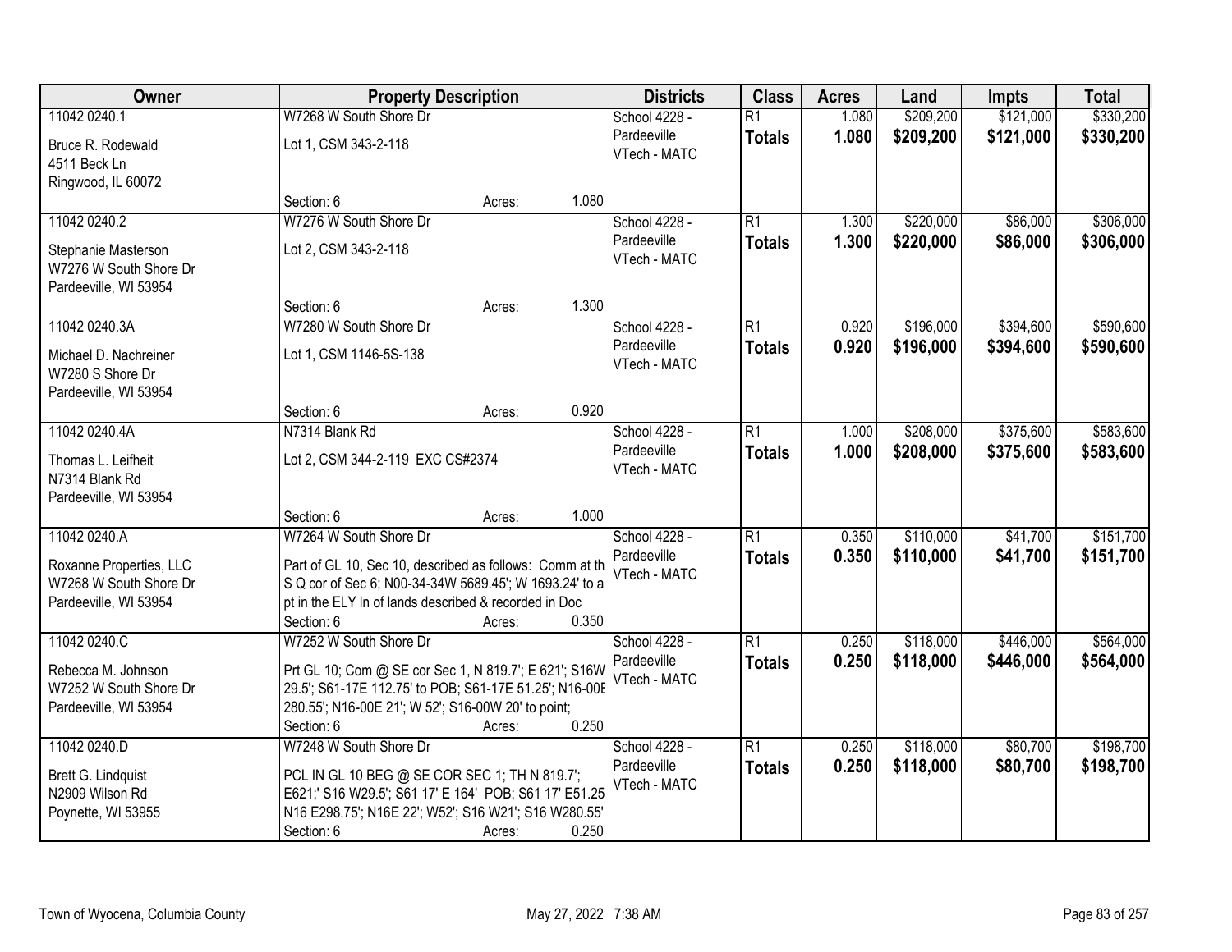| Owner | Property Description | | Districts | Class | Acres | Land | Impts | Total |
|---|---|---|---|---|---|---|---|---|
| 11042 0240.1<br><br>Bruce R. Rodewald<br>4511 Beck Ln<br>Ringwood, IL 60072 | W7268 W South Shore Dr<br><br>Lot 1, CSM 343-2-118<br><br>Section: 6 | Acres: 1.080 | School 4228 - Pardeeville<br>VTech - MATC | R1<br>**Totals** | 1.080<br>**1.080** | $209,200<br>**$209,200** | $121,000<br>**$121,000** | $330,200<br>**$330,200** |
| 11042 0240.2<br><br>Stephanie Masterson<br>W7276 W South Shore Dr<br>Pardeeville, WI 53954 | W7276 W South Shore Dr<br><br>Lot 2, CSM 343-2-118<br><br>Section: 6 | Acres: 1.300 | School 4228 - Pardeeville<br>VTech - MATC | R1<br>**Totals** | 1.300<br>**1.300** | $220,000<br>**$220,000** | $86,000<br>**$86,000** | $306,000<br>**$306,000** |
| 11042 0240.3A<br><br>Michael D. Nachreiner<br>W7280 S Shore Dr<br>Pardeeville, WI 53954 | W7280 W South Shore Dr<br><br>Lot 1, CSM 1146-5S-138<br><br>Section: 6 | Acres: 0.920 | School 4228 - Pardeeville<br>VTech - MATC | R1<br>**Totals** | 0.920<br>**0.920** | $196,000<br>**$196,000** | $394,600<br>**$394,600** | $590,600<br>**$590,600** |
| 11042 0240.4A<br><br>Thomas L. Leifheit<br>N7314 Blank Rd<br>Pardeeville, WI 53954 | N7314 Blank Rd<br><br>Lot 2, CSM 344-2-119 EXC CS#2374<br><br>Section: 6 | Acres: 1.000 | School 4228 - Pardeeville<br>VTech - MATC | R1<br>**Totals** | 1.000<br>**1.000** | $208,000<br>**$208,000** | $375,600<br>**$375,600** | $583,600<br>**$583,600** |
| 11042 0240.A<br><br>Roxanne Properties, LLC<br>W7268 W South Shore Dr<br>Pardeeville, WI 53954 | W7264 W South Shore Dr<br><br>Part of GL 10, Sec 10, described as follows: Comm at th S Q cor of Sec 6; N00-34-34W 5689.45'; W 1693.24' to a pt in the ELY ln of lands described & recorded in Doc<br>Section: 6 | Acres: 0.350 | School 4228 - Pardeeville<br>VTech - MATC | R1<br>**Totals** | 0.350<br>**0.350** | $110,000<br>**$110,000** | $41,700<br>**$41,700** | $151,700<br>**$151,700** |
| 11042 0240.C<br><br>Rebecca M. Johnson<br>W7252 W South Shore Dr<br>Pardeeville, WI 53954 | W7252 W South Shore Dr<br><br>Prt GL 10; Com @ SE cor Sec 1, N 819.7'; E 621'; S16W 29.5'; S61-17E 112.75' to POB; S61-17E 51.25'; N16-00E 280.55'; N16-00E 21'; W 52'; S16-00W 20' to point;<br>Section: 6 | Acres: 0.250 | School 4228 - Pardeeville<br>VTech - MATC | R1<br>**Totals** | 0.250<br>**0.250** | $118,000<br>**$118,000** | $446,000<br>**$446,000** | $564,000<br>**$564,000** |
| 11042 0240.D<br><br>Brett G. Lindquist<br>N2909 Wilson Rd<br>Poynette, WI 53955 | W7248 W South Shore Dr<br><br>PCL IN GL 10 BEG @ SE COR SEC 1; TH N 819.7'; E621;' S16 W29.5'; S61 17' E 164' POB; S61 17' E51.25 N16 E298.75'; N16E 22'; W52'; S16 W21'; S16 W280.55'<br>Section: 6 | Acres: 0.250 | School 4228 - Pardeeville<br>VTech - MATC | R1<br>**Totals** | 0.250<br>**0.250** | $118,000<br>**$118,000** | $80,700<br>**$80,700** | $198,700<br>**$198,700** |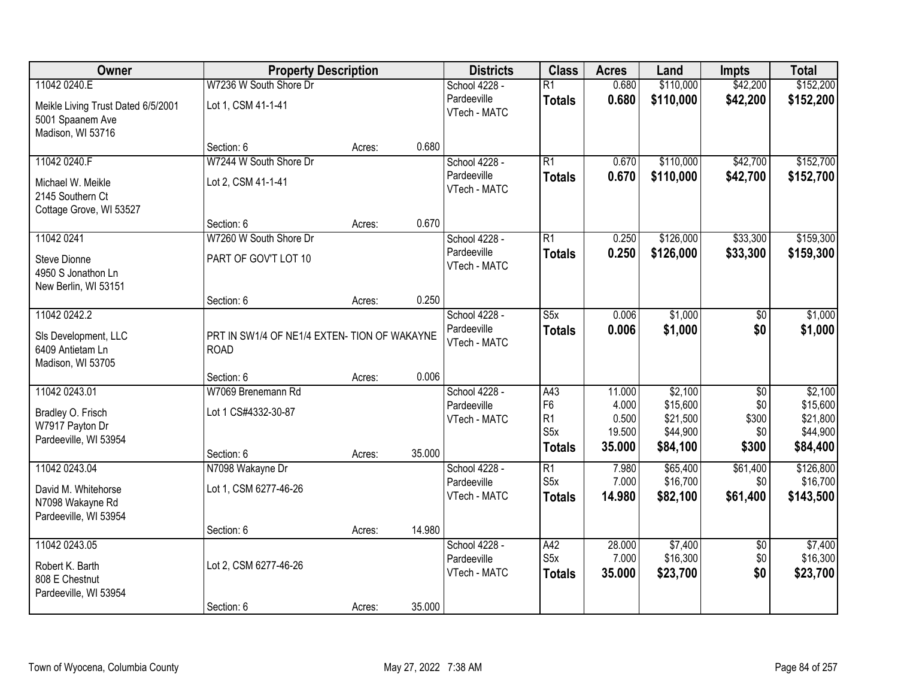| Owner | Property Description | | | Districts | Class | Acres | Land | Impts | Total |
|---|---|---|---|---|---|---|---|---|---|
| 11042 0240.E | W7236 W South Shore Dr | | | School 4228 - | R1 | 0.680 | $110,000 | $42,200 | $152,200 |
| Meikle Living Trust Dated 6/5/2001 | Lot 1, CSM 41-1-41 | | | Pardeeville | **Totals** | **0.680** | **$110,000** | **$42,200** | **$152,200** |
| 5001 Spaanem Ave | | | | VTech - MATC | | | | | |
| Madison, WI 53716 | | | | | | | | | |
| | Section: 6 | Acres: | 0.680 | | | | | | |
| 11042 0240.F | W7244 W South Shore Dr | | | School 4228 - | R1 | 0.670 | $110,000 | $42,700 | $152,700 |
| Michael W. Meikle | Lot 2, CSM 41-1-41 | | | Pardeeville | **Totals** | **0.670** | **$110,000** | **$42,700** | **$152,700** |
| 2145 Southern Ct | | | | VTech - MATC | | | | | |
| Cottage Grove, WI 53527 | | | | | | | | | |
| | Section: 6 | Acres: | 0.670 | | | | | | |
| 11042 0241 | W7260 W South Shore Dr | | | School 4228 - | R1 | 0.250 | $126,000 | $33,300 | $159,300 |
| Steve Dionne | PART OF GOV'T LOT 10 | | | Pardeeville | **Totals** | **0.250** | **$126,000** | **$33,300** | **$159,300** |
| 4950 S Jonathon Ln | | | | VTech - MATC | | | | | |
| New Berlin, WI 53151 | | | | | | | | | |
| | Section: 6 | Acres: | 0.250 | | | | | | |
| 11042 0242.2 | | | | School 4228 - | S5x | 0.006 | $1,000 | $0 | $1,000 |
| Sls Development, LLC | PRT IN SW1/4 OF NE1/4 EXTEN- TION OF WAKAYNE ROAD | | | Pardeeville | **Totals** | **0.006** | **$1,000** | **$0** | **$1,000** |
| 6409 Antietam Ln | | | | VTech - MATC | | | | | |
| Madison, WI 53705 | | | | | | | | | |
| | Section: 6 | Acres: | 0.006 | | | | | | |
| 11042 0243.01 | W7069 Brenemann Rd | | | School 4228 - | A43 | 11.000 | $2,100 | $0 | $2,100 |
| Bradley O. Frisch | Lot 1 CS#4332-30-87 | | | Pardeeville | F6 | 4.000 | $15,600 | $0 | $15,600 |
| W7917 Payton Dr | | | | VTech - MATC | R1 | 0.500 | $21,500 | $300 | $21,800 |
| Pardeeville, WI 53954 | | | | | S5x | 19.500 | $44,900 | $0 | $44,900 |
| | Section: 6 | Acres: | 35.000 | | **Totals** | **35.000** | **$84,100** | **$300** | **$84,400** |
| 11042 0243.04 | N7098 Wakayne Dr | | | School 4228 - | R1 | 7.980 | $65,400 | $61,400 | $126,800 |
| David M. Whitehorse | Lot 1, CSM 6277-46-26 | | | Pardeeville | S5x | 7.000 | $16,700 | $0 | $16,700 |
| N7098 Wakayne Rd | | | | VTech - MATC | **Totals** | **14.980** | **$82,100** | **$61,400** | **$143,500** |
| Pardeeville, WI 53954 | | | | | | | | | |
| | Section: 6 | Acres: | 14.980 | | | | | | |
| 11042 0243.05 | | | | School 4228 - | A42 | 28.000 | $7,400 | $0 | $7,400 |
| Robert K. Barth | Lot 2, CSM 6277-46-26 | | | Pardeeville | S5x | 7.000 | $16,300 | $0 | $16,300 |
| 808 E Chestnut | | | | VTech - MATC | **Totals** | **35.000** | **$23,700** | **$0** | **$23,700** |
| Pardeeville, WI 53954 | | | | | | | | | |
| | Section: 6 | Acres: | 35.000 | | | | | | |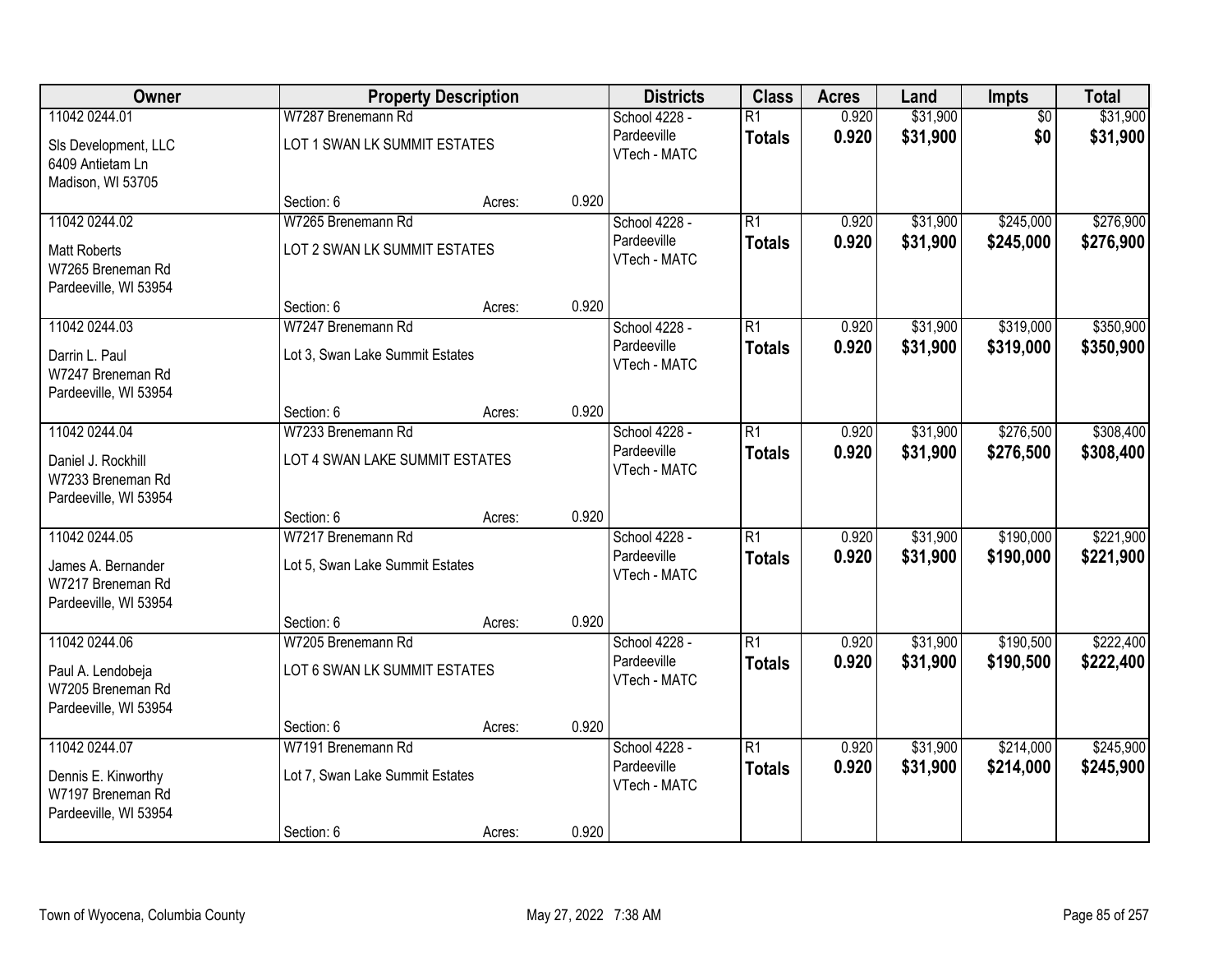| Owner | Property Description | | | Districts | Class | Acres | Land | Impts | Total |
|---|---|---|---|---|---|---|---|---|---|
| 11042 0244.01 | W7287 Brenemann Rd | | | School 4228 - | R1 | 0.920 | $31,900 | $0 | $31,900 |
| Sls Development, LLC<br>6409 Antietam Ln<br>Madison, WI 53705 | LOT 1 SWAN LK SUMMIT ESTATES | | | Pardeeville<br>VTech - MATC | **Totals** | **0.920** | **$31,900** | **$0** | **$31,900** |
| | Section: 6 | Acres: | 0.920 | | | | | | |
| 11042 0244.02 | W7265 Brenemann Rd | | | School 4228 - | R1 | 0.920 | $31,900 | $245,000 | $276,900 |
| Matt Roberts<br>W7265 Breneman Rd<br>Pardeeville, WI 53954 | LOT 2 SWAN LK SUMMIT ESTATES | | | Pardeeville<br>VTech - MATC | **Totals** | **0.920** | **$31,900** | **$245,000** | **$276,900** |
| | Section: 6 | Acres: | 0.920 | | | | | | |
| 11042 0244.03 | W7247 Brenemann Rd | | | School 4228 - | R1 | 0.920 | $31,900 | $319,000 | $350,900 |
| Darrin L. Paul<br>W7247 Breneman Rd<br>Pardeeville, WI 53954 | Lot 3, Swan Lake Summit Estates | | | Pardeeville<br>VTech - MATC | **Totals** | **0.920** | **$31,900** | **$319,000** | **$350,900** |
| | Section: 6 | Acres: | 0.920 | | | | | | |
| 11042 0244.04 | W7233 Brenemann Rd | | | School 4228 - | R1 | 0.920 | $31,900 | $276,500 | $308,400 |
| Daniel J. Rockhill<br>W7233 Breneman Rd<br>Pardeeville, WI 53954 | LOT 4 SWAN LAKE SUMMIT ESTATES | | | Pardeeville<br>VTech - MATC | **Totals** | **0.920** | **$31,900** | **$276,500** | **$308,400** |
| | Section: 6 | Acres: | 0.920 | | | | | | |
| 11042 0244.05 | W7217 Brenemann Rd | | | School 4228 - | R1 | 0.920 | $31,900 | $190,000 | $221,900 |
| James A. Bernander<br>W7217 Breneman Rd<br>Pardeeville, WI 53954 | Lot 5, Swan Lake Summit Estates | | | Pardeeville<br>VTech - MATC | **Totals** | **0.920** | **$31,900** | **$190,000** | **$221,900** |
| | Section: 6 | Acres: | 0.920 | | | | | | |
| 11042 0244.06 | W7205 Brenemann Rd | | | School 4228 - | R1 | 0.920 | $31,900 | $190,500 | $222,400 |
| Paul A. Lendobeja<br>W7205 Breneman Rd<br>Pardeeville, WI 53954 | LOT 6 SWAN LK SUMMIT ESTATES | | | Pardeeville<br>VTech - MATC | **Totals** | **0.920** | **$31,900** | **$190,500** | **$222,400** |
| | Section: 6 | Acres: | 0.920 | | | | | | |
| 11042 0244.07 | W7191 Brenemann Rd | | | School 4228 - | R1 | 0.920 | $31,900 | $214,000 | $245,900 |
| Dennis E. Kinworthy<br>W7197 Breneman Rd<br>Pardeeville, WI 53954 | Lot 7, Swan Lake Summit Estates | | | Pardeeville<br>VTech - MATC | **Totals** | **0.920** | **$31,900** | **$214,000** | **$245,900** |
| | Section: 6 | Acres: | 0.920 | | | | | | |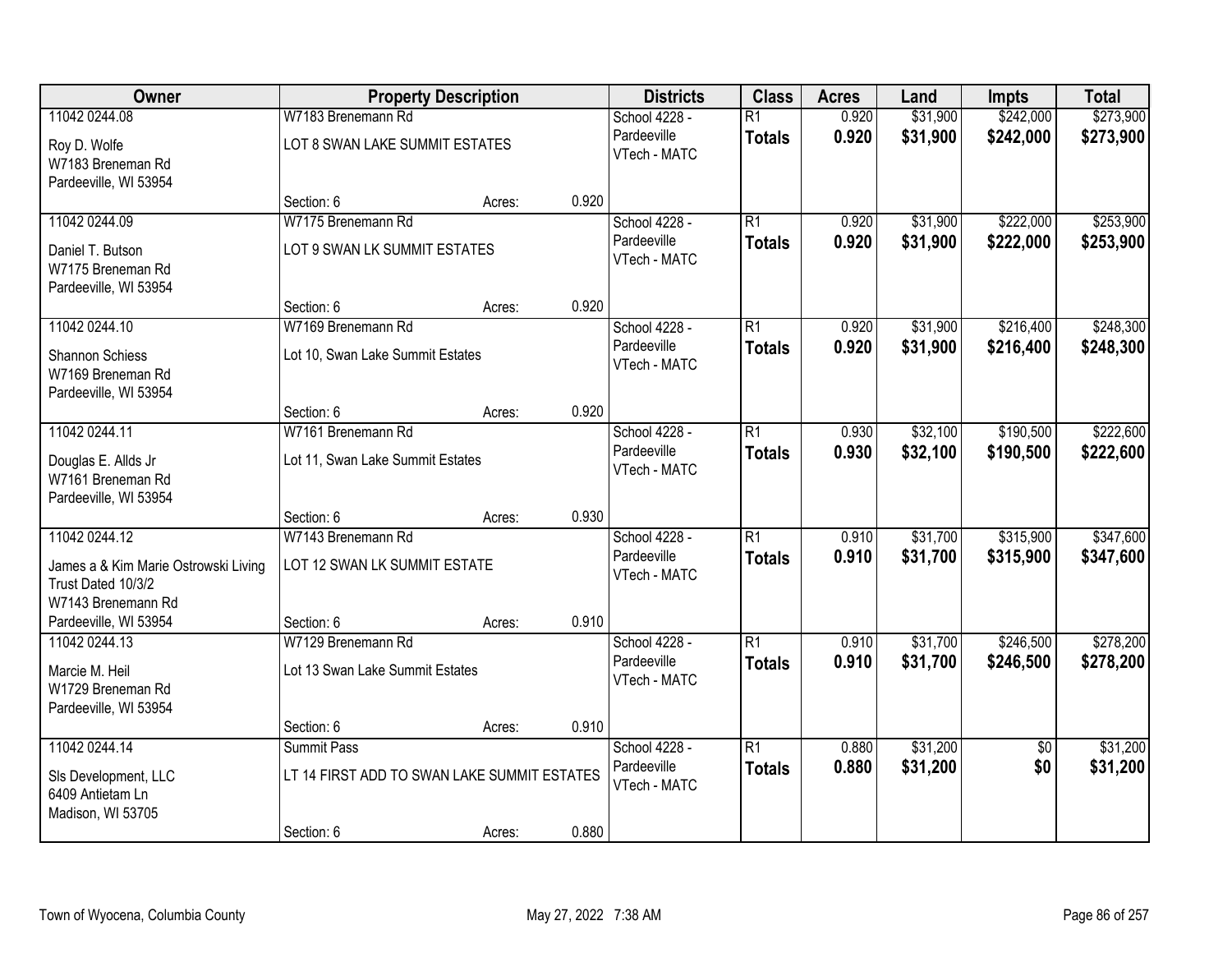| Owner | Property Description | | | Districts | Class | Acres | Land | Impts | Total |
|---|---|---|---|---|---|---|---|---|---|
| 11042 0244.08<br>Roy D. Wolfe<br>W7183 Breneman Rd<br>Pardeeville, WI 53954 | W7183 Brenemann Rd<br>LOT 8 SWAN LAKE SUMMIT ESTATES<br>Section: 6 | Acres: | 0.920 | School 4228 - Pardeeville<br>VTech - MATC | R1<br>**Totals** | 0.920<br>**0.920** | $31,900<br>**$31,900** | $242,000<br>**$242,000** | $273,900<br>**$273,900** |
| 11042 0244.09<br>Daniel T. Butson<br>W7175 Breneman Rd<br>Pardeeville, WI 53954 | W7175 Brenemann Rd<br>LOT 9 SWAN LK SUMMIT ESTATES<br>Section: 6 | Acres: | 0.920 | School 4228 - Pardeeville<br>VTech - MATC | R1<br>**Totals** | 0.920<br>**0.920** | $31,900<br>**$31,900** | $222,000<br>**$222,000** | $253,900<br>**$253,900** |
| 11042 0244.10<br>Shannon Schiess<br>W7169 Breneman Rd<br>Pardeeville, WI 53954 | W7169 Brenemann Rd<br>Lot 10, Swan Lake Summit Estates<br>Section: 6 | Acres: | 0.920 | School 4228 - Pardeeville<br>VTech - MATC | R1<br>**Totals** | 0.920<br>**0.920** | $31,900<br>**$31,900** | $216,400<br>**$216,400** | $248,300<br>**$248,300** |
| 11042 0244.11<br>Douglas E. Allds Jr<br>W7161 Breneman Rd<br>Pardeeville, WI 53954 | W7161 Brenemann Rd<br>Lot 11, Swan Lake Summit Estates<br>Section: 6 | Acres: | 0.930 | School 4228 - Pardeeville<br>VTech - MATC | R1<br>**Totals** | 0.930<br>**0.930** | $32,100<br>**$32,100** | $190,500<br>**$190,500** | $222,600<br>**$222,600** |
| 11042 0244.12<br>James a & Kim Marie Ostrowski Living Trust Dated 10/3/2<br>W7143 Brenemann Rd<br>Pardeeville, WI 53954 | W7143 Brenemann Rd<br>LOT 12 SWAN LK SUMMIT ESTATE<br>Section: 6 | Acres: | 0.910 | School 4228 - Pardeeville<br>VTech - MATC | R1<br>**Totals** | 0.910<br>**0.910** | $31,700<br>**$31,700** | $315,900<br>**$315,900** | $347,600<br>**$347,600** |
| 11042 0244.13<br>Marcie M. Heil<br>W1729 Breneman Rd<br>Pardeeville, WI 53954 | W7129 Brenemann Rd<br>Lot 13 Swan Lake Summit Estates<br>Section: 6 | Acres: | 0.910 | School 4228 - Pardeeville<br>VTech - MATC | R1<br>**Totals** | 0.910<br>**0.910** | $31,700<br>**$31,700** | $246,500<br>**$246,500** | $278,200<br>**$278,200** |
| 11042 0244.14<br>Sls Development, LLC<br>6409 Antietam Ln<br>Madison, WI 53705 | Summit Pass<br>LT 14 FIRST ADD TO SWAN LAKE SUMMIT ESTATES<br>Section: 6 | Acres: | 0.880 | School 4228 - Pardeeville<br>VTech - MATC | R1<br>**Totals** | 0.880<br>**0.880** | $31,200<br>**$31,200** | $0<br>**$0** | $31,200<br>**$31,200** |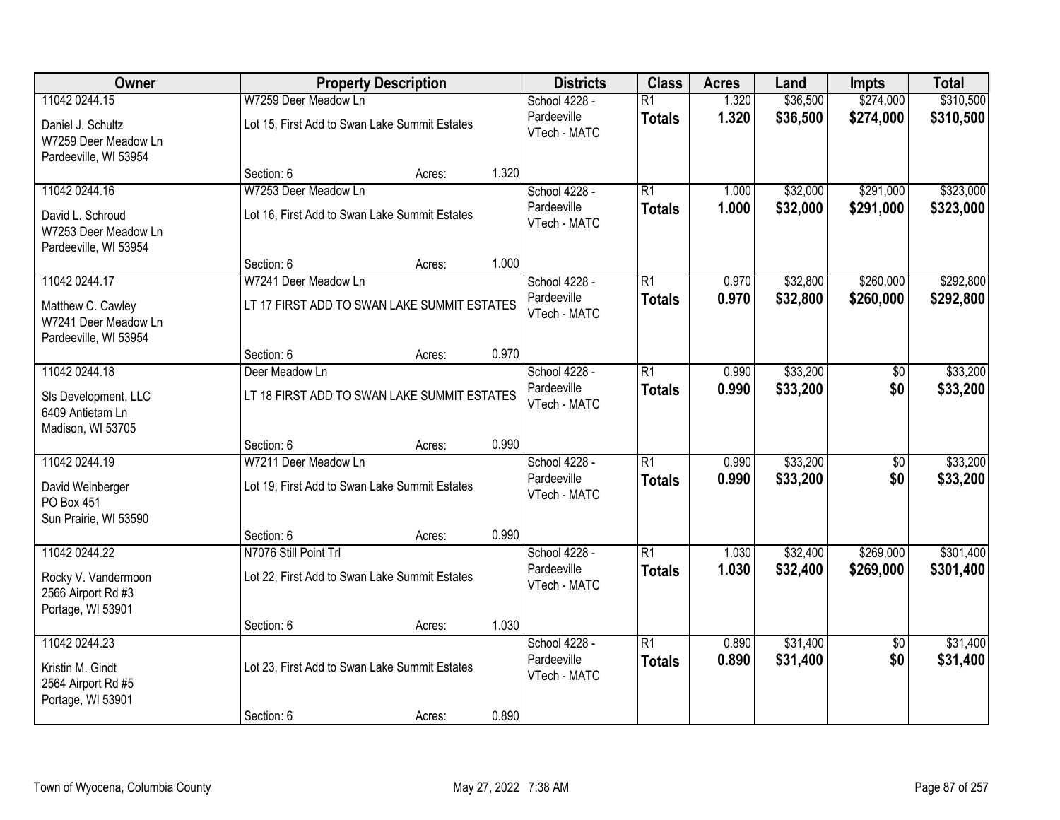| Owner | Property Description | Districts | Class | Acres | Land | Impts | Total |
|---|---|---|---|---|---|---|---|
| 11042 0244.15<br>Daniel J. Schultz<br>W7259 Deer Meadow Ln<br>Pardeeville, WI 53954 | W7259 Deer Meadow Ln<br>Lot 15, First Add to Swan Lake Summit Estates<br>Section: 6 Acres: 1.320 | School 4228 - Pardeeville<br>VTech - MATC | R1<br>**Totals** | 1.320<br>**1.320** | $36,500<br>**$36,500** | $274,000<br>**$274,000** | $310,500<br>**$310,500** |
| 11042 0244.16<br>David L. Schroud<br>W7253 Deer Meadow Ln<br>Pardeeville, WI 53954 | W7253 Deer Meadow Ln<br>Lot 16, First Add to Swan Lake Summit Estates<br>Section: 6 Acres: 1.000 | School 4228 - Pardeeville<br>VTech - MATC | R1<br>**Totals** | 1.000<br>**1.000** | $32,000<br>**$32,000** | $291,000<br>**$291,000** | $323,000<br>**$323,000** |
| 11042 0244.17<br>Matthew C. Cawley<br>W7241 Deer Meadow Ln<br>Pardeeville, WI 53954 | W7241 Deer Meadow Ln<br>LT 17 FIRST ADD TO SWAN LAKE SUMMIT ESTATES<br>Section: 6 Acres: 0.970 | School 4228 - Pardeeville<br>VTech - MATC | R1<br>**Totals** | 0.970<br>**0.970** | $32,800<br>**$32,800** | $260,000<br>**$260,000** | $292,800<br>**$292,800** |
| 11042 0244.18<br>Sls Development, LLC<br>6409 Antietam Ln<br>Madison, WI 53705 | Deer Meadow Ln<br>LT 18 FIRST ADD TO SWAN LAKE SUMMIT ESTATES<br>Section: 6 Acres: 0.990 | School 4228 - Pardeeville<br>VTech - MATC | R1<br>**Totals** | 0.990<br>**0.990** | $33,200<br>**$33,200** | $0<br>**$0** | $33,200<br>**$33,200** |
| 11042 0244.19<br>David Weinberger<br>PO Box 451<br>Sun Prairie, WI 53590 | W7211 Deer Meadow Ln<br>Lot 19, First Add to Swan Lake Summit Estates<br>Section: 6 Acres: 0.990 | School 4228 - Pardeeville<br>VTech - MATC | R1<br>**Totals** | 0.990<br>**0.990** | $33,200<br>**$33,200** | $0<br>**$0** | $33,200<br>**$33,200** |
| 11042 0244.22<br>Rocky V. Vandermoon<br>2566 Airport Rd #3<br>Portage, WI 53901 | N7076 Still Point Trl<br>Lot 22, First Add to Swan Lake Summit Estates<br>Section: 6 Acres: 1.030 | School 4228 - Pardeeville<br>VTech - MATC | R1<br>**Totals** | 1.030<br>**1.030** | $32,400<br>**$32,400** | $269,000<br>**$269,000** | $301,400<br>**$301,400** |
| 11042 0244.23<br>Kristin M. Gindt<br>2564 Airport Rd #5<br>Portage, WI 53901 | Lot 23, First Add to Swan Lake Summit Estates<br>Section: 6 Acres: 0.890 | School 4228 - Pardeeville<br>VTech - MATC | R1<br>**Totals** | 0.890<br>**0.890** | $31,400<br>**$31,400** | $0<br>**$0** | $31,400<br>**$31,400** |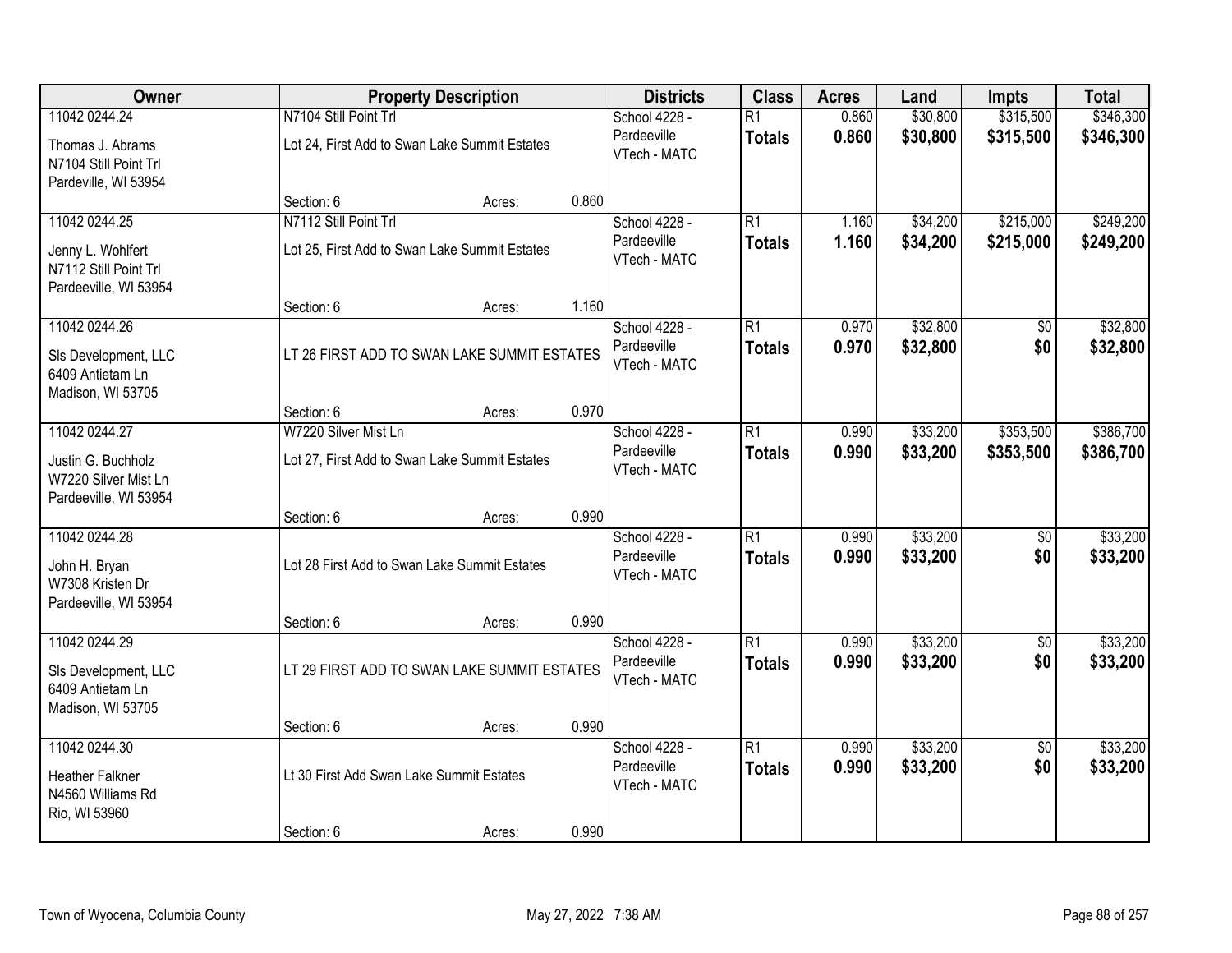| Owner | Property Description | | | Districts | Class | Acres | Land | Impts | Total |
|---|---|---|---|---|---|---|---|---|---|
| 11042 0244.24 | N7104 Still Point Trl | | | School 4228 - | R1 | 0.860 | $30,800 | $315,500 | $346,300 |
| Thomas J. Abrams<br>N7104 Still Point Trl<br>Pardeville, WI 53954 | Lot 24, First Add to Swan Lake Summit Estates | | | Pardeeville<br>VTech - MATC | **Totals** | **0.860** | **$30,800** | **$315,500** | **$346,300** |
| | Section: 6 | Acres: | 0.860 | | | | | | |
| 11042 0244.25 | N7112 Still Point Trl | | | School 4228 - | R1 | 1.160 | $34,200 | $215,000 | $249,200 |
| Jenny L. Wohlfert<br>N7112 Still Point Trl<br>Pardeeville, WI 53954 | Lot 25, First Add to Swan Lake Summit Estates | | | Pardeeville<br>VTech - MATC | **Totals** | **1.160** | **$34,200** | **$215,000** | **$249,200** |
| | Section: 6 | Acres: | 1.160 | | | | | | |
| 11042 0244.26 | | | | School 4228 - | R1 | 0.970 | $32,800 | $0 | $32,800 |
| Sls Development, LLC<br>6409 Antietam Ln<br>Madison, WI 53705 | LT 26 FIRST ADD TO SWAN LAKE SUMMIT ESTATES | | | Pardeeville<br>VTech - MATC | **Totals** | **0.970** | **$32,800** | **$0** | **$32,800** |
| | Section: 6 | Acres: | 0.970 | | | | | | |
| 11042 0244.27 | W7220 Silver Mist Ln | | | School 4228 - | R1 | 0.990 | $33,200 | $353,500 | $386,700 |
| Justin G. Buchholz<br>W7220 Silver Mist Ln<br>Pardeeville, WI 53954 | Lot 27, First Add to Swan Lake Summit Estates | | | Pardeeville<br>VTech - MATC | **Totals** | **0.990** | **$33,200** | **$353,500** | **$386,700** |
| | Section: 6 | Acres: | 0.990 | | | | | | |
| 11042 0244.28 | | | | School 4228 - | R1 | 0.990 | $33,200 | $0 | $33,200 |
| John H. Bryan<br>W7308 Kristen Dr<br>Pardeeville, WI 53954 | Lot 28 First Add to Swan Lake Summit Estates | | | Pardeeville<br>VTech - MATC | **Totals** | **0.990** | **$33,200** | **$0** | **$33,200** |
| | Section: 6 | Acres: | 0.990 | | | | | | |
| 11042 0244.29 | | | | School 4228 - | R1 | 0.990 | $33,200 | $0 | $33,200 |
| Sls Development, LLC<br>6409 Antietam Ln<br>Madison, WI 53705 | LT 29 FIRST ADD TO SWAN LAKE SUMMIT ESTATES | | | Pardeeville<br>VTech - MATC | **Totals** | **0.990** | **$33,200** | **$0** | **$33,200** |
| | Section: 6 | Acres: | 0.990 | | | | | | |
| 11042 0244.30 | | | | School 4228 - | R1 | 0.990 | $33,200 | $0 | $33,200 |
| Heather Falkner<br>N4560 Williams Rd<br>Rio, WI 53960 | Lt 30 First Add Swan Lake Summit Estates | | | Pardeeville<br>VTech - MATC | **Totals** | **0.990** | **$33,200** | **$0** | **$33,200** |
| | Section: 6 | Acres: | 0.990 | | | | | | |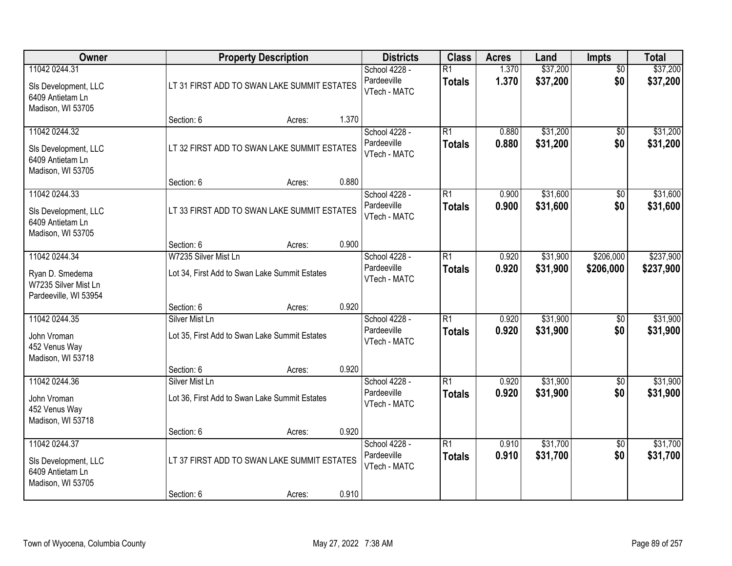| Owner | Property Description | | | Districts | Class | Acres | Land | Impts | Total |
|---|---|---|---|---|---|---|---|---|---|
| 11042 0244.31<br>Sls Development, LLC<br>6409 Antietam Ln<br>Madison, WI 53705 | LT 31 FIRST ADD TO SWAN LAKE SUMMIT ESTATES | | | School 4228 - Pardeeville<br>VTech - MATC | R1<br>**Totals** | 1.370<br>**1.370** | $37,200<br>**$37,200** | $0<br>**$0** | $37,200<br>**$37,200** |
| | Section: 6 | Acres: | 1.370 | | | | | | |
| 11042 0244.32<br>Sls Development, LLC<br>6409 Antietam Ln<br>Madison, WI 53705 | LT 32 FIRST ADD TO SWAN LAKE SUMMIT ESTATES | | | School 4228 - Pardeeville<br>VTech - MATC | R1<br>**Totals** | 0.880<br>**0.880** | $31,200<br>**$31,200** | $0<br>**$0** | $31,200<br>**$31,200** |
| | Section: 6 | Acres: | 0.880 | | | | | | |
| 11042 0244.33<br>Sls Development, LLC<br>6409 Antietam Ln<br>Madison, WI 53705 | LT 33 FIRST ADD TO SWAN LAKE SUMMIT ESTATES | | | School 4228 - Pardeeville<br>VTech - MATC | R1<br>**Totals** | 0.900<br>**0.900** | $31,600<br>**$31,600** | $0<br>**$0** | $31,600<br>**$31,600** |
| | Section: 6 | Acres: | 0.900 | | | | | | |
| 11042 0244.34<br>Ryan D. Smedema<br>W7235 Silver Mist Ln<br>Pardeeville, WI 53954 | W7235 Silver Mist Ln<br>Lot 34, First Add to Swan Lake Summit Estates | | | School 4228 - Pardeeville<br>VTech - MATC | R1<br>**Totals** | 0.920<br>**0.920** | $31,900<br>**$31,900** | $206,000<br>**$206,000** | $237,900<br>**$237,900** |
| | Section: 6 | Acres: | 0.920 | | | | | | |
| 11042 0244.35<br>John Vroman<br>452 Venus Way<br>Madison, WI 53718 | Silver Mist Ln<br>Lot 35, First Add to Swan Lake Summit Estates | | | School 4228 - Pardeeville<br>VTech - MATC | R1<br>**Totals** | 0.920<br>**0.920** | $31,900<br>**$31,900** | $0<br>**$0** | $31,900<br>**$31,900** |
| | Section: 6 | Acres: | 0.920 | | | | | | |
| 11042 0244.36<br>John Vroman<br>452 Venus Way<br>Madison, WI 53718 | Silver Mist Ln<br>Lot 36, First Add to Swan Lake Summit Estates | | | School 4228 - Pardeeville<br>VTech - MATC | R1<br>**Totals** | 0.920<br>**0.920** | $31,900<br>**$31,900** | $0<br>**$0** | $31,900<br>**$31,900** |
| | Section: 6 | Acres: | 0.920 | | | | | | |
| 11042 0244.37<br>Sls Development, LLC<br>6409 Antietam Ln<br>Madison, WI 53705 | LT 37 FIRST ADD TO SWAN LAKE SUMMIT ESTATES | | | School 4228 - Pardeeville<br>VTech - MATC | R1<br>**Totals** | 0.910<br>**0.910** | $31,700<br>**$31,700** | $0<br>**$0** | $31,700<br>**$31,700** |
| | Section: 6 | Acres: | 0.910 | | | | | | |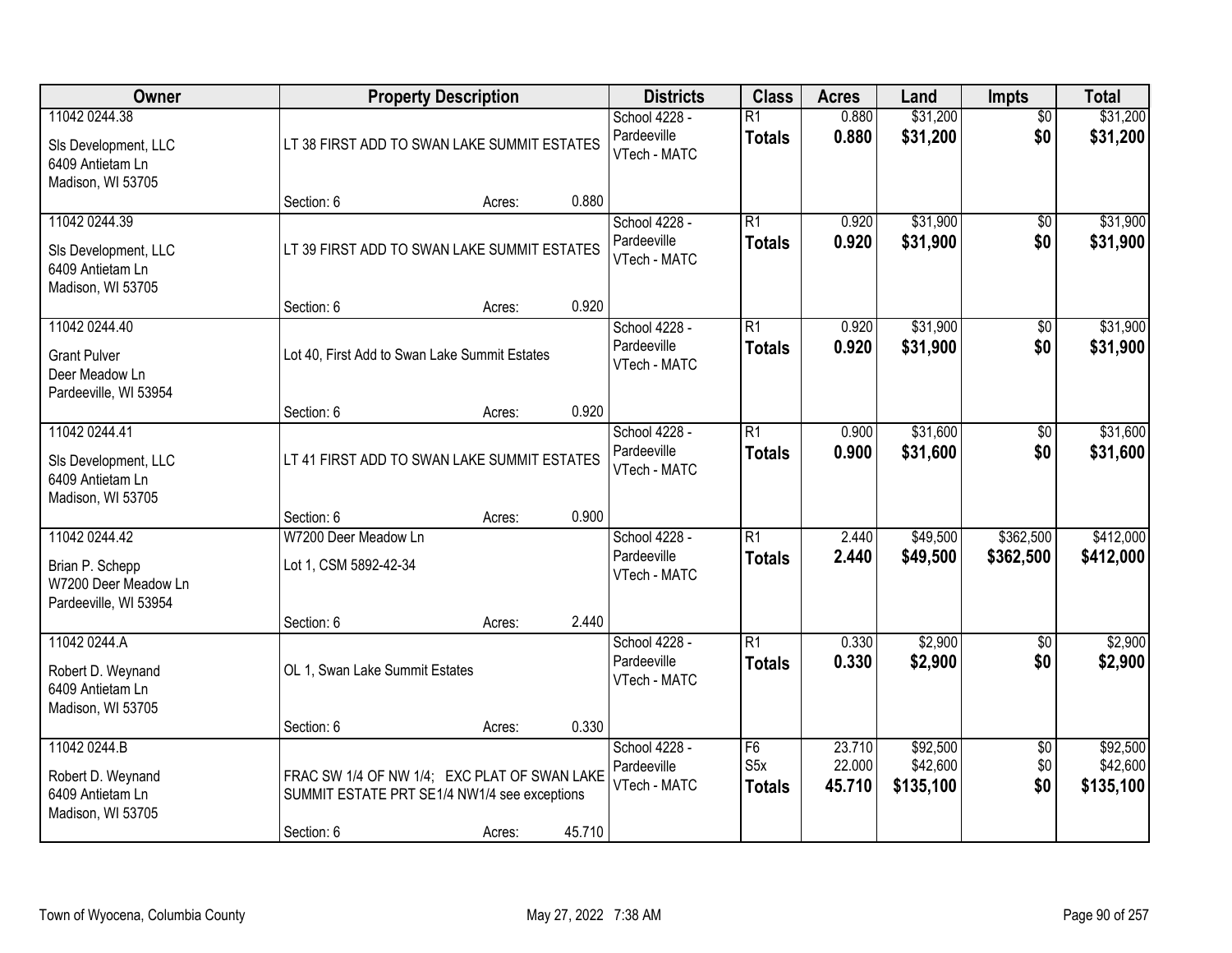| Owner | Property Description | Districts | Class | Acres | Land | Impts | Total |
|---|---|---|---|---|---|---|---|
| 11042 0244.38<br>Sls Development, LLC<br>6409 Antietam Ln<br>Madison, WI 53705 | LT 38 FIRST ADD TO SWAN LAKE SUMMIT ESTATES<br>Section: 6 Acres: 0.880 | School 4228 - Pardeeville<br>VTech - MATC | R1<br>**Totals** | 0.880<br>**0.880** | $31,200<br>**$31,200** | $0<br>**$0** | $31,200<br>**$31,200** |
| 11042 0244.39<br>Sls Development, LLC<br>6409 Antietam Ln<br>Madison, WI 53705 | LT 39 FIRST ADD TO SWAN LAKE SUMMIT ESTATES<br>Section: 6 Acres: 0.920 | School 4228 - Pardeeville<br>VTech - MATC | R1<br>**Totals** | 0.920<br>**0.920** | $31,900<br>**$31,900** | $0<br>**$0** | $31,900<br>**$31,900** |
| 11042 0244.40<br>Grant Pulver<br>Deer Meadow Ln<br>Pardeeville, WI 53954 | Lot 40, First Add to Swan Lake Summit Estates<br>Section: 6 Acres: 0.920 | School 4228 - Pardeeville<br>VTech - MATC | R1<br>**Totals** | 0.920<br>**0.920** | $31,900<br>**$31,900** | $0<br>**$0** | $31,900<br>**$31,900** |
| 11042 0244.41<br>Sls Development, LLC<br>6409 Antietam Ln<br>Madison, WI 53705 | LT 41 FIRST ADD TO SWAN LAKE SUMMIT ESTATES<br>Section: 6 Acres: 0.900 | School 4228 - Pardeeville<br>VTech - MATC | R1<br>**Totals** | 0.900<br>**0.900** | $31,600<br>**$31,600** | $0<br>**$0** | $31,600<br>**$31,600** |
| 11042 0244.42<br>Brian P. Schepp<br>W7200 Deer Meadow Ln<br>Pardeeville, WI 53954 | W7200 Deer Meadow Ln<br>Lot 1, CSM 5892-42-34<br>Section: 6 Acres: 2.440 | School 4228 - Pardeeville<br>VTech - MATC | R1<br>**Totals** | 2.440<br>**2.440** | $49,500<br>**$49,500** | $362,500<br>**$362,500** | $412,000<br>**$412,000** |
| 11042 0244.A<br>Robert D. Weynand<br>6409 Antietam Ln<br>Madison, WI 53705 | OL 1, Swan Lake Summit Estates<br>Section: 6 Acres: 0.330 | School 4228 - Pardeeville<br>VTech - MATC | R1<br>**Totals** | 0.330<br>**0.330** | $2,900<br>**$2,900** | $0<br>**$0** | $2,900<br>**$2,900** |
| 11042 0244.B<br>Robert D. Weynand<br>6409 Antietam Ln<br>Madison, WI 53705 | FRAC SW 1/4 OF NW 1/4; EXC PLAT OF SWAN LAKE SUMMIT ESTATE PRT SE1/4 NW1/4 see exceptions<br>Section: 6 Acres: 45.710 | School 4228 - Pardeeville<br>VTech - MATC | F6<br>S5x<br>**Totals** | 23.710<br>22.000<br>**45.710** | $92,500<br>$42,600<br>**$135,100** | $0<br>$0<br>**$0** | $92,500<br>$42,600<br>**$135,100** |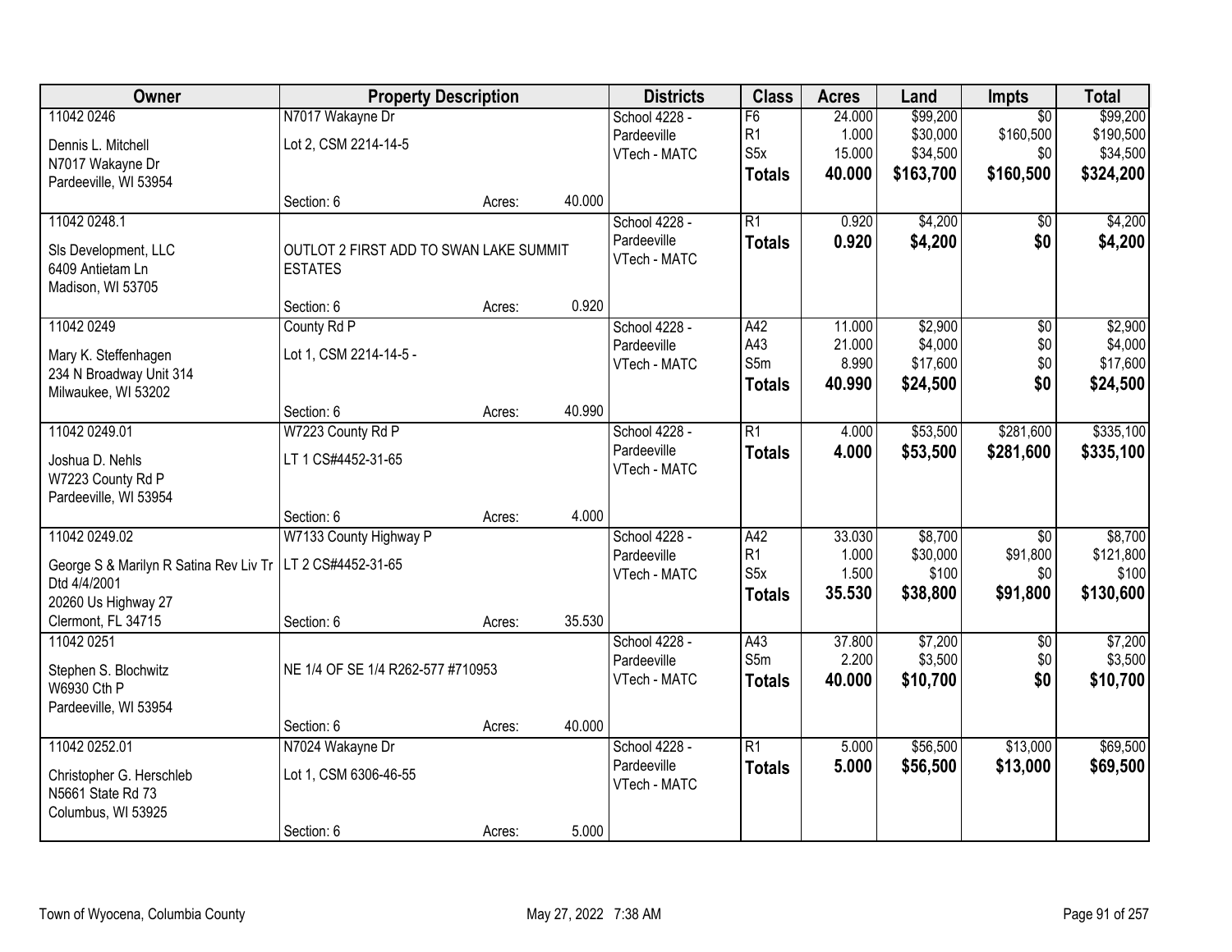| Owner | Property Description | | | Districts | Class | Acres | Land | Impts | Total |
|---|---|---|---|---|---|---|---|---|---|
| 11042 0246<br>Dennis L. Mitchell<br>N7017 Wakayne Dr<br>Pardeeville, WI 53954 | N7017 Wakayne Dr<br>Lot 2, CSM 2214-14-5 | | | School 4228 - Pardeeville<br>VTech - MATC | F6<br>R1<br>S5x<br>**Totals** | 24.000<br>1.000<br>15.000<br>**40.000** | $99,200<br>$30,000<br>$34,500<br>**$163,700** | $0<br>$160,500<br>$0<br>**$160,500** | $99,200<br>$190,500<br>$34,500<br>**$324,200** |
| | Section: 6 | Acres: | 40.000 | | | | | | |
| 11042 0248.1<br>Sls Development, LLC<br>6409 Antietam Ln<br>Madison, WI 53705 | OUTLOT 2 FIRST ADD TO SWAN LAKE SUMMIT ESTATES | | | School 4228 - Pardeeville<br>VTech - MATC | R1<br>**Totals** | 0.920<br>**0.920** | $4,200<br>**$4,200** | $0<br>**$0** | $4,200<br>**$4,200** |
| | Section: 6 | Acres: | 0.920 | | | | | | |
| 11042 0249<br>Mary K. Steffenhagen<br>234 N Broadway Unit 314<br>Milwaukee, WI 53202 | County Rd P<br>Lot 1, CSM 2214-14-5 - | | | School 4228 - Pardeeville<br>VTech - MATC | A42<br>A43<br>S5m<br>**Totals** | 11.000<br>21.000<br>8.990<br>**40.990** | $2,900<br>$4,000<br>$17,600<br>**$24,500** | $0<br>$0<br>$0<br>**$0** | $2,900<br>$4,000<br>$17,600<br>**$24,500** |
| | Section: 6 | Acres: | 40.990 | | | | | | |
| 11042 0249.01<br>Joshua D. Nehls<br>W7223 County Rd P<br>Pardeeville, WI 53954 | W7223 County Rd P<br>LT 1 CS#4452-31-65 | | | School 4228 - Pardeeville<br>VTech - MATC | R1<br>**Totals** | 4.000<br>**4.000** | $53,500<br>**$53,500** | $281,600<br>**$281,600** | $335,100<br>**$335,100** |
| | Section: 6 | Acres: | 4.000 | | | | | | |
| 11042 0249.02<br>George S & Marilyn R Satina Rev Liv Tr Dtd 4/4/2001<br>20260 Us Highway 27<br>Clermont, FL 34715 | W7133 County Highway P<br>LT 2 CS#4452-31-65 | | | School 4228 - Pardeeville<br>VTech - MATC | A42<br>R1<br>S5x<br>**Totals** | 33.030<br>1.000<br>1.500<br>**35.530** | $8,700<br>$30,000<br>$100<br>**$38,800** | $0<br>$91,800<br>$0<br>**$91,800** | $8,700<br>$121,800<br>$100<br>**$130,600** |
| | Section: 6 | Acres: | 35.530 | | | | | | |
| 11042 0251<br>Stephen S. Blochwitz<br>W6930 Cth P<br>Pardeeville, WI 53954 | NE 1/4 OF SE 1/4 R262-577 #710953 | | | School 4228 - Pardeeville<br>VTech - MATC | A43<br>S5m<br>**Totals** | 37.800<br>2.200<br>**40.000** | $7,200<br>$3,500<br>**$10,700** | $0<br>$0<br>**$0** | $7,200<br>$3,500<br>**$10,700** |
| | Section: 6 | Acres: | 40.000 | | | | | | |
| 11042 0252.01<br>Christopher G. Herschleb<br>N5661 State Rd 73<br>Columbus, WI 53925 | N7024 Wakayne Dr<br>Lot 1, CSM 6306-46-55 | | | School 4228 - Pardeeville<br>VTech - MATC | R1<br>**Totals** | 5.000<br>**5.000** | $56,500<br>**$56,500** | $13,000<br>**$13,000** | $69,500<br>**$69,500** |
| | Section: 6 | Acres: | 5.000 | | | | | | |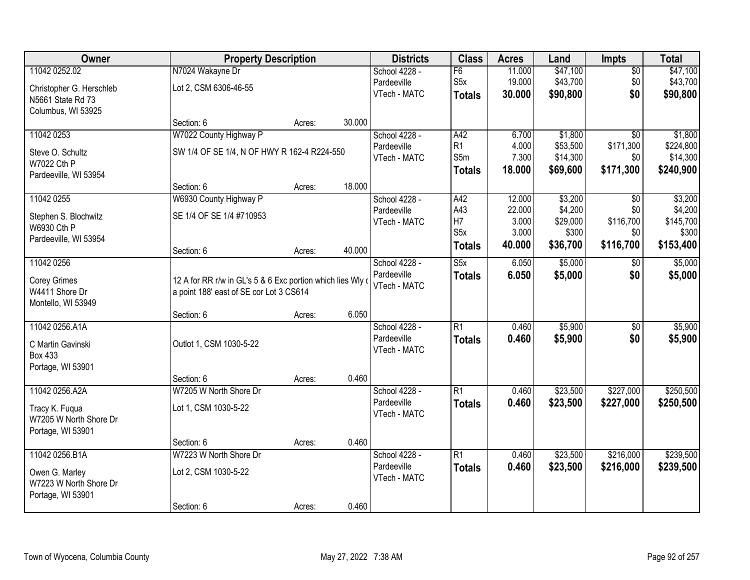| Owner | Property Description | | | Districts | Class | Acres | Land | Impts | Total |
|---|---|---|---|---|---|---|---|---|---|
| 11042 0252.02 | N7024 Wakayne Dr | | | School 4228 - | F6 | 11.000 | $47,100 | $0 | $47,100 |
| Christopher G. Herschleb | Lot 2, CSM 6306-46-55 | | | Pardeeville | S5x | 19.000 | $43,700 | $0 | $43,700 |
| N5661 State Rd 73 | | | | VTech - MATC | **Totals** | **30.000** | **$90,800** | **$0** | **$90,800** |
| Columbus, WI 53925 | | | | | | | | | |
| | Section: 6 | Acres: | 30.000 | | | | | | |
| 11042 0253 | W7022 County Highway P | | | School 4228 - | A42 | 6.700 | $1,800 | $0 | $1,800 |
| Steve O. Schultz | SW 1/4 OF SE 1/4, N OF HWY R 162-4 R224-550 | | | Pardeeville | R1 | 4.000 | $53,500 | $171,300 | $224,800 |
| W7022 Cth P | | | | VTech - MATC | S5m | 7.300 | $14,300 | $0 | $14,300 |
| Pardeeville, WI 53954 | | | | | **Totals** | **18.000** | **$69,600** | **$171,300** | **$240,900** |
| | Section: 6 | Acres: | 18.000 | | | | | | |
| 11042 0255 | W6930 County Highway P | | | School 4228 - | A42 | 12.000 | $3,200 | $0 | $3,200 |
| Stephen S. Blochwitz | SE 1/4 OF SE 1/4 #710953 | | | Pardeeville | A43 | 22.000 | $4,200 | $0 | $4,200 |
| W6930 Cth P | | | | VTech - MATC | H7 | 3.000 | $29,000 | $116,700 | $145,700 |
| Pardeeville, WI 53954 | | | | | S5x | 3.000 | $300 | $0 | $300 |
| | Section: 6 | Acres: | 40.000 | | **Totals** | **40.000** | **$36,700** | **$116,700** | **$153,400** |
| 11042 0256 | | | | School 4228 - | S5x | 6.050 | $5,000 | $0 | $5,000 |
| Corey Grimes | 12 A for RR r/w in GL's 5 & 6 Exc portion which lies Wly c | | | Pardeeville | **Totals** | **6.050** | **$5,000** | **$0** | **$5,000** |
| W4411 Shore Dr | a point 188' east of SE cor Lot 3 CS614 | | | VTech - MATC | | | | | |
| Montello, WI 53949 | | | | | | | | | |
| | Section: 6 | Acres: | 6.050 | | | | | | |
| 11042 0256.A1A | | | | School 4228 - | R1 | 0.460 | $5,900 | $0 | $5,900 |
| C Martin Gavinski | Outlot 1, CSM 1030-5-22 | | | Pardeeville | **Totals** | **0.460** | **$5,900** | **$0** | **$5,900** |
| Box 433 | | | | VTech - MATC | | | | | |
| Portage, WI 53901 | | | | | | | | | |
| | Section: 6 | Acres: | 0.460 | | | | | | |
| 11042 0256.A2A | W7205 W North Shore Dr | | | School 4228 - | R1 | 0.460 | $23,500 | $227,000 | $250,500 |
| Tracy K. Fuqua | Lot 1, CSM 1030-5-22 | | | Pardeeville | **Totals** | **0.460** | **$23,500** | **$227,000** | **$250,500** |
| W7205 W North Shore Dr | | | | VTech - MATC | | | | | |
| Portage, WI 53901 | | | | | | | | | |
| | Section: 6 | Acres: | 0.460 | | | | | | |
| 11042 0256.B1A | W7223 W North Shore Dr | | | School 4228 - | R1 | 0.460 | $23,500 | $216,000 | $239,500 |
| Owen G. Marley | Lot 2, CSM 1030-5-22 | | | Pardeeville | **Totals** | **0.460** | **$23,500** | **$216,000** | **$239,500** |
| W7223 W North Shore Dr | | | | VTech - MATC | | | | | |
| Portage, WI 53901 | | | | | | | | | |
| | Section: 6 | Acres: | 0.460 | | | | | | |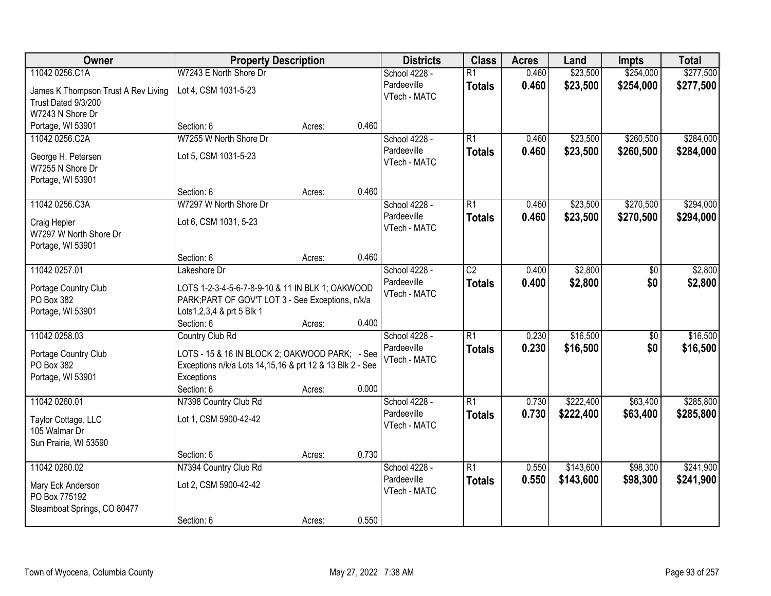| Owner | Property Description | | | Districts | Class | Acres | Land | Impts | Total |
|---|---|---|---|---|---|---|---|---|---|
| 11042 0256.C1A<br>James K Thompson Trust A Rev Living Trust Dated 9/3/200<br>W7243 N Shore Dr<br>Portage, WI 53901 | W7243 E North Shore Dr<br>Lot 4, CSM 1031-5-23<br>Section: 6 | Acres: | 0.460 | School 4228 - Pardeeville<br>VTech - MATC | R1<br>**Totals** | 0.460<br>**0.460** | $23,500<br>**$23,500** | $254,000<br>**$254,000** | $277,500<br>**$277,500** |
| 11042 0256.C2A<br>George H. Petersen<br>W7255 N Shore Dr<br>Portage, WI 53901 | W7255 W North Shore Dr<br>Lot 5, CSM 1031-5-23<br>Section: 6 | Acres: | 0.460 | School 4228 - Pardeeville<br>VTech - MATC | R1<br>**Totals** | 0.460<br>**0.460** | $23,500<br>**$23,500** | $260,500<br>**$260,500** | $284,000<br>**$284,000** |
| 11042 0256.C3A<br>Craig Hepler<br>W7297 W North Shore Dr<br>Portage, WI 53901 | W7297 W North Shore Dr<br>Lot 6, CSM 1031, 5-23<br>Section: 6 | Acres: | 0.460 | School 4228 - Pardeeville<br>VTech - MATC | R1<br>**Totals** | 0.460<br>**0.460** | $23,500<br>**$23,500** | $270,500<br>**$270,500** | $294,000<br>**$294,000** |
| 11042 0257.01<br>Portage Country Club<br>PO Box 382<br>Portage, WI 53901 | Lakeshore Dr<br>LOTS 1-2-3-4-5-6-7-8-9-10 & 11 IN BLK 1; OAKWOOD PARK;PART OF GOV'T LOT 3 - See Exceptions, n/k/a Lots1,2,3,4 & prt 5 Blk 1<br>Section: 6 | Acres: | 0.400 | School 4228 - Pardeeville<br>VTech - MATC | C2<br>**Totals** | 0.400<br>**0.400** | $2,800<br>**$2,800** | $0<br>**$0** | $2,800<br>**$2,800** |
| 11042 0258.03<br>Portage Country Club<br>PO Box 382<br>Portage, WI 53901 | Country Club Rd<br>LOTS - 15 & 16 IN BLOCK 2; OAKWOOD PARK; - See Exceptions n/k/a Lots 14,15,16 & prt 12 & 13 Blk 2 - See Exceptions<br>Section: 6 | Acres: | 0.000 | School 4228 - Pardeeville<br>VTech - MATC | R1<br>**Totals** | 0.230<br>**0.230** | $16,500<br>**$16,500** | $0<br>**$0** | $16,500<br>**$16,500** |
| 11042 0260.01<br>Taylor Cottage, LLC<br>105 Walmar Dr<br>Sun Prairie, WI 53590 | N7398 Country Club Rd<br>Lot 1, CSM 5900-42-42<br>Section: 6 | Acres: | 0.730 | School 4228 - Pardeeville<br>VTech - MATC | R1<br>**Totals** | 0.730<br>**0.730** | $222,400<br>**$222,400** | $63,400<br>**$63,400** | $285,800<br>**$285,800** |
| 11042 0260.02<br>Mary Eck Anderson<br>PO Box 775192<br>Steamboat Springs, CO 80477 | N7394 Country Club Rd<br>Lot 2, CSM 5900-42-42<br>Section: 6 | Acres: | 0.550 | School 4228 - Pardeeville<br>VTech - MATC | R1<br>**Totals** | 0.550<br>**0.550** | $143,600<br>**$143,600** | $98,300<br>**$98,300** | $241,900<br>**$241,900** |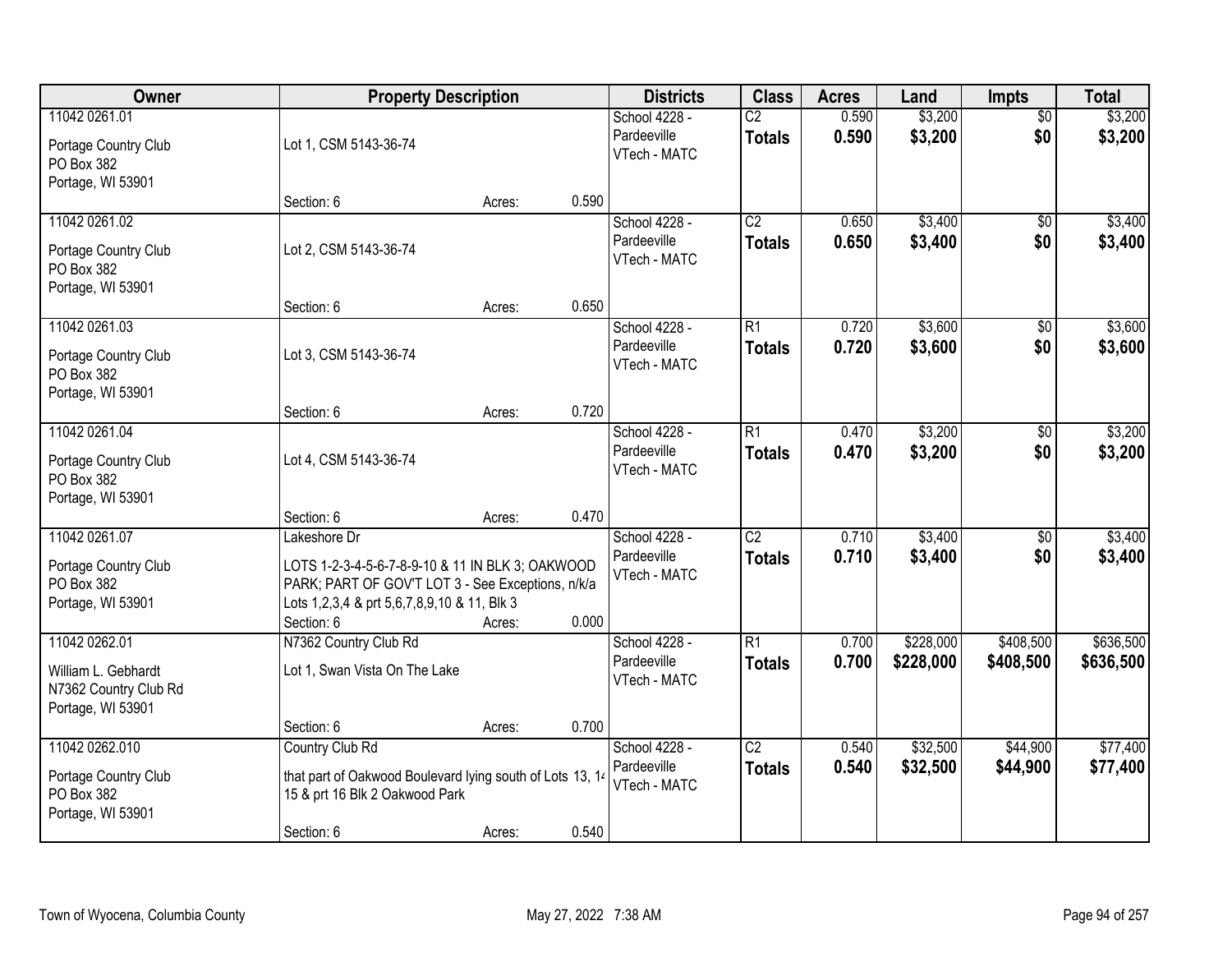| Owner | Property Description | | | Districts | Class | Acres | Land | Impts | Total |
|---|---|---|---|---|---|---|---|---|---|
| 11042 0261.01<br>Portage Country Club<br>PO Box 382<br>Portage, WI 53901 | Lot 1, CSM 5143-36-74<br>Section: 6 | Acres: | 0.590 | School 4228 - Pardeeville<br>VTech - MATC | C2<br>**Totals** | 0.590<br>**0.590** | $3,200<br>**$3,200** | $0<br>**$0** | $3,200<br>**$3,200** |
| 11042 0261.02<br>Portage Country Club<br>PO Box 382<br>Portage, WI 53901 | Lot 2, CSM 5143-36-74<br>Section: 6 | Acres: | 0.650 | School 4228 - Pardeeville<br>VTech - MATC | C2<br>**Totals** | 0.650<br>**0.650** | $3,400<br>**$3,400** | $0<br>**$0** | $3,400<br>**$3,400** |
| 11042 0261.03<br>Portage Country Club<br>PO Box 382<br>Portage, WI 53901 | Lot 3, CSM 5143-36-74<br>Section: 6 | Acres: | 0.720 | School 4228 - Pardeeville<br>VTech - MATC | R1<br>**Totals** | 0.720<br>**0.720** | $3,600<br>**$3,600** | $0<br>**$0** | $3,600<br>**$3,600** |
| 11042 0261.04<br>Portage Country Club<br>PO Box 382<br>Portage, WI 53901 | Lot 4, CSM 5143-36-74<br>Section: 6 | Acres: | 0.470 | School 4228 - Pardeeville<br>VTech - MATC | R1<br>**Totals** | 0.470<br>**0.470** | $3,200<br>**$3,200** | $0<br>**$0** | $3,200<br>**$3,200** |
| 11042 0261.07<br>Portage Country Club<br>PO Box 382<br>Portage, WI 53901 | Lakeshore Dr<br>LOTS 1-2-3-4-5-6-7-8-9-10 & 11 IN BLK 3; OAKWOOD PARK; PART OF GOV'T LOT 3 - See Exceptions, n/k/a Lots 1,2,3,4 & prt 5,6,7,8,9,10 & 11, Blk 3<br>Section: 6 | Acres: | 0.000 | School 4228 - Pardeeville<br>VTech - MATC | C2<br>**Totals** | 0.710<br>**0.710** | $3,400<br>**$3,400** | $0<br>**$0** | $3,400<br>**$3,400** |
| 11042 0262.01<br>William L. Gebhardt<br>N7362 Country Club Rd<br>Portage, WI 53901 | N7362 Country Club Rd<br>Lot 1, Swan Vista On The Lake<br>Section: 6 | Acres: | 0.700 | School 4228 - Pardeeville<br>VTech - MATC | R1<br>**Totals** | 0.700<br>**0.700** | $228,000<br>**$228,000** | $408,500<br>**$408,500** | $636,500<br>**$636,500** |
| 11042 0262.010<br>Portage Country Club<br>PO Box 382<br>Portage, WI 53901 | Country Club Rd<br>that part of Oakwood Boulevard lying south of Lots 13, 14 15 & prt 16 Blk 2 Oakwood Park<br>Section: 6 | Acres: | 0.540 | School 4228 - Pardeeville<br>VTech - MATC | C2<br>**Totals** | 0.540<br>**0.540** | $32,500<br>**$32,500** | $44,900<br>**$44,900** | $77,400<br>**$77,400** |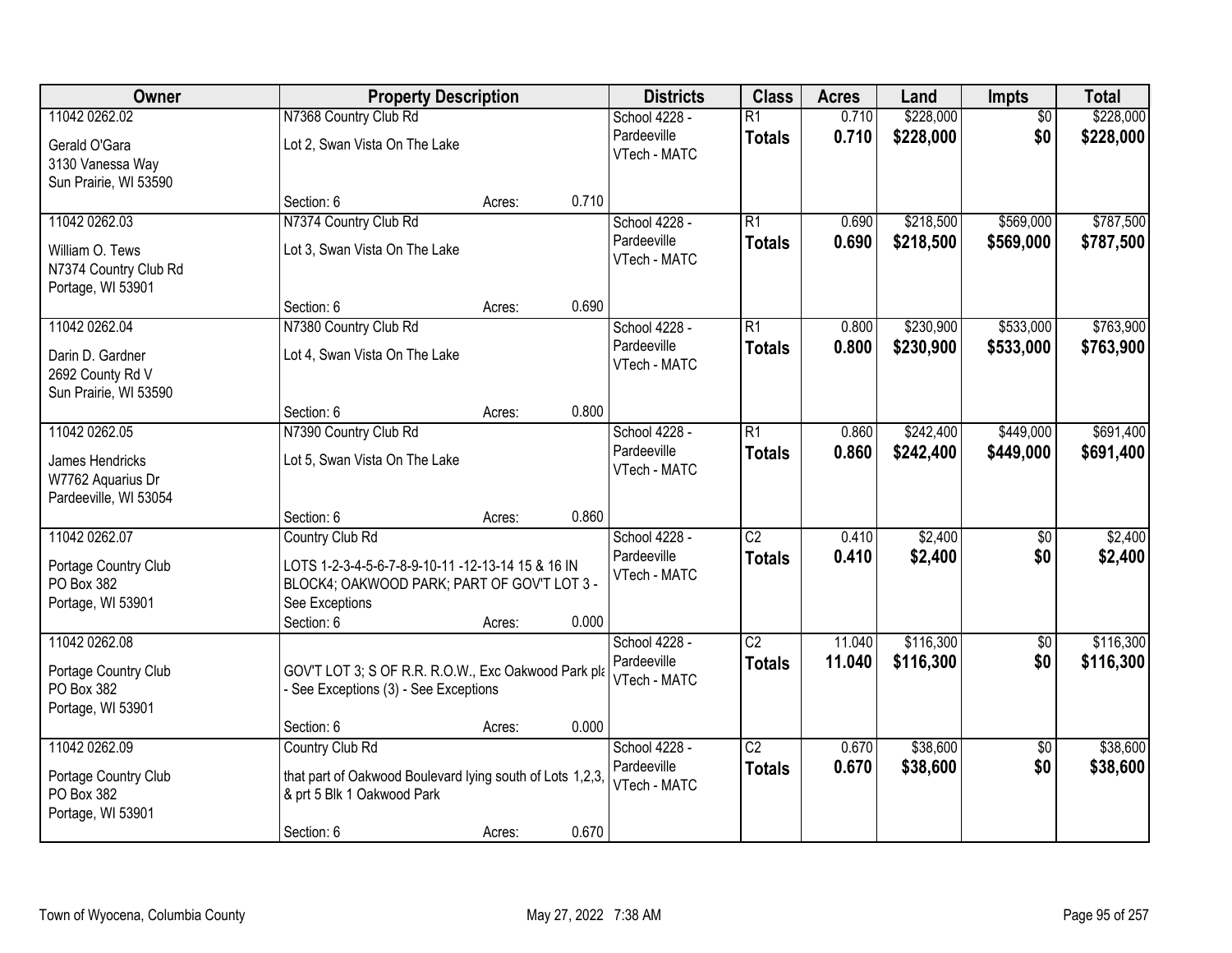| Owner | Property Description | | | Districts | Class | Acres | Land | Impts | Total |
|---|---|---|---|---|---|---|---|---|---|
| 11042 0262.02<br>Gerald O'Gara<br>3130 Vanessa Way<br>Sun Prairie, WI 53590 | N7368 Country Club Rd<br>Lot 2, Swan Vista On The Lake<br>Section: 6 | Acres: | 0.710 | School 4228 - Pardeeville<br>VTech - MATC | R1<br>**Totals** | 0.710<br>**0.710** | $228,000<br>**$228,000** | $0<br>**$0** | $228,000<br>**$228,000** |
| 11042 0262.03<br>William O. Tews<br>N7374 Country Club Rd<br>Portage, WI 53901 | N7374 Country Club Rd<br>Lot 3, Swan Vista On The Lake<br>Section: 6 | Acres: | 0.690 | School 4228 - Pardeeville<br>VTech - MATC | R1<br>**Totals** | 0.690<br>**0.690** | $218,500<br>**$218,500** | $569,000<br>**$569,000** | $787,500<br>**$787,500** |
| 11042 0262.04<br>Darin D. Gardner<br>2692 County Rd V<br>Sun Prairie, WI 53590 | N7380 Country Club Rd<br>Lot 4, Swan Vista On The Lake<br>Section: 6 | Acres: | 0.800 | School 4228 - Pardeeville<br>VTech - MATC | R1<br>**Totals** | 0.800<br>**0.800** | $230,900<br>**$230,900** | $533,000<br>**$533,000** | $763,900<br>**$763,900** |
| 11042 0262.05<br>James Hendricks<br>W7762 Aquarius Dr<br>Pardeeville, WI 53054 | N7390 Country Club Rd<br>Lot 5, Swan Vista On The Lake<br>Section: 6 | Acres: | 0.860 | School 4228 - Pardeeville<br>VTech - MATC | R1<br>**Totals** | 0.860<br>**0.860** | $242,400<br>**$242,400** | $449,000<br>**$449,000** | $691,400<br>**$691,400** |
| 11042 0262.07<br>Portage Country Club<br>PO Box 382<br>Portage, WI 53901 | Country Club Rd<br>LOTS 1-2-3-4-5-6-7-8-9-10-11 -12-13-14 15 & 16 IN BLOCK4; OAKWOOD PARK; PART OF GOV'T LOT 3 - See Exceptions<br>Section: 6 | Acres: | 0.000 | School 4228 - Pardeeville<br>VTech - MATC | C2<br>**Totals** | 0.410<br>**0.410** | $2,400<br>**$2,400** | $0<br>**$0** | $2,400<br>**$2,400** |
| 11042 0262.08<br>Portage Country Club<br>PO Box 382<br>Portage, WI 53901 | GOV'T LOT 3; S OF R.R. R.O.W., Exc Oakwood Park pla - See Exceptions (3) - See Exceptions<br>Section: 6 | Acres: | 0.000 | School 4228 - Pardeeville<br>VTech - MATC | C2<br>**Totals** | 11.040<br>**11.040** | $116,300<br>**$116,300** | $0<br>**$0** | $116,300<br>**$116,300** |
| 11042 0262.09<br>Portage Country Club<br>PO Box 382<br>Portage, WI 53901 | Country Club Rd<br>that part of Oakwood Boulevard lying south of Lots 1,2,3, & prt 5 Blk 1 Oakwood Park<br>Section: 6 | Acres: | 0.670 | School 4228 - Pardeeville<br>VTech - MATC | C2<br>**Totals** | 0.670<br>**0.670** | $38,600<br>**$38,600** | $0<br>**$0** | $38,600<br>**$38,600** |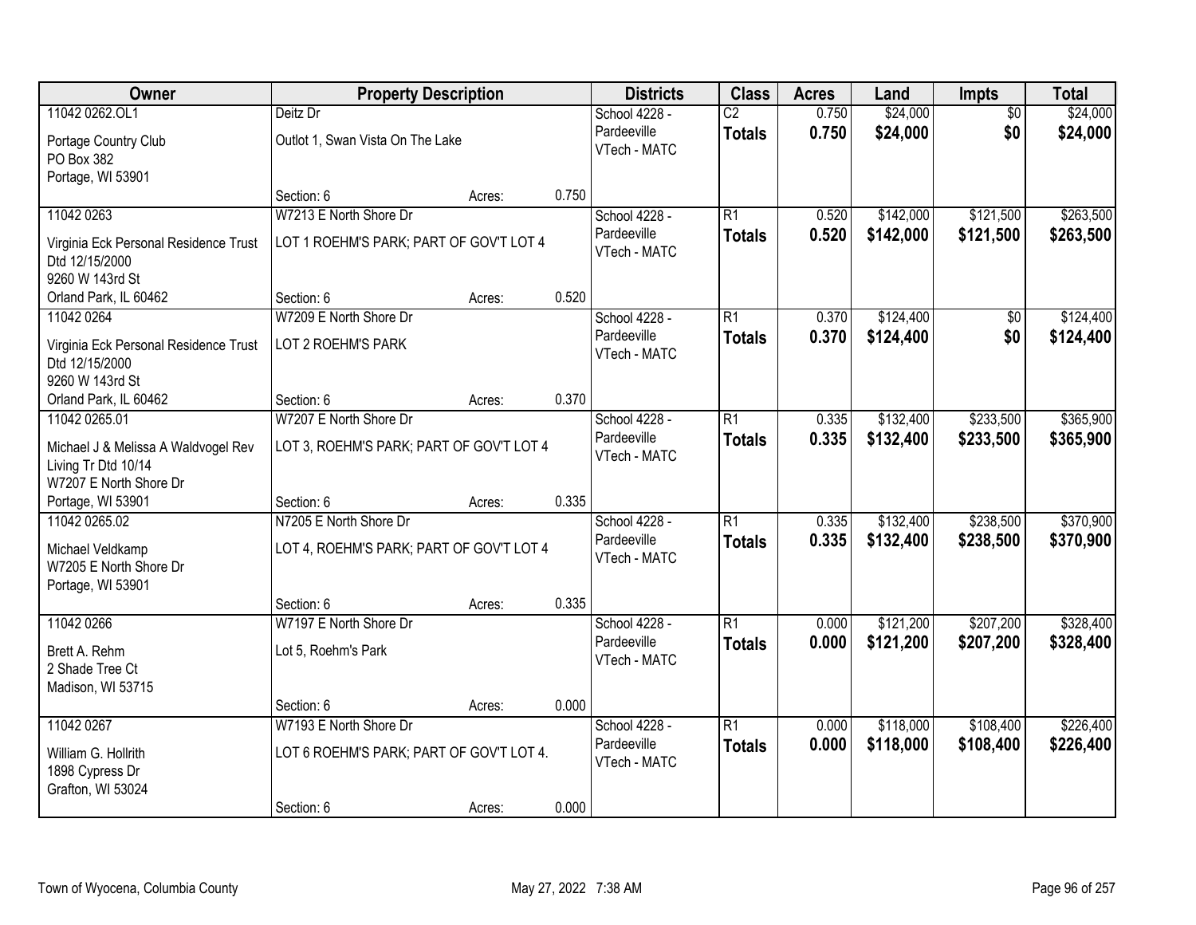| Owner | Property Description | | | Districts | Class | Acres | Land | Impts | Total |
|---|---|---|---|---|---|---|---|---|---|
| 11042 0262.OL1<br>Portage Country Club<br>PO Box 382<br>Portage, WI 53901 | Deitz Dr<br>Outlot 1, Swan Vista On The Lake<br>Section: 6 | Acres: | 0.750 | School 4228 - Pardeeville<br>VTech - MATC | C2<br>**Totals** | 0.750<br>**0.750** | $24,000<br>**$24,000** | $0<br>**$0** | $24,000<br>**$24,000** |
| 11042 0263<br>Virginia Eck Personal Residence Trust Dtd 12/15/2000<br>9260 W 143rd St<br>Orland Park, IL 60462 | W7213 E North Shore Dr<br>LOT 1 ROEHM'S PARK; PART OF GOV'T LOT 4<br>Section: 6 | Acres: | 0.520 | School 4228 - Pardeeville<br>VTech - MATC | R1<br>**Totals** | 0.520<br>**0.520** | $142,000<br>**$142,000** | $121,500<br>**$121,500** | $263,500<br>**$263,500** |
| 11042 0264<br>Virginia Eck Personal Residence Trust Dtd 12/15/2000<br>9260 W 143rd St<br>Orland Park, IL 60462 | W7209 E North Shore Dr<br>LOT 2 ROEHM'S PARK<br>Section: 6 | Acres: | 0.370 | School 4228 - Pardeeville<br>VTech - MATC | R1<br>**Totals** | 0.370<br>**0.370** | $124,400<br>**$124,400** | $0<br>**$0** | $124,400<br>**$124,400** |
| 11042 0265.01<br>Michael J & Melissa A Waldvogel Rev Living Tr Dtd 10/14<br>W7207 E North Shore Dr<br>Portage, WI 53901 | W7207 E North Shore Dr<br>LOT 3, ROEHM'S PARK; PART OF GOV'T LOT 4<br>Section: 6 | Acres: | 0.335 | School 4228 - Pardeeville<br>VTech - MATC | R1<br>**Totals** | 0.335<br>**0.335** | $132,400<br>**$132,400** | $233,500<br>**$233,500** | $365,900<br>**$365,900** |
| 11042 0265.02<br>Michael Veldkamp<br>W7205 E North Shore Dr<br>Portage, WI 53901 | N7205 E North Shore Dr<br>LOT 4, ROEHM'S PARK; PART OF GOV'T LOT 4<br>Section: 6 | Acres: | 0.335 | School 4228 - Pardeeville<br>VTech - MATC | R1<br>**Totals** | 0.335<br>**0.335** | $132,400<br>**$132,400** | $238,500<br>**$238,500** | $370,900<br>**$370,900** |
| 11042 0266<br>Brett A. Rehm<br>2 Shade Tree Ct<br>Madison, WI 53715 | W7197 E North Shore Dr<br>Lot 5, Roehm's Park<br>Section: 6 | Acres: | 0.000 | School 4228 - Pardeeville<br>VTech - MATC | R1<br>**Totals** | 0.000<br>**0.000** | $121,200<br>**$121,200** | $207,200<br>**$207,200** | $328,400<br>**$328,400** |
| 11042 0267<br>William G. Hollrith<br>1898 Cypress Dr<br>Grafton, WI 53024 | W7193 E North Shore Dr<br>LOT 6 ROEHM'S PARK; PART OF GOV'T LOT 4.<br>Section: 6 | Acres: | 0.000 | School 4228 - Pardeeville<br>VTech - MATC | R1<br>**Totals** | 0.000<br>**0.000** | $118,000<br>**$118,000** | $108,400<br>**$108,400** | $226,400<br>**$226,400** |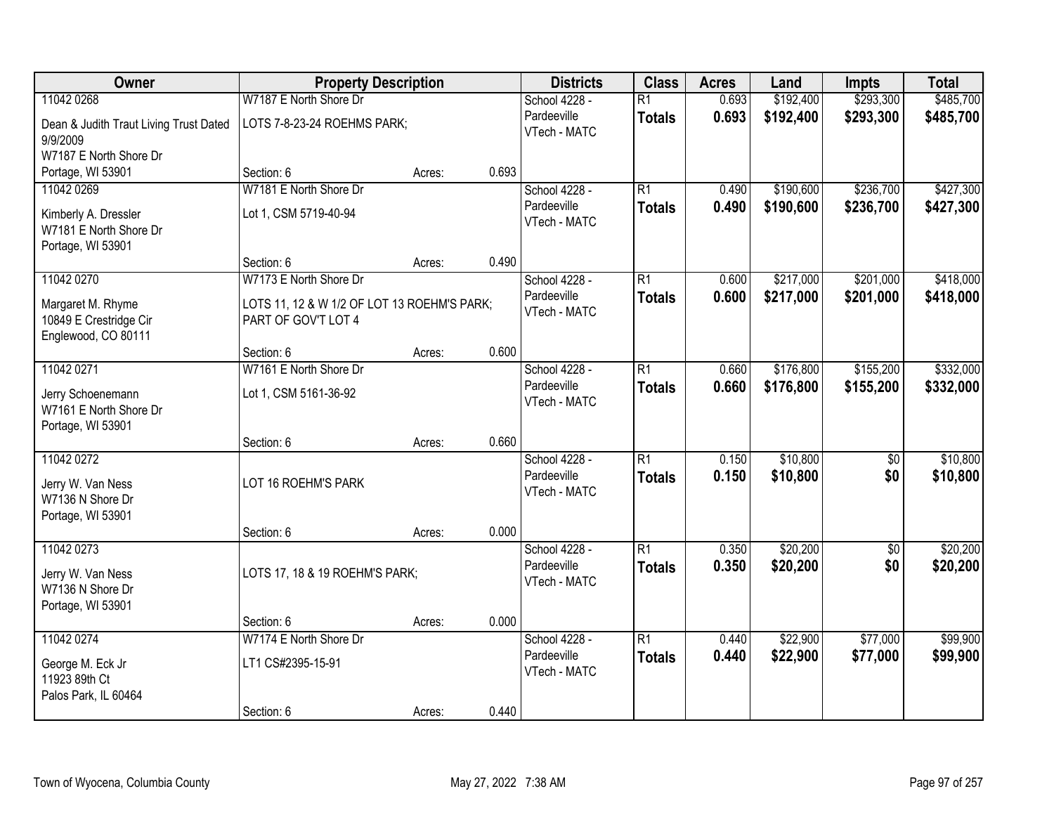| Owner | Property Description | | | Districts | Class | Acres | Land | Impts | Total |
|---|---|---|---|---|---|---|---|---|---|
| 11042 0268 | W7187 E North Shore Dr | | | School 4228 - Pardeeville VTech - MATC | R1 | 0.693 | $192,400 | $293,300 | $485,700 |
| Dean & Judith Traut Living Trust Dated 9/9/2009 W7187 E North Shore Dr Portage, WI 53901 | LOTS 7-8-23-24 ROEHMS PARK; | | | | **Totals** | **0.693** | **$192,400** | **$293,300** | **$485,700** |
| | Section: 6 | Acres: | 0.693 | | | | | | |
| 11042 0269 | W7181 E North Shore Dr | | | School 4228 - Pardeeville VTech - MATC | R1 | 0.490 | $190,600 | $236,700 | $427,300 |
| Kimberly A. Dressler W7181 E North Shore Dr Portage, WI 53901 | Lot 1, CSM 5719-40-94 | | | | **Totals** | **0.490** | **$190,600** | **$236,700** | **$427,300** |
| | Section: 6 | Acres: | 0.490 | | | | | | |
| 11042 0270 | W7173 E North Shore Dr | | | School 4228 - Pardeeville VTech - MATC | R1 | 0.600 | $217,000 | $201,000 | $418,000 |
| Margaret M. Rhyme 10849 E Crestridge Cir Englewood, CO 80111 | LOTS 11, 12 & W 1/2 OF LOT 13 ROEHM'S PARK; PART OF GOV'T LOT 4 | | | | **Totals** | **0.600** | **$217,000** | **$201,000** | **$418,000** |
| | Section: 6 | Acres: | 0.600 | | | | | | |
| 11042 0271 | W7161 E North Shore Dr | | | School 4228 - Pardeeville VTech - MATC | R1 | 0.660 | $176,800 | $155,200 | $332,000 |
| Jerry Schoenemann W7161 E North Shore Dr Portage, WI 53901 | Lot 1, CSM 5161-36-92 | | | | **Totals** | **0.660** | **$176,800** | **$155,200** | **$332,000** |
| | Section: 6 | Acres: | 0.660 | | | | | | |
| 11042 0272 | | | | School 4228 - Pardeeville VTech - MATC | R1 | 0.150 | $10,800 | $0 | $10,800 |
| Jerry W. Van Ness W7136 N Shore Dr Portage, WI 53901 | LOT 16 ROEHM'S PARK | | | | **Totals** | **0.150** | **$10,800** | **$0** | **$10,800** |
| | Section: 6 | Acres: | 0.000 | | | | | | |
| 11042 0273 | | | | School 4228 - Pardeeville VTech - MATC | R1 | 0.350 | $20,200 | $0 | $20,200 |
| Jerry W. Van Ness W7136 N Shore Dr Portage, WI 53901 | LOTS 17, 18 & 19 ROEHM'S PARK; | | | | **Totals** | **0.350** | **$20,200** | **$0** | **$20,200** |
| | Section: 6 | Acres: | 0.000 | | | | | | |
| 11042 0274 | W7174 E North Shore Dr | | | School 4228 - Pardeeville VTech - MATC | R1 | 0.440 | $22,900 | $77,000 | $99,900 |
| George M. Eck Jr 11923 89th Ct Palos Park, IL 60464 | LT1 CS#2395-15-91 | | | | **Totals** | **0.440** | **$22,900** | **$77,000** | **$99,900** |
| | Section: 6 | Acres: | 0.440 | | | | | | |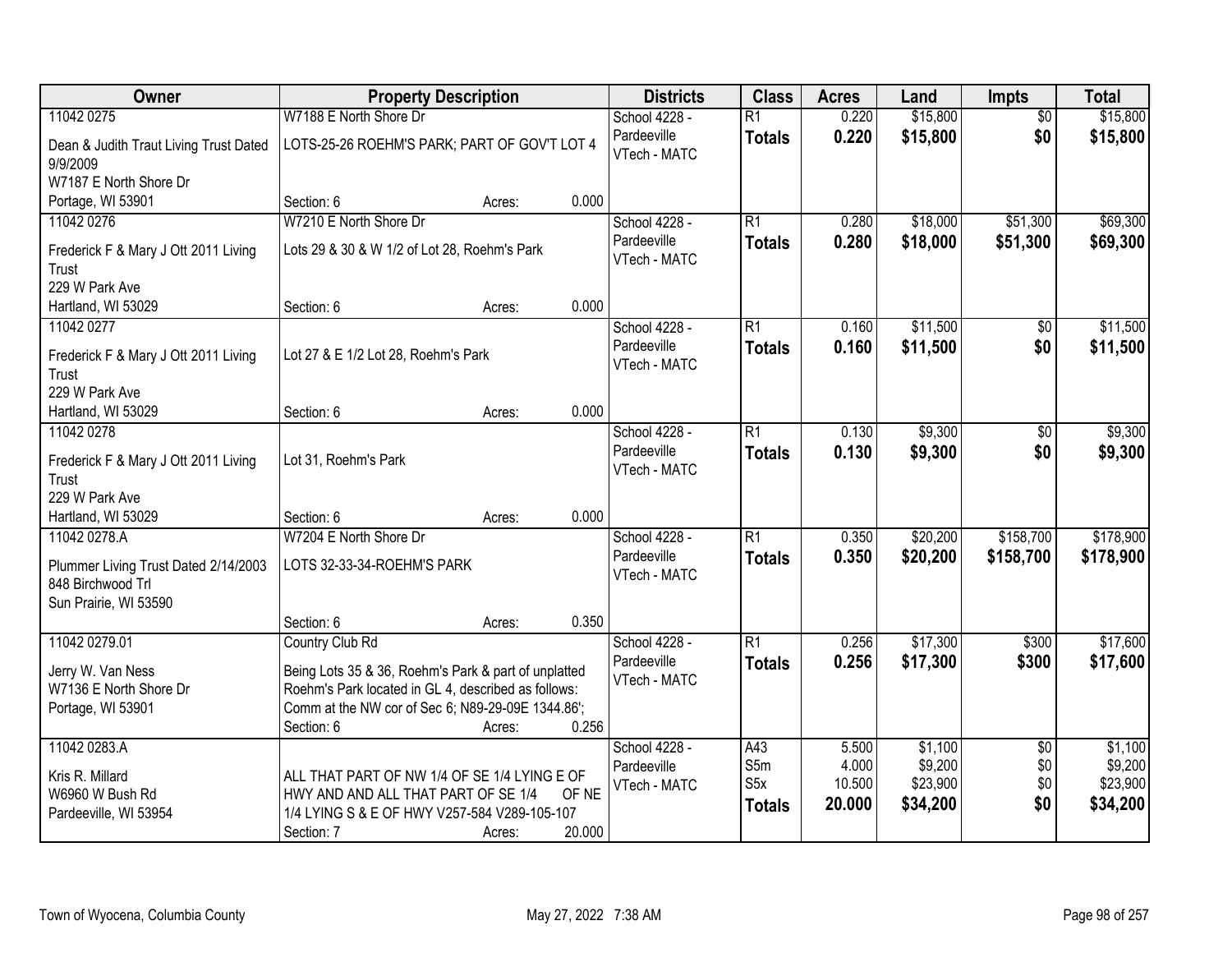| Owner | Property Description | | | Districts | Class | Acres | Land | Impts | Total |
|---|---|---|---|---|---|---|---|---|---|
| 11042 0275 | W7188 E North Shore Dr | | | School 4228 - Pardeeville VTech - MATC | R1 | 0.220 | $15,800 | $0 | $15,800 |
| Dean & Judith Traut Living Trust Dated 9/9/2009 W7187 E North Shore Dr Portage, WI 53901 | LOTS-25-26 ROEHM'S PARK; PART OF GOV'T LOT 4 | | | | **Totals** | **0.220** | **$15,800** | **$0** | **$15,800** |
| | Section: 6 | Acres: | 0.000 | | | | | | |
| 11042 0276 | W7210 E North Shore Dr | | | School 4228 - Pardeeville VTech - MATC | R1 | 0.280 | $18,000 | $51,300 | $69,300 |
| Frederick F & Mary J Ott 2011 Living Trust 229 W Park Ave Hartland, WI 53029 | Lots 29 & 30 & W 1/2 of Lot 28, Roehm's Park | | | | **Totals** | **0.280** | **$18,000** | **$51,300** | **$69,300** |
| | Section: 6 | Acres: | 0.000 | | | | | | |
| 11042 0277 | | | | School 4228 - Pardeeville VTech - MATC | R1 | 0.160 | $11,500 | $0 | $11,500 |
| Frederick F & Mary J Ott 2011 Living Trust 229 W Park Ave Hartland, WI 53029 | Lot 27 & E 1/2 Lot 28, Roehm's Park | | | | **Totals** | **0.160** | **$11,500** | **$0** | **$11,500** |
| | Section: 6 | Acres: | 0.000 | | | | | | |
| 11042 0278 | | | | School 4228 - Pardeeville VTech - MATC | R1 | 0.130 | $9,300 | $0 | $9,300 |
| Frederick F & Mary J Ott 2011 Living Trust 229 W Park Ave Hartland, WI 53029 | Lot 31, Roehm's Park | | | | **Totals** | **0.130** | **$9,300** | **$0** | **$9,300** |
| | Section: 6 | Acres: | 0.000 | | | | | | |
| 11042 0278.A | W7204 E North Shore Dr | | | School 4228 - Pardeeville VTech - MATC | R1 | 0.350 | $20,200 | $158,700 | $178,900 |
| Plummer Living Trust Dated 2/14/2003 848 Birchwood Trl Sun Prairie, WI 53590 | LOTS 32-33-34-ROEHM'S PARK | | | | **Totals** | **0.350** | **$20,200** | **$158,700** | **$178,900** |
| | Section: 6 | Acres: | 0.350 | | | | | | |
| 11042 0279.01 | Country Club Rd | | | School 4228 - Pardeeville VTech - MATC | R1 | 0.256 | $17,300 | $300 | $17,600 |
| Jerry W. Van Ness W7136 E North Shore Dr Portage, WI 53901 | Being Lots 35 & 36, Roehm's Park & part of unplatted Roehm's Park located in GL 4, described as follows: Comm at the NW cor of Sec 6; N89-29-09E 1344.86'; | | | | **Totals** | **0.256** | **$17,300** | **$300** | **$17,600** |
| | Section: 6 | Acres: | 0.256 | | | | | | |
| 11042 0283.A | | | | School 4228 - Pardeeville VTech - MATC | A43 | 5.500 | $1,100 | $0 | $1,100 |
| Kris R. Millard W6960 W Bush Rd Pardeeville, WI 53954 | ALL THAT PART OF NW 1/4 OF SE 1/4 LYING E OF HWY AND AND ALL THAT PART OF SE 1/4 OF NE 1/4 LYING S & E OF HWY V257-584 V289-105-107 | | | | S5m | 4.000 | $9,200 | $0 | $9,200 |
| | | | | | S5x | 10.500 | $23,900 | $0 | $23,900 |
| | | | | | **Totals** | **20.000** | **$34,200** | **$0** | **$34,200** |
| | Section: 7 | Acres: | 20.000 | | | | | | |

Town of Wyocena, Columbia County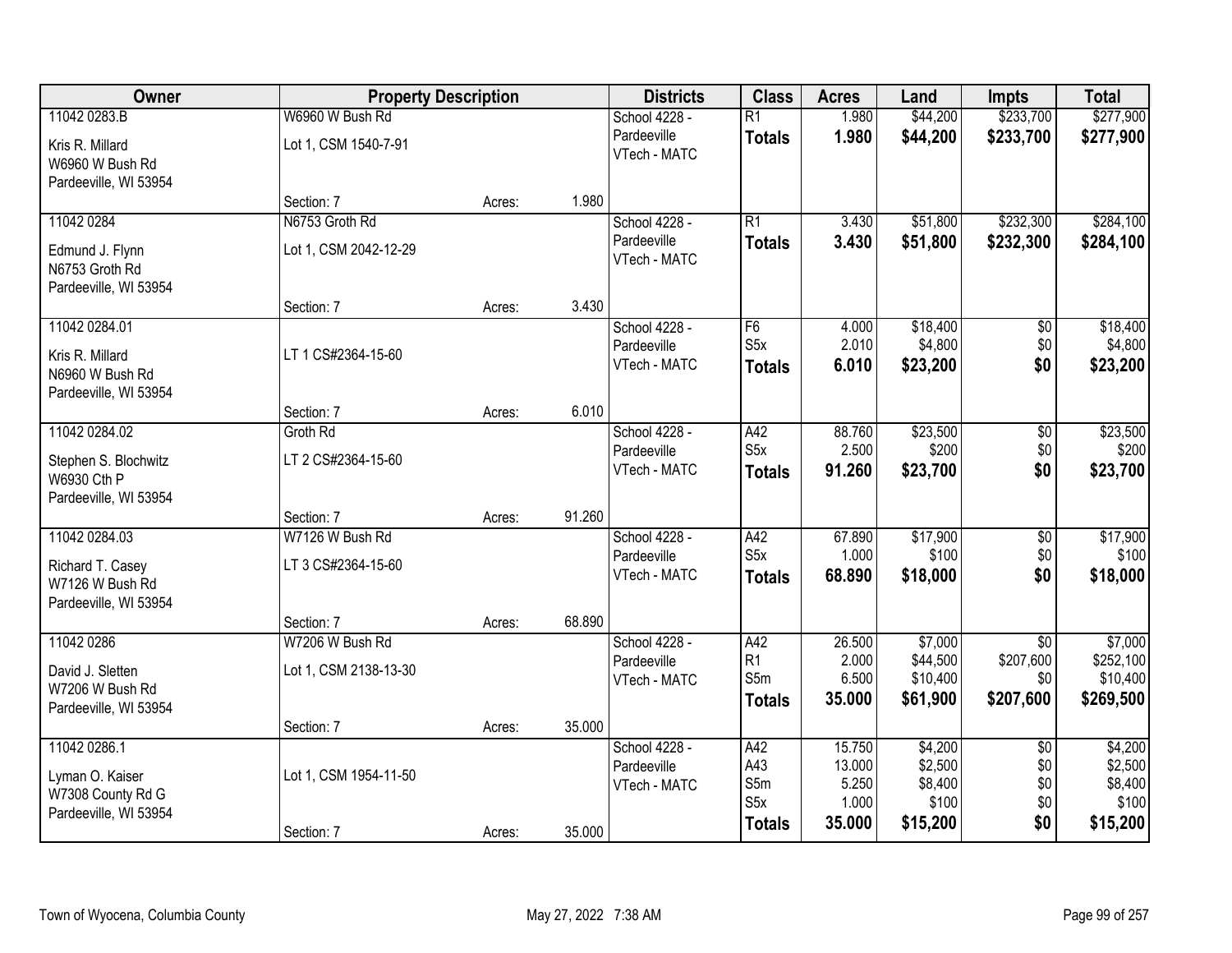| Owner | Property Description | | | Districts | Class | Acres | Land | Impts | Total |
|---|---|---|---|---|---|---|---|---|---|
| 11042 0283.B | W6960 W Bush Rd | | | School 4228 - | R1 | 1.980 | $44,200 | $233,700 | $277,900 |
| Kris R. Millard | Lot 1, CSM 1540-7-91 | | | Pardeeville | **Totals** | **1.980** | **$44,200** | **$233,700** | **$277,900** |
| W6960 W Bush Rd | | | | VTech - MATC | | | | | |
| Pardeeville, WI 53954 | | | | | | | | | |
| | Section: 7 | Acres: | 1.980 | | | | | | |
| 11042 0284 | N6753 Groth Rd | | | School 4228 - | R1 | 3.430 | $51,800 | $232,300 | $284,100 |
| Edmund J. Flynn | Lot 1, CSM 2042-12-29 | | | Pardeeville | **Totals** | **3.430** | **$51,800** | **$232,300** | **$284,100** |
| N6753 Groth Rd | | | | VTech - MATC | | | | | |
| Pardeeville, WI 53954 | | | | | | | | | |
| | Section: 7 | Acres: | 3.430 | | | | | | |
| 11042 0284.01 | | | | School 4228 - | F6 | 4.000 | $18,400 | $0 | $18,400 |
| Kris R. Millard | LT 1 CS#2364-15-60 | | | Pardeeville | S5x | 2.010 | $4,800 | $0 | $4,800 |
| N6960 W Bush Rd | | | | VTech - MATC | **Totals** | **6.010** | **$23,200** | **$0** | **$23,200** |
| Pardeeville, WI 53954 | | | | | | | | | |
| | Section: 7 | Acres: | 6.010 | | | | | | |
| 11042 0284.02 | Groth Rd | | | School 4228 - | A42 | 88.760 | $23,500 | $0 | $23,500 |
| Stephen S. Blochwitz | LT 2 CS#2364-15-60 | | | Pardeeville | S5x | 2.500 | $200 | $0 | $200 |
| W6930 Cth P | | | | VTech - MATC | **Totals** | **91.260** | **$23,700** | **$0** | **$23,700** |
| Pardeeville, WI 53954 | | | | | | | | | |
| | Section: 7 | Acres: | 91.260 | | | | | | |
| 11042 0284.03 | W7126 W Bush Rd | | | School 4228 - | A42 | 67.890 | $17,900 | $0 | $17,900 |
| Richard T. Casey | LT 3 CS#2364-15-60 | | | Pardeeville | S5x | 1.000 | $100 | $0 | $100 |
| W7126 W Bush Rd | | | | VTech - MATC | **Totals** | **68.890** | **$18,000** | **$0** | **$18,000** |
| Pardeeville, WI 53954 | | | | | | | | | |
| | Section: 7 | Acres: | 68.890 | | | | | | |
| 11042 0286 | W7206 W Bush Rd | | | School 4228 - | A42 | 26.500 | $7,000 | $0 | $7,000 |
| David J. Sletten | Lot 1, CSM 2138-13-30 | | | Pardeeville | R1 | 2.000 | $44,500 | $207,600 | $252,100 |
| W7206 W Bush Rd | | | | VTech - MATC | S5m | 6.500 | $10,400 | $0 | $10,400 |
| Pardeeville, WI 53954 | | | | | **Totals** | **35.000** | **$61,900** | **$207,600** | **$269,500** |
| | Section: 7 | Acres: | 35.000 | | | | | | |
| 11042 0286.1 | | | | School 4228 - | A42 | 15.750 | $4,200 | $0 | $4,200 |
| Lyman O. Kaiser | Lot 1, CSM 1954-11-50 | | | Pardeeville | A43 | 13.000 | $2,500 | $0 | $2,500 |
| W7308 County Rd G | | | | VTech - MATC | S5m | 5.250 | $8,400 | $0 | $8,400 |
| Pardeeville, WI 53954 | | | | | S5x | 1.000 | $100 | $0 | $100 |
| | Section: 7 | Acres: | 35.000 | | **Totals** | **35.000** | **$15,200** | **$0** | **$15,200** |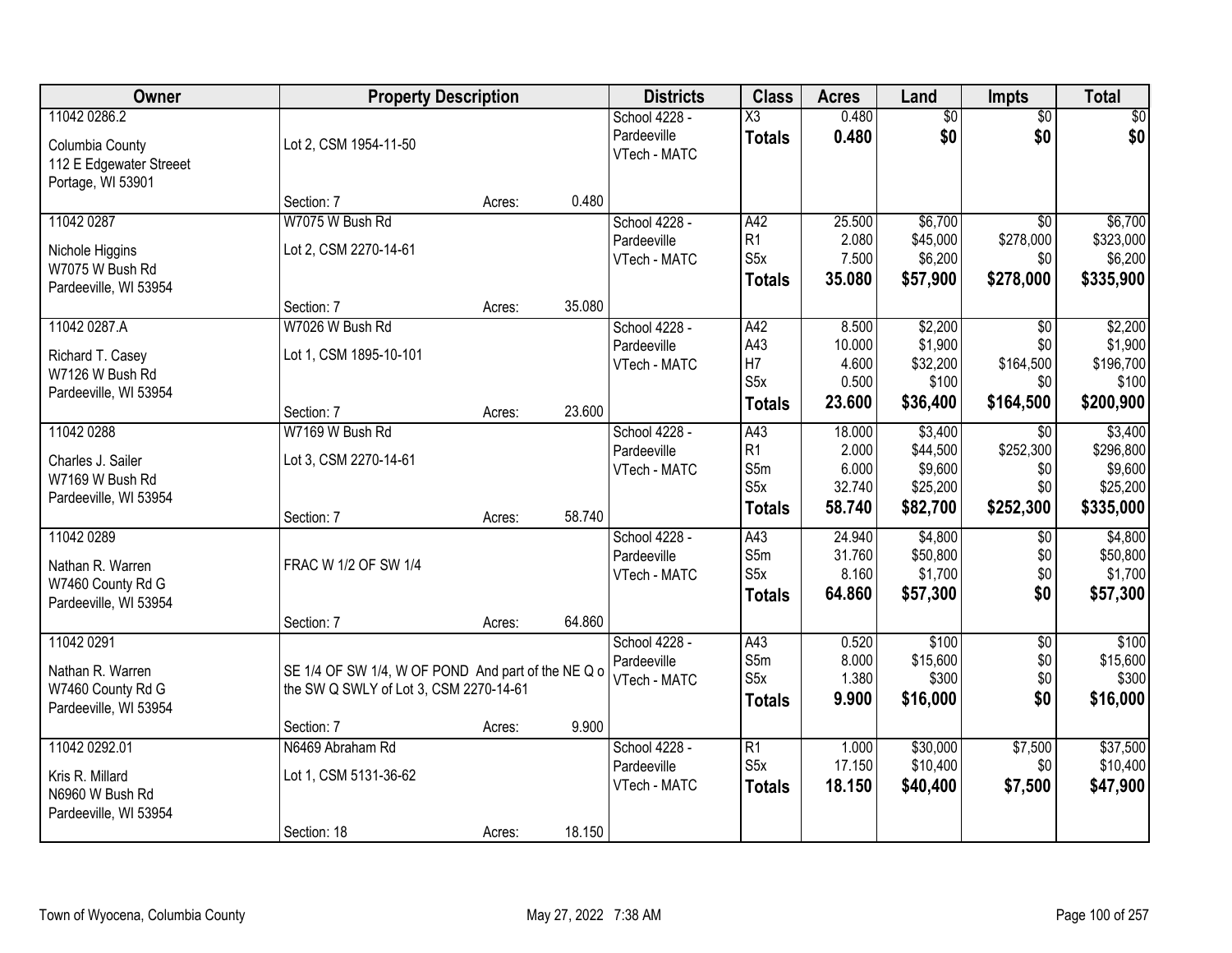| Owner | Property Description | | | Districts | Class | Acres | Land | Impts | Total |
|---|---|---|---|---|---|---|---|---|---|
| 11042 0286.2<br><br>Columbia County<br>112 E Edgewater Streeet<br>Portage, WI 53901 | <br><br>Lot 2, CSM 1954-11-50 | | | School 4228 - Pardeeville<br>VTech - MATC | X3<br>**Totals** | 0.480<br>**0.480** | $0<br>**$0** | $0<br>**$0** | $0<br>**$0** |
| | Section: 7 | Acres: | 0.480 | | | | | | |
| 11042 0287<br><br>Nichole Higgins<br>W7075 W Bush Rd<br>Pardeeville, WI 53954 | W7075 W Bush Rd<br><br>Lot 2, CSM 2270-14-61 | | | School 4228 - Pardeeville<br>VTech - MATC | A42<br>R1<br>S5x<br>**Totals** | 25.500<br>2.080<br>7.500<br>**35.080** | $6,700<br>$45,000<br>$6,200<br>**$57,900** | $0<br>$278,000<br>$0<br>**$278,000** | $6,700<br>$323,000<br>$6,200<br>**$335,900** |
| | Section: 7 | Acres: | 35.080 | | | | | | |
| 11042 0287.A<br><br>Richard T. Casey<br>W7126 W Bush Rd<br>Pardeeville, WI 53954 | W7026 W Bush Rd<br><br>Lot 1, CSM 1895-10-101 | | | School 4228 - Pardeeville<br>VTech - MATC | A42<br>A43<br>H7<br>S5x<br>**Totals** | 8.500<br>10.000<br>4.600<br>0.500<br>**23.600** | $2,200<br>$1,900<br>$32,200<br>$100<br>**$36,400** | $0<br>$0<br>$164,500<br>$0<br>**$164,500** | $2,200<br>$1,900<br>$196,700<br>$100<br>**$200,900** |
| | Section: 7 | Acres: | 23.600 | | | | | | |
| 11042 0288<br><br>Charles J. Sailer<br>W7169 W Bush Rd<br>Pardeeville, WI 53954 | W7169 W Bush Rd<br><br>Lot 3, CSM 2270-14-61 | | | School 4228 - Pardeeville<br>VTech - MATC | A43<br>R1<br>S5m<br>S5x<br>**Totals** | 18.000<br>2.000<br>6.000<br>32.740<br>**58.740** | $3,400<br>$44,500<br>$9,600<br>$25,200<br>**$82,700** | $0<br>$252,300<br>$0<br>$0<br>**$252,300** | $3,400<br>$296,800<br>$9,600<br>$25,200<br>**$335,000** |
| | Section: 7 | Acres: | 58.740 | | | | | | |
| 11042 0289<br><br>Nathan R. Warren<br>W7460 County Rd G<br>Pardeeville, WI 53954 | <br><br>FRAC W 1/2 OF SW 1/4 | | | School 4228 - Pardeeville<br>VTech - MATC | A43<br>S5m<br>S5x<br>**Totals** | 24.940<br>31.760<br>8.160<br>**64.860** | $4,800<br>$50,800<br>$1,700<br>**$57,300** | $0<br>$0<br>$0<br>**$0** | $4,800<br>$50,800<br>$1,700<br>**$57,300** |
| | Section: 7 | Acres: | 64.860 | | | | | | |
| 11042 0291<br><br>Nathan R. Warren<br>W7460 County Rd G<br>Pardeeville, WI 53954 | <br><br>SE 1/4 OF SW 1/4, W OF POND And part of the NE Q o the SW Q SWLY of Lot 3, CSM 2270-14-61 | | | School 4228 - Pardeeville<br>VTech - MATC | A43<br>S5m<br>S5x<br>**Totals** | 0.520<br>8.000<br>1.380<br>**9.900** | $100<br>$15,600<br>$300<br>**$16,000** | $0<br>$0<br>$0<br>**$0** | $100<br>$15,600<br>$300<br>**$16,000** |
| | Section: 7 | Acres: | 9.900 | | | | | | |
| 11042 0292.01<br><br>Kris R. Millard<br>N6960 W Bush Rd<br>Pardeeville, WI 53954 | N6469 Abraham Rd<br><br>Lot 1, CSM 5131-36-62 | | | School 4228 - Pardeeville<br>VTech - MATC | R1<br>S5x<br>**Totals** | 1.000<br>17.150<br>**18.150** | $30,000<br>$10,400<br>**$40,400** | $7,500<br>$0<br>**$7,500** | $37,500<br>$10,400<br>**$47,900** |
| | Section: 18 | Acres: | 18.150 | | | | | | |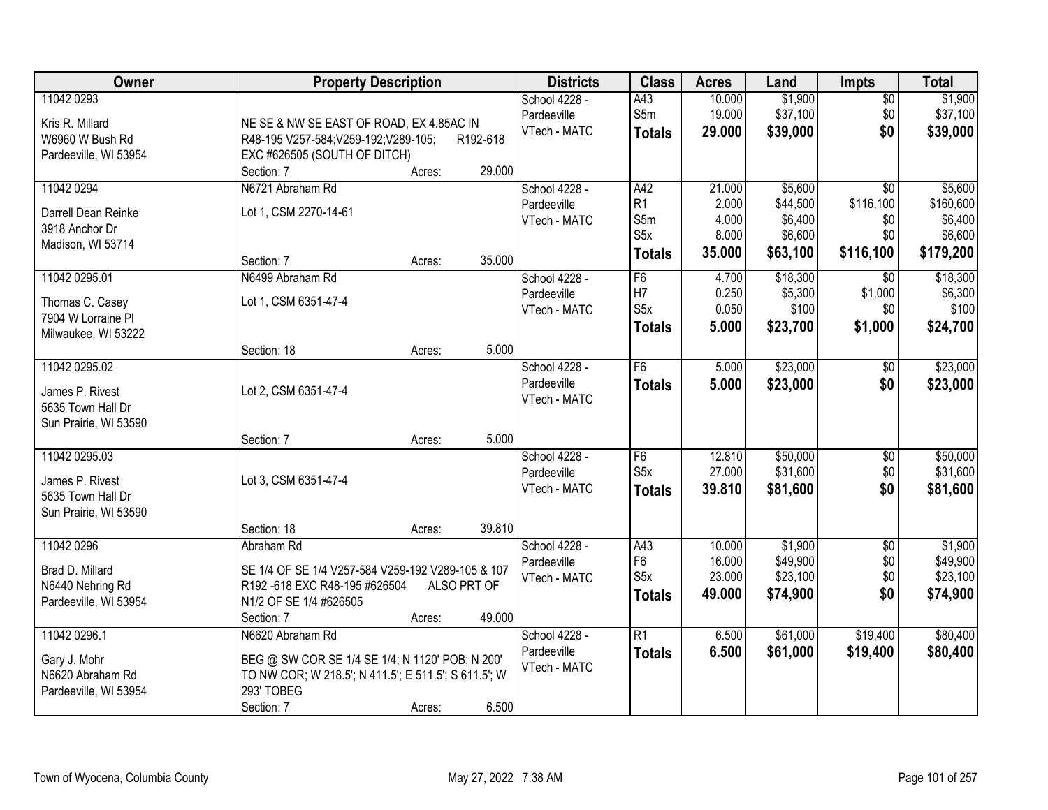| Owner | Property Description | Districts | Class | Acres | Land | Impts | Total |
|---|---|---|---|---|---|---|---|
| 11042 0293<br>Kris R. Millard<br>W6960 W Bush Rd<br>Pardeeville, WI 53954 | NE SE & NW SE EAST OF ROAD, EX 4.85AC IN R48-195 V257-584;V259-192;V289-105; R192-618 EXC #626505 (SOUTH OF DITCH)<br>Section: 7 Acres: 29.000 | School 4228 - Pardeeville<br>VTech - MATC | A43<br>S5m<br>**Totals** | 10.000<br>19.000<br>**29.000** | $1,900<br>$37,100<br>**$39,000** | $0<br>$0<br>**$0** | $1,900<br>$37,100<br>**$39,000** |
| 11042 0294<br>Darrell Dean Reinke<br>3918 Anchor Dr<br>Madison, WI 53714 | N6721 Abraham Rd<br>Lot 1, CSM 2270-14-61<br>Section: 7 Acres: 35.000 | School 4228 - Pardeeville<br>VTech - MATC | A42<br>R1<br>S5m<br>S5x<br>**Totals** | 21.000<br>2.000<br>4.000<br>8.000<br>**35.000** | $5,600<br>$44,500<br>$6,400<br>$6,600<br>**$63,100** | $0<br>$116,100<br>$0<br>$0<br>**$116,100** | $5,600<br>$160,600<br>$6,400<br>$6,600<br>**$179,200** |
| 11042 0295.01<br>Thomas C. Casey<br>7904 W Lorraine Pl<br>Milwaukee, WI 53222 | N6499 Abraham Rd<br>Lot 1, CSM 6351-47-4<br>Section: 18 Acres: 5.000 | School 4228 - Pardeeville<br>VTech - MATC | F6<br>H7<br>S5x<br>**Totals** | 4.700<br>0.250<br>0.050<br>**5.000** | $18,300<br>$5,300<br>$100<br>**$23,700** | $0<br>$1,000<br>$0<br>**$1,000** | $18,300<br>$6,300<br>$100<br>**$24,700** |
| 11042 0295.02<br>James P. Rivest<br>5635 Town Hall Dr<br>Sun Prairie, WI 53590 | Lot 2, CSM 6351-47-4<br>Section: 7 Acres: 5.000 | School 4228 - Pardeeville<br>VTech - MATC | F6<br>**Totals** | 5.000<br>**5.000** | $23,000<br>**$23,000** | $0<br>**$0** | $23,000<br>**$23,000** |
| 11042 0295.03<br>James P. Rivest<br>5635 Town Hall Dr<br>Sun Prairie, WI 53590 | Lot 3, CSM 6351-47-4<br>Section: 18 Acres: 39.810 | School 4228 - Pardeeville<br>VTech - MATC | F6<br>S5x<br>**Totals** | 12.810<br>27.000<br>**39.810** | $50,000<br>$31,600<br>**$81,600** | $0<br>$0<br>**$0** | $50,000<br>$31,600<br>**$81,600** |
| 11042 0296<br>Brad D. Millard<br>N6440 Nehring Rd<br>Pardeeville, WI 53954 | Abraham Rd<br>SE 1/4 OF SE 1/4 V257-584 V259-192 V289-105 & 107 R192 -618 EXC R48-195 #626504 ALSO PRT OF N1/2 OF SE 1/4 #626505<br>Section: 7 Acres: 49.000 | School 4228 - Pardeeville<br>VTech - MATC | A43<br>F6<br>S5x<br>**Totals** | 10.000<br>16.000<br>23.000<br>**49.000** | $1,900<br>$49,900<br>$23,100<br>**$74,900** | $0<br>$0<br>$0<br>**$0** | $1,900<br>$49,900<br>$23,100<br>**$74,900** |
| 11042 0296.1<br>Gary J. Mohr<br>N6620 Abraham Rd<br>Pardeeville, WI 53954 | N6620 Abraham Rd<br>BEG @ SW COR SE 1/4 SE 1/4; N 1120' POB; N 200' TO NW COR; W 218.5'; N 411.5'; E 511.5'; S 611.5'; W 293' TOBEG<br>Section: 7 Acres: 6.500 | School 4228 - Pardeeville<br>VTech - MATC | R1<br>**Totals** | 6.500<br>**6.500** | $61,000<br>**$61,000** | $19,400<br>**$19,400** | $80,400<br>**$80,400** |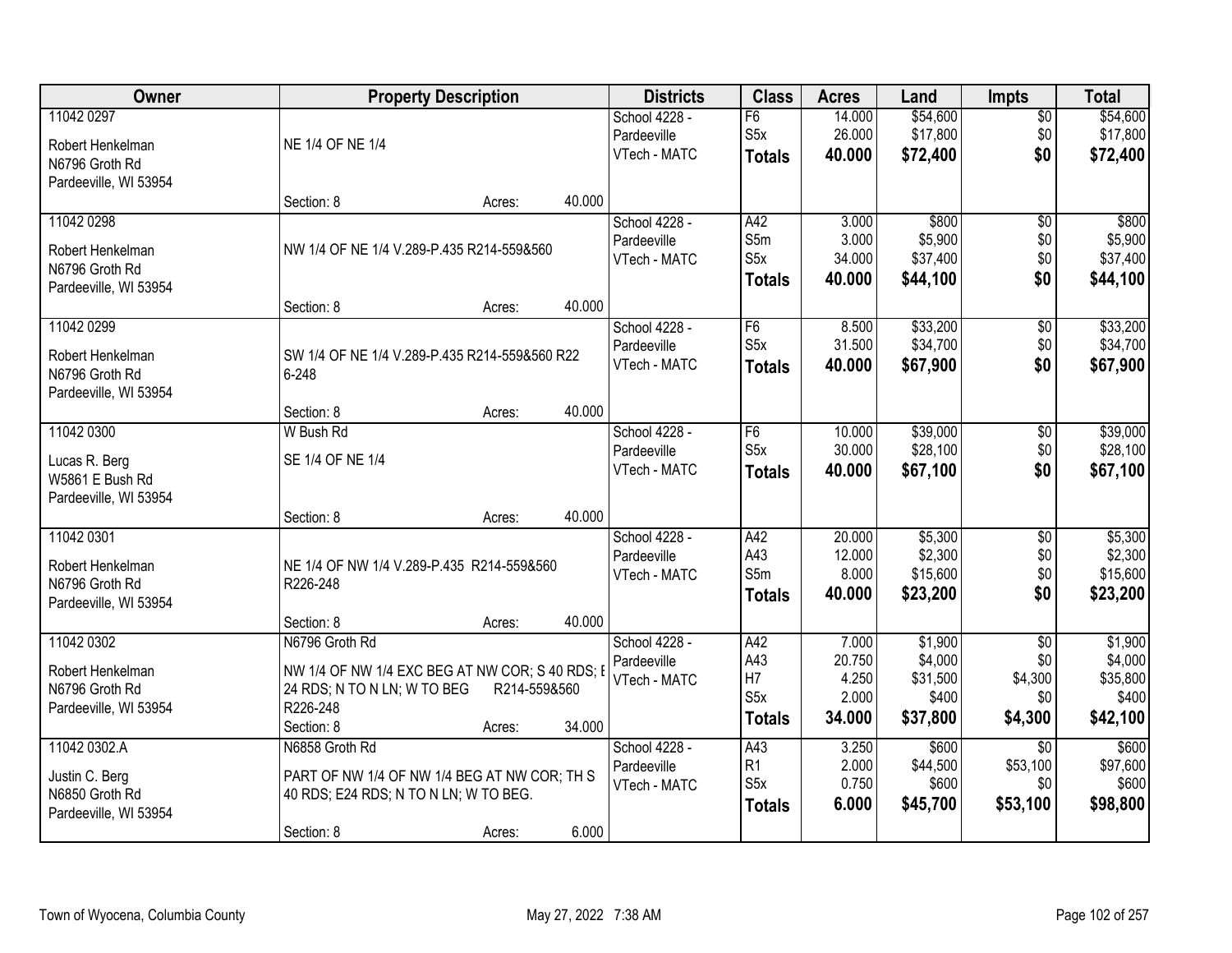| Owner | Property Description | Districts | Class | Acres | Land | Impts | Total |
|---|---|---|---|---|---|---|---|
| 11042 0297<br>Robert Henkelman<br>N6796 Groth Rd<br>Pardeeville, WI 53954 | NE 1/4 OF NE 1/4<br>Section: 8 Acres: 40.000 | School 4228 - Pardeeville<br>VTech - MATC | F6<br>S5x<br>**Totals** | 14.000<br>26.000<br>**40.000** | $54,600<br>$17,800<br>**$72,400** | $0<br>$0<br>**$0** | $54,600<br>$17,800<br>**$72,400** |
| 11042 0298<br>Robert Henkelman<br>N6796 Groth Rd<br>Pardeeville, WI 53954 | NW 1/4 OF NE 1/4 V.289-P.435 R214-559&560<br>Section: 8 Acres: 40.000 | School 4228 - Pardeeville<br>VTech - MATC | A42<br>S5m<br>S5x<br>**Totals** | 3.000<br>3.000<br>34.000<br>**40.000** | $800<br>$5,900<br>$37,400<br>**$44,100** | $0<br>$0<br>$0<br>**$0** | $800<br>$5,900<br>$37,400<br>**$44,100** |
| 11042 0299<br>Robert Henkelman<br>N6796 Groth Rd<br>Pardeeville, WI 53954 | SW 1/4 OF NE 1/4 V.289-P.435 R214-559&560 R226-248<br>Section: 8 Acres: 40.000 | School 4228 - Pardeeville<br>VTech - MATC | F6<br>S5x<br>**Totals** | 8.500<br>31.500<br>**40.000** | $33,200<br>$34,700<br>**$67,900** | $0<br>$0<br>**$0** | $33,200<br>$34,700<br>**$67,900** |
| 11042 0300<br>Lucas R. Berg<br>W5861 E Bush Rd<br>Pardeeville, WI 53954 | W Bush Rd<br>SE 1/4 OF NE 1/4<br>Section: 8 Acres: 40.000 | School 4228 - Pardeeville<br>VTech - MATC | F6<br>S5x<br>**Totals** | 10.000<br>30.000<br>**40.000** | $39,000<br>$28,100<br>**$67,100** | $0<br>$0<br>**$0** | $39,000<br>$28,100<br>**$67,100** |
| 11042 0301<br>Robert Henkelman<br>N6796 Groth Rd<br>Pardeeville, WI 53954 | NE 1/4 OF NW 1/4 V.289-P.435 R214-559&560 R226-248<br>Section: 8 Acres: 40.000 | School 4228 - Pardeeville<br>VTech - MATC | A42<br>A43<br>S5m<br>**Totals** | 20.000<br>12.000<br>8.000<br>**40.000** | $5,300<br>$2,300<br>$15,600<br>**$23,200** | $0<br>$0<br>$0<br>**$0** | $5,300<br>$2,300<br>$15,600<br>**$23,200** |
| 11042 0302<br>Robert Henkelman<br>N6796 Groth Rd<br>Pardeeville, WI 53954 | N6796 Groth Rd<br>NW 1/4 OF NW 1/4 EXC BEG AT NW COR; S 40 RDS; E 24 RDS; N TO N LN; W TO BEG R214-559&560 R226-248<br>Section: 8 Acres: 34.000 | School 4228 - Pardeeville<br>VTech - MATC | A42<br>A43<br>H7<br>S5x<br>**Totals** | 7.000<br>20.750<br>4.250<br>2.000<br>**34.000** | $1,900<br>$4,000<br>$31,500<br>$400<br>**$37,800** | $0<br>$0<br>$4,300<br>$0<br>**$4,300** | $1,900<br>$4,000<br>$35,800<br>$400<br>**$42,100** |
| 11042 0302.A<br>Justin C. Berg<br>N6850 Groth Rd<br>Pardeeville, WI 53954 | N6858 Groth Rd<br>PART OF NW 1/4 OF NW 1/4 BEG AT NW COR; TH S 40 RDS; E24 RDS; N TO N LN; W TO BEG.<br>Section: 8 Acres: 6.000 | School 4228 - Pardeeville<br>VTech - MATC | A43<br>R1<br>S5x<br>**Totals** | 3.250<br>2.000<br>0.750<br>**6.000** | $600<br>$44,500<br>$600<br>**$45,700** | $0<br>$53,100<br>$0<br>**$53,100** | $600<br>$97,600<br>$600<br>**$98,800** |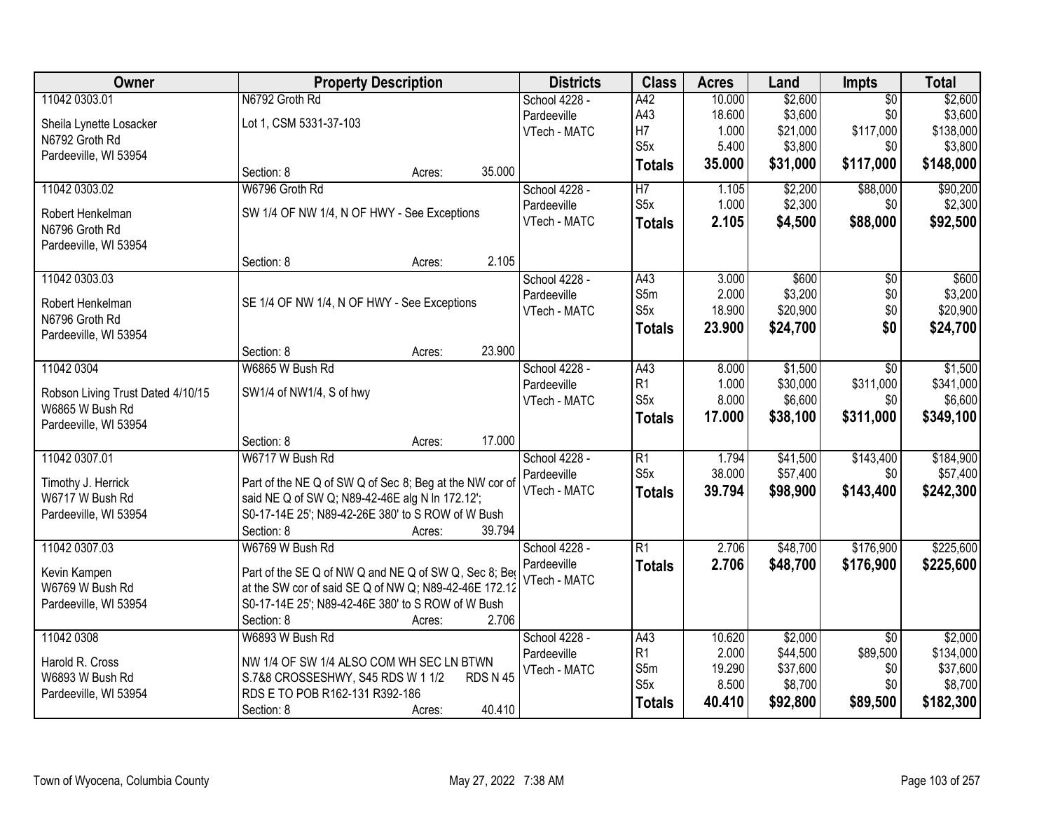| Owner | Property Description | Districts | Class | Acres | Land | Impts | Total |
|---|---|---|---|---|---|---|---|
| 11042 0303.01<br>Sheila Lynette Losacker<br>N6792 Groth Rd<br>Pardeeville, WI 53954 | N6792 Groth Rd<br>Lot 1, CSM 5331-37-103<br>Section: 8 Acres: 35.000 | School 4228 - Pardeeville<br>VTech - MATC | A42<br>A43<br>H7<br>S5x<br>**Totals** | 10.000<br>18.600<br>1.000<br>5.400<br>**35.000** | $2,600<br>$3,600<br>$21,000<br>$3,800<br>**$31,000** | $0<br>$0<br>$117,000<br>$0<br>**$117,000** | $2,600<br>$3,600<br>$138,000<br>$3,800<br>**$148,000** |
| 11042 0303.02<br>Robert Henkelman<br>N6796 Groth Rd<br>Pardeeville, WI 53954 | W6796 Groth Rd<br>SW 1/4 OF NW 1/4, N OF HWY - See Exceptions<br>Section: 8 Acres: 2.105 | School 4228 - Pardeeville<br>VTech - MATC | H7<br>S5x<br>**Totals** | 1.105<br>1.000<br>**2.105** | $2,200<br>$2,300<br>**$4,500** | $88,000<br>$0<br>**$88,000** | $90,200<br>$2,300<br>**$92,500** |
| 11042 0303.03<br>Robert Henkelman<br>N6796 Groth Rd<br>Pardeeville, WI 53954 | SE 1/4 OF NW 1/4, N OF HWY - See Exceptions<br>Section: 8 Acres: 23.900 | School 4228 - Pardeeville<br>VTech - MATC | A43<br>S5m<br>S5x<br>**Totals** | 3.000<br>2.000<br>18.900<br>**23.900** | $600<br>$3,200<br>$20,900<br>**$24,700** | $0<br>$0<br>$0<br>**$0** | $600<br>$3,200<br>$20,900<br>**$24,700** |
| 11042 0304<br>Robson Living Trust Dated 4/10/15<br>W6865 W Bush Rd<br>Pardeeville, WI 53954 | W6865 W Bush Rd<br>SW1/4 of NW1/4, S of hwy<br>Section: 8 Acres: 17.000 | School 4228 - Pardeeville<br>VTech - MATC | A43<br>R1<br>S5x<br>**Totals** | 8.000<br>1.000<br>8.000<br>**17.000** | $1,500<br>$30,000<br>$6,600<br>**$38,100** | $0<br>$311,000<br>$0<br>**$311,000** | $1,500<br>$341,000<br>$6,600<br>**$349,100** |
| 11042 0307.01<br>Timothy J. Herrick<br>W6717 W Bush Rd<br>Pardeeville, WI 53954 | W6717 W Bush Rd<br>Part of the NE Q of SW Q of Sec 8; Beg at the NW cor of said NE Q of SW Q; N89-42-46E alg N ln 172.12'; S0-17-14E 25'; N89-42-26E 380' to S ROW of W Bush<br>Section: 8 Acres: 39.794 | School 4228 - Pardeeville<br>VTech - MATC | R1<br>S5x<br>**Totals** | 1.794<br>38.000<br>**39.794** | $41,500<br>$57,400<br>**$98,900** | $143,400<br>$0<br>**$143,400** | $184,900<br>$57,400<br>**$242,300** |
| 11042 0307.03<br>Kevin Kampen<br>W6769 W Bush Rd<br>Pardeeville, WI 53954 | W6769 W Bush Rd<br>Part of the SE Q of NW Q and NE Q of SW Q, Sec 8; Beg at the SW cor of said SE Q of NW Q; N89-42-46E 172.12 S0-17-14E 25'; N89-42-46E 380' to S ROW of W Bush<br>Section: 8 Acres: 2.706 | School 4228 - Pardeeville<br>VTech - MATC | R1<br>**Totals** | 2.706<br>**2.706** | $48,700<br>**$48,700** | $176,900<br>**$176,900** | $225,600<br>**$225,600** |
| 11042 0308<br>Harold R. Cross<br>W6893 W Bush Rd<br>Pardeeville, WI 53954 | W6893 W Bush Rd<br>NW 1/4 OF SW 1/4 ALSO COM WH SEC LN BTWN S.7&8 CROSSESHWY, S45 RDS W 1 1/2 RDS N 45 RDS E TO POB R162-131 R392-186<br>Section: 8 Acres: 40.410 | School 4228 - Pardeeville<br>VTech - MATC | A43<br>R1<br>S5m<br>S5x<br>**Totals** | 10.620<br>2.000<br>19.290<br>8.500<br>**40.410** | $2,000<br>$44,500<br>$37,600<br>$8,700<br>**$92,800** | $0<br>$89,500<br>$0<br>$0<br>**$89,500** | $2,000<br>$134,000<br>$37,600<br>$8,700<br>**$182,300** |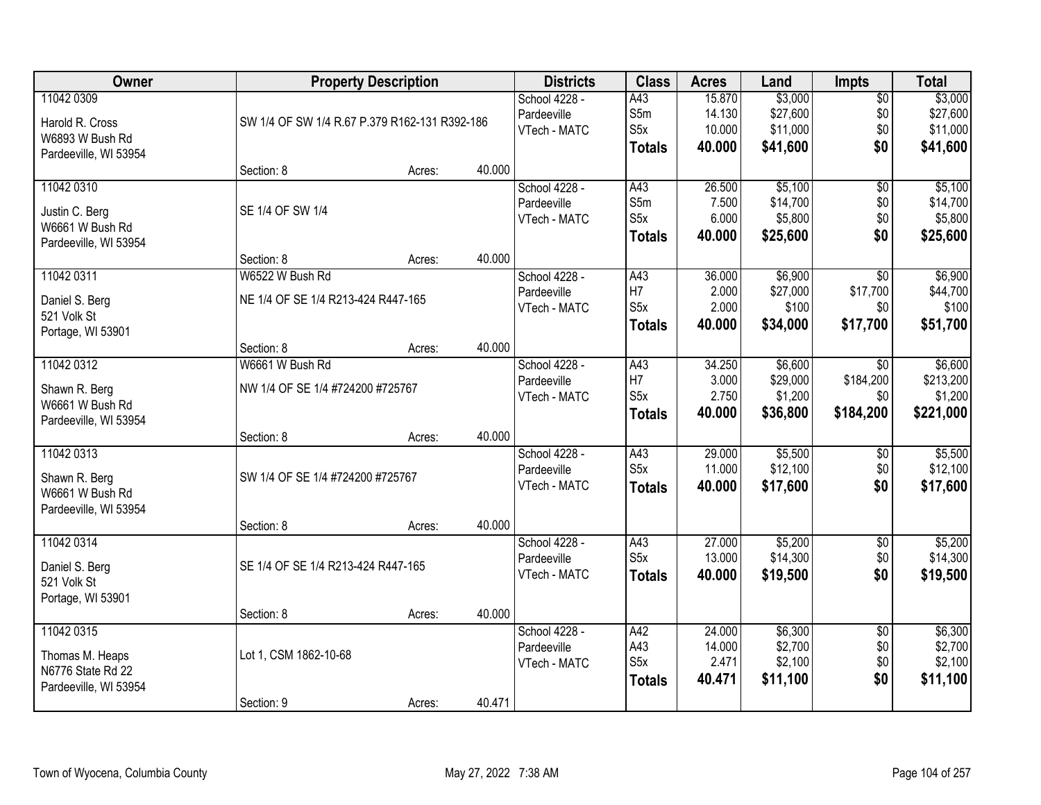| Owner | Property Description | | | Districts | Class | Acres | Land | Impts | Total |
|---|---|---|---|---|---|---|---|---|---|
| 11042 0309<br>Harold R. Cross<br>W6893 W Bush Rd<br>Pardeeville, WI 53954 | SW 1/4 OF SW 1/4 R.67 P.379 R162-131 R392-186 | | | School 4228 - Pardeeville<br>VTech - MATC | A43<br>S5m<br>S5x<br>**Totals** | 15.870<br>14.130<br>10.000<br>**40.000** | $3,000<br>$27,600<br>$11,000<br>**$41,600** | $0<br>$0<br>$0<br>**$0** | $3,000<br>$27,600<br>$11,000<br>**$41,600** |
| | Section: 8 | Acres: | 40.000 | | | | | | |
| 11042 0310<br>Justin C. Berg<br>W6661 W Bush Rd<br>Pardeeville, WI 53954 | SE 1/4 OF SW 1/4 | | | School 4228 - Pardeeville<br>VTech - MATC | A43<br>S5m<br>S5x<br>**Totals** | 26.500<br>7.500<br>6.000<br>**40.000** | $5,100<br>$14,700<br>$5,800<br>**$25,600** | $0<br>$0<br>$0<br>**$0** | $5,100<br>$14,700<br>$5,800<br>**$25,600** |
| | Section: 8 | Acres: | 40.000 | | | | | | |
| 11042 0311<br>Daniel S. Berg<br>521 Volk St<br>Portage, WI 53901 | W6522 W Bush Rd<br>NE 1/4 OF SE 1/4 R213-424 R447-165 | | | School 4228 - Pardeeville<br>VTech - MATC | A43<br>H7<br>S5x<br>**Totals** | 36.000<br>2.000<br>2.000<br>**40.000** | $6,900<br>$27,000<br>$100<br>**$34,000** | $0<br>$17,700<br>$0<br>**$17,700** | $6,900<br>$44,700<br>$100<br>**$51,700** |
| | Section: 8 | Acres: | 40.000 | | | | | | |
| 11042 0312<br>Shawn R. Berg<br>W6661 W Bush Rd<br>Pardeeville, WI 53954 | W6661 W Bush Rd<br>NW 1/4 OF SE 1/4 #724200 #725767 | | | School 4228 - Pardeeville<br>VTech - MATC | A43<br>H7<br>S5x<br>**Totals** | 34.250<br>3.000<br>2.750<br>**40.000** | $6,600<br>$29,000<br>$1,200<br>**$36,800** | $0<br>$184,200<br>$0<br>**$184,200** | $6,600<br>$213,200<br>$1,200<br>**$221,000** |
| | Section: 8 | Acres: | 40.000 | | | | | | |
| 11042 0313<br>Shawn R. Berg<br>W6661 W Bush Rd<br>Pardeeville, WI 53954 | SW 1/4 OF SE 1/4 #724200 #725767 | | | School 4228 - Pardeeville<br>VTech - MATC | A43<br>S5x<br>**Totals** | 29.000<br>11.000<br>**40.000** | $5,500<br>$12,100<br>**$17,600** | $0<br>$0<br>**$0** | $5,500<br>$12,100<br>**$17,600** |
| | Section: 8 | Acres: | 40.000 | | | | | | |
| 11042 0314<br>Daniel S. Berg<br>521 Volk St<br>Portage, WI 53901 | SE 1/4 OF SE 1/4 R213-424 R447-165 | | | School 4228 - Pardeeville<br>VTech - MATC | A43<br>S5x<br>**Totals** | 27.000<br>13.000<br>**40.000** | $5,200<br>$14,300<br>**$19,500** | $0<br>$0<br>**$0** | $5,200<br>$14,300<br>**$19,500** |
| | Section: 8 | Acres: | 40.000 | | | | | | |
| 11042 0315<br>Thomas M. Heaps<br>N6776 State Rd 22<br>Pardeeville, WI 53954 | Lot 1, CSM 1862-10-68 | | | School 4228 - Pardeeville<br>VTech - MATC | A42<br>A43<br>S5x<br>**Totals** | 24.000<br>14.000<br>2.471<br>**40.471** | $6,300<br>$2,700<br>$2,100<br>**$11,100** | $0<br>$0<br>$0<br>**$0** | $6,300<br>$2,700<br>$2,100<br>**$11,100** |
| | Section: 9 | Acres: | 40.471 | | | | | | |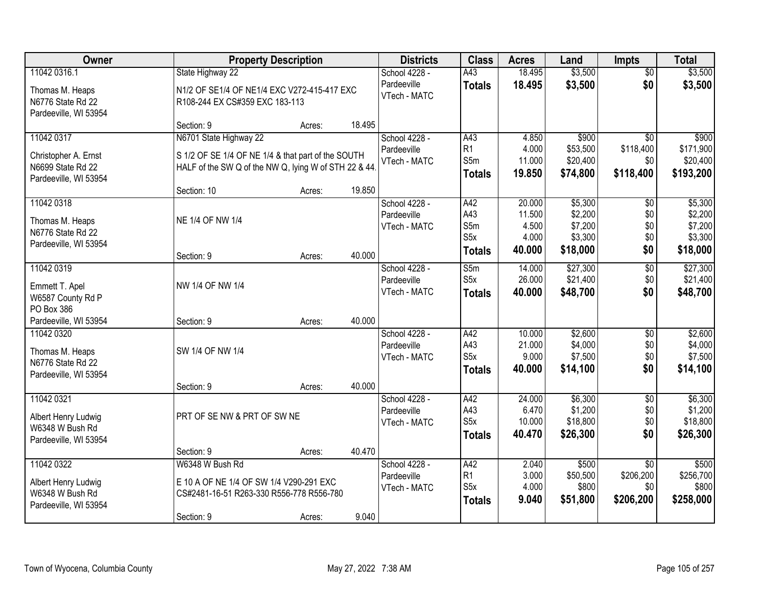| Owner | Property Description | | | Districts | Class | Acres | Land | Impts | Total |
|---|---|---|---|---|---|---|---|---|---|
| 11042 0316.1 | State Highway 22 | | | School 4228 - | A43 | 18.495 | $3,500 | $0 | $3,500 |
| Thomas M. Heaps | N1/2 OF SE1/4 OF NE1/4 EXC V272-415-417 EXC | | | Pardeeville | **Totals** | **18.495** | **$3,500** | **$0** | **$3,500** |
| N6776 State Rd 22 | R108-244 EX CS#359 EXC 183-113 | | | VTech - MATC | | | | | |
| Pardeeville, WI 53954 | | | | | | | | | |
| | Section: 9 | Acres: | 18.495 | | | | | | |
| 11042 0317 | N6701 State Highway 22 | | | School 4228 - | A43 | 4.850 | $900 | $0 | $900 |
| Christopher A. Ernst | S 1/2 OF SE 1/4 OF NE 1/4 & that part of the SOUTH | | | Pardeeville | R1 | 4.000 | $53,500 | $118,400 | $171,900 |
| N6699 State Rd 22 | HALF of the SW Q of the NW Q, lying W of STH 22 & 44. | | | VTech - MATC | S5m | 11.000 | $20,400 | $0 | $20,400 |
| Pardeeville, WI 53954 | | | | | **Totals** | **19.850** | **$74,800** | **$118,400** | **$193,200** |
| | Section: 10 | Acres: | 19.850 | | | | | | |
| 11042 0318 | | | | School 4228 - | A42 | 20.000 | $5,300 | $0 | $5,300 |
| Thomas M. Heaps | NE 1/4 OF NW 1/4 | | | Pardeeville | A43 | 11.500 | $2,200 | $0 | $2,200 |
| N6776 State Rd 22 | | | | VTech - MATC | S5m | 4.500 | $7,200 | $0 | $7,200 |
| Pardeeville, WI 53954 | | | | | S5x | 4.000 | $3,300 | $0 | $3,300 |
| | Section: 9 | Acres: | 40.000 | | **Totals** | **40.000** | **$18,000** | **$0** | **$18,000** |
| 11042 0319 | | | | School 4228 - | S5m | 14.000 | $27,300 | $0 | $27,300 |
| Emmett T. Apel | NW 1/4 OF NW 1/4 | | | Pardeeville | S5x | 26.000 | $21,400 | $0 | $21,400 |
| W6587 County Rd P | | | | VTech - MATC | **Totals** | **40.000** | **$48,700** | **$0** | **$48,700** |
| PO Box 386 | | | | | | | | | |
| Pardeeville, WI 53954 | Section: 9 | Acres: | 40.000 | | | | | | |
| 11042 0320 | | | | School 4228 - | A42 | 10.000 | $2,600 | $0 | $2,600 |
| Thomas M. Heaps | SW 1/4 OF NW 1/4 | | | Pardeeville | A43 | 21.000 | $4,000 | $0 | $4,000 |
| N6776 State Rd 22 | | | | VTech - MATC | S5x | 9.000 | $7,500 | $0 | $7,500 |
| Pardeeville, WI 53954 | | | | | **Totals** | **40.000** | **$14,100** | **$0** | **$14,100** |
| | Section: 9 | Acres: | 40.000 | | | | | | |
| 11042 0321 | | | | School 4228 - | A42 | 24.000 | $6,300 | $0 | $6,300 |
| Albert Henry Ludwig | PRT OF SE NW & PRT OF SW NE | | | Pardeeville | A43 | 6.470 | $1,200 | $0 | $1,200 |
| W6348 W Bush Rd | | | | VTech - MATC | S5x | 10.000 | $18,800 | $0 | $18,800 |
| Pardeeville, WI 53954 | | | | | **Totals** | **40.470** | **$26,300** | **$0** | **$26,300** |
| | Section: 9 | Acres: | 40.470 | | | | | | |
| 11042 0322 | W6348 W Bush Rd | | | School 4228 - | A42 | 2.040 | $500 | $0 | $500 |
| Albert Henry Ludwig | E 10 A OF NE 1/4 OF SW 1/4 V290-291 EXC | | | Pardeeville | R1 | 3.000 | $50,500 | $206,200 | $256,700 |
| W6348 W Bush Rd | CS#2481-16-51 R263-330 R556-778 R556-780 | | | VTech - MATC | S5x | 4.000 | $800 | $0 | $800 |
| Pardeeville, WI 53954 | | | | | **Totals** | **9.040** | **$51,800** | **$206,200** | **$258,000** |
| | Section: 9 | Acres: | 9.040 | | | | | | |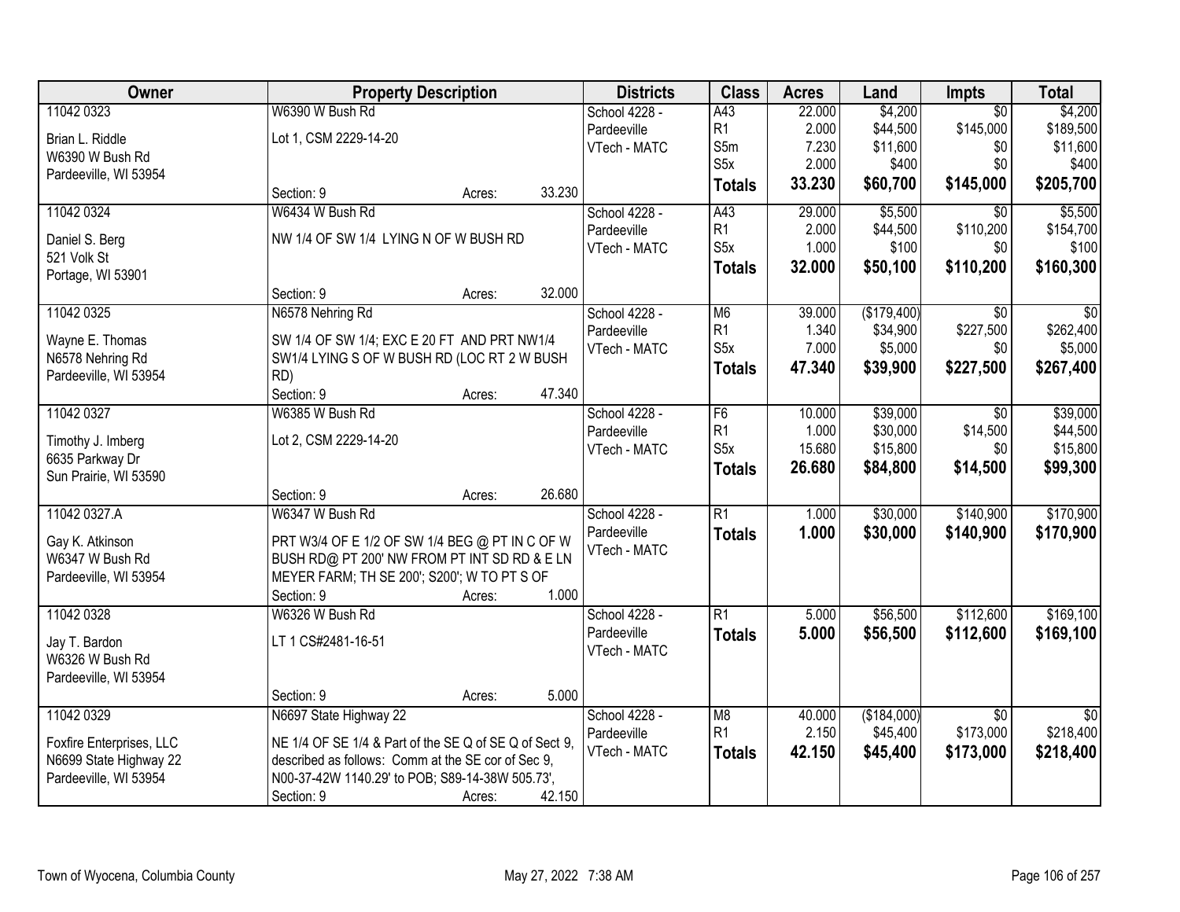| Owner | Property Description | Districts | Class | Acres | Land | Impts | Total |
|---|---|---|---|---|---|---|---|
| 11042 0323<br><br>Brian L. Riddle<br>W6390 W Bush Rd<br>Pardeeville, WI 53954 | W6390 W Bush Rd<br><br>Lot 1, CSM 2229-14-20<br><br>Section: 9 Acres: 33.230 | School 4228 - Pardeeville<br>VTech - MATC | A43<br>R1<br>S5m<br>S5x<br>**Totals** | 22.000<br>2.000<br>7.230<br>2.000<br>**33.230** | $4,200<br>$44,500<br>$11,600<br>$400<br>**$60,700** | $0<br>$145,000<br>$0<br>$0<br>**$145,000** | $4,200<br>$189,500<br>$11,600<br>$400<br>**$205,700** |
| 11042 0324<br><br>Daniel S. Berg<br>521 Volk St<br>Portage, WI 53901 | W6434 W Bush Rd<br><br>NW 1/4 OF SW 1/4 LYING N OF W BUSH RD<br><br>Section: 9 Acres: 32.000 | School 4228 - Pardeeville<br>VTech - MATC | A43<br>R1<br>S5x<br>**Totals** | 29.000<br>2.000<br>1.000<br>**32.000** | $5,500<br>$44,500<br>$100<br>**$50,100** | $0<br>$110,200<br>$0<br>**$110,200** | $5,500<br>$154,700<br>$100<br>**$160,300** |
| 11042 0325<br><br>Wayne E. Thomas<br>N6578 Nehring Rd<br>Pardeeville, WI 53954 | N6578 Nehring Rd<br><br>SW 1/4 OF SW 1/4; EXC E 20 FT AND PRT NW1/4 SW1/4 LYING S OF W BUSH RD (LOC RT 2 W BUSH RD)<br>Section: 9 Acres: 47.340 | School 4228 - Pardeeville<br>VTech - MATC | M6<br>R1<br>S5x<br>**Totals** | 39.000<br>1.340<br>7.000<br>**47.340** | ($179,400)<br>$34,900<br>$5,000<br>**$39,900** | $0<br>$227,500<br>$0<br>**$227,500** | $0<br>$262,400<br>$5,000<br>**$267,400** |
| 11042 0327<br><br>Timothy J. Imberg<br>6635 Parkway Dr<br>Sun Prairie, WI 53590 | W6385 W Bush Rd<br><br>Lot 2, CSM 2229-14-20<br><br>Section: 9 Acres: 26.680 | School 4228 - Pardeeville<br>VTech - MATC | F6<br>R1<br>S5x<br>**Totals** | 10.000<br>1.000<br>15.680<br>**26.680** | $39,000<br>$30,000<br>$15,800<br>**$84,800** | $0<br>$14,500<br>$0<br>**$14,500** | $39,000<br>$44,500<br>$15,800<br>**$99,300** |
| 11042 0327.A<br><br>Gay K. Atkinson<br>W6347 W Bush Rd<br>Pardeeville, WI 53954 | W6347 W Bush Rd<br><br>PRT W3/4 OF E 1/2 OF SW 1/4 BEG @ PT IN C OF W BUSH RD@ PT 200' NW FROM PT INT SD RD & E LN MEYER FARM; TH SE 200'; S200'; W TO PT S OF<br>Section: 9 Acres: 1.000 | School 4228 - Pardeeville<br>VTech - MATC | R1<br>**Totals** | 1.000<br>**1.000** | $30,000<br>**$30,000** | $140,900<br>**$140,900** | $170,900<br>**$170,900** |
| 11042 0328<br><br>Jay T. Bardon<br>W6326 W Bush Rd<br>Pardeeville, WI 53954 | W6326 W Bush Rd<br><br>LT 1 CS#2481-16-51<br><br>Section: 9 Acres: 5.000 | School 4228 - Pardeeville<br>VTech - MATC | R1<br>**Totals** | 5.000<br>**5.000** | $56,500<br>**$56,500** | $112,600<br>**$112,600** | $169,100<br>**$169,100** |
| 11042 0329<br><br>Foxfire Enterprises, LLC<br>N6699 State Highway 22<br>Pardeeville, WI 53954 | N6697 State Highway 22<br><br>NE 1/4 OF SE 1/4 & Part of the SE Q of SE Q of Sect 9, described as follows: Comm at the SE cor of Sec 9, N00-37-42W 1140.29' to POB; S89-14-38W 505.73',<br>Section: 9 Acres: 42.150 | School 4228 - Pardeeville<br>VTech - MATC | M8<br>R1<br>**Totals** | 40.000<br>2.150<br>**42.150** | ($184,000)<br>$45,400<br>**$45,400** | $0<br>$173,000<br>**$173,000** | $0<br>$218,400<br>**$218,400** |

Town of Wyocena, Columbia County May 27, 2022 7:38 AM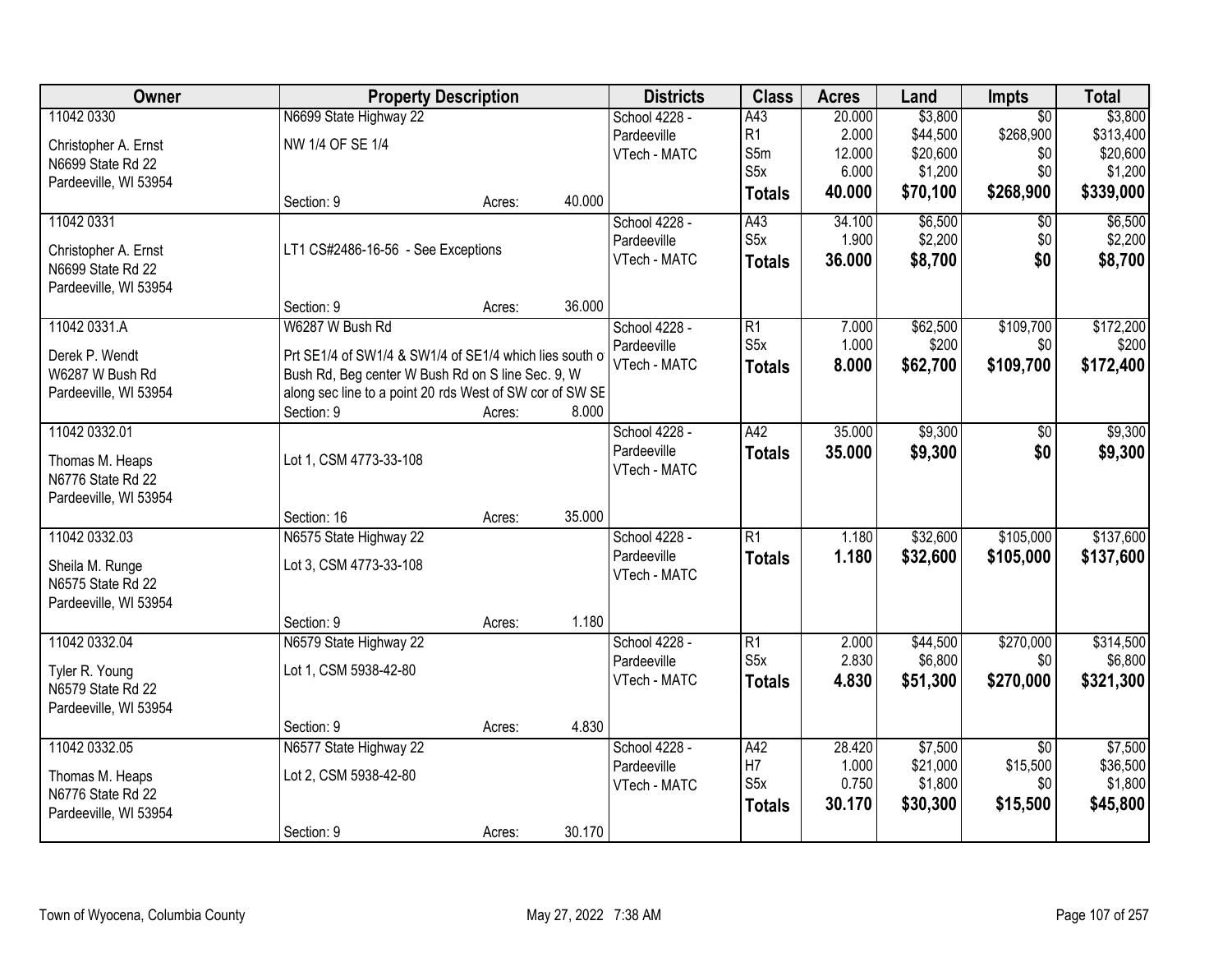| Owner | Property Description | | | Districts | Class | Acres | Land | Impts | Total |
|---|---|---|---|---|---|---|---|---|---|
| 11042 0330 | N6699 State Highway 22 | | | School 4228 - | A43 | 20.000 | $3,800 | $0 | $3,800 |
| Christopher A. Ernst | NW 1/4 OF SE 1/4 | | | Pardeeville | R1 | 2.000 | $44,500 | $268,900 | $313,400 |
| N6699 State Rd 22 | | | | VTech - MATC | S5m | 12.000 | $20,600 | $0 | $20,600 |
| Pardeeville, WI 53954 | | | | | S5x | 6.000 | $1,200 | $0 | $1,200 |
| | Section: 9 | Acres: | 40.000 | | **Totals** | **40.000** | **$70,100** | **$268,900** | **$339,000** |
| 11042 0331 | | | | School 4228 - | A43 | 34.100 | $6,500 | $0 | $6,500 |
| Christopher A. Ernst | LT1 CS#2486-16-56 - See Exceptions | | | Pardeeville | S5x | 1.900 | $2,200 | $0 | $2,200 |
| N6699 State Rd 22 | | | | VTech - MATC | **Totals** | **36.000** | **$8,700** | **$0** | **$8,700** |
| Pardeeville, WI 53954 | | | | | | | | | |
| | Section: 9 | Acres: | 36.000 | | | | | | |
| 11042 0331.A | W6287 W Bush Rd | | | School 4228 - | R1 | 7.000 | $62,500 | $109,700 | $172,200 |
| Derek P. Wendt | Prt SE1/4 of SW1/4 & SW1/4 of SE1/4 which lies south o | | | Pardeeville | S5x | 1.000 | $200 | $0 | $200 |
| W6287 W Bush Rd | Bush Rd, Beg center W Bush Rd on S line Sec. 9, W | | | VTech - MATC | **Totals** | **8.000** | **$62,700** | **$109,700** | **$172,400** |
| Pardeeville, WI 53954 | along sec line to a point 20 rds West of SW cor of SW SE | | | | | | | | |
| | Section: 9 | Acres: | 8.000 | | | | | | |
| 11042 0332.01 | | | | School 4228 - | A42 | 35.000 | $9,300 | $0 | $9,300 |
| Thomas M. Heaps | Lot 1, CSM 4773-33-108 | | | Pardeeville | **Totals** | **35.000** | **$9,300** | **$0** | **$9,300** |
| N6776 State Rd 22 | | | | VTech - MATC | | | | | |
| Pardeeville, WI 53954 | | | | | | | | | |
| | Section: 16 | Acres: | 35.000 | | | | | | |
| 11042 0332.03 | N6575 State Highway 22 | | | School 4228 - | R1 | 1.180 | $32,600 | $105,000 | $137,600 |
| Sheila M. Runge | Lot 3, CSM 4773-33-108 | | | Pardeeville | **Totals** | **1.180** | **$32,600** | **$105,000** | **$137,600** |
| N6575 State Rd 22 | | | | VTech - MATC | | | | | |
| Pardeeville, WI 53954 | | | | | | | | | |
| | Section: 9 | Acres: | 1.180 | | | | | | |
| 11042 0332.04 | N6579 State Highway 22 | | | School 4228 - | R1 | 2.000 | $44,500 | $270,000 | $314,500 |
| Tyler R. Young | Lot 1, CSM 5938-42-80 | | | Pardeeville | S5x | 2.830 | $6,800 | $0 | $6,800 |
| N6579 State Rd 22 | | | | VTech - MATC | **Totals** | **4.830** | **$51,300** | **$270,000** | **$321,300** |
| Pardeeville, WI 53954 | | | | | | | | | |
| | Section: 9 | Acres: | 4.830 | | | | | | |
| 11042 0332.05 | N6577 State Highway 22 | | | School 4228 - | A42 | 28.420 | $7,500 | $0 | $7,500 |
| Thomas M. Heaps | Lot 2, CSM 5938-42-80 | | | Pardeeville | H7 | 1.000 | $21,000 | $15,500 | $36,500 |
| N6776 State Rd 22 | | | | VTech - MATC | S5x | 0.750 | $1,800 | $0 | $1,800 |
| Pardeeville, WI 53954 | | | | | **Totals** | **30.170** | **$30,300** | **$15,500** | **$45,800** |
| | Section: 9 | Acres: | 30.170 | | | | | | |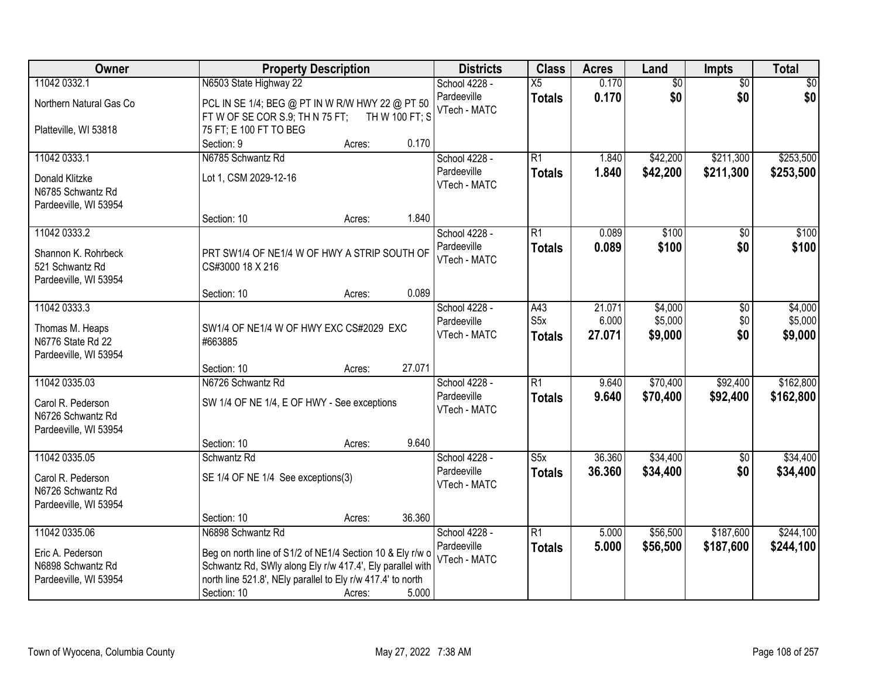| Owner | Property Description | Districts | Class | Acres | Land | Impts | Total |
|---|---|---|---|---|---|---|---|
| 11042 0332.1<br>Northern Natural Gas Co<br>Platteville, WI 53818 | N6503 State Highway 22<br>PCL IN SE 1/4; BEG @ PT IN W R/W HWY 22 @ PT 50 FT W OF SE COR S.9; TH N 75 FT; TH W 100 FT; S 75 FT; E 100 FT TO BEG<br>Section: 9 Acres: 0.170 | School 4228 - Pardeeville<br>VTech - MATC | X5<br>**Totals** | 0.170<br>**0.170** | $0<br>**$0** | $0<br>**$0** | $0<br>**$0** |
| 11042 0333.1<br>Donald Klitzke<br>N6785 Schwantz Rd<br>Pardeeville, WI 53954 | N6785 Schwantz Rd<br>Lot 1, CSM 2029-12-16<br>Section: 10 Acres: 1.840 | School 4228 - Pardeeville<br>VTech - MATC | R1<br>**Totals** | 1.840<br>**1.840** | $42,200<br>**$42,200** | $211,300<br>**$211,300** | $253,500<br>**$253,500** |
| 11042 0333.2<br>Shannon K. Rohrbeck<br>521 Schwantz Rd<br>Pardeeville, WI 53954 | PRT SW1/4 OF NE1/4 W OF HWY A STRIP SOUTH OF CS#3000 18 X 216<br>Section: 10 Acres: 0.089 | School 4228 - Pardeeville<br>VTech - MATC | R1<br>**Totals** | 0.089<br>**0.089** | $100<br>**$100** | $0<br>**$0** | $100<br>**$100** |
| 11042 0333.3<br>Thomas M. Heaps<br>N6776 State Rd 22<br>Pardeeville, WI 53954 | SW1/4 OF NE1/4 W OF HWY EXC CS#2029 EXC #663885<br>Section: 10 Acres: 27.071 | School 4228 - Pardeeville<br>VTech - MATC | A43<br>S5x<br>**Totals** | 21.071<br>6.000<br>**27.071** | $4,000<br>$5,000<br>**$9,000** | $0<br>$0<br>**$0** | $4,000<br>$5,000<br>**$9,000** |
| 11042 0335.03<br>Carol R. Pederson<br>N6726 Schwantz Rd<br>Pardeeville, WI 53954 | N6726 Schwantz Rd<br>SW 1/4 OF NE 1/4, E OF HWY - See exceptions<br>Section: 10 Acres: 9.640 | School 4228 - Pardeeville<br>VTech - MATC | R1<br>**Totals** | 9.640<br>**9.640** | $70,400<br>**$70,400** | $92,400<br>**$92,400** | $162,800<br>**$162,800** |
| 11042 0335.05<br>Carol R. Pederson<br>N6726 Schwantz Rd<br>Pardeeville, WI 53954 | Schwantz Rd<br>SE 1/4 OF NE 1/4 See exceptions(3)<br>Section: 10 Acres: 36.360 | School 4228 - Pardeeville<br>VTech - MATC | S5x<br>**Totals** | 36.360<br>**36.360** | $34,400<br>**$34,400** | $0<br>**$0** | $34,400<br>**$34,400** |
| 11042 0335.06<br>Eric A. Pederson<br>N6898 Schwantz Rd<br>Pardeeville, WI 53954 | N6898 Schwantz Rd<br>Beg on north line of S1/2 of NE1/4 Section 10 & Ely r/w o Schwantz Rd, SWly along Ely r/w 417.4', Ely parallel with north line 521.8', NEly parallel to Ely r/w 417.4' to north<br>Section: 10 Acres: 5.000 | School 4228 - Pardeeville<br>VTech - MATC | R1<br>**Totals** | 5.000<br>**5.000** | $56,500<br>**$56,500** | $187,600<br>**$187,600** | $244,100<br>**$244,100** |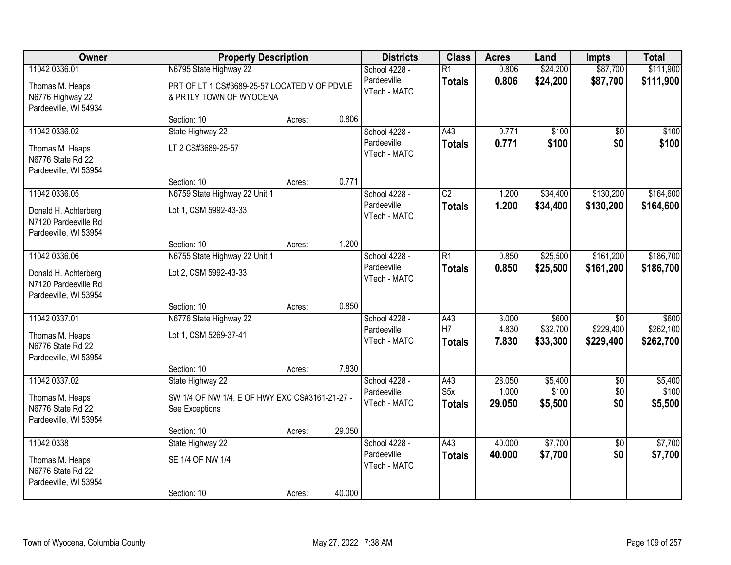| Owner | Property Description | | | Districts | Class | Acres | Land | Impts | Total |
|---|---|---|---|---|---|---|---|---|---|
| 11042 0336.01 | N6795 State Highway 22 | | | School 4228 - | R1 | 0.806 | $24,200 | $87,700 | $111,900 |
| Thomas M. Heaps<br>N6776 Highway 22<br>Pardeeville, WI 54934 | PRT OF LT 1 CS#3689-25-57 LOCATED V OF PDVLE & PRTLY TOWN OF WYOCENA | | | Pardeeville<br>VTech - MATC | **Totals** | **0.806** | **$24,200** | **$87,700** | **$111,900** |
| | Section: 10 | Acres: | 0.806 | | | | | | |
| 11042 0336.02 | State Highway 22 | | | School 4228 - | A43 | 0.771 | $100 | $0 | $100 |
| Thomas M. Heaps<br>N6776 State Rd 22<br>Pardeeville, WI 53954 | LT 2 CS#3689-25-57 | | | Pardeeville<br>VTech - MATC | **Totals** | **0.771** | **$100** | **$0** | **$100** |
| | Section: 10 | Acres: | 0.771 | | | | | | |
| 11042 0336.05 | N6759 State Highway 22 Unit 1 | | | School 4228 - | C2 | 1.200 | $34,400 | $130,200 | $164,600 |
| Donald H. Achterberg<br>N7120 Pardeeville Rd<br>Pardeeville, WI 53954 | Lot 1, CSM 5992-43-33 | | | Pardeeville<br>VTech - MATC | **Totals** | **1.200** | **$34,400** | **$130,200** | **$164,600** |
| | Section: 10 | Acres: | 1.200 | | | | | | |
| 11042 0336.06 | N6755 State Highway 22 Unit 1 | | | School 4228 - | R1 | 0.850 | $25,500 | $161,200 | $186,700 |
| Donald H. Achterberg<br>N7120 Pardeeville Rd<br>Pardeeville, WI 53954 | Lot 2, CSM 5992-43-33 | | | Pardeeville<br>VTech - MATC | **Totals** | **0.850** | **$25,500** | **$161,200** | **$186,700** |
| | Section: 10 | Acres: | 0.850 | | | | | | |
| 11042 0337.01 | N6776 State Highway 22 | | | School 4228 - | A43 | 3.000 | $600 | $0 | $600 |
| Thomas M. Heaps<br>N6776 State Rd 22<br>Pardeeville, WI 53954 | Lot 1, CSM 5269-37-41 | | | Pardeeville<br>VTech - MATC | H7 | 4.830 | $32,700 | $229,400 | $262,100 |
| | | | | | **Totals** | **7.830** | **$33,300** | **$229,400** | **$262,700** |
| | Section: 10 | Acres: | 7.830 | | | | | | |
| 11042 0337.02 | State Highway 22 | | | School 4228 - | A43 | 28.050 | $5,400 | $0 | $5,400 |
| Thomas M. Heaps<br>N6776 State Rd 22<br>Pardeeville, WI 53954 | SW 1/4 OF NW 1/4, E OF HWY EXC CS#3161-21-27 - See Exceptions | | | Pardeeville<br>VTech - MATC | S5x | 1.000 | $100 | $0 | $100 |
| | | | | | **Totals** | **29.050** | **$5,500** | **$0** | **$5,500** |
| | Section: 10 | Acres: | 29.050 | | | | | | |
| 11042 0338 | State Highway 22 | | | School 4228 - | A43 | 40.000 | $7,700 | $0 | $7,700 |
| Thomas M. Heaps<br>N6776 State Rd 22<br>Pardeeville, WI 53954 | SE 1/4 OF NW 1/4 | | | Pardeeville<br>VTech - MATC | **Totals** | **40.000** | **$7,700** | **$0** | **$7,700** |
| | Section: 10 | Acres: | 40.000 | | | | | | |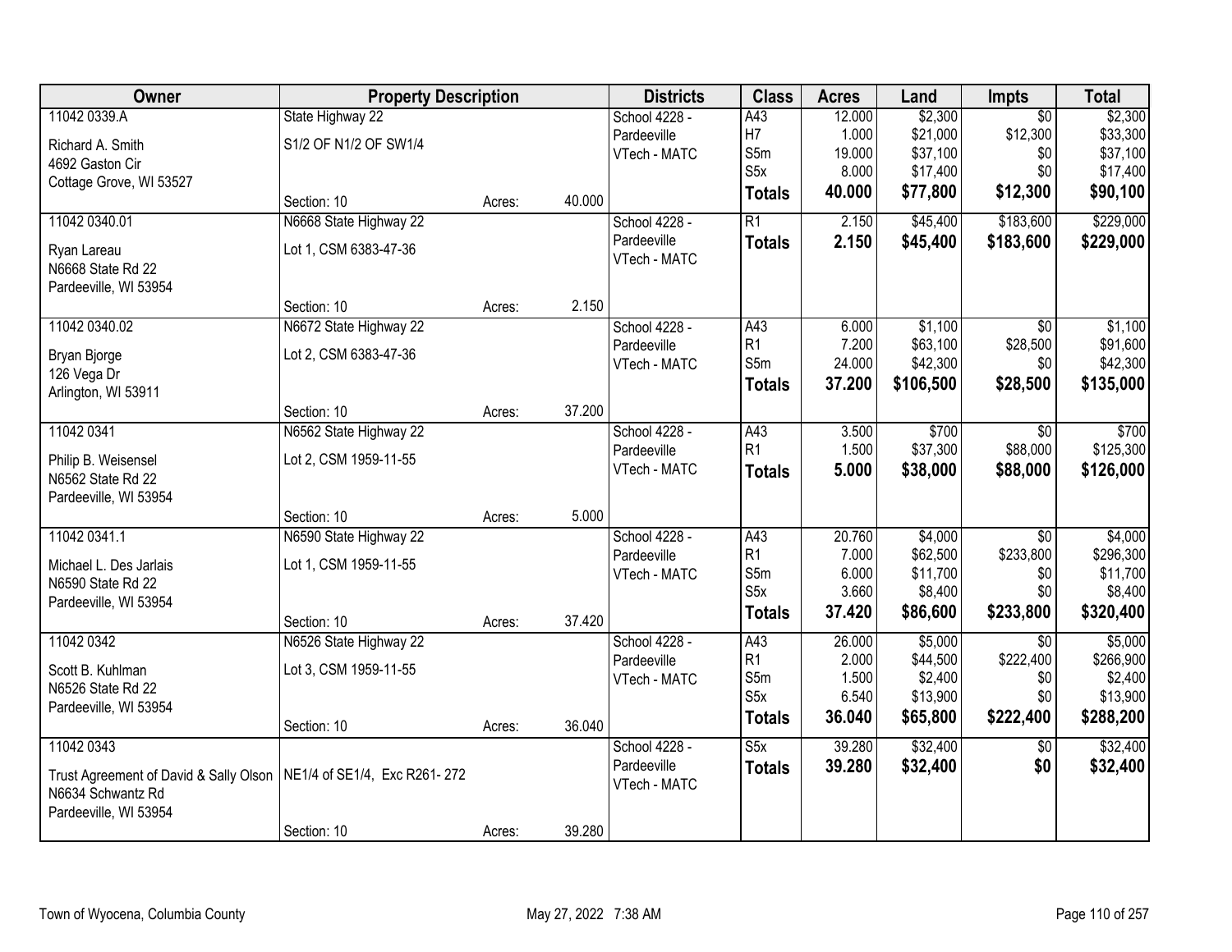| Owner | Property Description | | | Districts | Class | Acres | Land | Impts | Total |
|---|---|---|---|---|---|---|---|---|---|
| 11042 0339.A | State Highway 22 | | | School 4228 - | A43 | 12.000 | $2,300 | $0 | $2,300 |
| Richard A. Smith | S1/2 OF N1/2 OF SW1/4 | | | Pardeeville | H7 | 1.000 | $21,000 | $12,300 | $33,300 |
| 4692 Gaston Cir | | | | VTech - MATC | S5m | 19.000 | $37,100 | $0 | $37,100 |
| Cottage Grove, WI 53527 | | | | | S5x | 8.000 | $17,400 | $0 | $17,400 |
| | Section: 10 | Acres: | 40.000 | | **Totals** | **40.000** | **$77,800** | **$12,300** | **$90,100** |
| 11042 0340.01 | N6668 State Highway 22 | | | School 4228 - | R1 | 2.150 | $45,400 | $183,600 | $229,000 |
| Ryan Lareau | Lot 1, CSM 6383-47-36 | | | Pardeeville | **Totals** | **2.150** | **$45,400** | **$183,600** | **$229,000** |
| N6668 State Rd 22 | | | | VTech - MATC | | | | | |
| Pardeeville, WI 53954 | | | | | | | | | |
| | Section: 10 | Acres: | 2.150 | | | | | | |
| 11042 0340.02 | N6672 State Highway 22 | | | School 4228 - | A43 | 6.000 | $1,100 | $0 | $1,100 |
| Bryan Bjorge | Lot 2, CSM 6383-47-36 | | | Pardeeville | R1 | 7.200 | $63,100 | $28,500 | $91,600 |
| 126 Vega Dr | | | | VTech - MATC | S5m | 24.000 | $42,300 | $0 | $42,300 |
| Arlington, WI 53911 | | | | | **Totals** | **37.200** | **$106,500** | **$28,500** | **$135,000** |
| | Section: 10 | Acres: | 37.200 | | | | | | |
| 11042 0341 | N6562 State Highway 22 | | | School 4228 - | A43 | 3.500 | $700 | $0 | $700 |
| Philip B. Weisensel | Lot 2, CSM 1959-11-55 | | | Pardeeville | R1 | 1.500 | $37,300 | $88,000 | $125,300 |
| N6562 State Rd 22 | | | | VTech - MATC | **Totals** | **5.000** | **$38,000** | **$88,000** | **$126,000** |
| Pardeeville, WI 53954 | | | | | | | | | |
| | Section: 10 | Acres: | 5.000 | | | | | | |
| 11042 0341.1 | N6590 State Highway 22 | | | School 4228 - | A43 | 20.760 | $4,000 | $0 | $4,000 |
| Michael L. Des Jarlais | Lot 1, CSM 1959-11-55 | | | Pardeeville | R1 | 7.000 | $62,500 | $233,800 | $296,300 |
| N6590 State Rd 22 | | | | VTech - MATC | S5m | 6.000 | $11,700 | $0 | $11,700 |
| Pardeeville, WI 53954 | | | | | S5x | 3.660 | $8,400 | $0 | $8,400 |
| | Section: 10 | Acres: | 37.420 | | **Totals** | **37.420** | **$86,600** | **$233,800** | **$320,400** |
| 11042 0342 | N6526 State Highway 22 | | | School 4228 - | A43 | 26.000 | $5,000 | $0 | $5,000 |
| Scott B. Kuhlman | Lot 3, CSM 1959-11-55 | | | Pardeeville | R1 | 2.000 | $44,500 | $222,400 | $266,900 |
| N6526 State Rd 22 | | | | VTech - MATC | S5m | 1.500 | $2,400 | $0 | $2,400 |
| Pardeeville, WI 53954 | | | | | S5x | 6.540 | $13,900 | $0 | $13,900 |
| | Section: 10 | Acres: | 36.040 | | **Totals** | **36.040** | **$65,800** | **$222,400** | **$288,200** |
| 11042 0343 | | | | School 4228 - | S5x | 39.280 | $32,400 | $0 | $32,400 |
| Trust Agreement of David & Sally Olson | NE1/4 of SE1/4, Exc R261- 272 | | | Pardeeville | **Totals** | **39.280** | **$32,400** | **$0** | **$32,400** |
| N6634 Schwantz Rd | | | | VTech - MATC | | | | | |
| Pardeeville, WI 53954 | | | | | | | | | |
| | Section: 10 | Acres: | 39.280 | | | | | | |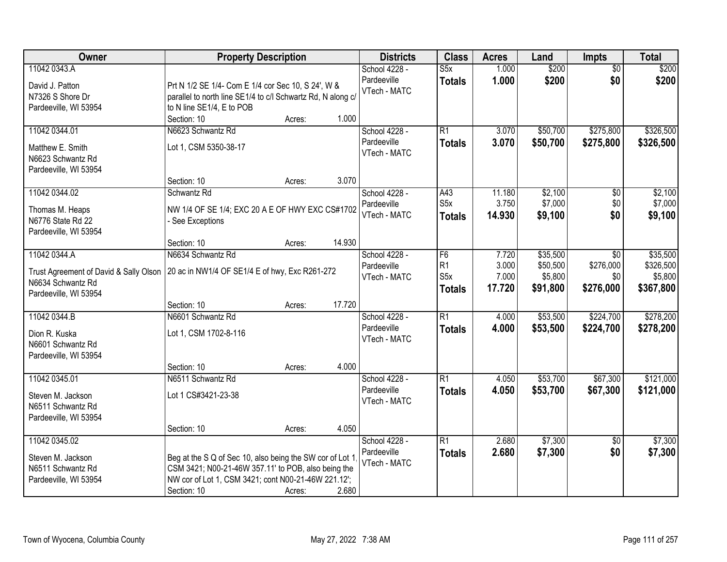| Owner | Property Description | Districts | Class | Acres | Land | Impts | Total |
|---|---|---|---|---|---|---|---|
| 11042 0343.A<br><br>David J. Patton<br>N7326 S Shore Dr<br>Pardeeville, WI 53954 | Prt N 1/2 SE 1/4- Com E 1/4 cor Sec 10, S 24', W & parallel to north line SE1/4 to c/l Schwartz Rd, N along c/ to N line SE1/4, E to POB<br>Section: 10 Acres: 1.000 | School 4228 - Pardeeville<br>VTech - MATC | S5x<br>**Totals** | 1.000<br>**1.000** | $200<br>**$200** | $0<br>**$0** | $200<br>**$200** |
| 11042 0344.01<br><br>Matthew E. Smith<br>N6623 Schwantz Rd<br>Pardeeville, WI 53954 | N6623 Schwantz Rd<br>Lot 1, CSM 5350-38-17<br>Section: 10 Acres: 3.070 | School 4228 - Pardeeville<br>VTech - MATC | R1<br>**Totals** | 3.070<br>**3.070** | $50,700<br>**$50,700** | $275,800<br>**$275,800** | $326,500<br>**$326,500** |
| 11042 0344.02<br><br>Thomas M. Heaps<br>N6776 State Rd 22<br>Pardeeville, WI 53954 | Schwantz Rd<br>NW 1/4 OF SE 1/4; EXC 20 A E OF HWY EXC CS#1702 - See Exceptions<br>Section: 10 Acres: 14.930 | School 4228 - Pardeeville<br>VTech - MATC | A43<br>S5x<br>**Totals** | 11.180<br>3.750<br>**14.930** | $2,100<br>$7,000<br>**$9,100** | $0<br>$0<br>**$0** | $2,100<br>$7,000<br>**$9,100** |
| 11042 0344.A<br><br>Trust Agreement of David & Sally Olson<br>N6634 Schwantz Rd<br>Pardeeville, WI 53954 | N6634 Schwantz Rd<br>20 ac in NW1/4 OF SE1/4 E of hwy, Exc R261-272<br>Section: 10 Acres: 17.720 | School 4228 - Pardeeville<br>VTech - MATC | F6<br>R1<br>S5x<br>**Totals** | 7.720<br>3.000<br>7.000<br>**17.720** | $35,500<br>$50,500<br>$5,800<br>**$91,800** | $0<br>$276,000<br>$0<br>**$276,000** | $35,500<br>$326,500<br>$5,800<br>**$367,800** |
| 11042 0344.B<br><br>Dion R. Kuska<br>N6601 Schwantz Rd<br>Pardeeville, WI 53954 | N6601 Schwantz Rd<br>Lot 1, CSM 1702-8-116<br>Section: 10 Acres: 4.000 | School 4228 - Pardeeville<br>VTech - MATC | R1<br>**Totals** | 4.000<br>**4.000** | $53,500<br>**$53,500** | $224,700<br>**$224,700** | $278,200<br>**$278,200** |
| 11042 0345.01<br><br>Steven M. Jackson<br>N6511 Schwantz Rd<br>Pardeeville, WI 53954 | N6511 Schwantz Rd<br>Lot 1 CS#3421-23-38<br>Section: 10 Acres: 4.050 | School 4228 - Pardeeville<br>VTech - MATC | R1<br>**Totals** | 4.050<br>**4.050** | $53,700<br>**$53,700** | $67,300<br>**$67,300** | $121,000<br>**$121,000** |
| 11042 0345.02<br><br>Steven M. Jackson<br>N6511 Schwantz Rd<br>Pardeeville, WI 53954 | Beg at the S Q of Sec 10, also being the SW cor of Lot 1, CSM 3421; N00-21-46W 357.11' to POB, also being the NW cor of Lot 1, CSM 3421; cont N00-21-46W 221.12';<br>Section: 10 Acres: 2.680 | School 4228 - Pardeeville<br>VTech - MATC | R1<br>**Totals** | 2.680<br>**2.680** | $7,300<br>**$7,300** | $0<br>**$0** | $7,300<br>**$7,300** |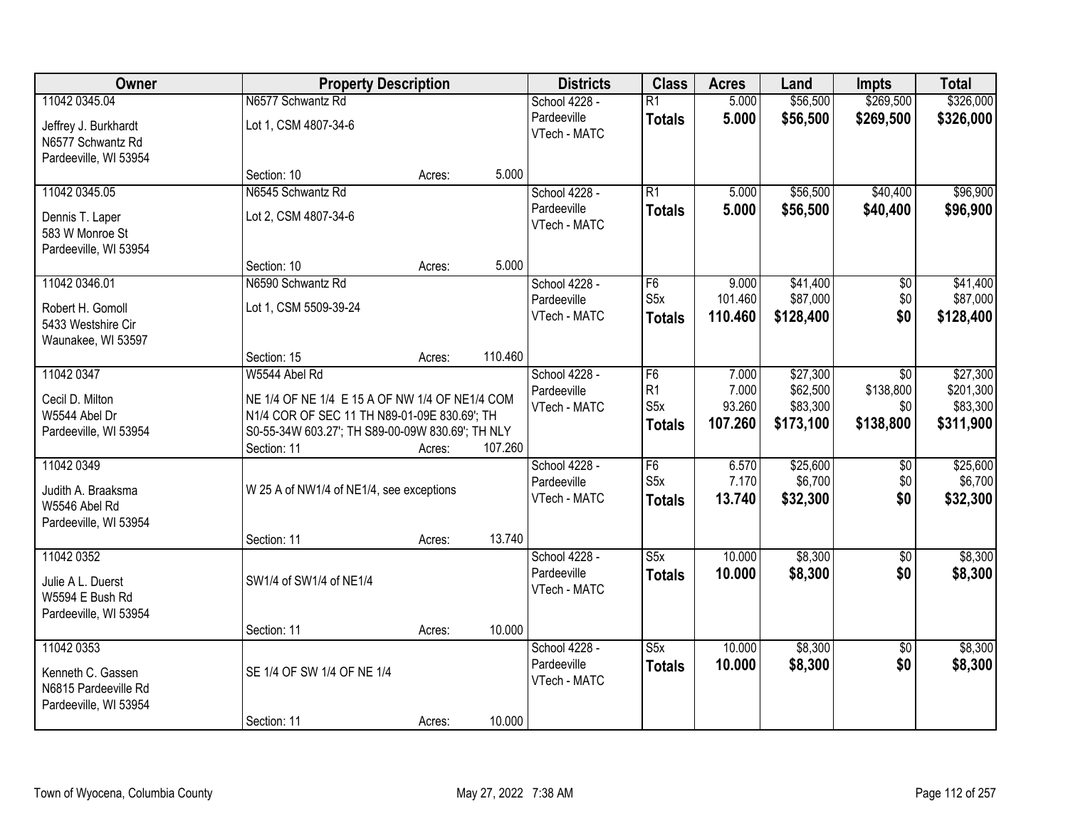| Owner | Property Description | | | Districts | Class | Acres | Land | Impts | Total |
|---|---|---|---|---|---|---|---|---|---|
| 11042 0345.04 | N6577 Schwantz Rd | | | School 4228 - | R1 | 5.000 | $56,500 | $269,500 | $326,000 |
| Jeffrey J. Burkhardt | Lot 1, CSM 4807-34-6 | | | Pardeeville | **Totals** | **5.000** | **$56,500** | **$269,500** | **$326,000** |
| N6577 Schwantz Rd | | | | VTech - MATC | | | | | |
| Pardeeville, WI 53954 | | | | | | | | | |
| | Section: 10 | Acres: | 5.000 | | | | | | |
| 11042 0345.05 | N6545 Schwantz Rd | | | School 4228 - | R1 | 5.000 | $56,500 | $40,400 | $96,900 |
| Dennis T. Laper | Lot 2, CSM 4807-34-6 | | | Pardeeville | **Totals** | **5.000** | **$56,500** | **$40,400** | **$96,900** |
| 583 W Monroe St | | | | VTech - MATC | | | | | |
| Pardeeville, WI 53954 | | | | | | | | | |
| | Section: 10 | Acres: | 5.000 | | | | | | |
| 11042 0346.01 | N6590 Schwantz Rd | | | School 4228 - | F6 | 9.000 | $41,400 | $0 | $41,400 |
| Robert H. Gomoll | Lot 1, CSM 5509-39-24 | | | Pardeeville | S5x | 101.460 | $87,000 | $0 | $87,000 |
| 5433 Westshire Cir | | | | VTech - MATC | **Totals** | **110.460** | **$128,400** | **$0** | **$128,400** |
| Waunakee, WI 53597 | | | | | | | | | |
| | Section: 15 | Acres: | 110.460 | | | | | | |
| 11042 0347 | W5544 Abel Rd | | | School 4228 - | F6 | 7.000 | $27,300 | $0 | $27,300 |
| Cecil D. Milton | NE 1/4 OF NE 1/4 E 15 A OF NW 1/4 OF NE1/4 COM | | | Pardeeville | R1 | 7.000 | $62,500 | $138,800 | $201,300 |
| W5544 Abel Dr | N1/4 COR OF SEC 11 TH N89-01-09E 830.69'; TH | | | VTech - MATC | S5x | 93.260 | $83,300 | $0 | $83,300 |
| Pardeeville, WI 53954 | S0-55-34W 603.27'; TH S89-00-09W 830.69'; TH NLY | | | | **Totals** | **107.260** | **$173,100** | **$138,800** | **$311,900** |
| | Section: 11 | Acres: | 107.260 | | | | | | |
| 11042 0349 | | | | School 4228 - | F6 | 6.570 | $25,600 | $0 | $25,600 |
| Judith A. Braaksma | W 25 A of NW1/4 of NE1/4, see exceptions | | | Pardeeville | S5x | 7.170 | $6,700 | $0 | $6,700 |
| W5546 Abel Rd | | | | VTech - MATC | **Totals** | **13.740** | **$32,300** | **$0** | **$32,300** |
| Pardeeville, WI 53954 | | | | | | | | | |
| | Section: 11 | Acres: | 13.740 | | | | | | |
| 11042 0352 | | | | School 4228 - | S5x | 10.000 | $8,300 | $0 | $8,300 |
| Julie A L. Duerst | SW1/4 of SW1/4 of NE1/4 | | | Pardeeville | **Totals** | **10.000** | **$8,300** | **$0** | **$8,300** |
| W5594 E Bush Rd | | | | VTech - MATC | | | | | |
| Pardeeville, WI 53954 | | | | | | | | | |
| | Section: 11 | Acres: | 10.000 | | | | | | |
| 11042 0353 | | | | School 4228 - | S5x | 10.000 | $8,300 | $0 | $8,300 |
| Kenneth C. Gassen | SE 1/4 OF SW 1/4 OF NE 1/4 | | | Pardeeville | **Totals** | **10.000** | **$8,300** | **$0** | **$8,300** |
| N6815 Pardeeville Rd | | | | VTech - MATC | | | | | |
| Pardeeville, WI 53954 | | | | | | | | | |
| | Section: 11 | Acres: | 10.000 | | | | | | |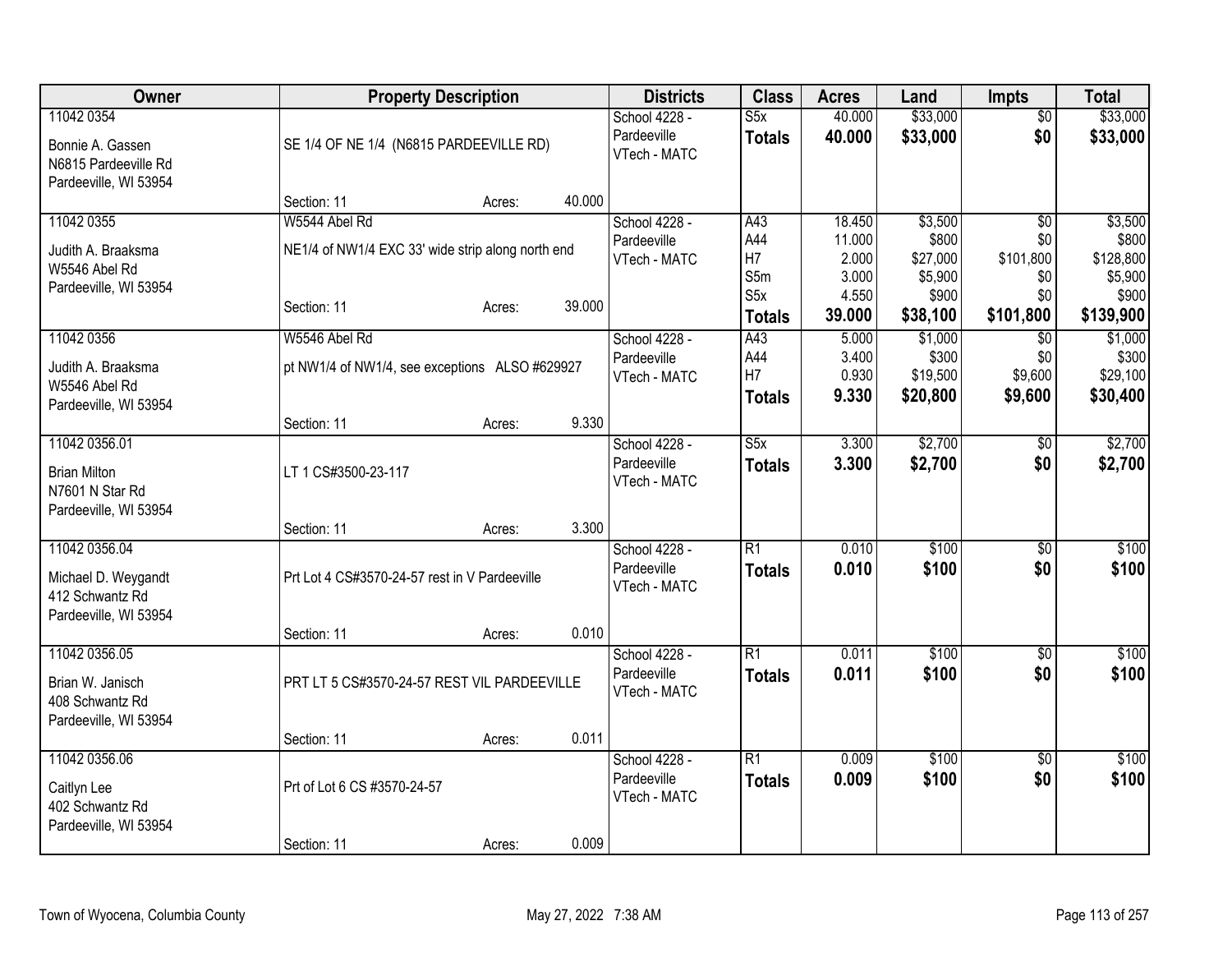| Owner | Property Description | Districts | Class | Acres | Land | Impts | Total |
|---|---|---|---|---|---|---|---|
| 11042 0354<br>Bonnie A. Gassen<br>N6815 Pardeeville Rd<br>Pardeeville, WI 53954 | SE 1/4 OF NE 1/4 (N6815 PARDEEVILLE RD)<br>Section: 11 Acres: 40.000 | School 4228 - Pardeeville<br>VTech - MATC | S5x<br>**Totals** | 40.000<br>**40.000** | $33,000<br>**$33,000** | $0<br>**$0** | $33,000<br>**$33,000** |
| 11042 0355<br>Judith A. Braaksma<br>W5546 Abel Rd<br>Pardeeville, WI 53954 | W5544 Abel Rd<br>NE1/4 of NW1/4 EXC 33' wide strip along north end<br>Section: 11 Acres: 39.000 | School 4228 - Pardeeville<br>VTech - MATC | A43<br>A44<br>H7<br>S5m<br>S5x<br>**Totals** | 18.450<br>11.000<br>2.000<br>3.000<br>4.550<br>**39.000** | $3,500<br>$800<br>$27,000<br>$5,900<br>$900<br>**$38,100** | $0<br>$0<br>$101,800<br>$0<br>$0<br>**$101,800** | $3,500<br>$800<br>$128,800<br>$5,900<br>$900<br>**$139,900** |
| 11042 0356<br>Judith A. Braaksma<br>W5546 Abel Rd<br>Pardeeville, WI 53954 | W5546 Abel Rd<br>pt NW1/4 of NW1/4, see exceptions ALSO #629927<br>Section: 11 Acres: 9.330 | School 4228 - Pardeeville<br>VTech - MATC | A43<br>A44<br>H7<br>**Totals** | 5.000<br>3.400<br>0.930<br>**9.330** | $1,000<br>$300<br>$19,500<br>**$20,800** | $0<br>$0<br>$9,600<br>**$9,600** | $1,000<br>$300<br>$29,100<br>**$30,400** |
| 11042 0356.01<br>Brian Milton<br>N7601 N Star Rd<br>Pardeeville, WI 53954 | LT 1 CS#3500-23-117<br>Section: 11 Acres: 3.300 | School 4228 - Pardeeville<br>VTech - MATC | S5x<br>**Totals** | 3.300<br>**3.300** | $2,700<br>**$2,700** | $0<br>**$0** | $2,700<br>**$2,700** |
| 11042 0356.04<br>Michael D. Weygandt<br>412 Schwantz Rd<br>Pardeeville, WI 53954 | Prt Lot 4 CS#3570-24-57 rest in V Pardeeville<br>Section: 11 Acres: 0.010 | School 4228 - Pardeeville<br>VTech - MATC | R1<br>**Totals** | 0.010<br>**0.010** | $100<br>**$100** | $0<br>**$0** | $100<br>**$100** |
| 11042 0356.05<br>Brian W. Janisch<br>408 Schwantz Rd<br>Pardeeville, WI 53954 | PRT LT 5 CS#3570-24-57 REST VIL PARDEEVILLE<br>Section: 11 Acres: 0.011 | School 4228 - Pardeeville<br>VTech - MATC | R1<br>**Totals** | 0.011<br>**0.011** | $100<br>**$100** | $0<br>**$0** | $100<br>**$100** |
| 11042 0356.06<br>Caitlyn Lee<br>402 Schwantz Rd<br>Pardeeville, WI 53954 | Prt of Lot 6 CS #3570-24-57<br>Section: 11 Acres: 0.009 | School 4228 - Pardeeville<br>VTech - MATC | R1<br>**Totals** | 0.009<br>**0.009** | $100<br>**$100** | $0<br>**$0** | $100<br>**$100** |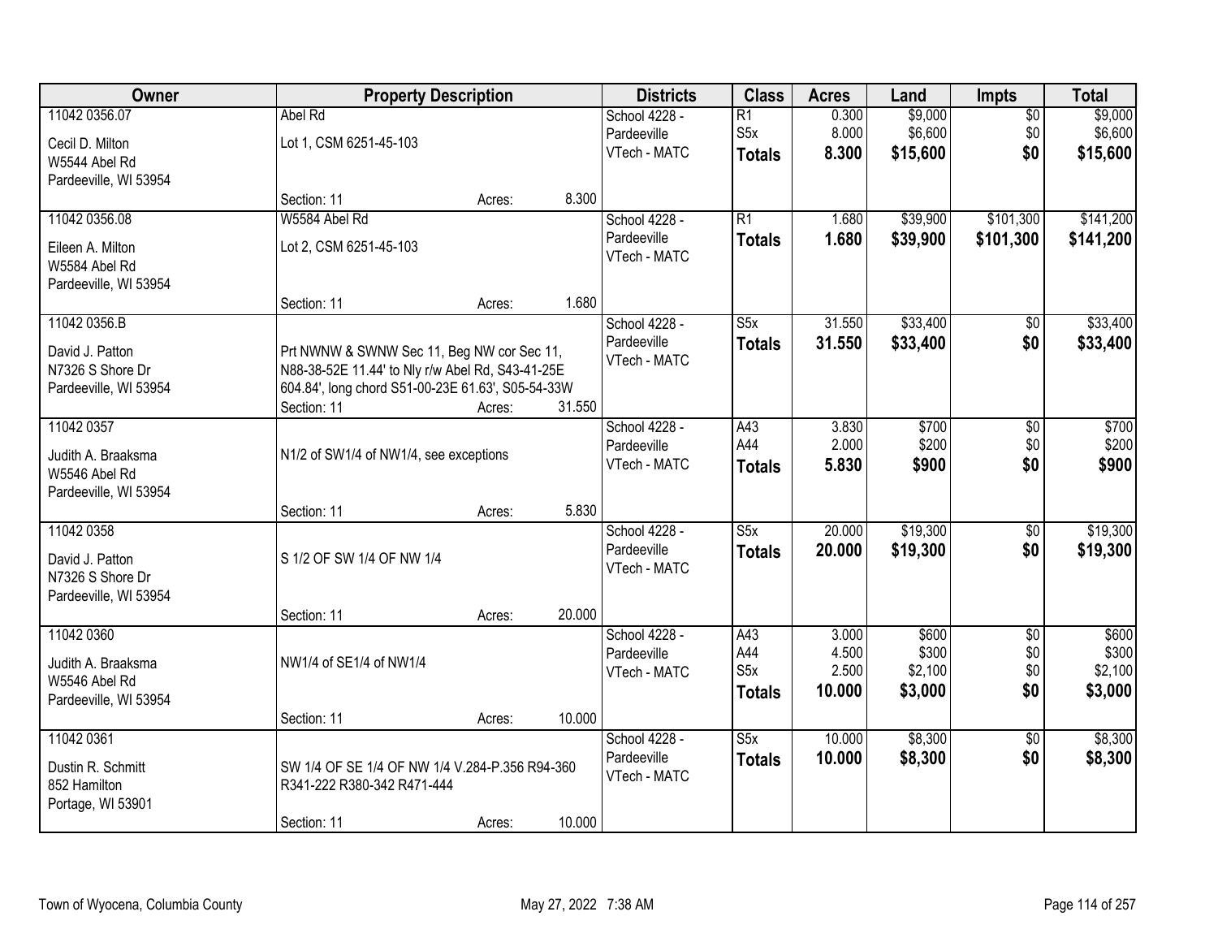| Owner | Property Description | | | Districts | Class | Acres | Land | Impts | Total |
|---|---|---|---|---|---|---|---|---|---|
| 11042 0356.07<br>Cecil D. Milton<br>W5544 Abel Rd<br>Pardeeville, WI 53954 | Abel Rd<br>Lot 1, CSM 6251-45-103<br>Section: 11 | Acres: | 8.300 | School 4228 - Pardeeville<br>VTech - MATC | R1<br>S5x<br>**Totals** | 0.300<br>8.000<br>**8.300** | $9,000<br>$6,600<br>**$15,600** | $0<br>$0<br>**$0** | $9,000<br>$6,600<br>**$15,600** |
| 11042 0356.08<br>Eileen A. Milton<br>W5584 Abel Rd<br>Pardeeville, WI 53954 | W5584 Abel Rd<br>Lot 2, CSM 6251-45-103<br>Section: 11 | Acres: | 1.680 | School 4228 - Pardeeville<br>VTech - MATC | R1<br>**Totals** | 1.680<br>**1.680** | $39,900<br>**$39,900** | $101,300<br>**$101,300** | $141,200<br>**$141,200** |
| 11042 0356.B<br>David J. Patton<br>N7326 S Shore Dr<br>Pardeeville, WI 53954 | Prt NWNW & SWNW Sec 11, Beg NW cor Sec 11, N88-38-52E 11.44' to Nly r/w Abel Rd, S43-41-25E 604.84', long chord S51-00-23E 61.63', S05-54-33W<br>Section: 11 | Acres: | 31.550 | School 4228 - Pardeeville<br>VTech - MATC | S5x<br>**Totals** | 31.550<br>**31.550** | $33,400<br>**$33,400** | $0<br>**$0** | $33,400<br>**$33,400** |
| 11042 0357<br>Judith A. Braaksma<br>W5546 Abel Rd<br>Pardeeville, WI 53954 | N1/2 of SW1/4 of NW1/4, see exceptions<br>Section: 11 | Acres: | 5.830 | School 4228 - Pardeeville<br>VTech - MATC | A43<br>A44<br>**Totals** | 3.830<br>2.000<br>**5.830** | $700<br>$200<br>**$900** | $0<br>$0<br>**$0** | $700<br>$200<br>**$900** |
| 11042 0358<br>David J. Patton<br>N7326 S Shore Dr<br>Pardeeville, WI 53954 | S 1/2 OF SW 1/4 OF NW 1/4<br>Section: 11 | Acres: | 20.000 | School 4228 - Pardeeville<br>VTech - MATC | S5x<br>**Totals** | 20.000<br>**20.000** | $19,300<br>**$19,300** | $0<br>**$0** | $19,300<br>**$19,300** |
| 11042 0360<br>Judith A. Braaksma<br>W5546 Abel Rd<br>Pardeeville, WI 53954 | NW1/4 of SE1/4 of NW1/4<br>Section: 11 | Acres: | 10.000 | School 4228 - Pardeeville<br>VTech - MATC | A43<br>A44<br>S5x<br>**Totals** | 3.000<br>4.500<br>2.500<br>**10.000** | $600<br>$300<br>$2,100<br>**$3,000** | $0<br>$0<br>$0<br>**$0** | $600<br>$300<br>$2,100<br>**$3,000** |
| 11042 0361<br>Dustin R. Schmitt<br>852 Hamilton<br>Portage, WI 53901 | SW 1/4 OF SE 1/4 OF NW 1/4 V.284-P.356 R94-360 R341-222 R380-342 R471-444<br>Section: 11 | Acres: | 10.000 | School 4228 - Pardeeville<br>VTech - MATC | S5x<br>**Totals** | 10.000<br>**10.000** | $8,300<br>**$8,300** | $0<br>**$0** | $8,300<br>**$8,300** |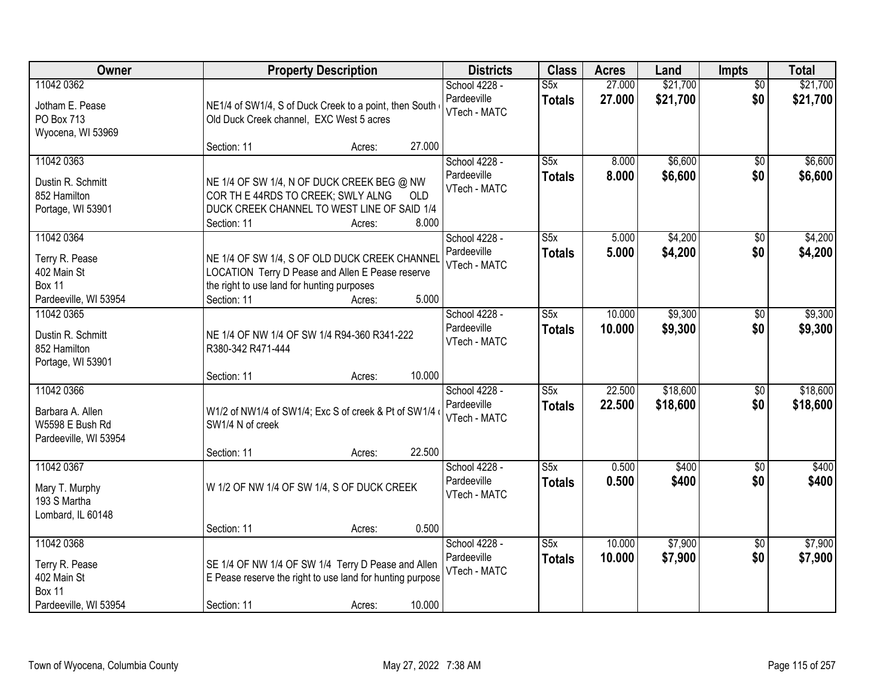| Owner | Property Description | Districts | Class | Acres | Land | Impts | Total |
|---|---|---|---|---|---|---|---|
| 11042 0362<br>Jotham E. Pease<br>PO Box 713<br>Wyocena, WI 53969 | NE1/4 of SW1/4, S of Duck Creek to a point, then South Old Duck Creek channel, EXC West 5 acres<br>Section: 11 Acres: 27.000 | School 4228 - Pardeeville<br>VTech - MATC | S5x<br>**Totals** | 27.000<br>**27.000** | $21,700<br>**$21,700** | $0<br>**$0** | $21,700<br>**$21,700** |
| 11042 0363<br>Dustin R. Schmitt<br>852 Hamilton<br>Portage, WI 53901 | NE 1/4 OF SW 1/4, N OF DUCK CREEK BEG @ NW COR TH E 44RDS TO CREEK; SWLY ALNG OLD DUCK CREEK CHANNEL TO WEST LINE OF SAID 1/4<br>Section: 11 Acres: 8.000 | School 4228 - Pardeeville<br>VTech - MATC | S5x<br>**Totals** | 8.000<br>**8.000** | $6,600<br>**$6,600** | $0<br>**$0** | $6,600<br>**$6,600** |
| 11042 0364<br>Terry R. Pease<br>402 Main St<br>Box 11<br>Pardeeville, WI 53954 | NE 1/4 OF SW 1/4, S OF OLD DUCK CREEK CHANNEL LOCATION Terry D Pease and Allen E Pease reserve the right to use land for hunting purposes<br>Section: 11 Acres: 5.000 | School 4228 - Pardeeville<br>VTech - MATC | S5x<br>**Totals** | 5.000<br>**5.000** | $4,200<br>**$4,200** | $0<br>**$0** | $4,200<br>**$4,200** |
| 11042 0365<br>Dustin R. Schmitt<br>852 Hamilton<br>Portage, WI 53901 | NE 1/4 OF NW 1/4 OF SW 1/4 R94-360 R341-222 R380-342 R471-444<br>Section: 11 Acres: 10.000 | School 4228 - Pardeeville<br>VTech - MATC | S5x<br>**Totals** | 10.000<br>**10.000** | $9,300<br>**$9,300** | $0<br>**$0** | $9,300<br>**$9,300** |
| 11042 0366<br>Barbara A. Allen<br>W5598 E Bush Rd<br>Pardeeville, WI 53954 | W1/2 of NW1/4 of SW1/4; Exc S of creek & Pt of SW1/4 SW1/4 N of creek<br>Section: 11 Acres: 22.500 | School 4228 - Pardeeville<br>VTech - MATC | S5x<br>**Totals** | 22.500<br>**22.500** | $18,600<br>**$18,600** | $0<br>**$0** | $18,600<br>**$18,600** |
| 11042 0367<br>Mary T. Murphy<br>193 S Martha<br>Lombard, IL 60148 | W 1/2 OF NW 1/4 OF SW 1/4, S OF DUCK CREEK<br>Section: 11 Acres: 0.500 | School 4228 - Pardeeville<br>VTech - MATC | S5x<br>**Totals** | 0.500<br>**0.500** | $400<br>**$400** | $0<br>**$0** | $400<br>**$400** |
| 11042 0368<br>Terry R. Pease<br>402 Main St<br>Box 11<br>Pardeeville, WI 53954 | SE 1/4 OF NW 1/4 OF SW 1/4 Terry D Pease and Allen E Pease reserve the right to use land for hunting purpose<br>Section: 11 Acres: 10.000 | School 4228 - Pardeeville<br>VTech - MATC | S5x<br>**Totals** | 10.000<br>**10.000** | $7,900<br>**$7,900** | $0<br>**$0** | $7,900<br>**$7,900** |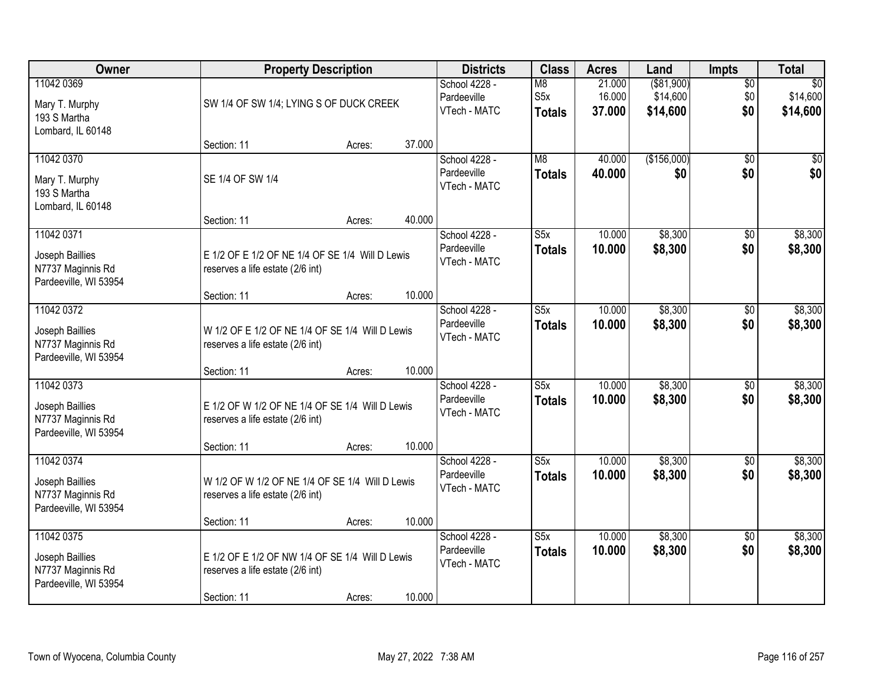| Owner | Property Description | Districts | Class | Acres | Land | Impts | Total |
|---|---|---|---|---|---|---|---|
| 11042 0369<br>Mary T. Murphy<br>193 S Martha<br>Lombard, IL 60148 | SW 1/4 OF SW 1/4; LYING S OF DUCK CREEK<br>Section: 11 Acres: 37.000 | School 4228 - Pardeeville<br>VTech - MATC | M8<br>S5x<br>**Totals** | 21.000<br>16.000<br>**37.000** | ($81,900)<br>$14,600<br>**$14,600** | $0<br>$0<br>**$0** | $0<br>$14,600<br>**$14,600** |
| 11042 0370<br>Mary T. Murphy<br>193 S Martha<br>Lombard, IL 60148 | SE 1/4 OF SW 1/4<br>Section: 11 Acres: 40.000 | School 4228 - Pardeeville<br>VTech - MATC | M8<br>**Totals** | 40.000<br>**40.000** | ($156,000)<br>**$0** | $0<br>**$0** | $0<br>**$0** |
| 11042 0371<br>Joseph Baillies<br>N7737 Maginnis Rd<br>Pardeeville, WI 53954 | E 1/2 OF E 1/2 OF NE 1/4 OF SE 1/4 Will D Lewis reserves a life estate (2/6 int)<br>Section: 11 Acres: 10.000 | School 4228 - Pardeeville<br>VTech - MATC | S5x<br>**Totals** | 10.000<br>**10.000** | $8,300<br>**$8,300** | $0<br>**$0** | $8,300<br>**$8,300** |
| 11042 0372<br>Joseph Baillies<br>N7737 Maginnis Rd<br>Pardeeville, WI 53954 | W 1/2 OF E 1/2 OF NE 1/4 OF SE 1/4 Will D Lewis reserves a life estate (2/6 int)<br>Section: 11 Acres: 10.000 | School 4228 - Pardeeville<br>VTech - MATC | S5x<br>**Totals** | 10.000<br>**10.000** | $8,300<br>**$8,300** | $0<br>**$0** | $8,300<br>**$8,300** |
| 11042 0373<br>Joseph Baillies<br>N7737 Maginnis Rd<br>Pardeeville, WI 53954 | E 1/2 OF W 1/2 OF NE 1/4 OF SE 1/4 Will D Lewis reserves a life estate (2/6 int)<br>Section: 11 Acres: 10.000 | School 4228 - Pardeeville<br>VTech - MATC | S5x<br>**Totals** | 10.000<br>**10.000** | $8,300<br>**$8,300** | $0<br>**$0** | $8,300<br>**$8,300** |
| 11042 0374<br>Joseph Baillies<br>N7737 Maginnis Rd<br>Pardeeville, WI 53954 | W 1/2 OF W 1/2 OF NE 1/4 OF SE 1/4 Will D Lewis reserves a life estate (2/6 int)<br>Section: 11 Acres: 10.000 | School 4228 - Pardeeville<br>VTech - MATC | S5x<br>**Totals** | 10.000<br>**10.000** | $8,300<br>**$8,300** | $0<br>**$0** | $8,300<br>**$8,300** |
| 11042 0375<br>Joseph Baillies<br>N7737 Maginnis Rd<br>Pardeeville, WI 53954 | E 1/2 OF E 1/2 OF NW 1/4 OF SE 1/4 Will D Lewis reserves a life estate (2/6 int)<br>Section: 11 Acres: 10.000 | School 4228 - Pardeeville<br>VTech - MATC | S5x<br>**Totals** | 10.000<br>**10.000** | $8,300<br>**$8,300** | $0<br>**$0** | $8,300<br>**$8,300** |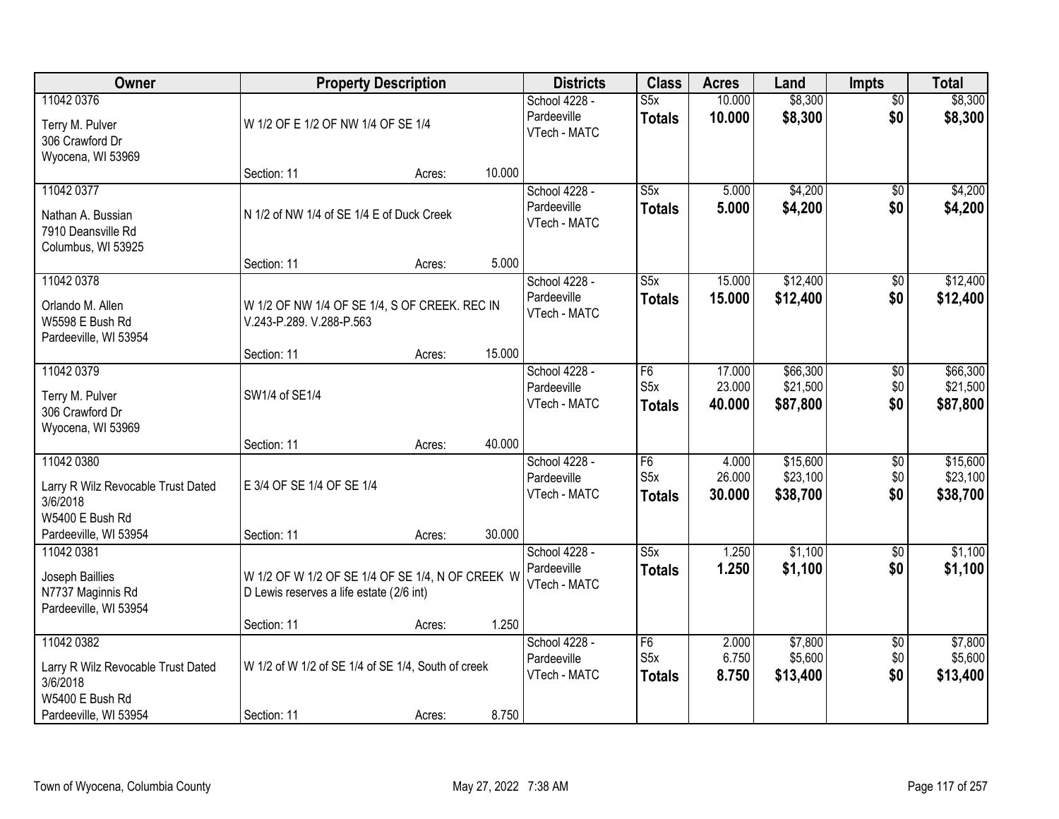| Owner | Property Description | Districts | Class | Acres | Land | Impts | Total |
|---|---|---|---|---|---|---|---|
| 11042 0376<br>Terry M. Pulver<br>306 Crawford Dr<br>Wyocena, WI 53969 | W 1/2 OF E 1/2 OF NW 1/4 OF SE 1/4<br>Section: 11 Acres: 10.000 | School 4228 - Pardeeville<br>VTech - MATC | S5x<br>**Totals** | 10.000<br>**10.000** | $8,300<br>**$8,300** | $0<br>**$0** | $8,300<br>**$8,300** |
| 11042 0377<br>Nathan A. Bussian<br>7910 Deansville Rd<br>Columbus, WI 53925 | N 1/2 of NW 1/4 of SE 1/4 E of Duck Creek<br>Section: 11 Acres: 5.000 | School 4228 - Pardeeville<br>VTech - MATC | S5x<br>**Totals** | 5.000<br>**5.000** | $4,200<br>**$4,200** | $0<br>**$0** | $4,200<br>**$4,200** |
| 11042 0378<br>Orlando M. Allen<br>W5598 E Bush Rd<br>Pardeeville, WI 53954 | W 1/2 OF NW 1/4 OF SE 1/4, S OF CREEK. REC IN V.243-P.289. V.288-P.563<br>Section: 11 Acres: 15.000 | School 4228 - Pardeeville<br>VTech - MATC | S5x<br>**Totals** | 15.000<br>**15.000** | $12,400<br>**$12,400** | $0<br>**$0** | $12,400<br>**$12,400** |
| 11042 0379<br>Terry M. Pulver<br>306 Crawford Dr<br>Wyocena, WI 53969 | SW1/4 of SE1/4<br>Section: 11 Acres: 40.000 | School 4228 - Pardeeville<br>VTech - MATC | F6<br>S5x<br>**Totals** | 17.000<br>23.000<br>**40.000** | $66,300<br>$21,500<br>**$87,800** | $0<br>$0<br>**$0** | $66,300<br>$21,500<br>**$87,800** |
| 11042 0380<br>Larry R Wilz Revocable Trust Dated 3/6/2018<br>W5400 E Bush Rd<br>Pardeeville, WI 53954 | E 3/4 OF SE 1/4 OF SE 1/4<br>Section: 11 Acres: 30.000 | School 4228 - Pardeeville<br>VTech - MATC | F6<br>S5x<br>**Totals** | 4.000<br>26.000<br>**30.000** | $15,600<br>$23,100<br>**$38,700** | $0<br>$0<br>**$0** | $15,600<br>$23,100<br>**$38,700** |
| 11042 0381<br>Joseph Baillies<br>N7737 Maginnis Rd<br>Pardeeville, WI 53954 | W 1/2 OF W 1/2 OF SE 1/4 OF SE 1/4, N OF CREEK W D Lewis reserves a life estate (2/6 int)<br>Section: 11 Acres: 1.250 | School 4228 - Pardeeville<br>VTech - MATC | S5x<br>**Totals** | 1.250<br>**1.250** | $1,100<br>**$1,100** | $0<br>**$0** | $1,100<br>**$1,100** |
| 11042 0382<br>Larry R Wilz Revocable Trust Dated 3/6/2018<br>W5400 E Bush Rd<br>Pardeeville, WI 53954 | W 1/2 of W 1/2 of SE 1/4 of SE 1/4, South of creek<br>Section: 11 Acres: 8.750 | School 4228 - Pardeeville<br>VTech - MATC | F6<br>S5x<br>**Totals** | 2.000<br>6.750<br>**8.750** | $7,800<br>$5,600<br>**$13,400** | $0<br>$0<br>**$0** | $7,800<br>$5,600<br>**$13,400** |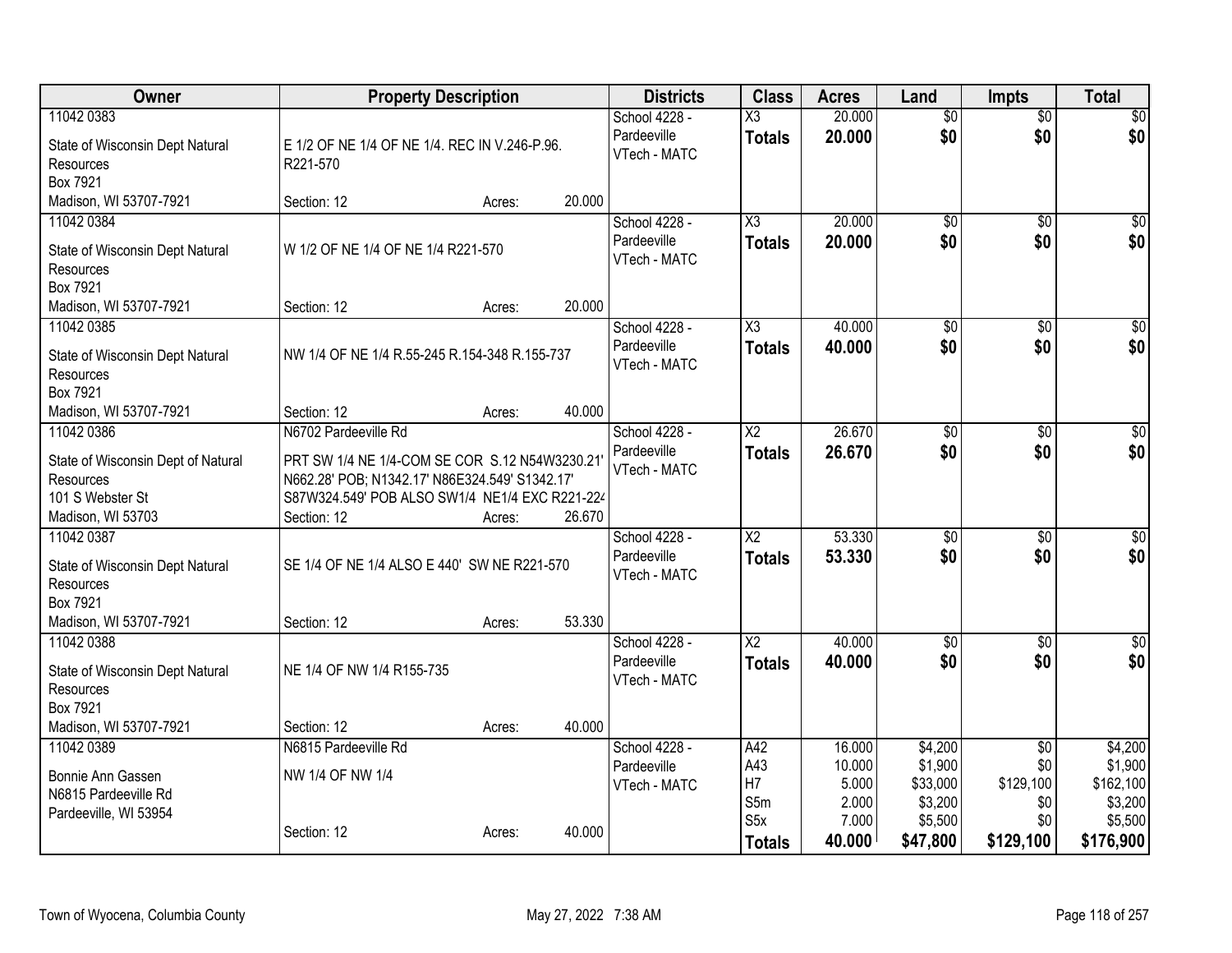| Owner | Property Description | Districts | Class | Acres | Land | Impts | Total |
|---|---|---|---|---|---|---|---|
| 11042 0383<br>State of Wisconsin Dept Natural Resources<br>Box 7921<br>Madison, WI 53707-7921 | E 1/2 OF NE 1/4 OF NE 1/4. REC IN V.246-P.96. R221-570<br>Section: 12 Acres: 20.000 | School 4228 - Pardeeville<br>VTech - MATC | X3<br>**Totals** | 20.000<br>**20.000** | $0<br>**$0** | $0<br>**$0** | $0<br>**$0** |
| 11042 0384<br>State of Wisconsin Dept Natural Resources<br>Box 7921<br>Madison, WI 53707-7921 | W 1/2 OF NE 1/4 OF NE 1/4 R221-570<br>Section: 12 Acres: 20.000 | School 4228 - Pardeeville<br>VTech - MATC | X3<br>**Totals** | 20.000<br>**20.000** | $0<br>**$0** | $0<br>**$0** | $0<br>**$0** |
| 11042 0385<br>State of Wisconsin Dept Natural Resources<br>Box 7921<br>Madison, WI 53707-7921 | NW 1/4 OF NE 1/4 R.55-245 R.154-348 R.155-737<br>Section: 12 Acres: 40.000 | School 4228 - Pardeeville<br>VTech - MATC | X3<br>**Totals** | 40.000<br>**40.000** | $0<br>**$0** | $0<br>**$0** | $0<br>**$0** |
| 11042 0386<br>State of Wisconsin Dept of Natural Resources<br>101 S Webster St<br>Madison, WI 53703 | N6702 Pardeeville Rd<br>PRT SW 1/4 NE 1/4-COM SE COR S.12 N54W3230.21' N662.28' POB; N1342.17' N86E324.549' S1342.17' S87W324.549' POB ALSO SW1/4 NE1/4 EXC R221-224<br>Section: 12 Acres: 26.670 | School 4228 - Pardeeville<br>VTech - MATC | X2<br>**Totals** | 26.670<br>**26.670** | $0<br>**$0** | $0<br>**$0** | $0<br>**$0** |
| 11042 0387<br>State of Wisconsin Dept Natural Resources<br>Box 7921<br>Madison, WI 53707-7921 | SE 1/4 OF NE 1/4 ALSO E 440' SW NE R221-570<br>Section: 12 Acres: 53.330 | School 4228 - Pardeeville<br>VTech - MATC | X2<br>**Totals** | 53.330<br>**53.330** | $0<br>**$0** | $0<br>**$0** | $0<br>**$0** |
| 11042 0388<br>State of Wisconsin Dept Natural Resources<br>Box 7921<br>Madison, WI 53707-7921 | NE 1/4 OF NW 1/4 R155-735<br>Section: 12 Acres: 40.000 | School 4228 - Pardeeville<br>VTech - MATC | X2<br>**Totals** | 40.000<br>**40.000** | $0<br>**$0** | $0<br>**$0** | $0<br>**$0** |
| 11042 0389<br>Bonnie Ann Gassen<br>N6815 Pardeeville Rd<br>Pardeeville, WI 53954 | N6815 Pardeeville Rd<br>NW 1/4 OF NW 1/4<br>Section: 12 Acres: 40.000 | School 4228 - Pardeeville<br>VTech - MATC | A42<br>A43<br>H7<br>S5m<br>S5x<br>**Totals** | 16.000<br>10.000<br>5.000<br>2.000<br>7.000<br>**40.000** | $4,200<br>$1,900<br>$33,000<br>$3,200<br>$5,500<br>**$47,800** | $0<br>$0<br>$129,100<br>$0<br>$0<br>**$129,100** | $4,200<br>$1,900<br>$162,100<br>$3,200<br>$5,500<br>**$176,900** |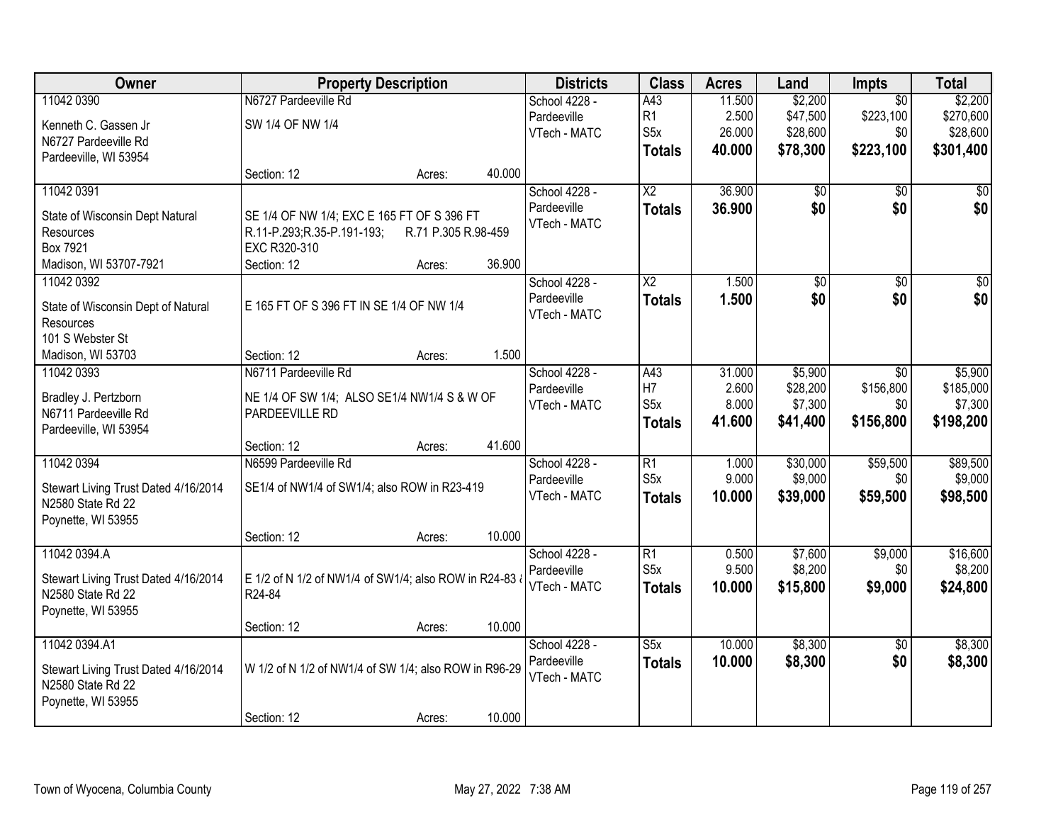| Owner | Property Description | | Districts | Class | Acres | Land | Impts | Total |
|---|---|---|---|---|---|---|---|---|
| 11042 0390<br>Kenneth C. Gassen Jr<br>N6727 Pardeeville Rd<br>Pardeeville, WI 53954 | N6727 Pardeeville Rd<br>SW 1/4 OF NW 1/4<br>Section: 12 | Acres: 40.000 | School 4228 - Pardeeville<br>VTech - MATC | A43<br>R1<br>S5x<br>**Totals** | 11.500<br>2.500<br>26.000<br>**40.000** | $2,200<br>$47,500<br>$28,600<br>**$78,300** | $0<br>$223,100<br>$0<br>**$223,100** | $2,200<br>$270,600<br>$28,600<br>**$301,400** |
| 11042 0391<br>State of Wisconsin Dept Natural Resources<br>Box 7921<br>Madison, WI 53707-7921 | SE 1/4 OF NW 1/4; EXC E 165 FT OF S 396 FT R.11-P.293;R.35-P.191-193; R.71 P.305 R.98-459 EXC R320-310<br>Section: 12 | Acres: 36.900 | School 4228 - Pardeeville<br>VTech - MATC | X2<br>**Totals** | 36.900<br>**36.900** | $0<br>**$0** | $0<br>**$0** | $0<br>**$0** |
| 11042 0392<br>State of Wisconsin Dept of Natural Resources<br>101 S Webster St<br>Madison, WI 53703 | E 165 FT OF S 396 FT IN SE 1/4 OF NW 1/4<br>Section: 12 | Acres: 1.500 | School 4228 - Pardeeville<br>VTech - MATC | X2<br>**Totals** | 1.500<br>**1.500** | $0<br>**$0** | $0<br>**$0** | $0<br>**$0** |
| 11042 0393<br>Bradley J. Pertzborn<br>N6711 Pardeeville Rd<br>Pardeeville, WI 53954 | N6711 Pardeeville Rd<br>NE 1/4 OF SW 1/4; ALSO SE1/4 NW1/4 S & W OF PARDEEVILLE RD<br>Section: 12 | Acres: 41.600 | School 4228 - Pardeeville<br>VTech - MATC | A43<br>H7<br>S5x<br>**Totals** | 31.000<br>2.600<br>8.000<br>**41.600** | $5,900<br>$28,200<br>$7,300<br>**$41,400** | $0<br>$156,800<br>$0<br>**$156,800** | $5,900<br>$185,000<br>$7,300<br>**$198,200** |
| 11042 0394<br>Stewart Living Trust Dated 4/16/2014<br>N2580 State Rd 22<br>Poynette, WI 53955 | N6599 Pardeeville Rd<br>SE1/4 of NW1/4 of SW1/4; also ROW in R23-419<br>Section: 12 | Acres: 10.000 | School 4228 - Pardeeville<br>VTech - MATC | R1<br>S5x<br>**Totals** | 1.000<br>9.000<br>**10.000** | $30,000<br>$9,000<br>**$39,000** | $59,500<br>$0<br>**$59,500** | $89,500<br>$9,000<br>**$98,500** |
| 11042 0394.A<br>Stewart Living Trust Dated 4/16/2014<br>N2580 State Rd 22<br>Poynette, WI 53955 | E 1/2 of N 1/2 of NW1/4 of SW1/4; also ROW in R24-83 & R24-84<br>Section: 12 | Acres: 10.000 | School 4228 - Pardeeville<br>VTech - MATC | R1<br>S5x<br>**Totals** | 0.500<br>9.500<br>**10.000** | $7,600<br>$8,200<br>**$15,800** | $9,000<br>$0<br>**$9,000** | $16,600<br>$8,200<br>**$24,800** |
| 11042 0394.A1<br>Stewart Living Trust Dated 4/16/2014<br>N2580 State Rd 22<br>Poynette, WI 53955 | W 1/2 of N 1/2 of NW1/4 of SW 1/4; also ROW in R96-29<br>Section: 12 | Acres: 10.000 | School 4228 - Pardeeville<br>VTech - MATC | S5x<br>**Totals** | 10.000<br>**10.000** | $8,300<br>**$8,300** | $0<br>**$0** | $8,300<br>**$8,300** |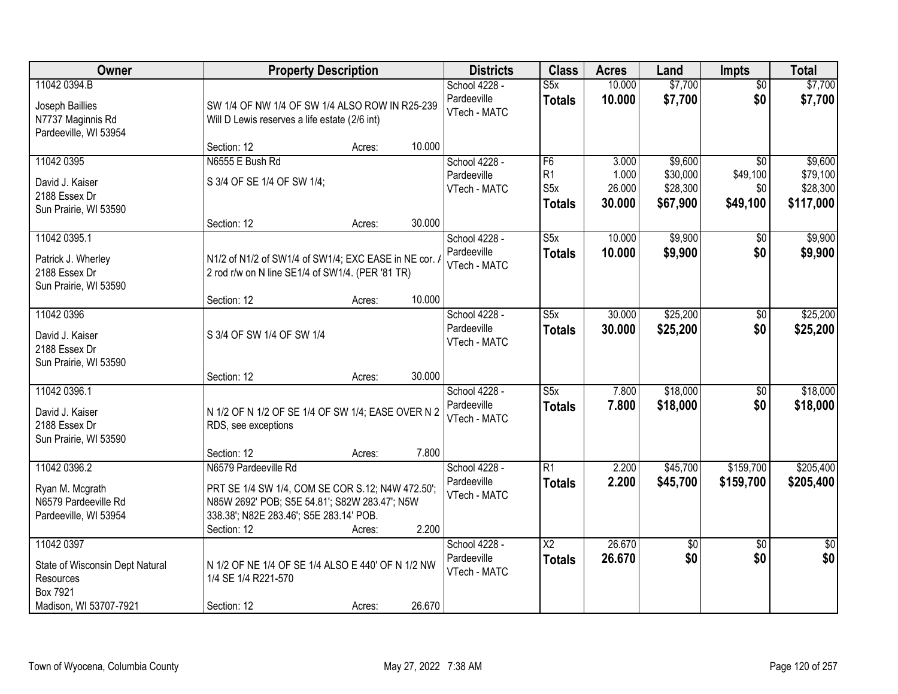| Owner | Property Description | Districts | Class | Acres | Land | Impts | Total |
|---|---|---|---|---|---|---|---|
| 11042 0394.B<br>Joseph Baillies<br>N7737 Maginnis Rd<br>Pardeeville, WI 53954 | SW 1/4 OF NW 1/4 OF SW 1/4 ALSO ROW IN R25-239<br>Will D Lewis reserves a life estate (2/6 int)<br>Section: 12 Acres: 10.000 | School 4228 - Pardeeville<br>VTech - MATC | S5x<br>**Totals** | 10.000<br>**10.000** | $7,700<br>**$7,700** | $0<br>**$0** | $7,700<br>**$7,700** |
| 11042 0395<br>David J. Kaiser<br>2188 Essex Dr<br>Sun Prairie, WI 53590 | N6555 E Bush Rd<br>S 3/4 OF SE 1/4 OF SW 1/4;<br>Section: 12 Acres: 30.000 | School 4228 - Pardeeville<br>VTech - MATC | F6<br>R1<br>S5x<br>**Totals** | 3.000<br>1.000<br>26.000<br>**30.000** | $9,600<br>$30,000<br>$28,300<br>**$67,900** | $0<br>$49,100<br>$0<br>**$49,100** | $9,600<br>$79,100<br>$28,300<br>**$117,000** |
| 11042 0395.1<br>Patrick J. Wherley<br>2188 Essex Dr<br>Sun Prairie, WI 53590 | N1/2 of N1/2 of SW1/4 of SW1/4; EXC EASE in NE cor. /<br>2 rod r/w on N line SE1/4 of SW1/4. (PER '81 TR)<br>Section: 12 Acres: 10.000 | School 4228 - Pardeeville<br>VTech - MATC | S5x<br>**Totals** | 10.000<br>**10.000** | $9,900<br>**$9,900** | $0<br>**$0** | $9,900<br>**$9,900** |
| 11042 0396<br>David J. Kaiser<br>2188 Essex Dr<br>Sun Prairie, WI 53590 | S 3/4 OF SW 1/4 OF SW 1/4<br>Section: 12 Acres: 30.000 | School 4228 - Pardeeville<br>VTech - MATC | S5x<br>**Totals** | 30.000<br>**30.000** | $25,200<br>**$25,200** | $0<br>**$0** | $25,200<br>**$25,200** |
| 11042 0396.1<br>David J. Kaiser<br>2188 Essex Dr<br>Sun Prairie, WI 53590 | N 1/2 OF N 1/2 OF SE 1/4 OF SW 1/4; EASE OVER N 2<br>RDS, see exceptions<br>Section: 12 Acres: 7.800 | School 4228 - Pardeeville<br>VTech - MATC | S5x<br>**Totals** | 7.800<br>**7.800** | $18,000<br>**$18,000** | $0<br>**$0** | $18,000<br>**$18,000** |
| 11042 0396.2<br>Ryan M. Mcgrath<br>N6579 Pardeeville Rd<br>Pardeeville, WI 53954 | N6579 Pardeeville Rd<br>PRT SE 1/4 SW 1/4, COM SE COR S.12; N4W 472.50';<br>N85W 2692' POB; S5E 54.81'; S82W 283.47'; N5W<br>338.38'; N82E 283.46'; S5E 283.14' POB.<br>Section: 12 Acres: 2.200 | School 4228 - Pardeeville<br>VTech - MATC | R1<br>**Totals** | 2.200<br>**2.200** | $45,700<br>**$45,700** | $159,700<br>**$159,700** | $205,400<br>**$205,400** |
| 11042 0397<br>State of Wisconsin Dept Natural Resources<br>Box 7921<br>Madison, WI 53707-7921 | N 1/2 OF NE 1/4 OF SE 1/4 ALSO E 440' OF N 1/2 NW<br>1/4 SE 1/4 R221-570<br>Section: 12 Acres: 26.670 | School 4228 - Pardeeville<br>VTech - MATC | X2<br>**Totals** | 26.670<br>**26.670** | $0<br>**$0** | $0<br>**$0** | $0<br>**$0** |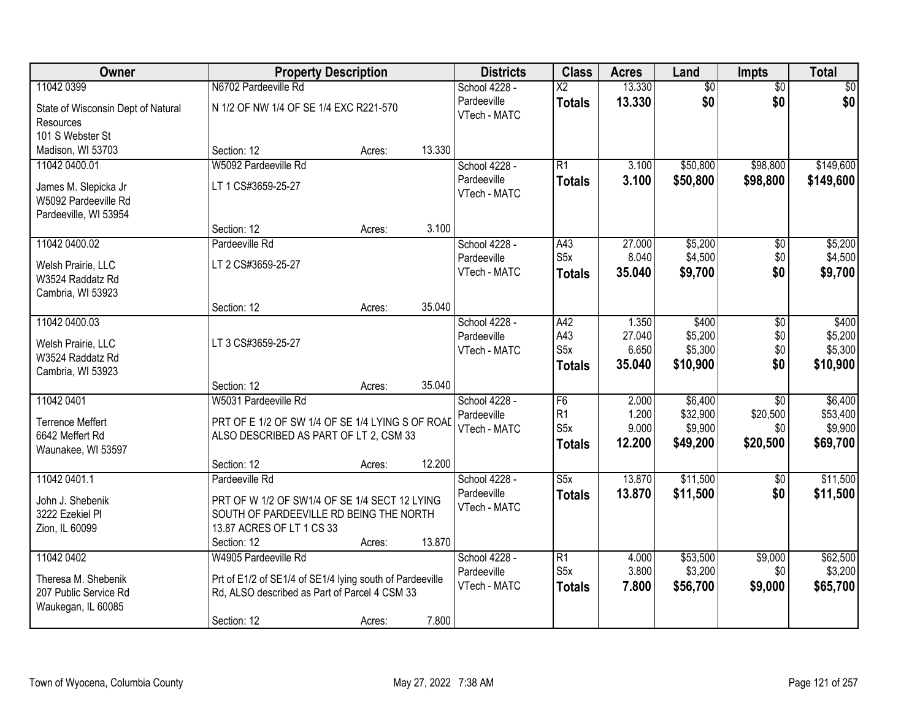| Owner | Property Description | | | Districts | Class | Acres | Land | Impts | Total |
|---|---|---|---|---|---|---|---|---|---|
| 11042 0399<br>State of Wisconsin Dept of Natural Resources<br>101 S Webster St<br>Madison, WI 53703 | N6702 Pardeeville Rd<br>N 1/2 OF NW 1/4 OF SE 1/4 EXC R221-570<br>Section: 12 | Acres: | 13.330 | School 4228 - Pardeeville<br>VTech - MATC | X2<br>**Totals** | 13.330<br>**13.330** | $0<br>**$0** | $0<br>**$0** | $0<br>**$0** |
| 11042 0400.01<br>James M. Slepicka Jr<br>W5092 Pardeeville Rd<br>Pardeeville, WI 53954 | W5092 Pardeeville Rd<br>LT 1 CS#3659-25-27<br>Section: 12 | Acres: | 3.100 | School 4228 - Pardeeville<br>VTech - MATC | R1<br>**Totals** | 3.100<br>**3.100** | $50,800<br>**$50,800** | $98,800<br>**$98,800** | $149,600<br>**$149,600** |
| 11042 0400.02<br>Welsh Prairie, LLC<br>W3524 Raddatz Rd<br>Cambria, WI 53923 | Pardeeville Rd<br>LT 2 CS#3659-25-27<br>Section: 12 | Acres: | 35.040 | School 4228 - Pardeeville<br>VTech - MATC | A43<br>S5x<br>**Totals** | 27.000<br>8.040<br>**35.040** | $5,200<br>$4,500<br>**$9,700** | $0<br>$0<br>**$0** | $5,200<br>$4,500<br>**$9,700** |
| 11042 0400.03<br>Welsh Prairie, LLC<br>W3524 Raddatz Rd<br>Cambria, WI 53923 | LT 3 CS#3659-25-27<br>Section: 12 | Acres: | 35.040 | School 4228 - Pardeeville<br>VTech - MATC | A42<br>A43<br>S5x<br>**Totals** | 1.350<br>27.040<br>6.650<br>**35.040** | $400<br>$5,200<br>$5,300<br>**$10,900** | $0<br>$0<br>$0<br>**$0** | $400<br>$5,200<br>$5,300<br>**$10,900** |
| 11042 0401<br>Terrence Meffert<br>6642 Meffert Rd<br>Waunakee, WI 53597 | W5031 Pardeeville Rd<br>PRT OF E 1/2 OF SW 1/4 OF SE 1/4 LYING S OF ROAD ALSO DESCRIBED AS PART OF LT 2, CSM 33<br>Section: 12 | Acres: | 12.200 | School 4228 - Pardeeville<br>VTech - MATC | F6<br>R1<br>S5x<br>**Totals** | 2.000<br>1.200<br>9.000<br>**12.200** | $6,400<br>$32,900<br>$9,900<br>**$49,200** | $0<br>$20,500<br>$0<br>**$20,500** | $6,400<br>$53,400<br>$9,900<br>**$69,700** |
| 11042 0401.1<br>John J. Shebenik<br>3222 Ezekiel Pl<br>Zion, IL 60099 | Pardeeville Rd<br>PRT OF W 1/2 OF SW1/4 OF SE 1/4 SECT 12 LYING SOUTH OF PARDEEVILLE RD BEING THE NORTH 13.87 ACRES OF LT 1 CS 33<br>Section: 12 | Acres: | 13.870 | School 4228 - Pardeeville<br>VTech - MATC | S5x<br>**Totals** | 13.870<br>**13.870** | $11,500<br>**$11,500** | $0<br>**$0** | $11,500<br>**$11,500** |
| 11042 0402<br>Theresa M. Shebenik<br>207 Public Service Rd<br>Waukegan, IL 60085 | W4905 Pardeeville Rd<br>Prt of E1/2 of SE1/4 of SE1/4 lying south of Pardeeville Rd, ALSO described as Part of Parcel 4 CSM 33<br>Section: 12 | Acres: | 7.800 | School 4228 - Pardeeville<br>VTech - MATC | R1<br>S5x<br>**Totals** | 4.000<br>3.800<br>**7.800** | $53,500<br>$3,200<br>**$56,700** | $9,000<br>$0<br>**$9,000** | $62,500<br>$3,200<br>**$65,700** |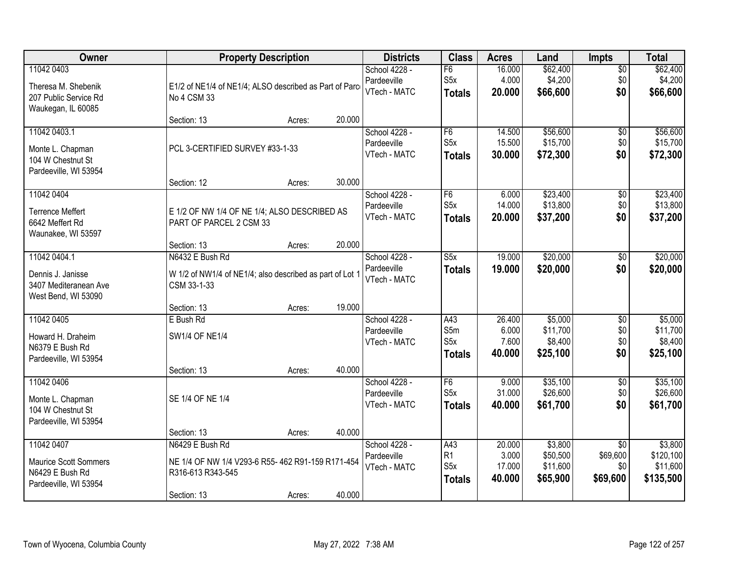| Owner | Property Description | | | Districts | Class | Acres | Land | Impts | Total |
|---|---|---|---|---|---|---|---|---|---|
| 11042 0403 | | | | School 4228 - | F6 | 16.000 | $62,400 | $0 | $62,400 |
| Theresa M. Shebenik | E1/2 of NE1/4 of NE1/4; ALSO described as Part of Parc | | | Pardeeville | S5x | 4.000 | $4,200 | $0 | $4,200 |
| 207 Public Service Rd | No 4 CSM 33 | | | VTech - MATC | **Totals** | **20.000** | **$66,600** | **$0** | **$66,600** |
| Waukegan, IL 60085 | | | | | | | | | |
| | Section: 13 | Acres: | 20.000 | | | | | | |
| 11042 0403.1 | | | | School 4228 - | F6 | 14.500 | $56,600 | $0 | $56,600 |
| Monte L. Chapman | PCL 3-CERTIFIED SURVEY #33-1-33 | | | Pardeeville | S5x | 15.500 | $15,700 | $0 | $15,700 |
| 104 W Chestnut St | | | | VTech - MATC | **Totals** | **30.000** | **$72,300** | **$0** | **$72,300** |
| Pardeeville, WI 53954 | | | | | | | | | |
| | Section: 12 | Acres: | 30.000 | | | | | | |
| 11042 0404 | | | | School 4228 - | F6 | 6.000 | $23,400 | $0 | $23,400 |
| Terrence Meffert | E 1/2 OF NW 1/4 OF NE 1/4; ALSO DESCRIBED AS | | | Pardeeville | S5x | 14.000 | $13,800 | $0 | $13,800 |
| 6642 Meffert Rd | PART OF PARCEL 2 CSM 33 | | | VTech - MATC | **Totals** | **20.000** | **$37,200** | **$0** | **$37,200** |
| Waunakee, WI 53597 | | | | | | | | | |
| | Section: 13 | Acres: | 20.000 | | | | | | |
| 11042 0404.1 | N6432 E Bush Rd | | | School 4228 - | S5x | 19.000 | $20,000 | $0 | $20,000 |
| Dennis J. Janisse | W 1/2 of NW1/4 of NE1/4; also described as part of Lot 1 | | | Pardeeville | **Totals** | **19.000** | **$20,000** | **$0** | **$20,000** |
| 3407 Mediteranean Ave | CSM 33-1-33 | | | VTech - MATC | | | | | |
| West Bend, WI 53090 | | | | | | | | | |
| | Section: 13 | Acres: | 19.000 | | | | | | |
| 11042 0405 | E Bush Rd | | | School 4228 - | A43 | 26.400 | $5,000 | $0 | $5,000 |
| Howard H. Draheim | SW1/4 OF NE1/4 | | | Pardeeville | S5m | 6.000 | $11,700 | $0 | $11,700 |
| N6379 E Bush Rd | | | | VTech - MATC | S5x | 7.600 | $8,400 | $0 | $8,400 |
| Pardeeville, WI 53954 | | | | | **Totals** | **40.000** | **$25,100** | **$0** | **$25,100** |
| | Section: 13 | Acres: | 40.000 | | | | | | |
| 11042 0406 | | | | School 4228 - | F6 | 9.000 | $35,100 | $0 | $35,100 |
| Monte L. Chapman | SE 1/4 OF NE 1/4 | | | Pardeeville | S5x | 31.000 | $26,600 | $0 | $26,600 |
| 104 W Chestnut St | | | | VTech - MATC | **Totals** | **40.000** | **$61,700** | **$0** | **$61,700** |
| Pardeeville, WI 53954 | | | | | | | | | |
| | Section: 13 | Acres: | 40.000 | | | | | | |
| 11042 0407 | N6429 E Bush Rd | | | School 4228 - | A43 | 20.000 | $3,800 | $0 | $3,800 |
| Maurice Scott Sommers | NE 1/4 OF NW 1/4 V293-6 R55- 462 R91-159 R171-454 | | | Pardeeville | R1 | 3.000 | $50,500 | $69,600 | $120,100 |
| N6429 E Bush Rd | R316-613 R343-545 | | | VTech - MATC | S5x | 17.000 | $11,600 | $0 | $11,600 |
| Pardeeville, WI 53954 | | | | | **Totals** | **40.000** | **$65,900** | **$69,600** | **$135,500** |
| | Section: 13 | Acres: | 40.000 | | | | | | |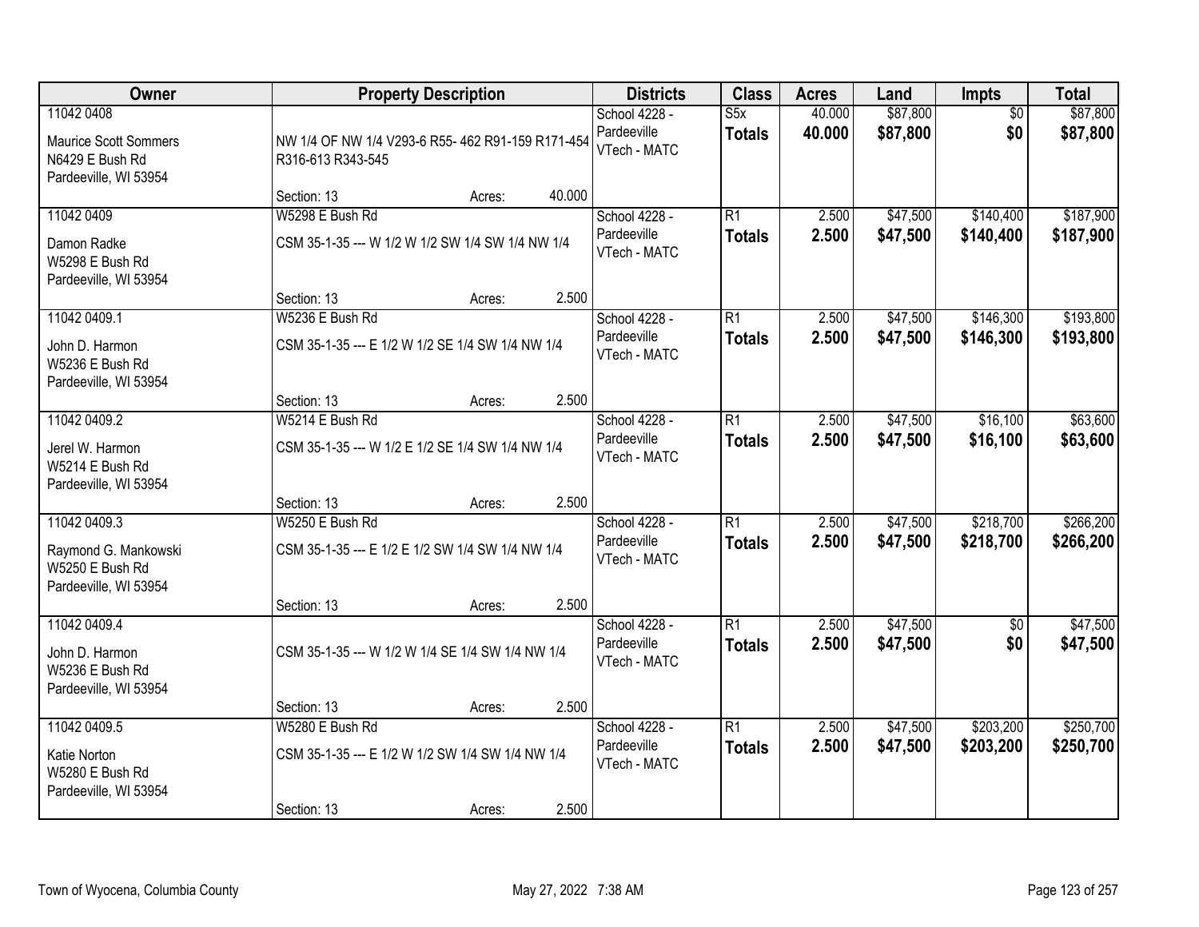| Owner | Property Description | Districts | Class | Acres | Land | Impts | Total |
|---|---|---|---|---|---|---|---|
| 11042 0408<br>Maurice Scott Sommers<br>N6429 E Bush Rd<br>Pardeeville, WI 53954 | NW 1/4 OF NW 1/4 V293-6 R55- 462 R91-159 R171-454 R316-613 R343-545<br>Section: 13 Acres: 40.000 | School 4228 - Pardeeville<br>VTech - MATC | S5x<br>**Totals** | 40.000<br>**40.000** | $87,800<br>**$87,800** | $0<br>**$0** | $87,800<br>**$87,800** |
| 11042 0409<br>Damon Radke<br>W5298 E Bush Rd<br>Pardeeville, WI 53954 | W5298 E Bush Rd<br>CSM 35-1-35 --- W 1/2 W 1/2 SW 1/4 SW 1/4 NW 1/4<br>Section: 13 Acres: 2.500 | School 4228 - Pardeeville<br>VTech - MATC | R1<br>**Totals** | 2.500<br>**2.500** | $47,500<br>**$47,500** | $140,400<br>**$140,400** | $187,900<br>**$187,900** |
| 11042 0409.1<br>John D. Harmon<br>W5236 E Bush Rd<br>Pardeeville, WI 53954 | W5236 E Bush Rd<br>CSM 35-1-35 --- E 1/2 W 1/2 SE 1/4 SW 1/4 NW 1/4<br>Section: 13 Acres: 2.500 | School 4228 - Pardeeville<br>VTech - MATC | R1<br>**Totals** | 2.500<br>**2.500** | $47,500<br>**$47,500** | $146,300<br>**$146,300** | $193,800<br>**$193,800** |
| 11042 0409.2<br>Jerel W. Harmon<br>W5214 E Bush Rd<br>Pardeeville, WI 53954 | W5214 E Bush Rd<br>CSM 35-1-35 --- W 1/2 E 1/2 SE 1/4 SW 1/4 NW 1/4<br>Section: 13 Acres: 2.500 | School 4228 - Pardeeville<br>VTech - MATC | R1<br>**Totals** | 2.500<br>**2.500** | $47,500<br>**$47,500** | $16,100<br>**$16,100** | $63,600<br>**$63,600** |
| 11042 0409.3<br>Raymond G. Mankowski<br>W5250 E Bush Rd<br>Pardeeville, WI 53954 | W5250 E Bush Rd<br>CSM 35-1-35 --- E 1/2 E 1/2 SW 1/4 SW 1/4 NW 1/4<br>Section: 13 Acres: 2.500 | School 4228 - Pardeeville<br>VTech - MATC | R1<br>**Totals** | 2.500<br>**2.500** | $47,500<br>**$47,500** | $218,700<br>**$218,700** | $266,200<br>**$266,200** |
| 11042 0409.4<br>John D. Harmon<br>W5236 E Bush Rd<br>Pardeeville, WI 53954 | CSM 35-1-35 --- W 1/2 W 1/4 SE 1/4 SW 1/4 NW 1/4<br>Section: 13 Acres: 2.500 | School 4228 - Pardeeville<br>VTech - MATC | R1<br>**Totals** | 2.500<br>**2.500** | $47,500<br>**$47,500** | $0<br>**$0** | $47,500<br>**$47,500** |
| 11042 0409.5<br>Katie Norton<br>W5280 E Bush Rd<br>Pardeeville, WI 53954 | W5280 E Bush Rd<br>CSM 35-1-35 --- E 1/2 W 1/2 SW 1/4 SW 1/4 NW 1/4<br>Section: 13 Acres: 2.500 | School 4228 - Pardeeville<br>VTech - MATC | R1<br>**Totals** | 2.500<br>**2.500** | $47,500<br>**$47,500** | $203,200<br>**$203,200** | $250,700<br>**$250,700** |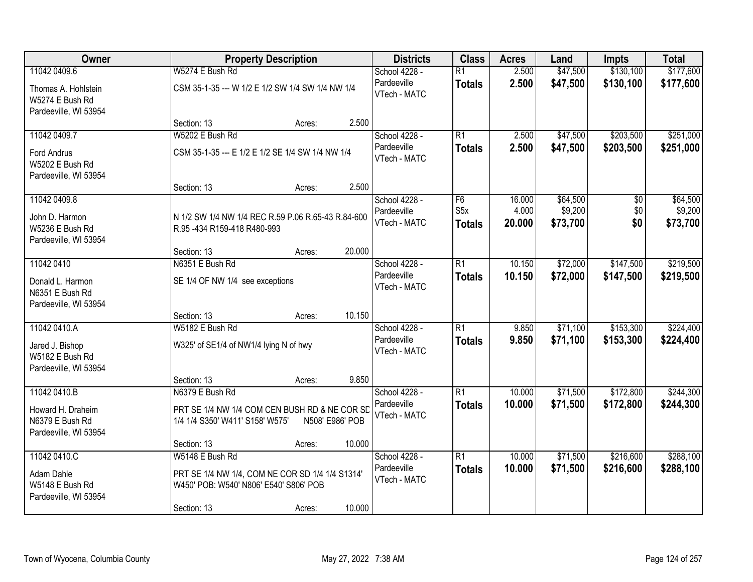| Owner | Property Description | | | Districts | Class | Acres | Land | Impts | Total |
|---|---|---|---|---|---|---|---|---|---|
| 11042 0409.6 | W5274 E Bush Rd | | | School 4228 - | R1 | 2.500 | $47,500 | $130,100 | $177,600 |
| Thomas A. Hohlstein<br>W5274 E Bush Rd<br>Pardeeville, WI 53954 | CSM 35-1-35 --- W 1/2 E 1/2 SW 1/4 SW 1/4 NW 1/4 | | | Pardeeville<br>VTech - MATC | **Totals** | **2.500** | **$47,500** | **$130,100** | **$177,600** |
| | Section: 13 | Acres: | 2.500 | | | | | | |
| 11042 0409.7 | W5202 E Bush Rd | | | School 4228 - | R1 | 2.500 | $47,500 | $203,500 | $251,000 |
| Ford Andrus<br>W5202 E Bush Rd<br>Pardeeville, WI 53954 | CSM 35-1-35 --- E 1/2 E 1/2 SE 1/4 SW 1/4 NW 1/4 | | | Pardeeville<br>VTech - MATC | **Totals** | **2.500** | **$47,500** | **$203,500** | **$251,000** |
| | Section: 13 | Acres: | 2.500 | | | | | | |
| 11042 0409.8 | | | | School 4228 - | F6 | 16.000 | $64,500 | $0 | $64,500 |
| John D. Harmon<br>W5236 E Bush Rd<br>Pardeeville, WI 53954 | N 1/2 SW 1/4 NW 1/4 REC R.59 P.06 R.65-43 R.84-600 R.95 -434 R159-418 R480-993 | | | Pardeeville<br>VTech - MATC | S5x | 4.000 | $9,200 | $0 | $9,200 |
| | | | | | **Totals** | **20.000** | **$73,700** | **$0** | **$73,700** |
| | Section: 13 | Acres: | 20.000 | | | | | | |
| 11042 0410 | N6351 E Bush Rd | | | School 4228 - | R1 | 10.150 | $72,000 | $147,500 | $219,500 |
| Donald L. Harmon<br>N6351 E Bush Rd<br>Pardeeville, WI 53954 | SE 1/4 OF NW 1/4 see exceptions | | | Pardeeville<br>VTech - MATC | **Totals** | **10.150** | **$72,000** | **$147,500** | **$219,500** |
| | Section: 13 | Acres: | 10.150 | | | | | | |
| 11042 0410.A | W5182 E Bush Rd | | | School 4228 - | R1 | 9.850 | $71,100 | $153,300 | $224,400 |
| Jared J. Bishop<br>W5182 E Bush Rd<br>Pardeeville, WI 53954 | W325' of SE1/4 of NW1/4 lying N of hwy | | | Pardeeville<br>VTech - MATC | **Totals** | **9.850** | **$71,100** | **$153,300** | **$224,400** |
| | Section: 13 | Acres: | 9.850 | | | | | | |
| 11042 0410.B | N6379 E Bush Rd | | | School 4228 - | R1 | 10.000 | $71,500 | $172,800 | $244,300 |
| Howard H. Draheim<br>N6379 E Bush Rd<br>Pardeeville, WI 53954 | PRT SE 1/4 NW 1/4 COM CEN BUSH RD & NE COR SD 1/4 1/4 S350' W411' S158' W575' N508' E986' POB | | | Pardeeville<br>VTech - MATC | **Totals** | **10.000** | **$71,500** | **$172,800** | **$244,300** |
| | Section: 13 | Acres: | 10.000 | | | | | | |
| 11042 0410.C | W5148 E Bush Rd | | | School 4228 - | R1 | 10.000 | $71,500 | $216,600 | $288,100 |
| Adam Dahle<br>W5148 E Bush Rd<br>Pardeeville, WI 53954 | PRT SE 1/4 NW 1/4, COM NE COR SD 1/4 1/4 S1314' W450' POB: W540' N806' E540' S806' POB | | | Pardeeville<br>VTech - MATC | **Totals** | **10.000** | **$71,500** | **$216,600** | **$288,100** |
| | Section: 13 | Acres: | 10.000 | | | | | | |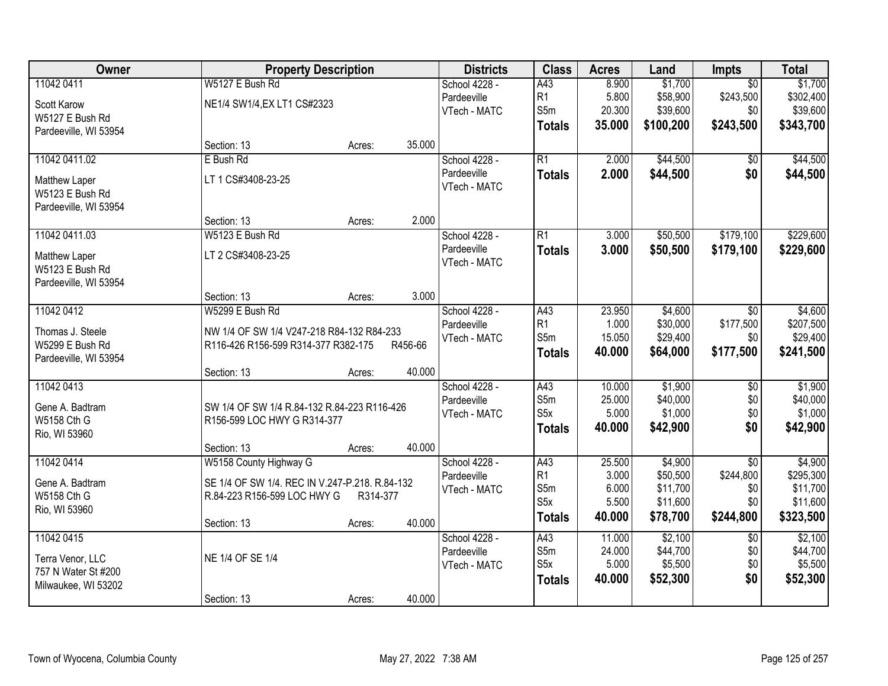| Owner | Property Description | Districts | Class | Acres | Land | Impts | Total |
|---|---|---|---|---|---|---|---|
| 11042 0411<br>Scott Karow<br>W5127 E Bush Rd<br>Pardeeville, WI 53954 | W5127 E Bush Rd<br>NE1/4 SW1/4,EX LT1 CS#2323<br>Section: 13 Acres: 35.000 | School 4228 - Pardeeville<br>VTech - MATC | A43<br>R1<br>S5m<br>**Totals** | 8.900<br>5.800<br>20.300<br>**35.000** | $1,700<br>$58,900<br>$39,600<br>**$100,200** | $0<br>$243,500<br>$0<br>**$243,500** | $1,700<br>$302,400<br>$39,600<br>**$343,700** |
| 11042 0411.02<br>Matthew Laper<br>W5123 E Bush Rd<br>Pardeeville, WI 53954 | E Bush Rd<br>LT 1 CS#3408-23-25<br>Section: 13 Acres: 2.000 | School 4228 - Pardeeville<br>VTech - MATC | R1<br>**Totals** | 2.000<br>**2.000** | $44,500<br>**$44,500** | $0<br>**$0** | $44,500<br>**$44,500** |
| 11042 0411.03<br>Matthew Laper<br>W5123 E Bush Rd<br>Pardeeville, WI 53954 | W5123 E Bush Rd<br>LT 2 CS#3408-23-25<br>Section: 13 Acres: 3.000 | School 4228 - Pardeeville<br>VTech - MATC | R1<br>**Totals** | 3.000<br>**3.000** | $50,500<br>**$50,500** | $179,100<br>**$179,100** | $229,600<br>**$229,600** |
| 11042 0412<br>Thomas J. Steele<br>W5299 E Bush Rd<br>Pardeeville, WI 53954 | W5299 E Bush Rd<br>NW 1/4 OF SW 1/4 V247-218 R84-132 R84-233 R116-426 R156-599 R314-377 R382-175 R456-66<br>Section: 13 Acres: 40.000 | School 4228 - Pardeeville<br>VTech - MATC | A43<br>R1<br>S5m<br>**Totals** | 23.950<br>1.000<br>15.050<br>**40.000** | $4,600<br>$30,000<br>$29,400<br>**$64,000** | $0<br>$177,500<br>$0<br>**$177,500** | $4,600<br>$207,500<br>$29,400<br>**$241,500** |
| 11042 0413<br>Gene A. Badtram<br>W5158 Cth G<br>Rio, WI 53960 | SW 1/4 OF SW 1/4 R.84-132 R.84-223 R116-426 R156-599 LOC HWY G R314-377<br>Section: 13 Acres: 40.000 | School 4228 - Pardeeville<br>VTech - MATC | A43<br>S5m<br>S5x<br>**Totals** | 10.000<br>25.000<br>5.000<br>**40.000** | $1,900<br>$40,000<br>$1,000<br>**$42,900** | $0<br>$0<br>$0<br>**$0** | $1,900<br>$40,000<br>$1,000<br>**$42,900** |
| 11042 0414<br>Gene A. Badtram<br>W5158 Cth G<br>Rio, WI 53960 | W5158 County Highway G<br>SE 1/4 OF SW 1/4. REC IN V.247-P.218. R.84-132 R.84-223 R156-599 LOC HWY G R314-377<br>Section: 13 Acres: 40.000 | School 4228 - Pardeeville<br>VTech - MATC | A43<br>R1<br>S5m<br>S5x<br>**Totals** | 25.500<br>3.000<br>6.000<br>5.500<br>**40.000** | $4,900<br>$50,500<br>$11,700<br>$11,600<br>**$78,700** | $0<br>$244,800<br>$0<br>$0<br>**$244,800** | $4,900<br>$295,300<br>$11,700<br>$11,600<br>**$323,500** |
| 11042 0415<br>Terra Venor, LLC<br>757 N Water St #200<br>Milwaukee, WI 53202 | NE 1/4 OF SE 1/4<br>Section: 13 Acres: 40.000 | School 4228 - Pardeeville<br>VTech - MATC | A43<br>S5m<br>S5x<br>**Totals** | 11.000<br>24.000<br>5.000<br>**40.000** | $2,100<br>$44,700<br>$5,500<br>**$52,300** | $0<br>$0<br>$0<br>**$0** | $2,100<br>$44,700<br>$5,500<br>**$52,300** |

Town of Wyocena, Columbia County — May 27, 2022 7:38 AM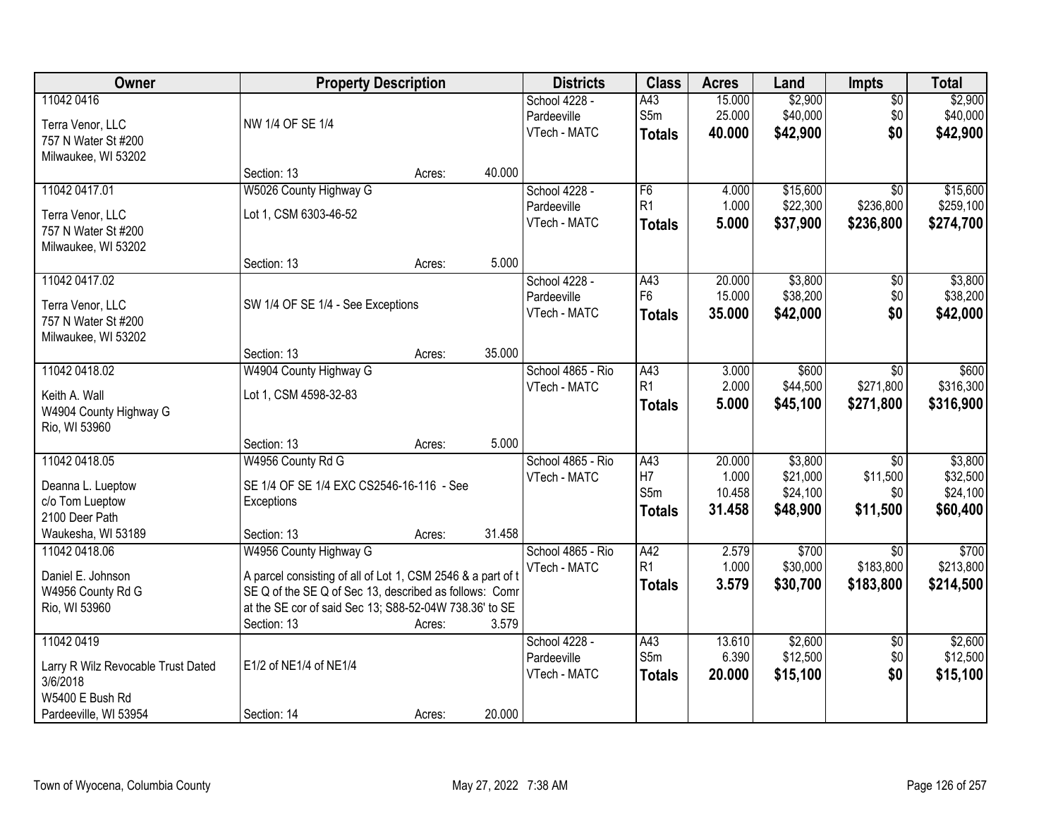| Owner | Property Description | Districts | Class | Acres | Land | Impts | Total |
|---|---|---|---|---|---|---|---|
| 11042 0416<br>Terra Venor, LLC<br>757 N Water St #200<br>Milwaukee, WI 53202 | NW 1/4 OF SE 1/4<br>Section: 13 Acres: 40.000 | School 4228 - Pardeeville<br>VTech - MATC | A43<br>S5m<br>**Totals** | 15.000<br>25.000<br>**40.000** | $2,900<br>$40,000<br>**$42,900** | $0<br>$0<br>**$0** | $2,900<br>$40,000<br>**$42,900** |
| 11042 0417.01<br>Terra Venor, LLC<br>757 N Water St #200<br>Milwaukee, WI 53202 | W5026 County Highway G<br>Lot 1, CSM 6303-46-52<br>Section: 13 Acres: 5.000 | School 4228 - Pardeeville<br>VTech - MATC | F6<br>R1<br>**Totals** | 4.000<br>1.000<br>**5.000** | $15,600<br>$22,300<br>**$37,900** | $0<br>$236,800<br>**$236,800** | $15,600<br>$259,100<br>**$274,700** |
| 11042 0417.02<br>Terra Venor, LLC<br>757 N Water St #200<br>Milwaukee, WI 53202 | SW 1/4 OF SE 1/4 - See Exceptions<br>Section: 13 Acres: 35.000 | School 4228 - Pardeeville<br>VTech - MATC | A43<br>F6<br>**Totals** | 20.000<br>15.000<br>**35.000** | $3,800<br>$38,200<br>**$42,000** | $0<br>$0<br>**$0** | $3,800<br>$38,200<br>**$42,000** |
| 11042 0418.02<br>Keith A. Wall<br>W4904 County Highway G<br>Rio, WI 53960 | W4904 County Highway G<br>Lot 1, CSM 4598-32-83<br>Section: 13 Acres: 5.000 | School 4865 - Rio<br>VTech - MATC | A43<br>R1<br>**Totals** | 3.000<br>2.000<br>**5.000** | $600<br>$44,500<br>**$45,100** | $0<br>$271,800<br>**$271,800** | $600<br>$316,300<br>**$316,900** |
| 11042 0418.05<br>Deanna L. Lueptow<br>c/o Tom Lueptow<br>2100 Deer Path<br>Waukesha, WI 53189 | W4956 County Rd G<br>SE 1/4 OF SE 1/4 EXC CS2546-16-116 - See Exceptions<br>Section: 13 Acres: 31.458 | School 4865 - Rio<br>VTech - MATC | A43<br>H7<br>S5m<br>**Totals** | 20.000<br>1.000<br>10.458<br>**31.458** | $3,800<br>$21,000<br>$24,100<br>**$48,900** | $0<br>$11,500<br>$0<br>**$11,500** | $3,800<br>$32,500<br>$24,100<br>**$60,400** |
| 11042 0418.06<br>Daniel E. Johnson<br>W4956 County Rd G<br>Rio, WI 53960 | W4956 County Highway G<br>A parcel consisting of all of Lot 1, CSM 2546 & a part of t SE Q of the SE Q of Sec 13, described as follows: Comr at the SE cor of said Sec 13; S88-52-04W 738.36' to SE<br>Section: 13 Acres: 3.579 | School 4865 - Rio<br>VTech - MATC | A42<br>R1<br>**Totals** | 2.579<br>1.000<br>**3.579** | $700<br>$30,000<br>**$30,700** | $0<br>$183,800<br>**$183,800** | $700<br>$213,800<br>**$214,500** |
| 11042 0419<br>Larry R Wilz Revocable Trust Dated 3/6/2018<br>W5400 E Bush Rd<br>Pardeeville, WI 53954 | E1/2 of NE1/4 of NE1/4<br>Section: 14 Acres: 20.000 | School 4228 - Pardeeville<br>VTech - MATC | A43<br>S5m<br>**Totals** | 13.610<br>6.390<br>**20.000** | $2,600<br>$12,500<br>**$15,100** | $0<br>$0<br>**$0** | $2,600<br>$12,500<br>**$15,100** |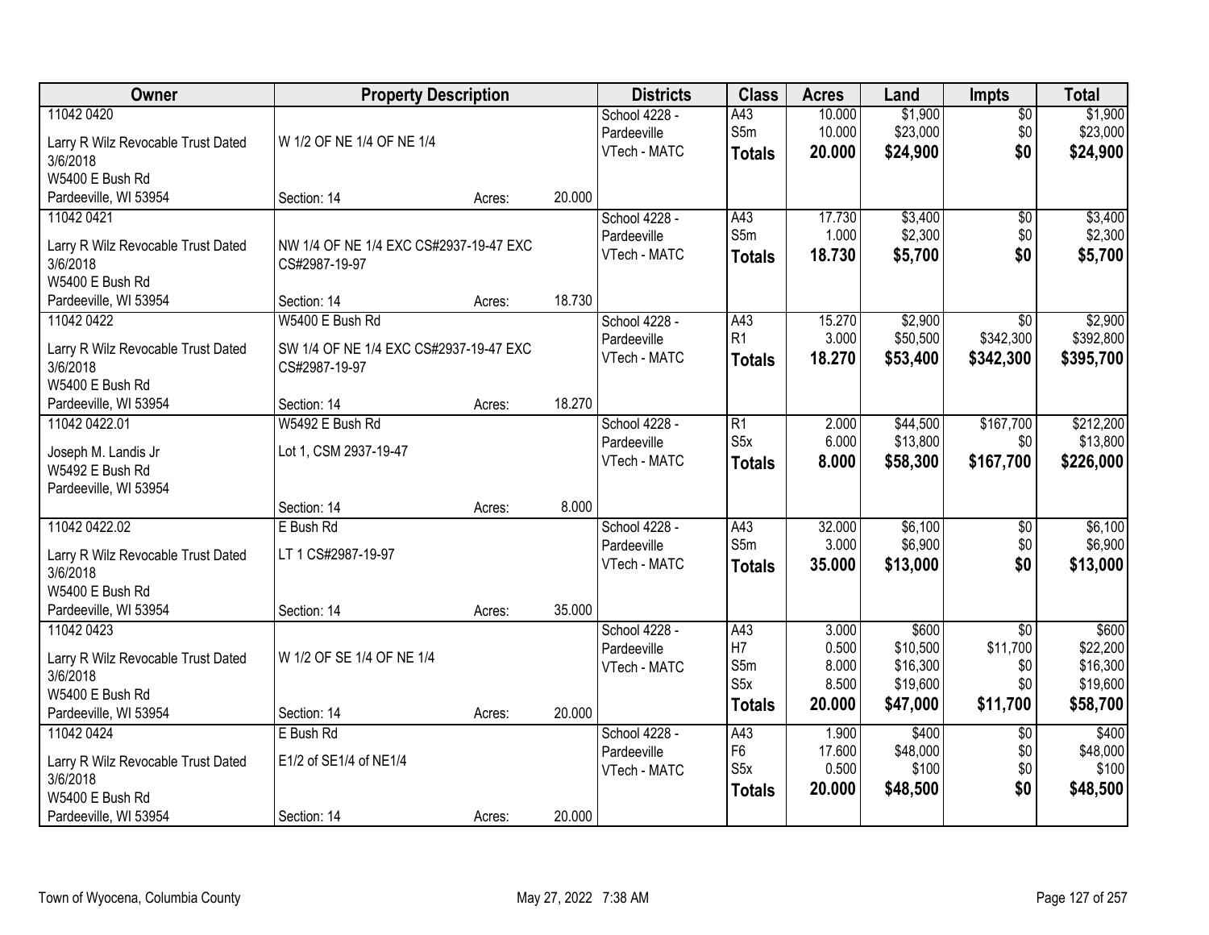| Owner | Property Description | | | Districts | Class | Acres | Land | Impts | Total |
|---|---|---|---|---|---|---|---|---|---|
| 11042 0420<br>Larry R Wilz Revocable Trust Dated 3/6/2018<br>W5400 E Bush Rd<br>Pardeeville, WI 53954 | W 1/2 OF NE 1/4 OF NE 1/4<br>Section: 14 | Acres: | 20.000 | School 4228 - Pardeeville<br>VTech - MATC | A43<br>S5m<br>**Totals** | 10.000<br>10.000<br>**20.000** | $1,900<br>$23,000<br>**$24,900** | $0<br>$0<br>**$0** | $1,900<br>$23,000<br>**$24,900** |
| 11042 0421<br>Larry R Wilz Revocable Trust Dated 3/6/2018<br>W5400 E Bush Rd<br>Pardeeville, WI 53954 | NW 1/4 OF NE 1/4 EXC CS#2937-19-47 EXC CS#2987-19-97<br>Section: 14 | Acres: | 18.730 | School 4228 - Pardeeville<br>VTech - MATC | A43<br>S5m<br>**Totals** | 17.730<br>1.000<br>**18.730** | $3,400<br>$2,300<br>**$5,700** | $0<br>$0<br>**$0** | $3,400<br>$2,300<br>**$5,700** |
| 11042 0422<br>Larry R Wilz Revocable Trust Dated 3/6/2018<br>W5400 E Bush Rd<br>Pardeeville, WI 53954 | W5400 E Bush Rd<br>SW 1/4 OF NE 1/4 EXC CS#2937-19-47 EXC CS#2987-19-97<br>Section: 14 | Acres: | 18.270 | School 4228 - Pardeeville<br>VTech - MATC | A43<br>R1<br>**Totals** | 15.270<br>3.000<br>**18.270** | $2,900<br>$50,500<br>**$53,400** | $0<br>$342,300<br>**$342,300** | $2,900<br>$392,800<br>**$395,700** |
| 11042 0422.01<br>Joseph M. Landis Jr<br>W5492 E Bush Rd<br>Pardeeville, WI 53954 | W5492 E Bush Rd<br>Lot 1, CSM 2937-19-47<br>Section: 14 | Acres: | 8.000 | School 4228 - Pardeeville<br>VTech - MATC | R1<br>S5x<br>**Totals** | 2.000<br>6.000<br>**8.000** | $44,500<br>$13,800<br>**$58,300** | $167,700<br>$0<br>**$167,700** | $212,200<br>$13,800<br>**$226,000** |
| 11042 0422.02<br>Larry R Wilz Revocable Trust Dated 3/6/2018<br>W5400 E Bush Rd<br>Pardeeville, WI 53954 | E Bush Rd<br>LT 1 CS#2987-19-97<br>Section: 14 | Acres: | 35.000 | School 4228 - Pardeeville<br>VTech - MATC | A43<br>S5m<br>**Totals** | 32.000<br>3.000<br>**35.000** | $6,100<br>$6,900<br>**$13,000** | $0<br>$0<br>**$0** | $6,100<br>$6,900<br>**$13,000** |
| 11042 0423<br>Larry R Wilz Revocable Trust Dated 3/6/2018<br>W5400 E Bush Rd<br>Pardeeville, WI 53954 | W 1/2 OF SE 1/4 OF NE 1/4<br>Section: 14 | Acres: | 20.000 | School 4228 - Pardeeville<br>VTech - MATC | A43<br>H7<br>S5m<br>S5x<br>**Totals** | 3.000<br>0.500<br>8.000<br>8.500<br>**20.000** | $600<br>$10,500<br>$16,300<br>$19,600<br>**$47,000** | $0<br>$11,700<br>$0<br>$0<br>**$11,700** | $600<br>$22,200<br>$16,300<br>$19,600<br>**$58,700** |
| 11042 0424<br>Larry R Wilz Revocable Trust Dated 3/6/2018<br>W5400 E Bush Rd<br>Pardeeville, WI 53954 | E Bush Rd<br>E1/2 of SE1/4 of NE1/4<br>Section: 14 | Acres: | 20.000 | School 4228 - Pardeeville<br>VTech - MATC | A43<br>F6<br>S5x<br>**Totals** | 1.900<br>17.600<br>0.500<br>**20.000** | $400<br>$48,000<br>$100<br>**$48,500** | $0<br>$0<br>$0<br>**$0** | $400<br>$48,000<br>$100<br>**$48,500** |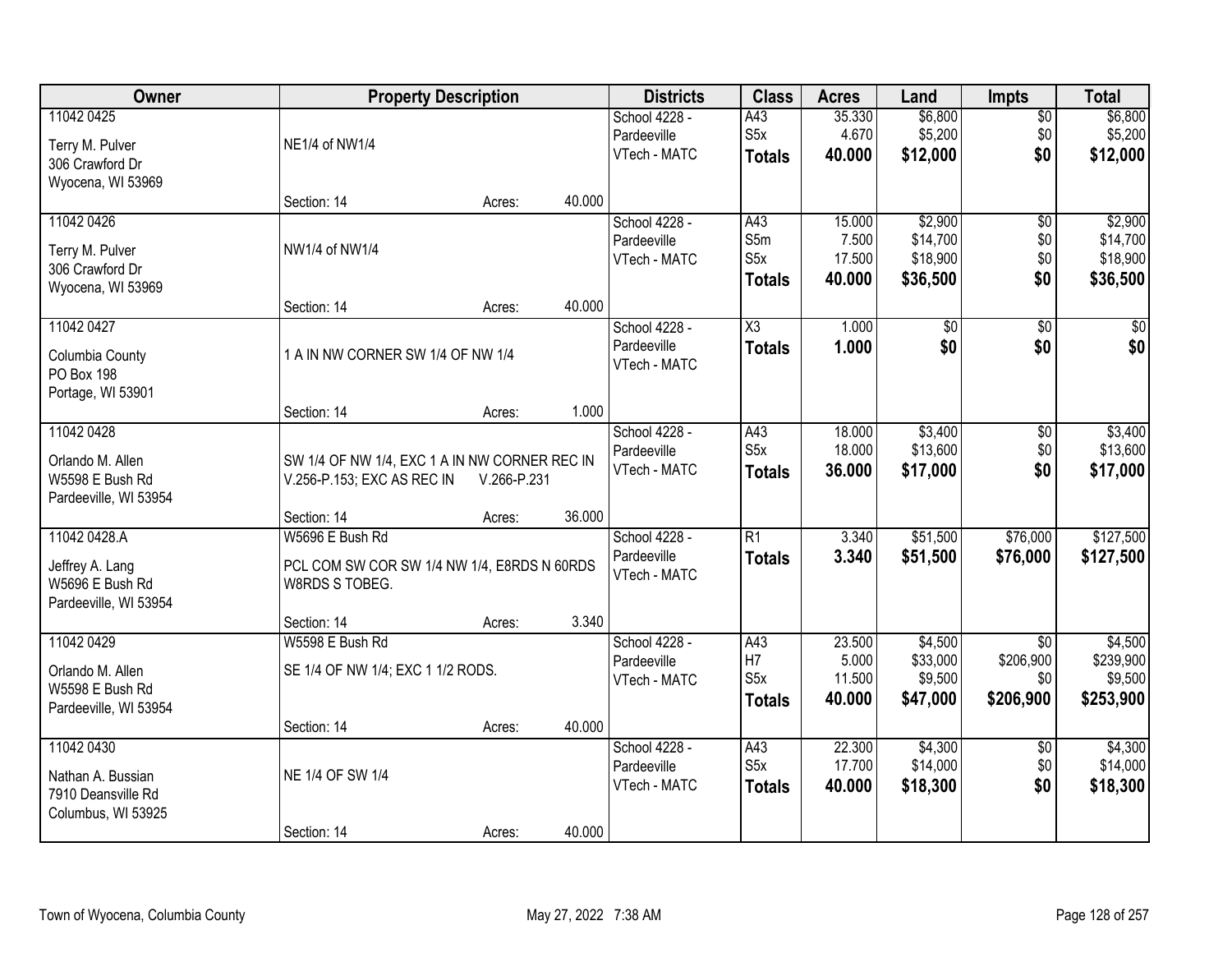| Owner | Property Description | Districts | Class | Acres | Land | Impts | Total |
|---|---|---|---|---|---|---|---|
| 11042 0425<br>Terry M. Pulver<br>306 Crawford Dr<br>Wyocena, WI 53969 | NE1/4 of NW1/4<br>Section: 14 Acres: 40.000 | School 4228 - Pardeeville<br>VTech - MATC | A43<br>S5x<br>**Totals** | 35.330<br>4.670<br>**40.000** | $6,800<br>$5,200<br>**$12,000** | $0<br>$0<br>**$0** | $6,800<br>$5,200<br>**$12,000** |
| 11042 0426<br>Terry M. Pulver<br>306 Crawford Dr<br>Wyocena, WI 53969 | NW1/4 of NW1/4<br>Section: 14 Acres: 40.000 | School 4228 - Pardeeville<br>VTech - MATC | A43<br>S5m<br>S5x<br>**Totals** | 15.000<br>7.500<br>17.500<br>**40.000** | $2,900<br>$14,700<br>$18,900<br>**$36,500** | $0<br>$0<br>$0<br>**$0** | $2,900<br>$14,700<br>$18,900<br>**$36,500** |
| 11042 0427<br>Columbia County<br>PO Box 198<br>Portage, WI 53901 | 1 A IN NW CORNER SW 1/4 OF NW 1/4<br>Section: 14 Acres: 1.000 | School 4228 - Pardeeville<br>VTech - MATC | X3<br>**Totals** | 1.000<br>**1.000** | $0<br>**$0** | $0<br>**$0** | $0<br>**$0** |
| 11042 0428<br>Orlando M. Allen<br>W5598 E Bush Rd<br>Pardeeville, WI 53954 | SW 1/4 OF NW 1/4, EXC 1 A IN NW CORNER REC IN V.256-P.153; EXC AS REC IN V.266-P.231<br>Section: 14 Acres: 36.000 | School 4228 - Pardeeville<br>VTech - MATC | A43<br>S5x<br>**Totals** | 18.000<br>18.000<br>**36.000** | $3,400<br>$13,600<br>**$17,000** | $0<br>$0<br>**$0** | $3,400<br>$13,600<br>**$17,000** |
| 11042 0428.A<br>Jeffrey A. Lang<br>W5696 E Bush Rd<br>Pardeeville, WI 53954 | W5696 E Bush Rd<br>PCL COM SW COR SW 1/4 NW 1/4, E8RDS N 60RDS W8RDS S TOBEG.<br>Section: 14 Acres: 3.340 | School 4228 - Pardeeville<br>VTech - MATC | R1<br>**Totals** | 3.340<br>**3.340** | $51,500<br>**$51,500** | $76,000<br>**$76,000** | $127,500<br>**$127,500** |
| 11042 0429<br>Orlando M. Allen<br>W5598 E Bush Rd<br>Pardeeville, WI 53954 | W5598 E Bush Rd<br>SE 1/4 OF NW 1/4; EXC 1 1/2 RODS.<br>Section: 14 Acres: 40.000 | School 4228 - Pardeeville<br>VTech - MATC | A43<br>H7<br>S5x<br>**Totals** | 23.500<br>5.000<br>11.500<br>**40.000** | $4,500<br>$33,000<br>$9,500<br>**$47,000** | $0<br>$206,900<br>$0<br>**$206,900** | $4,500<br>$239,900<br>$9,500<br>**$253,900** |
| 11042 0430<br>Nathan A. Bussian<br>7910 Deansville Rd<br>Columbus, WI 53925 | NE 1/4 OF SW 1/4<br>Section: 14 Acres: 40.000 | School 4228 - Pardeeville<br>VTech - MATC | A43<br>S5x<br>**Totals** | 22.300<br>17.700<br>**40.000** | $4,300<br>$14,000<br>**$18,300** | $0<br>$0<br>**$0** | $4,300<br>$14,000<br>**$18,300** |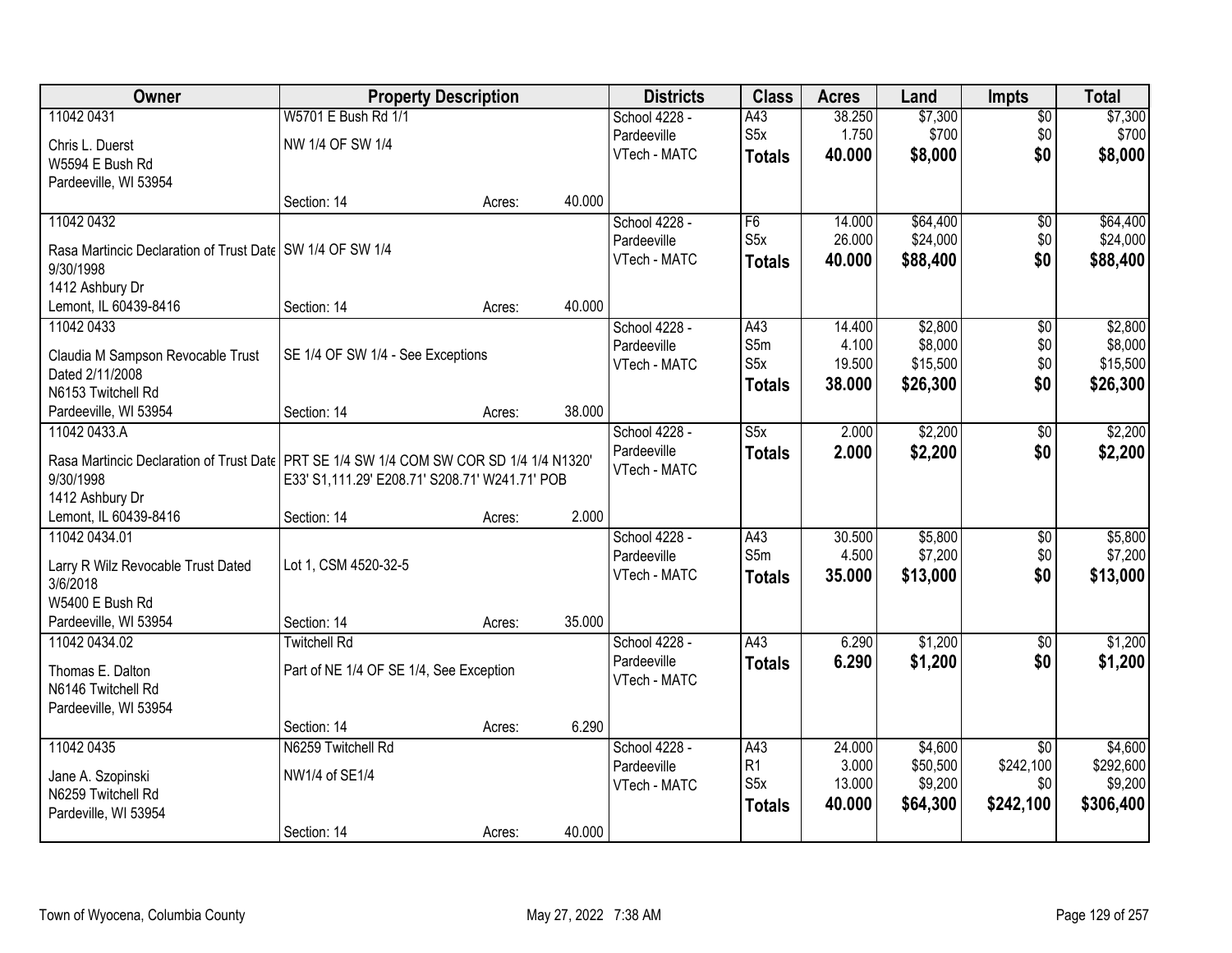| Owner | Property Description | Districts | Class | Acres | Land | Impts | Total |
|---|---|---|---|---|---|---|---|
| 11042 0431<br>Chris L. Duerst<br>W5594 E Bush Rd<br>Pardeeville, WI 53954 | W5701 E Bush Rd 1/1<br>NW 1/4 OF SW 1/4<br>Section: 14 Acres: 40.000 | School 4228 - Pardeeville<br>VTech - MATC | A43<br>S5x<br>**Totals** | 38.250<br>1.750<br>**40.000** | $7,300<br>$700<br>**$8,000** | $0<br>$0<br>**$0** | $7,300<br>$700<br>**$8,000** |
| 11042 0432<br>Rasa Martincic Declaration of Trust Date 9/30/1998<br>1412 Ashbury Dr<br>Lemont, IL 60439-8416 | SW 1/4 OF SW 1/4<br>Section: 14 Acres: 40.000 | School 4228 - Pardeeville<br>VTech - MATC | F6<br>S5x<br>**Totals** | 14.000<br>26.000<br>**40.000** | $64,400<br>$24,000<br>**$88,400** | $0<br>$0<br>**$0** | $64,400<br>$24,000<br>**$88,400** |
| 11042 0433<br>Claudia M Sampson Revocable Trust Dated 2/11/2008<br>N6153 Twitchell Rd<br>Pardeeville, WI 53954 | SE 1/4 OF SW 1/4 - See Exceptions<br>Section: 14 Acres: 38.000 | School 4228 - Pardeeville<br>VTech - MATC | A43<br>S5m<br>S5x<br>**Totals** | 14.400<br>4.100<br>19.500<br>**38.000** | $2,800<br>$8,000<br>$15,500<br>**$26,300** | $0<br>$0<br>$0<br>**$0** | $2,800<br>$8,000<br>$15,500<br>**$26,300** |
| 11042 0433.A<br>Rasa Martincic Declaration of Trust Date 9/30/1998<br>1412 Ashbury Dr<br>Lemont, IL 60439-8416 | PRT SE 1/4 SW 1/4 COM SW COR SD 1/4 1/4 N1320' E33' S1,111.29' E208.71' S208.71' W241.71' POB<br>Section: 14 Acres: 2.000 | School 4228 - Pardeeville<br>VTech - MATC | S5x<br>**Totals** | 2.000<br>**2.000** | $2,200<br>**$2,200** | $0<br>**$0** | $2,200<br>**$2,200** |
| 11042 0434.01<br>Larry R Wilz Revocable Trust Dated 3/6/2018<br>W5400 E Bush Rd<br>Pardeeville, WI 53954 | Lot 1, CSM 4520-32-5<br>Section: 14 Acres: 35.000 | School 4228 - Pardeeville<br>VTech - MATC | A43<br>S5m<br>**Totals** | 30.500<br>4.500<br>**35.000** | $5,800<br>$7,200<br>**$13,000** | $0<br>$0<br>**$0** | $5,800<br>$7,200<br>**$13,000** |
| 11042 0434.02<br>Thomas E. Dalton<br>N6146 Twitchell Rd<br>Pardeeville, WI 53954 | Twitchell Rd<br>Part of NE 1/4 OF SE 1/4, See Exception<br>Section: 14 Acres: 6.290 | School 4228 - Pardeeville<br>VTech - MATC | A43<br>**Totals** | 6.290<br>**6.290** | $1,200<br>**$1,200** | $0<br>**$0** | $1,200<br>**$1,200** |
| 11042 0435<br>Jane A. Szopinski<br>N6259 Twitchell Rd<br>Pardeville, WI 53954 | N6259 Twitchell Rd<br>NW1/4 of SE1/4<br>Section: 14 Acres: 40.000 | School 4228 - Pardeeville<br>VTech - MATC | A43<br>R1<br>S5x<br>**Totals** | 24.000<br>3.000<br>13.000<br>**40.000** | $4,600<br>$50,500<br>$9,200<br>**$64,300** | $0<br>$242,100<br>$0<br>**$242,100** | $4,600<br>$292,600<br>$9,200<br>**$306,400** |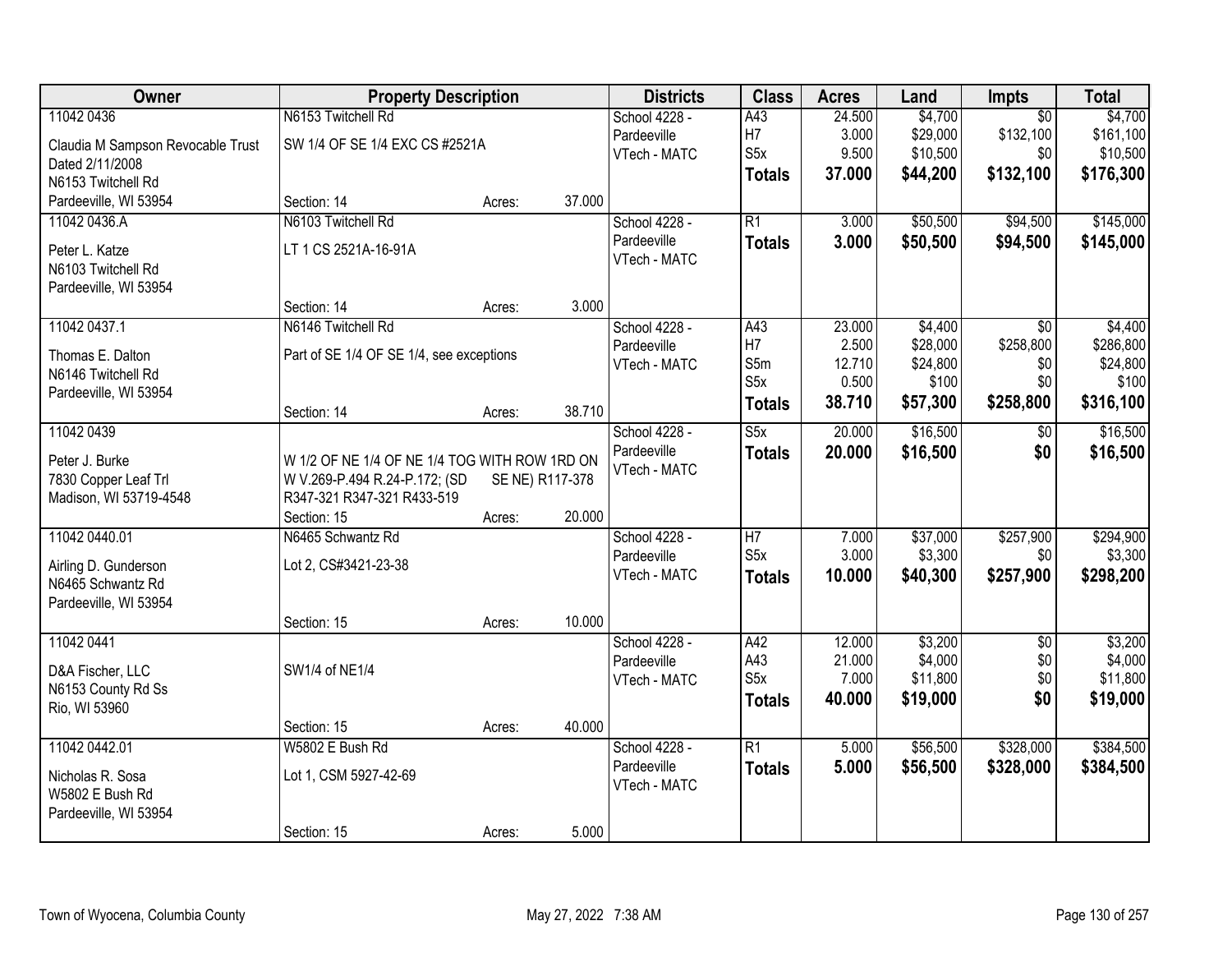| Owner | Property Description | | | Districts | Class | Acres | Land | Impts | Total |
|---|---|---|---|---|---|---|---|---|---|
| 11042 0436 | N6153 Twitchell Rd | | | School 4228 - | A43 | 24.500 | $4,700 | $0 | $4,700 |
| Claudia M Sampson Revocable Trust | SW 1/4 OF SE 1/4 EXC CS #2521A | | | Pardeeville | H7 | 3.000 | $29,000 | $132,100 | $161,100 |
| Dated 2/11/2008 | | | | VTech - MATC | S5x | 9.500 | $10,500 | $0 | $10,500 |
| N6153 Twitchell Rd | | | | | **Totals** | **37.000** | **$44,200** | **$132,100** | **$176,300** |
| Pardeeville, WI 53954 | Section: 14 | Acres: | 37.000 | | | | | | |
| 11042 0436.A | N6103 Twitchell Rd | | | School 4228 - | R1 | 3.000 | $50,500 | $94,500 | $145,000 |
| Peter L. Katze | LT 1 CS 2521A-16-91A | | | Pardeeville | **Totals** | **3.000** | **$50,500** | **$94,500** | **$145,000** |
| N6103 Twitchell Rd | | | | VTech - MATC | | | | | |
| Pardeeville, WI 53954 | | | | | | | | | |
| | Section: 14 | Acres: | 3.000 | | | | | | |
| 11042 0437.1 | N6146 Twitchell Rd | | | School 4228 - | A43 | 23.000 | $4,400 | $0 | $4,400 |
| Thomas E. Dalton | Part of SE 1/4 OF SE 1/4, see exceptions | | | Pardeeville | H7 | 2.500 | $28,000 | $258,800 | $286,800 |
| N6146 Twitchell Rd | | | | VTech - MATC | S5m | 12.710 | $24,800 | $0 | $24,800 |
| Pardeeville, WI 53954 | | | | | S5x | 0.500 | $100 | $0 | $100 |
| | Section: 14 | Acres: | 38.710 | | **Totals** | **38.710** | **$57,300** | **$258,800** | **$316,100** |
| 11042 0439 | | | | School 4228 - | S5x | 20.000 | $16,500 | $0 | $16,500 |
| Peter J. Burke | W 1/2 OF NE 1/4 OF NE 1/4 TOG WITH ROW 1RD ON | | | Pardeeville | **Totals** | **20.000** | **$16,500** | **$0** | **$16,500** |
| 7830 Copper Leaf Trl | W V.269-P.494 R.24-P.172; (SD SE NE) R117-378 | | | VTech - MATC | | | | | |
| Madison, WI 53719-4548 | R347-321 R347-321 R433-519 | | | | | | | | |
| | Section: 15 | Acres: | 20.000 | | | | | | |
| 11042 0440.01 | N6465 Schwantz Rd | | | School 4228 - | H7 | 7.000 | $37,000 | $257,900 | $294,900 |
| Airling D. Gunderson | Lot 2, CS#3421-23-38 | | | Pardeeville | S5x | 3.000 | $3,300 | $0 | $3,300 |
| N6465 Schwantz Rd | | | | VTech - MATC | **Totals** | **10.000** | **$40,300** | **$257,900** | **$298,200** |
| Pardeeville, WI 53954 | | | | | | | | | |
| | Section: 15 | Acres: | 10.000 | | | | | | |
| 11042 0441 | | | | School 4228 - | A42 | 12.000 | $3,200 | $0 | $3,200 |
| D&A Fischer, LLC | SW1/4 of NE1/4 | | | Pardeeville | A43 | 21.000 | $4,000 | $0 | $4,000 |
| N6153 County Rd Ss | | | | VTech - MATC | S5x | 7.000 | $11,800 | $0 | $11,800 |
| Rio, WI 53960 | | | | | **Totals** | **40.000** | **$19,000** | **$0** | **$19,000** |
| | Section: 15 | Acres: | 40.000 | | | | | | |
| 11042 0442.01 | W5802 E Bush Rd | | | School 4228 - | R1 | 5.000 | $56,500 | $328,000 | $384,500 |
| Nicholas R. Sosa | Lot 1, CSM 5927-42-69 | | | Pardeeville | **Totals** | **5.000** | **$56,500** | **$328,000** | **$384,500** |
| W5802 E Bush Rd | | | | VTech - MATC | | | | | |
| Pardeeville, WI 53954 | | | | | | | | | |
| | Section: 15 | Acres: | 5.000 | | | | | | |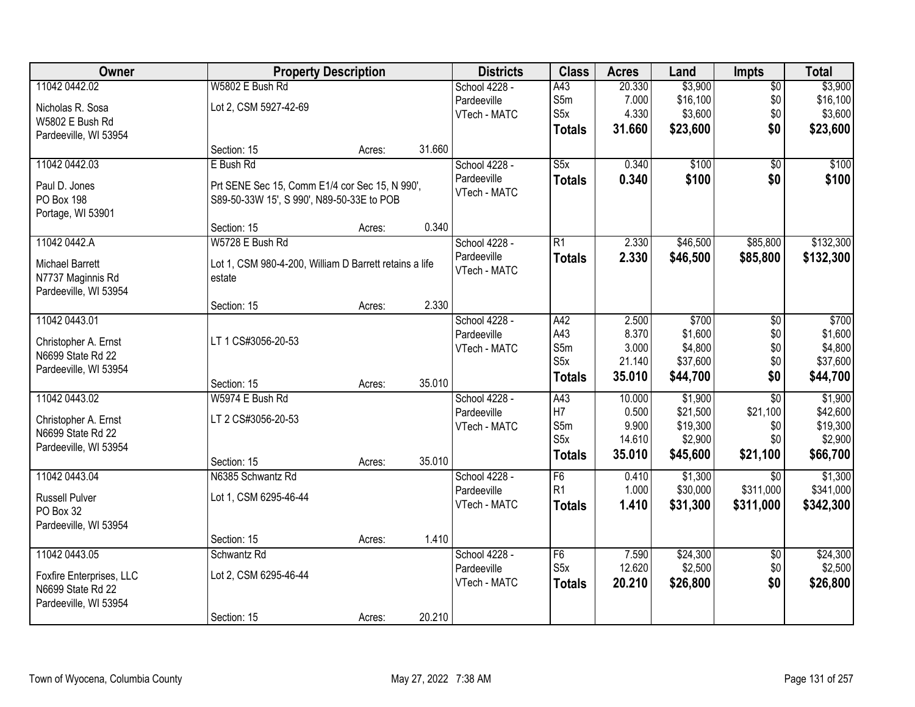| Owner | Property Description | | | Districts | Class | Acres | Land | Impts | Total |
|---|---|---|---|---|---|---|---|---|---|
| 11042 0442.02 | W5802 E Bush Rd | | | School 4228 - | A43 | 20.330 | $3,900 | $0 | $3,900 |
| Nicholas R. Sosa | Lot 2, CSM 5927-42-69 | | | Pardeeville | S5m | 7.000 | $16,100 | $0 | $16,100 |
| W5802 E Bush Rd | | | | VTech - MATC | S5x | 4.330 | $3,600 | $0 | $3,600 |
| Pardeeville, WI 53954 | | | | | **Totals** | **31.660** | **$23,600** | **$0** | **$23,600** |
| | Section: 15 | Acres: | 31.660 | | | | | | |
| 11042 0442.03 | E Bush Rd | | | School 4228 - | S5x | 0.340 | $100 | $0 | $100 |
| Paul D. Jones | Prt SENE Sec 15, Comm E1/4 cor Sec 15, N 990', | | | Pardeeville | **Totals** | **0.340** | **$100** | **$0** | **$100** |
| PO Box 198 | S89-50-33W 15', S 990', N89-50-33E to POB | | | VTech - MATC | | | | | |
| Portage, WI 53901 | | | | | | | | | |
| | Section: 15 | Acres: | 0.340 | | | | | | |
| 11042 0442.A | W5728 E Bush Rd | | | School 4228 - | R1 | 2.330 | $46,500 | $85,800 | $132,300 |
| Michael Barrett | Lot 1, CSM 980-4-200, William D Barrett retains a life | | | Pardeeville | **Totals** | **2.330** | **$46,500** | **$85,800** | **$132,300** |
| N7737 Maginnis Rd | estate | | | VTech - MATC | | | | | |
| Pardeeville, WI 53954 | | | | | | | | | |
| | Section: 15 | Acres: | 2.330 | | | | | | |
| 11042 0443.01 | | | | School 4228 - | A42 | 2.500 | $700 | $0 | $700 |
| Christopher A. Ernst | LT 1 CS#3056-20-53 | | | Pardeeville | A43 | 8.370 | $1,600 | $0 | $1,600 |
| N6699 State Rd 22 | | | | VTech - MATC | S5m | 3.000 | $4,800 | $0 | $4,800 |
| Pardeeville, WI 53954 | | | | | S5x | 21.140 | $37,600 | $0 | $37,600 |
| | Section: 15 | Acres: | 35.010 | | **Totals** | **35.010** | **$44,700** | **$0** | **$44,700** |
| 11042 0443.02 | W5974 E Bush Rd | | | School 4228 - | A43 | 10.000 | $1,900 | $0 | $1,900 |
| Christopher A. Ernst | LT 2 CS#3056-20-53 | | | Pardeeville | H7 | 0.500 | $21,500 | $21,100 | $42,600 |
| N6699 State Rd 22 | | | | VTech - MATC | S5m | 9.900 | $19,300 | $0 | $19,300 |
| Pardeeville, WI 53954 | | | | | S5x | 14.610 | $2,900 | $0 | $2,900 |
| | Section: 15 | Acres: | 35.010 | | **Totals** | **35.010** | **$45,600** | **$21,100** | **$66,700** |
| 11042 0443.04 | N6385 Schwantz Rd | | | School 4228 - | F6 | 0.410 | $1,300 | $0 | $1,300 |
| Russell Pulver | Lot 1, CSM 6295-46-44 | | | Pardeeville | R1 | 1.000 | $30,000 | $311,000 | $341,000 |
| PO Box 32 | | | | VTech - MATC | **Totals** | **1.410** | **$31,300** | **$311,000** | **$342,300** |
| Pardeeville, WI 53954 | | | | | | | | | |
| | Section: 15 | Acres: | 1.410 | | | | | | |
| 11042 0443.05 | Schwantz Rd | | | School 4228 - | F6 | 7.590 | $24,300 | $0 | $24,300 |
| Foxfire Enterprises, LLC | Lot 2, CSM 6295-46-44 | | | Pardeeville | S5x | 12.620 | $2,500 | $0 | $2,500 |
| N6699 State Rd 22 | | | | VTech - MATC | **Totals** | **20.210** | **$26,800** | **$0** | **$26,800** |
| Pardeeville, WI 53954 | | | | | | | | | |
| | Section: 15 | Acres: | 20.210 | | | | | | |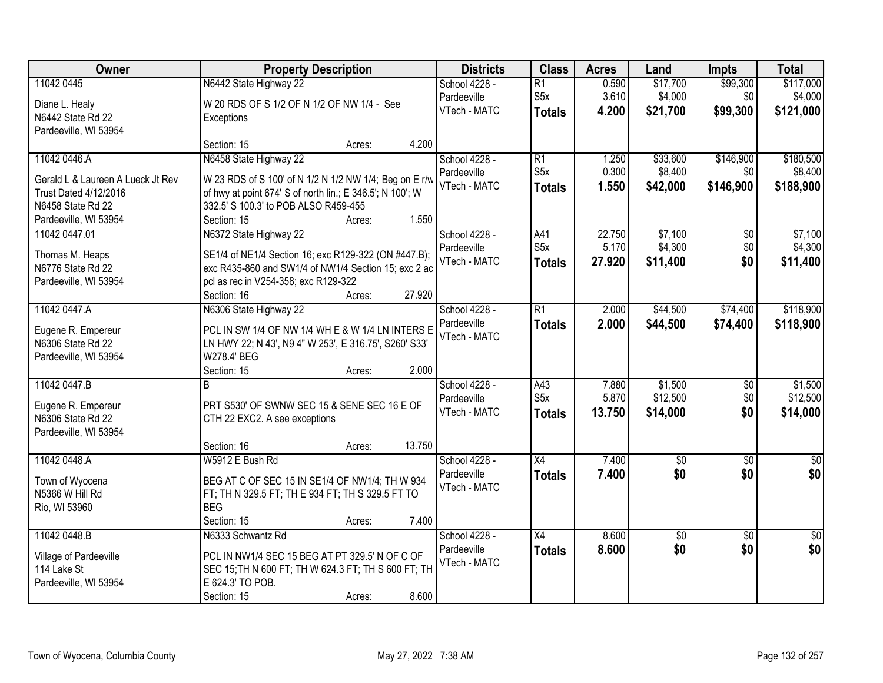| Owner | Property Description | Districts | Class | Acres | Land | Impts | Total |
|---|---|---|---|---|---|---|---|
| 11042 0445<br>Diane L. Healy<br>N6442 State Rd 22<br>Pardeeville, WI 53954 | N6442 State Highway 22<br>W 20 RDS OF S 1/2 OF N 1/2 OF NW 1/4 - See Exceptions<br>Section: 15 Acres: 4.200 | School 4228 - Pardeeville<br>VTech - MATC | R1<br>S5x<br>**Totals** | 0.590<br>3.610<br>**4.200** | $17,700<br>$4,000<br>**$21,700** | $99,300<br>$0<br>**$99,300** | $117,000<br>$4,000<br>**$121,000** |
| 11042 0446.A<br>Gerald L & Laureen A Lueck Jt Rev Trust Dated 4/12/2016<br>N6458 State Rd 22<br>Pardeeville, WI 53954 | N6458 State Highway 22<br>W 23 RDS of S 100' of N 1/2 N 1/2 NW 1/4; Beg on E r/w of hwy at point 674' S of north lin.; E 346.5'; N 100'; W 332.5' S 100.3' to POB ALSO R459-455<br>Section: 15 Acres: 1.550 | School 4228 - Pardeeville<br>VTech - MATC | R1<br>S5x<br>**Totals** | 1.250<br>0.300<br>**1.550** | $33,600<br>$8,400<br>**$42,000** | $146,900<br>$0<br>**$146,900** | $180,500<br>$8,400<br>**$188,900** |
| 11042 0447.01<br>Thomas M. Heaps<br>N6776 State Rd 22<br>Pardeeville, WI 53954 | N6372 State Highway 22<br>SE1/4 of NE1/4 Section 16; exc R129-322 (ON #447.B); exc R435-860 and SW1/4 of NW1/4 Section 15; exc 2 ac pcl as rec in V254-358; exc R129-322<br>Section: 16 Acres: 27.920 | School 4228 - Pardeeville<br>VTech - MATC | A41<br>S5x<br>**Totals** | 22.750<br>5.170<br>**27.920** | $7,100<br>$4,300<br>**$11,400** | $0<br>$0<br>**$0** | $7,100<br>$4,300<br>**$11,400** |
| 11042 0447.A<br>Eugene R. Empereur<br>N6306 State Rd 22<br>Pardeeville, WI 53954 | N6306 State Highway 22<br>PCL IN SW 1/4 OF NW 1/4 WH E & W 1/4 LN INTERS E LN HWY 22; N 43', N9 4" W 253', E 316.75', S260' S33' W278.4' BEG<br>Section: 15 Acres: 2.000 | School 4228 - Pardeeville<br>VTech - MATC | R1<br>**Totals** | 2.000<br>**2.000** | $44,500<br>**$44,500** | $74,400<br>**$74,400** | $118,900<br>**$118,900** |
| 11042 0447.B<br>Eugene R. Empereur<br>N6306 State Rd 22<br>Pardeeville, WI 53954 | B<br>PRT S530' OF SWNW SEC 15 & SENE SEC 16 E OF CTH 22 EXC2. A see exceptions<br>Section: 16 Acres: 13.750 | School 4228 - Pardeeville<br>VTech - MATC | A43<br>S5x<br>**Totals** | 7.880<br>5.870<br>**13.750** | $1,500<br>$12,500<br>**$14,000** | $0<br>$0<br>**$0** | $1,500<br>$12,500<br>**$14,000** |
| 11042 0448.A<br>Town of Wyocena<br>N5366 W Hill Rd<br>Rio, WI 53960 | W5912 E Bush Rd<br>BEG AT C OF SEC 15 IN SE1/4 OF NW1/4; TH W 934 FT; TH N 329.5 FT; TH E 934 FT; TH S 329.5 FT TO BEG<br>Section: 15 Acres: 7.400 | School 4228 - Pardeeville<br>VTech - MATC | X4<br>**Totals** | 7.400<br>**7.400** | $0<br>**$0** | $0<br>**$0** | $0<br>**$0** |
| 11042 0448.B<br>Village of Pardeeville<br>114 Lake St<br>Pardeeville, WI 53954 | N6333 Schwantz Rd<br>PCL IN NW1/4 SEC 15 BEG AT PT 329.5' N OF C OF SEC 15;TH N 600 FT; TH W 624.3 FT; TH S 600 FT; TH E 624.3' TO POB.<br>Section: 15 Acres: 8.600 | School 4228 - Pardeeville<br>VTech - MATC | X4<br>**Totals** | 8.600<br>**8.600** | $0<br>**$0** | $0<br>**$0** | $0<br>**$0** |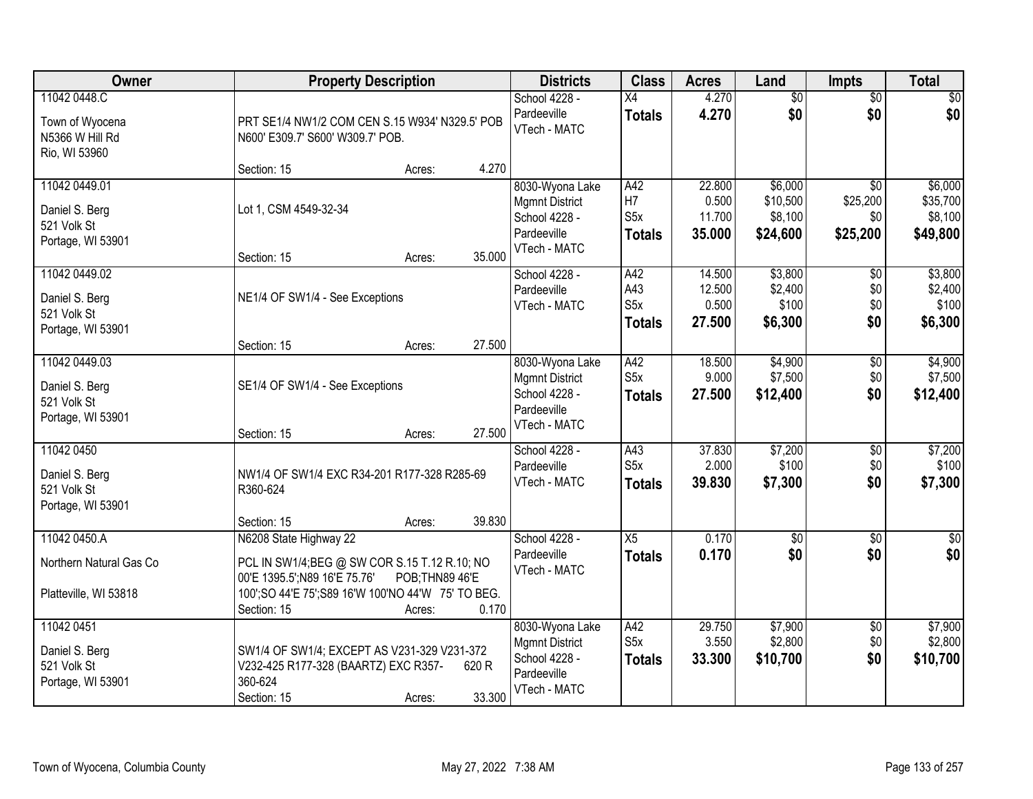| Owner | Property Description | Districts | Class | Acres | Land | Impts | Total |
|---|---|---|---|---|---|---|---|
| 11042 0448.C<br>Town of Wyocena<br>N5366 W Hill Rd<br>Rio, WI 53960 | PRT SE1/4 NW1/2 COM CEN S.15 W934' N329.5' POB N600' E309.7' S600' W309.7' POB.<br>Section: 15 Acres: 4.270 | School 4228 - Pardeeville<br>VTech - MATC | X4<br>**Totals** | 4.270<br>**4.270** | $0<br>**$0** | $0<br>**$0** | $0<br>**$0** |
| 11042 0449.01<br>Daniel S. Berg<br>521 Volk St<br>Portage, WI 53901 | Lot 1, CSM 4549-32-34<br>Section: 15 Acres: 35.000 | 8030-Wyona Lake Mgmnt District<br>School 4228 - Pardeeville<br>VTech - MATC | A42<br>H7<br>S5x<br>**Totals** | 22.800<br>0.500<br>11.700<br>**35.000** | $6,000<br>$10,500<br>$8,100<br>**$24,600** | $0<br>$25,200<br>$0<br>**$25,200** | $6,000<br>$35,700<br>$8,100<br>**$49,800** |
| 11042 0449.02<br>Daniel S. Berg<br>521 Volk St<br>Portage, WI 53901 | NE1/4 OF SW1/4 - See Exceptions<br>Section: 15 Acres: 27.500 | School 4228 - Pardeeville<br>VTech - MATC | A42<br>A43<br>S5x<br>**Totals** | 14.500<br>12.500<br>0.500<br>**27.500** | $3,800<br>$2,400<br>$100<br>**$6,300** | $0<br>$0<br>$0<br>**$0** | $3,800<br>$2,400<br>$100<br>**$6,300** |
| 11042 0449.03<br>Daniel S. Berg<br>521 Volk St<br>Portage, WI 53901 | SE1/4 OF SW1/4 - See Exceptions<br>Section: 15 Acres: 27.500 | 8030-Wyona Lake Mgmnt District<br>School 4228 - Pardeeville<br>VTech - MATC | A42<br>S5x<br>**Totals** | 18.500<br>9.000<br>**27.500** | $4,900<br>$7,500<br>**$12,400** | $0<br>$0<br>**$0** | $4,900<br>$7,500<br>**$12,400** |
| 11042 0450<br>Daniel S. Berg<br>521 Volk St<br>Portage, WI 53901 | NW1/4 OF SW1/4 EXC R34-201 R177-328 R285-69 R360-624<br>Section: 15 Acres: 39.830 | School 4228 - Pardeeville<br>VTech - MATC | A43<br>S5x<br>**Totals** | 37.830<br>2.000<br>**39.830** | $7,200<br>$100<br>**$7,300** | $0<br>$0<br>**$0** | $7,200<br>$100<br>**$7,300** |
| 11042 0450.A<br>Northern Natural Gas Co<br>Platteville, WI 53818 | N6208 State Highway 22<br>PCL IN SW1/4;BEG @ SW COR S.15 T.12 R.10; NO 00'E 1395.5';N89 16'E 75.76' POB;THN89 46'E 100';SO 44'E 75';S89 16'W 100'NO 44'W 75' TO BEG.<br>Section: 15 Acres: 0.170 | School 4228 - Pardeeville<br>VTech - MATC | X5<br>**Totals** | 0.170<br>**0.170** | $0<br>**$0** | $0<br>**$0** | $0<br>**$0** |
| 11042 0451<br>Daniel S. Berg<br>521 Volk St<br>Portage, WI 53901 | SW1/4 OF SW1/4; EXCEPT AS V231-329 V231-372 V232-425 R177-328 (BAARTZ) EXC R357- 620 R 360-624<br>Section: 15 Acres: 33.300 | 8030-Wyona Lake Mgmnt District<br>School 4228 - Pardeeville<br>VTech - MATC | A42<br>S5x<br>**Totals** | 29.750<br>3.550<br>**33.300** | $7,900<br>$2,800<br>**$10,700** | $0<br>$0<br>**$0** | $7,900<br>$2,800<br>**$10,700** |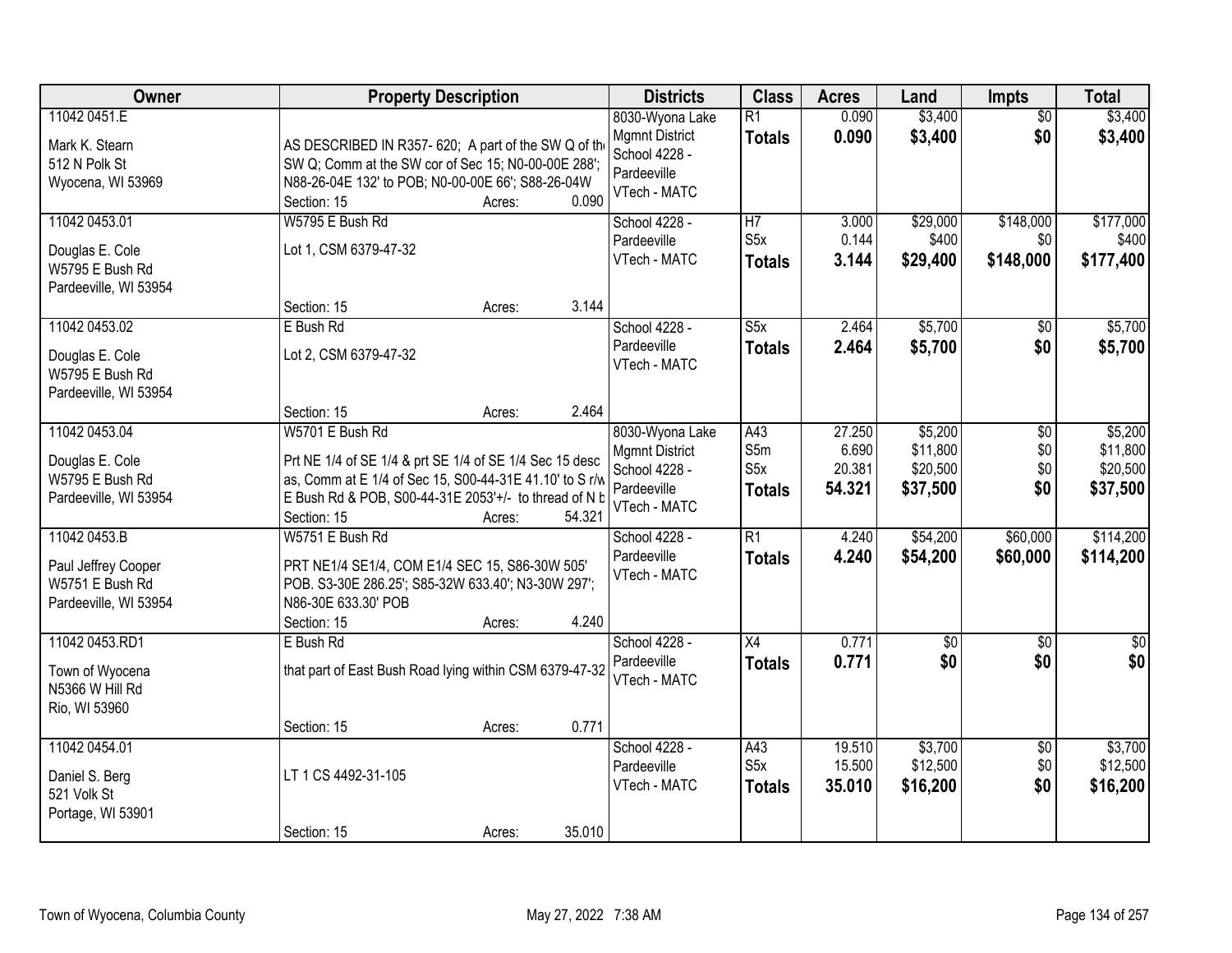| Owner | Property Description | Districts | Class | Acres | Land | Impts | Total |
|---|---|---|---|---|---|---|---|
| 11042 0451.E<br><br>Mark K. Stearn<br>512 N Polk St<br>Wyocena, WI 53969 | AS DESCRIBED IN R357- 620; A part of the SW Q of th SW Q; Comm at the SW cor of Sec 15; N0-00-00E 288'; N88-26-04E 132' to POB; N0-00-00E 66'; S88-26-04W<br>Section: 15 Acres: 0.090 | 8030-Wyona Lake Mgmnt District<br>School 4228 - Pardeeville<br>VTech - MATC | R1<br>**Totals** | 0.090<br>**0.090** | $3,400<br>**$3,400** | $0<br>**$0** | $3,400<br>**$3,400** |
| 11042 0453.01<br><br>Douglas E. Cole<br>W5795 E Bush Rd<br>Pardeeville, WI 53954 | W5795 E Bush Rd<br>Lot 1, CSM 6379-47-32<br>Section: 15 Acres: 3.144 | School 4228 - Pardeeville<br>VTech - MATC | H7<br>S5x<br>**Totals** | 3.000<br>0.144<br>**3.144** | $29,000<br>$400<br>**$29,400** | $148,000<br>$0<br>**$148,000** | $177,000<br>$400<br>**$177,400** |
| 11042 0453.02<br><br>Douglas E. Cole<br>W5795 E Bush Rd<br>Pardeeville, WI 53954 | E Bush Rd<br>Lot 2, CSM 6379-47-32<br>Section: 15 Acres: 2.464 | School 4228 - Pardeeville<br>VTech - MATC | S5x<br>**Totals** | 2.464<br>**2.464** | $5,700<br>**$5,700** | $0<br>**$0** | $5,700<br>**$5,700** |
| 11042 0453.04<br><br>Douglas E. Cole<br>W5795 E Bush Rd<br>Pardeeville, WI 53954 | W5701 E Bush Rd<br>Prt NE 1/4 of SE 1/4 & prt SE 1/4 of SE 1/4 Sec 15 desc as, Comm at E 1/4 of Sec 15, S00-44-31E 41.10' to S r/w E Bush Rd & POB, S00-44-31E 2053'+/- to thread of N b<br>Section: 15 Acres: 54.321 | 8030-Wyona Lake Mgmnt District<br>School 4228 - Pardeeville<br>VTech - MATC | A43<br>S5m<br>S5x<br>**Totals** | 27.250<br>6.690<br>20.381<br>**54.321** | $5,200<br>$11,800<br>$20,500<br>**$37,500** | $0<br>$0<br>$0<br>**$0** | $5,200<br>$11,800<br>$20,500<br>**$37,500** |
| 11042 0453.B<br><br>Paul Jeffrey Cooper<br>W5751 E Bush Rd<br>Pardeeville, WI 53954 | W5751 E Bush Rd<br>PRT NE1/4 SE1/4, COM E1/4 SEC 15, S86-30W 505' POB. S3-30E 286.25'; S85-32W 633.40'; N3-30W 297'; N86-30E 633.30' POB<br>Section: 15 Acres: 4.240 | School 4228 - Pardeeville<br>VTech - MATC | R1<br>**Totals** | 4.240<br>**4.240** | $54,200<br>**$54,200** | $60,000<br>**$60,000** | $114,200<br>**$114,200** |
| 11042 0453.RD1<br><br>Town of Wyocena<br>N5366 W Hill Rd<br>Rio, WI 53960 | E Bush Rd<br>that part of East Bush Road lying within CSM 6379-47-32<br>Section: 15 Acres: 0.771 | School 4228 - Pardeeville<br>VTech - MATC | X4<br>**Totals** | 0.771<br>**0.771** | $0<br>**$0** | $0<br>**$0** | $0<br>**$0** |
| 11042 0454.01<br><br>Daniel S. Berg<br>521 Volk St<br>Portage, WI 53901 | LT 1 CS 4492-31-105<br>Section: 15 Acres: 35.010 | School 4228 - Pardeeville<br>VTech - MATC | A43<br>S5x<br>**Totals** | 19.510<br>15.500<br>**35.010** | $3,700<br>$12,500<br>**$16,200** | $0<br>$0<br>**$0** | $3,700<br>$12,500<br>**$16,200** |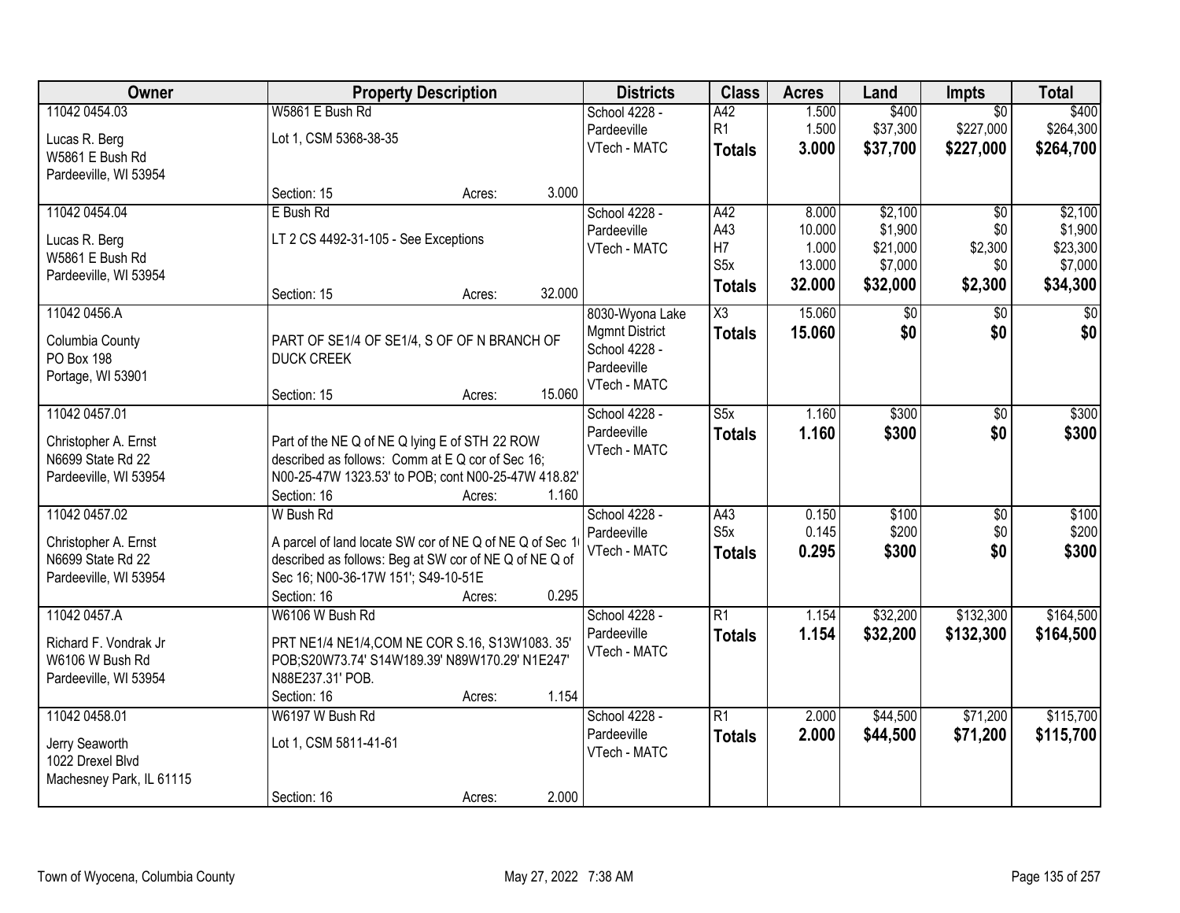| Owner | Property Description | Districts | Class | Acres | Land | Impts | Total |
|---|---|---|---|---|---|---|---|
| 11042 0454.03<br><br>Lucas R. Berg<br>W5861 E Bush Rd<br>Pardeeville, WI 53954 | W5861 E Bush Rd<br><br>Lot 1, CSM 5368-38-35<br><br>Section: 15 Acres: 3.000 | School 4228 - Pardeeville<br>VTech - MATC | A42<br>R1<br>**Totals** | 1.500<br>1.500<br>**3.000** | $400<br>$37,300<br>**$37,700** | $0<br>$227,000<br>**$227,000** | $400<br>$264,300<br>**$264,700** |
| 11042 0454.04<br><br>Lucas R. Berg<br>W5861 E Bush Rd<br>Pardeeville, WI 53954 | E Bush Rd<br><br>LT 2 CS 4492-31-105 - See Exceptions<br><br>Section: 15 Acres: 32.000 | School 4228 - Pardeeville<br>VTech - MATC | A42<br>A43<br>H7<br>S5x<br>**Totals** | 8.000<br>10.000<br>1.000<br>13.000<br>**32.000** | $2,100<br>$1,900<br>$21,000<br>$7,000<br>**$32,000** | $0<br>$0<br>$2,300<br>$0<br>**$2,300** | $2,100<br>$1,900<br>$23,300<br>$7,000<br>**$34,300** |
| 11042 0456.A<br><br>Columbia County<br>PO Box 198<br>Portage, WI 53901 | PART OF SE1/4 OF SE1/4, S OF OF N BRANCH OF DUCK CREEK<br><br>Section: 15 Acres: 15.060 | 8030-Wyona Lake Mgmnt District<br>School 4228 - Pardeeville<br>VTech - MATC | X3<br>**Totals** | 15.060<br>**15.060** | $0<br>**$0** | $0<br>**$0** | $0<br>**$0** |
| 11042 0457.01<br><br>Christopher A. Ernst<br>N6699 State Rd 22<br>Pardeeville, WI 53954 | Part of the NE Q of NE Q lying E of STH 22 ROW described as follows: Comm at E Q cor of Sec 16; N00-25-47W 1323.53' to POB; cont N00-25-47W 418.82'<br>Section: 16 Acres: 1.160 | School 4228 - Pardeeville<br>VTech - MATC | S5x<br>**Totals** | 1.160<br>**1.160** | $300<br>**$300** | $0<br>**$0** | $300<br>**$300** |
| 11042 0457.02<br><br>Christopher A. Ernst<br>N6699 State Rd 22<br>Pardeeville, WI 53954 | W Bush Rd<br><br>A parcel of land locate SW cor of NE Q of NE Q of Sec 1 described as follows: Beg at SW cor of NE Q of NE Q of Sec 16; N00-36-17W 151'; S49-10-51E<br>Section: 16 Acres: 0.295 | School 4228 - Pardeeville<br>VTech - MATC | A43<br>S5x<br>**Totals** | 0.150<br>0.145<br>**0.295** | $100<br>$200<br>**$300** | $0<br>$0<br>**$0** | $100<br>$200<br>**$300** |
| 11042 0457.A<br><br>Richard F. Vondrak Jr<br>W6106 W Bush Rd<br>Pardeeville, WI 53954 | W6106 W Bush Rd<br><br>PRT NE1/4 NE1/4,COM NE COR S.16, S13W1083. 35' POB;S20W73.74' S14W189.39' N89W170.29' N1E247' N88E237.31' POB.<br>Section: 16 Acres: 1.154 | School 4228 - Pardeeville<br>VTech - MATC | R1<br>**Totals** | 1.154<br>**1.154** | $32,200<br>**$32,200** | $132,300<br>**$132,300** | $164,500<br>**$164,500** |
| 11042 0458.01<br><br>Jerry Seaworth<br>1022 Drexel Blvd<br>Machesney Park, IL 61115 | W6197 W Bush Rd<br><br>Lot 1, CSM 5811-41-61<br><br>Section: 16 Acres: 2.000 | School 4228 - Pardeeville<br>VTech - MATC | R1<br>**Totals** | 2.000<br>**2.000** | $44,500<br>**$44,500** | $71,200<br>**$71,200** | $115,700<br>**$115,700** |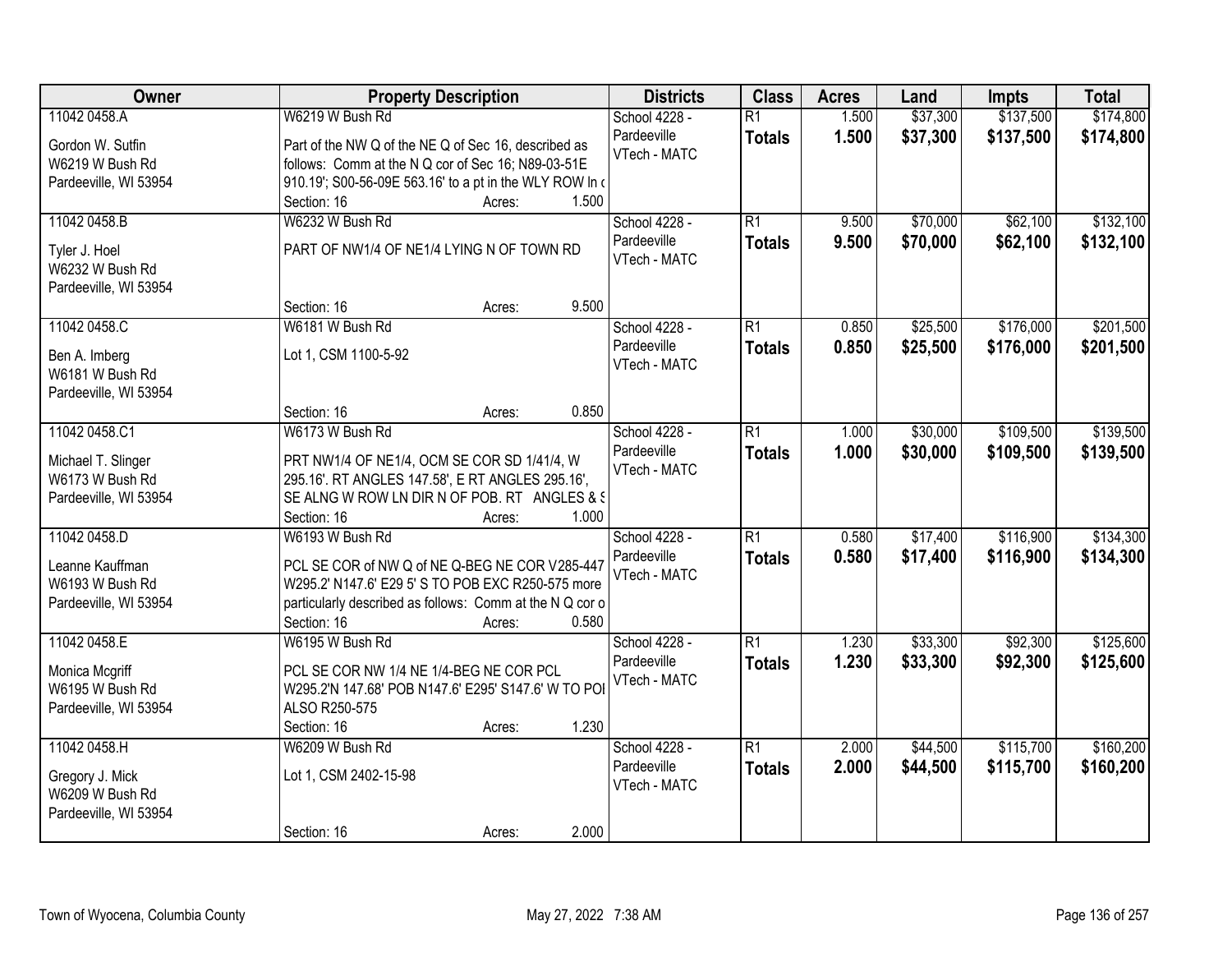| Owner | Property Description | Districts | Class | Acres | Land | Impts | Total |
|---|---|---|---|---|---|---|---|
| 11042 0458.A<br>Gordon W. Sutfin<br>W6219 W Bush Rd<br>Pardeeville, WI 53954 | W6219 W Bush Rd<br>Part of the NW Q of the NE Q of Sec 16, described as follows: Comm at the N Q cor of Sec 16; N89-03-51E 910.19'; S00-56-09E 563.16' to a pt in the WLY ROW ln c<br>Section: 16 Acres: 1.500 | School 4228 - Pardeeville<br>VTech - MATC | R1<br>**Totals** | 1.500<br>**1.500** | $37,300<br>**$37,300** | $137,500<br>**$137,500** | $174,800<br>**$174,800** |
| 11042 0458.B<br>Tyler J. Hoel<br>W6232 W Bush Rd<br>Pardeeville, WI 53954 | W6232 W Bush Rd<br>PART OF NW1/4 OF NE1/4 LYING N OF TOWN RD<br>Section: 16 Acres: 9.500 | School 4228 - Pardeeville<br>VTech - MATC | R1<br>**Totals** | 9.500<br>**9.500** | $70,000<br>**$70,000** | $62,100<br>**$62,100** | $132,100<br>**$132,100** |
| 11042 0458.C<br>Ben A. Imberg<br>W6181 W Bush Rd<br>Pardeeville, WI 53954 | W6181 W Bush Rd<br>Lot 1, CSM 1100-5-92<br>Section: 16 Acres: 0.850 | School 4228 - Pardeeville<br>VTech - MATC | R1<br>**Totals** | 0.850<br>**0.850** | $25,500<br>**$25,500** | $176,000<br>**$176,000** | $201,500<br>**$201,500** |
| 11042 0458.C1<br>Michael T. Slinger<br>W6173 W Bush Rd<br>Pardeeville, WI 53954 | W6173 W Bush Rd<br>PRT NW1/4 OF NE1/4, OCM SE COR SD 1/41/4, W 295.16'. RT ANGLES 147.58', E RT ANGLES 295.16', SE ALNG W ROW LN DIR N OF POB. RT ANGLES & S<br>Section: 16 Acres: 1.000 | School 4228 - Pardeeville<br>VTech - MATC | R1<br>**Totals** | 1.000<br>**1.000** | $30,000<br>**$30,000** | $109,500<br>**$109,500** | $139,500<br>**$139,500** |
| 11042 0458.D<br>Leanne Kauffman<br>W6193 W Bush Rd<br>Pardeeville, WI 53954 | W6193 W Bush Rd<br>PCL SE COR of NW Q of NE Q-BEG NE COR V285-447 W295.2' N147.6' E29 5' S TO POB EXC R250-575 more particularly described as follows: Comm at the N Q cor o<br>Section: 16 Acres: 0.580 | School 4228 - Pardeeville<br>VTech - MATC | R1<br>**Totals** | 0.580<br>**0.580** | $17,400<br>**$17,400** | $116,900<br>**$116,900** | $134,300<br>**$134,300** |
| 11042 0458.E<br>Monica Mcgriff<br>W6195 W Bush Rd<br>Pardeeville, WI 53954 | W6195 W Bush Rd<br>PCL SE COR NW 1/4 NE 1/4-BEG NE COR PCL W295.2'N 147.68' POB N147.6' E295' S147.6' W TO POI ALSO R250-575<br>Section: 16 Acres: 1.230 | School 4228 - Pardeeville<br>VTech - MATC | R1<br>**Totals** | 1.230<br>**1.230** | $33,300<br>**$33,300** | $92,300<br>**$92,300** | $125,600<br>**$125,600** |
| 11042 0458.H<br>Gregory J. Mick<br>W6209 W Bush Rd<br>Pardeeville, WI 53954 | W6209 W Bush Rd<br>Lot 1, CSM 2402-15-98<br>Section: 16 Acres: 2.000 | School 4228 - Pardeeville<br>VTech - MATC | R1<br>**Totals** | 2.000<br>**2.000** | $44,500<br>**$44,500** | $115,700<br>**$115,700** | $160,200<br>**$160,200** |

Town of Wyocena, Columbia County May 27, 2022 7:38 AM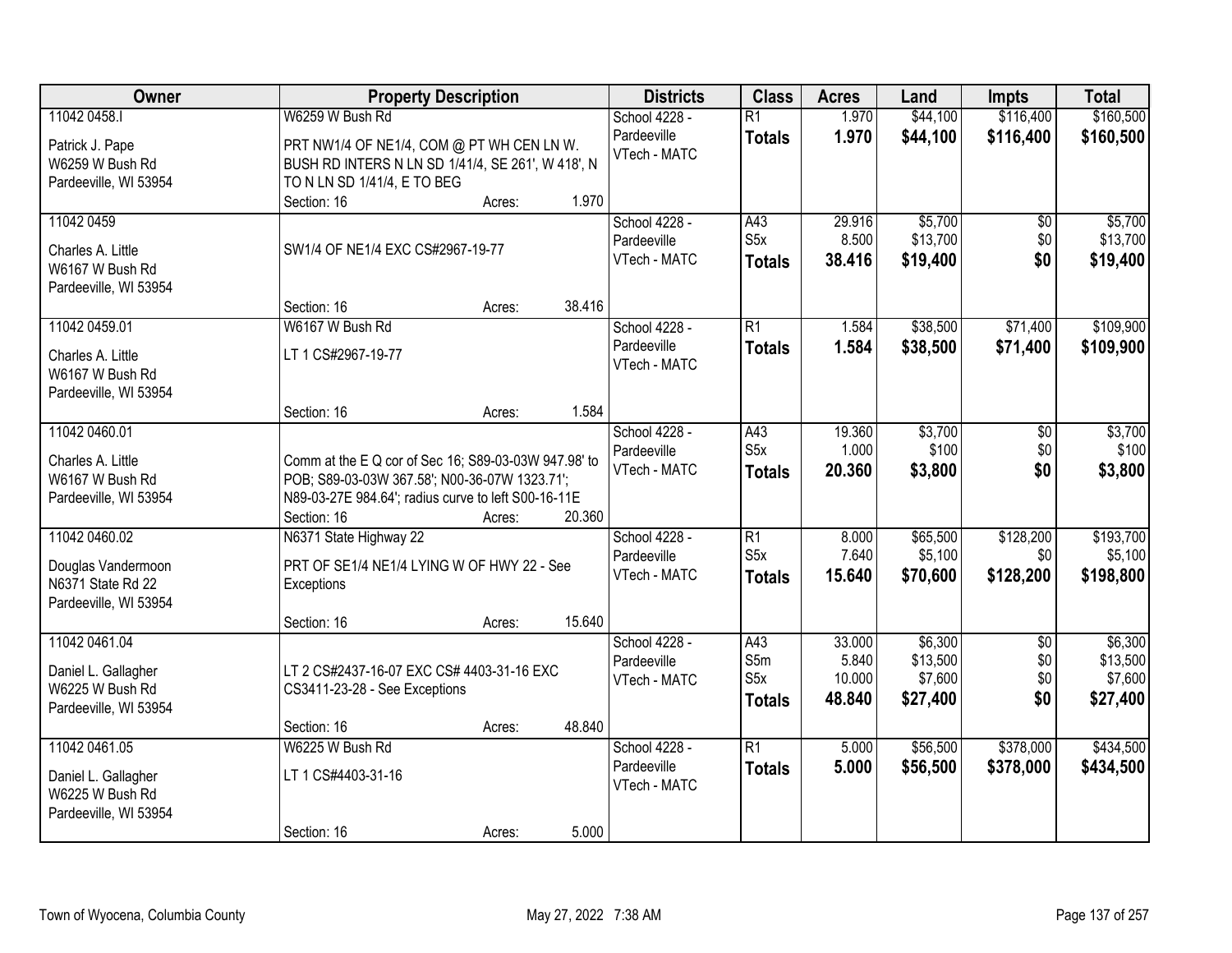| Owner | Property Description | Districts | Class | Acres | Land | Impts | Total |
|---|---|---|---|---|---|---|---|
| 11042 0458.I<br>Patrick J. Pape<br>W6259 W Bush Rd<br>Pardeeville, WI 53954 | W6259 W Bush Rd<br>PRT NW1/4 OF NE1/4, COM @ PT WH CEN LN W. BUSH RD INTERS N LN SD 1/41/4, SE 261', W 418', N TO N LN SD 1/41/4, E TO BEG<br>Section: 16 Acres: 1.970 | School 4228 - Pardeeville<br>VTech - MATC | R1<br>**Totals** | 1.970<br>**1.970** | $44,100<br>**$44,100** | $116,400<br>**$116,400** | $160,500<br>**$160,500** |
| 11042 0459<br>Charles A. Little<br>W6167 W Bush Rd<br>Pardeeville, WI 53954 | SW1/4 OF NE1/4 EXC CS#2967-19-77<br>Section: 16 Acres: 38.416 | School 4228 - Pardeeville<br>VTech - MATC | A43<br>S5x<br>**Totals** | 29.916<br>8.500<br>**38.416** | $5,700<br>$13,700<br>**$19,400** | $0<br>$0<br>**$0** | $5,700<br>$13,700<br>**$19,400** |
| 11042 0459.01<br>Charles A. Little<br>W6167 W Bush Rd<br>Pardeeville, WI 53954 | W6167 W Bush Rd<br>LT 1 CS#2967-19-77<br>Section: 16 Acres: 1.584 | School 4228 - Pardeeville<br>VTech - MATC | R1<br>**Totals** | 1.584<br>**1.584** | $38,500<br>**$38,500** | $71,400<br>**$71,400** | $109,900<br>**$109,900** |
| 11042 0460.01<br>Charles A. Little<br>W6167 W Bush Rd<br>Pardeeville, WI 53954 | Comm at the E Q cor of Sec 16; S89-03-03W 947.98' to POB; S89-03-03W 367.58'; N00-36-07W 1323.71'; N89-03-27E 984.64'; radius curve to left S00-16-11E<br>Section: 16 Acres: 20.360 | School 4228 - Pardeeville<br>VTech - MATC | A43<br>S5x<br>**Totals** | 19.360<br>1.000<br>**20.360** | $3,700<br>$100<br>**$3,800** | $0<br>$0<br>**$0** | $3,700<br>$100<br>**$3,800** |
| 11042 0460.02<br>Douglas Vandermoon<br>N6371 State Rd 22<br>Pardeeville, WI 53954 | N6371 State Highway 22<br>PRT OF SE1/4 NE1/4 LYING W OF HWY 22 - See Exceptions<br>Section: 16 Acres: 15.640 | School 4228 - Pardeeville<br>VTech - MATC | R1<br>S5x<br>**Totals** | 8.000<br>7.640<br>**15.640** | $65,500<br>$5,100<br>**$70,600** | $128,200<br>$0<br>**$128,200** | $193,700<br>$5,100<br>**$198,800** |
| 11042 0461.04<br>Daniel L. Gallagher<br>W6225 W Bush Rd<br>Pardeeville, WI 53954 | LT 2 CS#2437-16-07 EXC CS# 4403-31-16 EXC CS3411-23-28 - See Exceptions<br>Section: 16 Acres: 48.840 | School 4228 - Pardeeville<br>VTech - MATC | A43<br>S5m<br>S5x<br>**Totals** | 33.000<br>5.840<br>10.000<br>**48.840** | $6,300<br>$13,500<br>$7,600<br>**$27,400** | $0<br>$0<br>$0<br>**$0** | $6,300<br>$13,500<br>$7,600<br>**$27,400** |
| 11042 0461.05<br>Daniel L. Gallagher<br>W6225 W Bush Rd<br>Pardeeville, WI 53954 | W6225 W Bush Rd<br>LT 1 CS#4403-31-16<br>Section: 16 Acres: 5.000 | School 4228 - Pardeeville<br>VTech - MATC | R1<br>**Totals** | 5.000<br>**5.000** | $56,500<br>**$56,500** | $378,000<br>**$378,000** | $434,500<br>**$434,500** |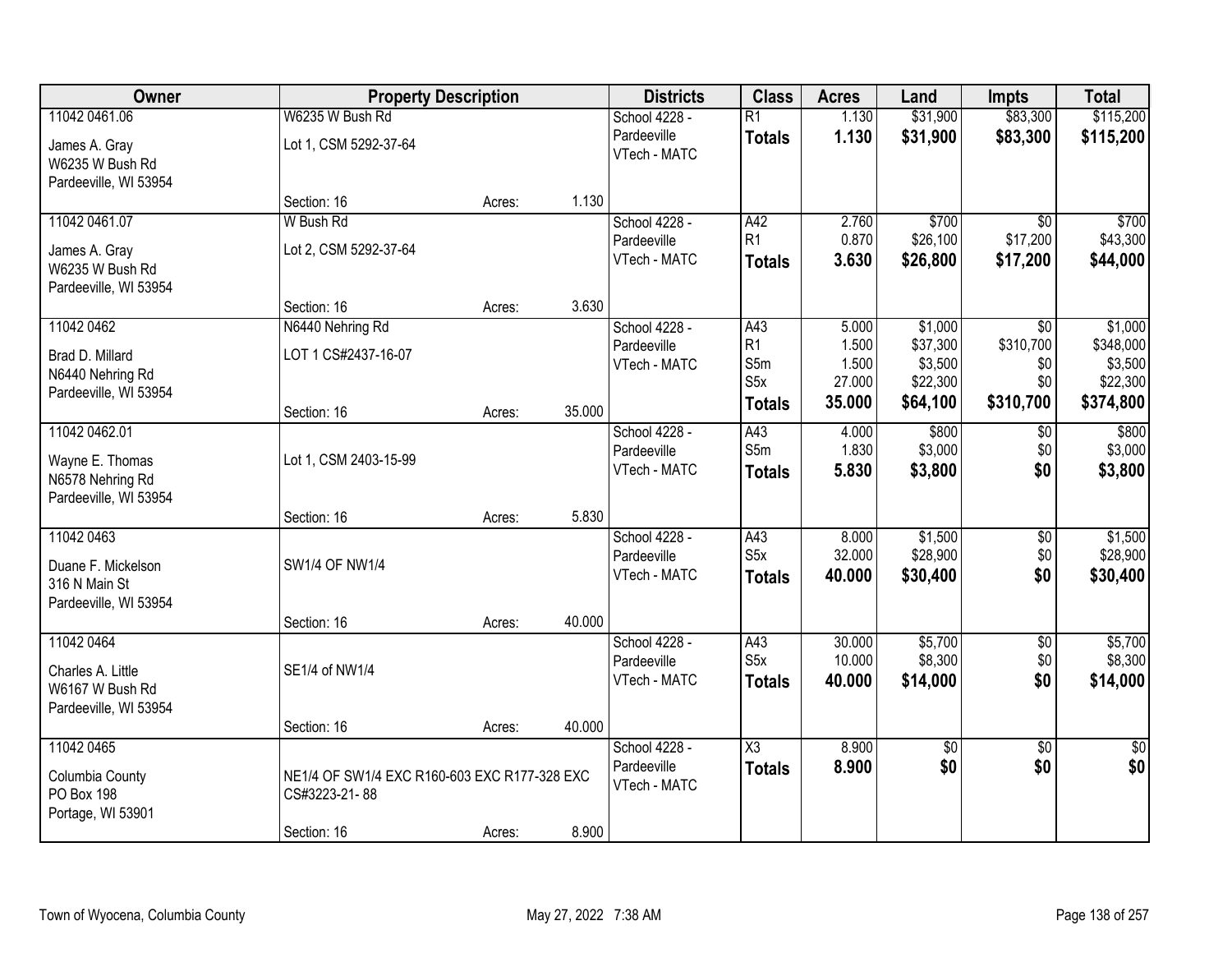| Owner | Property Description | | | Districts | Class | Acres | Land | Impts | Total |
|---|---|---|---|---|---|---|---|---|---|
| 11042 0461.06 | W6235 W Bush Rd | | | School 4228 - | R1 | 1.130 | $31,900 | $83,300 | $115,200 |
| James A. Gray | Lot 1, CSM 5292-37-64 | | | Pardeeville | **Totals** | **1.130** | **$31,900** | **$83,300** | **$115,200** |
| W6235 W Bush Rd | | | | VTech - MATC | | | | | |
| Pardeeville, WI 53954 | | | | | | | | | |
| | Section: 16 | Acres: | 1.130 | | | | | | |
| 11042 0461.07 | W Bush Rd | | | School 4228 - | A42 | 2.760 | $700 | $0 | $700 |
| James A. Gray | Lot 2, CSM 5292-37-64 | | | Pardeeville | R1 | 0.870 | $26,100 | $17,200 | $43,300 |
| W6235 W Bush Rd | | | | VTech - MATC | **Totals** | **3.630** | **$26,800** | **$17,200** | **$44,000** |
| Pardeeville, WI 53954 | | | | | | | | | |
| | Section: 16 | Acres: | 3.630 | | | | | | |
| 11042 0462 | N6440 Nehring Rd | | | School 4228 - | A43 | 5.000 | $1,000 | $0 | $1,000 |
| Brad D. Millard | LOT 1 CS#2437-16-07 | | | Pardeeville | R1 | 1.500 | $37,300 | $310,700 | $348,000 |
| N6440 Nehring Rd | | | | VTech - MATC | S5m | 1.500 | $3,500 | $0 | $3,500 |
| Pardeeville, WI 53954 | | | | | S5x | 27.000 | $22,300 | $0 | $22,300 |
| | Section: 16 | Acres: | 35.000 | | **Totals** | **35.000** | **$64,100** | **$310,700** | **$374,800** |
| 11042 0462.01 | | | | School 4228 - | A43 | 4.000 | $800 | $0 | $800 |
| Wayne E. Thomas | Lot 1, CSM 2403-15-99 | | | Pardeeville | S5m | 1.830 | $3,000 | $0 | $3,000 |
| N6578 Nehring Rd | | | | VTech - MATC | **Totals** | **5.830** | **$3,800** | **$0** | **$3,800** |
| Pardeeville, WI 53954 | | | | | | | | | |
| | Section: 16 | Acres: | 5.830 | | | | | | |
| 11042 0463 | | | | School 4228 - | A43 | 8.000 | $1,500 | $0 | $1,500 |
| Duane F. Mickelson | SW1/4 OF NW1/4 | | | Pardeeville | S5x | 32.000 | $28,900 | $0 | $28,900 |
| 316 N Main St | | | | VTech - MATC | **Totals** | **40.000** | **$30,400** | **$0** | **$30,400** |
| Pardeeville, WI 53954 | | | | | | | | | |
| | Section: 16 | Acres: | 40.000 | | | | | | |
| 11042 0464 | | | | School 4228 - | A43 | 30.000 | $5,700 | $0 | $5,700 |
| Charles A. Little | SE1/4 of NW1/4 | | | Pardeeville | S5x | 10.000 | $8,300 | $0 | $8,300 |
| W6167 W Bush Rd | | | | VTech - MATC | **Totals** | **40.000** | **$14,000** | **$0** | **$14,000** |
| Pardeeville, WI 53954 | | | | | | | | | |
| | Section: 16 | Acres: | 40.000 | | | | | | |
| 11042 0465 | | | | School 4228 - | X3 | 8.900 | $0 | $0 | $0 |
| Columbia County | NE1/4 OF SW1/4 EXC R160-603 EXC R177-328 EXC CS#3223-21- 88 | | | Pardeeville | **Totals** | **8.900** | **$0** | **$0** | **$0** |
| PO Box 198 | | | | VTech - MATC | | | | | |
| Portage, WI 53901 | | | | | | | | | |
| | Section: 16 | Acres: | 8.900 | | | | | | |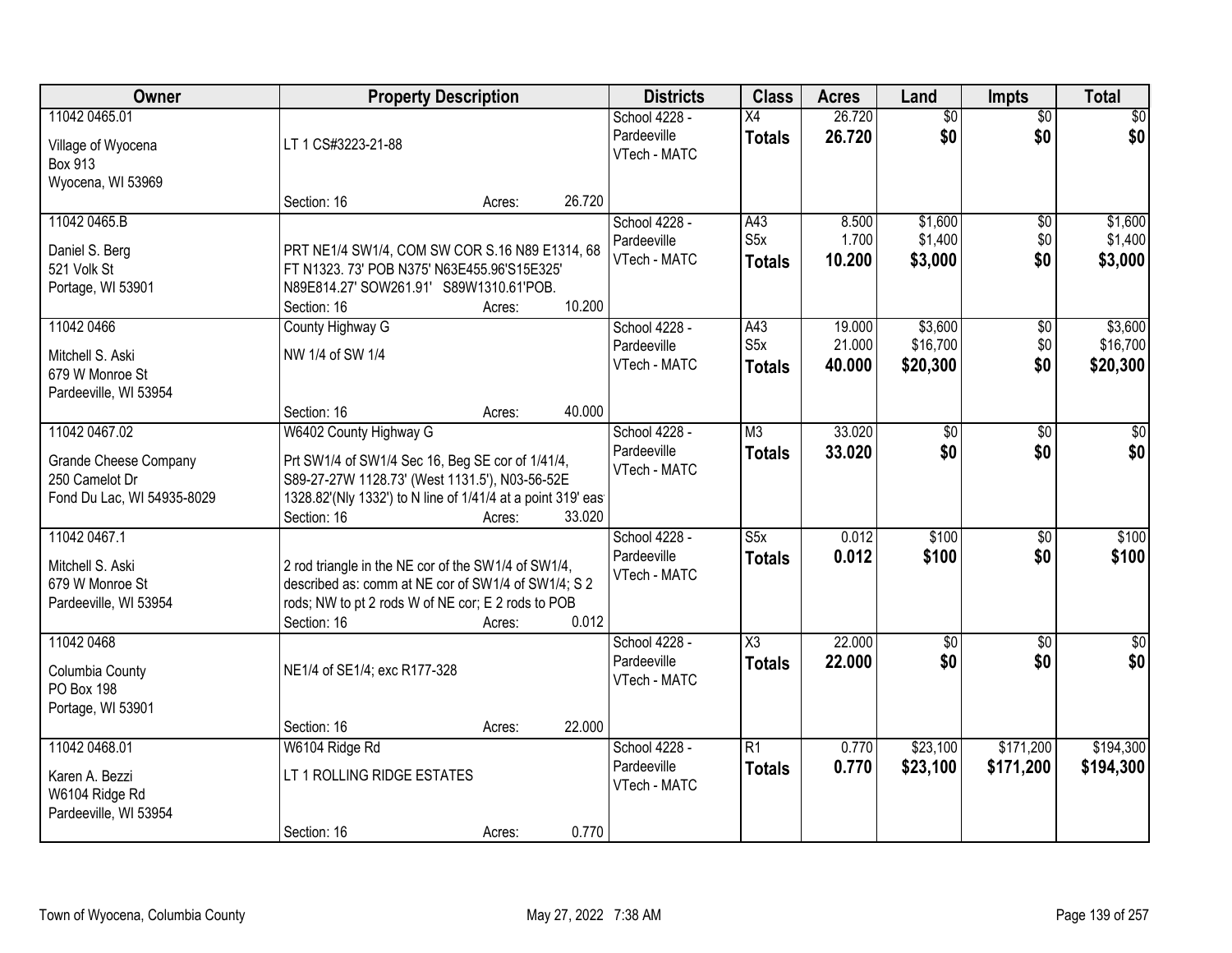| Owner | Property Description | Districts | Class | Acres | Land | Impts | Total |
|---|---|---|---|---|---|---|---|
| 11042 0465.01<br>Village of Wyocena<br>Box 913<br>Wyocena, WI 53969 | LT 1 CS#3223-21-88<br>Section: 16 Acres: 26.720 | School 4228 - Pardeeville<br>VTech - MATC | X4<br>**Totals** | 26.720<br>**26.720** | $0<br>**$0** | $0<br>**$0** | $0<br>**$0** |
| 11042 0465.B<br>Daniel S. Berg<br>521 Volk St<br>Portage, WI 53901 | PRT NE1/4 SW1/4, COM SW COR S.16 N89 E1314, 68 FT N1323. 73' POB N375' N63E455.96'S15E325' N89E814.27' SOW261.91' S89W1310.61'POB.<br>Section: 16 Acres: 10.200 | School 4228 - Pardeeville<br>VTech - MATC | A43<br>S5x<br>**Totals** | 8.500<br>1.700<br>**10.200** | $1,600<br>$1,400<br>**$3,000** | $0<br>$0<br>**$0** | $1,600<br>$1,400<br>**$3,000** |
| 11042 0466<br>Mitchell S. Aski<br>679 W Monroe St<br>Pardeeville, WI 53954 | County Highway G<br>NW 1/4 of SW 1/4<br>Section: 16 Acres: 40.000 | School 4228 - Pardeeville<br>VTech - MATC | A43<br>S5x<br>**Totals** | 19.000<br>21.000<br>**40.000** | $3,600<br>$16,700<br>**$20,300** | $0<br>$0<br>**$0** | $3,600<br>$16,700<br>**$20,300** |
| 11042 0467.02<br>Grande Cheese Company<br>250 Camelot Dr<br>Fond Du Lac, WI 54935-8029 | W6402 County Highway G<br>Prt SW1/4 of SW1/4 Sec 16, Beg SE cor of 1/41/4, S89-27-27W 1128.73' (West 1131.5'), N03-56-52E 1328.82'(Nly 1332') to N line of 1/41/4 at a point 319' eas<br>Section: 16 Acres: 33.020 | School 4228 - Pardeeville<br>VTech - MATC | M3<br>**Totals** | 33.020<br>**33.020** | $0<br>**$0** | $0<br>**$0** | $0<br>**$0** |
| 11042 0467.1<br>Mitchell S. Aski<br>679 W Monroe St<br>Pardeeville, WI 53954 | 2 rod triangle in the NE cor of the SW1/4 of SW1/4, described as: comm at NE cor of SW1/4 of SW1/4; S 2 rods; NW to pt 2 rods W of NE cor; E 2 rods to POB<br>Section: 16 Acres: 0.012 | School 4228 - Pardeeville<br>VTech - MATC | S5x<br>**Totals** | 0.012<br>**0.012** | $100<br>**$100** | $0<br>**$0** | $100<br>**$100** |
| 11042 0468<br>Columbia County<br>PO Box 198<br>Portage, WI 53901 | NE1/4 of SE1/4; exc R177-328<br>Section: 16 Acres: 22.000 | School 4228 - Pardeeville<br>VTech - MATC | X3<br>**Totals** | 22.000<br>**22.000** | $0<br>**$0** | $0<br>**$0** | $0<br>**$0** |
| 11042 0468.01<br>Karen A. Bezzi<br>W6104 Ridge Rd<br>Pardeeville, WI 53954 | W6104 Ridge Rd<br>LT 1 ROLLING RIDGE ESTATES<br>Section: 16 Acres: 0.770 | School 4228 - Pardeeville<br>VTech - MATC | R1<br>**Totals** | 0.770<br>**0.770** | $23,100<br>**$23,100** | $171,200<br>**$171,200** | $194,300<br>**$194,300** |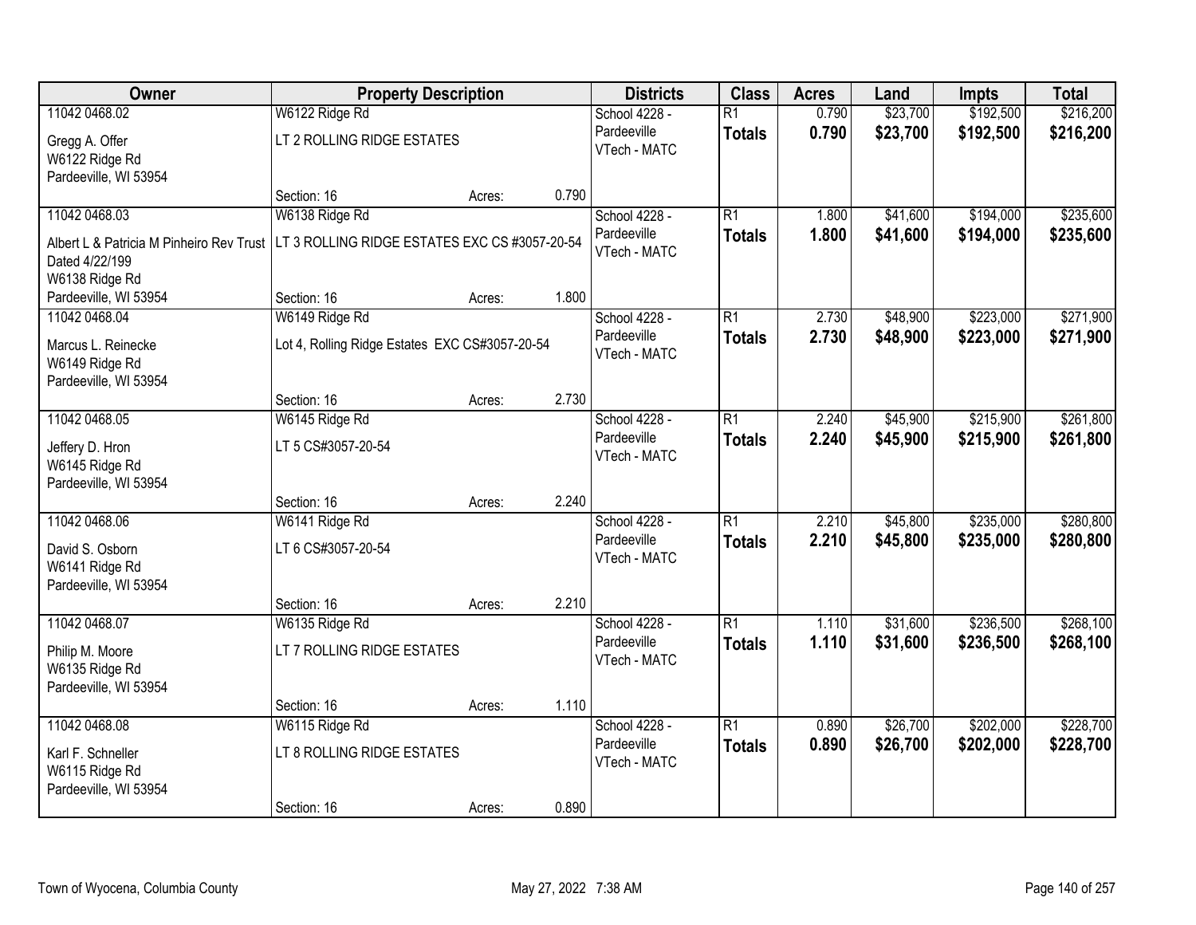| Owner | Property Description | | | Districts | Class | Acres | Land | Impts | Total |
|---|---|---|---|---|---|---|---|---|---|
| 11042 0468.02 | W6122 Ridge Rd | | | School 4228 - | R1 | 0.790 | $23,700 | $192,500 | $216,200 |
| Gregg A. Offer<br>W6122 Ridge Rd<br>Pardeeville, WI 53954 | LT 2 ROLLING RIDGE ESTATES | | | Pardeeville<br>VTech - MATC | **Totals** | **0.790** | **$23,700** | **$192,500** | **$216,200** |
| | Section: 16 | Acres: | 0.790 | | | | | | |
| 11042 0468.03 | W6138 Ridge Rd | | | School 4228 - | R1 | 1.800 | $41,600 | $194,000 | $235,600 |
| Albert L & Patricia M Pinheiro Rev Trust<br>Dated 4/22/199<br>W6138 Ridge Rd | LT 3 ROLLING RIDGE ESTATES EXC CS #3057-20-54 | | | Pardeeville<br>VTech - MATC | **Totals** | **1.800** | **$41,600** | **$194,000** | **$235,600** |
| Pardeeville, WI 53954 | Section: 16 | Acres: | 1.800 | | | | | | |
| 11042 0468.04 | W6149 Ridge Rd | | | School 4228 - | R1 | 2.730 | $48,900 | $223,000 | $271,900 |
| Marcus L. Reinecke<br>W6149 Ridge Rd<br>Pardeeville, WI 53954 | Lot 4, Rolling Ridge Estates EXC CS#3057-20-54 | | | Pardeeville<br>VTech - MATC | **Totals** | **2.730** | **$48,900** | **$223,000** | **$271,900** |
| | Section: 16 | Acres: | 2.730 | | | | | | |
| 11042 0468.05 | W6145 Ridge Rd | | | School 4228 - | R1 | 2.240 | $45,900 | $215,900 | $261,800 |
| Jeffery D. Hron<br>W6145 Ridge Rd<br>Pardeeville, WI 53954 | LT 5 CS#3057-20-54 | | | Pardeeville<br>VTech - MATC | **Totals** | **2.240** | **$45,900** | **$215,900** | **$261,800** |
| | Section: 16 | Acres: | 2.240 | | | | | | |
| 11042 0468.06 | W6141 Ridge Rd | | | School 4228 - | R1 | 2.210 | $45,800 | $235,000 | $280,800 |
| David S. Osborn<br>W6141 Ridge Rd<br>Pardeeville, WI 53954 | LT 6 CS#3057-20-54 | | | Pardeeville<br>VTech - MATC | **Totals** | **2.210** | **$45,800** | **$235,000** | **$280,800** |
| | Section: 16 | Acres: | 2.210 | | | | | | |
| 11042 0468.07 | W6135 Ridge Rd | | | School 4228 - | R1 | 1.110 | $31,600 | $236,500 | $268,100 |
| Philip M. Moore<br>W6135 Ridge Rd<br>Pardeeville, WI 53954 | LT 7 ROLLING RIDGE ESTATES | | | Pardeeville<br>VTech - MATC | **Totals** | **1.110** | **$31,600** | **$236,500** | **$268,100** |
| | Section: 16 | Acres: | 1.110 | | | | | | |
| 11042 0468.08 | W6115 Ridge Rd | | | School 4228 - | R1 | 0.890 | $26,700 | $202,000 | $228,700 |
| Karl F. Schneller<br>W6115 Ridge Rd<br>Pardeeville, WI 53954 | LT 8 ROLLING RIDGE ESTATES | | | Pardeeville<br>VTech - MATC | **Totals** | **0.890** | **$26,700** | **$202,000** | **$228,700** |
| | Section: 16 | Acres: | 0.890 | | | | | | |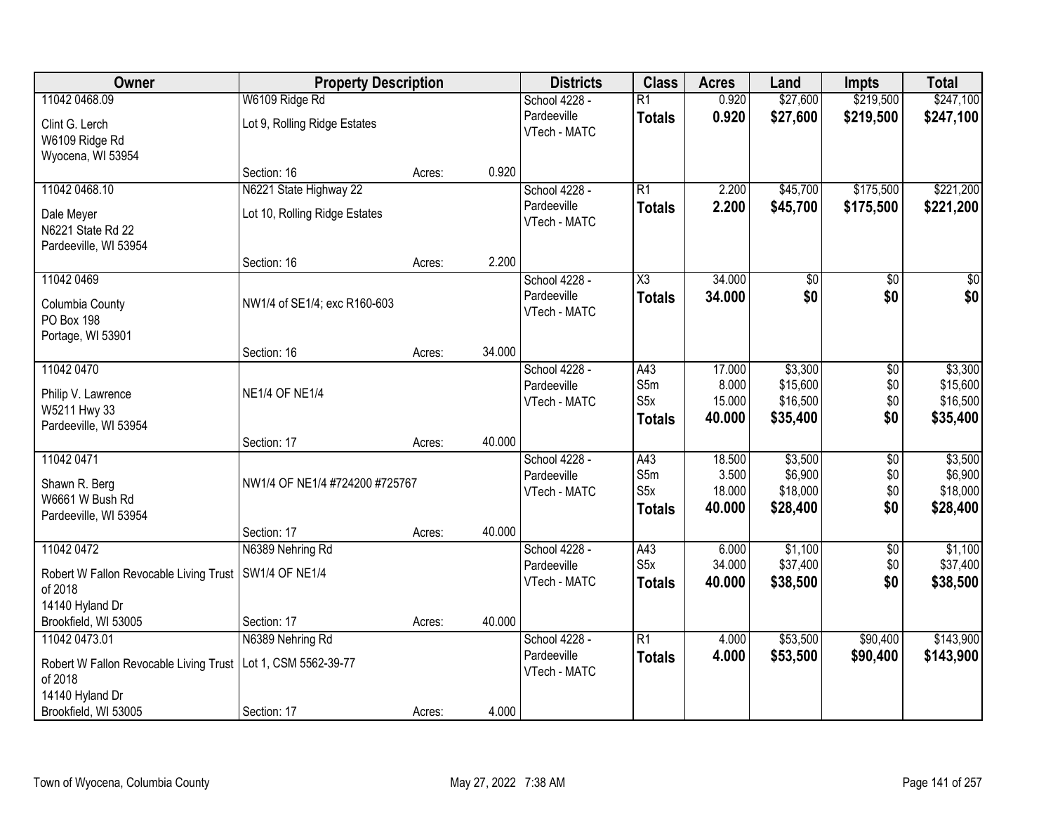| Owner | Property Description | | | Districts | Class | Acres | Land | Impts | Total |
|---|---|---|---|---|---|---|---|---|---|
| 11042 0468.09 | W6109 Ridge Rd | | | School 4228 - | R1 | 0.920 | $27,600 | $219,500 | $247,100 |
| Clint G. Lerch | Lot 9, Rolling Ridge Estates | | | Pardeeville | **Totals** | **0.920** | **$27,600** | **$219,500** | **$247,100** |
| W6109 Ridge Rd | | | | VTech - MATC | | | | | |
| Wyocena, WI 53954 | | | | | | | | | |
| | Section: 16 | Acres: | 0.920 | | | | | | |
| 11042 0468.10 | N6221 State Highway 22 | | | School 4228 - | R1 | 2.200 | $45,700 | $175,500 | $221,200 |
| Dale Meyer | Lot 10, Rolling Ridge Estates | | | Pardeeville | **Totals** | **2.200** | **$45,700** | **$175,500** | **$221,200** |
| N6221 State Rd 22 | | | | VTech - MATC | | | | | |
| Pardeeville, WI 53954 | | | | | | | | | |
| | Section: 16 | Acres: | 2.200 | | | | | | |
| 11042 0469 | | | | School 4228 - | X3 | 34.000 | $0 | $0 | $0 |
| Columbia County | NW1/4 of SE1/4; exc R160-603 | | | Pardeeville | **Totals** | **34.000** | **$0** | **$0** | **$0** |
| PO Box 198 | | | | VTech - MATC | | | | | |
| Portage, WI 53901 | | | | | | | | | |
| | Section: 16 | Acres: | 34.000 | | | | | | |
| 11042 0470 | | | | School 4228 - | A43 | 17.000 | $3,300 | $0 | $3,300 |
| Philip V. Lawrence | NE1/4 OF NE1/4 | | | Pardeeville | S5m | 8.000 | $15,600 | $0 | $15,600 |
| W5211 Hwy 33 | | | | VTech - MATC | S5x | 15.000 | $16,500 | $0 | $16,500 |
| Pardeeville, WI 53954 | | | | | **Totals** | **40.000** | **$35,400** | **$0** | **$35,400** |
| | Section: 17 | Acres: | 40.000 | | | | | | |
| 11042 0471 | | | | School 4228 - | A43 | 18.500 | $3,500 | $0 | $3,500 |
| Shawn R. Berg | NW1/4 OF NE1/4 #724200 #725767 | | | Pardeeville | S5m | 3.500 | $6,900 | $0 | $6,900 |
| W6661 W Bush Rd | | | | VTech - MATC | S5x | 18.000 | $18,000 | $0 | $18,000 |
| Pardeeville, WI 53954 | | | | | **Totals** | **40.000** | **$28,400** | **$0** | **$28,400** |
| | Section: 17 | Acres: | 40.000 | | | | | | |
| 11042 0472 | N6389 Nehring Rd | | | School 4228 - | A43 | 6.000 | $1,100 | $0 | $1,100 |
| Robert W Fallon Revocable Living Trust of 2018 | SW1/4 OF NE1/4 | | | Pardeeville | S5x | 34.000 | $37,400 | $0 | $37,400 |
| 14140 Hyland Dr | | | | VTech - MATC | **Totals** | **40.000** | **$38,500** | **$0** | **$38,500** |
| Brookfield, WI 53005 | Section: 17 | Acres: | 40.000 | | | | | | |
| 11042 0473.01 | N6389 Nehring Rd | | | School 4228 - | R1 | 4.000 | $53,500 | $90,400 | $143,900 |
| Robert W Fallon Revocable Living Trust of 2018 | Lot 1, CSM 5562-39-77 | | | Pardeeville | **Totals** | **4.000** | **$53,500** | **$90,400** | **$143,900** |
| 14140 Hyland Dr | | | | VTech - MATC | | | | | |
| Brookfield, WI 53005 | Section: 17 | Acres: | 4.000 | | | | | | |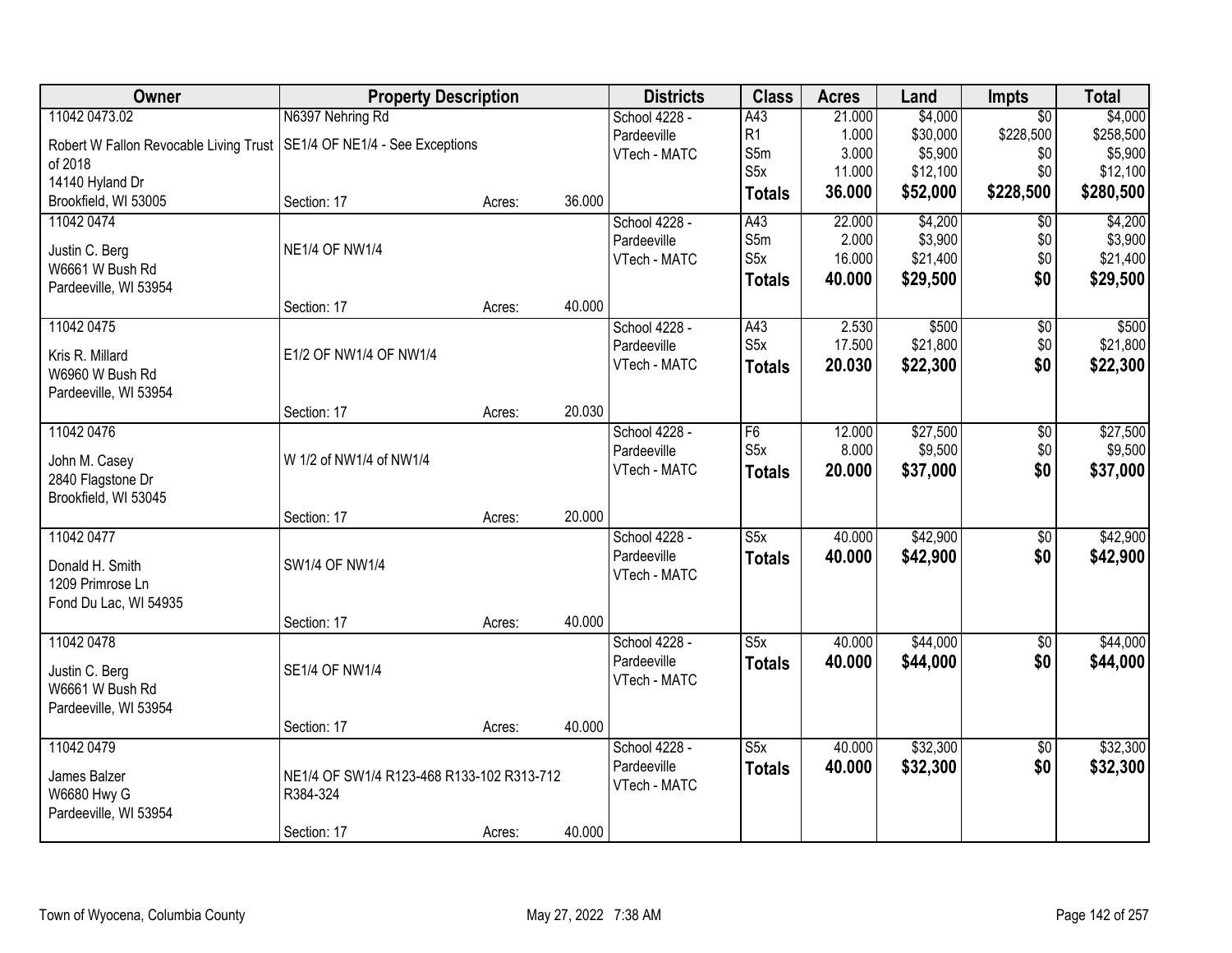| Owner | Property Description | | | Districts | Class | Acres | Land | Impts | Total |
|---|---|---|---|---|---|---|---|---|---|
| 11042 0473.02 | N6397 Nehring Rd | | | School 4228 - | A43 | 21.000 | $4,000 | $0 | $4,000 |
| Robert W Fallon Revocable Living Trust of 2018 | SE1/4 OF NE1/4 - See Exceptions | | | Pardeeville | R1 | 1.000 | $30,000 | $228,500 | $258,500 |
| 14140 Hyland Dr | | | | VTech - MATC | S5m | 3.000 | $5,900 | $0 | $5,900 |
| Brookfield, WI 53005 | | | | | S5x | 11.000 | $12,100 | $0 | $12,100 |
| | Section: 17 | Acres: | 36.000 | | **Totals** | **36.000** | **$52,000** | **$228,500** | **$280,500** |
| 11042 0474 | | | | School 4228 - | A43 | 22.000 | $4,200 | $0 | $4,200 |
| Justin C. Berg | NE1/4 OF NW1/4 | | | Pardeeville | S5m | 2.000 | $3,900 | $0 | $3,900 |
| W6661 W Bush Rd | | | | VTech - MATC | S5x | 16.000 | $21,400 | $0 | $21,400 |
| Pardeeville, WI 53954 | | | | | **Totals** | **40.000** | **$29,500** | **$0** | **$29,500** |
| | Section: 17 | Acres: | 40.000 | | | | | | |
| 11042 0475 | | | | School 4228 - | A43 | 2.530 | $500 | $0 | $500 |
| Kris R. Millard | E1/2 OF NW1/4 OF NW1/4 | | | Pardeeville | S5x | 17.500 | $21,800 | $0 | $21,800 |
| W6960 W Bush Rd | | | | VTech - MATC | **Totals** | **20.030** | **$22,300** | **$0** | **$22,300** |
| Pardeeville, WI 53954 | | | | | | | | | |
| | Section: 17 | Acres: | 20.030 | | | | | | |
| 11042 0476 | | | | School 4228 - | F6 | 12.000 | $27,500 | $0 | $27,500 |
| John M. Casey | W 1/2 of NW1/4 of NW1/4 | | | Pardeeville | S5x | 8.000 | $9,500 | $0 | $9,500 |
| 2840 Flagstone Dr | | | | VTech - MATC | **Totals** | **20.000** | **$37,000** | **$0** | **$37,000** |
| Brookfield, WI 53045 | | | | | | | | | |
| | Section: 17 | Acres: | 20.000 | | | | | | |
| 11042 0477 | | | | School 4228 - | S5x | 40.000 | $42,900 | $0 | $42,900 |
| Donald H. Smith | SW1/4 OF NW1/4 | | | Pardeeville | **Totals** | **40.000** | **$42,900** | **$0** | **$42,900** |
| 1209 Primrose Ln | | | | VTech - MATC | | | | | |
| Fond Du Lac, WI 54935 | | | | | | | | | |
| | Section: 17 | Acres: | 40.000 | | | | | | |
| 11042 0478 | | | | School 4228 - | S5x | 40.000 | $44,000 | $0 | $44,000 |
| Justin C. Berg | SE1/4 OF NW1/4 | | | Pardeeville | **Totals** | **40.000** | **$44,000** | **$0** | **$44,000** |
| W6661 W Bush Rd | | | | VTech - MATC | | | | | |
| Pardeeville, WI 53954 | | | | | | | | | |
| | Section: 17 | Acres: | 40.000 | | | | | | |
| 11042 0479 | | | | School 4228 - | S5x | 40.000 | $32,300 | $0 | $32,300 |
| James Balzer | NE1/4 OF SW1/4 R123-468 R133-102 R313-712 R384-324 | | | Pardeeville | **Totals** | **40.000** | **$32,300** | **$0** | **$32,300** |
| W6680 Hwy G | | | | VTech - MATC | | | | | |
| Pardeeville, WI 53954 | | | | | | | | | |
| | Section: 17 | Acres: | 40.000 | | | | | | |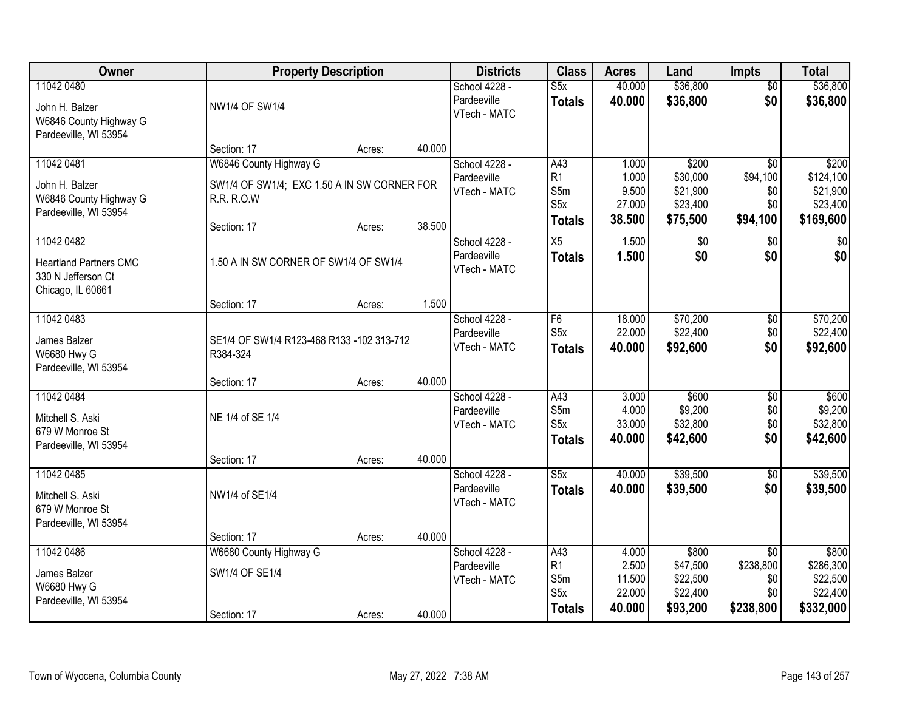| Owner | Property Description | Districts | Class | Acres | Land | Impts | Total |
|---|---|---|---|---|---|---|---|
| 11042 0480<br>John H. Balzer<br>W6846 County Highway G<br>Pardeeville, WI 53954 | NW1/4 OF SW1/4<br>Section: 17 Acres: 40.000 | School 4228 - Pardeeville<br>VTech - MATC | S5x<br>**Totals** | 40.000<br>**40.000** | $36,800<br>**$36,800** | $0<br>**$0** | $36,800<br>**$36,800** |
| 11042 0481<br>John H. Balzer<br>W6846 County Highway G<br>Pardeeville, WI 53954 | W6846 County Highway G<br>SW1/4 OF SW1/4; EXC 1.50 A IN SW CORNER FOR R.R. R.O.W<br>Section: 17 Acres: 38.500 | School 4228 - Pardeeville<br>VTech - MATC | A43<br>R1<br>S5m<br>S5x<br>**Totals** | 1.000<br>1.000<br>9.500<br>27.000<br>**38.500** | $200<br>$30,000<br>$21,900<br>$23,400<br>**$75,500** | $0<br>$94,100<br>$0<br>$0<br>**$94,100** | $200<br>$124,100<br>$21,900<br>$23,400<br>**$169,600** |
| 11042 0482<br>Heartland Partners CMC<br>330 N Jefferson Ct<br>Chicago, IL 60661 | 1.50 A IN SW CORNER OF SW1/4 OF SW1/4<br>Section: 17 Acres: 1.500 | School 4228 - Pardeeville<br>VTech - MATC | X5<br>**Totals** | 1.500<br>**1.500** | $0<br>**$0** | $0<br>**$0** | $0<br>**$0** |
| 11042 0483<br>James Balzer<br>W6680 Hwy G<br>Pardeeville, WI 53954 | SE1/4 OF SW1/4 R123-468 R133 -102 313-712 R384-324<br>Section: 17 Acres: 40.000 | School 4228 - Pardeeville<br>VTech - MATC | F6<br>S5x<br>**Totals** | 18.000<br>22.000<br>**40.000** | $70,200<br>$22,400<br>**$92,600** | $0<br>$0<br>**$0** | $70,200<br>$22,400<br>**$92,600** |
| 11042 0484<br>Mitchell S. Aski<br>679 W Monroe St<br>Pardeeville, WI 53954 | NE 1/4 of SE 1/4<br>Section: 17 Acres: 40.000 | School 4228 - Pardeeville<br>VTech - MATC | A43<br>S5m<br>S5x<br>**Totals** | 3.000<br>4.000<br>33.000<br>**40.000** | $600<br>$9,200<br>$32,800<br>**$42,600** | $0<br>$0<br>$0<br>**$0** | $600<br>$9,200<br>$32,800<br>**$42,600** |
| 11042 0485<br>Mitchell S. Aski<br>679 W Monroe St<br>Pardeeville, WI 53954 | NW1/4 of SE1/4<br>Section: 17 Acres: 40.000 | School 4228 - Pardeeville<br>VTech - MATC | S5x<br>**Totals** | 40.000<br>**40.000** | $39,500<br>**$39,500** | $0<br>**$0** | $39,500<br>**$39,500** |
| 11042 0486<br>James Balzer<br>W6680 Hwy G<br>Pardeeville, WI 53954 | W6680 County Highway G<br>SW1/4 OF SE1/4<br>Section: 17 Acres: 40.000 | School 4228 - Pardeeville<br>VTech - MATC | A43<br>R1<br>S5m<br>S5x<br>**Totals** | 4.000<br>2.500<br>11.500<br>22.000<br>**40.000** | $800<br>$47,500<br>$22,500<br>$22,400<br>**$93,200** | $0<br>$238,800<br>$0<br>$0<br>**$238,800** | $800<br>$286,300<br>$22,500<br>$22,400<br>**$332,000** |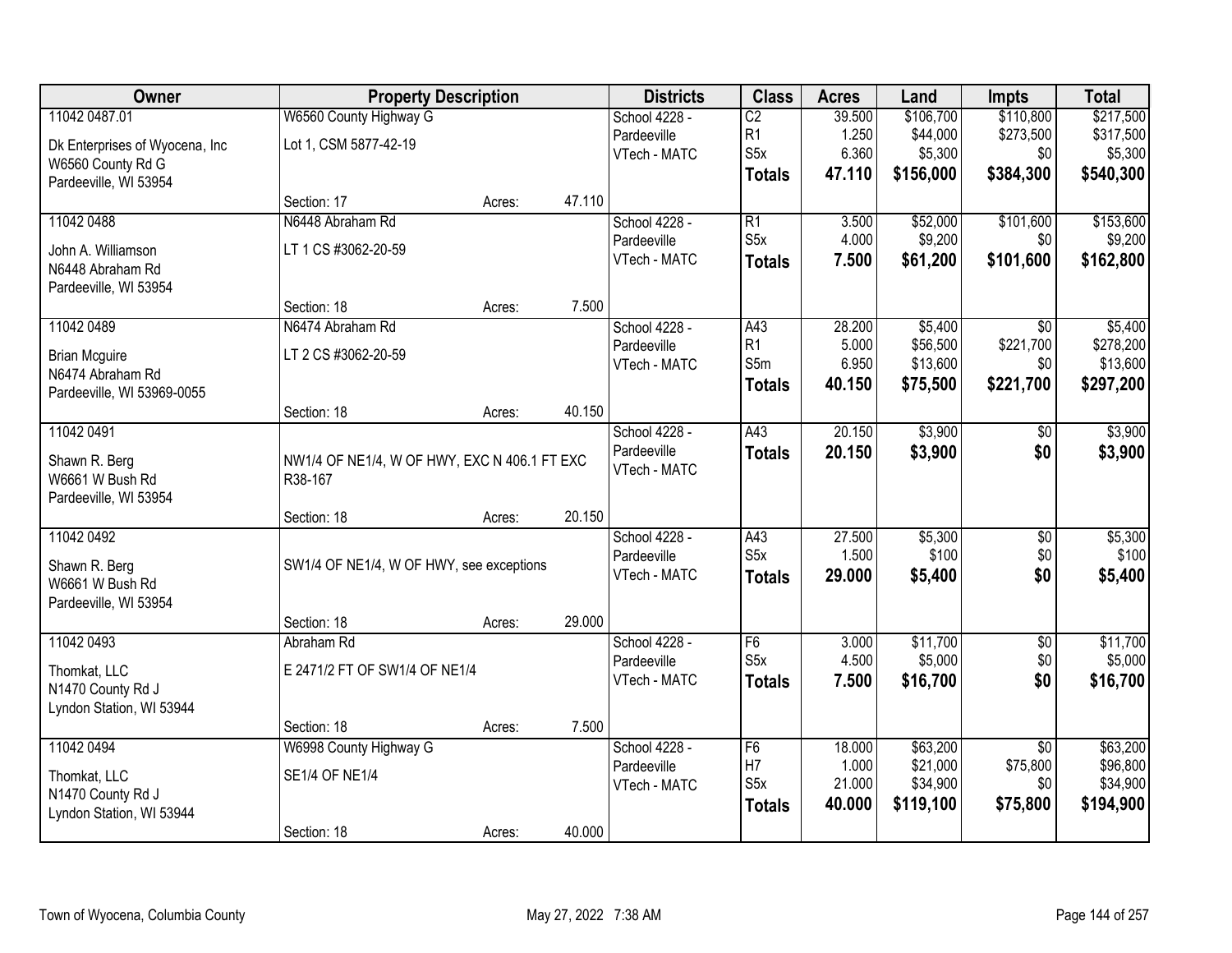| Owner | Property Description | | | Districts | Class | Acres | Land | Impts | Total |
|---|---|---|---|---|---|---|---|---|---|
| 11042 0487.01 | W6560 County Highway G | | | School 4228 - | C2 | 39.500 | $106,700 | $110,800 | $217,500 |
| Dk Enterprises of Wyocena, Inc | Lot 1, CSM 5877-42-19 | | | Pardeeville | R1 | 1.250 | $44,000 | $273,500 | $317,500 |
| W6560 County Rd G | | | | VTech - MATC | S5x | 6.360 | $5,300 | $0 | $5,300 |
| Pardeeville, WI 53954 | | | | | **Totals** | **47.110** | **$156,000** | **$384,300** | **$540,300** |
| | Section: 17 | Acres: | 47.110 | | | | | | |
| 11042 0488 | N6448 Abraham Rd | | | School 4228 - | R1 | 3.500 | $52,000 | $101,600 | $153,600 |
| John A. Williamson | LT 1 CS #3062-20-59 | | | Pardeeville | S5x | 4.000 | $9,200 | $0 | $9,200 |
| N6448 Abraham Rd | | | | VTech - MATC | **Totals** | **7.500** | **$61,200** | **$101,600** | **$162,800** |
| Pardeeville, WI 53954 | | | | | | | | | |
| | Section: 18 | Acres: | 7.500 | | | | | | |
| 11042 0489 | N6474 Abraham Rd | | | School 4228 - | A43 | 28.200 | $5,400 | $0 | $5,400 |
| Brian Mcguire | LT 2 CS #3062-20-59 | | | Pardeeville | R1 | 5.000 | $56,500 | $221,700 | $278,200 |
| N6474 Abraham Rd | | | | VTech - MATC | S5m | 6.950 | $13,600 | $0 | $13,600 |
| Pardeeville, WI 53969-0055 | | | | | **Totals** | **40.150** | **$75,500** | **$221,700** | **$297,200** |
| | Section: 18 | Acres: | 40.150 | | | | | | |
| 11042 0491 | | | | School 4228 - | A43 | 20.150 | $3,900 | $0 | $3,900 |
| Shawn R. Berg | NW1/4 OF NE1/4, W OF HWY, EXC N 406.1 FT EXC R38-167 | | | Pardeeville | **Totals** | **20.150** | **$3,900** | **$0** | **$3,900** |
| W6661 W Bush Rd | | | | VTech - MATC | | | | | |
| Pardeeville, WI 53954 | | | | | | | | | |
| | Section: 18 | Acres: | 20.150 | | | | | | |
| 11042 0492 | | | | School 4228 - | A43 | 27.500 | $5,300 | $0 | $5,300 |
| Shawn R. Berg | SW1/4 OF NE1/4, W OF HWY, see exceptions | | | Pardeeville | S5x | 1.500 | $100 | $0 | $100 |
| W6661 W Bush Rd | | | | VTech - MATC | **Totals** | **29.000** | **$5,400** | **$0** | **$5,400** |
| Pardeeville, WI 53954 | | | | | | | | | |
| | Section: 18 | Acres: | 29.000 | | | | | | |
| 11042 0493 | Abraham Rd | | | School 4228 - | F6 | 3.000 | $11,700 | $0 | $11,700 |
| Thomkat, LLC | E 2471/2 FT OF SW1/4 OF NE1/4 | | | Pardeeville | S5x | 4.500 | $5,000 | $0 | $5,000 |
| N1470 County Rd J | | | | VTech - MATC | **Totals** | **7.500** | **$16,700** | **$0** | **$16,700** |
| Lyndon Station, WI 53944 | | | | | | | | | |
| | Section: 18 | Acres: | 7.500 | | | | | | |
| 11042 0494 | W6998 County Highway G | | | School 4228 - | F6 | 18.000 | $63,200 | $0 | $63,200 |
| Thomkat, LLC | SE1/4 OF NE1/4 | | | Pardeeville | H7 | 1.000 | $21,000 | $75,800 | $96,800 |
| N1470 County Rd J | | | | VTech - MATC | S5x | 21.000 | $34,900 | $0 | $34,900 |
| Lyndon Station, WI 53944 | | | | | **Totals** | **40.000** | **$119,100** | **$75,800** | **$194,900** |
| | Section: 18 | Acres: | 40.000 | | | | | | |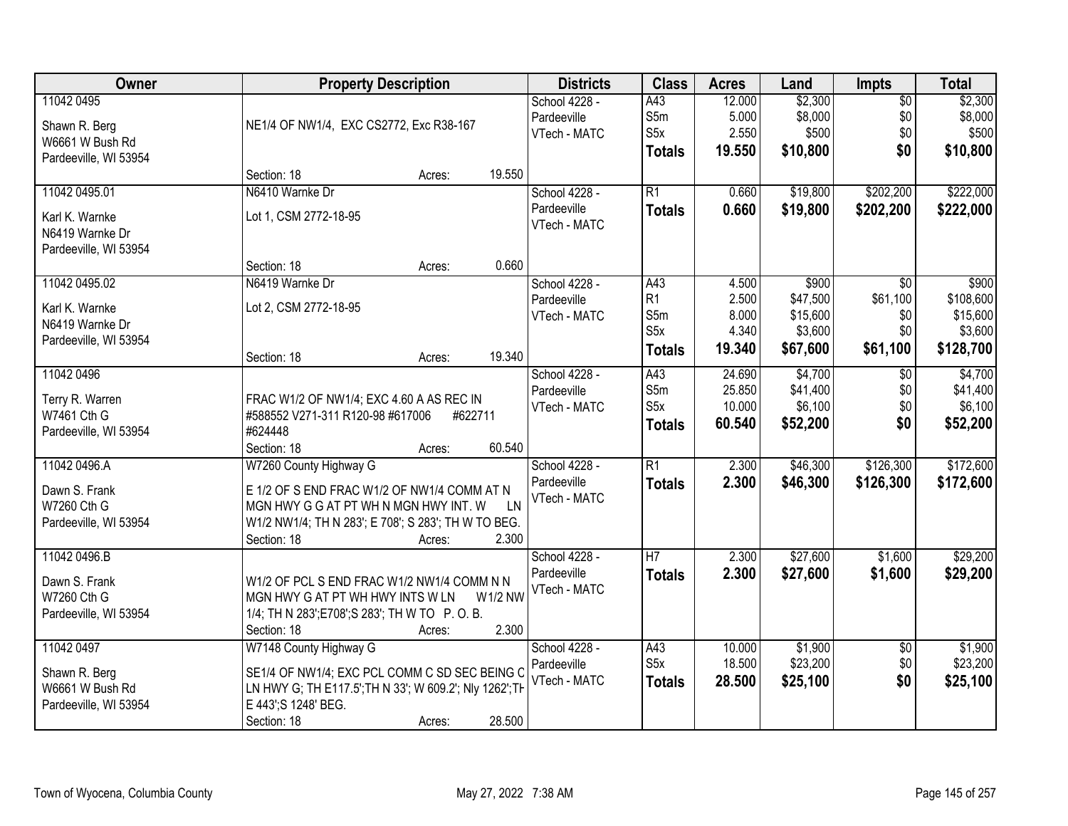| Owner | Property Description | Districts | Class | Acres | Land | Impts | Total |
|---|---|---|---|---|---|---|---|
| 11042 0495<br><br>Shawn R. Berg<br>W6661 W Bush Rd<br>Pardeeville, WI 53954 | NE1/4 OF NW1/4, EXC CS2772, Exc R38-167<br><br>Section: 18 Acres: 19.550 | School 4228 - Pardeeville<br>VTech - MATC | A43<br>S5m<br>S5x<br>**Totals** | 12.000<br>5.000<br>2.550<br>**19.550** | $2,300<br>$8,000<br>$500<br>**$10,800** | $0<br>$0<br>$0<br>**$0** | $2,300<br>$8,000<br>$500<br>**$10,800** |
| 11042 0495.01<br><br>Karl K. Warnke<br>N6419 Warnke Dr<br>Pardeeville, WI 53954 | N6410 Warnke Dr<br>Lot 1, CSM 2772-18-95<br><br>Section: 18 Acres: 0.660 | School 4228 - Pardeeville<br>VTech - MATC | R1<br>**Totals** | 0.660<br>**0.660** | $19,800<br>**$19,800** | $202,200<br>**$202,200** | $222,000<br>**$222,000** |
| 11042 0495.02<br><br>Karl K. Warnke<br>N6419 Warnke Dr<br>Pardeeville, WI 53954 | N6419 Warnke Dr<br>Lot 2, CSM 2772-18-95<br><br>Section: 18 Acres: 19.340 | School 4228 - Pardeeville<br>VTech - MATC | A43<br>R1<br>S5m<br>S5x<br>**Totals** | 4.500<br>2.500<br>8.000<br>4.340<br>**19.340** | $900<br>$47,500<br>$15,600<br>$3,600<br>**$67,600** | $0<br>$61,100<br>$0<br>$0<br>**$61,100** | $900<br>$108,600<br>$15,600<br>$3,600<br>**$128,700** |
| 11042 0496<br><br>Terry R. Warren<br>W7461 Cth G<br>Pardeeville, WI 53954 | FRAC W1/2 OF NW1/4; EXC 4.60 A AS REC IN #588552 V271-311 R120-98 #617006 #622711 #624448<br><br>Section: 18 Acres: 60.540 | School 4228 - Pardeeville<br>VTech - MATC | A43<br>S5m<br>S5x<br>**Totals** | 24.690<br>25.850<br>10.000<br>**60.540** | $4,700<br>$41,400<br>$6,100<br>**$52,200** | $0<br>$0<br>$0<br>**$0** | $4,700<br>$41,400<br>$6,100<br>**$52,200** |
| 11042 0496.A<br><br>Dawn S. Frank<br>W7260 Cth G<br>Pardeeville, WI 53954 | W7260 County Highway G<br>E 1/2 OF S END FRAC W1/2 OF NW1/4 COMM AT N MGN HWY G G AT PT WH N MGN HWY INT. W LN W1/2 NW1/4; TH N 283'; E 708'; S 283'; TH W TO BEG.<br>Section: 18 Acres: 2.300 | School 4228 - Pardeeville<br>VTech - MATC | R1<br>**Totals** | 2.300<br>**2.300** | $46,300<br>**$46,300** | $126,300<br>**$126,300** | $172,600<br>**$172,600** |
| 11042 0496.B<br><br>Dawn S. Frank<br>W7260 Cth G<br>Pardeeville, WI 53954 | W1/2 OF PCL S END FRAC W1/2 NW1/4 COMM N N MGN HWY G AT PT WH HWY INTS W LN W1/2 NW 1/4; TH N 283';E708';S 283'; TH W TO P. O. B.<br>Section: 18 Acres: 2.300 | School 4228 - Pardeeville<br>VTech - MATC | H7<br>**Totals** | 2.300<br>**2.300** | $27,600<br>**$27,600** | $1,600<br>**$1,600** | $29,200<br>**$29,200** |
| 11042 0497<br><br>Shawn R. Berg<br>W6661 W Bush Rd<br>Pardeeville, WI 53954 | W7148 County Highway G<br>SE1/4 OF NW1/4; EXC PCL COMM C SD SEC BEING C LN HWY G; TH E117.5';TH N 33'; W 609.2'; Nly 1262';TH E 443';S 1248' BEG.<br>Section: 18 Acres: 28.500 | School 4228 - Pardeeville<br>VTech - MATC | A43<br>S5x<br>**Totals** | 10.000<br>18.500<br>**28.500** | $1,900<br>$23,200<br>**$25,100** | $0<br>$0<br>**$0** | $1,900<br>$23,200<br>**$25,100** |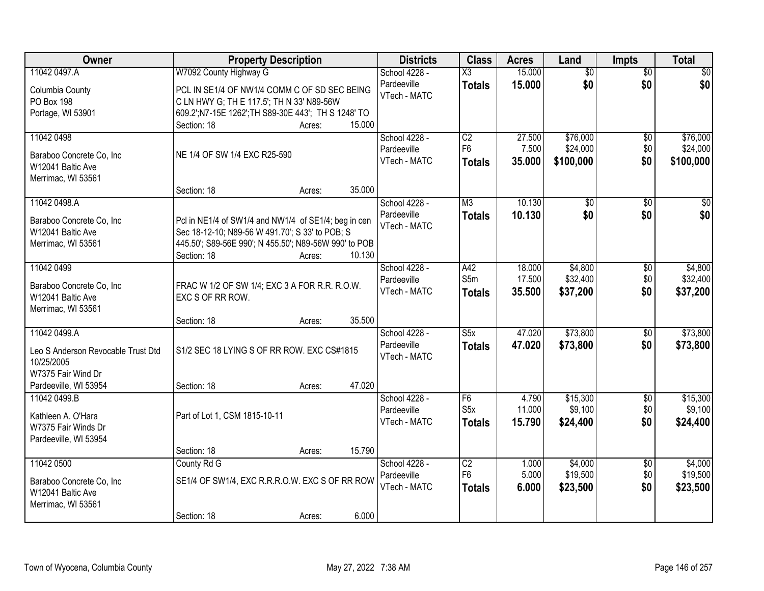| Owner | Property Description | Districts | Class | Acres | Land | Impts | Total |
|---|---|---|---|---|---|---|---|
| 11042 0497.A<br>Columbia County<br>PO Box 198<br>Portage, WI 53901 | W7092 County Highway G<br>PCL IN SE1/4 OF NW1/4 COMM C OF SD SEC BEING C LN HWY G; TH E 117.5'; TH N 33' N89-56W 609.2';N7-15E 1262';TH S89-30E 443'; TH S 1248' TO<br>Section: 18 Acres: 15.000 | School 4228 - Pardeeville<br>VTech - MATC | X3<br>**Totals** | 15.000<br>**15.000** | $0<br>**$0** | $0<br>**$0** | $0<br>**$0** |
| 11042 0498<br>Baraboo Concrete Co, Inc<br>W12041 Baltic Ave<br>Merrimac, WI 53561 | NE 1/4 OF SW 1/4 EXC R25-590<br>Section: 18 Acres: 35.000 | School 4228 - Pardeeville<br>VTech - MATC | C2<br>F6<br>**Totals** | 27.500<br>7.500<br>**35.000** | $76,000<br>$24,000<br>**$100,000** | $0<br>$0<br>**$0** | $76,000<br>$24,000<br>**$100,000** |
| 11042 0498.A<br>Baraboo Concrete Co, Inc<br>W12041 Baltic Ave<br>Merrimac, WI 53561 | Pcl in NE1/4 of SW1/4 and NW1/4 of SE1/4; beg in cen Sec 18-12-10; N89-56 W 491.70'; S 33' to POB; S 445.50'; S89-56E 990'; N 455.50'; N89-56W 990' to POB<br>Section: 18 Acres: 10.130 | School 4228 - Pardeeville<br>VTech - MATC | M3<br>**Totals** | 10.130<br>**10.130** | $0<br>**$0** | $0<br>**$0** | $0<br>**$0** |
| 11042 0499<br>Baraboo Concrete Co, Inc<br>W12041 Baltic Ave<br>Merrimac, WI 53561 | FRAC W 1/2 OF SW 1/4; EXC 3 A FOR R.R. R.O.W. EXC S OF RR ROW.<br>Section: 18 Acres: 35.500 | School 4228 - Pardeeville<br>VTech - MATC | A42<br>S5m<br>**Totals** | 18.000<br>17.500<br>**35.500** | $4,800<br>$32,400<br>**$37,200** | $0<br>$0<br>**$0** | $4,800<br>$32,400<br>**$37,200** |
| 11042 0499.A<br>Leo S Anderson Revocable Trust Dtd 10/25/2005<br>W7375 Fair Wind Dr<br>Pardeeville, WI 53954 | S1/2 SEC 18 LYING S OF RR ROW. EXC CS#1815<br>Section: 18 Acres: 47.020 | School 4228 - Pardeeville<br>VTech - MATC | S5x<br>**Totals** | 47.020<br>**47.020** | $73,800<br>**$73,800** | $0<br>**$0** | $73,800<br>**$73,800** |
| 11042 0499.B<br>Kathleen A. O'Hara<br>W7375 Fair Winds Dr<br>Pardeeville, WI 53954 | Part of Lot 1, CSM 1815-10-11<br>Section: 18 Acres: 15.790 | School 4228 - Pardeeville<br>VTech - MATC | F6<br>S5x<br>**Totals** | 4.790<br>11.000<br>**15.790** | $15,300<br>$9,100<br>**$24,400** | $0<br>$0<br>**$0** | $15,300<br>$9,100<br>**$24,400** |
| 11042 0500<br>Baraboo Concrete Co, Inc<br>W12041 Baltic Ave<br>Merrimac, WI 53561 | County Rd G<br>SE1/4 OF SW1/4, EXC R.R.R.O.W. EXC S OF RR ROW<br>Section: 18 Acres: 6.000 | School 4228 - Pardeeville<br>VTech - MATC | C2<br>F6<br>**Totals** | 1.000<br>5.000<br>**6.000** | $4,000<br>$19,500<br>**$23,500** | $0<br>$0<br>**$0** | $4,000<br>$19,500<br>**$23,500** |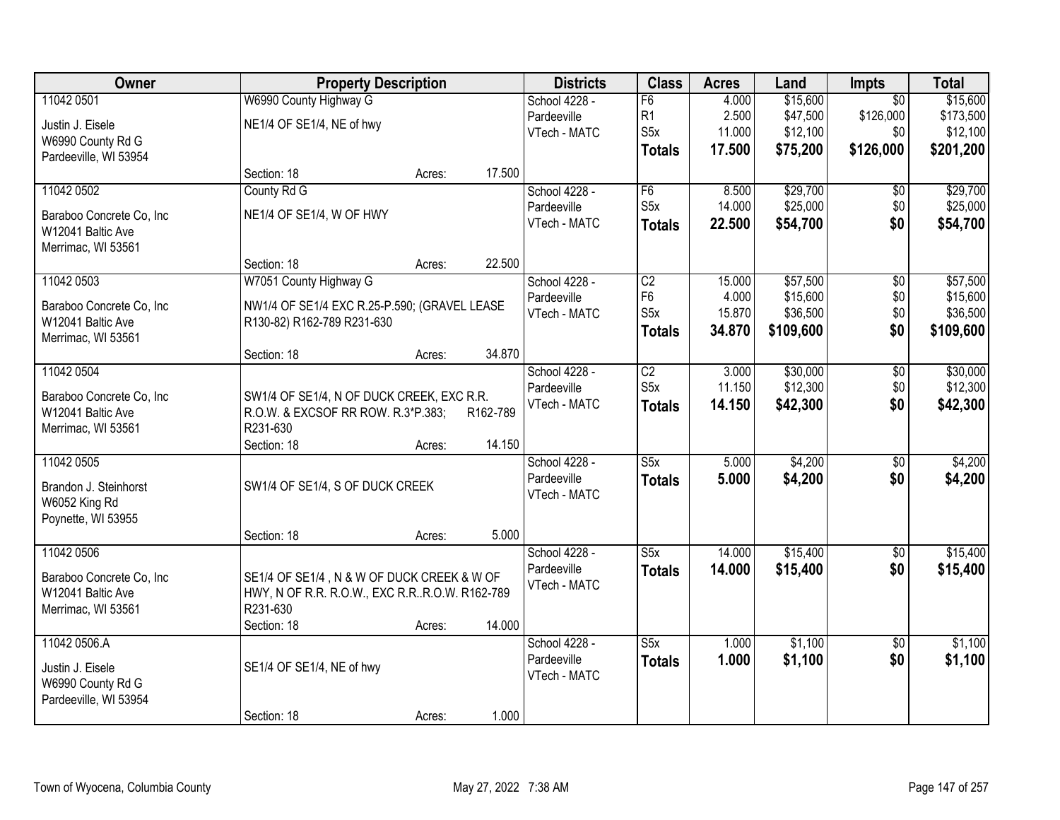| Owner | Property Description | | | Districts | Class | Acres | Land | Impts | Total |
|---|---|---|---|---|---|---|---|---|---|
| 11042 0501 | W6990 County Highway G | | | School 4228 - | F6 | 4.000 | $15,600 | $0 | $15,600 |
| Justin J. Eisele | NE1/4 OF SE1/4, NE of hwy | | | Pardeeville | R1 | 2.500 | $47,500 | $126,000 | $173,500 |
| W6990 County Rd G | | | | VTech - MATC | S5x | 11.000 | $12,100 | $0 | $12,100 |
| Pardeeville, WI 53954 | | | | | **Totals** | **17.500** | **$75,200** | **$126,000** | **$201,200** |
| | Section: 18 | Acres: | 17.500 | | | | | | |
| 11042 0502 | County Rd G | | | School 4228 - | F6 | 8.500 | $29,700 | $0 | $29,700 |
| Baraboo Concrete Co, Inc | NE1/4 OF SE1/4, W OF HWY | | | Pardeeville | S5x | 14.000 | $25,000 | $0 | $25,000 |
| W12041 Baltic Ave | | | | VTech - MATC | **Totals** | **22.500** | **$54,700** | **$0** | **$54,700** |
| Merrimac, WI 53561 | | | | | | | | | |
| | Section: 18 | Acres: | 22.500 | | | | | | |
| 11042 0503 | W7051 County Highway G | | | School 4228 - | C2 | 15.000 | $57,500 | $0 | $57,500 |
| Baraboo Concrete Co, Inc | NW1/4 OF SE1/4 EXC R.25-P.590; (GRAVEL LEASE | | | Pardeeville | F6 | 4.000 | $15,600 | $0 | $15,600 |
| W12041 Baltic Ave | R130-82) R162-789 R231-630 | | | VTech - MATC | S5x | 15.870 | $36,500 | $0 | $36,500 |
| Merrimac, WI 53561 | | | | | **Totals** | **34.870** | **$109,600** | **$0** | **$109,600** |
| | Section: 18 | Acres: | 34.870 | | | | | | |
| 11042 0504 | | | | School 4228 - | C2 | 3.000 | $30,000 | $0 | $30,000 |
| Baraboo Concrete Co, Inc | SW1/4 OF SE1/4, N OF DUCK CREEK, EXC R.R. | | | Pardeeville | S5x | 11.150 | $12,300 | $0 | $12,300 |
| W12041 Baltic Ave | R.O.W. & EXCSOF RR ROW. R.3*P.383; R162-789 | | | VTech - MATC | **Totals** | **14.150** | **$42,300** | **$0** | **$42,300** |
| Merrimac, WI 53561 | R231-630 | | | | | | | | |
| | Section: 18 | Acres: | 14.150 | | | | | | |
| 11042 0505 | | | | School 4228 - | S5x | 5.000 | $4,200 | $0 | $4,200 |
| Brandon J. Steinhorst | SW1/4 OF SE1/4, S OF DUCK CREEK | | | Pardeeville | **Totals** | **5.000** | **$4,200** | **$0** | **$4,200** |
| W6052 King Rd | | | | VTech - MATC | | | | | |
| Poynette, WI 53955 | | | | | | | | | |
| | Section: 18 | Acres: | 5.000 | | | | | | |
| 11042 0506 | | | | School 4228 - | S5x | 14.000 | $15,400 | $0 | $15,400 |
| Baraboo Concrete Co, Inc | SE1/4 OF SE1/4 , N & W OF DUCK CREEK & W OF | | | Pardeeville | **Totals** | **14.000** | **$15,400** | **$0** | **$15,400** |
| W12041 Baltic Ave | HWY, N OF R.R. R.O.W., EXC R.R..R.O.W. R162-789 | | | VTech - MATC | | | | | |
| Merrimac, WI 53561 | R231-630 | | | | | | | | |
| | Section: 18 | Acres: | 14.000 | | | | | | |
| 11042 0506.A | | | | School 4228 - | S5x | 1.000 | $1,100 | $0 | $1,100 |
| Justin J. Eisele | SE1/4 OF SE1/4, NE of hwy | | | Pardeeville | **Totals** | **1.000** | **$1,100** | **$0** | **$1,100** |
| W6990 County Rd G | | | | VTech - MATC | | | | | |
| Pardeeville, WI 53954 | | | | | | | | | |
| | Section: 18 | Acres: | 1.000 | | | | | | |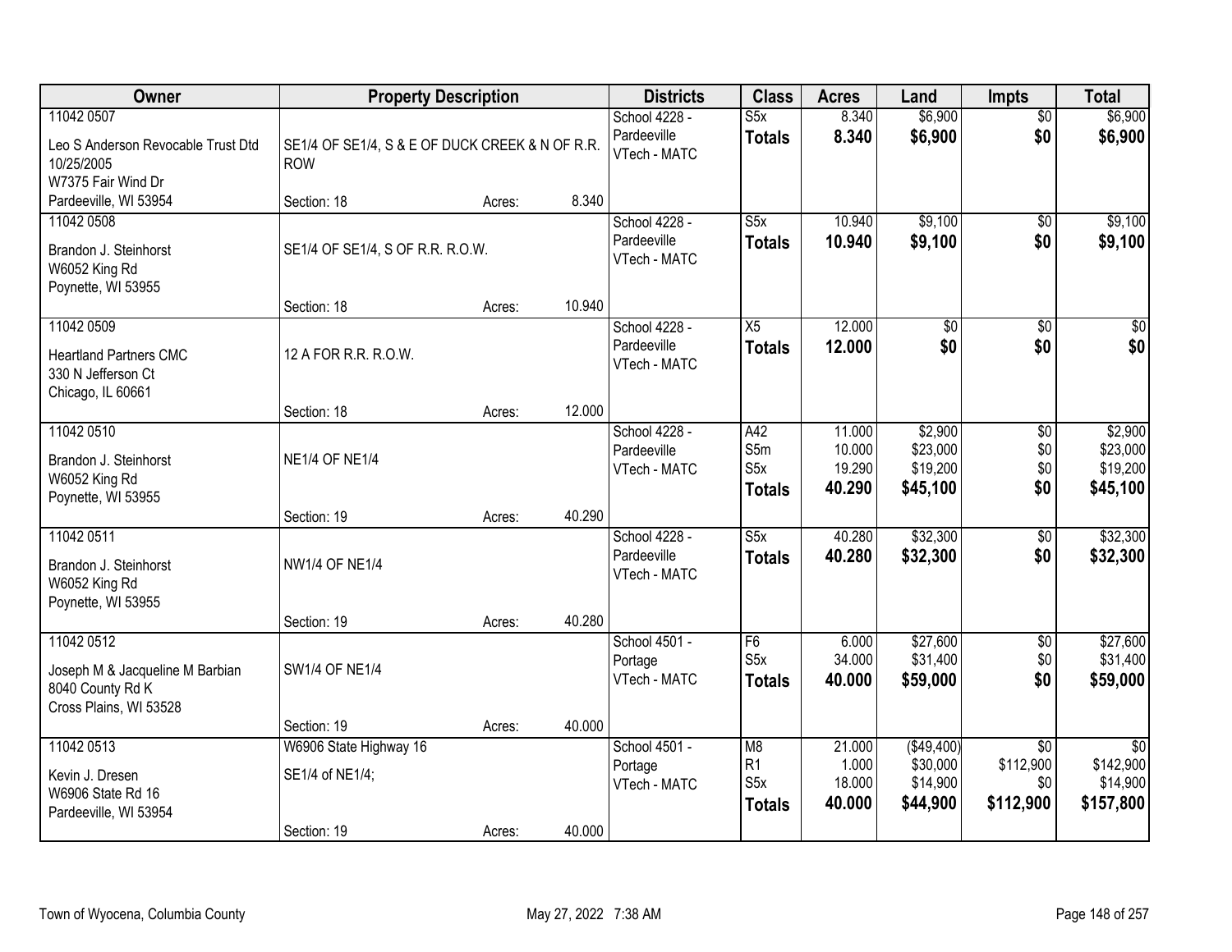| Owner | Property Description | | | Districts | Class | Acres | Land | Impts | Total |
|---|---|---|---|---|---|---|---|---|---|
| 11042 0507<br>Leo S Anderson Revocable Trust Dtd 10/25/2005<br>W7375 Fair Wind Dr<br>Pardeeville, WI 53954 | SE1/4 OF SE1/4, S & E OF DUCK CREEK & N OF R.R. ROW<br>Section: 18 | Acres: | 8.340 | School 4228 - Pardeeville<br>VTech - MATC | S5x<br>**Totals** | 8.340<br>**8.340** | $6,900<br>**$6,900** | $0<br>**$0** | $6,900<br>**$6,900** |
| 11042 0508<br>Brandon J. Steinhorst<br>W6052 King Rd<br>Poynette, WI 53955 | SE1/4 OF SE1/4, S OF R.R. R.O.W.<br>Section: 18 | Acres: | 10.940 | School 4228 - Pardeeville<br>VTech - MATC | S5x<br>**Totals** | 10.940<br>**10.940** | $9,100<br>**$9,100** | $0<br>**$0** | $9,100<br>**$9,100** |
| 11042 0509<br>Heartland Partners CMC<br>330 N Jefferson Ct<br>Chicago, IL 60661 | 12 A FOR R.R. R.O.W.<br>Section: 18 | Acres: | 12.000 | School 4228 - Pardeeville<br>VTech - MATC | X5<br>**Totals** | 12.000<br>**12.000** | $0<br>**$0** | $0<br>**$0** | $0<br>**$0** |
| 11042 0510<br>Brandon J. Steinhorst<br>W6052 King Rd<br>Poynette, WI 53955 | NE1/4 OF NE1/4<br>Section: 19 | Acres: | 40.290 | School 4228 - Pardeeville<br>VTech - MATC | A42<br>S5m<br>S5x<br>**Totals** | 11.000<br>10.000<br>19.290<br>**40.290** | $2,900<br>$23,000<br>$19,200<br>**$45,100** | $0<br>$0<br>$0<br>**$0** | $2,900<br>$23,000<br>$19,200<br>**$45,100** |
| 11042 0511<br>Brandon J. Steinhorst<br>W6052 King Rd<br>Poynette, WI 53955 | NW1/4 OF NE1/4<br>Section: 19 | Acres: | 40.280 | School 4228 - Pardeeville<br>VTech - MATC | S5x<br>**Totals** | 40.280<br>**40.280** | $32,300<br>**$32,300** | $0<br>**$0** | $32,300<br>**$32,300** |
| 11042 0512<br>Joseph M & Jacqueline M Barbian<br>8040 County Rd K<br>Cross Plains, WI 53528 | SW1/4 OF NE1/4<br>Section: 19 | Acres: | 40.000 | School 4501 - Portage<br>VTech - MATC | F6<br>S5x<br>**Totals** | 6.000<br>34.000<br>**40.000** | $27,600<br>$31,400<br>**$59,000** | $0<br>$0<br>**$0** | $27,600<br>$31,400<br>**$59,000** |
| 11042 0513<br>Kevin J. Dresen<br>W6906 State Rd 16<br>Pardeeville, WI 53954 | W6906 State Highway 16<br>SE1/4 of NE1/4;<br>Section: 19 | Acres: | 40.000 | School 4501 - Portage<br>VTech - MATC | M8<br>R1<br>S5x<br>**Totals** | 21.000<br>1.000<br>18.000<br>**40.000** | ($49,400)<br>$30,000<br>$14,900<br>**$44,900** | $0<br>$112,900<br>$0<br>**$112,900** | $0<br>$142,900<br>$14,900<br>**$157,800** |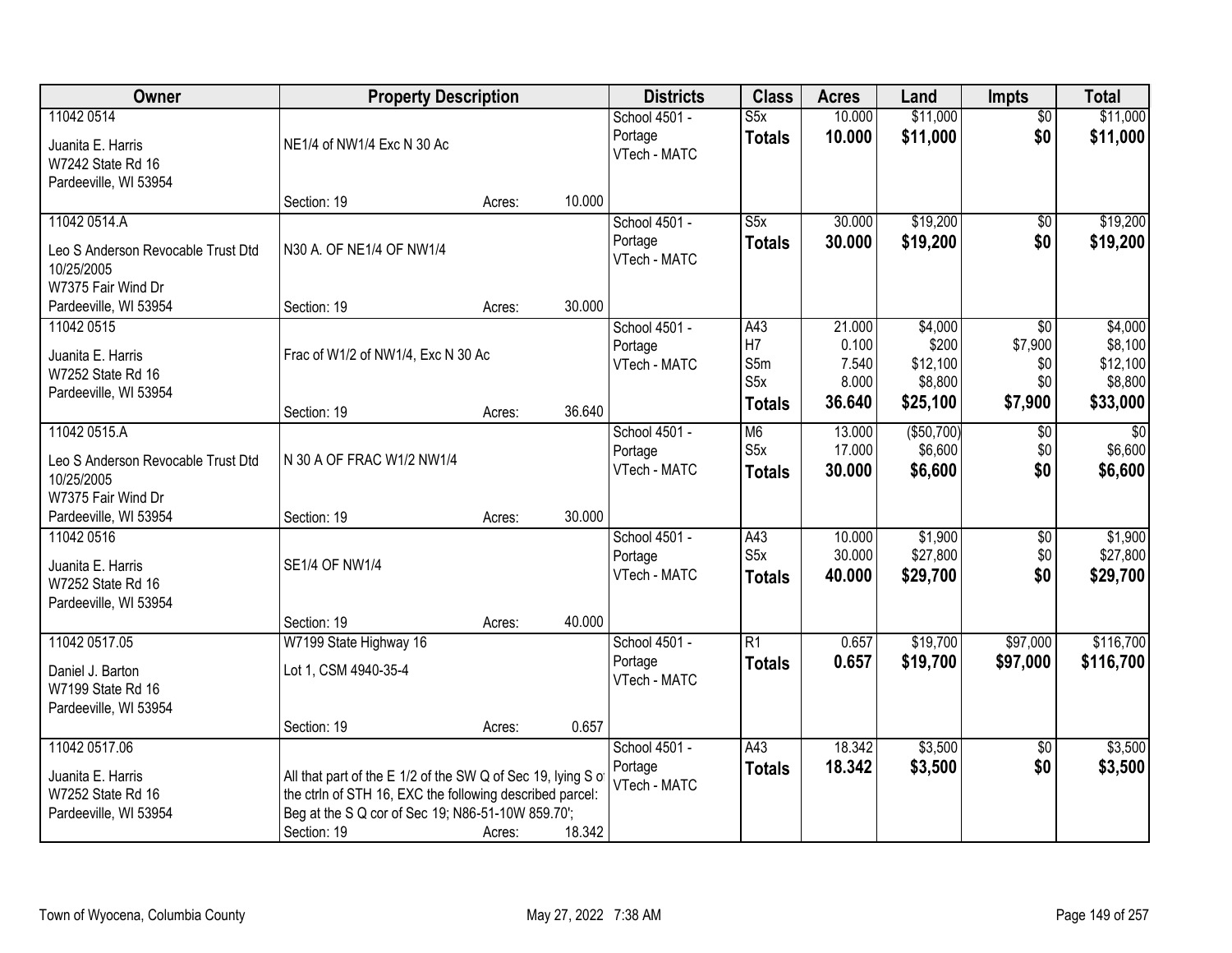| Owner | Property Description | | | Districts | Class | Acres | Land | Impts | Total |
|---|---|---|---|---|---|---|---|---|---|
| 11042 0514<br>Juanita E. Harris<br>W7242 State Rd 16<br>Pardeeville, WI 53954 | NE1/4 of NW1/4 Exc N 30 Ac<br>Section: 19 | Acres: | 10.000 | School 4501 - Portage<br>VTech - MATC | S5x<br>**Totals** | 10.000<br>**10.000** | $11,000<br>**$11,000** | $0<br>**$0** | $11,000<br>**$11,000** |
| 11042 0514.A<br>Leo S Anderson Revocable Trust Dtd 10/25/2005<br>W7375 Fair Wind Dr<br>Pardeeville, WI 53954 | N30 A. OF NE1/4 OF NW1/4<br>Section: 19 | Acres: | 30.000 | School 4501 - Portage<br>VTech - MATC | S5x<br>**Totals** | 30.000<br>**30.000** | $19,200<br>**$19,200** | $0<br>**$0** | $19,200<br>**$19,200** |
| 11042 0515<br>Juanita E. Harris<br>W7252 State Rd 16<br>Pardeeville, WI 53954 | Frac of W1/2 of NW1/4, Exc N 30 Ac<br>Section: 19 | Acres: | 36.640 | School 4501 - Portage<br>VTech - MATC | A43<br>H7<br>S5m<br>S5x<br>**Totals** | 21.000<br>0.100<br>7.540<br>8.000<br>**36.640** | $4,000<br>$200<br>$12,100<br>$8,800<br>**$25,100** | $0<br>$7,900<br>$0<br>$0<br>**$7,900** | $4,000<br>$8,100<br>$12,100<br>$8,800<br>**$33,000** |
| 11042 0515.A<br>Leo S Anderson Revocable Trust Dtd 10/25/2005<br>W7375 Fair Wind Dr<br>Pardeeville, WI 53954 | N 30 A OF FRAC W1/2 NW1/4<br>Section: 19 | Acres: | 30.000 | School 4501 - Portage<br>VTech - MATC | M6<br>S5x<br>**Totals** | 13.000<br>17.000<br>**30.000** | ($50,700)<br>$6,600<br>**$6,600** | $0<br>$0<br>**$0** | $0<br>$6,600<br>**$6,600** |
| 11042 0516<br>Juanita E. Harris<br>W7252 State Rd 16<br>Pardeeville, WI 53954 | SE1/4 OF NW1/4<br>Section: 19 | Acres: | 40.000 | School 4501 - Portage<br>VTech - MATC | A43<br>S5x<br>**Totals** | 10.000<br>30.000<br>**40.000** | $1,900<br>$27,800<br>**$29,700** | $0<br>$0<br>**$0** | $1,900<br>$27,800<br>**$29,700** |
| 11042 0517.05<br>Daniel J. Barton<br>W7199 State Rd 16<br>Pardeeville, WI 53954 | W7199 State Highway 16<br>Lot 1, CSM 4940-35-4<br>Section: 19 | Acres: | 0.657 | School 4501 - Portage<br>VTech - MATC | R1<br>**Totals** | 0.657<br>**0.657** | $19,700<br>**$19,700** | $97,000<br>**$97,000** | $116,700<br>**$116,700** |
| 11042 0517.06<br>Juanita E. Harris<br>W7252 State Rd 16<br>Pardeeville, WI 53954 | All that part of the E 1/2 of the SW Q of Sec 19, lying S of the ctrln of STH 16, EXC the following described parcel: Beg at the S Q cor of Sec 19; N86-51-10W 859.70';<br>Section: 19 | Acres: | 18.342 | School 4501 - Portage<br>VTech - MATC | A43<br>**Totals** | 18.342<br>**18.342** | $3,500<br>**$3,500** | $0<br>**$0** | $3,500<br>**$3,500** |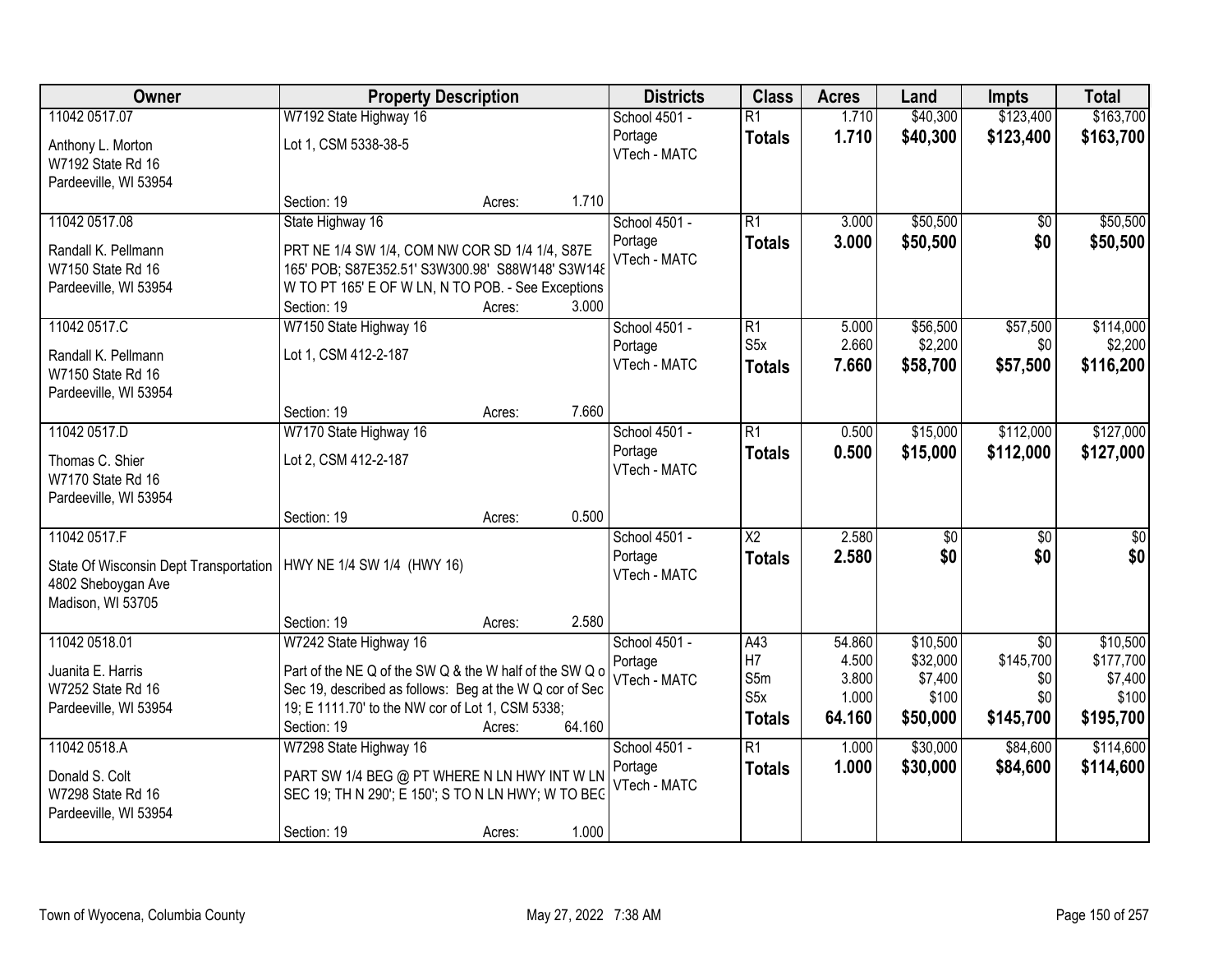| Owner | Property Description | Districts | Class | Acres | Land | Impts | Total |
|---|---|---|---|---|---|---|---|
| 11042 0517.07<br><br>Anthony L. Morton<br>W7192 State Rd 16<br>Pardeeville, WI 53954 | W7192 State Highway 16<br><br>Lot 1, CSM 5338-38-5<br><br>Section: 19 Acres: 1.710 | School 4501 - Portage<br>VTech - MATC | R1<br>**Totals** | 1.710<br>**1.710** | $40,300<br>**$40,300** | $123,400<br>**$123,400** | $163,700<br>**$163,700** |
| 11042 0517.08<br><br>Randall K. Pellmann<br>W7150 State Rd 16<br>Pardeeville, WI 53954 | State Highway 16<br><br>PRT NE 1/4 SW 1/4, COM NW COR SD 1/4 1/4, S87E 165' POB; S87E352.51' S3W300.98' S88W148' S3W148 W TO PT 165' E OF W LN, N TO POB. - See Exceptions<br>Section: 19 Acres: 3.000 | School 4501 - Portage<br>VTech - MATC | R1<br>**Totals** | 3.000<br>**3.000** | $50,500<br>**$50,500** | $0<br>**$0** | $50,500<br>**$50,500** |
| 11042 0517.C<br><br>Randall K. Pellmann<br>W7150 State Rd 16<br>Pardeeville, WI 53954 | W7150 State Highway 16<br><br>Lot 1, CSM 412-2-187<br><br>Section: 19 Acres: 7.660 | School 4501 - Portage<br>VTech - MATC | R1<br>S5x<br>**Totals** | 5.000<br>2.660<br>**7.660** | $56,500<br>$2,200<br>**$58,700** | $57,500<br>$0<br>**$57,500** | $114,000<br>$2,200<br>**$116,200** |
| 11042 0517.D<br><br>Thomas C. Shier<br>W7170 State Rd 16<br>Pardeeville, WI 53954 | W7170 State Highway 16<br><br>Lot 2, CSM 412-2-187<br><br>Section: 19 Acres: 0.500 | School 4501 - Portage<br>VTech - MATC | R1<br>**Totals** | 0.500<br>**0.500** | $15,000<br>**$15,000** | $112,000<br>**$112,000** | $127,000<br>**$127,000** |
| 11042 0517.F<br><br>State Of Wisconsin Dept Transportation<br>4802 Sheboygan Ave<br>Madison, WI 53705 | HWY NE 1/4 SW 1/4 (HWY 16)<br><br>Section: 19 Acres: 2.580 | School 4501 - Portage<br>VTech - MATC | X2<br>**Totals** | 2.580<br>**2.580** | $0<br>**$0** | $0<br>**$0** | $0<br>**$0** |
| 11042 0518.01<br><br>Juanita E. Harris<br>W7252 State Rd 16<br>Pardeeville, WI 53954 | W7242 State Highway 16<br><br>Part of the NE Q of the SW Q & the W half of the SW Q o Sec 19, described as follows: Beg at the W Q cor of Sec 19; E 1111.70' to the NW cor of Lot 1, CSM 5338;<br>Section: 19 Acres: 64.160 | School 4501 - Portage<br>VTech - MATC | A43<br>H7<br>S5m<br>S5x<br>**Totals** | 54.860<br>4.500<br>3.800<br>1.000<br>**64.160** | $10,500<br>$32,000<br>$7,400<br>$100<br>**$50,000** | $0<br>$145,700<br>$0<br>$0<br>**$145,700** | $10,500<br>$177,700<br>$7,400<br>$100<br>**$195,700** |
| 11042 0518.A<br><br>Donald S. Colt<br>W7298 State Rd 16<br>Pardeeville, WI 53954 | W7298 State Highway 16<br><br>PART SW 1/4 BEG @ PT WHERE N LN HWY INT W LN SEC 19; TH N 290'; E 150'; S TO N LN HWY; W TO BEG<br><br>Section: 19 Acres: 1.000 | School 4501 - Portage<br>VTech - MATC | R1<br>**Totals** | 1.000<br>**1.000** | $30,000<br>**$30,000** | $84,600<br>**$84,600** | $114,600<br>**$114,600** |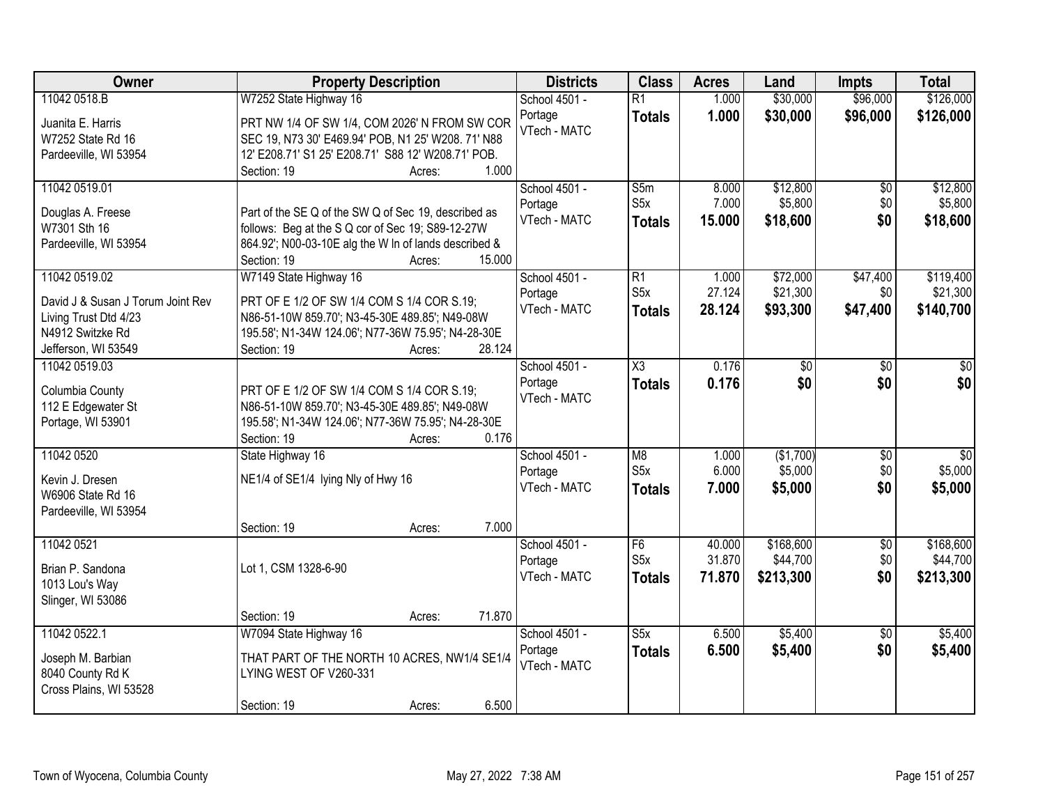| Owner | Property Description | Districts | Class | Acres | Land | Impts | Total |
|---|---|---|---|---|---|---|---|
| 11042 0518.B<br>Juanita E. Harris<br>W7252 State Rd 16<br>Pardeeville, WI 53954 | W7252 State Highway 16<br>PRT NW 1/4 OF SW 1/4, COM 2026' N FROM SW COR SEC 19, N73 30' E469.94' POB, N1 25' W208. 71' N88 12' E208.71' S1 25' E208.71' S88 12' W208.71' POB.<br>Section: 19 Acres: 1.000 | School 4501 - Portage<br>VTech - MATC | R1<br>**Totals** | 1.000<br>**1.000** | $30,000<br>**$30,000** | $96,000<br>**$96,000** | $126,000<br>**$126,000** |
| 11042 0519.01<br>Douglas A. Freese<br>W7301 Sth 16<br>Pardeeville, WI 53954 | Part of the SE Q of the SW Q of Sec 19, described as follows: Beg at the S Q cor of Sec 19; S89-12-27W 864.92'; N00-03-10E alg the W ln of lands described &<br>Section: 19 Acres: 15.000 | School 4501 - Portage<br>VTech - MATC | S5m<br>S5x<br>**Totals** | 8.000<br>7.000<br>**15.000** | $12,800<br>$5,800<br>**$18,600** | $0<br>$0<br>**$0** | $12,800<br>$5,800<br>**$18,600** |
| 11042 0519.02<br>David J & Susan J Torum Joint Rev Living Trust Dtd 4/23<br>N4912 Switzke Rd<br>Jefferson, WI 53549 | W7149 State Highway 16<br>PRT OF E 1/2 OF SW 1/4 COM S 1/4 COR S.19; N86-51-10W 859.70'; N3-45-30E 489.85'; N49-08W 195.58'; N1-34W 124.06'; N77-36W 75.95'; N4-28-30E<br>Section: 19 Acres: 28.124 | School 4501 - Portage<br>VTech - MATC | R1<br>S5x<br>**Totals** | 1.000<br>27.124<br>**28.124** | $72,000<br>$21,300<br>**$93,300** | $47,400<br>$0<br>**$47,400** | $119,400<br>$21,300<br>**$140,700** |
| 11042 0519.03<br>Columbia County<br>112 E Edgewater St<br>Portage, WI 53901 | PRT OF E 1/2 OF SW 1/4 COM S 1/4 COR S.19; N86-51-10W 859.70'; N3-45-30E 489.85'; N49-08W 195.58'; N1-34W 124.06'; N77-36W 75.95'; N4-28-30E<br>Section: 19 Acres: 0.176 | School 4501 - Portage<br>VTech - MATC | X3<br>**Totals** | 0.176<br>**0.176** | $0<br>**$0** | $0<br>**$0** | $0<br>**$0** |
| 11042 0520<br>Kevin J. Dresen<br>W6906 State Rd 16<br>Pardeeville, WI 53954 | State Highway 16<br>NE1/4 of SE1/4 lying Nly of Hwy 16<br>Section: 19 Acres: 7.000 | School 4501 - Portage<br>VTech - MATC | M8<br>S5x<br>**Totals** | 1.000<br>6.000<br>**7.000** | ($1,700)<br>$5,000<br>**$5,000** | $0<br>$0<br>**$0** | $0<br>$5,000<br>**$5,000** |
| 11042 0521<br>Brian P. Sandona<br>1013 Lou's Way<br>Slinger, WI 53086 | Lot 1, CSM 1328-6-90<br>Section: 19 Acres: 71.870 | School 4501 - Portage<br>VTech - MATC | F6<br>S5x<br>**Totals** | 40.000<br>31.870<br>**71.870** | $168,600<br>$44,700<br>**$213,300** | $0<br>$0<br>**$0** | $168,600<br>$44,700<br>**$213,300** |
| 11042 0522.1<br>Joseph M. Barbian<br>8040 County Rd K<br>Cross Plains, WI 53528 | W7094 State Highway 16<br>THAT PART OF THE NORTH 10 ACRES, NW1/4 SE1/4 LYING WEST OF V260-331<br>Section: 19 Acres: 6.500 | School 4501 - Portage<br>VTech - MATC | S5x<br>**Totals** | 6.500<br>**6.500** | $5,400<br>**$5,400** | $0<br>**$0** | $5,400<br>**$5,400** |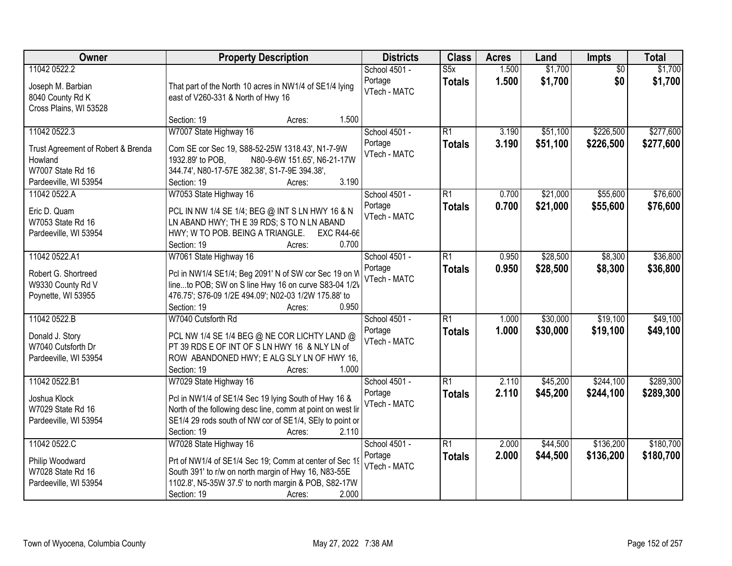| Owner | Property Description | Districts | Class | Acres | Land | Impts | Total |
|---|---|---|---|---|---|---|---|
| 11042 0522.2<br><br>Joseph M. Barbian<br>8040 County Rd K<br>Cross Plains, WI 53528 | That part of the North 10 acres in NW1/4 of SE1/4 lying east of V260-331 & North of Hwy 16<br><br>Section: 19 Acres: 1.500 | School 4501 - Portage<br>VTech - MATC | S5x<br>**Totals** | 1.500<br>**1.500** | $1,700<br>**$1,700** | $0<br>**$0** | $1,700<br>**$1,700** |
| 11042 0522.3<br><br>Trust Agreement of Robert & Brenda Howland<br>W7007 State Rd 16<br>Pardeeville, WI 53954 | W7007 State Highway 16<br><br>Com SE cor Sec 19, S88-52-25W 1318.43', N1-7-9W 1932.89' to POB, N80-9-6W 151.65', N6-21-17W 344.74', N80-17-57E 382.38', S1-7-9E 394.38',<br>Section: 19 Acres: 3.190 | School 4501 - Portage<br>VTech - MATC | R1<br>**Totals** | 3.190<br>**3.190** | $51,100<br>**$51,100** | $226,500<br>**$226,500** | $277,600<br>**$277,600** |
| 11042 0522.A<br><br>Eric D. Quam<br>W7053 State Rd 16<br>Pardeeville, WI 53954 | W7053 State Highway 16<br><br>PCL IN NW 1/4 SE 1/4; BEG @ INT S LN HWY 16 & N LN ABAND HWY; TH E 39 RDS; S TO N LN ABAND HWY; W TO POB. BEING A TRIANGLE. EXC R44-66<br>Section: 19 Acres: 0.700 | School 4501 - Portage<br>VTech - MATC | R1<br>**Totals** | 0.700<br>**0.700** | $21,000<br>**$21,000** | $55,600<br>**$55,600** | $76,600<br>**$76,600** |
| 11042 0522.A1<br><br>Robert G. Shortreed<br>W9330 County Rd V<br>Poynette, WI 53955 | W7061 State Highway 16<br><br>Pcl in NW1/4 SE1/4; Beg 2091' N of SW cor Sec 19 on W line...to POB; SW on S line Hwy 16 on curve S83-04 1/2W 476.75'; S76-09 1/2E 494.09'; N02-03 1/2W 175.88' to<br>Section: 19 Acres: 0.950 | School 4501 - Portage<br>VTech - MATC | R1<br>**Totals** | 0.950<br>**0.950** | $28,500<br>**$28,500** | $8,300<br>**$8,300** | $36,800<br>**$36,800** |
| 11042 0522.B<br><br>Donald J. Story<br>W7040 Cutsforth Dr<br>Pardeeville, WI 53954 | W7040 Cutsforth Rd<br><br>PCL NW 1/4 SE 1/4 BEG @ NE COR LICHTY LAND @ PT 39 RDS E OF INT OF S LN HWY 16 & NLY LN of ROW ABANDONED HWY; E ALG SLY LN OF HWY 16,<br>Section: 19 Acres: 1.000 | School 4501 - Portage<br>VTech - MATC | R1<br>**Totals** | 1.000<br>**1.000** | $30,000<br>**$30,000** | $19,100<br>**$19,100** | $49,100<br>**$49,100** |
| 11042 0522.B1<br><br>Joshua Klock<br>W7029 State Rd 16<br>Pardeeville, WI 53954 | W7029 State Highway 16<br><br>Pcl in NW1/4 of SE1/4 Sec 19 lying South of Hwy 16 & North of the following desc line, comm at point on west lir SE1/4 29 rods south of NW cor of SE1/4, SEly to point or<br>Section: 19 Acres: 2.110 | School 4501 - Portage<br>VTech - MATC | R1<br>**Totals** | 2.110<br>**2.110** | $45,200<br>**$45,200** | $244,100<br>**$244,100** | $289,300<br>**$289,300** |
| 11042 0522.C<br><br>Philip Woodward<br>W7028 State Rd 16<br>Pardeeville, WI 53954 | W7028 State Highway 16<br><br>Prt of NW1/4 of SE1/4 Sec 19; Comm at center of Sec 19 South 391' to r/w on north margin of Hwy 16, N83-55E 1102.8', N5-35W 37.5' to north margin & POB, S82-17W<br>Section: 19 Acres: 2.000 | School 4501 - Portage<br>VTech - MATC | R1<br>**Totals** | 2.000<br>**2.000** | $44,500<br>**$44,500** | $136,200<br>**$136,200** | $180,700<br>**$180,700** |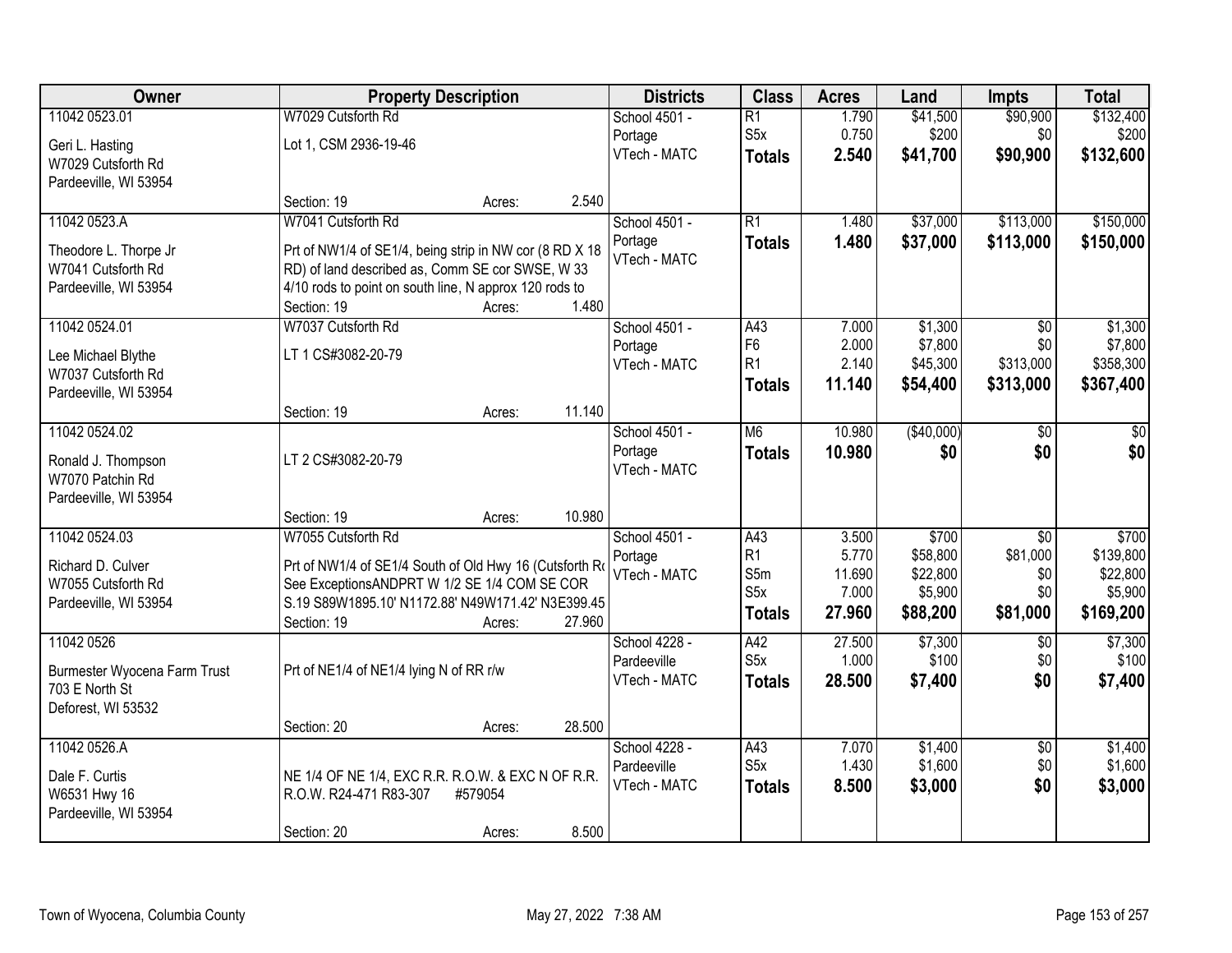| Owner | Property Description | Districts | Class | Acres | Land | Impts | Total |
|---|---|---|---|---|---|---|---|
| 11042 0523.01<br>Geri L. Hasting<br>W7029 Cutsforth Rd<br>Pardeeville, WI 53954 | W7029 Cutsforth Rd<br>Lot 1, CSM 2936-19-46<br>Section: 19 Acres: 2.540 | School 4501 - Portage<br>VTech - MATC | R1<br>S5x<br>**Totals** | 1.790<br>0.750<br>**2.540** | $41,500<br>$200<br>**$41,700** | $90,900<br>$0<br>**$90,900** | $132,400<br>$200<br>**$132,600** |
| 11042 0523.A<br>Theodore L. Thorpe Jr<br>W7041 Cutsforth Rd<br>Pardeeville, WI 53954 | W7041 Cutsforth Rd<br>Prt of NW1/4 of SE1/4, being strip in NW cor (8 RD X 18 RD) of land described as, Comm SE cor SWSE, W 33 4/10 rods to point on south line, N approx 120 rods to<br>Section: 19 Acres: 1.480 | School 4501 - Portage<br>VTech - MATC | R1<br>**Totals** | 1.480<br>**1.480** | $37,000<br>**$37,000** | $113,000<br>**$113,000** | $150,000<br>**$150,000** |
| 11042 0524.01<br>Lee Michael Blythe<br>W7037 Cutsforth Rd<br>Pardeeville, WI 53954 | W7037 Cutsforth Rd<br>LT 1 CS#3082-20-79<br>Section: 19 Acres: 11.140 | School 4501 - Portage<br>VTech - MATC | A43<br>F6<br>R1<br>**Totals** | 7.000<br>2.000<br>2.140<br>**11.140** | $1,300<br>$7,800<br>$45,300<br>**$54,400** | $0<br>$0<br>$313,000<br>**$313,000** | $1,300<br>$7,800<br>$358,300<br>**$367,400** |
| 11042 0524.02<br>Ronald J. Thompson<br>W7070 Patchin Rd<br>Pardeeville, WI 53954 | LT 2 CS#3082-20-79<br>Section: 19 Acres: 10.980 | School 4501 - Portage<br>VTech - MATC | M6<br>**Totals** | 10.980<br>**10.980** | ($40,000)<br>**$0** | $0<br>**$0** | $0<br>**$0** |
| 11042 0524.03<br>Richard D. Culver<br>W7055 Cutsforth Rd<br>Pardeeville, WI 53954 | W7055 Cutsforth Rd<br>Prt of NW1/4 of SE1/4 South of Old Hwy 16 (Cutsforth Rd See ExceptionsANDPRT W 1/2 SE 1/4 COM SE COR S.19 S89W1895.10' N1172.88' N49W171.42' N3E399.45<br>Section: 19 Acres: 27.960 | School 4501 - Portage<br>VTech - MATC | A43<br>R1<br>S5m<br>S5x<br>**Totals** | 3.500<br>5.770<br>11.690<br>7.000<br>**27.960** | $700<br>$58,800<br>$22,800<br>$5,900<br>**$88,200** | $0<br>$81,000<br>$0<br>$0<br>**$81,000** | $700<br>$139,800<br>$22,800<br>$5,900<br>**$169,200** |
| 11042 0526<br>Burmester Wyocena Farm Trust<br>703 E North St<br>Deforest, WI 53532 | Prt of NE1/4 of NE1/4 lying N of RR r/w<br>Section: 20 Acres: 28.500 | School 4228 - Pardeeville<br>VTech - MATC | A42<br>S5x<br>**Totals** | 27.500<br>1.000<br>**28.500** | $7,300<br>$100<br>**$7,400** | $0<br>$0<br>**$0** | $7,300<br>$100<br>**$7,400** |
| 11042 0526.A<br>Dale F. Curtis<br>W6531 Hwy 16<br>Pardeeville, WI 53954 | NE 1/4 OF NE 1/4, EXC R.R. R.O.W. & EXC N OF R.R. R.O.W. R24-471 R83-307 #579054<br>Section: 20 Acres: 8.500 | School 4228 - Pardeeville<br>VTech - MATC | A43<br>S5x<br>**Totals** | 7.070<br>1.430<br>**8.500** | $1,400<br>$1,600<br>**$3,000** | $0<br>$0<br>**$0** | $1,400<br>$1,600<br>**$3,000** |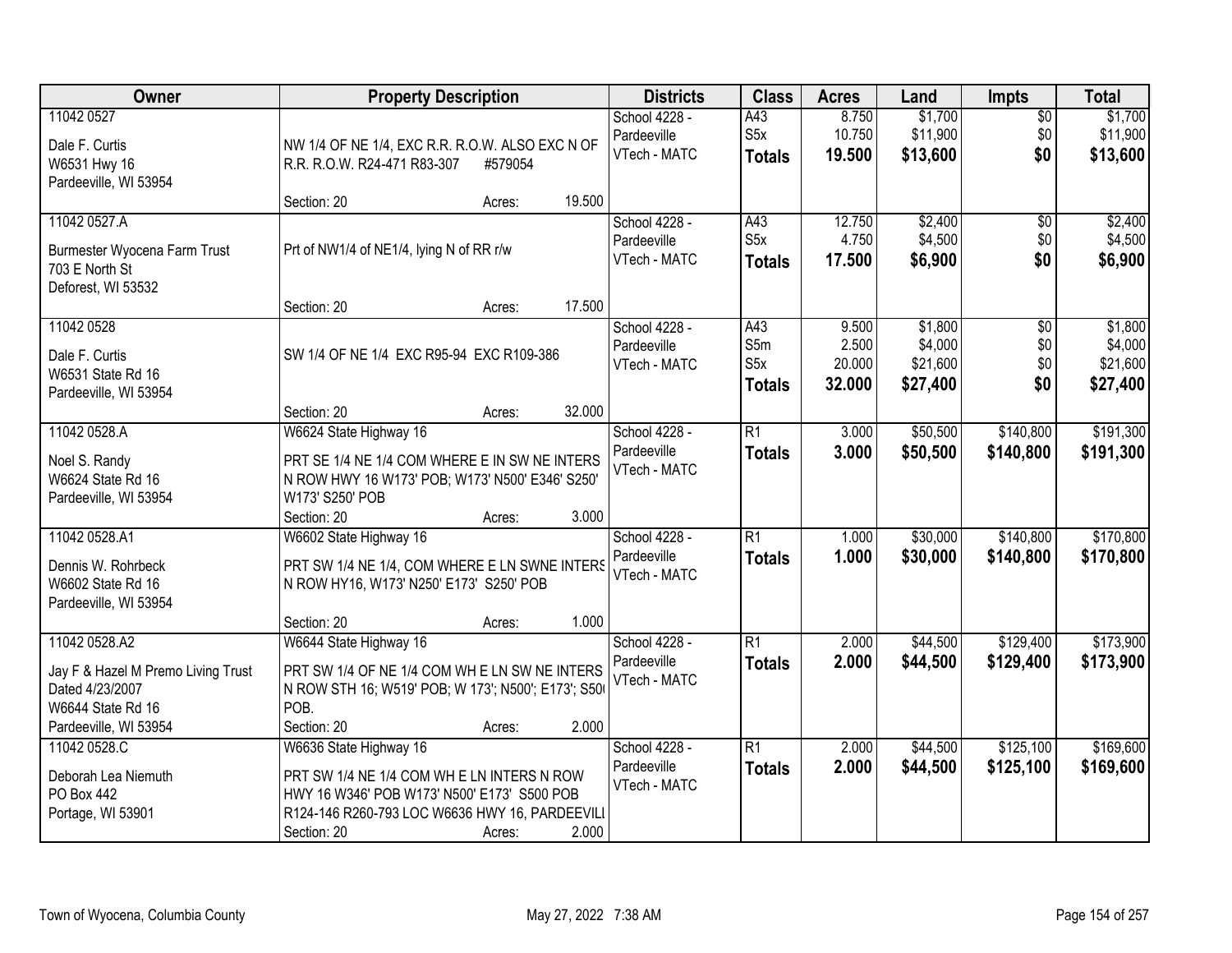| Owner | Property Description | Districts | Class | Acres | Land | Impts | Total |
|---|---|---|---|---|---|---|---|
| 11042 0527<br><br>Dale F. Curtis<br>W6531 Hwy 16<br>Pardeeville, WI 53954 | NW 1/4 OF NE 1/4, EXC R.R. R.O.W. ALSO EXC N OF R.R. R.O.W. R24-471 R83-307 #579054<br><br>Section: 20 Acres: 19.500 | School 4228 - Pardeeville<br>VTech - MATC | A43<br>S5x<br>**Totals** | 8.750<br>10.750<br>**19.500** | $1,700<br>$11,900<br>**$13,600** | $0<br>$0<br>**$0** | $1,700<br>$11,900<br>**$13,600** |
| 11042 0527.A<br><br>Burmester Wyocena Farm Trust<br>703 E North St<br>Deforest, WI 53532 | Prt of NW1/4 of NE1/4, lying N of RR r/w<br><br>Section: 20 Acres: 17.500 | School 4228 - Pardeeville<br>VTech - MATC | A43<br>S5x<br>**Totals** | 12.750<br>4.750<br>**17.500** | $2,400<br>$4,500<br>**$6,900** | $0<br>$0<br>**$0** | $2,400<br>$4,500<br>**$6,900** |
| 11042 0528<br><br>Dale F. Curtis<br>W6531 State Rd 16<br>Pardeeville, WI 53954 | SW 1/4 OF NE 1/4 EXC R95-94 EXC R109-386<br><br>Section: 20 Acres: 32.000 | School 4228 - Pardeeville<br>VTech - MATC | A43<br>S5m<br>S5x<br>**Totals** | 9.500<br>2.500<br>20.000<br>**32.000** | $1,800<br>$4,000<br>$21,600<br>**$27,400** | $0<br>$0<br>$0<br>**$0** | $1,800<br>$4,000<br>$21,600<br>**$27,400** |
| 11042 0528.A<br><br>Noel S. Randy<br>W6624 State Rd 16<br>Pardeeville, WI 53954 | W6624 State Highway 16<br>PRT SE 1/4 NE 1/4 COM WHERE E IN SW NE INTERS N ROW HWY 16 W173' POB; W173' N500' E346' S250' W173' S250' POB<br>Section: 20 Acres: 3.000 | School 4228 - Pardeeville<br>VTech - MATC | R1<br>**Totals** | 3.000<br>**3.000** | $50,500<br>**$50,500** | $140,800<br>**$140,800** | $191,300<br>**$191,300** |
| 11042 0528.A1<br><br>Dennis W. Rohrbeck<br>W6602 State Rd 16<br>Pardeeville, WI 53954 | W6602 State Highway 16<br>PRT SW 1/4 NE 1/4, COM WHERE E LN SWNE INTERS N ROW HY16, W173' N250' E173' S250' POB<br><br>Section: 20 Acres: 1.000 | School 4228 - Pardeeville<br>VTech - MATC | R1<br>**Totals** | 1.000<br>**1.000** | $30,000<br>**$30,000** | $140,800<br>**$140,800** | $170,800<br>**$170,800** |
| 11042 0528.A2<br><br>Jay F & Hazel M Premo Living Trust<br>Dated 4/23/2007<br>W6644 State Rd 16<br>Pardeeville, WI 53954 | W6644 State Highway 16<br>PRT SW 1/4 OF NE 1/4 COM WH E LN SW NE INTERS N ROW STH 16; W519' POB; W 173'; N500'; E173'; S500' POB.<br>Section: 20 Acres: 2.000 | School 4228 - Pardeeville<br>VTech - MATC | R1<br>**Totals** | 2.000<br>**2.000** | $44,500<br>**$44,500** | $129,400<br>**$129,400** | $173,900<br>**$173,900** |
| 11042 0528.C<br><br>Deborah Lea Niemuth<br>PO Box 442<br>Portage, WI 53901 | W6636 State Highway 16<br>PRT SW 1/4 NE 1/4 COM WH E LN INTERS N ROW HWY 16 W346' POB W173' N500' E173' S500 POB R124-146 R260-793 LOC W6636 HWY 16, PARDEEVILLE<br>Section: 20 Acres: 2.000 | School 4228 - Pardeeville<br>VTech - MATC | R1<br>**Totals** | 2.000<br>**2.000** | $44,500<br>**$44,500** | $125,100<br>**$125,100** | $169,600<br>**$169,600** |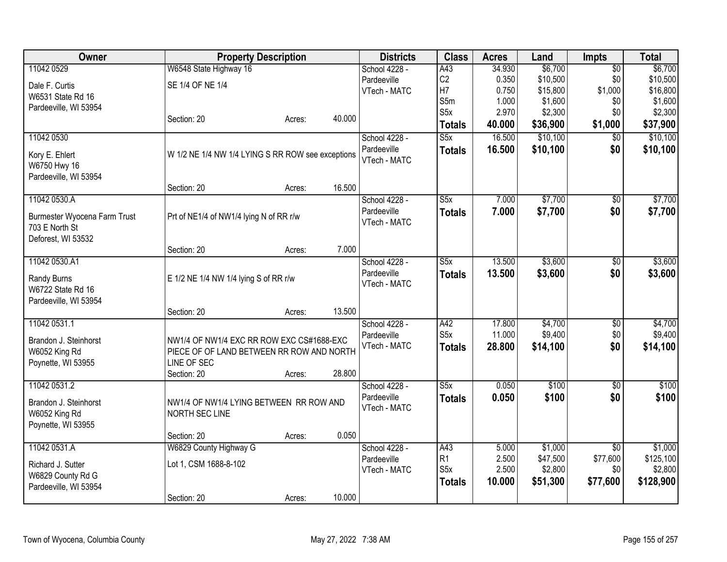| Owner | Property Description | Districts | Class | Acres | Land | Impts | Total |
|---|---|---|---|---|---|---|---|
| 11042 0529<br>Dale F. Curtis<br>W6531 State Rd 16<br>Pardeeville, WI 53954 | W6548 State Highway 16<br>SE 1/4 OF NE 1/4<br>Section: 20 Acres: 40.000 | School 4228 - Pardeeville<br>VTech - MATC | A43<br>C2<br>H7<br>S5m<br>S5x<br>**Totals** | 34.930<br>0.350<br>0.750<br>1.000<br>2.970<br>**40.000** | $6,700<br>$10,500<br>$15,800<br>$1,600<br>$2,300<br>**$36,900** | $0<br>$0<br>$1,000<br>$0<br>$0<br>**$1,000** | $6,700<br>$10,500<br>$16,800<br>$1,600<br>$2,300<br>**$37,900** |
| 11042 0530<br>Kory E. Ehlert<br>W6750 Hwy 16<br>Pardeeville, WI 53954 | W 1/2 NE 1/4 NW 1/4 LYING S RR ROW see exceptions<br>Section: 20 Acres: 16.500 | School 4228 - Pardeeville<br>VTech - MATC | S5x<br>**Totals** | 16.500<br>**16.500** | $10,100<br>**$10,100** | $0<br>**$0** | $10,100<br>**$10,100** |
| 11042 0530.A<br>Burmester Wyocena Farm Trust<br>703 E North St<br>Deforest, WI 53532 | Prt of NE1/4 of NW1/4 lying N of RR r/w<br>Section: 20 Acres: 7.000 | School 4228 - Pardeeville<br>VTech - MATC | S5x<br>**Totals** | 7.000<br>**7.000** | $7,700<br>**$7,700** | $0<br>**$0** | $7,700<br>**$7,700** |
| 11042 0530.A1<br>Randy Burns<br>W6722 State Rd 16<br>Pardeeville, WI 53954 | E 1/2 NE 1/4 NW 1/4 lying S of RR r/w<br>Section: 20 Acres: 13.500 | School 4228 - Pardeeville<br>VTech - MATC | S5x<br>**Totals** | 13.500<br>**13.500** | $3,600<br>**$3,600** | $0<br>**$0** | $3,600<br>**$3,600** |
| 11042 0531.1<br>Brandon J. Steinhorst<br>W6052 King Rd<br>Poynette, WI 53955 | NW1/4 OF NW1/4 EXC RR ROW EXC CS#1688-EXC PIECE OF OF LAND BETWEEN RR ROW AND NORTH LINE OF SEC<br>Section: 20 Acres: 28.800 | School 4228 - Pardeeville<br>VTech - MATC | A42<br>S5x<br>**Totals** | 17.800<br>11.000<br>**28.800** | $4,700<br>$9,400<br>**$14,100** | $0<br>$0<br>**$0** | $4,700<br>$9,400<br>**$14,100** |
| 11042 0531.2<br>Brandon J. Steinhorst<br>W6052 King Rd<br>Poynette, WI 53955 | NW1/4 OF NW1/4 LYING BETWEEN RR ROW AND NORTH SEC LINE<br>Section: 20 Acres: 0.050 | School 4228 - Pardeeville<br>VTech - MATC | S5x<br>**Totals** | 0.050<br>**0.050** | $100<br>**$100** | $0<br>**$0** | $100<br>**$100** |
| 11042 0531.A<br>Richard J. Sutter<br>W6829 County Rd G<br>Pardeeville, WI 53954 | W6829 County Highway G<br>Lot 1, CSM 1688-8-102<br>Section: 20 Acres: 10.000 | School 4228 - Pardeeville<br>VTech - MATC | A43<br>R1<br>S5x<br>**Totals** | 5.000<br>2.500<br>2.500<br>**10.000** | $1,000<br>$47,500<br>$2,800<br>**$51,300** | $0<br>$77,600<br>$0<br>**$77,600** | $1,000<br>$125,100<br>$2,800<br>**$128,900** |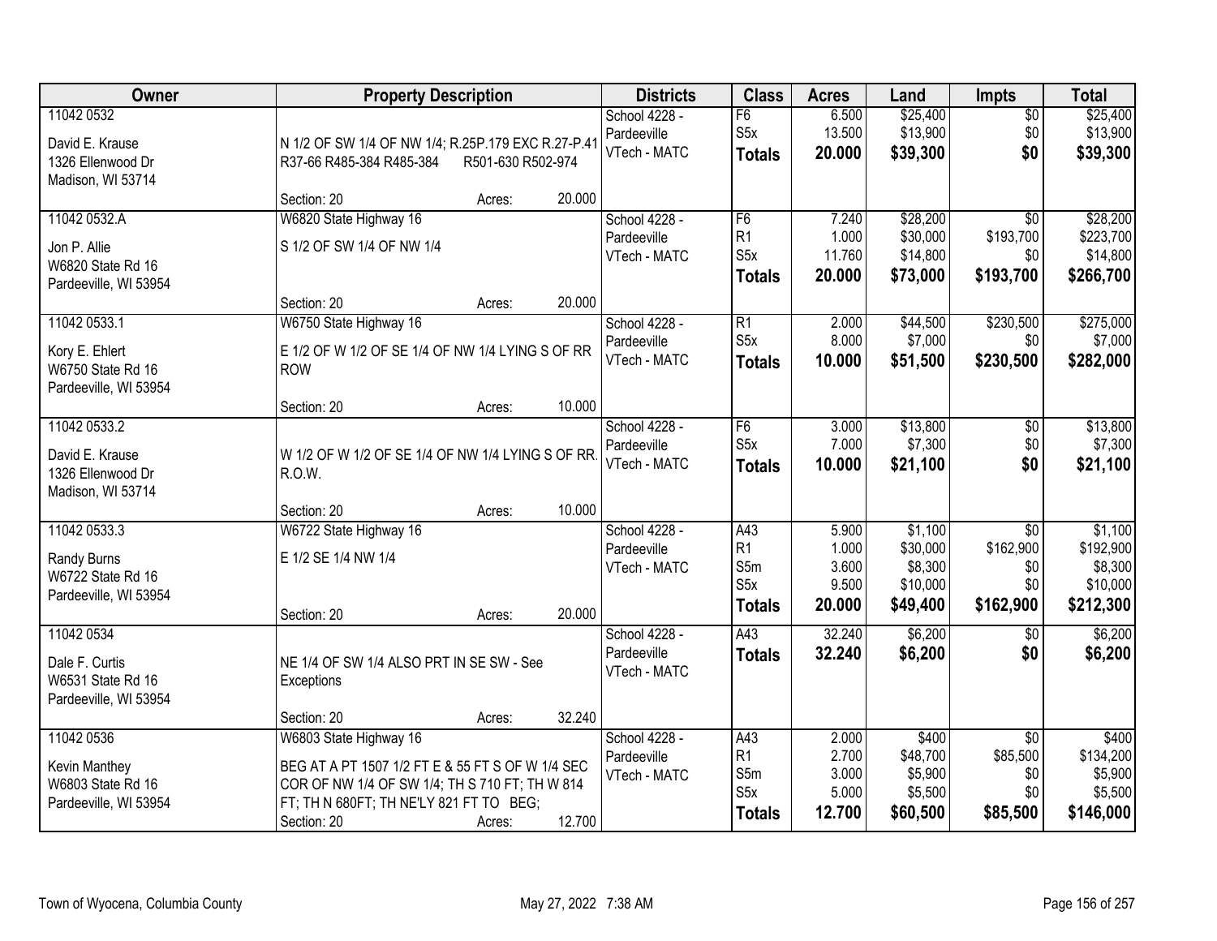| Owner | Property Description | Districts | Class | Acres | Land | Impts | Total |
|---|---|---|---|---|---|---|---|
| 11042 0532<br><br>David E. Krause<br>1326 Ellenwood Dr<br>Madison, WI 53714 | N 1/2 OF SW 1/4 OF NW 1/4; R.25P.179 EXC R.27-P.41 R37-66 R485-384 R485-384 R501-630 R502-974<br><br>Section: 20 Acres: 20.000 | School 4228 - Pardeeville<br>VTech - MATC | F6<br>S5x<br>**Totals** | 6.500<br>13.500<br>**20.000** | $25,400<br>$13,900<br>**$39,300** | $0<br>$0<br>**$0** | $25,400<br>$13,900<br>**$39,300** |
| 11042 0532.A<br><br>Jon P. Allie<br>W6820 State Rd 16<br>Pardeeville, WI 53954 | W6820 State Highway 16<br>S 1/2 OF SW 1/4 OF NW 1/4<br><br>Section: 20 Acres: 20.000 | School 4228 - Pardeeville<br>VTech - MATC | F6<br>R1<br>S5x<br>**Totals** | 7.240<br>1.000<br>11.760<br>**20.000** | $28,200<br>$30,000<br>$14,800<br>**$73,000** | $0<br>$193,700<br>$0<br>**$193,700** | $28,200<br>$223,700<br>$14,800<br>**$266,700** |
| 11042 0533.1<br><br>Kory E. Ehlert<br>W6750 State Rd 16<br>Pardeeville, WI 53954 | W6750 State Highway 16<br>E 1/2 OF W 1/2 OF SE 1/4 OF NW 1/4 LYING S OF RR ROW<br><br>Section: 20 Acres: 10.000 | School 4228 - Pardeeville<br>VTech - MATC | R1<br>S5x<br>**Totals** | 2.000<br>8.000<br>**10.000** | $44,500<br>$7,000<br>**$51,500** | $230,500<br>$0<br>**$230,500** | $275,000<br>$7,000<br>**$282,000** |
| 11042 0533.2<br><br>David E. Krause<br>1326 Ellenwood Dr<br>Madison, WI 53714 | W 1/2 OF W 1/2 OF SE 1/4 OF NW 1/4 LYING S OF RR. R.O.W.<br><br>Section: 20 Acres: 10.000 | School 4228 - Pardeeville<br>VTech - MATC | F6<br>S5x<br>**Totals** | 3.000<br>7.000<br>**10.000** | $13,800<br>$7,300<br>**$21,100** | $0<br>$0<br>**$0** | $13,800<br>$7,300<br>**$21,100** |
| 11042 0533.3<br><br>Randy Burns<br>W6722 State Rd 16<br>Pardeeville, WI 53954 | W6722 State Highway 16<br>E 1/2 SE 1/4 NW 1/4<br><br>Section: 20 Acres: 20.000 | School 4228 - Pardeeville<br>VTech - MATC | A43<br>R1<br>S5m<br>S5x<br>**Totals** | 5.900<br>1.000<br>3.600<br>9.500<br>**20.000** | $1,100<br>$30,000<br>$8,300<br>$10,000<br>**$49,400** | $0<br>$162,900<br>$0<br>$0<br>**$162,900** | $1,100<br>$192,900<br>$8,300<br>$10,000<br>**$212,300** |
| 11042 0534<br><br>Dale F. Curtis<br>W6531 State Rd 16<br>Pardeeville, WI 53954 | NE 1/4 OF SW 1/4 ALSO PRT IN SE SW - See Exceptions<br><br>Section: 20 Acres: 32.240 | School 4228 - Pardeeville<br>VTech - MATC | A43<br>**Totals** | 32.240<br>**32.240** | $6,200<br>**$6,200** | $0<br>**$0** | $6,200<br>**$6,200** |
| 11042 0536<br><br>Kevin Manthey<br>W6803 State Rd 16<br>Pardeeville, WI 53954 | W6803 State Highway 16<br>BEG AT A PT 1507 1/2 FT E & 55 FT S OF W 1/4 SEC COR OF NW 1/4 OF SW 1/4; TH S 710 FT; TH W 814 FT; TH N 680FT; TH NE'LY 821 FT TO BEG;<br>Section: 20 Acres: 12.700 | School 4228 - Pardeeville<br>VTech - MATC | A43<br>R1<br>S5m<br>S5x<br>**Totals** | 2.000<br>2.700<br>3.000<br>5.000<br>**12.700** | $400<br>$48,700<br>$5,900<br>$5,500<br>**$60,500** | $0<br>$85,500<br>$0<br>$0<br>**$85,500** | $400<br>$134,200<br>$5,900<br>$5,500<br>**$146,000** |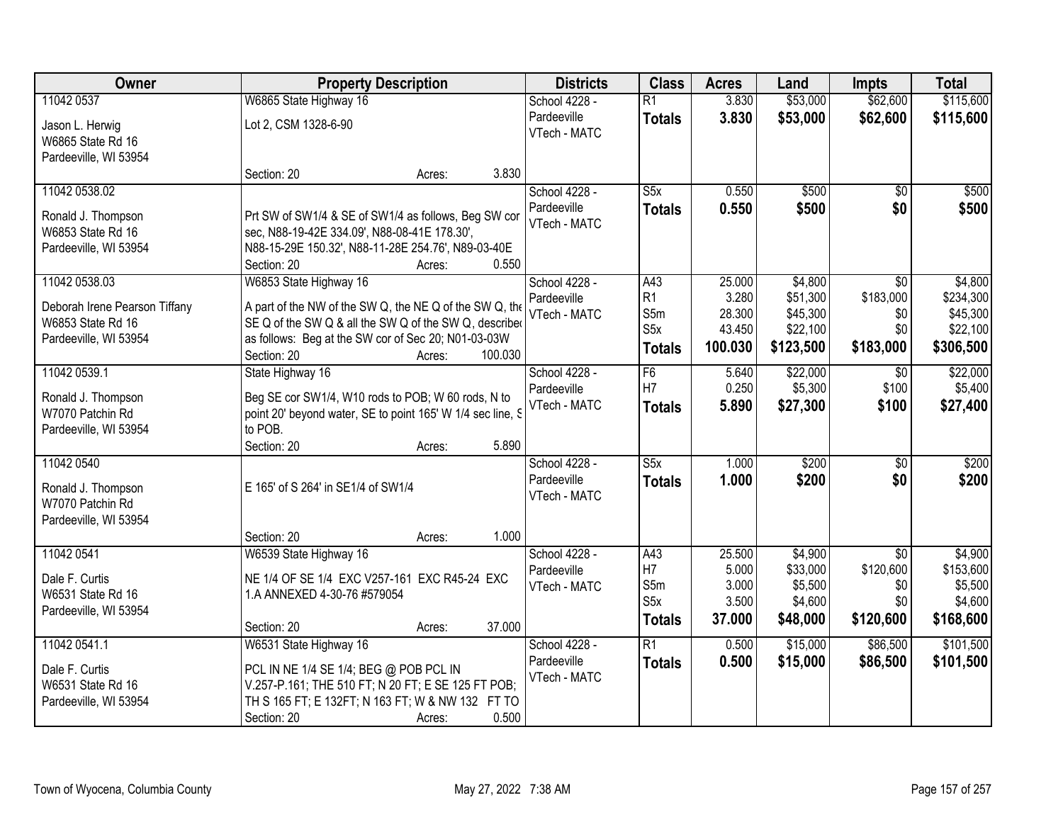| Owner | Property Description | Districts | Class | Acres | Land | Impts | Total |
|---|---|---|---|---|---|---|---|
| 11042 0537<br>Jason L. Herwig<br>W6865 State Rd 16<br>Pardeeville, WI 53954 | W6865 State Highway 16<br>Lot 2, CSM 1328-6-90<br>Section: 20 Acres: 3.830 | School 4228 - Pardeeville<br>VTech - MATC | R1<br>**Totals** | 3.830<br>**3.830** | $53,000<br>**$53,000** | $62,600<br>**$62,600** | $115,600<br>**$115,600** |
| 11042 0538.02<br>Ronald J. Thompson<br>W6853 State Rd 16<br>Pardeeville, WI 53954 | Prt SW of SW1/4 & SE of SW1/4 as follows, Beg SW cor sec, N88-19-42E 334.09', N88-08-41E 178.30', N88-15-29E 150.32', N88-11-28E 254.76', N89-03-40E<br>Section: 20 Acres: 0.550 | School 4228 - Pardeeville<br>VTech - MATC | S5x<br>**Totals** | 0.550<br>**0.550** | $500<br>**$500** | $0<br>**$0** | $500<br>**$500** |
| 11042 0538.03<br>Deborah Irene Pearson Tiffany<br>W6853 State Rd 16<br>Pardeeville, WI 53954 | W6853 State Highway 16<br>A part of the NW of the SW Q, the NE Q of the SW Q, the SE Q of the SW Q & all the SW Q of the SW Q, described as follows: Beg at the SW cor of Sec 20; N01-03-03W<br>Section: 20 Acres: 100.030 | School 4228 - Pardeeville<br>VTech - MATC | A43<br>R1<br>S5m<br>S5x<br>**Totals** | 25.000<br>3.280<br>28.300<br>43.450<br>**100.030** | $4,800<br>$51,300<br>$45,300<br>$22,100<br>**$123,500** | $0<br>$183,000<br>$0<br>$0<br>**$183,000** | $4,800<br>$234,300<br>$45,300<br>$22,100<br>**$306,500** |
| 11042 0539.1<br>Ronald J. Thompson<br>W7070 Patchin Rd<br>Pardeeville, WI 53954 | State Highway 16<br>Beg SE cor SW1/4, W10 rods to POB; W 60 rods, N to point 20' beyond water, SE to point 165' W 1/4 sec line, S to POB.<br>Section: 20 Acres: 5.890 | School 4228 - Pardeeville<br>VTech - MATC | F6<br>H7<br>**Totals** | 5.640<br>0.250<br>**5.890** | $22,000<br>$5,300<br>**$27,300** | $0<br>$100<br>**$100** | $22,000<br>$5,400<br>**$27,400** |
| 11042 0540<br>Ronald J. Thompson<br>W7070 Patchin Rd<br>Pardeeville, WI 53954 | E 165' of S 264' in SE1/4 of SW1/4<br>Section: 20 Acres: 1.000 | School 4228 - Pardeeville<br>VTech - MATC | S5x<br>**Totals** | 1.000<br>**1.000** | $200<br>**$200** | $0<br>**$0** | $200<br>**$200** |
| 11042 0541<br>Dale F. Curtis<br>W6531 State Rd 16<br>Pardeeville, WI 53954 | W6539 State Highway 16<br>NE 1/4 OF SE 1/4 EXC V257-161 EXC R45-24 EXC 1.A ANNEXED 4-30-76 #579054<br>Section: 20 Acres: 37.000 | School 4228 - Pardeeville<br>VTech - MATC | A43<br>H7<br>S5m<br>S5x<br>**Totals** | 25.500<br>5.000<br>3.000<br>3.500<br>**37.000** | $4,900<br>$33,000<br>$5,500<br>$4,600<br>**$48,000** | $0<br>$120,600<br>$0<br>$0<br>**$120,600** | $4,900<br>$153,600<br>$5,500<br>$4,600<br>**$168,600** |
| 11042 0541.1<br>Dale F. Curtis<br>W6531 State Rd 16<br>Pardeeville, WI 53954 | W6531 State Highway 16<br>PCL IN NE 1/4 SE 1/4; BEG @ POB PCL IN V.257-P.161; THE 510 FT; N 20 FT; E SE 125 FT POB; TH S 165 FT; E 132FT; N 163 FT; W & NW 132 FT TO<br>Section: 20 Acres: 0.500 | School 4228 - Pardeeville<br>VTech - MATC | R1<br>**Totals** | 0.500<br>**0.500** | $15,000<br>**$15,000** | $86,500<br>**$86,500** | $101,500<br>**$101,500** |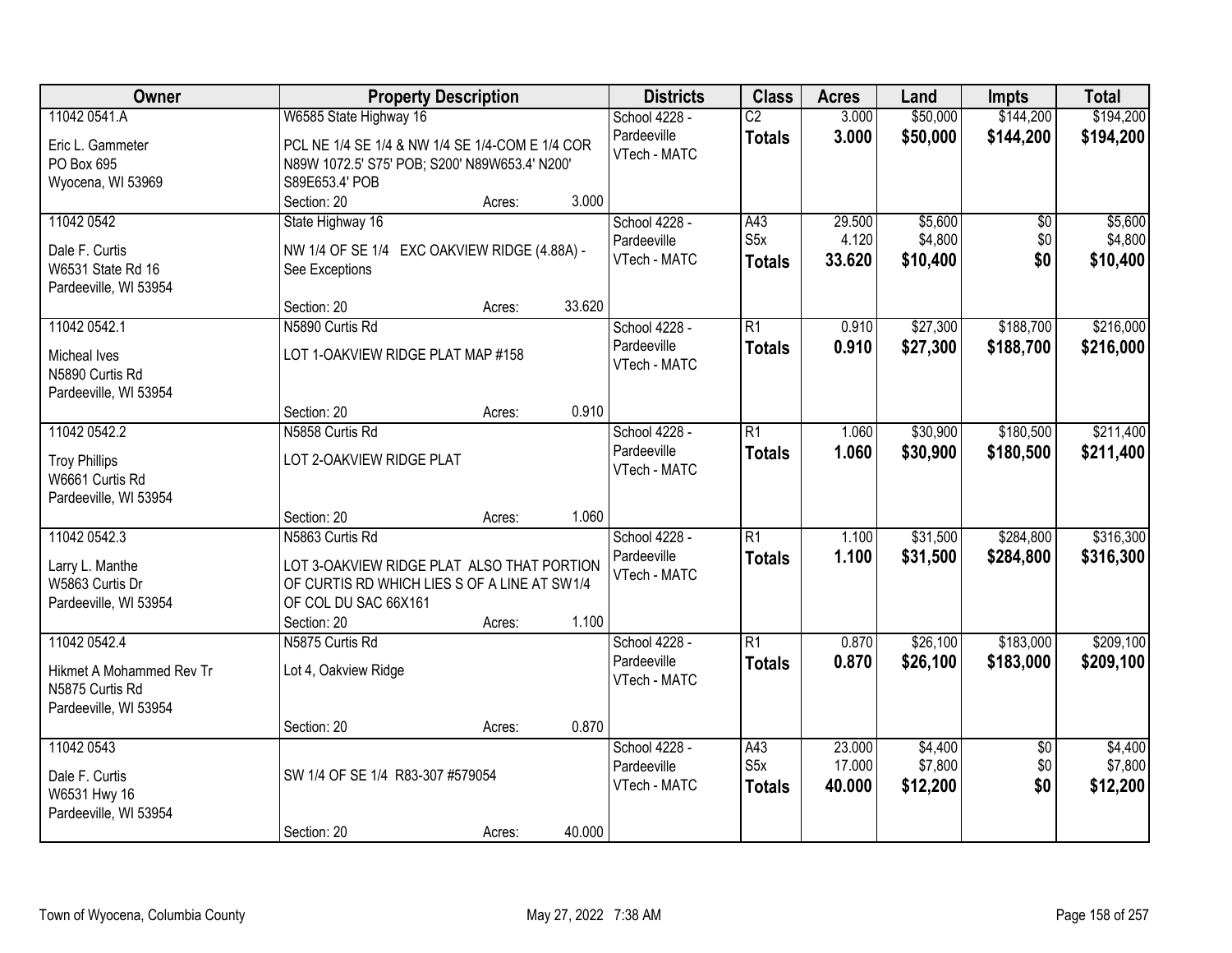| Owner | Property Description | Districts | Class | Acres | Land | Impts | Total |
|---|---|---|---|---|---|---|---|
| 11042 0541.A<br>Eric L. Gammeter<br>PO Box 695<br>Wyocena, WI 53969 | W6585 State Highway 16<br>PCL NE 1/4 SE 1/4 & NW 1/4 SE 1/4-COM E 1/4 COR N89W 1072.5' S75' POB; S200' N89W653.4' N200' S89E653.4' POB<br>Section: 20 Acres: 3.000 | School 4228 - Pardeeville<br>VTech - MATC | C2<br>**Totals** | 3.000<br>**3.000** | $50,000<br>**$50,000** | $144,200<br>**$144,200** | $194,200<br>**$194,200** |
| 11042 0542<br>Dale F. Curtis<br>W6531 State Rd 16<br>Pardeeville, WI 53954 | State Highway 16<br>NW 1/4 OF SE 1/4 EXC OAKVIEW RIDGE (4.88A) - See Exceptions<br>Section: 20 Acres: 33.620 | School 4228 - Pardeeville<br>VTech - MATC | A43<br>S5x<br>**Totals** | 29.500<br>4.120<br>**33.620** | $5,600<br>$4,800<br>**$10,400** | $0<br>$0<br>**$0** | $5,600<br>$4,800<br>**$10,400** |
| 11042 0542.1<br>Micheal Ives<br>N5890 Curtis Rd<br>Pardeeville, WI 53954 | N5890 Curtis Rd<br>LOT 1-OAKVIEW RIDGE PLAT MAP #158<br>Section: 20 Acres: 0.910 | School 4228 - Pardeeville<br>VTech - MATC | R1<br>**Totals** | 0.910<br>**0.910** | $27,300<br>**$27,300** | $188,700<br>**$188,700** | $216,000<br>**$216,000** |
| 11042 0542.2<br>Troy Phillips<br>W6661 Curtis Rd<br>Pardeeville, WI 53954 | N5858 Curtis Rd<br>LOT 2-OAKVIEW RIDGE PLAT<br>Section: 20 Acres: 1.060 | School 4228 - Pardeeville<br>VTech - MATC | R1<br>**Totals** | 1.060<br>**1.060** | $30,900<br>**$30,900** | $180,500<br>**$180,500** | $211,400<br>**$211,400** |
| 11042 0542.3<br>Larry L. Manthe<br>W5863 Curtis Dr<br>Pardeeville, WI 53954 | N5863 Curtis Rd<br>LOT 3-OAKVIEW RIDGE PLAT ALSO THAT PORTION OF CURTIS RD WHICH LIES S OF A LINE AT SW1/4 OF COL DU SAC 66X161<br>Section: 20 Acres: 1.100 | School 4228 - Pardeeville<br>VTech - MATC | R1<br>**Totals** | 1.100<br>**1.100** | $31,500<br>**$31,500** | $284,800<br>**$284,800** | $316,300<br>**$316,300** |
| 11042 0542.4<br>Hikmet A Mohammed Rev Tr<br>N5875 Curtis Rd<br>Pardeeville, WI 53954 | N5875 Curtis Rd<br>Lot 4, Oakview Ridge<br>Section: 20 Acres: 0.870 | School 4228 - Pardeeville<br>VTech - MATC | R1<br>**Totals** | 0.870<br>**0.870** | $26,100<br>**$26,100** | $183,000<br>**$183,000** | $209,100<br>**$209,100** |
| 11042 0543<br>Dale F. Curtis<br>W6531 Hwy 16<br>Pardeeville, WI 53954 | SW 1/4 OF SE 1/4 R83-307 #579054<br>Section: 20 Acres: 40.000 | School 4228 - Pardeeville<br>VTech - MATC | A43<br>S5x<br>**Totals** | 23.000<br>17.000<br>**40.000** | $4,400<br>$7,800<br>**$12,200** | $0<br>$0<br>**$0** | $4,400<br>$7,800<br>**$12,200** |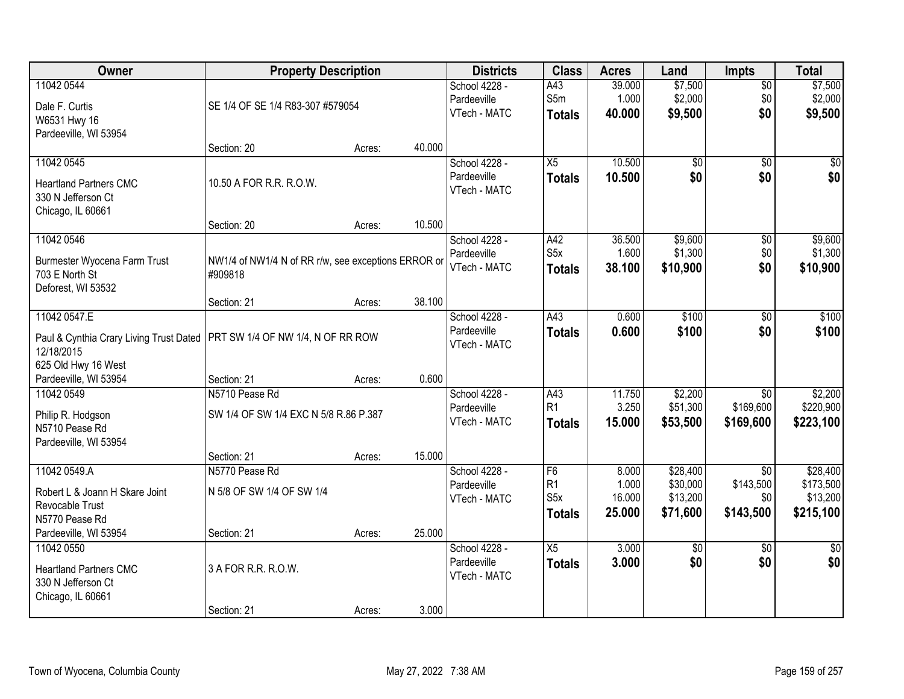| Owner | Property Description | | | Districts | Class | Acres | Land | Impts | Total |
|---|---|---|---|---|---|---|---|---|---|
| 11042 0544 | | | | School 4228 - Pardeeville | A43 | 39.000 | $7,500 | $0 | $7,500 |
| Dale F. Curtis<br>W6531 Hwy 16<br>Pardeeville, WI 53954 | SE 1/4 OF SE 1/4 R83-307 #579054 | | | VTech - MATC | S5m | 1.000 | $2,000 | $0 | $2,000 |
| | | | | | **Totals** | **40.000** | **$9,500** | **$0** | **$9,500** |
| | Section: 20 | Acres: | 40.000 | | | | | | |
| 11042 0545 | | | | School 4228 - Pardeeville | X5 | 10.500 | $0 | $0 | $0 |
| Heartland Partners CMC<br>330 N Jefferson Ct<br>Chicago, IL 60661 | 10.50 A FOR R.R. R.O.W. | | | VTech - MATC | **Totals** | **10.500** | **$0** | **$0** | **$0** |
| | Section: 20 | Acres: | 10.500 | | | | | | |
| 11042 0546 | | | | School 4228 - Pardeeville | A42 | 36.500 | $9,600 | $0 | $9,600 |
| Burmester Wyocena Farm Trust<br>703 E North St<br>Deforest, WI 53532 | NW1/4 of NW1/4 N of RR r/w, see exceptions ERROR or #909818 | | | VTech - MATC | S5x | 1.600 | $1,300 | $0 | $1,300 |
| | | | | | **Totals** | **38.100** | **$10,900** | **$0** | **$10,900** |
| | Section: 21 | Acres: | 38.100 | | | | | | |
| 11042 0547.E | | | | School 4228 - Pardeeville | A43 | 0.600 | $100 | $0 | $100 |
| Paul & Cynthia Crary Living Trust Dated 12/18/2015<br>625 Old Hwy 16 West<br>Pardeeville, WI 53954 | PRT SW 1/4 OF NW 1/4, N OF RR ROW | | | VTech - MATC | **Totals** | **0.600** | **$100** | **$0** | **$100** |
| | Section: 21 | Acres: | 0.600 | | | | | | |
| 11042 0549 | N5710 Pease Rd | | | School 4228 - Pardeeville | A43 | 11.750 | $2,200 | $0 | $2,200 |
| Philip R. Hodgson<br>N5710 Pease Rd<br>Pardeeville, WI 53954 | SW 1/4 OF SW 1/4 EXC N 5/8 R.86 P.387 | | | VTech - MATC | R1 | 3.250 | $51,300 | $169,600 | $220,900 |
| | | | | | **Totals** | **15.000** | **$53,500** | **$169,600** | **$223,100** |
| | Section: 21 | Acres: | 15.000 | | | | | | |
| 11042 0549.A | N5770 Pease Rd | | | School 4228 - Pardeeville | F6 | 8.000 | $28,400 | $0 | $28,400 |
| Robert L & Joann H Skare Joint Revocable Trust<br>N5770 Pease Rd<br>Pardeeville, WI 53954 | N 5/8 OF SW 1/4 OF SW 1/4 | | | VTech - MATC | R1 | 1.000 | $30,000 | $143,500 | $173,500 |
| | | | | | S5x | 16.000 | $13,200 | $0 | $13,200 |
| | | | | | **Totals** | **25.000** | **$71,600** | **$143,500** | **$215,100** |
| | Section: 21 | Acres: | 25.000 | | | | | | |
| 11042 0550 | | | | School 4228 - Pardeeville | X5 | 3.000 | $0 | $0 | $0 |
| Heartland Partners CMC<br>330 N Jefferson Ct<br>Chicago, IL 60661 | 3 A FOR R.R. R.O.W. | | | VTech - MATC | **Totals** | **3.000** | **$0** | **$0** | **$0** |
| | Section: 21 | Acres: | 3.000 | | | | | | |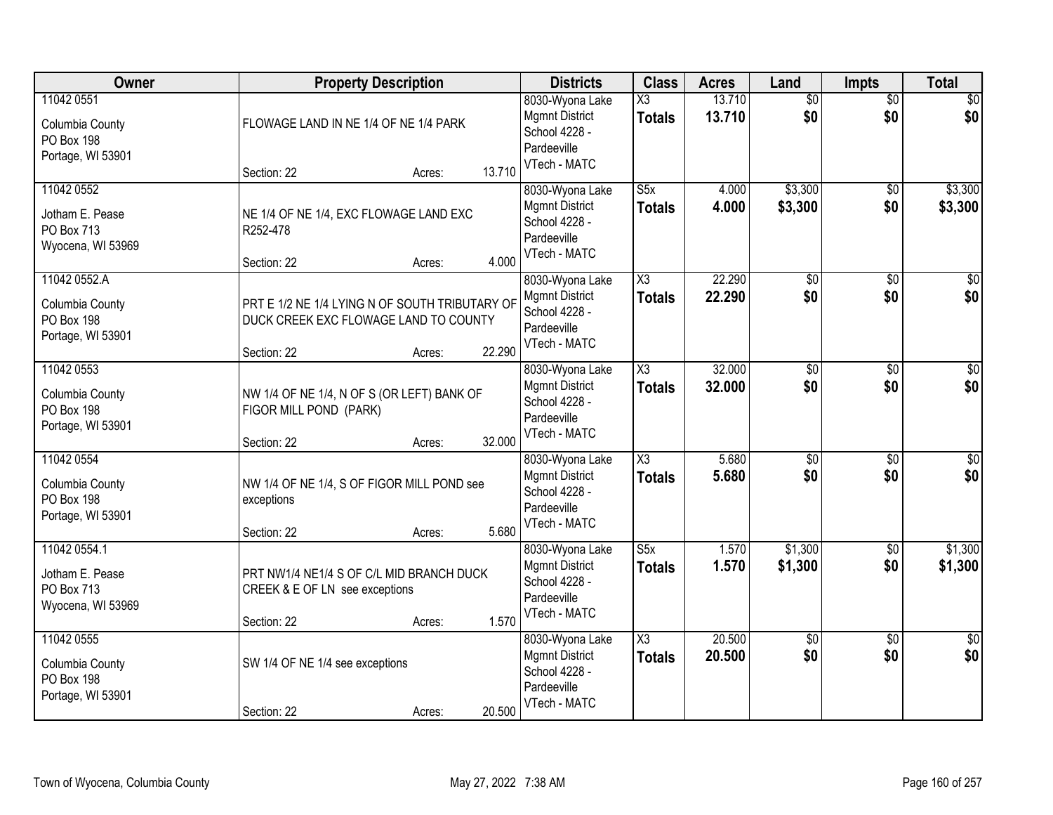| Owner | Property Description | Districts | Class | Acres | Land | Impts | Total |
|---|---|---|---|---|---|---|---|
| 11042 0551<br>Columbia County<br>PO Box 198<br>Portage, WI 53901 | FLOWAGE LAND IN NE 1/4 OF NE 1/4 PARK<br>Section: 22 Acres: 13.710 | 8030-Wyona Lake Mgmnt District<br>School 4228 - Pardeeville<br>VTech - MATC | X3<br>**Totals** | 13.710<br>**13.710** | $0<br>**$0** | $0<br>**$0** | $0<br>**$0** |
| 11042 0552<br>Jotham E. Pease<br>PO Box 713<br>Wyocena, WI 53969 | NE 1/4 OF NE 1/4, EXC FLOWAGE LAND EXC R252-478<br>Section: 22 Acres: 4.000 | 8030-Wyona Lake Mgmnt District<br>School 4228 - Pardeeville<br>VTech - MATC | S5x<br>**Totals** | 4.000<br>**4.000** | $3,300<br>**$3,300** | $0<br>**$0** | $3,300<br>**$3,300** |
| 11042 0552.A<br>Columbia County<br>PO Box 198<br>Portage, WI 53901 | PRT E 1/2 NE 1/4 LYING N OF SOUTH TRIBUTARY OF DUCK CREEK EXC FLOWAGE LAND TO COUNTY<br>Section: 22 Acres: 22.290 | 8030-Wyona Lake Mgmnt District<br>School 4228 - Pardeeville<br>VTech - MATC | X3<br>**Totals** | 22.290<br>**22.290** | $0<br>**$0** | $0<br>**$0** | $0<br>**$0** |
| 11042 0553<br>Columbia County<br>PO Box 198<br>Portage, WI 53901 | NW 1/4 OF NE 1/4, N OF S (OR LEFT) BANK OF FIGOR MILL POND (PARK)<br>Section: 22 Acres: 32.000 | 8030-Wyona Lake Mgmnt District<br>School 4228 - Pardeeville<br>VTech - MATC | X3<br>**Totals** | 32.000<br>**32.000** | $0<br>**$0** | $0<br>**$0** | $0<br>**$0** |
| 11042 0554<br>Columbia County<br>PO Box 198<br>Portage, WI 53901 | NW 1/4 OF NE 1/4, S OF FIGOR MILL POND see exceptions<br>Section: 22 Acres: 5.680 | 8030-Wyona Lake Mgmnt District<br>School 4228 - Pardeeville<br>VTech - MATC | X3<br>**Totals** | 5.680<br>**5.680** | $0<br>**$0** | $0<br>**$0** | $0<br>**$0** |
| 11042 0554.1<br>Jotham E. Pease<br>PO Box 713<br>Wyocena, WI 53969 | PRT NW1/4 NE1/4 S OF C/L MID BRANCH DUCK CREEK & E OF LN see exceptions<br>Section: 22 Acres: 1.570 | 8030-Wyona Lake Mgmnt District<br>School 4228 - Pardeeville<br>VTech - MATC | S5x<br>**Totals** | 1.570<br>**1.570** | $1,300<br>**$1,300** | $0<br>**$0** | $1,300<br>**$1,300** |
| 11042 0555<br>Columbia County<br>PO Box 198<br>Portage, WI 53901 | SW 1/4 OF NE 1/4 see exceptions<br>Section: 22 Acres: 20.500 | 8030-Wyona Lake Mgmnt District<br>School 4228 - Pardeeville<br>VTech - MATC | X3<br>**Totals** | 20.500<br>**20.500** | $0<br>**$0** | $0<br>**$0** | $0<br>**$0** |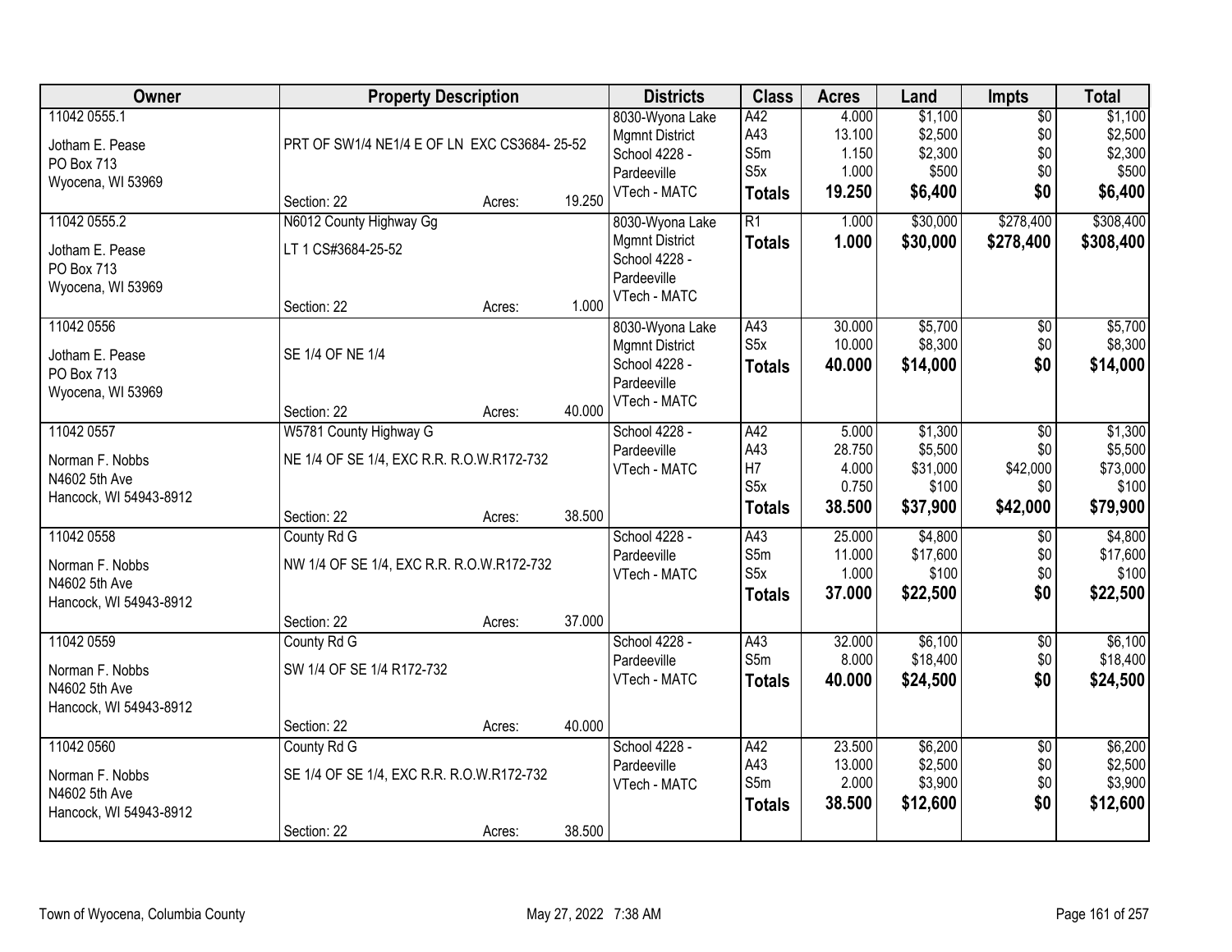| Owner | Property Description | | | Districts | Class | Acres | Land | Impts | Total |
|---|---|---|---|---|---|---|---|---|---|
| 11042 0555.1<br>Jotham E. Pease<br>PO Box 713<br>Wyocena, WI 53969 | PRT OF SW1/4 NE1/4 E OF LN EXC CS3684- 25-52<br>Section: 22 | Acres: | 19.250 | 8030-Wyona Lake Mgmnt District<br>School 4228 - Pardeeville<br>VTech - MATC | A42<br>A43<br>S5m<br>S5x<br>**Totals** | 4.000<br>13.100<br>1.150<br>1.000<br>**19.250** | $1,100<br>$2,500<br>$2,300<br>$500<br>**$6,400** | $0<br>$0<br>$0<br>$0<br>**$0** | $1,100<br>$2,500<br>$2,300<br>$500<br>**$6,400** |
| 11042 0555.2<br>Jotham E. Pease<br>PO Box 713<br>Wyocena, WI 53969 | N6012 County Highway Gg<br>LT 1 CS#3684-25-52<br>Section: 22 | Acres: | 1.000 | 8030-Wyona Lake Mgmnt District<br>School 4228 - Pardeeville<br>VTech - MATC | R1<br>**Totals** | 1.000<br>**1.000** | $30,000<br>**$30,000** | $278,400<br>**$278,400** | $308,400<br>**$308,400** |
| 11042 0556<br>Jotham E. Pease<br>PO Box 713<br>Wyocena, WI 53969 | SE 1/4 OF NE 1/4<br>Section: 22 | Acres: | 40.000 | 8030-Wyona Lake Mgmnt District<br>School 4228 - Pardeeville<br>VTech - MATC | A43<br>S5x<br>**Totals** | 30.000<br>10.000<br>**40.000** | $5,700<br>$8,300<br>**$14,000** | $0<br>$0<br>**$0** | $5,700<br>$8,300<br>**$14,000** |
| 11042 0557<br>Norman F. Nobbs<br>N4602 5th Ave<br>Hancock, WI 54943-8912 | W5781 County Highway G<br>NE 1/4 OF SE 1/4, EXC R.R. R.O.W.R172-732<br>Section: 22 | Acres: | 38.500 | School 4228 - Pardeeville<br>VTech - MATC | A42<br>A43<br>H7<br>S5x<br>**Totals** | 5.000<br>28.750<br>4.000<br>0.750<br>**38.500** | $1,300<br>$5,500<br>$31,000<br>$100<br>**$37,900** | $0<br>$0<br>$42,000<br>$0<br>**$42,000** | $1,300<br>$5,500<br>$73,000<br>$100<br>**$79,900** |
| 11042 0558<br>Norman F. Nobbs<br>N4602 5th Ave<br>Hancock, WI 54943-8912 | County Rd G<br>NW 1/4 OF SE 1/4, EXC R.R. R.O.W.R172-732<br>Section: 22 | Acres: | 37.000 | School 4228 - Pardeeville<br>VTech - MATC | A43<br>S5m<br>S5x<br>**Totals** | 25.000<br>11.000<br>1.000<br>**37.000** | $4,800<br>$17,600<br>$100<br>**$22,500** | $0<br>$0<br>$0<br>**$0** | $4,800<br>$17,600<br>$100<br>**$22,500** |
| 11042 0559<br>Norman F. Nobbs<br>N4602 5th Ave<br>Hancock, WI 54943-8912 | County Rd G<br>SW 1/4 OF SE 1/4 R172-732<br>Section: 22 | Acres: | 40.000 | School 4228 - Pardeeville<br>VTech - MATC | A43<br>S5m<br>**Totals** | 32.000<br>8.000<br>**40.000** | $6,100<br>$18,400<br>**$24,500** | $0<br>$0<br>**$0** | $6,100<br>$18,400<br>**$24,500** |
| 11042 0560<br>Norman F. Nobbs<br>N4602 5th Ave<br>Hancock, WI 54943-8912 | County Rd G<br>SE 1/4 OF SE 1/4, EXC R.R. R.O.W.R172-732<br>Section: 22 | Acres: | 38.500 | School 4228 - Pardeeville<br>VTech - MATC | A42<br>A43<br>S5m<br>**Totals** | 23.500<br>13.000<br>2.000<br>**38.500** | $6,200<br>$2,500<br>$3,900<br>**$12,600** | $0<br>$0<br>$0<br>**$0** | $6,200<br>$2,500<br>$3,900<br>**$12,600** |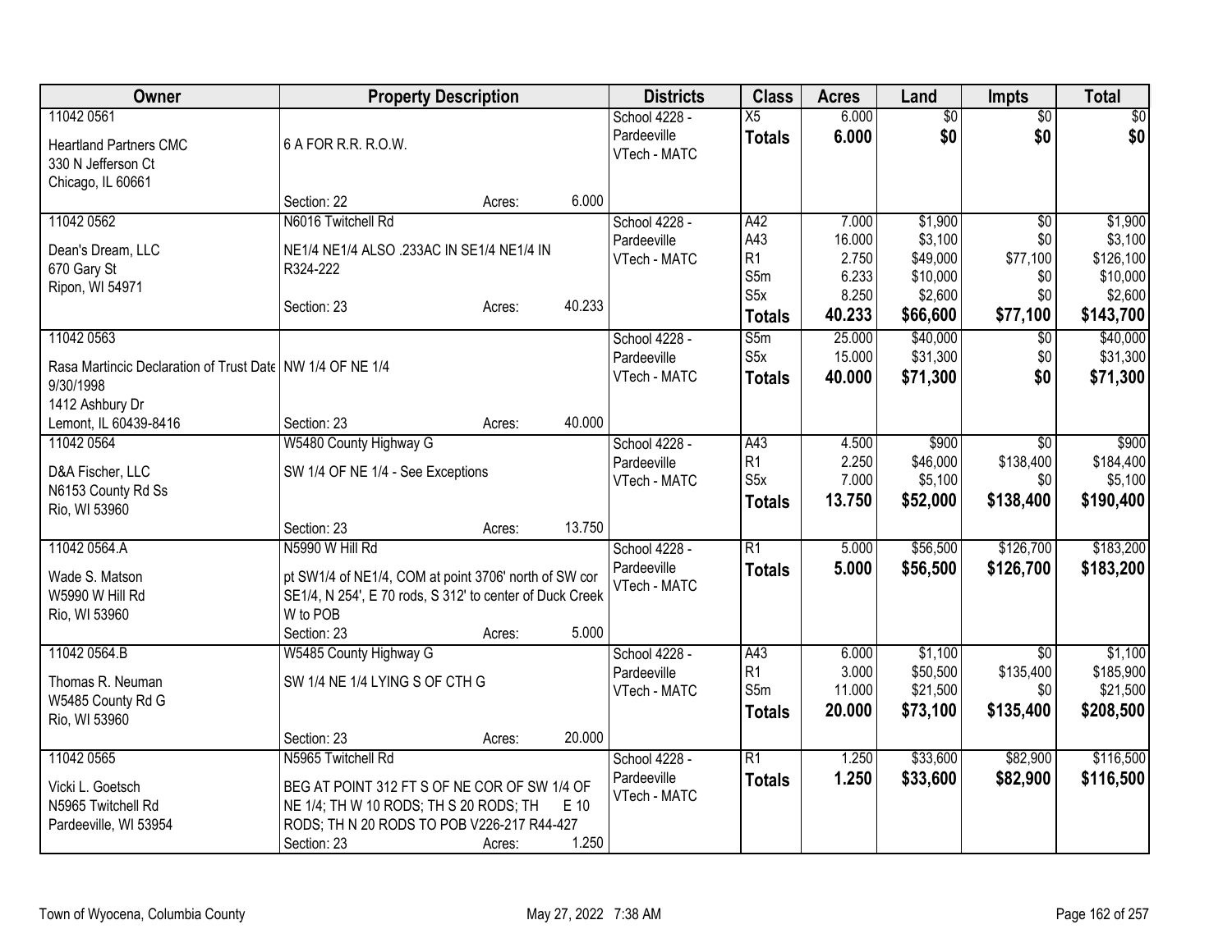| Owner | Property Description | Districts | Class | Acres | Land | Impts | Total |
|---|---|---|---|---|---|---|---|
| 11042 0561<br>Heartland Partners CMC<br>330 N Jefferson Ct<br>Chicago, IL 60661 | 6 A FOR R.R. R.O.W.<br>Section: 22 Acres: 6.000 | School 4228 - Pardeeville<br>VTech - MATC | X5<br>**Totals** | 6.000<br>**6.000** | $0<br>**$0** | $0<br>**$0** | $0<br>**$0** |
| 11042 0562<br>Dean's Dream, LLC<br>670 Gary St<br>Ripon, WI 54971 | N6016 Twitchell Rd<br>NE1/4 NE1/4 ALSO .233AC IN SE1/4 NE1/4 IN R324-222<br>Section: 23 Acres: 40.233 | School 4228 - Pardeeville<br>VTech - MATC | A42<br>A43<br>R1<br>S5m<br>S5x<br>**Totals** | 7.000<br>16.000<br>2.750<br>6.233<br>8.250<br>**40.233** | $1,900<br>$3,100<br>$49,000<br>$10,000<br>$2,600<br>**$66,600** | $0<br>$0<br>$77,100<br>$0<br>$0<br>**$77,100** | $1,900<br>$3,100<br>$126,100<br>$10,000<br>$2,600<br>**$143,700** |
| 11042 0563<br>Rasa Martincic Declaration of Trust Date 9/30/1998<br>1412 Ashbury Dr<br>Lemont, IL 60439-8416 | NW 1/4 OF NE 1/4<br>Section: 23 Acres: 40.000 | School 4228 - Pardeeville<br>VTech - MATC | S5m<br>S5x<br>**Totals** | 25.000<br>15.000<br>**40.000** | $40,000<br>$31,300<br>**$71,300** | $0<br>$0<br>**$0** | $40,000<br>$31,300<br>**$71,300** |
| 11042 0564<br>D&A Fischer, LLC<br>N6153 County Rd Ss<br>Rio, WI 53960 | W5480 County Highway G<br>SW 1/4 OF NE 1/4 - See Exceptions<br>Section: 23 Acres: 13.750 | School 4228 - Pardeeville<br>VTech - MATC | A43<br>R1<br>S5x<br>**Totals** | 4.500<br>2.250<br>7.000<br>**13.750** | $900<br>$46,000<br>$5,100<br>**$52,000** | $0<br>$138,400<br>$0<br>**$138,400** | $900<br>$184,400<br>$5,100<br>**$190,400** |
| 11042 0564.A<br>Wade S. Matson<br>W5990 W Hill Rd<br>Rio, WI 53960 | N5990 W Hill Rd<br>pt SW1/4 of NE1/4, COM at point 3706' north of SW cor SE1/4, N 254', E 70 rods, S 312' to center of Duck Creek W to POB<br>Section: 23 Acres: 5.000 | School 4228 - Pardeeville<br>VTech - MATC | R1<br>**Totals** | 5.000<br>**5.000** | $56,500<br>**$56,500** | $126,700<br>**$126,700** | $183,200<br>**$183,200** |
| 11042 0564.B<br>Thomas R. Neuman<br>W5485 County Rd G<br>Rio, WI 53960 | W5485 County Highway G<br>SW 1/4 NE 1/4 LYING S OF CTH G<br>Section: 23 Acres: 20.000 | School 4228 - Pardeeville<br>VTech - MATC | A43<br>R1<br>S5m<br>**Totals** | 6.000<br>3.000<br>11.000<br>**20.000** | $1,100<br>$50,500<br>$21,500<br>**$73,100** | $0<br>$135,400<br>$0<br>**$135,400** | $1,100<br>$185,900<br>$21,500<br>**$208,500** |
| 11042 0565<br>Vicki L. Goetsch<br>N5965 Twitchell Rd<br>Pardeeville, WI 53954 | N5965 Twitchell Rd<br>BEG AT POINT 312 FT S OF NE COR OF SW 1/4 OF NE 1/4; TH W 10 RODS; TH S 20 RODS; TH E 10 RODS; TH N 20 RODS TO POB V226-217 R44-427<br>Section: 23 Acres: 1.250 | School 4228 - Pardeeville<br>VTech - MATC | R1<br>**Totals** | 1.250<br>**1.250** | $33,600<br>**$33,600** | $82,900<br>**$82,900** | $116,500<br>**$116,500** |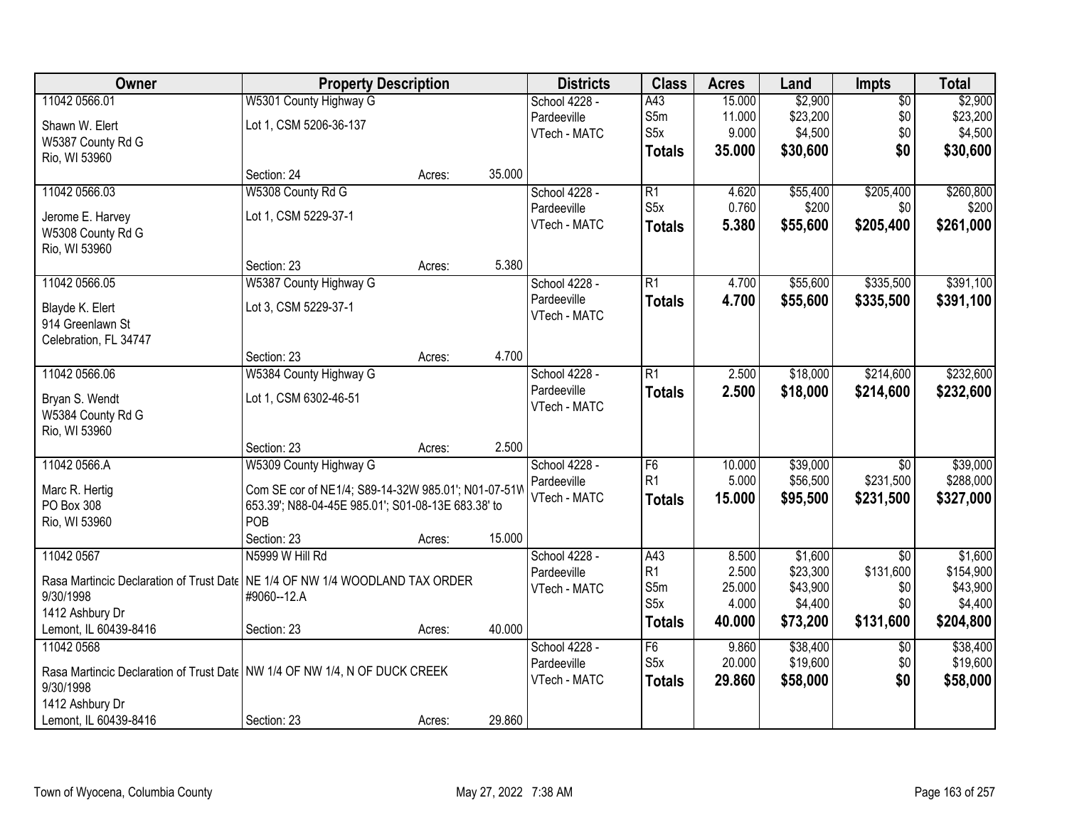| Owner | Property Description | | | Districts | Class | Acres | Land | Impts | Total |
|---|---|---|---|---|---|---|---|---|---|
| 11042 0566.01 | W5301 County Highway G | | | School 4228 - | A43 | 15.000 | $2,900 | $0 | $2,900 |
| Shawn W. Elert | Lot 1, CSM 5206-36-137 | | | Pardeeville | S5m | 11.000 | $23,200 | $0 | $23,200 |
| W5387 County Rd G | | | | VTech - MATC | S5x | 9.000 | $4,500 | $0 | $4,500 |
| Rio, WI 53960 | | | | | **Totals** | **35.000** | **$30,600** | **$0** | **$30,600** |
| | Section: 24 | Acres: | 35.000 | | | | | | |
| 11042 0566.03 | W5308 County Rd G | | | School 4228 - | R1 | 4.620 | $55,400 | $205,400 | $260,800 |
| Jerome E. Harvey | Lot 1, CSM 5229-37-1 | | | Pardeeville | S5x | 0.760 | $200 | $0 | $200 |
| W5308 County Rd G | | | | VTech - MATC | **Totals** | **5.380** | **$55,600** | **$205,400** | **$261,000** |
| Rio, WI 53960 | | | | | | | | | |
| | Section: 23 | Acres: | 5.380 | | | | | | |
| 11042 0566.05 | W5387 County Highway G | | | School 4228 - | R1 | 4.700 | $55,600 | $335,500 | $391,100 |
| Blayde K. Elert | Lot 3, CSM 5229-37-1 | | | Pardeeville | **Totals** | **4.700** | **$55,600** | **$335,500** | **$391,100** |
| 914 Greenlawn St | | | | VTech - MATC | | | | | |
| Celebration, FL 34747 | | | | | | | | | |
| | Section: 23 | Acres: | 4.700 | | | | | | |
| 11042 0566.06 | W5384 County Highway G | | | School 4228 - | R1 | 2.500 | $18,000 | $214,600 | $232,600 |
| Bryan S. Wendt | Lot 1, CSM 6302-46-51 | | | Pardeeville | **Totals** | **2.500** | **$18,000** | **$214,600** | **$232,600** |
| W5384 County Rd G | | | | VTech - MATC | | | | | |
| Rio, WI 53960 | | | | | | | | | |
| | Section: 23 | Acres: | 2.500 | | | | | | |
| 11042 0566.A | W5309 County Highway G | | | School 4228 - | F6 | 10.000 | $39,000 | $0 | $39,000 |
| Marc R. Hertig | Com SE cor of NE1/4; S89-14-32W 985.01'; N01-07-51W 653.39'; N88-04-45E 985.01'; S01-08-13E 683.38' to POB | | | Pardeeville | R1 | 5.000 | $56,500 | $231,500 | $288,000 |
| PO Box 308 | | | | VTech - MATC | **Totals** | **15.000** | **$95,500** | **$231,500** | **$327,000** |
| Rio, WI 53960 | | | | | | | | | |
| | Section: 23 | Acres: | 15.000 | | | | | | |
| 11042 0567 | N5999 W Hill Rd | | | School 4228 - | A43 | 8.500 | $1,600 | $0 | $1,600 |
| Rasa Martincic Declaration of Trust Date 9/30/1998 | NE 1/4 OF NW 1/4 WOODLAND TAX ORDER #9060--12.A | | | Pardeeville | R1 | 2.500 | $23,300 | $131,600 | $154,900 |
| 1412 Ashbury Dr | | | | VTech - MATC | S5m | 25.000 | $43,900 | $0 | $43,900 |
| Lemont, IL 60439-8416 | | | | | S5x | 4.000 | $4,400 | $0 | $4,400 |
| | Section: 23 | Acres: | 40.000 | | **Totals** | **40.000** | **$73,200** | **$131,600** | **$204,800** |
| 11042 0568 | | | | School 4228 - | F6 | 9.860 | $38,400 | $0 | $38,400 |
| Rasa Martincic Declaration of Trust Date 9/30/1998 | NW 1/4 OF NW 1/4, N OF DUCK CREEK | | | Pardeeville | S5x | 20.000 | $19,600 | $0 | $19,600 |
| 1412 Ashbury Dr | | | | VTech - MATC | **Totals** | **29.860** | **$58,000** | **$0** | **$58,000** |
| Lemont, IL 60439-8416 | Section: 23 | Acres: | 29.860 | | | | | | |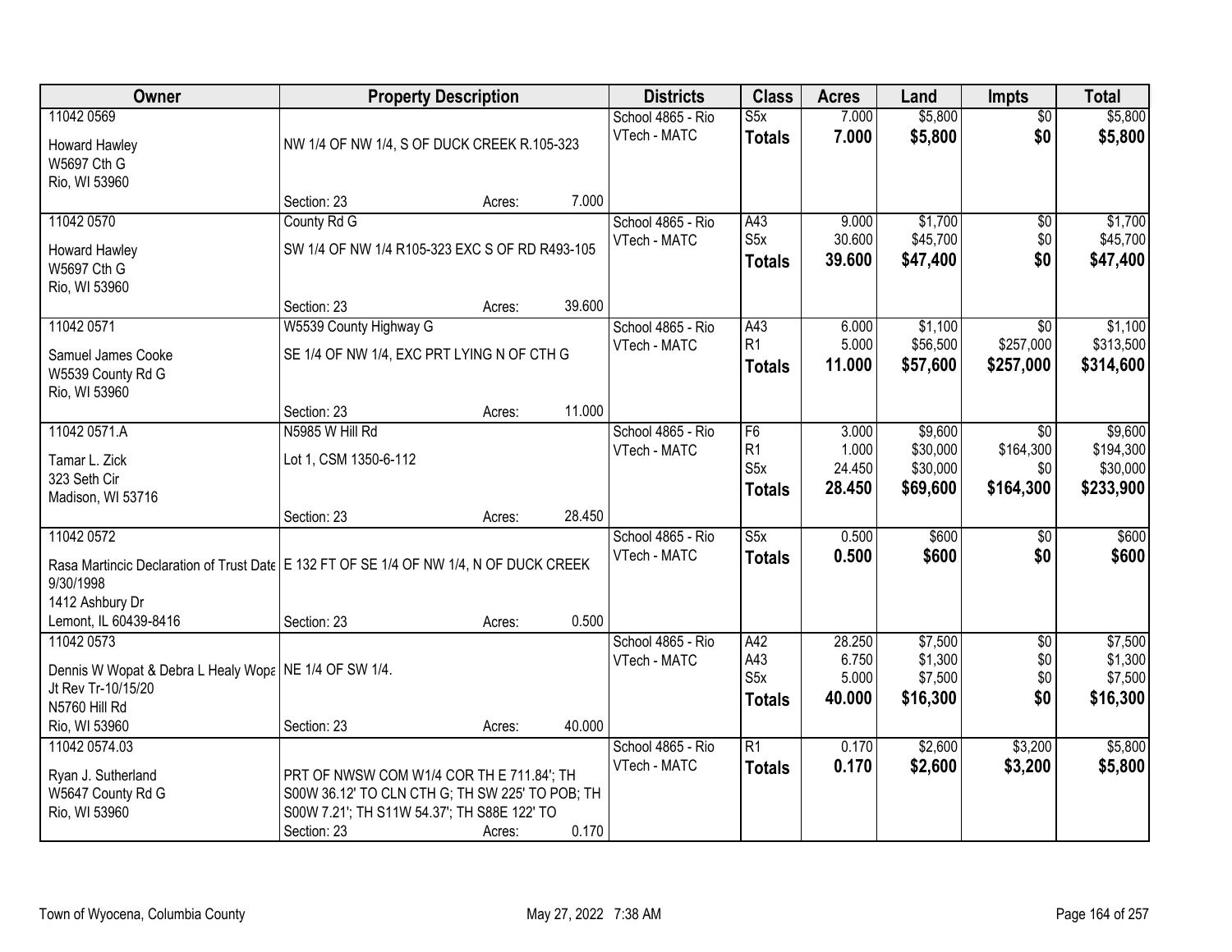| Owner | Property Description | Districts | Class | Acres | Land | Impts | Total |
|---|---|---|---|---|---|---|---|
| 11042 0569<br>Howard Hawley<br>W5697 Cth G<br>Rio, WI 53960 | NW 1/4 OF NW 1/4, S OF DUCK CREEK R.105-323<br>Section: 23 Acres: 7.000 | School 4865 - Rio<br>VTech - MATC | S5x<br>**Totals** | 7.000<br>**7.000** | $5,800<br>**$5,800** | $0<br>**$0** | $5,800<br>**$5,800** |
| 11042 0570<br>Howard Hawley<br>W5697 Cth G<br>Rio, WI 53960 | County Rd G<br>SW 1/4 OF NW 1/4 R105-323 EXC S OF RD R493-105<br>Section: 23 Acres: 39.600 | School 4865 - Rio<br>VTech - MATC | A43<br>S5x<br>**Totals** | 9.000<br>30.600<br>**39.600** | $1,700<br>$45,700<br>**$47,400** | $0<br>$0<br>**$0** | $1,700<br>$45,700<br>**$47,400** |
| 11042 0571<br>Samuel James Cooke<br>W5539 County Rd G<br>Rio, WI 53960 | W5539 County Highway G<br>SE 1/4 OF NW 1/4, EXC PRT LYING N OF CTH G<br>Section: 23 Acres: 11.000 | School 4865 - Rio<br>VTech - MATC | A43<br>R1<br>**Totals** | 6.000<br>5.000<br>**11.000** | $1,100<br>$56,500<br>**$57,600** | $0<br>$257,000<br>**$257,000** | $1,100<br>$313,500<br>**$314,600** |
| 11042 0571.A<br>Tamar L. Zick<br>323 Seth Cir<br>Madison, WI 53716 | N5985 W Hill Rd<br>Lot 1, CSM 1350-6-112<br>Section: 23 Acres: 28.450 | School 4865 - Rio<br>VTech - MATC | F6<br>R1<br>S5x<br>**Totals** | 3.000<br>1.000<br>24.450<br>**28.450** | $9,600<br>$30,000<br>$30,000<br>**$69,600** | $0<br>$164,300<br>$0<br>**$164,300** | $9,600<br>$194,300<br>$30,000<br>**$233,900** |
| 11042 0572<br>Rasa Martincic Declaration of Trust Date 9/30/1998<br>1412 Ashbury Dr<br>Lemont, IL 60439-8416 | E 132 FT OF SE 1/4 OF NW 1/4, N OF DUCK CREEK<br>Section: 23 Acres: 0.500 | School 4865 - Rio<br>VTech - MATC | S5x<br>**Totals** | 0.500<br>**0.500** | $600<br>**$600** | $0<br>**$0** | $600<br>**$600** |
| 11042 0573<br>Dennis W Wopat & Debra L Healy Wopa Jt Rev Tr-10/15/20<br>N5760 Hill Rd<br>Rio, WI 53960 | NE 1/4 OF SW 1/4.<br>Section: 23 Acres: 40.000 | School 4865 - Rio<br>VTech - MATC | A42<br>A43<br>S5x<br>**Totals** | 28.250<br>6.750<br>5.000<br>**40.000** | $7,500<br>$1,300<br>$7,500<br>**$16,300** | $0<br>$0<br>$0<br>**$0** | $7,500<br>$1,300<br>$7,500<br>**$16,300** |
| 11042 0574.03<br>Ryan J. Sutherland<br>W5647 County Rd G<br>Rio, WI 53960 | PRT OF NWSW COM W1/4 COR TH E 711.84'; TH S00W 36.12' TO CLN CTH G; TH SW 225' TO POB; TH S00W 7.21'; TH S11W 54.37'; TH S88E 122' TO<br>Section: 23 Acres: 0.170 | School 4865 - Rio<br>VTech - MATC | R1<br>**Totals** | 0.170<br>**0.170** | $2,600<br>**$2,600** | $3,200<br>**$3,200** | $5,800<br>**$5,800** |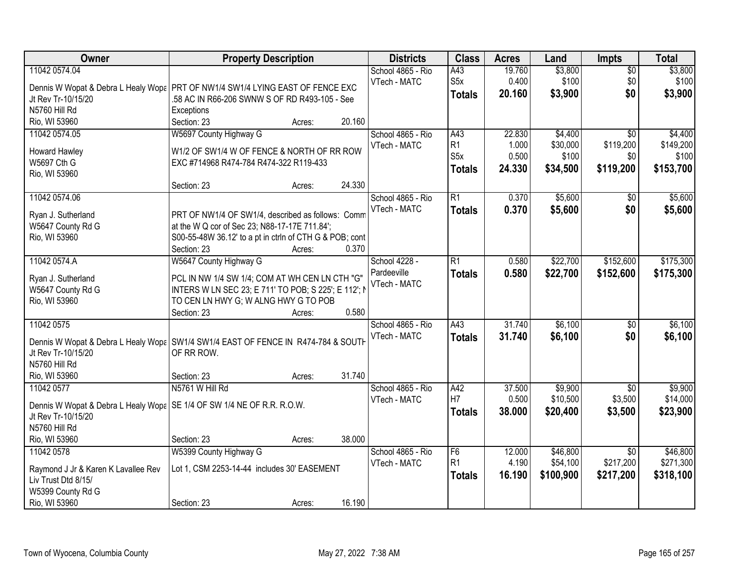| Owner | Property Description | Districts | Class | Acres | Land | Impts | Total |
|---|---|---|---|---|---|---|---|
| 11042 0574.04<br>Dennis W Wopat & Debra L Healy Wopa<br>Jt Rev Tr-10/15/20<br>N5760 Hill Rd<br>Rio, WI 53960 | PRT OF NW1/4 SW1/4 LYING EAST OF FENCE EXC .58 AC IN R66-206 SWNW S OF RD R493-105 - See Exceptions<br>Section: 23 Acres: 20.160 | School 4865 - Rio<br>VTech - MATC | A43<br>S5x<br>**Totals** | 19.760<br>0.400<br>**20.160** | $3,800<br>$100<br>**$3,900** | $0<br>$0<br>**$0** | $3,800<br>$100<br>**$3,900** |
| 11042 0574.05<br>Howard Hawley<br>W5697 Cth G<br>Rio, WI 53960 | W5697 County Highway G<br>W1/2 OF SW1/4 W OF FENCE & NORTH OF RR ROW EXC #714968 R474-784 R474-322 R119-433<br>Section: 23 Acres: 24.330 | School 4865 - Rio<br>VTech - MATC | A43<br>R1<br>S5x<br>**Totals** | 22.830<br>1.000<br>0.500<br>**24.330** | $4,400<br>$30,000<br>$100<br>**$34,500** | $0<br>$119,200<br>$0<br>**$119,200** | $4,400<br>$149,200<br>$100<br>**$153,700** |
| 11042 0574.06<br>Ryan J. Sutherland<br>W5647 County Rd G<br>Rio, WI 53960 | PRT OF NW1/4 OF SW1/4, described as follows: Comm at the W Q cor of Sec 23; N88-17-17E 711.84'; S00-55-48W 36.12' to a pt in ctrln of CTH G & POB; cont<br>Section: 23 Acres: 0.370 | School 4865 - Rio<br>VTech - MATC | R1<br>**Totals** | 0.370<br>**0.370** | $5,600<br>**$5,600** | $0<br>**$0** | $5,600<br>**$5,600** |
| 11042 0574.A<br>Ryan J. Sutherland<br>W5647 County Rd G<br>Rio, WI 53960 | W5647 County Highway G<br>PCL IN NW 1/4 SW 1/4; COM AT WH CEN LN CTH "G" INTERS W LN SEC 23; E 711' TO POB; S 225'; E 112'; N TO CEN LN HWY G; W ALNG HWY G TO POB<br>Section: 23 Acres: 0.580 | School 4228 - Pardeeville<br>VTech - MATC | R1<br>**Totals** | 0.580<br>**0.580** | $22,700<br>**$22,700** | $152,600<br>**$152,600** | $175,300<br>**$175,300** |
| 11042 0575<br>Dennis W Wopat & Debra L Healy Wopa<br>Jt Rev Tr-10/15/20<br>N5760 Hill Rd<br>Rio, WI 53960 | SW1/4 SW1/4 EAST OF FENCE IN R474-784 & SOUTH OF RR ROW.<br>Section: 23 Acres: 31.740 | School 4865 - Rio<br>VTech - MATC | A43<br>**Totals** | 31.740<br>**31.740** | $6,100<br>**$6,100** | $0<br>**$0** | $6,100<br>**$6,100** |
| 11042 0577<br>Dennis W Wopat & Debra L Healy Wopa<br>Jt Rev Tr-10/15/20<br>N5760 Hill Rd<br>Rio, WI 53960 | N5761 W Hill Rd<br>SE 1/4 OF SW 1/4 NE OF R.R. R.O.W.<br>Section: 23 Acres: 38.000 | School 4865 - Rio<br>VTech - MATC | A42<br>H7<br>**Totals** | 37.500<br>0.500<br>**38.000** | $9,900<br>$10,500<br>**$20,400** | $0<br>$3,500<br>**$3,500** | $9,900<br>$14,000<br>**$23,900** |
| 11042 0578<br>Raymond J Jr & Karen K Lavallee Rev Liv Trust Dtd 8/15/<br>W5399 County Rd G<br>Rio, WI 53960 | W5399 County Highway G<br>Lot 1, CSM 2253-14-44 includes 30' EASEMENT<br>Section: 23 Acres: 16.190 | School 4865 - Rio<br>VTech - MATC | F6<br>R1<br>**Totals** | 12.000<br>4.190<br>**16.190** | $46,800<br>$54,100<br>**$100,900** | $0<br>$217,200<br>**$217,200** | $46,800<br>$271,300<br>**$318,100** |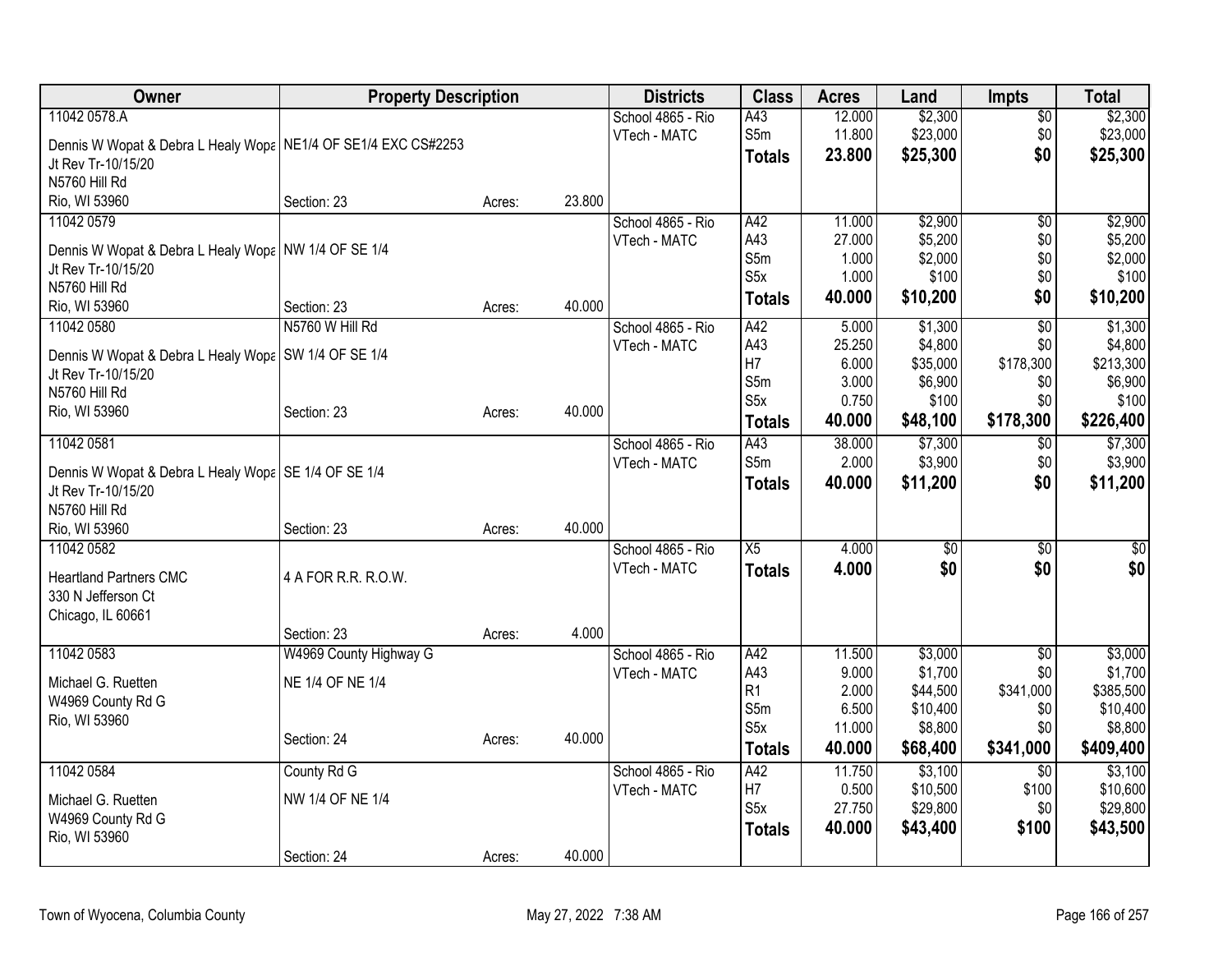| Owner | Property Description | | | Districts | Class | Acres | Land | Impts | Total |
|---|---|---|---|---|---|---|---|---|---|
| 11042 0578.A | | | | School 4865 - Rio | A43 | 12.000 | $2,300 | $0 | $2,300 |
| Dennis W Wopat & Debra L Healy Wopa | NE1/4 OF SE1/4 EXC CS#2253 | | | VTech - MATC | S5m | 11.800 | $23,000 | $0 | $23,000 |
| Jt Rev Tr-10/15/20 | | | | | **Totals** | **23.800** | **$25,300** | **$0** | **$25,300** |
| N5760 Hill Rd | | | | | | | | | |
| Rio, WI 53960 | Section: 23 | Acres: | 23.800 | | | | | | |
| 11042 0579 | | | | School 4865 - Rio | A42 | 11.000 | $2,900 | $0 | $2,900 |
| Dennis W Wopat & Debra L Healy Wopa | NW 1/4 OF SE 1/4 | | | VTech - MATC | A43 | 27.000 | $5,200 | $0 | $5,200 |
| Jt Rev Tr-10/15/20 | | | | | S5m | 1.000 | $2,000 | $0 | $2,000 |
| N5760 Hill Rd | | | | | S5x | 1.000 | $100 | $0 | $100 |
| Rio, WI 53960 | Section: 23 | Acres: | 40.000 | | **Totals** | **40.000** | **$10,200** | **$0** | **$10,200** |
| 11042 0580 | N5760 W Hill Rd | | | School 4865 - Rio | A42 | 5.000 | $1,300 | $0 | $1,300 |
| Dennis W Wopat & Debra L Healy Wopa | SW 1/4 OF SE 1/4 | | | VTech - MATC | A43 | 25.250 | $4,800 | $0 | $4,800 |
| Jt Rev Tr-10/15/20 | | | | | H7 | 6.000 | $35,000 | $178,300 | $213,300 |
| N5760 Hill Rd | | | | | S5m | 3.000 | $6,900 | $0 | $6,900 |
| Rio, WI 53960 | Section: 23 | Acres: | 40.000 | | S5x | 0.750 | $100 | $0 | $100 |
| | | | | | **Totals** | **40.000** | **$48,100** | **$178,300** | **$226,400** |
| 11042 0581 | | | | School 4865 - Rio | A43 | 38.000 | $7,300 | $0 | $7,300 |
| Dennis W Wopat & Debra L Healy Wopa | SE 1/4 OF SE 1/4 | | | VTech - MATC | S5m | 2.000 | $3,900 | $0 | $3,900 |
| Jt Rev Tr-10/15/20 | | | | | **Totals** | **40.000** | **$11,200** | **$0** | **$11,200** |
| N5760 Hill Rd | | | | | | | | | |
| Rio, WI 53960 | Section: 23 | Acres: | 40.000 | | | | | | |
| 11042 0582 | | | | School 4865 - Rio | X5 | 4.000 | $0 | $0 | $0 |
| Heartland Partners CMC | 4 A FOR R.R. R.O.W. | | | VTech - MATC | **Totals** | **4.000** | **$0** | **$0** | **$0** |
| 330 N Jefferson Ct | | | | | | | | | |
| Chicago, IL 60661 | | | | | | | | | |
| | Section: 23 | Acres: | 4.000 | | | | | | |
| 11042 0583 | W4969 County Highway G | | | School 4865 - Rio | A42 | 11.500 | $3,000 | $0 | $3,000 |
| Michael G. Ruetten | NE 1/4 OF NE 1/4 | | | VTech - MATC | A43 | 9.000 | $1,700 | $0 | $1,700 |
| W4969 County Rd G | | | | | R1 | 2.000 | $44,500 | $341,000 | $385,500 |
| Rio, WI 53960 | | | | | S5m | 6.500 | $10,400 | $0 | $10,400 |
| | Section: 24 | Acres: | 40.000 | | S5x | 11.000 | $8,800 | $0 | $8,800 |
| | | | | | **Totals** | **40.000** | **$68,400** | **$341,000** | **$409,400** |
| 11042 0584 | County Rd G | | | School 4865 - Rio | A42 | 11.750 | $3,100 | $0 | $3,100 |
| Michael G. Ruetten | NW 1/4 OF NE 1/4 | | | VTech - MATC | H7 | 0.500 | $10,500 | $100 | $10,600 |
| W4969 County Rd G | | | | | S5x | 27.750 | $29,800 | $0 | $29,800 |
| Rio, WI 53960 | | | | | **Totals** | **40.000** | **$43,400** | **$100** | **$43,500** |
| | Section: 24 | Acres: | 40.000 | | | | | | |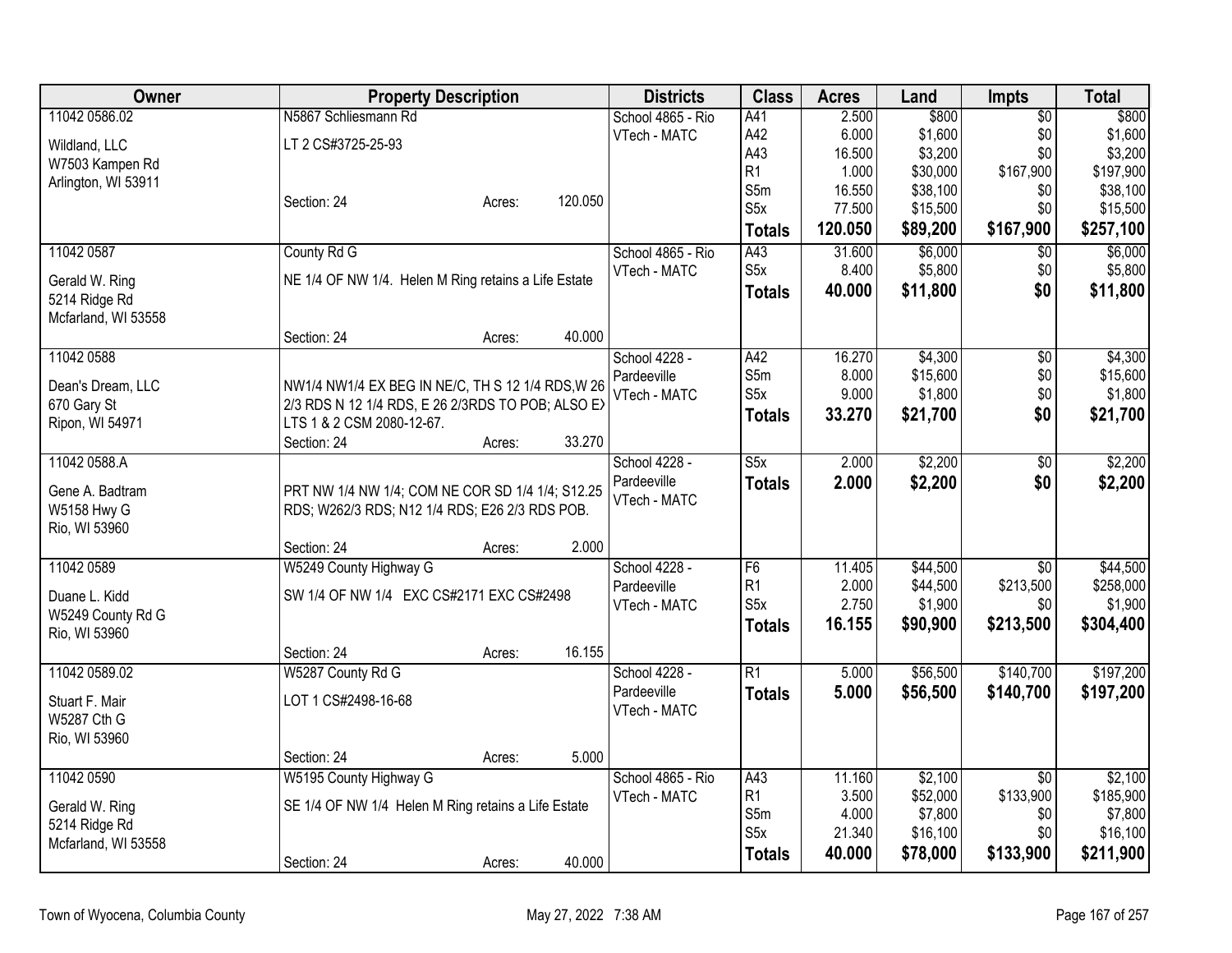| Owner | Property Description | Districts | Class | Acres | Land | Impts | Total |
|---|---|---|---|---|---|---|---|
| 11042 0586.02<br>Wildland, LLC<br>W7503 Kampen Rd<br>Arlington, WI 53911 | N5867 Schliesmann Rd<br>LT 2 CS#3725-25-93<br>Section: 24 Acres: 120.050 | School 4865 - Rio<br>VTech - MATC | A41<br>A42<br>A43<br>R1<br>S5m<br>S5x<br>**Totals** | 2.500<br>6.000<br>16.500<br>1.000<br>16.550<br>77.500<br>**120.050** | $800<br>$1,600<br>$3,200<br>$30,000<br>$38,100<br>$15,500<br>**$89,200** | $0<br>$0<br>$0<br>$167,900<br>$0<br>$0<br>**$167,900** | $800<br>$1,600<br>$3,200<br>$197,900<br>$38,100<br>$15,500<br>**$257,100** |
| 11042 0587<br>Gerald W. Ring<br>5214 Ridge Rd<br>Mcfarland, WI 53558 | County Rd G<br>NE 1/4 OF NW 1/4. Helen M Ring retains a Life Estate<br>Section: 24 Acres: 40.000 | School 4865 - Rio<br>VTech - MATC | A43<br>S5x<br>**Totals** | 31.600<br>8.400<br>**40.000** | $6,000<br>$5,800<br>**$11,800** | $0<br>$0<br>**$0** | $6,000<br>$5,800<br>**$11,800** |
| 11042 0588<br>Dean's Dream, LLC<br>670 Gary St<br>Ripon, WI 54971 | NW1/4 NW1/4 EX BEG IN NE/C, TH S 12 1/4 RDS,W 26 2/3 RDS N 12 1/4 RDS, E 26 2/3RDS TO POB; ALSO EX LTS 1 & 2 CSM 2080-12-67.<br>Section: 24 Acres: 33.270 | School 4228 - Pardeeville<br>VTech - MATC | A42<br>S5m<br>S5x<br>**Totals** | 16.270<br>8.000<br>9.000<br>**33.270** | $4,300<br>$15,600<br>$1,800<br>**$21,700** | $0<br>$0<br>$0<br>**$0** | $4,300<br>$15,600<br>$1,800<br>**$21,700** |
| 11042 0588.A<br>Gene A. Badtram<br>W5158 Hwy G<br>Rio, WI 53960 | PRT NW 1/4 NW 1/4; COM NE COR SD 1/4 1/4; S12.25 RDS; W262/3 RDS; N12 1/4 RDS; E26 2/3 RDS POB.<br>Section: 24 Acres: 2.000 | School 4228 - Pardeeville<br>VTech - MATC | S5x<br>**Totals** | 2.000<br>**2.000** | $2,200<br>**$2,200** | $0<br>**$0** | $2,200<br>**$2,200** |
| 11042 0589<br>Duane L. Kidd<br>W5249 County Rd G<br>Rio, WI 53960 | W5249 County Highway G<br>SW 1/4 OF NW 1/4 EXC CS#2171 EXC CS#2498<br>Section: 24 Acres: 16.155 | School 4228 - Pardeeville<br>VTech - MATC | F6<br>R1<br>S5x<br>**Totals** | 11.405<br>2.000<br>2.750<br>**16.155** | $44,500<br>$44,500<br>$1,900<br>**$90,900** | $0<br>$213,500<br>$0<br>**$213,500** | $44,500<br>$258,000<br>$1,900<br>**$304,400** |
| 11042 0589.02<br>Stuart F. Mair<br>W5287 Cth G<br>Rio, WI 53960 | W5287 County Rd G<br>LOT 1 CS#2498-16-68<br>Section: 24 Acres: 5.000 | School 4228 - Pardeeville<br>VTech - MATC | R1<br>**Totals** | 5.000<br>**5.000** | $56,500<br>**$56,500** | $140,700<br>**$140,700** | $197,200<br>**$197,200** |
| 11042 0590<br>Gerald W. Ring<br>5214 Ridge Rd<br>Mcfarland, WI 53558 | W5195 County Highway G<br>SE 1/4 OF NW 1/4 Helen M Ring retains a Life Estate<br>Section: 24 Acres: 40.000 | School 4865 - Rio<br>VTech - MATC | A43<br>R1<br>S5m<br>S5x<br>**Totals** | 11.160<br>3.500<br>4.000<br>21.340<br>**40.000** | $2,100<br>$52,000<br>$7,800<br>$16,100<br>**$78,000** | $0<br>$133,900<br>$0<br>$0<br>**$133,900** | $2,100<br>$185,900<br>$7,800<br>$16,100<br>**$211,900** |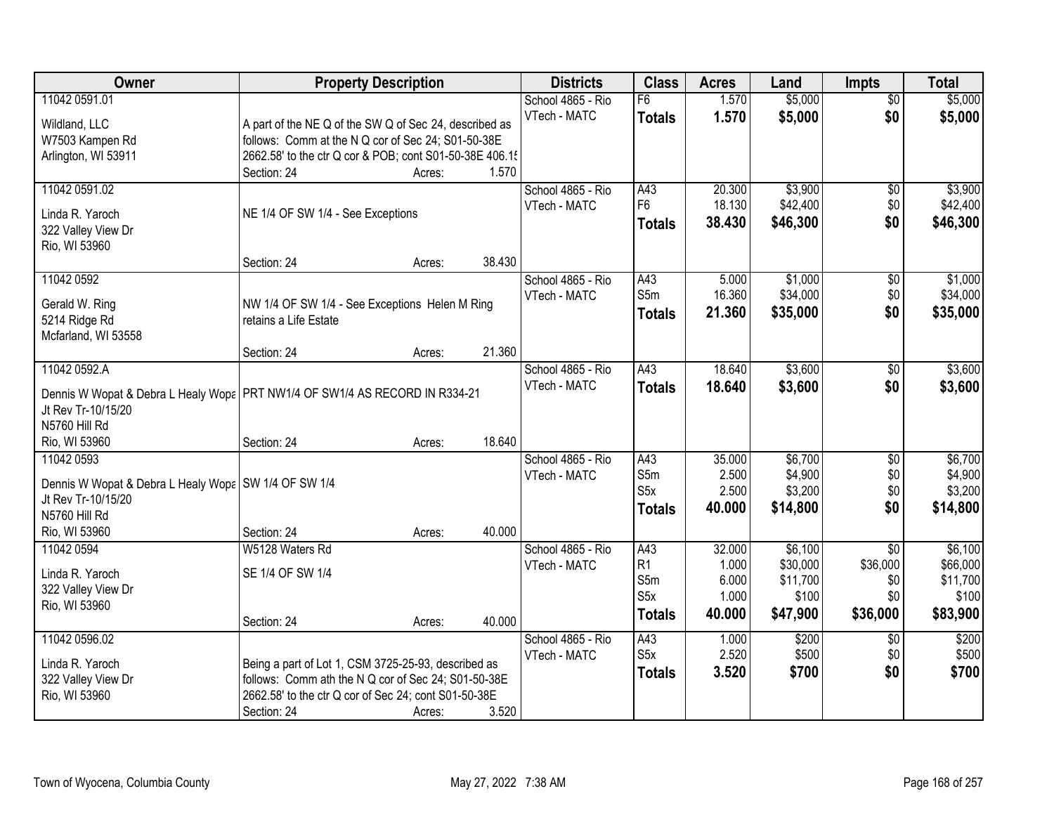| Owner | Property Description | Districts | Class | Acres | Land | Impts | Total |
|---|---|---|---|---|---|---|---|
| 11042 0591.01<br>Wildland, LLC<br>W7503 Kampen Rd<br>Arlington, WI 53911 | A part of the NE Q of the SW Q of Sec 24, described as follows: Comm at the N Q cor of Sec 24; S01-50-38E 2662.58' to the ctr Q cor & POB; cont S01-50-38E 406.15<br>Section: 24 Acres: 1.570 | School 4865 - Rio<br>VTech - MATC | F6<br>**Totals** | 1.570<br>**1.570** | $5,000<br>**$5,000** | $0<br>**$0** | $5,000<br>**$5,000** |
| 11042 0591.02<br>Linda R. Yaroch<br>322 Valley View Dr<br>Rio, WI 53960 | NE 1/4 OF SW 1/4 - See Exceptions<br>Section: 24 Acres: 38.430 | School 4865 - Rio<br>VTech - MATC | A43<br>F6<br>**Totals** | 20.300<br>18.130<br>**38.430** | $3,900<br>$42,400<br>**$46,300** | $0<br>$0<br>**$0** | $3,900<br>$42,400<br>**$46,300** |
| 11042 0592<br>Gerald W. Ring<br>5214 Ridge Rd<br>Mcfarland, WI 53558 | NW 1/4 OF SW 1/4 - See Exceptions Helen M Ring retains a Life Estate<br>Section: 24 Acres: 21.360 | School 4865 - Rio<br>VTech - MATC | A43<br>S5m<br>**Totals** | 5.000<br>16.360<br>**21.360** | $1,000<br>$34,000<br>**$35,000** | $0<br>$0<br>**$0** | $1,000<br>$34,000<br>**$35,000** |
| 11042 0592.A<br>Dennis W Wopat & Debra L Healy Wopa<br>Jt Rev Tr-10/15/20<br>N5760 Hill Rd<br>Rio, WI 53960 | PRT NW1/4 OF SW1/4 AS RECORD IN R334-21<br>Section: 24 Acres: 18.640 | School 4865 - Rio<br>VTech - MATC | A43<br>**Totals** | 18.640<br>**18.640** | $3,600<br>**$3,600** | $0<br>**$0** | $3,600<br>**$3,600** |
| 11042 0593<br>Dennis W Wopat & Debra L Healy Wopa<br>Jt Rev Tr-10/15/20<br>N5760 Hill Rd<br>Rio, WI 53960 | SW 1/4 OF SW 1/4<br>Section: 24 Acres: 40.000 | School 4865 - Rio<br>VTech - MATC | A43<br>S5m<br>S5x<br>**Totals** | 35.000<br>2.500<br>2.500<br>**40.000** | $6,700<br>$4,900<br>$3,200<br>**$14,800** | $0<br>$0<br>$0<br>**$0** | $6,700<br>$4,900<br>$3,200<br>**$14,800** |
| 11042 0594<br>Linda R. Yaroch<br>322 Valley View Dr<br>Rio, WI 53960 | W5128 Waters Rd<br>SE 1/4 OF SW 1/4<br>Section: 24 Acres: 40.000 | School 4865 - Rio<br>VTech - MATC | A43<br>R1<br>S5m<br>S5x<br>**Totals** | 32.000<br>1.000<br>6.000<br>1.000<br>**40.000** | $6,100<br>$30,000<br>$11,700<br>$100<br>**$47,900** | $0<br>$36,000<br>$0<br>$0<br>**$36,000** | $6,100<br>$66,000<br>$11,700<br>$100<br>**$83,900** |
| 11042 0596.02<br>Linda R. Yaroch<br>322 Valley View Dr<br>Rio, WI 53960 | Being a part of Lot 1, CSM 3725-25-93, described as follows: Comm ath the N Q cor of Sec 24; S01-50-38E 2662.58' to the ctr Q cor of Sec 24; cont S01-50-38E<br>Section: 24 Acres: 3.520 | School 4865 - Rio<br>VTech - MATC | A43<br>S5x<br>**Totals** | 1.000<br>2.520<br>**3.520** | $200<br>$500<br>**$700** | $0<br>$0<br>**$0** | $200<br>$500<br>**$700** |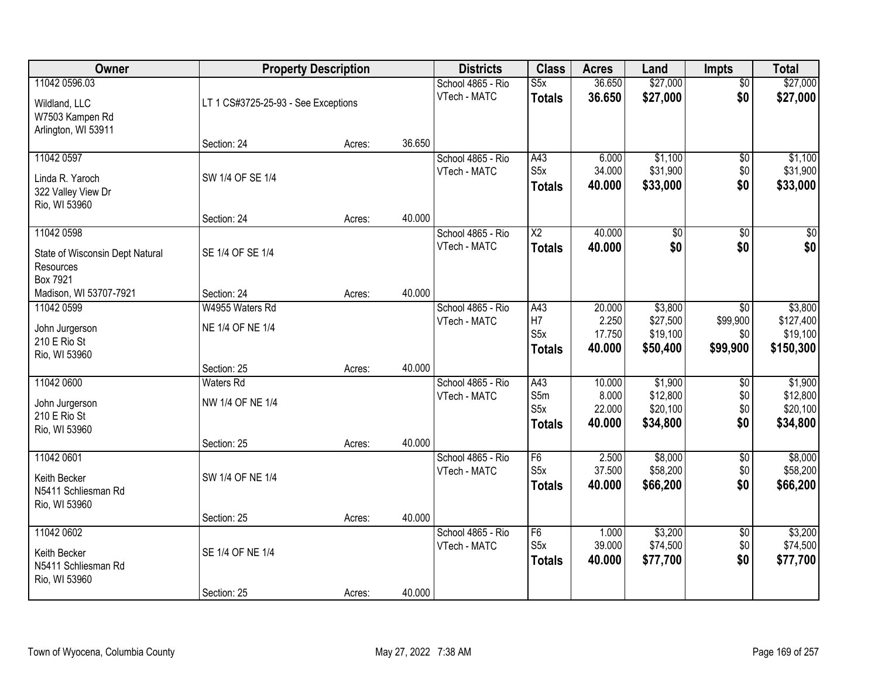| Owner | Property Description | | | Districts | Class | Acres | Land | Impts | Total |
|---|---|---|---|---|---|---|---|---|---|
| 11042 0596.03<br>Wildland, LLC<br>W7503 Kampen Rd<br>Arlington, WI 53911 | LT 1 CS#3725-25-93 - See Exceptions<br>Section: 24 | Acres: | 36.650 | School 4865 - Rio<br>VTech - MATC | S5x<br>**Totals** | 36.650<br>**36.650** | $27,000<br>**$27,000** | $0<br>**$0** | $27,000<br>**$27,000** |
| 11042 0597<br>Linda R. Yaroch<br>322 Valley View Dr<br>Rio, WI 53960 | SW 1/4 OF SE 1/4<br>Section: 24 | Acres: | 40.000 | School 4865 - Rio<br>VTech - MATC | A43<br>S5x<br>**Totals** | 6.000<br>34.000<br>**40.000** | $1,100<br>$31,900<br>**$33,000** | $0<br>$0<br>**$0** | $1,100<br>$31,900<br>**$33,000** |
| 11042 0598<br>State of Wisconsin Dept Natural Resources<br>Box 7921<br>Madison, WI 53707-7921 | SE 1/4 OF SE 1/4<br>Section: 24 | Acres: | 40.000 | School 4865 - Rio<br>VTech - MATC | X2<br>**Totals** | 40.000<br>**40.000** | $0<br>**$0** | $0<br>**$0** | $0<br>**$0** |
| 11042 0599<br>John Jurgerson<br>210 E Rio St<br>Rio, WI 53960 | W4955 Waters Rd<br>NE 1/4 OF NE 1/4<br>Section: 25 | Acres: | 40.000 | School 4865 - Rio<br>VTech - MATC | A43<br>H7<br>S5x<br>**Totals** | 20.000<br>2.250<br>17.750<br>**40.000** | $3,800<br>$27,500<br>$19,100<br>**$50,400** | $0<br>$99,900<br>$0<br>**$99,900** | $3,800<br>$127,400<br>$19,100<br>**$150,300** |
| 11042 0600<br>John Jurgerson<br>210 E Rio St<br>Rio, WI 53960 | Waters Rd<br>NW 1/4 OF NE 1/4<br>Section: 25 | Acres: | 40.000 | School 4865 - Rio<br>VTech - MATC | A43<br>S5m<br>S5x<br>**Totals** | 10.000<br>8.000<br>22.000<br>**40.000** | $1,900<br>$12,800<br>$20,100<br>**$34,800** | $0<br>$0<br>$0<br>**$0** | $1,900<br>$12,800<br>$20,100<br>**$34,800** |
| 11042 0601<br>Keith Becker<br>N5411 Schliesman Rd<br>Rio, WI 53960 | SW 1/4 OF NE 1/4<br>Section: 25 | Acres: | 40.000 | School 4865 - Rio<br>VTech - MATC | F6<br>S5x<br>**Totals** | 2.500<br>37.500<br>**40.000** | $8,000<br>$58,200<br>**$66,200** | $0<br>$0<br>**$0** | $8,000<br>$58,200<br>**$66,200** |
| 11042 0602<br>Keith Becker<br>N5411 Schliesman Rd<br>Rio, WI 53960 | SE 1/4 OF NE 1/4<br>Section: 25 | Acres: | 40.000 | School 4865 - Rio<br>VTech - MATC | F6<br>S5x<br>**Totals** | 1.000<br>39.000<br>**40.000** | $3,200<br>$74,500<br>**$77,700** | $0<br>$0<br>**$0** | $3,200<br>$74,500<br>**$77,700** |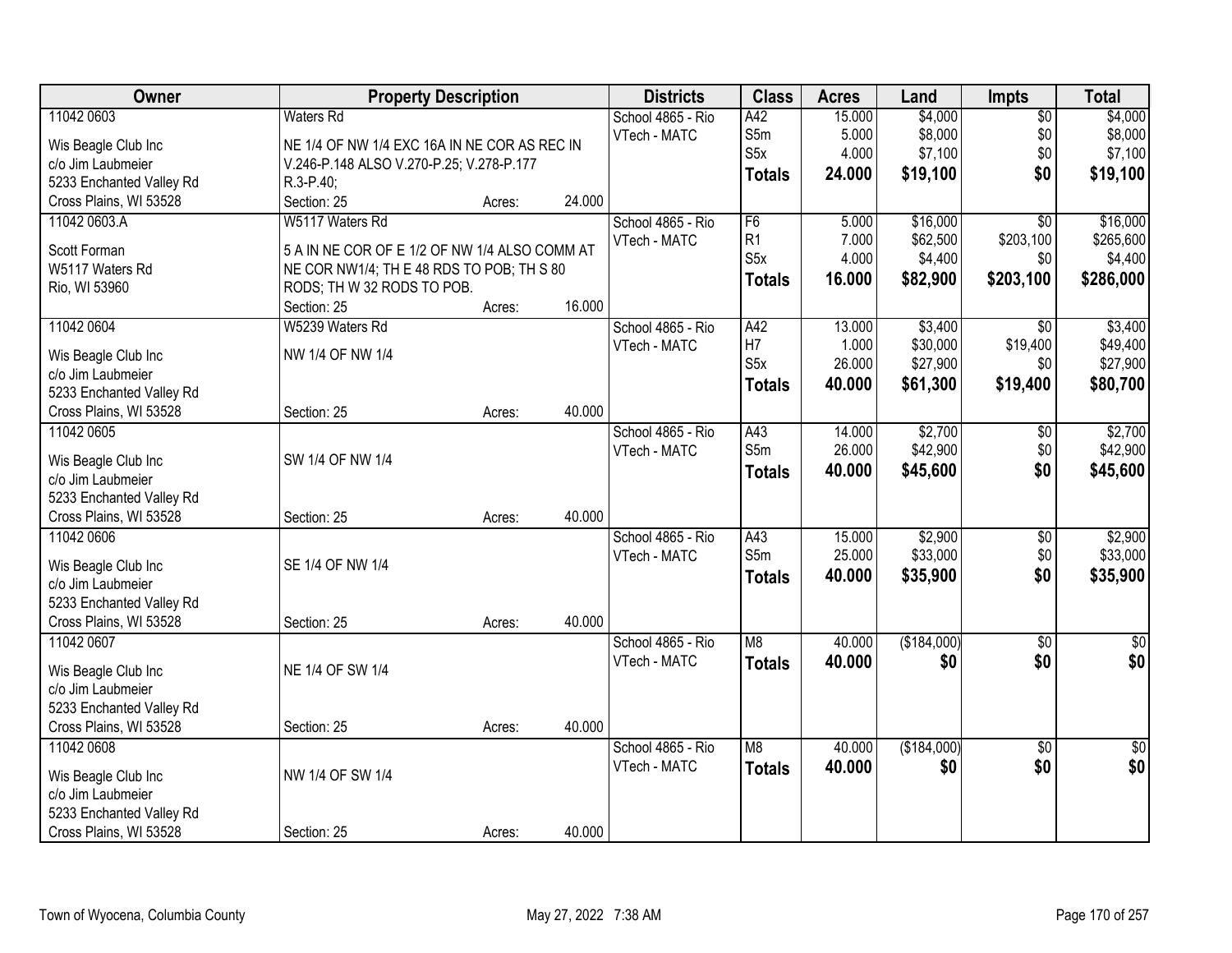| Owner | Property Description | Districts | Class | Acres | Land | Impts | Total |
|---|---|---|---|---|---|---|---|
| 11042 0603<br>Wis Beagle Club Inc<br>c/o Jim Laubmeier<br>5233 Enchanted Valley Rd<br>Cross Plains, WI 53528 | Waters Rd<br>NE 1/4 OF NW 1/4 EXC 16A IN NE COR AS REC IN V.246-P.148 ALSO V.270-P.25; V.278-P.177 R.3-P.40;<br>Section: 25 Acres: 24.000 | School 4865 - Rio<br>VTech - MATC | A42<br>S5m<br>S5x<br>**Totals** | 15.000<br>5.000<br>4.000<br>**24.000** | $4,000<br>$8,000<br>$7,100<br>**$19,100** | $0<br>$0<br>$0<br>**$0** | $4,000<br>$8,000<br>$7,100<br>**$19,100** |
| 11042 0603.A<br>Scott Forman<br>W5117 Waters Rd<br>Rio, WI 53960 | W5117 Waters Rd<br>5 A IN NE COR OF E 1/2 OF NW 1/4 ALSO COMM AT NE COR NW1/4; TH E 48 RDS TO POB; TH S 80 RODS; TH W 32 RODS TO POB.<br>Section: 25 Acres: 16.000 | School 4865 - Rio<br>VTech - MATC | F6<br>R1<br>S5x<br>**Totals** | 5.000<br>7.000<br>4.000<br>**16.000** | $16,000<br>$62,500<br>$4,400<br>**$82,900** | $0<br>$203,100<br>$0<br>**$203,100** | $16,000<br>$265,600<br>$4,400<br>**$286,000** |
| 11042 0604<br>Wis Beagle Club Inc<br>c/o Jim Laubmeier<br>5233 Enchanted Valley Rd<br>Cross Plains, WI 53528 | W5239 Waters Rd<br>NW 1/4 OF NW 1/4<br>Section: 25 Acres: 40.000 | School 4865 - Rio<br>VTech - MATC | A42<br>H7<br>S5x<br>**Totals** | 13.000<br>1.000<br>26.000<br>**40.000** | $3,400<br>$30,000<br>$27,900<br>**$61,300** | $0<br>$19,400<br>$0<br>**$19,400** | $3,400<br>$49,400<br>$27,900<br>**$80,700** |
| 11042 0605<br>Wis Beagle Club Inc<br>c/o Jim Laubmeier<br>5233 Enchanted Valley Rd<br>Cross Plains, WI 53528 | SW 1/4 OF NW 1/4<br>Section: 25 Acres: 40.000 | School 4865 - Rio<br>VTech - MATC | A43<br>S5m<br>**Totals** | 14.000<br>26.000<br>**40.000** | $2,700<br>$42,900<br>**$45,600** | $0<br>$0<br>**$0** | $2,700<br>$42,900<br>**$45,600** |
| 11042 0606<br>Wis Beagle Club Inc<br>c/o Jim Laubmeier<br>5233 Enchanted Valley Rd<br>Cross Plains, WI 53528 | SE 1/4 OF NW 1/4<br>Section: 25 Acres: 40.000 | School 4865 - Rio<br>VTech - MATC | A43<br>S5m<br>**Totals** | 15.000<br>25.000<br>**40.000** | $2,900<br>$33,000<br>**$35,900** | $0<br>$0<br>**$0** | $2,900<br>$33,000<br>**$35,900** |
| 11042 0607<br>Wis Beagle Club Inc<br>c/o Jim Laubmeier<br>5233 Enchanted Valley Rd<br>Cross Plains, WI 53528 | NE 1/4 OF SW 1/4<br>Section: 25 Acres: 40.000 | School 4865 - Rio<br>VTech - MATC | M8<br>**Totals** | 40.000<br>**40.000** | ($184,000)<br>**$0** | $0<br>**$0** | $0<br>**$0** |
| 11042 0608<br>Wis Beagle Club Inc<br>c/o Jim Laubmeier<br>5233 Enchanted Valley Rd<br>Cross Plains, WI 53528 | NW 1/4 OF SW 1/4<br>Section: 25 Acres: 40.000 | School 4865 - Rio<br>VTech - MATC | M8<br>**Totals** | 40.000<br>**40.000** | ($184,000)<br>**$0** | $0<br>**$0** | $0<br>**$0** |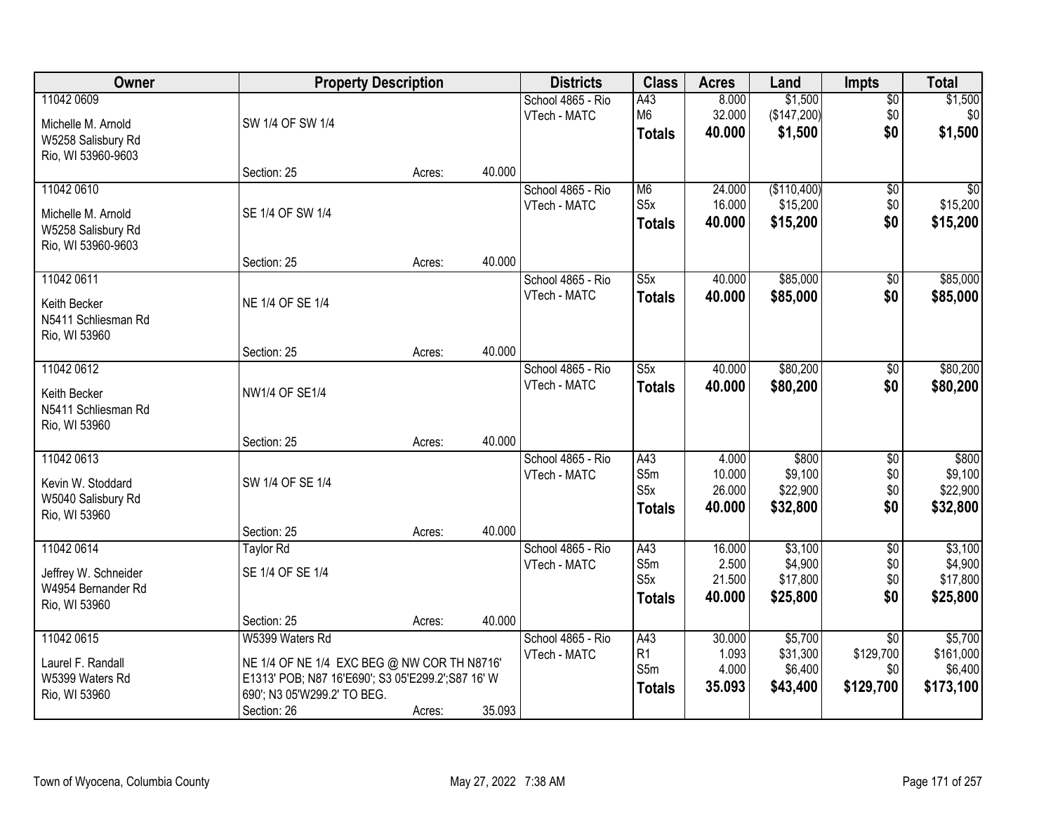| Owner | Property Description | | | Districts | Class | Acres | Land | Impts | Total |
|---|---|---|---|---|---|---|---|---|---|
| 11042 0609<br>Michelle M. Arnold<br>W5258 Salisbury Rd<br>Rio, WI 53960-9603 | SW 1/4 OF SW 1/4<br>Section: 25 | Acres: | 40.000 | School 4865 - Rio<br>VTech - MATC | A43<br>M6<br>**Totals** | 8.000<br>32.000<br>**40.000** | $1,500<br>($147,200)<br>**$1,500** | $0<br>$0<br>**$0** | $1,500<br>$0<br>**$1,500** |
| 11042 0610<br>Michelle M. Arnold<br>W5258 Salisbury Rd<br>Rio, WI 53960-9603 | SE 1/4 OF SW 1/4<br>Section: 25 | Acres: | 40.000 | School 4865 - Rio<br>VTech - MATC | M6<br>S5x<br>**Totals** | 24.000<br>16.000<br>**40.000** | ($110,400)<br>$15,200<br>**$15,200** | $0<br>$0<br>**$0** | $0<br>$15,200<br>**$15,200** |
| 11042 0611<br>Keith Becker<br>N5411 Schliesman Rd<br>Rio, WI 53960 | NE 1/4 OF SE 1/4<br>Section: 25 | Acres: | 40.000 | School 4865 - Rio<br>VTech - MATC | S5x<br>**Totals** | 40.000<br>**40.000** | $85,000<br>**$85,000** | $0<br>**$0** | $85,000<br>**$85,000** |
| 11042 0612<br>Keith Becker<br>N5411 Schliesman Rd<br>Rio, WI 53960 | NW1/4 OF SE1/4<br>Section: 25 | Acres: | 40.000 | School 4865 - Rio<br>VTech - MATC | S5x<br>**Totals** | 40.000<br>**40.000** | $80,200<br>**$80,200** | $0<br>**$0** | $80,200<br>**$80,200** |
| 11042 0613<br>Kevin W. Stoddard<br>W5040 Salisbury Rd<br>Rio, WI 53960 | SW 1/4 OF SE 1/4<br>Section: 25 | Acres: | 40.000 | School 4865 - Rio<br>VTech - MATC | A43<br>S5m<br>S5x<br>**Totals** | 4.000<br>10.000<br>26.000<br>**40.000** | $800<br>$9,100<br>$22,900<br>**$32,800** | $0<br>$0<br>$0<br>**$0** | $800<br>$9,100<br>$22,900<br>**$32,800** |
| 11042 0614<br>Jeffrey W. Schneider<br>W4954 Bernander Rd<br>Rio, WI 53960 | Taylor Rd<br>SE 1/4 OF SE 1/4<br>Section: 25 | Acres: | 40.000 | School 4865 - Rio<br>VTech - MATC | A43<br>S5m<br>S5x<br>**Totals** | 16.000<br>2.500<br>21.500<br>**40.000** | $3,100<br>$4,900<br>$17,800<br>**$25,800** | $0<br>$0<br>$0<br>**$0** | $3,100<br>$4,900<br>$17,800<br>**$25,800** |
| 11042 0615<br>Laurel F. Randall<br>W5399 Waters Rd<br>Rio, WI 53960 | W5399 Waters Rd<br>NE 1/4 OF NE 1/4 EXC BEG @ NW COR TH N8716' E1313' POB; N87 16'E690'; S3 05'E299.2';S87 16' W 690'; N3 05'W299.2' TO BEG.<br>Section: 26 | Acres: | 35.093 | School 4865 - Rio<br>VTech - MATC | A43<br>R1<br>S5m<br>**Totals** | 30.000<br>1.093<br>4.000<br>**35.093** | $5,700<br>$31,300<br>$6,400<br>**$43,400** | $0<br>$129,700<br>$0<br>**$129,700** | $5,700<br>$161,000<br>$6,400<br>**$173,100** |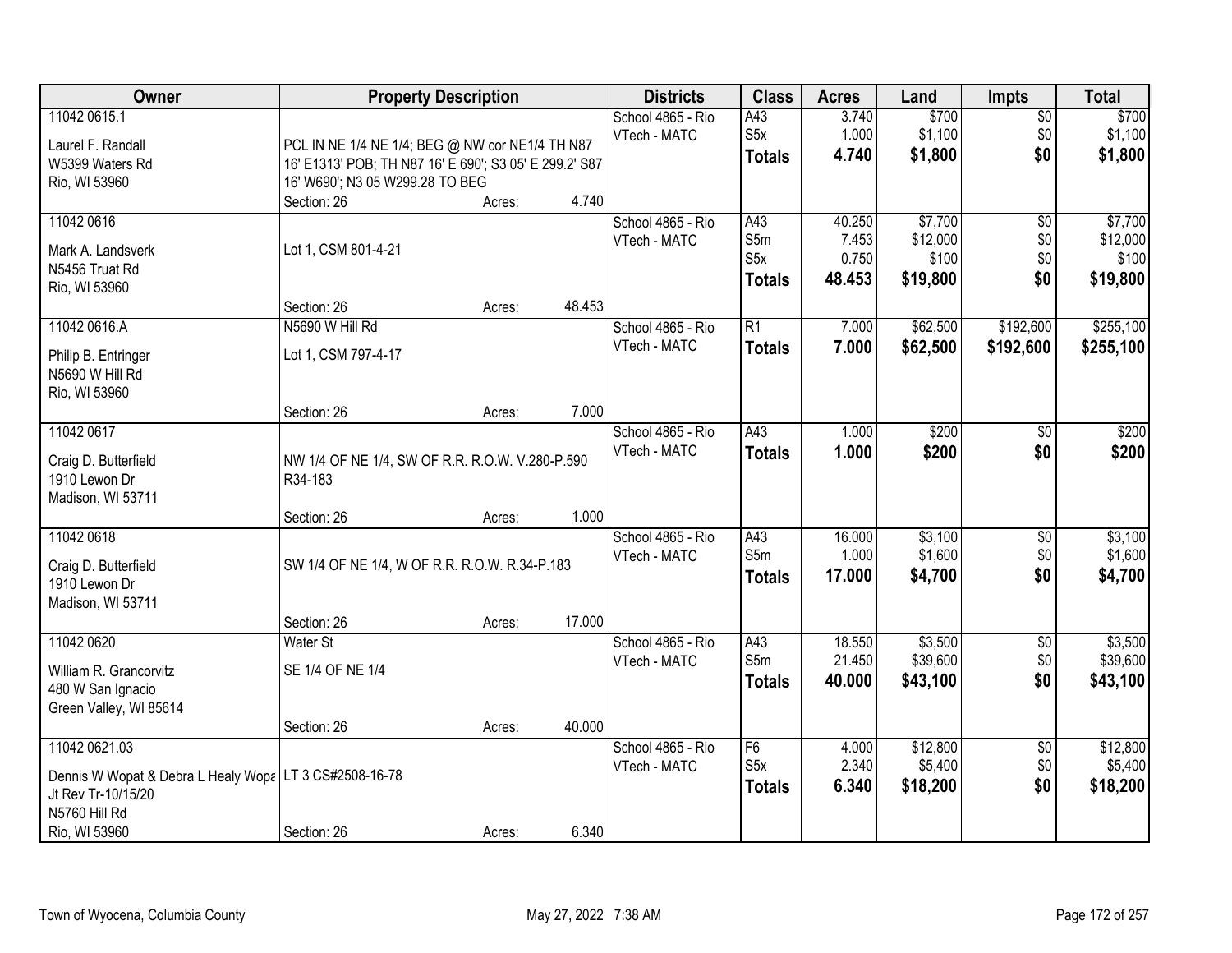| Owner | Property Description | Districts | Class | Acres | Land | Impts | Total |
|---|---|---|---|---|---|---|---|
| 11042 0615.1<br>Laurel F. Randall<br>W5399 Waters Rd<br>Rio, WI 53960 | PCL IN NE 1/4 NE 1/4; BEG @ NW cor NE1/4 TH N87 16' E1313' POB; TH N87 16' E 690'; S3 05' E 299.2' S87 16' W690'; N3 05 W299.28 TO BEG<br>Section: 26 Acres: 4.740 | School 4865 - Rio<br>VTech - MATC | A43<br>S5x<br>**Totals** | 3.740<br>1.000<br>**4.740** | $700<br>$1,100<br>**$1,800** | $0<br>$0<br>**$0** | $700<br>$1,100<br>**$1,800** |
| 11042 0616<br>Mark A. Landsverk<br>N5456 Truat Rd<br>Rio, WI 53960 | Lot 1, CSM 801-4-21<br>Section: 26 Acres: 48.453 | School 4865 - Rio<br>VTech - MATC | A43<br>S5m<br>S5x<br>**Totals** | 40.250<br>7.453<br>0.750<br>**48.453** | $7,700<br>$12,000<br>$100<br>**$19,800** | $0<br>$0<br>$0<br>**$0** | $7,700<br>$12,000<br>$100<br>**$19,800** |
| 11042 0616.A<br>Philip B. Entringer<br>N5690 W Hill Rd<br>Rio, WI 53960 | N5690 W Hill Rd<br>Lot 1, CSM 797-4-17<br>Section: 26 Acres: 7.000 | School 4865 - Rio<br>VTech - MATC | R1<br>**Totals** | 7.000<br>**7.000** | $62,500<br>**$62,500** | $192,600<br>**$192,600** | $255,100<br>**$255,100** |
| 11042 0617<br>Craig D. Butterfield<br>1910 Lewon Dr<br>Madison, WI 53711 | NW 1/4 OF NE 1/4, SW OF R.R. R.O.W. V.280-P.590 R34-183<br>Section: 26 Acres: 1.000 | School 4865 - Rio<br>VTech - MATC | A43<br>**Totals** | 1.000<br>**1.000** | $200<br>**$200** | $0<br>**$0** | $200<br>**$200** |
| 11042 0618<br>Craig D. Butterfield<br>1910 Lewon Dr<br>Madison, WI 53711 | SW 1/4 OF NE 1/4, W OF R.R. R.O.W. R.34-P.183<br>Section: 26 Acres: 17.000 | School 4865 - Rio<br>VTech - MATC | A43<br>S5m<br>**Totals** | 16.000<br>1.000<br>**17.000** | $3,100<br>$1,600<br>**$4,700** | $0<br>$0<br>**$0** | $3,100<br>$1,600<br>**$4,700** |
| 11042 0620<br>William R. Grancorvitz<br>480 W San Ignacio<br>Green Valley, WI 85614 | Water St<br>SE 1/4 OF NE 1/4<br>Section: 26 Acres: 40.000 | School 4865 - Rio<br>VTech - MATC | A43<br>S5m<br>**Totals** | 18.550<br>21.450<br>**40.000** | $3,500<br>$39,600<br>**$43,100** | $0<br>$0<br>**$0** | $3,500<br>$39,600<br>**$43,100** |
| 11042 0621.03<br>Dennis W Wopat & Debra L Healy Wopa<br>Jt Rev Tr-10/15/20<br>N5760 Hill Rd<br>Rio, WI 53960 | LT 3 CS#2508-16-78<br>Section: 26 Acres: 6.340 | School 4865 - Rio<br>VTech - MATC | F6<br>S5x<br>**Totals** | 4.000<br>2.340<br>**6.340** | $12,800<br>$5,400<br>**$18,200** | $0<br>$0<br>**$0** | $12,800<br>$5,400<br>**$18,200** |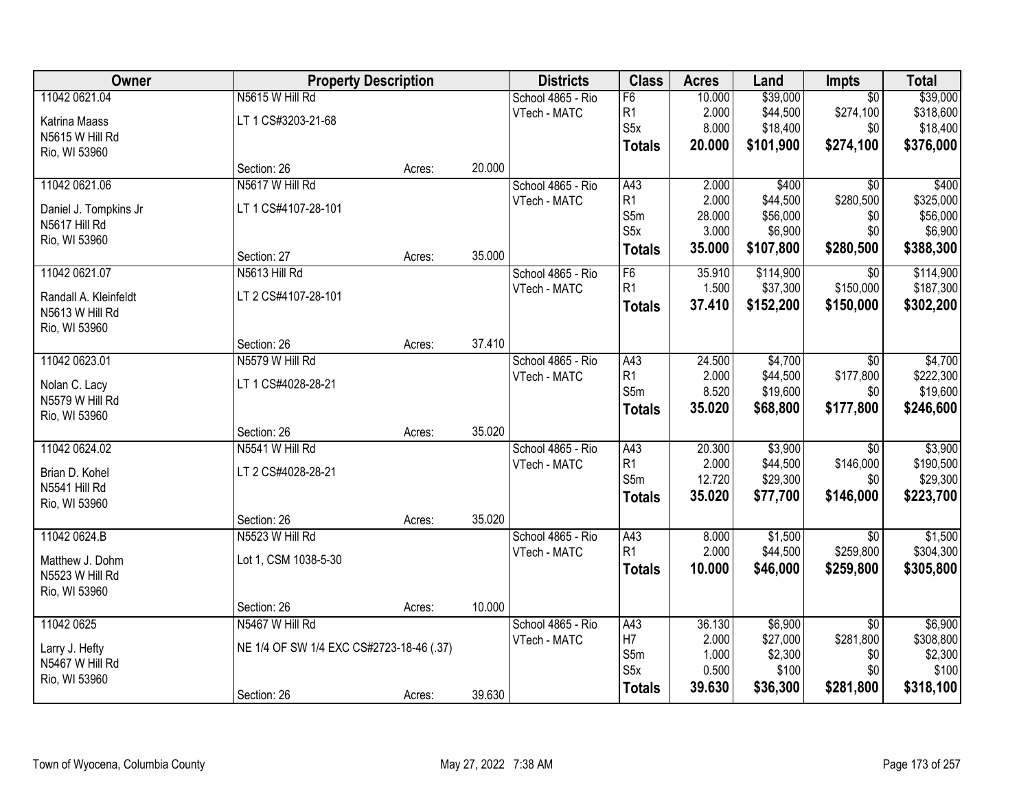| Owner | Property Description | | | Districts | Class | Acres | Land | Impts | Total |
|---|---|---|---|---|---|---|---|---|---|
| 11042 0621.04 | N5615 W Hill Rd | | | School 4865 - Rio | F6 | 10.000 | $39,000 | $0 | $39,000 |
| Katrina Maass | LT 1 CS#3203-21-68 | | | VTech - MATC | R1 | 2.000 | $44,500 | $274,100 | $318,600 |
| N5615 W Hill Rd | | | | | S5x | 8.000 | $18,400 | $0 | $18,400 |
| Rio, WI 53960 | | | | | **Totals** | **20.000** | **$101,900** | **$274,100** | **$376,000** |
| | Section: 26 | Acres: | 20.000 | | | | | | |
| 11042 0621.06 | N5617 W Hill Rd | | | School 4865 - Rio | A43 | 2.000 | $400 | $0 | $400 |
| Daniel J. Tompkins Jr | LT 1 CS#4107-28-101 | | | VTech - MATC | R1 | 2.000 | $44,500 | $280,500 | $325,000 |
| N5617 Hill Rd | | | | | S5m | 28.000 | $56,000 | $0 | $56,000 |
| Rio, WI 53960 | | | | | S5x | 3.000 | $6,900 | $0 | $6,900 |
| | Section: 27 | Acres: | 35.000 | | **Totals** | **35.000** | **$107,800** | **$280,500** | **$388,300** |
| 11042 0621.07 | N5613 Hill Rd | | | School 4865 - Rio | F6 | 35.910 | $114,900 | $0 | $114,900 |
| Randall A. Kleinfeldt | LT 2 CS#4107-28-101 | | | VTech - MATC | R1 | 1.500 | $37,300 | $150,000 | $187,300 |
| N5613 W Hill Rd | | | | | **Totals** | **37.410** | **$152,200** | **$150,000** | **$302,200** |
| Rio, WI 53960 | | | | | | | | | |
| | Section: 26 | Acres: | 37.410 | | | | | | |
| 11042 0623.01 | N5579 W Hill Rd | | | School 4865 - Rio | A43 | 24.500 | $4,700 | $0 | $4,700 |
| Nolan C. Lacy | LT 1 CS#4028-28-21 | | | VTech - MATC | R1 | 2.000 | $44,500 | $177,800 | $222,300 |
| N5579 W Hill Rd | | | | | S5m | 8.520 | $19,600 | $0 | $19,600 |
| Rio, WI 53960 | | | | | **Totals** | **35.020** | **$68,800** | **$177,800** | **$246,600** |
| | Section: 26 | Acres: | 35.020 | | | | | | |
| 11042 0624.02 | N5541 W Hill Rd | | | School 4865 - Rio | A43 | 20.300 | $3,900 | $0 | $3,900 |
| Brian D. Kohel | LT 2 CS#4028-28-21 | | | VTech - MATC | R1 | 2.000 | $44,500 | $146,000 | $190,500 |
| N5541 Hill Rd | | | | | S5m | 12.720 | $29,300 | $0 | $29,300 |
| Rio, WI 53960 | | | | | **Totals** | **35.020** | **$77,700** | **$146,000** | **$223,700** |
| | Section: 26 | Acres: | 35.020 | | | | | | |
| 11042 0624.B | N5523 W Hill Rd | | | School 4865 - Rio | A43 | 8.000 | $1,500 | $0 | $1,500 |
| Matthew J. Dohm | Lot 1, CSM 1038-5-30 | | | VTech - MATC | R1 | 2.000 | $44,500 | $259,800 | $304,300 |
| N5523 W Hill Rd | | | | | **Totals** | **10.000** | **$46,000** | **$259,800** | **$305,800** |
| Rio, WI 53960 | | | | | | | | | |
| | Section: 26 | Acres: | 10.000 | | | | | | |
| 11042 0625 | N5467 W Hill Rd | | | School 4865 - Rio | A43 | 36.130 | $6,900 | $0 | $6,900 |
| Larry J. Hefty | NE 1/4 OF SW 1/4 EXC CS#2723-18-46 (.37) | | | VTech - MATC | H7 | 2.000 | $27,000 | $281,800 | $308,800 |
| N5467 W Hill Rd | | | | | S5m | 1.000 | $2,300 | $0 | $2,300 |
| Rio, WI 53960 | | | | | S5x | 0.500 | $100 | $0 | $100 |
| | Section: 26 | Acres: | 39.630 | | **Totals** | **39.630** | **$36,300** | **$281,800** | **$318,100** |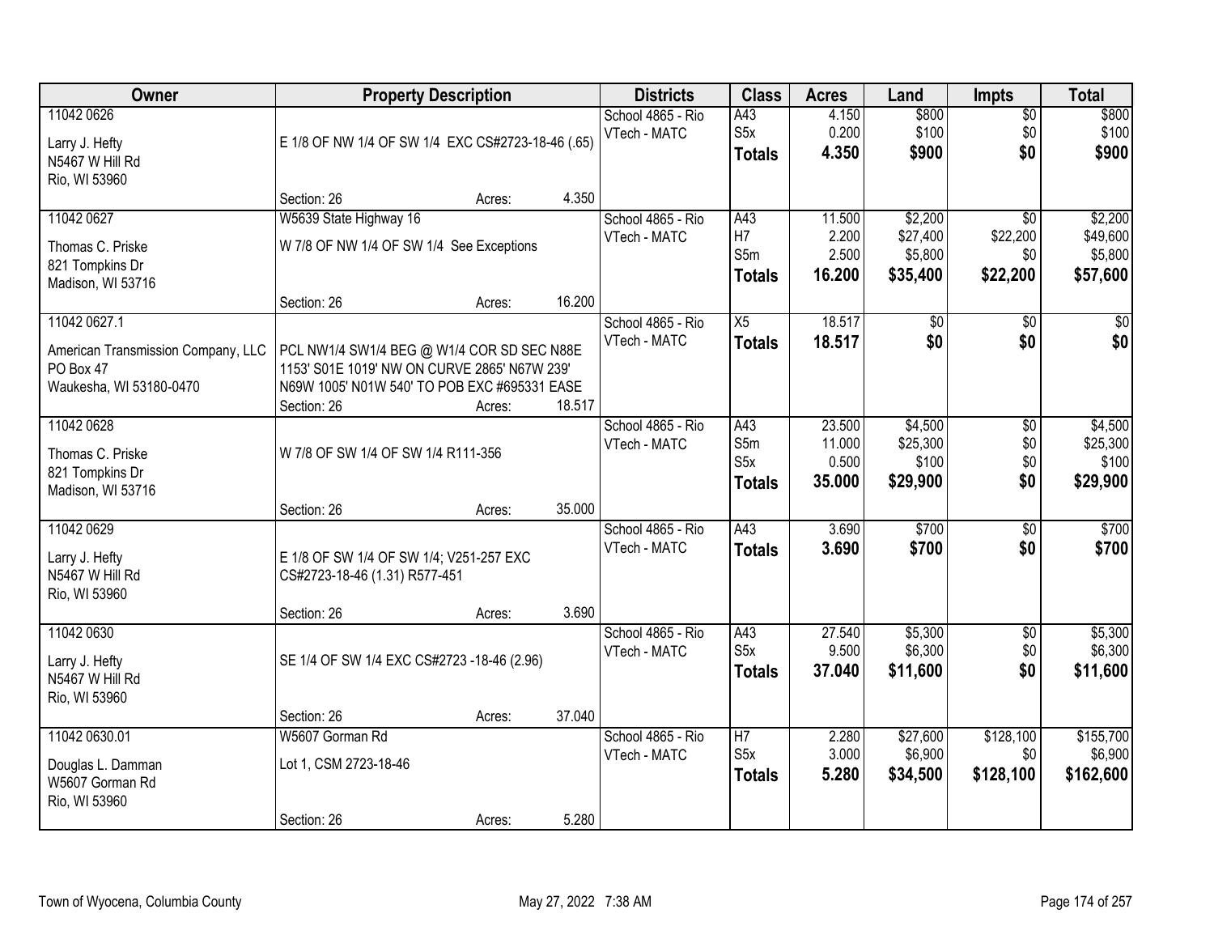| Owner | Property Description | Districts | Class | Acres | Land | Impts | Total |
|---|---|---|---|---|---|---|---|
| 11042 0626<br>Larry J. Hefty<br>N5467 W Hill Rd<br>Rio, WI 53960 | E 1/8 OF NW 1/4 OF SW 1/4 EXC CS#2723-18-46 (.65)<br>Section: 26 Acres: 4.350 | School 4865 - Rio<br>VTech - MATC | A43<br>S5x<br>**Totals** | 4.150<br>0.200<br>**4.350** | $800<br>$100<br>**$900** | $0<br>$0<br>**$0** | $800<br>$100<br>**$900** |
| 11042 0627<br>Thomas C. Priske<br>821 Tompkins Dr<br>Madison, WI 53716 | W5639 State Highway 16<br>W 7/8 OF NW 1/4 OF SW 1/4 See Exceptions<br>Section: 26 Acres: 16.200 | School 4865 - Rio<br>VTech - MATC | A43<br>H7<br>S5m<br>**Totals** | 11.500<br>2.200<br>2.500<br>**16.200** | $2,200<br>$27,400<br>$5,800<br>**$35,400** | $0<br>$22,200<br>$0<br>**$22,200** | $2,200<br>$49,600<br>$5,800<br>**$57,600** |
| 11042 0627.1<br>American Transmission Company, LLC<br>PO Box 47<br>Waukesha, WI 53180-0470 | PCL NW1/4 SW1/4 BEG @ W1/4 COR SD SEC N88E 1153' S01E 1019' NW ON CURVE 2865' N67W 239' N69W 1005' N01W 540' TO POB EXC #695331 EASE<br>Section: 26 Acres: 18.517 | School 4865 - Rio<br>VTech - MATC | X5<br>**Totals** | 18.517<br>**18.517** | $0<br>**$0** | $0<br>**$0** | $0<br>**$0** |
| 11042 0628<br>Thomas C. Priske<br>821 Tompkins Dr<br>Madison, WI 53716 | W 7/8 OF SW 1/4 OF SW 1/4 R111-356<br>Section: 26 Acres: 35.000 | School 4865 - Rio<br>VTech - MATC | A43<br>S5m<br>S5x<br>**Totals** | 23.500<br>11.000<br>0.500<br>**35.000** | $4,500<br>$25,300<br>$100<br>**$29,900** | $0<br>$0<br>$0<br>**$0** | $4,500<br>$25,300<br>$100<br>**$29,900** |
| 11042 0629<br>Larry J. Hefty<br>N5467 W Hill Rd<br>Rio, WI 53960 | E 1/8 OF SW 1/4 OF SW 1/4; V251-257 EXC CS#2723-18-46 (1.31) R577-451<br>Section: 26 Acres: 3.690 | School 4865 - Rio<br>VTech - MATC | A43<br>**Totals** | 3.690<br>**3.690** | $700<br>**$700** | $0<br>**$0** | $700<br>**$700** |
| 11042 0630<br>Larry J. Hefty<br>N5467 W Hill Rd<br>Rio, WI 53960 | SE 1/4 OF SW 1/4 EXC CS#2723 -18-46 (2.96)<br>Section: 26 Acres: 37.040 | School 4865 - Rio<br>VTech - MATC | A43<br>S5x<br>**Totals** | 27.540<br>9.500<br>**37.040** | $5,300<br>$6,300<br>**$11,600** | $0<br>$0<br>**$0** | $5,300<br>$6,300<br>**$11,600** |
| 11042 0630.01<br>Douglas L. Damman<br>W5607 Gorman Rd<br>Rio, WI 53960 | W5607 Gorman Rd<br>Lot 1, CSM 2723-18-46<br>Section: 26 Acres: 5.280 | School 4865 - Rio<br>VTech - MATC | H7<br>S5x<br>**Totals** | 2.280<br>3.000<br>**5.280** | $27,600<br>$6,900<br>**$34,500** | $128,100<br>$0<br>**$128,100** | $155,700<br>$6,900<br>**$162,600** |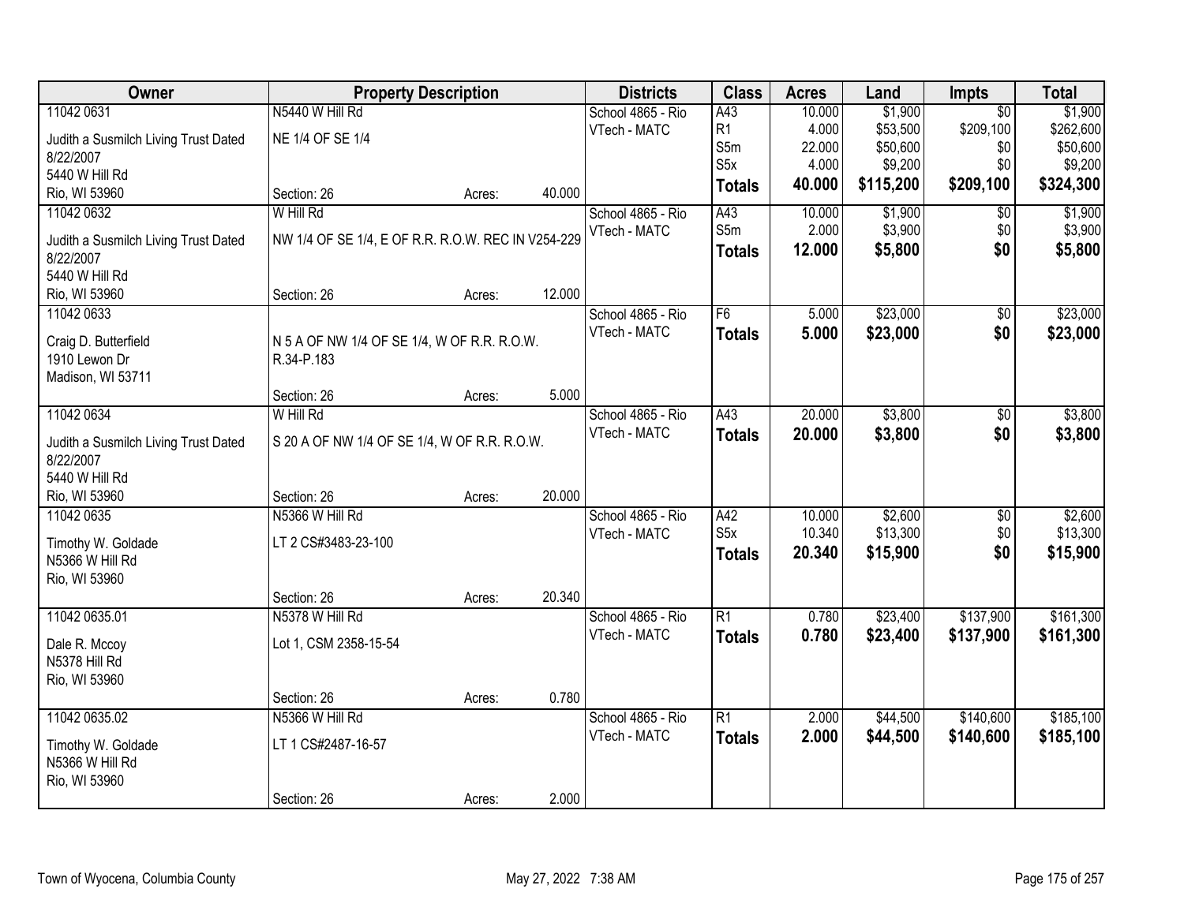| Owner | Property Description | Districts | Class | Acres | Land | Impts | Total |
|---|---|---|---|---|---|---|---|
| 11042 0631<br>Judith a Susmilch Living Trust Dated 8/22/2007<br>5440 W Hill Rd<br>Rio, WI 53960 | N5440 W Hill Rd<br>NE 1/4 OF SE 1/4<br>Section: 26 Acres: 40.000 | School 4865 - Rio<br>VTech - MATC | A43<br>R1<br>S5m<br>S5x<br>**Totals** | 10.000<br>4.000<br>22.000<br>4.000<br>**40.000** | $1,900<br>$53,500<br>$50,600<br>$9,200<br>**$115,200** | $0<br>$209,100<br>$0<br>$0<br>**$209,100** | $1,900<br>$262,600<br>$50,600<br>$9,200<br>**$324,300** |
| 11042 0632<br>Judith a Susmilch Living Trust Dated 8/22/2007<br>5440 W Hill Rd<br>Rio, WI 53960 | W Hill Rd<br>NW 1/4 OF SE 1/4, E OF R.R. R.O.W. REC IN V254-229<br>Section: 26 Acres: 12.000 | School 4865 - Rio<br>VTech - MATC | A43<br>S5m<br>**Totals** | 10.000<br>2.000<br>**12.000** | $1,900<br>$3,900<br>**$5,800** | $0<br>$0<br>**$0** | $1,900<br>$3,900<br>**$5,800** |
| 11042 0633<br>Craig D. Butterfield<br>1910 Lewon Dr<br>Madison, WI 53711 | N 5 A OF NW 1/4 OF SE 1/4, W OF R.R. R.O.W. R.34-P.183<br>Section: 26 Acres: 5.000 | School 4865 - Rio<br>VTech - MATC | F6<br>**Totals** | 5.000<br>**5.000** | $23,000<br>**$23,000** | $0<br>**$0** | $23,000<br>**$23,000** |
| 11042 0634<br>Judith a Susmilch Living Trust Dated 8/22/2007<br>5440 W Hill Rd<br>Rio, WI 53960 | W Hill Rd<br>S 20 A OF NW 1/4 OF SE 1/4, W OF R.R. R.O.W.<br>Section: 26 Acres: 20.000 | School 4865 - Rio<br>VTech - MATC | A43<br>**Totals** | 20.000<br>**20.000** | $3,800<br>**$3,800** | $0<br>**$0** | $3,800<br>**$3,800** |
| 11042 0635<br>Timothy W. Goldade<br>N5366 W Hill Rd<br>Rio, WI 53960 | N5366 W Hill Rd<br>LT 2 CS#3483-23-100<br>Section: 26 Acres: 20.340 | School 4865 - Rio<br>VTech - MATC | A42<br>S5x<br>**Totals** | 10.000<br>10.340<br>**20.340** | $2,600<br>$13,300<br>**$15,900** | $0<br>$0<br>**$0** | $2,600<br>$13,300<br>**$15,900** |
| 11042 0635.01<br>Dale R. Mccoy<br>N5378 Hill Rd<br>Rio, WI 53960 | N5378 W Hill Rd<br>Lot 1, CSM 2358-15-54<br>Section: 26 Acres: 0.780 | School 4865 - Rio<br>VTech - MATC | R1<br>**Totals** | 0.780<br>**0.780** | $23,400<br>**$23,400** | $137,900<br>**$137,900** | $161,300<br>**$161,300** |
| 11042 0635.02<br>Timothy W. Goldade<br>N5366 W Hill Rd<br>Rio, WI 53960 | N5366 W Hill Rd<br>LT 1 CS#2487-16-57<br>Section: 26 Acres: 2.000 | School 4865 - Rio<br>VTech - MATC | R1<br>**Totals** | 2.000<br>**2.000** | $44,500<br>**$44,500** | $140,600<br>**$140,600** | $185,100<br>**$185,100** |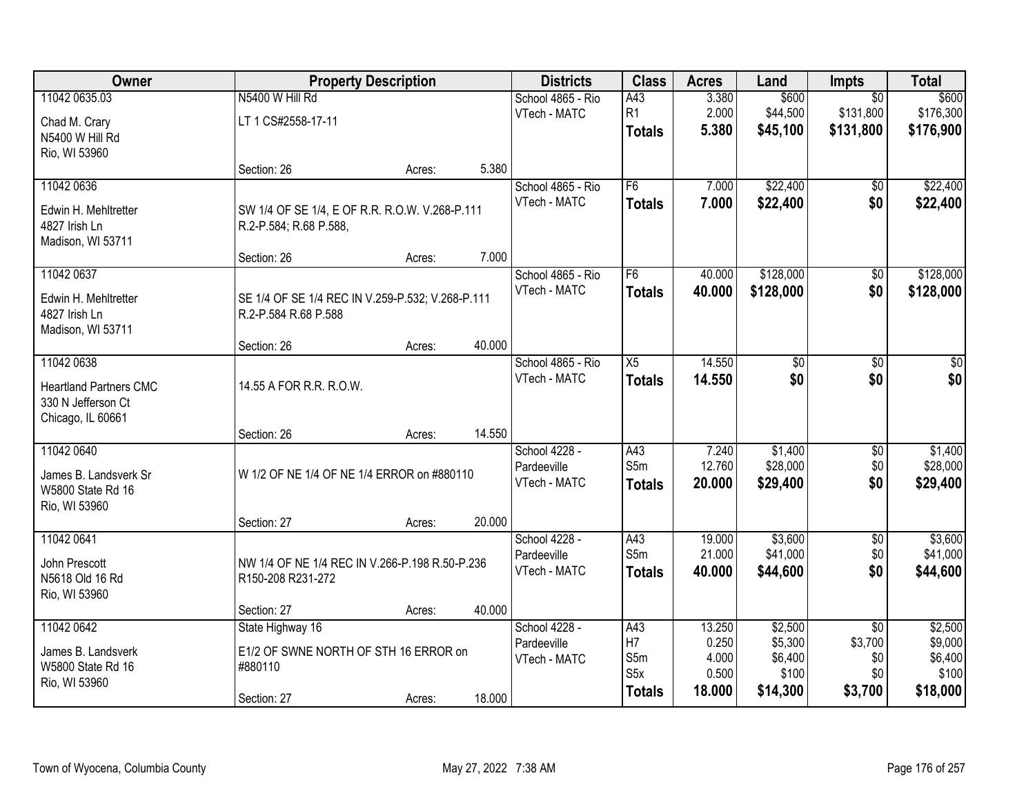| Owner | Property Description | Districts | Class | Acres | Land | Impts | Total |
|---|---|---|---|---|---|---|---|
| 11042 0635.03<br>Chad M. Crary<br>N5400 W Hill Rd<br>Rio, WI 53960 | N5400 W Hill Rd<br>LT 1 CS#2558-17-11<br>Section: 26 Acres: 5.380 | School 4865 - Rio<br>VTech - MATC | A43<br>R1<br>**Totals** | 3.380<br>2.000<br>**5.380** | $600<br>$44,500<br>**$45,100** | $0<br>$131,800<br>**$131,800** | $600<br>$176,300<br>**$176,900** |
| 11042 0636<br>Edwin H. Mehltretter<br>4827 Irish Ln<br>Madison, WI 53711 | SW 1/4 OF SE 1/4, E OF R.R. R.O.W. V.268-P.111 R.2-P.584; R.68 P.588,<br>Section: 26 Acres: 7.000 | School 4865 - Rio<br>VTech - MATC | F6<br>**Totals** | 7.000<br>**7.000** | $22,400<br>**$22,400** | $0<br>**$0** | $22,400<br>**$22,400** |
| 11042 0637<br>Edwin H. Mehltretter<br>4827 Irish Ln<br>Madison, WI 53711 | SE 1/4 OF SE 1/4 REC IN V.259-P.532; V.268-P.111 R.2-P.584 R.68 P.588<br>Section: 26 Acres: 40.000 | School 4865 - Rio<br>VTech - MATC | F6<br>**Totals** | 40.000<br>**40.000** | $128,000<br>**$128,000** | $0<br>**$0** | $128,000<br>**$128,000** |
| 11042 0638<br>Heartland Partners CMC<br>330 N Jefferson Ct<br>Chicago, IL 60661 | 14.55 A FOR R.R. R.O.W.<br>Section: 26 Acres: 14.550 | School 4865 - Rio<br>VTech - MATC | X5<br>**Totals** | 14.550<br>**14.550** | $0<br>**$0** | $0<br>**$0** | $0<br>**$0** |
| 11042 0640<br>James B. Landsverk Sr<br>W5800 State Rd 16<br>Rio, WI 53960 | W 1/2 OF NE 1/4 OF NE 1/4 ERROR on #880110<br>Section: 27 Acres: 20.000 | School 4228 - Pardeeville<br>VTech - MATC | A43<br>S5m<br>**Totals** | 7.240<br>12.760<br>**20.000** | $1,400<br>$28,000<br>**$29,400** | $0<br>$0<br>**$0** | $1,400<br>$28,000<br>**$29,400** |
| 11042 0641<br>John Prescott<br>N5618 Old 16 Rd<br>Rio, WI 53960 | NW 1/4 OF NE 1/4 REC IN V.266-P.198 R.50-P.236 R150-208 R231-272<br>Section: 27 Acres: 40.000 | School 4228 - Pardeeville<br>VTech - MATC | A43<br>S5m<br>**Totals** | 19.000<br>21.000<br>**40.000** | $3,600<br>$41,000<br>**$44,600** | $0<br>$0<br>**$0** | $3,600<br>$41,000<br>**$44,600** |
| 11042 0642<br>James B. Landsverk<br>W5800 State Rd 16<br>Rio, WI 53960 | State Highway 16<br>E1/2 OF SWNE NORTH OF STH 16 ERROR on #880110<br>Section: 27 Acres: 18.000 | School 4228 - Pardeeville<br>VTech - MATC | A43<br>H7<br>S5m<br>S5x<br>**Totals** | 13.250<br>0.250<br>4.000<br>0.500<br>**18.000** | $2,500<br>$5,300<br>$6,400<br>$100<br>**$14,300** | $0<br>$3,700<br>$0<br>$0<br>**$3,700** | $2,500<br>$9,000<br>$6,400<br>$100<br>**$18,000** |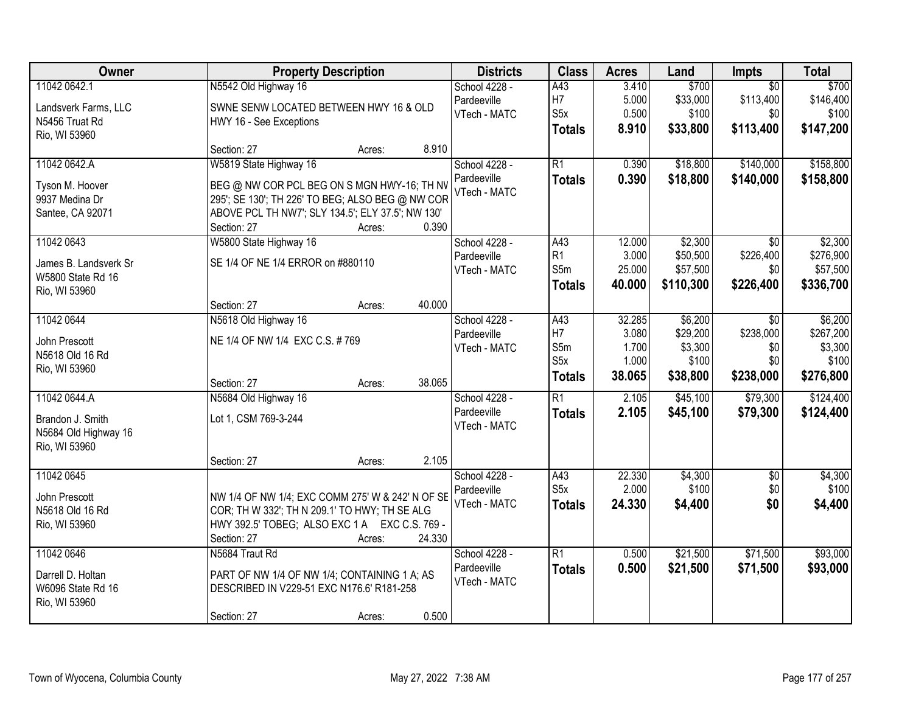| Owner | Property Description | Districts | Class | Acres | Land | Impts | Total |
|---|---|---|---|---|---|---|---|
| 11042 0642.1<br><br>Landsverk Farms, LLC<br>N5456 Truat Rd<br>Rio, WI 53960 | N5542 Old Highway 16<br><br>SWNE SENW LOCATED BETWEEN HWY 16 & OLD HWY 16 - See Exceptions<br><br>Section: 27 Acres: 8.910 | School 4228 - Pardeeville<br>VTech - MATC | A43<br>H7<br>S5x<br>**Totals** | 3.410<br>5.000<br>0.500<br>**8.910** | $700<br>$33,000<br>$100<br>**$33,800** | $0<br>$113,400<br>$0<br>**$113,400** | $700<br>$146,400<br>$100<br>**$147,200** |
| 11042 0642.A<br><br>Tyson M. Hoover<br>9937 Medina Dr<br>Santee, CA 92071 | W5819 State Highway 16<br><br>BEG @ NW COR PCL BEG ON S MGN HWY-16; TH NV 295'; SE 130'; TH 226' TO BEG; ALSO BEG @ NW COR ABOVE PCL TH NW7'; SLY 134.5'; ELY 37.5'; NW 130'<br>Section: 27 Acres: 0.390 | School 4228 - Pardeeville<br>VTech - MATC | R1<br>**Totals** | 0.390<br>**0.390** | $18,800<br>**$18,800** | $140,000<br>**$140,000** | $158,800<br>**$158,800** |
| 11042 0643<br><br>James B. Landsverk Sr<br>W5800 State Rd 16<br>Rio, WI 53960 | W5800 State Highway 16<br><br>SE 1/4 OF NE 1/4 ERROR on #880110<br><br>Section: 27 Acres: 40.000 | School 4228 - Pardeeville<br>VTech - MATC | A43<br>R1<br>S5m<br>**Totals** | 12.000<br>3.000<br>25.000<br>**40.000** | $2,300<br>$50,500<br>$57,500<br>**$110,300** | $0<br>$226,400<br>$0<br>**$226,400** | $2,300<br>$276,900<br>$57,500<br>**$336,700** |
| 11042 0644<br><br>John Prescott<br>N5618 Old 16 Rd<br>Rio, WI 53960 | N5618 Old Highway 16<br><br>NE 1/4 OF NW 1/4 EXC C.S. # 769<br><br>Section: 27 Acres: 38.065 | School 4228 - Pardeeville<br>VTech - MATC | A43<br>H7<br>S5m<br>S5x<br>**Totals** | 32.285<br>3.080<br>1.700<br>1.000<br>**38.065** | $6,200<br>$29,200<br>$3,300<br>$100<br>**$38,800** | $0<br>$238,000<br>$0<br>$0<br>**$238,000** | $6,200<br>$267,200<br>$3,300<br>$100<br>**$276,800** |
| 11042 0644.A<br><br>Brandon J. Smith<br>N5684 Old Highway 16<br>Rio, WI 53960 | N5684 Old Highway 16<br><br>Lot 1, CSM 769-3-244<br><br>Section: 27 Acres: 2.105 | School 4228 - Pardeeville<br>VTech - MATC | R1<br>**Totals** | 2.105<br>**2.105** | $45,100<br>**$45,100** | $79,300<br>**$79,300** | $124,400<br>**$124,400** |
| 11042 0645<br><br>John Prescott<br>N5618 Old 16 Rd<br>Rio, WI 53960 | NW 1/4 OF NW 1/4; EXC COMM 275' W & 242' N OF SE COR; TH W 332'; TH N 209.1' TO HWY; TH SE ALG HWY 392.5' TOBEG; ALSO EXC 1 A EXC C.S. 769 -<br>Section: 27 Acres: 24.330 | School 4228 - Pardeeville<br>VTech - MATC | A43<br>S5x<br>**Totals** | 22.330<br>2.000<br>**24.330** | $4,300<br>$100<br>**$4,400** | $0<br>$0<br>**$0** | $4,300<br>$100<br>**$4,400** |
| 11042 0646<br><br>Darrell D. Holtan<br>W6096 State Rd 16<br>Rio, WI 53960 | N5684 Traut Rd<br><br>PART OF NW 1/4 OF NW 1/4; CONTAINING 1 A; AS DESCRIBED IN V229-51 EXC N176.6' R181-258<br><br>Section: 27 Acres: 0.500 | School 4228 - Pardeeville<br>VTech - MATC | R1<br>**Totals** | 0.500<br>**0.500** | $21,500<br>**$21,500** | $71,500<br>**$71,500** | $93,000<br>**$93,000** |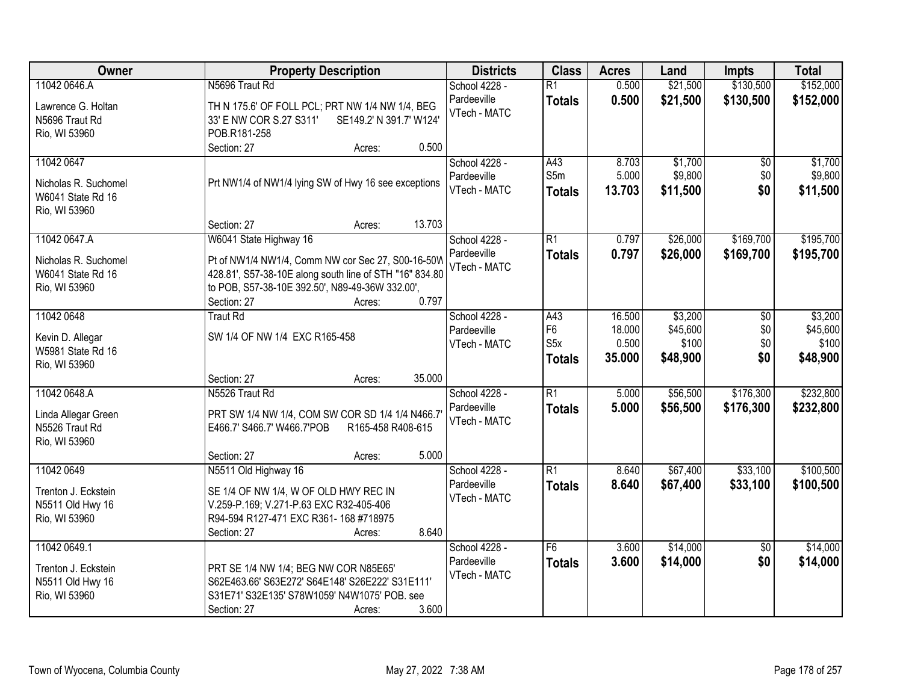| Owner | Property Description | Districts | Class | Acres | Land | Impts | Total |
|---|---|---|---|---|---|---|---|
| 11042 0646.A<br><br>Lawrence G. Holtan<br>N5696 Traut Rd<br>Rio, WI 53960 | N5696 Traut Rd<br><br>TH N 175.6' OF FOLL PCL; PRT NW 1/4 NW 1/4, BEG 33' E NW COR S.27 S311' SE149.2' N 391.7' W124' POB.R181-258<br>Section: 27 Acres: 0.500 | School 4228 - Pardeeville<br>VTech - MATC | R1<br>**Totals** | 0.500<br>**0.500** | \$21,500<br>**\$21,500** | \$130,500<br>**\$130,500** | \$152,000<br>**\$152,000** |
| 11042 0647<br><br>Nicholas R. Suchomel<br>W6041 State Rd 16<br>Rio, WI 53960 | Prt NW1/4 of NW1/4 lying SW of Hwy 16 see exceptions<br><br>Section: 27 Acres: 13.703 | School 4228 - Pardeeville<br>VTech - MATC | A43<br>S5m<br>**Totals** | 8.703<br>5.000<br>**13.703** | \$1,700<br>\$9,800<br>**\$11,500** | \$0<br>\$0<br>**\$0** | \$1,700<br>\$9,800<br>**\$11,500** |
| 11042 0647.A<br><br>Nicholas R. Suchomel<br>W6041 State Rd 16<br>Rio, WI 53960 | W6041 State Highway 16<br><br>Pt of NW1/4 NW1/4, Comm NW cor Sec 27, S00-16-50W 428.81', S57-38-10E along south line of STH "16" 834.80 to POB, S57-38-10E 392.50', N89-49-36W 332.00',<br>Section: 27 Acres: 0.797 | School 4228 - Pardeeville<br>VTech - MATC | R1<br>**Totals** | 0.797<br>**0.797** | \$26,000<br>**\$26,000** | \$169,700<br>**\$169,700** | \$195,700<br>**\$195,700** |
| 11042 0648<br><br>Kevin D. Allegar<br>W5981 State Rd 16<br>Rio, WI 53960 | Traut Rd<br><br>SW 1/4 OF NW 1/4 EXC R165-458<br><br>Section: 27 Acres: 35.000 | School 4228 - Pardeeville<br>VTech - MATC | A43<br>F6<br>S5x<br>**Totals** | 16.500<br>18.000<br>0.500<br>**35.000** | \$3,200<br>\$45,600<br>\$100<br>**\$48,900** | \$0<br>\$0<br>\$0<br>**\$0** | \$3,200<br>\$45,600<br>\$100<br>**\$48,900** |
| 11042 0648.A<br><br>Linda Allegar Green<br>N5526 Traut Rd<br>Rio, WI 53960 | N5526 Traut Rd<br><br>PRT SW 1/4 NW 1/4, COM SW COR SD 1/4 1/4 N466.7' E466.7' S466.7' W466.7'POB R165-458 R408-615<br><br>Section: 27 Acres: 5.000 | School 4228 - Pardeeville<br>VTech - MATC | R1<br>**Totals** | 5.000<br>**5.000** | \$56,500<br>**\$56,500** | \$176,300<br>**\$176,300** | \$232,800<br>**\$232,800** |
| 11042 0649<br><br>Trenton J. Eckstein<br>N5511 Old Hwy 16<br>Rio, WI 53960 | N5511 Old Highway 16<br><br>SE 1/4 OF NW 1/4, W OF OLD HWY REC IN V.259-P.169; V.271-P.63 EXC R32-405-406 R94-594 R127-471 EXC R361- 168 #718975<br>Section: 27 Acres: 8.640 | School 4228 - Pardeeville<br>VTech - MATC | R1<br>**Totals** | 8.640<br>**8.640** | \$67,400<br>**\$67,400** | \$33,100<br>**\$33,100** | \$100,500<br>**\$100,500** |
| 11042 0649.1<br><br>Trenton J. Eckstein<br>N5511 Old Hwy 16<br>Rio, WI 53960 | PRT SE 1/4 NW 1/4; BEG NW COR N85E65' S62E463.66' S63E272' S64E148' S26E222' S31E111' S31E71' S32E135' S78W1059' N4W1075' POB. see<br>Section: 27 Acres: 3.600 | School 4228 - Pardeeville<br>VTech - MATC | F6<br>**Totals** | 3.600<br>**3.600** | \$14,000<br>**\$14,000** | \$0<br>**\$0** | \$14,000<br>**\$14,000** |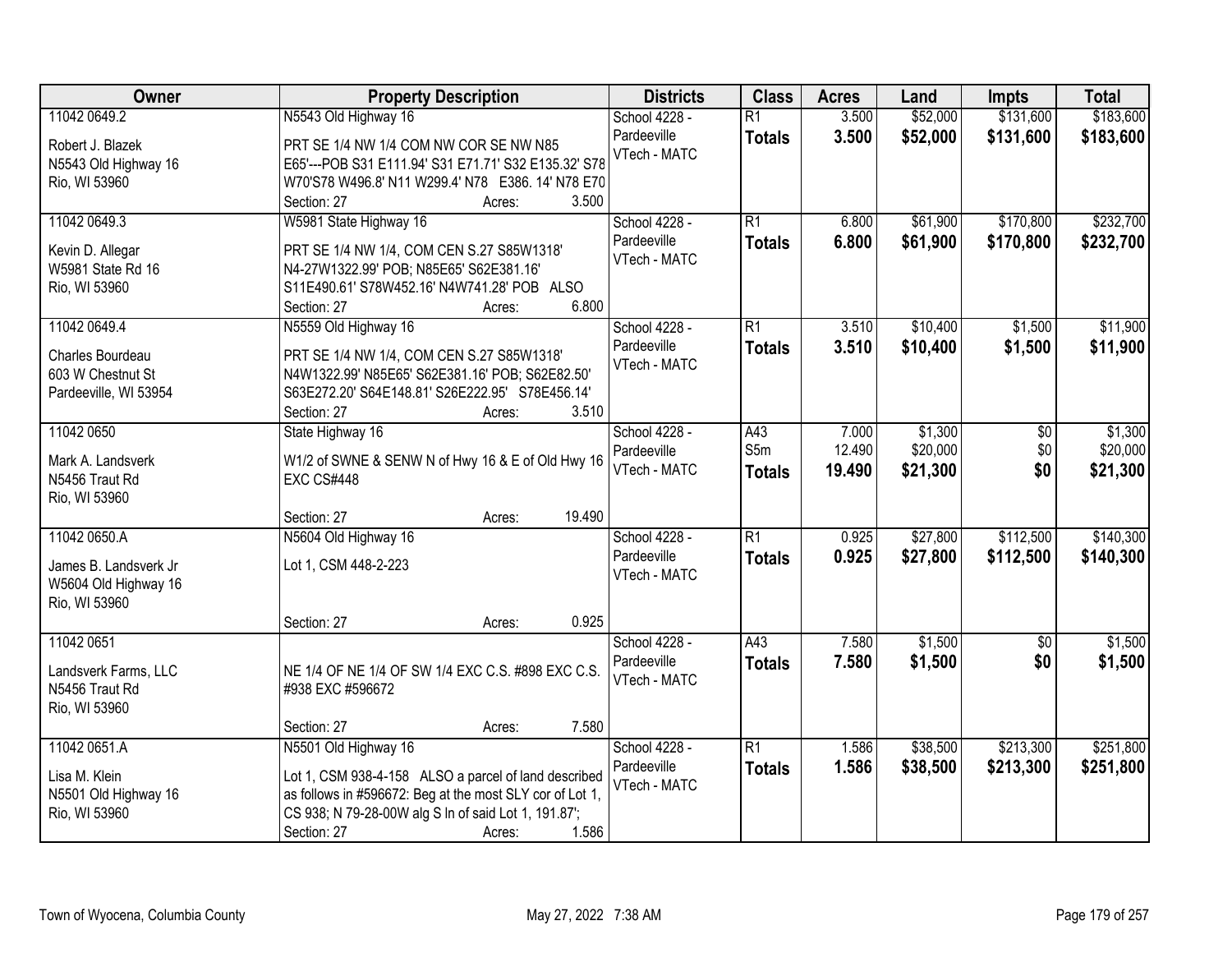| Owner | Property Description | Districts | Class | Acres | Land | Impts | Total |
|---|---|---|---|---|---|---|---|
| 11042 0649.2<br>Robert J. Blazek<br>N5543 Old Highway 16<br>Rio, WI 53960 | N5543 Old Highway 16<br>PRT SE 1/4 NW 1/4 COM NW COR SE NW N85 E65'---POB S31 E111.94' S31 E71.71' S32 E135.32' S78 W70'S78 W496.8' N11 W299.4' N78 E386. 14' N78 E70<br>Section: 27 Acres: 3.500 | School 4228 - Pardeeville<br>VTech - MATC | R1<br>**Totals** | 3.500<br>**3.500** | $52,000<br>**$52,000** | $131,600<br>**$131,600** | $183,600<br>**$183,600** |
| 11042 0649.3<br>Kevin D. Allegar<br>W5981 State Rd 16<br>Rio, WI 53960 | W5981 State Highway 16<br>PRT SE 1/4 NW 1/4, COM CEN S.27 S85W1318' N4-27W1322.99' POB; N85E65' S62E381.16' S11E490.61' S78W452.16' N4W741.28' POB ALSO<br>Section: 27 Acres: 6.800 | School 4228 - Pardeeville<br>VTech - MATC | R1<br>**Totals** | 6.800<br>**6.800** | $61,900<br>**$61,900** | $170,800<br>**$170,800** | $232,700<br>**$232,700** |
| 11042 0649.4<br>Charles Bourdeau<br>603 W Chestnut St<br>Pardeeville, WI 53954 | N5559 Old Highway 16<br>PRT SE 1/4 NW 1/4, COM CEN S.27 S85W1318' N4W1322.99' N85E65' S62E381.16' POB; S62E82.50' S63E272.20' S64E148.81' S26E222.95' S78E456.14'<br>Section: 27 Acres: 3.510 | School 4228 - Pardeeville<br>VTech - MATC | R1<br>**Totals** | 3.510<br>**3.510** | $10,400<br>**$10,400** | $1,500<br>**$1,500** | $11,900<br>**$11,900** |
| 11042 0650<br>Mark A. Landsverk<br>N5456 Traut Rd<br>Rio, WI 53960 | State Highway 16<br>W1/2 of SWNE & SENW N of Hwy 16 & E of Old Hwy 16 EXC CS#448<br>Section: 27 Acres: 19.490 | School 4228 - Pardeeville<br>VTech - MATC | A43<br>S5m<br>**Totals** | 7.000<br>12.490<br>**19.490** | $1,300<br>$20,000<br>**$21,300** | $0<br>$0<br>**$0** | $1,300<br>$20,000<br>**$21,300** |
| 11042 0650.A<br>James B. Landsverk Jr<br>W5604 Old Highway 16<br>Rio, WI 53960 | N5604 Old Highway 16<br>Lot 1, CSM 448-2-223<br>Section: 27 Acres: 0.925 | School 4228 - Pardeeville<br>VTech - MATC | R1<br>**Totals** | 0.925<br>**0.925** | $27,800<br>**$27,800** | $112,500<br>**$112,500** | $140,300<br>**$140,300** |
| 11042 0651<br>Landsverk Farms, LLC<br>N5456 Traut Rd<br>Rio, WI 53960 | NE 1/4 OF NE 1/4 OF SW 1/4 EXC C.S. #898 EXC C.S. #938 EXC #596672<br>Section: 27 Acres: 7.580 | School 4228 - Pardeeville<br>VTech - MATC | A43<br>**Totals** | 7.580<br>**7.580** | $1,500<br>**$1,500** | $0<br>**$0** | $1,500<br>**$1,500** |
| 11042 0651.A<br>Lisa M. Klein<br>N5501 Old Highway 16<br>Rio, WI 53960 | N5501 Old Highway 16<br>Lot 1, CSM 938-4-158 ALSO a parcel of land described as follows in #596672: Beg at the most SLY cor of Lot 1, CS 938; N 79-28-00W alg S ln of said Lot 1, 191.87';<br>Section: 27 Acres: 1.586 | School 4228 - Pardeeville<br>VTech - MATC | R1<br>**Totals** | 1.586<br>**1.586** | $38,500<br>**$38,500** | $213,300<br>**$213,300** | $251,800<br>**$251,800** |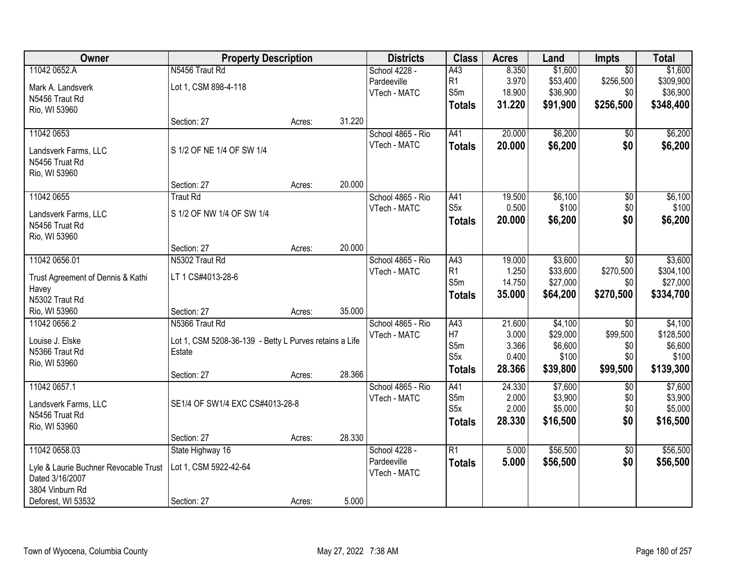| Owner | Property Description | | | Districts | Class | Acres | Land | Impts | Total |
|---|---|---|---|---|---|---|---|---|---|
| 11042 0652.A<br>Mark A. Landsverk<br>N5456 Traut Rd<br>Rio, WI 53960 | N5456 Traut Rd<br>Lot 1, CSM 898-4-118<br>Section: 27 | Acres: | 31.220 | School 4228 - Pardeeville<br>VTech - MATC | A43<br>R1<br>S5m<br>**Totals** | 8.350<br>3.970<br>18.900<br>**31.220** | $1,600<br>$53,400<br>$36,900<br>**$91,900** | $0<br>$256,500<br>$0<br>**$256,500** | $1,600<br>$309,900<br>$36,900<br>**$348,400** |
| 11042 0653<br>Landsverk Farms, LLC<br>N5456 Truat Rd<br>Rio, WI 53960 | S 1/2 OF NE 1/4 OF SW 1/4<br>Section: 27 | Acres: | 20.000 | School 4865 - Rio<br>VTech - MATC | A41<br>**Totals** | 20.000<br>**20.000** | $6,200<br>**$6,200** | $0<br>**$0** | $6,200<br>**$6,200** |
| 11042 0655<br>Landsverk Farms, LLC<br>N5456 Truat Rd<br>Rio, WI 53960 | Traut Rd<br>S 1/2 OF NW 1/4 OF SW 1/4<br>Section: 27 | Acres: | 20.000 | School 4865 - Rio<br>VTech - MATC | A41<br>S5x<br>**Totals** | 19.500<br>0.500<br>**20.000** | $6,100<br>$100<br>**$6,200** | $0<br>$0<br>**$0** | $6,100<br>$100<br>**$6,200** |
| 11042 0656.01<br>Trust Agreement of Dennis & Kathi Havey<br>N5302 Traut Rd<br>Rio, WI 53960 | N5302 Traut Rd<br>LT 1 CS#4013-28-6<br>Section: 27 | Acres: | 35.000 | School 4865 - Rio<br>VTech - MATC | A43<br>R1<br>S5m<br>**Totals** | 19.000<br>1.250<br>14.750<br>**35.000** | $3,600<br>$33,600<br>$27,000<br>**$64,200** | $0<br>$270,500<br>$0<br>**$270,500** | $3,600<br>$304,100<br>$27,000<br>**$334,700** |
| 11042 0656.2<br>Louise J. Elske<br>N5366 Traut Rd<br>Rio, WI 53960 | N5366 Traut Rd<br>Lot 1, CSM 5208-36-139 - Betty L Purves retains a Life Estate<br>Section: 27 | Acres: | 28.366 | School 4865 - Rio<br>VTech - MATC | A43<br>H7<br>S5m<br>S5x<br>**Totals** | 21.600<br>3.000<br>3.366<br>0.400<br>**28.366** | $4,100<br>$29,000<br>$6,600<br>$100<br>**$39,800** | $0<br>$99,500<br>$0<br>$0<br>**$99,500** | $4,100<br>$128,500<br>$6,600<br>$100<br>**$139,300** |
| 11042 0657.1<br>Landsverk Farms, LLC<br>N5456 Truat Rd<br>Rio, WI 53960 | SE1/4 OF SW1/4 EXC CS#4013-28-8<br>Section: 27 | Acres: | 28.330 | School 4865 - Rio<br>VTech - MATC | A41<br>S5m<br>S5x<br>**Totals** | 24.330<br>2.000<br>2.000<br>**28.330** | $7,600<br>$3,900<br>$5,000<br>**$16,500** | $0<br>$0<br>$0<br>**$0** | $7,600<br>$3,900<br>$5,000<br>**$16,500** |
| 11042 0658.03<br>Lyle & Laurie Buchner Revocable Trust Dated 3/16/2007<br>3804 Vinburn Rd<br>Deforest, WI 53532 | State Highway 16<br>Lot 1, CSM 5922-42-64<br>Section: 27 | Acres: | 5.000 | School 4228 - Pardeeville<br>VTech - MATC | R1<br>**Totals** | 5.000<br>**5.000** | $56,500<br>**$56,500** | $0<br>**$0** | $56,500<br>**$56,500** |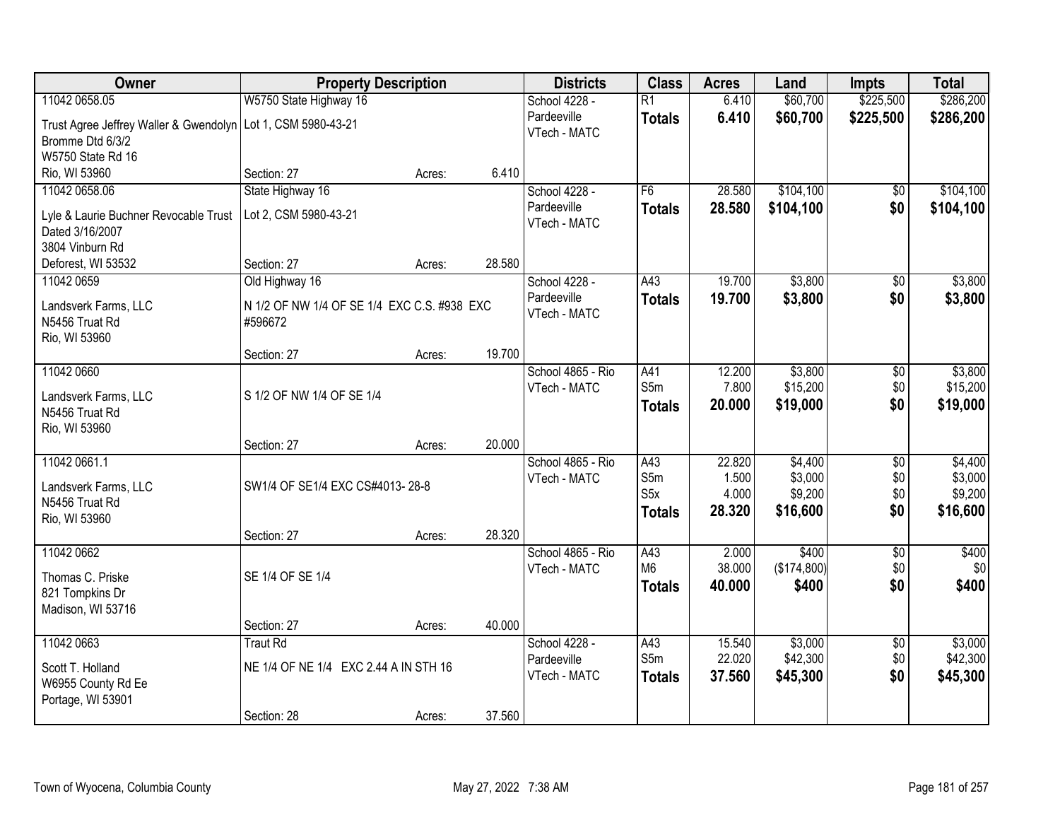| Owner | Property Description | | | Districts | Class | Acres | Land | Impts | Total |
|---|---|---|---|---|---|---|---|---|---|
| 11042 0658.05<br>Trust Agree Jeffrey Waller & Gwendolyn Bromme Dtd 6/3/2<br>W5750 State Rd 16<br>Rio, WI 53960 | W5750 State Highway 16<br>Lot 1, CSM 5980-43-21<br>Section: 27 | Acres: | 6.410 | School 4228 - Pardeeville<br>VTech - MATC | R1<br>**Totals** | 6.410<br>**6.410** | $60,700<br>**$60,700** | $225,500<br>**$225,500** | $286,200<br>**$286,200** |
| 11042 0658.06<br>Lyle & Laurie Buchner Revocable Trust Dated 3/16/2007<br>3804 Vinburn Rd<br>Deforest, WI 53532 | State Highway 16<br>Lot 2, CSM 5980-43-21<br>Section: 27 | Acres: | 28.580 | School 4228 - Pardeeville<br>VTech - MATC | F6<br>**Totals** | 28.580<br>**28.580** | $104,100<br>**$104,100** | $0<br>**$0** | $104,100<br>**$104,100** |
| 11042 0659<br>Landsverk Farms, LLC<br>N5456 Truat Rd<br>Rio, WI 53960 | Old Highway 16<br>N 1/2 OF NW 1/4 OF SE 1/4 EXC C.S. #938 EXC #596672<br>Section: 27 | Acres: | 19.700 | School 4228 - Pardeeville<br>VTech - MATC | A43<br>**Totals** | 19.700<br>**19.700** | $3,800<br>**$3,800** | $0<br>**$0** | $3,800<br>**$3,800** |
| 11042 0660<br>Landsverk Farms, LLC<br>N5456 Truat Rd<br>Rio, WI 53960 | S 1/2 OF NW 1/4 OF SE 1/4<br>Section: 27 | Acres: | 20.000 | School 4865 - Rio<br>VTech - MATC | A41<br>S5m<br>**Totals** | 12.200<br>7.800<br>**20.000** | $3,800<br>$15,200<br>**$19,000** | $0<br>$0<br>**$0** | $3,800<br>$15,200<br>**$19,000** |
| 11042 0661.1<br>Landsverk Farms, LLC<br>N5456 Truat Rd<br>Rio, WI 53960 | SW1/4 OF SE1/4 EXC CS#4013- 28-8<br>Section: 27 | Acres: | 28.320 | School 4865 - Rio<br>VTech - MATC | A43<br>S5m<br>S5x<br>**Totals** | 22.820<br>1.500<br>4.000<br>**28.320** | $4,400<br>$3,000<br>$9,200<br>**$16,600** | $0<br>$0<br>$0<br>**$0** | $4,400<br>$3,000<br>$9,200<br>**$16,600** |
| 11042 0662<br>Thomas C. Priske<br>821 Tompkins Dr<br>Madison, WI 53716 | SE 1/4 OF SE 1/4<br>Section: 27 | Acres: | 40.000 | School 4865 - Rio<br>VTech - MATC | A43<br>M6<br>**Totals** | 2.000<br>38.000<br>**40.000** | $400<br>($174,800)<br>**$400** | $0<br>$0<br>**$0** | $400<br>$0<br>**$400** |
| 11042 0663<br>Scott T. Holland<br>W6955 County Rd Ee<br>Portage, WI 53901 | Traut Rd<br>NE 1/4 OF NE 1/4 EXC 2.44 A IN STH 16<br>Section: 28 | Acres: | 37.560 | School 4228 - Pardeeville<br>VTech - MATC | A43<br>S5m<br>**Totals** | 15.540<br>22.020<br>**37.560** | $3,000<br>$42,300<br>**$45,300** | $0<br>$0<br>**$0** | $3,000<br>$42,300<br>**$45,300** |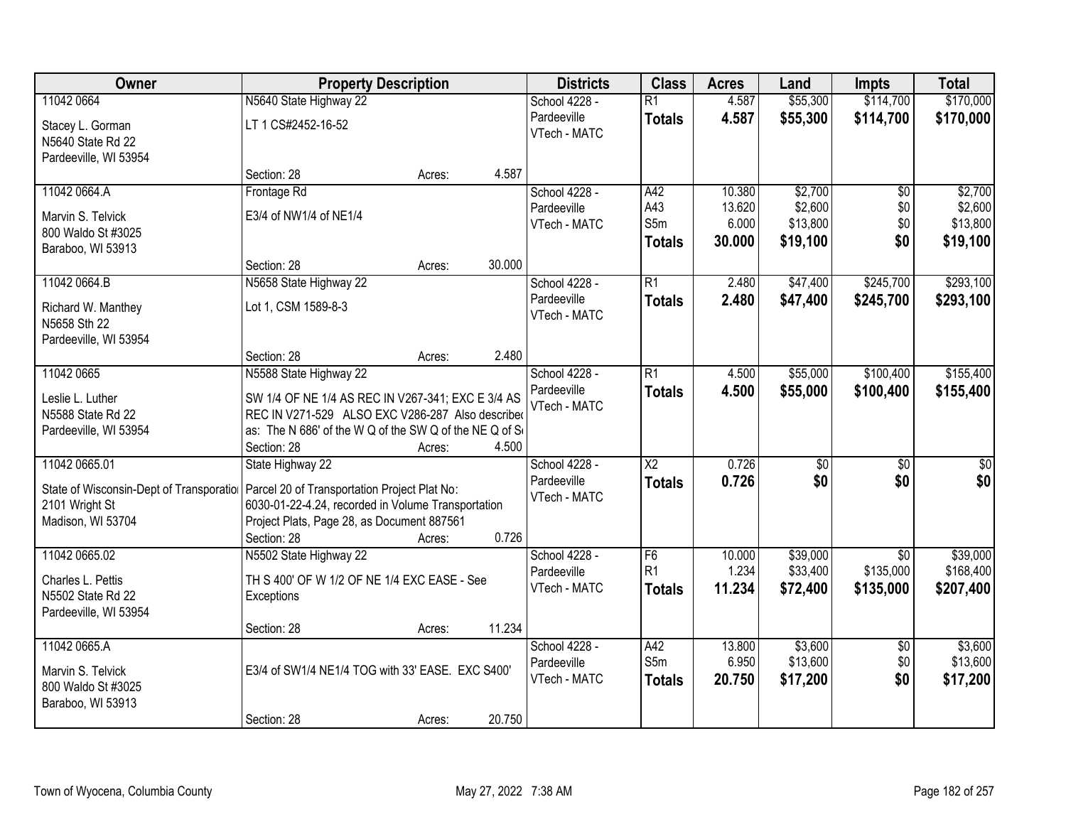| Owner | Property Description | Districts | Class | Acres | Land | Impts | Total |
|---|---|---|---|---|---|---|---|
| 11042 0664<br>Stacey L. Gorman<br>N5640 State Rd 22<br>Pardeeville, WI 53954 | N5640 State Highway 22<br>LT 1 CS#2452-16-52<br>Section: 28 Acres: 4.587 | School 4228 - Pardeeville<br>VTech - MATC | R1<br>**Totals** | 4.587<br>**4.587** | $55,300<br>**$55,300** | $114,700<br>**$114,700** | $170,000<br>**$170,000** |
| 11042 0664.A<br>Marvin S. Telvick<br>800 Waldo St #3025<br>Baraboo, WI 53913 | Frontage Rd<br>E3/4 of NW1/4 of NE1/4<br>Section: 28 Acres: 30.000 | School 4228 - Pardeeville<br>VTech - MATC | A42<br>A43<br>S5m<br>**Totals** | 10.380<br>13.620<br>6.000<br>**30.000** | $2,700<br>$2,600<br>$13,800<br>**$19,100** | $0<br>$0<br>$0<br>**$0** | $2,700<br>$2,600<br>$13,800<br>**$19,100** |
| 11042 0664.B<br>Richard W. Manthey<br>N5658 Sth 22<br>Pardeeville, WI 53954 | N5658 State Highway 22<br>Lot 1, CSM 1589-8-3<br>Section: 28 Acres: 2.480 | School 4228 - Pardeeville<br>VTech - MATC | R1<br>**Totals** | 2.480<br>**2.480** | $47,400<br>**$47,400** | $245,700<br>**$245,700** | $293,100<br>**$293,100** |
| 11042 0665<br>Leslie L. Luther<br>N5588 State Rd 22<br>Pardeeville, WI 53954 | N5588 State Highway 22<br>SW 1/4 OF NE 1/4 AS REC IN V267-341; EXC E 3/4 AS REC IN V271-529 ALSO EXC V286-287 Also described as: The N 686' of the W Q of the SW Q of the NE Q of S<br>Section: 28 Acres: 4.500 | School 4228 - Pardeeville<br>VTech - MATC | R1<br>**Totals** | 4.500<br>**4.500** | $55,000<br>**$55,000** | $100,400<br>**$100,400** | $155,400<br>**$155,400** |
| 11042 0665.01<br>State of Wisconsin-Dept of Transportatio<br>2101 Wright St<br>Madison, WI 53704 | State Highway 22<br>Parcel 20 of Transportation Project Plat No: 6030-01-22-4.24, recorded in Volume Transportation Project Plats, Page 28, as Document 887561<br>Section: 28 Acres: 0.726 | School 4228 - Pardeeville<br>VTech - MATC | X2<br>**Totals** | 0.726<br>**0.726** | $0<br>**$0** | $0<br>**$0** | $0<br>**$0** |
| 11042 0665.02<br>Charles L. Pettis<br>N5502 State Rd 22<br>Pardeeville, WI 53954 | N5502 State Highway 22<br>TH S 400' OF W 1/2 OF NE 1/4 EXC EASE - See Exceptions<br>Section: 28 Acres: 11.234 | School 4228 - Pardeeville<br>VTech - MATC | F6<br>R1<br>**Totals** | 10.000<br>1.234<br>**11.234** | $39,000<br>$33,400<br>**$72,400** | $0<br>$135,000<br>**$135,000** | $39,000<br>$168,400<br>**$207,400** |
| 11042 0665.A<br>Marvin S. Telvick<br>800 Waldo St #3025<br>Baraboo, WI 53913 | E3/4 of SW1/4 NE1/4 TOG with 33' EASE. EXC S400'<br>Section: 28 Acres: 20.750 | School 4228 - Pardeeville<br>VTech - MATC | A42<br>S5m<br>**Totals** | 13.800<br>6.950<br>**20.750** | $3,600<br>$13,600<br>**$17,200** | $0<br>$0<br>**$0** | $3,600<br>$13,600<br>**$17,200** |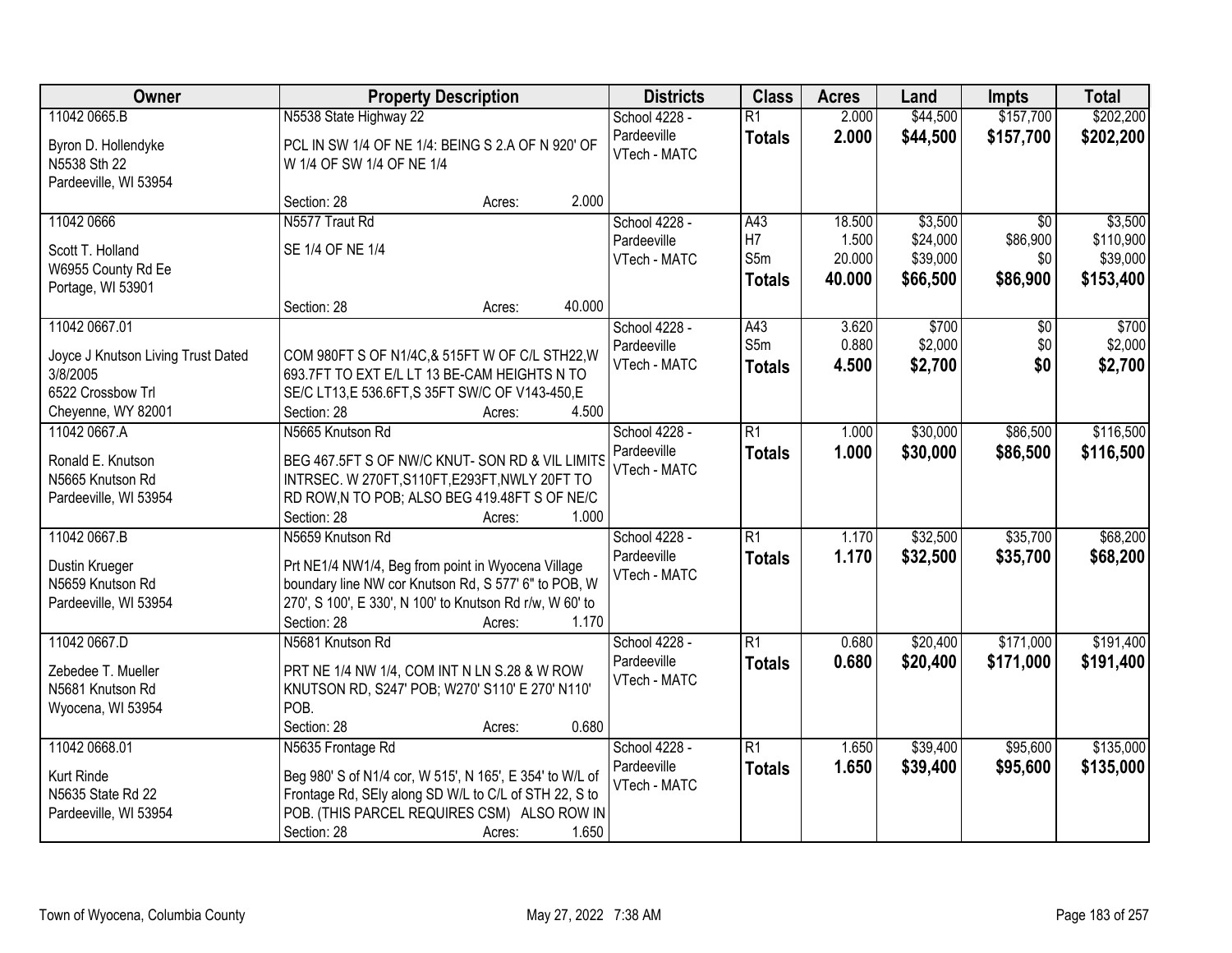| Owner | Property Description | Districts | Class | Acres | Land | Impts | Total |
|---|---|---|---|---|---|---|---|
| 11042 0665.B<br>Byron D. Hollendyke<br>N5538 Sth 22<br>Pardeeville, WI 53954 | N5538 State Highway 22<br>PCL IN SW 1/4 OF NE 1/4: BEING S 2.A OF N 920' OF W 1/4 OF SW 1/4 OF NE 1/4<br>Section: 28 Acres: 2.000 | School 4228 - Pardeeville<br>VTech - MATC | R1<br>**Totals** | 2.000<br>**2.000** | $44,500<br>**$44,500** | $157,700<br>**$157,700** | $202,200<br>**$202,200** |
| 11042 0666<br>Scott T. Holland<br>W6955 County Rd Ee<br>Portage, WI 53901 | N5577 Traut Rd<br>SE 1/4 OF NE 1/4<br>Section: 28 Acres: 40.000 | School 4228 - Pardeeville<br>VTech - MATC | A43<br>H7<br>S5m<br>**Totals** | 18.500<br>1.500<br>20.000<br>**40.000** | $3,500<br>$24,000<br>$39,000<br>**$66,500** | $0<br>$86,900<br>$0<br>**$86,900** | $3,500<br>$110,900<br>$39,000<br>**$153,400** |
| 11042 0667.01<br>Joyce J Knutson Living Trust Dated 3/8/2005<br>6522 Crossbow Trl<br>Cheyenne, WY 82001 | COM 980FT S OF N1/4C,& 515FT W OF C/L STH22,W 693.7FT TO EXT E/L LT 13 BE-CAM HEIGHTS N TO SE/C LT13,E 536.6FT,S 35FT SW/C OF V143-450,E<br>Section: 28 Acres: 4.500 | School 4228 - Pardeeville<br>VTech - MATC | A43<br>S5m<br>**Totals** | 3.620<br>0.880<br>**4.500** | $700<br>$2,000<br>**$2,700** | $0<br>$0<br>**$0** | $700<br>$2,000<br>**$2,700** |
| 11042 0667.A<br>Ronald E. Knutson<br>N5665 Knutson Rd<br>Pardeeville, WI 53954 | N5665 Knutson Rd<br>BEG 467.5FT S OF NW/C KNUT- SON RD & VIL LIMITS INTRSEC. W 270FT,S110FT,E293FT,NWLY 20FT TO RD ROW,N TO POB; ALSO BEG 419.48FT S OF NE/C<br>Section: 28 Acres: 1.000 | School 4228 - Pardeeville<br>VTech - MATC | R1<br>**Totals** | 1.000<br>**1.000** | $30,000<br>**$30,000** | $86,500<br>**$86,500** | $116,500<br>**$116,500** |
| 11042 0667.B<br>Dustin Krueger<br>N5659 Knutson Rd<br>Pardeeville, WI 53954 | N5659 Knutson Rd<br>Prt NE1/4 NW1/4, Beg from point in Wyocena Village boundary line NW cor Knutson Rd, S 577' 6" to POB, W 270', S 100', E 330', N 100' to Knutson Rd r/w, W 60' to<br>Section: 28 Acres: 1.170 | School 4228 - Pardeeville<br>VTech - MATC | R1<br>**Totals** | 1.170<br>**1.170** | $32,500<br>**$32,500** | $35,700<br>**$35,700** | $68,200<br>**$68,200** |
| 11042 0667.D<br>Zebedee T. Mueller<br>N5681 Knutson Rd<br>Wyocena, WI 53954 | N5681 Knutson Rd<br>PRT NE 1/4 NW 1/4, COM INT N LN S.28 & W ROW KNUTSON RD, S247' POB; W270' S110' E 270' N110' POB.<br>Section: 28 Acres: 0.680 | School 4228 - Pardeeville<br>VTech - MATC | R1<br>**Totals** | 0.680<br>**0.680** | $20,400<br>**$20,400** | $171,000<br>**$171,000** | $191,400<br>**$191,400** |
| 11042 0668.01<br>Kurt Rinde<br>N5635 State Rd 22<br>Pardeeville, WI 53954 | N5635 Frontage Rd<br>Beg 980' S of N1/4 cor, W 515', N 165', E 354' to W/L of Frontage Rd, SEly along SD W/L to C/L of STH 22, S to POB. (THIS PARCEL REQUIRES CSM) ALSO ROW IN<br>Section: 28 Acres: 1.650 | School 4228 - Pardeeville<br>VTech - MATC | R1<br>**Totals** | 1.650<br>**1.650** | $39,400<br>**$39,400** | $95,600<br>**$95,600** | $135,000<br>**$135,000** |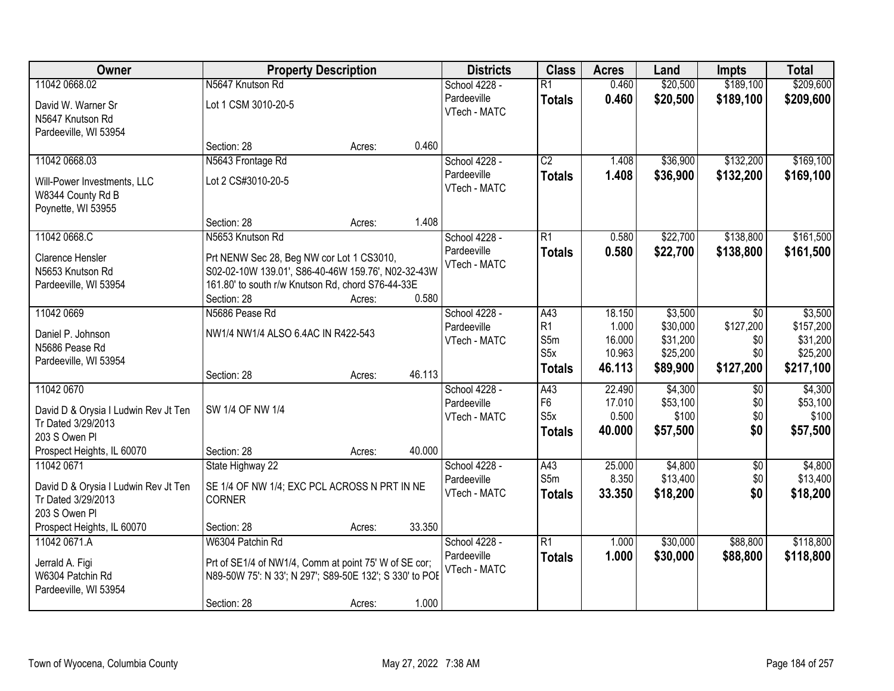| Owner | Property Description | Districts | Class | Acres | Land | Impts | Total |
|---|---|---|---|---|---|---|---|
| 11042 0668.02 | N5647 Knutson Rd | School 4228 - | R1 | 0.460 | $20,500 | $189,100 | $209,600 |
| David W. Warner Sr<br>N5647 Knutson Rd<br>Pardeeville, WI 53954 | Lot 1 CSM 3010-20-5 | Pardeeville<br>VTech - MATC | **Totals** | **0.460** | **$20,500** | **$189,100** | **$209,600** |
| | Section: 28 Acres: 0.460 | | | | | | |
| 11042 0668.03 | N5643 Frontage Rd | School 4228 - | C2 | 1.408 | $36,900 | $132,200 | $169,100 |
| Will-Power Investments, LLC<br>W8344 County Rd B<br>Poynette, WI 53955 | Lot 2 CS#3010-20-5 | Pardeeville<br>VTech - MATC | **Totals** | **1.408** | **$36,900** | **$132,200** | **$169,100** |
| | Section: 28 Acres: 1.408 | | | | | | |
| 11042 0668.C | N5653 Knutson Rd | School 4228 - | R1 | 0.580 | $22,700 | $138,800 | $161,500 |
| Clarence Hensler<br>N5653 Knutson Rd<br>Pardeeville, WI 53954 | Prt NENW Sec 28, Beg NW cor Lot 1 CS3010, S02-02-10W 139.01', S86-40-46W 159.76', N02-32-43W 161.80' to south r/w Knutson Rd, chord S76-44-33E | Pardeeville<br>VTech - MATC | **Totals** | **0.580** | **$22,700** | **$138,800** | **$161,500** |
| | Section: 28 Acres: 0.580 | | | | | | |
| 11042 0669 | N5686 Pease Rd | School 4228 - | A43 | 18.150 | $3,500 | $0 | $3,500 |
| Daniel P. Johnson<br>N5686 Pease Rd<br>Pardeeville, WI 53954 | NW1/4 NW1/4 ALSO 6.4AC IN R422-543 | Pardeeville<br>VTech - MATC | R1 | 1.000 | $30,000 | $127,200 | $157,200 |
| | | | S5m | 16.000 | $31,200 | $0 | $31,200 |
| | | | S5x | 10.963 | $25,200 | $0 | $25,200 |
| | Section: 28 Acres: 46.113 | | **Totals** | **46.113** | **$89,900** | **$127,200** | **$217,100** |
| 11042 0670 | | School 4228 - | A43 | 22.490 | $4,300 | $0 | $4,300 |
| David D & Orysia I Ludwin Rev Jt Ten Tr Dated 3/29/2013<br>203 S Owen Pl<br>Prospect Heights, IL 60070 | SW 1/4 OF NW 1/4 | Pardeeville<br>VTech - MATC | F6 | 17.010 | $53,100 | $0 | $53,100 |
| | | | S5x | 0.500 | $100 | $0 | $100 |
| | Section: 28 Acres: 40.000 | | **Totals** | **40.000** | **$57,500** | **$0** | **$57,500** |
| 11042 0671 | State Highway 22 | School 4228 - | A43 | 25.000 | $4,800 | $0 | $4,800 |
| David D & Orysia I Ludwin Rev Jt Ten Tr Dated 3/29/2013<br>203 S Owen Pl<br>Prospect Heights, IL 60070 | SE 1/4 OF NW 1/4; EXC PCL ACROSS N PRT IN NE CORNER | Pardeeville<br>VTech - MATC | S5m | 8.350 | $13,400 | $0 | $13,400 |
| | Section: 28 Acres: 33.350 | | **Totals** | **33.350** | **$18,200** | **$0** | **$18,200** |
| 11042 0671.A | W6304 Patchin Rd | School 4228 - | R1 | 1.000 | $30,000 | $88,800 | $118,800 |
| Jerrald A. Figi<br>W6304 Patchin Rd<br>Pardeeville, WI 53954 | Prt of SE1/4 of NW1/4, Comm at point 75' W of SE cor; N89-50W 75': N 33'; N 297'; S89-50E 132'; S 330' to POE | Pardeeville<br>VTech - MATC | **Totals** | **1.000** | **$30,000** | **$88,800** | **$118,800** |
| | Section: 28 Acres: 1.000 | | | | | | |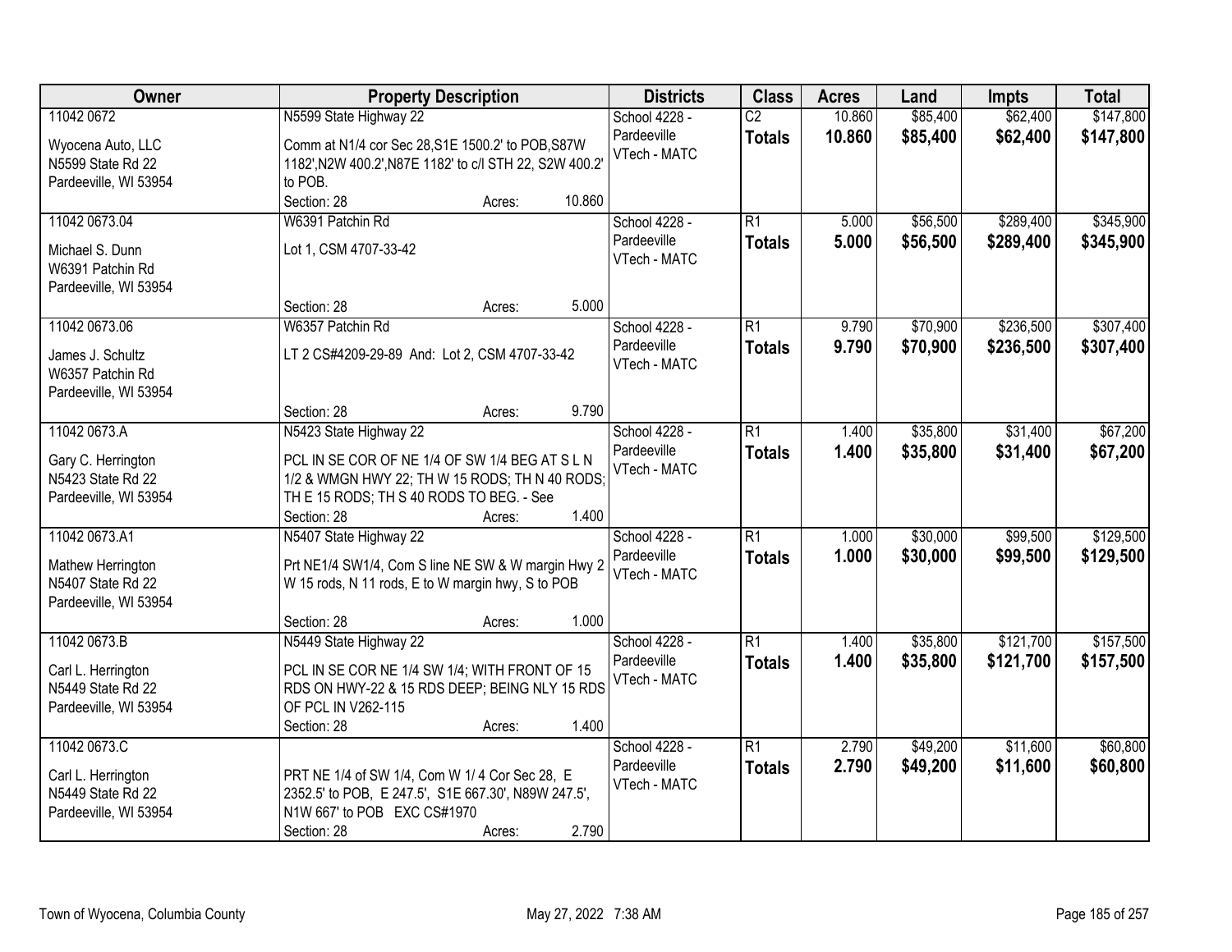| Owner | Property Description | Districts | Class | Acres | Land | Impts | Total |
|---|---|---|---|---|---|---|---|
| 11042 0672<br>Wyocena Auto, LLC<br>N5599 State Rd 22<br>Pardeeville, WI 53954 | N5599 State Highway 22<br>Comm at N1/4 cor Sec 28,S1E 1500.2' to POB,S87W 1182',N2W 400.2',N87E 1182' to c/l STH 22, S2W 400.2' to POB.<br>Section: 28 Acres: 10.860 | School 4228 - Pardeeville<br>VTech - MATC | C2<br>**Totals** | 10.860<br>**10.860** | $85,400<br>**$85,400** | $62,400<br>**$62,400** | $147,800<br>**$147,800** |
| 11042 0673.04<br>Michael S. Dunn<br>W6391 Patchin Rd<br>Pardeeville, WI 53954 | W6391 Patchin Rd<br>Lot 1, CSM 4707-33-42<br>Section: 28 Acres: 5.000 | School 4228 - Pardeeville<br>VTech - MATC | R1<br>**Totals** | 5.000<br>**5.000** | $56,500<br>**$56,500** | $289,400<br>**$289,400** | $345,900<br>**$345,900** |
| 11042 0673.06<br>James J. Schultz<br>W6357 Patchin Rd<br>Pardeeville, WI 53954 | W6357 Patchin Rd<br>LT 2 CS#4209-29-89 And: Lot 2, CSM 4707-33-42<br>Section: 28 Acres: 9.790 | School 4228 - Pardeeville<br>VTech - MATC | R1<br>**Totals** | 9.790<br>**9.790** | $70,900<br>**$70,900** | $236,500<br>**$236,500** | $307,400<br>**$307,400** |
| 11042 0673.A<br>Gary C. Herrington<br>N5423 State Rd 22<br>Pardeeville, WI 53954 | N5423 State Highway 22<br>PCL IN SE COR OF NE 1/4 OF SW 1/4 BEG AT S L N 1/2 & WMGN HWY 22; TH W 15 RODS; TH N 40 RODS; TH E 15 RODS; TH S 40 RODS TO BEG. - See<br>Section: 28 Acres: 1.400 | School 4228 - Pardeeville<br>VTech - MATC | R1<br>**Totals** | 1.400<br>**1.400** | $35,800<br>**$35,800** | $31,400<br>**$31,400** | $67,200<br>**$67,200** |
| 11042 0673.A1<br>Mathew Herrington<br>N5407 State Rd 22<br>Pardeeville, WI 53954 | N5407 State Highway 22<br>Prt NE1/4 SW1/4, Com S line NE SW & W margin Hwy 2 W 15 rods, N 11 rods, E to W margin hwy, S to POB<br>Section: 28 Acres: 1.000 | School 4228 - Pardeeville<br>VTech - MATC | R1<br>**Totals** | 1.000<br>**1.000** | $30,000<br>**$30,000** | $99,500<br>**$99,500** | $129,500<br>**$129,500** |
| 11042 0673.B<br>Carl L. Herrington<br>N5449 State Rd 22<br>Pardeeville, WI 53954 | N5449 State Highway 22<br>PCL IN SE COR NE 1/4 SW 1/4; WITH FRONT OF 15 RDS ON HWY-22 & 15 RDS DEEP; BEING NLY 15 RDS OF PCL IN V262-115<br>Section: 28 Acres: 1.400 | School 4228 - Pardeeville<br>VTech - MATC | R1<br>**Totals** | 1.400<br>**1.400** | $35,800<br>**$35,800** | $121,700<br>**$121,700** | $157,500<br>**$157,500** |
| 11042 0673.C<br>Carl L. Herrington<br>N5449 State Rd 22<br>Pardeeville, WI 53954 | PRT NE 1/4 of SW 1/4, Com W 1/ 4 Cor Sec 28, E 2352.5' to POB, E 247.5', S1E 667.30', N89W 247.5', N1W 667' to POB EXC CS#1970<br>Section: 28 Acres: 2.790 | School 4228 - Pardeeville<br>VTech - MATC | R1<br>**Totals** | 2.790<br>**2.790** | $49,200<br>**$49,200** | $11,600<br>**$11,600** | $60,800<br>**$60,800** |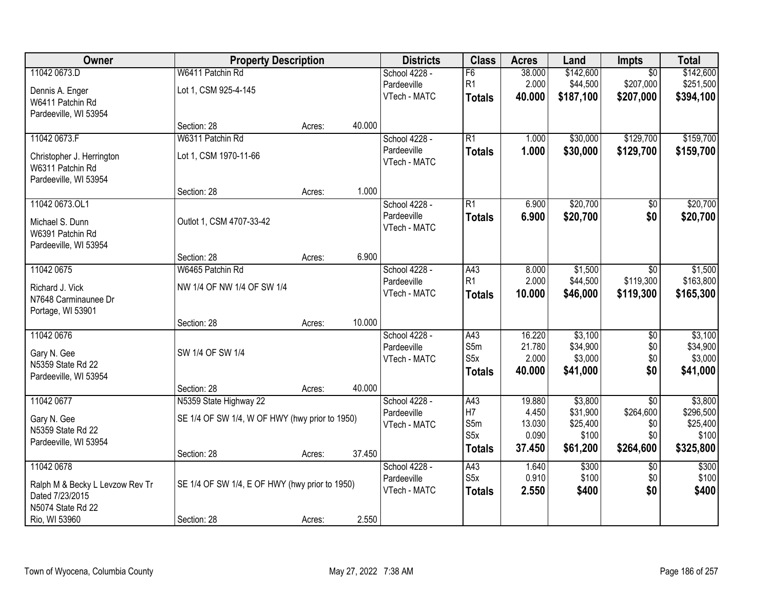| Owner | Property Description | | | Districts | Class | Acres | Land | Impts | Total |
|---|---|---|---|---|---|---|---|---|---|
| 11042 0673.D | W6411 Patchin Rd | | | School 4228 - | F6 | 38.000 | $142,600 | $0 | $142,600 |
| Dennis A. Enger | Lot 1, CSM 925-4-145 | | | Pardeeville | R1 | 2.000 | $44,500 | $207,000 | $251,500 |
| W6411 Patchin Rd | | | | VTech - MATC | **Totals** | **40.000** | **$187,100** | **$207,000** | **$394,100** |
| Pardeeville, WI 53954 | | | | | | | | | |
| | Section: 28 | Acres: | 40.000 | | | | | | |
| 11042 0673.F | W6311 Patchin Rd | | | School 4228 - | R1 | 1.000 | $30,000 | $129,700 | $159,700 |
| Christopher J. Herrington | Lot 1, CSM 1970-11-66 | | | Pardeeville | **Totals** | **1.000** | **$30,000** | **$129,700** | **$159,700** |
| W6311 Patchin Rd | | | | VTech - MATC | | | | | |
| Pardeeville, WI 53954 | | | | | | | | | |
| | Section: 28 | Acres: | 1.000 | | | | | | |
| 11042 0673.OL1 | | | | School 4228 - | R1 | 6.900 | $20,700 | $0 | $20,700 |
| Michael S. Dunn | Outlot 1, CSM 4707-33-42 | | | Pardeeville | **Totals** | **6.900** | **$20,700** | **$0** | **$20,700** |
| W6391 Patchin Rd | | | | VTech - MATC | | | | | |
| Pardeeville, WI 53954 | | | | | | | | | |
| | Section: 28 | Acres: | 6.900 | | | | | | |
| 11042 0675 | W6465 Patchin Rd | | | School 4228 - | A43 | 8.000 | $1,500 | $0 | $1,500 |
| Richard J. Vick | NW 1/4 OF NW 1/4 OF SW 1/4 | | | Pardeeville | R1 | 2.000 | $44,500 | $119,300 | $163,800 |
| N7648 Carminaunee Dr | | | | VTech - MATC | **Totals** | **10.000** | **$46,000** | **$119,300** | **$165,300** |
| Portage, WI 53901 | | | | | | | | | |
| | Section: 28 | Acres: | 10.000 | | | | | | |
| 11042 0676 | | | | School 4228 - | A43 | 16.220 | $3,100 | $0 | $3,100 |
| Gary N. Gee | SW 1/4 OF SW 1/4 | | | Pardeeville | S5m | 21.780 | $34,900 | $0 | $34,900 |
| N5359 State Rd 22 | | | | VTech - MATC | S5x | 2.000 | $3,000 | $0 | $3,000 |
| Pardeeville, WI 53954 | | | | | **Totals** | **40.000** | **$41,000** | **$0** | **$41,000** |
| | Section: 28 | Acres: | 40.000 | | | | | | |
| 11042 0677 | N5359 State Highway 22 | | | School 4228 - | A43 | 19.880 | $3,800 | $0 | $3,800 |
| Gary N. Gee | SE 1/4 OF SW 1/4, W OF HWY (hwy prior to 1950) | | | Pardeeville | H7 | 4.450 | $31,900 | $264,600 | $296,500 |
| N5359 State Rd 22 | | | | VTech - MATC | S5m | 13.030 | $25,400 | $0 | $25,400 |
| Pardeeville, WI 53954 | | | | | S5x | 0.090 | $100 | $0 | $100 |
| | Section: 28 | Acres: | 37.450 | | **Totals** | **37.450** | **$61,200** | **$264,600** | **$325,800** |
| 11042 0678 | | | | School 4228 - | A43 | 1.640 | $300 | $0 | $300 |
| Ralph M & Becky L Levzow Rev Tr | SE 1/4 OF SW 1/4, E OF HWY (hwy prior to 1950) | | | Pardeeville | S5x | 0.910 | $100 | $0 | $100 |
| Dated 7/23/2015 | | | | VTech - MATC | **Totals** | **2.550** | **$400** | **$0** | **$400** |
| N5074 State Rd 22 | | | | | | | | | |
| Rio, WI 53960 | Section: 28 | Acres: | 2.550 | | | | | | |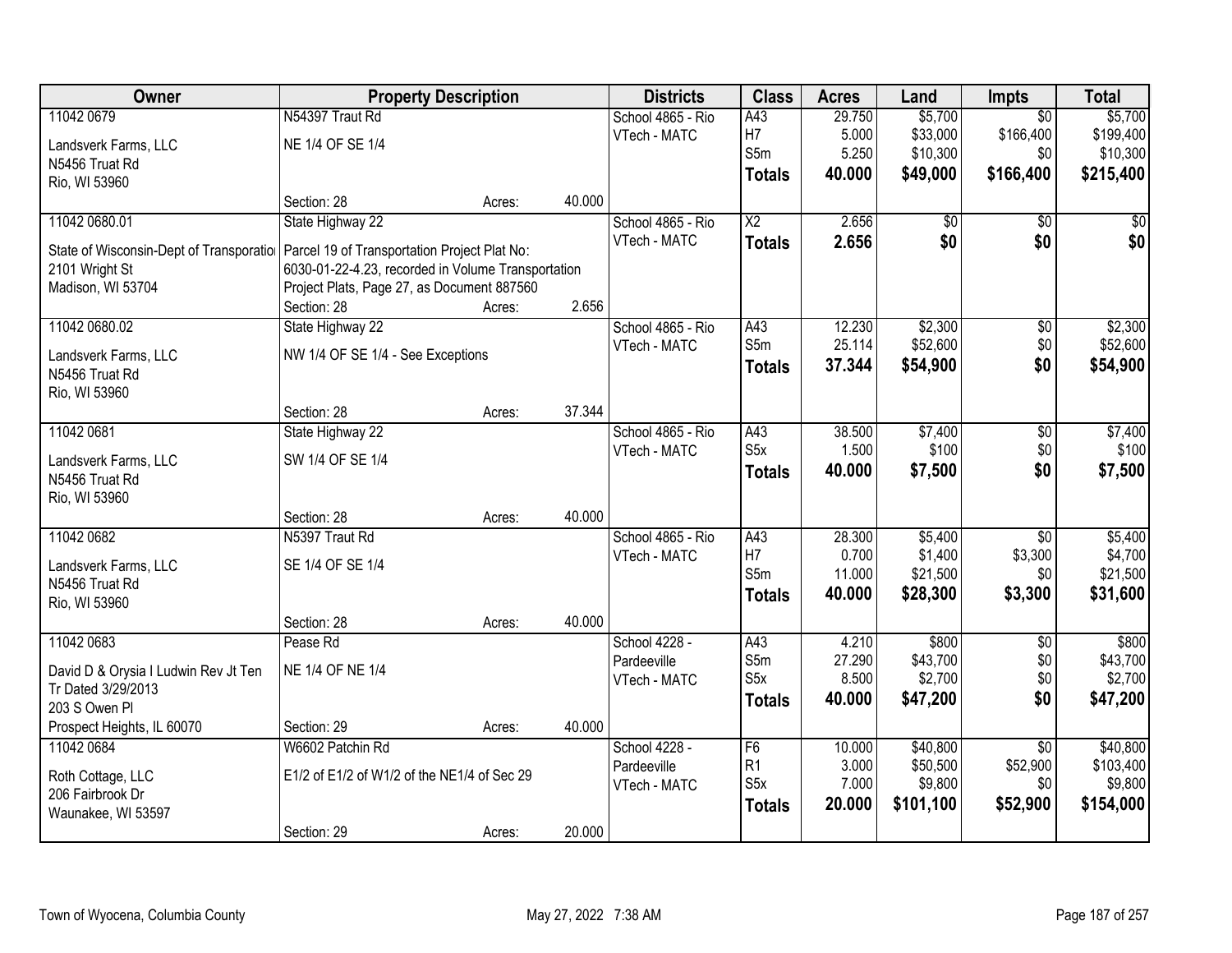| Owner | Property Description | | | Districts | Class | Acres | Land | Impts | Total |
|---|---|---|---|---|---|---|---|---|---|
| 11042 0679 | N54397 Traut Rd | | | School 4865 - Rio | A43 | 29.750 | $5,700 | $0 | $5,700 |
| Landsverk Farms, LLC | NE 1/4 OF SE 1/4 | | | VTech - MATC | H7 | 5.000 | $33,000 | $166,400 | $199,400 |
| N5456 Truat Rd | | | | | S5m | 5.250 | $10,300 | $0 | $10,300 |
| Rio, WI 53960 | | | | | **Totals** | **40.000** | **$49,000** | **$166,400** | **$215,400** |
| | Section: 28 | Acres: | 40.000 | | | | | | |
| 11042 0680.01 | State Highway 22 | | | School 4865 - Rio | X2 | 2.656 | $0 | $0 | $0 |
| State of Wisconsin-Dept of Transporatioi | Parcel 19 of Transportation Project Plat No: | | | VTech - MATC | **Totals** | **2.656** | **$0** | **$0** | **$0** |
| 2101 Wright St | 6030-01-22-4.23, recorded in Volume Transportation | | | | | | | | |
| Madison, WI 53704 | Project Plats, Page 27, as Document 887560 | | | | | | | | |
| | Section: 28 | Acres: | 2.656 | | | | | | |
| 11042 0680.02 | State Highway 22 | | | School 4865 - Rio | A43 | 12.230 | $2,300 | $0 | $2,300 |
| Landsverk Farms, LLC | NW 1/4 OF SE 1/4 - See Exceptions | | | VTech - MATC | S5m | 25.114 | $52,600 | $0 | $52,600 |
| N5456 Truat Rd | | | | | **Totals** | **37.344** | **$54,900** | **$0** | **$54,900** |
| Rio, WI 53960 | | | | | | | | | |
| | Section: 28 | Acres: | 37.344 | | | | | | |
| 11042 0681 | State Highway 22 | | | School 4865 - Rio | A43 | 38.500 | $7,400 | $0 | $7,400 |
| Landsverk Farms, LLC | SW 1/4 OF SE 1/4 | | | VTech - MATC | S5x | 1.500 | $100 | $0 | $100 |
| N5456 Truat Rd | | | | | **Totals** | **40.000** | **$7,500** | **$0** | **$7,500** |
| Rio, WI 53960 | | | | | | | | | |
| | Section: 28 | Acres: | 40.000 | | | | | | |
| 11042 0682 | N5397 Traut Rd | | | School 4865 - Rio | A43 | 28.300 | $5,400 | $0 | $5,400 |
| Landsverk Farms, LLC | SE 1/4 OF SE 1/4 | | | VTech - MATC | H7 | 0.700 | $1,400 | $3,300 | $4,700 |
| N5456 Truat Rd | | | | | S5m | 11.000 | $21,500 | $0 | $21,500 |
| Rio, WI 53960 | | | | | **Totals** | **40.000** | **$28,300** | **$3,300** | **$31,600** |
| | Section: 28 | Acres: | 40.000 | | | | | | |
| 11042 0683 | Pease Rd | | | School 4228 - | A43 | 4.210 | $800 | $0 | $800 |
| David D & Orysia I Ludwin Rev Jt Ten | NE 1/4 OF NE 1/4 | | | Pardeeville | S5m | 27.290 | $43,700 | $0 | $43,700 |
| Tr Dated 3/29/2013 | | | | VTech - MATC | S5x | 8.500 | $2,700 | $0 | $2,700 |
| 203 S Owen Pl | | | | | **Totals** | **40.000** | **$47,200** | **$0** | **$47,200** |
| Prospect Heights, IL 60070 | Section: 29 | Acres: | 40.000 | | | | | | |
| 11042 0684 | W6602 Patchin Rd | | | School 4228 - | F6 | 10.000 | $40,800 | $0 | $40,800 |
| Roth Cottage, LLC | E1/2 of E1/2 of W1/2 of the NE1/4 of Sec 29 | | | Pardeeville | R1 | 3.000 | $50,500 | $52,900 | $103,400 |
| 206 Fairbrook Dr | | | | VTech - MATC | S5x | 7.000 | $9,800 | $0 | $9,800 |
| Waunakee, WI 53597 | | | | | **Totals** | **20.000** | **$101,100** | **$52,900** | **$154,000** |
| | Section: 29 | Acres: | 20.000 | | | | | | |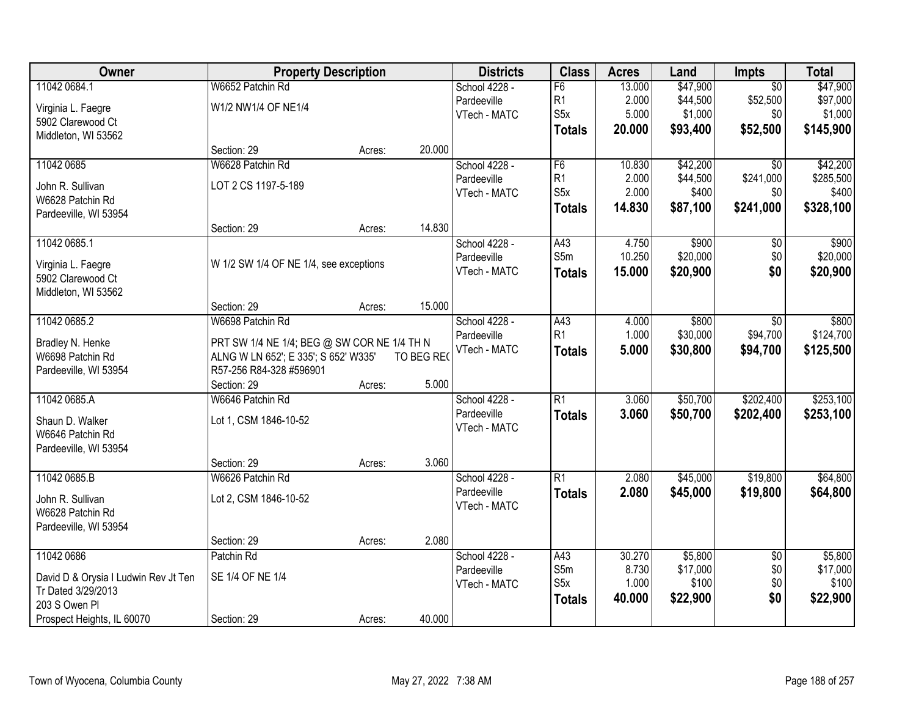| Owner | Property Description | Districts | Class | Acres | Land | Impts | Total |
|---|---|---|---|---|---|---|---|
| 11042 0684.1<br>Virginia L. Faegre<br>5902 Clarewood Ct<br>Middleton, WI 53562 | W6652 Patchin Rd<br>W1/2 NW1/4 OF NE1/4<br>Section: 29 Acres: 20.000 | School 4228 - Pardeeville<br>VTech - MATC | F6<br>R1<br>S5x<br>**Totals** | 13.000<br>2.000<br>5.000<br>**20.000** | $47,900<br>$44,500<br>$1,000<br>**$93,400** | $0<br>$52,500<br>$0<br>**$52,500** | $47,900<br>$97,000<br>$1,000<br>**$145,900** |
| 11042 0685<br>John R. Sullivan<br>W6628 Patchin Rd<br>Pardeeville, WI 53954 | W6628 Patchin Rd<br>LOT 2 CS 1197-5-189<br>Section: 29 Acres: 14.830 | School 4228 - Pardeeville<br>VTech - MATC | F6<br>R1<br>S5x<br>**Totals** | 10.830<br>2.000<br>2.000<br>**14.830** | $42,200<br>$44,500<br>$400<br>**$87,100** | $0<br>$241,000<br>$0<br>**$241,000** | $42,200<br>$285,500<br>$400<br>**$328,100** |
| 11042 0685.1<br>Virginia L. Faegre<br>5902 Clarewood Ct<br>Middleton, WI 53562 | W 1/2 SW 1/4 OF NE 1/4, see exceptions<br>Section: 29 Acres: 15.000 | School 4228 - Pardeeville<br>VTech - MATC | A43<br>S5m<br>**Totals** | 4.750<br>10.250<br>**15.000** | $900<br>$20,000<br>**$20,900** | $0<br>$0<br>**$0** | $900<br>$20,000<br>**$20,900** |
| 11042 0685.2<br>Bradley N. Henke<br>W6698 Patchin Rd<br>Pardeeville, WI 53954 | W6698 Patchin Rd<br>PRT SW 1/4 NE 1/4; BEG @ SW COR NE 1/4 TH N ALNG W LN 652'; E 335'; S 652' W335' TO BEG REC R57-256 R84-328 #596901<br>Section: 29 Acres: 5.000 | School 4228 - Pardeeville<br>VTech - MATC | A43<br>R1<br>**Totals** | 4.000<br>1.000<br>**5.000** | $800<br>$30,000<br>**$30,800** | $0<br>$94,700<br>**$94,700** | $800<br>$124,700<br>**$125,500** |
| 11042 0685.A<br>Shaun D. Walker<br>W6646 Patchin Rd<br>Pardeeville, WI 53954 | W6646 Patchin Rd<br>Lot 1, CSM 1846-10-52<br>Section: 29 Acres: 3.060 | School 4228 - Pardeeville<br>VTech - MATC | R1<br>**Totals** | 3.060<br>**3.060** | $50,700<br>**$50,700** | $202,400<br>**$202,400** | $253,100<br>**$253,100** |
| 11042 0685.B<br>John R. Sullivan<br>W6628 Patchin Rd<br>Pardeeville, WI 53954 | W6626 Patchin Rd<br>Lot 2, CSM 1846-10-52<br>Section: 29 Acres: 2.080 | School 4228 - Pardeeville<br>VTech - MATC | R1<br>**Totals** | 2.080<br>**2.080** | $45,000<br>**$45,000** | $19,800<br>**$19,800** | $64,800<br>**$64,800** |
| 11042 0686<br>David D & Orysia I Ludwin Rev Jt Ten Tr Dated 3/29/2013<br>203 S Owen Pl<br>Prospect Heights, IL 60070 | Patchin Rd<br>SE 1/4 OF NE 1/4<br>Section: 29 Acres: 40.000 | School 4228 - Pardeeville<br>VTech - MATC | A43<br>S5m<br>S5x<br>**Totals** | 30.270<br>8.730<br>1.000<br>**40.000** | $5,800<br>$17,000<br>$100<br>**$22,900** | $0<br>$0<br>$0<br>**$0** | $5,800<br>$17,000<br>$100<br>**$22,900** |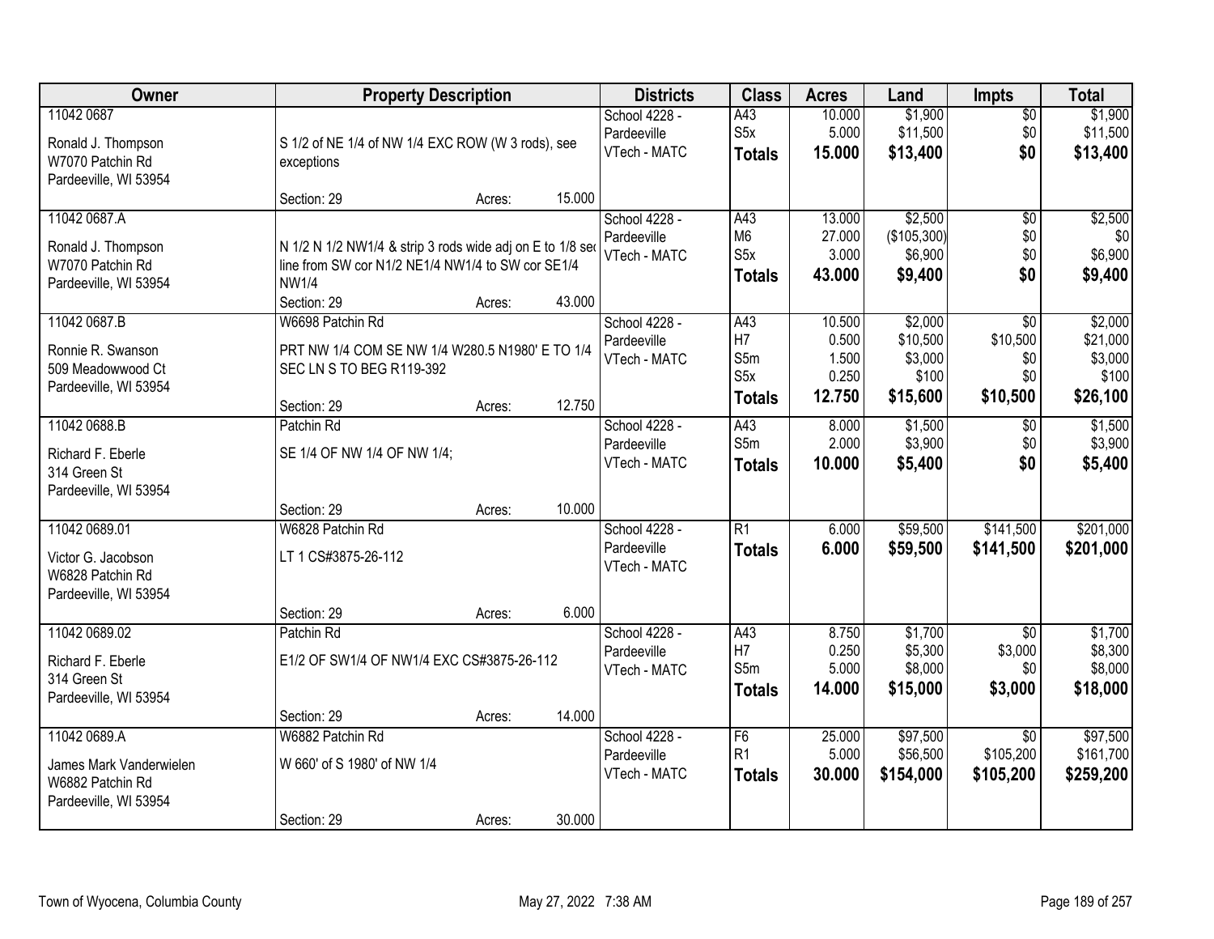| Owner | Property Description | Districts | Class | Acres | Land | Impts | Total |
|---|---|---|---|---|---|---|---|
| 11042 0687<br><br>Ronald J. Thompson<br>W7070 Patchin Rd<br>Pardeeville, WI 53954 | S 1/2 of NE 1/4 of NW 1/4 EXC ROW (W 3 rods), see exceptions<br><br>Section: 29 Acres: 15.000 | School 4228 - Pardeeville<br>VTech - MATC | A43<br>S5x<br>**Totals** | 10.000<br>5.000<br>**15.000** | $1,900<br>$11,500<br>**$13,400** | $0<br>$0<br>**$0** | $1,900<br>$11,500<br>**$13,400** |
| 11042 0687.A<br><br>Ronald J. Thompson<br>W7070 Patchin Rd<br>Pardeeville, WI 53954 | N 1/2 N 1/2 NW1/4 & strip 3 rods wide adj on E to 1/8 sec line from SW cor N1/2 NE1/4 NW1/4 to SW cor SE1/4 NW1/4<br>Section: 29 Acres: 43.000 | School 4228 - Pardeeville<br>VTech - MATC | A43<br>M6<br>S5x<br>**Totals** | 13.000<br>27.000<br>3.000<br>**43.000** | $2,500<br>($105,300)<br>$6,900<br>**$9,400** | $0<br>$0<br>$0<br>**$0** | $2,500<br>$0<br>$6,900<br>**$9,400** |
| 11042 0687.B<br><br>Ronnie R. Swanson<br>509 Meadowwood Ct<br>Pardeeville, WI 53954 | W6698 Patchin Rd<br>PRT NW 1/4 COM SE NW 1/4 W280.5 N1980' E TO 1/4 SEC LN S TO BEG R119-392<br><br>Section: 29 Acres: 12.750 | School 4228 - Pardeeville<br>VTech - MATC | A43<br>H7<br>S5m<br>S5x<br>**Totals** | 10.500<br>0.500<br>1.500<br>0.250<br>**12.750** | $2,000<br>$10,500<br>$3,000<br>$100<br>**$15,600** | $0<br>$10,500<br>$0<br>$0<br>**$10,500** | $2,000<br>$21,000<br>$3,000<br>$100<br>**$26,100** |
| 11042 0688.B<br><br>Richard F. Eberle<br>314 Green St<br>Pardeeville, WI 53954 | Patchin Rd<br>SE 1/4 OF NW 1/4 OF NW 1/4;<br><br>Section: 29 Acres: 10.000 | School 4228 - Pardeeville<br>VTech - MATC | A43<br>S5m<br>**Totals** | 8.000<br>2.000<br>**10.000** | $1,500<br>$3,900<br>**$5,400** | $0<br>$0<br>**$0** | $1,500<br>$3,900<br>**$5,400** |
| 11042 0689.01<br><br>Victor G. Jacobson<br>W6828 Patchin Rd<br>Pardeeville, WI 53954 | W6828 Patchin Rd<br>LT 1 CS#3875-26-112<br><br>Section: 29 Acres: 6.000 | School 4228 - Pardeeville<br>VTech - MATC | R1<br>**Totals** | 6.000<br>**6.000** | $59,500<br>**$59,500** | $141,500<br>**$141,500** | $201,000<br>**$201,000** |
| 11042 0689.02<br><br>Richard F. Eberle<br>314 Green St<br>Pardeeville, WI 53954 | Patchin Rd<br>E1/2 OF SW1/4 OF NW1/4 EXC CS#3875-26-112<br><br>Section: 29 Acres: 14.000 | School 4228 - Pardeeville<br>VTech - MATC | A43<br>H7<br>S5m<br>**Totals** | 8.750<br>0.250<br>5.000<br>**14.000** | $1,700<br>$5,300<br>$8,000<br>**$15,000** | $0<br>$3,000<br>$0<br>**$3,000** | $1,700<br>$8,300<br>$8,000<br>**$18,000** |
| 11042 0689.A<br><br>James Mark Vanderwielen<br>W6882 Patchin Rd<br>Pardeeville, WI 53954 | W6882 Patchin Rd<br>W 660' of S 1980' of NW 1/4<br><br>Section: 29 Acres: 30.000 | School 4228 - Pardeeville<br>VTech - MATC | F6<br>R1<br>**Totals** | 25.000<br>5.000<br>**30.000** | $97,500<br>$56,500<br>**$154,000** | $0<br>$105,200<br>**$105,200** | $97,500<br>$161,700<br>**$259,200** |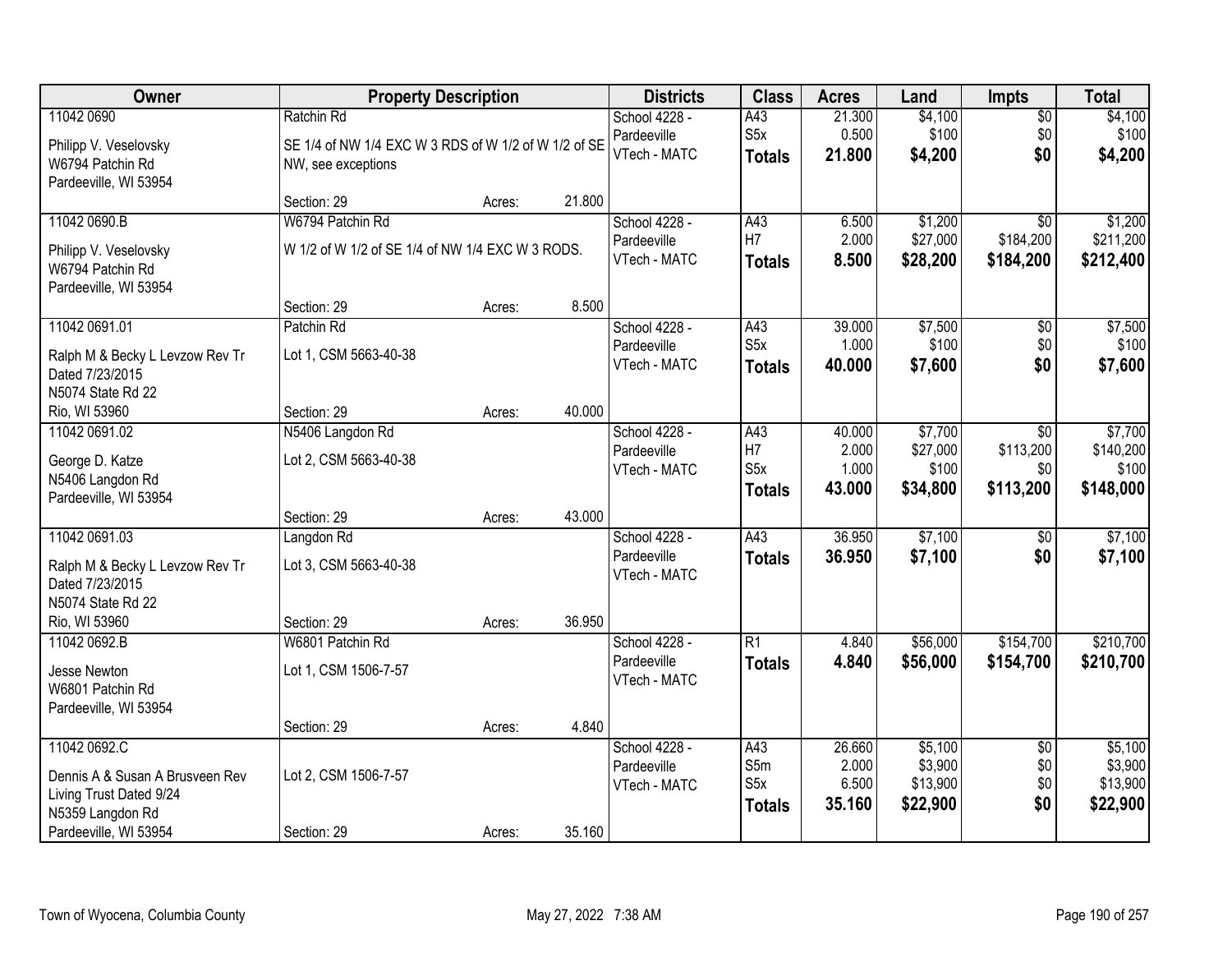| Owner | Property Description | | | Districts | Class | Acres | Land | Impts | Total |
|---|---|---|---|---|---|---|---|---|---|
| 11042 0690<br>Philipp V. Veselovsky<br>W6794 Patchin Rd<br>Pardeeville, WI 53954 | Ratchin Rd<br>SE 1/4 of NW 1/4 EXC W 3 RDS of W 1/2 of W 1/2 of SE NW, see exceptions<br>Section: 29 | Acres: | 21.800 | School 4228 - Pardeeville<br>VTech - MATC | A43<br>S5x<br>**Totals** | 21.300<br>0.500<br>**21.800** | $4,100<br>$100<br>**$4,200** | $0<br>$0<br>**$0** | $4,100<br>$100<br>**$4,200** |
| 11042 0690.B<br>Philipp V. Veselovsky<br>W6794 Patchin Rd<br>Pardeeville, WI 53954 | W6794 Patchin Rd<br>W 1/2 of W 1/2 of SE 1/4 of NW 1/4 EXC W 3 RODS.<br>Section: 29 | Acres: | 8.500 | School 4228 - Pardeeville<br>VTech - MATC | A43<br>H7<br>**Totals** | 6.500<br>2.000<br>**8.500** | $1,200<br>$27,000<br>**$28,200** | $0<br>$184,200<br>**$184,200** | $1,200<br>$211,200<br>**$212,400** |
| 11042 0691.01<br>Ralph M & Becky L Levzow Rev Tr Dated 7/23/2015<br>N5074 State Rd 22<br>Rio, WI 53960 | Patchin Rd<br>Lot 1, CSM 5663-40-38<br>Section: 29 | Acres: | 40.000 | School 4228 - Pardeeville<br>VTech - MATC | A43<br>S5x<br>**Totals** | 39.000<br>1.000<br>**40.000** | $7,500<br>$100<br>**$7,600** | $0<br>$0<br>**$0** | $7,500<br>$100<br>**$7,600** |
| 11042 0691.02<br>George D. Katze<br>N5406 Langdon Rd<br>Pardeeville, WI 53954 | N5406 Langdon Rd<br>Lot 2, CSM 5663-40-38<br>Section: 29 | Acres: | 43.000 | School 4228 - Pardeeville<br>VTech - MATC | A43<br>H7<br>S5x<br>**Totals** | 40.000<br>2.000<br>1.000<br>**43.000** | $7,700<br>$27,000<br>$100<br>**$34,800** | $0<br>$113,200<br>$0<br>**$113,200** | $7,700<br>$140,200<br>$100<br>**$148,000** |
| 11042 0691.03<br>Ralph M & Becky L Levzow Rev Tr Dated 7/23/2015<br>N5074 State Rd 22<br>Rio, WI 53960 | Langdon Rd<br>Lot 3, CSM 5663-40-38<br>Section: 29 | Acres: | 36.950 | School 4228 - Pardeeville<br>VTech - MATC | A43<br>**Totals** | 36.950<br>**36.950** | $7,100<br>**$7,100** | $0<br>**$0** | $7,100<br>**$7,100** |
| 11042 0692.B<br>Jesse Newton<br>W6801 Patchin Rd<br>Pardeeville, WI 53954 | W6801 Patchin Rd<br>Lot 1, CSM 1506-7-57<br>Section: 29 | Acres: | 4.840 | School 4228 - Pardeeville<br>VTech - MATC | R1<br>**Totals** | 4.840<br>**4.840** | $56,000<br>**$56,000** | $154,700<br>**$154,700** | $210,700<br>**$210,700** |
| 11042 0692.C<br>Dennis A & Susan A Brusveen Rev Living Trust Dated 9/24<br>N5359 Langdon Rd<br>Pardeeville, WI 53954 | Lot 2, CSM 1506-7-57<br>Section: 29 | Acres: | 35.160 | School 4228 - Pardeeville<br>VTech - MATC | A43<br>S5m<br>S5x<br>**Totals** | 26.660<br>2.000<br>6.500<br>**35.160** | $5,100<br>$3,900<br>$13,900<br>**$22,900** | $0<br>$0<br>$0<br>**$0** | $5,100<br>$3,900<br>$13,900<br>**$22,900** |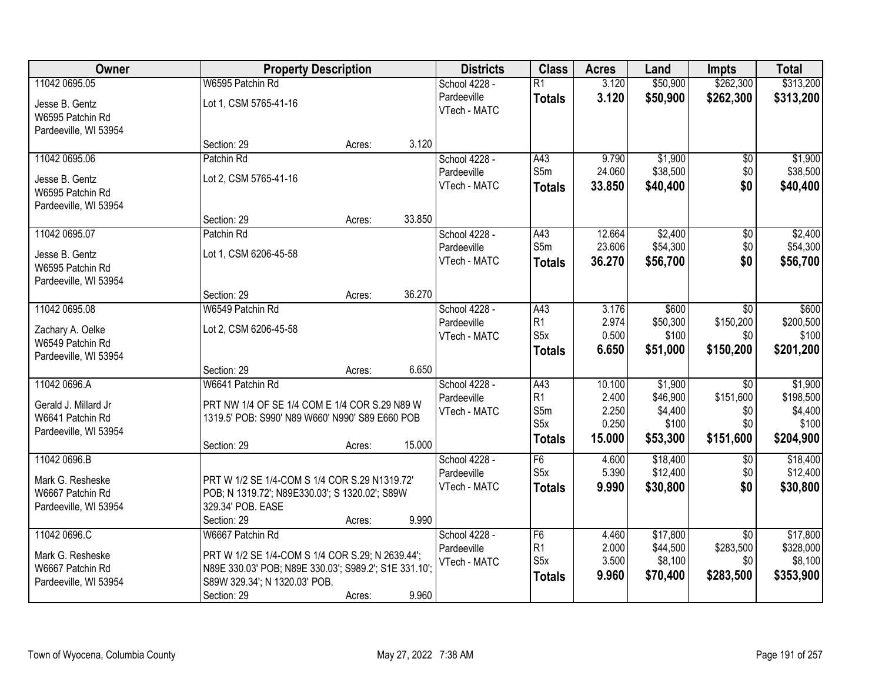| Owner | Property Description | | | Districts | Class | Acres | Land | Impts | Total |
|---|---|---|---|---|---|---|---|---|---|
| 11042 0695.05 | W6595 Patchin Rd | | | School 4228 - | R1 | 3.120 | $50,900 | $262,300 | $313,200 |
| Jesse B. Gentz | Lot 1, CSM 5765-41-16 | | | Pardeeville | **Totals** | **3.120** | **$50,900** | **$262,300** | **$313,200** |
| W6595 Patchin Rd | | | | VTech - MATC | | | | | |
| Pardeeville, WI 53954 | | | | | | | | | |
| | Section: 29 | Acres: | 3.120 | | | | | | |
| 11042 0695.06 | Patchin Rd | | | School 4228 - | A43 | 9.790 | $1,900 | $0 | $1,900 |
| Jesse B. Gentz | Lot 2, CSM 5765-41-16 | | | Pardeeville | S5m | 24.060 | $38,500 | $0 | $38,500 |
| W6595 Patchin Rd | | | | VTech - MATC | **Totals** | **33.850** | **$40,400** | **$0** | **$40,400** |
| Pardeeville, WI 53954 | | | | | | | | | |
| | Section: 29 | Acres: | 33.850 | | | | | | |
| 11042 0695.07 | Patchin Rd | | | School 4228 - | A43 | 12.664 | $2,400 | $0 | $2,400 |
| Jesse B. Gentz | Lot 1, CSM 6206-45-58 | | | Pardeeville | S5m | 23.606 | $54,300 | $0 | $54,300 |
| W6595 Patchin Rd | | | | VTech - MATC | **Totals** | **36.270** | **$56,700** | **$0** | **$56,700** |
| Pardeeville, WI 53954 | | | | | | | | | |
| | Section: 29 | Acres: | 36.270 | | | | | | |
| 11042 0695.08 | W6549 Patchin Rd | | | School 4228 - | A43 | 3.176 | $600 | $0 | $600 |
| Zachary A. Oelke | Lot 2, CSM 6206-45-58 | | | Pardeeville | R1 | 2.974 | $50,300 | $150,200 | $200,500 |
| W6549 Patchin Rd | | | | VTech - MATC | S5x | 0.500 | $100 | $0 | $100 |
| Pardeeville, WI 53954 | | | | | **Totals** | **6.650** | **$51,000** | **$150,200** | **$201,200** |
| | Section: 29 | Acres: | 6.650 | | | | | | |
| 11042 0696.A | W6641 Patchin Rd | | | School 4228 - | A43 | 10.100 | $1,900 | $0 | $1,900 |
| Gerald J. Millard Jr | PRT NW 1/4 OF SE 1/4 COM E 1/4 COR S.29 N89 W 1319.5' POB: S990' N89 W660' N990' S89 E660 POB | | | Pardeeville | R1 | 2.400 | $46,900 | $151,600 | $198,500 |
| W6641 Patchin Rd | | | | VTech - MATC | S5m | 2.250 | $4,400 | $0 | $4,400 |
| Pardeeville, WI 53954 | | | | | S5x | 0.250 | $100 | $0 | $100 |
| | Section: 29 | Acres: | 15.000 | | **Totals** | **15.000** | **$53,300** | **$151,600** | **$204,900** |
| 11042 0696.B | | | | School 4228 - | F6 | 4.600 | $18,400 | $0 | $18,400 |
| Mark G. Resheske | PRT W 1/2 SE 1/4-COM S 1/4 COR S.29 N1319.72' POB; N 1319.72'; N89E330.03'; S 1320.02'; S89W 329.34' POB. EASE | | | Pardeeville | S5x | 5.390 | $12,400 | $0 | $12,400 |
| W6667 Patchin Rd | | | | VTech - MATC | **Totals** | **9.990** | **$30,800** | **$0** | **$30,800** |
| Pardeeville, WI 53954 | | | | | | | | | |
| | Section: 29 | Acres: | 9.990 | | | | | | |
| 11042 0696.C | W6667 Patchin Rd | | | School 4228 - | F6 | 4.460 | $17,800 | $0 | $17,800 |
| Mark G. Resheske | PRT W 1/2 SE 1/4-COM S 1/4 COR S.29; N 2639.44'; N89E 330.03' POB; N89E 330.03'; S989.2'; S1E 331.10'; S89W 329.34'; N 1320.03' POB. | | | Pardeeville | R1 | 2.000 | $44,500 | $283,500 | $328,000 |
| W6667 Patchin Rd | | | | VTech - MATC | S5x | 3.500 | $8,100 | $0 | $8,100 |
| Pardeeville, WI 53954 | | | | | **Totals** | **9.960** | **$70,400** | **$283,500** | **$353,900** |
| | Section: 29 | Acres: | 9.960 | | | | | | |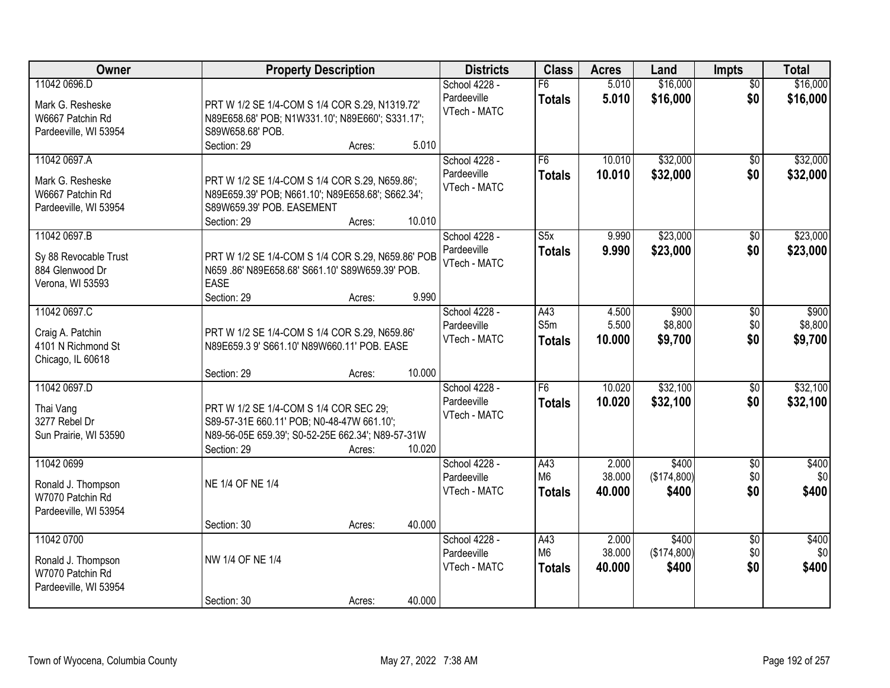| Owner | Property Description | Districts | Class | Acres | Land | Impts | Total |
|---|---|---|---|---|---|---|---|
| 11042 0696.D<br><br>Mark G. Resheske<br>W6667 Patchin Rd<br>Pardeeville, WI 53954 | PRT W 1/2 SE 1/4-COM S 1/4 COR S.29, N1319.72' N89E658.68' POB; N1W331.10'; N89E660'; S331.17'; S89W658.68' POB.<br>Section: 29 Acres: 5.010 | School 4228 - Pardeeville<br>VTech - MATC | F6<br>**Totals** | 5.010<br>**5.010** | $16,000<br>**$16,000** | $0<br>**$0** | $16,000<br>**$16,000** |
| 11042 0697.A<br><br>Mark G. Resheske<br>W6667 Patchin Rd<br>Pardeeville, WI 53954 | PRT W 1/2 SE 1/4-COM S 1/4 COR S.29, N659.86'; N89E659.39' POB; N661.10'; N89E658.68'; S662.34'; S89W659.39' POB. EASEMENT<br>Section: 29 Acres: 10.010 | School 4228 - Pardeeville<br>VTech - MATC | F6<br>**Totals** | 10.010<br>**10.010** | $32,000<br>**$32,000** | $0<br>**$0** | $32,000<br>**$32,000** |
| 11042 0697.B<br><br>Sy 88 Revocable Trust<br>884 Glenwood Dr<br>Verona, WI 53593 | PRT W 1/2 SE 1/4-COM S 1/4 COR S.29, N659.86' POB N659 .86' N89E658.68' S661.10' S89W659.39' POB. EASE<br>Section: 29 Acres: 9.990 | School 4228 - Pardeeville<br>VTech - MATC | S5x<br>**Totals** | 9.990<br>**9.990** | $23,000<br>**$23,000** | $0<br>**$0** | $23,000<br>**$23,000** |
| 11042 0697.C<br><br>Craig A. Patchin<br>4101 N Richmond St<br>Chicago, IL 60618 | PRT W 1/2 SE 1/4-COM S 1/4 COR S.29, N659.86' N89E659.3 9' S661.10' N89W660.11' POB. EASE<br>Section: 29 Acres: 10.000 | School 4228 - Pardeeville<br>VTech - MATC | A43<br>S5m<br>**Totals** | 4.500<br>5.500<br>**10.000** | $900<br>$8,800<br>**$9,700** | $0<br>$0<br>**$0** | $900<br>$8,800<br>**$9,700** |
| 11042 0697.D<br><br>Thai Vang<br>3277 Rebel Dr<br>Sun Prairie, WI 53590 | PRT W 1/2 SE 1/4-COM S 1/4 COR SEC 29; S89-57-31E 660.11' POB; N0-48-47W 661.10'; N89-56-05E 659.39'; S0-52-25E 662.34'; N89-57-31W<br>Section: 29 Acres: 10.020 | School 4228 - Pardeeville<br>VTech - MATC | F6<br>**Totals** | 10.020<br>**10.020** | $32,100<br>**$32,100** | $0<br>**$0** | $32,100<br>**$32,100** |
| 11042 0699<br><br>Ronald J. Thompson<br>W7070 Patchin Rd<br>Pardeeville, WI 53954 | NE 1/4 OF NE 1/4<br>Section: 30 Acres: 40.000 | School 4228 - Pardeeville<br>VTech - MATC | A43<br>M6<br>**Totals** | 2.000<br>38.000<br>**40.000** | $400<br>($174,800)<br>**$400** | $0<br>$0<br>**$0** | $400<br>$0<br>**$400** |
| 11042 0700<br><br>Ronald J. Thompson<br>W7070 Patchin Rd<br>Pardeeville, WI 53954 | NW 1/4 OF NE 1/4<br>Section: 30 Acres: 40.000 | School 4228 - Pardeeville<br>VTech - MATC | A43<br>M6<br>**Totals** | 2.000<br>38.000<br>**40.000** | $400<br>($174,800)<br>**$400** | $0<br>$0<br>**$0** | $400<br>$0<br>**$400** |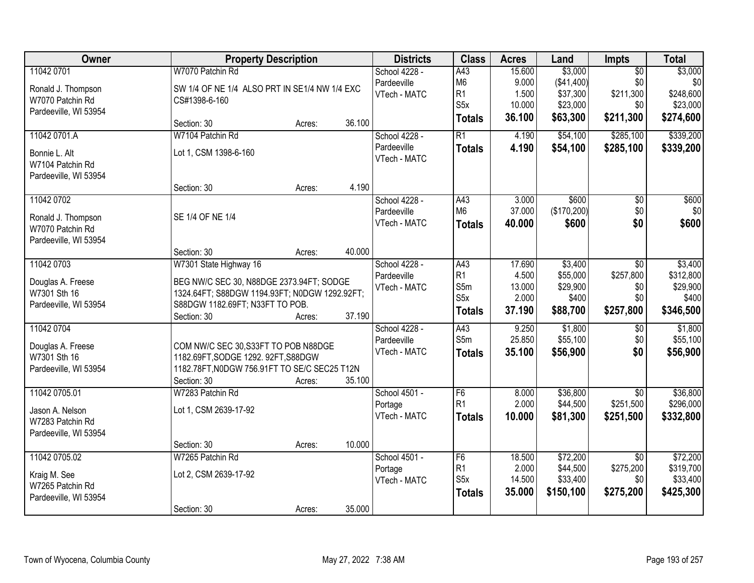| Owner | Property Description | Districts | Class | Acres | Land | Impts | Total |
|---|---|---|---|---|---|---|---|
| 11042 0701<br><br>Ronald J. Thompson<br>W7070 Patchin Rd<br>Pardeeville, WI 53954 | W7070 Patchin Rd<br><br>SW 1/4 OF NE 1/4 ALSO PRT IN SE1/4 NW 1/4 EXC CS#1398-6-160<br><br>Section: 30 Acres: 36.100 | School 4228 - Pardeeville<br>VTech - MATC | A43<br>M6<br>R1<br>S5x<br>**Totals** | 15.600<br>9.000<br>1.500<br>10.000<br>**36.100** | $3,000<br>($41,400)<br>$37,300<br>$23,000<br>**$63,300** | $0<br>$0<br>$211,300<br>$0<br>**$211,300** | $3,000<br>$0<br>$248,600<br>$23,000<br>**$274,600** |
| 11042 0701.A<br><br>Bonnie L. Alt<br>W7104 Patchin Rd<br>Pardeeville, WI 53954 | W7104 Patchin Rd<br><br>Lot 1, CSM 1398-6-160<br><br>Section: 30 Acres: 4.190 | School 4228 - Pardeeville<br>VTech - MATC | R1<br>**Totals** | 4.190<br>**4.190** | $54,100<br>**$54,100** | $285,100<br>**$285,100** | $339,200<br>**$339,200** |
| 11042 0702<br><br>Ronald J. Thompson<br>W7070 Patchin Rd<br>Pardeeville, WI 53954 | SE 1/4 OF NE 1/4<br><br>Section: 30 Acres: 40.000 | School 4228 - Pardeeville<br>VTech - MATC | A43<br>M6<br>**Totals** | 3.000<br>37.000<br>**40.000** | $600<br>($170,200)<br>**$600** | $0<br>$0<br>**$0** | $600<br>$0<br>**$600** |
| 11042 0703<br><br>Douglas A. Freese<br>W7301 Sth 16<br>Pardeeville, WI 53954 | W7301 State Highway 16<br><br>BEG NW/C SEC 30, N88DGE 2373.94FT; SODGE 1324.64FT; S88DGW 1194.93FT; N0DGW 1292.92FT; S88DGW 1182.69FT; N33FT TO POB.<br>Section: 30 Acres: 37.190 | School 4228 - Pardeeville<br>VTech - MATC | A43<br>R1<br>S5m<br>S5x<br>**Totals** | 17.690<br>4.500<br>13.000<br>2.000<br>**37.190** | $3,400<br>$55,000<br>$29,900<br>$400<br>**$88,700** | $0<br>$257,800<br>$0<br>$0<br>**$257,800** | $3,400<br>$312,800<br>$29,900<br>$400<br>**$346,500** |
| 11042 0704<br><br>Douglas A. Freese<br>W7301 Sth 16<br>Pardeeville, WI 53954 | COM NW/C SEC 30,S33FT TO POB N88DGE 1182.69FT,SODGE 1292. 92FT,S88DGW 1182.78FT,N0DGW 756.91FT TO SE/C SEC25 T12N<br>Section: 30 Acres: 35.100 | School 4228 - Pardeeville<br>VTech - MATC | A43<br>S5m<br>**Totals** | 9.250<br>25.850<br>**35.100** | $1,800<br>$55,100<br>**$56,900** | $0<br>$0<br>**$0** | $1,800<br>$55,100<br>**$56,900** |
| 11042 0705.01<br><br>Jason A. Nelson<br>W7283 Patchin Rd<br>Pardeeville, WI 53954 | W7283 Patchin Rd<br><br>Lot 1, CSM 2639-17-92<br><br>Section: 30 Acres: 10.000 | School 4501 - Portage<br>VTech - MATC | F6<br>R1<br>**Totals** | 8.000<br>2.000<br>**10.000** | $36,800<br>$44,500<br>**$81,300** | $0<br>$251,500<br>**$251,500** | $36,800<br>$296,000<br>**$332,800** |
| 11042 0705.02<br><br>Kraig M. See<br>W7265 Patchin Rd<br>Pardeeville, WI 53954 | W7265 Patchin Rd<br><br>Lot 2, CSM 2639-17-92<br><br>Section: 30 Acres: 35.000 | School 4501 - Portage<br>VTech - MATC | F6<br>R1<br>S5x<br>**Totals** | 18.500<br>2.000<br>14.500<br>**35.000** | $72,200<br>$44,500<br>$33,400<br>**$150,100** | $0<br>$275,200<br>$0<br>**$275,200** | $72,200<br>$319,700<br>$33,400<br>**$425,300** |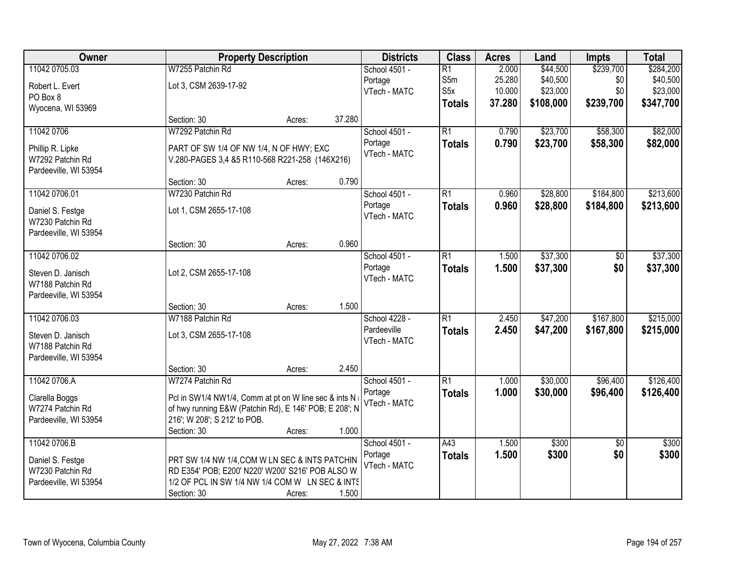| Owner | Property Description | Districts | Class | Acres | Land | Impts | Total |
|---|---|---|---|---|---|---|---|
| 11042 0705.03<br>Robert L. Evert<br>PO Box 8<br>Wyocena, WI 53969 | W7255 Patchin Rd<br>Lot 3, CSM 2639-17-92<br>Section: 30 Acres: 37.280 | School 4501 - Portage<br>VTech - MATC | R1<br>S5m<br>S5x<br>**Totals** | 2.000<br>25.280<br>10.000<br>**37.280** | $44,500<br>$40,500<br>$23,000<br>**$108,000** | $239,700<br>$0<br>$0<br>**$239,700** | $284,200<br>$40,500<br>$23,000<br>**$347,700** |
| 11042 0706<br>Phillip R. Lipke<br>W7292 Patchin Rd<br>Pardeeville, WI 53954 | W7292 Patchin Rd<br>PART OF SW 1/4 OF NW 1/4, N OF HWY; EXC V.280-PAGES 3,4 &5 R110-568 R221-258 (146X216)<br>Section: 30 Acres: 0.790 | School 4501 - Portage<br>VTech - MATC | R1<br>**Totals** | 0.790<br>**0.790** | $23,700<br>**$23,700** | $58,300<br>**$58,300** | $82,000<br>**$82,000** |
| 11042 0706.01<br>Daniel S. Festge<br>W7230 Patchin Rd<br>Pardeeville, WI 53954 | W7230 Patchin Rd<br>Lot 1, CSM 2655-17-108<br>Section: 30 Acres: 0.960 | School 4501 - Portage<br>VTech - MATC | R1<br>**Totals** | 0.960<br>**0.960** | $28,800<br>**$28,800** | $184,800<br>**$184,800** | $213,600<br>**$213,600** |
| 11042 0706.02<br>Steven D. Janisch<br>W7188 Patchin Rd<br>Pardeeville, WI 53954 | Lot 2, CSM 2655-17-108<br>Section: 30 Acres: 1.500 | School 4501 - Portage<br>VTech - MATC | R1<br>**Totals** | 1.500<br>**1.500** | $37,300<br>**$37,300** | $0<br>**$0** | $37,300<br>**$37,300** |
| 11042 0706.03<br>Steven D. Janisch<br>W7188 Patchin Rd<br>Pardeeville, WI 53954 | W7188 Patchin Rd<br>Lot 3, CSM 2655-17-108<br>Section: 30 Acres: 2.450 | School 4228 - Pardeeville<br>VTech - MATC | R1<br>**Totals** | 2.450<br>**2.450** | $47,200<br>**$47,200** | $167,800<br>**$167,800** | $215,000<br>**$215,000** |
| 11042 0706.A<br>Clarella Boggs<br>W7274 Patchin Rd<br>Pardeeville, WI 53954 | W7274 Patchin Rd<br>Pcl in SW1/4 NW1/4, Comm at pt on W line sec & ints N of hwy running E&W (Patchin Rd), E 146' POB; E 208'; N 216'; W 208'; S 212' to POB.<br>Section: 30 Acres: 1.000 | School 4501 - Portage<br>VTech - MATC | R1<br>**Totals** | 1.000<br>**1.000** | $30,000<br>**$30,000** | $96,400<br>**$96,400** | $126,400<br>**$126,400** |
| 11042 0706.B<br>Daniel S. Festge<br>W7230 Patchin Rd<br>Pardeeville, WI 53954 | PRT SW 1/4 NW 1/4,COM W LN SEC & INTS PATCHIN RD E354' POB; E200' N220' W200' S216' POB ALSO W 1/2 OF PCL IN SW 1/4 NW 1/4 COM W LN SEC & INTS<br>Section: 30 Acres: 1.500 | School 4501 - Portage<br>VTech - MATC | A43<br>**Totals** | 1.500<br>**1.500** | $300<br>**$300** | $0<br>**$0** | $300<br>**$300** |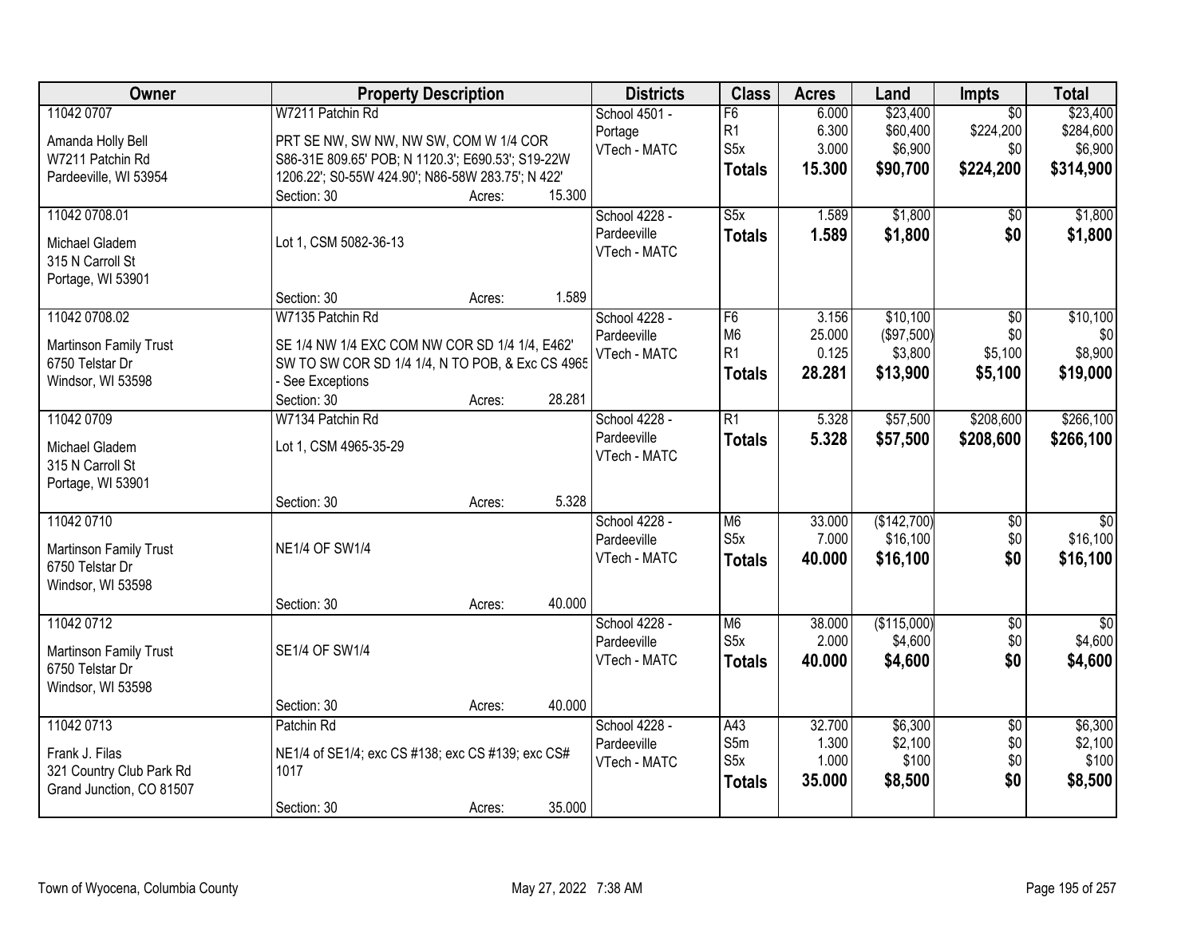| Owner | Property Description | Districts | Class | Acres | Land | Impts | Total |
|---|---|---|---|---|---|---|---|
| 11042 0707<br>Amanda Holly Bell<br>W7211 Patchin Rd<br>Pardeeville, WI 53954 | W7211 Patchin Rd<br>PRT SE NW, SW NW, NW SW, COM W 1/4 COR S86-31E 809.65' POB; N 1120.3'; E690.53'; S19-22W 1206.22'; S0-55W 424.90'; N86-58W 283.75'; N 422'<br>Section: 30 Acres: 15.300 | School 4501 - Portage<br>VTech - MATC | F6<br>R1<br>S5x<br>**Totals** | 6.000<br>6.300<br>3.000<br>**15.300** | $23,400<br>$60,400<br>$6,900<br>**$90,700** | $0<br>$224,200<br>$0<br>**$224,200** | $23,400<br>$284,600<br>$6,900<br>**$314,900** |
| 11042 0708.01<br>Michael Gladem<br>315 N Carroll St<br>Portage, WI 53901 | Lot 1, CSM 5082-36-13<br>Section: 30 Acres: 1.589 | School 4228 - Pardeeville<br>VTech - MATC | S5x<br>**Totals** | 1.589<br>**1.589** | $1,800<br>**$1,800** | $0<br>**$0** | $1,800<br>**$1,800** |
| 11042 0708.02<br>Martinson Family Trust<br>6750 Telstar Dr<br>Windsor, WI 53598 | W7135 Patchin Rd<br>SE 1/4 NW 1/4 EXC COM NW COR SD 1/4 1/4, E462' SW TO SW COR SD 1/4 1/4, N TO POB, & Exc CS 4965 - See Exceptions<br>Section: 30 Acres: 28.281 | School 4228 - Pardeeville<br>VTech - MATC | F6<br>M6<br>R1<br>**Totals** | 3.156<br>25.000<br>0.125<br>**28.281** | $10,100<br>($97,500)<br>$3,800<br>**$13,900** | $0<br>$0<br>$5,100<br>**$5,100** | $10,100<br>$0<br>$8,900<br>**$19,000** |
| 11042 0709<br>Michael Gladem<br>315 N Carroll St<br>Portage, WI 53901 | W7134 Patchin Rd<br>Lot 1, CSM 4965-35-29<br>Section: 30 Acres: 5.328 | School 4228 - Pardeeville<br>VTech - MATC | R1<br>**Totals** | 5.328<br>**5.328** | $57,500<br>**$57,500** | $208,600<br>**$208,600** | $266,100<br>**$266,100** |
| 11042 0710<br>Martinson Family Trust<br>6750 Telstar Dr<br>Windsor, WI 53598 | NE1/4 OF SW1/4<br>Section: 30 Acres: 40.000 | School 4228 - Pardeeville<br>VTech - MATC | M6<br>S5x<br>**Totals** | 33.000<br>7.000<br>**40.000** | ($142,700)<br>$16,100<br>**$16,100** | $0<br>$0<br>**$0** | $0<br>$16,100<br>**$16,100** |
| 11042 0712<br>Martinson Family Trust<br>6750 Telstar Dr<br>Windsor, WI 53598 | SE1/4 OF SW1/4<br>Section: 30 Acres: 40.000 | School 4228 - Pardeeville<br>VTech - MATC | M6<br>S5x<br>**Totals** | 38.000<br>2.000<br>**40.000** | ($115,000)<br>$4,600<br>**$4,600** | $0<br>$0<br>**$0** | $0<br>$4,600<br>**$4,600** |
| 11042 0713<br>Frank J. Filas<br>321 Country Club Park Rd<br>Grand Junction, CO 81507 | Patchin Rd<br>NE1/4 of SE1/4; exc CS #138; exc CS #139; exc CS# 1017<br>Section: 30 Acres: 35.000 | School 4228 - Pardeeville<br>VTech - MATC | A43<br>S5m<br>S5x<br>**Totals** | 32.700<br>1.300<br>1.000<br>**35.000** | $6,300<br>$2,100<br>$100<br>**$8,500** | $0<br>$0<br>$0<br>**$0** | $6,300<br>$2,100<br>$100<br>**$8,500** |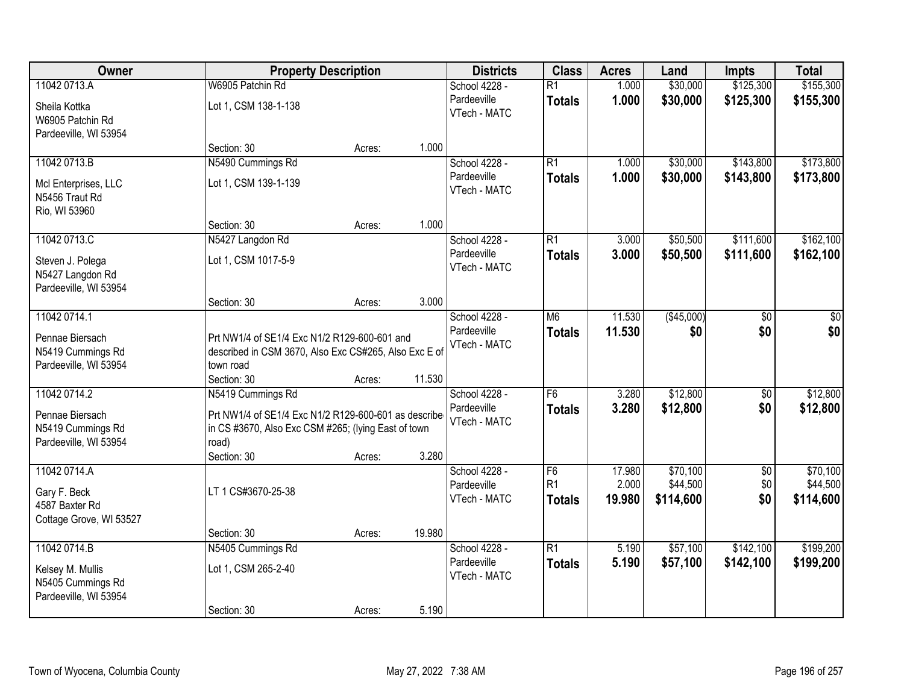| Owner | Property Description | | Districts | Class | Acres | Land | Impts | Total |
|---|---|---|---|---|---|---|---|---|
| 11042 0713.A<br>Sheila Kottka<br>W6905 Patchin Rd<br>Pardeeville, WI 53954 | W6905 Patchin Rd<br>Lot 1, CSM 138-1-138<br>Section: 30 | Acres: 1.000 | School 4228 - Pardeeville<br>VTech - MATC | R1<br>**Totals** | 1.000<br>**1.000** | \$30,000<br>**\$30,000** | \$125,300<br>**\$125,300** | \$155,300<br>**\$155,300** |
| 11042 0713.B<br>Mcl Enterprises, LLC<br>N5456 Traut Rd<br>Rio, WI 53960 | N5490 Cummings Rd<br>Lot 1, CSM 139-1-139<br>Section: 30 | Acres: 1.000 | School 4228 - Pardeeville<br>VTech - MATC | R1<br>**Totals** | 1.000<br>**1.000** | \$30,000<br>**\$30,000** | \$143,800<br>**\$143,800** | \$173,800<br>**\$173,800** |
| 11042 0713.C<br>Steven J. Polega<br>N5427 Langdon Rd<br>Pardeeville, WI 53954 | N5427 Langdon Rd<br>Lot 1, CSM 1017-5-9<br>Section: 30 | Acres: 3.000 | School 4228 - Pardeeville<br>VTech - MATC | R1<br>**Totals** | 3.000<br>**3.000** | \$50,500<br>**\$50,500** | \$111,600<br>**\$111,600** | \$162,100<br>**\$162,100** |
| 11042 0714.1<br>Pennae Biersach<br>N5419 Cummings Rd<br>Pardeeville, WI 53954 | Prt NW1/4 of SE1/4 Exc N1/2 R129-600-601 and described in CSM 3670, Also Exc CS#265, Also Exc E of town road<br>Section: 30 | Acres: 11.530 | School 4228 - Pardeeville<br>VTech - MATC | M6<br>**Totals** | 11.530<br>**11.530** | (\$45,000)<br>**\$0** | \$0<br>**\$0** | \$0<br>**\$0** |
| 11042 0714.2<br>Pennae Biersach<br>N5419 Cummings Rd<br>Pardeeville, WI 53954 | N5419 Cummings Rd<br>Prt NW1/4 of SE1/4 Exc N1/2 R129-600-601 as describe in CS #3670, Also Exc CSM #265; (lying East of town road)<br>Section: 30 | Acres: 3.280 | School 4228 - Pardeeville<br>VTech - MATC | F6<br>**Totals** | 3.280<br>**3.280** | \$12,800<br>**\$12,800** | \$0<br>**\$0** | \$12,800<br>**\$12,800** |
| 11042 0714.A<br>Gary F. Beck<br>4587 Baxter Rd<br>Cottage Grove, WI 53527 | LT 1 CS#3670-25-38<br>Section: 30 | Acres: 19.980 | School 4228 - Pardeeville<br>VTech - MATC | F6<br>R1<br>**Totals** | 17.980<br>2.000<br>**19.980** | \$70,100<br>\$44,500<br>**\$114,600** | \$0<br>\$0<br>**\$0** | \$70,100<br>\$44,500<br>**\$114,600** |
| 11042 0714.B<br>Kelsey M. Mullis<br>N5405 Cummings Rd<br>Pardeeville, WI 53954 | N5405 Cummings Rd<br>Lot 1, CSM 265-2-40<br>Section: 30 | Acres: 5.190 | School 4228 - Pardeeville<br>VTech - MATC | R1<br>**Totals** | 5.190<br>**5.190** | \$57,100<br>**\$57,100** | \$142,100<br>**\$142,100** | \$199,200<br>**\$199,200** |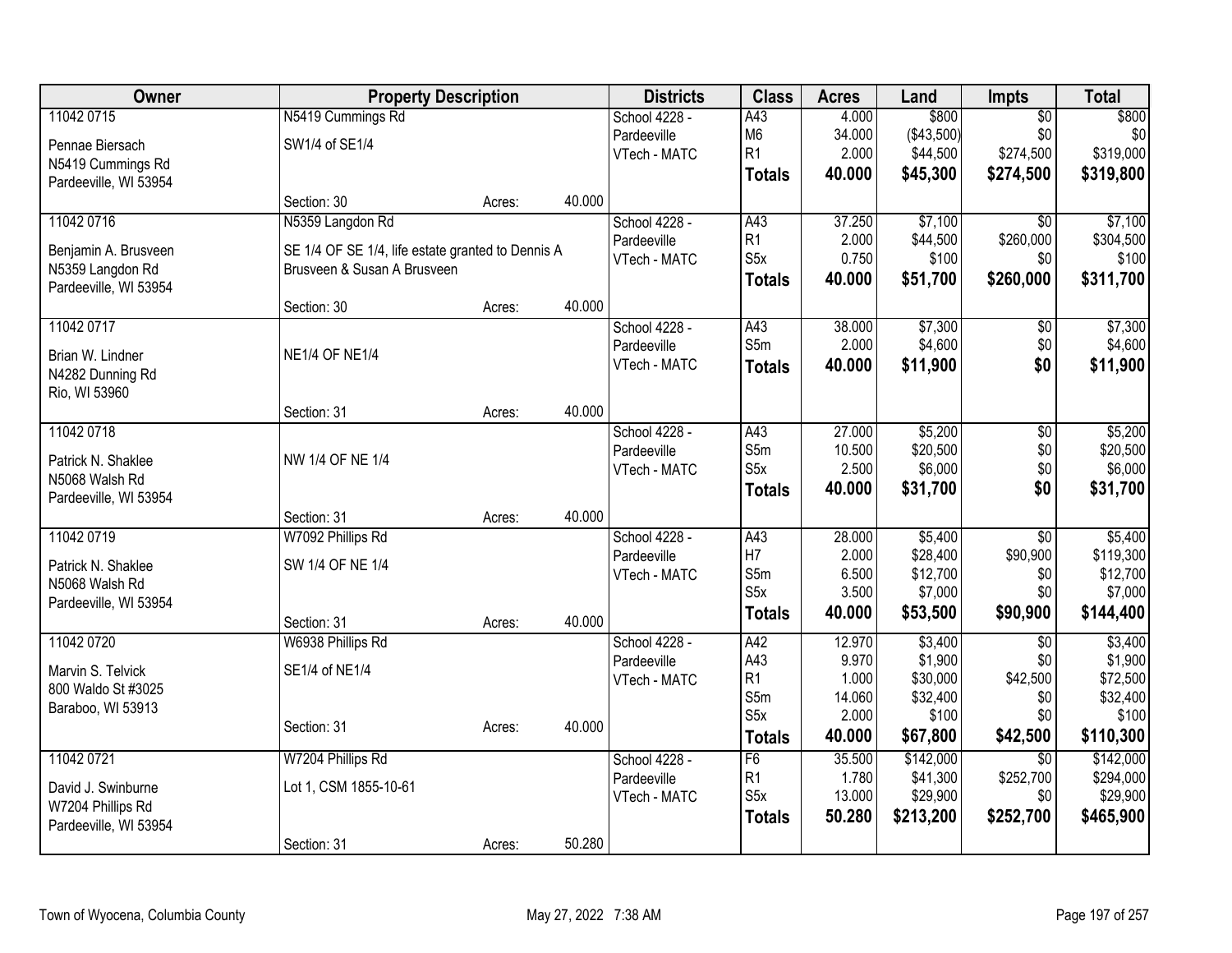| Owner | Property Description | | | Districts | Class | Acres | Land | Impts | Total |
|---|---|---|---|---|---|---|---|---|---|
| 11042 0715 | N5419 Cummings Rd | | | School 4228 - | A43 | 4.000 | $800 | $0 | $800 |
| Pennae Biersach | SW1/4 of SE1/4 | | | Pardeeville | M6 | 34.000 | ($43,500) | $0 | $0 |
| N5419 Cummings Rd | | | | VTech - MATC | R1 | 2.000 | $44,500 | $274,500 | $319,000 |
| Pardeeville, WI 53954 | | | | | **Totals** | **40.000** | **$45,300** | **$274,500** | **$319,800** |
| | Section: 30 | Acres: | 40.000 | | | | | | |
| 11042 0716 | N5359 Langdon Rd | | | School 4228 - | A43 | 37.250 | $7,100 | $0 | $7,100 |
| Benjamin A. Brusveen | SE 1/4 OF SE 1/4, life estate granted to Dennis A | | | Pardeeville | R1 | 2.000 | $44,500 | $260,000 | $304,500 |
| N5359 Langdon Rd | Brusveen & Susan A Brusveen | | | VTech - MATC | S5x | 0.750 | $100 | $0 | $100 |
| Pardeeville, WI 53954 | | | | | **Totals** | **40.000** | **$51,700** | **$260,000** | **$311,700** |
| | Section: 30 | Acres: | 40.000 | | | | | | |
| 11042 0717 | | | | School 4228 - | A43 | 38.000 | $7,300 | $0 | $7,300 |
| Brian W. Lindner | NE1/4 OF NE1/4 | | | Pardeeville | S5m | 2.000 | $4,600 | $0 | $4,600 |
| N4282 Dunning Rd | | | | VTech - MATC | **Totals** | **40.000** | **$11,900** | **$0** | **$11,900** |
| Rio, WI 53960 | | | | | | | | | |
| | Section: 31 | Acres: | 40.000 | | | | | | |
| 11042 0718 | | | | School 4228 - | A43 | 27.000 | $5,200 | $0 | $5,200 |
| Patrick N. Shaklee | NW 1/4 OF NE 1/4 | | | Pardeeville | S5m | 10.500 | $20,500 | $0 | $20,500 |
| N5068 Walsh Rd | | | | VTech - MATC | S5x | 2.500 | $6,000 | $0 | $6,000 |
| Pardeeville, WI 53954 | | | | | **Totals** | **40.000** | **$31,700** | **$0** | **$31,700** |
| | Section: 31 | Acres: | 40.000 | | | | | | |
| 11042 0719 | W7092 Phillips Rd | | | School 4228 - | A43 | 28.000 | $5,400 | $0 | $5,400 |
| Patrick N. Shaklee | SW 1/4 OF NE 1/4 | | | Pardeeville | H7 | 2.000 | $28,400 | $90,900 | $119,300 |
| N5068 Walsh Rd | | | | VTech - MATC | S5m | 6.500 | $12,700 | $0 | $12,700 |
| Pardeeville, WI 53954 | | | | | S5x | 3.500 | $7,000 | $0 | $7,000 |
| | Section: 31 | Acres: | 40.000 | | **Totals** | **40.000** | **$53,500** | **$90,900** | **$144,400** |
| 11042 0720 | W6938 Phillips Rd | | | School 4228 - | A42 | 12.970 | $3,400 | $0 | $3,400 |
| Marvin S. Telvick | SE1/4 of NE1/4 | | | Pardeeville | A43 | 9.970 | $1,900 | $0 | $1,900 |
| 800 Waldo St #3025 | | | | VTech - MATC | R1 | 1.000 | $30,000 | $42,500 | $72,500 |
| Baraboo, WI 53913 | | | | | S5m | 14.060 | $32,400 | $0 | $32,400 |
| | Section: 31 | Acres: | 40.000 | | S5x | 2.000 | $100 | $0 | $100 |
| | | | | | **Totals** | **40.000** | **$67,800** | **$42,500** | **$110,300** |
| 11042 0721 | W7204 Phillips Rd | | | School 4228 - | F6 | 35.500 | $142,000 | $0 | $142,000 |
| David J. Swinburne | Lot 1, CSM 1855-10-61 | | | Pardeeville | R1 | 1.780 | $41,300 | $252,700 | $294,000 |
| W7204 Phillips Rd | | | | VTech - MATC | S5x | 13.000 | $29,900 | $0 | $29,900 |
| Pardeeville, WI 53954 | | | | | **Totals** | **50.280** | **$213,200** | **$252,700** | **$465,900** |
| | Section: 31 | Acres: | 50.280 | | | | | | |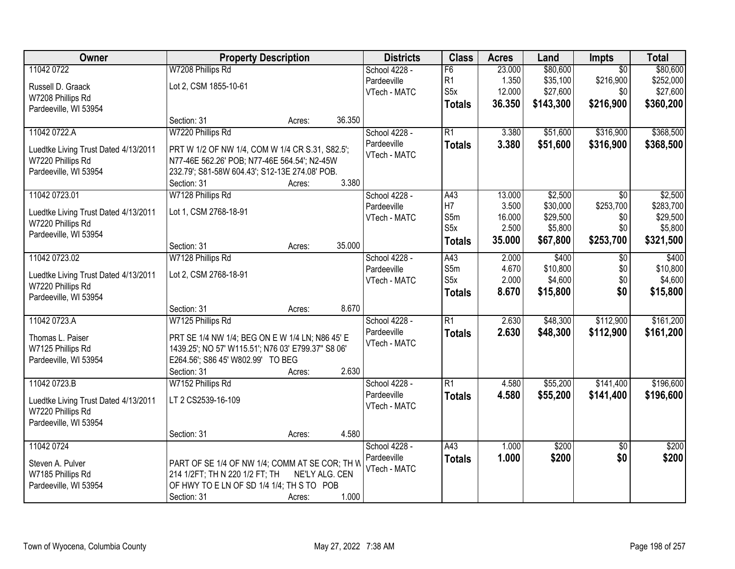| Owner | Property Description | Districts | Class | Acres | Land | Impts | Total |
|---|---|---|---|---|---|---|---|
| 11042 0722<br><br>Russell D. Graack<br>W7208 Phillips Rd<br>Pardeeville, WI 53954 | W7208 Phillips Rd<br><br>Lot 2, CSM 1855-10-61<br><br>Section: 31 Acres: 36.350 | School 4228 - Pardeeville<br>VTech - MATC | F6<br>R1<br>S5x<br>**Totals** | 23.000<br>1.350<br>12.000<br>**36.350** | $80,600<br>$35,100<br>$27,600<br>**$143,300** | $0<br>$216,900<br>$0<br>**$216,900** | $80,600<br>$252,000<br>$27,600<br>**$360,200** |
| 11042 0722.A<br><br>Luedtke Living Trust Dated 4/13/2011<br>W7220 Phillips Rd<br>Pardeeville, WI 53954 | W7220 Phillips Rd<br><br>PRT W 1/2 OF NW 1/4, COM W 1/4 CR S.31, S82.5'; N77-46E 562.26' POB; N77-46E 564.54'; N2-45W 232.79'; S81-58W 604.43'; S12-13E 274.08' POB.<br>Section: 31 Acres: 3.380 | School 4228 - Pardeeville<br>VTech - MATC | R1<br>**Totals** | 3.380<br>**3.380** | $51,600<br>**$51,600** | $316,900<br>**$316,900** | $368,500<br>**$368,500** |
| 11042 0723.01<br><br>Luedtke Living Trust Dated 4/13/2011<br>W7220 Phillips Rd<br>Pardeeville, WI 53954 | W7128 Phillips Rd<br><br>Lot 1, CSM 2768-18-91<br><br>Section: 31 Acres: 35.000 | School 4228 - Pardeeville<br>VTech - MATC | A43<br>H7<br>S5m<br>S5x<br>**Totals** | 13.000<br>3.500<br>16.000<br>2.500<br>**35.000** | $2,500<br>$30,000<br>$29,500<br>$5,800<br>**$67,800** | $0<br>$253,700<br>$0<br>$0<br>**$253,700** | $2,500<br>$283,700<br>$29,500<br>$5,800<br>**$321,500** |
| 11042 0723.02<br><br>Luedtke Living Trust Dated 4/13/2011<br>W7220 Phillips Rd<br>Pardeeville, WI 53954 | W7128 Phillips Rd<br><br>Lot 2, CSM 2768-18-91<br><br>Section: 31 Acres: 8.670 | School 4228 - Pardeeville<br>VTech - MATC | A43<br>S5m<br>S5x<br>**Totals** | 2.000<br>4.670<br>2.000<br>**8.670** | $400<br>$10,800<br>$4,600<br>**$15,800** | $0<br>$0<br>$0<br>**$0** | $400<br>$10,800<br>$4,600<br>**$15,800** |
| 11042 0723.A<br><br>Thomas L. Paiser<br>W7125 Phillips Rd<br>Pardeeville, WI 53954 | W7125 Phillips Rd<br><br>PRT SE 1/4 NW 1/4; BEG ON E W 1/4 LN; N86 45' E 1439.25'; NO 57' W115.51'; N76 03' E799.37" S8 06' E264.56'; S86 45' W802.99' TO BEG<br>Section: 31 Acres: 2.630 | School 4228 - Pardeeville<br>VTech - MATC | R1<br>**Totals** | 2.630<br>**2.630** | $48,300<br>**$48,300** | $112,900<br>**$112,900** | $161,200<br>**$161,200** |
| 11042 0723.B<br><br>Luedtke Living Trust Dated 4/13/2011<br>W7220 Phillips Rd<br>Pardeeville, WI 53954 | W7152 Phillips Rd<br><br>LT 2 CS2539-16-109<br><br>Section: 31 Acres: 4.580 | School 4228 - Pardeeville<br>VTech - MATC | R1<br>**Totals** | 4.580<br>**4.580** | $55,200<br>**$55,200** | $141,400<br>**$141,400** | $196,600<br>**$196,600** |
| 11042 0724<br><br>Steven A. Pulver<br>W7185 Phillips Rd<br>Pardeeville, WI 53954 | PART OF SE 1/4 OF NW 1/4; COMM AT SE COR; TH W 214 1/2FT; TH N 220 1/2 FT; TH NE'LY ALG. CEN OF HWY TO E LN OF SD 1/4 1/4; TH S TO POB<br>Section: 31 Acres: 1.000 | School 4228 - Pardeeville<br>VTech - MATC | A43<br>**Totals** | 1.000<br>**1.000** | $200<br>**$200** | $0<br>**$0** | $200<br>**$200** |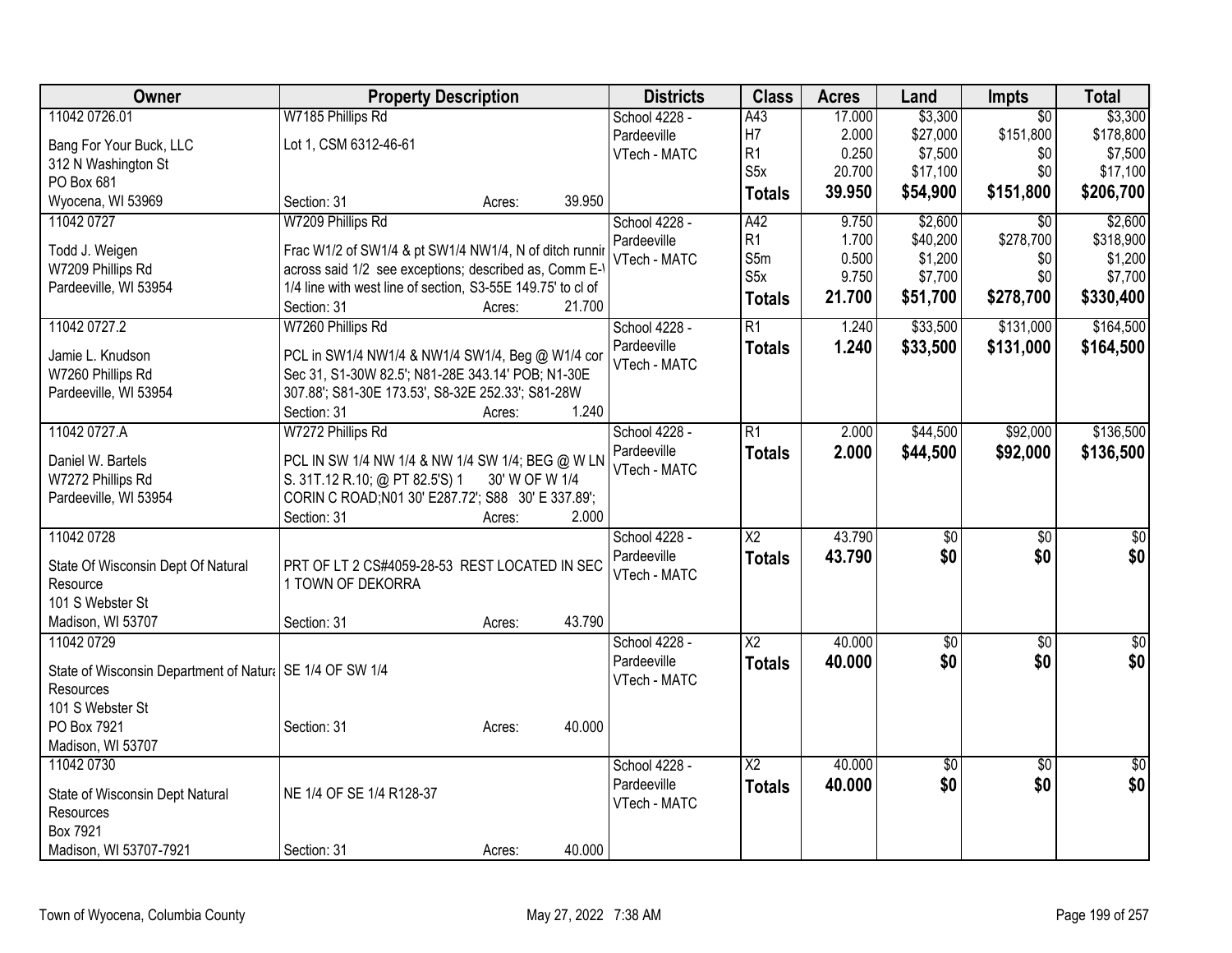| Owner | Property Description | Districts | Class | Acres | Land | Impts | Total |
|---|---|---|---|---|---|---|---|
| 11042 0726.01<br>Bang For Your Buck, LLC<br>312 N Washington St<br>PO Box 681<br>Wyocena, WI 53969 | W7185 Phillips Rd<br>Lot 1, CSM 6312-46-61<br>Section: 31 Acres: 39.950 | School 4228 - Pardeeville<br>VTech - MATC | A43<br>H7<br>R1<br>S5x<br>**Totals** | 17.000<br>2.000<br>0.250<br>20.700<br>**39.950** | $3,300<br>$27,000<br>$7,500<br>$17,100<br>**$54,900** | $0<br>$151,800<br>$0<br>$0<br>**$151,800** | $3,300<br>$178,800<br>$7,500<br>$17,100<br>**$206,700** |
| 11042 0727<br>Todd J. Weigen<br>W7209 Phillips Rd<br>Pardeeville, WI 53954 | W7209 Phillips Rd<br>Frac W1/2 of SW1/4 & pt SW1/4 NW1/4, N of ditch runnir across said 1/2 see exceptions; described as, Comm E-\ 1/4 line with west line of section, S3-55E 149.75' to cl of<br>Section: 31 Acres: 21.700 | School 4228 - Pardeeville<br>VTech - MATC | A42<br>R1<br>S5m<br>S5x<br>**Totals** | 9.750<br>1.700<br>0.500<br>9.750<br>**21.700** | $2,600<br>$40,200<br>$1,200<br>$7,700<br>**$51,700** | $0<br>$278,700<br>$0<br>$0<br>**$278,700** | $2,600<br>$318,900<br>$1,200<br>$7,700<br>**$330,400** |
| 11042 0727.2<br>Jamie L. Knudson<br>W7260 Phillips Rd<br>Pardeeville, WI 53954 | W7260 Phillips Rd<br>PCL in SW1/4 NW1/4 & NW1/4 SW1/4, Beg @ W1/4 cor Sec 31, S1-30W 82.5'; N81-28E 343.14' POB; N1-30E 307.88'; S81-30E 173.53', S8-32E 252.33'; S81-28W<br>Section: 31 Acres: 1.240 | School 4228 - Pardeeville<br>VTech - MATC | R1<br>**Totals** | 1.240<br>**1.240** | $33,500<br>**$33,500** | $131,000<br>**$131,000** | $164,500<br>**$164,500** |
| 11042 0727.A<br>Daniel W. Bartels<br>W7272 Phillips Rd<br>Pardeeville, WI 53954 | W7272 Phillips Rd<br>PCL IN SW 1/4 NW 1/4 & NW 1/4 SW 1/4; BEG @ W LN S. 31T.12 R.10; @ PT 82.5'S) 1 30' W OF W 1/4 CORIN C ROAD;N01 30' E287.72'; S88 30' E 337.89';<br>Section: 31 Acres: 2.000 | School 4228 - Pardeeville<br>VTech - MATC | R1<br>**Totals** | 2.000<br>**2.000** | $44,500<br>**$44,500** | $92,000<br>**$92,000** | $136,500<br>**$136,500** |
| 11042 0728<br>State Of Wisconsin Dept Of Natural Resource<br>101 S Webster St<br>Madison, WI 53707 | PRT OF LT 2 CS#4059-28-53 REST LOCATED IN SEC 1 TOWN OF DEKORRA<br>Section: 31 Acres: 43.790 | School 4228 - Pardeeville<br>VTech - MATC | X2<br>**Totals** | 43.790<br>**43.790** | $0<br>**$0** | $0<br>**$0** | $0<br>**$0** |
| 11042 0729<br>State of Wisconsin Department of Natura Resources<br>101 S Webster St<br>PO Box 7921<br>Madison, WI 53707 | SE 1/4 OF SW 1/4<br>Section: 31 Acres: 40.000 | School 4228 - Pardeeville<br>VTech - MATC | X2<br>**Totals** | 40.000<br>**40.000** | $0<br>**$0** | $0<br>**$0** | $0<br>**$0** |
| 11042 0730<br>State of Wisconsin Dept Natural Resources<br>Box 7921<br>Madison, WI 53707-7921 | NE 1/4 OF SE 1/4 R128-37<br>Section: 31 Acres: 40.000 | School 4228 - Pardeeville<br>VTech - MATC | X2<br>**Totals** | 40.000<br>**40.000** | $0<br>**$0** | $0<br>**$0** | $0<br>**$0** |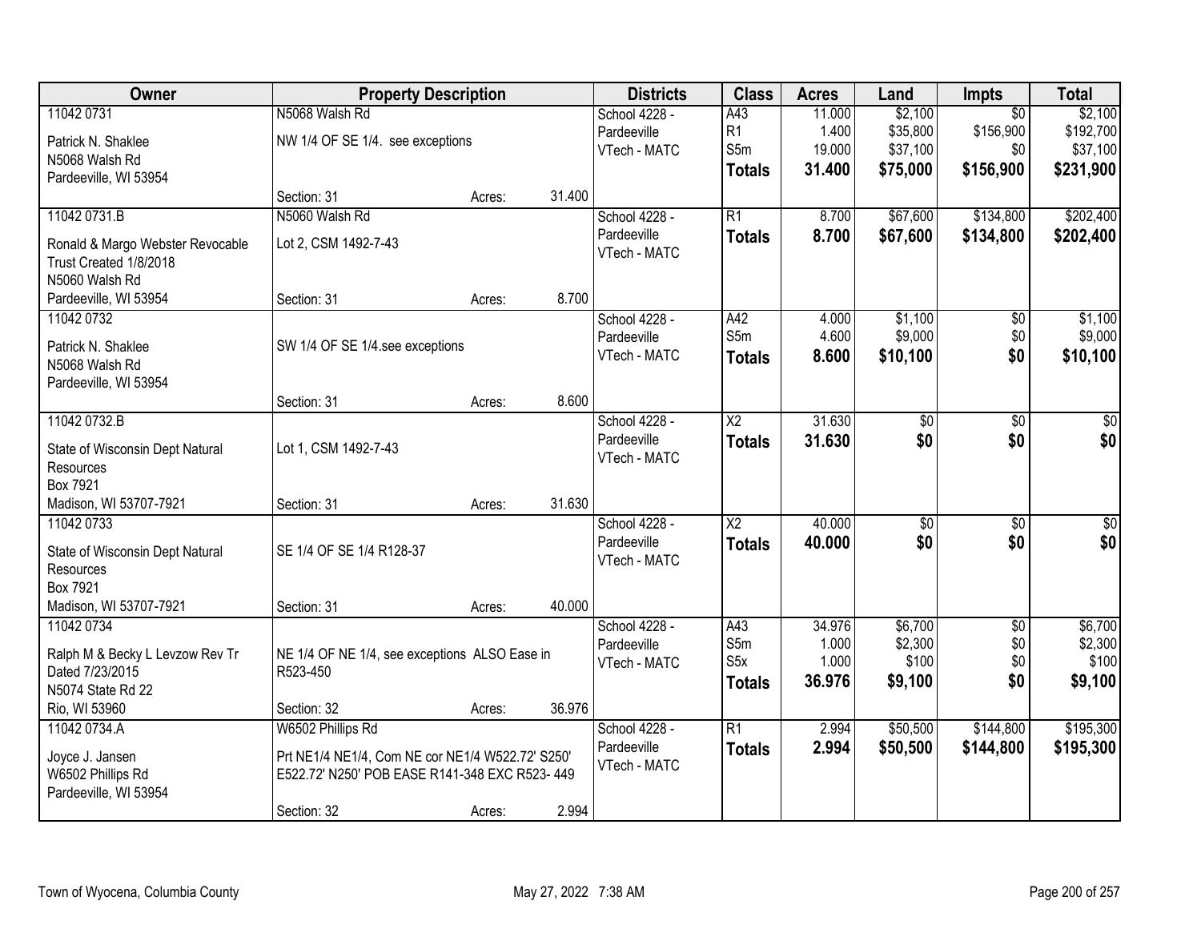| Owner | Property Description | Districts | Class | Acres | Land | Impts | Total |
|---|---|---|---|---|---|---|---|
| 11042 0731<br>Patrick N. Shaklee<br>N5068 Walsh Rd<br>Pardeeville, WI 53954 | N5068 Walsh Rd<br>NW 1/4 OF SE 1/4. see exceptions<br>Section: 31 Acres: 31.400 | School 4228 - Pardeeville<br>VTech - MATC | A43<br>R1<br>S5m<br>**Totals** | 11.000<br>1.400<br>19.000<br>**31.400** | $2,100<br>$35,800<br>$37,100<br>**$75,000** | $0<br>$156,900<br>$0<br>**$156,900** | $2,100<br>$192,700<br>$37,100<br>**$231,900** |
| 11042 0731.B<br>Ronald & Margo Webster Revocable Trust Created 1/8/2018<br>N5060 Walsh Rd<br>Pardeeville, WI 53954 | N5060 Walsh Rd<br>Lot 2, CSM 1492-7-43<br>Section: 31 Acres: 8.700 | School 4228 - Pardeeville<br>VTech - MATC | R1<br>**Totals** | 8.700<br>**8.700** | $67,600<br>**$67,600** | $134,800<br>**$134,800** | $202,400<br>**$202,400** |
| 11042 0732<br>Patrick N. Shaklee<br>N5068 Walsh Rd<br>Pardeeville, WI 53954 | SW 1/4 OF SE 1/4.see exceptions<br>Section: 31 Acres: 8.600 | School 4228 - Pardeeville<br>VTech - MATC | A42<br>S5m<br>**Totals** | 4.000<br>4.600<br>**8.600** | $1,100<br>$9,000<br>**$10,100** | $0<br>$0<br>**$0** | $1,100<br>$9,000<br>**$10,100** |
| 11042 0732.B<br>State of Wisconsin Dept Natural Resources<br>Box 7921<br>Madison, WI 53707-7921 | Lot 1, CSM 1492-7-43<br>Section: 31 Acres: 31.630 | School 4228 - Pardeeville<br>VTech - MATC | X2<br>**Totals** | 31.630<br>**31.630** | $0<br>**$0** | $0<br>**$0** | $0<br>**$0** |
| 11042 0733<br>State of Wisconsin Dept Natural Resources<br>Box 7921<br>Madison, WI 53707-7921 | SE 1/4 OF SE 1/4 R128-37<br>Section: 31 Acres: 40.000 | School 4228 - Pardeeville<br>VTech - MATC | X2<br>**Totals** | 40.000<br>**40.000** | $0<br>**$0** | $0<br>**$0** | $0<br>**$0** |
| 11042 0734<br>Ralph M & Becky L Levzow Rev Tr Dated 7/23/2015<br>N5074 State Rd 22<br>Rio, WI 53960 | NE 1/4 OF NE 1/4, see exceptions ALSO Ease in R523-450<br>Section: 32 Acres: 36.976 | School 4228 - Pardeeville<br>VTech - MATC | A43<br>S5m<br>S5x<br>**Totals** | 34.976<br>1.000<br>1.000<br>**36.976** | $6,700<br>$2,300<br>$100<br>**$9,100** | $0<br>$0<br>$0<br>**$0** | $6,700<br>$2,300<br>$100<br>**$9,100** |
| 11042 0734.A<br>Joyce J. Jansen<br>W6502 Phillips Rd<br>Pardeeville, WI 53954 | W6502 Phillips Rd<br>Prt NE1/4 NE1/4, Com NE cor NE1/4 W522.72' S250' E522.72' N250' POB EASE R141-348 EXC R523- 449<br>Section: 32 Acres: 2.994 | School 4228 - Pardeeville<br>VTech - MATC | R1<br>**Totals** | 2.994<br>**2.994** | $50,500<br>**$50,500** | $144,800<br>**$144,800** | $195,300<br>**$195,300** |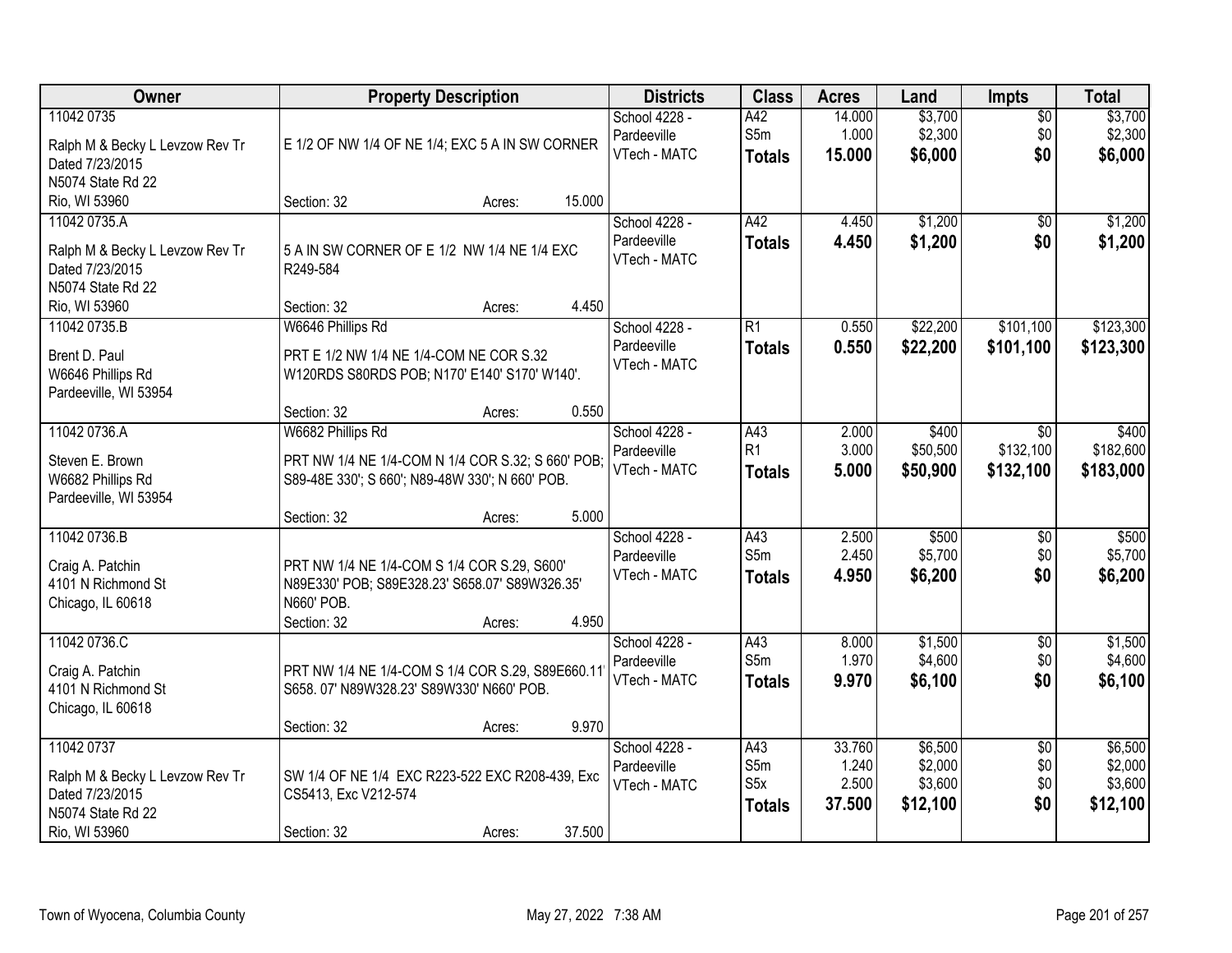| Owner | Property Description | Districts | Class | Acres | Land | Impts | Total |
|---|---|---|---|---|---|---|---|
| 11042 0735<br>Ralph M & Becky L Levzow Rev Tr<br>Dated 7/23/2015<br>N5074 State Rd 22<br>Rio, WI 53960 | E 1/2 OF NW 1/4 OF NE 1/4; EXC 5 A IN SW CORNER<br>Section: 32 Acres: 15.000 | School 4228 - Pardeeville<br>VTech - MATC | A42<br>S5m<br>**Totals** | 14.000<br>1.000<br>**15.000** | $3,700<br>$2,300<br>**$6,000** | $0<br>$0<br>**$0** | $3,700<br>$2,300<br>**$6,000** |
| 11042 0735.A<br>Ralph M & Becky L Levzow Rev Tr<br>Dated 7/23/2015<br>N5074 State Rd 22<br>Rio, WI 53960 | 5 A IN SW CORNER OF E 1/2 NW 1/4 NE 1/4 EXC R249-584<br>Section: 32 Acres: 4.450 | School 4228 - Pardeeville<br>VTech - MATC | A42<br>**Totals** | 4.450<br>**4.450** | $1,200<br>**$1,200** | $0<br>**$0** | $1,200<br>**$1,200** |
| 11042 0735.B<br>Brent D. Paul<br>W6646 Phillips Rd<br>Pardeeville, WI 53954 | W6646 Phillips Rd<br>PRT E 1/2 NW 1/4 NE 1/4-COM NE COR S.32 W120RDS S80RDS POB; N170' E140' S170' W140'.<br>Section: 32 Acres: 0.550 | School 4228 - Pardeeville<br>VTech - MATC | R1<br>**Totals** | 0.550<br>**0.550** | $22,200<br>**$22,200** | $101,100<br>**$101,100** | $123,300<br>**$123,300** |
| 11042 0736.A<br>Steven E. Brown<br>W6682 Phillips Rd<br>Pardeeville, WI 53954 | W6682 Phillips Rd<br>PRT NW 1/4 NE 1/4-COM N 1/4 COR S.32; S 660' POB; S89-48E 330'; S 660'; N89-48W 330'; N 660' POB.<br>Section: 32 Acres: 5.000 | School 4228 - Pardeeville<br>VTech - MATC | A43<br>R1<br>**Totals** | 2.000<br>3.000<br>**5.000** | $400<br>$50,500<br>**$50,900** | $0<br>$132,100<br>**$132,100** | $400<br>$182,600<br>**$183,000** |
| 11042 0736.B<br>Craig A. Patchin<br>4101 N Richmond St<br>Chicago, IL 60618 | PRT NW 1/4 NE 1/4-COM S 1/4 COR S.29, S600' N89E330' POB; S89E328.23' S658.07' S89W326.35' N660' POB.<br>Section: 32 Acres: 4.950 | School 4228 - Pardeeville<br>VTech - MATC | A43<br>S5m<br>**Totals** | 2.500<br>2.450<br>**4.950** | $500<br>$5,700<br>**$6,200** | $0<br>$0<br>**$0** | $500<br>$5,700<br>**$6,200** |
| 11042 0736.C<br>Craig A. Patchin<br>4101 N Richmond St<br>Chicago, IL 60618 | PRT NW 1/4 NE 1/4-COM S 1/4 COR S.29, S89E660.11' S658. 07' N89W328.23' S89W330' N660' POB.<br>Section: 32 Acres: 9.970 | School 4228 - Pardeeville<br>VTech - MATC | A43<br>S5m<br>**Totals** | 8.000<br>1.970<br>**9.970** | $1,500<br>$4,600<br>**$6,100** | $0<br>$0<br>**$0** | $1,500<br>$4,600<br>**$6,100** |
| 11042 0737<br>Ralph M & Becky L Levzow Rev Tr<br>Dated 7/23/2015<br>N5074 State Rd 22<br>Rio, WI 53960 | SW 1/4 OF NE 1/4 EXC R223-522 EXC R208-439, Exc CS5413, Exc V212-574<br>Section: 32 Acres: 37.500 | School 4228 - Pardeeville<br>VTech - MATC | A43<br>S5m<br>S5x<br>**Totals** | 33.760<br>1.240<br>2.500<br>**37.500** | $6,500<br>$2,000<br>$3,600<br>**$12,100** | $0<br>$0<br>$0<br>**$0** | $6,500<br>$2,000<br>$3,600<br>**$12,100** |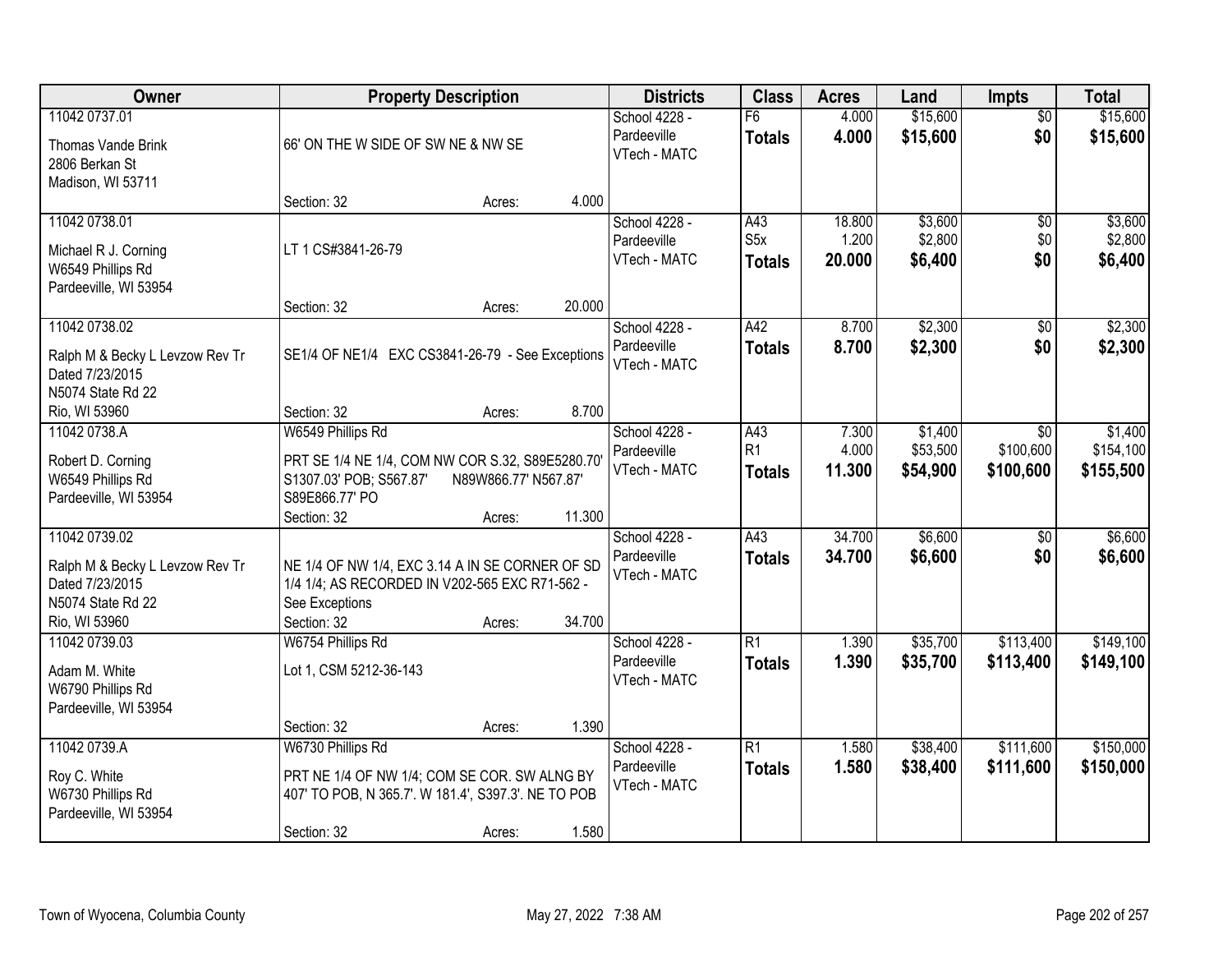| Owner | Property Description | Districts | Class | Acres | Land | Impts | Total |
|---|---|---|---|---|---|---|---|
| 11042 0737.01<br>Thomas Vande Brink<br>2806 Berkan St<br>Madison, WI 53711 | 66' ON THE W SIDE OF SW NE & NW SE<br>Section: 32 Acres: 4.000 | School 4228 - Pardeeville<br>VTech - MATC | F6<br>**Totals** | 4.000<br>**4.000** | $15,600<br>**$15,600** | $0<br>**$0** | $15,600<br>**$15,600** |
| 11042 0738.01<br>Michael R J. Corning<br>W6549 Phillips Rd<br>Pardeeville, WI 53954 | LT 1 CS#3841-26-79<br>Section: 32 Acres: 20.000 | School 4228 - Pardeeville<br>VTech - MATC | A43<br>S5x<br>**Totals** | 18.800<br>1.200<br>**20.000** | $3,600<br>$2,800<br>**$6,400** | $0<br>$0<br>**$0** | $3,600<br>$2,800<br>**$6,400** |
| 11042 0738.02<br>Ralph M & Becky L Levzow Rev Tr<br>Dated 7/23/2015<br>N5074 State Rd 22<br>Rio, WI 53960 | SE1/4 OF NE1/4 EXC CS3841-26-79 - See Exceptions<br>Section: 32 Acres: 8.700 | School 4228 - Pardeeville<br>VTech - MATC | A42<br>**Totals** | 8.700<br>**8.700** | $2,300<br>**$2,300** | $0<br>**$0** | $2,300<br>**$2,300** |
| 11042 0738.A<br>Robert D. Corning<br>W6549 Phillips Rd<br>Pardeeville, WI 53954 | W6549 Phillips Rd<br>PRT SE 1/4 NE 1/4, COM NW COR S.32, S89E5280.70' S1307.03' POB; S567.87' N89W866.77' N567.87' S89E866.77' PO<br>Section: 32 Acres: 11.300 | School 4228 - Pardeeville<br>VTech - MATC | A43<br>R1<br>**Totals** | 7.300<br>4.000<br>**11.300** | $1,400<br>$53,500<br>**$54,900** | $0<br>$100,600<br>**$100,600** | $1,400<br>$154,100<br>**$155,500** |
| 11042 0739.02<br>Ralph M & Becky L Levzow Rev Tr<br>Dated 7/23/2015<br>N5074 State Rd 22<br>Rio, WI 53960 | NE 1/4 OF NW 1/4, EXC 3.14 A IN SE CORNER OF SD 1/4 1/4; AS RECORDED IN V202-565 EXC R71-562 - See Exceptions<br>Section: 32 Acres: 34.700 | School 4228 - Pardeeville<br>VTech - MATC | A43<br>**Totals** | 34.700<br>**34.700** | $6,600<br>**$6,600** | $0<br>**$0** | $6,600<br>**$6,600** |
| 11042 0739.03<br>Adam M. White<br>W6790 Phillips Rd<br>Pardeeville, WI 53954 | W6754 Phillips Rd<br>Lot 1, CSM 5212-36-143<br>Section: 32 Acres: 1.390 | School 4228 - Pardeeville<br>VTech - MATC | R1<br>**Totals** | 1.390<br>**1.390** | $35,700<br>**$35,700** | $113,400<br>**$113,400** | $149,100<br>**$149,100** |
| 11042 0739.A<br>Roy C. White<br>W6730 Phillips Rd<br>Pardeeville, WI 53954 | W6730 Phillips Rd<br>PRT NE 1/4 OF NW 1/4; COM SE COR. SW ALNG BY 407' TO POB, N 365.7'. W 181.4', S397.3'. NE TO POB<br>Section: 32 Acres: 1.580 | School 4228 - Pardeeville<br>VTech - MATC | R1<br>**Totals** | 1.580<br>**1.580** | $38,400<br>**$38,400** | $111,600<br>**$111,600** | $150,000<br>**$150,000** |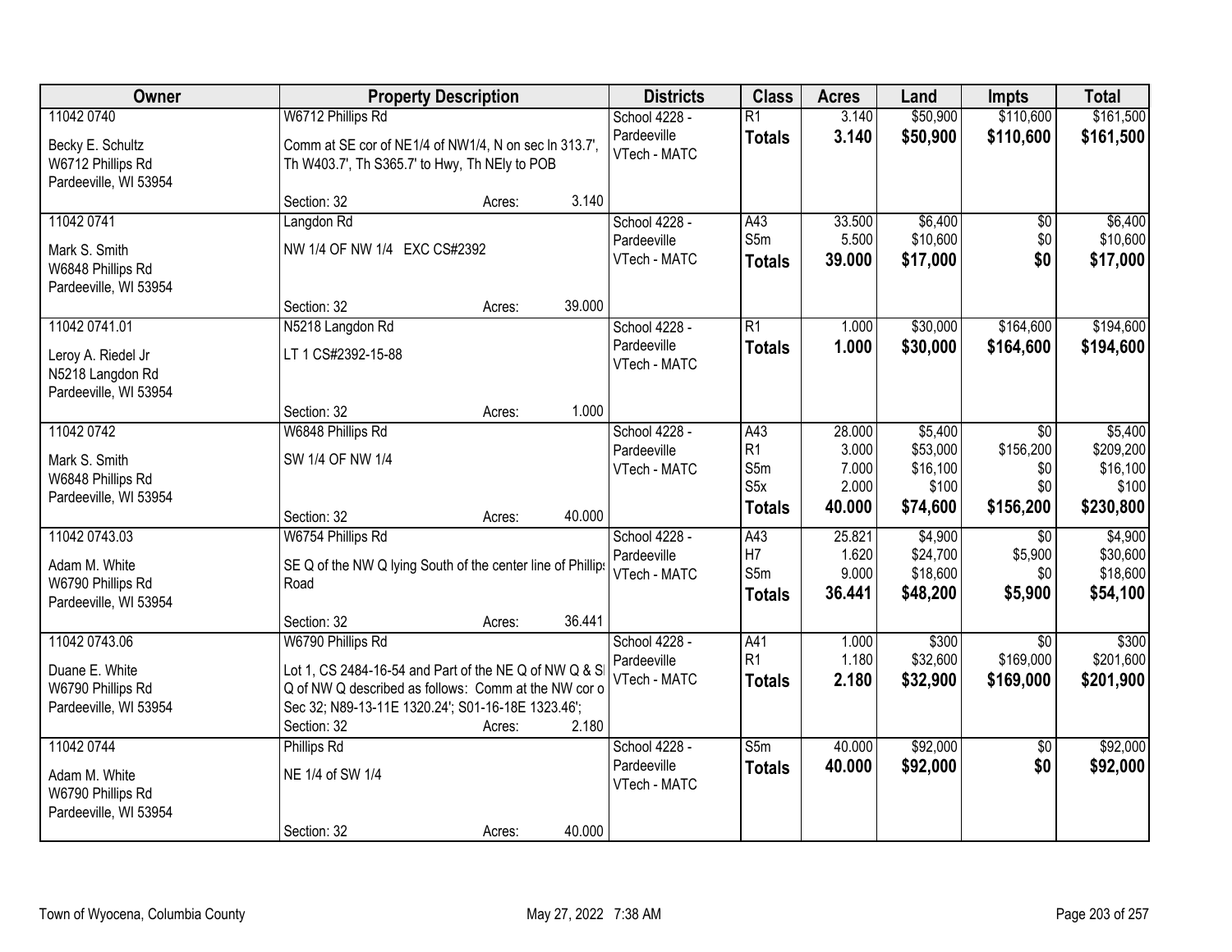| Owner | Property Description | Districts | Class | Acres | Land | Impts | Total |
|---|---|---|---|---|---|---|---|
| 11042 0740<br>Becky E. Schultz<br>W6712 Phillips Rd<br>Pardeeville, WI 53954 | W6712 Phillips Rd<br>Comm at SE cor of NE1/4 of NW1/4, N on sec ln 313.7', Th W403.7', Th S365.7' to Hwy, Th NEly to POB<br>Section: 32 Acres: 3.140 | School 4228 - Pardeeville<br>VTech - MATC | R1<br>**Totals** | 3.140<br>**3.140** | $50,900<br>**$50,900** | $110,600<br>**$110,600** | $161,500<br>**$161,500** |
| 11042 0741<br>Mark S. Smith<br>W6848 Phillips Rd<br>Pardeeville, WI 53954 | Langdon Rd<br>NW 1/4 OF NW 1/4 EXC CS#2392<br>Section: 32 Acres: 39.000 | School 4228 - Pardeeville<br>VTech - MATC | A43<br>S5m<br>**Totals** | 33.500<br>5.500<br>**39.000** | $6,400<br>$10,600<br>**$17,000** | $0<br>$0<br>**$0** | $6,400<br>$10,600<br>**$17,000** |
| 11042 0741.01<br>Leroy A. Riedel Jr<br>N5218 Langdon Rd<br>Pardeeville, WI 53954 | N5218 Langdon Rd<br>LT 1 CS#2392-15-88<br>Section: 32 Acres: 1.000 | School 4228 - Pardeeville<br>VTech - MATC | R1<br>**Totals** | 1.000<br>**1.000** | $30,000<br>**$30,000** | $164,600<br>**$164,600** | $194,600<br>**$194,600** |
| 11042 0742<br>Mark S. Smith<br>W6848 Phillips Rd<br>Pardeeville, WI 53954 | W6848 Phillips Rd<br>SW 1/4 OF NW 1/4<br>Section: 32 Acres: 40.000 | School 4228 - Pardeeville<br>VTech - MATC | A43<br>R1<br>S5m<br>S5x<br>**Totals** | 28.000<br>3.000<br>7.000<br>2.000<br>**40.000** | $5,400<br>$53,000<br>$16,100<br>$100<br>**$74,600** | $0<br>$156,200<br>$0<br>$0<br>**$156,200** | $5,400<br>$209,200<br>$16,100<br>$100<br>**$230,800** |
| 11042 0743.03<br>Adam M. White<br>W6790 Phillips Rd<br>Pardeeville, WI 53954 | W6754 Phillips Rd<br>SE Q of the NW Q lying South of the center line of Phillips Road<br>Section: 32 Acres: 36.441 | School 4228 - Pardeeville<br>VTech - MATC | A43<br>H7<br>S5m<br>**Totals** | 25.821<br>1.620<br>9.000<br>**36.441** | $4,900<br>$24,700<br>$18,600<br>**$48,200** | $0<br>$5,900<br>$0<br>**$5,900** | $4,900<br>$30,600<br>$18,600<br>**$54,100** |
| 11042 0743.06<br>Duane E. White<br>W6790 Phillips Rd<br>Pardeeville, WI 53954 | W6790 Phillips Rd<br>Lot 1, CS 2484-16-54 and Part of the NE Q of NW Q & SE Q of NW Q described as follows: Comm at the NW cor of Sec 32; N89-13-11E 1320.24'; S01-16-18E 1323.46';<br>Section: 32 Acres: 2.180 | School 4228 - Pardeeville<br>VTech - MATC | A41<br>R1<br>**Totals** | 1.000<br>1.180<br>**2.180** | $300<br>$32,600<br>**$32,900** | $0<br>$169,000<br>**$169,000** | $300<br>$201,600<br>**$201,900** |
| 11042 0744<br>Adam M. White<br>W6790 Phillips Rd<br>Pardeeville, WI 53954 | Phillips Rd<br>NE 1/4 of SW 1/4<br>Section: 32 Acres: 40.000 | School 4228 - Pardeeville<br>VTech - MATC | S5m<br>**Totals** | 40.000<br>**40.000** | $92,000<br>**$92,000** | $0<br>**$0** | $92,000<br>**$92,000** |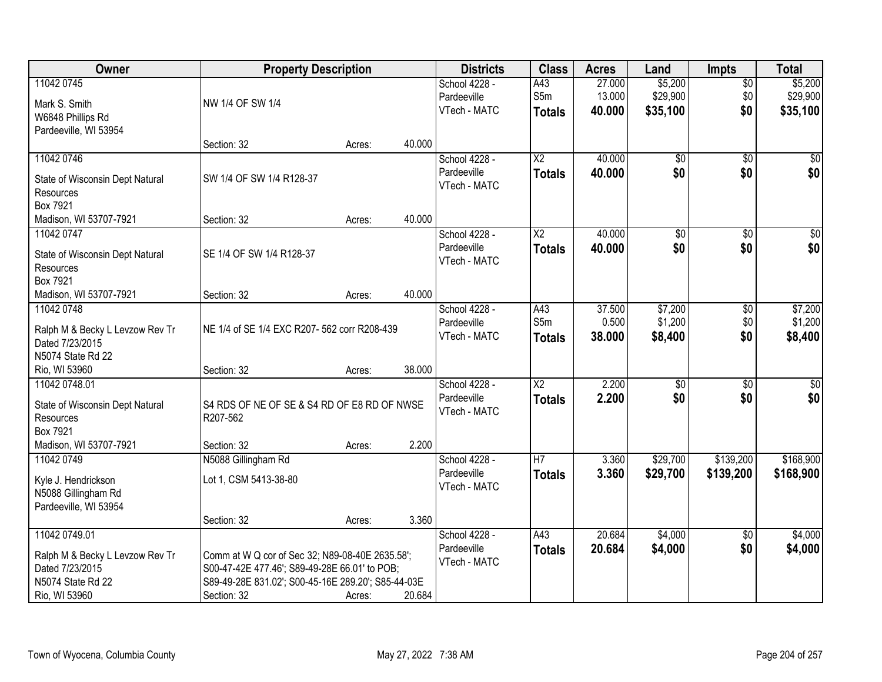| Owner | Property Description | Districts | Class | Acres | Land | Impts | Total |
|---|---|---|---|---|---|---|---|
| 11042 0745<br>Mark S. Smith<br>W6848 Phillips Rd<br>Pardeeville, WI 53954 | NW 1/4 OF SW 1/4<br>Section: 32 Acres: 40.000 | School 4228 - Pardeeville<br>VTech - MATC | A43<br>S5m<br>**Totals** | 27.000<br>13.000<br>**40.000** | $5,200<br>$29,900<br>**$35,100** | $0<br>$0<br>**$0** | $5,200<br>$29,900<br>**$35,100** |
| 11042 0746<br>State of Wisconsin Dept Natural Resources<br>Box 7921<br>Madison, WI 53707-7921 | SW 1/4 OF SW 1/4 R128-37<br>Section: 32 Acres: 40.000 | School 4228 - Pardeeville<br>VTech - MATC | X2<br>**Totals** | 40.000<br>**40.000** | $0<br>**$0** | $0<br>**$0** | $0<br>**$0** |
| 11042 0747<br>State of Wisconsin Dept Natural Resources<br>Box 7921<br>Madison, WI 53707-7921 | SE 1/4 OF SW 1/4 R128-37<br>Section: 32 Acres: 40.000 | School 4228 - Pardeeville<br>VTech - MATC | X2<br>**Totals** | 40.000<br>**40.000** | $0<br>**$0** | $0<br>**$0** | $0<br>**$0** |
| 11042 0748<br>Ralph M & Becky L Levzow Rev Tr Dated 7/23/2015<br>N5074 State Rd 22<br>Rio, WI 53960 | NE 1/4 of SE 1/4 EXC R207- 562 corr R208-439<br>Section: 32 Acres: 38.000 | School 4228 - Pardeeville<br>VTech - MATC | A43<br>S5m<br>**Totals** | 37.500<br>0.500<br>**38.000** | $7,200<br>$1,200<br>**$8,400** | $0<br>$0<br>**$0** | $7,200<br>$1,200<br>**$8,400** |
| 11042 0748.01<br>State of Wisconsin Dept Natural Resources<br>Box 7921<br>Madison, WI 53707-7921 | S4 RDS OF NE OF SE & S4 RD OF E8 RD OF NWSE R207-562<br>Section: 32 Acres: 2.200 | School 4228 - Pardeeville<br>VTech - MATC | X2<br>**Totals** | 2.200<br>**2.200** | $0<br>**$0** | $0<br>**$0** | $0<br>**$0** |
| 11042 0749<br>Kyle J. Hendrickson<br>N5088 Gillingham Rd<br>Pardeeville, WI 53954 | N5088 Gillingham Rd<br>Lot 1, CSM 5413-38-80<br>Section: 32 Acres: 3.360 | School 4228 - Pardeeville<br>VTech - MATC | H7<br>**Totals** | 3.360<br>**3.360** | $29,700<br>**$29,700** | $139,200<br>**$139,200** | $168,900<br>**$168,900** |
| 11042 0749.01<br>Ralph M & Becky L Levzow Rev Tr Dated 7/23/2015<br>N5074 State Rd 22<br>Rio, WI 53960 | Comm at W Q cor of Sec 32; N89-08-40E 2635.58'; S00-47-42E 477.46'; S89-49-28E 66.01' to POB; S89-49-28E 831.02'; S00-45-16E 289.20'; S85-44-03E<br>Section: 32 Acres: 20.684 | School 4228 - Pardeeville<br>VTech - MATC | A43<br>**Totals** | 20.684<br>**20.684** | $4,000<br>**$4,000** | $0<br>**$0** | $4,000<br>**$4,000** |

Town of Wyocena, Columbia County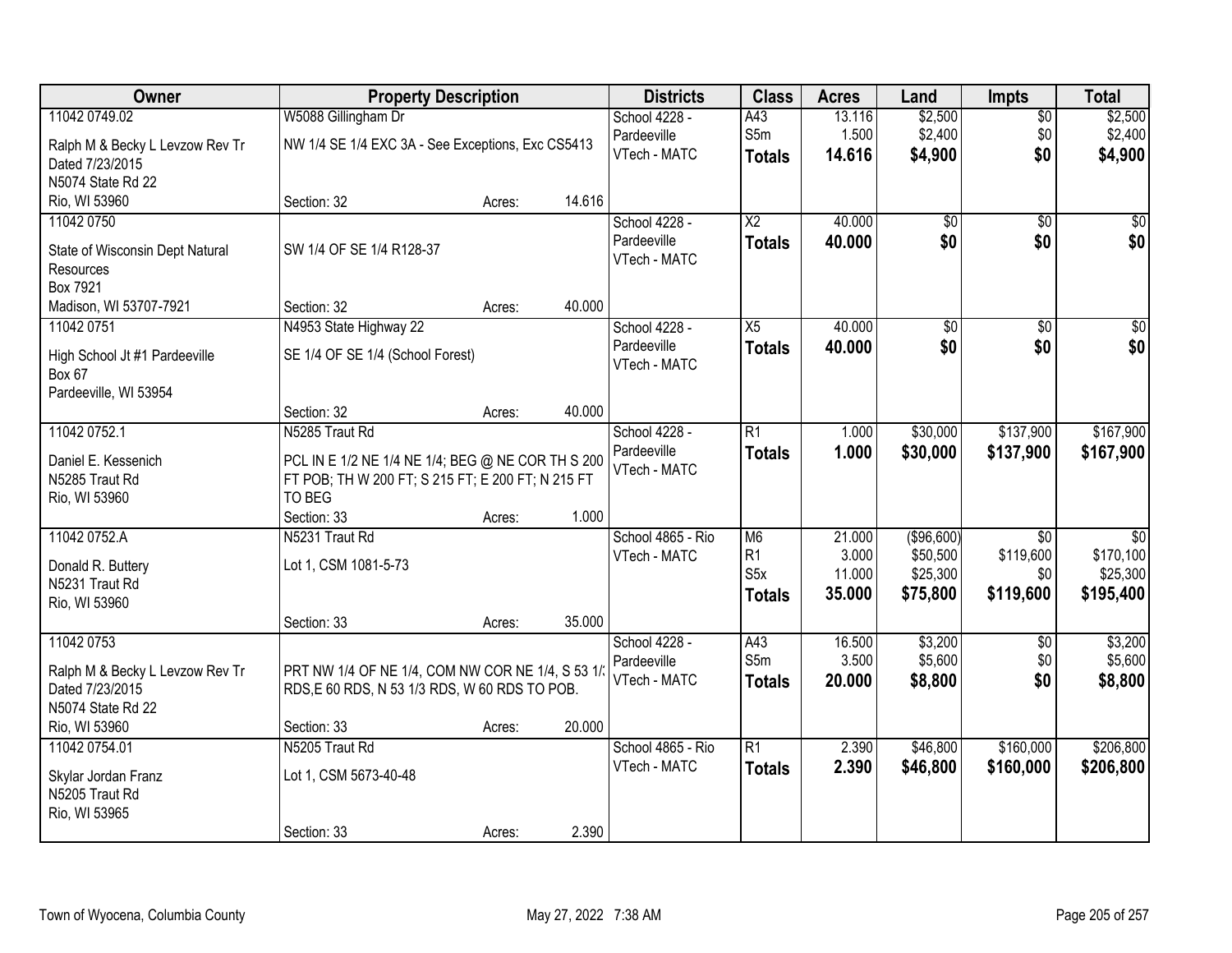| Owner | Property Description | | | Districts | Class | Acres | Land | Impts | Total |
|---|---|---|---|---|---|---|---|---|---|
| 11042 0749.02<br>Ralph M & Becky L Levzow Rev Tr<br>Dated 7/23/2015<br>N5074 State Rd 22<br>Rio, WI 53960 | W5088 Gillingham Dr<br>NW 1/4 SE 1/4 EXC 3A - See Exceptions, Exc CS5413<br>Section: 32 | Acres: | 14.616 | School 4228 - Pardeeville<br>VTech - MATC | A43<br>S5m<br>**Totals** | 13.116<br>1.500<br>**14.616** | $2,500<br>$2,400<br>**$4,900** | $0<br>$0<br>**$0** | $2,500<br>$2,400<br>**$4,900** |
| 11042 0750<br>State of Wisconsin Dept Natural Resources<br>Box 7921<br>Madison, WI 53707-7921 | SW 1/4 OF SE 1/4 R128-37<br>Section: 32 | Acres: | 40.000 | School 4228 - Pardeeville<br>VTech - MATC | X2<br>**Totals** | 40.000<br>**40.000** | $0<br>**$0** | $0<br>**$0** | $0<br>**$0** |
| 11042 0751<br>High School Jt #1 Pardeeville<br>Box 67<br>Pardeeville, WI 53954 | N4953 State Highway 22<br>SE 1/4 OF SE 1/4 (School Forest)<br>Section: 32 | Acres: | 40.000 | School 4228 - Pardeeville<br>VTech - MATC | X5<br>**Totals** | 40.000<br>**40.000** | $0<br>**$0** | $0<br>**$0** | $0<br>**$0** |
| 11042 0752.1<br>Daniel E. Kessenich<br>N5285 Traut Rd<br>Rio, WI 53960 | N5285 Traut Rd<br>PCL IN E 1/2 NE 1/4 NE 1/4; BEG @ NE COR TH S 200 FT POB; TH W 200 FT; S 215 FT; E 200 FT; N 215 FT TO BEG<br>Section: 33 | Acres: | 1.000 | School 4228 - Pardeeville<br>VTech - MATC | R1<br>**Totals** | 1.000<br>**1.000** | $30,000<br>**$30,000** | $137,900<br>**$137,900** | $167,900<br>**$167,900** |
| 11042 0752.A<br>Donald R. Buttery<br>N5231 Traut Rd<br>Rio, WI 53960 | N5231 Traut Rd<br>Lot 1, CSM 1081-5-73<br>Section: 33 | Acres: | 35.000 | School 4865 - Rio<br>VTech - MATC | M6<br>R1<br>S5x<br>**Totals** | 21.000<br>3.000<br>11.000<br>**35.000** | ($96,600)<br>$50,500<br>$25,300<br>**$75,800** | $0<br>$119,600<br>$0<br>**$119,600** | $0<br>$170,100<br>$25,300<br>**$195,400** |
| 11042 0753<br>Ralph M & Becky L Levzow Rev Tr<br>Dated 7/23/2015<br>N5074 State Rd 22<br>Rio, WI 53960 | PRT NW 1/4 OF NE 1/4, COM NW COR NE 1/4, S 53 1/3 RDS,E 60 RDS, N 53 1/3 RDS, W 60 RDS TO POB.<br>Section: 33 | Acres: | 20.000 | School 4228 - Pardeeville<br>VTech - MATC | A43<br>S5m<br>**Totals** | 16.500<br>3.500<br>**20.000** | $3,200<br>$5,600<br>**$8,800** | $0<br>$0<br>**$0** | $3,200<br>$5,600<br>**$8,800** |
| 11042 0754.01<br>Skylar Jordan Franz<br>N5205 Traut Rd<br>Rio, WI 53965 | N5205 Traut Rd<br>Lot 1, CSM 5673-40-48<br>Section: 33 | Acres: | 2.390 | School 4865 - Rio<br>VTech - MATC | R1<br>**Totals** | 2.390<br>**2.390** | $46,800<br>**$46,800** | $160,000<br>**$160,000** | $206,800<br>**$206,800** |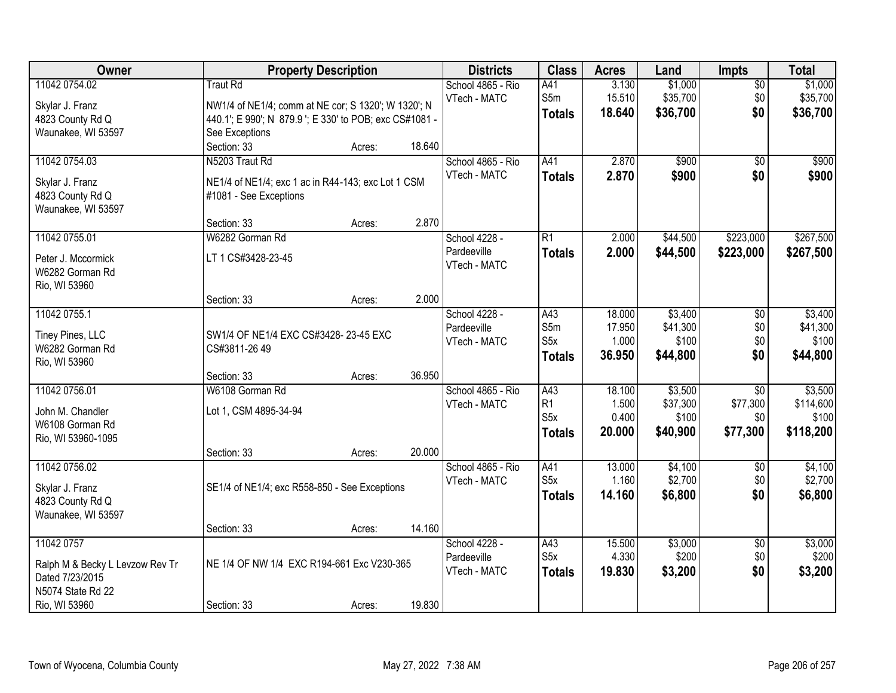| Owner | Property Description | Districts | Class | Acres | Land | Impts | Total |
|---|---|---|---|---|---|---|---|
| 11042 0754.02<br>Skylar J. Franz<br>4823 County Rd Q<br>Waunakee, WI 53597 | Traut Rd<br>NW1/4 of NE1/4; comm at NE cor; S 1320'; W 1320'; N 440.1'; E 990'; N 879.9 '; E 330' to POB; exc CS#1081 - See Exceptions<br>Section: 33 Acres: 18.640 | School 4865 - Rio<br>VTech - MATC | A41<br>S5m<br>**Totals** | 3.130<br>15.510<br>**18.640** | $1,000<br>$35,700<br>**$36,700** | $0<br>$0<br>**$0** | $1,000<br>$35,700<br>**$36,700** |
| 11042 0754.03<br>Skylar J. Franz<br>4823 County Rd Q<br>Waunakee, WI 53597 | N5203 Traut Rd<br>NE1/4 of NE1/4; exc 1 ac in R44-143; exc Lot 1 CSM #1081 - See Exceptions<br>Section: 33 Acres: 2.870 | School 4865 - Rio<br>VTech - MATC | A41<br>**Totals** | 2.870<br>**2.870** | $900<br>**$900** | $0<br>**$0** | $900<br>**$900** |
| 11042 0755.01<br>Peter J. Mccormick<br>W6282 Gorman Rd<br>Rio, WI 53960 | W6282 Gorman Rd<br>LT 1 CS#3428-23-45<br>Section: 33 Acres: 2.000 | School 4228 - Pardeeville<br>VTech - MATC | R1<br>**Totals** | 2.000<br>**2.000** | $44,500<br>**$44,500** | $223,000<br>**$223,000** | $267,500<br>**$267,500** |
| 11042 0755.1<br>Tiney Pines, LLC<br>W6282 Gorman Rd<br>Rio, WI 53960 | SW1/4 OF NE1/4 EXC CS#3428- 23-45 EXC CS#3811-26 49<br>Section: 33 Acres: 36.950 | School 4228 - Pardeeville<br>VTech - MATC | A43<br>S5m<br>S5x<br>**Totals** | 18.000<br>17.950<br>1.000<br>**36.950** | $3,400<br>$41,300<br>$100<br>**$44,800** | $0<br>$0<br>$0<br>**$0** | $3,400<br>$41,300<br>$100<br>**$44,800** |
| 11042 0756.01<br>John M. Chandler<br>W6108 Gorman Rd<br>Rio, WI 53960-1095 | W6108 Gorman Rd<br>Lot 1, CSM 4895-34-94<br>Section: 33 Acres: 20.000 | School 4865 - Rio<br>VTech - MATC | A43<br>R1<br>S5x<br>**Totals** | 18.100<br>1.500<br>0.400<br>**20.000** | $3,500<br>$37,300<br>$100<br>**$40,900** | $0<br>$77,300<br>$0<br>**$77,300** | $3,500<br>$114,600<br>$100<br>**$118,200** |
| 11042 0756.02<br>Skylar J. Franz<br>4823 County Rd Q<br>Waunakee, WI 53597 | SE1/4 of NE1/4; exc R558-850 - See Exceptions<br>Section: 33 Acres: 14.160 | School 4865 - Rio<br>VTech - MATC | A41<br>S5x<br>**Totals** | 13.000<br>1.160<br>**14.160** | $4,100<br>$2,700<br>**$6,800** | $0<br>$0<br>**$0** | $4,100<br>$2,700<br>**$6,800** |
| 11042 0757<br>Ralph M & Becky L Levzow Rev Tr Dated 7/23/2015<br>N5074 State Rd 22<br>Rio, WI 53960 | NE 1/4 OF NW 1/4 EXC R194-661 Exc V230-365<br>Section: 33 Acres: 19.830 | School 4228 - Pardeeville<br>VTech - MATC | A43<br>S5x<br>**Totals** | 15.500<br>4.330<br>**19.830** | $3,000<br>$200<br>**$3,200** | $0<br>$0<br>**$0** | $3,000<br>$200<br>**$3,200** |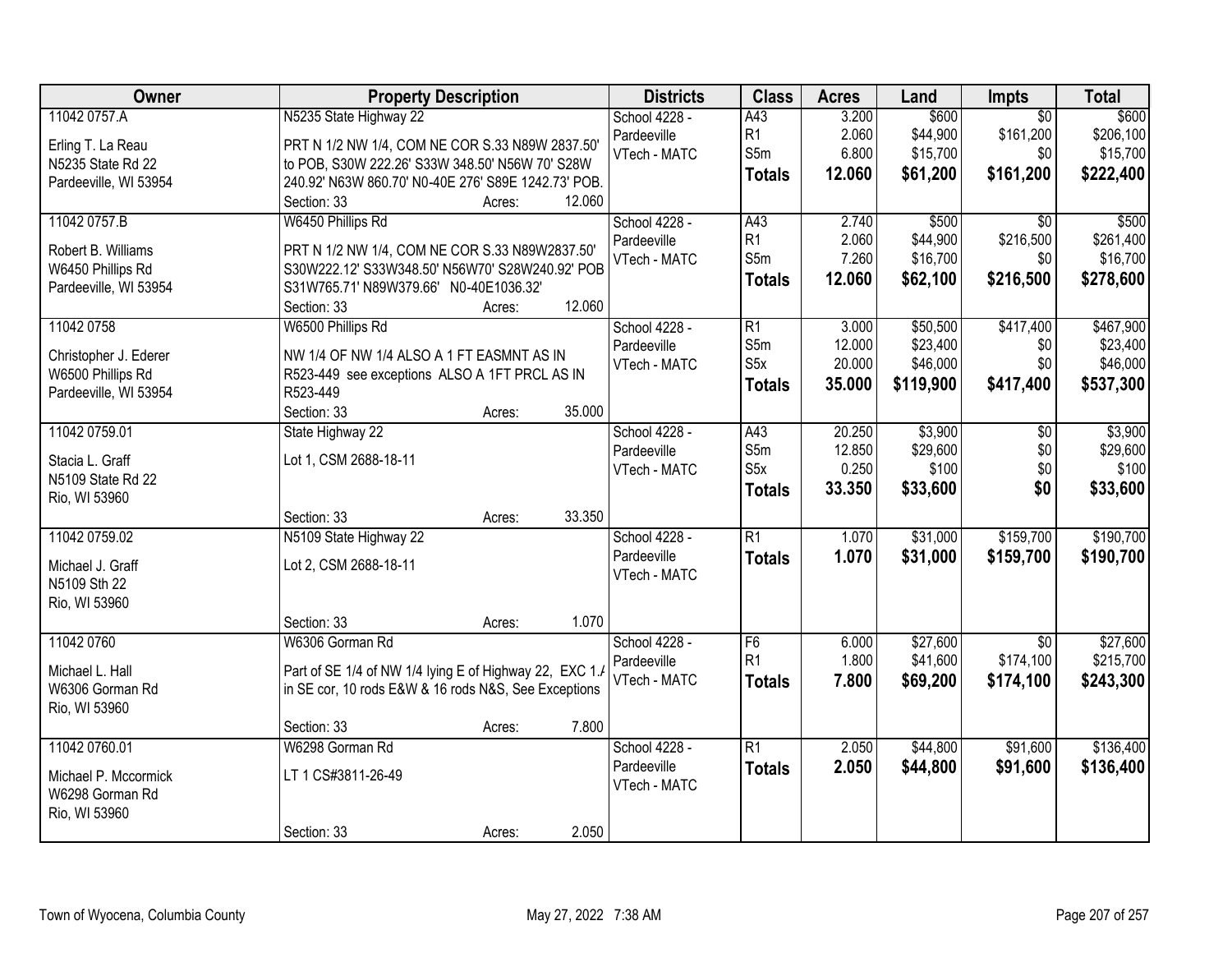| Owner | Property Description | Districts | Class | Acres | Land | Impts | Total |
|---|---|---|---|---|---|---|---|
| 11042 0757.A<br>Erling T. La Reau<br>N5235 State Rd 22<br>Pardeeville, WI 53954 | N5235 State Highway 22<br>PRT N 1/2 NW 1/4, COM NE COR S.33 N89W 2837.50' to POB, S30W 222.26' S33W 348.50' N56W 70' S28W 240.92' N63W 860.70' N0-40E 276' S89E 1242.73' POB.<br>Section: 33 Acres: 12.060 | School 4228 - Pardeeville<br>VTech - MATC | A43<br>R1<br>S5m<br>**Totals** | 3.200<br>2.060<br>6.800<br>**12.060** | $600<br>$44,900<br>$15,700<br>**$61,200** | $0<br>$161,200<br>$0<br>**$161,200** | $600<br>$206,100<br>$15,700<br>**$222,400** |
| 11042 0757.B<br>Robert B. Williams<br>W6450 Phillips Rd<br>Pardeeville, WI 53954 | W6450 Phillips Rd<br>PRT N 1/2 NW 1/4, COM NE COR S.33 N89W2837.50' S30W222.12' S33W348.50' N56W70' S28W240.92' POB S31W765.71' N89W379.66' N0-40E1036.32'<br>Section: 33 Acres: 12.060 | School 4228 - Pardeeville<br>VTech - MATC | A43<br>R1<br>S5m<br>**Totals** | 2.740<br>2.060<br>7.260<br>**12.060** | $500<br>$44,900<br>$16,700<br>**$62,100** | $0<br>$216,500<br>$0<br>**$216,500** | $500<br>$261,400<br>$16,700<br>**$278,600** |
| 11042 0758<br>Christopher J. Ederer<br>W6500 Phillips Rd<br>Pardeeville, WI 53954 | W6500 Phillips Rd<br>NW 1/4 OF NW 1/4 ALSO A 1 FT EASMNT AS IN R523-449 see exceptions ALSO A 1FT PRCL AS IN R523-449<br>Section: 33 Acres: 35.000 | School 4228 - Pardeeville<br>VTech - MATC | R1<br>S5m<br>S5x<br>**Totals** | 3.000<br>12.000<br>20.000<br>**35.000** | $50,500<br>$23,400<br>$46,000<br>**$119,900** | $417,400<br>$0<br>$0<br>**$417,400** | $467,900<br>$23,400<br>$46,000<br>**$537,300** |
| 11042 0759.01<br>Stacia L. Graff<br>N5109 State Rd 22<br>Rio, WI 53960 | State Highway 22<br>Lot 1, CSM 2688-18-11<br>Section: 33 Acres: 33.350 | School 4228 - Pardeeville<br>VTech - MATC | A43<br>S5m<br>S5x<br>**Totals** | 20.250<br>12.850<br>0.250<br>**33.350** | $3,900<br>$29,600<br>$100<br>**$33,600** | $0<br>$0<br>$0<br>**$0** | $3,900<br>$29,600<br>$100<br>**$33,600** |
| 11042 0759.02<br>Michael J. Graff<br>N5109 Sth 22<br>Rio, WI 53960 | N5109 State Highway 22<br>Lot 2, CSM 2688-18-11<br>Section: 33 Acres: 1.070 | School 4228 - Pardeeville<br>VTech - MATC | R1<br>**Totals** | 1.070<br>**1.070** | $31,000<br>**$31,000** | $159,700<br>**$159,700** | $190,700<br>**$190,700** |
| 11042 0760<br>Michael L. Hall<br>W6306 Gorman Rd<br>Rio, WI 53960 | W6306 Gorman Rd<br>Part of SE 1/4 of NW 1/4 lying E of Highway 22, EXC 1.A in SE cor, 10 rods E&W & 16 rods N&S, See Exceptions<br>Section: 33 Acres: 7.800 | School 4228 - Pardeeville<br>VTech - MATC | F6<br>R1<br>**Totals** | 6.000<br>1.800<br>**7.800** | $27,600<br>$41,600<br>**$69,200** | $0<br>$174,100<br>**$174,100** | $27,600<br>$215,700<br>**$243,300** |
| 11042 0760.01<br>Michael P. Mccormick<br>W6298 Gorman Rd<br>Rio, WI 53960 | W6298 Gorman Rd<br>LT 1 CS#3811-26-49<br>Section: 33 Acres: 2.050 | School 4228 - Pardeeville<br>VTech - MATC | R1<br>**Totals** | 2.050<br>**2.050** | $44,800<br>**$44,800** | $91,600<br>**$91,600** | $136,400<br>**$136,400** |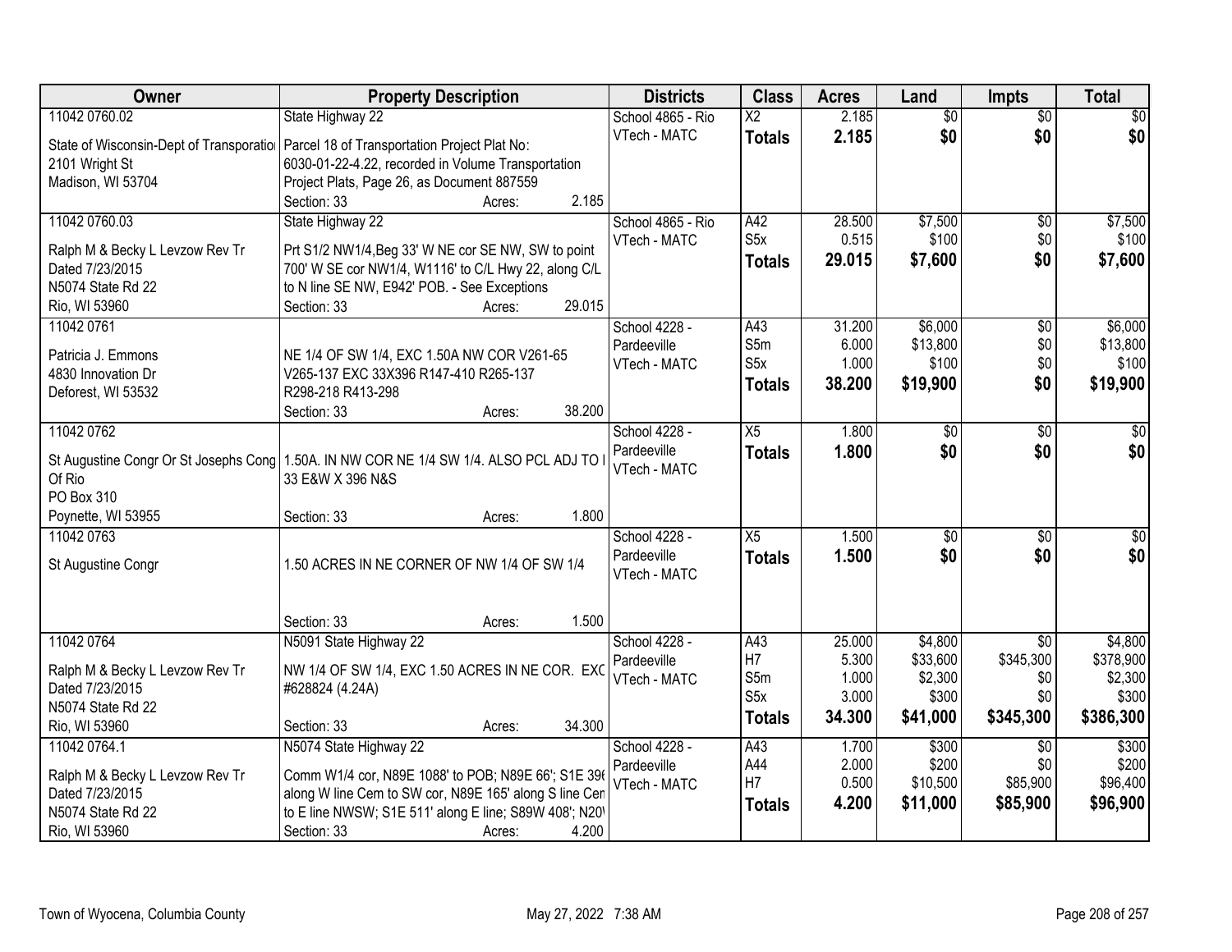| Owner | Property Description | Districts | Class | Acres | Land | Impts | Total |
|---|---|---|---|---|---|---|---|
| 11042 0760.02<br>State of Wisconsin-Dept of Transportatio<br>2101 Wright St<br>Madison, WI 53704 | State Highway 22<br>Parcel 18 of Transportation Project Plat No: 6030-01-22-4.22, recorded in Volume Transportation Project Plats, Page 26, as Document 887559<br>Section: 33 Acres: 2.185 | School 4865 - Rio<br>VTech - MATC | X2<br>**Totals** | 2.185<br>**2.185** | $0<br>**$0** | $0<br>**$0** | $0<br>**$0** |
| 11042 0760.03<br>Ralph M & Becky L Levzow Rev Tr<br>Dated 7/23/2015<br>N5074 State Rd 22<br>Rio, WI 53960 | State Highway 22<br>Prt S1/2 NW1/4,Beg 33' W NE cor SE NW, SW to point 700' W SE cor NW1/4, W1116' to C/L Hwy 22, along C/L to N line SE NW, E942' POB. - See Exceptions<br>Section: 33 Acres: 29.015 | School 4865 - Rio<br>VTech - MATC | A42<br>S5x<br>**Totals** | 28.500<br>0.515<br>**29.015** | $7,500<br>$100<br>**$7,600** | $0<br>$0<br>**$0** | $7,500<br>$100<br>**$7,600** |
| 11042 0761<br>Patricia J. Emmons<br>4830 Innovation Dr<br>Deforest, WI 53532 | NE 1/4 OF SW 1/4, EXC 1.50A NW COR V261-65 V265-137 EXC 33X396 R147-410 R265-137 R298-218 R413-298<br>Section: 33 Acres: 38.200 | School 4228 - Pardeeville<br>VTech - MATC | A43<br>S5m<br>S5x<br>**Totals** | 31.200<br>6.000<br>1.000<br>**38.200** | $6,000<br>$13,800<br>$100<br>**$19,900** | $0<br>$0<br>$0<br>**$0** | $6,000<br>$13,800<br>$100<br>**$19,900** |
| 11042 0762<br>St Augustine Congr Or St Josephs Cong<br>Of Rio<br>PO Box 310<br>Poynette, WI 53955 | 1.50A. IN NW COR NE 1/4 SW 1/4. ALSO PCL ADJ TO I 33 E&W X 396 N&S<br>Section: 33 Acres: 1.800 | School 4228 - Pardeeville<br>VTech - MATC | X5<br>**Totals** | 1.800<br>**1.800** | $0<br>**$0** | $0<br>**$0** | $0<br>**$0** |
| 11042 0763<br>St Augustine Congr | 1.50 ACRES IN NE CORNER OF NW 1/4 OF SW 1/4<br>Section: 33 Acres: 1.500 | School 4228 - Pardeeville<br>VTech - MATC | X5<br>**Totals** | 1.500<br>**1.500** | $0<br>**$0** | $0<br>**$0** | $0<br>**$0** |
| 11042 0764<br>Ralph M & Becky L Levzow Rev Tr<br>Dated 7/23/2015<br>N5074 State Rd 22<br>Rio, WI 53960 | N5091 State Highway 22<br>NW 1/4 OF SW 1/4, EXC 1.50 ACRES IN NE COR. EXC #628824 (4.24A)<br>Section: 33 Acres: 34.300 | School 4228 - Pardeeville<br>VTech - MATC | A43<br>H7<br>S5m<br>S5x<br>**Totals** | 25.000<br>5.300<br>1.000<br>3.000<br>**34.300** | $4,800<br>$33,600<br>$2,300<br>$300<br>**$41,000** | $0<br>$345,300<br>$0<br>$0<br>**$345,300** | $4,800<br>$378,900<br>$2,300<br>$300<br>**$386,300** |
| 11042 0764.1<br>Ralph M & Becky L Levzow Rev Tr<br>Dated 7/23/2015<br>N5074 State Rd 22<br>Rio, WI 53960 | N5074 State Highway 22<br>Comm W1/4 cor, N89E 1088' to POB; N89E 66'; S1E 396 along W line Cem to SW cor, N89E 165' along S line Cem to E line NWSW; S1E 511' along E line; S89W 408'; N20<br>Section: 33 Acres: 4.200 | School 4228 - Pardeeville<br>VTech - MATC | A43<br>A44<br>H7<br>**Totals** | 1.700<br>2.000<br>0.500<br>**4.200** | $300<br>$200<br>$10,500<br>**$11,000** | $0<br>$0<br>$85,900<br>**$85,900** | $300<br>$200<br>$96,400<br>**$96,900** |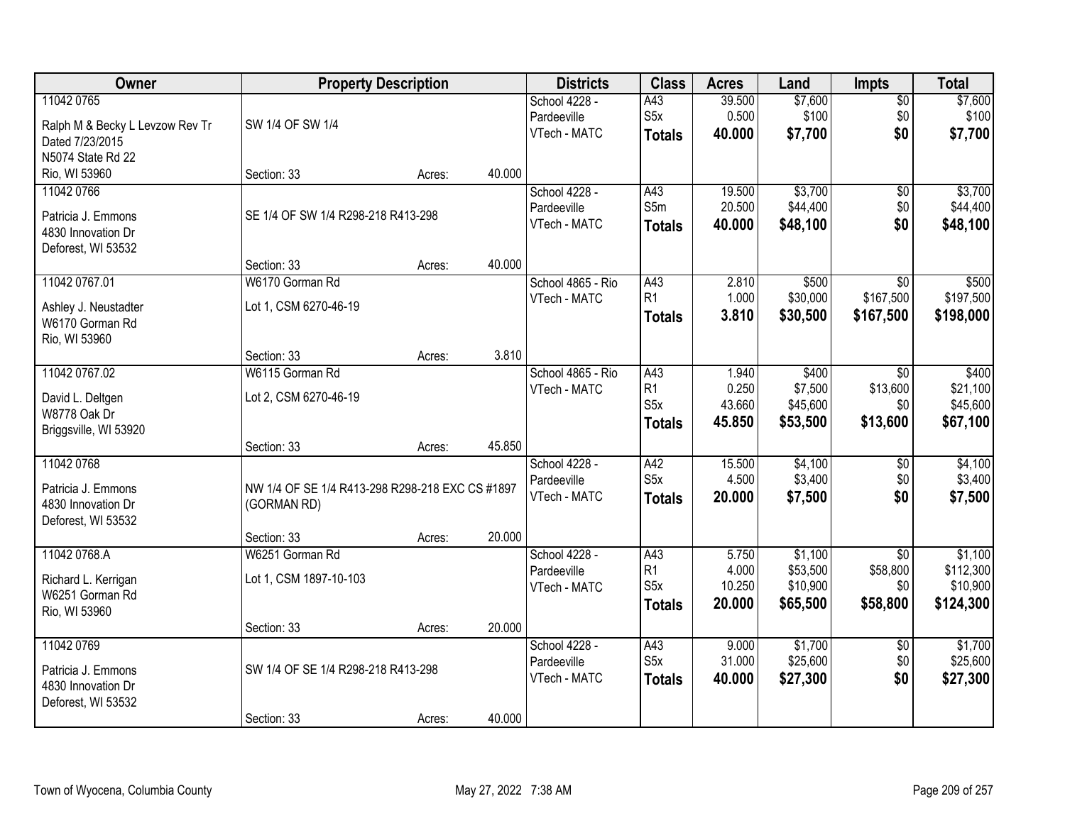| Owner | Property Description | | | Districts | Class | Acres | Land | Impts | Total |
|---|---|---|---|---|---|---|---|---|---|
| 11042 0765<br>Ralph M & Becky L Levzow Rev Tr<br>Dated 7/23/2015<br>N5074 State Rd 22<br>Rio, WI 53960 | SW 1/4 OF SW 1/4<br>Section: 33 | Acres: | 40.000 | School 4228 - Pardeeville<br>VTech - MATC | A43<br>S5x<br>**Totals** | 39.500<br>0.500<br>**40.000** | $7,600<br>$100<br>**$7,700** | $0<br>$0<br>**$0** | $7,600<br>$100<br>**$7,700** |
| 11042 0766<br>Patricia J. Emmons<br>4830 Innovation Dr<br>Deforest, WI 53532 | SE 1/4 OF SW 1/4 R298-218 R413-298<br>Section: 33 | Acres: | 40.000 | School 4228 - Pardeeville<br>VTech - MATC | A43<br>S5m<br>**Totals** | 19.500<br>20.500<br>**40.000** | $3,700<br>$44,400<br>**$48,100** | $0<br>$0<br>**$0** | $3,700<br>$44,400<br>**$48,100** |
| 11042 0767.01<br>Ashley J. Neustadter<br>W6170 Gorman Rd<br>Rio, WI 53960 | W6170 Gorman Rd<br>Lot 1, CSM 6270-46-19<br>Section: 33 | Acres: | 3.810 | School 4865 - Rio<br>VTech - MATC | A43<br>R1<br>**Totals** | 2.810<br>1.000<br>**3.810** | $500<br>$30,000<br>**$30,500** | $0<br>$167,500<br>**$167,500** | $500<br>$197,500<br>**$198,000** |
| 11042 0767.02<br>David L. Deltgen<br>W8778 Oak Dr<br>Briggsville, WI 53920 | W6115 Gorman Rd<br>Lot 2, CSM 6270-46-19<br>Section: 33 | Acres: | 45.850 | School 4865 - Rio<br>VTech - MATC | A43<br>R1<br>S5x<br>**Totals** | 1.940<br>0.250<br>43.660<br>**45.850** | $400<br>$7,500<br>$45,600<br>**$53,500** | $0<br>$13,600<br>$0<br>**$13,600** | $400<br>$21,100<br>$45,600<br>**$67,100** |
| 11042 0768<br>Patricia J. Emmons<br>4830 Innovation Dr<br>Deforest, WI 53532 | NW 1/4 OF SE 1/4 R413-298 R298-218 EXC CS #1897 (GORMAN RD)<br>Section: 33 | Acres: | 20.000 | School 4228 - Pardeeville<br>VTech - MATC | A42<br>S5x<br>**Totals** | 15.500<br>4.500<br>**20.000** | $4,100<br>$3,400<br>**$7,500** | $0<br>$0<br>**$0** | $4,100<br>$3,400<br>**$7,500** |
| 11042 0768.A<br>Richard L. Kerrigan<br>W6251 Gorman Rd<br>Rio, WI 53960 | W6251 Gorman Rd<br>Lot 1, CSM 1897-10-103<br>Section: 33 | Acres: | 20.000 | School 4228 - Pardeeville<br>VTech - MATC | A43<br>R1<br>S5x<br>**Totals** | 5.750<br>4.000<br>10.250<br>**20.000** | $1,100<br>$53,500<br>$10,900<br>**$65,500** | $0<br>$58,800<br>$0<br>**$58,800** | $1,100<br>$112,300<br>$10,900<br>**$124,300** |
| 11042 0769<br>Patricia J. Emmons<br>4830 Innovation Dr<br>Deforest, WI 53532 | SW 1/4 OF SE 1/4 R298-218 R413-298<br>Section: 33 | Acres: | 40.000 | School 4228 - Pardeeville<br>VTech - MATC | A43<br>S5x<br>**Totals** | 9.000<br>31.000<br>**40.000** | $1,700<br>$25,600<br>**$27,300** | $0<br>$0<br>**$0** | $1,700<br>$25,600<br>**$27,300** |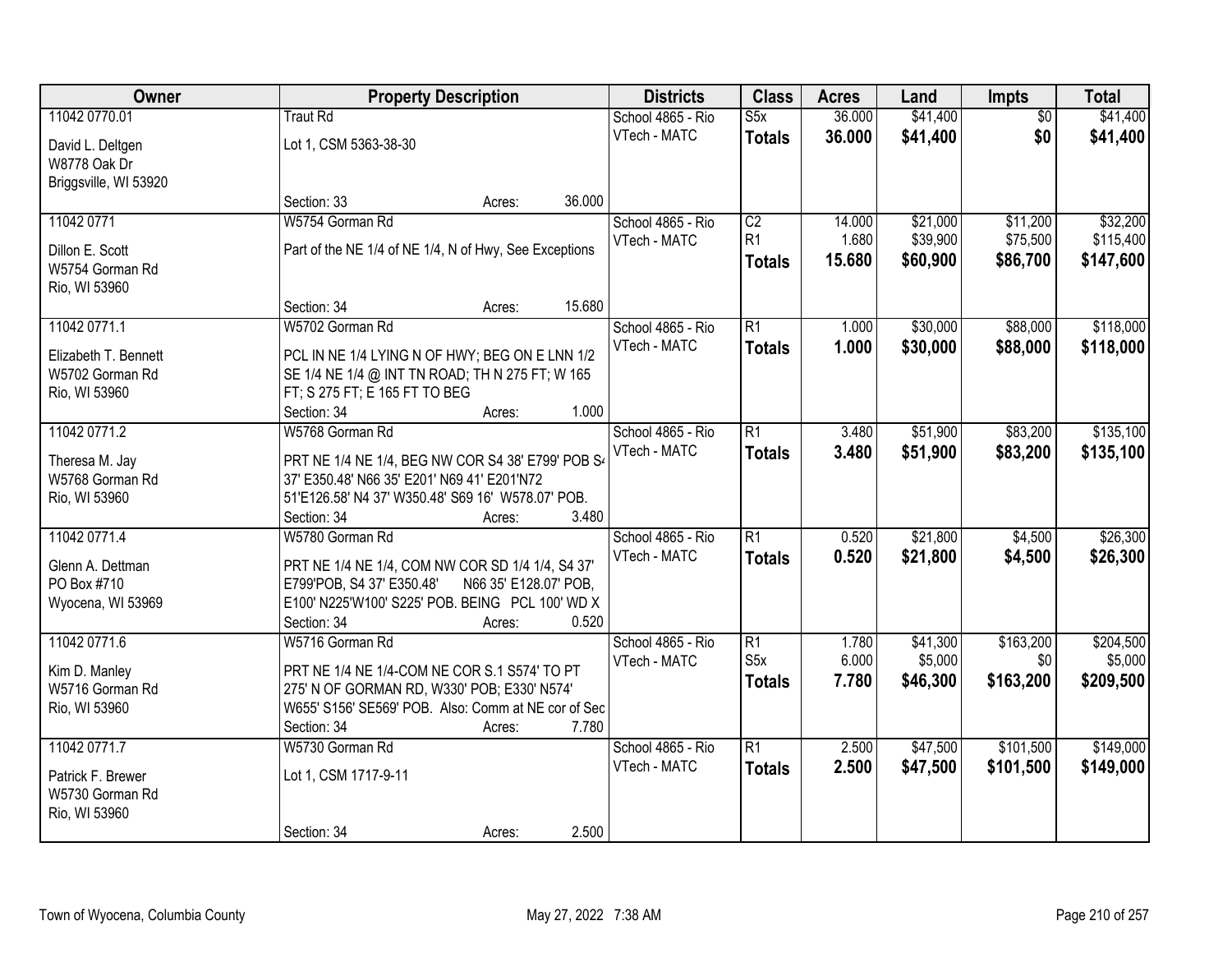| Owner | Property Description | Districts | Class | Acres | Land | Impts | Total |
|---|---|---|---|---|---|---|---|
| 11042 0770.01<br><br>David L. Deltgen<br>W8778 Oak Dr<br>Briggsville, WI 53920 | Traut Rd<br><br>Lot 1, CSM 5363-38-30<br><br>Section: 33 Acres: 36.000 | School 4865 - Rio<br>VTech - MATC | S5x<br>**Totals** | 36.000<br>**36.000** | $41,400<br>**$41,400** | $0<br>**$0** | $41,400<br>**$41,400** |
| 11042 0771<br><br>Dillon E. Scott<br>W5754 Gorman Rd<br>Rio, WI 53960 | W5754 Gorman Rd<br><br>Part of the NE 1/4 of NE 1/4, N of Hwy, See Exceptions<br><br>Section: 34 Acres: 15.680 | School 4865 - Rio<br>VTech - MATC | C2<br>R1<br>**Totals** | 14.000<br>1.680<br>**15.680** | $21,000<br>$39,900<br>**$60,900** | $11,200<br>$75,500<br>**$86,700** | $32,200<br>$115,400<br>**$147,600** |
| 11042 0771.1<br><br>Elizabeth T. Bennett<br>W5702 Gorman Rd<br>Rio, WI 53960 | W5702 Gorman Rd<br><br>PCL IN NE 1/4 LYING N OF HWY; BEG ON E LNN 1/2 SE 1/4 NE 1/4 @ INT TN ROAD; TH N 275 FT; W 165 FT; S 275 FT; E 165 FT TO BEG<br>Section: 34 Acres: 1.000 | School 4865 - Rio<br>VTech - MATC | R1<br>**Totals** | 1.000<br>**1.000** | $30,000<br>**$30,000** | $88,000<br>**$88,000** | $118,000<br>**$118,000** |
| 11042 0771.2<br><br>Theresa M. Jay<br>W5768 Gorman Rd<br>Rio, WI 53960 | W5768 Gorman Rd<br><br>PRT NE 1/4 NE 1/4, BEG NW COR S4 38' E799' POB S4 37' E350.48' N66 35' E201' N69 41' E201'N72 51'E126.58' N4 37' W350.48' S69 16' W578.07' POB.<br>Section: 34 Acres: 3.480 | School 4865 - Rio<br>VTech - MATC | R1<br>**Totals** | 3.480<br>**3.480** | $51,900<br>**$51,900** | $83,200<br>**$83,200** | $135,100<br>**$135,100** |
| 11042 0771.4<br><br>Glenn A. Dettman<br>PO Box #710<br>Wyocena, WI 53969 | W5780 Gorman Rd<br><br>PRT NE 1/4 NE 1/4, COM NW COR SD 1/4 1/4, S4 37' E799'POB, S4 37' E350.48' N66 35' E128.07' POB, E100' N225'W100' S225' POB. BEING PCL 100' WD X<br>Section: 34 Acres: 0.520 | School 4865 - Rio<br>VTech - MATC | R1<br>**Totals** | 0.520<br>**0.520** | $21,800<br>**$21,800** | $4,500<br>**$4,500** | $26,300<br>**$26,300** |
| 11042 0771.6<br><br>Kim D. Manley<br>W5716 Gorman Rd<br>Rio, WI 53960 | W5716 Gorman Rd<br><br>PRT NE 1/4 NE 1/4-COM NE COR S.1 S574' TO PT 275' N OF GORMAN RD, W330' POB; E330' N574' W655' S156' SE569' POB. Also: Comm at NE cor of Sec<br>Section: 34 Acres: 7.780 | School 4865 - Rio<br>VTech - MATC | R1<br>S5x<br>**Totals** | 1.780<br>6.000<br>**7.780** | $41,300<br>$5,000<br>**$46,300** | $163,200<br>$0<br>**$163,200** | $204,500<br>$5,000<br>**$209,500** |
| 11042 0771.7<br><br>Patrick F. Brewer<br>W5730 Gorman Rd<br>Rio, WI 53960 | W5730 Gorman Rd<br><br>Lot 1, CSM 1717-9-11<br><br>Section: 34 Acres: 2.500 | School 4865 - Rio<br>VTech - MATC | R1<br>**Totals** | 2.500<br>**2.500** | $47,500<br>**$47,500** | $101,500<br>**$101,500** | $149,000<br>**$149,000** |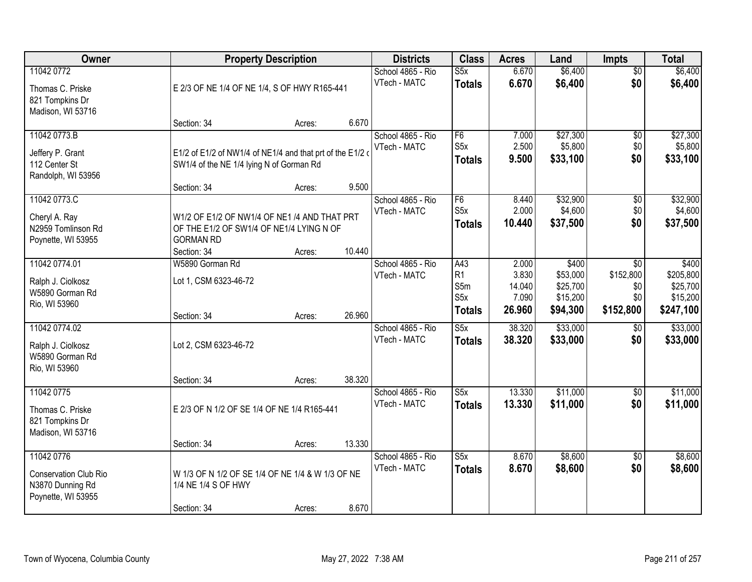| Owner | Property Description | | | Districts | Class | Acres | Land | Impts | Total |
|---|---|---|---|---|---|---|---|---|---|
| 11042 0772 | | | | School 4865 - Rio | S5x | 6.670 | $6,400 | $0 | $6,400 |
| Thomas C. Priske<br>821 Tompkins Dr<br>Madison, WI 53716 | E 2/3 OF NE 1/4 OF NE 1/4, S OF HWY R165-441 | | | VTech - MATC | **Totals** | **6.670** | **$6,400** | **$0** | **$6,400** |
| | Section: 34 | Acres: | 6.670 | | | | | | |
| 11042 0773.B | | | | School 4865 - Rio | F6 | 7.000 | $27,300 | $0 | $27,300 |
| Jeffery P. Grant<br>112 Center St<br>Randolph, WI 53956 | E1/2 of E1/2 of NW1/4 of NE1/4 and that prt of the E1/2 o SW1/4 of the NE 1/4 lying N of Gorman Rd | | | VTech - MATC | S5x | 2.500 | $5,800 | $0 | $5,800 |
| | | | | | **Totals** | **9.500** | **$33,100** | **$0** | **$33,100** |
| | Section: 34 | Acres: | 9.500 | | | | | | |
| 11042 0773.C | | | | School 4865 - Rio | F6 | 8.440 | $32,900 | $0 | $32,900 |
| Cheryl A. Ray<br>N2959 Tomlinson Rd<br>Poynette, WI 53955 | W1/2 OF E1/2 OF NW1/4 OF NE1 /4 AND THAT PRT OF THE E1/2 OF SW1/4 OF NE1/4 LYING N OF GORMAN RD | | | VTech - MATC | S5x | 2.000 | $4,600 | $0 | $4,600 |
| | | | | | **Totals** | **10.440** | **$37,500** | **$0** | **$37,500** |
| | Section: 34 | Acres: | 10.440 | | | | | | |
| 11042 0774.01 | W5890 Gorman Rd | | | School 4865 - Rio | A43 | 2.000 | $400 | $0 | $400 |
| Ralph J. Ciolkosz<br>W5890 Gorman Rd<br>Rio, WI 53960 | Lot 1, CSM 6323-46-72 | | | VTech - MATC | R1 | 3.830 | $53,000 | $152,800 | $205,800 |
| | | | | | S5m | 14.040 | $25,700 | $0 | $25,700 |
| | | | | | S5x | 7.090 | $15,200 | $0 | $15,200 |
| | Section: 34 | Acres: | 26.960 | | **Totals** | **26.960** | **$94,300** | **$152,800** | **$247,100** |
| 11042 0774.02 | | | | School 4865 - Rio | S5x | 38.320 | $33,000 | $0 | $33,000 |
| Ralph J. Ciolkosz<br>W5890 Gorman Rd<br>Rio, WI 53960 | Lot 2, CSM 6323-46-72 | | | VTech - MATC | **Totals** | **38.320** | **$33,000** | **$0** | **$33,000** |
| | Section: 34 | Acres: | 38.320 | | | | | | |
| 11042 0775 | | | | School 4865 - Rio | S5x | 13.330 | $11,000 | $0 | $11,000 |
| Thomas C. Priske<br>821 Tompkins Dr<br>Madison, WI 53716 | E 2/3 OF N 1/2 OF SE 1/4 OF NE 1/4 R165-441 | | | VTech - MATC | **Totals** | **13.330** | **$11,000** | **$0** | **$11,000** |
| | Section: 34 | Acres: | 13.330 | | | | | | |
| 11042 0776 | | | | School 4865 - Rio | S5x | 8.670 | $8,600 | $0 | $8,600 |
| Conservation Club Rio<br>N3870 Dunning Rd<br>Poynette, WI 53955 | W 1/3 OF N 1/2 OF SE 1/4 OF NE 1/4 & W 1/3 OF NE 1/4 NE 1/4 S OF HWY | | | VTech - MATC | **Totals** | **8.670** | **$8,600** | **$0** | **$8,600** |
| | Section: 34 | Acres: | 8.670 | | | | | | |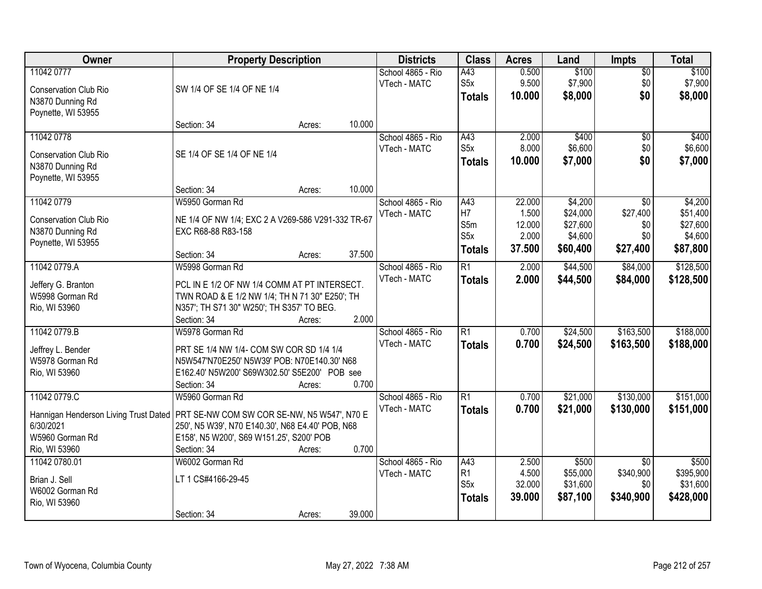| Owner | Property Description | Districts | Class | Acres | Land | Impts | Total |
|---|---|---|---|---|---|---|---|
| 11042 0777<br>Conservation Club Rio<br>N3870 Dunning Rd<br>Poynette, WI 53955 | SW 1/4 OF SE 1/4 OF NE 1/4<br>Section: 34 Acres: 10.000 | School 4865 - Rio<br>VTech - MATC | A43<br>S5x<br>**Totals** | 0.500<br>9.500<br>**10.000** | $100<br>$7,900<br>**$8,000** | $0<br>$0<br>**$0** | $100<br>$7,900<br>**$8,000** |
| 11042 0778<br>Conservation Club Rio<br>N3870 Dunning Rd<br>Poynette, WI 53955 | SE 1/4 OF SE 1/4 OF NE 1/4<br>Section: 34 Acres: 10.000 | School 4865 - Rio<br>VTech - MATC | A43<br>S5x<br>**Totals** | 2.000<br>8.000<br>**10.000** | $400<br>$6,600<br>**$7,000** | $0<br>$0<br>**$0** | $400<br>$6,600<br>**$7,000** |
| 11042 0779<br>Conservation Club Rio<br>N3870 Dunning Rd<br>Poynette, WI 53955 | W5950 Gorman Rd<br>NE 1/4 OF NW 1/4; EXC 2 A V269-586 V291-332 TR-67 EXC R68-88 R83-158<br>Section: 34 Acres: 37.500 | School 4865 - Rio<br>VTech - MATC | A43<br>H7<br>S5m<br>S5x<br>**Totals** | 22.000<br>1.500<br>12.000<br>2.000<br>**37.500** | $4,200<br>$24,000<br>$27,600<br>$4,600<br>**$60,400** | $0<br>$27,400<br>$0<br>$0<br>**$27,400** | $4,200<br>$51,400<br>$27,600<br>$4,600<br>**$87,800** |
| 11042 0779.A<br>Jeffery G. Branton<br>W5998 Gorman Rd<br>Rio, WI 53960 | W5998 Gorman Rd<br>PCL IN E 1/2 OF NW 1/4 COMM AT PT INTERSECT. TWN ROAD & E 1/2 NW 1/4; TH N 71 30" E250'; TH N357'; TH S71 30" W250'; TH S357' TO BEG.<br>Section: 34 Acres: 2.000 | School 4865 - Rio<br>VTech - MATC | R1<br>**Totals** | 2.000<br>**2.000** | $44,500<br>**$44,500** | $84,000<br>**$84,000** | $128,500<br>**$128,500** |
| 11042 0779.B<br>Jeffrey L. Bender<br>W5978 Gorman Rd<br>Rio, WI 53960 | W5978 Gorman Rd<br>PRT SE 1/4 NW 1/4- COM SW COR SD 1/4 1/4 N5W547'N70E250' N5W39' POB: N70E140.30' N68 E162.40' N5W200' S69W302.50' S5E200' POB see<br>Section: 34 Acres: 0.700 | School 4865 - Rio<br>VTech - MATC | R1<br>**Totals** | 0.700<br>**0.700** | $24,500<br>**$24,500** | $163,500<br>**$163,500** | $188,000<br>**$188,000** |
| 11042 0779.C<br>Hannigan Henderson Living Trust Dated 6/30/2021<br>W5960 Gorman Rd<br>Rio, WI 53960 | W5960 Gorman Rd<br>PRT SE-NW COM SW COR SE-NW, N5 W547', N70 E 250', N5 W39', N70 E140.30', N68 E4.40' POB, N68 E158', N5 W200', S69 W151.25', S200' POB<br>Section: 34 Acres: 0.700 | School 4865 - Rio<br>VTech - MATC | R1<br>**Totals** | 0.700<br>**0.700** | $21,000<br>**$21,000** | $130,000<br>**$130,000** | $151,000<br>**$151,000** |
| 11042 0780.01<br>Brian J. Sell<br>W6002 Gorman Rd<br>Rio, WI 53960 | W6002 Gorman Rd<br>LT 1 CS#4166-29-45<br>Section: 34 Acres: 39.000 | School 4865 - Rio<br>VTech - MATC | A43<br>R1<br>S5x<br>**Totals** | 2.500<br>4.500<br>32.000<br>**39.000** | $500<br>$55,000<br>$31,600<br>**$87,100** | $0<br>$340,900<br>$0<br>**$340,900** | $500<br>$395,900<br>$31,600<br>**$428,000** |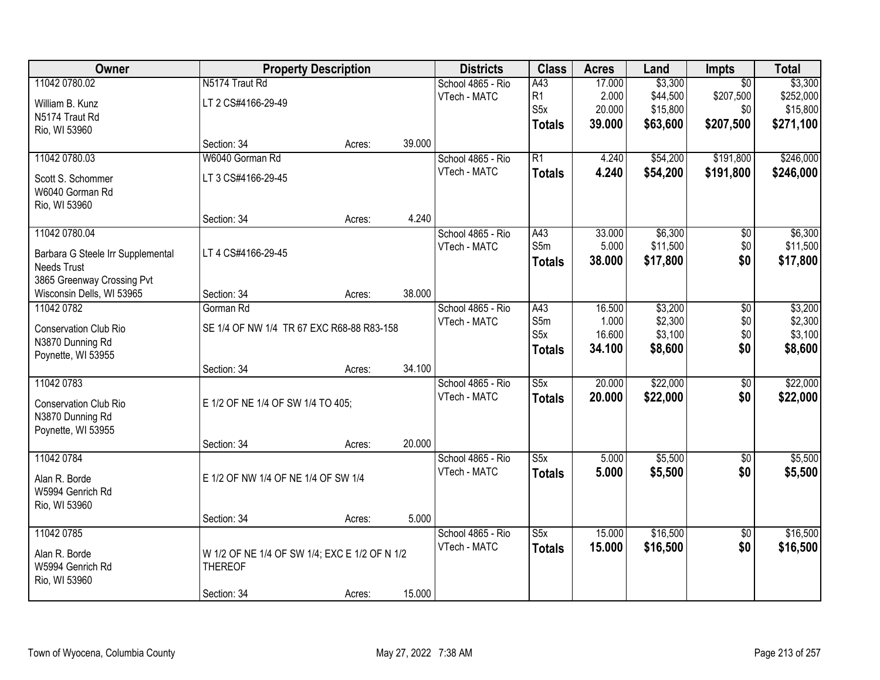| Owner | Property Description | | | Districts | Class | Acres | Land | Impts | Total |
|---|---|---|---|---|---|---|---|---|---|
| 11042 0780.02 | N5174 Traut Rd | | | School 4865 - Rio | A43 | 17.000 | $3,300 | $0 | $3,300 |
| William B. Kunz<br>N5174 Traut Rd<br>Rio, WI 53960 | LT 2 CS#4166-29-49 | | | VTech - MATC | R1<br>S5x<br>**Totals** | 2.000<br>20.000<br>**39.000** | $44,500<br>$15,800<br>**$63,600** | $207,500<br>$0<br>**$207,500** | $252,000<br>$15,800<br>**$271,100** |
| | Section: 34 | Acres: | 39.000 | | | | | | |
| 11042 0780.03 | W6040 Gorman Rd | | | School 4865 - Rio | R1 | 4.240 | $54,200 | $191,800 | $246,000 |
| Scott S. Schommer<br>W6040 Gorman Rd<br>Rio, WI 53960 | LT 3 CS#4166-29-45 | | | VTech - MATC | **Totals** | **4.240** | **$54,200** | **$191,800** | **$246,000** |
| | Section: 34 | Acres: | 4.240 | | | | | | |
| 11042 0780.04 | | | | School 4865 - Rio | A43 | 33.000 | $6,300 | $0 | $6,300 |
| Barbara G Steele Irr Supplemental Needs Trust<br>3865 Greenway Crossing Pvt<br>Wisconsin Dells, WI 53965 | LT 4 CS#4166-29-45 | | | VTech - MATC | S5m<br>**Totals** | 5.000<br>**38.000** | $11,500<br>**$17,800** | $0<br>**$0** | $11,500<br>**$17,800** |
| | Section: 34 | Acres: | 38.000 | | | | | | |
| 11042 0782 | Gorman Rd | | | School 4865 - Rio | A43 | 16.500 | $3,200 | $0 | $3,200 |
| Conservation Club Rio<br>N3870 Dunning Rd<br>Poynette, WI 53955 | SE 1/4 OF NW 1/4 TR 67 EXC R68-88 R83-158 | | | VTech - MATC | S5m<br>S5x<br>**Totals** | 1.000<br>16.600<br>**34.100** | $2,300<br>$3,100<br>**$8,600** | $0<br>$0<br>**$0** | $2,300<br>$3,100<br>**$8,600** |
| | Section: 34 | Acres: | 34.100 | | | | | | |
| 11042 0783 | | | | School 4865 - Rio | S5x | 20.000 | $22,000 | $0 | $22,000 |
| Conservation Club Rio<br>N3870 Dunning Rd<br>Poynette, WI 53955 | E 1/2 OF NE 1/4 OF SW 1/4 TO 405; | | | VTech - MATC | **Totals** | **20.000** | **$22,000** | **$0** | **$22,000** |
| | Section: 34 | Acres: | 20.000 | | | | | | |
| 11042 0784 | | | | School 4865 - Rio | S5x | 5.000 | $5,500 | $0 | $5,500 |
| Alan R. Borde<br>W5994 Genrich Rd<br>Rio, WI 53960 | E 1/2 OF NW 1/4 OF NE 1/4 OF SW 1/4 | | | VTech - MATC | **Totals** | **5.000** | **$5,500** | **$0** | **$5,500** |
| | Section: 34 | Acres: | 5.000 | | | | | | |
| 11042 0785 | | | | School 4865 - Rio | S5x | 15.000 | $16,500 | $0 | $16,500 |
| Alan R. Borde<br>W5994 Genrich Rd<br>Rio, WI 53960 | W 1/2 OF NE 1/4 OF SW 1/4; EXC E 1/2 OF N 1/2 THEREOF | | | VTech - MATC | **Totals** | **15.000** | **$16,500** | **$0** | **$16,500** |
| | Section: 34 | Acres: | 15.000 | | | | | | |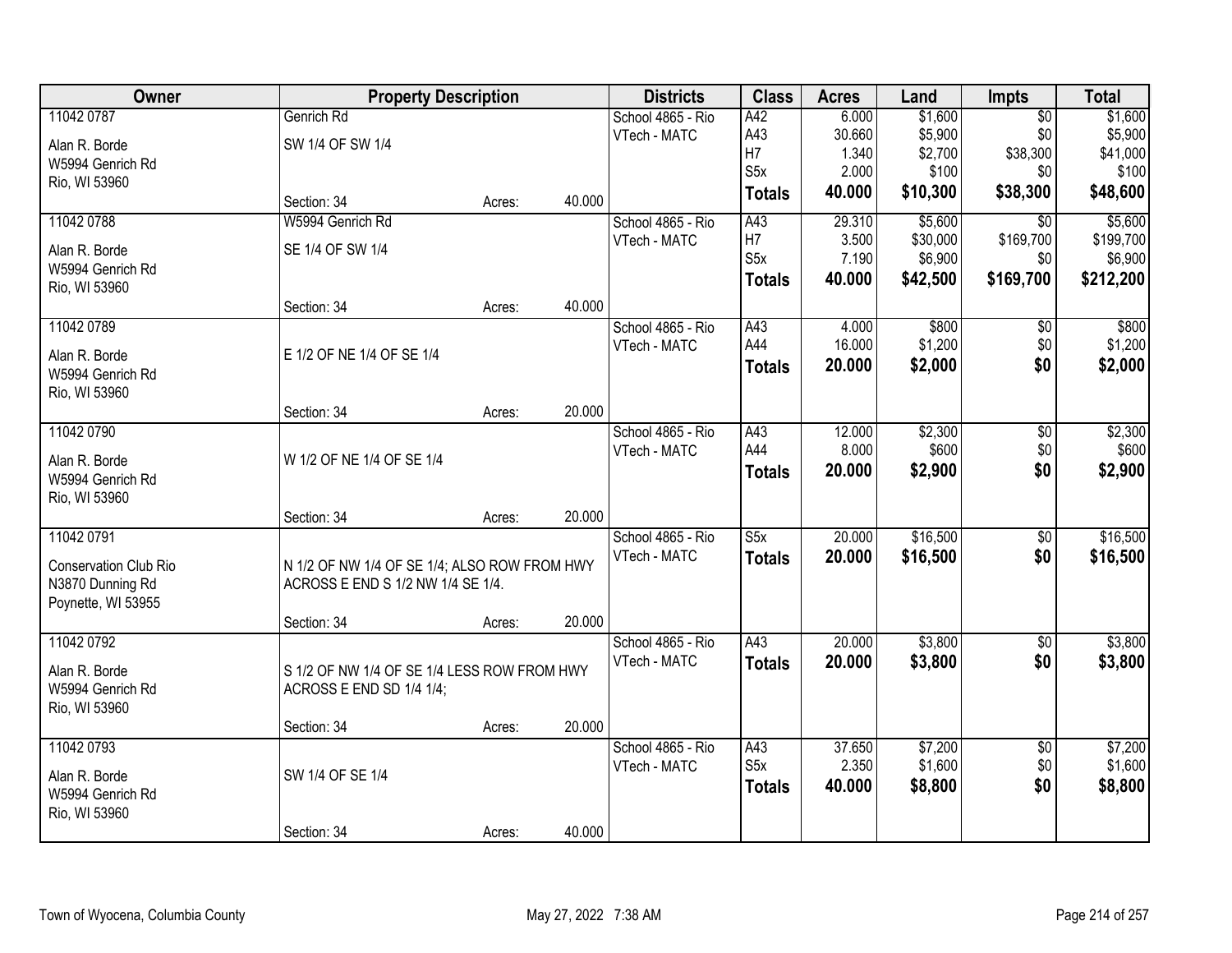| Owner | Property Description | | | Districts | Class | Acres | Land | Impts | Total |
|---|---|---|---|---|---|---|---|---|---|
| 11042 0787<br>Alan R. Borde<br>W5994 Genrich Rd<br>Rio, WI 53960 | Genrich Rd<br>SW 1/4 OF SW 1/4<br>Section: 34 | Acres: | 40.000 | School 4865 - Rio<br>VTech - MATC | A42<br>A43<br>H7<br>S5x<br>**Totals** | 6.000<br>30.660<br>1.340<br>2.000<br>**40.000** | $1,600<br>$5,900<br>$2,700<br>$100<br>**$10,300** | $0<br>$0<br>$38,300<br>$0<br>**$38,300** | $1,600<br>$5,900<br>$41,000<br>$100<br>**$48,600** |
| 11042 0788<br>Alan R. Borde<br>W5994 Genrich Rd<br>Rio, WI 53960 | W5994 Genrich Rd<br>SE 1/4 OF SW 1/4<br>Section: 34 | Acres: | 40.000 | School 4865 - Rio<br>VTech - MATC | A43<br>H7<br>S5x<br>**Totals** | 29.310<br>3.500<br>7.190<br>**40.000** | $5,600<br>$30,000<br>$6,900<br>**$42,500** | $0<br>$169,700<br>$0<br>**$169,700** | $5,600<br>$199,700<br>$6,900<br>**$212,200** |
| 11042 0789<br>Alan R. Borde<br>W5994 Genrich Rd<br>Rio, WI 53960 | E 1/2 OF NE 1/4 OF SE 1/4<br>Section: 34 | Acres: | 20.000 | School 4865 - Rio<br>VTech - MATC | A43<br>A44<br>**Totals** | 4.000<br>16.000<br>**20.000** | $800<br>$1,200<br>**$2,000** | $0<br>$0<br>**$0** | $800<br>$1,200<br>**$2,000** |
| 11042 0790<br>Alan R. Borde<br>W5994 Genrich Rd<br>Rio, WI 53960 | W 1/2 OF NE 1/4 OF SE 1/4<br>Section: 34 | Acres: | 20.000 | School 4865 - Rio<br>VTech - MATC | A43<br>A44<br>**Totals** | 12.000<br>8.000<br>**20.000** | $2,300<br>$600<br>**$2,900** | $0<br>$0<br>**$0** | $2,300<br>$600<br>**$2,900** |
| 11042 0791<br>Conservation Club Rio<br>N3870 Dunning Rd<br>Poynette, WI 53955 | N 1/2 OF NW 1/4 OF SE 1/4; ALSO ROW FROM HWY ACROSS E END S 1/2 NW 1/4 SE 1/4.<br>Section: 34 | Acres: | 20.000 | School 4865 - Rio<br>VTech - MATC | S5x<br>**Totals** | 20.000<br>**20.000** | $16,500<br>**$16,500** | $0<br>**$0** | $16,500<br>**$16,500** |
| 11042 0792<br>Alan R. Borde<br>W5994 Genrich Rd<br>Rio, WI 53960 | S 1/2 OF NW 1/4 OF SE 1/4 LESS ROW FROM HWY ACROSS E END SD 1/4 1/4;<br>Section: 34 | Acres: | 20.000 | School 4865 - Rio<br>VTech - MATC | A43<br>**Totals** | 20.000<br>**20.000** | $3,800<br>**$3,800** | $0<br>**$0** | $3,800<br>**$3,800** |
| 11042 0793<br>Alan R. Borde<br>W5994 Genrich Rd<br>Rio, WI 53960 | SW 1/4 OF SE 1/4<br>Section: 34 | Acres: | 40.000 | School 4865 - Rio<br>VTech - MATC | A43<br>S5x<br>**Totals** | 37.650<br>2.350<br>**40.000** | $7,200<br>$1,600<br>**$8,800** | $0<br>$0<br>**$0** | $7,200<br>$1,600<br>**$8,800** |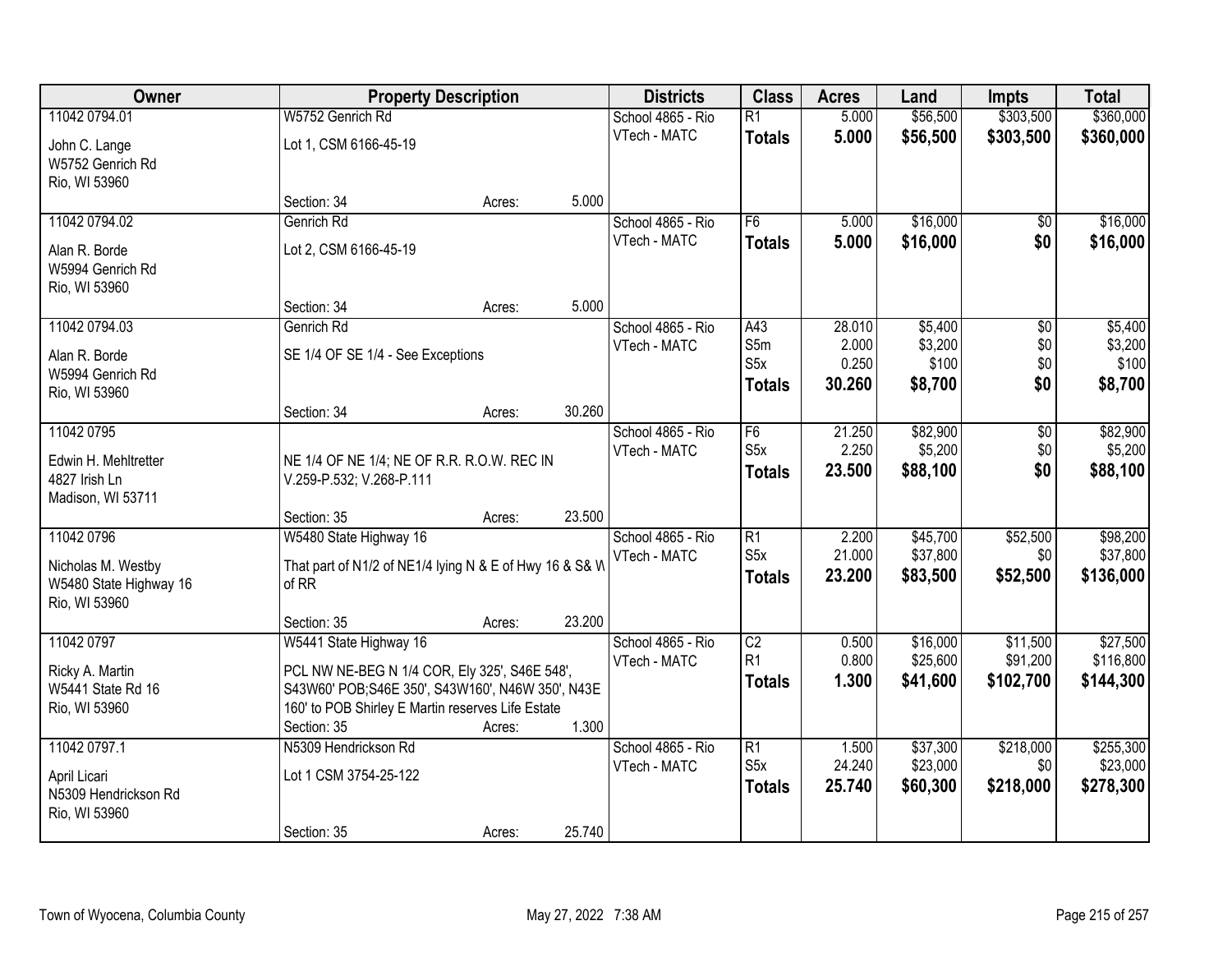| Owner | Property Description | Districts | Class | Acres | Land | Impts | Total |
|---|---|---|---|---|---|---|---|
| 11042 0794.01<br>John C. Lange<br>W5752 Genrich Rd<br>Rio, WI 53960 | W5752 Genrich Rd<br>Lot 1, CSM 6166-45-19<br>Section: 34 Acres: 5.000 | School 4865 - Rio<br>VTech - MATC | R1<br>**Totals** | 5.000<br>**5.000** | \$56,500<br>**\$56,500** | \$303,500<br>**\$303,500** | \$360,000<br>**\$360,000** |
| 11042 0794.02<br>Alan R. Borde<br>W5994 Genrich Rd<br>Rio, WI 53960 | Genrich Rd<br>Lot 2, CSM 6166-45-19<br>Section: 34 Acres: 5.000 | School 4865 - Rio<br>VTech - MATC | F6<br>**Totals** | 5.000<br>**5.000** | \$16,000<br>**\$16,000** | \$0<br>**\$0** | \$16,000<br>**\$16,000** |
| 11042 0794.03<br>Alan R. Borde<br>W5994 Genrich Rd<br>Rio, WI 53960 | Genrich Rd<br>SE 1/4 OF SE 1/4 - See Exceptions<br>Section: 34 Acres: 30.260 | School 4865 - Rio<br>VTech - MATC | A43<br>S5m<br>S5x<br>**Totals** | 28.010<br>2.000<br>0.250<br>**30.260** | \$5,400<br>\$3,200<br>\$100<br>**\$8,700** | \$0<br>\$0<br>\$0<br>**\$0** | \$5,400<br>\$3,200<br>\$100<br>**\$8,700** |
| 11042 0795<br>Edwin H. Mehltretter<br>4827 Irish Ln<br>Madison, WI 53711 | NE 1/4 OF NE 1/4; NE OF R.R. R.O.W. REC IN V.259-P.532; V.268-P.111<br>Section: 35 Acres: 23.500 | School 4865 - Rio<br>VTech - MATC | F6<br>S5x<br>**Totals** | 21.250<br>2.250<br>**23.500** | \$82,900<br>\$5,200<br>**\$88,100** | \$0<br>\$0<br>**\$0** | \$82,900<br>\$5,200<br>**\$88,100** |
| 11042 0796<br>Nicholas M. Westby<br>W5480 State Highway 16<br>Rio, WI 53960 | W5480 State Highway 16<br>That part of N1/2 of NE1/4 lying N & E of Hwy 16 & S& W of RR<br>Section: 35 Acres: 23.200 | School 4865 - Rio<br>VTech - MATC | R1<br>S5x<br>**Totals** | 2.200<br>21.000<br>**23.200** | \$45,700<br>\$37,800<br>**\$83,500** | \$52,500<br>\$0<br>**\$52,500** | \$98,200<br>\$37,800<br>**\$136,000** |
| 11042 0797<br>Ricky A. Martin<br>W5441 State Rd 16<br>Rio, WI 53960 | W5441 State Highway 16<br>PCL NW NE-BEG N 1/4 COR, Ely 325', S46E 548', S43W60' POB;S46E 350', S43W160', N46W 350', N43E 160' to POB Shirley E Martin reserves Life Estate<br>Section: 35 Acres: 1.300 | School 4865 - Rio<br>VTech - MATC | C2<br>R1<br>**Totals** | 0.500<br>0.800<br>**1.300** | \$16,000<br>\$25,600<br>**\$41,600** | \$11,500<br>\$91,200<br>**\$102,700** | \$27,500<br>\$116,800<br>**\$144,300** |
| 11042 0797.1<br>April Licari<br>N5309 Hendrickson Rd<br>Rio, WI 53960 | N5309 Hendrickson Rd<br>Lot 1 CSM 3754-25-122<br>Section: 35 Acres: 25.740 | School 4865 - Rio<br>VTech - MATC | R1<br>S5x<br>**Totals** | 1.500<br>24.240<br>**25.740** | \$37,300<br>\$23,000<br>**\$60,300** | \$218,000<br>\$0<br>**\$218,000** | \$255,300<br>\$23,000<br>**\$278,300** |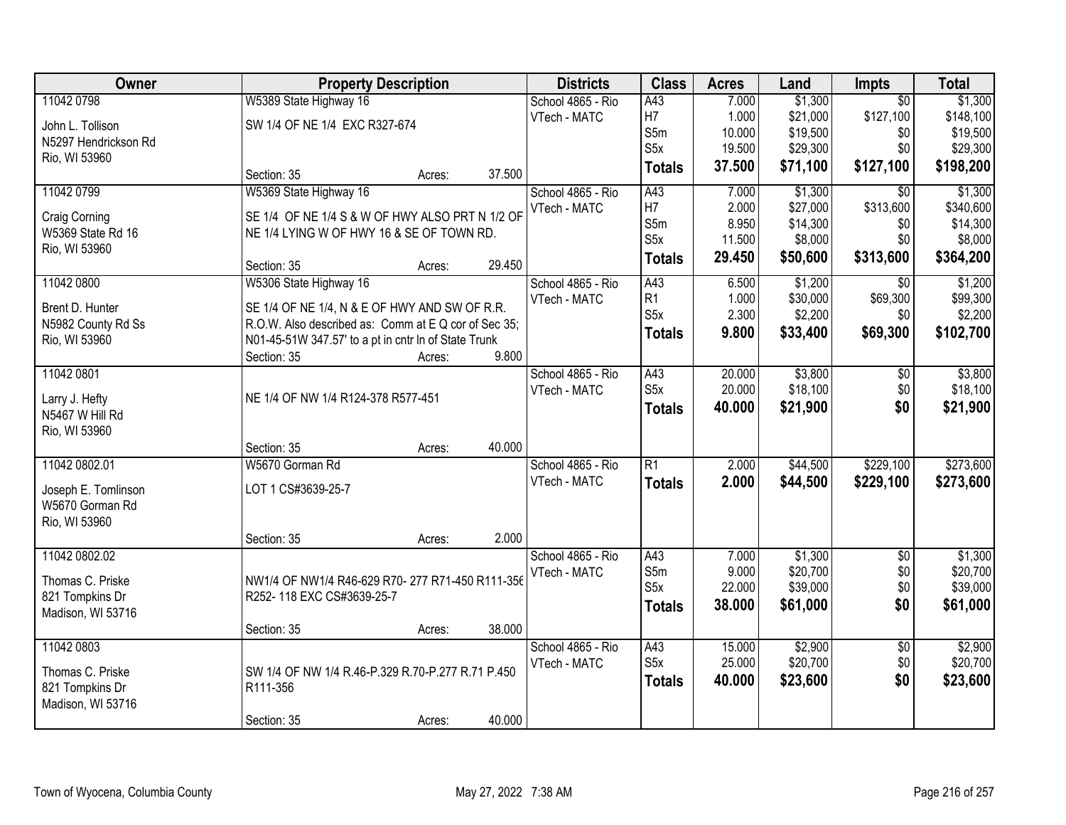| Owner | Property Description | Districts | Class | Acres | Land | Impts | Total |
|---|---|---|---|---|---|---|---|
| 11042 0798<br><br>John L. Tollison<br>N5297 Hendrickson Rd<br>Rio, WI 53960 | W5389 State Highway 16<br><br>SW 1/4 OF NE 1/4 EXC R327-674<br><br>Section: 35 Acres: 37.500 | School 4865 - Rio<br>VTech - MATC | A43<br>H7<br>S5m<br>S5x<br>**Totals** | 7.000<br>1.000<br>10.000<br>19.500<br>**37.500** | $1,300<br>$21,000<br>$19,500<br>$29,300<br>**$71,100** | $0<br>$127,100<br>$0<br>$0<br>**$127,100** | $1,300<br>$148,100<br>$19,500<br>$29,300<br>**$198,200** |
| 11042 0799<br><br>Craig Corning<br>W5369 State Rd 16<br>Rio, WI 53960 | W5369 State Highway 16<br><br>SE 1/4 OF NE 1/4 S & W OF HWY ALSO PRT N 1/2 OF NE 1/4 LYING W OF HWY 16 & SE OF TOWN RD.<br><br>Section: 35 Acres: 29.450 | School 4865 - Rio<br>VTech - MATC | A43<br>H7<br>S5m<br>S5x<br>**Totals** | 7.000<br>2.000<br>8.950<br>11.500<br>**29.450** | $1,300<br>$27,000<br>$14,300<br>$8,000<br>**$50,600** | $0<br>$313,600<br>$0<br>$0<br>**$313,600** | $1,300<br>$340,600<br>$14,300<br>$8,000<br>**$364,200** |
| 11042 0800<br><br>Brent D. Hunter<br>N5982 County Rd Ss<br>Rio, WI 53960 | W5306 State Highway 16<br><br>SE 1/4 OF NE 1/4, N & E OF HWY AND SW OF R.R. R.O.W. Also described as: Comm at E Q cor of Sec 35; N01-45-51W 347.57' to a pt in cntr ln of State Trunk<br>Section: 35 Acres: 9.800 | School 4865 - Rio<br>VTech - MATC | A43<br>R1<br>S5x<br>**Totals** | 6.500<br>1.000<br>2.300<br>**9.800** | $1,200<br>$30,000<br>$2,200<br>**$33,400** | $0<br>$69,300<br>$0<br>**$69,300** | $1,200<br>$99,300<br>$2,200<br>**$102,700** |
| 11042 0801<br><br>Larry J. Hefty<br>N5467 W Hill Rd<br>Rio, WI 53960 | NE 1/4 OF NW 1/4 R124-378 R577-451<br><br>Section: 35 Acres: 40.000 | School 4865 - Rio<br>VTech - MATC | A43<br>S5x<br>**Totals** | 20.000<br>20.000<br>**40.000** | $3,800<br>$18,100<br>**$21,900** | $0<br>$0<br>**$0** | $3,800<br>$18,100<br>**$21,900** |
| 11042 0802.01<br><br>Joseph E. Tomlinson<br>W5670 Gorman Rd<br>Rio, WI 53960 | W5670 Gorman Rd<br><br>LOT 1 CS#3639-25-7<br><br>Section: 35 Acres: 2.000 | School 4865 - Rio<br>VTech - MATC | R1<br>**Totals** | 2.000<br>**2.000** | $44,500<br>**$44,500** | $229,100<br>**$229,100** | $273,600<br>**$273,600** |
| 11042 0802.02<br><br>Thomas C. Priske<br>821 Tompkins Dr<br>Madison, WI 53716 | NW1/4 OF NW1/4 R46-629 R70- 277 R71-450 R111-356 R252- 118 EXC CS#3639-25-7<br><br>Section: 35 Acres: 38.000 | School 4865 - Rio<br>VTech - MATC | A43<br>S5m<br>S5x<br>**Totals** | 7.000<br>9.000<br>22.000<br>**38.000** | $1,300<br>$20,700<br>$39,000<br>**$61,000** | $0<br>$0<br>$0<br>**$0** | $1,300<br>$20,700<br>$39,000<br>**$61,000** |
| 11042 0803<br><br>Thomas C. Priske<br>821 Tompkins Dr<br>Madison, WI 53716 | SW 1/4 OF NW 1/4 R.46-P.329 R.70-P.277 R.71 P.450 R111-356<br><br>Section: 35 Acres: 40.000 | School 4865 - Rio<br>VTech - MATC | A43<br>S5x<br>**Totals** | 15.000<br>25.000<br>**40.000** | $2,900<br>$20,700<br>**$23,600** | $0<br>$0<br>**$0** | $2,900<br>$20,700<br>**$23,600** |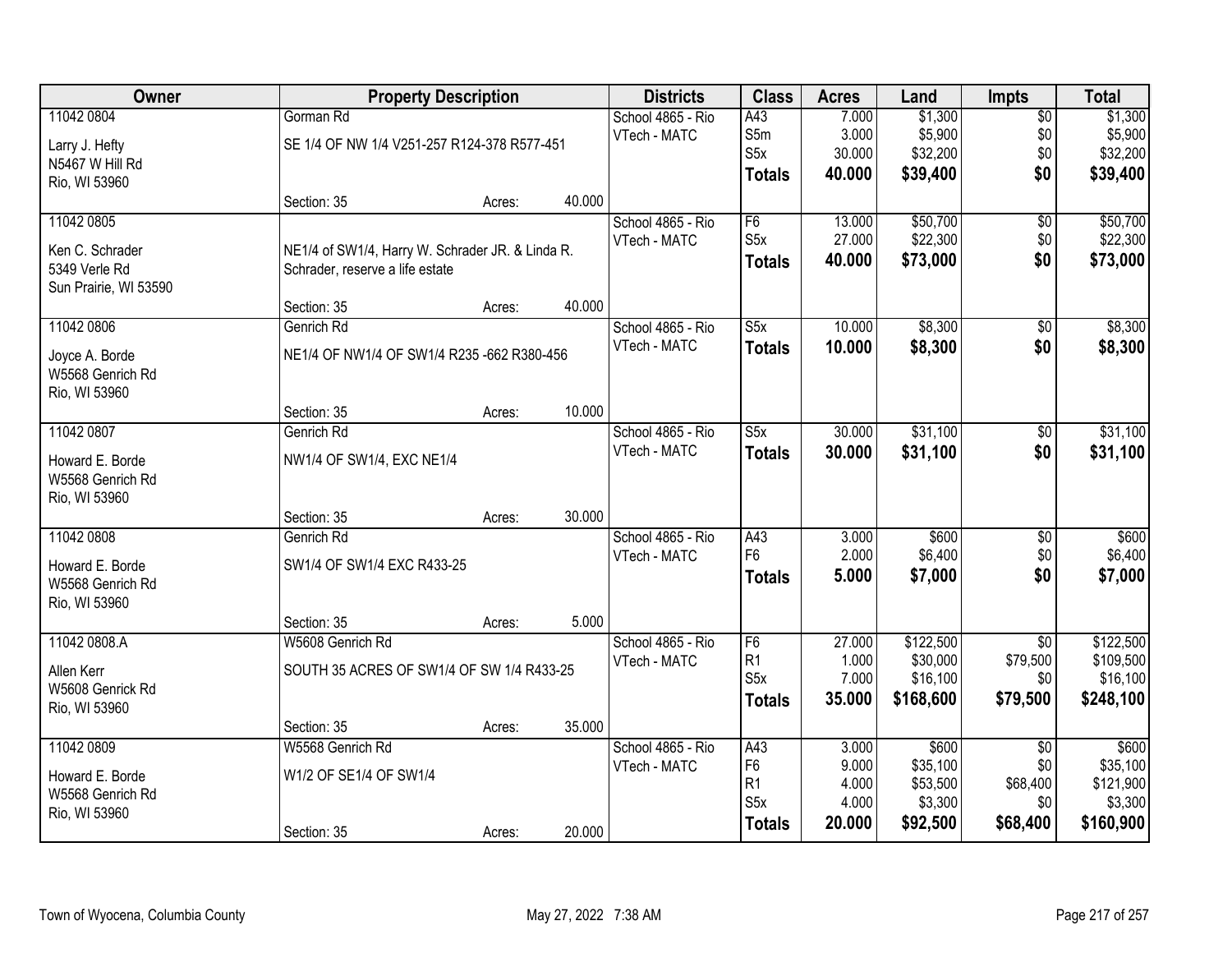| Owner | Property Description | Districts | Class | Acres | Land | Impts | Total |
|---|---|---|---|---|---|---|---|
| 11042 0804<br>Larry J. Hefty<br>N5467 W Hill Rd<br>Rio, WI 53960 | Gorman Rd<br>SE 1/4 OF NW 1/4 V251-257 R124-378 R577-451<br>Section: 35 Acres: 40.000 | School 4865 - Rio<br>VTech - MATC | A43<br>S5m<br>S5x<br>**Totals** | 7.000<br>3.000<br>30.000<br>**40.000** | $1,300<br>$5,900<br>$32,200<br>**$39,400** | $0<br>$0<br>$0<br>**$0** | $1,300<br>$5,900<br>$32,200<br>**$39,400** |
| 11042 0805<br>Ken C. Schrader<br>5349 Verle Rd<br>Sun Prairie, WI 53590 | NE1/4 of SW1/4, Harry W. Schrader JR. & Linda R. Schrader, reserve a life estate<br>Section: 35 Acres: 40.000 | School 4865 - Rio<br>VTech - MATC | F6<br>S5x<br>**Totals** | 13.000<br>27.000<br>**40.000** | $50,700<br>$22,300<br>**$73,000** | $0<br>$0<br>**$0** | $50,700<br>$22,300<br>**$73,000** |
| 11042 0806<br>Joyce A. Borde<br>W5568 Genrich Rd<br>Rio, WI 53960 | Genrich Rd<br>NE1/4 OF NW1/4 OF SW1/4 R235 -662 R380-456<br>Section: 35 Acres: 10.000 | School 4865 - Rio<br>VTech - MATC | S5x<br>**Totals** | 10.000<br>**10.000** | $8,300<br>**$8,300** | $0<br>**$0** | $8,300<br>**$8,300** |
| 11042 0807<br>Howard E. Borde<br>W5568 Genrich Rd<br>Rio, WI 53960 | Genrich Rd<br>NW1/4 OF SW1/4, EXC NE1/4<br>Section: 35 Acres: 30.000 | School 4865 - Rio<br>VTech - MATC | S5x<br>**Totals** | 30.000<br>**30.000** | $31,100<br>**$31,100** | $0<br>**$0** | $31,100<br>**$31,100** |
| 11042 0808<br>Howard E. Borde<br>W5568 Genrich Rd<br>Rio, WI 53960 | Genrich Rd<br>SW1/4 OF SW1/4 EXC R433-25<br>Section: 35 Acres: 5.000 | School 4865 - Rio<br>VTech - MATC | A43<br>F6<br>**Totals** | 3.000<br>2.000<br>**5.000** | $600<br>$6,400<br>**$7,000** | $0<br>$0<br>**$0** | $600<br>$6,400<br>**$7,000** |
| 11042 0808.A<br>Allen Kerr<br>W5608 Genrick Rd<br>Rio, WI 53960 | W5608 Genrich Rd<br>SOUTH 35 ACRES OF SW1/4 OF SW 1/4 R433-25<br>Section: 35 Acres: 35.000 | School 4865 - Rio<br>VTech - MATC | F6<br>R1<br>S5x<br>**Totals** | 27.000<br>1.000<br>7.000<br>**35.000** | $122,500<br>$30,000<br>$16,100<br>**$168,600** | $0<br>$79,500<br>$0<br>**$79,500** | $122,500<br>$109,500<br>$16,100<br>**$248,100** |
| 11042 0809<br>Howard E. Borde<br>W5568 Genrich Rd<br>Rio, WI 53960 | W5568 Genrich Rd<br>W1/2 OF SE1/4 OF SW1/4<br>Section: 35 Acres: 20.000 | School 4865 - Rio<br>VTech - MATC | A43<br>F6<br>R1<br>S5x<br>**Totals** | 3.000<br>9.000<br>4.000<br>4.000<br>**20.000** | $600<br>$35,100<br>$53,500<br>$3,300<br>**$92,500** | $0<br>$0<br>$68,400<br>$0<br>**$68,400** | $600<br>$35,100<br>$121,900<br>$3,300<br>**$160,900** |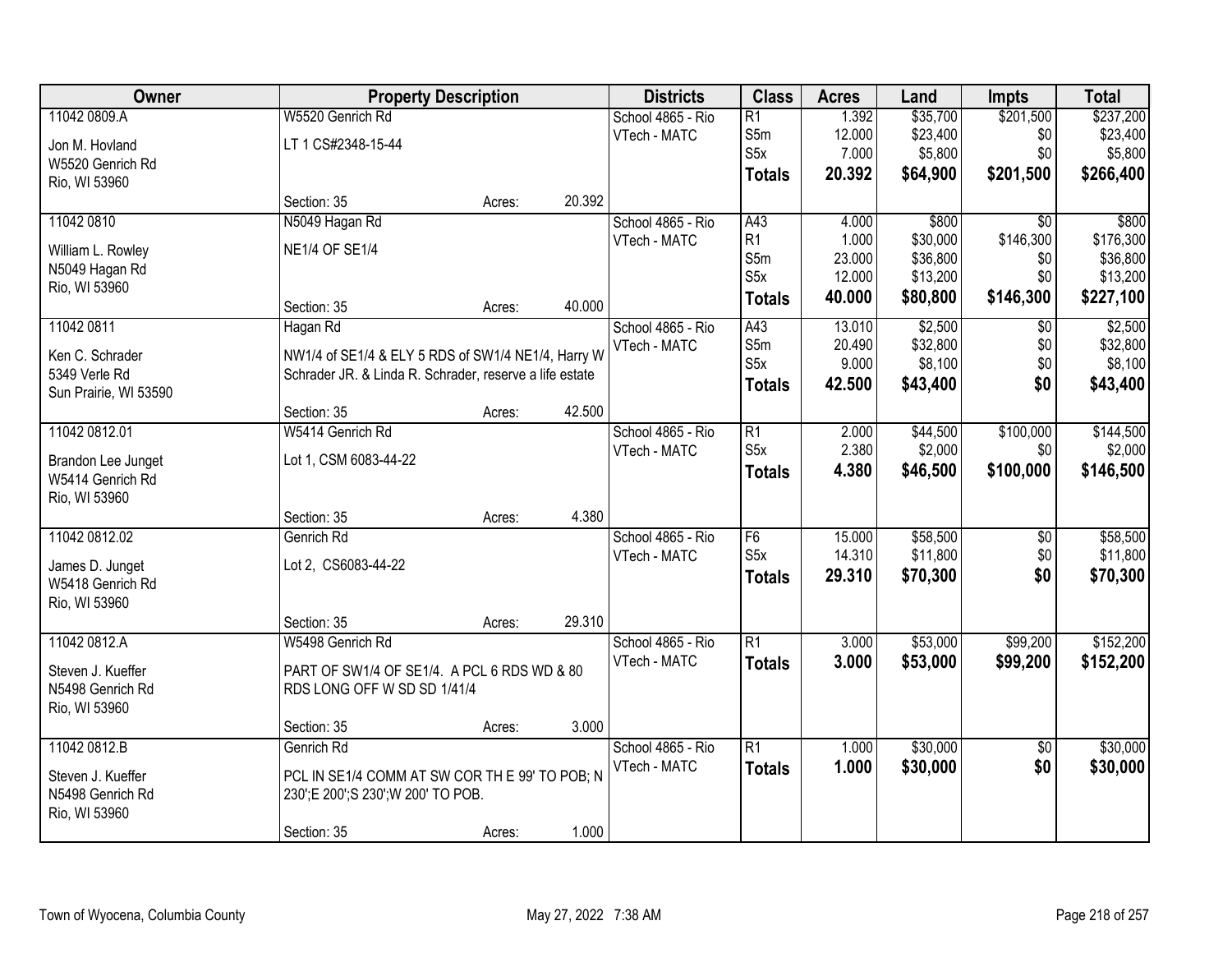| Owner | Property Description | Districts | Class | Acres | Land | Impts | Total |
|---|---|---|---|---|---|---|---|
| 11042 0809.A<br><br>Jon M. Hovland<br>W5520 Genrich Rd<br>Rio, WI 53960 | W5520 Genrich Rd<br><br>LT 1 CS#2348-15-44<br><br>Section: 35 Acres: 20.392 | School 4865 - Rio<br>VTech - MATC | R1<br>S5m<br>S5x<br>**Totals** | 1.392<br>12.000<br>7.000<br>**20.392** | $35,700<br>$23,400<br>$5,800<br>**$64,900** | $201,500<br>$0<br>$0<br>**$201,500** | $237,200<br>$23,400<br>$5,800<br>**$266,400** |
| 11042 0810<br><br>William L. Rowley<br>N5049 Hagan Rd<br>Rio, WI 53960 | N5049 Hagan Rd<br><br>NE1/4 OF SE1/4<br><br>Section: 35 Acres: 40.000 | School 4865 - Rio<br>VTech - MATC | A43<br>R1<br>S5m<br>S5x<br>**Totals** | 4.000<br>1.000<br>23.000<br>12.000<br>**40.000** | $800<br>$30,000<br>$36,800<br>$13,200<br>**$80,800** | $0<br>$146,300<br>$0<br>$0<br>**$146,300** | $800<br>$176,300<br>$36,800<br>$13,200<br>**$227,100** |
| 11042 0811<br><br>Ken C. Schrader<br>5349 Verle Rd<br>Sun Prairie, WI 53590 | Hagan Rd<br><br>NW1/4 of SE1/4 & ELY 5 RDS of SW1/4 NE1/4, Harry W Schrader JR. & Linda R. Schrader, reserve a life estate<br><br>Section: 35 Acres: 42.500 | School 4865 - Rio<br>VTech - MATC | A43<br>S5m<br>S5x<br>**Totals** | 13.010<br>20.490<br>9.000<br>**42.500** | $2,500<br>$32,800<br>$8,100<br>**$43,400** | $0<br>$0<br>$0<br>**$0** | $2,500<br>$32,800<br>$8,100<br>**$43,400** |
| 11042 0812.01<br><br>Brandon Lee Junget<br>W5414 Genrich Rd<br>Rio, WI 53960 | W5414 Genrich Rd<br><br>Lot 1, CSM 6083-44-22<br><br>Section: 35 Acres: 4.380 | School 4865 - Rio<br>VTech - MATC | R1<br>S5x<br>**Totals** | 2.000<br>2.380<br>**4.380** | $44,500<br>$2,000<br>**$46,500** | $100,000<br>$0<br>**$100,000** | $144,500<br>$2,000<br>**$146,500** |
| 11042 0812.02<br><br>James D. Junget<br>W5418 Genrich Rd<br>Rio, WI 53960 | Genrich Rd<br><br>Lot 2, CS6083-44-22<br><br>Section: 35 Acres: 29.310 | School 4865 - Rio<br>VTech - MATC | F6<br>S5x<br>**Totals** | 15.000<br>14.310<br>**29.310** | $58,500<br>$11,800<br>**$70,300** | $0<br>$0<br>**$0** | $58,500<br>$11,800<br>**$70,300** |
| 11042 0812.A<br><br>Steven J. Kueffer<br>N5498 Genrich Rd<br>Rio, WI 53960 | W5498 Genrich Rd<br><br>PART OF SW1/4 OF SE1/4. A PCL 6 RDS WD & 80 RDS LONG OFF W SD SD 1/41/4<br><br>Section: 35 Acres: 3.000 | School 4865 - Rio<br>VTech - MATC | R1<br>**Totals** | 3.000<br>**3.000** | $53,000<br>**$53,000** | $99,200<br>**$99,200** | $152,200<br>**$152,200** |
| 11042 0812.B<br><br>Steven J. Kueffer<br>N5498 Genrich Rd<br>Rio, WI 53960 | Genrich Rd<br><br>PCL IN SE1/4 COMM AT SW COR TH E 99' TO POB; N 230';E 200';S 230';W 200' TO POB.<br><br>Section: 35 Acres: 1.000 | School 4865 - Rio<br>VTech - MATC | R1<br>**Totals** | 1.000<br>**1.000** | $30,000<br>**$30,000** | $0<br>**$0** | $30,000<br>**$30,000** |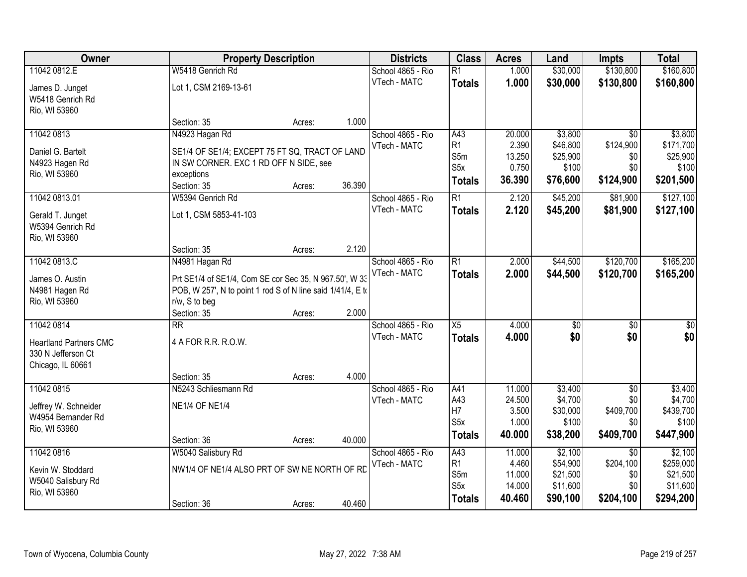| Owner | Property Description | | | Districts | Class | Acres | Land | Impts | Total |
|---|---|---|---|---|---|---|---|---|---|
| 11042 0812.E | W5418 Genrich Rd | | | School 4865 - Rio | R1 | 1.000 | $30,000 | $130,800 | $160,800 |
| James D. Junget<br>W5418 Genrich Rd<br>Rio, WI 53960 | Lot 1, CSM 2169-13-61 | | | VTech - MATC | **Totals** | **1.000** | **$30,000** | **$130,800** | **$160,800** |
| | Section: 35 | Acres: | 1.000 | | | | | | |
| 11042 0813 | N4923 Hagan Rd | | | School 4865 - Rio | A43 | 20.000 | $3,800 | $0 | $3,800 |
| Daniel G. Bartelt<br>N4923 Hagen Rd<br>Rio, WI 53960 | SE1/4 OF SE1/4; EXCEPT 75 FT SQ, TRACT OF LAND IN SW CORNER. EXC 1 RD OFF N SIDE, see exceptions | | | VTech - MATC | R1 | 2.390 | $46,800 | $124,900 | $171,700 |
| | | | | | S5m | 13.250 | $25,900 | $0 | $25,900 |
| | | | | | S5x | 0.750 | $100 | $0 | $100 |
| | Section: 35 | Acres: | 36.390 | | **Totals** | **36.390** | **$76,600** | **$124,900** | **$201,500** |
| 11042 0813.01 | W5394 Genrich Rd | | | School 4865 - Rio | R1 | 2.120 | $45,200 | $81,900 | $127,100 |
| Gerald T. Junget<br>W5394 Genrich Rd<br>Rio, WI 53960 | Lot 1, CSM 5853-41-103 | | | VTech - MATC | **Totals** | **2.120** | **$45,200** | **$81,900** | **$127,100** |
| | Section: 35 | Acres: | 2.120 | | | | | | |
| 11042 0813.C | N4981 Hagan Rd | | | School 4865 - Rio | R1 | 2.000 | $44,500 | $120,700 | $165,200 |
| James O. Austin<br>N4981 Hagen Rd<br>Rio, WI 53960 | Prt SE1/4 of SE1/4, Com SE cor Sec 35, N 967.50', W 33 POB, W 257', N to point 1 rod S of N line said 1/41/4, E to r/w, S to beg | | | VTech - MATC | **Totals** | **2.000** | **$44,500** | **$120,700** | **$165,200** |
| | Section: 35 | Acres: | 2.000 | | | | | | |
| 11042 0814 | RR | | | School 4865 - Rio | X5 | 4.000 | $0 | $0 | $0 |
| Heartland Partners CMC<br>330 N Jefferson Ct<br>Chicago, IL 60661 | 4 A FOR R.R. R.O.W. | | | VTech - MATC | **Totals** | **4.000** | **$0** | **$0** | **$0** |
| | Section: 35 | Acres: | 4.000 | | | | | | |
| 11042 0815 | N5243 Schliesmann Rd | | | School 4865 - Rio | A41 | 11.000 | $3,400 | $0 | $3,400 |
| Jeffrey W. Schneider<br>W4954 Bernander Rd<br>Rio, WI 53960 | NE1/4 OF NE1/4 | | | VTech - MATC | A43 | 24.500 | $4,700 | $0 | $4,700 |
| | | | | | H7 | 3.500 | $30,000 | $409,700 | $439,700 |
| | | | | | S5x | 1.000 | $100 | $0 | $100 |
| | Section: 36 | Acres: | 40.000 | | **Totals** | **40.000** | **$38,200** | **$409,700** | **$447,900** |
| 11042 0816 | W5040 Salisbury Rd | | | School 4865 - Rio | A43 | 11.000 | $2,100 | $0 | $2,100 |
| Kevin W. Stoddard<br>W5040 Salisbury Rd<br>Rio, WI 53960 | NW1/4 OF NE1/4 ALSO PRT OF SW NE NORTH OF RD | | | VTech - MATC | R1 | 4.460 | $54,900 | $204,100 | $259,000 |
| | | | | | S5m | 11.000 | $21,500 | $0 | $21,500 |
| | | | | | S5x | 14.000 | $11,600 | $0 | $11,600 |
| | Section: 36 | Acres: | 40.460 | | **Totals** | **40.460** | **$90,100** | **$204,100** | **$294,200** |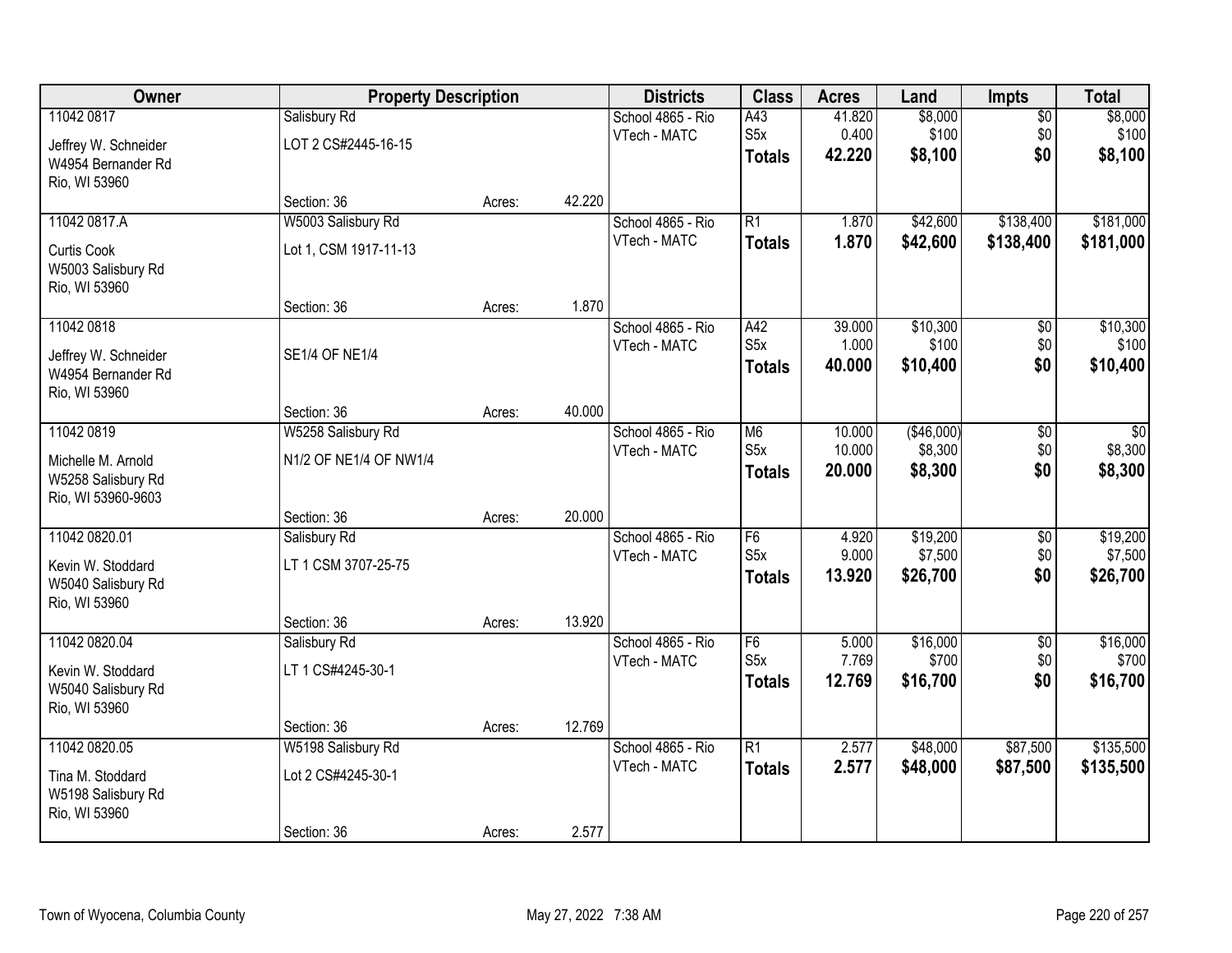| Owner | Property Description | | | Districts | Class | Acres | Land | Impts | Total |
|---|---|---|---|---|---|---|---|---|---|
| 11042 0817 | Salisbury Rd | | | School 4865 - Rio | A43 | 41.820 | $8,000 | $0 | $8,000 |
| Jeffrey W. Schneider | LOT 2 CS#2445-16-15 | | | VTech - MATC | S5x | 0.400 | $100 | $0 | $100 |
| W4954 Bernander Rd | | | | | **Totals** | **42.220** | **$8,100** | **$0** | **$8,100** |
| Rio, WI 53960 | | | | | | | | | |
| | Section: 36 | Acres: | 42.220 | | | | | | |
| 11042 0817.A | W5003 Salisbury Rd | | | School 4865 - Rio | R1 | 1.870 | $42,600 | $138,400 | $181,000 |
| Curtis Cook | Lot 1, CSM 1917-11-13 | | | VTech - MATC | **Totals** | **1.870** | **$42,600** | **$138,400** | **$181,000** |
| W5003 Salisbury Rd | | | | | | | | | |
| Rio, WI 53960 | | | | | | | | | |
| | Section: 36 | Acres: | 1.870 | | | | | | |
| 11042 0818 | | | | School 4865 - Rio | A42 | 39.000 | $10,300 | $0 | $10,300 |
| Jeffrey W. Schneider | SE1/4 OF NE1/4 | | | VTech - MATC | S5x | 1.000 | $100 | $0 | $100 |
| W4954 Bernander Rd | | | | | **Totals** | **40.000** | **$10,400** | **$0** | **$10,400** |
| Rio, WI 53960 | | | | | | | | | |
| | Section: 36 | Acres: | 40.000 | | | | | | |
| 11042 0819 | W5258 Salisbury Rd | | | School 4865 - Rio | M6 | 10.000 | ($46,000) | $0 | $0 |
| Michelle M. Arnold | N1/2 OF NE1/4 OF NW1/4 | | | VTech - MATC | S5x | 10.000 | $8,300 | $0 | $8,300 |
| W5258 Salisbury Rd | | | | | **Totals** | **20.000** | **$8,300** | **$0** | **$8,300** |
| Rio, WI 53960-9603 | | | | | | | | | |
| | Section: 36 | Acres: | 20.000 | | | | | | |
| 11042 0820.01 | Salisbury Rd | | | School 4865 - Rio | F6 | 4.920 | $19,200 | $0 | $19,200 |
| Kevin W. Stoddard | LT 1 CSM 3707-25-75 | | | VTech - MATC | S5x | 9.000 | $7,500 | $0 | $7,500 |
| W5040 Salisbury Rd | | | | | **Totals** | **13.920** | **$26,700** | **$0** | **$26,700** |
| Rio, WI 53960 | | | | | | | | | |
| | Section: 36 | Acres: | 13.920 | | | | | | |
| 11042 0820.04 | Salisbury Rd | | | School 4865 - Rio | F6 | 5.000 | $16,000 | $0 | $16,000 |
| Kevin W. Stoddard | LT 1 CS#4245-30-1 | | | VTech - MATC | S5x | 7.769 | $700 | $0 | $700 |
| W5040 Salisbury Rd | | | | | **Totals** | **12.769** | **$16,700** | **$0** | **$16,700** |
| Rio, WI 53960 | | | | | | | | | |
| | Section: 36 | Acres: | 12.769 | | | | | | |
| 11042 0820.05 | W5198 Salisbury Rd | | | School 4865 - Rio | R1 | 2.577 | $48,000 | $87,500 | $135,500 |
| Tina M. Stoddard | Lot 2 CS#4245-30-1 | | | VTech - MATC | **Totals** | **2.577** | **$48,000** | **$87,500** | **$135,500** |
| W5198 Salisbury Rd | | | | | | | | | |
| Rio, WI 53960 | | | | | | | | | |
| | Section: 36 | Acres: | 2.577 | | | | | | |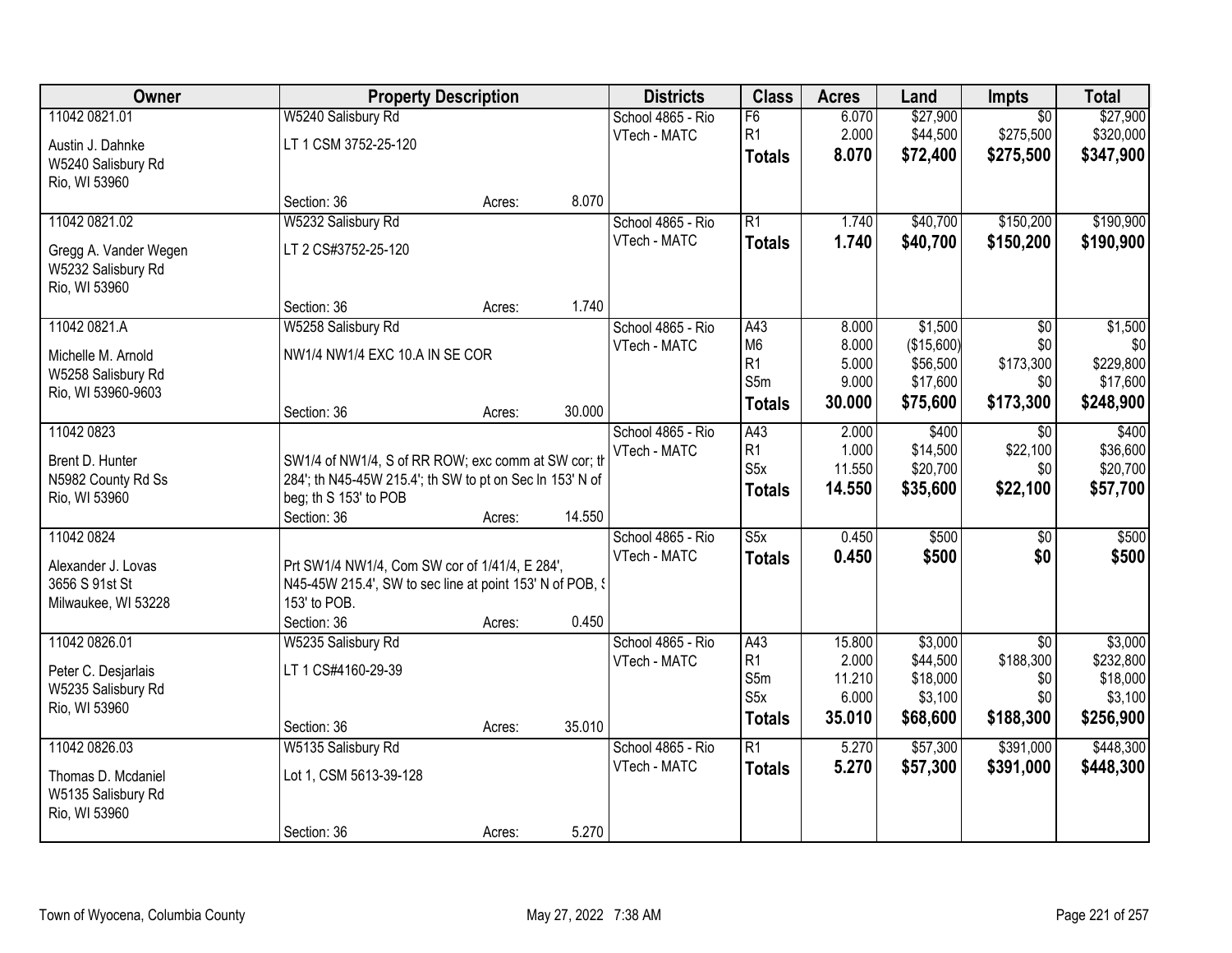| Owner | Property Description | | | Districts | Class | Acres | Land | Impts | Total |
|---|---|---|---|---|---|---|---|---|---|
| 11042 0821.01 | W5240 Salisbury Rd | | | School 4865 - Rio | F6 | 6.070 | $27,900 | $0 | $27,900 |
| Austin J. Dahnke | LT 1 CSM 3752-25-120 | | | VTech - MATC | R1 | 2.000 | $44,500 | $275,500 | $320,000 |
| W5240 Salisbury Rd | | | | | **Totals** | **8.070** | **$72,400** | **$275,500** | **$347,900** |
| Rio, WI 53960 | | | | | | | | | |
| | Section: 36 | Acres: | 8.070 | | | | | | |
| 11042 0821.02 | W5232 Salisbury Rd | | | School 4865 - Rio | R1 | 1.740 | $40,700 | $150,200 | $190,900 |
| Gregg A. Vander Wegen | LT 2 CS#3752-25-120 | | | VTech - MATC | **Totals** | **1.740** | **$40,700** | **$150,200** | **$190,900** |
| W5232 Salisbury Rd | | | | | | | | | |
| Rio, WI 53960 | | | | | | | | | |
| | Section: 36 | Acres: | 1.740 | | | | | | |
| 11042 0821.A | W5258 Salisbury Rd | | | School 4865 - Rio | A43 | 8.000 | $1,500 | $0 | $1,500 |
| Michelle M. Arnold | NW1/4 NW1/4 EXC 10.A IN SE COR | | | VTech - MATC | M6 | 8.000 | ($15,600) | $0 | $0 |
| W5258 Salisbury Rd | | | | | R1 | 5.000 | $56,500 | $173,300 | $229,800 |
| Rio, WI 53960-9603 | | | | | S5m | 9.000 | $17,600 | $0 | $17,600 |
| | Section: 36 | Acres: | 30.000 | | **Totals** | **30.000** | **$75,600** | **$173,300** | **$248,900** |
| 11042 0823 | | | | School 4865 - Rio | A43 | 2.000 | $400 | $0 | $400 |
| Brent D. Hunter | SW1/4 of NW1/4, S of RR ROW; exc comm at SW cor; th 284'; th N45-45W 215.4'; th SW to pt on Sec ln 153' N of beg; th S 153' to POB | | | VTech - MATC | R1 | 1.000 | $14,500 | $22,100 | $36,600 |
| N5982 County Rd Ss | | | | | S5x | 11.550 | $20,700 | $0 | $20,700 |
| Rio, WI 53960 | | | | | **Totals** | **14.550** | **$35,600** | **$22,100** | **$57,700** |
| | Section: 36 | Acres: | 14.550 | | | | | | |
| 11042 0824 | | | | School 4865 - Rio | S5x | 0.450 | $500 | $0 | $500 |
| Alexander J. Lovas | Prt SW1/4 NW1/4, Com SW cor of 1/41/4, E 284', N45-45W 215.4', SW to sec line at point 153' N of POB, S 153' to POB. | | | VTech - MATC | **Totals** | **0.450** | **$500** | **$0** | **$500** |
| 3656 S 91st St | | | | | | | | | |
| Milwaukee, WI 53228 | | | | | | | | | |
| | Section: 36 | Acres: | 0.450 | | | | | | |
| 11042 0826.01 | W5235 Salisbury Rd | | | School 4865 - Rio | A43 | 15.800 | $3,000 | $0 | $3,000 |
| Peter C. Desjarlais | LT 1 CS#4160-29-39 | | | VTech - MATC | R1 | 2.000 | $44,500 | $188,300 | $232,800 |
| W5235 Salisbury Rd | | | | | S5m | 11.210 | $18,000 | $0 | $18,000 |
| Rio, WI 53960 | | | | | S5x | 6.000 | $3,100 | $0 | $3,100 |
| | Section: 36 | Acres: | 35.010 | | **Totals** | **35.010** | **$68,600** | **$188,300** | **$256,900** |
| 11042 0826.03 | W5135 Salisbury Rd | | | School 4865 - Rio | R1 | 5.270 | $57,300 | $391,000 | $448,300 |
| Thomas D. Mcdaniel | Lot 1, CSM 5613-39-128 | | | VTech - MATC | **Totals** | **5.270** | **$57,300** | **$391,000** | **$448,300** |
| W5135 Salisbury Rd | | | | | | | | | |
| Rio, WI 53960 | | | | | | | | | |
| | Section: 36 | Acres: | 5.270 | | | | | | |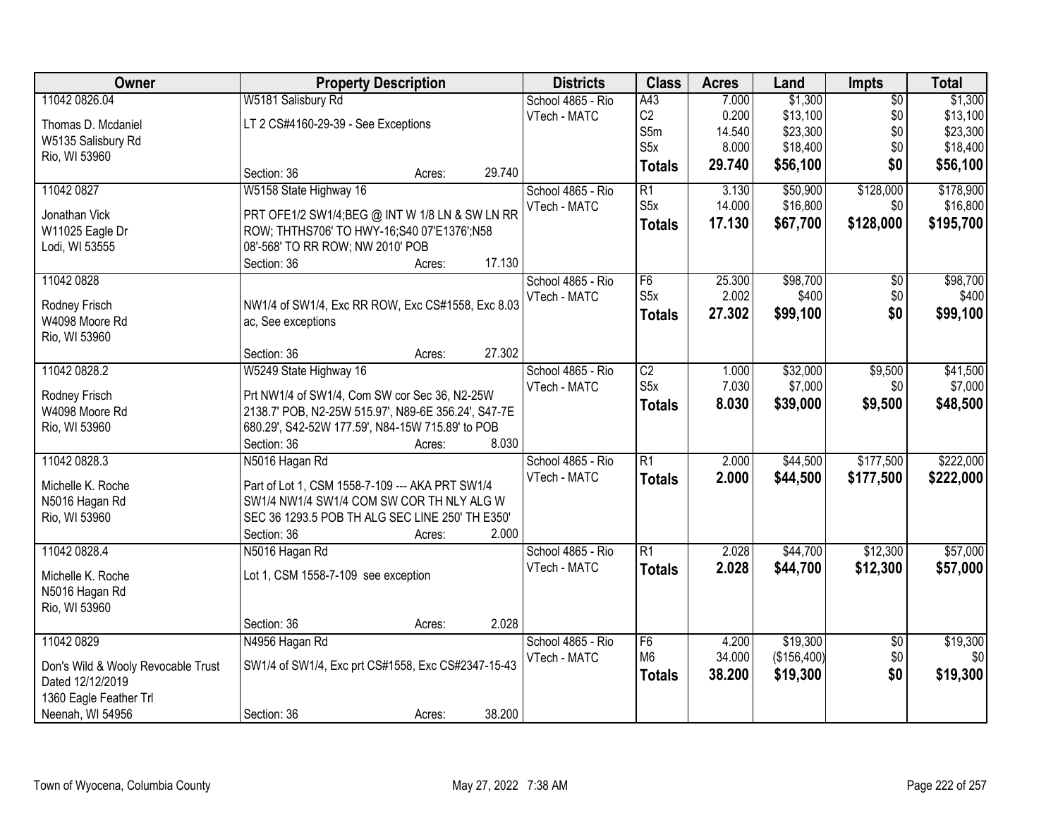| Owner | Property Description | Districts | Class | Acres | Land | Impts | Total |
|---|---|---|---|---|---|---|---|
| 11042 0826.04<br>Thomas D. Mcdaniel<br>W5135 Salisbury Rd<br>Rio, WI 53960 | W5181 Salisbury Rd<br>LT 2 CS#4160-29-39 - See Exceptions<br>Section: 36 Acres: 29.740 | School 4865 - Rio<br>VTech - MATC | A43<br>C2<br>S5m<br>S5x<br>**Totals** | 7.000<br>0.200<br>14.540<br>8.000<br>**29.740** | $1,300<br>$13,100<br>$23,300<br>$18,400<br>**$56,100** | $0<br>$0<br>$0<br>$0<br>**$0** | $1,300<br>$13,100<br>$23,300<br>$18,400<br>**$56,100** |
| 11042 0827<br>Jonathan Vick<br>W11025 Eagle Dr<br>Lodi, WI 53555 | W5158 State Highway 16<br>PRT OFE1/2 SW1/4;BEG @ INT W 1/8 LN & SW LN RR ROW; THTHS706' TO HWY-16;S40 07'E1376';N58 08'-568' TO RR ROW; NW 2010' POB<br>Section: 36 Acres: 17.130 | School 4865 - Rio<br>VTech - MATC | R1<br>S5x<br>**Totals** | 3.130<br>14.000<br>**17.130** | $50,900<br>$16,800<br>**$67,700** | $128,000<br>$0<br>**$128,000** | $178,900<br>$16,800<br>**$195,700** |
| 11042 0828<br>Rodney Frisch<br>W4098 Moore Rd<br>Rio, WI 53960 | NW1/4 of SW1/4, Exc RR ROW, Exc CS#1558, Exc 8.03 ac, See exceptions<br>Section: 36 Acres: 27.302 | School 4865 - Rio<br>VTech - MATC | F6<br>S5x<br>**Totals** | 25.300<br>2.002<br>**27.302** | $98,700<br>$400<br>**$99,100** | $0<br>$0<br>**$0** | $98,700<br>$400<br>**$99,100** |
| 11042 0828.2<br>Rodney Frisch<br>W4098 Moore Rd<br>Rio, WI 53960 | W5249 State Highway 16<br>Prt NW1/4 of SW1/4, Com SW cor Sec 36, N2-25W 2138.7' POB, N2-25W 515.97', N89-6E 356.24', S47-7E 680.29', S42-52W 177.59', N84-15W 715.89' to POB<br>Section: 36 Acres: 8.030 | School 4865 - Rio<br>VTech - MATC | C2<br>S5x<br>**Totals** | 1.000<br>7.030<br>**8.030** | $32,000<br>$7,000<br>**$39,000** | $9,500<br>$0<br>**$9,500** | $41,500<br>$7,000<br>**$48,500** |
| 11042 0828.3<br>Michelle K. Roche<br>N5016 Hagan Rd<br>Rio, WI 53960 | N5016 Hagan Rd<br>Part of Lot 1, CSM 1558-7-109 --- AKA PRT SW1/4 SW1/4 NW1/4 SW1/4 COM SW COR TH NLY ALG W SEC 36 1293.5 POB TH ALG SEC LINE 250' TH E350'<br>Section: 36 Acres: 2.000 | School 4865 - Rio<br>VTech - MATC | R1<br>**Totals** | 2.000<br>**2.000** | $44,500<br>**$44,500** | $177,500<br>**$177,500** | $222,000<br>**$222,000** |
| 11042 0828.4<br>Michelle K. Roche<br>N5016 Hagan Rd<br>Rio, WI 53960 | N5016 Hagan Rd<br>Lot 1, CSM 1558-7-109 see exception<br>Section: 36 Acres: 2.028 | School 4865 - Rio<br>VTech - MATC | R1<br>**Totals** | 2.028<br>**2.028** | $44,700<br>**$44,700** | $12,300<br>**$12,300** | $57,000<br>**$57,000** |
| 11042 0829<br>Don's Wild & Wooly Revocable Trust Dated 12/12/2019<br>1360 Eagle Feather Trl<br>Neenah, WI 54956 | N4956 Hagan Rd<br>SW1/4 of SW1/4, Exc prt CS#1558, Exc CS#2347-15-43<br>Section: 36 Acres: 38.200 | School 4865 - Rio<br>VTech - MATC | F6<br>M6<br>**Totals** | 4.200<br>34.000<br>**38.200** | $19,300<br>($156,400)<br>**$19,300** | $0<br>$0<br>**$0** | $19,300<br>$0<br>**$19,300** |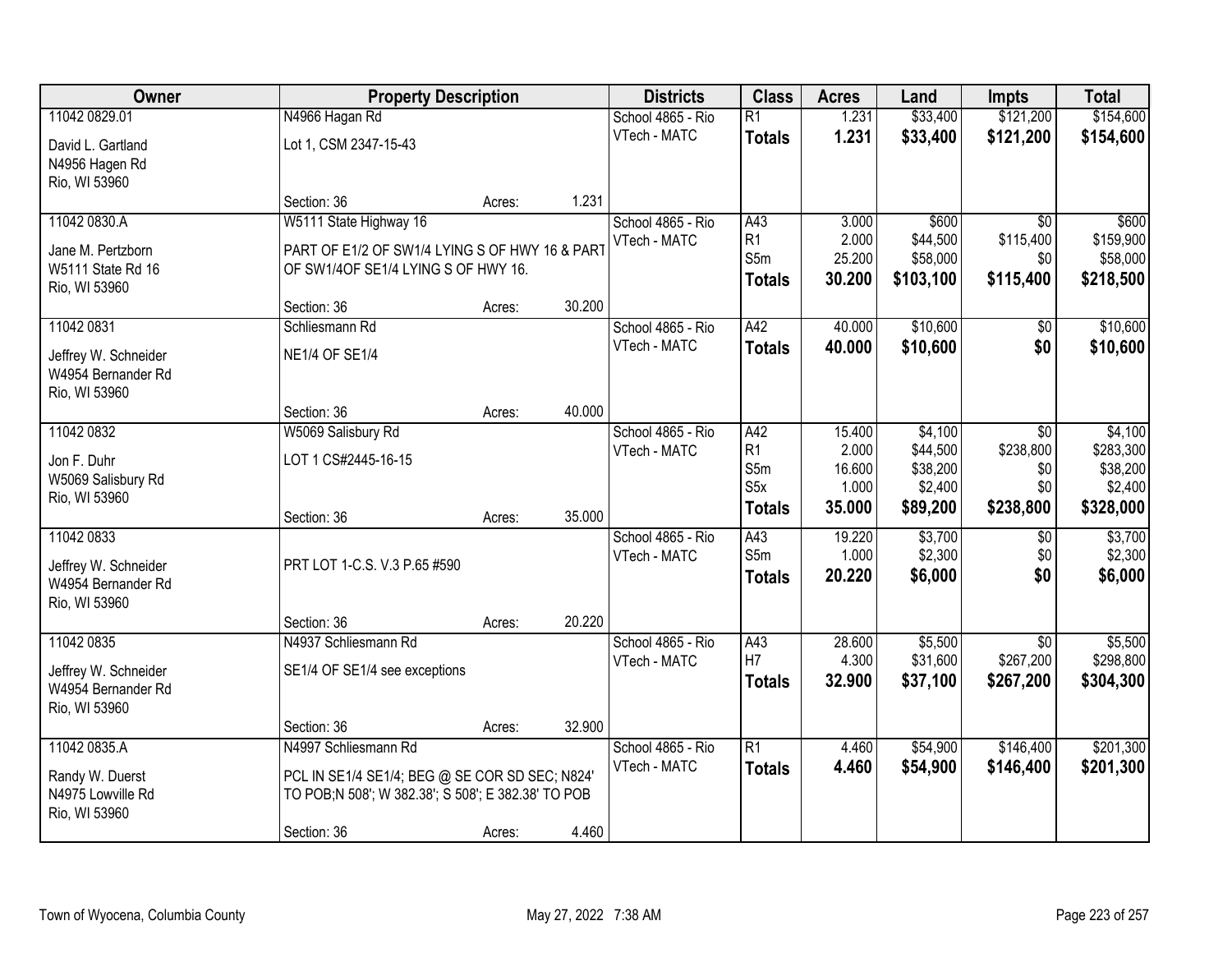| Owner | Property Description | | | Districts | Class | Acres | Land | Impts | Total |
|---|---|---|---|---|---|---|---|---|---|
| 11042 0829.01 | N4966 Hagan Rd | | | School 4865 - Rio | R1 | 1.231 | $33,400 | $121,200 | $154,600 |
| David L. Gartland<br>N4956 Hagen Rd<br>Rio, WI 53960 | Lot 1, CSM 2347-15-43 | | | VTech - MATC | **Totals** | **1.231** | **$33,400** | **$121,200** | **$154,600** |
| | Section: 36 | Acres: | 1.231 | | | | | | |
| 11042 0830.A | W5111 State Highway 16 | | | School 4865 - Rio | A43 | 3.000 | $600 | $0 | $600 |
| Jane M. Pertzborn<br>W5111 State Rd 16<br>Rio, WI 53960 | PART OF E1/2 OF SW1/4 LYING S OF HWY 16 & PART OF SW1/4OF SE1/4 LYING S OF HWY 16. | | | VTech - MATC | R1 | 2.000 | $44,500 | $115,400 | $159,900 |
| | | | | | S5m | 25.200 | $58,000 | $0 | $58,000 |
| | | | | | **Totals** | **30.200** | **$103,100** | **$115,400** | **$218,500** |
| | Section: 36 | Acres: | 30.200 | | | | | | |
| 11042 0831 | Schliesmann Rd | | | School 4865 - Rio | A42 | 40.000 | $10,600 | $0 | $10,600 |
| Jeffrey W. Schneider<br>W4954 Bernander Rd<br>Rio, WI 53960 | NE1/4 OF SE1/4 | | | VTech - MATC | **Totals** | **40.000** | **$10,600** | **$0** | **$10,600** |
| | Section: 36 | Acres: | 40.000 | | | | | | |
| 11042 0832 | W5069 Salisbury Rd | | | School 4865 - Rio | A42 | 15.400 | $4,100 | $0 | $4,100 |
| Jon F. Duhr<br>W5069 Salisbury Rd<br>Rio, WI 53960 | LOT 1 CS#2445-16-15 | | | VTech - MATC | R1 | 2.000 | $44,500 | $238,800 | $283,300 |
| | | | | | S5m | 16.600 | $38,200 | $0 | $38,200 |
| | | | | | S5x | 1.000 | $2,400 | $0 | $2,400 |
| | | | | | **Totals** | **35.000** | **$89,200** | **$238,800** | **$328,000** |
| | Section: 36 | Acres: | 35.000 | | | | | | |
| 11042 0833 | | | | School 4865 - Rio | A43 | 19.220 | $3,700 | $0 | $3,700 |
| Jeffrey W. Schneider<br>W4954 Bernander Rd<br>Rio, WI 53960 | PRT LOT 1-C.S. V.3 P.65 #590 | | | VTech - MATC | S5m | 1.000 | $2,300 | $0 | $2,300 |
| | | | | | **Totals** | **20.220** | **$6,000** | **$0** | **$6,000** |
| | Section: 36 | Acres: | 20.220 | | | | | | |
| 11042 0835 | N4937 Schliesmann Rd | | | School 4865 - Rio | A43 | 28.600 | $5,500 | $0 | $5,500 |
| Jeffrey W. Schneider<br>W4954 Bernander Rd<br>Rio, WI 53960 | SE1/4 OF SE1/4 see exceptions | | | VTech - MATC | H7 | 4.300 | $31,600 | $267,200 | $298,800 |
| | | | | | **Totals** | **32.900** | **$37,100** | **$267,200** | **$304,300** |
| | Section: 36 | Acres: | 32.900 | | | | | | |
| 11042 0835.A | N4997 Schliesmann Rd | | | School 4865 - Rio | R1 | 4.460 | $54,900 | $146,400 | $201,300 |
| Randy W. Duerst<br>N4975 Lowville Rd<br>Rio, WI 53960 | PCL IN SE1/4 SE1/4; BEG @ SE COR SD SEC; N824' TO POB;N 508'; W 382.38'; S 508'; E 382.38' TO POB | | | VTech - MATC | **Totals** | **4.460** | **$54,900** | **$146,400** | **$201,300** |
| | Section: 36 | Acres: | 4.460 | | | | | | |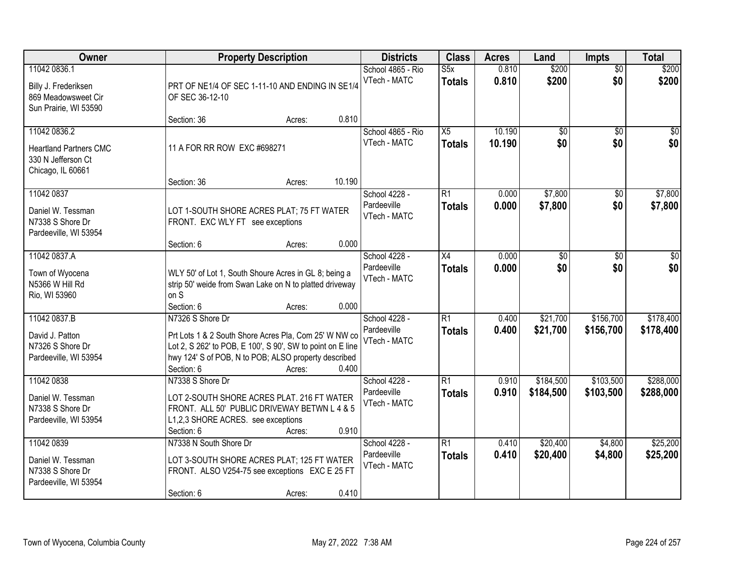| Owner | Property Description | Districts | Class | Acres | Land | Impts | Total |
|---|---|---|---|---|---|---|---|
| 11042 0836.1<br><br>Billy J. Frederiksen<br>869 Meadowsweet Cir<br>Sun Prairie, WI 53590 | PRT OF NE1/4 OF SEC 1-11-10 AND ENDING IN SE1/4 OF SEC 36-12-10<br><br>Section: 36 Acres: 0.810 | School 4865 - Rio<br>VTech - MATC | S5x<br>**Totals** | 0.810<br>**0.810** | $200<br>**$200** | $0<br>**$0** | $200<br>**$200** |
| 11042 0836.2<br><br>Heartland Partners CMC<br>330 N Jefferson Ct<br>Chicago, IL 60661 | 11 A FOR RR ROW EXC #698271<br><br>Section: 36 Acres: 10.190 | School 4865 - Rio<br>VTech - MATC | X5<br>**Totals** | 10.190<br>**10.190** | $0<br>**$0** | $0<br>**$0** | $0<br>**$0** |
| 11042 0837<br><br>Daniel W. Tessman<br>N7338 S Shore Dr<br>Pardeeville, WI 53954 | LOT 1-SOUTH SHORE ACRES PLAT; 75 FT WATER FRONT. EXC WLY FT see exceptions<br><br>Section: 6 Acres: 0.000 | School 4228 - Pardeeville<br>VTech - MATC | R1<br>**Totals** | 0.000<br>**0.000** | $7,800<br>**$7,800** | $0<br>**$0** | $7,800<br>**$7,800** |
| 11042 0837.A<br><br>Town of Wyocena<br>N5366 W Hill Rd<br>Rio, WI 53960 | WLY 50' of Lot 1, South Shoure Acres in GL 8; being a strip 50' weide from Swan Lake on N to platted driveway on S<br>Section: 6 Acres: 0.000 | School 4228 - Pardeeville<br>VTech - MATC | X4<br>**Totals** | 0.000<br>**0.000** | $0<br>**$0** | $0<br>**$0** | $0<br>**$0** |
| 11042 0837.B<br><br>David J. Patton<br>N7326 S Shore Dr<br>Pardeeville, WI 53954 | N7326 S Shore Dr<br>Prt Lots 1 & 2 South Shore Acres Pla, Com 25' W NW co Lot 2, S 262' to POB, E 100', S 90', SW to point on E line hwy 124' S of POB, N to POB; ALSO property described<br>Section: 6 Acres: 0.400 | School 4228 - Pardeeville<br>VTech - MATC | R1<br>**Totals** | 0.400<br>**0.400** | $21,700<br>**$21,700** | $156,700<br>**$156,700** | $178,400<br>**$178,400** |
| 11042 0838<br><br>Daniel W. Tessman<br>N7338 S Shore Dr<br>Pardeeville, WI 53954 | N7338 S Shore Dr<br>LOT 2-SOUTH SHORE ACRES PLAT. 216 FT WATER FRONT. ALL 50' PUBLIC DRIVEWAY BETWN L 4 & 5 L1,2,3 SHORE ACRES. see exceptions<br>Section: 6 Acres: 0.910 | School 4228 - Pardeeville<br>VTech - MATC | R1<br>**Totals** | 0.910<br>**0.910** | $184,500<br>**$184,500** | $103,500<br>**$103,500** | $288,000<br>**$288,000** |
| 11042 0839<br><br>Daniel W. Tessman<br>N7338 S Shore Dr<br>Pardeeville, WI 53954 | N7338 N South Shore Dr<br>LOT 3-SOUTH SHORE ACRES PLAT; 125 FT WATER FRONT. ALSO V254-75 see exceptions EXC E 25 FT<br><br>Section: 6 Acres: 0.410 | School 4228 - Pardeeville<br>VTech - MATC | R1<br>**Totals** | 0.410<br>**0.410** | $20,400<br>**$20,400** | $4,800<br>**$4,800** | $25,200<br>**$25,200** |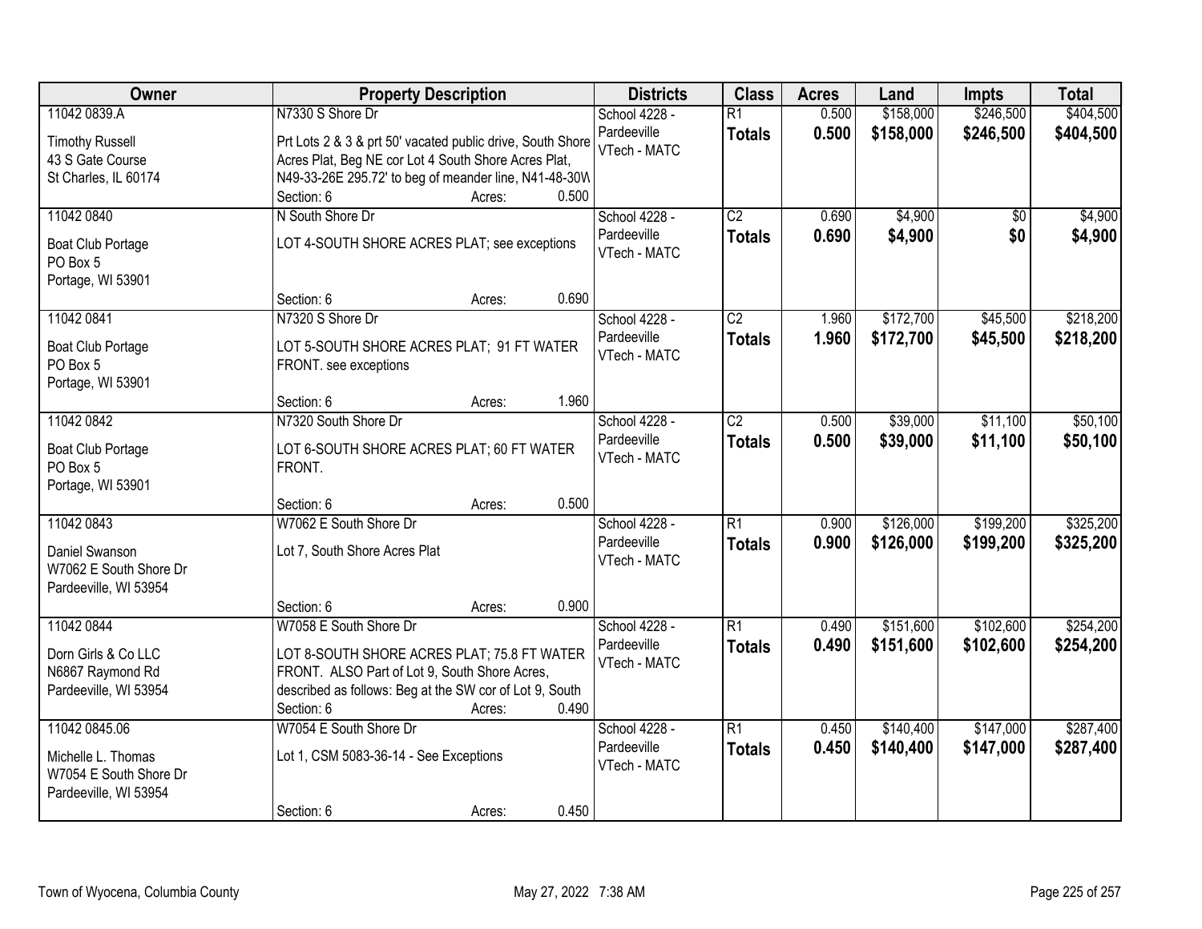| Owner | Property Description | Districts | Class | Acres | Land | Impts | Total |
|---|---|---|---|---|---|---|---|
| 11042 0839.A<br><br>Timothy Russell<br>43 S Gate Course<br>St Charles, IL 60174 | N7330 S Shore Dr<br><br>Prt Lots 2 & 3 & prt 50' vacated public drive, South Shore Acres Plat, Beg NE cor Lot 4 South Shore Acres Plat, N49-33-26E 295.72' to beg of meander line, N41-48-30W<br>Section: 6 Acres: 0.500 | School 4228 - Pardeeville<br>VTech - MATC | R1<br>**Totals** | 0.500<br>**0.500** | $158,000<br>**$158,000** | $246,500<br>**$246,500** | $404,500<br>**$404,500** |
| 11042 0840<br><br>Boat Club Portage<br>PO Box 5<br>Portage, WI 53901 | N South Shore Dr<br><br>LOT 4-SOUTH SHORE ACRES PLAT; see exceptions<br>Section: 6 Acres: 0.690 | School 4228 - Pardeeville<br>VTech - MATC | C2<br>**Totals** | 0.690<br>**0.690** | $4,900<br>**$4,900** | $0<br>**$0** | $4,900<br>**$4,900** |
| 11042 0841<br><br>Boat Club Portage<br>PO Box 5<br>Portage, WI 53901 | N7320 S Shore Dr<br><br>LOT 5-SOUTH SHORE ACRES PLAT; 91 FT WATER FRONT. see exceptions<br>Section: 6 Acres: 1.960 | School 4228 - Pardeeville<br>VTech - MATC | C2<br>**Totals** | 1.960<br>**1.960** | $172,700<br>**$172,700** | $45,500<br>**$45,500** | $218,200<br>**$218,200** |
| 11042 0842<br><br>Boat Club Portage<br>PO Box 5<br>Portage, WI 53901 | N7320 South Shore Dr<br><br>LOT 6-SOUTH SHORE ACRES PLAT; 60 FT WATER FRONT.<br>Section: 6 Acres: 0.500 | School 4228 - Pardeeville<br>VTech - MATC | C2<br>**Totals** | 0.500<br>**0.500** | $39,000<br>**$39,000** | $11,100<br>**$11,100** | $50,100<br>**$50,100** |
| 11042 0843<br><br>Daniel Swanson<br>W7062 E South Shore Dr<br>Pardeeville, WI 53954 | W7062 E South Shore Dr<br><br>Lot 7, South Shore Acres Plat<br>Section: 6 Acres: 0.900 | School 4228 - Pardeeville<br>VTech - MATC | R1<br>**Totals** | 0.900<br>**0.900** | $126,000<br>**$126,000** | $199,200<br>**$199,200** | $325,200<br>**$325,200** |
| 11042 0844<br><br>Dorn Girls & Co LLC<br>N6867 Raymond Rd<br>Pardeeville, WI 53954 | W7058 E South Shore Dr<br><br>LOT 8-SOUTH SHORE ACRES PLAT; 75.8 FT WATER FRONT. ALSO Part of Lot 9, South Shore Acres, described as follows: Beg at the SW cor of Lot 9, South<br>Section: 6 Acres: 0.490 | School 4228 - Pardeeville<br>VTech - MATC | R1<br>**Totals** | 0.490<br>**0.490** | $151,600<br>**$151,600** | $102,600<br>**$102,600** | $254,200<br>**$254,200** |
| 11042 0845.06<br><br>Michelle L. Thomas<br>W7054 E South Shore Dr<br>Pardeeville, WI 53954 | W7054 E South Shore Dr<br><br>Lot 1, CSM 5083-36-14 - See Exceptions<br>Section: 6 Acres: 0.450 | School 4228 - Pardeeville<br>VTech - MATC | R1<br>**Totals** | 0.450<br>**0.450** | $140,400<br>**$140,400** | $147,000<br>**$147,000** | $287,400<br>**$287,400** |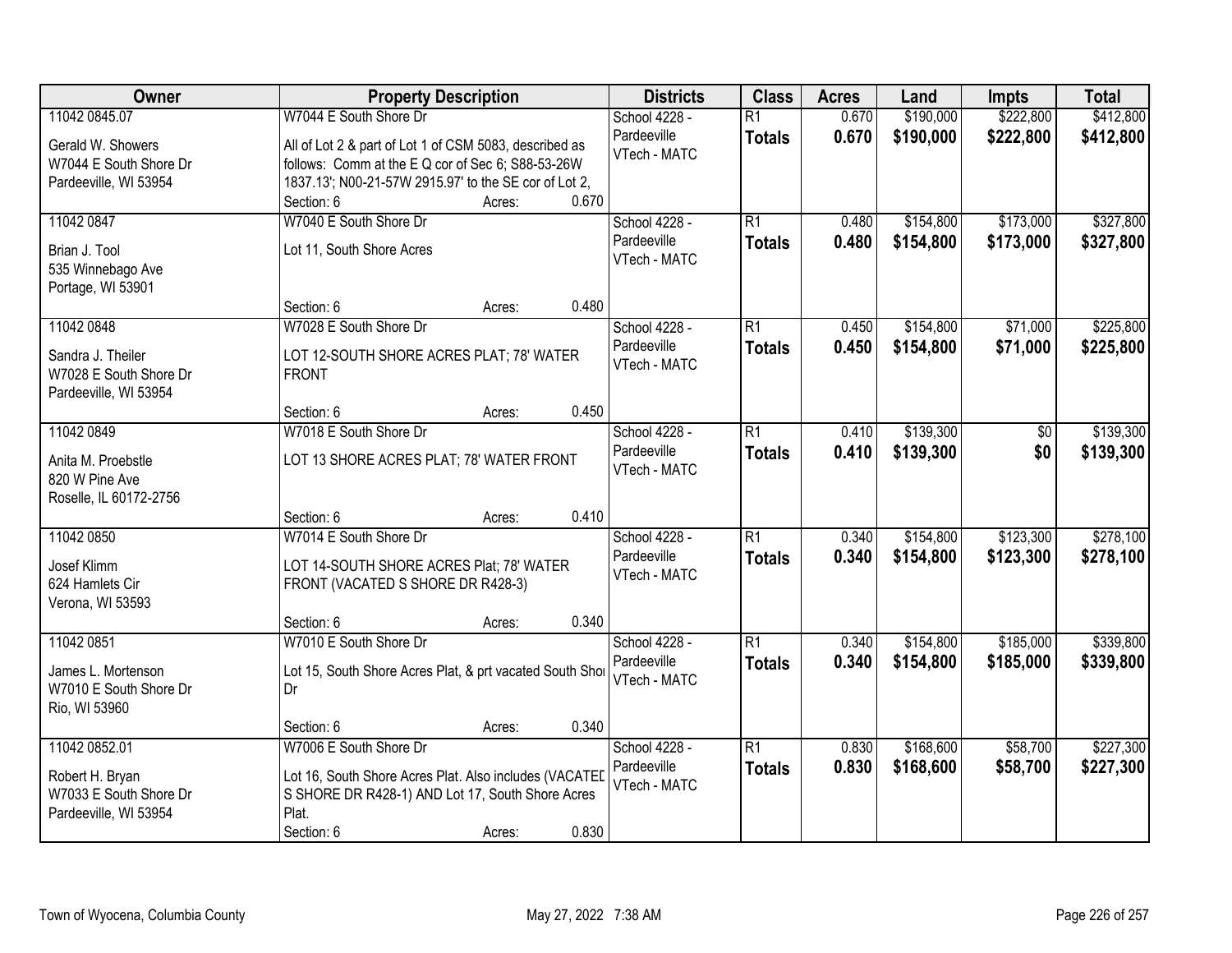| Owner | Property Description | Districts | Class | Acres | Land | Impts | Total |
|---|---|---|---|---|---|---|---|
| 11042 0845.07<br><br>Gerald W. Showers<br>W7044 E South Shore Dr<br>Pardeeville, WI 53954 | W7044 E South Shore Dr<br><br>All of Lot 2 & part of Lot 1 of CSM 5083, described as follows: Comm at the E Q cor of Sec 6; S88-53-26W 1837.13'; N00-21-57W 2915.97' to the SE cor of Lot 2,<br>Section: 6 Acres: 0.670 | School 4228 - Pardeeville<br>VTech - MATC | R1<br>**Totals** | 0.670<br>**0.670** | $190,000<br>**$190,000** | $222,800<br>**$222,800** | $412,800<br>**$412,800** |
| 11042 0847<br><br>Brian J. Tool<br>535 Winnebago Ave<br>Portage, WI 53901 | W7040 E South Shore Dr<br><br>Lot 11, South Shore Acres<br><br>Section: 6 Acres: 0.480 | School 4228 - Pardeeville<br>VTech - MATC | R1<br>**Totals** | 0.480<br>**0.480** | $154,800<br>**$154,800** | $173,000<br>**$173,000** | $327,800<br>**$327,800** |
| 11042 0848<br><br>Sandra J. Theiler<br>W7028 E South Shore Dr<br>Pardeeville, WI 53954 | W7028 E South Shore Dr<br><br>LOT 12-SOUTH SHORE ACRES PLAT; 78' WATER FRONT<br><br>Section: 6 Acres: 0.450 | School 4228 - Pardeeville<br>VTech - MATC | R1<br>**Totals** | 0.450<br>**0.450** | $154,800<br>**$154,800** | $71,000<br>**$71,000** | $225,800<br>**$225,800** |
| 11042 0849<br><br>Anita M. Proebstle<br>820 W Pine Ave<br>Roselle, IL 60172-2756 | W7018 E South Shore Dr<br><br>LOT 13 SHORE ACRES PLAT; 78' WATER FRONT<br><br>Section: 6 Acres: 0.410 | School 4228 - Pardeeville<br>VTech - MATC | R1<br>**Totals** | 0.410<br>**0.410** | $139,300<br>**$139,300** | $0<br>**$0** | $139,300<br>**$139,300** |
| 11042 0850<br><br>Josef Klimm<br>624 Hamlets Cir<br>Verona, WI 53593 | W7014 E South Shore Dr<br><br>LOT 14-SOUTH SHORE ACRES Plat; 78' WATER FRONT (VACATED S SHORE DR R428-3)<br><br>Section: 6 Acres: 0.340 | School 4228 - Pardeeville<br>VTech - MATC | R1<br>**Totals** | 0.340<br>**0.340** | $154,800<br>**$154,800** | $123,300<br>**$123,300** | $278,100<br>**$278,100** |
| 11042 0851<br><br>James L. Mortenson<br>W7010 E South Shore Dr<br>Rio, WI 53960 | W7010 E South Shore Dr<br><br>Lot 15, South Shore Acres Plat, & prt vacated South Shor Dr<br><br>Section: 6 Acres: 0.340 | School 4228 - Pardeeville<br>VTech - MATC | R1<br>**Totals** | 0.340<br>**0.340** | $154,800<br>**$154,800** | $185,000<br>**$185,000** | $339,800<br>**$339,800** |
| 11042 0852.01<br><br>Robert H. Bryan<br>W7033 E South Shore Dr<br>Pardeeville, WI 53954 | W7006 E South Shore Dr<br><br>Lot 16, South Shore Acres Plat. Also includes (VACATED S SHORE DR R428-1) AND Lot 17, South Shore Acres Plat.<br>Section: 6 Acres: 0.830 | School 4228 - Pardeeville<br>VTech - MATC | R1<br>**Totals** | 0.830<br>**0.830** | $168,600<br>**$168,600** | $58,700<br>**$58,700** | $227,300<br>**$227,300** |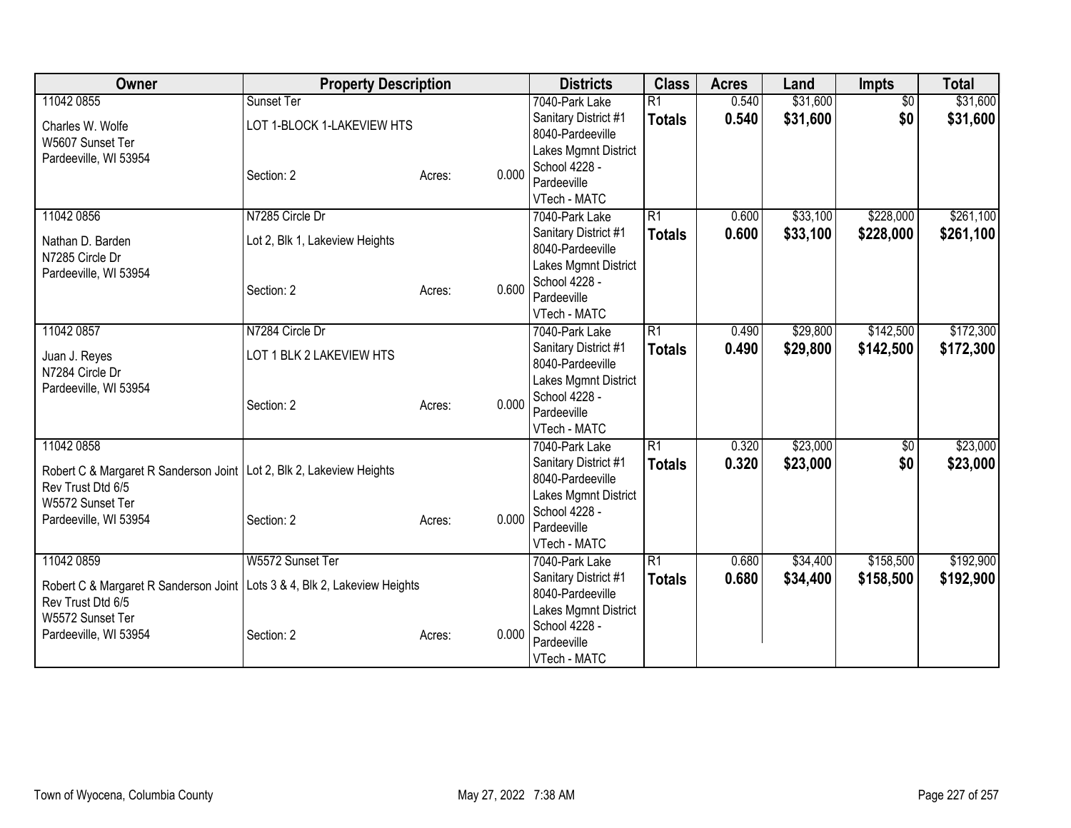| Owner | Property Description | | | Districts | Class | Acres | Land | Impts | Total |
|---|---|---|---|---|---|---|---|---|---|
| 11042 0855 | Sunset Ter | | | 7040-Park Lake | R1 | 0.540 | $31,600 | $0 | $31,600 |
| Charles W. Wolfe<br>W5607 Sunset Ter<br>Pardeeville, WI 53954 | LOT 1-BLOCK 1-LAKEVIEW HTS<br><br>Section: 2 | Acres: | 0.000 | Sanitary District #1<br>8040-Pardeeville Lakes Mgmnt District<br>School 4228 - Pardeeville<br>VTech - MATC | **Totals** | **0.540** | **$31,600** | **$0** | **$31,600** |
| 11042 0856 | N7285 Circle Dr | | | 7040-Park Lake | R1 | 0.600 | $33,100 | $228,000 | $261,100 |
| Nathan D. Barden<br>N7285 Circle Dr<br>Pardeeville, WI 53954 | Lot 2, Blk 1, Lakeview Heights<br><br>Section: 2 | Acres: | 0.600 | Sanitary District #1<br>8040-Pardeeville Lakes Mgmnt District<br>School 4228 - Pardeeville<br>VTech - MATC | **Totals** | **0.600** | **$33,100** | **$228,000** | **$261,100** |
| 11042 0857 | N7284 Circle Dr | | | 7040-Park Lake | R1 | 0.490 | $29,800 | $142,500 | $172,300 |
| Juan J. Reyes<br>N7284 Circle Dr<br>Pardeeville, WI 53954 | LOT 1 BLK 2 LAKEVIEW HTS<br><br>Section: 2 | Acres: | 0.000 | Sanitary District #1<br>8040-Pardeeville Lakes Mgmnt District<br>School 4228 - Pardeeville<br>VTech - MATC | **Totals** | **0.490** | **$29,800** | **$142,500** | **$172,300** |
| 11042 0858 | | | | 7040-Park Lake | R1 | 0.320 | $23,000 | $0 | $23,000 |
| Robert C & Margaret R Sanderson Joint Rev Trust Dtd 6/5<br>W5572 Sunset Ter<br>Pardeeville, WI 53954 | Lot 2, Blk 2, Lakeview Heights<br><br>Section: 2 | Acres: | 0.000 | Sanitary District #1<br>8040-Pardeeville Lakes Mgmnt District<br>School 4228 - Pardeeville<br>VTech - MATC | **Totals** | **0.320** | **$23,000** | **$0** | **$23,000** |
| 11042 0859 | W5572 Sunset Ter | | | 7040-Park Lake | R1 | 0.680 | $34,400 | $158,500 | $192,900 |
| Robert C & Margaret R Sanderson Joint Rev Trust Dtd 6/5<br>W5572 Sunset Ter<br>Pardeeville, WI 53954 | Lots 3 & 4, Blk 2, Lakeview Heights<br><br>Section: 2 | Acres: | 0.000 | Sanitary District #1<br>8040-Pardeeville Lakes Mgmnt District<br>School 4228 - Pardeeville<br>VTech - MATC | **Totals** | **0.680** | **$34,400** | **$158,500** | **$192,900** |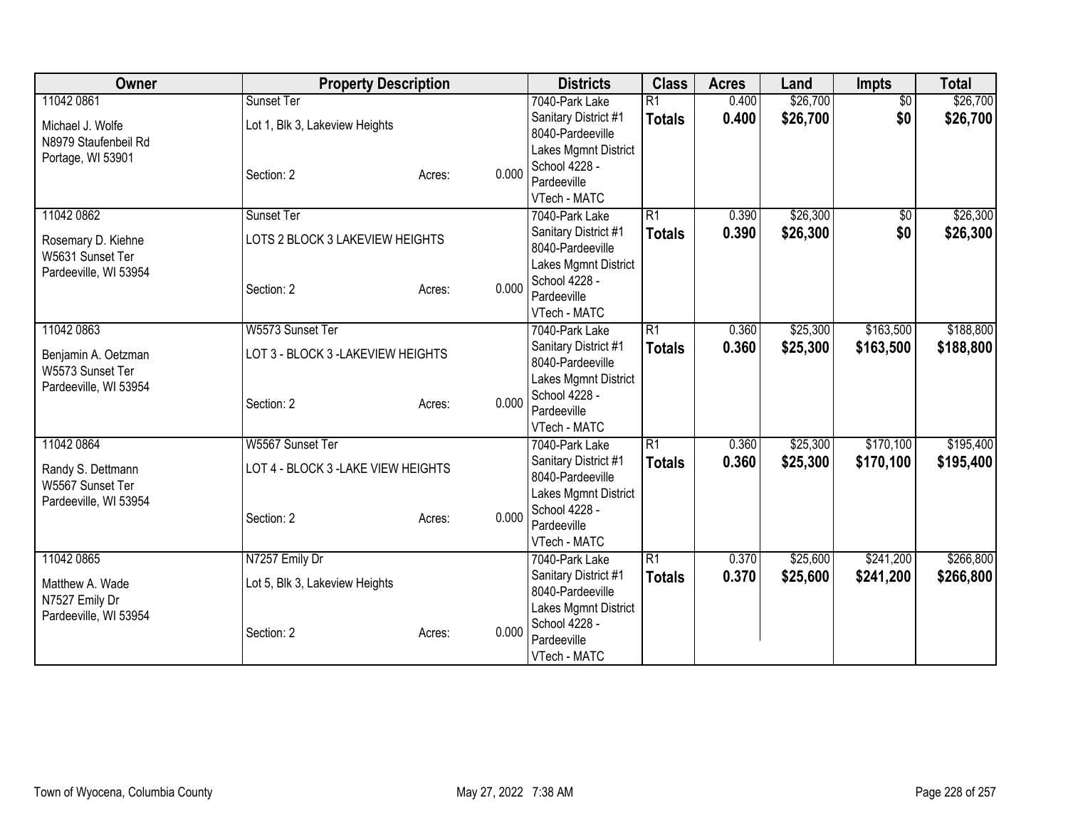| Owner | Property Description | | | Districts | Class | Acres | Land | Impts | Total |
|---|---|---|---|---|---|---|---|---|---|
| 11042 0861<br>Michael J. Wolfe<br>N8979 Staufenbeil Rd<br>Portage, WI 53901 | Sunset Ter<br>Lot 1, Blk 3, Lakeview Heights<br>Section: 2 | Acres: | 0.000 | 7040-Park Lake Sanitary District #1<br>8040-Pardeeville Lakes Mgmnt District<br>School 4228 - Pardeeville<br>VTech - MATC | R1<br>**Totals** | 0.400<br>**0.400** | $26,700<br>**$26,700** | $0<br>**$0** | $26,700<br>**$26,700** |
| 11042 0862<br>Rosemary D. Kiehne<br>W5631 Sunset Ter<br>Pardeeville, WI 53954 | Sunset Ter<br>LOTS 2 BLOCK 3 LAKEVIEW HEIGHTS<br>Section: 2 | Acres: | 0.000 | 7040-Park Lake Sanitary District #1<br>8040-Pardeeville Lakes Mgmnt District<br>School 4228 - Pardeeville<br>VTech - MATC | R1<br>**Totals** | 0.390<br>**0.390** | $26,300<br>**$26,300** | $0<br>**$0** | $26,300<br>**$26,300** |
| 11042 0863<br>Benjamin A. Oetzman<br>W5573 Sunset Ter<br>Pardeeville, WI 53954 | W5573 Sunset Ter<br>LOT 3 - BLOCK 3 -LAKEVIEW HEIGHTS<br>Section: 2 | Acres: | 0.000 | 7040-Park Lake Sanitary District #1<br>8040-Pardeeville Lakes Mgmnt District<br>School 4228 - Pardeeville<br>VTech - MATC | R1<br>**Totals** | 0.360<br>**0.360** | $25,300<br>**$25,300** | $163,500<br>**$163,500** | $188,800<br>**$188,800** |
| 11042 0864<br>Randy S. Dettmann<br>W5567 Sunset Ter<br>Pardeeville, WI 53954 | W5567 Sunset Ter<br>LOT 4 - BLOCK 3 -LAKE VIEW HEIGHTS<br>Section: 2 | Acres: | 0.000 | 7040-Park Lake Sanitary District #1<br>8040-Pardeeville Lakes Mgmnt District<br>School 4228 - Pardeeville<br>VTech - MATC | R1<br>**Totals** | 0.360<br>**0.360** | $25,300<br>**$25,300** | $170,100<br>**$170,100** | $195,400<br>**$195,400** |
| 11042 0865<br>Matthew A. Wade<br>N7527 Emily Dr<br>Pardeeville, WI 53954 | N7257 Emily Dr<br>Lot 5, Blk 3, Lakeview Heights<br>Section: 2 | Acres: | 0.000 | 7040-Park Lake Sanitary District #1<br>8040-Pardeeville Lakes Mgmnt District<br>School 4228 - Pardeeville<br>VTech - MATC | R1<br>**Totals** | 0.370<br>**0.370** | $25,600<br>**$25,600** | $241,200<br>**$241,200** | $266,800<br>**$266,800** |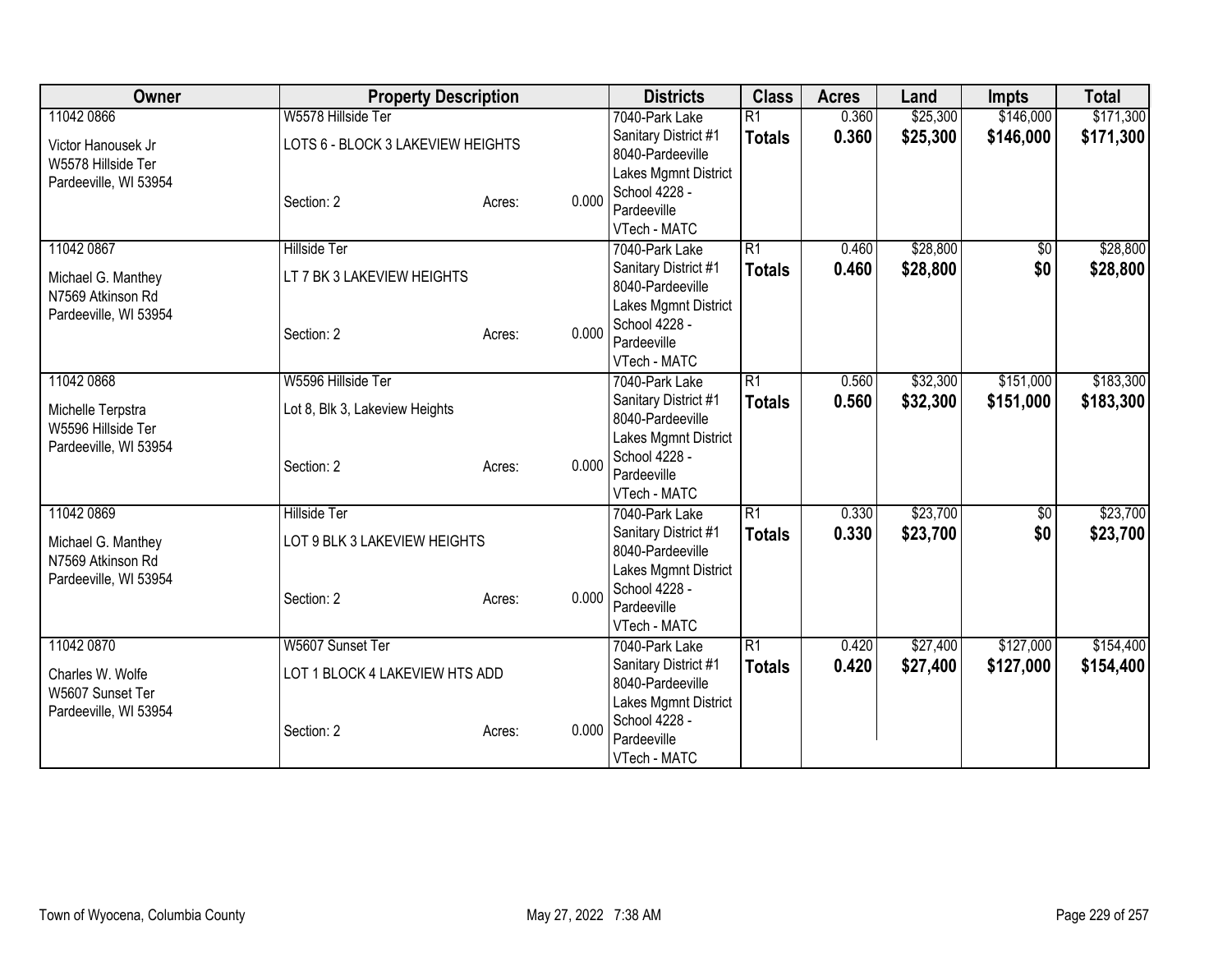| Owner | Property Description | | | Districts | Class | Acres | Land | Impts | Total |
|---|---|---|---|---|---|---|---|---|---|
| 11042 0866<br>Victor Hanousek Jr<br>W5578 Hillside Ter<br>Pardeeville, WI 53954 | W5578 Hillside Ter<br>LOTS 6 - BLOCK 3 LAKEVIEW HEIGHTS<br>Section: 2 | Acres: | 0.000 | 7040-Park Lake Sanitary District #1<br>8040-Pardeeville Lakes Mgmnt District<br>School 4228 - Pardeeville<br>VTech - MATC | R1<br>**Totals** | 0.360<br>**0.360** | $25,300<br>**$25,300** | $146,000<br>**$146,000** | $171,300<br>**$171,300** |
| 11042 0867<br>Michael G. Manthey<br>N7569 Atkinson Rd<br>Pardeeville, WI 53954 | Hillside Ter<br>LT 7 BK 3 LAKEVIEW HEIGHTS<br>Section: 2 | Acres: | 0.000 | 7040-Park Lake Sanitary District #1<br>8040-Pardeeville Lakes Mgmnt District<br>School 4228 - Pardeeville<br>VTech - MATC | R1<br>**Totals** | 0.460<br>**0.460** | $28,800<br>**$28,800** | $0<br>**$0** | $28,800<br>**$28,800** |
| 11042 0868<br>Michelle Terpstra<br>W5596 Hillside Ter<br>Pardeeville, WI 53954 | W5596 Hillside Ter<br>Lot 8, Blk 3, Lakeview Heights<br>Section: 2 | Acres: | 0.000 | 7040-Park Lake Sanitary District #1<br>8040-Pardeeville Lakes Mgmnt District<br>School 4228 - Pardeeville<br>VTech - MATC | R1<br>**Totals** | 0.560<br>**0.560** | $32,300<br>**$32,300** | $151,000<br>**$151,000** | $183,300<br>**$183,300** |
| 11042 0869<br>Michael G. Manthey<br>N7569 Atkinson Rd<br>Pardeeville, WI 53954 | Hillside Ter<br>LOT 9 BLK 3 LAKEVIEW HEIGHTS<br>Section: 2 | Acres: | 0.000 | 7040-Park Lake Sanitary District #1<br>8040-Pardeeville Lakes Mgmnt District<br>School 4228 - Pardeeville<br>VTech - MATC | R1<br>**Totals** | 0.330<br>**0.330** | $23,700<br>**$23,700** | $0<br>**$0** | $23,700<br>**$23,700** |
| 11042 0870<br>Charles W. Wolfe<br>W5607 Sunset Ter<br>Pardeeville, WI 53954 | W5607 Sunset Ter<br>LOT 1 BLOCK 4 LAKEVIEW HTS ADD<br>Section: 2 | Acres: | 0.000 | 7040-Park Lake Sanitary District #1<br>8040-Pardeeville Lakes Mgmnt District<br>School 4228 - Pardeeville<br>VTech - MATC | R1<br>**Totals** | 0.420<br>**0.420** | $27,400<br>**$27,400** | $127,000<br>**$127,000** | $154,400<br>**$154,400** |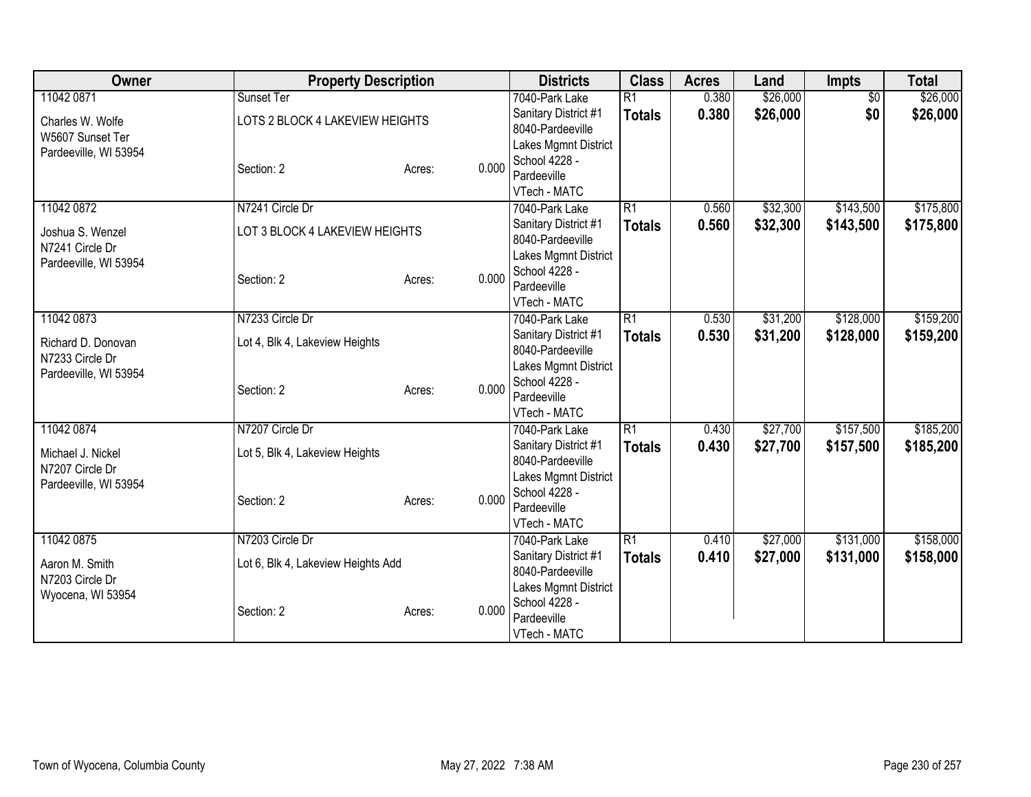| Owner | Property Description | | Districts | Class | Acres | Land | Impts | Total |
|---|---|---|---|---|---|---|---|---|
| 11042 0871<br>Charles W. Wolfe<br>W5607 Sunset Ter<br>Pardeeville, WI 53954 | Sunset Ter<br>LOTS 2 BLOCK 4 LAKEVIEW HEIGHTS<br>Section: 2 | Acres: 0.000 | 7040-Park Lake Sanitary District #1<br>8040-Pardeeville Lakes Mgmnt District<br>School 4228 - Pardeeville<br>VTech - MATC | R1<br>**Totals** | 0.380<br>**0.380** | $26,000<br>**$26,000** | $0<br>**$0** | $26,000<br>**$26,000** |
| 11042 0872<br>Joshua S. Wenzel<br>N7241 Circle Dr<br>Pardeeville, WI 53954 | N7241 Circle Dr<br>LOT 3 BLOCK 4 LAKEVIEW HEIGHTS<br>Section: 2 | Acres: 0.000 | 7040-Park Lake Sanitary District #1<br>8040-Pardeeville Lakes Mgmnt District<br>School 4228 - Pardeeville<br>VTech - MATC | R1<br>**Totals** | 0.560<br>**0.560** | $32,300<br>**$32,300** | $143,500<br>**$143,500** | $175,800<br>**$175,800** |
| 11042 0873<br>Richard D. Donovan<br>N7233 Circle Dr<br>Pardeeville, WI 53954 | N7233 Circle Dr<br>Lot 4, Blk 4, Lakeview Heights<br>Section: 2 | Acres: 0.000 | 7040-Park Lake Sanitary District #1<br>8040-Pardeeville Lakes Mgmnt District<br>School 4228 - Pardeeville<br>VTech - MATC | R1<br>**Totals** | 0.530<br>**0.530** | $31,200<br>**$31,200** | $128,000<br>**$128,000** | $159,200<br>**$159,200** |
| 11042 0874<br>Michael J. Nickel<br>N7207 Circle Dr<br>Pardeeville, WI 53954 | N7207 Circle Dr<br>Lot 5, Blk 4, Lakeview Heights<br>Section: 2 | Acres: 0.000 | 7040-Park Lake Sanitary District #1<br>8040-Pardeeville Lakes Mgmnt District<br>School 4228 - Pardeeville<br>VTech - MATC | R1<br>**Totals** | 0.430<br>**0.430** | $27,700<br>**$27,700** | $157,500<br>**$157,500** | $185,200<br>**$185,200** |
| 11042 0875<br>Aaron M. Smith<br>N7203 Circle Dr<br>Wyocena, WI 53954 | N7203 Circle Dr<br>Lot 6, Blk 4, Lakeview Heights Add<br>Section: 2 | Acres: 0.000 | 7040-Park Lake Sanitary District #1<br>8040-Pardeeville Lakes Mgmnt District<br>School 4228 - Pardeeville<br>VTech - MATC | R1<br>**Totals** | 0.410<br>**0.410** | $27,000<br>**$27,000** | $131,000<br>**$131,000** | $158,000<br>**$158,000** |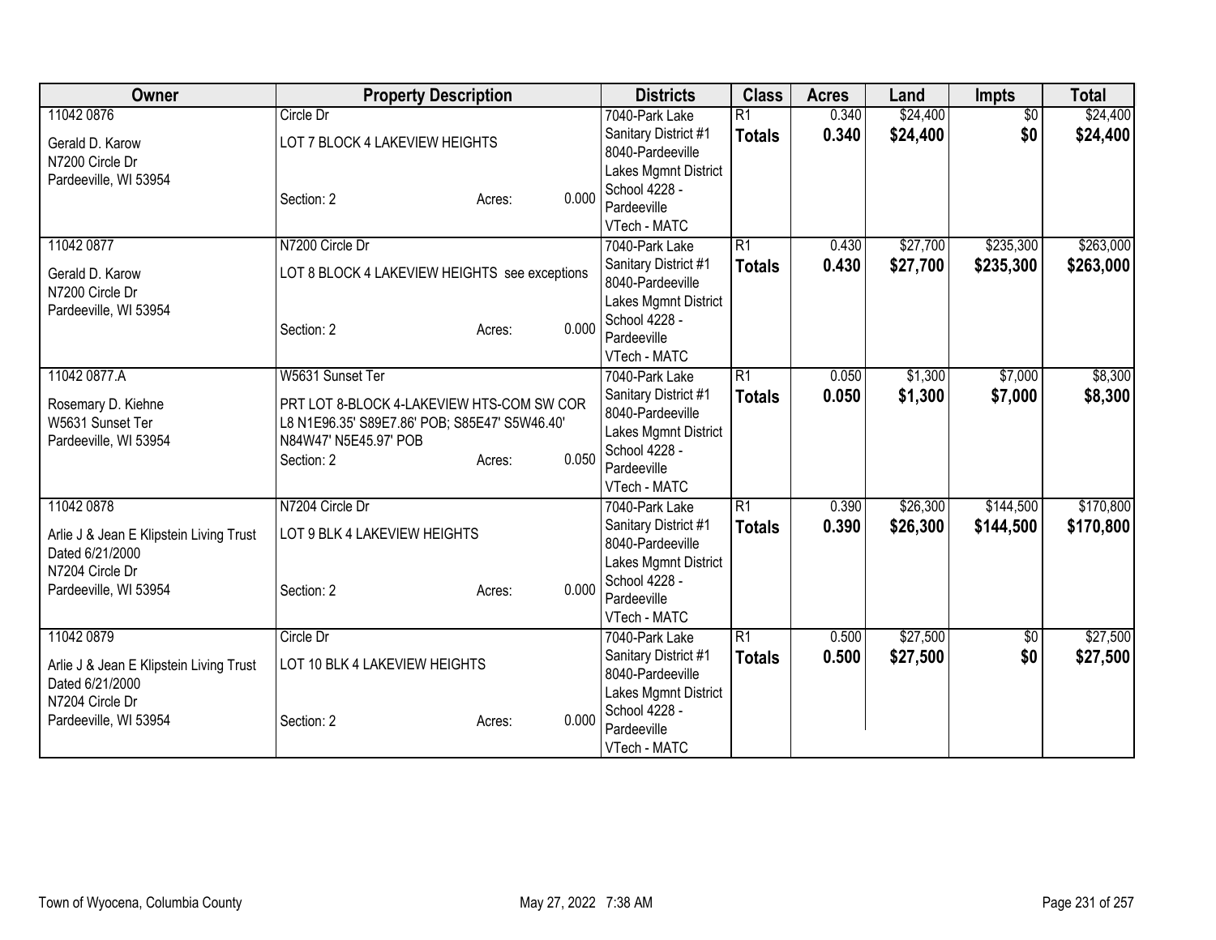| Owner | Property Description | Districts | Class | Acres | Land | Impts | Total |
|---|---|---|---|---|---|---|---|
| 11042 0876<br><br>Gerald D. Karow<br>N7200 Circle Dr<br>Pardeeville, WI 53954 | Circle Dr<br><br>LOT 7 BLOCK 4 LAKEVIEW HEIGHTS<br><br>Section: 2 Acres: 0.000 | 7040-Park Lake Sanitary District #1<br>8040-Pardeeville Lakes Mgmnt District<br>School 4228 - Pardeeville<br>VTech - MATC | R1<br>**Totals** | 0.340<br>**0.340** | $24,400<br>**$24,400** | $0<br>**$0** | $24,400<br>**$24,400** |
| 11042 0877<br><br>Gerald D. Karow<br>N7200 Circle Dr<br>Pardeeville, WI 53954 | N7200 Circle Dr<br><br>LOT 8 BLOCK 4 LAKEVIEW HEIGHTS see exceptions<br><br>Section: 2 Acres: 0.000 | 7040-Park Lake Sanitary District #1<br>8040-Pardeeville Lakes Mgmnt District<br>School 4228 - Pardeeville<br>VTech - MATC | R1<br>**Totals** | 0.430<br>**0.430** | $27,700<br>**$27,700** | $235,300<br>**$235,300** | $263,000<br>**$263,000** |
| 11042 0877.A<br><br>Rosemary D. Kiehne<br>W5631 Sunset Ter<br>Pardeeville, WI 53954 | W5631 Sunset Ter<br><br>PRT LOT 8-BLOCK 4-LAKEVIEW HTS-COM SW COR L8 N1E96.35' S89E7.86' POB; S85E47' S5W46.40' N84W47' N5E45.97' POB<br>Section: 2 Acres: 0.050 | 7040-Park Lake Sanitary District #1<br>8040-Pardeeville Lakes Mgmnt District<br>School 4228 - Pardeeville<br>VTech - MATC | R1<br>**Totals** | 0.050<br>**0.050** | $1,300<br>**$1,300** | $7,000<br>**$7,000** | $8,300<br>**$8,300** |
| 11042 0878<br><br>Arlie J & Jean E Klipstein Living Trust Dated 6/21/2000<br>N7204 Circle Dr<br>Pardeeville, WI 53954 | N7204 Circle Dr<br><br>LOT 9 BLK 4 LAKEVIEW HEIGHTS<br><br>Section: 2 Acres: 0.000 | 7040-Park Lake Sanitary District #1<br>8040-Pardeeville Lakes Mgmnt District<br>School 4228 - Pardeeville<br>VTech - MATC | R1<br>**Totals** | 0.390<br>**0.390** | $26,300<br>**$26,300** | $144,500<br>**$144,500** | $170,800<br>**$170,800** |
| 11042 0879<br><br>Arlie J & Jean E Klipstein Living Trust Dated 6/21/2000<br>N7204 Circle Dr<br>Pardeeville, WI 53954 | Circle Dr<br><br>LOT 10 BLK 4 LAKEVIEW HEIGHTS<br><br>Section: 2 Acres: 0.000 | 7040-Park Lake Sanitary District #1<br>8040-Pardeeville Lakes Mgmnt District<br>School 4228 - Pardeeville<br>VTech - MATC | R1<br>**Totals** | 0.500<br>**0.500** | $27,500<br>**$27,500** | $0<br>**$0** | $27,500<br>**$27,500** |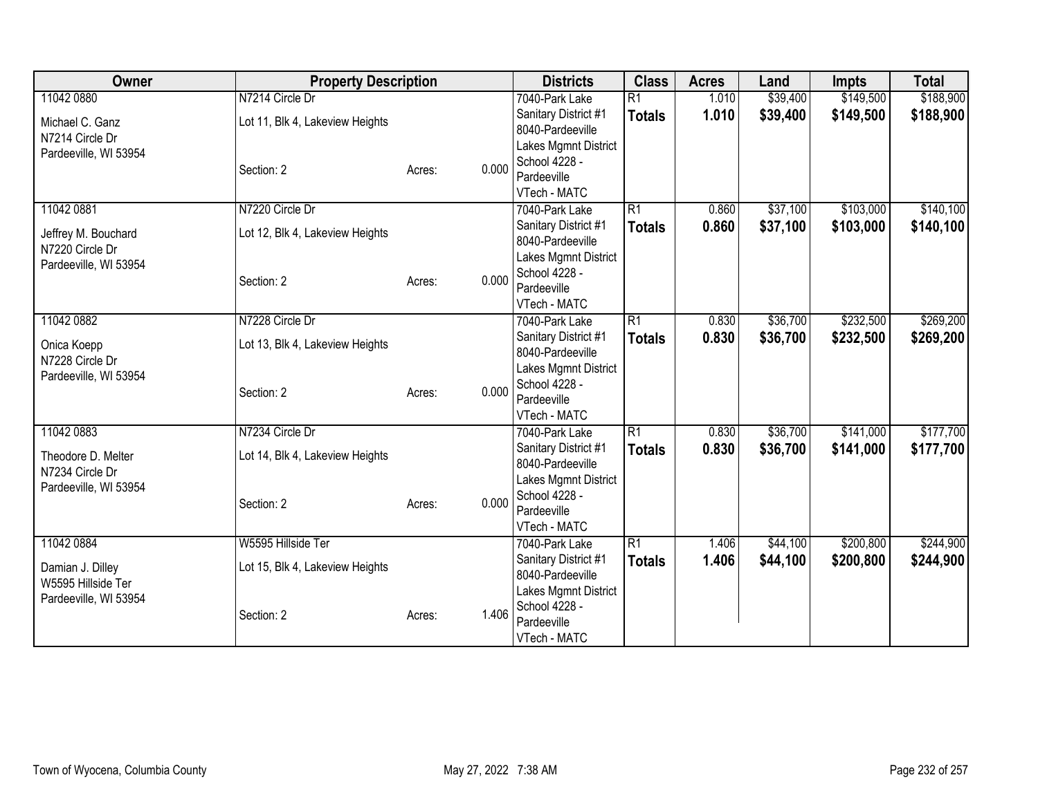| Owner | Property Description | | | Districts | Class | Acres | Land | Impts | Total |
|---|---|---|---|---|---|---|---|---|---|
| 11042 0880<br>Michael C. Ganz<br>N7214 Circle Dr<br>Pardeeville, WI 53954 | N7214 Circle Dr<br>Lot 11, Blk 4, Lakeview Heights<br>Section: 2 | Acres: | 0.000 | 7040-Park Lake Sanitary District #1<br>8040-Pardeeville Lakes Mgmnt District<br>School 4228 - Pardeeville<br>VTech - MATC | R1<br>**Totals** | 1.010<br>**1.010** | $39,400<br>**$39,400** | $149,500<br>**$149,500** | $188,900<br>**$188,900** |
| 11042 0881<br>Jeffrey M. Bouchard<br>N7220 Circle Dr<br>Pardeeville, WI 53954 | N7220 Circle Dr<br>Lot 12, Blk 4, Lakeview Heights<br>Section: 2 | Acres: | 0.000 | 7040-Park Lake Sanitary District #1<br>8040-Pardeeville Lakes Mgmnt District<br>School 4228 - Pardeeville<br>VTech - MATC | R1<br>**Totals** | 0.860<br>**0.860** | $37,100<br>**$37,100** | $103,000<br>**$103,000** | $140,100<br>**$140,100** |
| 11042 0882<br>Onica Koepp<br>N7228 Circle Dr<br>Pardeeville, WI 53954 | N7228 Circle Dr<br>Lot 13, Blk 4, Lakeview Heights<br>Section: 2 | Acres: | 0.000 | 7040-Park Lake Sanitary District #1<br>8040-Pardeeville Lakes Mgmnt District<br>School 4228 - Pardeeville<br>VTech - MATC | R1<br>**Totals** | 0.830<br>**0.830** | $36,700<br>**$36,700** | $232,500<br>**$232,500** | $269,200<br>**$269,200** |
| 11042 0883<br>Theodore D. Melter<br>N7234 Circle Dr<br>Pardeeville, WI 53954 | N7234 Circle Dr<br>Lot 14, Blk 4, Lakeview Heights<br>Section: 2 | Acres: | 0.000 | 7040-Park Lake Sanitary District #1<br>8040-Pardeeville Lakes Mgmnt District<br>School 4228 - Pardeeville<br>VTech - MATC | R1<br>**Totals** | 0.830<br>**0.830** | $36,700<br>**$36,700** | $141,000<br>**$141,000** | $177,700<br>**$177,700** |
| 11042 0884<br>Damian J. Dilley<br>W5595 Hillside Ter<br>Pardeeville, WI 53954 | W5595 Hillside Ter<br>Lot 15, Blk 4, Lakeview Heights<br>Section: 2 | Acres: | 1.406 | 7040-Park Lake Sanitary District #1<br>8040-Pardeeville Lakes Mgmnt District<br>School 4228 - Pardeeville<br>VTech - MATC | R1<br>**Totals** | 1.406<br>**1.406** | $44,100<br>**$44,100** | $200,800<br>**$200,800** | $244,900<br>**$244,900** |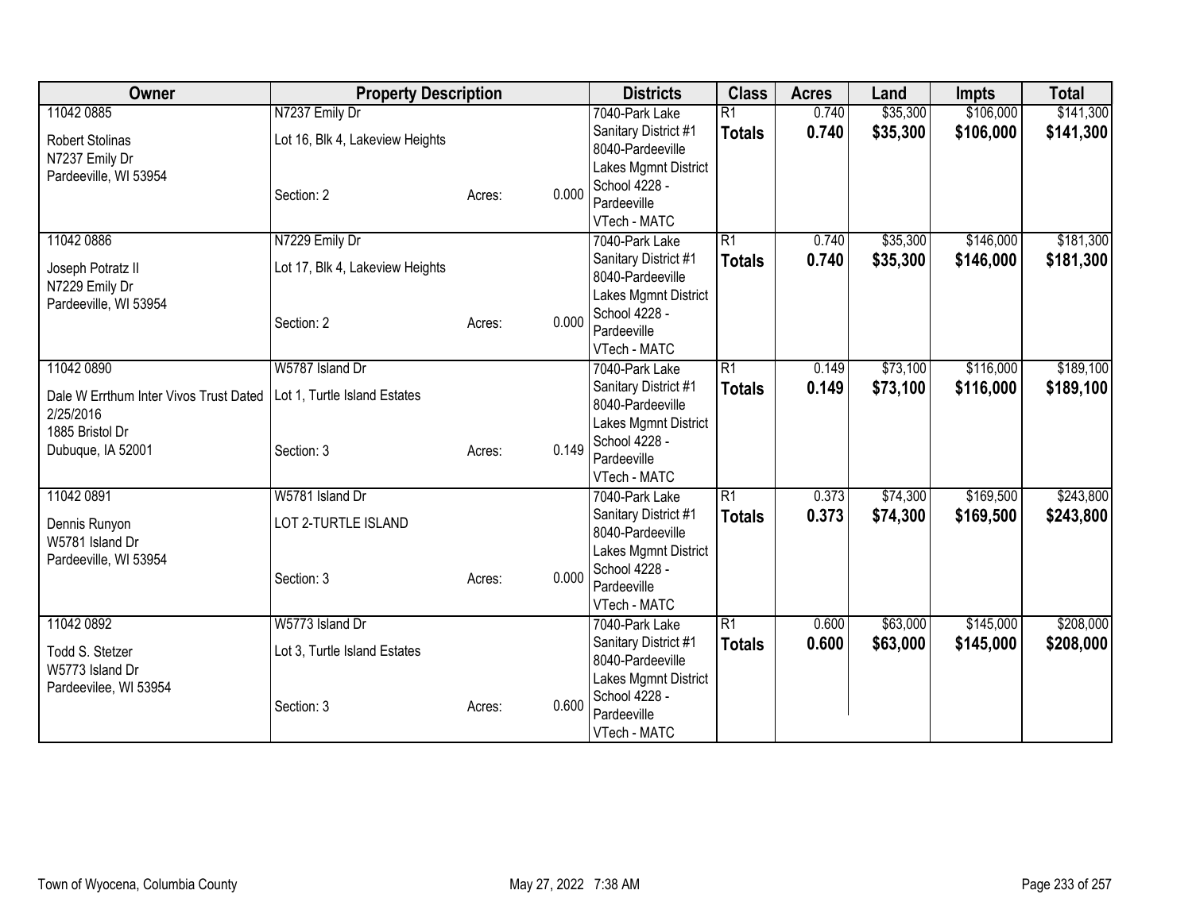| Owner | Property Description | | | Districts | Class | Acres | Land | Impts | Total |
|---|---|---|---|---|---|---|---|---|---|
| 11042 0885 | N7237 Emily Dr | | | 7040-Park Lake | R1 | 0.740 | $35,300 | $106,000 | $141,300 |
| Robert Stolinas<br>N7237 Emily Dr<br>Pardeeville, WI 53954 | Lot 16, Blk 4, Lakeview Heights | | | Sanitary District #1<br>8040-Pardeeville<br>Lakes Mgmnt District | **Totals** | **0.740** | **$35,300** | **$106,000** | **$141,300** |
| | Section: 2 | Acres: | 0.000 | School 4228 -<br>Pardeeville<br>VTech - MATC | | | | | |
| 11042 0886 | N7229 Emily Dr | | | 7040-Park Lake | R1 | 0.740 | $35,300 | $146,000 | $181,300 |
| Joseph Potratz II<br>N7229 Emily Dr<br>Pardeeville, WI 53954 | Lot 17, Blk 4, Lakeview Heights | | | Sanitary District #1<br>8040-Pardeeville<br>Lakes Mgmnt District | **Totals** | **0.740** | **$35,300** | **$146,000** | **$181,300** |
| | Section: 2 | Acres: | 0.000 | School 4228 -<br>Pardeeville<br>VTech - MATC | | | | | |
| 11042 0890 | W5787 Island Dr | | | 7040-Park Lake | R1 | 0.149 | $73,100 | $116,000 | $189,100 |
| Dale W Errthum Inter Vivos Trust Dated 2/25/2016<br>1885 Bristol Dr<br>Dubuque, IA 52001 | Lot 1, Turtle Island Estates | | | Sanitary District #1<br>8040-Pardeeville<br>Lakes Mgmnt District | **Totals** | **0.149** | **$73,100** | **$116,000** | **$189,100** |
| | Section: 3 | Acres: | 0.149 | School 4228 -<br>Pardeeville<br>VTech - MATC | | | | | |
| 11042 0891 | W5781 Island Dr | | | 7040-Park Lake | R1 | 0.373 | $74,300 | $169,500 | $243,800 |
| Dennis Runyon<br>W5781 Island Dr<br>Pardeeville, WI 53954 | LOT 2-TURTLE ISLAND | | | Sanitary District #1<br>8040-Pardeeville<br>Lakes Mgmnt District | **Totals** | **0.373** | **$74,300** | **$169,500** | **$243,800** |
| | Section: 3 | Acres: | 0.000 | School 4228 -<br>Pardeeville<br>VTech - MATC | | | | | |
| 11042 0892 | W5773 Island Dr | | | 7040-Park Lake | R1 | 0.600 | $63,000 | $145,000 | $208,000 |
| Todd S. Stetzer<br>W5773 Island Dr<br>Pardeevilee, WI 53954 | Lot 3, Turtle Island Estates | | | Sanitary District #1<br>8040-Pardeeville<br>Lakes Mgmnt District | **Totals** | **0.600** | **$63,000** | **$145,000** | **$208,000** |
| | Section: 3 | Acres: | 0.600 | School 4228 -<br>Pardeeville<br>VTech - MATC | | | | | |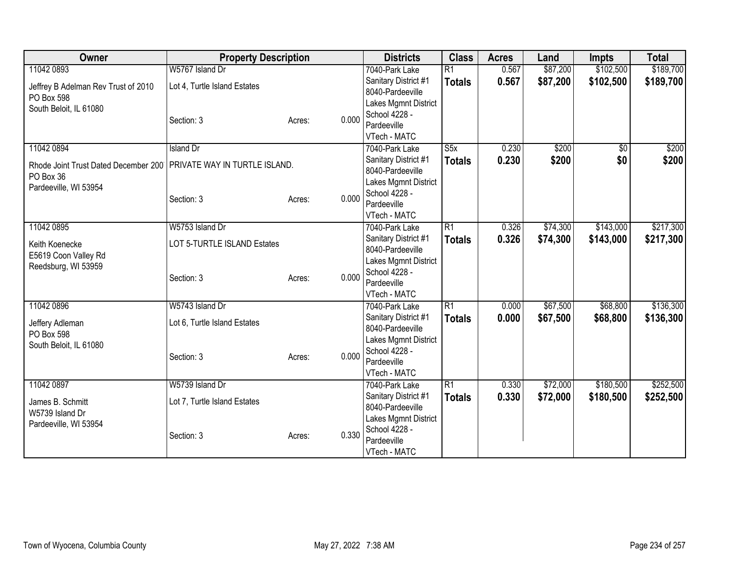| Owner | Property Description | | | Districts | Class | Acres | Land | Impts | Total |
|---|---|---|---|---|---|---|---|---|---|
| 11042 0893<br>Jeffrey B Adelman Rev Trust of 2010<br>PO Box 598<br>South Beloit, IL 61080 | W5767 Island Dr<br>Lot 4, Turtle Island Estates<br>Section: 3 | Acres: | 0.000 | 7040-Park Lake Sanitary District #1<br>8040-Pardeeville Lakes Mgmnt District<br>School 4228 - Pardeeville<br>VTech - MATC | R1<br>**Totals** | 0.567<br>**0.567** | $87,200<br>**$87,200** | $102,500<br>**$102,500** | $189,700<br>**$189,700** |
| 11042 0894<br>Rhode Joint Trust Dated December 200<br>PO Box 36<br>Pardeeville, WI 53954 | Island Dr<br>PRIVATE WAY IN TURTLE ISLAND.<br>Section: 3 | Acres: | 0.000 | 7040-Park Lake Sanitary District #1<br>8040-Pardeeville Lakes Mgmnt District<br>School 4228 - Pardeeville<br>VTech - MATC | S5x<br>**Totals** | 0.230<br>**0.230** | $200<br>**$200** | $0<br>**$0** | $200<br>**$200** |
| 11042 0895<br>Keith Koenecke<br>E5619 Coon Valley Rd<br>Reedsburg, WI 53959 | W5753 Island Dr<br>LOT 5-TURTLE ISLAND Estates<br>Section: 3 | Acres: | 0.000 | 7040-Park Lake Sanitary District #1<br>8040-Pardeeville Lakes Mgmnt District<br>School 4228 - Pardeeville<br>VTech - MATC | R1<br>**Totals** | 0.326<br>**0.326** | $74,300<br>**$74,300** | $143,000<br>**$143,000** | $217,300<br>**$217,300** |
| 11042 0896<br>Jeffery Adleman<br>PO Box 598<br>South Beloit, IL 61080 | W5743 Island Dr<br>Lot 6, Turtle Island Estates<br>Section: 3 | Acres: | 0.000 | 7040-Park Lake Sanitary District #1<br>8040-Pardeeville Lakes Mgmnt District<br>School 4228 - Pardeeville<br>VTech - MATC | R1<br>**Totals** | 0.000<br>**0.000** | $67,500<br>**$67,500** | $68,800<br>**$68,800** | $136,300<br>**$136,300** |
| 11042 0897<br>James B. Schmitt<br>W5739 Island Dr<br>Pardeeville, WI 53954 | W5739 Island Dr<br>Lot 7, Turtle Island Estates<br>Section: 3 | Acres: | 0.330 | 7040-Park Lake Sanitary District #1<br>8040-Pardeeville Lakes Mgmnt District<br>School 4228 - Pardeeville<br>VTech - MATC | R1<br>**Totals** | 0.330<br>**0.330** | $72,000<br>**$72,000** | $180,500<br>**$180,500** | $252,500<br>**$252,500** |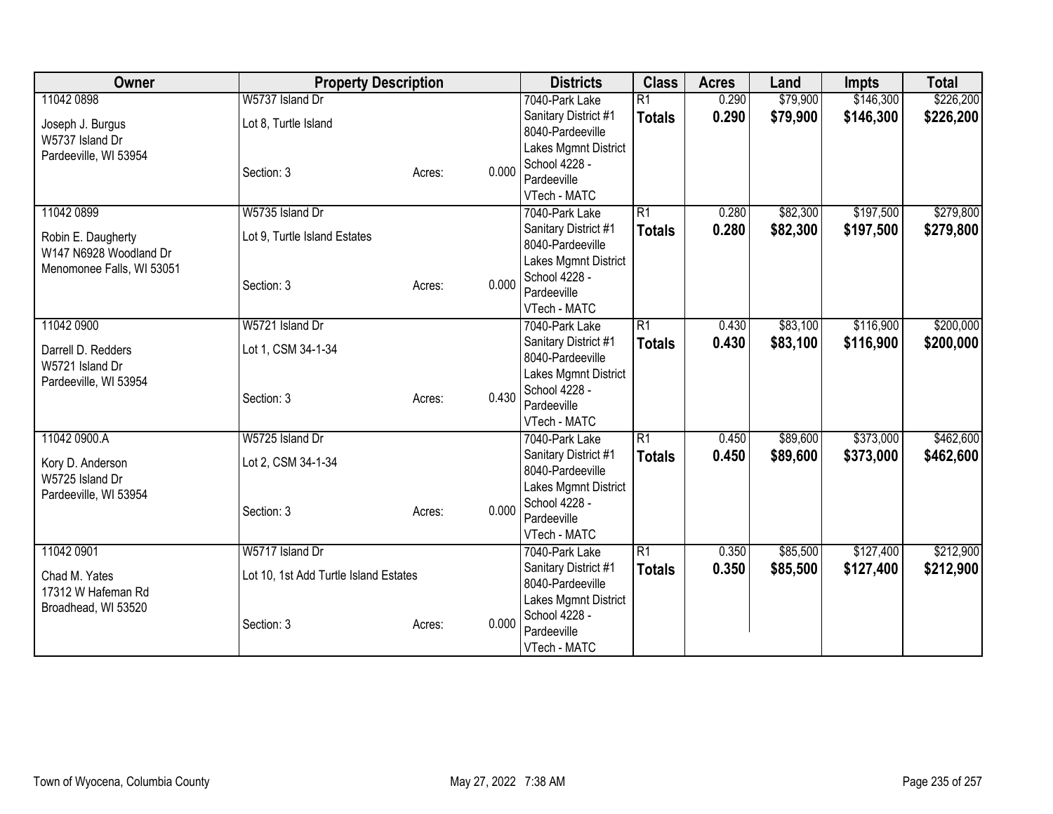| Owner | Property Description | | | Districts | Class | Acres | Land | Impts | Total |
|---|---|---|---|---|---|---|---|---|---|
| 11042 0898<br>Joseph J. Burgus<br>W5737 Island Dr<br>Pardeeville, WI 53954 | W5737 Island Dr<br>Lot 8, Turtle Island<br>Section: 3 | Acres: | 0.000 | 7040-Park Lake Sanitary District #1<br>8040-Pardeeville Lakes Mgmnt District<br>School 4228 - Pardeeville<br>VTech - MATC | R1<br>**Totals** | 0.290<br>**0.290** | $79,900<br>**$79,900** | $146,300<br>**$146,300** | $226,200<br>**$226,200** |
| 11042 0899<br>Robin E. Daugherty<br>W147 N6928 Woodland Dr<br>Menomonee Falls, WI 53051 | W5735 Island Dr<br>Lot 9, Turtle Island Estates<br>Section: 3 | Acres: | 0.000 | 7040-Park Lake Sanitary District #1<br>8040-Pardeeville Lakes Mgmnt District<br>School 4228 - Pardeeville<br>VTech - MATC | R1<br>**Totals** | 0.280<br>**0.280** | $82,300<br>**$82,300** | $197,500<br>**$197,500** | $279,800<br>**$279,800** |
| 11042 0900<br>Darrell D. Redders<br>W5721 Island Dr<br>Pardeeville, WI 53954 | W5721 Island Dr<br>Lot 1, CSM 34-1-34<br>Section: 3 | Acres: | 0.430 | 7040-Park Lake Sanitary District #1<br>8040-Pardeeville Lakes Mgmnt District<br>School 4228 - Pardeeville<br>VTech - MATC | R1<br>**Totals** | 0.430<br>**0.430** | $83,100<br>**$83,100** | $116,900<br>**$116,900** | $200,000<br>**$200,000** |
| 11042 0900.A<br>Kory D. Anderson<br>W5725 Island Dr<br>Pardeeville, WI 53954 | W5725 Island Dr<br>Lot 2, CSM 34-1-34<br>Section: 3 | Acres: | 0.000 | 7040-Park Lake Sanitary District #1<br>8040-Pardeeville Lakes Mgmnt District<br>School 4228 - Pardeeville<br>VTech - MATC | R1<br>**Totals** | 0.450<br>**0.450** | $89,600<br>**$89,600** | $373,000<br>**$373,000** | $462,600<br>**$462,600** |
| 11042 0901<br>Chad M. Yates<br>17312 W Hafeman Rd<br>Broadhead, WI 53520 | W5717 Island Dr<br>Lot 10, 1st Add Turtle Island Estates<br>Section: 3 | Acres: | 0.000 | 7040-Park Lake Sanitary District #1<br>8040-Pardeeville Lakes Mgmnt District<br>School 4228 - Pardeeville<br>VTech - MATC | R1<br>**Totals** | 0.350<br>**0.350** | $85,500<br>**$85,500** | $127,400<br>**$127,400** | $212,900<br>**$212,900** |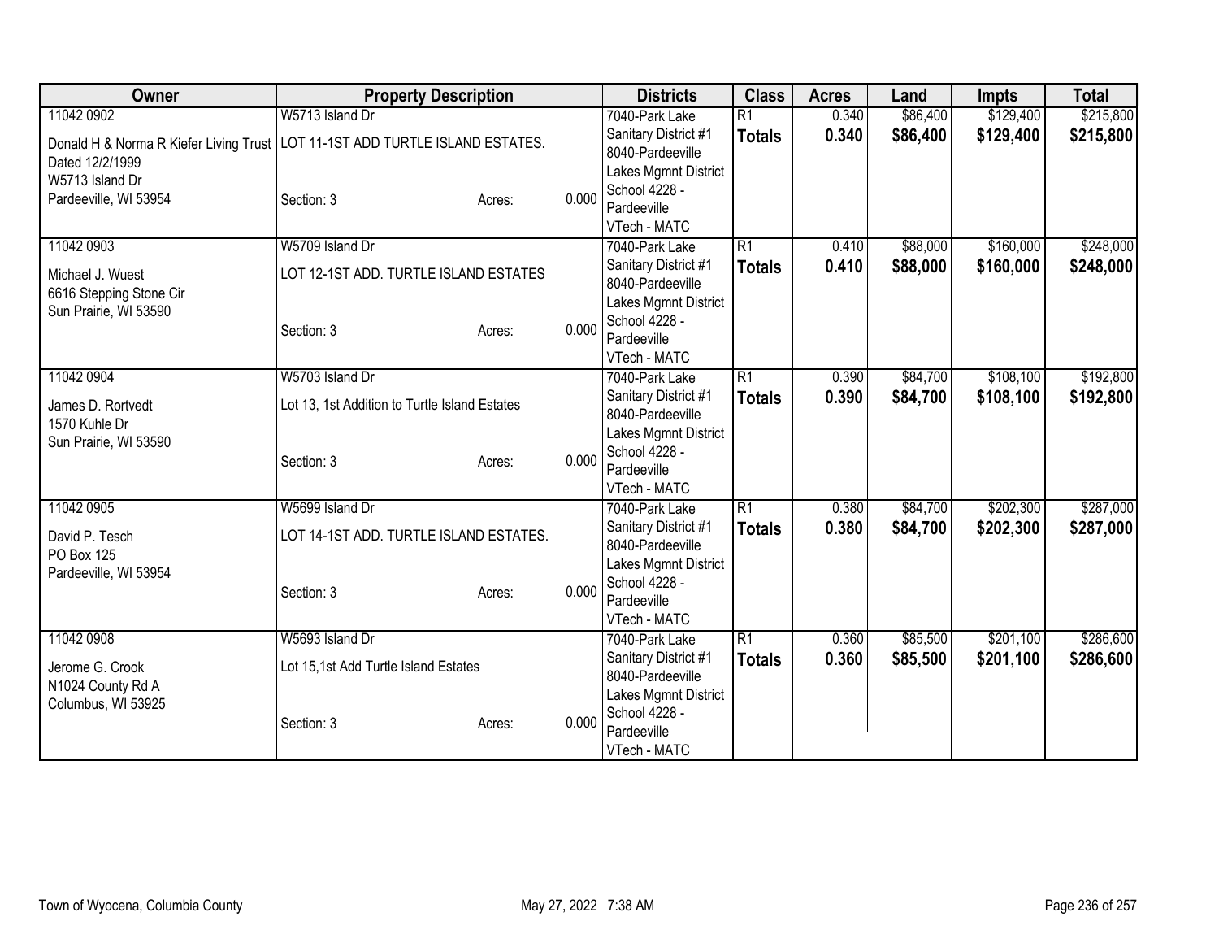| Owner | Property Description | | | Districts | Class | Acres | Land | Impts | Total |
|---|---|---|---|---|---|---|---|---|---|
| 11042 0902 | W5713 Island Dr | | | 7040-Park Lake | R1 | 0.340 | $86,400 | $129,400 | $215,800 |
| Donald H & Norma R Kiefer Living Trust Dated 12/2/1999 W5713 Island Dr Pardeeville, WI 53954 | LOT 11-1ST ADD TURTLE ISLAND ESTATES. | | | Sanitary District #1 8040-Pardeeville Lakes Mgmnt District | **Totals** | **0.340** | **$86,400** | **$129,400** | **$215,800** |
| | Section: 3 | Acres: | 0.000 | School 4228 - Pardeeville VTech - MATC | | | | | |
| 11042 0903 | W5709 Island Dr | | | 7040-Park Lake | R1 | 0.410 | $88,000 | $160,000 | $248,000 |
| Michael J. Wuest 6616 Stepping Stone Cir Sun Prairie, WI 53590 | LOT 12-1ST ADD. TURTLE ISLAND ESTATES | | | Sanitary District #1 8040-Pardeeville Lakes Mgmnt District | **Totals** | **0.410** | **$88,000** | **$160,000** | **$248,000** |
| | Section: 3 | Acres: | 0.000 | School 4228 - Pardeeville VTech - MATC | | | | | |
| 11042 0904 | W5703 Island Dr | | | 7040-Park Lake | R1 | 0.390 | $84,700 | $108,100 | $192,800 |
| James D. Rortvedt 1570 Kuhle Dr Sun Prairie, WI 53590 | Lot 13, 1st Addition to Turtle Island Estates | | | Sanitary District #1 8040-Pardeeville Lakes Mgmnt District | **Totals** | **0.390** | **$84,700** | **$108,100** | **$192,800** |
| | Section: 3 | Acres: | 0.000 | School 4228 - Pardeeville VTech - MATC | | | | | |
| 11042 0905 | W5699 Island Dr | | | 7040-Park Lake | R1 | 0.380 | $84,700 | $202,300 | $287,000 |
| David P. Tesch PO Box 125 Pardeeville, WI 53954 | LOT 14-1ST ADD. TURTLE ISLAND ESTATES. | | | Sanitary District #1 8040-Pardeeville Lakes Mgmnt District | **Totals** | **0.380** | **$84,700** | **$202,300** | **$287,000** |
| | Section: 3 | Acres: | 0.000 | School 4228 - Pardeeville VTech - MATC | | | | | |
| 11042 0908 | W5693 Island Dr | | | 7040-Park Lake | R1 | 0.360 | $85,500 | $201,100 | $286,600 |
| Jerome G. Crook N1024 County Rd A Columbus, WI 53925 | Lot 15,1st Add Turtle Island Estates | | | Sanitary District #1 8040-Pardeeville Lakes Mgmnt District | **Totals** | **0.360** | **$85,500** | **$201,100** | **$286,600** |
| | Section: 3 | Acres: | 0.000 | School 4228 - Pardeeville VTech - MATC | | | | | |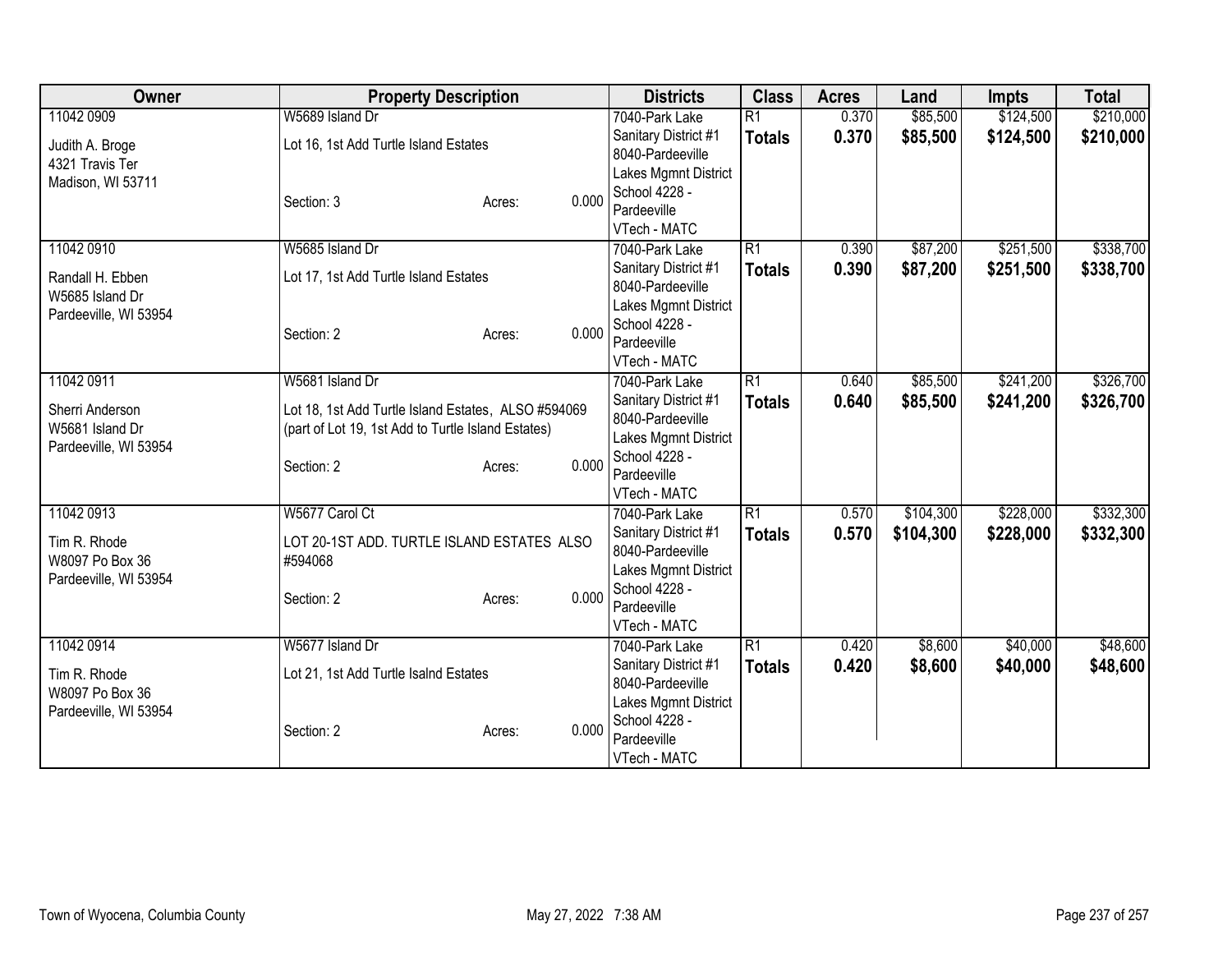| Owner | Property Description | Districts | Class | Acres | Land | Impts | Total |
|---|---|---|---|---|---|---|---|
| 11042 0909<br>Judith A. Broge<br>4321 Travis Ter<br>Madison, WI 53711 | W5689 Island Dr<br>Lot 16, 1st Add Turtle Island Estates<br>Section: 3 Acres: 0.000 | 7040-Park Lake Sanitary District #1<br>8040-Pardeeville Lakes Mgmnt District<br>School 4228 - Pardeeville<br>VTech - MATC | R1<br>**Totals** | 0.370<br>**0.370** | $85,500<br>**$85,500** | $124,500<br>**$124,500** | $210,000<br>**$210,000** |
| 11042 0910<br>Randall H. Ebben<br>W5685 Island Dr<br>Pardeeville, WI 53954 | W5685 Island Dr<br>Lot 17, 1st Add Turtle Island Estates<br>Section: 2 Acres: 0.000 | 7040-Park Lake Sanitary District #1<br>8040-Pardeeville Lakes Mgmnt District<br>School 4228 - Pardeeville<br>VTech - MATC | R1<br>**Totals** | 0.390<br>**0.390** | $87,200<br>**$87,200** | $251,500<br>**$251,500** | $338,700<br>**$338,700** |
| 11042 0911<br>Sherri Anderson<br>W5681 Island Dr<br>Pardeeville, WI 53954 | W5681 Island Dr<br>Lot 18, 1st Add Turtle Island Estates, ALSO #594069 (part of Lot 19, 1st Add to Turtle Island Estates)<br>Section: 2 Acres: 0.000 | 7040-Park Lake Sanitary District #1<br>8040-Pardeeville Lakes Mgmnt District<br>School 4228 - Pardeeville<br>VTech - MATC | R1<br>**Totals** | 0.640<br>**0.640** | $85,500<br>**$85,500** | $241,200<br>**$241,200** | $326,700<br>**$326,700** |
| 11042 0913<br>Tim R. Rhode<br>W8097 Po Box 36<br>Pardeeville, WI 53954 | W5677 Carol Ct<br>LOT 20-1ST ADD. TURTLE ISLAND ESTATES ALSO #594068<br>Section: 2 Acres: 0.000 | 7040-Park Lake Sanitary District #1<br>8040-Pardeeville Lakes Mgmnt District<br>School 4228 - Pardeeville<br>VTech - MATC | R1<br>**Totals** | 0.570<br>**0.570** | $104,300<br>**$104,300** | $228,000<br>**$228,000** | $332,300<br>**$332,300** |
| 11042 0914<br>Tim R. Rhode<br>W8097 Po Box 36<br>Pardeeville, WI 53954 | W5677 Island Dr<br>Lot 21, 1st Add Turtle Isalnd Estates<br>Section: 2 Acres: 0.000 | 7040-Park Lake Sanitary District #1<br>8040-Pardeeville Lakes Mgmnt District<br>School 4228 - Pardeeville<br>VTech - MATC | R1<br>**Totals** | 0.420<br>**0.420** | $8,600<br>**$8,600** | $40,000<br>**$40,000** | $48,600<br>**$48,600** |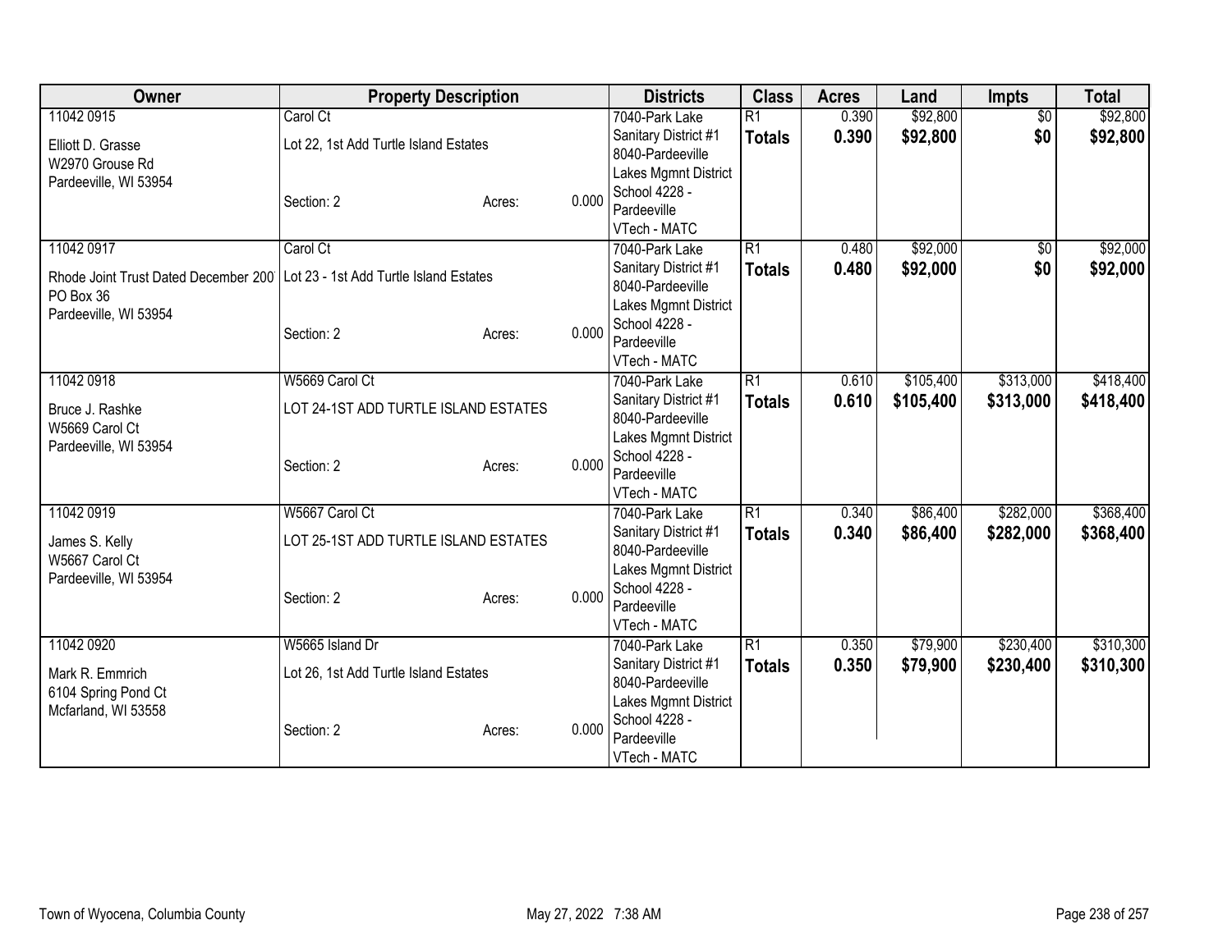| Owner | Property Description | | | Districts | Class | Acres | Land | Impts | Total |
|---|---|---|---|---|---|---|---|---|---|
| 11042 0915 | Carol Ct | | | 7040-Park Lake | R1 | 0.390 | $92,800 | $0 | $92,800 |
| Elliott D. Grasse<br>W2970 Grouse Rd<br>Pardeeville, WI 53954 | Lot 22, 1st Add Turtle Island Estates | | | Sanitary District #1<br>8040-Pardeeville<br>Lakes Mgmnt District | **Totals** | **0.390** | **$92,800** | **$0** | **$92,800** |
| | Section: 2 | Acres: | 0.000 | School 4228 -<br>Pardeeville<br>VTech - MATC | | | | | |
| 11042 0917 | Carol Ct | | | 7040-Park Lake | R1 | 0.480 | $92,000 | $0 | $92,000 |
| Rhode Joint Trust Dated December 200<br>PO Box 36<br>Pardeeville, WI 53954 | Lot 23 - 1st Add Turtle Island Estates | | | Sanitary District #1<br>8040-Pardeeville<br>Lakes Mgmnt District | **Totals** | **0.480** | **$92,000** | **$0** | **$92,000** |
| | Section: 2 | Acres: | 0.000 | School 4228 -<br>Pardeeville<br>VTech - MATC | | | | | |
| 11042 0918 | W5669 Carol Ct | | | 7040-Park Lake | R1 | 0.610 | $105,400 | $313,000 | $418,400 |
| Bruce J. Rashke<br>W5669 Carol Ct<br>Pardeeville, WI 53954 | LOT 24-1ST ADD TURTLE ISLAND ESTATES | | | Sanitary District #1<br>8040-Pardeeville<br>Lakes Mgmnt District | **Totals** | **0.610** | **$105,400** | **$313,000** | **$418,400** |
| | Section: 2 | Acres: | 0.000 | School 4228 -<br>Pardeeville<br>VTech - MATC | | | | | |
| 11042 0919 | W5667 Carol Ct | | | 7040-Park Lake | R1 | 0.340 | $86,400 | $282,000 | $368,400 |
| James S. Kelly<br>W5667 Carol Ct<br>Pardeeville, WI 53954 | LOT 25-1ST ADD TURTLE ISLAND ESTATES | | | Sanitary District #1<br>8040-Pardeeville<br>Lakes Mgmnt District | **Totals** | **0.340** | **$86,400** | **$282,000** | **$368,400** |
| | Section: 2 | Acres: | 0.000 | School 4228 -<br>Pardeeville<br>VTech - MATC | | | | | |
| 11042 0920 | W5665 Island Dr | | | 7040-Park Lake | R1 | 0.350 | $79,900 | $230,400 | $310,300 |
| Mark R. Emmrich<br>6104 Spring Pond Ct<br>Mcfarland, WI 53558 | Lot 26, 1st Add Turtle Island Estates | | | Sanitary District #1<br>8040-Pardeeville<br>Lakes Mgmnt District | **Totals** | **0.350** | **$79,900** | **$230,400** | **$310,300** |
| | Section: 2 | Acres: | 0.000 | School 4228 -<br>Pardeeville<br>VTech - MATC | | | | | |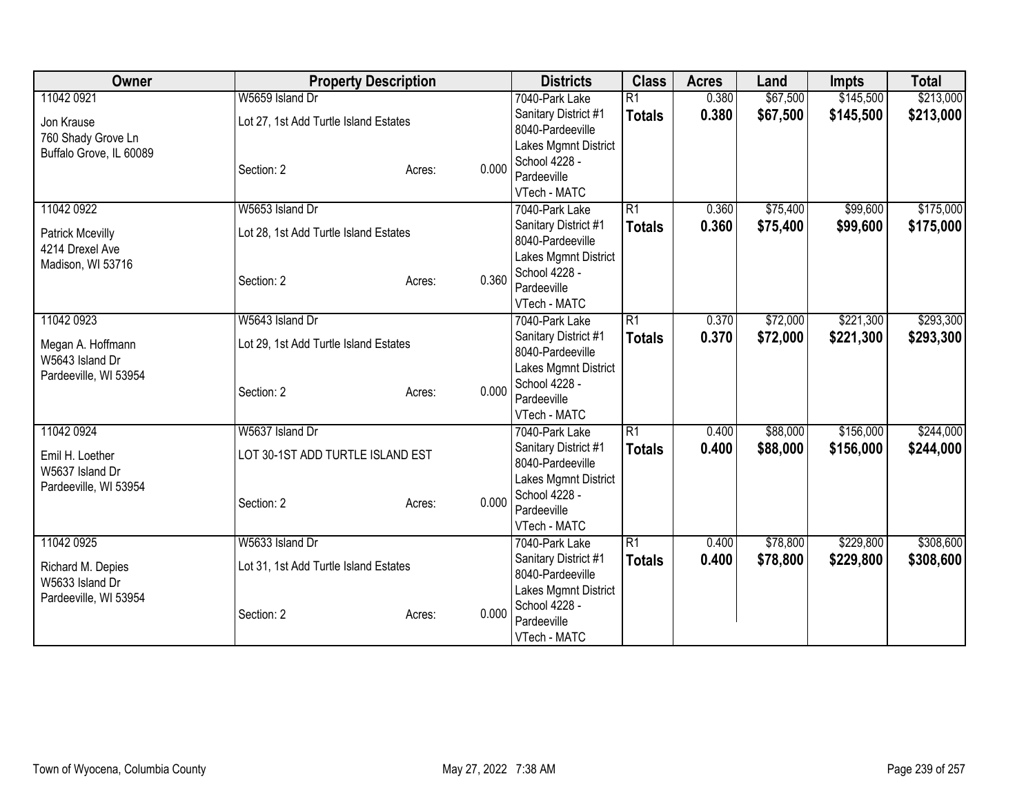| Owner | Property Description | | | Districts | Class | Acres | Land | Impts | Total |
|---|---|---|---|---|---|---|---|---|---|
| 11042 0921<br>Jon Krause<br>760 Shady Grove Ln<br>Buffalo Grove, IL 60089 | W5659 Island Dr<br>Lot 27, 1st Add Turtle Island Estates<br>Section: 2 | Acres: | 0.000 | 7040-Park Lake Sanitary District #1<br>8040-Pardeeville Lakes Mgmnt District<br>School 4228 - Pardeeville<br>VTech - MATC | R1<br>**Totals** | 0.380<br>**0.380** | $67,500<br>**$67,500** | $145,500<br>**$145,500** | $213,000<br>**$213,000** |
| 11042 0922<br>Patrick Mcevilly<br>4214 Drexel Ave<br>Madison, WI 53716 | W5653 Island Dr<br>Lot 28, 1st Add Turtle Island Estates<br>Section: 2 | Acres: | 0.360 | 7040-Park Lake Sanitary District #1<br>8040-Pardeeville Lakes Mgmnt District<br>School 4228 - Pardeeville<br>VTech - MATC | R1<br>**Totals** | 0.360<br>**0.360** | $75,400<br>**$75,400** | $99,600<br>**$99,600** | $175,000<br>**$175,000** |
| 11042 0923<br>Megan A. Hoffmann<br>W5643 Island Dr<br>Pardeeville, WI 53954 | W5643 Island Dr<br>Lot 29, 1st Add Turtle Island Estates<br>Section: 2 | Acres: | 0.000 | 7040-Park Lake Sanitary District #1<br>8040-Pardeeville Lakes Mgmnt District<br>School 4228 - Pardeeville<br>VTech - MATC | R1<br>**Totals** | 0.370<br>**0.370** | $72,000<br>**$72,000** | $221,300<br>**$221,300** | $293,300<br>**$293,300** |
| 11042 0924<br>Emil H. Loether<br>W5637 Island Dr<br>Pardeeville, WI 53954 | W5637 Island Dr<br>LOT 30-1ST ADD TURTLE ISLAND EST<br>Section: 2 | Acres: | 0.000 | 7040-Park Lake Sanitary District #1<br>8040-Pardeeville Lakes Mgmnt District<br>School 4228 - Pardeeville<br>VTech - MATC | R1<br>**Totals** | 0.400<br>**0.400** | $88,000<br>**$88,000** | $156,000<br>**$156,000** | $244,000<br>**$244,000** |
| 11042 0925<br>Richard M. Depies<br>W5633 Island Dr<br>Pardeeville, WI 53954 | W5633 Island Dr<br>Lot 31, 1st Add Turtle Island Estates<br>Section: 2 | Acres: | 0.000 | 7040-Park Lake Sanitary District #1<br>8040-Pardeeville Lakes Mgmnt District<br>School 4228 - Pardeeville<br>VTech - MATC | R1<br>**Totals** | 0.400<br>**0.400** | $78,800<br>**$78,800** | $229,800<br>**$229,800** | $308,600<br>**$308,600** |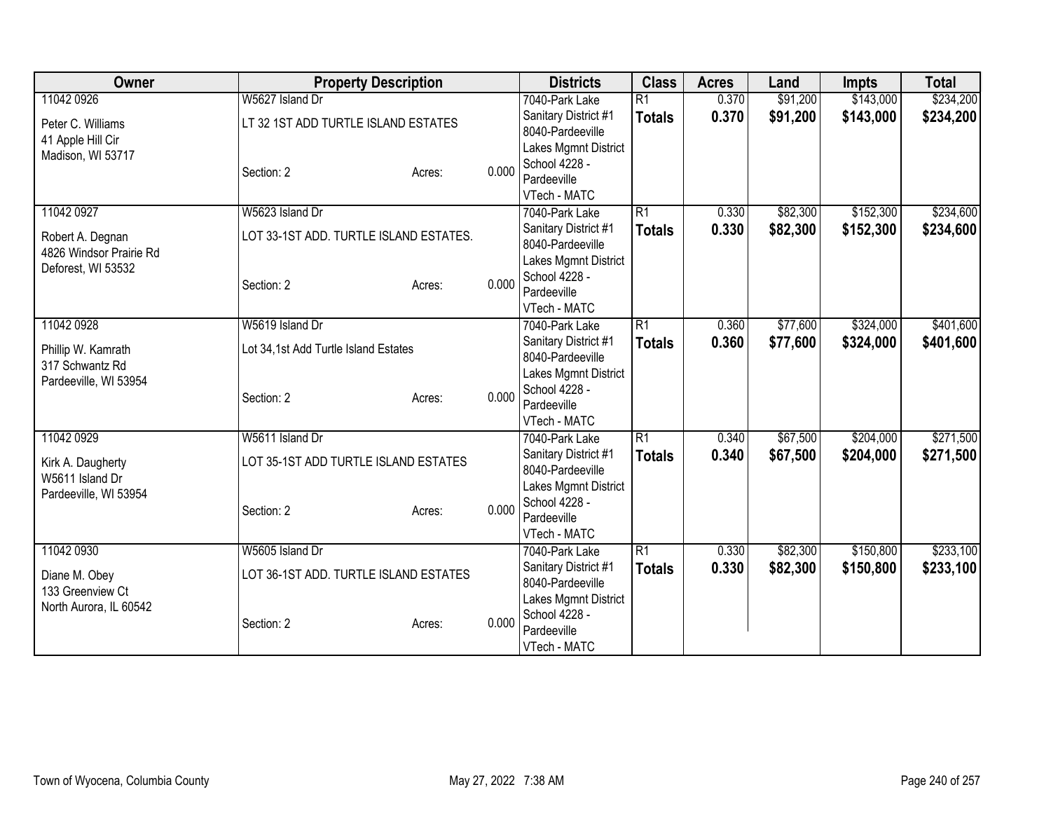| Owner | Property Description | | | Districts | Class | Acres | Land | Impts | Total |
|---|---|---|---|---|---|---|---|---|---|
| 11042 0926<br>Peter C. Williams<br>41 Apple Hill Cir<br>Madison, WI 53717 | W5627 Island Dr<br>LT 32 1ST ADD TURTLE ISLAND ESTATES<br>Section: 2 | Acres: | 0.000 | 7040-Park Lake Sanitary District #1<br>8040-Pardeeville Lakes Mgmnt District<br>School 4228 - Pardeeville<br>VTech - MATC | R1<br>**Totals** | 0.370<br>**0.370** | $91,200<br>**$91,200** | $143,000<br>**$143,000** | $234,200<br>**$234,200** |
| 11042 0927<br>Robert A. Degnan<br>4826 Windsor Prairie Rd<br>Deforest, WI 53532 | W5623 Island Dr<br>LOT 33-1ST ADD. TURTLE ISLAND ESTATES.<br>Section: 2 | Acres: | 0.000 | 7040-Park Lake Sanitary District #1<br>8040-Pardeeville Lakes Mgmnt District<br>School 4228 - Pardeeville<br>VTech - MATC | R1<br>**Totals** | 0.330<br>**0.330** | $82,300<br>**$82,300** | $152,300<br>**$152,300** | $234,600<br>**$234,600** |
| 11042 0928<br>Phillip W. Kamrath<br>317 Schwantz Rd<br>Pardeeville, WI 53954 | W5619 Island Dr<br>Lot 34,1st Add Turtle Island Estates<br>Section: 2 | Acres: | 0.000 | 7040-Park Lake Sanitary District #1<br>8040-Pardeeville Lakes Mgmnt District<br>School 4228 - Pardeeville<br>VTech - MATC | R1<br>**Totals** | 0.360<br>**0.360** | $77,600<br>**$77,600** | $324,000<br>**$324,000** | $401,600<br>**$401,600** |
| 11042 0929<br>Kirk A. Daugherty<br>W5611 Island Dr<br>Pardeeville, WI 53954 | W5611 Island Dr<br>LOT 35-1ST ADD TURTLE ISLAND ESTATES<br>Section: 2 | Acres: | 0.000 | 7040-Park Lake Sanitary District #1<br>8040-Pardeeville Lakes Mgmnt District<br>School 4228 - Pardeeville<br>VTech - MATC | R1<br>**Totals** | 0.340<br>**0.340** | $67,500<br>**$67,500** | $204,000<br>**$204,000** | $271,500<br>**$271,500** |
| 11042 0930<br>Diane M. Obey<br>133 Greenview Ct<br>North Aurora, IL 60542 | W5605 Island Dr<br>LOT 36-1ST ADD. TURTLE ISLAND ESTATES<br>Section: 2 | Acres: | 0.000 | 7040-Park Lake Sanitary District #1<br>8040-Pardeeville Lakes Mgmnt District<br>School 4228 - Pardeeville<br>VTech - MATC | R1<br>**Totals** | 0.330<br>**0.330** | $82,300<br>**$82,300** | $150,800<br>**$150,800** | $233,100<br>**$233,100** |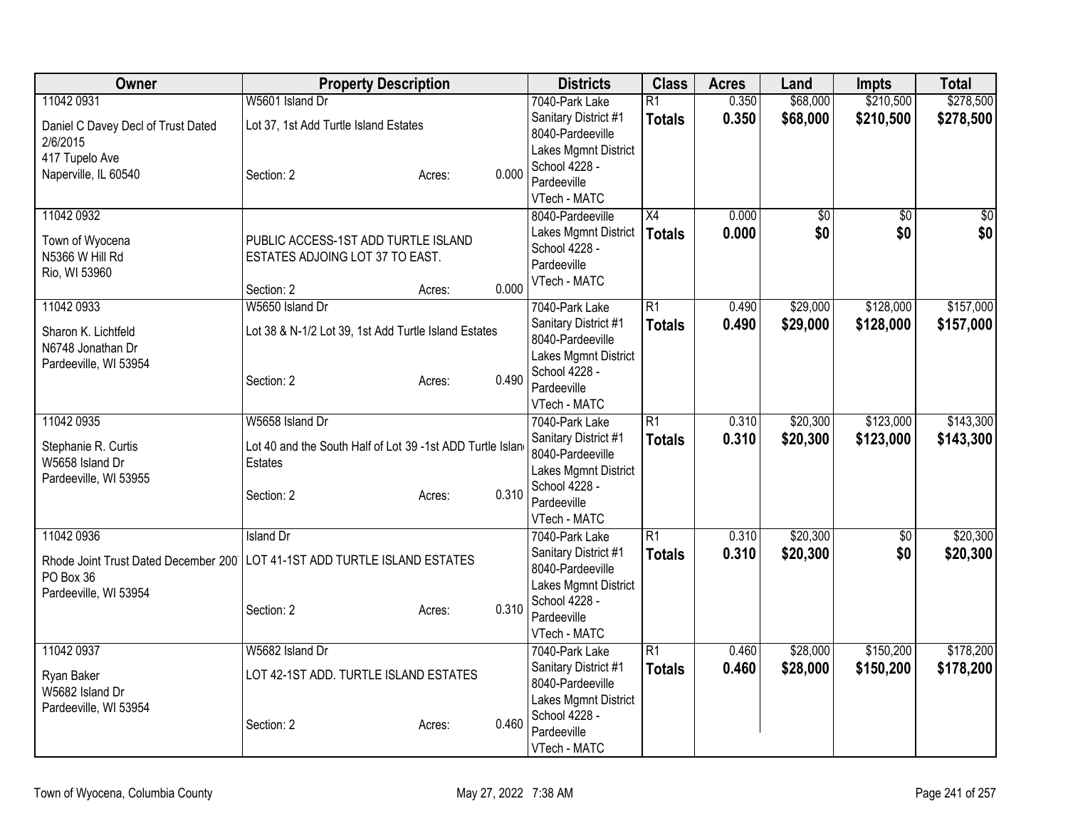| Owner | Property Description | | | Districts | Class | Acres | Land | Impts | Total |
|---|---|---|---|---|---|---|---|---|---|
| 11042 0931<br>Daniel C Davey Decl of Trust Dated 2/6/2015<br>417 Tupelo Ave<br>Naperville, IL 60540 | W5601 Island Dr<br>Lot 37, 1st Add Turtle Island Estates<br>Section: 2 | Acres: | 0.000 | 7040-Park Lake Sanitary District #1<br>8040-Pardeeville Lakes Mgmnt District<br>School 4228 - Pardeeville<br>VTech - MATC | R1<br>**Totals** | 0.350<br>**0.350** | $68,000<br>**$68,000** | $210,500<br>**$210,500** | $278,500<br>**$278,500** |
| 11042 0932<br>Town of Wyocena<br>N5366 W Hill Rd<br>Rio, WI 53960 | PUBLIC ACCESS-1ST ADD TURTLE ISLAND ESTATES ADJOINING LOT 37 TO EAST.<br>Section: 2 | Acres: | 0.000 | 8040-Pardeeville Lakes Mgmnt District<br>School 4228 - Pardeeville<br>VTech - MATC | X4<br>**Totals** | 0.000<br>**0.000** | $0<br>**$0** | $0<br>**$0** | $0<br>**$0** |
| 11042 0933<br>Sharon K. Lichtfeld<br>N6748 Jonathan Dr<br>Pardeeville, WI 53954 | W5650 Island Dr<br>Lot 38 & N-1/2 Lot 39, 1st Add Turtle Island Estates<br>Section: 2 | Acres: | 0.490 | 7040-Park Lake Sanitary District #1<br>8040-Pardeeville Lakes Mgmnt District<br>School 4228 - Pardeeville<br>VTech - MATC | R1<br>**Totals** | 0.490<br>**0.490** | $29,000<br>**$29,000** | $128,000<br>**$128,000** | $157,000<br>**$157,000** |
| 11042 0935<br>Stephanie R. Curtis<br>W5658 Island Dr<br>Pardeeville, WI 53955 | W5658 Island Dr<br>Lot 40 and the South Half of Lot 39 -1st ADD Turtle Island Estates<br>Section: 2 | Acres: | 0.310 | 7040-Park Lake Sanitary District #1<br>8040-Pardeeville Lakes Mgmnt District<br>School 4228 - Pardeeville<br>VTech - MATC | R1<br>**Totals** | 0.310<br>**0.310** | $20,300<br>**$20,300** | $123,000<br>**$123,000** | $143,300<br>**$143,300** |
| 11042 0936<br>Rhode Joint Trust Dated December 2007<br>PO Box 36<br>Pardeeville, WI 53954 | Island Dr<br>LOT 41-1ST ADD TURTLE ISLAND ESTATES<br>Section: 2 | Acres: | 0.310 | 7040-Park Lake Sanitary District #1<br>8040-Pardeeville Lakes Mgmnt District<br>School 4228 - Pardeeville<br>VTech - MATC | R1<br>**Totals** | 0.310<br>**0.310** | $20,300<br>**$20,300** | $0<br>**$0** | $20,300<br>**$20,300** |
| 11042 0937<br>Ryan Baker<br>W5682 Island Dr<br>Pardeeville, WI 53954 | W5682 Island Dr<br>LOT 42-1ST ADD. TURTLE ISLAND ESTATES<br>Section: 2 | Acres: | 0.460 | 7040-Park Lake Sanitary District #1<br>8040-Pardeeville Lakes Mgmnt District<br>School 4228 - Pardeeville<br>VTech - MATC | R1<br>**Totals** | 0.460<br>**0.460** | $28,000<br>**$28,000** | $150,200<br>**$150,200** | $178,200<br>**$178,200** |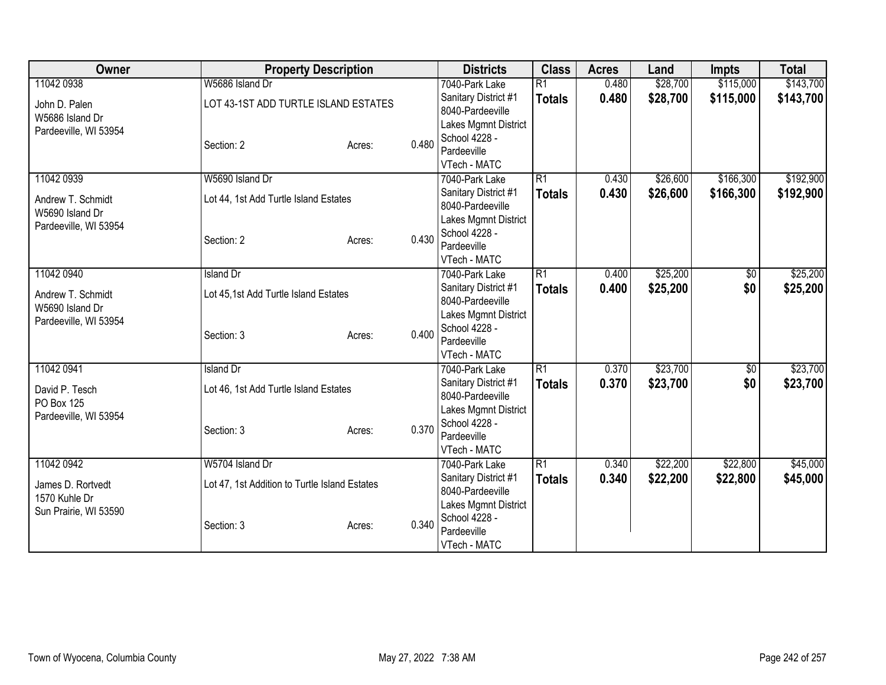| Owner | Property Description | | | Districts | Class | Acres | Land | Impts | Total |
|---|---|---|---|---|---|---|---|---|---|
| 11042 0938 | W5686 Island Dr | | | 7040-Park Lake | R1 | 0.480 | $28,700 | $115,000 | $143,700 |
| John D. Palen<br>W5686 Island Dr<br>Pardeeville, WI 53954 | LOT 43-1ST ADD TURTLE ISLAND ESTATES | | | Sanitary District #1<br>8040-Pardeeville<br>Lakes Mgmnt District | **Totals** | **0.480** | **$28,700** | **$115,000** | **$143,700** |
| | Section: 2 | Acres: | 0.480 | School 4228 -<br>Pardeeville<br>VTech - MATC | | | | | |
| 11042 0939 | W5690 Island Dr | | | 7040-Park Lake | R1 | 0.430 | $26,600 | $166,300 | $192,900 |
| Andrew T. Schmidt<br>W5690 Island Dr<br>Pardeeville, WI 53954 | Lot 44, 1st Add Turtle Island Estates | | | Sanitary District #1<br>8040-Pardeeville<br>Lakes Mgmnt District | **Totals** | **0.430** | **$26,600** | **$166,300** | **$192,900** |
| | Section: 2 | Acres: | 0.430 | School 4228 -<br>Pardeeville<br>VTech - MATC | | | | | |
| 11042 0940 | Island Dr | | | 7040-Park Lake | R1 | 0.400 | $25,200 | $0 | $25,200 |
| Andrew T. Schmidt<br>W5690 Island Dr<br>Pardeeville, WI 53954 | Lot 45,1st Add Turtle Island Estates | | | Sanitary District #1<br>8040-Pardeeville<br>Lakes Mgmnt District | **Totals** | **0.400** | **$25,200** | **$0** | **$25,200** |
| | Section: 3 | Acres: | 0.400 | School 4228 -<br>Pardeeville<br>VTech - MATC | | | | | |
| 11042 0941 | Island Dr | | | 7040-Park Lake | R1 | 0.370 | $23,700 | $0 | $23,700 |
| David P. Tesch<br>PO Box 125<br>Pardeeville, WI 53954 | Lot 46, 1st Add Turtle Island Estates | | | Sanitary District #1<br>8040-Pardeeville<br>Lakes Mgmnt District | **Totals** | **0.370** | **$23,700** | **$0** | **$23,700** |
| | Section: 3 | Acres: | 0.370 | School 4228 -<br>Pardeeville<br>VTech - MATC | | | | | |
| 11042 0942 | W5704 Island Dr | | | 7040-Park Lake | R1 | 0.340 | $22,200 | $22,800 | $45,000 |
| James D. Rortvedt<br>1570 Kuhle Dr<br>Sun Prairie, WI 53590 | Lot 47, 1st Addition to Turtle Island Estates | | | Sanitary District #1<br>8040-Pardeeville<br>Lakes Mgmnt District | **Totals** | **0.340** | **$22,200** | **$22,800** | **$45,000** |
| | Section: 3 | Acres: | 0.340 | School 4228 -<br>Pardeeville<br>VTech - MATC | | | | | |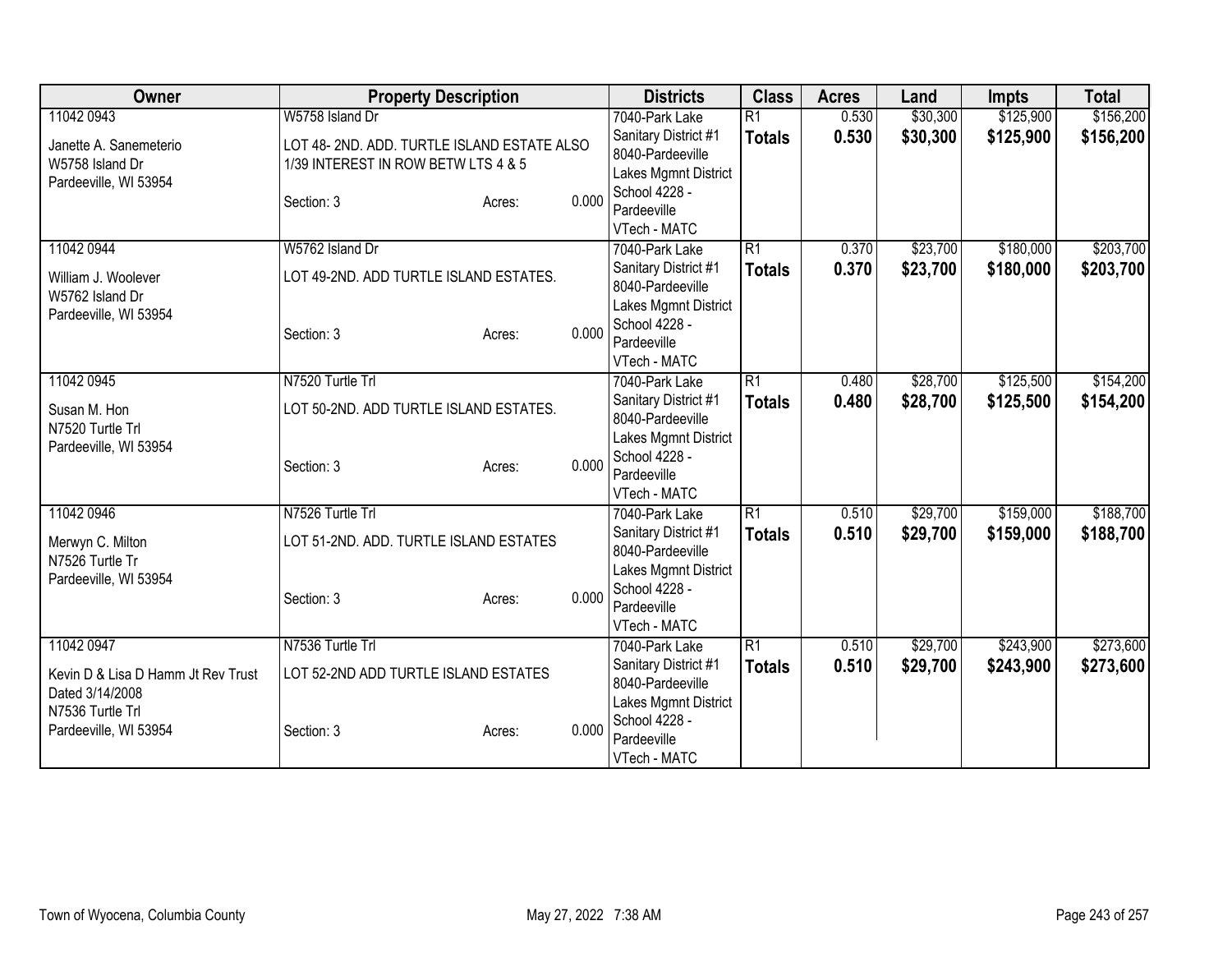| Owner | Property Description | Districts | Class | Acres | Land | Impts | Total |
|---|---|---|---|---|---|---|---|
| 11042 0943<br>Janette A. Sanemeterio<br>W5758 Island Dr<br>Pardeeville, WI 53954 | W5758 Island Dr<br>LOT 48- 2ND. ADD. TURTLE ISLAND ESTATE ALSO 1/39 INTEREST IN ROW BETW LTS 4 & 5<br>Section: 3 Acres: 0.000 | 7040-Park Lake Sanitary District #1<br>8040-Pardeeville Lakes Mgmnt District<br>School 4228 - Pardeeville<br>VTech - MATC | R1<br>**Totals** | 0.530<br>**0.530** | $30,300<br>**$30,300** | $125,900<br>**$125,900** | $156,200<br>**$156,200** |
| 11042 0944<br>William J. Woolever<br>W5762 Island Dr<br>Pardeeville, WI 53954 | W5762 Island Dr<br>LOT 49-2ND. ADD TURTLE ISLAND ESTATES.<br>Section: 3 Acres: 0.000 | 7040-Park Lake Sanitary District #1<br>8040-Pardeeville Lakes Mgmnt District<br>School 4228 - Pardeeville<br>VTech - MATC | R1<br>**Totals** | 0.370<br>**0.370** | $23,700<br>**$23,700** | $180,000<br>**$180,000** | $203,700<br>**$203,700** |
| 11042 0945<br>Susan M. Hon<br>N7520 Turtle Trl<br>Pardeeville, WI 53954 | N7520 Turtle Trl<br>LOT 50-2ND. ADD. TURTLE ISLAND ESTATES.<br>Section: 3 Acres: 0.000 | 7040-Park Lake Sanitary District #1<br>8040-Pardeeville Lakes Mgmnt District<br>School 4228 - Pardeeville<br>VTech - MATC | R1<br>**Totals** | 0.480<br>**0.480** | $28,700<br>**$28,700** | $125,500<br>**$125,500** | $154,200<br>**$154,200** |
| 11042 0946<br>Merwyn C. Milton<br>N7526 Turtle Tr<br>Pardeeville, WI 53954 | N7526 Turtle Trl<br>LOT 51-2ND. ADD. TURTLE ISLAND ESTATES<br>Section: 3 Acres: 0.000 | 7040-Park Lake Sanitary District #1<br>8040-Pardeeville Lakes Mgmnt District<br>School 4228 - Pardeeville<br>VTech - MATC | R1<br>**Totals** | 0.510<br>**0.510** | $29,700<br>**$29,700** | $159,000<br>**$159,000** | $188,700<br>**$188,700** |
| 11042 0947<br>Kevin D & Lisa D Hamm Jt Rev Trust Dated 3/14/2008<br>N7536 Turtle Trl<br>Pardeeville, WI 53954 | N7536 Turtle Trl<br>LOT 52-2ND ADD TURTLE ISLAND ESTATES<br>Section: 3 Acres: 0.000 | 7040-Park Lake Sanitary District #1<br>8040-Pardeeville Lakes Mgmnt District<br>School 4228 - Pardeeville<br>VTech - MATC | R1<br>**Totals** | 0.510<br>**0.510** | $29,700<br>**$29,700** | $243,900<br>**$243,900** | $273,600<br>**$273,600** |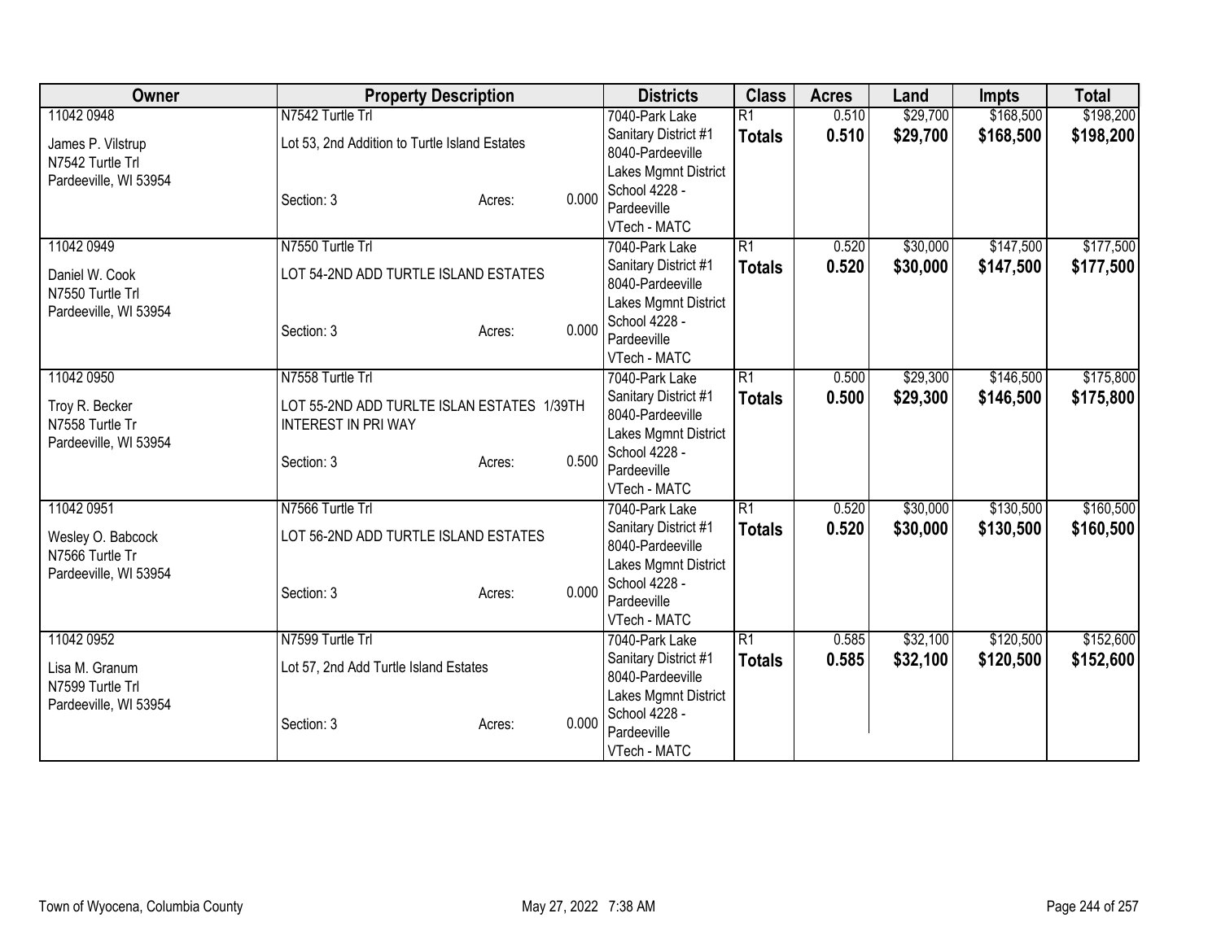| Owner | Property Description | Districts | Class | Acres | Land | Impts | Total |
|---|---|---|---|---|---|---|---|
| 11042 0948<br>James P. Vilstrup<br>N7542 Turtle Trl<br>Pardeeville, WI 53954 | N7542 Turtle Trl<br>Lot 53, 2nd Addition to Turtle Island Estates<br>Section: 3 Acres: 0.000 | 7040-Park Lake Sanitary District #1<br>8040-Pardeeville Lakes Mgmnt District<br>School 4228 - Pardeeville<br>VTech - MATC | R1<br>**Totals** | 0.510<br>**0.510** | $29,700<br>**$29,700** | $168,500<br>**$168,500** | $198,200<br>**$198,200** |
| 11042 0949<br>Daniel W. Cook<br>N7550 Turtle Trl<br>Pardeeville, WI 53954 | N7550 Turtle Trl<br>LOT 54-2ND ADD TURTLE ISLAND ESTATES<br>Section: 3 Acres: 0.000 | 7040-Park Lake Sanitary District #1<br>8040-Pardeeville Lakes Mgmnt District<br>School 4228 - Pardeeville<br>VTech - MATC | R1<br>**Totals** | 0.520<br>**0.520** | $30,000<br>**$30,000** | $147,500<br>**$147,500** | $177,500<br>**$177,500** |
| 11042 0950<br>Troy R. Becker<br>N7558 Turtle Tr<br>Pardeeville, WI 53954 | N7558 Turtle Trl<br>LOT 55-2ND ADD TURLTE ISLAN ESTATES 1/39TH INTEREST IN PRI WAY<br>Section: 3 Acres: 0.500 | 7040-Park Lake Sanitary District #1<br>8040-Pardeeville Lakes Mgmnt District<br>School 4228 - Pardeeville<br>VTech - MATC | R1<br>**Totals** | 0.500<br>**0.500** | $29,300<br>**$29,300** | $146,500<br>**$146,500** | $175,800<br>**$175,800** |
| 11042 0951<br>Wesley O. Babcock<br>N7566 Turtle Tr<br>Pardeeville, WI 53954 | N7566 Turtle Trl<br>LOT 56-2ND ADD TURTLE ISLAND ESTATES<br>Section: 3 Acres: 0.000 | 7040-Park Lake Sanitary District #1<br>8040-Pardeeville Lakes Mgmnt District<br>School 4228 - Pardeeville<br>VTech - MATC | R1<br>**Totals** | 0.520<br>**0.520** | $30,000<br>**$30,000** | $130,500<br>**$130,500** | $160,500<br>**$160,500** |
| 11042 0952<br>Lisa M. Granum<br>N7599 Turtle Trl<br>Pardeeville, WI 53954 | N7599 Turtle Trl<br>Lot 57, 2nd Add Turtle Island Estates<br>Section: 3 Acres: 0.000 | 7040-Park Lake Sanitary District #1<br>8040-Pardeeville Lakes Mgmnt District<br>School 4228 - Pardeeville<br>VTech - MATC | R1<br>**Totals** | 0.585<br>**0.585** | $32,100<br>**$32,100** | $120,500<br>**$120,500** | $152,600<br>**$152,600** |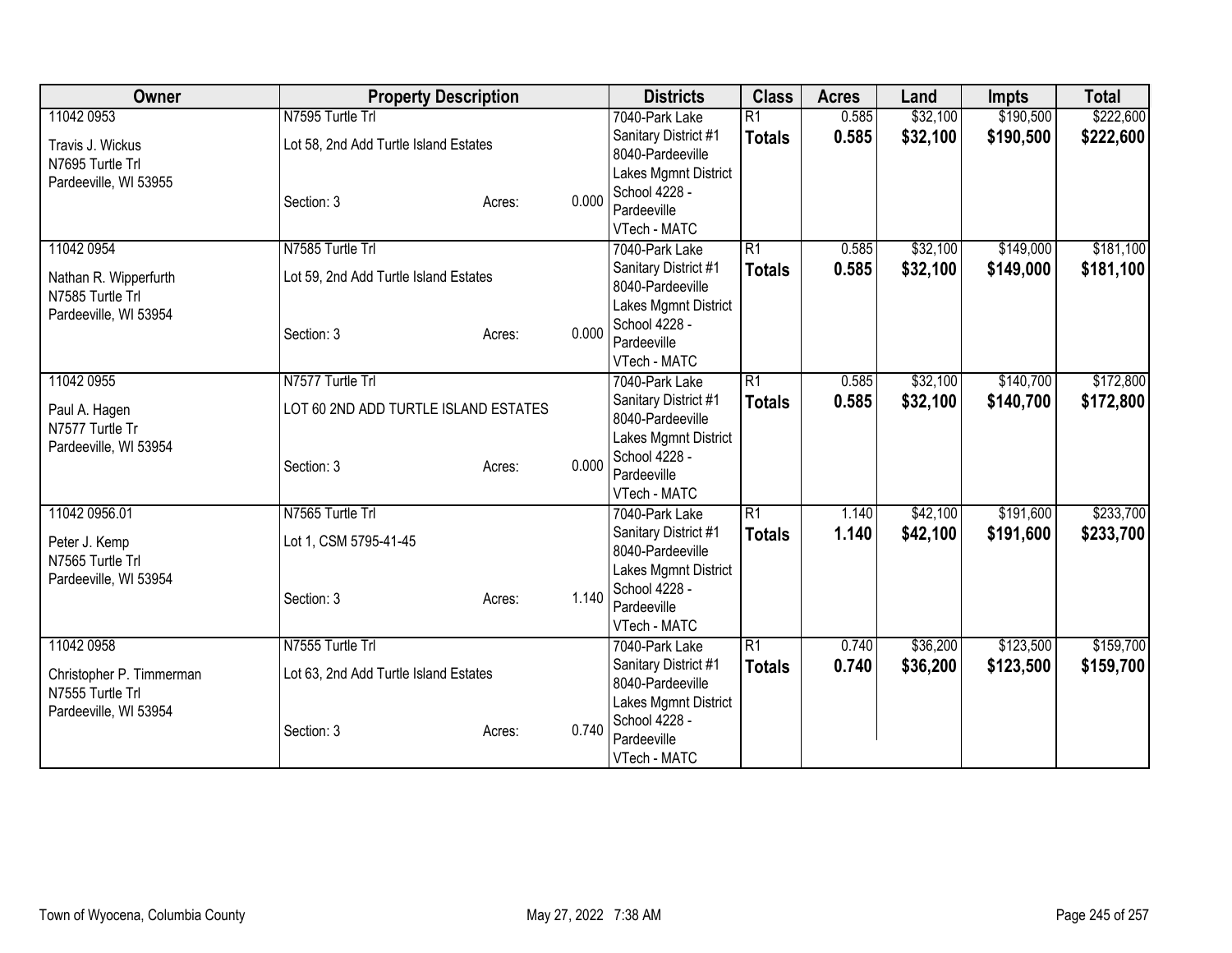| Owner | Property Description | | | Districts | Class | Acres | Land | Impts | Total |
|---|---|---|---|---|---|---|---|---|---|
| 11042 0953 | N7595 Turtle Trl | | | 7040-Park Lake | R1 | 0.585 | $32,100 | $190,500 | $222,600 |
| Travis J. Wickus<br>N7695 Turtle Trl<br>Pardeeville, WI 53955 | Lot 58, 2nd Add Turtle Island Estates<br><br>Section: 3 | Acres: | 0.000 | Sanitary District #1<br>8040-Pardeeville Lakes Mgmnt District<br>School 4228 - Pardeeville<br>VTech - MATC | **Totals** | **0.585** | **$32,100** | **$190,500** | **$222,600** |
| 11042 0954 | N7585 Turtle Trl | | | 7040-Park Lake | R1 | 0.585 | $32,100 | $149,000 | $181,100 |
| Nathan R. Wipperfurth<br>N7585 Turtle Trl<br>Pardeeville, WI 53954 | Lot 59, 2nd Add Turtle Island Estates<br><br>Section: 3 | Acres: | 0.000 | Sanitary District #1<br>8040-Pardeeville Lakes Mgmnt District<br>School 4228 - Pardeeville<br>VTech - MATC | **Totals** | **0.585** | **$32,100** | **$149,000** | **$181,100** |
| 11042 0955 | N7577 Turtle Trl | | | 7040-Park Lake | R1 | 0.585 | $32,100 | $140,700 | $172,800 |
| Paul A. Hagen<br>N7577 Turtle Tr<br>Pardeeville, WI 53954 | LOT 60 2ND ADD TURTLE ISLAND ESTATES<br><br>Section: 3 | Acres: | 0.000 | Sanitary District #1<br>8040-Pardeeville Lakes Mgmnt District<br>School 4228 - Pardeeville<br>VTech - MATC | **Totals** | **0.585** | **$32,100** | **$140,700** | **$172,800** |
| 11042 0956.01 | N7565 Turtle Trl | | | 7040-Park Lake | R1 | 1.140 | $42,100 | $191,600 | $233,700 |
| Peter J. Kemp<br>N7565 Turtle Trl<br>Pardeeville, WI 53954 | Lot 1, CSM 5795-41-45<br><br>Section: 3 | Acres: | 1.140 | Sanitary District #1<br>8040-Pardeeville Lakes Mgmnt District<br>School 4228 - Pardeeville<br>VTech - MATC | **Totals** | **1.140** | **$42,100** | **$191,600** | **$233,700** |
| 11042 0958 | N7555 Turtle Trl | | | 7040-Park Lake | R1 | 0.740 | $36,200 | $123,500 | $159,700 |
| Christopher P. Timmerman<br>N7555 Turtle Trl<br>Pardeeville, WI 53954 | Lot 63, 2nd Add Turtle Island Estates<br><br>Section: 3 | Acres: | 0.740 | Sanitary District #1<br>8040-Pardeeville Lakes Mgmnt District<br>School 4228 - Pardeeville<br>VTech - MATC | **Totals** | **0.740** | **$36,200** | **$123,500** | **$159,700** |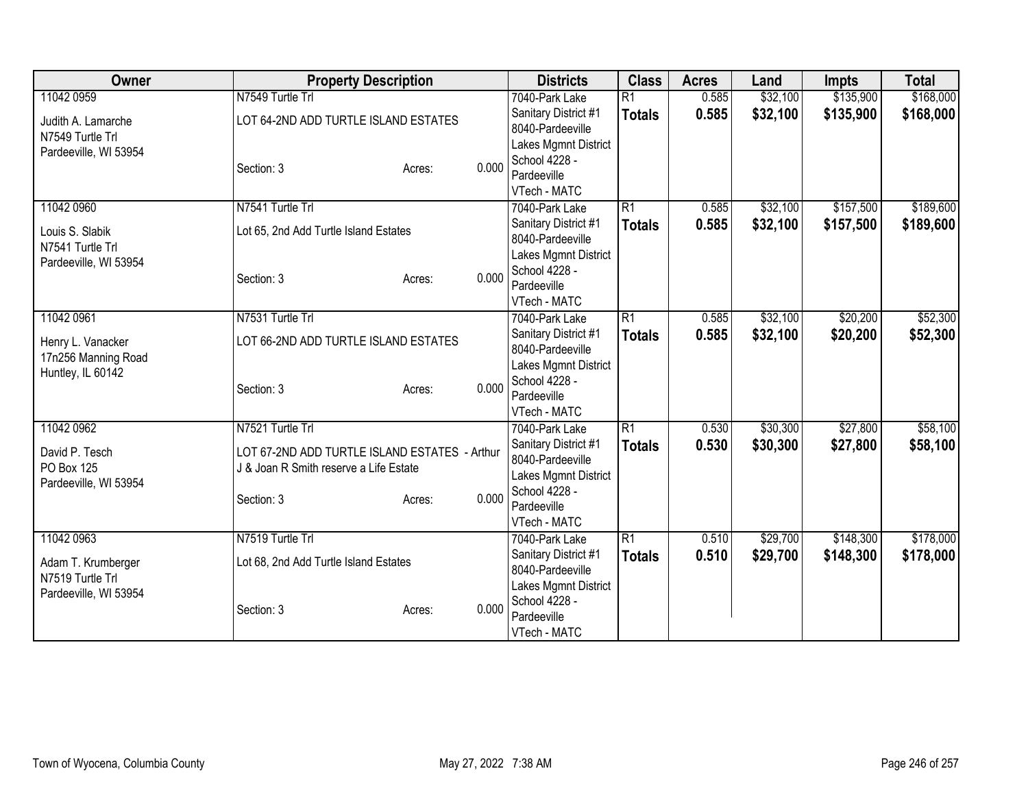| Owner | Property Description | | | Districts | Class | Acres | Land | Impts | Total |
|---|---|---|---|---|---|---|---|---|---|
| 11042 0959 | N7549 Turtle Trl | | | 7040-Park Lake | R1 | 0.585 | $32,100 | $135,900 | $168,000 |
| Judith A. Lamarche<br>N7549 Turtle Trl<br>Pardeeville, WI 53954 | LOT 64-2ND ADD TURTLE ISLAND ESTATES | | | Sanitary District #1<br>8040-Pardeeville Lakes Mgmnt District | **Totals** | **0.585** | **$32,100** | **$135,900** | **$168,000** |
| | Section: 3 | Acres: | 0.000 | School 4228 - Pardeeville<br>VTech - MATC | | | | | |
| 11042 0960 | N7541 Turtle Trl | | | 7040-Park Lake | R1 | 0.585 | $32,100 | $157,500 | $189,600 |
| Louis S. Slabik<br>N7541 Turtle Trl<br>Pardeeville, WI 53954 | Lot 65, 2nd Add Turtle Island Estates | | | Sanitary District #1<br>8040-Pardeeville Lakes Mgmnt District | **Totals** | **0.585** | **$32,100** | **$157,500** | **$189,600** |
| | Section: 3 | Acres: | 0.000 | School 4228 - Pardeeville<br>VTech - MATC | | | | | |
| 11042 0961 | N7531 Turtle Trl | | | 7040-Park Lake | R1 | 0.585 | $32,100 | $20,200 | $52,300 |
| Henry L. Vanacker<br>17n256 Manning Road<br>Huntley, IL 60142 | LOT 66-2ND ADD TURTLE ISLAND ESTATES | | | Sanitary District #1<br>8040-Pardeeville Lakes Mgmnt District | **Totals** | **0.585** | **$32,100** | **$20,200** | **$52,300** |
| | Section: 3 | Acres: | 0.000 | School 4228 - Pardeeville<br>VTech - MATC | | | | | |
| 11042 0962 | N7521 Turtle Trl | | | 7040-Park Lake | R1 | 0.530 | $30,300 | $27,800 | $58,100 |
| David P. Tesch<br>PO Box 125<br>Pardeeville, WI 53954 | LOT 67-2ND ADD TURTLE ISLAND ESTATES - Arthur J & Joan R Smith reserve a Life Estate | | | Sanitary District #1<br>8040-Pardeeville Lakes Mgmnt District | **Totals** | **0.530** | **$30,300** | **$27,800** | **$58,100** |
| | Section: 3 | Acres: | 0.000 | School 4228 - Pardeeville<br>VTech - MATC | | | | | |
| 11042 0963 | N7519 Turtle Trl | | | 7040-Park Lake | R1 | 0.510 | $29,700 | $148,300 | $178,000 |
| Adam T. Krumberger<br>N7519 Turtle Trl<br>Pardeeville, WI 53954 | Lot 68, 2nd Add Turtle Island Estates | | | Sanitary District #1<br>8040-Pardeeville Lakes Mgmnt District | **Totals** | **0.510** | **$29,700** | **$148,300** | **$178,000** |
| | Section: 3 | Acres: | 0.000 | School 4228 - Pardeeville<br>VTech - MATC | | | | | |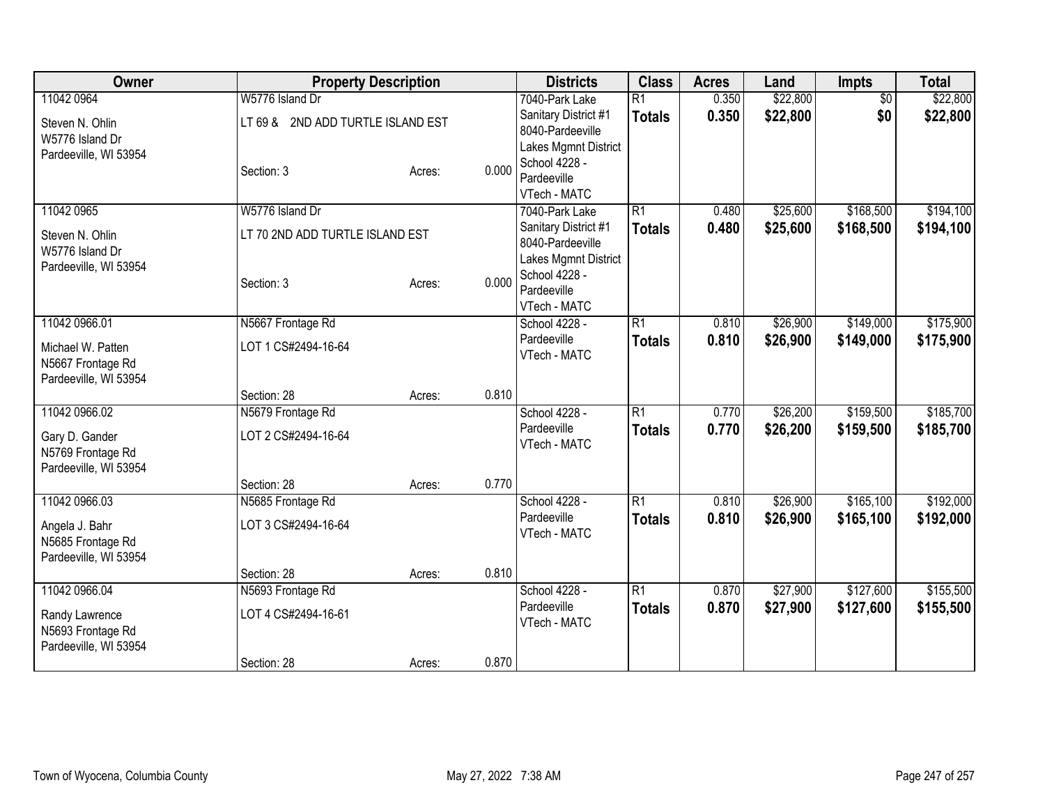| Owner | Property Description | | | Districts | Class | Acres | Land | Impts | Total |
|---|---|---|---|---|---|---|---|---|---|
| 11042 0964 | W5776 Island Dr | | | 7040-Park Lake | R1 | 0.350 | $22,800 | $0 | $22,800 |
| Steven N. Ohlin<br>W5776 Island Dr<br>Pardeeville, WI 53954 | LT 69 & 2ND ADD TURTLE ISLAND EST | | | Sanitary District #1<br>8040-Pardeeville<br>Lakes Mgmnt District | **Totals** | **0.350** | **$22,800** | **$0** | **$22,800** |
| | Section: 3 | Acres: | 0.000 | School 4228 -<br>Pardeeville<br>VTech - MATC | | | | | |
| 11042 0965 | W5776 Island Dr | | | 7040-Park Lake | R1 | 0.480 | $25,600 | $168,500 | $194,100 |
| Steven N. Ohlin<br>W5776 Island Dr<br>Pardeeville, WI 53954 | LT 70 2ND ADD TURTLE ISLAND EST | | | Sanitary District #1<br>8040-Pardeeville<br>Lakes Mgmnt District | **Totals** | **0.480** | **$25,600** | **$168,500** | **$194,100** |
| | Section: 3 | Acres: | 0.000 | School 4228 -<br>Pardeeville<br>VTech - MATC | | | | | |
| 11042 0966.01 | N5667 Frontage Rd | | | School 4228 - | R1 | 0.810 | $26,900 | $149,000 | $175,900 |
| Michael W. Patten<br>N5667 Frontage Rd<br>Pardeeville, WI 53954 | LOT 1 CS#2494-16-64 | | | Pardeeville<br>VTech - MATC | **Totals** | **0.810** | **$26,900** | **$149,000** | **$175,900** |
| | Section: 28 | Acres: | 0.810 | | | | | | |
| 11042 0966.02 | N5679 Frontage Rd | | | School 4228 - | R1 | 0.770 | $26,200 | $159,500 | $185,700 |
| Gary D. Gander<br>N5769 Frontage Rd<br>Pardeeville, WI 53954 | LOT 2 CS#2494-16-64 | | | Pardeeville<br>VTech - MATC | **Totals** | **0.770** | **$26,200** | **$159,500** | **$185,700** |
| | Section: 28 | Acres: | 0.770 | | | | | | |
| 11042 0966.03 | N5685 Frontage Rd | | | School 4228 - | R1 | 0.810 | $26,900 | $165,100 | $192,000 |
| Angela J. Bahr<br>N5685 Frontage Rd<br>Pardeeville, WI 53954 | LOT 3 CS#2494-16-64 | | | Pardeeville<br>VTech - MATC | **Totals** | **0.810** | **$26,900** | **$165,100** | **$192,000** |
| | Section: 28 | Acres: | 0.810 | | | | | | |
| 11042 0966.04 | N5693 Frontage Rd | | | School 4228 - | R1 | 0.870 | $27,900 | $127,600 | $155,500 |
| Randy Lawrence<br>N5693 Frontage Rd<br>Pardeeville, WI 53954 | LOT 4 CS#2494-16-61 | | | Pardeeville<br>VTech - MATC | **Totals** | **0.870** | **$27,900** | **$127,600** | **$155,500** |
| | Section: 28 | Acres: | 0.870 | | | | | | |

Town of Wyocena, Columbia County May 27, 2022 7:38 AM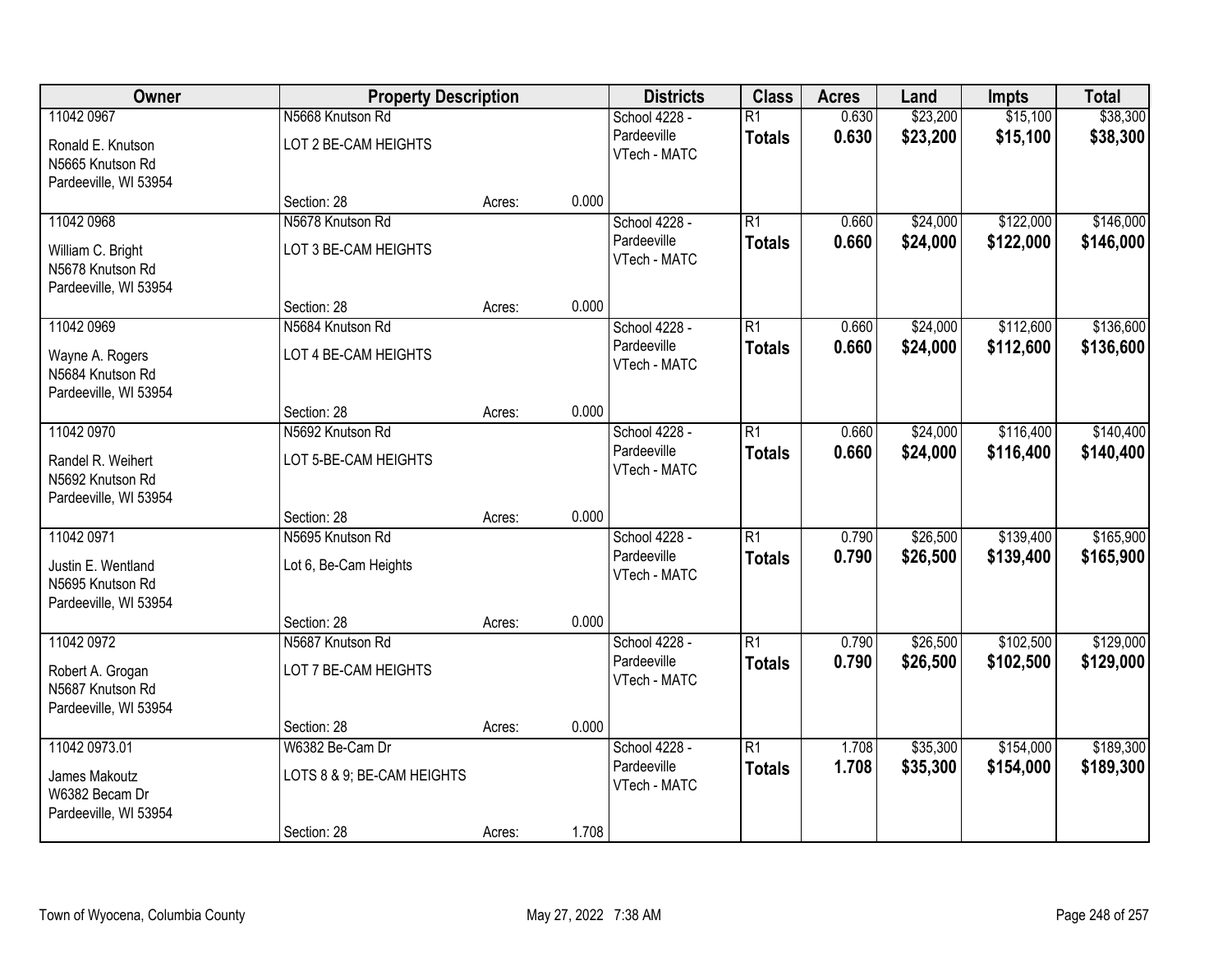| Owner | Property Description | | | Districts | Class | Acres | Land | Impts | Total |
|---|---|---|---|---|---|---|---|---|---|
| 11042 0967 | N5668 Knutson Rd | | | School 4228 - Pardeeville | R1 | 0.630 | $23,200 | $15,100 | $38,300 |
| Ronald E. Knutson<br>N5665 Knutson Rd<br>Pardeeville, WI 53954 | LOT 2 BE-CAM HEIGHTS | | | VTech - MATC | **Totals** | **0.630** | **$23,200** | **$15,100** | **$38,300** |
| | Section: 28 | Acres: | 0.000 | | | | | | |
| 11042 0968 | N5678 Knutson Rd | | | School 4228 - Pardeeville | R1 | 0.660 | $24,000 | $122,000 | $146,000 |
| William C. Bright<br>N5678 Knutson Rd<br>Pardeeville, WI 53954 | LOT 3 BE-CAM HEIGHTS | | | VTech - MATC | **Totals** | **0.660** | **$24,000** | **$122,000** | **$146,000** |
| | Section: 28 | Acres: | 0.000 | | | | | | |
| 11042 0969 | N5684 Knutson Rd | | | School 4228 - Pardeeville | R1 | 0.660 | $24,000 | $112,600 | $136,600 |
| Wayne A. Rogers<br>N5684 Knutson Rd<br>Pardeeville, WI 53954 | LOT 4 BE-CAM HEIGHTS | | | VTech - MATC | **Totals** | **0.660** | **$24,000** | **$112,600** | **$136,600** |
| | Section: 28 | Acres: | 0.000 | | | | | | |
| 11042 0970 | N5692 Knutson Rd | | | School 4228 - Pardeeville | R1 | 0.660 | $24,000 | $116,400 | $140,400 |
| Randel R. Weihert<br>N5692 Knutson Rd<br>Pardeeville, WI 53954 | LOT 5-BE-CAM HEIGHTS | | | VTech - MATC | **Totals** | **0.660** | **$24,000** | **$116,400** | **$140,400** |
| | Section: 28 | Acres: | 0.000 | | | | | | |
| 11042 0971 | N5695 Knutson Rd | | | School 4228 - Pardeeville | R1 | 0.790 | $26,500 | $139,400 | $165,900 |
| Justin E. Wentland<br>N5695 Knutson Rd<br>Pardeeville, WI 53954 | Lot 6, Be-Cam Heights | | | VTech - MATC | **Totals** | **0.790** | **$26,500** | **$139,400** | **$165,900** |
| | Section: 28 | Acres: | 0.000 | | | | | | |
| 11042 0972 | N5687 Knutson Rd | | | School 4228 - Pardeeville | R1 | 0.790 | $26,500 | $102,500 | $129,000 |
| Robert A. Grogan<br>N5687 Knutson Rd<br>Pardeeville, WI 53954 | LOT 7 BE-CAM HEIGHTS | | | VTech - MATC | **Totals** | **0.790** | **$26,500** | **$102,500** | **$129,000** |
| | Section: 28 | Acres: | 0.000 | | | | | | |
| 11042 0973.01 | W6382 Be-Cam Dr | | | School 4228 - Pardeeville | R1 | 1.708 | $35,300 | $154,000 | $189,300 |
| James Makoutz<br>W6382 Becam Dr<br>Pardeeville, WI 53954 | LOTS 8 & 9; BE-CAM HEIGHTS | | | VTech - MATC | **Totals** | **1.708** | **$35,300** | **$154,000** | **$189,300** |
| | Section: 28 | Acres: | 1.708 | | | | | | |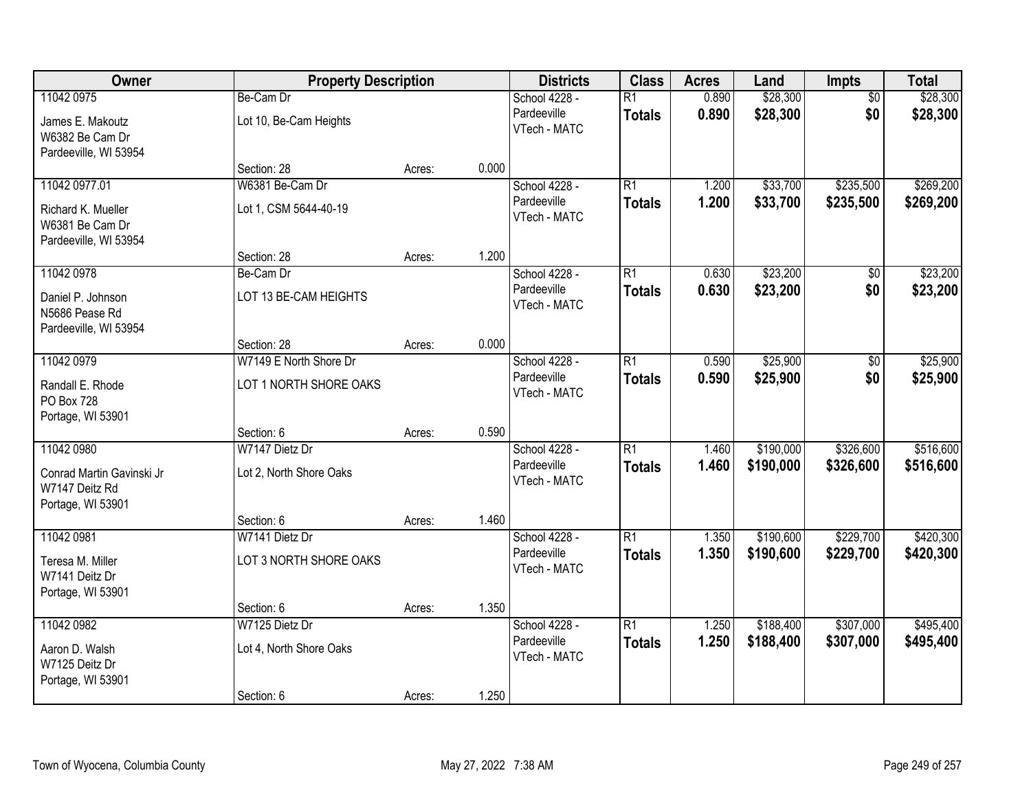| Owner | Property Description | | | Districts | Class | Acres | Land | Impts | Total |
|---|---|---|---|---|---|---|---|---|---|
| 11042 0975 | Be-Cam Dr | | | School 4228 - | R1 | 0.890 | $28,300 | $0 | $28,300 |
| James E. Makoutz<br>W6382 Be Cam Dr<br>Pardeeville, WI 53954 | Lot 10, Be-Cam Heights | | | Pardeeville<br>VTech - MATC | **Totals** | **0.890** | **$28,300** | **$0** | **$28,300** |
| | Section: 28 | Acres: | 0.000 | | | | | | |
| 11042 0977.01 | W6381 Be-Cam Dr | | | School 4228 - | R1 | 1.200 | $33,700 | $235,500 | $269,200 |
| Richard K. Mueller<br>W6381 Be Cam Dr<br>Pardeeville, WI 53954 | Lot 1, CSM 5644-40-19 | | | Pardeeville<br>VTech - MATC | **Totals** | **1.200** | **$33,700** | **$235,500** | **$269,200** |
| | Section: 28 | Acres: | 1.200 | | | | | | |
| 11042 0978 | Be-Cam Dr | | | School 4228 - | R1 | 0.630 | $23,200 | $0 | $23,200 |
| Daniel P. Johnson<br>N5686 Pease Rd<br>Pardeeville, WI 53954 | LOT 13 BE-CAM HEIGHTS | | | Pardeeville<br>VTech - MATC | **Totals** | **0.630** | **$23,200** | **$0** | **$23,200** |
| | Section: 28 | Acres: | 0.000 | | | | | | |
| 11042 0979 | W7149 E North Shore Dr | | | School 4228 - | R1 | 0.590 | $25,900 | $0 | $25,900 |
| Randall E. Rhode<br>PO Box 728<br>Portage, WI 53901 | LOT 1 NORTH SHORE OAKS | | | Pardeeville<br>VTech - MATC | **Totals** | **0.590** | **$25,900** | **$0** | **$25,900** |
| | Section: 6 | Acres: | 0.590 | | | | | | |
| 11042 0980 | W7147 Dietz Dr | | | School 4228 - | R1 | 1.460 | $190,000 | $326,600 | $516,600 |
| Conrad Martin Gavinski Jr<br>W7147 Deitz Rd<br>Portage, WI 53901 | Lot 2, North Shore Oaks | | | Pardeeville<br>VTech - MATC | **Totals** | **1.460** | **$190,000** | **$326,600** | **$516,600** |
| | Section: 6 | Acres: | 1.460 | | | | | | |
| 11042 0981 | W7141 Dietz Dr | | | School 4228 - | R1 | 1.350 | $190,600 | $229,700 | $420,300 |
| Teresa M. Miller<br>W7141 Deitz Dr<br>Portage, WI 53901 | LOT 3 NORTH SHORE OAKS | | | Pardeeville<br>VTech - MATC | **Totals** | **1.350** | **$190,600** | **$229,700** | **$420,300** |
| | Section: 6 | Acres: | 1.350 | | | | | | |
| 11042 0982 | W7125 Dietz Dr | | | School 4228 - | R1 | 1.250 | $188,400 | $307,000 | $495,400 |
| Aaron D. Walsh<br>W7125 Deitz Dr<br>Portage, WI 53901 | Lot 4, North Shore Oaks | | | Pardeeville<br>VTech - MATC | **Totals** | **1.250** | **$188,400** | **$307,000** | **$495,400** |
| | Section: 6 | Acres: | 1.250 | | | | | | |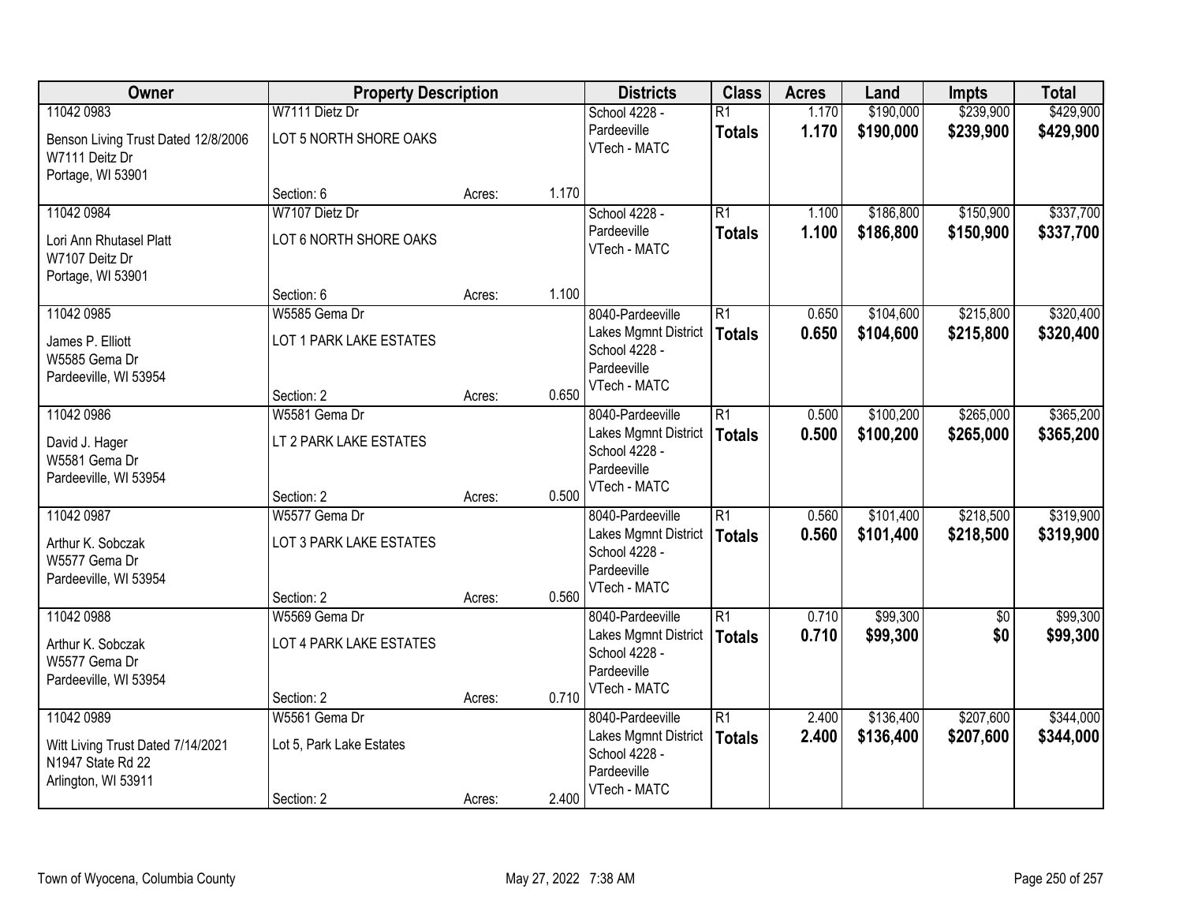| Owner | Property Description | | | Districts | Class | Acres | Land | Impts | Total |
|---|---|---|---|---|---|---|---|---|---|
| 11042 0983<br>Benson Living Trust Dated 12/8/2006<br>W7111 Deitz Dr<br>Portage, WI 53901 | W7111 Dietz Dr<br>LOT 5 NORTH SHORE OAKS<br>Section: 6 | Acres: | 1.170 | School 4228 - Pardeeville<br>VTech - MATC | R1<br>**Totals** | 1.170<br>**1.170** | $190,000<br>**$190,000** | $239,900<br>**$239,900** | $429,900<br>**$429,900** |
| 11042 0984<br>Lori Ann Rhutasel Platt<br>W7107 Deitz Dr<br>Portage, WI 53901 | W7107 Dietz Dr<br>LOT 6 NORTH SHORE OAKS<br>Section: 6 | Acres: | 1.100 | School 4228 - Pardeeville<br>VTech - MATC | R1<br>**Totals** | 1.100<br>**1.100** | $186,800<br>**$186,800** | $150,900<br>**$150,900** | $337,700<br>**$337,700** |
| 11042 0985<br>James P. Elliott<br>W5585 Gema Dr<br>Pardeeville, WI 53954 | W5585 Gema Dr<br>LOT 1 PARK LAKE ESTATES<br>Section: 2 | Acres: | 0.650 | 8040-Pardeeville Lakes Mgmnt District<br>School 4228 - Pardeeville<br>VTech - MATC | R1<br>**Totals** | 0.650<br>**0.650** | $104,600<br>**$104,600** | $215,800<br>**$215,800** | $320,400<br>**$320,400** |
| 11042 0986<br>David J. Hager<br>W5581 Gema Dr<br>Pardeeville, WI 53954 | W5581 Gema Dr<br>LT 2 PARK LAKE ESTATES<br>Section: 2 | Acres: | 0.500 | 8040-Pardeeville Lakes Mgmnt District<br>School 4228 - Pardeeville<br>VTech - MATC | R1<br>**Totals** | 0.500<br>**0.500** | $100,200<br>**$100,200** | $265,000<br>**$265,000** | $365,200<br>**$365,200** |
| 11042 0987<br>Arthur K. Sobczak<br>W5577 Gema Dr<br>Pardeeville, WI 53954 | W5577 Gema Dr<br>LOT 3 PARK LAKE ESTATES<br>Section: 2 | Acres: | 0.560 | 8040-Pardeeville Lakes Mgmnt District<br>School 4228 - Pardeeville<br>VTech - MATC | R1<br>**Totals** | 0.560<br>**0.560** | $101,400<br>**$101,400** | $218,500<br>**$218,500** | $319,900<br>**$319,900** |
| 11042 0988<br>Arthur K. Sobczak<br>W5577 Gema Dr<br>Pardeeville, WI 53954 | W5569 Gema Dr<br>LOT 4 PARK LAKE ESTATES<br>Section: 2 | Acres: | 0.710 | 8040-Pardeeville Lakes Mgmnt District<br>School 4228 - Pardeeville<br>VTech - MATC | R1<br>**Totals** | 0.710<br>**0.710** | $99,300<br>**$99,300** | $0<br>**$0** | $99,300<br>**$99,300** |
| 11042 0989<br>Witt Living Trust Dated 7/14/2021<br>N1947 State Rd 22<br>Arlington, WI 53911 | W5561 Gema Dr<br>Lot 5, Park Lake Estates<br>Section: 2 | Acres: | 2.400 | 8040-Pardeeville Lakes Mgmnt District<br>School 4228 - Pardeeville<br>VTech - MATC | R1<br>**Totals** | 2.400<br>**2.400** | $136,400<br>**$136,400** | $207,600<br>**$207,600** | $344,000<br>**$344,000** |

Town of Wyocena, Columbia County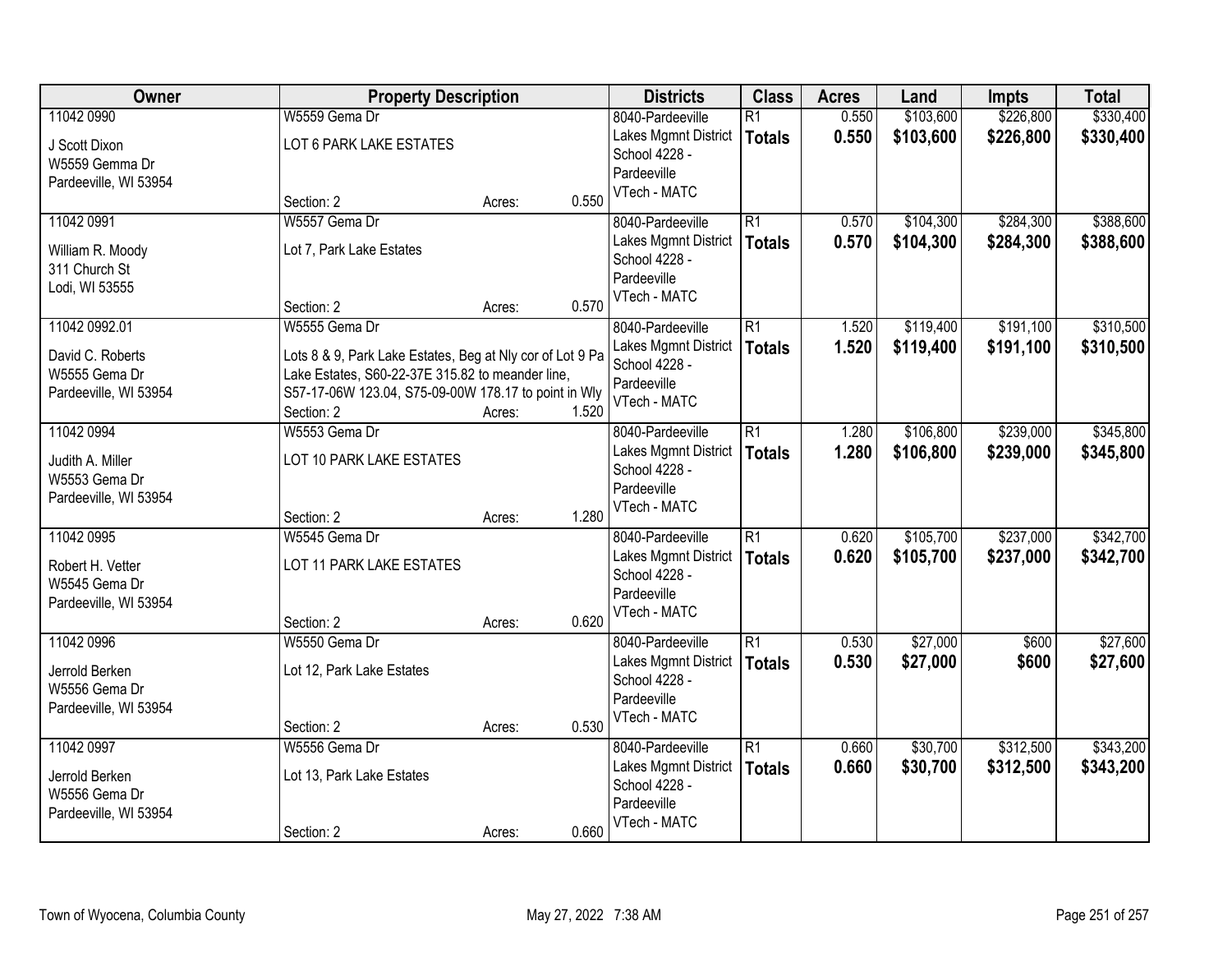| Owner | Property Description | | | Districts | Class | Acres | Land | Impts | Total |
|---|---|---|---|---|---|---|---|---|---|
| 11042 0990<br>J Scott Dixon<br>W5559 Gemma Dr<br>Pardeeville, WI 53954 | W5559 Gema Dr<br>LOT 6 PARK LAKE ESTATES<br>Section: 2 | Acres: | 0.550 | 8040-Pardeeville Lakes Mgmnt District<br>School 4228 - Pardeeville<br>VTech - MATC | R1<br>**Totals** | 0.550<br>**0.550** | $103,600<br>**$103,600** | $226,800<br>**$226,800** | $330,400<br>**$330,400** |
| 11042 0991<br>William R. Moody<br>311 Church St<br>Lodi, WI 53555 | W5557 Gema Dr<br>Lot 7, Park Lake Estates<br>Section: 2 | Acres: | 0.570 | 8040-Pardeeville Lakes Mgmnt District<br>School 4228 - Pardeeville<br>VTech - MATC | R1<br>**Totals** | 0.570<br>**0.570** | $104,300<br>**$104,300** | $284,300<br>**$284,300** | $388,600<br>**$388,600** |
| 11042 0992.01<br>David C. Roberts<br>W5555 Gema Dr<br>Pardeeville, WI 53954 | W5555 Gema Dr<br>Lots 8 & 9, Park Lake Estates, Beg at Nly cor of Lot 9 Pa Lake Estates, S60-22-37E 315.82 to meander line, S57-17-06W 123.04, S75-09-00W 178.17 to point in Wly<br>Section: 2 | Acres: | 1.520 | 8040-Pardeeville Lakes Mgmnt District<br>School 4228 - Pardeeville<br>VTech - MATC | R1<br>**Totals** | 1.520<br>**1.520** | $119,400<br>**$119,400** | $191,100<br>**$191,100** | $310,500<br>**$310,500** |
| 11042 0994<br>Judith A. Miller<br>W5553 Gema Dr<br>Pardeeville, WI 53954 | W5553 Gema Dr<br>LOT 10 PARK LAKE ESTATES<br>Section: 2 | Acres: | 1.280 | 8040-Pardeeville Lakes Mgmnt District<br>School 4228 - Pardeeville<br>VTech - MATC | R1<br>**Totals** | 1.280<br>**1.280** | $106,800<br>**$106,800** | $239,000<br>**$239,000** | $345,800<br>**$345,800** |
| 11042 0995<br>Robert H. Vetter<br>W5545 Gema Dr<br>Pardeeville, WI 53954 | W5545 Gema Dr<br>LOT 11 PARK LAKE ESTATES<br>Section: 2 | Acres: | 0.620 | 8040-Pardeeville Lakes Mgmnt District<br>School 4228 - Pardeeville<br>VTech - MATC | R1<br>**Totals** | 0.620<br>**0.620** | $105,700<br>**$105,700** | $237,000<br>**$237,000** | $342,700<br>**$342,700** |
| 11042 0996<br>Jerrold Berken<br>W5556 Gema Dr<br>Pardeeville, WI 53954 | W5550 Gema Dr<br>Lot 12, Park Lake Estates<br>Section: 2 | Acres: | 0.530 | 8040-Pardeeville Lakes Mgmnt District<br>School 4228 - Pardeeville<br>VTech - MATC | R1<br>**Totals** | 0.530<br>**0.530** | $27,000<br>**$27,000** | $600<br>**$600** | $27,600<br>**$27,600** |
| 11042 0997<br>Jerrold Berken<br>W5556 Gema Dr<br>Pardeeville, WI 53954 | W5556 Gema Dr<br>Lot 13, Park Lake Estates<br>Section: 2 | Acres: | 0.660 | 8040-Pardeeville Lakes Mgmnt District<br>School 4228 - Pardeeville<br>VTech - MATC | R1<br>**Totals** | 0.660<br>**0.660** | $30,700<br>**$30,700** | $312,500<br>**$312,500** | $343,200<br>**$343,200** |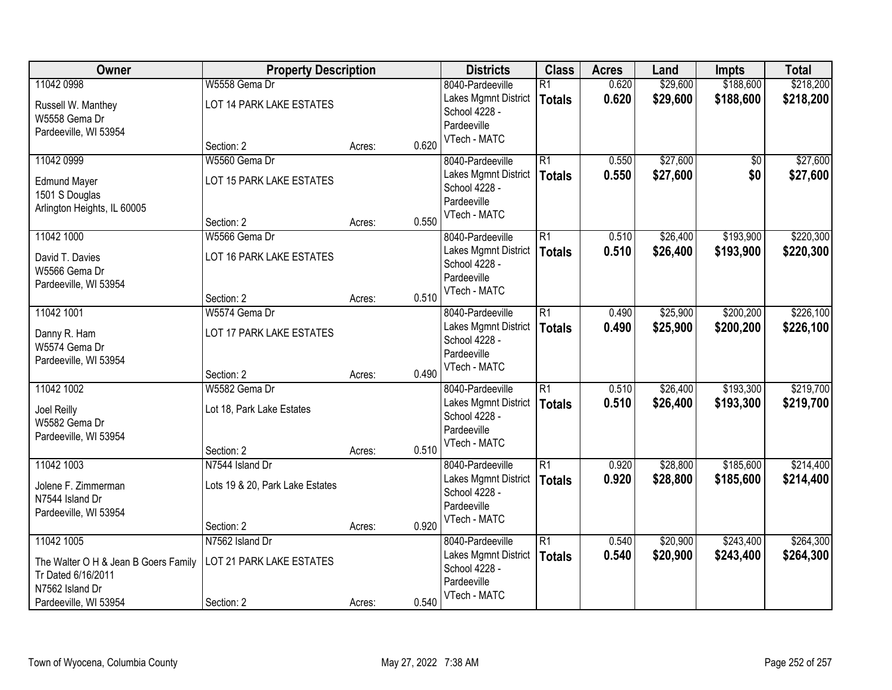| Owner | Property Description | | | Districts | Class | Acres | Land | Impts | Total |
|---|---|---|---|---|---|---|---|---|---|
| 11042 0998 | W5558 Gema Dr | | | 8040-Pardeeville | R1 | 0.620 | $29,600 | $188,600 | $218,200 |
| Russell W. Manthey<br>W5558 Gema Dr<br>Pardeeville, WI 53954 | LOT 14 PARK LAKE ESTATES | | | Lakes Mgmnt District<br>School 4228 - Pardeeville<br>VTech - MATC | **Totals** | **0.620** | **$29,600** | **$188,600** | **$218,200** |
| | Section: 2 | Acres: | 0.620 | | | | | | |
| 11042 0999 | W5560 Gema Dr | | | 8040-Pardeeville | R1 | 0.550 | $27,600 | $0 | $27,600 |
| Edmund Mayer<br>1501 S Douglas<br>Arlington Heights, IL 60005 | LOT 15 PARK LAKE ESTATES | | | Lakes Mgmnt District<br>School 4228 - Pardeeville<br>VTech - MATC | **Totals** | **0.550** | **$27,600** | **$0** | **$27,600** |
| | Section: 2 | Acres: | 0.550 | | | | | | |
| 11042 1000 | W5566 Gema Dr | | | 8040-Pardeeville | R1 | 0.510 | $26,400 | $193,900 | $220,300 |
| David T. Davies<br>W5566 Gema Dr<br>Pardeeville, WI 53954 | LOT 16 PARK LAKE ESTATES | | | Lakes Mgmnt District<br>School 4228 - Pardeeville<br>VTech - MATC | **Totals** | **0.510** | **$26,400** | **$193,900** | **$220,300** |
| | Section: 2 | Acres: | 0.510 | | | | | | |
| 11042 1001 | W5574 Gema Dr | | | 8040-Pardeeville | R1 | 0.490 | $25,900 | $200,200 | $226,100 |
| Danny R. Ham<br>W5574 Gema Dr<br>Pardeeville, WI 53954 | LOT 17 PARK LAKE ESTATES | | | Lakes Mgmnt District<br>School 4228 - Pardeeville<br>VTech - MATC | **Totals** | **0.490** | **$25,900** | **$200,200** | **$226,100** |
| | Section: 2 | Acres: | 0.490 | | | | | | |
| 11042 1002 | W5582 Gema Dr | | | 8040-Pardeeville | R1 | 0.510 | $26,400 | $193,300 | $219,700 |
| Joel Reilly<br>W5582 Gema Dr<br>Pardeeville, WI 53954 | Lot 18, Park Lake Estates | | | Lakes Mgmnt District<br>School 4228 - Pardeeville<br>VTech - MATC | **Totals** | **0.510** | **$26,400** | **$193,300** | **$219,700** |
| | Section: 2 | Acres: | 0.510 | | | | | | |
| 11042 1003 | N7544 Island Dr | | | 8040-Pardeeville | R1 | 0.920 | $28,800 | $185,600 | $214,400 |
| Jolene F. Zimmerman<br>N7544 Island Dr<br>Pardeeville, WI 53954 | Lots 19 & 20, Park Lake Estates | | | Lakes Mgmnt District<br>School 4228 - Pardeeville<br>VTech - MATC | **Totals** | **0.920** | **$28,800** | **$185,600** | **$214,400** |
| | Section: 2 | Acres: | 0.920 | | | | | | |
| 11042 1005 | N7562 Island Dr | | | 8040-Pardeeville | R1 | 0.540 | $20,900 | $243,400 | $264,300 |
| The Walter O H & Jean B Goers Family Tr Dated 6/16/2011<br>N7562 Island Dr<br>Pardeeville, WI 53954 | LOT 21 PARK LAKE ESTATES | | | Lakes Mgmnt District<br>School 4228 - Pardeeville<br>VTech - MATC | **Totals** | **0.540** | **$20,900** | **$243,400** | **$264,300** |
| | Section: 2 | Acres: | 0.540 | | | | | | |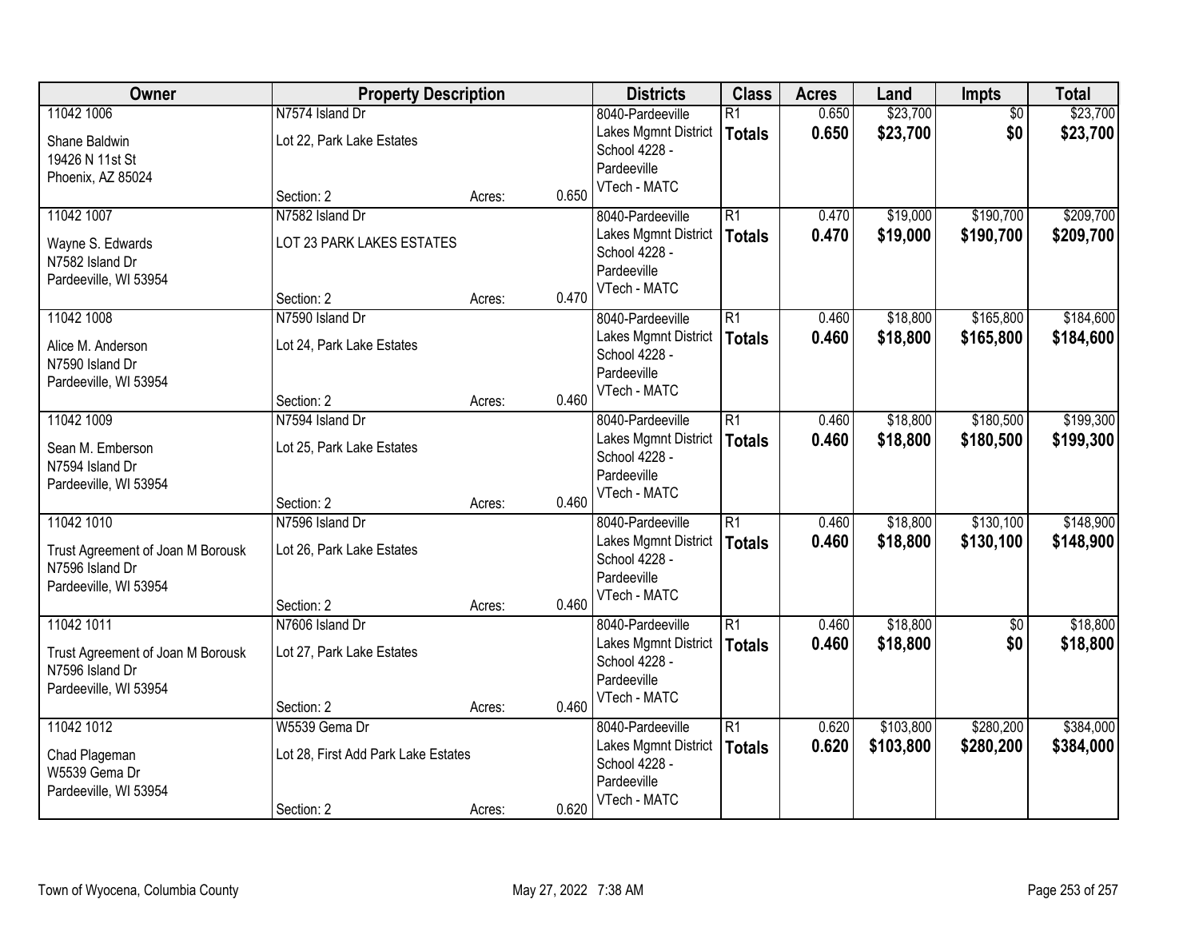| Owner | Property Description | | | Districts | Class | Acres | Land | Impts | Total |
|---|---|---|---|---|---|---|---|---|---|
| 11042 1006<br>Shane Baldwin<br>19426 N 11st St<br>Phoenix, AZ 85024 | N7574 Island Dr<br>Lot 22, Park Lake Estates<br>Section: 2 | Acres: | 0.650 | 8040-Pardeeville<br>Lakes Mgmnt District<br>School 4228 - Pardeeville<br>VTech - MATC | R1<br>**Totals** | 0.650<br>**0.650** | $23,700<br>**$23,700** | $0<br>**$0** | $23,700<br>**$23,700** |
| 11042 1007<br>Wayne S. Edwards<br>N7582 Island Dr<br>Pardeeville, WI 53954 | N7582 Island Dr<br>LOT 23 PARK LAKES ESTATES<br>Section: 2 | Acres: | 0.470 | 8040-Pardeeville<br>Lakes Mgmnt District<br>School 4228 - Pardeeville<br>VTech - MATC | R1<br>**Totals** | 0.470<br>**0.470** | $19,000<br>**$19,000** | $190,700<br>**$190,700** | $209,700<br>**$209,700** |
| 11042 1008<br>Alice M. Anderson<br>N7590 Island Dr<br>Pardeeville, WI 53954 | N7590 Island Dr<br>Lot 24, Park Lake Estates<br>Section: 2 | Acres: | 0.460 | 8040-Pardeeville<br>Lakes Mgmnt District<br>School 4228 - Pardeeville<br>VTech - MATC | R1<br>**Totals** | 0.460<br>**0.460** | $18,800<br>**$18,800** | $165,800<br>**$165,800** | $184,600<br>**$184,600** |
| 11042 1009<br>Sean M. Emberson<br>N7594 Island Dr<br>Pardeeville, WI 53954 | N7594 Island Dr<br>Lot 25, Park Lake Estates<br>Section: 2 | Acres: | 0.460 | 8040-Pardeeville<br>Lakes Mgmnt District<br>School 4228 - Pardeeville<br>VTech - MATC | R1<br>**Totals** | 0.460<br>**0.460** | $18,800<br>**$18,800** | $180,500<br>**$180,500** | $199,300<br>**$199,300** |
| 11042 1010<br>Trust Agreement of Joan M Borousk<br>N7596 Island Dr<br>Pardeeville, WI 53954 | N7596 Island Dr<br>Lot 26, Park Lake Estates<br>Section: 2 | Acres: | 0.460 | 8040-Pardeeville<br>Lakes Mgmnt District<br>School 4228 - Pardeeville<br>VTech - MATC | R1<br>**Totals** | 0.460<br>**0.460** | $18,800<br>**$18,800** | $130,100<br>**$130,100** | $148,900<br>**$148,900** |
| 11042 1011<br>Trust Agreement of Joan M Borousk<br>N7596 Island Dr<br>Pardeeville, WI 53954 | N7606 Island Dr<br>Lot 27, Park Lake Estates<br>Section: 2 | Acres: | 0.460 | 8040-Pardeeville<br>Lakes Mgmnt District<br>School 4228 - Pardeeville<br>VTech - MATC | R1<br>**Totals** | 0.460<br>**0.460** | $18,800<br>**$18,800** | $0<br>**$0** | $18,800<br>**$18,800** |
| 11042 1012<br>Chad Plageman<br>W5539 Gema Dr<br>Pardeeville, WI 53954 | W5539 Gema Dr<br>Lot 28, First Add Park Lake Estates<br>Section: 2 | Acres: | 0.620 | 8040-Pardeeville<br>Lakes Mgmnt District<br>School 4228 - Pardeeville<br>VTech - MATC | R1<br>**Totals** | 0.620<br>**0.620** | $103,800<br>**$103,800** | $280,200<br>**$280,200** | $384,000<br>**$384,000** |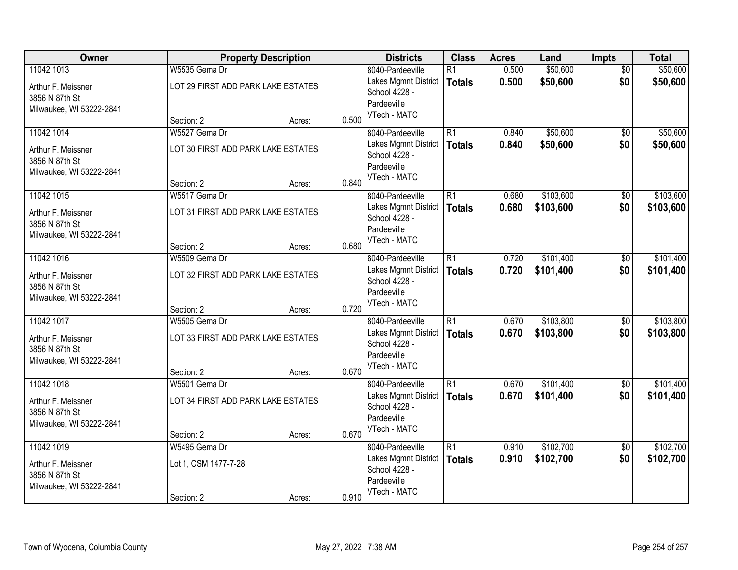| Owner | Property Description | | | Districts | Class | Acres | Land | Impts | Total |
|---|---|---|---|---|---|---|---|---|---|
| 11042 1013<br>Arthur F. Meissner<br>3856 N 87th St<br>Milwaukee, WI 53222-2841 | W5535 Gema Dr<br>LOT 29 FIRST ADD PARK LAKE ESTATES<br>Section: 2 | Acres: | 0.500 | 8040-Pardeeville<br>Lakes Mgmnt District<br>School 4228 - Pardeeville<br>VTech - MATC | R1<br>**Totals** | 0.500<br>**0.500** | $50,600<br>**$50,600** | $0<br>**$0** | $50,600<br>**$50,600** |
| 11042 1014<br>Arthur F. Meissner<br>3856 N 87th St<br>Milwaukee, WI 53222-2841 | W5527 Gema Dr<br>LOT 30 FIRST ADD PARK LAKE ESTATES<br>Section: 2 | Acres: | 0.840 | 8040-Pardeeville<br>Lakes Mgmnt District<br>School 4228 - Pardeeville<br>VTech - MATC | R1<br>**Totals** | 0.840<br>**0.840** | $50,600<br>**$50,600** | $0<br>**$0** | $50,600<br>**$50,600** |
| 11042 1015<br>Arthur F. Meissner<br>3856 N 87th St<br>Milwaukee, WI 53222-2841 | W5517 Gema Dr<br>LOT 31 FIRST ADD PARK LAKE ESTATES<br>Section: 2 | Acres: | 0.680 | 8040-Pardeeville<br>Lakes Mgmnt District<br>School 4228 - Pardeeville<br>VTech - MATC | R1<br>**Totals** | 0.680<br>**0.680** | $103,600<br>**$103,600** | $0<br>**$0** | $103,600<br>**$103,600** |
| 11042 1016<br>Arthur F. Meissner<br>3856 N 87th St<br>Milwaukee, WI 53222-2841 | W5509 Gema Dr<br>LOT 32 FIRST ADD PARK LAKE ESTATES<br>Section: 2 | Acres: | 0.720 | 8040-Pardeeville<br>Lakes Mgmnt District<br>School 4228 - Pardeeville<br>VTech - MATC | R1<br>**Totals** | 0.720<br>**0.720** | $101,400<br>**$101,400** | $0<br>**$0** | $101,400<br>**$101,400** |
| 11042 1017<br>Arthur F. Meissner<br>3856 N 87th St<br>Milwaukee, WI 53222-2841 | W5505 Gema Dr<br>LOT 33 FIRST ADD PARK LAKE ESTATES<br>Section: 2 | Acres: | 0.670 | 8040-Pardeeville<br>Lakes Mgmnt District<br>School 4228 - Pardeeville<br>VTech - MATC | R1<br>**Totals** | 0.670<br>**0.670** | $103,800<br>**$103,800** | $0<br>**$0** | $103,800<br>**$103,800** |
| 11042 1018<br>Arthur F. Meissner<br>3856 N 87th St<br>Milwaukee, WI 53222-2841 | W5501 Gema Dr<br>LOT 34 FIRST ADD PARK LAKE ESTATES<br>Section: 2 | Acres: | 0.670 | 8040-Pardeeville<br>Lakes Mgmnt District<br>School 4228 - Pardeeville<br>VTech - MATC | R1<br>**Totals** | 0.670<br>**0.670** | $101,400<br>**$101,400** | $0<br>**$0** | $101,400<br>**$101,400** |
| 11042 1019<br>Arthur F. Meissner<br>3856 N 87th St<br>Milwaukee, WI 53222-2841 | W5495 Gema Dr<br>Lot 1, CSM 1477-7-28<br>Section: 2 | Acres: | 0.910 | 8040-Pardeeville<br>Lakes Mgmnt District<br>School 4228 - Pardeeville<br>VTech - MATC | R1<br>**Totals** | 0.910<br>**0.910** | $102,700<br>**$102,700** | $0<br>**$0** | $102,700<br>**$102,700** |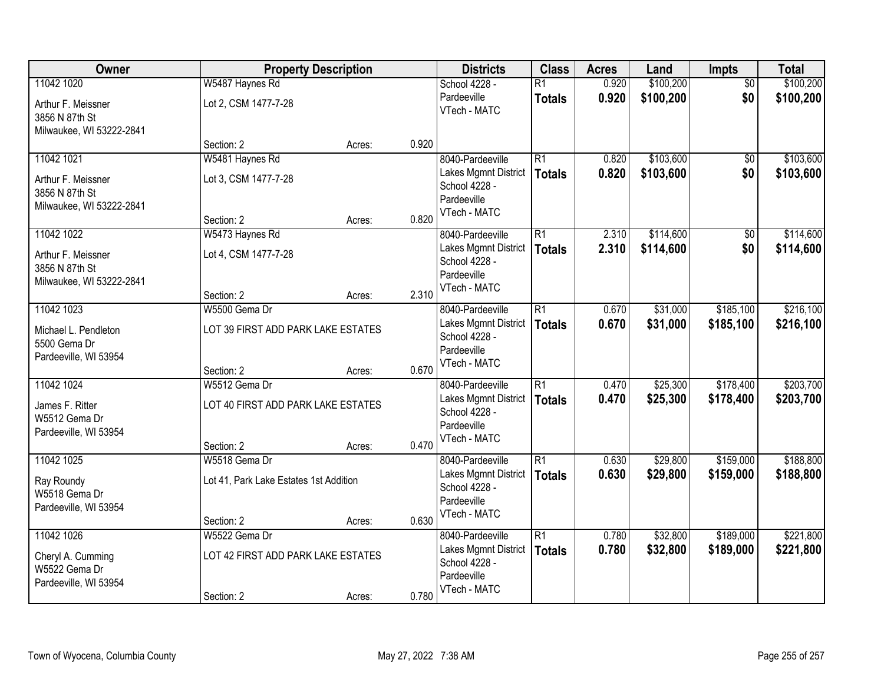| Owner | Property Description | | | Districts | Class | Acres | Land | Impts | Total |
|---|---|---|---|---|---|---|---|---|---|
| 11042 1020<br>Arthur F. Meissner<br>3856 N 87th St<br>Milwaukee, WI 53222-2841 | W5487 Haynes Rd<br>Lot 2, CSM 1477-7-28<br>Section: 2 | Acres: | 0.920 | School 4228 - Pardeeville<br>VTech - MATC | R1<br>**Totals** | 0.920<br>**0.920** | $100,200<br>**$100,200** | $0<br>**$0** | $100,200<br>**$100,200** |
| 11042 1021<br>Arthur F. Meissner<br>3856 N 87th St<br>Milwaukee, WI 53222-2841 | W5481 Haynes Rd<br>Lot 3, CSM 1477-7-28<br>Section: 2 | Acres: | 0.820 | 8040-Pardeeville Lakes Mgmnt District<br>School 4228 - Pardeeville<br>VTech - MATC | R1<br>**Totals** | 0.820<br>**0.820** | $103,600<br>**$103,600** | $0<br>**$0** | $103,600<br>**$103,600** |
| 11042 1022<br>Arthur F. Meissner<br>3856 N 87th St<br>Milwaukee, WI 53222-2841 | W5473 Haynes Rd<br>Lot 4, CSM 1477-7-28<br>Section: 2 | Acres: | 2.310 | 8040-Pardeeville Lakes Mgmnt District<br>School 4228 - Pardeeville<br>VTech - MATC | R1<br>**Totals** | 2.310<br>**2.310** | $114,600<br>**$114,600** | $0<br>**$0** | $114,600<br>**$114,600** |
| 11042 1023<br>Michael L. Pendleton<br>5500 Gema Dr<br>Pardeeville, WI 53954 | W5500 Gema Dr<br>LOT 39 FIRST ADD PARK LAKE ESTATES<br>Section: 2 | Acres: | 0.670 | 8040-Pardeeville Lakes Mgmnt District<br>School 4228 - Pardeeville<br>VTech - MATC | R1<br>**Totals** | 0.670<br>**0.670** | $31,000<br>**$31,000** | $185,100<br>**$185,100** | $216,100<br>**$216,100** |
| 11042 1024<br>James F. Ritter<br>W5512 Gema Dr<br>Pardeeville, WI 53954 | W5512 Gema Dr<br>LOT 40 FIRST ADD PARK LAKE ESTATES<br>Section: 2 | Acres: | 0.470 | 8040-Pardeeville Lakes Mgmnt District<br>School 4228 - Pardeeville<br>VTech - MATC | R1<br>**Totals** | 0.470<br>**0.470** | $25,300<br>**$25,300** | $178,400<br>**$178,400** | $203,700<br>**$203,700** |
| 11042 1025<br>Ray Roundy<br>W5518 Gema Dr<br>Pardeeville, WI 53954 | W5518 Gema Dr<br>Lot 41, Park Lake Estates 1st Addition<br>Section: 2 | Acres: | 0.630 | 8040-Pardeeville Lakes Mgmnt District<br>School 4228 - Pardeeville<br>VTech - MATC | R1<br>**Totals** | 0.630<br>**0.630** | $29,800<br>**$29,800** | $159,000<br>**$159,000** | $188,800<br>**$188,800** |
| 11042 1026<br>Cheryl A. Cumming<br>W5522 Gema Dr<br>Pardeeville, WI 53954 | W5522 Gema Dr<br>LOT 42 FIRST ADD PARK LAKE ESTATES<br>Section: 2 | Acres: | 0.780 | 8040-Pardeeville Lakes Mgmnt District<br>School 4228 - Pardeeville<br>VTech - MATC | R1<br>**Totals** | 0.780<br>**0.780** | $32,800<br>**$32,800** | $189,000<br>**$189,000** | $221,800<br>**$221,800** |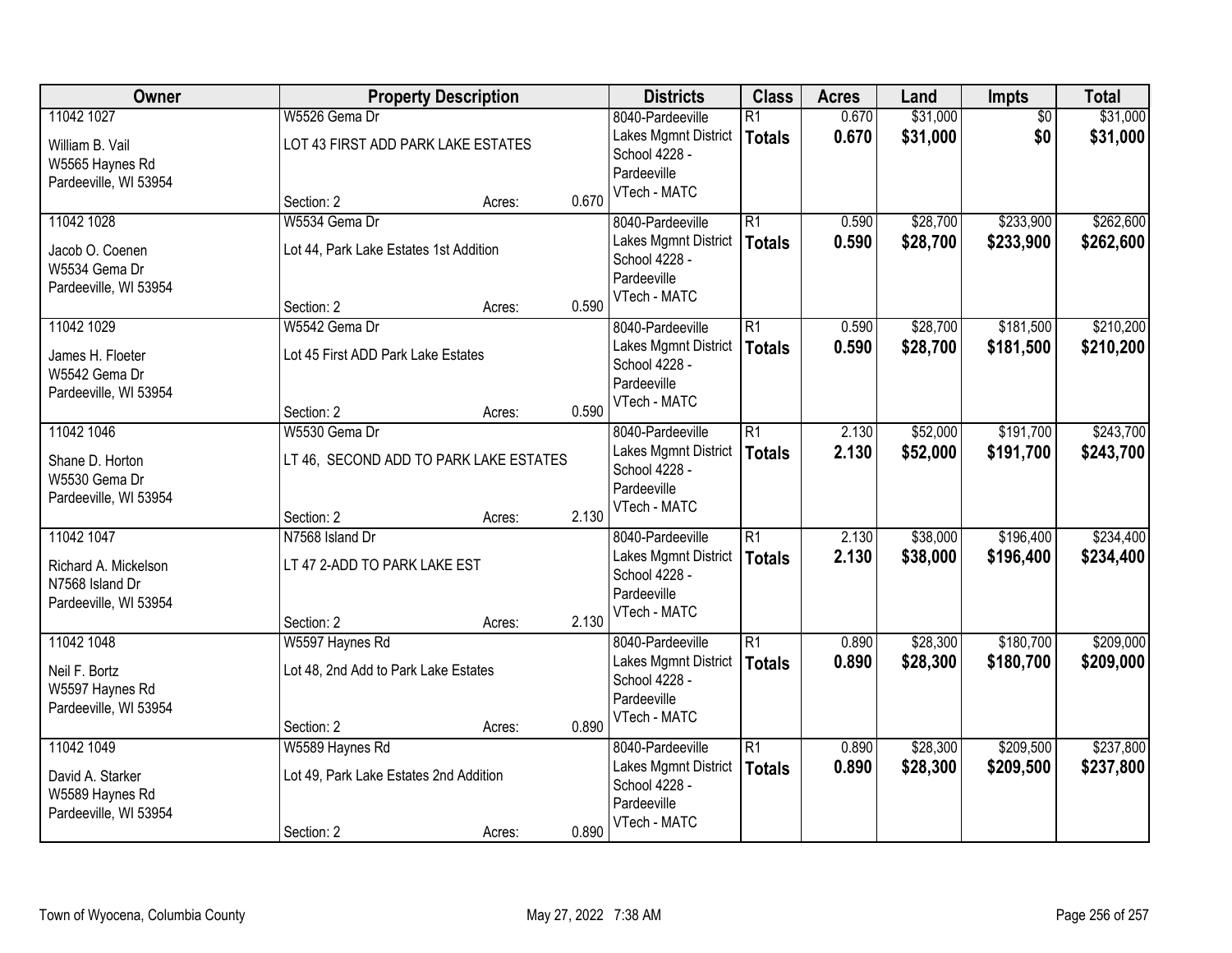| Owner | Property Description | | | Districts | Class | Acres | Land | Impts | Total |
|---|---|---|---|---|---|---|---|---|---|
| 11042 1027 | W5526 Gema Dr | | | 8040-Pardeeville | R1 | 0.670 | $31,000 | $0 | $31,000 |
| William B. Vail<br>W5565 Haynes Rd<br>Pardeeville, WI 53954 | LOT 43 FIRST ADD PARK LAKE ESTATES | | | Lakes Mgmnt District<br>School 4228 - Pardeeville<br>VTech - MATC | **Totals** | **0.670** | **$31,000** | **$0** | **$31,000** |
| | Section: 2 | Acres: | 0.670 | | | | | | |
| 11042 1028 | W5534 Gema Dr | | | 8040-Pardeeville | R1 | 0.590 | $28,700 | $233,900 | $262,600 |
| Jacob O. Coenen<br>W5534 Gema Dr<br>Pardeeville, WI 53954 | Lot 44, Park Lake Estates 1st Addition | | | Lakes Mgmnt District<br>School 4228 - Pardeeville<br>VTech - MATC | **Totals** | **0.590** | **$28,700** | **$233,900** | **$262,600** |
| | Section: 2 | Acres: | 0.590 | | | | | | |
| 11042 1029 | W5542 Gema Dr | | | 8040-Pardeeville | R1 | 0.590 | $28,700 | $181,500 | $210,200 |
| James H. Floeter<br>W5542 Gema Dr<br>Pardeeville, WI 53954 | Lot 45 First ADD Park Lake Estates | | | Lakes Mgmnt District<br>School 4228 - Pardeeville<br>VTech - MATC | **Totals** | **0.590** | **$28,700** | **$181,500** | **$210,200** |
| | Section: 2 | Acres: | 0.590 | | | | | | |
| 11042 1046 | W5530 Gema Dr | | | 8040-Pardeeville | R1 | 2.130 | $52,000 | $191,700 | $243,700 |
| Shane D. Horton<br>W5530 Gema Dr<br>Pardeeville, WI 53954 | LT 46, SECOND ADD TO PARK LAKE ESTATES | | | Lakes Mgmnt District<br>School 4228 - Pardeeville<br>VTech - MATC | **Totals** | **2.130** | **$52,000** | **$191,700** | **$243,700** |
| | Section: 2 | Acres: | 2.130 | | | | | | |
| 11042 1047 | N7568 Island Dr | | | 8040-Pardeeville | R1 | 2.130 | $38,000 | $196,400 | $234,400 |
| Richard A. Mickelson<br>N7568 Island Dr<br>Pardeeville, WI 53954 | LT 47 2-ADD TO PARK LAKE EST | | | Lakes Mgmnt District<br>School 4228 - Pardeeville<br>VTech - MATC | **Totals** | **2.130** | **$38,000** | **$196,400** | **$234,400** |
| | Section: 2 | Acres: | 2.130 | | | | | | |
| 11042 1048 | W5597 Haynes Rd | | | 8040-Pardeeville | R1 | 0.890 | $28,300 | $180,700 | $209,000 |
| Neil F. Bortz<br>W5597 Haynes Rd<br>Pardeeville, WI 53954 | Lot 48, 2nd Add to Park Lake Estates | | | Lakes Mgmnt District<br>School 4228 - Pardeeville<br>VTech - MATC | **Totals** | **0.890** | **$28,300** | **$180,700** | **$209,000** |
| | Section: 2 | Acres: | 0.890 | | | | | | |
| 11042 1049 | W5589 Haynes Rd | | | 8040-Pardeeville | R1 | 0.890 | $28,300 | $209,500 | $237,800 |
| David A. Starker<br>W5589 Haynes Rd<br>Pardeeville, WI 53954 | Lot 49, Park Lake Estates 2nd Addition | | | Lakes Mgmnt District<br>School 4228 - Pardeeville<br>VTech - MATC | **Totals** | **0.890** | **$28,300** | **$209,500** | **$237,800** |
| | Section: 2 | Acres: | 0.890 | | | | | | |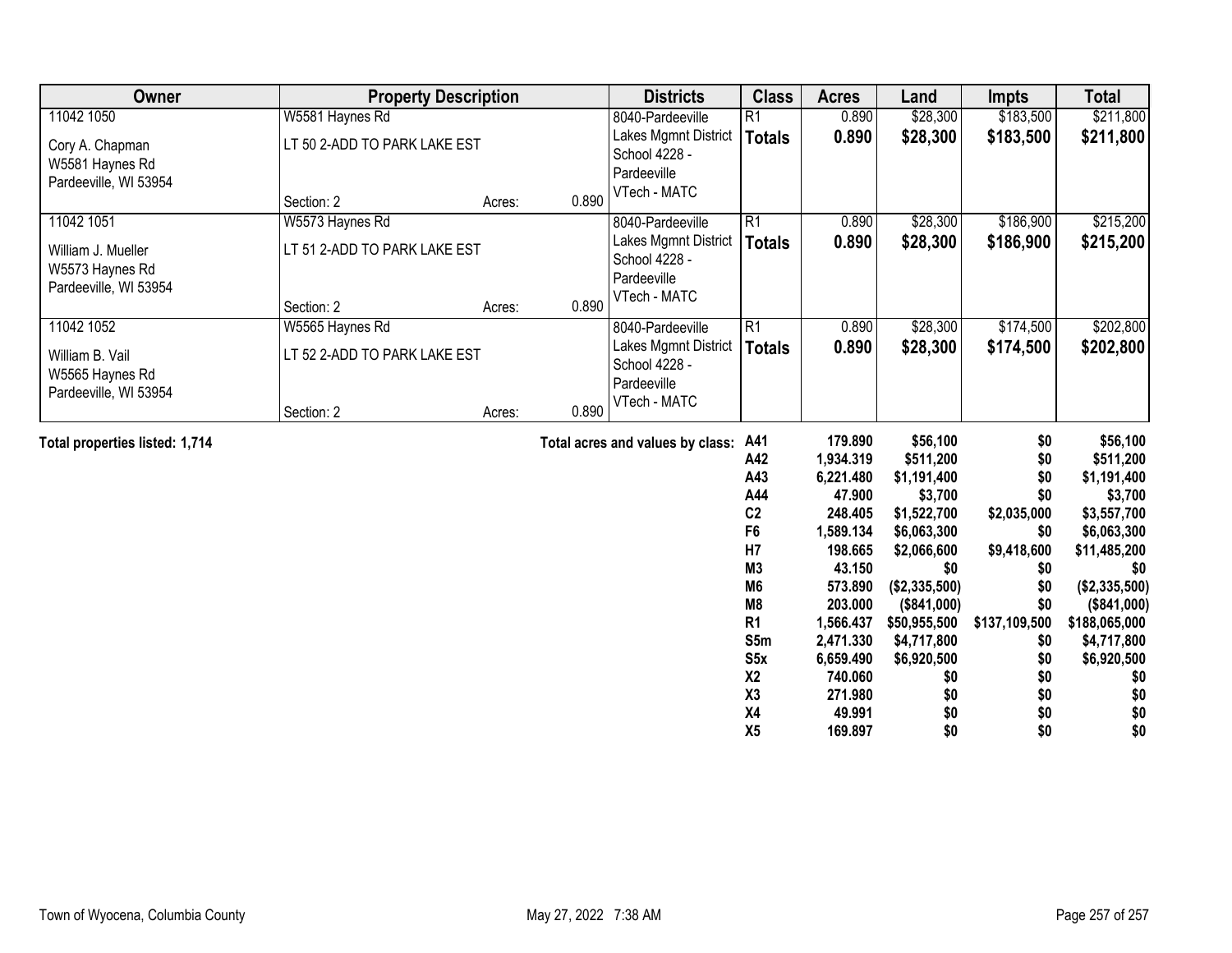| Owner | Property Description | | | Districts | Class | Acres | Land | Impts | Total |
|---|---|---|---|---|---|---|---|---|---|
| 11042 1050 | W5581 Haynes Rd | | | 8040-Pardeeville | R1 | 0.890 | $28,300 | $183,500 | $211,800 |
| Cory A. Chapman<br>W5581 Haynes Rd<br>Pardeeville, WI 53954 | LT 50 2-ADD TO PARK LAKE EST | | | Lakes Mgmnt District<br>School 4228 - Pardeeville<br>VTech - MATC | **Totals** | **0.890** | **$28,300** | **$183,500** | **$211,800** |
| | Section: 2 | Acres: | 0.890 | | | | | | |
| 11042 1051 | W5573 Haynes Rd | | | 8040-Pardeeville | R1 | 0.890 | $28,300 | $186,900 | $215,200 |
| William J. Mueller<br>W5573 Haynes Rd<br>Pardeeville, WI 53954 | LT 51 2-ADD TO PARK LAKE EST | | | Lakes Mgmnt District<br>School 4228 - Pardeeville<br>VTech - MATC | **Totals** | **0.890** | **$28,300** | **$186,900** | **$215,200** |
| | Section: 2 | Acres: | 0.890 | | | | | | |
| 11042 1052 | W5565 Haynes Rd | | | 8040-Pardeeville | R1 | 0.890 | $28,300 | $174,500 | $202,800 |
| William B. Vail<br>W5565 Haynes Rd<br>Pardeeville, WI 53954 | LT 52 2-ADD TO PARK LAKE EST | | | Lakes Mgmnt District<br>School 4228 - Pardeeville<br>VTech - MATC | **Totals** | **0.890** | **$28,300** | **$174,500** | **$202,800** |
| | Section: 2 | Acres: | 0.890 | | | | | | |

**Total properties listed: 1,714**

**Total acres and values by class:**

| Class | Acres | Land | Impts | Total |
|---|---|---|---|---|
| A41 | 179.890 | $56,100 | $0 | $56,100 |
| A42 | 1,934.319 | $511,200 | $0 | $511,200 |
| A43 | 6,221.480 | $1,191,400 | $0 | $1,191,400 |
| A44 | 47.900 | $3,700 | $0 | $3,700 |
| C2 | 248.405 | $1,522,700 | $2,035,000 | $3,557,700 |
| F6 | 1,589.134 | $6,063,300 | $0 | $6,063,300 |
| H7 | 198.665 | $2,066,600 | $9,418,600 | $11,485,200 |
| M3 | 43.150 | $0 | $0 | $0 |
| M6 | 573.890 | ($2,335,500) | $0 | ($2,335,500) |
| M8 | 203.000 | ($841,000) | $0 | ($841,000) |
| R1 | 1,566.437 | $50,955,500 | $137,109,500 | $188,065,000 |
| S5m | 2,471.330 | $4,717,800 | $0 | $4,717,800 |
| S5x | 6,659.490 | $6,920,500 | $0 | $6,920,500 |
| X2 | 740.060 | $0 | $0 | $0 |
| X3 | 271.980 | $0 | $0 | $0 |
| X4 | 49.991 | $0 | $0 | $0 |
| X5 | 169.897 | $0 | $0 | $0 |